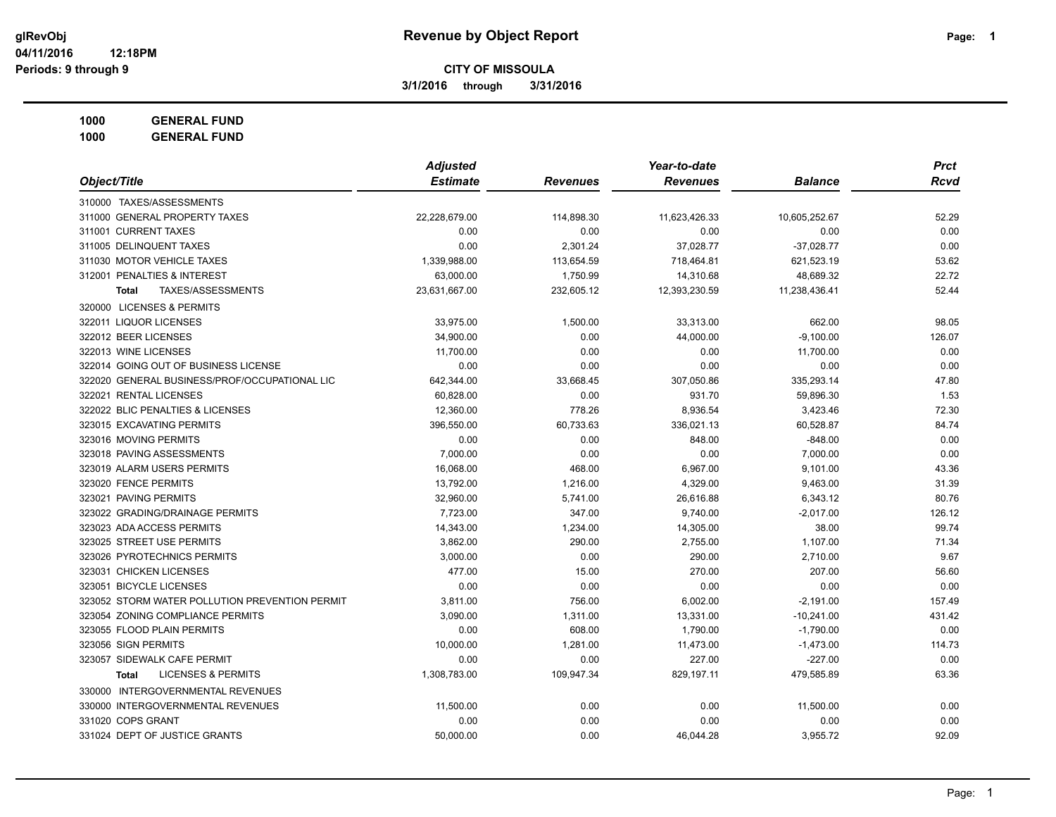# Revenue by Object Report

glRevObj
04/11/2016 12:18PM
Periods: 9 through 9

**CITY OF MISSOULA**

**3/1/2016 through 3/31/2016**

**1000 GENERAL FUND**

**1000 GENERAL FUND**

| Object/Title | Adjusted Estimate | Revenues | Year-to-date Revenues | Balance | Prct Rcvd |
|---|---|---|---|---|---|
| 310000 TAXES/ASSESSMENTS | | | | | |
| 311000 GENERAL PROPERTY TAXES | 22,228,679.00 | 114,898.30 | 11,623,426.33 | 10,605,252.67 | 52.29 |
| 311001 CURRENT TAXES | 0.00 | 0.00 | 0.00 | 0.00 | 0.00 |
| 311005 DELINQUENT TAXES | 0.00 | 2,301.24 | 37,028.77 | -37,028.77 | 0.00 |
| 311030 MOTOR VEHICLE TAXES | 1,339,988.00 | 113,654.59 | 718,464.81 | 621,523.19 | 53.62 |
| 312001 PENALTIES & INTEREST | 63,000.00 | 1,750.99 | 14,310.68 | 48,689.32 | 22.72 |
| **Total** TAXES/ASSESSMENTS | 23,631,667.00 | 232,605.12 | 12,393,230.59 | 11,238,436.41 | 52.44 |
| 320000 LICENSES & PERMITS | | | | | |
| 322011 LIQUOR LICENSES | 33,975.00 | 1,500.00 | 33,313.00 | 662.00 | 98.05 |
| 322012 BEER LICENSES | 34,900.00 | 0.00 | 44,000.00 | -9,100.00 | 126.07 |
| 322013 WINE LICENSES | 11,700.00 | 0.00 | 0.00 | 11,700.00 | 0.00 |
| 322014 GOING OUT OF BUSINESS LICENSE | 0.00 | 0.00 | 0.00 | 0.00 | 0.00 |
| 322020 GENERAL BUSINESS/PROF/OCCUPATIONAL LIC | 642,344.00 | 33,668.45 | 307,050.86 | 335,293.14 | 47.80 |
| 322021 RENTAL LICENSES | 60,828.00 | 0.00 | 931.70 | 59,896.30 | 1.53 |
| 322022 BLIC PENALTIES & LICENSES | 12,360.00 | 778.26 | 8,936.54 | 3,423.46 | 72.30 |
| 323015 EXCAVATING PERMITS | 396,550.00 | 60,733.63 | 336,021.13 | 60,528.87 | 84.74 |
| 323016 MOVING PERMITS | 0.00 | 0.00 | 848.00 | -848.00 | 0.00 |
| 323018 PAVING ASSESSMENTS | 7,000.00 | 0.00 | 0.00 | 7,000.00 | 0.00 |
| 323019 ALARM USERS PERMITS | 16,068.00 | 468.00 | 6,967.00 | 9,101.00 | 43.36 |
| 323020 FENCE PERMITS | 13,792.00 | 1,216.00 | 4,329.00 | 9,463.00 | 31.39 |
| 323021 PAVING PERMITS | 32,960.00 | 5,741.00 | 26,616.88 | 6,343.12 | 80.76 |
| 323022 GRADING/DRAINAGE PERMITS | 7,723.00 | 347.00 | 9,740.00 | -2,017.00 | 126.12 |
| 323023 ADA ACCESS PERMITS | 14,343.00 | 1,234.00 | 14,305.00 | 38.00 | 99.74 |
| 323025 STREET USE PERMITS | 3,862.00 | 290.00 | 2,755.00 | 1,107.00 | 71.34 |
| 323026 PYROTECHNICS PERMITS | 3,000.00 | 0.00 | 290.00 | 2,710.00 | 9.67 |
| 323031 CHICKEN LICENSES | 477.00 | 15.00 | 270.00 | 207.00 | 56.60 |
| 323051 BICYCLE LICENSES | 0.00 | 0.00 | 0.00 | 0.00 | 0.00 |
| 323052 STORM WATER POLLUTION PREVENTION PERMIT | 3,811.00 | 756.00 | 6,002.00 | -2,191.00 | 157.49 |
| 323054 ZONING COMPLIANCE PERMITS | 3,090.00 | 1,311.00 | 13,331.00 | -10,241.00 | 431.42 |
| 323055 FLOOD PLAIN PERMITS | 0.00 | 608.00 | 1,790.00 | -1,790.00 | 0.00 |
| 323056 SIGN PERMITS | 10,000.00 | 1,281.00 | 11,473.00 | -1,473.00 | 114.73 |
| 323057 SIDEWALK CAFE PERMIT | 0.00 | 0.00 | 227.00 | -227.00 | 0.00 |
| **Total** LICENSES & PERMITS | 1,308,783.00 | 109,947.34 | 829,197.11 | 479,585.89 | 63.36 |
| 330000 INTERGOVERNMENTAL REVENUES | | | | | |
| 330000 INTERGOVERNMENTAL REVENUES | 11,500.00 | 0.00 | 0.00 | 11,500.00 | 0.00 |
| 331020 COPS GRANT | 0.00 | 0.00 | 0.00 | 0.00 | 0.00 |
| 331024 DEPT OF JUSTICE GRANTS | 50,000.00 | 0.00 | 46,044.28 | 3,955.72 | 92.09 |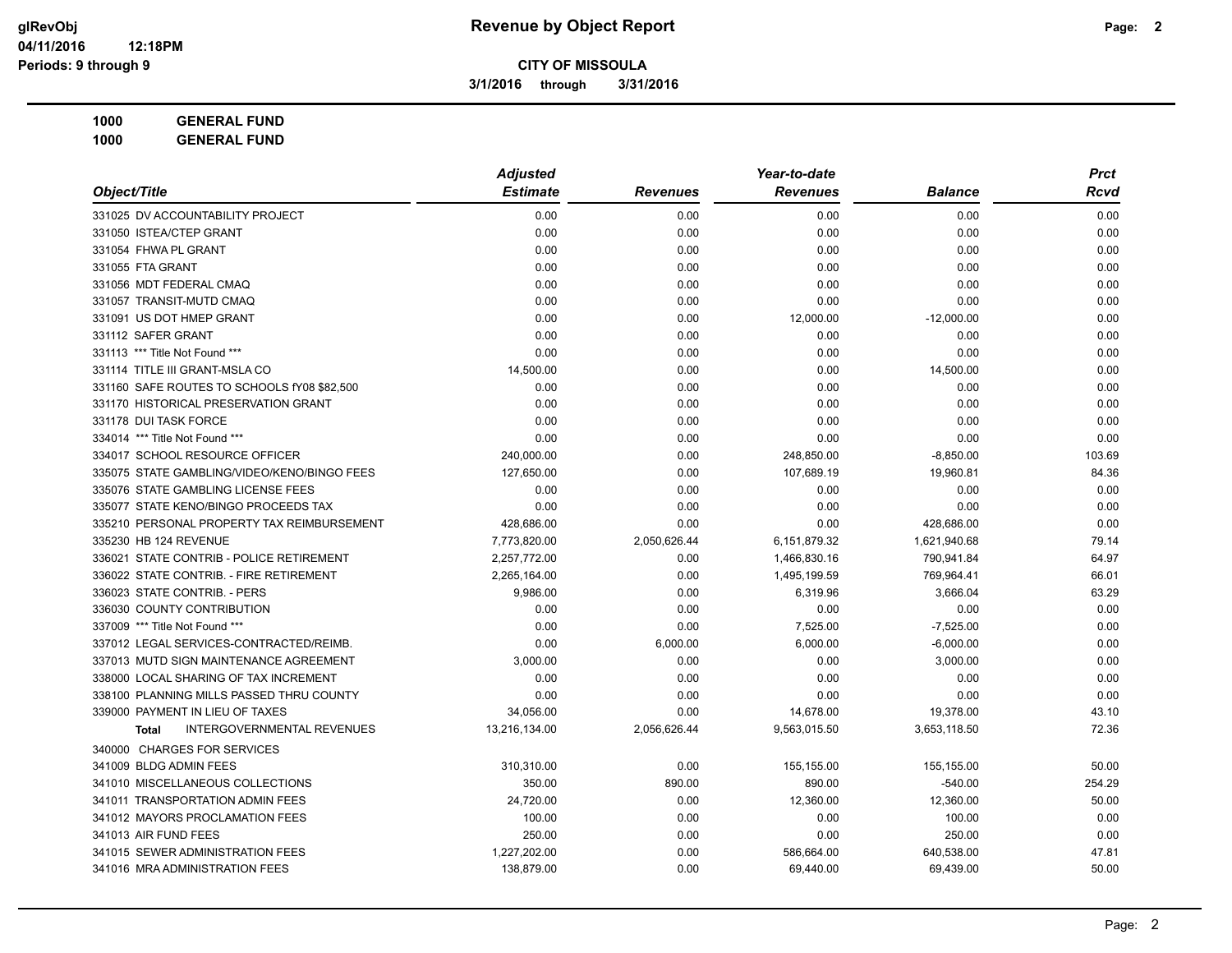**CITY OF MISSOULA**

**3/1/2016 through 3/31/2016**

**1000 GENERAL FUND**

**1000 GENERAL FUND**

| Object/Title | Adjusted Estimate | Revenues | Year-to-date Revenues | Balance | Prct Rcvd |
|---|---|---|---|---|---|
| 331025 DV ACCOUNTABILITY PROJECT | 0.00 | 0.00 | 0.00 | 0.00 | 0.00 |
| 331050 ISTEA/CTEP GRANT | 0.00 | 0.00 | 0.00 | 0.00 | 0.00 |
| 331054 FHWA PL GRANT | 0.00 | 0.00 | 0.00 | 0.00 | 0.00 |
| 331055 FTA GRANT | 0.00 | 0.00 | 0.00 | 0.00 | 0.00 |
| 331056 MDT FEDERAL CMAQ | 0.00 | 0.00 | 0.00 | 0.00 | 0.00 |
| 331057 TRANSIT-MUTD CMAQ | 0.00 | 0.00 | 0.00 | 0.00 | 0.00 |
| 331091 US DOT HMEP GRANT | 0.00 | 0.00 | 12,000.00 | -12,000.00 | 0.00 |
| 331112 SAFER GRANT | 0.00 | 0.00 | 0.00 | 0.00 | 0.00 |
| 331113 *** Title Not Found *** | 0.00 | 0.00 | 0.00 | 0.00 | 0.00 |
| 331114 TITLE III GRANT-MSLA CO | 14,500.00 | 0.00 | 0.00 | 14,500.00 | 0.00 |
| 331160 SAFE ROUTES TO SCHOOLS fY08 $82,500 | 0.00 | 0.00 | 0.00 | 0.00 | 0.00 |
| 331170 HISTORICAL PRESERVATION GRANT | 0.00 | 0.00 | 0.00 | 0.00 | 0.00 |
| 331178 DUI TASK FORCE | 0.00 | 0.00 | 0.00 | 0.00 | 0.00 |
| 334014 *** Title Not Found *** | 0.00 | 0.00 | 0.00 | 0.00 | 0.00 |
| 334017 SCHOOL RESOURCE OFFICER | 240,000.00 | 0.00 | 248,850.00 | -8,850.00 | 103.69 |
| 335075 STATE GAMBLING/VIDEO/KENO/BINGO FEES | 127,650.00 | 0.00 | 107,689.19 | 19,960.81 | 84.36 |
| 335076 STATE GAMBLING LICENSE FEES | 0.00 | 0.00 | 0.00 | 0.00 | 0.00 |
| 335077 STATE KENO/BINGO PROCEEDS TAX | 0.00 | 0.00 | 0.00 | 0.00 | 0.00 |
| 335210 PERSONAL PROPERTY TAX REIMBURSEMENT | 428,686.00 | 0.00 | 0.00 | 428,686.00 | 0.00 |
| 335230 HB 124 REVENUE | 7,773,820.00 | 2,050,626.44 | 6,151,879.32 | 1,621,940.68 | 79.14 |
| 336021 STATE CONTRIB - POLICE RETIREMENT | 2,257,772.00 | 0.00 | 1,466,830.16 | 790,941.84 | 64.97 |
| 336022 STATE CONTRIB. - FIRE RETIREMENT | 2,265,164.00 | 0.00 | 1,495,199.59 | 769,964.41 | 66.01 |
| 336023 STATE CONTRIB. - PERS | 9,986.00 | 0.00 | 6,319.96 | 3,666.04 | 63.29 |
| 336030 COUNTY CONTRIBUTION | 0.00 | 0.00 | 0.00 | 0.00 | 0.00 |
| 337009 *** Title Not Found *** | 0.00 | 0.00 | 7,525.00 | -7,525.00 | 0.00 |
| 337012 LEGAL SERVICES-CONTRACTED/REIMB. | 0.00 | 6,000.00 | 6,000.00 | -6,000.00 | 0.00 |
| 337013 MUTD SIGN MAINTENANCE AGREEMENT | 3,000.00 | 0.00 | 0.00 | 3,000.00 | 0.00 |
| 338000 LOCAL SHARING OF TAX INCREMENT | 0.00 | 0.00 | 0.00 | 0.00 | 0.00 |
| 338100 PLANNING MILLS PASSED THRU COUNTY | 0.00 | 0.00 | 0.00 | 0.00 | 0.00 |
| 339000 PAYMENT IN LIEU OF TAXES | 34,056.00 | 0.00 | 14,678.00 | 19,378.00 | 43.10 |
| **Total** INTERGOVERNMENTAL REVENUES | 13,216,134.00 | 2,056,626.44 | 9,563,015.50 | 3,653,118.50 | 72.36 |
| 340000 CHARGES FOR SERVICES | | | | | |
| 341009 BLDG ADMIN FEES | 310,310.00 | 0.00 | 155,155.00 | 155,155.00 | 50.00 |
| 341010 MISCELLANEOUS COLLECTIONS | 350.00 | 890.00 | 890.00 | -540.00 | 254.29 |
| 341011 TRANSPORTATION ADMIN FEES | 24,720.00 | 0.00 | 12,360.00 | 12,360.00 | 50.00 |
| 341012 MAYORS PROCLAMATION FEES | 100.00 | 0.00 | 0.00 | 100.00 | 0.00 |
| 341013 AIR FUND FEES | 250.00 | 0.00 | 0.00 | 250.00 | 0.00 |
| 341015 SEWER ADMINISTRATION FEES | 1,227,202.00 | 0.00 | 586,664.00 | 640,538.00 | 47.81 |
| 341016 MRA ADMINISTRATION FEES | 138,879.00 | 0.00 | 69,440.00 | 69,439.00 | 50.00 |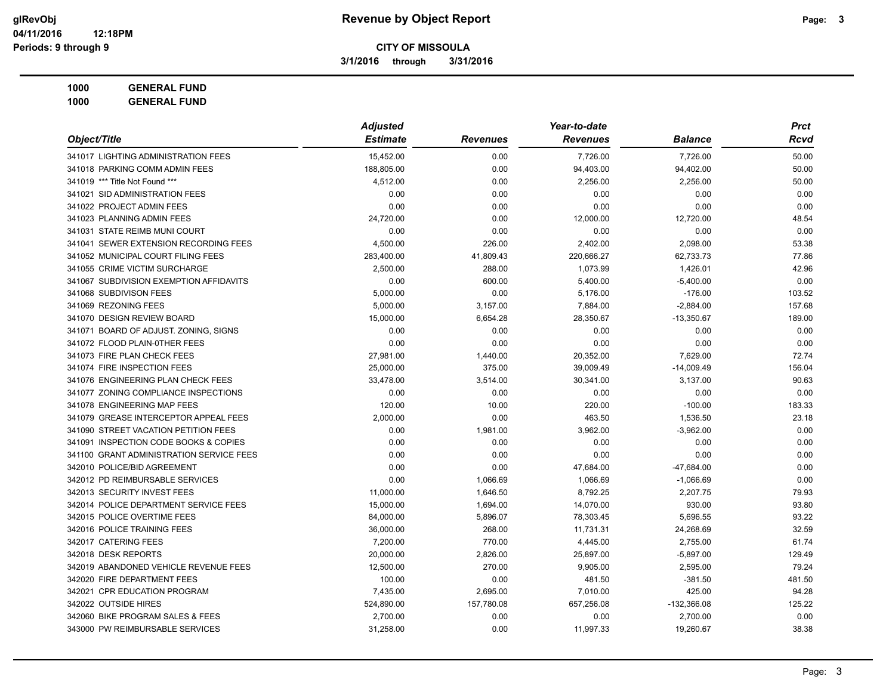**Revenue by Object Report**

**CITY OF MISSOULA**

**3/1/2016 through 3/31/2016**

glRevObj
04/11/2016 12:18PM
Periods: 9 through 9

**1000 GENERAL FUND**

**1000 GENERAL FUND**

| Object/Title | Adjusted Estimate | Revenues | Year-to-date Revenues | Balance | Prct Rcvd |
|---|---|---|---|---|---|
| 341017 LIGHTING ADMINISTRATION FEES | 15,452.00 | 0.00 | 7,726.00 | 7,726.00 | 50.00 |
| 341018 PARKING COMM ADMIN FEES | 188,805.00 | 0.00 | 94,403.00 | 94,402.00 | 50.00 |
| 341019 *** Title Not Found *** | 4,512.00 | 0.00 | 2,256.00 | 2,256.00 | 50.00 |
| 341021 SID ADMINISTRATION FEES | 0.00 | 0.00 | 0.00 | 0.00 | 0.00 |
| 341022 PROJECT ADMIN FEES | 0.00 | 0.00 | 0.00 | 0.00 | 0.00 |
| 341023 PLANNING ADMIN FEES | 24,720.00 | 0.00 | 12,000.00 | 12,720.00 | 48.54 |
| 341031 STATE REIMB MUNI COURT | 0.00 | 0.00 | 0.00 | 0.00 | 0.00 |
| 341041 SEWER EXTENSION RECORDING FEES | 4,500.00 | 226.00 | 2,402.00 | 2,098.00 | 53.38 |
| 341052 MUNICIPAL COURT FILING FEES | 283,400.00 | 41,809.43 | 220,666.27 | 62,733.73 | 77.86 |
| 341055 CRIME VICTIM SURCHARGE | 2,500.00 | 288.00 | 1,073.99 | 1,426.01 | 42.96 |
| 341067 SUBDIVISION EXEMPTION AFFIDAVITS | 0.00 | 600.00 | 5,400.00 | -5,400.00 | 0.00 |
| 341068 SUBDIVISON FEES | 5,000.00 | 0.00 | 5,176.00 | -176.00 | 103.52 |
| 341069 REZONING FEES | 5,000.00 | 3,157.00 | 7,884.00 | -2,884.00 | 157.68 |
| 341070 DESIGN REVIEW BOARD | 15,000.00 | 6,654.28 | 28,350.67 | -13,350.67 | 189.00 |
| 341071 BOARD OF ADJUST. ZONING, SIGNS | 0.00 | 0.00 | 0.00 | 0.00 | 0.00 |
| 341072 FLOOD PLAIN-0THER FEES | 0.00 | 0.00 | 0.00 | 0.00 | 0.00 |
| 341073 FIRE PLAN CHECK FEES | 27,981.00 | 1,440.00 | 20,352.00 | 7,629.00 | 72.74 |
| 341074 FIRE INSPECTION FEES | 25,000.00 | 375.00 | 39,009.49 | -14,009.49 | 156.04 |
| 341076 ENGINEERING PLAN CHECK FEES | 33,478.00 | 3,514.00 | 30,341.00 | 3,137.00 | 90.63 |
| 341077 ZONING COMPLIANCE INSPECTIONS | 0.00 | 0.00 | 0.00 | 0.00 | 0.00 |
| 341078 ENGINEERING MAP FEES | 120.00 | 10.00 | 220.00 | -100.00 | 183.33 |
| 341079 GREASE INTERCEPTOR APPEAL FEES | 2,000.00 | 0.00 | 463.50 | 1,536.50 | 23.18 |
| 341090 STREET VACATION PETITION FEES | 0.00 | 1,981.00 | 3,962.00 | -3,962.00 | 0.00 |
| 341091 INSPECTION CODE BOOKS & COPIES | 0.00 | 0.00 | 0.00 | 0.00 | 0.00 |
| 341100 GRANT ADMINISTRATION SERVICE FEES | 0.00 | 0.00 | 0.00 | 0.00 | 0.00 |
| 342010 POLICE/BID AGREEMENT | 0.00 | 0.00 | 47,684.00 | -47,684.00 | 0.00 |
| 342012 PD REIMBURSABLE SERVICES | 0.00 | 1,066.69 | 1,066.69 | -1,066.69 | 0.00 |
| 342013 SECURITY INVEST FEES | 11,000.00 | 1,646.50 | 8,792.25 | 2,207.75 | 79.93 |
| 342014 POLICE DEPARTMENT SERVICE FEES | 15,000.00 | 1,694.00 | 14,070.00 | 930.00 | 93.80 |
| 342015 POLICE OVERTIME FEES | 84,000.00 | 5,896.07 | 78,303.45 | 5,696.55 | 93.22 |
| 342016 POLICE TRAINING FEES | 36,000.00 | 268.00 | 11,731.31 | 24,268.69 | 32.59 |
| 342017 CATERING FEES | 7,200.00 | 770.00 | 4,445.00 | 2,755.00 | 61.74 |
| 342018 DESK REPORTS | 20,000.00 | 2,826.00 | 25,897.00 | -5,897.00 | 129.49 |
| 342019 ABANDONED VEHICLE REVENUE FEES | 12,500.00 | 270.00 | 9,905.00 | 2,595.00 | 79.24 |
| 342020 FIRE DEPARTMENT FEES | 100.00 | 0.00 | 481.50 | -381.50 | 481.50 |
| 342021 CPR EDUCATION PROGRAM | 7,435.00 | 2,695.00 | 7,010.00 | 425.00 | 94.28 |
| 342022 OUTSIDE HIRES | 524,890.00 | 157,780.08 | 657,256.08 | -132,366.08 | 125.22 |
| 342060 BIKE PROGRAM SALES & FEES | 2,700.00 | 0.00 | 0.00 | 2,700.00 | 0.00 |
| 343000 PW REIMBURSABLE SERVICES | 31,258.00 | 0.00 | 11,997.33 | 19,260.67 | 38.38 |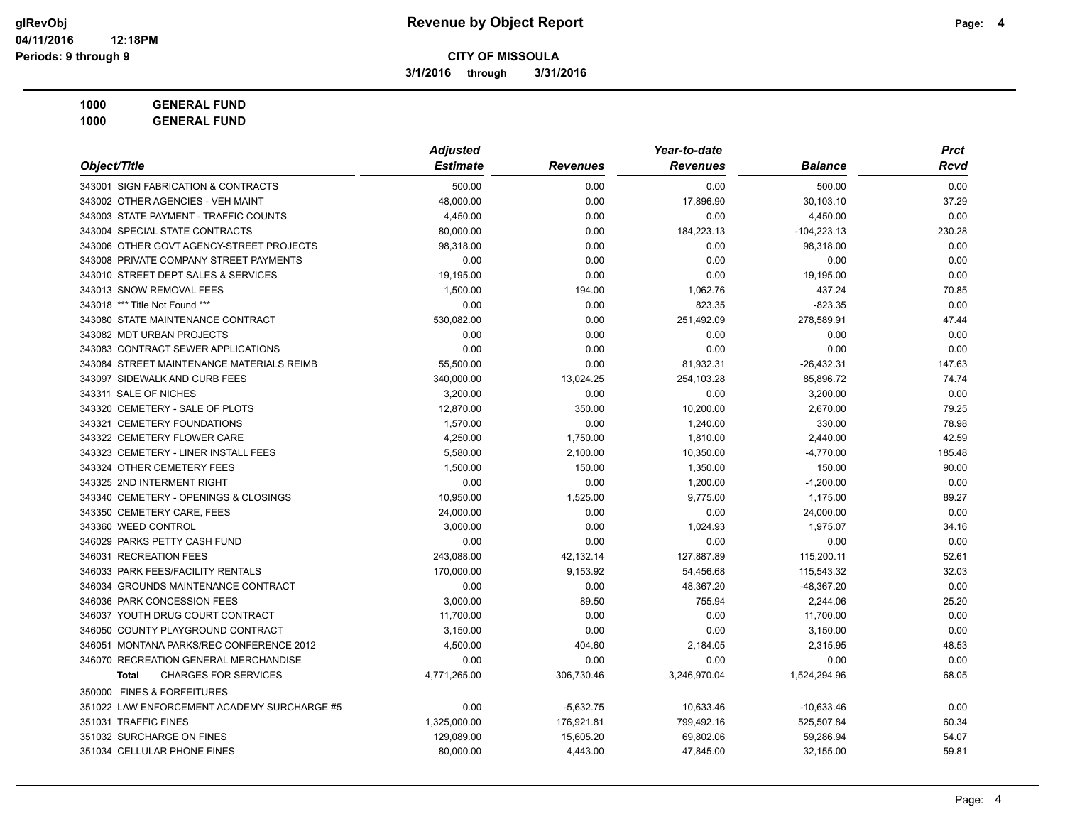**Revenue by Object Report**

**CITY OF MISSOULA**

**3/1/2016 through 3/31/2016**

glRevObj
04/11/2016 12:18PM
Periods: 9 through 9

**1000 GENERAL FUND**
**1000 GENERAL FUND**

| Object/Title | Adjusted Estimate | Revenues | Year-to-date Revenues | Balance | Prct Rcvd |
|---|---|---|---|---|---|
| 343001 SIGN FABRICATION & CONTRACTS | 500.00 | 0.00 | 0.00 | 500.00 | 0.00 |
| 343002 OTHER AGENCIES - VEH MAINT | 48,000.00 | 0.00 | 17,896.90 | 30,103.10 | 37.29 |
| 343003 STATE PAYMENT - TRAFFIC COUNTS | 4,450.00 | 0.00 | 0.00 | 4,450.00 | 0.00 |
| 343004 SPECIAL STATE CONTRACTS | 80,000.00 | 0.00 | 184,223.13 | -104,223.13 | 230.28 |
| 343006 OTHER GOVT AGENCY-STREET PROJECTS | 98,318.00 | 0.00 | 0.00 | 98,318.00 | 0.00 |
| 343008 PRIVATE COMPANY STREET PAYMENTS | 0.00 | 0.00 | 0.00 | 0.00 | 0.00 |
| 343010 STREET DEPT SALES & SERVICES | 19,195.00 | 0.00 | 0.00 | 19,195.00 | 0.00 |
| 343013 SNOW REMOVAL FEES | 1,500.00 | 194.00 | 1,062.76 | 437.24 | 70.85 |
| 343018 *** Title Not Found *** | 0.00 | 0.00 | 823.35 | -823.35 | 0.00 |
| 343080 STATE MAINTENANCE CONTRACT | 530,082.00 | 0.00 | 251,492.09 | 278,589.91 | 47.44 |
| 343082 MDT URBAN PROJECTS | 0.00 | 0.00 | 0.00 | 0.00 | 0.00 |
| 343083 CONTRACT SEWER APPLICATIONS | 0.00 | 0.00 | 0.00 | 0.00 | 0.00 |
| 343084 STREET MAINTENANCE MATERIALS REIMB | 55,500.00 | 0.00 | 81,932.31 | -26,432.31 | 147.63 |
| 343097 SIDEWALK AND CURB FEES | 340,000.00 | 13,024.25 | 254,103.28 | 85,896.72 | 74.74 |
| 343311 SALE OF NICHES | 3,200.00 | 0.00 | 0.00 | 3,200.00 | 0.00 |
| 343320 CEMETERY - SALE OF PLOTS | 12,870.00 | 350.00 | 10,200.00 | 2,670.00 | 79.25 |
| 343321 CEMETERY FOUNDATIONS | 1,570.00 | 0.00 | 1,240.00 | 330.00 | 78.98 |
| 343322 CEMETERY FLOWER CARE | 4,250.00 | 1,750.00 | 1,810.00 | 2,440.00 | 42.59 |
| 343323 CEMETERY - LINER INSTALL FEES | 5,580.00 | 2,100.00 | 10,350.00 | -4,770.00 | 185.48 |
| 343324 OTHER CEMETERY FEES | 1,500.00 | 150.00 | 1,350.00 | 150.00 | 90.00 |
| 343325 2ND INTERMENT RIGHT | 0.00 | 0.00 | 1,200.00 | -1,200.00 | 0.00 |
| 343340 CEMETERY - OPENINGS & CLOSINGS | 10,950.00 | 1,525.00 | 9,775.00 | 1,175.00 | 89.27 |
| 343350 CEMETERY CARE, FEES | 24,000.00 | 0.00 | 0.00 | 24,000.00 | 0.00 |
| 343360 WEED CONTROL | 3,000.00 | 0.00 | 1,024.93 | 1,975.07 | 34.16 |
| 346029 PARKS PETTY CASH FUND | 0.00 | 0.00 | 0.00 | 0.00 | 0.00 |
| 346031 RECREATION FEES | 243,088.00 | 42,132.14 | 127,887.89 | 115,200.11 | 52.61 |
| 346033 PARK FEES/FACILITY RENTALS | 170,000.00 | 9,153.92 | 54,456.68 | 115,543.32 | 32.03 |
| 346034 GROUNDS MAINTENANCE CONTRACT | 0.00 | 0.00 | 48,367.20 | -48,367.20 | 0.00 |
| 346036 PARK CONCESSION FEES | 3,000.00 | 89.50 | 755.94 | 2,244.06 | 25.20 |
| 346037 YOUTH DRUG COURT CONTRACT | 11,700.00 | 0.00 | 0.00 | 11,700.00 | 0.00 |
| 346050 COUNTY PLAYGROUND CONTRACT | 3,150.00 | 0.00 | 0.00 | 3,150.00 | 0.00 |
| 346051 MONTANA PARKS/REC CONFERENCE 2012 | 4,500.00 | 404.60 | 2,184.05 | 2,315.95 | 48.53 |
| 346070 RECREATION GENERAL MERCHANDISE | 0.00 | 0.00 | 0.00 | 0.00 | 0.00 |
| **Total** CHARGES FOR SERVICES | 4,771,265.00 | 306,730.46 | 3,246,970.04 | 1,524,294.96 | 68.05 |
| 350000 FINES & FORFEITURES | | | | | |
| 351022 LAW ENFORCEMENT ACADEMY SURCHARGE #5 | 0.00 | -5,632.75 | 10,633.46 | -10,633.46 | 0.00 |
| 351031 TRAFFIC FINES | 1,325,000.00 | 176,921.81 | 799,492.16 | 525,507.84 | 60.34 |
| 351032 SURCHARGE ON FINES | 129,089.00 | 15,605.20 | 69,802.06 | 59,286.94 | 54.07 |
| 351034 CELLULAR PHONE FINES | 80,000.00 | 4,443.00 | 47,845.00 | 32,155.00 | 59.81 |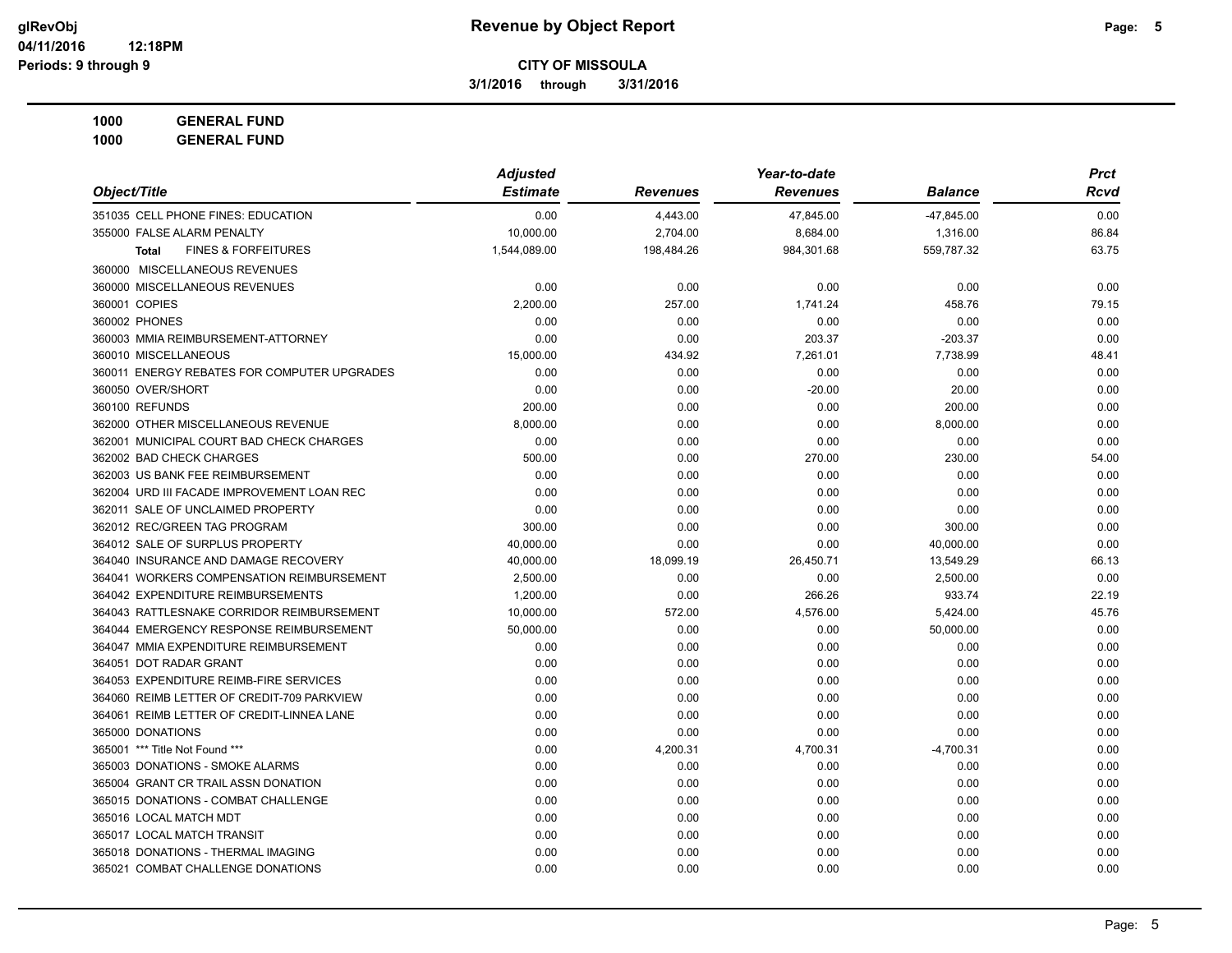**Revenue by Object Report**

**CITY OF MISSOULA**

**3/1/2016 through 3/31/2016**

**1000 GENERAL FUND**

**1000 GENERAL FUND**

| Object/Title | Adjusted Estimate | Revenues | Year-to-date Revenues | Balance | Prct Rcvd |
|---|---|---|---|---|---|
| 351035 CELL PHONE FINES: EDUCATION | 0.00 | 4,443.00 | 47,845.00 | -47,845.00 | 0.00 |
| 355000 FALSE ALARM PENALTY | 10,000.00 | 2,704.00 | 8,684.00 | 1,316.00 | 86.84 |
| **Total** FINES & FORFEITURES | 1,544,089.00 | 198,484.26 | 984,301.68 | 559,787.32 | 63.75 |
| 360000 MISCELLANEOUS REVENUES | | | | | |
| 360000 MISCELLANEOUS REVENUES | 0.00 | 0.00 | 0.00 | 0.00 | 0.00 |
| 360001 COPIES | 2,200.00 | 257.00 | 1,741.24 | 458.76 | 79.15 |
| 360002 PHONES | 0.00 | 0.00 | 0.00 | 0.00 | 0.00 |
| 360003 MMIA REIMBURSEMENT-ATTORNEY | 0.00 | 0.00 | 203.37 | -203.37 | 0.00 |
| 360010 MISCELLANEOUS | 15,000.00 | 434.92 | 7,261.01 | 7,738.99 | 48.41 |
| 360011 ENERGY REBATES FOR COMPUTER UPGRADES | 0.00 | 0.00 | 0.00 | 0.00 | 0.00 |
| 360050 OVER/SHORT | 0.00 | 0.00 | -20.00 | 20.00 | 0.00 |
| 360100 REFUNDS | 200.00 | 0.00 | 0.00 | 200.00 | 0.00 |
| 362000 OTHER MISCELLANEOUS REVENUE | 8,000.00 | 0.00 | 0.00 | 8,000.00 | 0.00 |
| 362001 MUNICIPAL COURT BAD CHECK CHARGES | 0.00 | 0.00 | 0.00 | 0.00 | 0.00 |
| 362002 BAD CHECK CHARGES | 500.00 | 0.00 | 270.00 | 230.00 | 54.00 |
| 362003 US BANK FEE REIMBURSEMENT | 0.00 | 0.00 | 0.00 | 0.00 | 0.00 |
| 362004 URD III FACADE IMPROVEMENT LOAN REC | 0.00 | 0.00 | 0.00 | 0.00 | 0.00 |
| 362011 SALE OF UNCLAIMED PROPERTY | 0.00 | 0.00 | 0.00 | 0.00 | 0.00 |
| 362012 REC/GREEN TAG PROGRAM | 300.00 | 0.00 | 0.00 | 300.00 | 0.00 |
| 364012 SALE OF SURPLUS PROPERTY | 40,000.00 | 0.00 | 0.00 | 40,000.00 | 0.00 |
| 364040 INSURANCE AND DAMAGE RECOVERY | 40,000.00 | 18,099.19 | 26,450.71 | 13,549.29 | 66.13 |
| 364041 WORKERS COMPENSATION REIMBURSEMENT | 2,500.00 | 0.00 | 0.00 | 2,500.00 | 0.00 |
| 364042 EXPENDITURE REIMBURSEMENTS | 1,200.00 | 0.00 | 266.26 | 933.74 | 22.19 |
| 364043 RATTLESNAKE CORRIDOR REIMBURSEMENT | 10,000.00 | 572.00 | 4,576.00 | 5,424.00 | 45.76 |
| 364044 EMERGENCY RESPONSE REIMBURSEMENT | 50,000.00 | 0.00 | 0.00 | 50,000.00 | 0.00 |
| 364047 MMIA EXPENDITURE REIMBURSEMENT | 0.00 | 0.00 | 0.00 | 0.00 | 0.00 |
| 364051 DOT RADAR GRANT | 0.00 | 0.00 | 0.00 | 0.00 | 0.00 |
| 364053 EXPENDITURE REIMB-FIRE SERVICES | 0.00 | 0.00 | 0.00 | 0.00 | 0.00 |
| 364060 REIMB LETTER OF CREDIT-709 PARKVIEW | 0.00 | 0.00 | 0.00 | 0.00 | 0.00 |
| 364061 REIMB LETTER OF CREDIT-LINNEA LANE | 0.00 | 0.00 | 0.00 | 0.00 | 0.00 |
| 365000 DONATIONS | 0.00 | 0.00 | 0.00 | 0.00 | 0.00 |
| 365001 *** Title Not Found *** | 0.00 | 4,200.31 | 4,700.31 | -4,700.31 | 0.00 |
| 365003 DONATIONS - SMOKE ALARMS | 0.00 | 0.00 | 0.00 | 0.00 | 0.00 |
| 365004 GRANT CR TRAIL ASSN DONATION | 0.00 | 0.00 | 0.00 | 0.00 | 0.00 |
| 365015 DONATIONS - COMBAT CHALLENGE | 0.00 | 0.00 | 0.00 | 0.00 | 0.00 |
| 365016 LOCAL MATCH MDT | 0.00 | 0.00 | 0.00 | 0.00 | 0.00 |
| 365017 LOCAL MATCH TRANSIT | 0.00 | 0.00 | 0.00 | 0.00 | 0.00 |
| 365018 DONATIONS - THERMAL IMAGING | 0.00 | 0.00 | 0.00 | 0.00 | 0.00 |
| 365021 COMBAT CHALLENGE DONATIONS | 0.00 | 0.00 | 0.00 | 0.00 | 0.00 |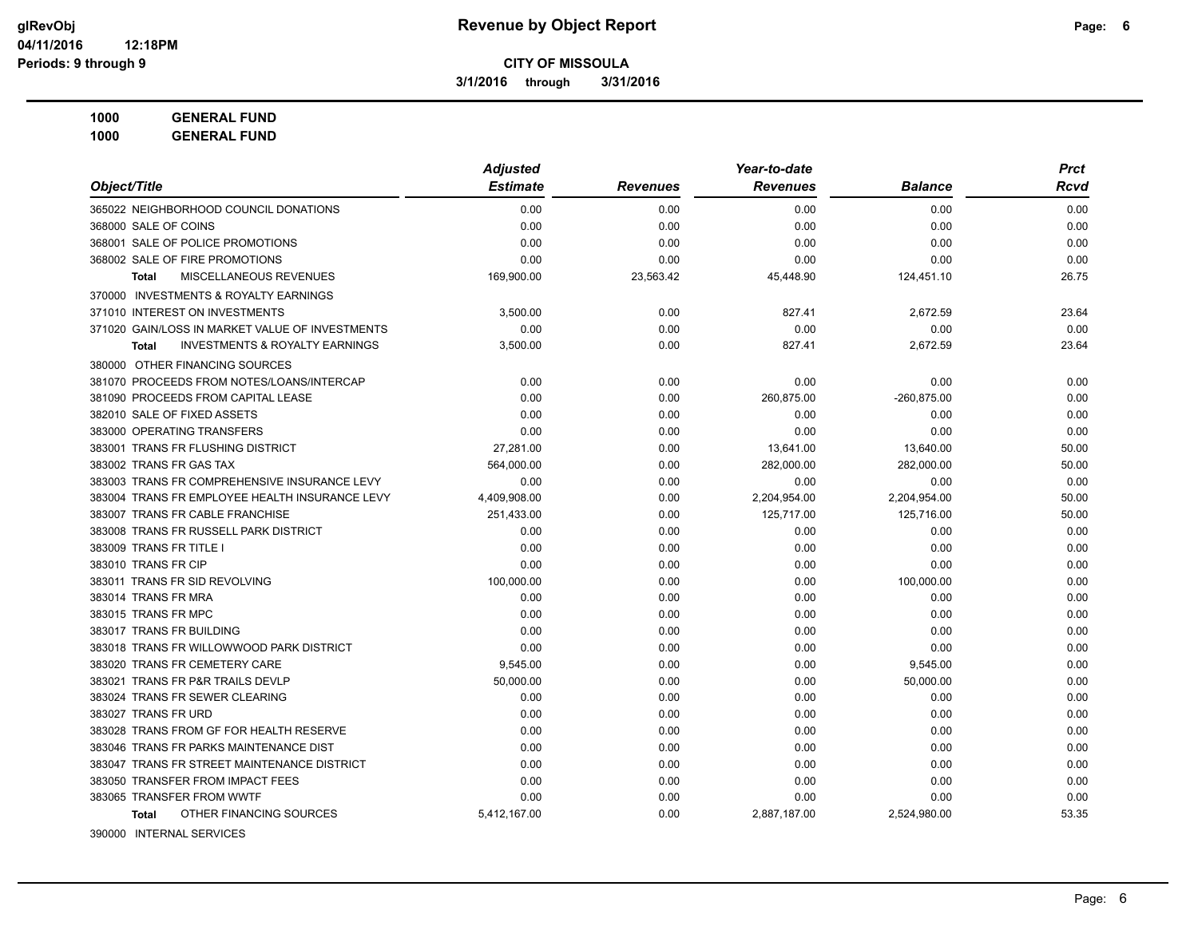# Revenue by Object Report

**CITY OF MISSOULA**

**3/1/2016 through 3/31/2016**

**1000 GENERAL FUND**

**1000 GENERAL FUND**

| Object/Title | Adjusted Estimate | Revenues | Year-to-date Revenues | Balance | Prct Rcvd |
|---|---|---|---|---|---|
| 365022 NEIGHBORHOOD COUNCIL DONATIONS | 0.00 | 0.00 | 0.00 | 0.00 | 0.00 |
| 368000 SALE OF COINS | 0.00 | 0.00 | 0.00 | 0.00 | 0.00 |
| 368001 SALE OF POLICE PROMOTIONS | 0.00 | 0.00 | 0.00 | 0.00 | 0.00 |
| 368002 SALE OF FIRE PROMOTIONS | 0.00 | 0.00 | 0.00 | 0.00 | 0.00 |
| **Total** MISCELLANEOUS REVENUES | 169,900.00 | 23,563.42 | 45,448.90 | 124,451.10 | 26.75 |
| 370000 INVESTMENTS & ROYALTY EARNINGS | | | | | |
| 371010 INTEREST ON INVESTMENTS | 3,500.00 | 0.00 | 827.41 | 2,672.59 | 23.64 |
| 371020 GAIN/LOSS IN MARKET VALUE OF INVESTMENTS | 0.00 | 0.00 | 0.00 | 0.00 | 0.00 |
| **Total** INVESTMENTS & ROYALTY EARNINGS | 3,500.00 | 0.00 | 827.41 | 2,672.59 | 23.64 |
| 380000 OTHER FINANCING SOURCES | | | | | |
| 381070 PROCEEDS FROM NOTES/LOANS/INTERCAP | 0.00 | 0.00 | 0.00 | 0.00 | 0.00 |
| 381090 PROCEEDS FROM CAPITAL LEASE | 0.00 | 0.00 | 260,875.00 | -260,875.00 | 0.00 |
| 382010 SALE OF FIXED ASSETS | 0.00 | 0.00 | 0.00 | 0.00 | 0.00 |
| 383000 OPERATING TRANSFERS | 0.00 | 0.00 | 0.00 | 0.00 | 0.00 |
| 383001 TRANS FR FLUSHING DISTRICT | 27,281.00 | 0.00 | 13,641.00 | 13,640.00 | 50.00 |
| 383002 TRANS FR GAS TAX | 564,000.00 | 0.00 | 282,000.00 | 282,000.00 | 50.00 |
| 383003 TRANS FR COMPREHENSIVE INSURANCE LEVY | 0.00 | 0.00 | 0.00 | 0.00 | 0.00 |
| 383004 TRANS FR EMPLOYEE HEALTH INSURANCE LEVY | 4,409,908.00 | 0.00 | 2,204,954.00 | 2,204,954.00 | 50.00 |
| 383007 TRANS FR CABLE FRANCHISE | 251,433.00 | 0.00 | 125,717.00 | 125,716.00 | 50.00 |
| 383008 TRANS FR RUSSELL PARK DISTRICT | 0.00 | 0.00 | 0.00 | 0.00 | 0.00 |
| 383009 TRANS FR TITLE I | 0.00 | 0.00 | 0.00 | 0.00 | 0.00 |
| 383010 TRANS FR CIP | 0.00 | 0.00 | 0.00 | 0.00 | 0.00 |
| 383011 TRANS FR SID REVOLVING | 100,000.00 | 0.00 | 0.00 | 100,000.00 | 0.00 |
| 383014 TRANS FR MRA | 0.00 | 0.00 | 0.00 | 0.00 | 0.00 |
| 383015 TRANS FR MPC | 0.00 | 0.00 | 0.00 | 0.00 | 0.00 |
| 383017 TRANS FR BUILDING | 0.00 | 0.00 | 0.00 | 0.00 | 0.00 |
| 383018 TRANS FR WILLOWWOOD PARK DISTRICT | 0.00 | 0.00 | 0.00 | 0.00 | 0.00 |
| 383020 TRANS FR CEMETERY CARE | 9,545.00 | 0.00 | 0.00 | 9,545.00 | 0.00 |
| 383021 TRANS FR P&R TRAILS DEVLP | 50,000.00 | 0.00 | 0.00 | 50,000.00 | 0.00 |
| 383024 TRANS FR SEWER CLEARING | 0.00 | 0.00 | 0.00 | 0.00 | 0.00 |
| 383027 TRANS FR URD | 0.00 | 0.00 | 0.00 | 0.00 | 0.00 |
| 383028 TRANS FROM GF FOR HEALTH RESERVE | 0.00 | 0.00 | 0.00 | 0.00 | 0.00 |
| 383046 TRANS FR PARKS MAINTENANCE DIST | 0.00 | 0.00 | 0.00 | 0.00 | 0.00 |
| 383047 TRANS FR STREET MAINTENANCE DISTRICT | 0.00 | 0.00 | 0.00 | 0.00 | 0.00 |
| 383050 TRANSFER FROM IMPACT FEES | 0.00 | 0.00 | 0.00 | 0.00 | 0.00 |
| 383065 TRANSFER FROM WWTF | 0.00 | 0.00 | 0.00 | 0.00 | 0.00 |
| **Total** OTHER FINANCING SOURCES | 5,412,167.00 | 0.00 | 2,887,187.00 | 2,524,980.00 | 53.35 |
| 390000 INTERNAL SERVICES | | | | | |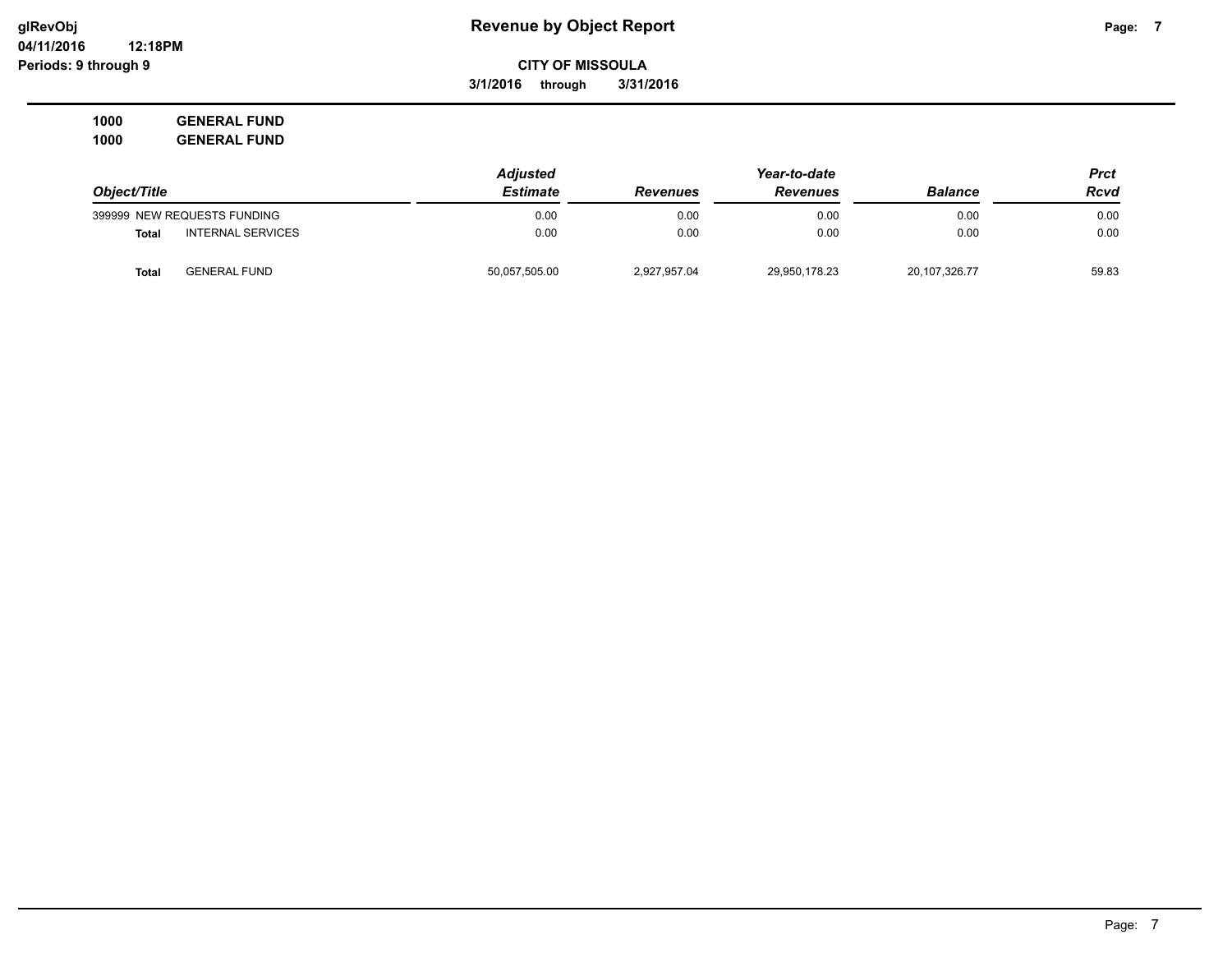**Revenue by Object Report**

**CITY OF MISSOULA**

**3/1/2016 through 3/31/2016**

**1000 GENERAL FUND**
**1000 GENERAL FUND**

| Object/Title | | Adjusted Estimate | Revenues | Year-to-date Revenues | Balance | Prct Rcvd |
|---|---|---|---|---|---|---|
| 399999 NEW REQUESTS FUNDING | | 0.00 | 0.00 | 0.00 | 0.00 | 0.00 |
| **Total** | INTERNAL SERVICES | 0.00 | 0.00 | 0.00 | 0.00 | 0.00 |
| **Total** | GENERAL FUND | 50,057,505.00 | 2,927,957.04 | 29,950,178.23 | 20,107,326.77 | 59.83 |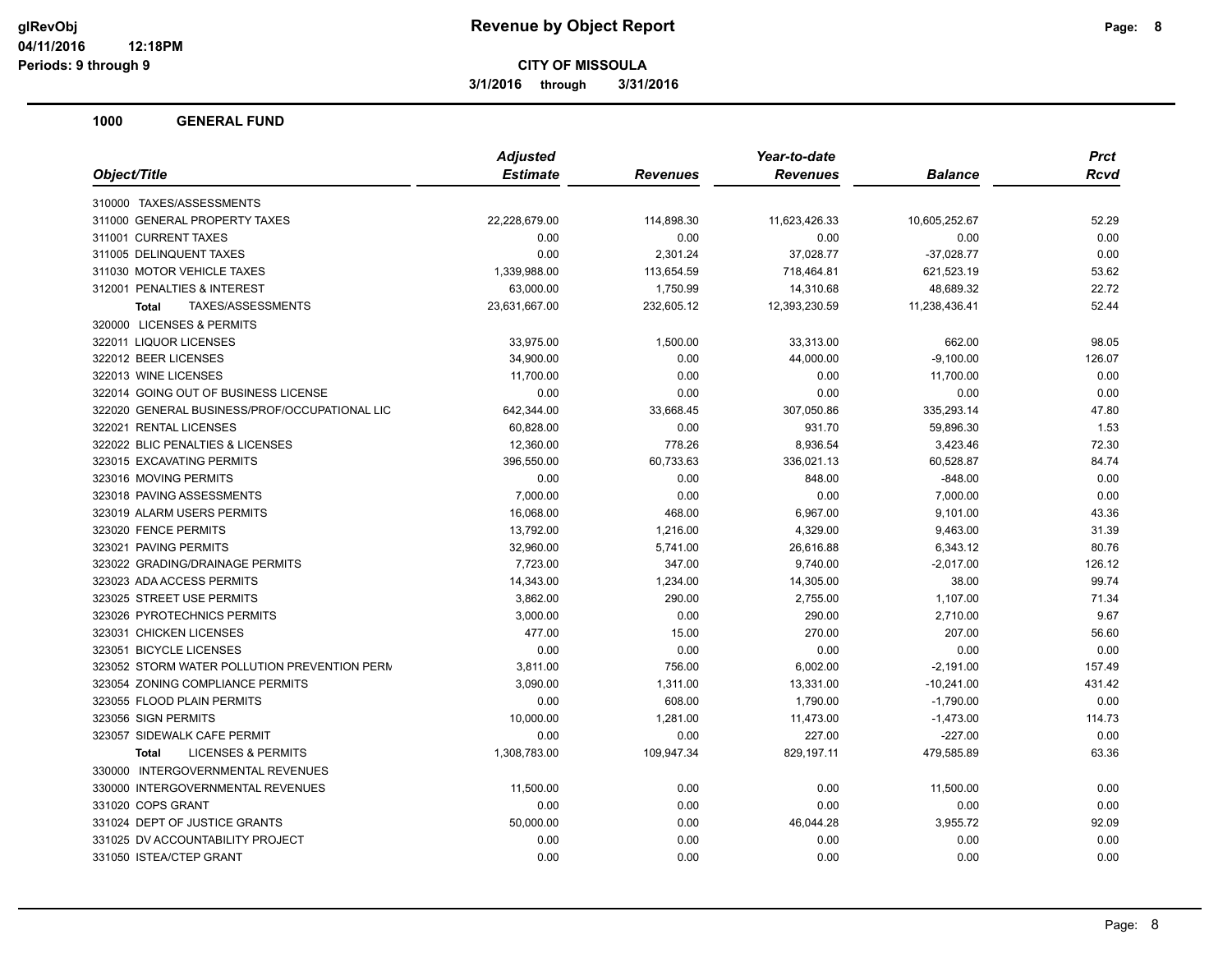# Revenue by Object Report

**CITY OF MISSOULA**

**3/1/2016 through 3/31/2016**

glRevObj
04/11/2016 12:18PM
Periods: 9 through 9

## 1000 GENERAL FUND

| Object/Title | Adjusted Estimate | Revenues | Year-to-date Revenues | Balance | Prct Rcvd |
|---|---|---|---|---|---|
| 310000 TAXES/ASSESSMENTS | | | | | |
| 311000 GENERAL PROPERTY TAXES | 22,228,679.00 | 114,898.30 | 11,623,426.33 | 10,605,252.67 | 52.29 |
| 311001 CURRENT TAXES | 0.00 | 0.00 | 0.00 | 0.00 | 0.00 |
| 311005 DELINQUENT TAXES | 0.00 | 2,301.24 | 37,028.77 | -37,028.77 | 0.00 |
| 311030 MOTOR VEHICLE TAXES | 1,339,988.00 | 113,654.59 | 718,464.81 | 621,523.19 | 53.62 |
| 312001 PENALTIES & INTEREST | 63,000.00 | 1,750.99 | 14,310.68 | 48,689.32 | 22.72 |
| **Total** TAXES/ASSESSMENTS | 23,631,667.00 | 232,605.12 | 12,393,230.59 | 11,238,436.41 | 52.44 |
| 320000 LICENSES & PERMITS | | | | | |
| 322011 LIQUOR LICENSES | 33,975.00 | 1,500.00 | 33,313.00 | 662.00 | 98.05 |
| 322012 BEER LICENSES | 34,900.00 | 0.00 | 44,000.00 | -9,100.00 | 126.07 |
| 322013 WINE LICENSES | 11,700.00 | 0.00 | 0.00 | 11,700.00 | 0.00 |
| 322014 GOING OUT OF BUSINESS LICENSE | 0.00 | 0.00 | 0.00 | 0.00 | 0.00 |
| 322020 GENERAL BUSINESS/PROF/OCCUPATIONAL LIC | 642,344.00 | 33,668.45 | 307,050.86 | 335,293.14 | 47.80 |
| 322021 RENTAL LICENSES | 60,828.00 | 0.00 | 931.70 | 59,896.30 | 1.53 |
| 322022 BLIC PENALTIES & LICENSES | 12,360.00 | 778.26 | 8,936.54 | 3,423.46 | 72.30 |
| 323015 EXCAVATING PERMITS | 396,550.00 | 60,733.63 | 336,021.13 | 60,528.87 | 84.74 |
| 323016 MOVING PERMITS | 0.00 | 0.00 | 848.00 | -848.00 | 0.00 |
| 323018 PAVING ASSESSMENTS | 7,000.00 | 0.00 | 0.00 | 7,000.00 | 0.00 |
| 323019 ALARM USERS PERMITS | 16,068.00 | 468.00 | 6,967.00 | 9,101.00 | 43.36 |
| 323020 FENCE PERMITS | 13,792.00 | 1,216.00 | 4,329.00 | 9,463.00 | 31.39 |
| 323021 PAVING PERMITS | 32,960.00 | 5,741.00 | 26,616.88 | 6,343.12 | 80.76 |
| 323022 GRADING/DRAINAGE PERMITS | 7,723.00 | 347.00 | 9,740.00 | -2,017.00 | 126.12 |
| 323023 ADA ACCESS PERMITS | 14,343.00 | 1,234.00 | 14,305.00 | 38.00 | 99.74 |
| 323025 STREET USE PERMITS | 3,862.00 | 290.00 | 2,755.00 | 1,107.00 | 71.34 |
| 323026 PYROTECHNICS PERMITS | 3,000.00 | 0.00 | 290.00 | 2,710.00 | 9.67 |
| 323031 CHICKEN LICENSES | 477.00 | 15.00 | 270.00 | 207.00 | 56.60 |
| 323051 BICYCLE LICENSES | 0.00 | 0.00 | 0.00 | 0.00 | 0.00 |
| 323052 STORM WATER POLLUTION PREVENTION PERM | 3,811.00 | 756.00 | 6,002.00 | -2,191.00 | 157.49 |
| 323054 ZONING COMPLIANCE PERMITS | 3,090.00 | 1,311.00 | 13,331.00 | -10,241.00 | 431.42 |
| 323055 FLOOD PLAIN PERMITS | 0.00 | 608.00 | 1,790.00 | -1,790.00 | 0.00 |
| 323056 SIGN PERMITS | 10,000.00 | 1,281.00 | 11,473.00 | -1,473.00 | 114.73 |
| 323057 SIDEWALK CAFE PERMIT | 0.00 | 0.00 | 227.00 | -227.00 | 0.00 |
| **Total** LICENSES & PERMITS | 1,308,783.00 | 109,947.34 | 829,197.11 | 479,585.89 | 63.36 |
| 330000 INTERGOVERNMENTAL REVENUES | | | | | |
| 330000 INTERGOVERNMENTAL REVENUES | 11,500.00 | 0.00 | 0.00 | 11,500.00 | 0.00 |
| 331020 COPS GRANT | 0.00 | 0.00 | 0.00 | 0.00 | 0.00 |
| 331024 DEPT OF JUSTICE GRANTS | 50,000.00 | 0.00 | 46,044.28 | 3,955.72 | 92.09 |
| 331025 DV ACCOUNTABILITY PROJECT | 0.00 | 0.00 | 0.00 | 0.00 | 0.00 |
| 331050 ISTEA/CTEP GRANT | 0.00 | 0.00 | 0.00 | 0.00 | 0.00 |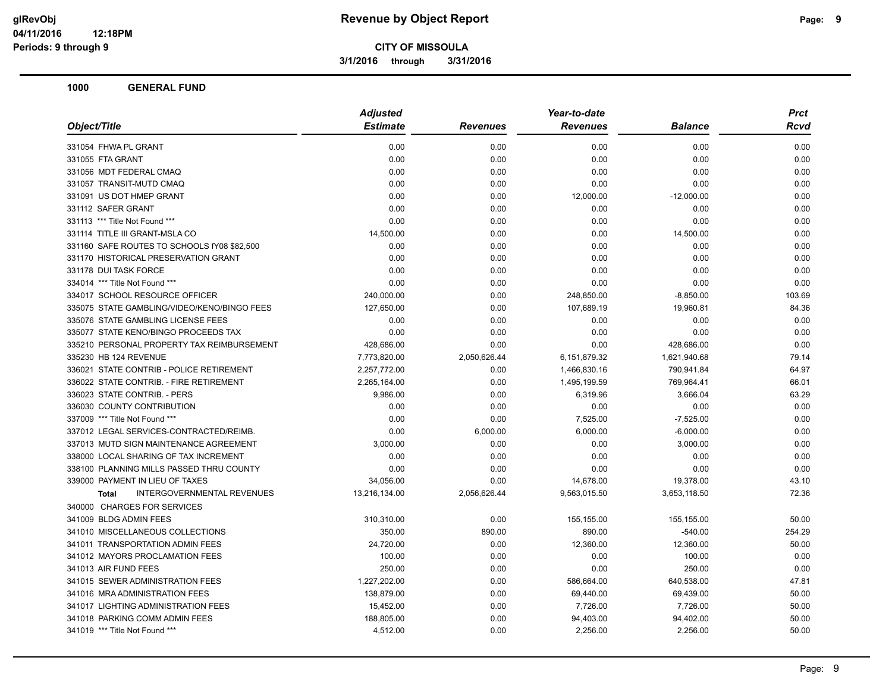**Revenue by Object Report**

**CITY OF MISSOULA**

**3/1/2016 through 3/31/2016**

glRevObj
04/11/2016 12:18PM
Periods: 9 through 9

## 1000 GENERAL FUND

| Object/Title | Adjusted Estimate | Revenues | Year-to-date Revenues | Balance | Prct Rcvd |
|---|---|---|---|---|---|
| 331054 FHWA PL GRANT | 0.00 | 0.00 | 0.00 | 0.00 | 0.00 |
| 331055 FTA GRANT | 0.00 | 0.00 | 0.00 | 0.00 | 0.00 |
| 331056 MDT FEDERAL CMAQ | 0.00 | 0.00 | 0.00 | 0.00 | 0.00 |
| 331057 TRANSIT-MUTD CMAQ | 0.00 | 0.00 | 0.00 | 0.00 | 0.00 |
| 331091 US DOT HMEP GRANT | 0.00 | 0.00 | 12,000.00 | -12,000.00 | 0.00 |
| 331112 SAFER GRANT | 0.00 | 0.00 | 0.00 | 0.00 | 0.00 |
| 331113 *** Title Not Found *** | 0.00 | 0.00 | 0.00 | 0.00 | 0.00 |
| 331114 TITLE III GRANT-MSLA CO | 14,500.00 | 0.00 | 0.00 | 14,500.00 | 0.00 |
| 331160 SAFE ROUTES TO SCHOOLS fY08 $82,500 | 0.00 | 0.00 | 0.00 | 0.00 | 0.00 |
| 331170 HISTORICAL PRESERVATION GRANT | 0.00 | 0.00 | 0.00 | 0.00 | 0.00 |
| 331178 DUI TASK FORCE | 0.00 | 0.00 | 0.00 | 0.00 | 0.00 |
| 334014 *** Title Not Found *** | 0.00 | 0.00 | 0.00 | 0.00 | 0.00 |
| 334017 SCHOOL RESOURCE OFFICER | 240,000.00 | 0.00 | 248,850.00 | -8,850.00 | 103.69 |
| 335075 STATE GAMBLING/VIDEO/KENO/BINGO FEES | 127,650.00 | 0.00 | 107,689.19 | 19,960.81 | 84.36 |
| 335076 STATE GAMBLING LICENSE FEES | 0.00 | 0.00 | 0.00 | 0.00 | 0.00 |
| 335077 STATE KENO/BINGO PROCEEDS TAX | 0.00 | 0.00 | 0.00 | 0.00 | 0.00 |
| 335210 PERSONAL PROPERTY TAX REIMBURSEMENT | 428,686.00 | 0.00 | 0.00 | 428,686.00 | 0.00 |
| 335230 HB 124 REVENUE | 7,773,820.00 | 2,050,626.44 | 6,151,879.32 | 1,621,940.68 | 79.14 |
| 336021 STATE CONTRIB - POLICE RETIREMENT | 2,257,772.00 | 0.00 | 1,466,830.16 | 790,941.84 | 64.97 |
| 336022 STATE CONTRIB. - FIRE RETIREMENT | 2,265,164.00 | 0.00 | 1,495,199.59 | 769,964.41 | 66.01 |
| 336023 STATE CONTRIB. - PERS | 9,986.00 | 0.00 | 6,319.96 | 3,666.04 | 63.29 |
| 336030 COUNTY CONTRIBUTION | 0.00 | 0.00 | 0.00 | 0.00 | 0.00 |
| 337009 *** Title Not Found *** | 0.00 | 0.00 | 7,525.00 | -7,525.00 | 0.00 |
| 337012 LEGAL SERVICES-CONTRACTED/REIMB. | 0.00 | 6,000.00 | 6,000.00 | -6,000.00 | 0.00 |
| 337013 MUTD SIGN MAINTENANCE AGREEMENT | 3,000.00 | 0.00 | 0.00 | 3,000.00 | 0.00 |
| 338000 LOCAL SHARING OF TAX INCREMENT | 0.00 | 0.00 | 0.00 | 0.00 | 0.00 |
| 338100 PLANNING MILLS PASSED THRU COUNTY | 0.00 | 0.00 | 0.00 | 0.00 | 0.00 |
| 339000 PAYMENT IN LIEU OF TAXES | 34,056.00 | 0.00 | 14,678.00 | 19,378.00 | 43.10 |
| **Total** INTERGOVERNMENTAL REVENUES | 13,216,134.00 | 2,056,626.44 | 9,563,015.50 | 3,653,118.50 | 72.36 |
| 340000 CHARGES FOR SERVICES | | | | | |
| 341009 BLDG ADMIN FEES | 310,310.00 | 0.00 | 155,155.00 | 155,155.00 | 50.00 |
| 341010 MISCELLANEOUS COLLECTIONS | 350.00 | 890.00 | 890.00 | -540.00 | 254.29 |
| 341011 TRANSPORTATION ADMIN FEES | 24,720.00 | 0.00 | 12,360.00 | 12,360.00 | 50.00 |
| 341012 MAYORS PROCLAMATION FEES | 100.00 | 0.00 | 0.00 | 100.00 | 0.00 |
| 341013 AIR FUND FEES | 250.00 | 0.00 | 0.00 | 250.00 | 0.00 |
| 341015 SEWER ADMINISTRATION FEES | 1,227,202.00 | 0.00 | 586,664.00 | 640,538.00 | 47.81 |
| 341016 MRA ADMINISTRATION FEES | 138,879.00 | 0.00 | 69,440.00 | 69,439.00 | 50.00 |
| 341017 LIGHTING ADMINISTRATION FEES | 15,452.00 | 0.00 | 7,726.00 | 7,726.00 | 50.00 |
| 341018 PARKING COMM ADMIN FEES | 188,805.00 | 0.00 | 94,403.00 | 94,402.00 | 50.00 |
| 341019 *** Title Not Found *** | 4,512.00 | 0.00 | 2,256.00 | 2,256.00 | 50.00 |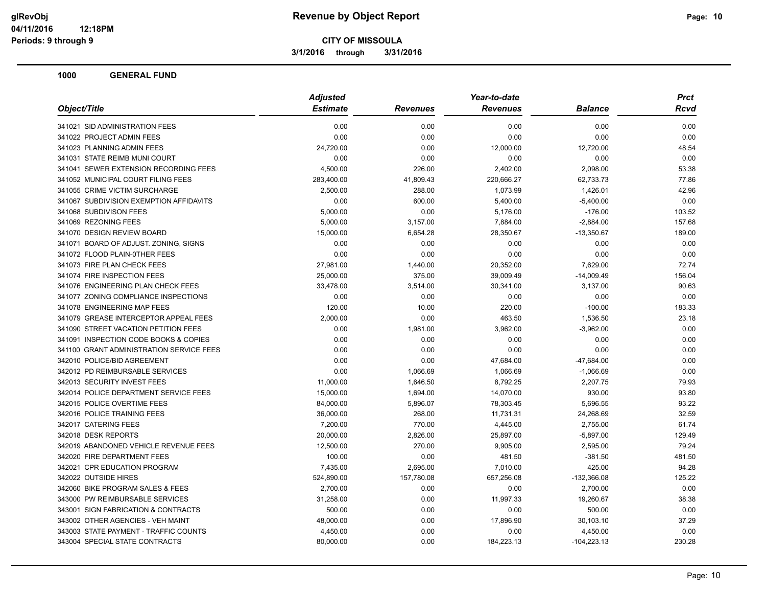**CITY OF MISSOULA**

**3/1/2016 through 3/31/2016**

**1000 GENERAL FUND**

| Object/Title | Adjusted Estimate | Revenues | Year-to-date Revenues | Balance | Prct Rcvd |
|---|---|---|---|---|---|
| 341021 SID ADMINISTRATION FEES | 0.00 | 0.00 | 0.00 | 0.00 | 0.00 |
| 341022 PROJECT ADMIN FEES | 0.00 | 0.00 | 0.00 | 0.00 | 0.00 |
| 341023 PLANNING ADMIN FEES | 24,720.00 | 0.00 | 12,000.00 | 12,720.00 | 48.54 |
| 341031 STATE REIMB MUNI COURT | 0.00 | 0.00 | 0.00 | 0.00 | 0.00 |
| 341041 SEWER EXTENSION RECORDING FEES | 4,500.00 | 226.00 | 2,402.00 | 2,098.00 | 53.38 |
| 341052 MUNICIPAL COURT FILING FEES | 283,400.00 | 41,809.43 | 220,666.27 | 62,733.73 | 77.86 |
| 341055 CRIME VICTIM SURCHARGE | 2,500.00 | 288.00 | 1,073.99 | 1,426.01 | 42.96 |
| 341067 SUBDIVISION EXEMPTION AFFIDAVITS | 0.00 | 600.00 | 5,400.00 | -5,400.00 | 0.00 |
| 341068 SUBDIVISON FEES | 5,000.00 | 0.00 | 5,176.00 | -176.00 | 103.52 |
| 341069 REZONING FEES | 5,000.00 | 3,157.00 | 7,884.00 | -2,884.00 | 157.68 |
| 341070 DESIGN REVIEW BOARD | 15,000.00 | 6,654.28 | 28,350.67 | -13,350.67 | 189.00 |
| 341071 BOARD OF ADJUST. ZONING, SIGNS | 0.00 | 0.00 | 0.00 | 0.00 | 0.00 |
| 341072 FLOOD PLAIN-0THER FEES | 0.00 | 0.00 | 0.00 | 0.00 | 0.00 |
| 341073 FIRE PLAN CHECK FEES | 27,981.00 | 1,440.00 | 20,352.00 | 7,629.00 | 72.74 |
| 341074 FIRE INSPECTION FEES | 25,000.00 | 375.00 | 39,009.49 | -14,009.49 | 156.04 |
| 341076 ENGINEERING PLAN CHECK FEES | 33,478.00 | 3,514.00 | 30,341.00 | 3,137.00 | 90.63 |
| 341077 ZONING COMPLIANCE INSPECTIONS | 0.00 | 0.00 | 0.00 | 0.00 | 0.00 |
| 341078 ENGINEERING MAP FEES | 120.00 | 10.00 | 220.00 | -100.00 | 183.33 |
| 341079 GREASE INTERCEPTOR APPEAL FEES | 2,000.00 | 0.00 | 463.50 | 1,536.50 | 23.18 |
| 341090 STREET VACATION PETITION FEES | 0.00 | 1,981.00 | 3,962.00 | -3,962.00 | 0.00 |
| 341091 INSPECTION CODE BOOKS & COPIES | 0.00 | 0.00 | 0.00 | 0.00 | 0.00 |
| 341100 GRANT ADMINISTRATION SERVICE FEES | 0.00 | 0.00 | 0.00 | 0.00 | 0.00 |
| 342010 POLICE/BID AGREEMENT | 0.00 | 0.00 | 47,684.00 | -47,684.00 | 0.00 |
| 342012 PD REIMBURSABLE SERVICES | 0.00 | 1,066.69 | 1,066.69 | -1,066.69 | 0.00 |
| 342013 SECURITY INVEST FEES | 11,000.00 | 1,646.50 | 8,792.25 | 2,207.75 | 79.93 |
| 342014 POLICE DEPARTMENT SERVICE FEES | 15,000.00 | 1,694.00 | 14,070.00 | 930.00 | 93.80 |
| 342015 POLICE OVERTIME FEES | 84,000.00 | 5,896.07 | 78,303.45 | 5,696.55 | 93.22 |
| 342016 POLICE TRAINING FEES | 36,000.00 | 268.00 | 11,731.31 | 24,268.69 | 32.59 |
| 342017 CATERING FEES | 7,200.00 | 770.00 | 4,445.00 | 2,755.00 | 61.74 |
| 342018 DESK REPORTS | 20,000.00 | 2,826.00 | 25,897.00 | -5,897.00 | 129.49 |
| 342019 ABANDONED VEHICLE REVENUE FEES | 12,500.00 | 270.00 | 9,905.00 | 2,595.00 | 79.24 |
| 342020 FIRE DEPARTMENT FEES | 100.00 | 0.00 | 481.50 | -381.50 | 481.50 |
| 342021 CPR EDUCATION PROGRAM | 7,435.00 | 2,695.00 | 7,010.00 | 425.00 | 94.28 |
| 342022 OUTSIDE HIRES | 524,890.00 | 157,780.08 | 657,256.08 | -132,366.08 | 125.22 |
| 342060 BIKE PROGRAM SALES & FEES | 2,700.00 | 0.00 | 0.00 | 2,700.00 | 0.00 |
| 343000 PW REIMBURSABLE SERVICES | 31,258.00 | 0.00 | 11,997.33 | 19,260.67 | 38.38 |
| 343001 SIGN FABRICATION & CONTRACTS | 500.00 | 0.00 | 0.00 | 500.00 | 0.00 |
| 343002 OTHER AGENCIES - VEH MAINT | 48,000.00 | 0.00 | 17,896.90 | 30,103.10 | 37.29 |
| 343003 STATE PAYMENT - TRAFFIC COUNTS | 4,450.00 | 0.00 | 0.00 | 4,450.00 | 0.00 |
| 343004 SPECIAL STATE CONTRACTS | 80,000.00 | 0.00 | 184,223.13 | -104,223.13 | 230.28 |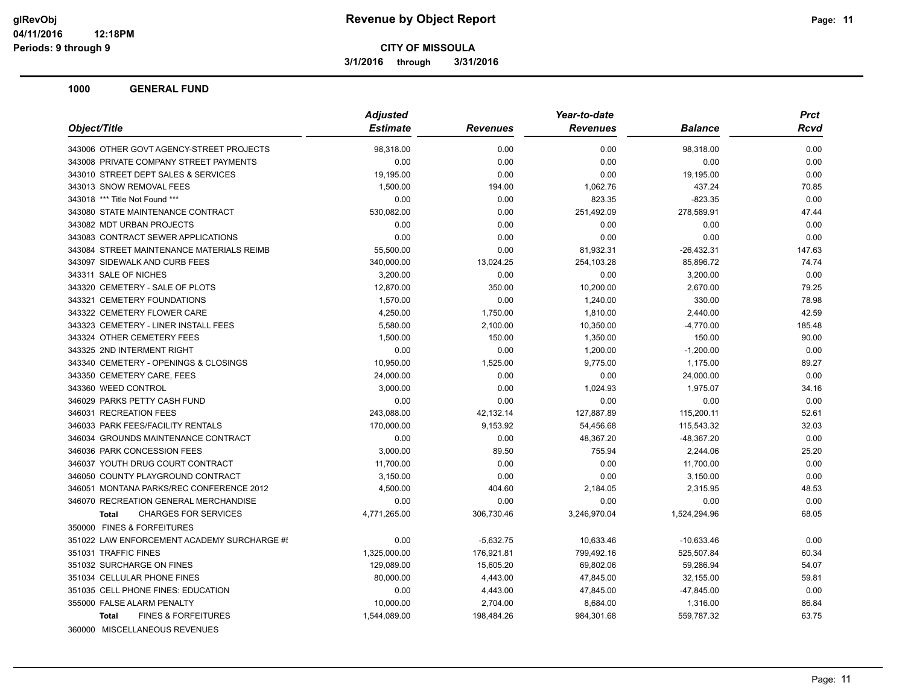**CITY OF MISSOULA**

**3/1/2016 through 3/31/2016**

**Revenue by Object Report**

glRevObj 04/11/2016 12:18PM Periods: 9 through 9

## 1000 GENERAL FUND

| Object/Title | Adjusted Estimate | Revenues | Year-to-date Revenues | Balance | Prct Rcvd |
|---|---|---|---|---|---|
| 343006 OTHER GOVT AGENCY-STREET PROJECTS | 98,318.00 | 0.00 | 0.00 | 98,318.00 | 0.00 |
| 343008 PRIVATE COMPANY STREET PAYMENTS | 0.00 | 0.00 | 0.00 | 0.00 | 0.00 |
| 343010 STREET DEPT SALES & SERVICES | 19,195.00 | 0.00 | 0.00 | 19,195.00 | 0.00 |
| 343013 SNOW REMOVAL FEES | 1,500.00 | 194.00 | 1,062.76 | 437.24 | 70.85 |
| 343018 *** Title Not Found *** | 0.00 | 0.00 | 823.35 | -823.35 | 0.00 |
| 343080 STATE MAINTENANCE CONTRACT | 530,082.00 | 0.00 | 251,492.09 | 278,589.91 | 47.44 |
| 343082 MDT URBAN PROJECTS | 0.00 | 0.00 | 0.00 | 0.00 | 0.00 |
| 343083 CONTRACT SEWER APPLICATIONS | 0.00 | 0.00 | 0.00 | 0.00 | 0.00 |
| 343084 STREET MAINTENANCE MATERIALS REIMB | 55,500.00 | 0.00 | 81,932.31 | -26,432.31 | 147.63 |
| 343097 SIDEWALK AND CURB FEES | 340,000.00 | 13,024.25 | 254,103.28 | 85,896.72 | 74.74 |
| 343311 SALE OF NICHES | 3,200.00 | 0.00 | 0.00 | 3,200.00 | 0.00 |
| 343320 CEMETERY - SALE OF PLOTS | 12,870.00 | 350.00 | 10,200.00 | 2,670.00 | 79.25 |
| 343321 CEMETERY FOUNDATIONS | 1,570.00 | 0.00 | 1,240.00 | 330.00 | 78.98 |
| 343322 CEMETERY FLOWER CARE | 4,250.00 | 1,750.00 | 1,810.00 | 2,440.00 | 42.59 |
| 343323 CEMETERY - LINER INSTALL FEES | 5,580.00 | 2,100.00 | 10,350.00 | -4,770.00 | 185.48 |
| 343324 OTHER CEMETERY FEES | 1,500.00 | 150.00 | 1,350.00 | 150.00 | 90.00 |
| 343325 2ND INTERMENT RIGHT | 0.00 | 0.00 | 1,200.00 | -1,200.00 | 0.00 |
| 343340 CEMETERY - OPENINGS & CLOSINGS | 10,950.00 | 1,525.00 | 9,775.00 | 1,175.00 | 89.27 |
| 343350 CEMETERY CARE, FEES | 24,000.00 | 0.00 | 0.00 | 24,000.00 | 0.00 |
| 343360 WEED CONTROL | 3,000.00 | 0.00 | 1,024.93 | 1,975.07 | 34.16 |
| 346029 PARKS PETTY CASH FUND | 0.00 | 0.00 | 0.00 | 0.00 | 0.00 |
| 346031 RECREATION FEES | 243,088.00 | 42,132.14 | 127,887.89 | 115,200.11 | 52.61 |
| 346033 PARK FEES/FACILITY RENTALS | 170,000.00 | 9,153.92 | 54,456.68 | 115,543.32 | 32.03 |
| 346034 GROUNDS MAINTENANCE CONTRACT | 0.00 | 0.00 | 48,367.20 | -48,367.20 | 0.00 |
| 346036 PARK CONCESSION FEES | 3,000.00 | 89.50 | 755.94 | 2,244.06 | 25.20 |
| 346037 YOUTH DRUG COURT CONTRACT | 11,700.00 | 0.00 | 0.00 | 11,700.00 | 0.00 |
| 346050 COUNTY PLAYGROUND CONTRACT | 3,150.00 | 0.00 | 0.00 | 3,150.00 | 0.00 |
| 346051 MONTANA PARKS/REC CONFERENCE 2012 | 4,500.00 | 404.60 | 2,184.05 | 2,315.95 | 48.53 |
| 346070 RECREATION GENERAL MERCHANDISE | 0.00 | 0.00 | 0.00 | 0.00 | 0.00 |
| **Total** CHARGES FOR SERVICES | 4,771,265.00 | 306,730.46 | 3,246,970.04 | 1,524,294.96 | 68.05 |
| 350000 FINES & FORFEITURES | | | | | |
| 351022 LAW ENFORCEMENT ACADEMY SURCHARGE #! | 0.00 | -5,632.75 | 10,633.46 | -10,633.46 | 0.00 |
| 351031 TRAFFIC FINES | 1,325,000.00 | 176,921.81 | 799,492.16 | 525,507.84 | 60.34 |
| 351032 SURCHARGE ON FINES | 129,089.00 | 15,605.20 | 69,802.06 | 59,286.94 | 54.07 |
| 351034 CELLULAR PHONE FINES | 80,000.00 | 4,443.00 | 47,845.00 | 32,155.00 | 59.81 |
| 351035 CELL PHONE FINES: EDUCATION | 0.00 | 4,443.00 | 47,845.00 | -47,845.00 | 0.00 |
| 355000 FALSE ALARM PENALTY | 10,000.00 | 2,704.00 | 8,684.00 | 1,316.00 | 86.84 |
| **Total** FINES & FORFEITURES | 1,544,089.00 | 198,484.26 | 984,301.68 | 559,787.32 | 63.75 |
| 360000 MISCELLANEOUS REVENUES | | | | | |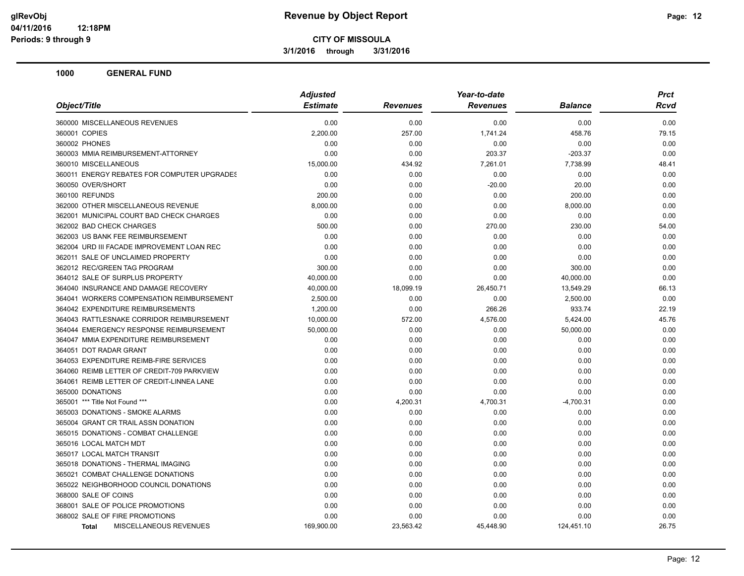# Revenue by Object Report

**CITY OF MISSOULA**

**3/1/2016 through 3/31/2016**

glRevObj
04/11/2016 12:18PM
Periods: 9 through 9

## 1000 GENERAL FUND

| Object/Title | Adjusted Estimate | Revenues | Year-to-date Revenues | Balance | Prct Rcvd |
|---|---|---|---|---|---|
| 360000 MISCELLANEOUS REVENUES | 0.00 | 0.00 | 0.00 | 0.00 | 0.00 |
| 360001 COPIES | 2,200.00 | 257.00 | 1,741.24 | 458.76 | 79.15 |
| 360002 PHONES | 0.00 | 0.00 | 0.00 | 0.00 | 0.00 |
| 360003 MMIA REIMBURSEMENT-ATTORNEY | 0.00 | 0.00 | 203.37 | -203.37 | 0.00 |
| 360010 MISCELLANEOUS | 15,000.00 | 434.92 | 7,261.01 | 7,738.99 | 48.41 |
| 360011 ENERGY REBATES FOR COMPUTER UPGRADES | 0.00 | 0.00 | 0.00 | 0.00 | 0.00 |
| 360050 OVER/SHORT | 0.00 | 0.00 | -20.00 | 20.00 | 0.00 |
| 360100 REFUNDS | 200.00 | 0.00 | 0.00 | 200.00 | 0.00 |
| 362000 OTHER MISCELLANEOUS REVENUE | 8,000.00 | 0.00 | 0.00 | 8,000.00 | 0.00 |
| 362001 MUNICIPAL COURT BAD CHECK CHARGES | 0.00 | 0.00 | 0.00 | 0.00 | 0.00 |
| 362002 BAD CHECK CHARGES | 500.00 | 0.00 | 270.00 | 230.00 | 54.00 |
| 362003 US BANK FEE REIMBURSEMENT | 0.00 | 0.00 | 0.00 | 0.00 | 0.00 |
| 362004 URD III FACADE IMPROVEMENT LOAN REC | 0.00 | 0.00 | 0.00 | 0.00 | 0.00 |
| 362011 SALE OF UNCLAIMED PROPERTY | 0.00 | 0.00 | 0.00 | 0.00 | 0.00 |
| 362012 REC/GREEN TAG PROGRAM | 300.00 | 0.00 | 0.00 | 300.00 | 0.00 |
| 364012 SALE OF SURPLUS PROPERTY | 40,000.00 | 0.00 | 0.00 | 40,000.00 | 0.00 |
| 364040 INSURANCE AND DAMAGE RECOVERY | 40,000.00 | 18,099.19 | 26,450.71 | 13,549.29 | 66.13 |
| 364041 WORKERS COMPENSATION REIMBURSEMENT | 2,500.00 | 0.00 | 0.00 | 2,500.00 | 0.00 |
| 364042 EXPENDITURE REIMBURSEMENTS | 1,200.00 | 0.00 | 266.26 | 933.74 | 22.19 |
| 364043 RATTLESNAKE CORRIDOR REIMBURSEMENT | 10,000.00 | 572.00 | 4,576.00 | 5,424.00 | 45.76 |
| 364044 EMERGENCY RESPONSE REIMBURSEMENT | 50,000.00 | 0.00 | 0.00 | 50,000.00 | 0.00 |
| 364047 MMIA EXPENDITURE REIMBURSEMENT | 0.00 | 0.00 | 0.00 | 0.00 | 0.00 |
| 364051 DOT RADAR GRANT | 0.00 | 0.00 | 0.00 | 0.00 | 0.00 |
| 364053 EXPENDITURE REIMB-FIRE SERVICES | 0.00 | 0.00 | 0.00 | 0.00 | 0.00 |
| 364060 REIMB LETTER OF CREDIT-709 PARKVIEW | 0.00 | 0.00 | 0.00 | 0.00 | 0.00 |
| 364061 REIMB LETTER OF CREDIT-LINNEA LANE | 0.00 | 0.00 | 0.00 | 0.00 | 0.00 |
| 365000 DONATIONS | 0.00 | 0.00 | 0.00 | 0.00 | 0.00 |
| 365001 *** Title Not Found *** | 0.00 | 4,200.31 | 4,700.31 | -4,700.31 | 0.00 |
| 365003 DONATIONS - SMOKE ALARMS | 0.00 | 0.00 | 0.00 | 0.00 | 0.00 |
| 365004 GRANT CR TRAIL ASSN DONATION | 0.00 | 0.00 | 0.00 | 0.00 | 0.00 |
| 365015 DONATIONS - COMBAT CHALLENGE | 0.00 | 0.00 | 0.00 | 0.00 | 0.00 |
| 365016 LOCAL MATCH MDT | 0.00 | 0.00 | 0.00 | 0.00 | 0.00 |
| 365017 LOCAL MATCH TRANSIT | 0.00 | 0.00 | 0.00 | 0.00 | 0.00 |
| 365018 DONATIONS - THERMAL IMAGING | 0.00 | 0.00 | 0.00 | 0.00 | 0.00 |
| 365021 COMBAT CHALLENGE DONATIONS | 0.00 | 0.00 | 0.00 | 0.00 | 0.00 |
| 365022 NEIGHBORHOOD COUNCIL DONATIONS | 0.00 | 0.00 | 0.00 | 0.00 | 0.00 |
| 368000 SALE OF COINS | 0.00 | 0.00 | 0.00 | 0.00 | 0.00 |
| 368001 SALE OF POLICE PROMOTIONS | 0.00 | 0.00 | 0.00 | 0.00 | 0.00 |
| 368002 SALE OF FIRE PROMOTIONS | 0.00 | 0.00 | 0.00 | 0.00 | 0.00 |
| **Total** MISCELLANEOUS REVENUES | 169,900.00 | 23,563.42 | 45,448.90 | 124,451.10 | 26.75 |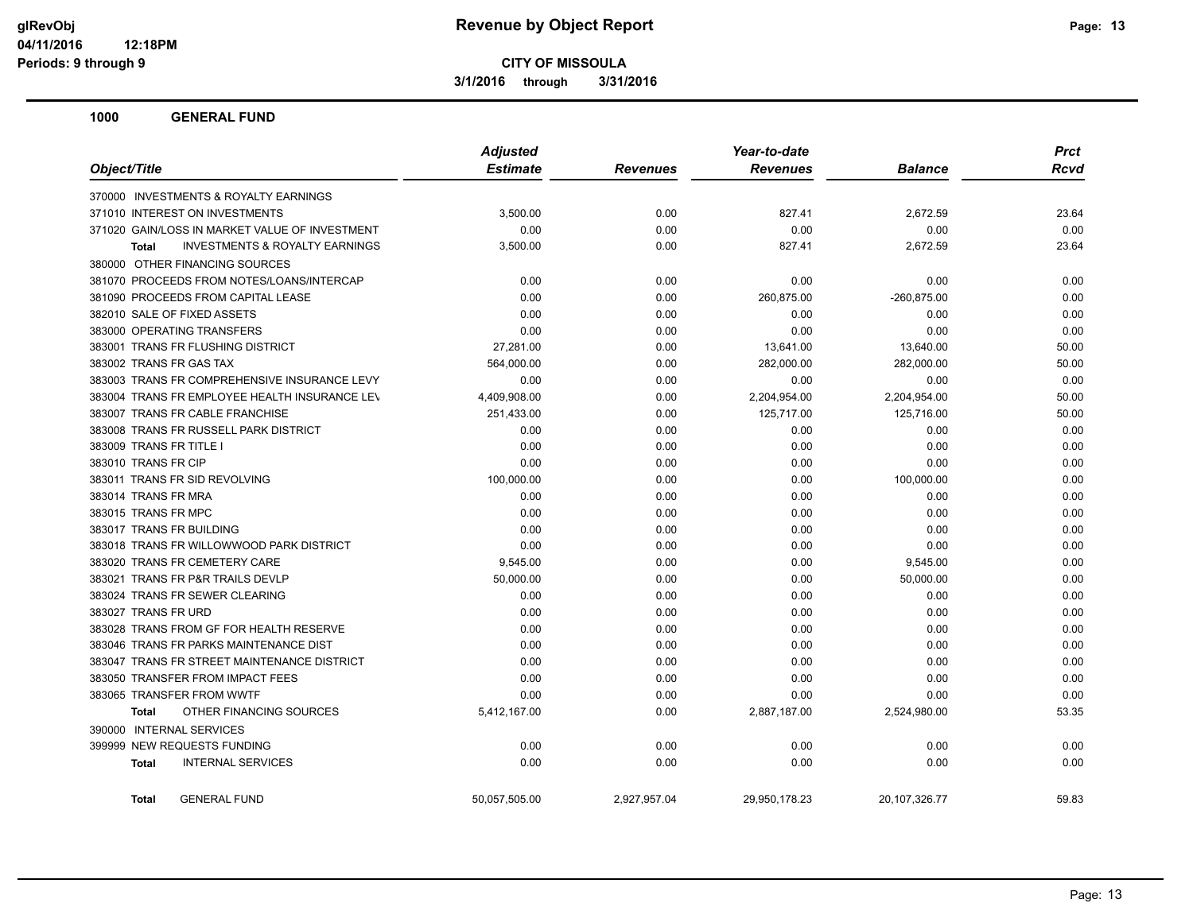# Revenue by Object Report

**CITY OF MISSOULA**

**3/1/2016 through 3/31/2016**

glRevObj
04/11/2016 12:18PM
Periods: 9 through 9

## 1000 GENERAL FUND

| Object/Title | Adjusted Estimate | Revenues | Year-to-date Revenues | Balance | Prct Rcvd |
|---|---|---|---|---|---|
| 370000 INVESTMENTS & ROYALTY EARNINGS | | | | | |
| 371010 INTEREST ON INVESTMENTS | 3,500.00 | 0.00 | 827.41 | 2,672.59 | 23.64 |
| 371020 GAIN/LOSS IN MARKET VALUE OF INVESTMENT | 0.00 | 0.00 | 0.00 | 0.00 | 0.00 |
| **Total** INVESTMENTS & ROYALTY EARNINGS | 3,500.00 | 0.00 | 827.41 | 2,672.59 | 23.64 |
| 380000 OTHER FINANCING SOURCES | | | | | |
| 381070 PROCEEDS FROM NOTES/LOANS/INTERCAP | 0.00 | 0.00 | 0.00 | 0.00 | 0.00 |
| 381090 PROCEEDS FROM CAPITAL LEASE | 0.00 | 0.00 | 260,875.00 | -260,875.00 | 0.00 |
| 382010 SALE OF FIXED ASSETS | 0.00 | 0.00 | 0.00 | 0.00 | 0.00 |
| 383000 OPERATING TRANSFERS | 0.00 | 0.00 | 0.00 | 0.00 | 0.00 |
| 383001 TRANS FR FLUSHING DISTRICT | 27,281.00 | 0.00 | 13,641.00 | 13,640.00 | 50.00 |
| 383002 TRANS FR GAS TAX | 564,000.00 | 0.00 | 282,000.00 | 282,000.00 | 50.00 |
| 383003 TRANS FR COMPREHENSIVE INSURANCE LEVY | 0.00 | 0.00 | 0.00 | 0.00 | 0.00 |
| 383004 TRANS FR EMPLOYEE HEALTH INSURANCE LEV | 4,409,908.00 | 0.00 | 2,204,954.00 | 2,204,954.00 | 50.00 |
| 383007 TRANS FR CABLE FRANCHISE | 251,433.00 | 0.00 | 125,717.00 | 125,716.00 | 50.00 |
| 383008 TRANS FR RUSSELL PARK DISTRICT | 0.00 | 0.00 | 0.00 | 0.00 | 0.00 |
| 383009 TRANS FR TITLE I | 0.00 | 0.00 | 0.00 | 0.00 | 0.00 |
| 383010 TRANS FR CIP | 0.00 | 0.00 | 0.00 | 0.00 | 0.00 |
| 383011 TRANS FR SID REVOLVING | 100,000.00 | 0.00 | 0.00 | 100,000.00 | 0.00 |
| 383014 TRANS FR MRA | 0.00 | 0.00 | 0.00 | 0.00 | 0.00 |
| 383015 TRANS FR MPC | 0.00 | 0.00 | 0.00 | 0.00 | 0.00 |
| 383017 TRANS FR BUILDING | 0.00 | 0.00 | 0.00 | 0.00 | 0.00 |
| 383018 TRANS FR WILLOWWOOD PARK DISTRICT | 0.00 | 0.00 | 0.00 | 0.00 | 0.00 |
| 383020 TRANS FR CEMETERY CARE | 9,545.00 | 0.00 | 0.00 | 9,545.00 | 0.00 |
| 383021 TRANS FR P&R TRAILS DEVLP | 50,000.00 | 0.00 | 0.00 | 50,000.00 | 0.00 |
| 383024 TRANS FR SEWER CLEARING | 0.00 | 0.00 | 0.00 | 0.00 | 0.00 |
| 383027 TRANS FR URD | 0.00 | 0.00 | 0.00 | 0.00 | 0.00 |
| 383028 TRANS FROM GF FOR HEALTH RESERVE | 0.00 | 0.00 | 0.00 | 0.00 | 0.00 |
| 383046 TRANS FR PARKS MAINTENANCE DIST | 0.00 | 0.00 | 0.00 | 0.00 | 0.00 |
| 383047 TRANS FR STREET MAINTENANCE DISTRICT | 0.00 | 0.00 | 0.00 | 0.00 | 0.00 |
| 383050 TRANSFER FROM IMPACT FEES | 0.00 | 0.00 | 0.00 | 0.00 | 0.00 |
| 383065 TRANSFER FROM WWTF | 0.00 | 0.00 | 0.00 | 0.00 | 0.00 |
| **Total** OTHER FINANCING SOURCES | 5,412,167.00 | 0.00 | 2,887,187.00 | 2,524,980.00 | 53.35 |
| 390000 INTERNAL SERVICES | | | | | |
| 399999 NEW REQUESTS FUNDING | 0.00 | 0.00 | 0.00 | 0.00 | 0.00 |
| **Total** INTERNAL SERVICES | 0.00 | 0.00 | 0.00 | 0.00 | 0.00 |
| **Total** GENERAL FUND | 50,057,505.00 | 2,927,957.04 | 29,950,178.23 | 20,107,326.77 | 59.83 |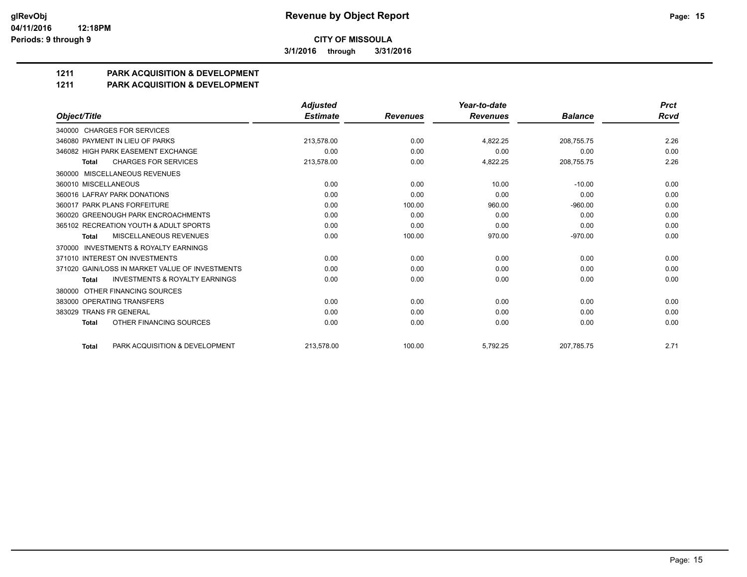**CITY OF MISSOULA**

**3/1/2016 through 3/31/2016**

## 1211 PARK ACQUISITION & DEVELOPMENT

## 1211 PARK ACQUISITION & DEVELOPMENT

| Object/Title | Adjusted Estimate | Revenues | Year-to-date Revenues | Balance | Prct Rcvd |
|---|---|---|---|---|---|
| 340000 CHARGES FOR SERVICES | | | | | |
| 346080 PAYMENT IN LIEU OF PARKS | 213,578.00 | 0.00 | 4,822.25 | 208,755.75 | 2.26 |
| 346082 HIGH PARK EASEMENT EXCHANGE | 0.00 | 0.00 | 0.00 | 0.00 | 0.00 |
| **Total** CHARGES FOR SERVICES | 213,578.00 | 0.00 | 4,822.25 | 208,755.75 | 2.26 |
| 360000 MISCELLANEOUS REVENUES | | | | | |
| 360010 MISCELLANEOUS | 0.00 | 0.00 | 10.00 | -10.00 | 0.00 |
| 360016 LAFRAY PARK DONATIONS | 0.00 | 0.00 | 0.00 | 0.00 | 0.00 |
| 360017 PARK PLANS FORFEITURE | 0.00 | 100.00 | 960.00 | -960.00 | 0.00 |
| 360020 GREENOUGH PARK ENCROACHMENTS | 0.00 | 0.00 | 0.00 | 0.00 | 0.00 |
| 365102 RECREATION YOUTH & ADULT SPORTS | 0.00 | 0.00 | 0.00 | 0.00 | 0.00 |
| **Total** MISCELLANEOUS REVENUES | 0.00 | 100.00 | 970.00 | -970.00 | 0.00 |
| 370000 INVESTMENTS & ROYALTY EARNINGS | | | | | |
| 371010 INTEREST ON INVESTMENTS | 0.00 | 0.00 | 0.00 | 0.00 | 0.00 |
| 371020 GAIN/LOSS IN MARKET VALUE OF INVESTMENTS | 0.00 | 0.00 | 0.00 | 0.00 | 0.00 |
| **Total** INVESTMENTS & ROYALTY EARNINGS | 0.00 | 0.00 | 0.00 | 0.00 | 0.00 |
| 380000 OTHER FINANCING SOURCES | | | | | |
| 383000 OPERATING TRANSFERS | 0.00 | 0.00 | 0.00 | 0.00 | 0.00 |
| 383029 TRANS FR GENERAL | 0.00 | 0.00 | 0.00 | 0.00 | 0.00 |
| **Total** OTHER FINANCING SOURCES | 0.00 | 0.00 | 0.00 | 0.00 | 0.00 |
| **Total** PARK ACQUISITION & DEVELOPMENT | 213,578.00 | 100.00 | 5,792.25 | 207,785.75 | 2.71 |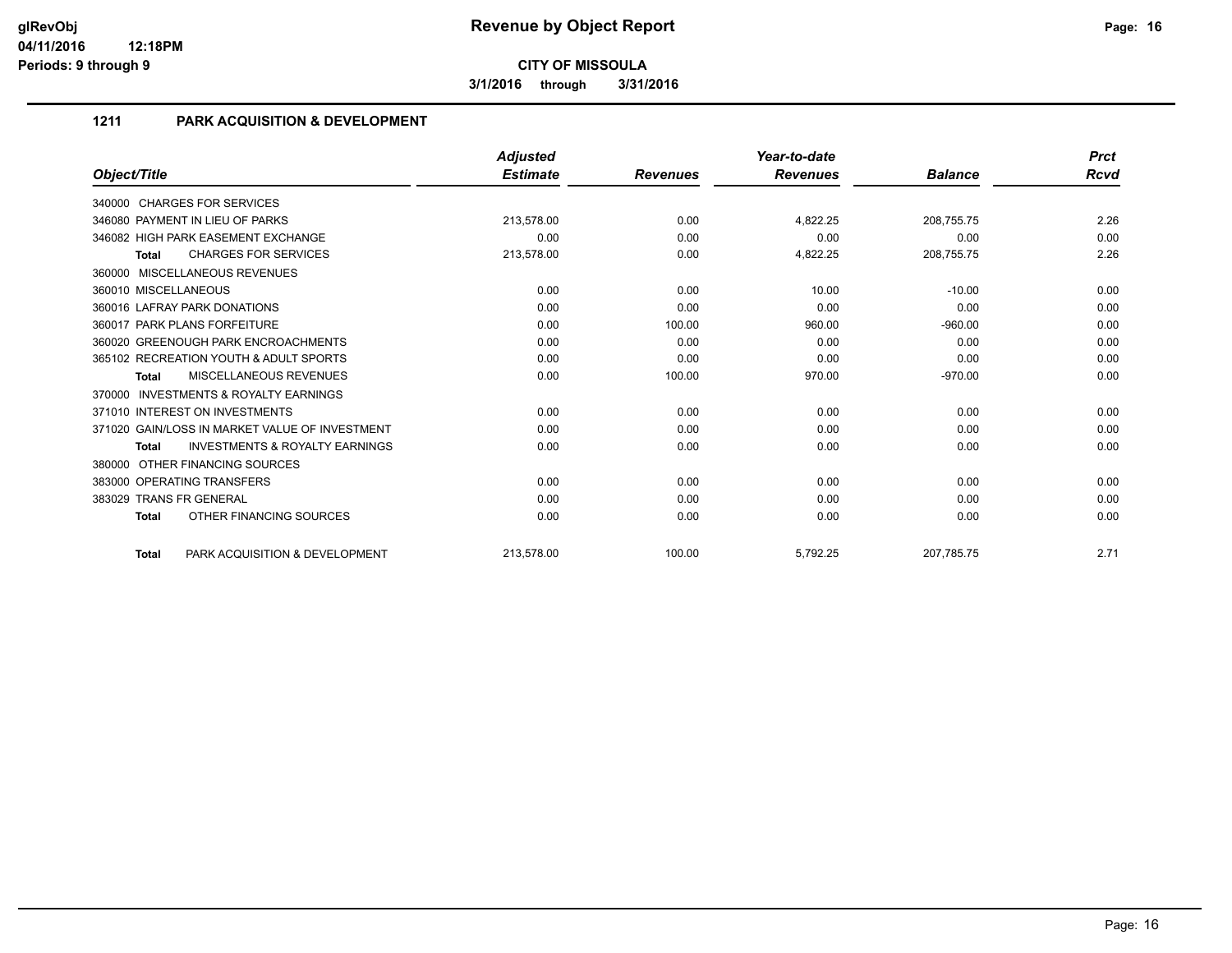**glRevObj**
**04/11/2016 12:18PM**
**Periods: 9 through 9**

# Revenue by Object Report

**CITY OF MISSOULA**

**3/1/2016 through 3/31/2016**

## 1211 PARK ACQUISITION & DEVELOPMENT

| Object/Title | Adjusted Estimate | Revenues | Year-to-date Revenues | Balance | Prct Rcvd |
|---|---|---|---|---|---|
| 340000 CHARGES FOR SERVICES | | | | | |
| 346080 PAYMENT IN LIEU OF PARKS | 213,578.00 | 0.00 | 4,822.25 | 208,755.75 | 2.26 |
| 346082 HIGH PARK EASEMENT EXCHANGE | 0.00 | 0.00 | 0.00 | 0.00 | 0.00 |
| **Total** CHARGES FOR SERVICES | 213,578.00 | 0.00 | 4,822.25 | 208,755.75 | 2.26 |
| 360000 MISCELLANEOUS REVENUES | | | | | |
| 360010 MISCELLANEOUS | 0.00 | 0.00 | 10.00 | -10.00 | 0.00 |
| 360016 LAFRAY PARK DONATIONS | 0.00 | 0.00 | 0.00 | 0.00 | 0.00 |
| 360017 PARK PLANS FORFEITURE | 0.00 | 100.00 | 960.00 | -960.00 | 0.00 |
| 360020 GREENOUGH PARK ENCROACHMENTS | 0.00 | 0.00 | 0.00 | 0.00 | 0.00 |
| 365102 RECREATION YOUTH & ADULT SPORTS | 0.00 | 0.00 | 0.00 | 0.00 | 0.00 |
| **Total** MISCELLANEOUS REVENUES | 0.00 | 100.00 | 970.00 | -970.00 | 0.00 |
| 370000 INVESTMENTS & ROYALTY EARNINGS | | | | | |
| 371010 INTEREST ON INVESTMENTS | 0.00 | 0.00 | 0.00 | 0.00 | 0.00 |
| 371020 GAIN/LOSS IN MARKET VALUE OF INVESTMENT | 0.00 | 0.00 | 0.00 | 0.00 | 0.00 |
| **Total** INVESTMENTS & ROYALTY EARNINGS | 0.00 | 0.00 | 0.00 | 0.00 | 0.00 |
| 380000 OTHER FINANCING SOURCES | | | | | |
| 383000 OPERATING TRANSFERS | 0.00 | 0.00 | 0.00 | 0.00 | 0.00 |
| 383029 TRANS FR GENERAL | 0.00 | 0.00 | 0.00 | 0.00 | 0.00 |
| **Total** OTHER FINANCING SOURCES | 0.00 | 0.00 | 0.00 | 0.00 | 0.00 |
| **Total** PARK ACQUISITION & DEVELOPMENT | 213,578.00 | 100.00 | 5,792.25 | 207,785.75 | 2.71 |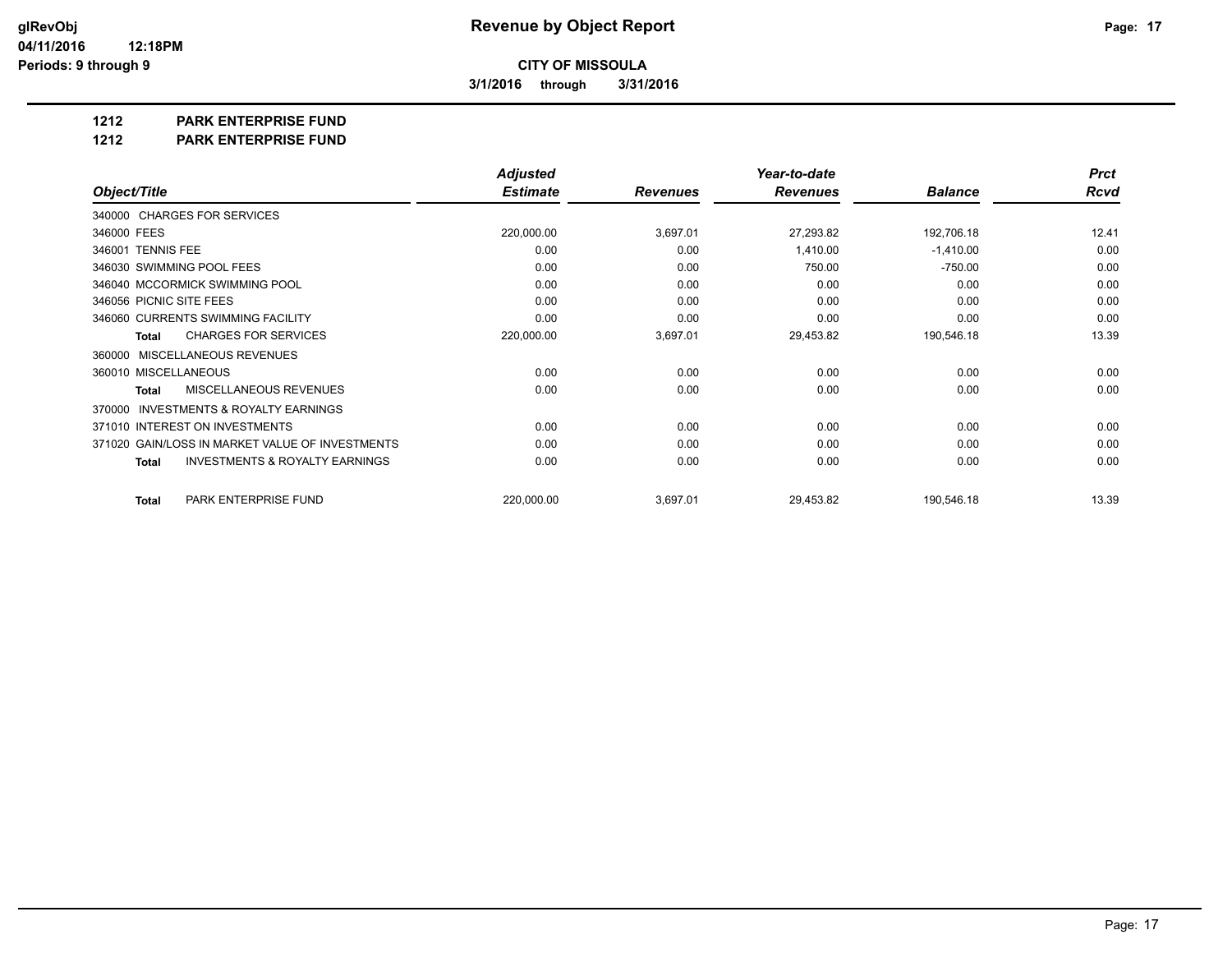# Revenue by Object Report

**CITY OF MISSOULA**

**3/1/2016 through 3/31/2016**

glRevObj
04/11/2016 12:18PM
Periods: 9 through 9

## 1212 PARK ENTERPRISE FUND
## 1212 PARK ENTERPRISE FUND

| Object/Title | Adjusted Estimate | Revenues | Year-to-date Revenues | Balance | Prct Rcvd |
|---|---|---|---|---|---|
| 340000 CHARGES FOR SERVICES | | | | | |
| 346000 FEES | 220,000.00 | 3,697.01 | 27,293.82 | 192,706.18 | 12.41 |
| 346001 TENNIS FEE | 0.00 | 0.00 | 1,410.00 | -1,410.00 | 0.00 |
| 346030 SWIMMING POOL FEES | 0.00 | 0.00 | 750.00 | -750.00 | 0.00 |
| 346040 MCCORMICK SWIMMING POOL | 0.00 | 0.00 | 0.00 | 0.00 | 0.00 |
| 346056 PICNIC SITE FEES | 0.00 | 0.00 | 0.00 | 0.00 | 0.00 |
| 346060 CURRENTS SWIMMING FACILITY | 0.00 | 0.00 | 0.00 | 0.00 | 0.00 |
| **Total** CHARGES FOR SERVICES | 220,000.00 | 3,697.01 | 29,453.82 | 190,546.18 | 13.39 |
| 360000 MISCELLANEOUS REVENUES | | | | | |
| 360010 MISCELLANEOUS | 0.00 | 0.00 | 0.00 | 0.00 | 0.00 |
| **Total** MISCELLANEOUS REVENUES | 0.00 | 0.00 | 0.00 | 0.00 | 0.00 |
| 370000 INVESTMENTS & ROYALTY EARNINGS | | | | | |
| 371010 INTEREST ON INVESTMENTS | 0.00 | 0.00 | 0.00 | 0.00 | 0.00 |
| 371020 GAIN/LOSS IN MARKET VALUE OF INVESTMENTS | 0.00 | 0.00 | 0.00 | 0.00 | 0.00 |
| **Total** INVESTMENTS & ROYALTY EARNINGS | 0.00 | 0.00 | 0.00 | 0.00 | 0.00 |
| **Total** PARK ENTERPRISE FUND | 220,000.00 | 3,697.01 | 29,453.82 | 190,546.18 | 13.39 |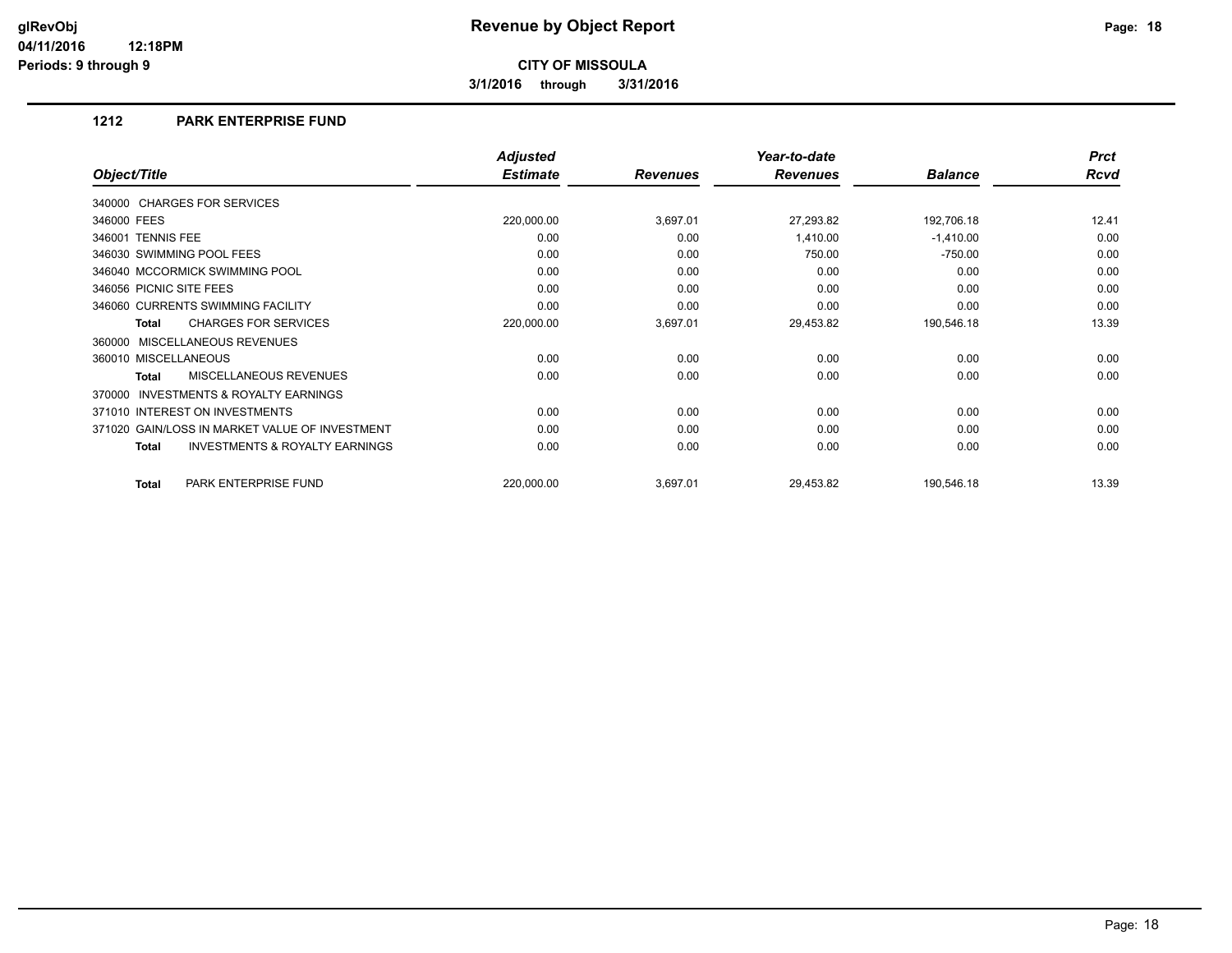# Revenue by Object Report

**CITY OF MISSOULA**

**3/1/2016 through 3/31/2016**

glRevObj
04/11/2016 12:18PM
Periods: 9 through 9

## 1212 PARK ENTERPRISE FUND

| Object/Title | Adjusted Estimate | Revenues | Year-to-date Revenues | Balance | Prct Rcvd |
|---|---|---|---|---|---|
| 340000 CHARGES FOR SERVICES | | | | | |
| 346000 FEES | 220,000.00 | 3,697.01 | 27,293.82 | 192,706.18 | 12.41 |
| 346001 TENNIS FEE | 0.00 | 0.00 | 1,410.00 | -1,410.00 | 0.00 |
| 346030 SWIMMING POOL FEES | 0.00 | 0.00 | 750.00 | -750.00 | 0.00 |
| 346040 MCCORMICK SWIMMING POOL | 0.00 | 0.00 | 0.00 | 0.00 | 0.00 |
| 346056 PICNIC SITE FEES | 0.00 | 0.00 | 0.00 | 0.00 | 0.00 |
| 346060 CURRENTS SWIMMING FACILITY | 0.00 | 0.00 | 0.00 | 0.00 | 0.00 |
| **Total** CHARGES FOR SERVICES | 220,000.00 | 3,697.01 | 29,453.82 | 190,546.18 | 13.39 |
| 360000 MISCELLANEOUS REVENUES | | | | | |
| 360010 MISCELLANEOUS | 0.00 | 0.00 | 0.00 | 0.00 | 0.00 |
| **Total** MISCELLANEOUS REVENUES | 0.00 | 0.00 | 0.00 | 0.00 | 0.00 |
| 370000 INVESTMENTS & ROYALTY EARNINGS | | | | | |
| 371010 INTEREST ON INVESTMENTS | 0.00 | 0.00 | 0.00 | 0.00 | 0.00 |
| 371020 GAIN/LOSS IN MARKET VALUE OF INVESTMENT | 0.00 | 0.00 | 0.00 | 0.00 | 0.00 |
| **Total** INVESTMENTS & ROYALTY EARNINGS | 0.00 | 0.00 | 0.00 | 0.00 | 0.00 |
| **Total** PARK ENTERPRISE FUND | 220,000.00 | 3,697.01 | 29,453.82 | 190,546.18 | 13.39 |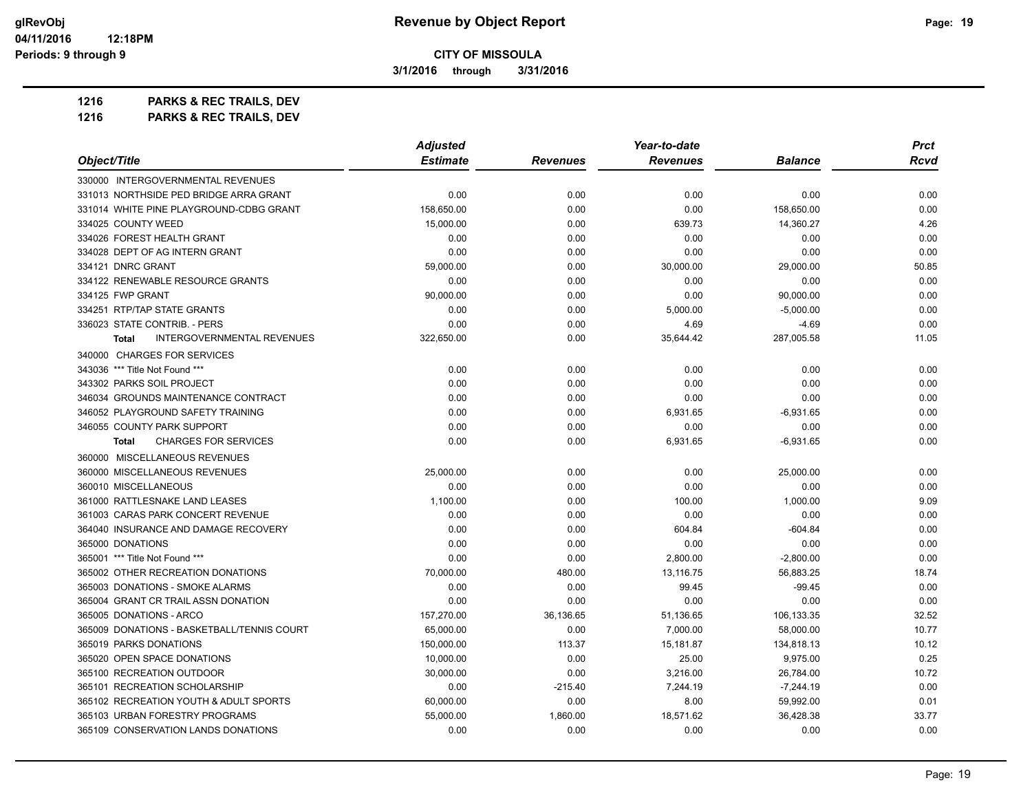# Revenue by Object Report

**CITY OF MISSOULA**

**3/1/2016 through 3/31/2016**

glRevObj
04/11/2016 12:18PM
Periods: 9 through 9

**1216 PARKS & REC TRAILS, DEV**
**1216 PARKS & REC TRAILS, DEV**

| Object/Title | Adjusted Estimate | Revenues | Year-to-date Revenues | Balance | Prct Rcvd |
|---|---|---|---|---|---|
| 330000 INTERGOVERNMENTAL REVENUES | | | | | |
| 331013 NORTHSIDE PED BRIDGE ARRA GRANT | 0.00 | 0.00 | 0.00 | 0.00 | 0.00 |
| 331014 WHITE PINE PLAYGROUND-CDBG GRANT | 158,650.00 | 0.00 | 0.00 | 158,650.00 | 0.00 |
| 334025 COUNTY WEED | 15,000.00 | 0.00 | 639.73 | 14,360.27 | 4.26 |
| 334026 FOREST HEALTH GRANT | 0.00 | 0.00 | 0.00 | 0.00 | 0.00 |
| 334028 DEPT OF AG INTERN GRANT | 0.00 | 0.00 | 0.00 | 0.00 | 0.00 |
| 334121 DNRC GRANT | 59,000.00 | 0.00 | 30,000.00 | 29,000.00 | 50.85 |
| 334122 RENEWABLE RESOURCE GRANTS | 0.00 | 0.00 | 0.00 | 0.00 | 0.00 |
| 334125 FWP GRANT | 90,000.00 | 0.00 | 0.00 | 90,000.00 | 0.00 |
| 334251 RTP/TAP STATE GRANTS | 0.00 | 0.00 | 5,000.00 | -5,000.00 | 0.00 |
| 336023 STATE CONTRIB. - PERS | 0.00 | 0.00 | 4.69 | -4.69 | 0.00 |
| **Total** INTERGOVERNMENTAL REVENUES | 322,650.00 | 0.00 | 35,644.42 | 287,005.58 | 11.05 |
| 340000 CHARGES FOR SERVICES | | | | | |
| 343036 *** Title Not Found *** | 0.00 | 0.00 | 0.00 | 0.00 | 0.00 |
| 343302 PARKS SOIL PROJECT | 0.00 | 0.00 | 0.00 | 0.00 | 0.00 |
| 346034 GROUNDS MAINTENANCE CONTRACT | 0.00 | 0.00 | 0.00 | 0.00 | 0.00 |
| 346052 PLAYGROUND SAFETY TRAINING | 0.00 | 0.00 | 6,931.65 | -6,931.65 | 0.00 |
| 346055 COUNTY PARK SUPPORT | 0.00 | 0.00 | 0.00 | 0.00 | 0.00 |
| **Total** CHARGES FOR SERVICES | 0.00 | 0.00 | 6,931.65 | -6,931.65 | 0.00 |
| 360000 MISCELLANEOUS REVENUES | | | | | |
| 360000 MISCELLANEOUS REVENUES | 25,000.00 | 0.00 | 0.00 | 25,000.00 | 0.00 |
| 360010 MISCELLANEOUS | 0.00 | 0.00 | 0.00 | 0.00 | 0.00 |
| 361000 RATTLESNAKE LAND LEASES | 1,100.00 | 0.00 | 100.00 | 1,000.00 | 9.09 |
| 361003 CARAS PARK CONCERT REVENUE | 0.00 | 0.00 | 0.00 | 0.00 | 0.00 |
| 364040 INSURANCE AND DAMAGE RECOVERY | 0.00 | 0.00 | 604.84 | -604.84 | 0.00 |
| 365000 DONATIONS | 0.00 | 0.00 | 0.00 | 0.00 | 0.00 |
| 365001 *** Title Not Found *** | 0.00 | 0.00 | 2,800.00 | -2,800.00 | 0.00 |
| 365002 OTHER RECREATION DONATIONS | 70,000.00 | 480.00 | 13,116.75 | 56,883.25 | 18.74 |
| 365003 DONATIONS - SMOKE ALARMS | 0.00 | 0.00 | 99.45 | -99.45 | 0.00 |
| 365004 GRANT CR TRAIL ASSN DONATION | 0.00 | 0.00 | 0.00 | 0.00 | 0.00 |
| 365005 DONATIONS - ARCO | 157,270.00 | 36,136.65 | 51,136.65 | 106,133.35 | 32.52 |
| 365009 DONATIONS - BASKETBALL/TENNIS COURT | 65,000.00 | 0.00 | 7,000.00 | 58,000.00 | 10.77 |
| 365019 PARKS DONATIONS | 150,000.00 | 113.37 | 15,181.87 | 134,818.13 | 10.12 |
| 365020 OPEN SPACE DONATIONS | 10,000.00 | 0.00 | 25.00 | 9,975.00 | 0.25 |
| 365100 RECREATION OUTDOOR | 30,000.00 | 0.00 | 3,216.00 | 26,784.00 | 10.72 |
| 365101 RECREATION SCHOLARSHIP | 0.00 | -215.40 | 7,244.19 | -7,244.19 | 0.00 |
| 365102 RECREATION YOUTH & ADULT SPORTS | 60,000.00 | 0.00 | 8.00 | 59,992.00 | 0.01 |
| 365103 URBAN FORESTRY PROGRAMS | 55,000.00 | 1,860.00 | 18,571.62 | 36,428.38 | 33.77 |
| 365109 CONSERVATION LANDS DONATIONS | 0.00 | 0.00 | 0.00 | 0.00 | 0.00 |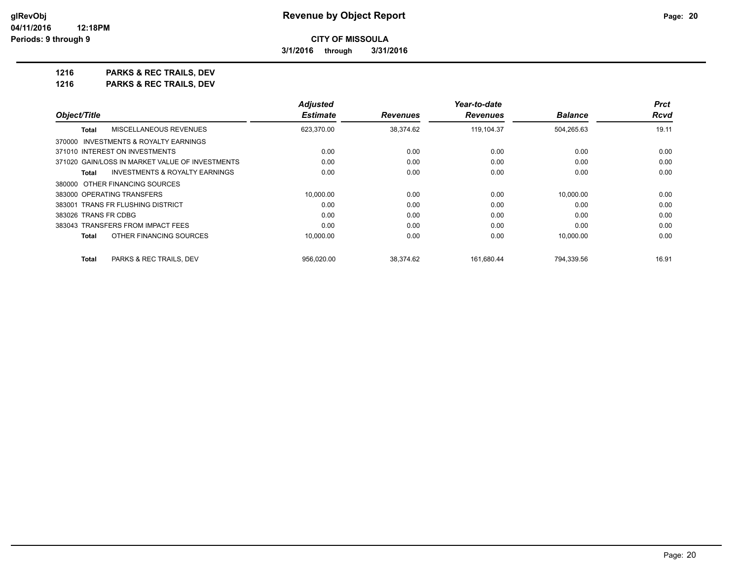# Revenue by Object Report

**CITY OF MISSOULA**

**3/1/2016 through 3/31/2016**

glRevObj
04/11/2016 12:18PM
Periods: 9 through 9

**1216 PARKS & REC TRAILS, DEV**

**1216 PARKS & REC TRAILS, DEV**

| Object/Title | Adjusted Estimate | Revenues | Year-to-date Revenues | Balance | Prct Rcvd |
|---|---|---|---|---|---|
| **Total** MISCELLANEOUS REVENUES | 623,370.00 | 38,374.62 | 119,104.37 | 504,265.63 | 19.11 |
| 370000 INVESTMENTS & ROYALTY EARNINGS | | | | | |
| 371010 INTEREST ON INVESTMENTS | 0.00 | 0.00 | 0.00 | 0.00 | 0.00 |
| 371020 GAIN/LOSS IN MARKET VALUE OF INVESTMENTS | 0.00 | 0.00 | 0.00 | 0.00 | 0.00 |
| **Total** INVESTMENTS & ROYALTY EARNINGS | 0.00 | 0.00 | 0.00 | 0.00 | 0.00 |
| 380000 OTHER FINANCING SOURCES | | | | | |
| 383000 OPERATING TRANSFERS | 10,000.00 | 0.00 | 0.00 | 10,000.00 | 0.00 |
| 383001 TRANS FR FLUSHING DISTRICT | 0.00 | 0.00 | 0.00 | 0.00 | 0.00 |
| 383026 TRANS FR CDBG | 0.00 | 0.00 | 0.00 | 0.00 | 0.00 |
| 383043 TRANSFERS FROM IMPACT FEES | 0.00 | 0.00 | 0.00 | 0.00 | 0.00 |
| **Total** OTHER FINANCING SOURCES | 10,000.00 | 0.00 | 0.00 | 10,000.00 | 0.00 |
| **Total** PARKS & REC TRAILS, DEV | 956,020.00 | 38,374.62 | 161,680.44 | 794,339.56 | 16.91 |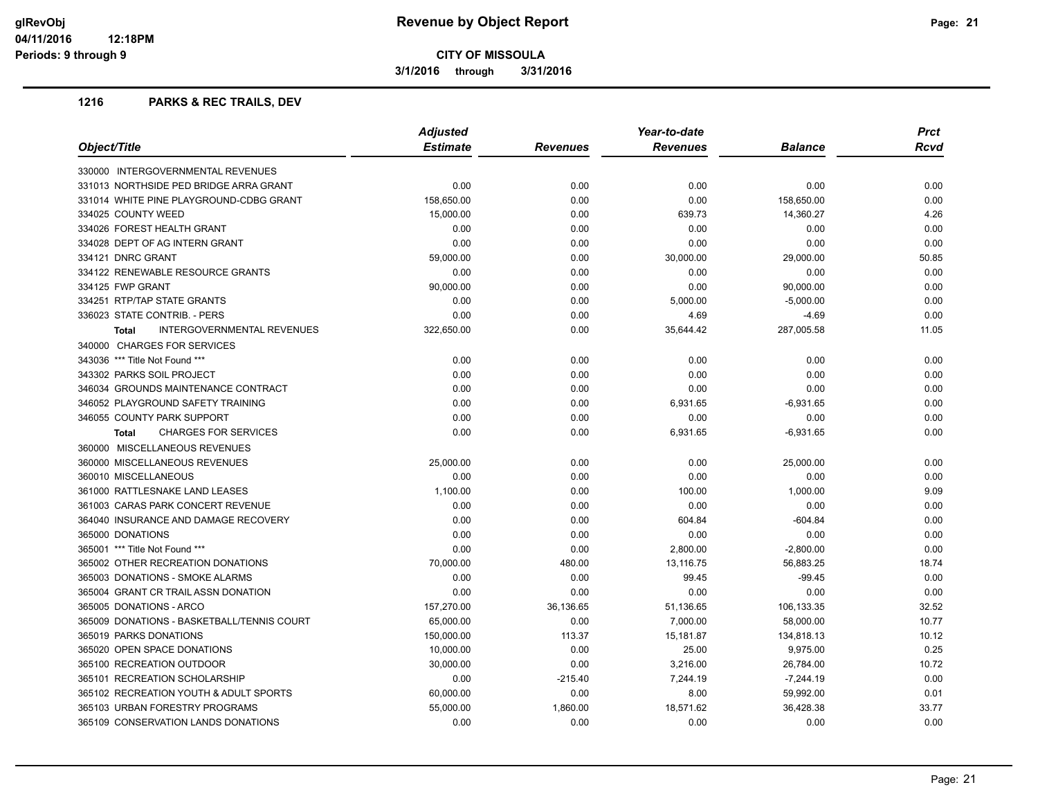**glRevObj**
**04/11/2016 12:18PM**
**Periods: 9 through 9**

# Revenue by Object Report

**CITY OF MISSOULA**

**3/1/2016 through 3/31/2016**

## 1216 PARKS & REC TRAILS, DEV

| Object/Title | Adjusted Estimate | Revenues | Year-to-date Revenues | Balance | Prct Rcvd |
|---|---|---|---|---|---|
| 330000 INTERGOVERNMENTAL REVENUES | | | | | |
| 331013 NORTHSIDE PED BRIDGE ARRA GRANT | 0.00 | 0.00 | 0.00 | 0.00 | 0.00 |
| 331014 WHITE PINE PLAYGROUND-CDBG GRANT | 158,650.00 | 0.00 | 0.00 | 158,650.00 | 0.00 |
| 334025 COUNTY WEED | 15,000.00 | 0.00 | 639.73 | 14,360.27 | 4.26 |
| 334026 FOREST HEALTH GRANT | 0.00 | 0.00 | 0.00 | 0.00 | 0.00 |
| 334028 DEPT OF AG INTERN GRANT | 0.00 | 0.00 | 0.00 | 0.00 | 0.00 |
| 334121 DNRC GRANT | 59,000.00 | 0.00 | 30,000.00 | 29,000.00 | 50.85 |
| 334122 RENEWABLE RESOURCE GRANTS | 0.00 | 0.00 | 0.00 | 0.00 | 0.00 |
| 334125 FWP GRANT | 90,000.00 | 0.00 | 0.00 | 90,000.00 | 0.00 |
| 334251 RTP/TAP STATE GRANTS | 0.00 | 0.00 | 5,000.00 | -5,000.00 | 0.00 |
| 336023 STATE CONTRIB. - PERS | 0.00 | 0.00 | 4.69 | -4.69 | 0.00 |
| **Total** INTERGOVERNMENTAL REVENUES | 322,650.00 | 0.00 | 35,644.42 | 287,005.58 | 11.05 |
| 340000 CHARGES FOR SERVICES | | | | | |
| 343036 *** Title Not Found *** | 0.00 | 0.00 | 0.00 | 0.00 | 0.00 |
| 343302 PARKS SOIL PROJECT | 0.00 | 0.00 | 0.00 | 0.00 | 0.00 |
| 346034 GROUNDS MAINTENANCE CONTRACT | 0.00 | 0.00 | 0.00 | 0.00 | 0.00 |
| 346052 PLAYGROUND SAFETY TRAINING | 0.00 | 0.00 | 6,931.65 | -6,931.65 | 0.00 |
| 346055 COUNTY PARK SUPPORT | 0.00 | 0.00 | 0.00 | 0.00 | 0.00 |
| **Total** CHARGES FOR SERVICES | 0.00 | 0.00 | 6,931.65 | -6,931.65 | 0.00 |
| 360000 MISCELLANEOUS REVENUES | | | | | |
| 360000 MISCELLANEOUS REVENUES | 25,000.00 | 0.00 | 0.00 | 25,000.00 | 0.00 |
| 360010 MISCELLANEOUS | 0.00 | 0.00 | 0.00 | 0.00 | 0.00 |
| 361000 RATTLESNAKE LAND LEASES | 1,100.00 | 0.00 | 100.00 | 1,000.00 | 9.09 |
| 361003 CARAS PARK CONCERT REVENUE | 0.00 | 0.00 | 0.00 | 0.00 | 0.00 |
| 364040 INSURANCE AND DAMAGE RECOVERY | 0.00 | 0.00 | 604.84 | -604.84 | 0.00 |
| 365000 DONATIONS | 0.00 | 0.00 | 0.00 | 0.00 | 0.00 |
| 365001 *** Title Not Found *** | 0.00 | 0.00 | 2,800.00 | -2,800.00 | 0.00 |
| 365002 OTHER RECREATION DONATIONS | 70,000.00 | 480.00 | 13,116.75 | 56,883.25 | 18.74 |
| 365003 DONATIONS - SMOKE ALARMS | 0.00 | 0.00 | 99.45 | -99.45 | 0.00 |
| 365004 GRANT CR TRAIL ASSN DONATION | 0.00 | 0.00 | 0.00 | 0.00 | 0.00 |
| 365005 DONATIONS - ARCO | 157,270.00 | 36,136.65 | 51,136.65 | 106,133.35 | 32.52 |
| 365009 DONATIONS - BASKETBALL/TENNIS COURT | 65,000.00 | 0.00 | 7,000.00 | 58,000.00 | 10.77 |
| 365019 PARKS DONATIONS | 150,000.00 | 113.37 | 15,181.87 | 134,818.13 | 10.12 |
| 365020 OPEN SPACE DONATIONS | 10,000.00 | 0.00 | 25.00 | 9,975.00 | 0.25 |
| 365100 RECREATION OUTDOOR | 30,000.00 | 0.00 | 3,216.00 | 26,784.00 | 10.72 |
| 365101 RECREATION SCHOLARSHIP | 0.00 | -215.40 | 7,244.19 | -7,244.19 | 0.00 |
| 365102 RECREATION YOUTH & ADULT SPORTS | 60,000.00 | 0.00 | 8.00 | 59,992.00 | 0.01 |
| 365103 URBAN FORESTRY PROGRAMS | 55,000.00 | 1,860.00 | 18,571.62 | 36,428.38 | 33.77 |
| 365109 CONSERVATION LANDS DONATIONS | 0.00 | 0.00 | 0.00 | 0.00 | 0.00 |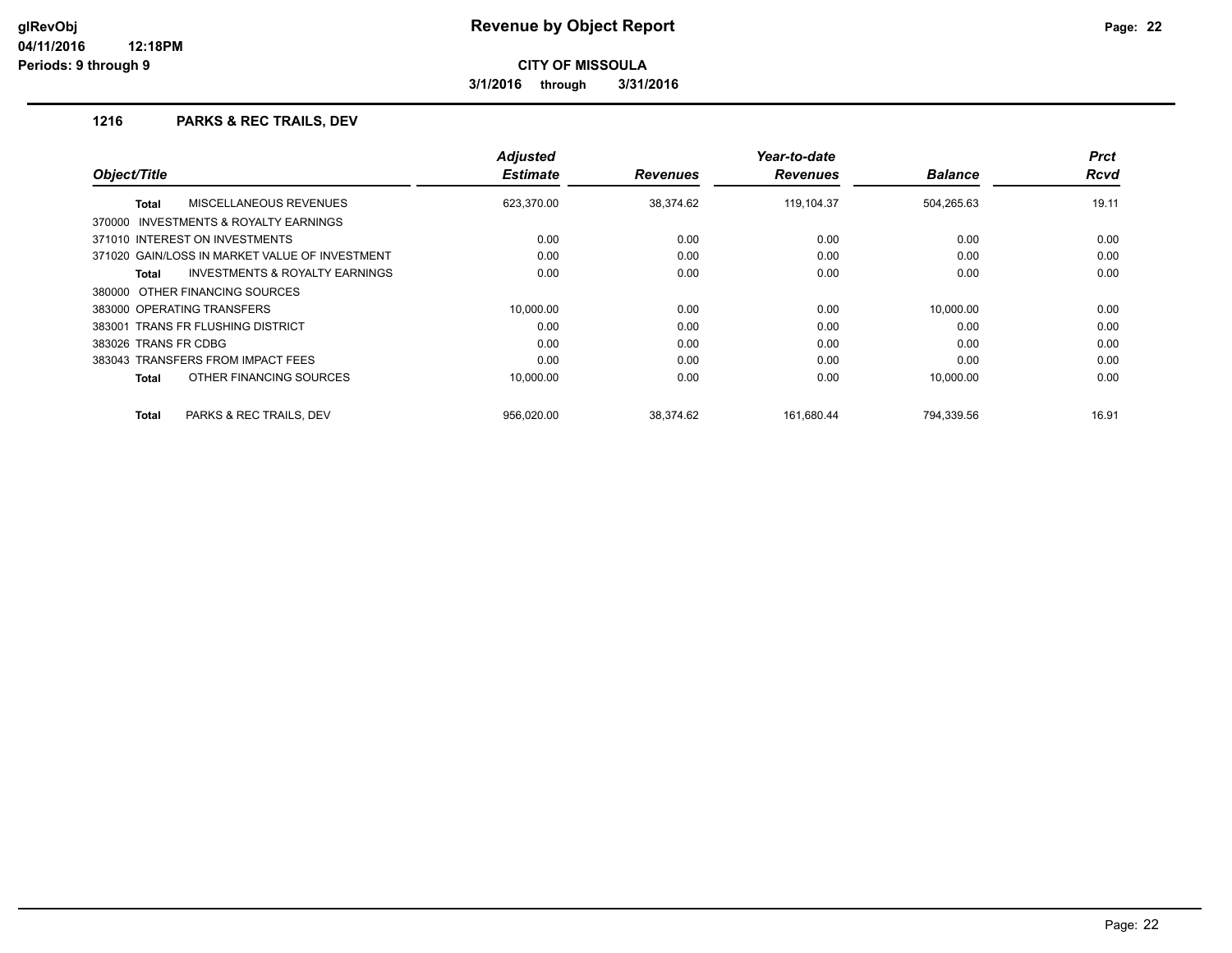# Revenue by Object Report

**CITY OF MISSOULA**

**3/1/2016 through 3/31/2016**

glRevObj
04/11/2016 12:18PM
Periods: 9 through 9

## 1216 PARKS & REC TRAILS, DEV

| Object/Title | Adjusted Estimate | Revenues | Year-to-date Revenues | Balance | Prct Rcvd |
|---|---|---|---|---|---|
| **Total** MISCELLANEOUS REVENUES | 623,370.00 | 38,374.62 | 119,104.37 | 504,265.63 | 19.11 |
| 370000 INVESTMENTS & ROYALTY EARNINGS | | | | | |
| 371010 INTEREST ON INVESTMENTS | 0.00 | 0.00 | 0.00 | 0.00 | 0.00 |
| 371020 GAIN/LOSS IN MARKET VALUE OF INVESTMENT | 0.00 | 0.00 | 0.00 | 0.00 | 0.00 |
| **Total** INVESTMENTS & ROYALTY EARNINGS | 0.00 | 0.00 | 0.00 | 0.00 | 0.00 |
| 380000 OTHER FINANCING SOURCES | | | | | |
| 383000 OPERATING TRANSFERS | 10,000.00 | 0.00 | 0.00 | 10,000.00 | 0.00 |
| 383001 TRANS FR FLUSHING DISTRICT | 0.00 | 0.00 | 0.00 | 0.00 | 0.00 |
| 383026 TRANS FR CDBG | 0.00 | 0.00 | 0.00 | 0.00 | 0.00 |
| 383043 TRANSFERS FROM IMPACT FEES | 0.00 | 0.00 | 0.00 | 0.00 | 0.00 |
| **Total** OTHER FINANCING SOURCES | 10,000.00 | 0.00 | 0.00 | 10,000.00 | 0.00 |
| **Total** PARKS & REC TRAILS, DEV | 956,020.00 | 38,374.62 | 161,680.44 | 794,339.56 | 16.91 |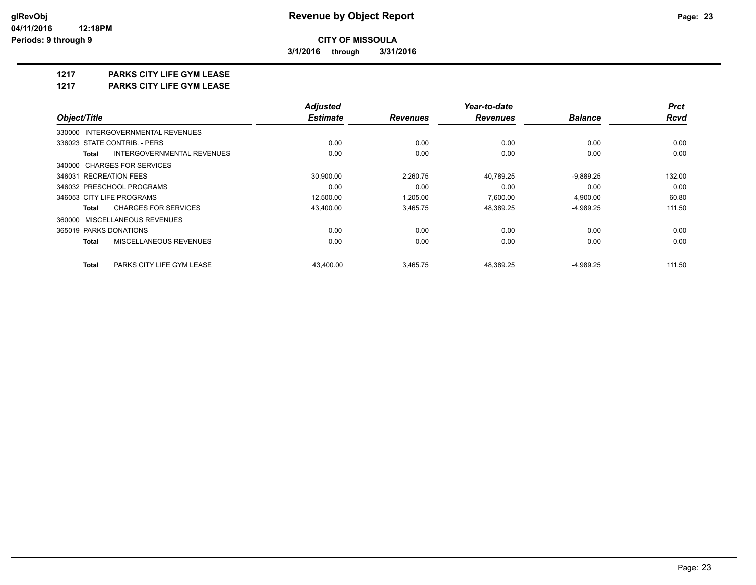**Revenue by Object Report**

**CITY OF MISSOULA**

**3/1/2016 through 3/31/2016**

glRevObj
04/11/2016 12:18PM
Periods: 9 through 9

**1217 PARKS CITY LIFE GYM LEASE**

**1217 PARKS CITY LIFE GYM LEASE**

| Object/Title | Adjusted Estimate | Revenues | Year-to-date Revenues | Balance | Prct Rcvd |
|---|---|---|---|---|---|
| 330000 INTERGOVERNMENTAL REVENUES | | | | | |
| 336023 STATE CONTRIB. - PERS | 0.00 | 0.00 | 0.00 | 0.00 | 0.00 |
| **Total** INTERGOVERNMENTAL REVENUES | 0.00 | 0.00 | 0.00 | 0.00 | 0.00 |
| 340000 CHARGES FOR SERVICES | | | | | |
| 346031 RECREATION FEES | 30,900.00 | 2,260.75 | 40,789.25 | -9,889.25 | 132.00 |
| 346032 PRESCHOOL PROGRAMS | 0.00 | 0.00 | 0.00 | 0.00 | 0.00 |
| 346053 CITY LIFE PROGRAMS | 12,500.00 | 1,205.00 | 7,600.00 | 4,900.00 | 60.80 |
| **Total** CHARGES FOR SERVICES | 43,400.00 | 3,465.75 | 48,389.25 | -4,989.25 | 111.50 |
| 360000 MISCELLANEOUS REVENUES | | | | | |
| 365019 PARKS DONATIONS | 0.00 | 0.00 | 0.00 | 0.00 | 0.00 |
| **Total** MISCELLANEOUS REVENUES | 0.00 | 0.00 | 0.00 | 0.00 | 0.00 |
| **Total** PARKS CITY LIFE GYM LEASE | 43,400.00 | 3,465.75 | 48,389.25 | -4,989.25 | 111.50 |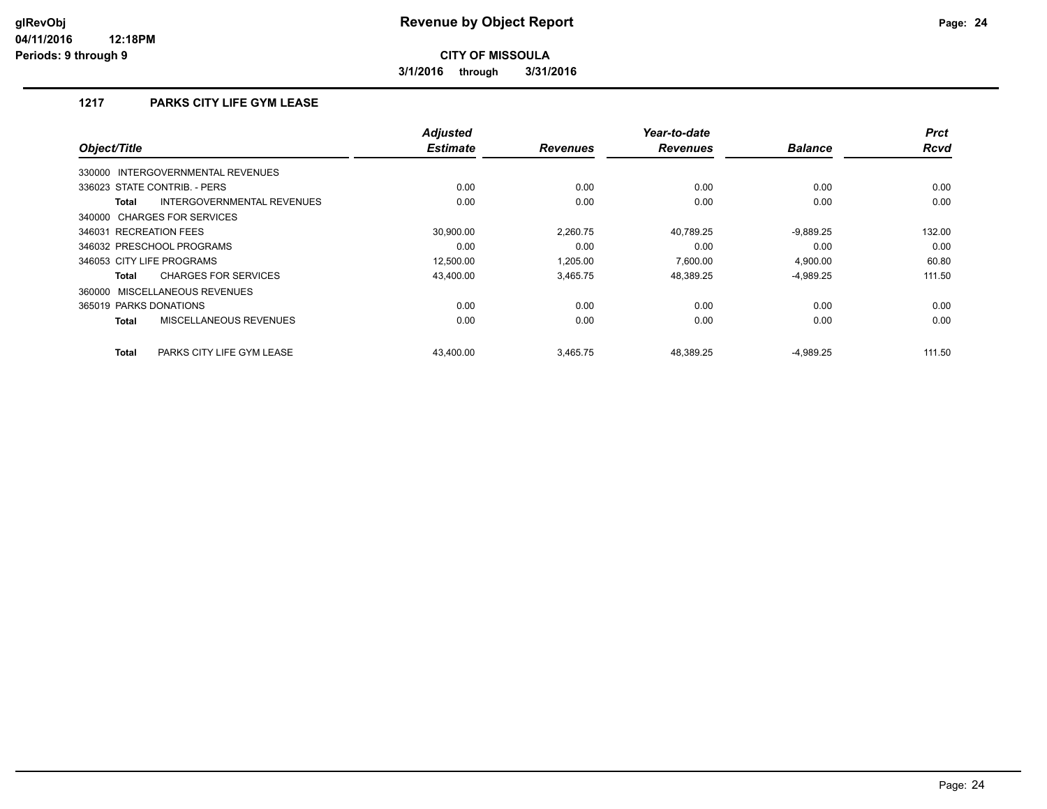# Revenue by Object Report

**CITY OF MISSOULA**

**3/1/2016 through 3/31/2016**

glRevObj
04/11/2016 12:18PM
Periods: 9 through 9

## 1217 PARKS CITY LIFE GYM LEASE

| Object/Title | Adjusted Estimate | Revenues | Year-to-date Revenues | Balance | Prct Rcvd |
|---|---|---|---|---|---|
| 330000 INTERGOVERNMENTAL REVENUES | | | | | |
| 336023 STATE CONTRIB. - PERS | 0.00 | 0.00 | 0.00 | 0.00 | 0.00 |
| **Total** INTERGOVERNMENTAL REVENUES | 0.00 | 0.00 | 0.00 | 0.00 | 0.00 |
| 340000 CHARGES FOR SERVICES | | | | | |
| 346031 RECREATION FEES | 30,900.00 | 2,260.75 | 40,789.25 | -9,889.25 | 132.00 |
| 346032 PRESCHOOL PROGRAMS | 0.00 | 0.00 | 0.00 | 0.00 | 0.00 |
| 346053 CITY LIFE PROGRAMS | 12,500.00 | 1,205.00 | 7,600.00 | 4,900.00 | 60.80 |
| **Total** CHARGES FOR SERVICES | 43,400.00 | 3,465.75 | 48,389.25 | -4,989.25 | 111.50 |
| 360000 MISCELLANEOUS REVENUES | | | | | |
| 365019 PARKS DONATIONS | 0.00 | 0.00 | 0.00 | 0.00 | 0.00 |
| **Total** MISCELLANEOUS REVENUES | 0.00 | 0.00 | 0.00 | 0.00 | 0.00 |
| **Total** PARKS CITY LIFE GYM LEASE | 43,400.00 | 3,465.75 | 48,389.25 | -4,989.25 | 111.50 |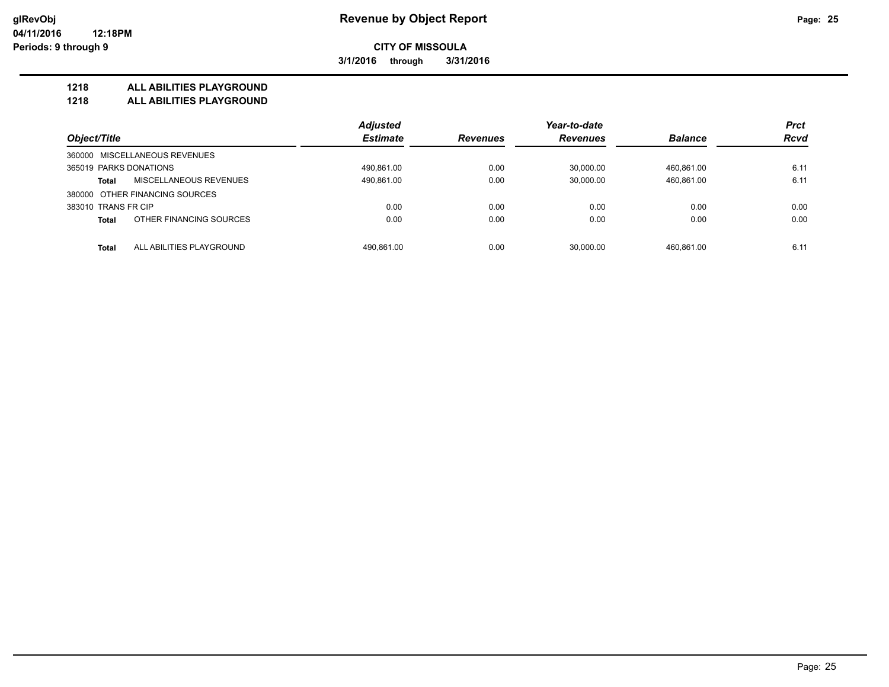**Revenue by Object Report**

**CITY OF MISSOULA**

**3/1/2016 through 3/31/2016**

glRevObj
04/11/2016 12:18PM
Periods: 9 through 9

## 1218 ALL ABILITIES PLAYGROUND
## 1218 ALL ABILITIES PLAYGROUND

| Object/Title | | Adjusted Estimate | Revenues | Year-to-date Revenues | Balance | Prct Rcvd |
|---|---|---|---|---|---|---|
| 360000 MISCELLANEOUS REVENUES | | | | | | |
| 365019 PARKS DONATIONS | | 490,861.00 | 0.00 | 30,000.00 | 460,861.00 | 6.11 |
| **Total** | MISCELLANEOUS REVENUES | 490,861.00 | 0.00 | 30,000.00 | 460,861.00 | 6.11 |
| 380000 OTHER FINANCING SOURCES | | | | | | |
| 383010 TRANS FR CIP | | 0.00 | 0.00 | 0.00 | 0.00 | 0.00 |
| **Total** | OTHER FINANCING SOURCES | 0.00 | 0.00 | 0.00 | 0.00 | 0.00 |
| **Total** | ALL ABILITIES PLAYGROUND | 490,861.00 | 0.00 | 30,000.00 | 460,861.00 | 6.11 |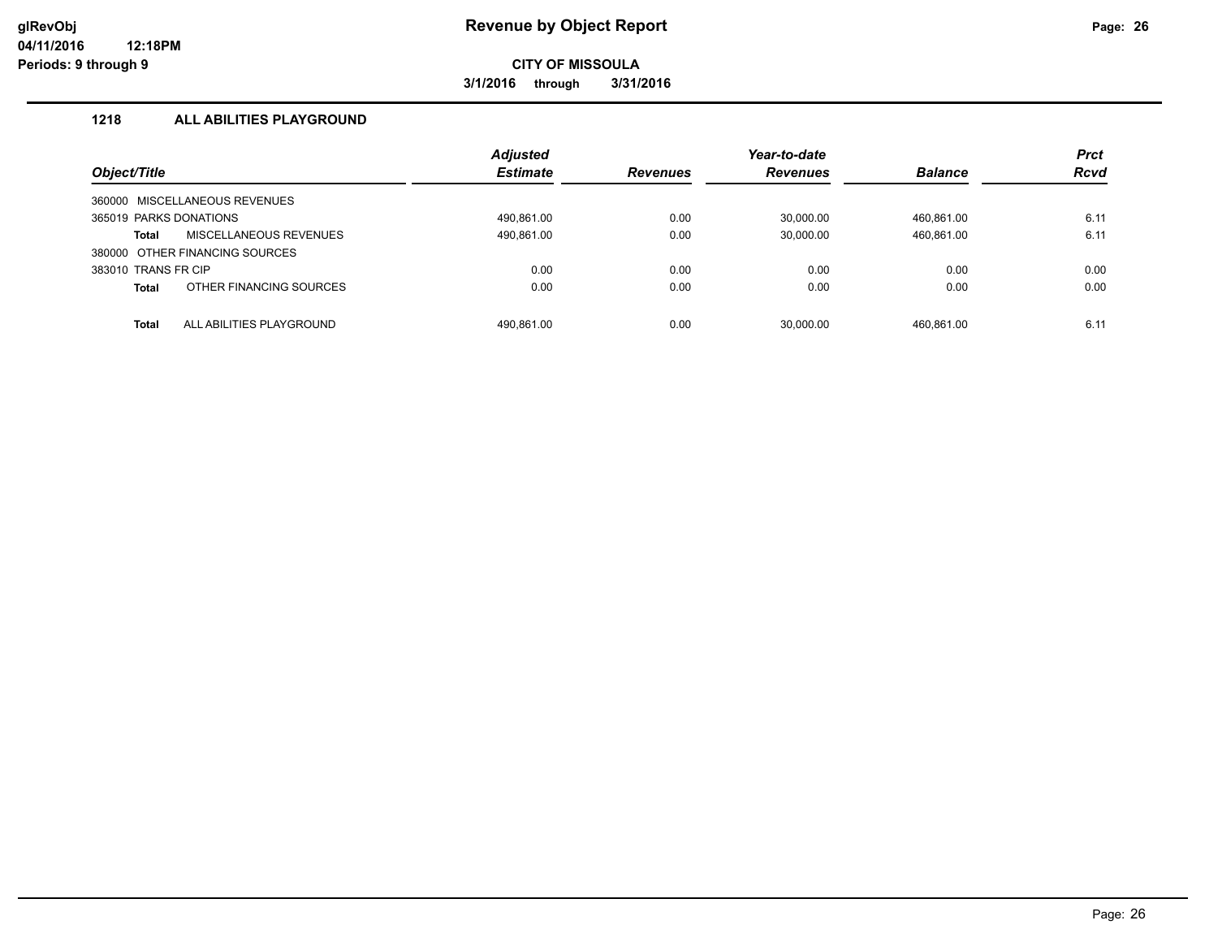**glRevObj**
**04/11/2016 12:18PM**
**Periods: 9 through 9**

# Revenue by Object Report

**CITY OF MISSOULA**

**3/1/2016 through 3/31/2016**

## 1218 ALL ABILITIES PLAYGROUND

| Object/Title | Adjusted Estimate | Revenues | Year-to-date Revenues | Balance | Prct Rcvd |
|---|---|---|---|---|---|
| 360000 MISCELLANEOUS REVENUES | | | | | |
| 365019 PARKS DONATIONS | 490,861.00 | 0.00 | 30,000.00 | 460,861.00 | 6.11 |
| **Total** MISCELLANEOUS REVENUES | 490,861.00 | 0.00 | 30,000.00 | 460,861.00 | 6.11 |
| 380000 OTHER FINANCING SOURCES | | | | | |
| 383010 TRANS FR CIP | 0.00 | 0.00 | 0.00 | 0.00 | 0.00 |
| **Total** OTHER FINANCING SOURCES | 0.00 | 0.00 | 0.00 | 0.00 | 0.00 |
| **Total** ALL ABILITIES PLAYGROUND | 490,861.00 | 0.00 | 30,000.00 | 460,861.00 | 6.11 |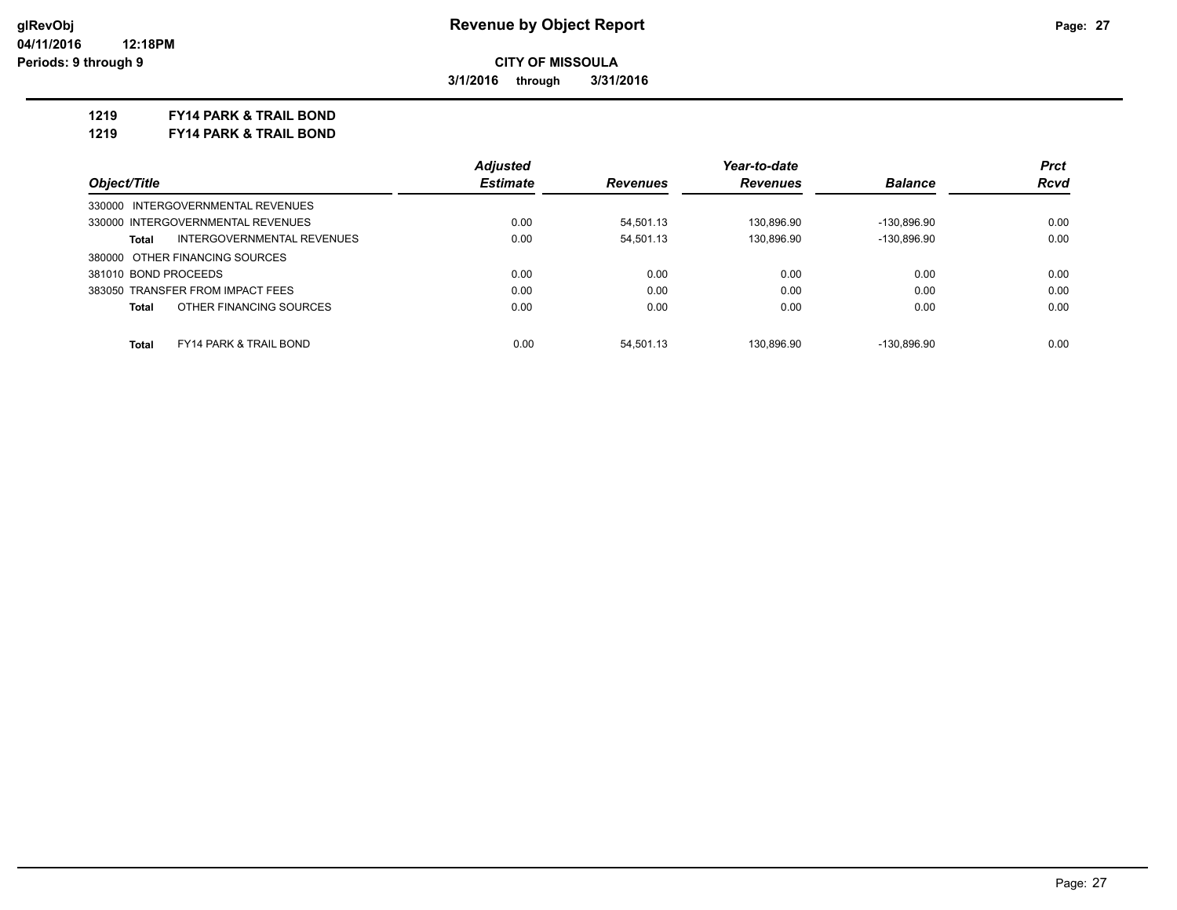**glRevObj**
**04/11/2016 12:18PM**
**Periods: 9 through 9**

# Revenue by Object Report

**CITY OF MISSOULA**

**3/1/2016 through 3/31/2016**

**1219 FY14 PARK & TRAIL BOND**
**1219 FY14 PARK & TRAIL BOND**

| Object/Title | Adjusted Estimate | Revenues | Year-to-date Revenues | Balance | Prct Rcvd |
|---|---|---|---|---|---|
| 330000 INTERGOVERNMENTAL REVENUES | | | | | |
| 330000 INTERGOVERNMENTAL REVENUES | 0.00 | 54,501.13 | 130,896.90 | -130,896.90 | 0.00 |
| **Total** INTERGOVERNMENTAL REVENUES | 0.00 | 54,501.13 | 130,896.90 | -130,896.90 | 0.00 |
| 380000 OTHER FINANCING SOURCES | | | | | |
| 381010 BOND PROCEEDS | 0.00 | 0.00 | 0.00 | 0.00 | 0.00 |
| 383050 TRANSFER FROM IMPACT FEES | 0.00 | 0.00 | 0.00 | 0.00 | 0.00 |
| **Total** OTHER FINANCING SOURCES | 0.00 | 0.00 | 0.00 | 0.00 | 0.00 |
| **Total** FY14 PARK & TRAIL BOND | 0.00 | 54,501.13 | 130,896.90 | -130,896.90 | 0.00 |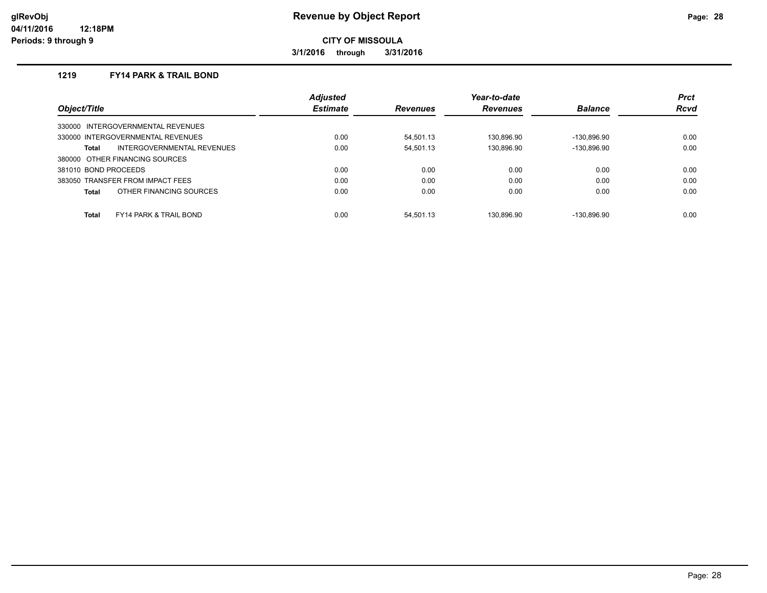**glRevObj**
**04/11/2016 12:18PM**
**Periods: 9 through 9**

# Revenue by Object Report

**CITY OF MISSOULA**

**3/1/2016 through 3/31/2016**

## 1219 FY14 PARK & TRAIL BOND

| Object/Title | Adjusted Estimate | Revenues | Year-to-date Revenues | Balance | Prct Rcvd |
|---|---|---|---|---|---|
| 330000 INTERGOVERNMENTAL REVENUES | | | | | |
| 330000 INTERGOVERNMENTAL REVENUES | 0.00 | 54,501.13 | 130,896.90 | -130,896.90 | 0.00 |
| **Total** INTERGOVERNMENTAL REVENUES | 0.00 | 54,501.13 | 130,896.90 | -130,896.90 | 0.00 |
| 380000 OTHER FINANCING SOURCES | | | | | |
| 381010 BOND PROCEEDS | 0.00 | 0.00 | 0.00 | 0.00 | 0.00 |
| 383050 TRANSFER FROM IMPACT FEES | 0.00 | 0.00 | 0.00 | 0.00 | 0.00 |
| **Total** OTHER FINANCING SOURCES | 0.00 | 0.00 | 0.00 | 0.00 | 0.00 |
| **Total** FY14 PARK & TRAIL BOND | 0.00 | 54,501.13 | 130,896.90 | -130,896.90 | 0.00 |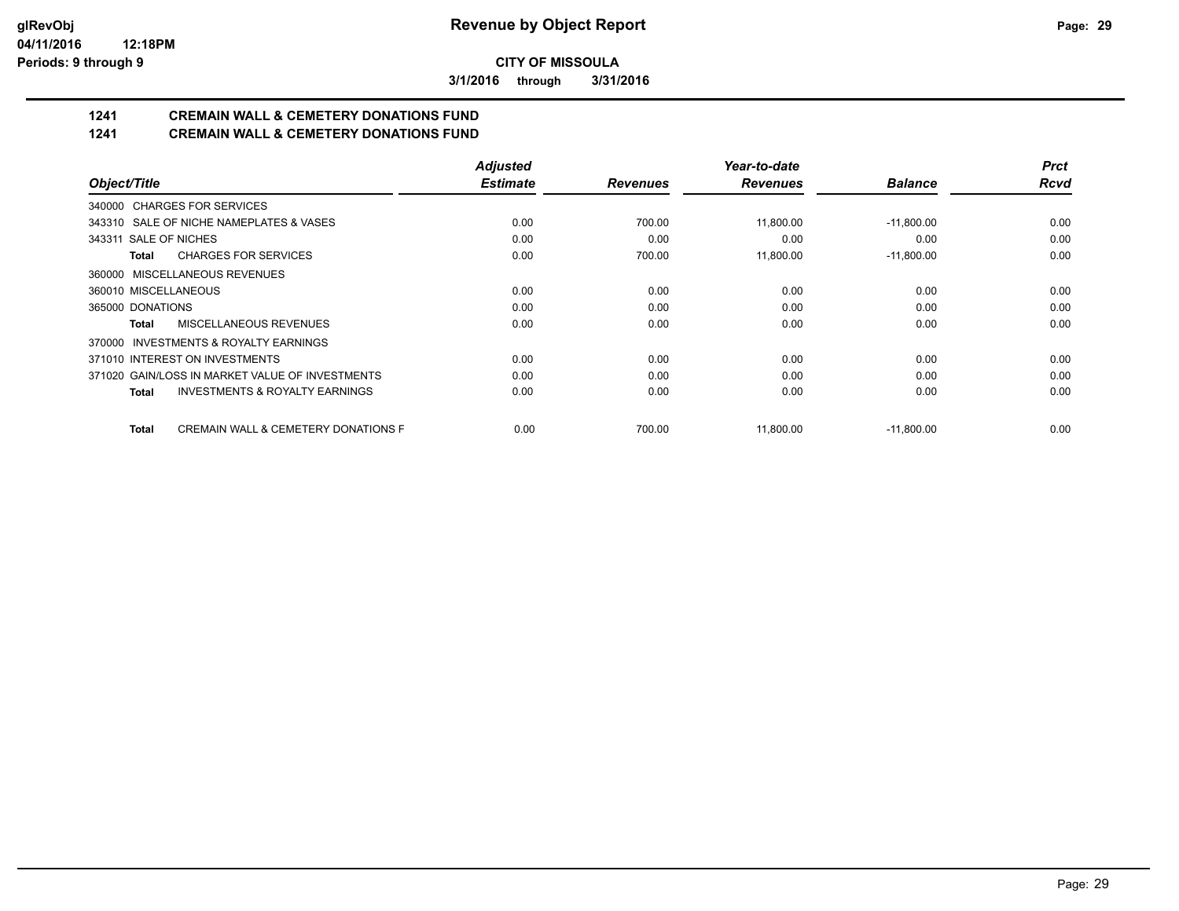**glRevObj**
**04/11/2016 12:18PM**
**Periods: 9 through 9**

# Revenue by Object Report

**CITY OF MISSOULA**

**3/1/2016 through 3/31/2016**

## 1241 CREMAIN WALL & CEMETERY DONATIONS FUND
## 1241 CREMAIN WALL & CEMETERY DONATIONS FUND

| Object/Title | Adjusted Estimate | Revenues | Year-to-date Revenues | Balance | Prct Rcvd |
|---|---|---|---|---|---|
| 340000 CHARGES FOR SERVICES | | | | | |
| 343310 SALE OF NICHE NAMEPLATES & VASES | 0.00 | 700.00 | 11,800.00 | -11,800.00 | 0.00 |
| 343311 SALE OF NICHES | 0.00 | 0.00 | 0.00 | 0.00 | 0.00 |
| **Total** CHARGES FOR SERVICES | 0.00 | 700.00 | 11,800.00 | -11,800.00 | 0.00 |
| 360000 MISCELLANEOUS REVENUES | | | | | |
| 360010 MISCELLANEOUS | 0.00 | 0.00 | 0.00 | 0.00 | 0.00 |
| 365000 DONATIONS | 0.00 | 0.00 | 0.00 | 0.00 | 0.00 |
| **Total** MISCELLANEOUS REVENUES | 0.00 | 0.00 | 0.00 | 0.00 | 0.00 |
| 370000 INVESTMENTS & ROYALTY EARNINGS | | | | | |
| 371010 INTEREST ON INVESTMENTS | 0.00 | 0.00 | 0.00 | 0.00 | 0.00 |
| 371020 GAIN/LOSS IN MARKET VALUE OF INVESTMENTS | 0.00 | 0.00 | 0.00 | 0.00 | 0.00 |
| **Total** INVESTMENTS & ROYALTY EARNINGS | 0.00 | 0.00 | 0.00 | 0.00 | 0.00 |
| **Total** CREMAIN WALL & CEMETERY DONATIONS F | 0.00 | 700.00 | 11,800.00 | -11,800.00 | 0.00 |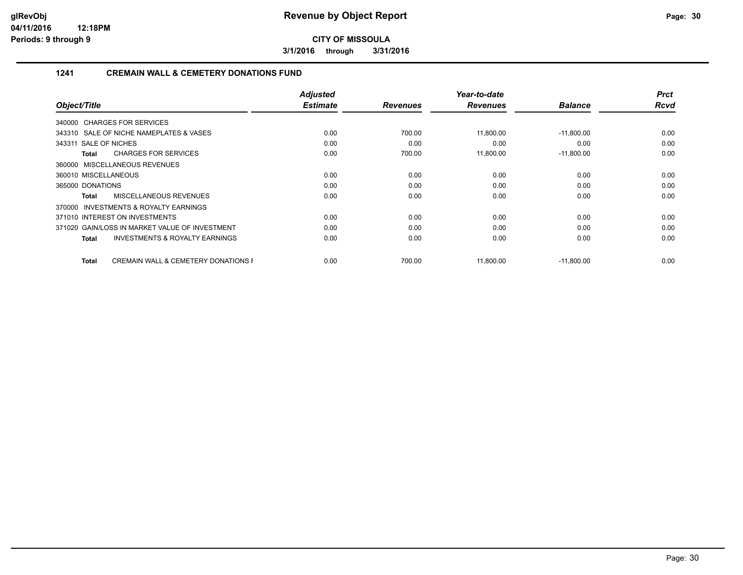# Revenue by Object Report

**CITY OF MISSOULA**

**3/1/2016 through 3/31/2016**

glRevObj
04/11/2016 12:18PM
Periods: 9 through 9

## 1241 CREMAIN WALL & CEMETERY DONATIONS FUND

| Object/Title | Adjusted Estimate | Revenues | Year-to-date Revenues | Balance | Prct Rcvd |
|---|---|---|---|---|---|
| 340000 CHARGES FOR SERVICES | | | | | |
| 343310 SALE OF NICHE NAMEPLATES & VASES | 0.00 | 700.00 | 11,800.00 | -11,800.00 | 0.00 |
| 343311 SALE OF NICHES | 0.00 | 0.00 | 0.00 | 0.00 | 0.00 |
| **Total** CHARGES FOR SERVICES | 0.00 | 700.00 | 11,800.00 | -11,800.00 | 0.00 |
| 360000 MISCELLANEOUS REVENUES | | | | | |
| 360010 MISCELLANEOUS | 0.00 | 0.00 | 0.00 | 0.00 | 0.00 |
| 365000 DONATIONS | 0.00 | 0.00 | 0.00 | 0.00 | 0.00 |
| **Total** MISCELLANEOUS REVENUES | 0.00 | 0.00 | 0.00 | 0.00 | 0.00 |
| 370000 INVESTMENTS & ROYALTY EARNINGS | | | | | |
| 371010 INTEREST ON INVESTMENTS | 0.00 | 0.00 | 0.00 | 0.00 | 0.00 |
| 371020 GAIN/LOSS IN MARKET VALUE OF INVESTMENT | 0.00 | 0.00 | 0.00 | 0.00 | 0.00 |
| **Total** INVESTMENTS & ROYALTY EARNINGS | 0.00 | 0.00 | 0.00 | 0.00 | 0.00 |
| **Total** CREMAIN WALL & CEMETERY DONATIONS F | 0.00 | 700.00 | 11,800.00 | -11,800.00 | 0.00 |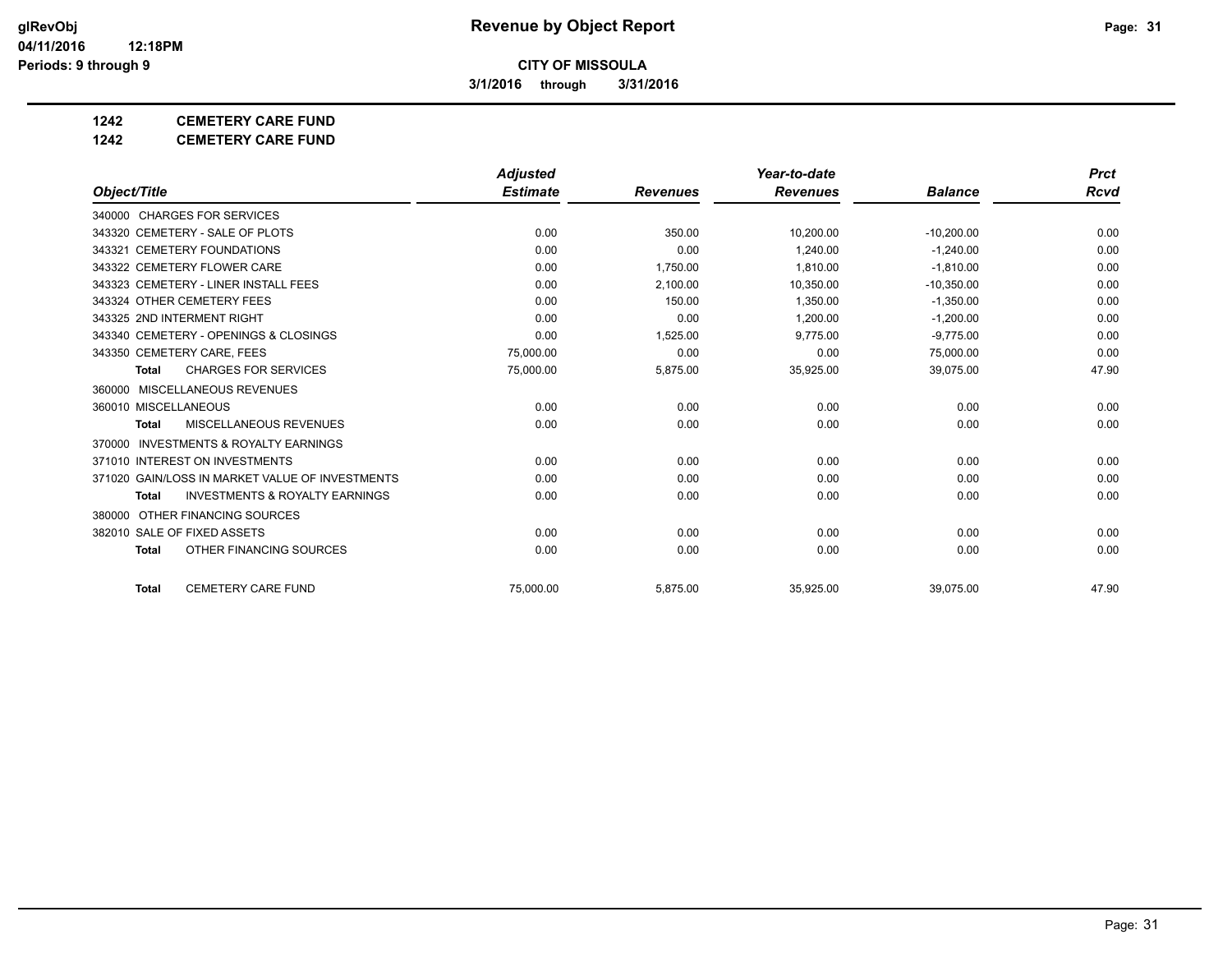**glRevObj** **Revenue by Object Report**

**04/11/2016 12:18PM**

**Periods: 9 through 9**

**CITY OF MISSOULA**

**3/1/2016 through 3/31/2016**

**1242 CEMETERY CARE FUND**

**1242 CEMETERY CARE FUND**

| Object/Title | *Adjusted Estimate* | *Revenues* | *Year-to-date Revenues* | *Balance* | *Prct Rcvd* |
|---|---|---|---|---|---|
| 340000 CHARGES FOR SERVICES | | | | | |
| 343320 CEMETERY - SALE OF PLOTS | 0.00 | 350.00 | 10,200.00 | -10,200.00 | 0.00 |
| 343321 CEMETERY FOUNDATIONS | 0.00 | 0.00 | 1,240.00 | -1,240.00 | 0.00 |
| 343322 CEMETERY FLOWER CARE | 0.00 | 1,750.00 | 1,810.00 | -1,810.00 | 0.00 |
| 343323 CEMETERY - LINER INSTALL FEES | 0.00 | 2,100.00 | 10,350.00 | -10,350.00 | 0.00 |
| 343324 OTHER CEMETERY FEES | 0.00 | 150.00 | 1,350.00 | -1,350.00 | 0.00 |
| 343325 2ND INTERMENT RIGHT | 0.00 | 0.00 | 1,200.00 | -1,200.00 | 0.00 |
| 343340 CEMETERY - OPENINGS & CLOSINGS | 0.00 | 1,525.00 | 9,775.00 | -9,775.00 | 0.00 |
| 343350 CEMETERY CARE, FEES | 75,000.00 | 0.00 | 0.00 | 75,000.00 | 0.00 |
| **Total** CHARGES FOR SERVICES | 75,000.00 | 5,875.00 | 35,925.00 | 39,075.00 | 47.90 |
| 360000 MISCELLANEOUS REVENUES | | | | | |
| 360010 MISCELLANEOUS | 0.00 | 0.00 | 0.00 | 0.00 | 0.00 |
| **Total** MISCELLANEOUS REVENUES | 0.00 | 0.00 | 0.00 | 0.00 | 0.00 |
| 370000 INVESTMENTS & ROYALTY EARNINGS | | | | | |
| 371010 INTEREST ON INVESTMENTS | 0.00 | 0.00 | 0.00 | 0.00 | 0.00 |
| 371020 GAIN/LOSS IN MARKET VALUE OF INVESTMENTS | 0.00 | 0.00 | 0.00 | 0.00 | 0.00 |
| **Total** INVESTMENTS & ROYALTY EARNINGS | 0.00 | 0.00 | 0.00 | 0.00 | 0.00 |
| 380000 OTHER FINANCING SOURCES | | | | | |
| 382010 SALE OF FIXED ASSETS | 0.00 | 0.00 | 0.00 | 0.00 | 0.00 |
| **Total** OTHER FINANCING SOURCES | 0.00 | 0.00 | 0.00 | 0.00 | 0.00 |
| **Total** CEMETERY CARE FUND | 75,000.00 | 5,875.00 | 35,925.00 | 39,075.00 | 47.90 |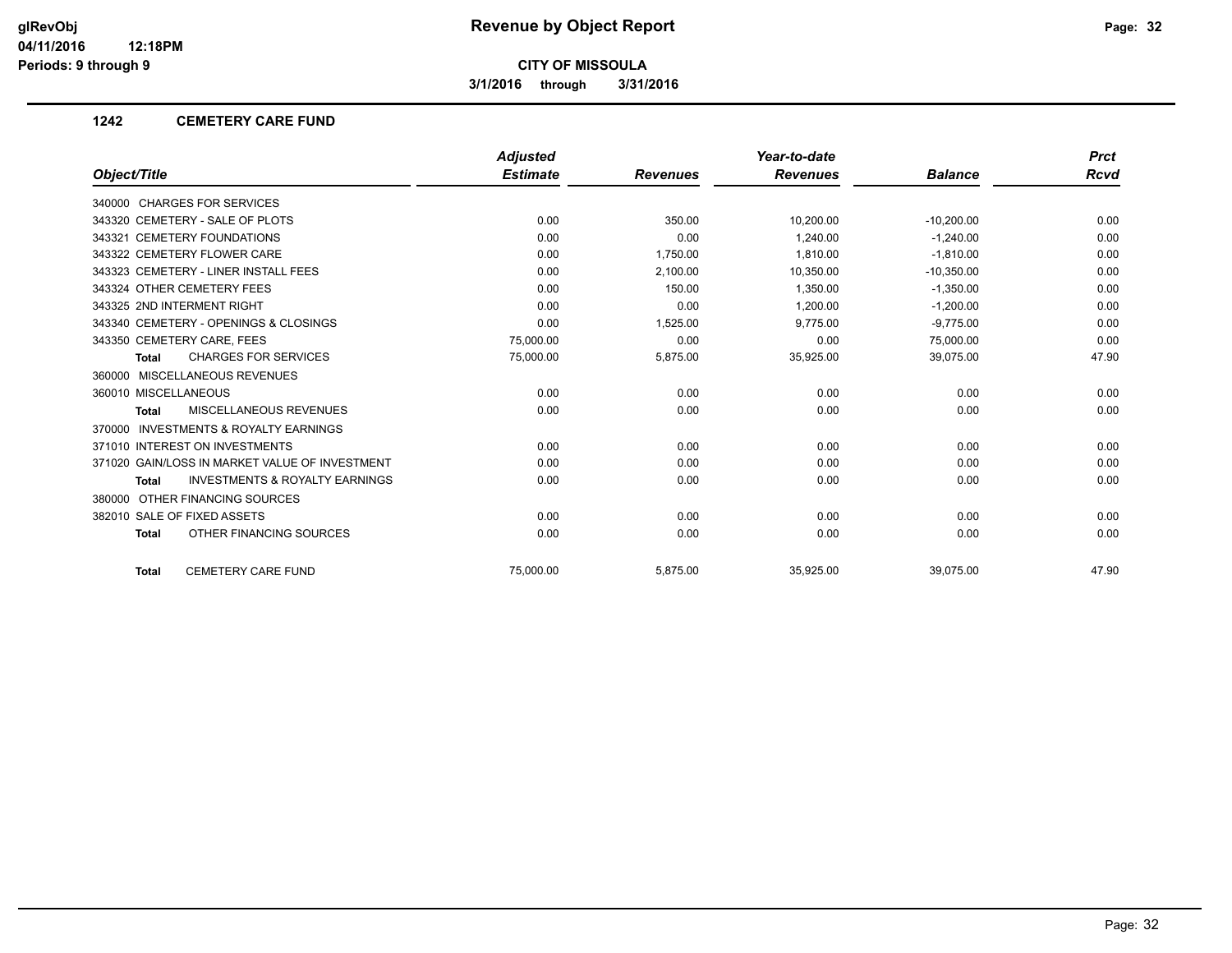# Revenue by Object Report

**CITY OF MISSOULA**

**3/1/2016 through 3/31/2016**

glRevObj
04/11/2016 12:18PM
Periods: 9 through 9

## 1242 CEMETERY CARE FUND

| Object/Title | Adjusted Estimate | Revenues | Year-to-date Revenues | Balance | Prct Rcvd |
|---|---|---|---|---|---|
| 340000 CHARGES FOR SERVICES | | | | | |
| 343320 CEMETERY - SALE OF PLOTS | 0.00 | 350.00 | 10,200.00 | -10,200.00 | 0.00 |
| 343321 CEMETERY FOUNDATIONS | 0.00 | 0.00 | 1,240.00 | -1,240.00 | 0.00 |
| 343322 CEMETERY FLOWER CARE | 0.00 | 1,750.00 | 1,810.00 | -1,810.00 | 0.00 |
| 343323 CEMETERY - LINER INSTALL FEES | 0.00 | 2,100.00 | 10,350.00 | -10,350.00 | 0.00 |
| 343324 OTHER CEMETERY FEES | 0.00 | 150.00 | 1,350.00 | -1,350.00 | 0.00 |
| 343325 2ND INTERMENT RIGHT | 0.00 | 0.00 | 1,200.00 | -1,200.00 | 0.00 |
| 343340 CEMETERY - OPENINGS & CLOSINGS | 0.00 | 1,525.00 | 9,775.00 | -9,775.00 | 0.00 |
| 343350 CEMETERY CARE, FEES | 75,000.00 | 0.00 | 0.00 | 75,000.00 | 0.00 |
| **Total** CHARGES FOR SERVICES | 75,000.00 | 5,875.00 | 35,925.00 | 39,075.00 | 47.90 |
| 360000 MISCELLANEOUS REVENUES | | | | | |
| 360010 MISCELLANEOUS | 0.00 | 0.00 | 0.00 | 0.00 | 0.00 |
| **Total** MISCELLANEOUS REVENUES | 0.00 | 0.00 | 0.00 | 0.00 | 0.00 |
| 370000 INVESTMENTS & ROYALTY EARNINGS | | | | | |
| 371010 INTEREST ON INVESTMENTS | 0.00 | 0.00 | 0.00 | 0.00 | 0.00 |
| 371020 GAIN/LOSS IN MARKET VALUE OF INVESTMENT | 0.00 | 0.00 | 0.00 | 0.00 | 0.00 |
| **Total** INVESTMENTS & ROYALTY EARNINGS | 0.00 | 0.00 | 0.00 | 0.00 | 0.00 |
| 380000 OTHER FINANCING SOURCES | | | | | |
| 382010 SALE OF FIXED ASSETS | 0.00 | 0.00 | 0.00 | 0.00 | 0.00 |
| **Total** OTHER FINANCING SOURCES | 0.00 | 0.00 | 0.00 | 0.00 | 0.00 |
| **Total** CEMETERY CARE FUND | 75,000.00 | 5,875.00 | 35,925.00 | 39,075.00 | 47.90 |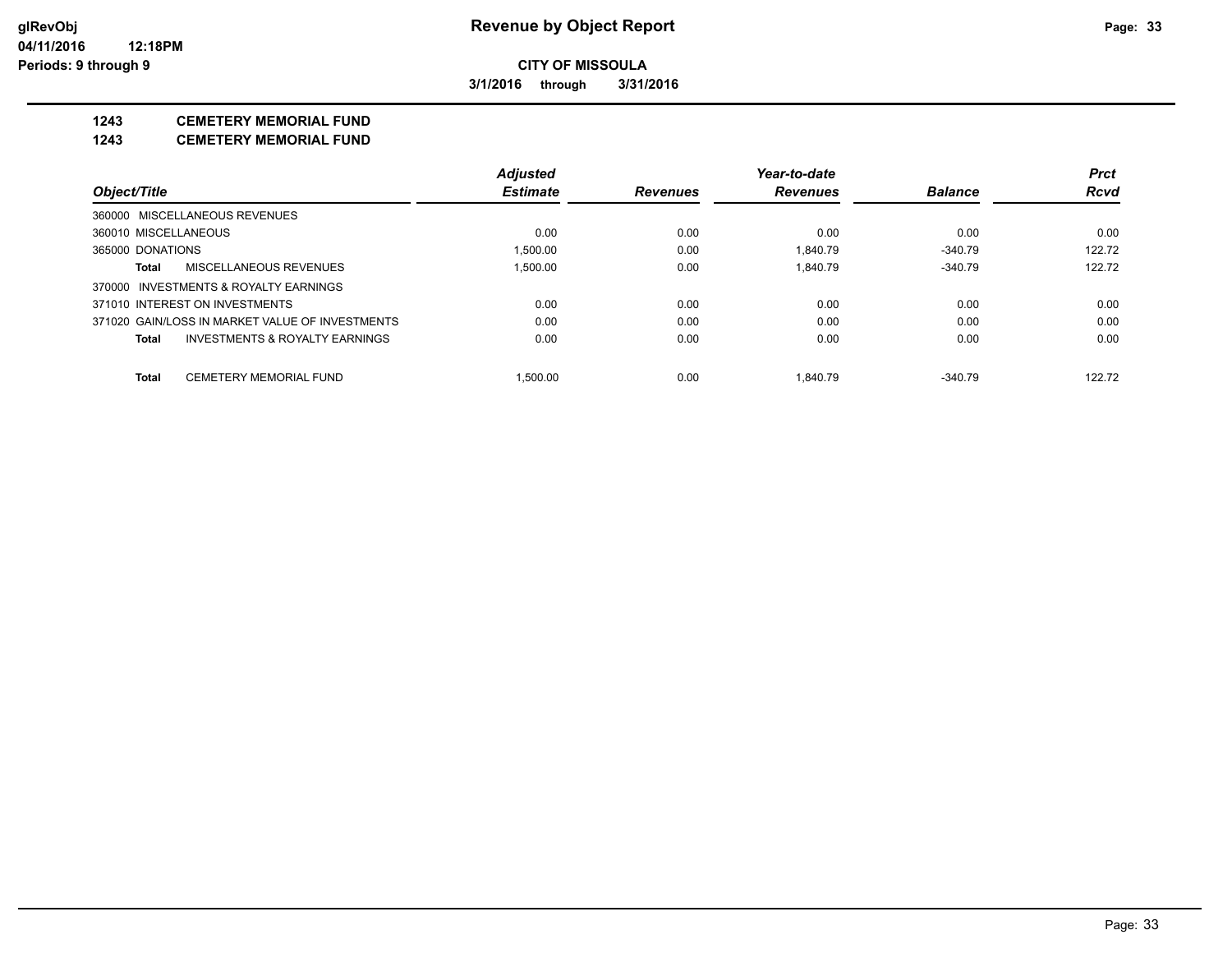**CITY OF MISSOULA**

**3/1/2016 through 3/31/2016**

## 1243 CEMETERY MEMORIAL FUND

## 1243 CEMETERY MEMORIAL FUND

| Object/Title | Adjusted Estimate | Revenues | Year-to-date Revenues | Balance | Prct Rcvd |
|---|---|---|---|---|---|
| 360000 MISCELLANEOUS REVENUES | | | | | |
| 360010 MISCELLANEOUS | 0.00 | 0.00 | 0.00 | 0.00 | 0.00 |
| 365000 DONATIONS | 1,500.00 | 0.00 | 1,840.79 | -340.79 | 122.72 |
| **Total** MISCELLANEOUS REVENUES | 1,500.00 | 0.00 | 1,840.79 | -340.79 | 122.72 |
| 370000 INVESTMENTS & ROYALTY EARNINGS | | | | | |
| 371010 INTEREST ON INVESTMENTS | 0.00 | 0.00 | 0.00 | 0.00 | 0.00 |
| 371020 GAIN/LOSS IN MARKET VALUE OF INVESTMENTS | 0.00 | 0.00 | 0.00 | 0.00 | 0.00 |
| **Total** INVESTMENTS & ROYALTY EARNINGS | 0.00 | 0.00 | 0.00 | 0.00 | 0.00 |
| **Total** CEMETERY MEMORIAL FUND | 1,500.00 | 0.00 | 1,840.79 | -340.79 | 122.72 |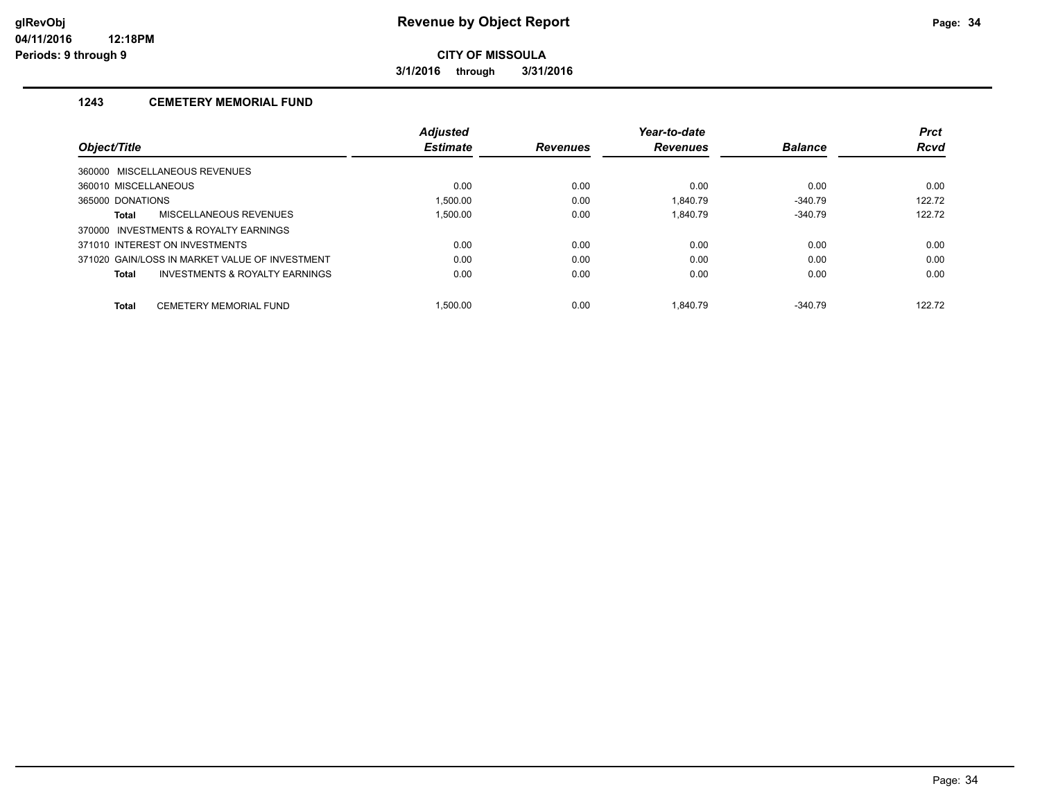**glRevObj**
**04/11/2016 12:18PM**
**Periods: 9 through 9**

# Revenue by Object Report

**CITY OF MISSOULA**

**3/1/2016 through 3/31/2016**

## 1243 CEMETERY MEMORIAL FUND

| Object/Title | Adjusted Estimate | Revenues | Year-to-date Revenues | Balance | Prct Rcvd |
|---|---|---|---|---|---|
| 360000 MISCELLANEOUS REVENUES | | | | | |
| 360010 MISCELLANEOUS | 0.00 | 0.00 | 0.00 | 0.00 | 0.00 |
| 365000 DONATIONS | 1,500.00 | 0.00 | 1,840.79 | -340.79 | 122.72 |
| **Total** MISCELLANEOUS REVENUES | 1,500.00 | 0.00 | 1,840.79 | -340.79 | 122.72 |
| 370000 INVESTMENTS & ROYALTY EARNINGS | | | | | |
| 371010 INTEREST ON INVESTMENTS | 0.00 | 0.00 | 0.00 | 0.00 | 0.00 |
| 371020 GAIN/LOSS IN MARKET VALUE OF INVESTMENT | 0.00 | 0.00 | 0.00 | 0.00 | 0.00 |
| **Total** INVESTMENTS & ROYALTY EARNINGS | 0.00 | 0.00 | 0.00 | 0.00 | 0.00 |
| **Total** CEMETERY MEMORIAL FUND | 1,500.00 | 0.00 | 1,840.79 | -340.79 | 122.72 |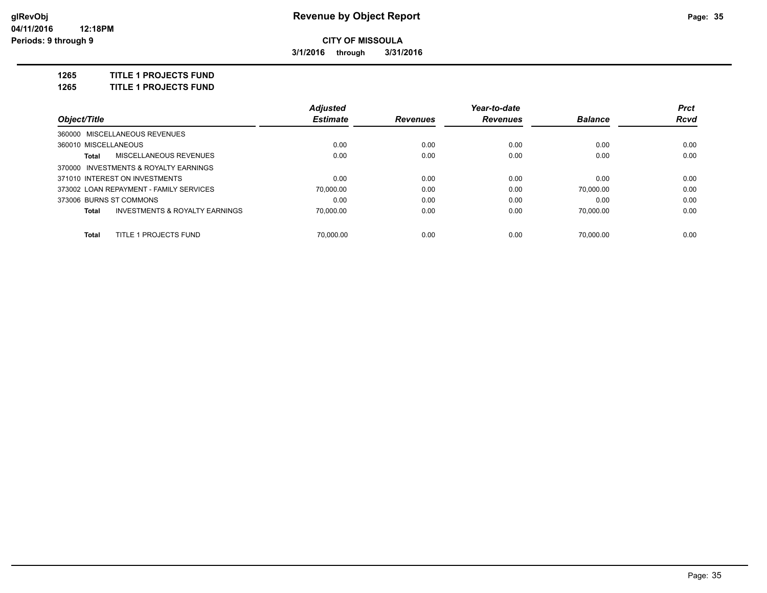# Revenue by Object Report

glRevObj
04/11/2016 12:18PM
Periods: 9 through 9

**CITY OF MISSOULA**

**3/1/2016 through 3/31/2016**

**1265 TITLE 1 PROJECTS FUND**

**1265 TITLE 1 PROJECTS FUND**

| Object/Title | Adjusted Estimate | Revenues | Year-to-date Revenues | Balance | Prct Rcvd |
|---|---|---|---|---|---|
| 360000 MISCELLANEOUS REVENUES | | | | | |
| 360010 MISCELLANEOUS | 0.00 | 0.00 | 0.00 | 0.00 | 0.00 |
| **Total** MISCELLANEOUS REVENUES | 0.00 | 0.00 | 0.00 | 0.00 | 0.00 |
| 370000 INVESTMENTS & ROYALTY EARNINGS | | | | | |
| 371010 INTEREST ON INVESTMENTS | 0.00 | 0.00 | 0.00 | 0.00 | 0.00 |
| 373002 LOAN REPAYMENT - FAMILY SERVICES | 70,000.00 | 0.00 | 0.00 | 70,000.00 | 0.00 |
| 373006 BURNS ST COMMONS | 0.00 | 0.00 | 0.00 | 0.00 | 0.00 |
| **Total** INVESTMENTS & ROYALTY EARNINGS | 70,000.00 | 0.00 | 0.00 | 70,000.00 | 0.00 |
| **Total** TITLE 1 PROJECTS FUND | 70,000.00 | 0.00 | 0.00 | 70,000.00 | 0.00 |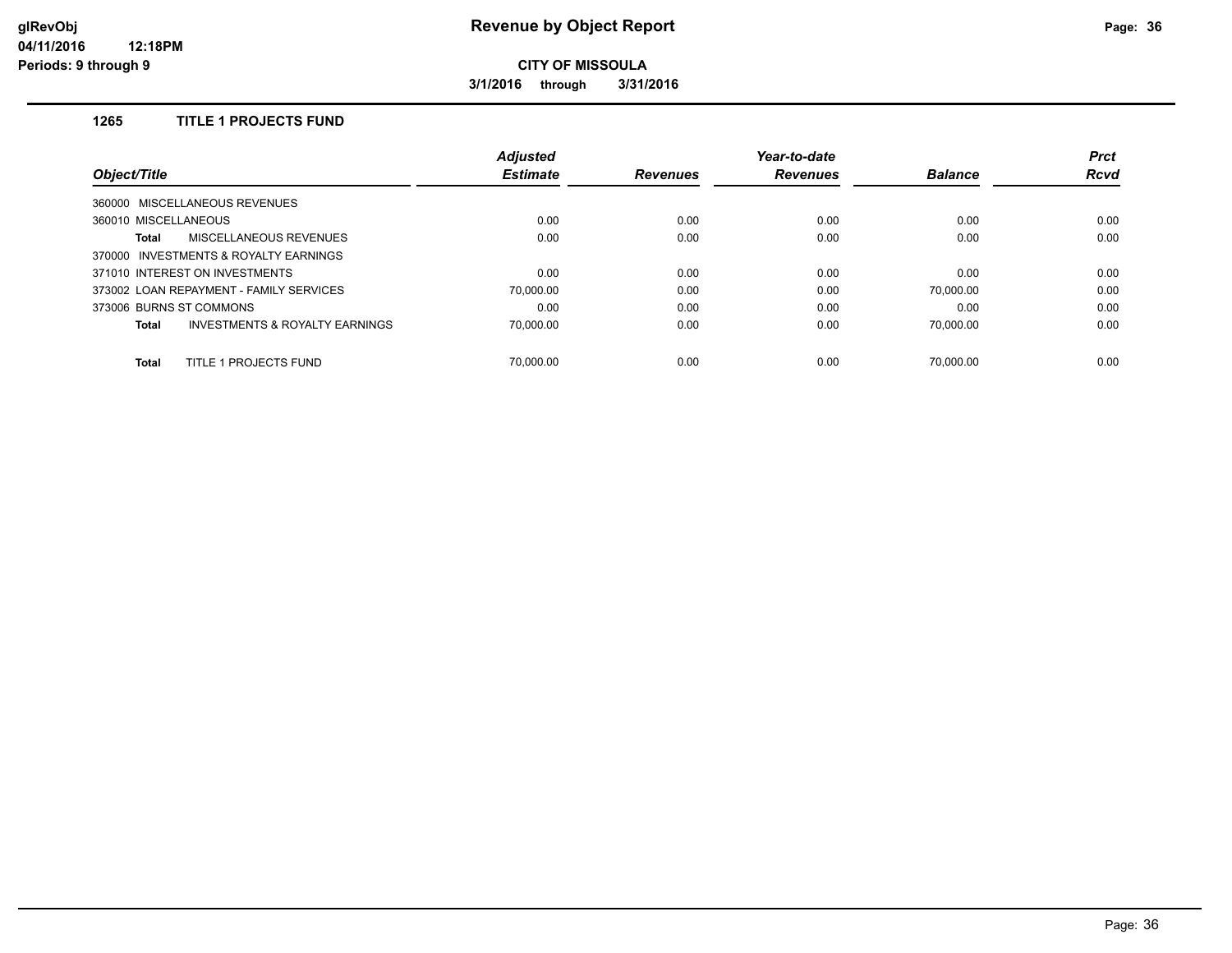**CITY OF MISSOULA**

**3/1/2016 through 3/31/2016**

### 1265 TITLE 1 PROJECTS FUND

| Object/Title | Adjusted Estimate | Revenues | Year-to-date Revenues | Balance | Prct Rcvd |
|---|---|---|---|---|---|
| 360000 MISCELLANEOUS REVENUES | | | | | |
| 360010 MISCELLANEOUS | 0.00 | 0.00 | 0.00 | 0.00 | 0.00 |
| **Total** MISCELLANEOUS REVENUES | 0.00 | 0.00 | 0.00 | 0.00 | 0.00 |
| 370000 INVESTMENTS & ROYALTY EARNINGS | | | | | |
| 371010 INTEREST ON INVESTMENTS | 0.00 | 0.00 | 0.00 | 0.00 | 0.00 |
| 373002 LOAN REPAYMENT - FAMILY SERVICES | 70,000.00 | 0.00 | 0.00 | 70,000.00 | 0.00 |
| 373006 BURNS ST COMMONS | 0.00 | 0.00 | 0.00 | 0.00 | 0.00 |
| **Total** INVESTMENTS & ROYALTY EARNINGS | 70,000.00 | 0.00 | 0.00 | 70,000.00 | 0.00 |
| **Total** TITLE 1 PROJECTS FUND | 70,000.00 | 0.00 | 0.00 | 70,000.00 | 0.00 |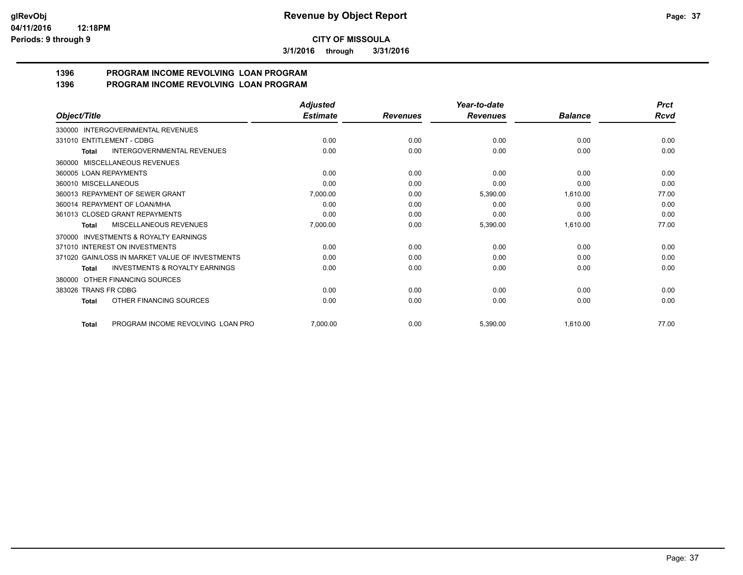**CITY OF MISSOULA**

**3/1/2016 through 3/31/2016**

## 1396 PROGRAM INCOME REVOLVING LOAN PROGRAM
## 1396 PROGRAM INCOME REVOLVING LOAN PROGRAM

| Object/Title | Adjusted Estimate | Revenues | Year-to-date Revenues | Balance | Prct Rcvd |
|---|---|---|---|---|---|
| 330000 INTERGOVERNMENTAL REVENUES | | | | | |
| 331010 ENTITLEMENT - CDBG | 0.00 | 0.00 | 0.00 | 0.00 | 0.00 |
| **Total** INTERGOVERNMENTAL REVENUES | 0.00 | 0.00 | 0.00 | 0.00 | 0.00 |
| 360000 MISCELLANEOUS REVENUES | | | | | |
| 360005 LOAN REPAYMENTS | 0.00 | 0.00 | 0.00 | 0.00 | 0.00 |
| 360010 MISCELLANEOUS | 0.00 | 0.00 | 0.00 | 0.00 | 0.00 |
| 360013 REPAYMENT OF SEWER GRANT | 7,000.00 | 0.00 | 5,390.00 | 1,610.00 | 77.00 |
| 360014 REPAYMENT OF LOAN/MHA | 0.00 | 0.00 | 0.00 | 0.00 | 0.00 |
| 361013 CLOSED GRANT REPAYMENTS | 0.00 | 0.00 | 0.00 | 0.00 | 0.00 |
| **Total** MISCELLANEOUS REVENUES | 7,000.00 | 0.00 | 5,390.00 | 1,610.00 | 77.00 |
| 370000 INVESTMENTS & ROYALTY EARNINGS | | | | | |
| 371010 INTEREST ON INVESTMENTS | 0.00 | 0.00 | 0.00 | 0.00 | 0.00 |
| 371020 GAIN/LOSS IN MARKET VALUE OF INVESTMENTS | 0.00 | 0.00 | 0.00 | 0.00 | 0.00 |
| **Total** INVESTMENTS & ROYALTY EARNINGS | 0.00 | 0.00 | 0.00 | 0.00 | 0.00 |
| 380000 OTHER FINANCING SOURCES | | | | | |
| 383026 TRANS FR CDBG | 0.00 | 0.00 | 0.00 | 0.00 | 0.00 |
| **Total** OTHER FINANCING SOURCES | 0.00 | 0.00 | 0.00 | 0.00 | 0.00 |
| **Total** PROGRAM INCOME REVOLVING LOAN PRO | 7,000.00 | 0.00 | 5,390.00 | 1,610.00 | 77.00 |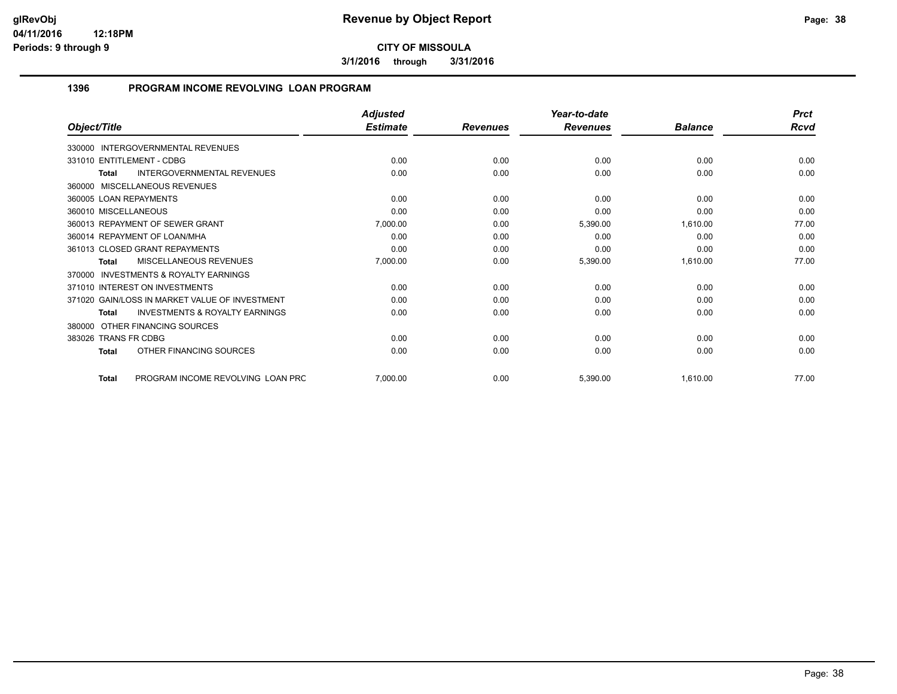# Revenue by Object Report

**CITY OF MISSOULA**

**3/1/2016 through 3/31/2016**

glRevObj
04/11/2016 12:18PM
Periods: 9 through 9

## 1396 PROGRAM INCOME REVOLVING LOAN PROGRAM

| Object/Title | Adjusted Estimate | Revenues | Year-to-date Revenues | Balance | Prct Rcvd |
|---|---|---|---|---|---|
| 330000 INTERGOVERNMENTAL REVENUES | | | | | |
| 331010 ENTITLEMENT - CDBG | 0.00 | 0.00 | 0.00 | 0.00 | 0.00 |
| **Total** INTERGOVERNMENTAL REVENUES | 0.00 | 0.00 | 0.00 | 0.00 | 0.00 |
| 360000 MISCELLANEOUS REVENUES | | | | | |
| 360005 LOAN REPAYMENTS | 0.00 | 0.00 | 0.00 | 0.00 | 0.00 |
| 360010 MISCELLANEOUS | 0.00 | 0.00 | 0.00 | 0.00 | 0.00 |
| 360013 REPAYMENT OF SEWER GRANT | 7,000.00 | 0.00 | 5,390.00 | 1,610.00 | 77.00 |
| 360014 REPAYMENT OF LOAN/MHA | 0.00 | 0.00 | 0.00 | 0.00 | 0.00 |
| 361013 CLOSED GRANT REPAYMENTS | 0.00 | 0.00 | 0.00 | 0.00 | 0.00 |
| **Total** MISCELLANEOUS REVENUES | 7,000.00 | 0.00 | 5,390.00 | 1,610.00 | 77.00 |
| 370000 INVESTMENTS & ROYALTY EARNINGS | | | | | |
| 371010 INTEREST ON INVESTMENTS | 0.00 | 0.00 | 0.00 | 0.00 | 0.00 |
| 371020 GAIN/LOSS IN MARKET VALUE OF INVESTMENT | 0.00 | 0.00 | 0.00 | 0.00 | 0.00 |
| **Total** INVESTMENTS & ROYALTY EARNINGS | 0.00 | 0.00 | 0.00 | 0.00 | 0.00 |
| 380000 OTHER FINANCING SOURCES | | | | | |
| 383026 TRANS FR CDBG | 0.00 | 0.00 | 0.00 | 0.00 | 0.00 |
| **Total** OTHER FINANCING SOURCES | 0.00 | 0.00 | 0.00 | 0.00 | 0.00 |
| **Total** PROGRAM INCOME REVOLVING LOAN PRC | 7,000.00 | 0.00 | 5,390.00 | 1,610.00 | 77.00 |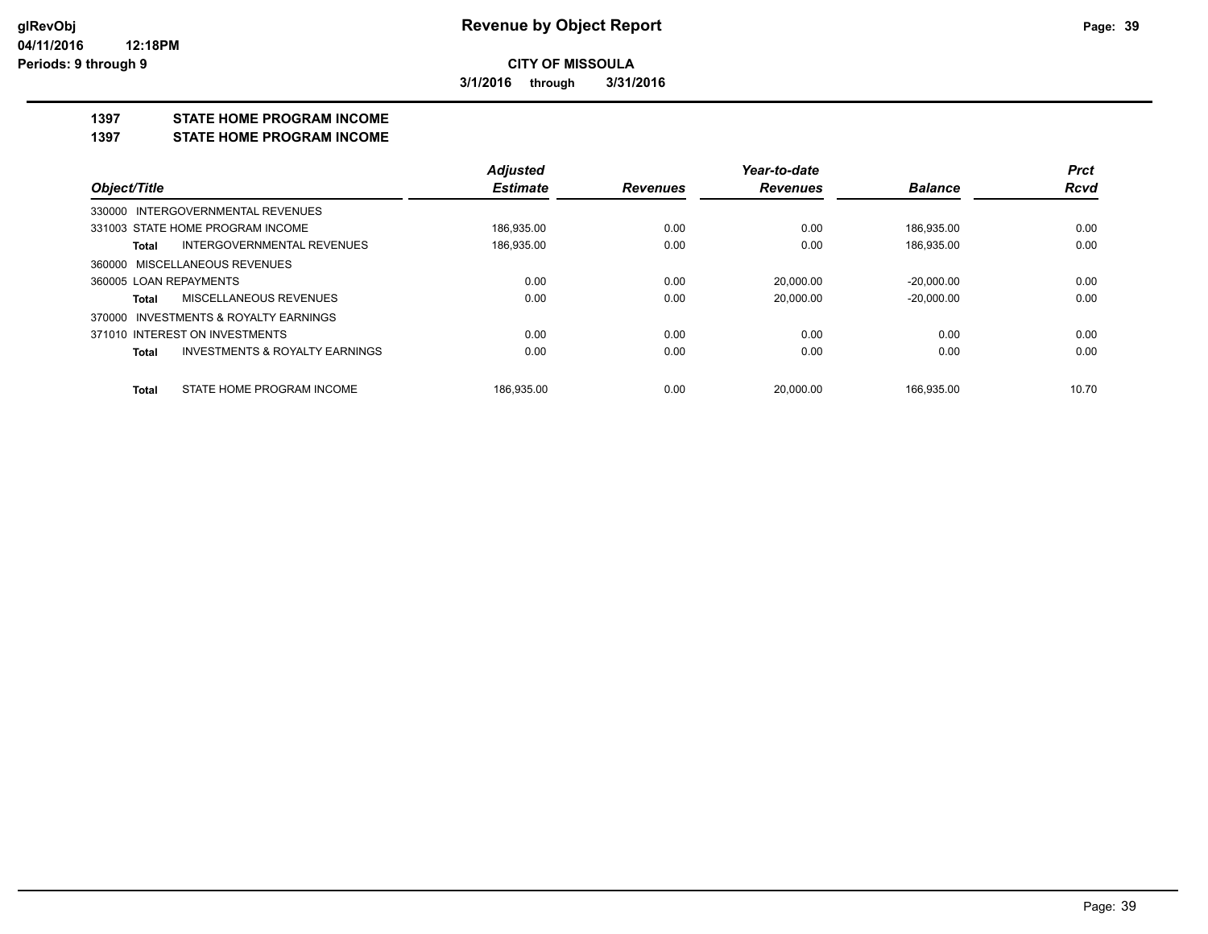# CITY OF MISSOULA

**3/1/2016 through 3/31/2016**

## 1397 STATE HOME PROGRAM INCOME
## 1397 STATE HOME PROGRAM INCOME

| Object/Title | Adjusted Estimate | Revenues | Year-to-date Revenues | Balance | Prct Rcvd |
|---|---|---|---|---|---|
| 330000 INTERGOVERNMENTAL REVENUES | | | | | |
| 331003 STATE HOME PROGRAM INCOME | 186,935.00 | 0.00 | 0.00 | 186,935.00 | 0.00 |
| **Total** INTERGOVERNMENTAL REVENUES | 186,935.00 | 0.00 | 0.00 | 186,935.00 | 0.00 |
| 360000 MISCELLANEOUS REVENUES | | | | | |
| 360005 LOAN REPAYMENTS | 0.00 | 0.00 | 20,000.00 | -20,000.00 | 0.00 |
| **Total** MISCELLANEOUS REVENUES | 0.00 | 0.00 | 20,000.00 | -20,000.00 | 0.00 |
| 370000 INVESTMENTS & ROYALTY EARNINGS | | | | | |
| 371010 INTEREST ON INVESTMENTS | 0.00 | 0.00 | 0.00 | 0.00 | 0.00 |
| **Total** INVESTMENTS & ROYALTY EARNINGS | 0.00 | 0.00 | 0.00 | 0.00 | 0.00 |
| **Total** STATE HOME PROGRAM INCOME | 186,935.00 | 0.00 | 20,000.00 | 166,935.00 | 10.70 |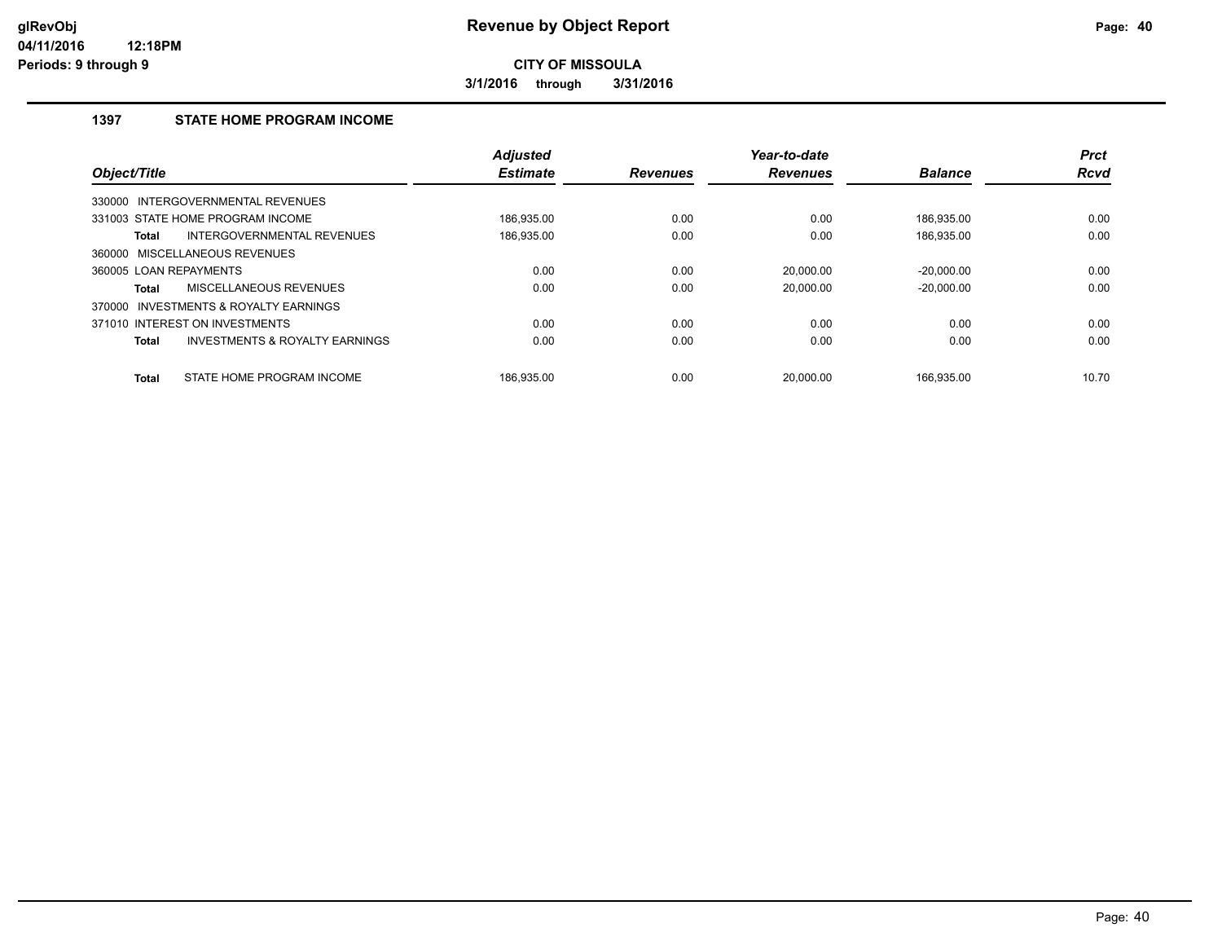# Revenue by Object Report

glRevObj
04/11/2016 12:18PM
Periods: 9 through 9

**CITY OF MISSOULA**

**3/1/2016 through 3/31/2016**

## 1397 STATE HOME PROGRAM INCOME

| Object/Title | Adjusted Estimate | Revenues | Year-to-date Revenues | Balance | Prct Rcvd |
|---|---|---|---|---|---|
| 330000 INTERGOVERNMENTAL REVENUES | | | | | |
| 331003 STATE HOME PROGRAM INCOME | 186,935.00 | 0.00 | 0.00 | 186,935.00 | 0.00 |
| **Total** INTERGOVERNMENTAL REVENUES | 186,935.00 | 0.00 | 0.00 | 186,935.00 | 0.00 |
| 360000 MISCELLANEOUS REVENUES | | | | | |
| 360005 LOAN REPAYMENTS | 0.00 | 0.00 | 20,000.00 | -20,000.00 | 0.00 |
| **Total** MISCELLANEOUS REVENUES | 0.00 | 0.00 | 20,000.00 | -20,000.00 | 0.00 |
| 370000 INVESTMENTS & ROYALTY EARNINGS | | | | | |
| 371010 INTEREST ON INVESTMENTS | 0.00 | 0.00 | 0.00 | 0.00 | 0.00 |
| **Total** INVESTMENTS & ROYALTY EARNINGS | 0.00 | 0.00 | 0.00 | 0.00 | 0.00 |
| **Total** STATE HOME PROGRAM INCOME | 186,935.00 | 0.00 | 20,000.00 | 166,935.00 | 10.70 |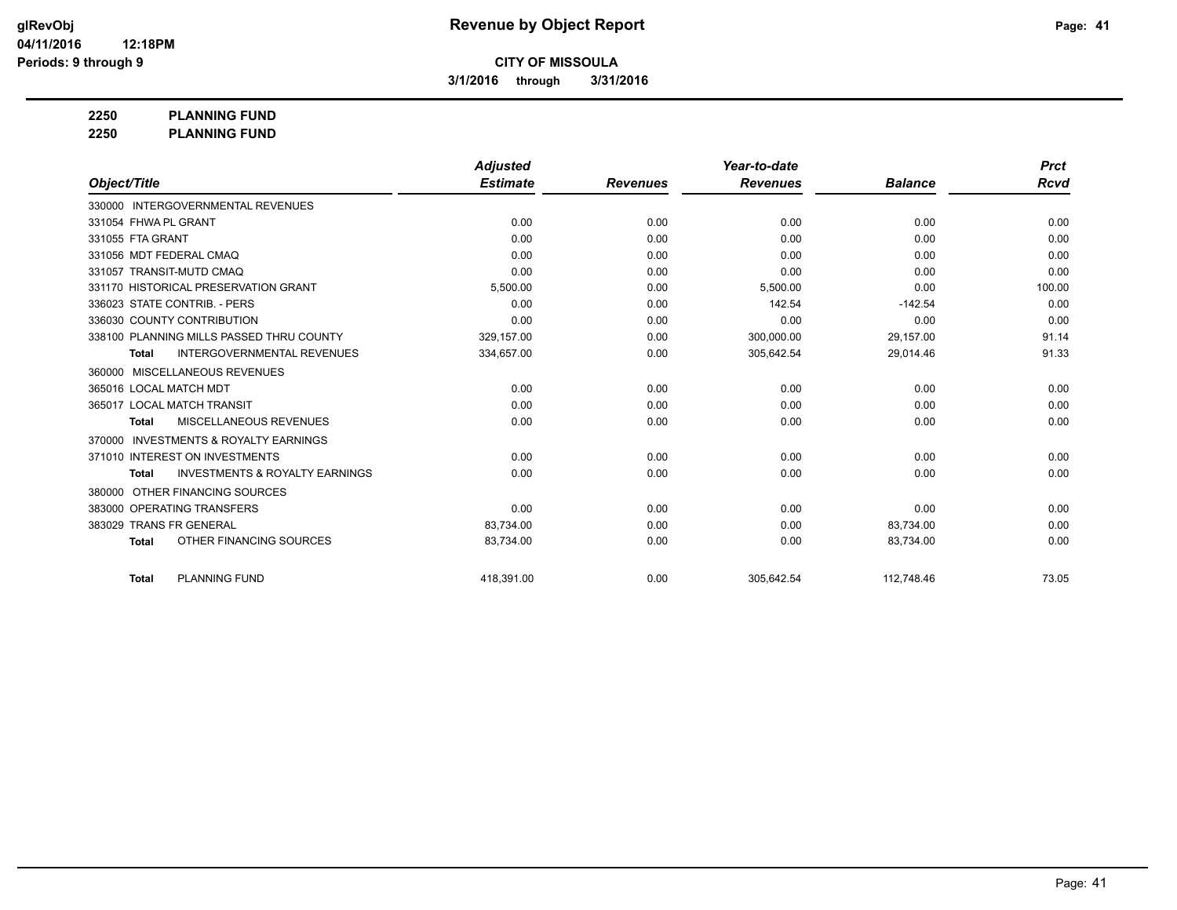**CITY OF MISSOULA**

**3/1/2016 through 3/31/2016**

**Revenue by Object Report**

glRevObj
04/11/2016 12:18PM
Periods: 9 through 9

**2250 PLANNING FUND**

**2250 PLANNING FUND**

| Object/Title | Adjusted Estimate | Revenues | Year-to-date Revenues | Balance | Prct Rcvd |
|---|---|---|---|---|---|
| 330000 INTERGOVERNMENTAL REVENUES | | | | | |
| 331054 FHWA PL GRANT | 0.00 | 0.00 | 0.00 | 0.00 | 0.00 |
| 331055 FTA GRANT | 0.00 | 0.00 | 0.00 | 0.00 | 0.00 |
| 331056 MDT FEDERAL CMAQ | 0.00 | 0.00 | 0.00 | 0.00 | 0.00 |
| 331057 TRANSIT-MUTD CMAQ | 0.00 | 0.00 | 0.00 | 0.00 | 0.00 |
| 331170 HISTORICAL PRESERVATION GRANT | 5,500.00 | 0.00 | 5,500.00 | 0.00 | 100.00 |
| 336023 STATE CONTRIB. - PERS | 0.00 | 0.00 | 142.54 | -142.54 | 0.00 |
| 336030 COUNTY CONTRIBUTION | 0.00 | 0.00 | 0.00 | 0.00 | 0.00 |
| 338100 PLANNING MILLS PASSED THRU COUNTY | 329,157.00 | 0.00 | 300,000.00 | 29,157.00 | 91.14 |
| **Total** INTERGOVERNMENTAL REVENUES | 334,657.00 | 0.00 | 305,642.54 | 29,014.46 | 91.33 |
| 360000 MISCELLANEOUS REVENUES | | | | | |
| 365016 LOCAL MATCH MDT | 0.00 | 0.00 | 0.00 | 0.00 | 0.00 |
| 365017 LOCAL MATCH TRANSIT | 0.00 | 0.00 | 0.00 | 0.00 | 0.00 |
| **Total** MISCELLANEOUS REVENUES | 0.00 | 0.00 | 0.00 | 0.00 | 0.00 |
| 370000 INVESTMENTS & ROYALTY EARNINGS | | | | | |
| 371010 INTEREST ON INVESTMENTS | 0.00 | 0.00 | 0.00 | 0.00 | 0.00 |
| **Total** INVESTMENTS & ROYALTY EARNINGS | 0.00 | 0.00 | 0.00 | 0.00 | 0.00 |
| 380000 OTHER FINANCING SOURCES | | | | | |
| 383000 OPERATING TRANSFERS | 0.00 | 0.00 | 0.00 | 0.00 | 0.00 |
| 383029 TRANS FR GENERAL | 83,734.00 | 0.00 | 0.00 | 83,734.00 | 0.00 |
| **Total** OTHER FINANCING SOURCES | 83,734.00 | 0.00 | 0.00 | 83,734.00 | 0.00 |
| **Total** PLANNING FUND | 418,391.00 | 0.00 | 305,642.54 | 112,748.46 | 73.05 |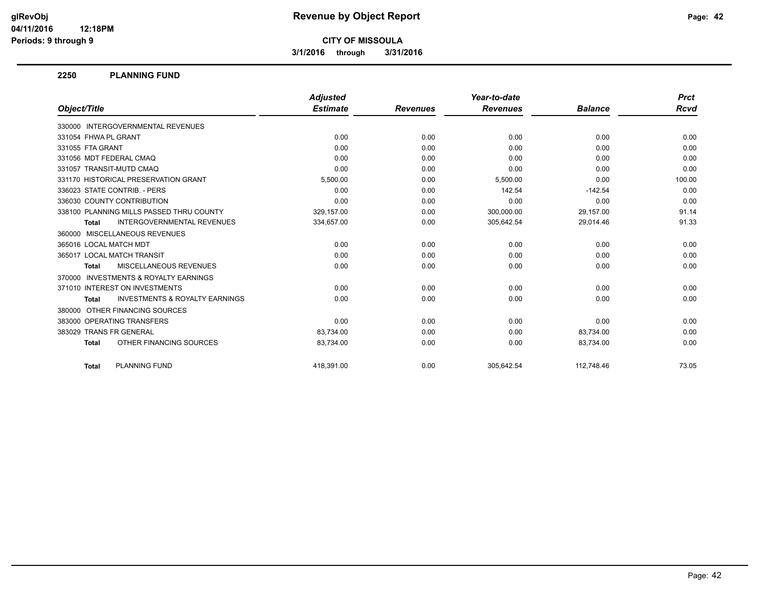**CITY OF MISSOULA**

**3/1/2016 through 3/31/2016**

## 2250 PLANNING FUND

| Object/Title | Adjusted Estimate | Revenues | Year-to-date Revenues | Balance | Prct Rcvd |
|---|---|---|---|---|---|
| 330000 INTERGOVERNMENTAL REVENUES | | | | | |
| 331054 FHWA PL GRANT | 0.00 | 0.00 | 0.00 | 0.00 | 0.00 |
| 331055 FTA GRANT | 0.00 | 0.00 | 0.00 | 0.00 | 0.00 |
| 331056 MDT FEDERAL CMAQ | 0.00 | 0.00 | 0.00 | 0.00 | 0.00 |
| 331057 TRANSIT-MUTD CMAQ | 0.00 | 0.00 | 0.00 | 0.00 | 0.00 |
| 331170 HISTORICAL PRESERVATION GRANT | 5,500.00 | 0.00 | 5,500.00 | 0.00 | 100.00 |
| 336023 STATE CONTRIB. - PERS | 0.00 | 0.00 | 142.54 | -142.54 | 0.00 |
| 336030 COUNTY CONTRIBUTION | 0.00 | 0.00 | 0.00 | 0.00 | 0.00 |
| 338100 PLANNING MILLS PASSED THRU COUNTY | 329,157.00 | 0.00 | 300,000.00 | 29,157.00 | 91.14 |
| **Total** INTERGOVERNMENTAL REVENUES | 334,657.00 | 0.00 | 305,642.54 | 29,014.46 | 91.33 |
| 360000 MISCELLANEOUS REVENUES | | | | | |
| 365016 LOCAL MATCH MDT | 0.00 | 0.00 | 0.00 | 0.00 | 0.00 |
| 365017 LOCAL MATCH TRANSIT | 0.00 | 0.00 | 0.00 | 0.00 | 0.00 |
| **Total** MISCELLANEOUS REVENUES | 0.00 | 0.00 | 0.00 | 0.00 | 0.00 |
| 370000 INVESTMENTS & ROYALTY EARNINGS | | | | | |
| 371010 INTEREST ON INVESTMENTS | 0.00 | 0.00 | 0.00 | 0.00 | 0.00 |
| **Total** INVESTMENTS & ROYALTY EARNINGS | 0.00 | 0.00 | 0.00 | 0.00 | 0.00 |
| 380000 OTHER FINANCING SOURCES | | | | | |
| 383000 OPERATING TRANSFERS | 0.00 | 0.00 | 0.00 | 0.00 | 0.00 |
| 383029 TRANS FR GENERAL | 83,734.00 | 0.00 | 0.00 | 83,734.00 | 0.00 |
| **Total** OTHER FINANCING SOURCES | 83,734.00 | 0.00 | 0.00 | 83,734.00 | 0.00 |
| **Total** PLANNING FUND | 418,391.00 | 0.00 | 305,642.54 | 112,748.46 | 73.05 |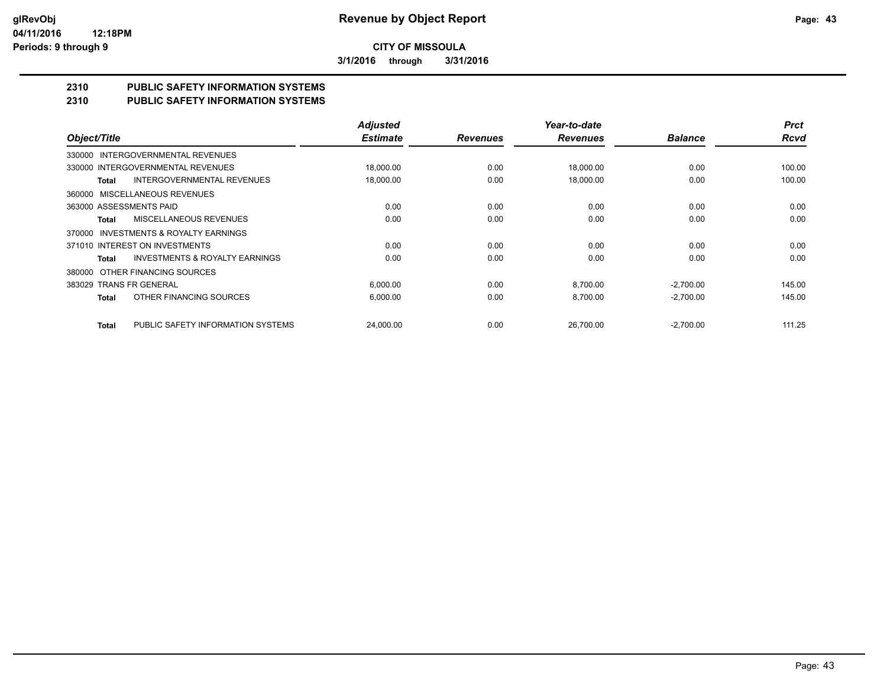# Revenue by Object Report

**CITY OF MISSOULA**

**3/1/2016 through 3/31/2016**

glRevObj
04/11/2016 12:18PM
Periods: 9 through 9

## 2310 PUBLIC SAFETY INFORMATION SYSTEMS
## 2310 PUBLIC SAFETY INFORMATION SYSTEMS

| Object/Title | Adjusted Estimate | Revenues | Year-to-date Revenues | Balance | Prct Rcvd |
|---|---|---|---|---|---|
| 330000 INTERGOVERNMENTAL REVENUES | | | | | |
| 330000 INTERGOVERNMENTAL REVENUES | 18,000.00 | 0.00 | 18,000.00 | 0.00 | 100.00 |
| **Total** INTERGOVERNMENTAL REVENUES | 18,000.00 | 0.00 | 18,000.00 | 0.00 | 100.00 |
| 360000 MISCELLANEOUS REVENUES | | | | | |
| 363000 ASSESSMENTS PAID | 0.00 | 0.00 | 0.00 | 0.00 | 0.00 |
| **Total** MISCELLANEOUS REVENUES | 0.00 | 0.00 | 0.00 | 0.00 | 0.00 |
| 370000 INVESTMENTS & ROYALTY EARNINGS | | | | | |
| 371010 INTEREST ON INVESTMENTS | 0.00 | 0.00 | 0.00 | 0.00 | 0.00 |
| **Total** INVESTMENTS & ROYALTY EARNINGS | 0.00 | 0.00 | 0.00 | 0.00 | 0.00 |
| 380000 OTHER FINANCING SOURCES | | | | | |
| 383029 TRANS FR GENERAL | 6,000.00 | 0.00 | 8,700.00 | -2,700.00 | 145.00 |
| **Total** OTHER FINANCING SOURCES | 6,000.00 | 0.00 | 8,700.00 | -2,700.00 | 145.00 |
| **Total** PUBLIC SAFETY INFORMATION SYSTEMS | 24,000.00 | 0.00 | 26,700.00 | -2,700.00 | 111.25 |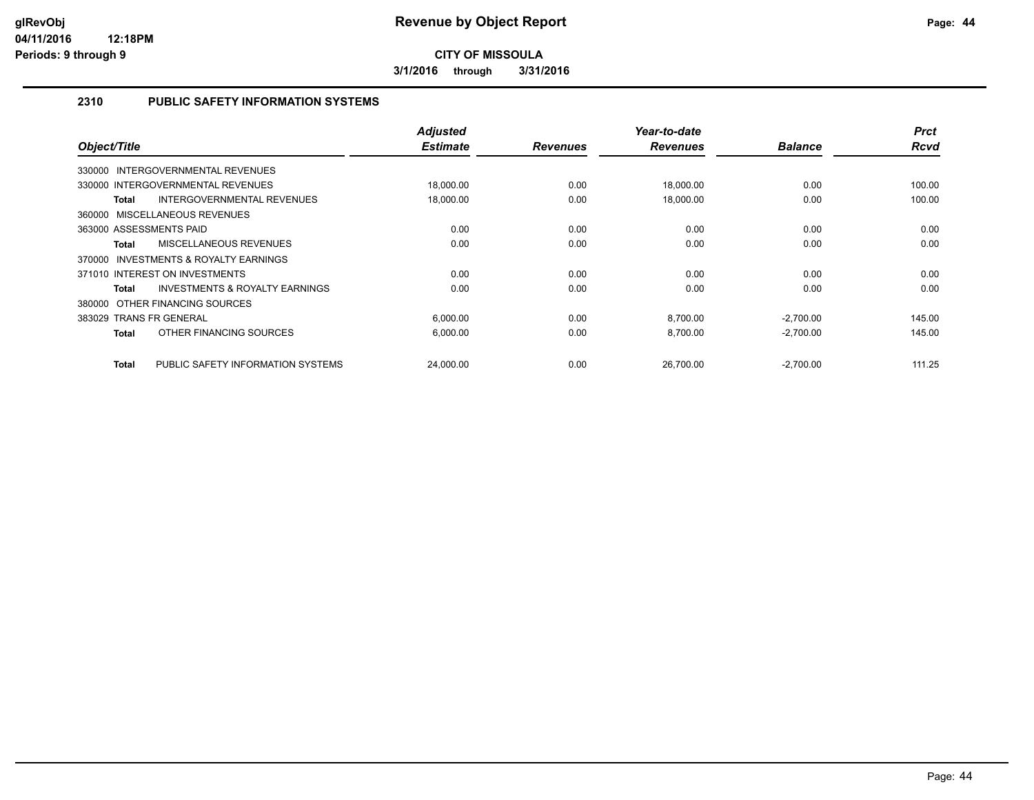**Revenue by Object Report**

**CITY OF MISSOULA**

**3/1/2016 through 3/31/2016**

## 2310 PUBLIC SAFETY INFORMATION SYSTEMS

| Object/Title | Adjusted Estimate | Revenues | Year-to-date Revenues | Balance | Prct Rcvd |
|---|---|---|---|---|---|
| 330000 INTERGOVERNMENTAL REVENUES | | | | | |
| 330000 INTERGOVERNMENTAL REVENUES | 18,000.00 | 0.00 | 18,000.00 | 0.00 | 100.00 |
| **Total** INTERGOVERNMENTAL REVENUES | 18,000.00 | 0.00 | 18,000.00 | 0.00 | 100.00 |
| 360000 MISCELLANEOUS REVENUES | | | | | |
| 363000 ASSESSMENTS PAID | 0.00 | 0.00 | 0.00 | 0.00 | 0.00 |
| **Total** MISCELLANEOUS REVENUES | 0.00 | 0.00 | 0.00 | 0.00 | 0.00 |
| 370000 INVESTMENTS & ROYALTY EARNINGS | | | | | |
| 371010 INTEREST ON INVESTMENTS | 0.00 | 0.00 | 0.00 | 0.00 | 0.00 |
| **Total** INVESTMENTS & ROYALTY EARNINGS | 0.00 | 0.00 | 0.00 | 0.00 | 0.00 |
| 380000 OTHER FINANCING SOURCES | | | | | |
| 383029 TRANS FR GENERAL | 6,000.00 | 0.00 | 8,700.00 | -2,700.00 | 145.00 |
| **Total** OTHER FINANCING SOURCES | 6,000.00 | 0.00 | 8,700.00 | -2,700.00 | 145.00 |
| **Total** PUBLIC SAFETY INFORMATION SYSTEMS | 24,000.00 | 0.00 | 26,700.00 | -2,700.00 | 111.25 |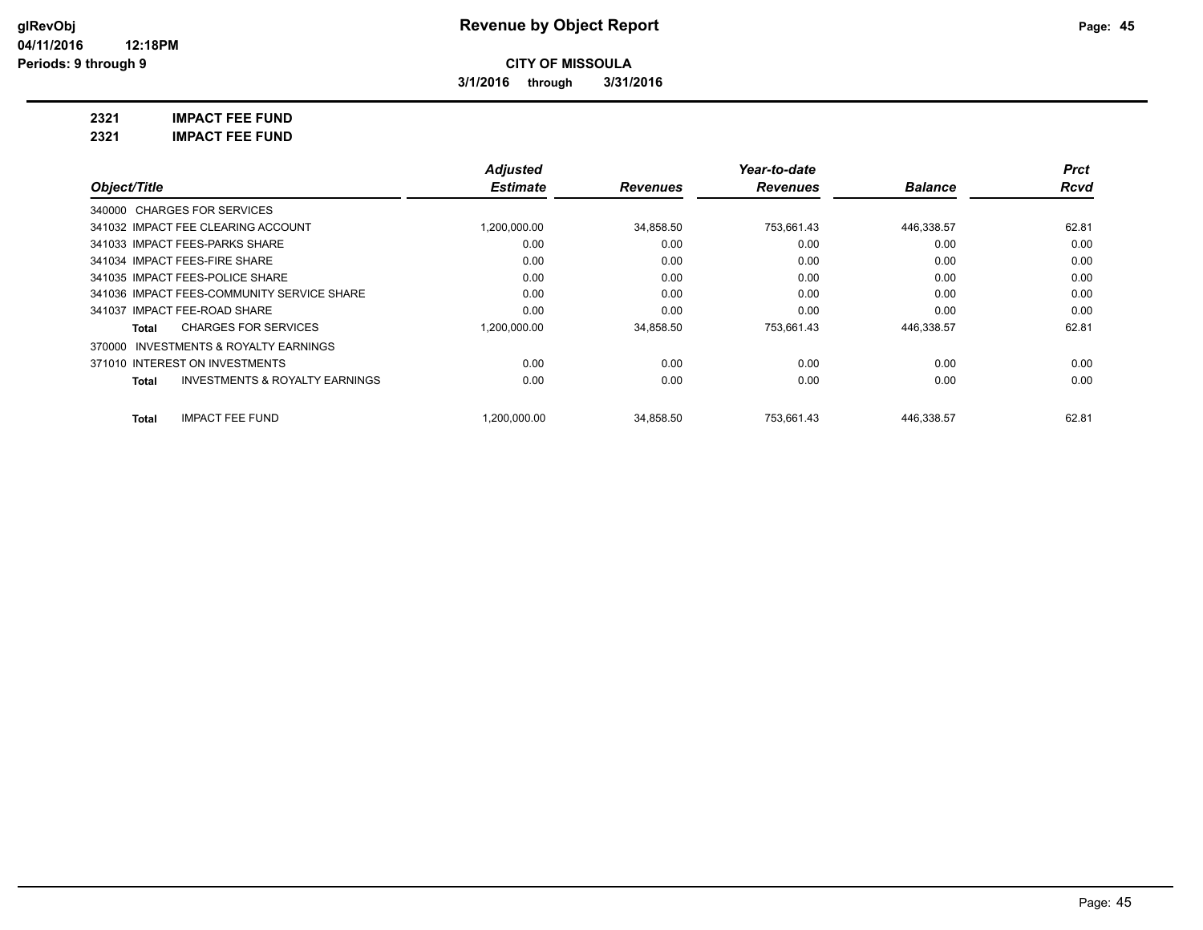**Revenue by Object Report**

**CITY OF MISSOULA**

**3/1/2016 through 3/31/2016**

glRevObj
04/11/2016 12:18PM
Periods: 9 through 9

**2321 IMPACT FEE FUND**

**2321 IMPACT FEE FUND**

| Object/Title | Adjusted Estimate | Revenues | Year-to-date Revenues | Balance | Prct Rcvd |
|---|---|---|---|---|---|
| 340000 CHARGES FOR SERVICES | | | | | |
| 341032 IMPACT FEE CLEARING ACCOUNT | 1,200,000.00 | 34,858.50 | 753,661.43 | 446,338.57 | 62.81 |
| 341033 IMPACT FEES-PARKS SHARE | 0.00 | 0.00 | 0.00 | 0.00 | 0.00 |
| 341034 IMPACT FEES-FIRE SHARE | 0.00 | 0.00 | 0.00 | 0.00 | 0.00 |
| 341035 IMPACT FEES-POLICE SHARE | 0.00 | 0.00 | 0.00 | 0.00 | 0.00 |
| 341036 IMPACT FEES-COMMUNITY SERVICE SHARE | 0.00 | 0.00 | 0.00 | 0.00 | 0.00 |
| 341037 IMPACT FEE-ROAD SHARE | 0.00 | 0.00 | 0.00 | 0.00 | 0.00 |
| **Total** CHARGES FOR SERVICES | 1,200,000.00 | 34,858.50 | 753,661.43 | 446,338.57 | 62.81 |
| 370000 INVESTMENTS & ROYALTY EARNINGS | | | | | |
| 371010 INTEREST ON INVESTMENTS | 0.00 | 0.00 | 0.00 | 0.00 | 0.00 |
| **Total** INVESTMENTS & ROYALTY EARNINGS | 0.00 | 0.00 | 0.00 | 0.00 | 0.00 |
| **Total** IMPACT FEE FUND | 1,200,000.00 | 34,858.50 | 753,661.43 | 446,338.57 | 62.81 |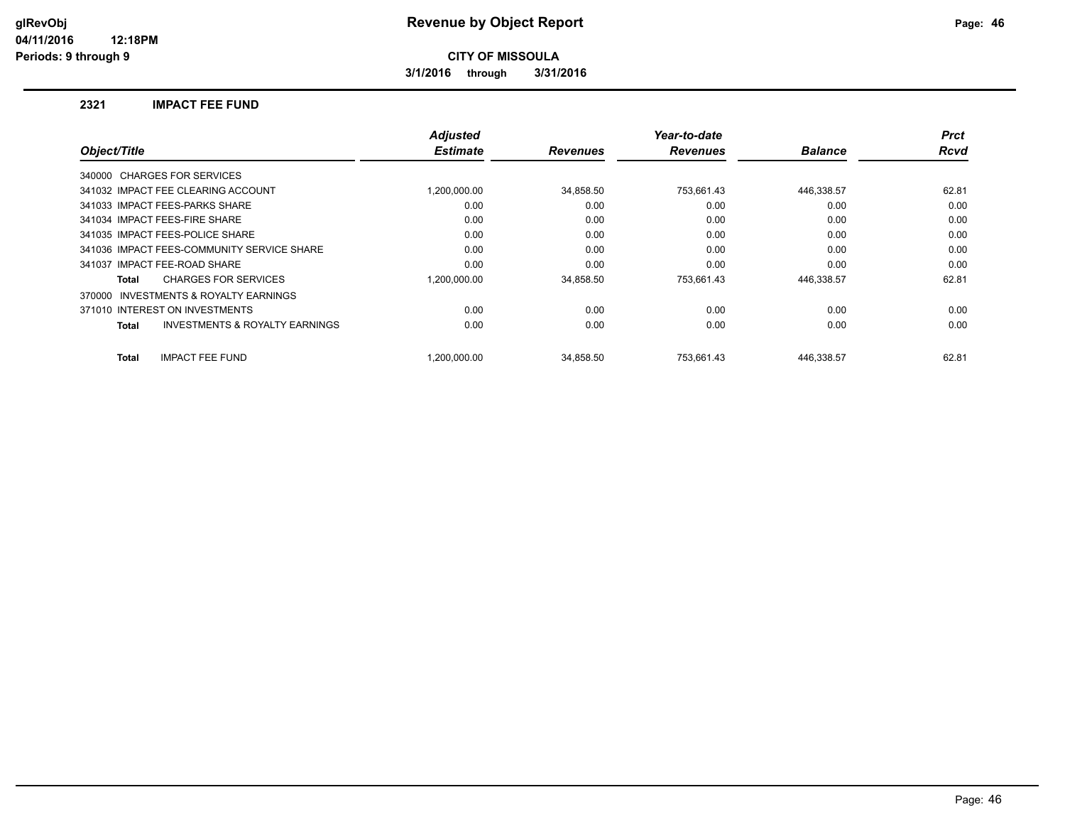# Revenue by Object Report

**glRevObj**
**04/11/2016 12:18PM**
**Periods: 9 through 9**

**CITY OF MISSOULA**

**3/1/2016 through 3/31/2016**

## 2321 IMPACT FEE FUND

| Object/Title | Adjusted Estimate | Revenues | Year-to-date Revenues | Balance | Prct Rcvd |
|---|---|---|---|---|---|
| 340000 CHARGES FOR SERVICES | | | | | |
| 341032 IMPACT FEE CLEARING ACCOUNT | 1,200,000.00 | 34,858.50 | 753,661.43 | 446,338.57 | 62.81 |
| 341033 IMPACT FEES-PARKS SHARE | 0.00 | 0.00 | 0.00 | 0.00 | 0.00 |
| 341034 IMPACT FEES-FIRE SHARE | 0.00 | 0.00 | 0.00 | 0.00 | 0.00 |
| 341035 IMPACT FEES-POLICE SHARE | 0.00 | 0.00 | 0.00 | 0.00 | 0.00 |
| 341036 IMPACT FEES-COMMUNITY SERVICE SHARE | 0.00 | 0.00 | 0.00 | 0.00 | 0.00 |
| 341037 IMPACT FEE-ROAD SHARE | 0.00 | 0.00 | 0.00 | 0.00 | 0.00 |
| **Total** CHARGES FOR SERVICES | 1,200,000.00 | 34,858.50 | 753,661.43 | 446,338.57 | 62.81 |
| 370000 INVESTMENTS & ROYALTY EARNINGS | | | | | |
| 371010 INTEREST ON INVESTMENTS | 0.00 | 0.00 | 0.00 | 0.00 | 0.00 |
| **Total** INVESTMENTS & ROYALTY EARNINGS | 0.00 | 0.00 | 0.00 | 0.00 | 0.00 |
| **Total** IMPACT FEE FUND | 1,200,000.00 | 34,858.50 | 753,661.43 | 446,338.57 | 62.81 |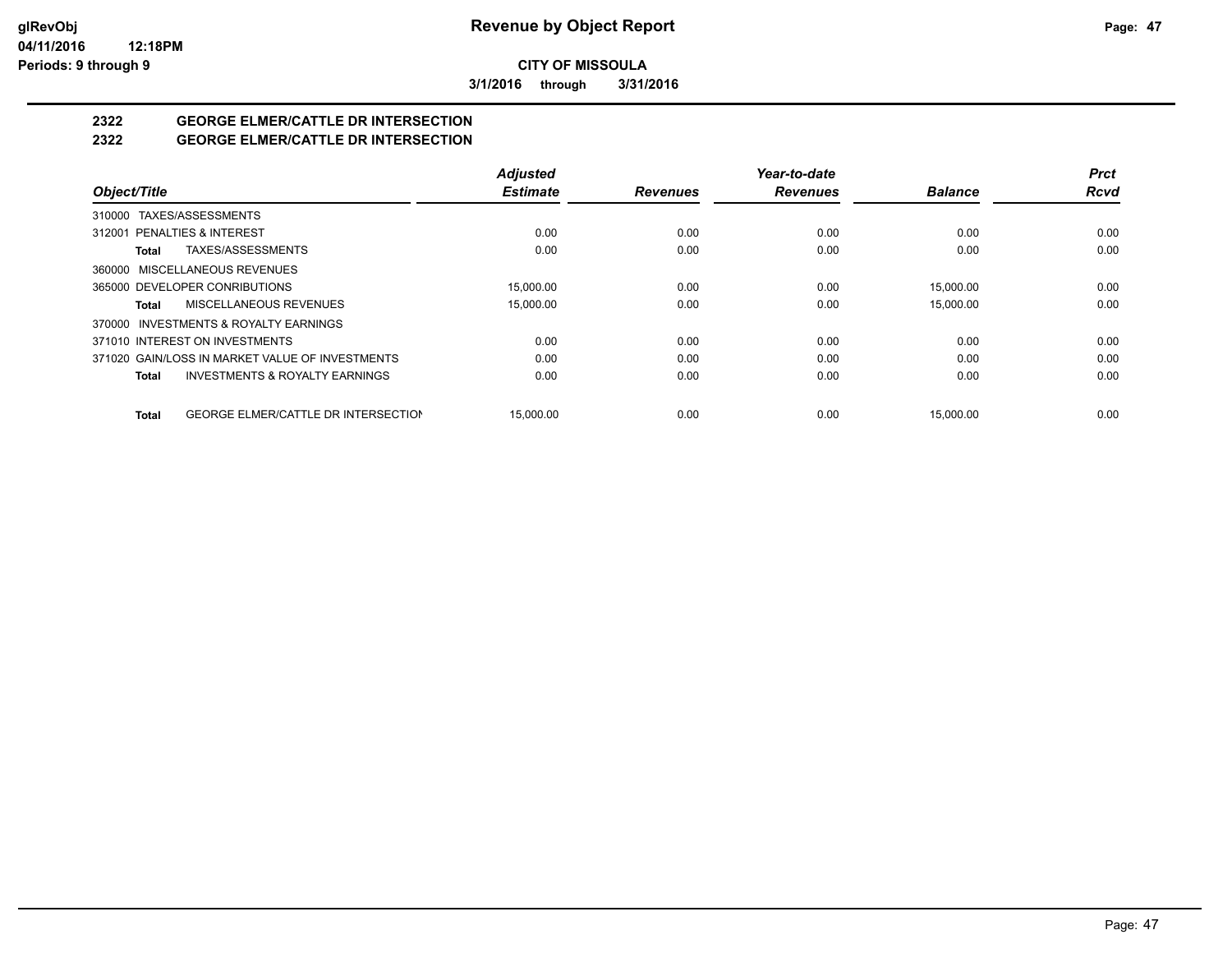**glRevObj**
**04/11/2016 12:18PM**
**Periods: 9 through 9**

# Revenue by Object Report

**CITY OF MISSOULA**

**3/1/2016 through 3/31/2016**

## 2322 GEORGE ELMER/CATTLE DR INTERSECTION
## 2322 GEORGE ELMER/CATTLE DR INTERSECTION

| Object/Title | Adjusted Estimate | Revenues | Year-to-date Revenues | Balance | Prct Rcvd |
|---|---|---|---|---|---|
| 310000 TAXES/ASSESSMENTS | | | | | |
| 312001 PENALTIES & INTEREST | 0.00 | 0.00 | 0.00 | 0.00 | 0.00 |
| **Total** TAXES/ASSESSMENTS | 0.00 | 0.00 | 0.00 | 0.00 | 0.00 |
| 360000 MISCELLANEOUS REVENUES | | | | | |
| 365000 DEVELOPER CONRIBUTIONS | 15,000.00 | 0.00 | 0.00 | 15,000.00 | 0.00 |
| **Total** MISCELLANEOUS REVENUES | 15,000.00 | 0.00 | 0.00 | 15,000.00 | 0.00 |
| 370000 INVESTMENTS & ROYALTY EARNINGS | | | | | |
| 371010 INTEREST ON INVESTMENTS | 0.00 | 0.00 | 0.00 | 0.00 | 0.00 |
| 371020 GAIN/LOSS IN MARKET VALUE OF INVESTMENTS | 0.00 | 0.00 | 0.00 | 0.00 | 0.00 |
| **Total** INVESTMENTS & ROYALTY EARNINGS | 0.00 | 0.00 | 0.00 | 0.00 | 0.00 |
| **Total** GEORGE ELMER/CATTLE DR INTERSECTION | 15,000.00 | 0.00 | 0.00 | 15,000.00 | 0.00 |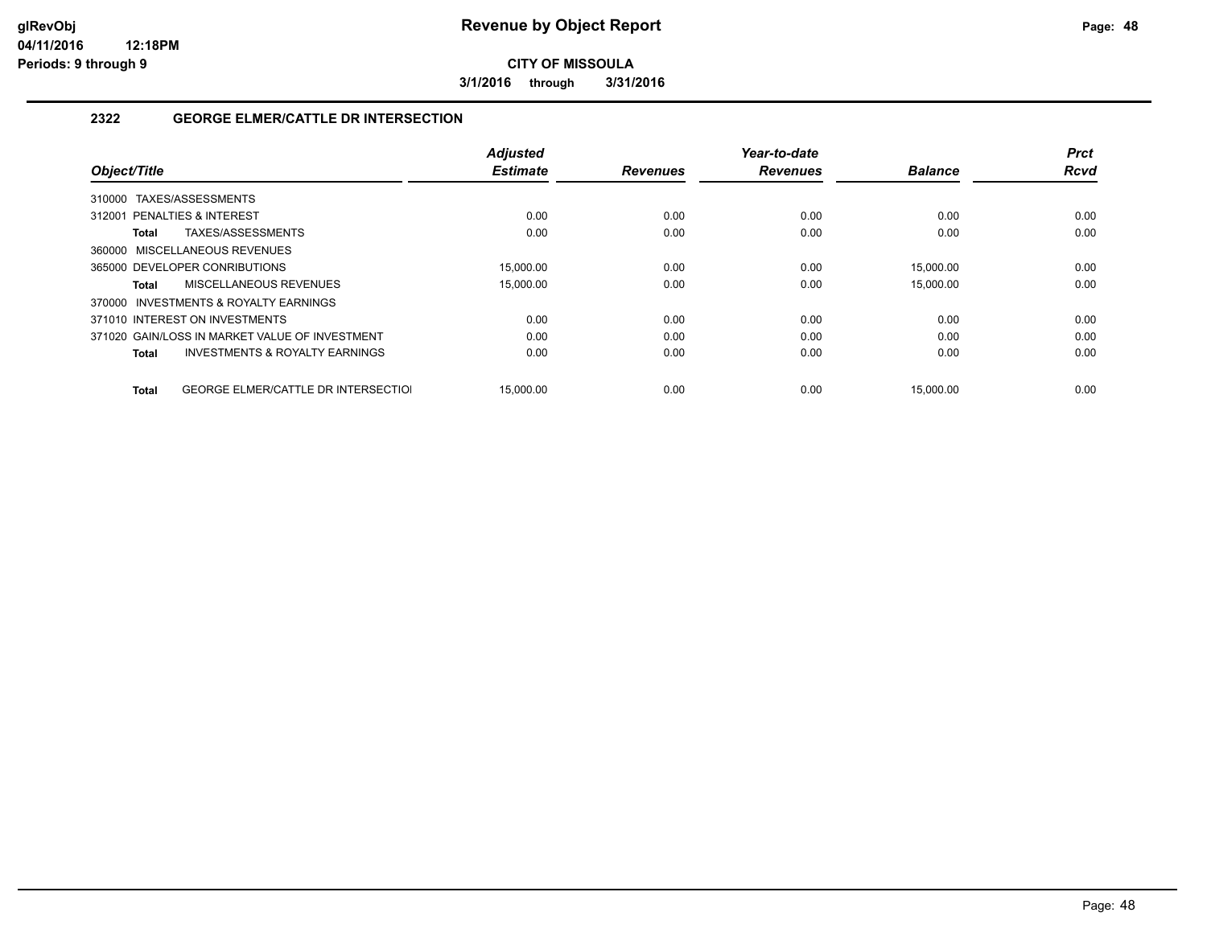# Revenue by Object Report

glRevObj
04/11/2016 12:18PM
Periods: 9 through 9

**CITY OF MISSOULA**

**3/1/2016 through 3/31/2016**

## 2322 GEORGE ELMER/CATTLE DR INTERSECTION

| Object/Title | Adjusted Estimate | Revenues | Year-to-date Revenues | Balance | Prct Rcvd |
|---|---|---|---|---|---|
| 310000 TAXES/ASSESSMENTS | | | | | |
| 312001 PENALTIES & INTEREST | 0.00 | 0.00 | 0.00 | 0.00 | 0.00 |
| **Total** TAXES/ASSESSMENTS | 0.00 | 0.00 | 0.00 | 0.00 | 0.00 |
| 360000 MISCELLANEOUS REVENUES | | | | | |
| 365000 DEVELOPER CONRIBUTIONS | 15,000.00 | 0.00 | 0.00 | 15,000.00 | 0.00 |
| **Total** MISCELLANEOUS REVENUES | 15,000.00 | 0.00 | 0.00 | 15,000.00 | 0.00 |
| 370000 INVESTMENTS & ROYALTY EARNINGS | | | | | |
| 371010 INTEREST ON INVESTMENTS | 0.00 | 0.00 | 0.00 | 0.00 | 0.00 |
| 371020 GAIN/LOSS IN MARKET VALUE OF INVESTMENT | 0.00 | 0.00 | 0.00 | 0.00 | 0.00 |
| **Total** INVESTMENTS & ROYALTY EARNINGS | 0.00 | 0.00 | 0.00 | 0.00 | 0.00 |
| **Total** GEORGE ELMER/CATTLE DR INTERSECTIOI | 15,000.00 | 0.00 | 0.00 | 15,000.00 | 0.00 |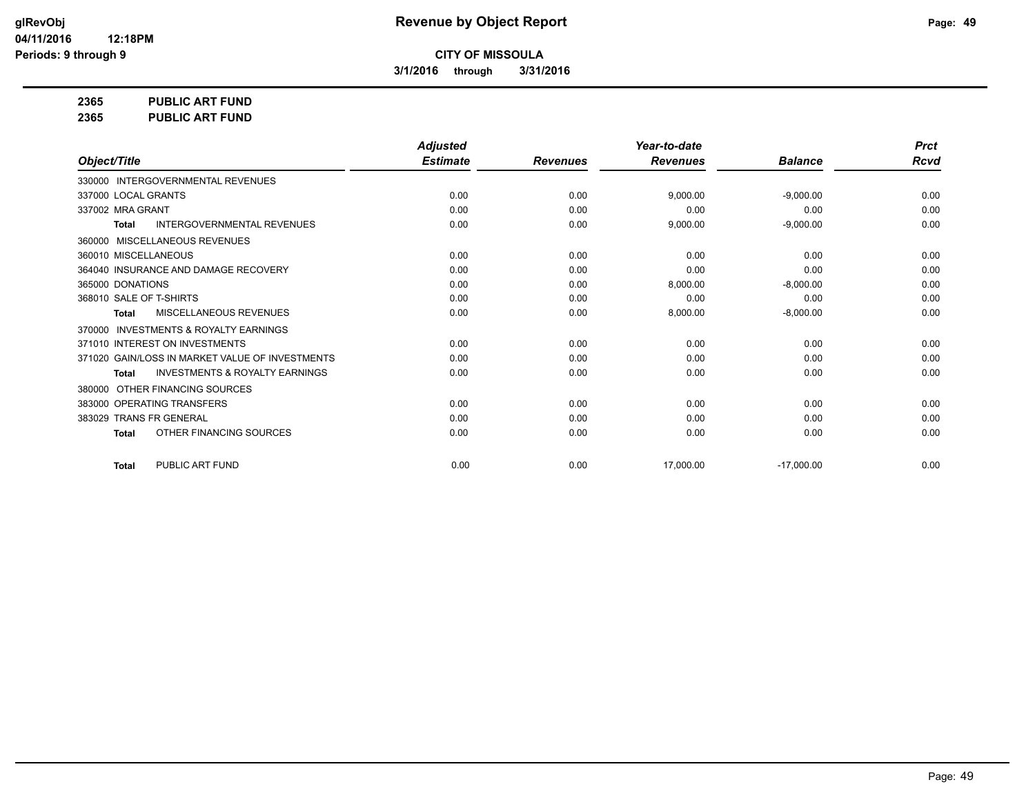# Revenue by Object Report

**CITY OF MISSOULA**

**3/1/2016 through 3/31/2016**

glRevObj
04/11/2016 12:18PM
Periods: 9 through 9

**2365 PUBLIC ART FUND**
**2365 PUBLIC ART FUND**

| Object/Title | Adjusted Estimate | Revenues | Year-to-date Revenues | Balance | Prct Rcvd |
|---|---|---|---|---|---|
| 330000 INTERGOVERNMENTAL REVENUES | | | | | |
| 337000 LOCAL GRANTS | 0.00 | 0.00 | 9,000.00 | -9,000.00 | 0.00 |
| 337002 MRA GRANT | 0.00 | 0.00 | 0.00 | 0.00 | 0.00 |
| **Total** INTERGOVERNMENTAL REVENUES | 0.00 | 0.00 | 9,000.00 | -9,000.00 | 0.00 |
| 360000 MISCELLANEOUS REVENUES | | | | | |
| 360010 MISCELLANEOUS | 0.00 | 0.00 | 0.00 | 0.00 | 0.00 |
| 364040 INSURANCE AND DAMAGE RECOVERY | 0.00 | 0.00 | 0.00 | 0.00 | 0.00 |
| 365000 DONATIONS | 0.00 | 0.00 | 8,000.00 | -8,000.00 | 0.00 |
| 368010 SALE OF T-SHIRTS | 0.00 | 0.00 | 0.00 | 0.00 | 0.00 |
| **Total** MISCELLANEOUS REVENUES | 0.00 | 0.00 | 8,000.00 | -8,000.00 | 0.00 |
| 370000 INVESTMENTS & ROYALTY EARNINGS | | | | | |
| 371010 INTEREST ON INVESTMENTS | 0.00 | 0.00 | 0.00 | 0.00 | 0.00 |
| 371020 GAIN/LOSS IN MARKET VALUE OF INVESTMENTS | 0.00 | 0.00 | 0.00 | 0.00 | 0.00 |
| **Total** INVESTMENTS & ROYALTY EARNINGS | 0.00 | 0.00 | 0.00 | 0.00 | 0.00 |
| 380000 OTHER FINANCING SOURCES | | | | | |
| 383000 OPERATING TRANSFERS | 0.00 | 0.00 | 0.00 | 0.00 | 0.00 |
| 383029 TRANS FR GENERAL | 0.00 | 0.00 | 0.00 | 0.00 | 0.00 |
| **Total** OTHER FINANCING SOURCES | 0.00 | 0.00 | 0.00 | 0.00 | 0.00 |
| **Total** PUBLIC ART FUND | 0.00 | 0.00 | 17,000.00 | -17,000.00 | 0.00 |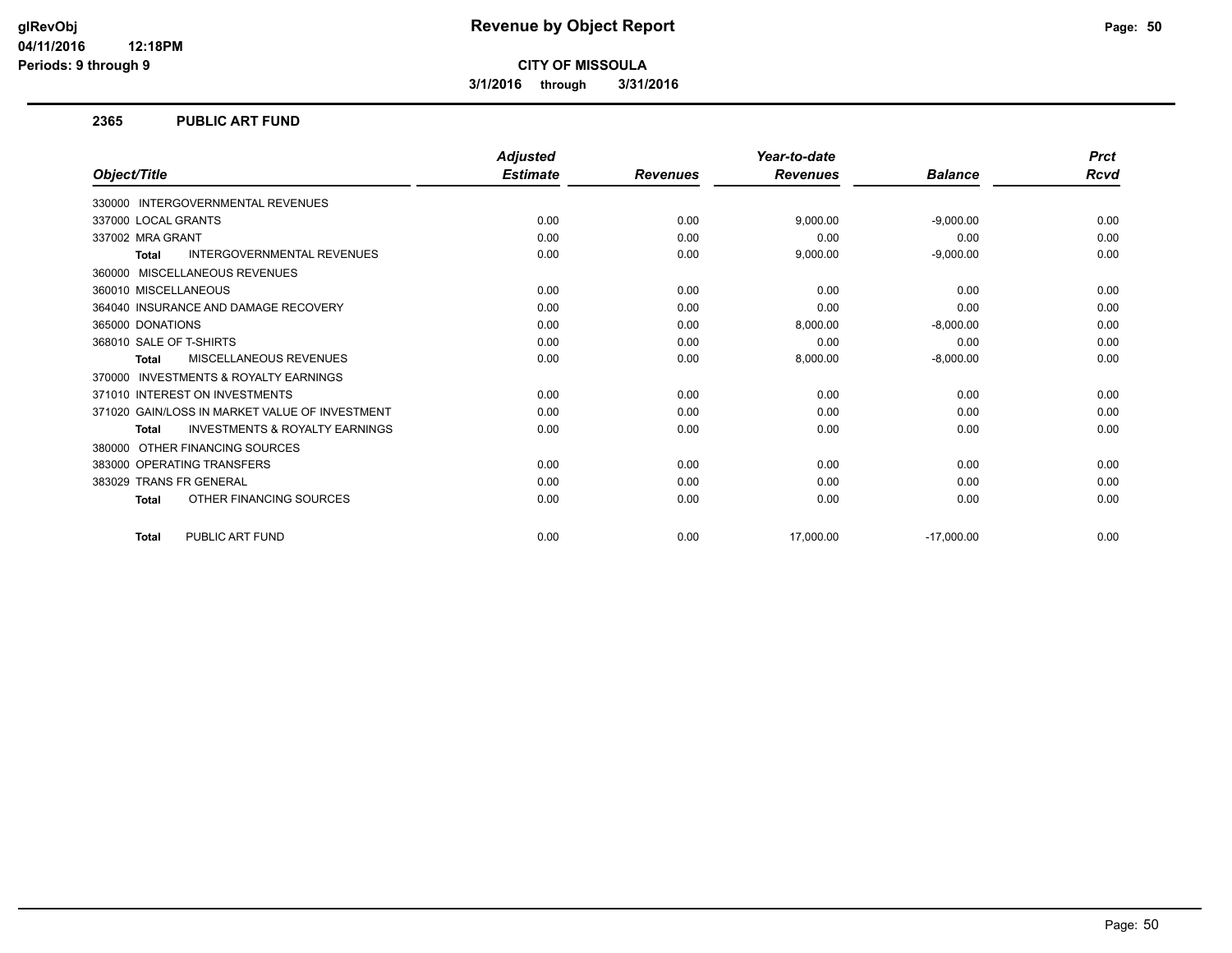**glRevObj**
**04/11/2016 12:18PM**
**Periods: 9 through 9**

# Revenue by Object Report

**CITY OF MISSOULA**

**3/1/2016 through 3/31/2016**

## 2365 PUBLIC ART FUND

| Object/Title | Adjusted Estimate | Revenues | Year-to-date Revenues | Balance | Prct Rcvd |
|---|---|---|---|---|---|
| 330000 INTERGOVERNMENTAL REVENUES | | | | | |
| 337000 LOCAL GRANTS | 0.00 | 0.00 | 9,000.00 | -9,000.00 | 0.00 |
| 337002 MRA GRANT | 0.00 | 0.00 | 0.00 | 0.00 | 0.00 |
| **Total** INTERGOVERNMENTAL REVENUES | 0.00 | 0.00 | 9,000.00 | -9,000.00 | 0.00 |
| 360000 MISCELLANEOUS REVENUES | | | | | |
| 360010 MISCELLANEOUS | 0.00 | 0.00 | 0.00 | 0.00 | 0.00 |
| 364040 INSURANCE AND DAMAGE RECOVERY | 0.00 | 0.00 | 0.00 | 0.00 | 0.00 |
| 365000 DONATIONS | 0.00 | 0.00 | 8,000.00 | -8,000.00 | 0.00 |
| 368010 SALE OF T-SHIRTS | 0.00 | 0.00 | 0.00 | 0.00 | 0.00 |
| **Total** MISCELLANEOUS REVENUES | 0.00 | 0.00 | 8,000.00 | -8,000.00 | 0.00 |
| 370000 INVESTMENTS & ROYALTY EARNINGS | | | | | |
| 371010 INTEREST ON INVESTMENTS | 0.00 | 0.00 | 0.00 | 0.00 | 0.00 |
| 371020 GAIN/LOSS IN MARKET VALUE OF INVESTMENT | 0.00 | 0.00 | 0.00 | 0.00 | 0.00 |
| **Total** INVESTMENTS & ROYALTY EARNINGS | 0.00 | 0.00 | 0.00 | 0.00 | 0.00 |
| 380000 OTHER FINANCING SOURCES | | | | | |
| 383000 OPERATING TRANSFERS | 0.00 | 0.00 | 0.00 | 0.00 | 0.00 |
| 383029 TRANS FR GENERAL | 0.00 | 0.00 | 0.00 | 0.00 | 0.00 |
| **Total** OTHER FINANCING SOURCES | 0.00 | 0.00 | 0.00 | 0.00 | 0.00 |
| **Total** PUBLIC ART FUND | 0.00 | 0.00 | 17,000.00 | -17,000.00 | 0.00 |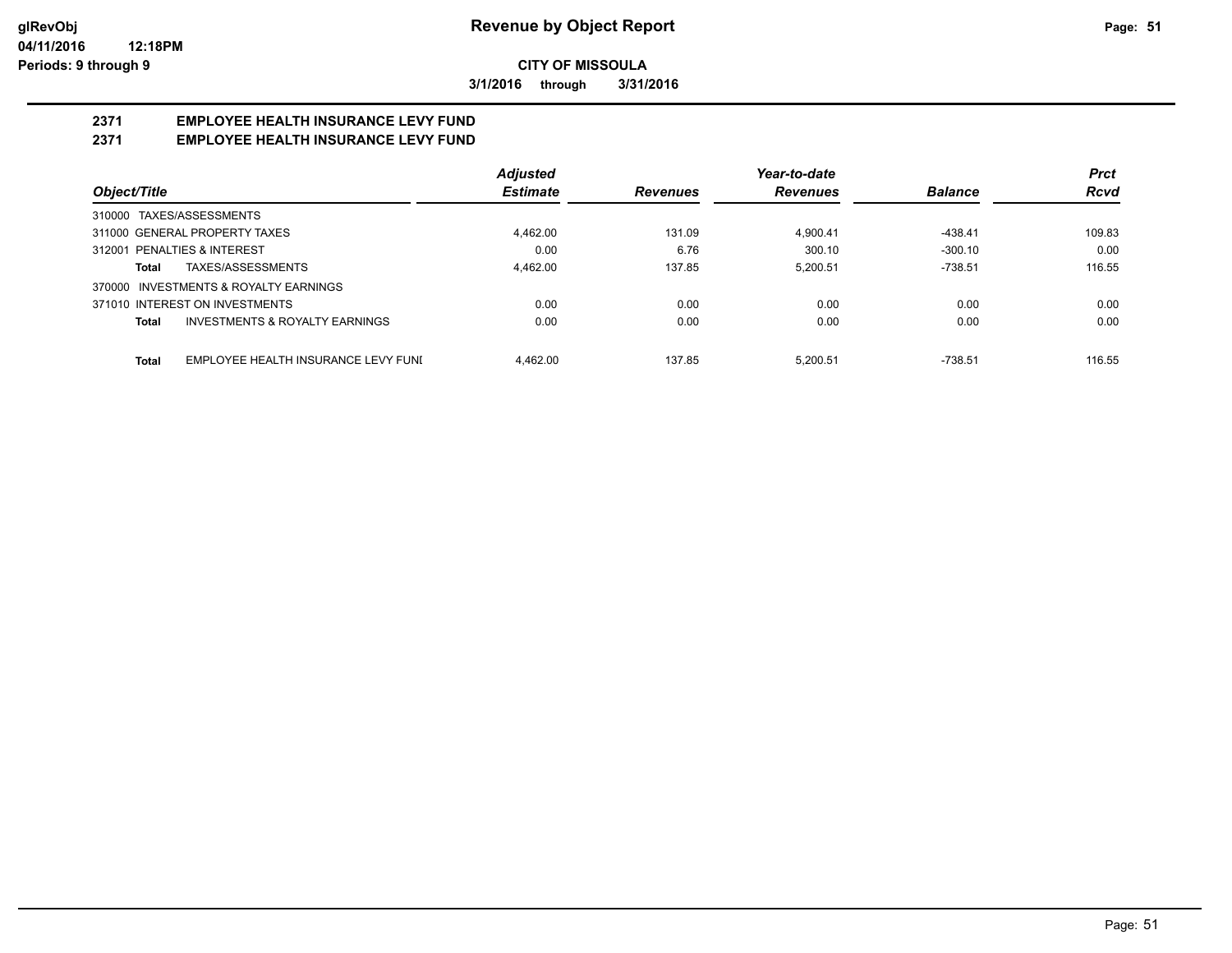# Revenue by Object Report

glRevObj
04/11/2016 12:18PM
Periods: 9 through 9

**CITY OF MISSOULA**

**3/1/2016 through 3/31/2016**

## 2371 EMPLOYEE HEALTH INSURANCE LEVY FUND
## 2371 EMPLOYEE HEALTH INSURANCE LEVY FUND

| Object/Title | Adjusted Estimate | Revenues | Year-to-date Revenues | Balance | Prct Rcvd |
|---|---|---|---|---|---|
| 310000 TAXES/ASSESSMENTS | | | | | |
| 311000 GENERAL PROPERTY TAXES | 4,462.00 | 131.09 | 4,900.41 | -438.41 | 109.83 |
| 312001 PENALTIES & INTEREST | 0.00 | 6.76 | 300.10 | -300.10 | 0.00 |
| **Total** TAXES/ASSESSMENTS | 4,462.00 | 137.85 | 5,200.51 | -738.51 | 116.55 |
| 370000 INVESTMENTS & ROYALTY EARNINGS | | | | | |
| 371010 INTEREST ON INVESTMENTS | 0.00 | 0.00 | 0.00 | 0.00 | 0.00 |
| **Total** INVESTMENTS & ROYALTY EARNINGS | 0.00 | 0.00 | 0.00 | 0.00 | 0.00 |
| **Total** EMPLOYEE HEALTH INSURANCE LEVY FUNI | 4,462.00 | 137.85 | 5,200.51 | -738.51 | 116.55 |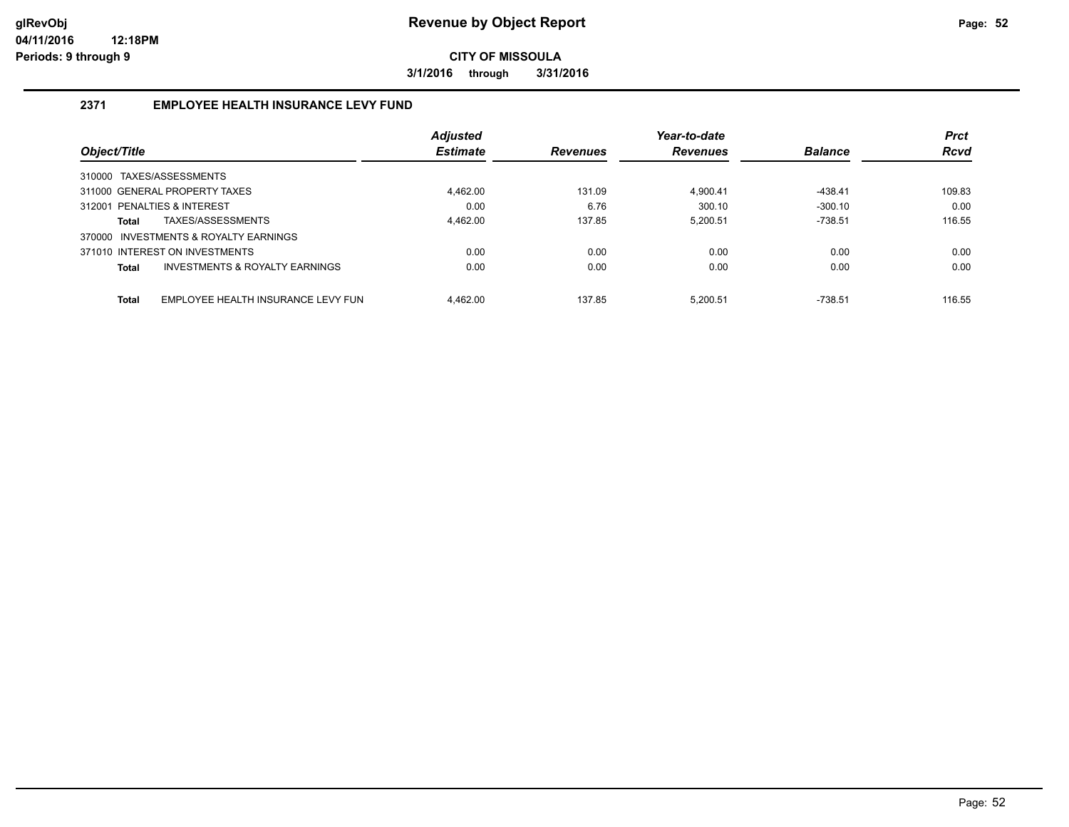# Revenue by Object Report

glRevObj
04/11/2016 12:18PM
Periods: 9 through 9

**CITY OF MISSOULA**

**3/1/2016 through 3/31/2016**

## 2371 EMPLOYEE HEALTH INSURANCE LEVY FUND

| Object/Title | Adjusted Estimate | Revenues | Year-to-date Revenues | Balance | Prct Rcvd |
|---|---|---|---|---|---|
| 310000 TAXES/ASSESSMENTS | | | | | |
| 311000 GENERAL PROPERTY TAXES | 4,462.00 | 131.09 | 4,900.41 | -438.41 | 109.83 |
| 312001 PENALTIES & INTEREST | 0.00 | 6.76 | 300.10 | -300.10 | 0.00 |
| **Total** TAXES/ASSESSMENTS | 4,462.00 | 137.85 | 5,200.51 | -738.51 | 116.55 |
| 370000 INVESTMENTS & ROYALTY EARNINGS | | | | | |
| 371010 INTEREST ON INVESTMENTS | 0.00 | 0.00 | 0.00 | 0.00 | 0.00 |
| **Total** INVESTMENTS & ROYALTY EARNINGS | 0.00 | 0.00 | 0.00 | 0.00 | 0.00 |
| **Total** EMPLOYEE HEALTH INSURANCE LEVY FUN | 4,462.00 | 137.85 | 5,200.51 | -738.51 | 116.55 |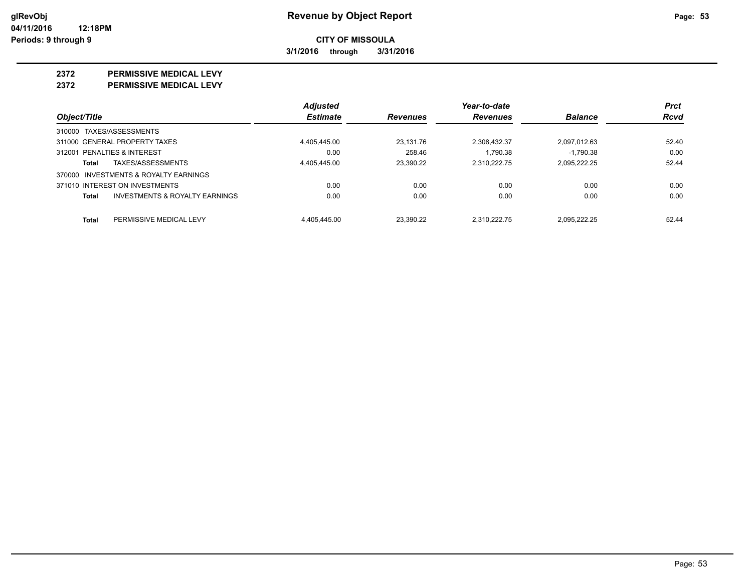**CITY OF MISSOULA**

**3/1/2016 through 3/31/2016**

## 2372 PERMISSIVE MEDICAL LEVY

## 2372 PERMISSIVE MEDICAL LEVY

| Object/Title | Adjusted Estimate | Revenues | Year-to-date Revenues | Balance | Prct Rcvd |
|---|---|---|---|---|---|
| 310000 TAXES/ASSESSMENTS | | | | | |
| 311000 GENERAL PROPERTY TAXES | 4,405,445.00 | 23,131.76 | 2,308,432.37 | 2,097,012.63 | 52.40 |
| 312001 PENALTIES & INTEREST | 0.00 | 258.46 | 1,790.38 | -1,790.38 | 0.00 |
| **Total** TAXES/ASSESSMENTS | 4,405,445.00 | 23,390.22 | 2,310,222.75 | 2,095,222.25 | 52.44 |
| 370000 INVESTMENTS & ROYALTY EARNINGS | | | | | |
| 371010 INTEREST ON INVESTMENTS | 0.00 | 0.00 | 0.00 | 0.00 | 0.00 |
| **Total** INVESTMENTS & ROYALTY EARNINGS | 0.00 | 0.00 | 0.00 | 0.00 | 0.00 |
| **Total** PERMISSIVE MEDICAL LEVY | 4,405,445.00 | 23,390.22 | 2,310,222.75 | 2,095,222.25 | 52.44 |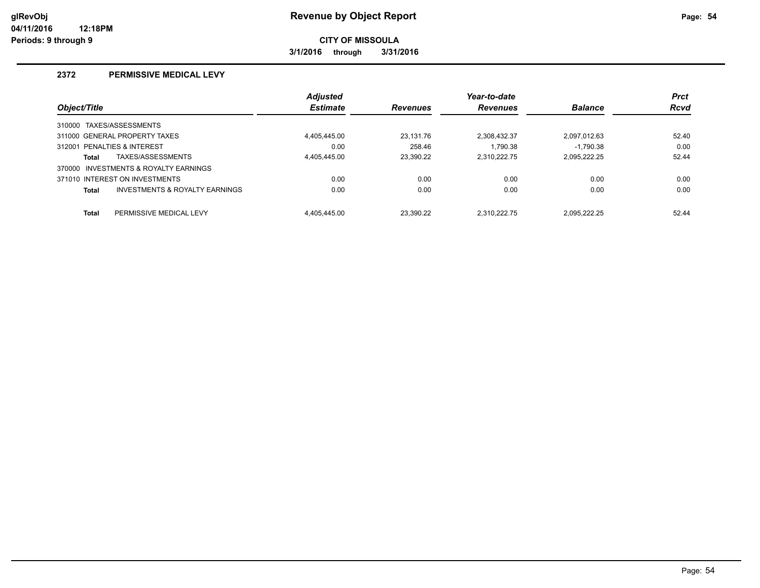**glRevObj**
**04/11/2016 12:18PM**
**Periods: 9 through 9**

# Revenue by Object Report

**CITY OF MISSOULA**

**3/1/2016 through 3/31/2016**

## 2372 PERMISSIVE MEDICAL LEVY

| Object/Title | Adjusted Estimate | Revenues | Year-to-date Revenues | Balance | Prct Rcvd |
|---|---|---|---|---|---|
| 310000 TAXES/ASSESSMENTS | | | | | |
| 311000 GENERAL PROPERTY TAXES | 4,405,445.00 | 23,131.76 | 2,308,432.37 | 2,097,012.63 | 52.40 |
| 312001 PENALTIES & INTEREST | 0.00 | 258.46 | 1,790.38 | -1,790.38 | 0.00 |
| **Total** TAXES/ASSESSMENTS | 4,405,445.00 | 23,390.22 | 2,310,222.75 | 2,095,222.25 | 52.44 |
| 370000 INVESTMENTS & ROYALTY EARNINGS | | | | | |
| 371010 INTEREST ON INVESTMENTS | 0.00 | 0.00 | 0.00 | 0.00 | 0.00 |
| **Total** INVESTMENTS & ROYALTY EARNINGS | 0.00 | 0.00 | 0.00 | 0.00 | 0.00 |
| **Total** PERMISSIVE MEDICAL LEVY | 4,405,445.00 | 23,390.22 | 2,310,222.75 | 2,095,222.25 | 52.44 |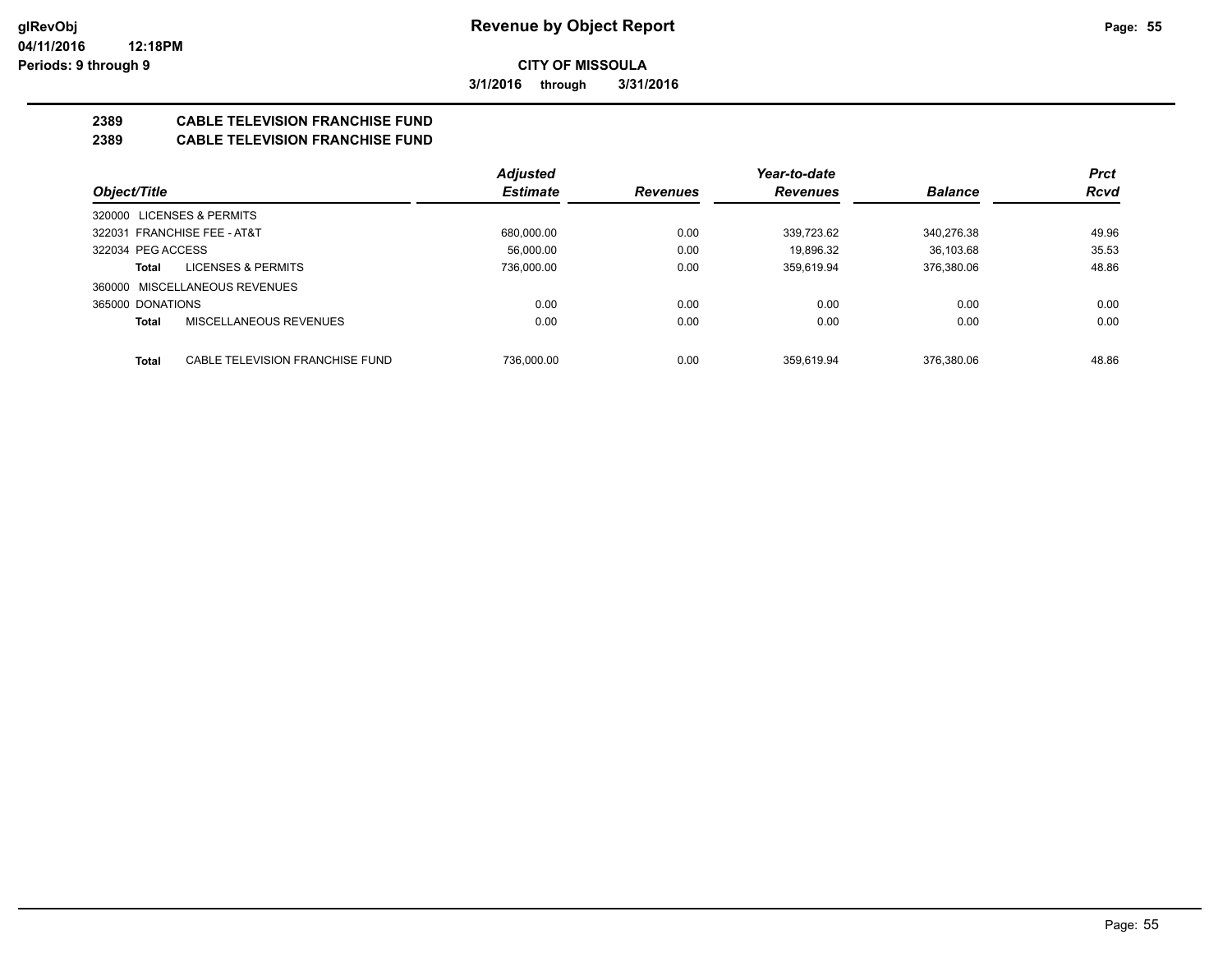**glRevObj**
**04/11/2016 12:18PM**
**Periods: 9 through 9**

# Revenue by Object Report

**CITY OF MISSOULA**

**3/1/2016 through 3/31/2016**

## 2389 CABLE TELEVISION FRANCHISE FUND
## 2389 CABLE TELEVISION FRANCHISE FUND

| Object/Title | | Adjusted Estimate | Revenues | Year-to-date Revenues | Balance | Prct Rcvd |
|---|---|---|---|---|---|---|
| 320000 LICENSES & PERMITS | | | | | | |
| 322031 FRANCHISE FEE - AT&T | | 680,000.00 | 0.00 | 339,723.62 | 340,276.38 | 49.96 |
| 322034 PEG ACCESS | | 56,000.00 | 0.00 | 19,896.32 | 36,103.68 | 35.53 |
| **Total** | LICENSES & PERMITS | 736,000.00 | 0.00 | 359,619.94 | 376,380.06 | 48.86 |
| 360000 MISCELLANEOUS REVENUES | | | | | | |
| 365000 DONATIONS | | 0.00 | 0.00 | 0.00 | 0.00 | 0.00 |
| **Total** | MISCELLANEOUS REVENUES | 0.00 | 0.00 | 0.00 | 0.00 | 0.00 |
| **Total** | CABLE TELEVISION FRANCHISE FUND | 736,000.00 | 0.00 | 359,619.94 | 376,380.06 | 48.86 |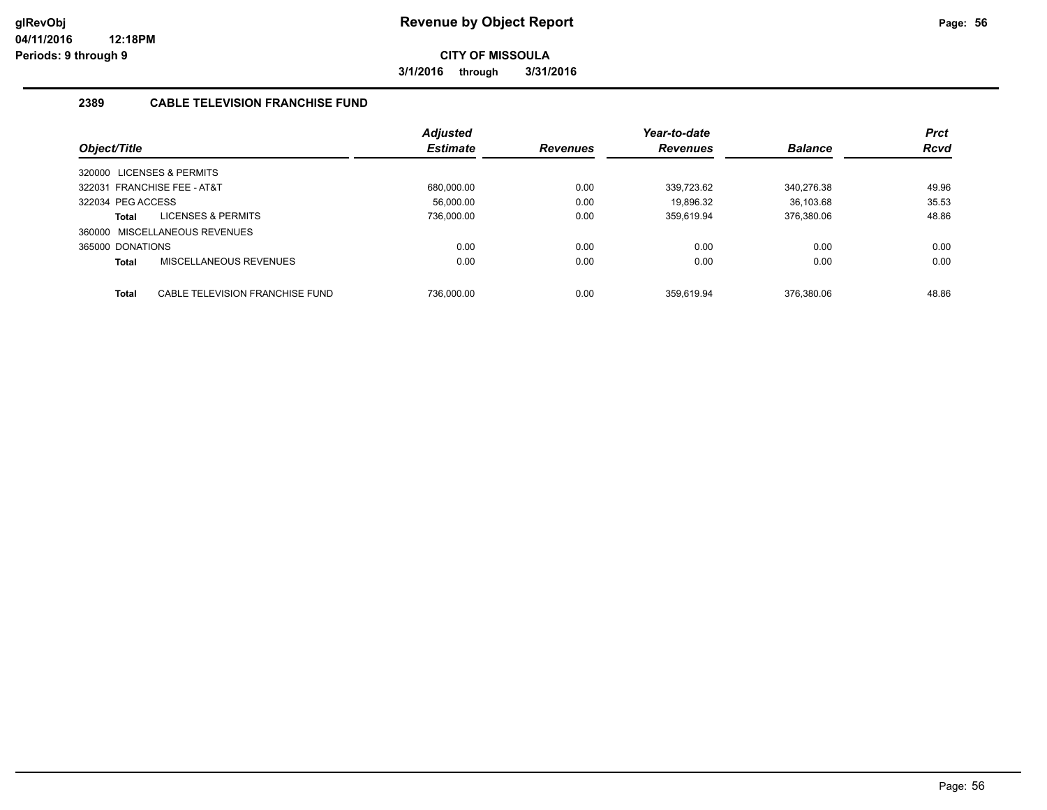# Revenue by Object Report

glRevObj
04/11/2016 12:18PM
Periods: 9 through 9

**CITY OF MISSOULA**

**3/1/2016 through 3/31/2016**

## 2389 CABLE TELEVISION FRANCHISE FUND

| Object/Title | Adjusted Estimate | Revenues | Year-to-date Revenues | Balance | Prct Rcvd |
|---|---|---|---|---|---|
| 320000 LICENSES & PERMITS | | | | | |
| 322031 FRANCHISE FEE - AT&T | 680,000.00 | 0.00 | 339,723.62 | 340,276.38 | 49.96 |
| 322034 PEG ACCESS | 56,000.00 | 0.00 | 19,896.32 | 36,103.68 | 35.53 |
| **Total** LICENSES & PERMITS | 736,000.00 | 0.00 | 359,619.94 | 376,380.06 | 48.86 |
| 360000 MISCELLANEOUS REVENUES | | | | | |
| 365000 DONATIONS | 0.00 | 0.00 | 0.00 | 0.00 | 0.00 |
| **Total** MISCELLANEOUS REVENUES | 0.00 | 0.00 | 0.00 | 0.00 | 0.00 |
| **Total** CABLE TELEVISION FRANCHISE FUND | 736,000.00 | 0.00 | 359,619.94 | 376,380.06 | 48.86 |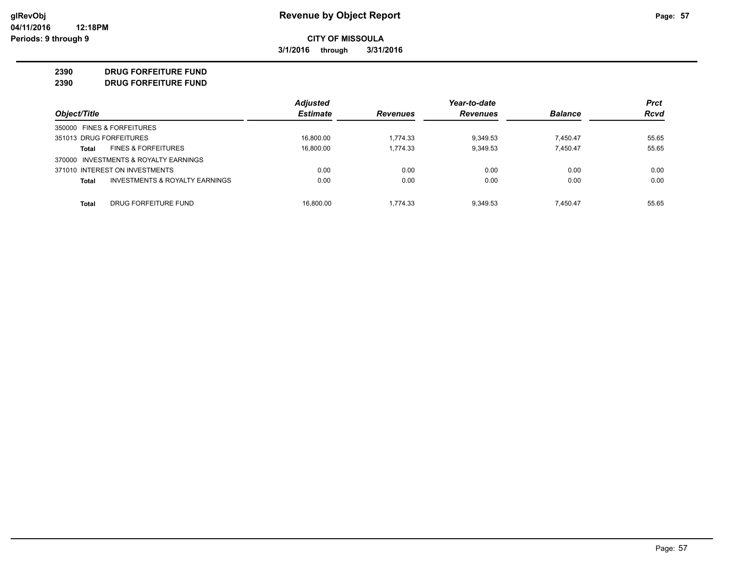# Revenue by Object Report

**CITY OF MISSOULA**

**3/1/2016 through 3/31/2016**

glRevObj
04/11/2016 12:18PM
Periods: 9 through 9

**2390 DRUG FORFEITURE FUND**
**2390 DRUG FORFEITURE FUND**

| Object/Title | Adjusted Estimate | Revenues | Year-to-date Revenues | Balance | Prct Rcvd |
|---|---|---|---|---|---|
| 350000 FINES & FORFEITURES | | | | | |
| 351013 DRUG FORFEITURES | 16,800.00 | 1,774.33 | 9,349.53 | 7,450.47 | 55.65 |
| **Total** FINES & FORFEITURES | 16,800.00 | 1,774.33 | 9,349.53 | 7,450.47 | 55.65 |
| 370000 INVESTMENTS & ROYALTY EARNINGS | | | | | |
| 371010 INTEREST ON INVESTMENTS | 0.00 | 0.00 | 0.00 | 0.00 | 0.00 |
| **Total** INVESTMENTS & ROYALTY EARNINGS | 0.00 | 0.00 | 0.00 | 0.00 | 0.00 |
| **Total** DRUG FORFEITURE FUND | 16,800.00 | 1,774.33 | 9,349.53 | 7,450.47 | 55.65 |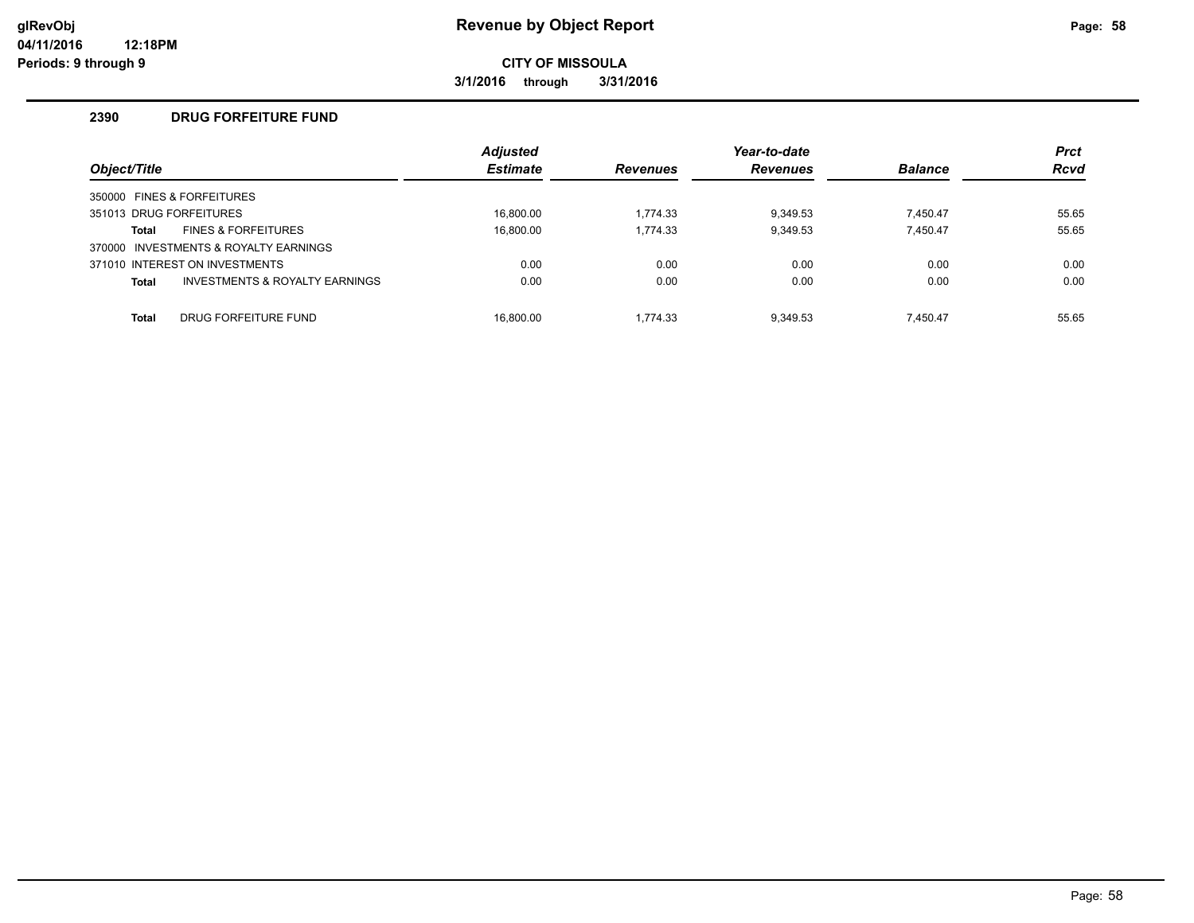# Revenue by Object Report

**CITY OF MISSOULA**

**3/1/2016 through 3/31/2016**

glRevObj
04/11/2016 12:18PM
Periods: 9 through 9

## 2390 DRUG FORFEITURE FUND

| Object/Title | Adjusted Estimate | Revenues | Year-to-date Revenues | Balance | Prct Rcvd |
|---|---|---|---|---|---|
| 350000 FINES & FORFEITURES | | | | | |
| 351013 DRUG FORFEITURES | 16,800.00 | 1,774.33 | 9,349.53 | 7,450.47 | 55.65 |
| **Total** FINES & FORFEITURES | 16,800.00 | 1,774.33 | 9,349.53 | 7,450.47 | 55.65 |
| 370000 INVESTMENTS & ROYALTY EARNINGS | | | | | |
| 371010 INTEREST ON INVESTMENTS | 0.00 | 0.00 | 0.00 | 0.00 | 0.00 |
| **Total** INVESTMENTS & ROYALTY EARNINGS | 0.00 | 0.00 | 0.00 | 0.00 | 0.00 |
| **Total** DRUG FORFEITURE FUND | 16,800.00 | 1,774.33 | 9,349.53 | 7,450.47 | 55.65 |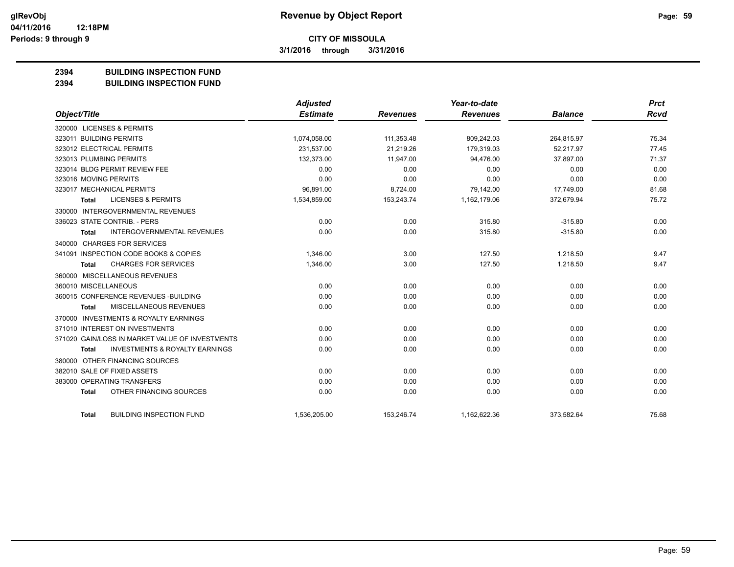**CITY OF MISSOULA**

**3/1/2016 through 3/31/2016**

**2394 BUILDING INSPECTION FUND**

**2394 BUILDING INSPECTION FUND**

| Object/Title | Adjusted Estimate | Revenues | Year-to-date Revenues | Balance | Prct Rcvd |
|---|---|---|---|---|---|
| 320000 LICENSES & PERMITS | | | | | |
| 323011 BUILDING PERMITS | 1,074,058.00 | 111,353.48 | 809,242.03 | 264,815.97 | 75.34 |
| 323012 ELECTRICAL PERMITS | 231,537.00 | 21,219.26 | 179,319.03 | 52,217.97 | 77.45 |
| 323013 PLUMBING PERMITS | 132,373.00 | 11,947.00 | 94,476.00 | 37,897.00 | 71.37 |
| 323014 BLDG PERMIT REVIEW FEE | 0.00 | 0.00 | 0.00 | 0.00 | 0.00 |
| 323016 MOVING PERMITS | 0.00 | 0.00 | 0.00 | 0.00 | 0.00 |
| 323017 MECHANICAL PERMITS | 96,891.00 | 8,724.00 | 79,142.00 | 17,749.00 | 81.68 |
| **Total** LICENSES & PERMITS | 1,534,859.00 | 153,243.74 | 1,162,179.06 | 372,679.94 | 75.72 |
| 330000 INTERGOVERNMENTAL REVENUES | | | | | |
| 336023 STATE CONTRIB. - PERS | 0.00 | 0.00 | 315.80 | -315.80 | 0.00 |
| **Total** INTERGOVERNMENTAL REVENUES | 0.00 | 0.00 | 315.80 | -315.80 | 0.00 |
| 340000 CHARGES FOR SERVICES | | | | | |
| 341091 INSPECTION CODE BOOKS & COPIES | 1,346.00 | 3.00 | 127.50 | 1,218.50 | 9.47 |
| **Total** CHARGES FOR SERVICES | 1,346.00 | 3.00 | 127.50 | 1,218.50 | 9.47 |
| 360000 MISCELLANEOUS REVENUES | | | | | |
| 360010 MISCELLANEOUS | 0.00 | 0.00 | 0.00 | 0.00 | 0.00 |
| 360015 CONFERENCE REVENUES -BUILDING | 0.00 | 0.00 | 0.00 | 0.00 | 0.00 |
| **Total** MISCELLANEOUS REVENUES | 0.00 | 0.00 | 0.00 | 0.00 | 0.00 |
| 370000 INVESTMENTS & ROYALTY EARNINGS | | | | | |
| 371010 INTEREST ON INVESTMENTS | 0.00 | 0.00 | 0.00 | 0.00 | 0.00 |
| 371020 GAIN/LOSS IN MARKET VALUE OF INVESTMENTS | 0.00 | 0.00 | 0.00 | 0.00 | 0.00 |
| **Total** INVESTMENTS & ROYALTY EARNINGS | 0.00 | 0.00 | 0.00 | 0.00 | 0.00 |
| 380000 OTHER FINANCING SOURCES | | | | | |
| 382010 SALE OF FIXED ASSETS | 0.00 | 0.00 | 0.00 | 0.00 | 0.00 |
| 383000 OPERATING TRANSFERS | 0.00 | 0.00 | 0.00 | 0.00 | 0.00 |
| **Total** OTHER FINANCING SOURCES | 0.00 | 0.00 | 0.00 | 0.00 | 0.00 |
| **Total** BUILDING INSPECTION FUND | 1,536,205.00 | 153,246.74 | 1,162,622.36 | 373,582.64 | 75.68 |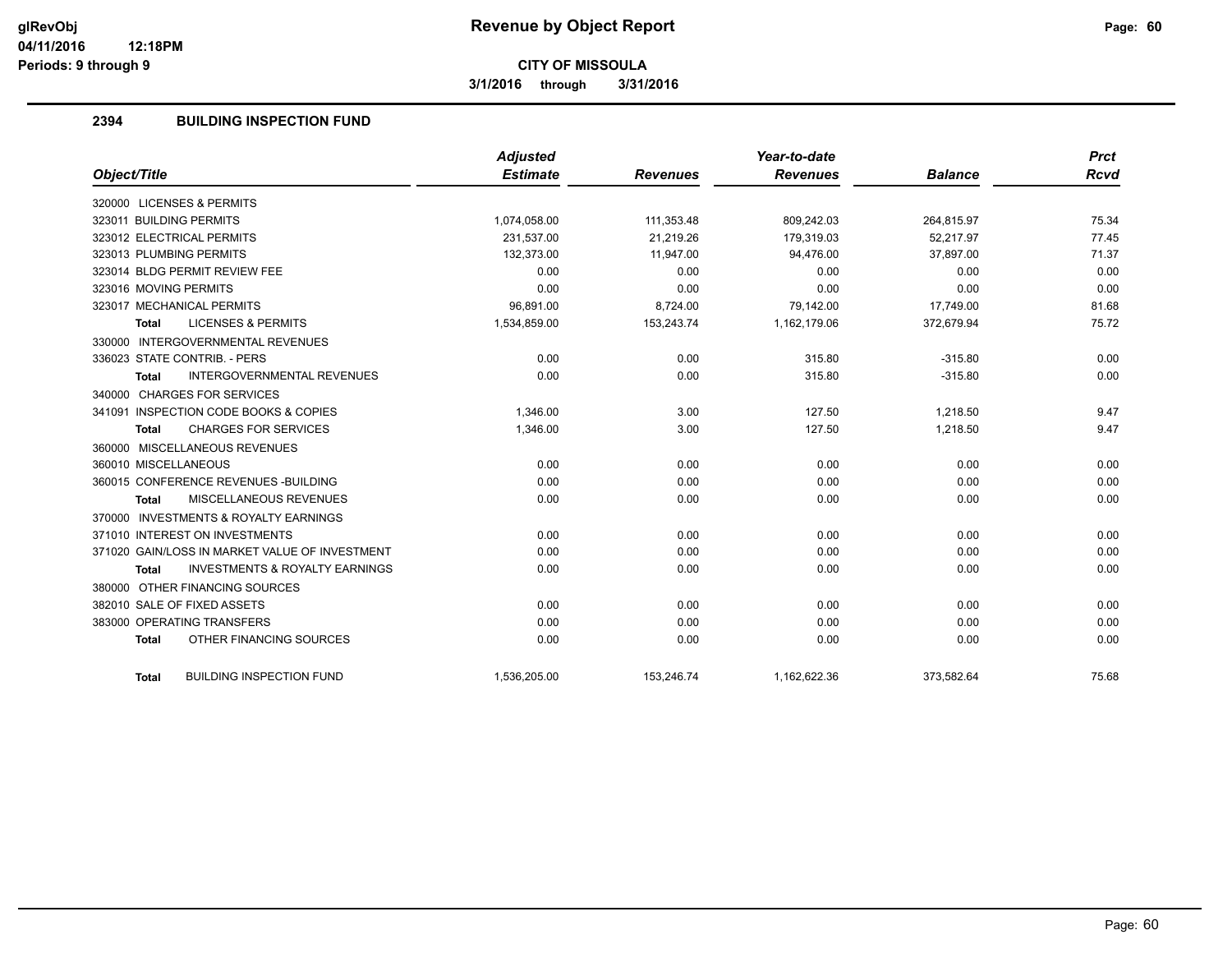**glRevObj** 04/11/2016 12:18PM Periods: 9 through 9

# Revenue by Object Report

**CITY OF MISSOULA**

**3/1/2016 through 3/31/2016**

## 2394 BUILDING INSPECTION FUND

| Object/Title | Adjusted Estimate | Revenues | Year-to-date Revenues | Balance | Prct Rcvd |
|---|---|---|---|---|---|
| 320000 LICENSES & PERMITS | | | | | |
| 323011 BUILDING PERMITS | 1,074,058.00 | 111,353.48 | 809,242.03 | 264,815.97 | 75.34 |
| 323012 ELECTRICAL PERMITS | 231,537.00 | 21,219.26 | 179,319.03 | 52,217.97 | 77.45 |
| 323013 PLUMBING PERMITS | 132,373.00 | 11,947.00 | 94,476.00 | 37,897.00 | 71.37 |
| 323014 BLDG PERMIT REVIEW FEE | 0.00 | 0.00 | 0.00 | 0.00 | 0.00 |
| 323016 MOVING PERMITS | 0.00 | 0.00 | 0.00 | 0.00 | 0.00 |
| 323017 MECHANICAL PERMITS | 96,891.00 | 8,724.00 | 79,142.00 | 17,749.00 | 81.68 |
| **Total** LICENSES & PERMITS | 1,534,859.00 | 153,243.74 | 1,162,179.06 | 372,679.94 | 75.72 |
| 330000 INTERGOVERNMENTAL REVENUES | | | | | |
| 336023 STATE CONTRIB. - PERS | 0.00 | 0.00 | 315.80 | -315.80 | 0.00 |
| **Total** INTERGOVERNMENTAL REVENUES | 0.00 | 0.00 | 315.80 | -315.80 | 0.00 |
| 340000 CHARGES FOR SERVICES | | | | | |
| 341091 INSPECTION CODE BOOKS & COPIES | 1,346.00 | 3.00 | 127.50 | 1,218.50 | 9.47 |
| **Total** CHARGES FOR SERVICES | 1,346.00 | 3.00 | 127.50 | 1,218.50 | 9.47 |
| 360000 MISCELLANEOUS REVENUES | | | | | |
| 360010 MISCELLANEOUS | 0.00 | 0.00 | 0.00 | 0.00 | 0.00 |
| 360015 CONFERENCE REVENUES -BUILDING | 0.00 | 0.00 | 0.00 | 0.00 | 0.00 |
| **Total** MISCELLANEOUS REVENUES | 0.00 | 0.00 | 0.00 | 0.00 | 0.00 |
| 370000 INVESTMENTS & ROYALTY EARNINGS | | | | | |
| 371010 INTEREST ON INVESTMENTS | 0.00 | 0.00 | 0.00 | 0.00 | 0.00 |
| 371020 GAIN/LOSS IN MARKET VALUE OF INVESTMENT | 0.00 | 0.00 | 0.00 | 0.00 | 0.00 |
| **Total** INVESTMENTS & ROYALTY EARNINGS | 0.00 | 0.00 | 0.00 | 0.00 | 0.00 |
| 380000 OTHER FINANCING SOURCES | | | | | |
| 382010 SALE OF FIXED ASSETS | 0.00 | 0.00 | 0.00 | 0.00 | 0.00 |
| 383000 OPERATING TRANSFERS | 0.00 | 0.00 | 0.00 | 0.00 | 0.00 |
| **Total** OTHER FINANCING SOURCES | 0.00 | 0.00 | 0.00 | 0.00 | 0.00 |
| **Total** BUILDING INSPECTION FUND | 1,536,205.00 | 153,246.74 | 1,162,622.36 | 373,582.64 | 75.68 |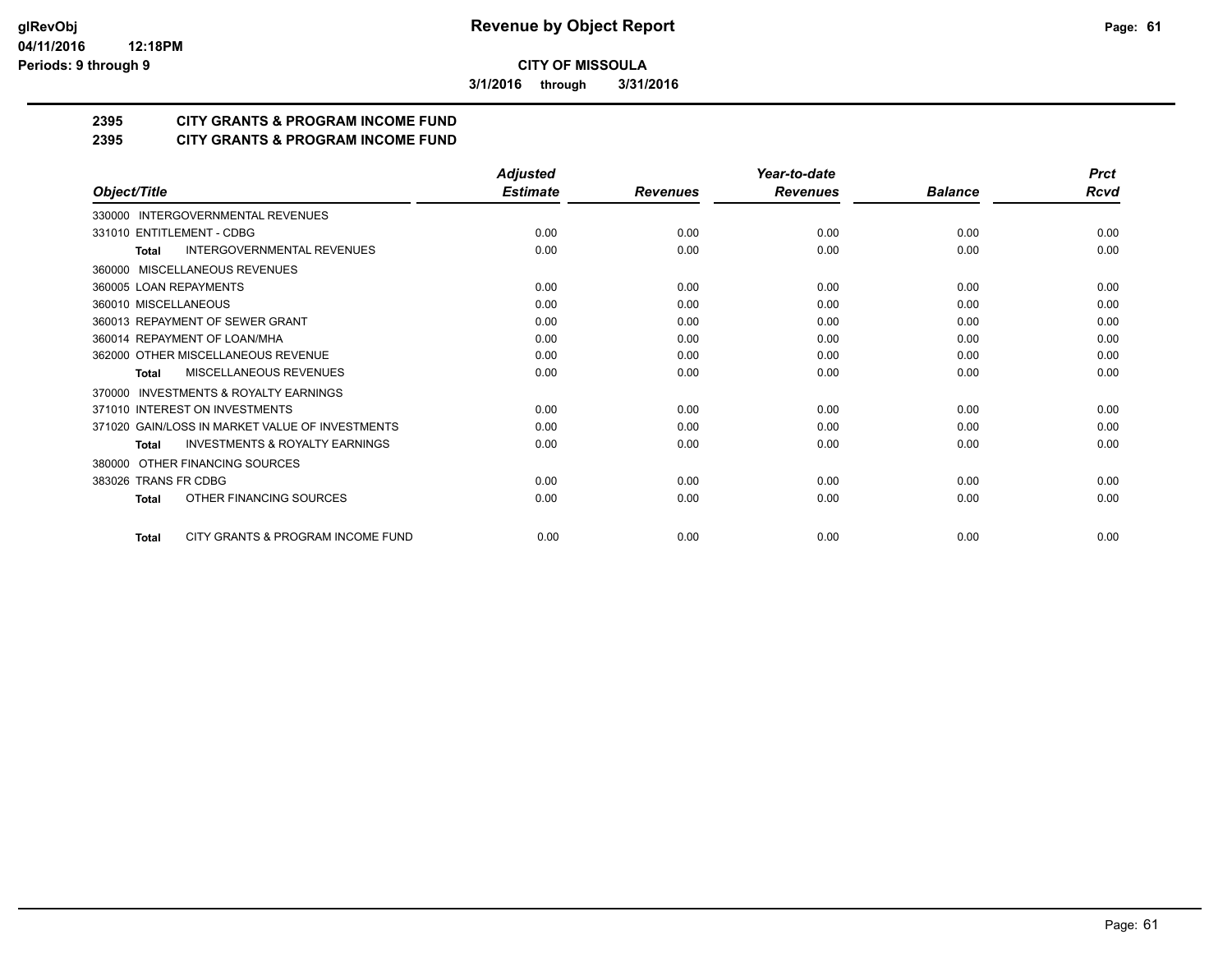**glRevObj**
**04/11/2016 12:18PM**
**Periods: 9 through 9**

# Revenue by Object Report

**CITY OF MISSOULA**

**3/1/2016 through 3/31/2016**

## 2395 CITY GRANTS & PROGRAM INCOME FUND
## 2395 CITY GRANTS & PROGRAM INCOME FUND

| Object/Title | Adjusted Estimate | Revenues | Year-to-date Revenues | Balance | Prct Rcvd |
|---|---|---|---|---|---|
| 330000 INTERGOVERNMENTAL REVENUES | | | | | |
| 331010 ENTITLEMENT - CDBG | 0.00 | 0.00 | 0.00 | 0.00 | 0.00 |
| **Total** INTERGOVERNMENTAL REVENUES | 0.00 | 0.00 | 0.00 | 0.00 | 0.00 |
| 360000 MISCELLANEOUS REVENUES | | | | | |
| 360005 LOAN REPAYMENTS | 0.00 | 0.00 | 0.00 | 0.00 | 0.00 |
| 360010 MISCELLANEOUS | 0.00 | 0.00 | 0.00 | 0.00 | 0.00 |
| 360013 REPAYMENT OF SEWER GRANT | 0.00 | 0.00 | 0.00 | 0.00 | 0.00 |
| 360014 REPAYMENT OF LOAN/MHA | 0.00 | 0.00 | 0.00 | 0.00 | 0.00 |
| 362000 OTHER MISCELLANEOUS REVENUE | 0.00 | 0.00 | 0.00 | 0.00 | 0.00 |
| **Total** MISCELLANEOUS REVENUES | 0.00 | 0.00 | 0.00 | 0.00 | 0.00 |
| 370000 INVESTMENTS & ROYALTY EARNINGS | | | | | |
| 371010 INTEREST ON INVESTMENTS | 0.00 | 0.00 | 0.00 | 0.00 | 0.00 |
| 371020 GAIN/LOSS IN MARKET VALUE OF INVESTMENTS | 0.00 | 0.00 | 0.00 | 0.00 | 0.00 |
| **Total** INVESTMENTS & ROYALTY EARNINGS | 0.00 | 0.00 | 0.00 | 0.00 | 0.00 |
| 380000 OTHER FINANCING SOURCES | | | | | |
| 383026 TRANS FR CDBG | 0.00 | 0.00 | 0.00 | 0.00 | 0.00 |
| **Total** OTHER FINANCING SOURCES | 0.00 | 0.00 | 0.00 | 0.00 | 0.00 |
| **Total** CITY GRANTS & PROGRAM INCOME FUND | 0.00 | 0.00 | 0.00 | 0.00 | 0.00 |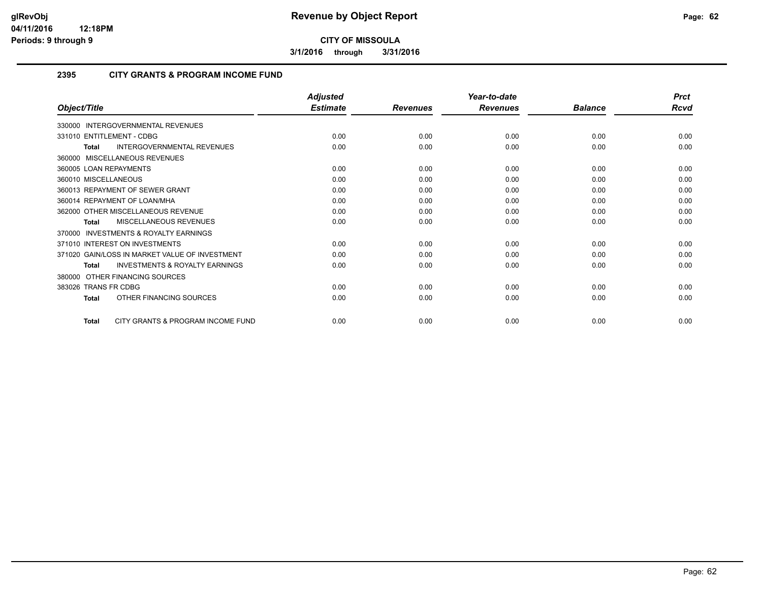**CITY OF MISSOULA**

**3/1/2016 through 3/31/2016**

## 2395 CITY GRANTS & PROGRAM INCOME FUND

| Object/Title | Adjusted Estimate | Revenues | Year-to-date Revenues | Balance | Prct Rcvd |
|---|---|---|---|---|---|
| 330000 INTERGOVERNMENTAL REVENUES | | | | | |
| 331010 ENTITLEMENT - CDBG | 0.00 | 0.00 | 0.00 | 0.00 | 0.00 |
| **Total** INTERGOVERNMENTAL REVENUES | 0.00 | 0.00 | 0.00 | 0.00 | 0.00 |
| 360000 MISCELLANEOUS REVENUES | | | | | |
| 360005 LOAN REPAYMENTS | 0.00 | 0.00 | 0.00 | 0.00 | 0.00 |
| 360010 MISCELLANEOUS | 0.00 | 0.00 | 0.00 | 0.00 | 0.00 |
| 360013 REPAYMENT OF SEWER GRANT | 0.00 | 0.00 | 0.00 | 0.00 | 0.00 |
| 360014 REPAYMENT OF LOAN/MHA | 0.00 | 0.00 | 0.00 | 0.00 | 0.00 |
| 362000 OTHER MISCELLANEOUS REVENUE | 0.00 | 0.00 | 0.00 | 0.00 | 0.00 |
| **Total** MISCELLANEOUS REVENUES | 0.00 | 0.00 | 0.00 | 0.00 | 0.00 |
| 370000 INVESTMENTS & ROYALTY EARNINGS | | | | | |
| 371010 INTEREST ON INVESTMENTS | 0.00 | 0.00 | 0.00 | 0.00 | 0.00 |
| 371020 GAIN/LOSS IN MARKET VALUE OF INVESTMENT | 0.00 | 0.00 | 0.00 | 0.00 | 0.00 |
| **Total** INVESTMENTS & ROYALTY EARNINGS | 0.00 | 0.00 | 0.00 | 0.00 | 0.00 |
| 380000 OTHER FINANCING SOURCES | | | | | |
| 383026 TRANS FR CDBG | 0.00 | 0.00 | 0.00 | 0.00 | 0.00 |
| **Total** OTHER FINANCING SOURCES | 0.00 | 0.00 | 0.00 | 0.00 | 0.00 |
| **Total** CITY GRANTS & PROGRAM INCOME FUND | 0.00 | 0.00 | 0.00 | 0.00 | 0.00 |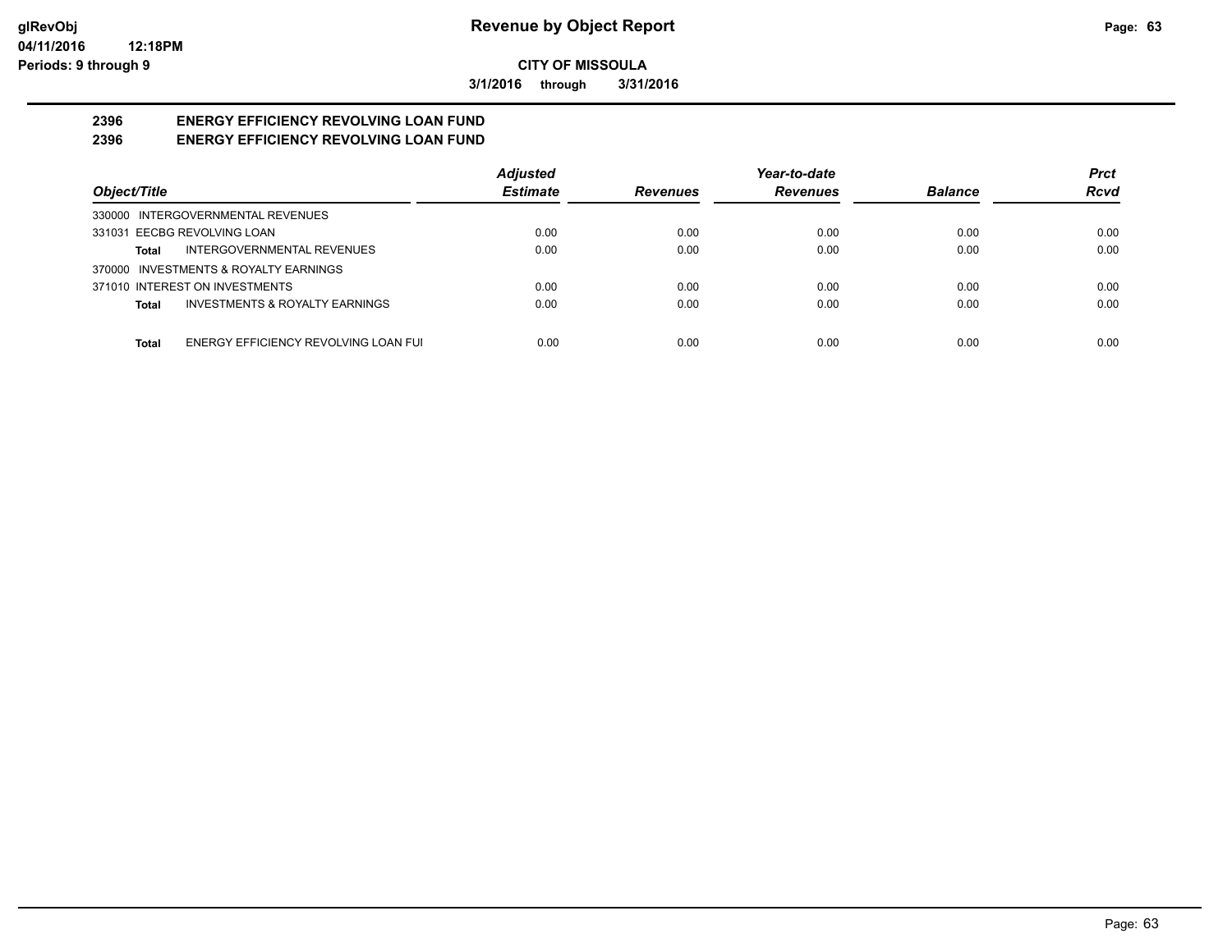**CITY OF MISSOULA**

**3/1/2016 through 3/31/2016**

**2396 ENERGY EFFICIENCY REVOLVING LOAN FUND**

**2396 ENERGY EFFICIENCY REVOLVING LOAN FUND**

| Object/Title | Adjusted Estimate | Revenues | Year-to-date Revenues | Balance | Prct Rcvd |
|---|---|---|---|---|---|
| 330000 INTERGOVERNMENTAL REVENUES | | | | | |
| 331031 EECBG REVOLVING LOAN | 0.00 | 0.00 | 0.00 | 0.00 | 0.00 |
| **Total** INTERGOVERNMENTAL REVENUES | 0.00 | 0.00 | 0.00 | 0.00 | 0.00 |
| 370000 INVESTMENTS & ROYALTY EARNINGS | | | | | |
| 371010 INTEREST ON INVESTMENTS | 0.00 | 0.00 | 0.00 | 0.00 | 0.00 |
| **Total** INVESTMENTS & ROYALTY EARNINGS | 0.00 | 0.00 | 0.00 | 0.00 | 0.00 |
| **Total** ENERGY EFFICIENCY REVOLVING LOAN FUI | 0.00 | 0.00 | 0.00 | 0.00 | 0.00 |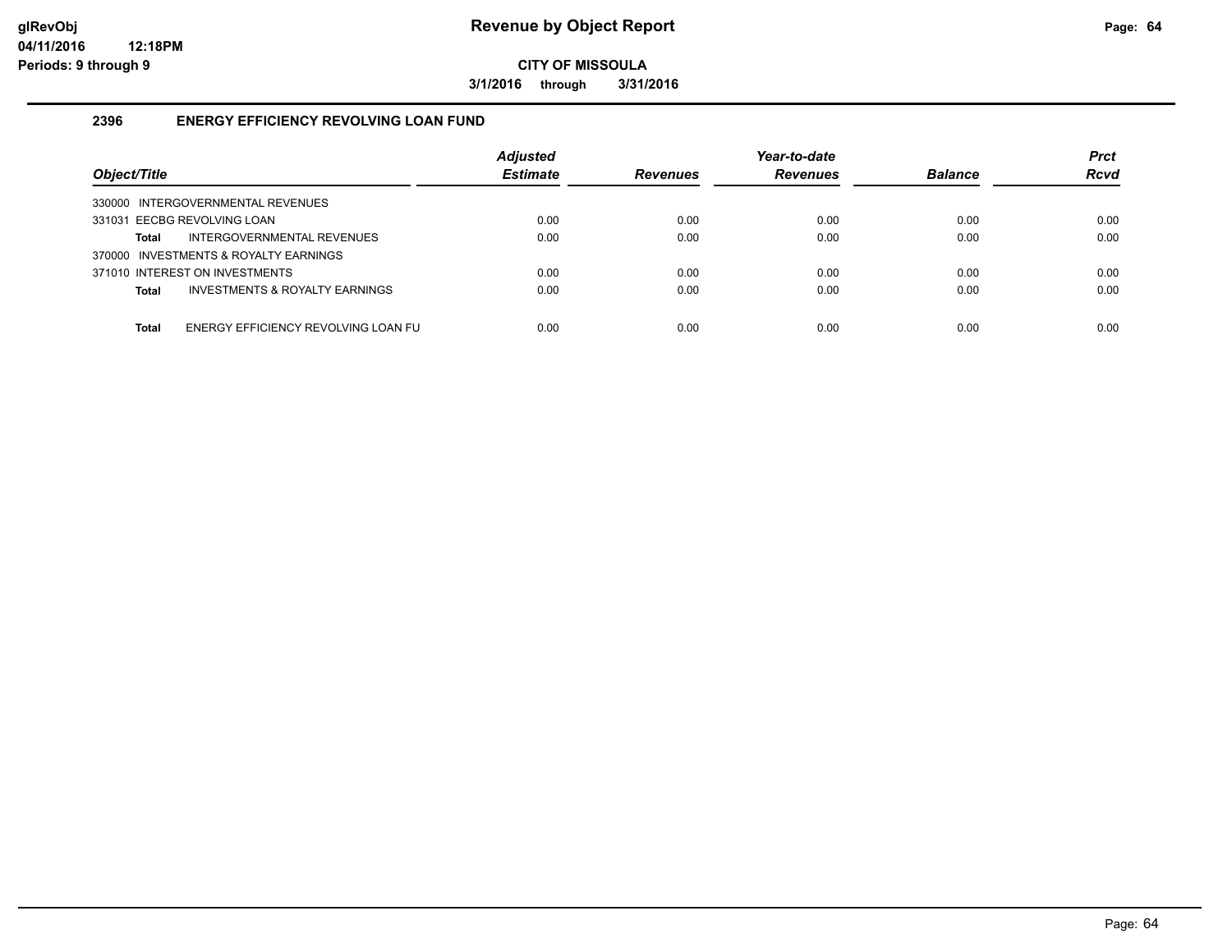# Revenue by Object Report

**CITY OF MISSOULA**

**3/1/2016 through 3/31/2016**

## 2396 ENERGY EFFICIENCY REVOLVING LOAN FUND

| Object/Title | Adjusted Estimate | Revenues | Year-to-date Revenues | Balance | Prct Rcvd |
|---|---|---|---|---|---|
| 330000 INTERGOVERNMENTAL REVENUES | | | | | |
| 331031 EECBG REVOLVING LOAN | 0.00 | 0.00 | 0.00 | 0.00 | 0.00 |
| **Total** INTERGOVERNMENTAL REVENUES | 0.00 | 0.00 | 0.00 | 0.00 | 0.00 |
| 370000 INVESTMENTS & ROYALTY EARNINGS | | | | | |
| 371010 INTEREST ON INVESTMENTS | 0.00 | 0.00 | 0.00 | 0.00 | 0.00 |
| **Total** INVESTMENTS & ROYALTY EARNINGS | 0.00 | 0.00 | 0.00 | 0.00 | 0.00 |
| **Total** ENERGY EFFICIENCY REVOLVING LOAN FU | 0.00 | 0.00 | 0.00 | 0.00 | 0.00 |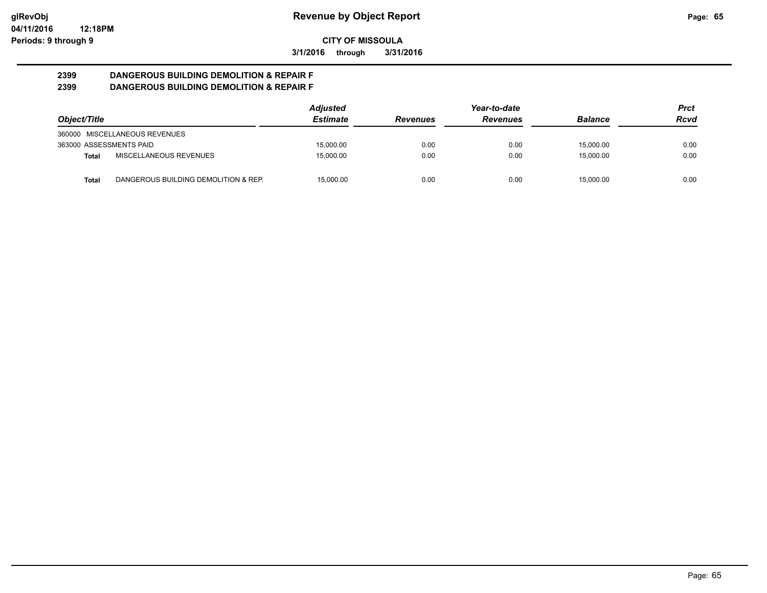**glRevObj**
**04/11/2016 12:18PM**
**Periods: 9 through 9**

# Revenue by Object Report

**CITY OF MISSOULA**

**3/1/2016 through 3/31/2016**

## 2399 DANGEROUS BUILDING DEMOLITION & REPAIR F
## 2399 DANGEROUS BUILDING DEMOLITION & REPAIR F

| Object/Title | | Adjusted Estimate | Revenues | Year-to-date Revenues | Balance | Prct Rcvd |
|---|---|---|---|---|---|---|
| 360000 MISCELLANEOUS REVENUES | | | | | | |
| 363000 ASSESSMENTS PAID | | 15,000.00 | 0.00 | 0.00 | 15,000.00 | 0.00 |
| **Total** | MISCELLANEOUS REVENUES | 15,000.00 | 0.00 | 0.00 | 15,000.00 | 0.00 |
| **Total** | DANGEROUS BUILDING DEMOLITION & REP. | 15,000.00 | 0.00 | 0.00 | 15,000.00 | 0.00 |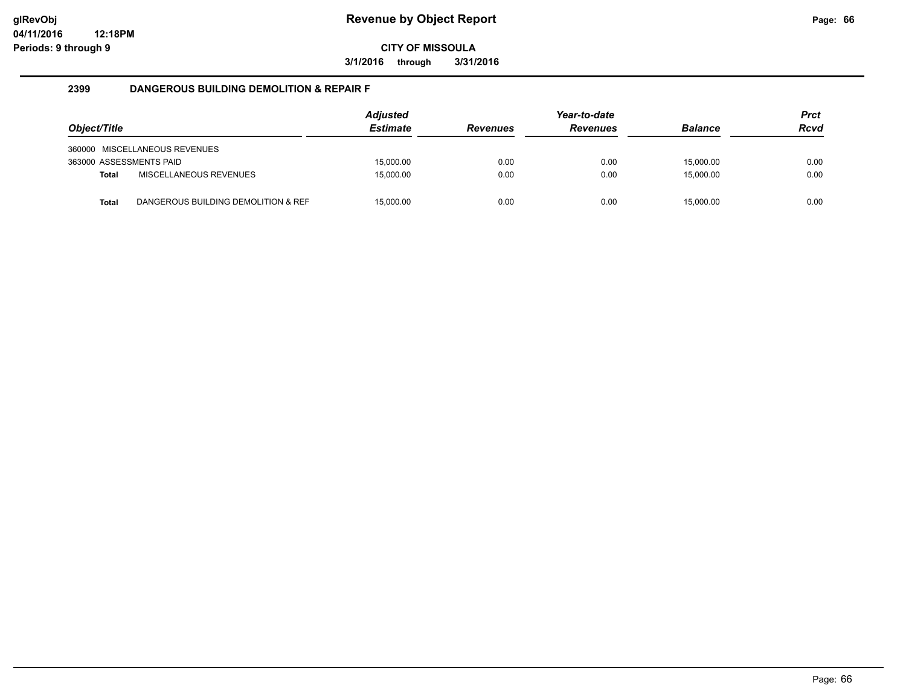# Revenue by Object Report

glRevObj
04/11/2016 12:18PM
Periods: 9 through 9

**CITY OF MISSOULA**

3/1/2016 through 3/31/2016

## 2399 DANGEROUS BUILDING DEMOLITION & REPAIR F

| Object/Title | Adjusted Estimate | Revenues | Year-to-date Revenues | Balance | Prct Rcvd |
|---|---|---|---|---|---|
| 360000 MISCELLANEOUS REVENUES | | | | | |
| 363000 ASSESSMENTS PAID | 15,000.00 | 0.00 | 0.00 | 15,000.00 | 0.00 |
| **Total** MISCELLANEOUS REVENUES | 15,000.00 | 0.00 | 0.00 | 15,000.00 | 0.00 |
| **Total** DANGEROUS BUILDING DEMOLITION & REF | 15,000.00 | 0.00 | 0.00 | 15,000.00 | 0.00 |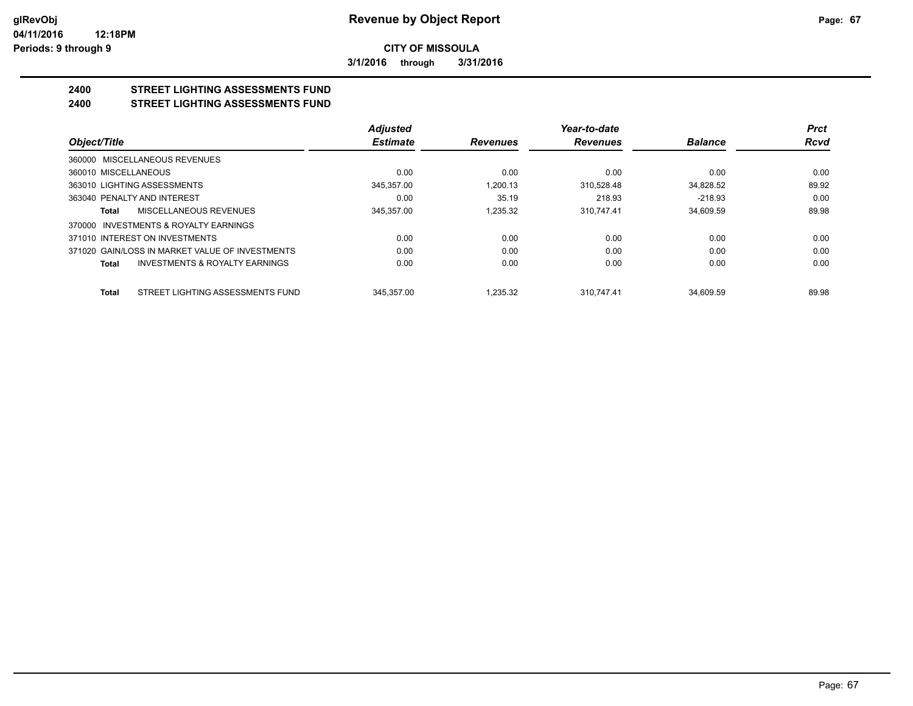**CITY OF MISSOULA**

**3/1/2016 through 3/31/2016**

## 2400 STREET LIGHTING ASSESSMENTS FUND

## 2400 STREET LIGHTING ASSESSMENTS FUND

| Object/Title | Adjusted Estimate | Revenues | Year-to-date Revenues | Balance | Prct Rcvd |
|---|---|---|---|---|---|
| 360000 MISCELLANEOUS REVENUES | | | | | |
| 360010 MISCELLANEOUS | 0.00 | 0.00 | 0.00 | 0.00 | 0.00 |
| 363010 LIGHTING ASSESSMENTS | 345,357.00 | 1,200.13 | 310,528.48 | 34,828.52 | 89.92 |
| 363040 PENALTY AND INTEREST | 0.00 | 35.19 | 218.93 | -218.93 | 0.00 |
| **Total** MISCELLANEOUS REVENUES | 345,357.00 | 1,235.32 | 310,747.41 | 34,609.59 | 89.98 |
| 370000 INVESTMENTS & ROYALTY EARNINGS | | | | | |
| 371010 INTEREST ON INVESTMENTS | 0.00 | 0.00 | 0.00 | 0.00 | 0.00 |
| 371020 GAIN/LOSS IN MARKET VALUE OF INVESTMENTS | 0.00 | 0.00 | 0.00 | 0.00 | 0.00 |
| **Total** INVESTMENTS & ROYALTY EARNINGS | 0.00 | 0.00 | 0.00 | 0.00 | 0.00 |
| **Total** STREET LIGHTING ASSESSMENTS FUND | 345,357.00 | 1,235.32 | 310,747.41 | 34,609.59 | 89.98 |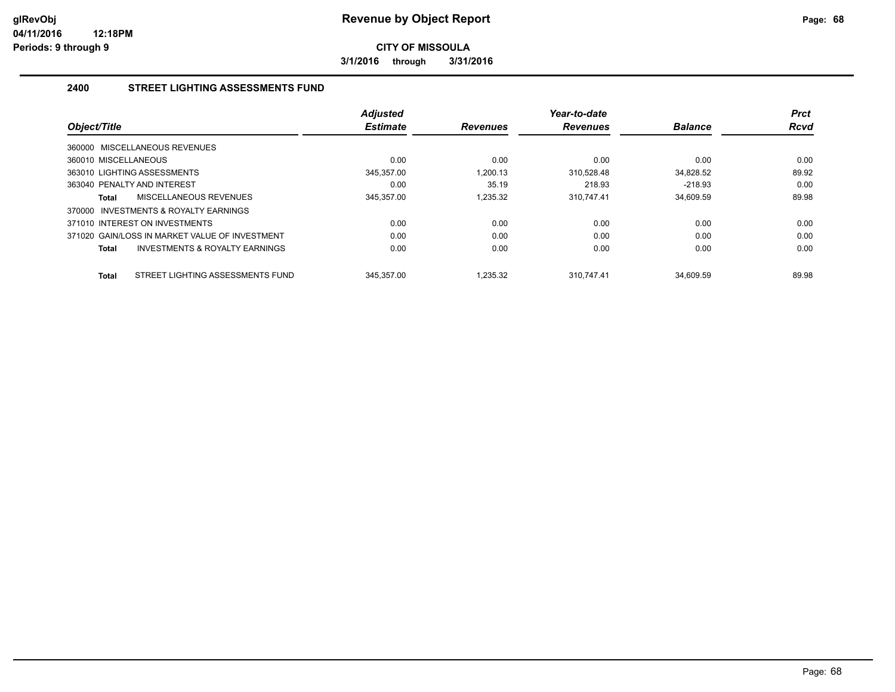# Revenue by Object Report

**CITY OF MISSOULA**

**3/1/2016 through 3/31/2016**

glRevObj
04/11/2016 12:18PM
Periods: 9 through 9

## 2400 STREET LIGHTING ASSESSMENTS FUND

| Object/Title | Adjusted Estimate | Revenues | Year-to-date Revenues | Balance | Prct Rcvd |
|---|---|---|---|---|---|
| 360000 MISCELLANEOUS REVENUES | | | | | |
| 360010 MISCELLANEOUS | 0.00 | 0.00 | 0.00 | 0.00 | 0.00 |
| 363010 LIGHTING ASSESSMENTS | 345,357.00 | 1,200.13 | 310,528.48 | 34,828.52 | 89.92 |
| 363040 PENALTY AND INTEREST | 0.00 | 35.19 | 218.93 | -218.93 | 0.00 |
| **Total** MISCELLANEOUS REVENUES | 345,357.00 | 1,235.32 | 310,747.41 | 34,609.59 | 89.98 |
| 370000 INVESTMENTS & ROYALTY EARNINGS | | | | | |
| 371010 INTEREST ON INVESTMENTS | 0.00 | 0.00 | 0.00 | 0.00 | 0.00 |
| 371020 GAIN/LOSS IN MARKET VALUE OF INVESTMENT | 0.00 | 0.00 | 0.00 | 0.00 | 0.00 |
| **Total** INVESTMENTS & ROYALTY EARNINGS | 0.00 | 0.00 | 0.00 | 0.00 | 0.00 |
| **Total** STREET LIGHTING ASSESSMENTS FUND | 345,357.00 | 1,235.32 | 310,747.41 | 34,609.59 | 89.98 |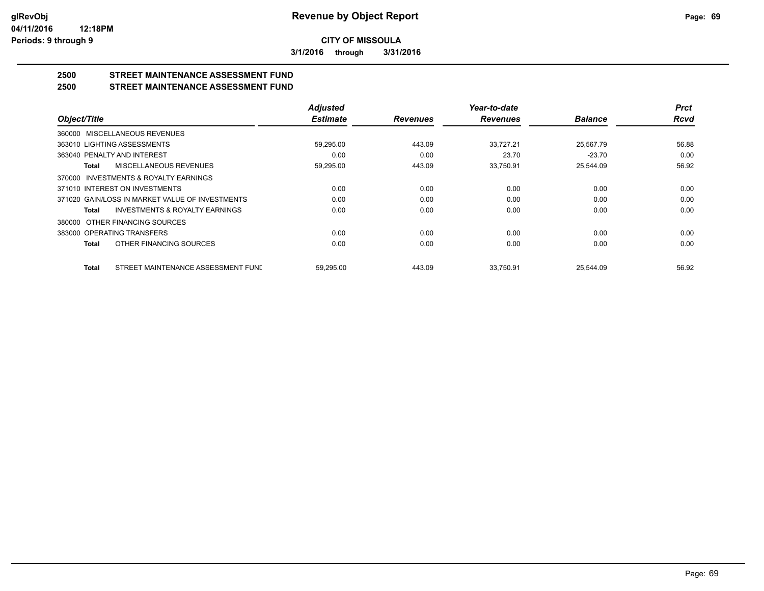# Revenue by Object Report

**CITY OF MISSOULA**

**3/1/2016 through 3/31/2016**

glRevObj
04/11/2016 12:18PM
Periods: 9 through 9

## 2500 STREET MAINTENANCE ASSESSMENT FUND
## 2500 STREET MAINTENANCE ASSESSMENT FUND

| Object/Title | Adjusted Estimate | Revenues | Year-to-date Revenues | Balance | Prct Rcvd |
|---|---|---|---|---|---|
| 360000 MISCELLANEOUS REVENUES | | | | | |
| 363010 LIGHTING ASSESSMENTS | 59,295.00 | 443.09 | 33,727.21 | 25,567.79 | 56.88 |
| 363040 PENALTY AND INTEREST | 0.00 | 0.00 | 23.70 | -23.70 | 0.00 |
| **Total** MISCELLANEOUS REVENUES | 59,295.00 | 443.09 | 33,750.91 | 25,544.09 | 56.92 |
| 370000 INVESTMENTS & ROYALTY EARNINGS | | | | | |
| 371010 INTEREST ON INVESTMENTS | 0.00 | 0.00 | 0.00 | 0.00 | 0.00 |
| 371020 GAIN/LOSS IN MARKET VALUE OF INVESTMENTS | 0.00 | 0.00 | 0.00 | 0.00 | 0.00 |
| **Total** INVESTMENTS & ROYALTY EARNINGS | 0.00 | 0.00 | 0.00 | 0.00 | 0.00 |
| 380000 OTHER FINANCING SOURCES | | | | | |
| 383000 OPERATING TRANSFERS | 0.00 | 0.00 | 0.00 | 0.00 | 0.00 |
| **Total** OTHER FINANCING SOURCES | 0.00 | 0.00 | 0.00 | 0.00 | 0.00 |
| **Total** STREET MAINTENANCE ASSESSMENT FUND | 59,295.00 | 443.09 | 33,750.91 | 25,544.09 | 56.92 |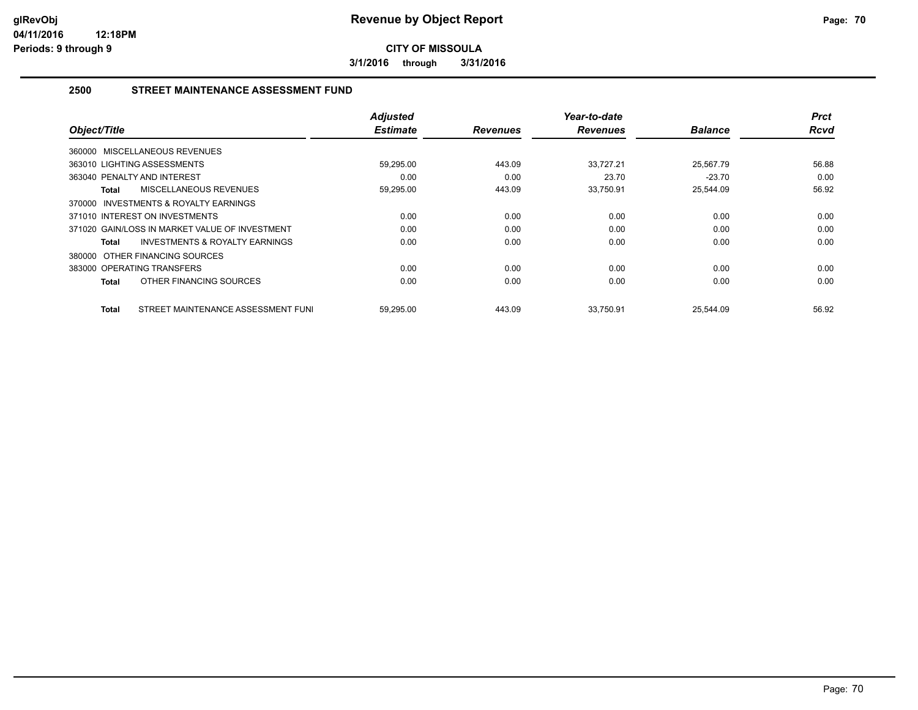# Revenue by Object Report

**CITY OF MISSOULA**

**3/1/2016 through 3/31/2016**

glRevObj
04/11/2016 12:18PM
Periods: 9 through 9

## 2500 STREET MAINTENANCE ASSESSMENT FUND

| Object/Title | Adjusted Estimate | Revenues | Year-to-date Revenues | Balance | Prct Rcvd |
|---|---|---|---|---|---|
| 360000 MISCELLANEOUS REVENUES | | | | | |
| 363010 LIGHTING ASSESSMENTS | 59,295.00 | 443.09 | 33,727.21 | 25,567.79 | 56.88 |
| 363040 PENALTY AND INTEREST | 0.00 | 0.00 | 23.70 | -23.70 | 0.00 |
| **Total** MISCELLANEOUS REVENUES | 59,295.00 | 443.09 | 33,750.91 | 25,544.09 | 56.92 |
| 370000 INVESTMENTS & ROYALTY EARNINGS | | | | | |
| 371010 INTEREST ON INVESTMENTS | 0.00 | 0.00 | 0.00 | 0.00 | 0.00 |
| 371020 GAIN/LOSS IN MARKET VALUE OF INVESTMENT | 0.00 | 0.00 | 0.00 | 0.00 | 0.00 |
| **Total** INVESTMENTS & ROYALTY EARNINGS | 0.00 | 0.00 | 0.00 | 0.00 | 0.00 |
| 380000 OTHER FINANCING SOURCES | | | | | |
| 383000 OPERATING TRANSFERS | 0.00 | 0.00 | 0.00 | 0.00 | 0.00 |
| **Total** OTHER FINANCING SOURCES | 0.00 | 0.00 | 0.00 | 0.00 | 0.00 |
| **Total** STREET MAINTENANCE ASSESSMENT FUNI | 59,295.00 | 443.09 | 33,750.91 | 25,544.09 | 56.92 |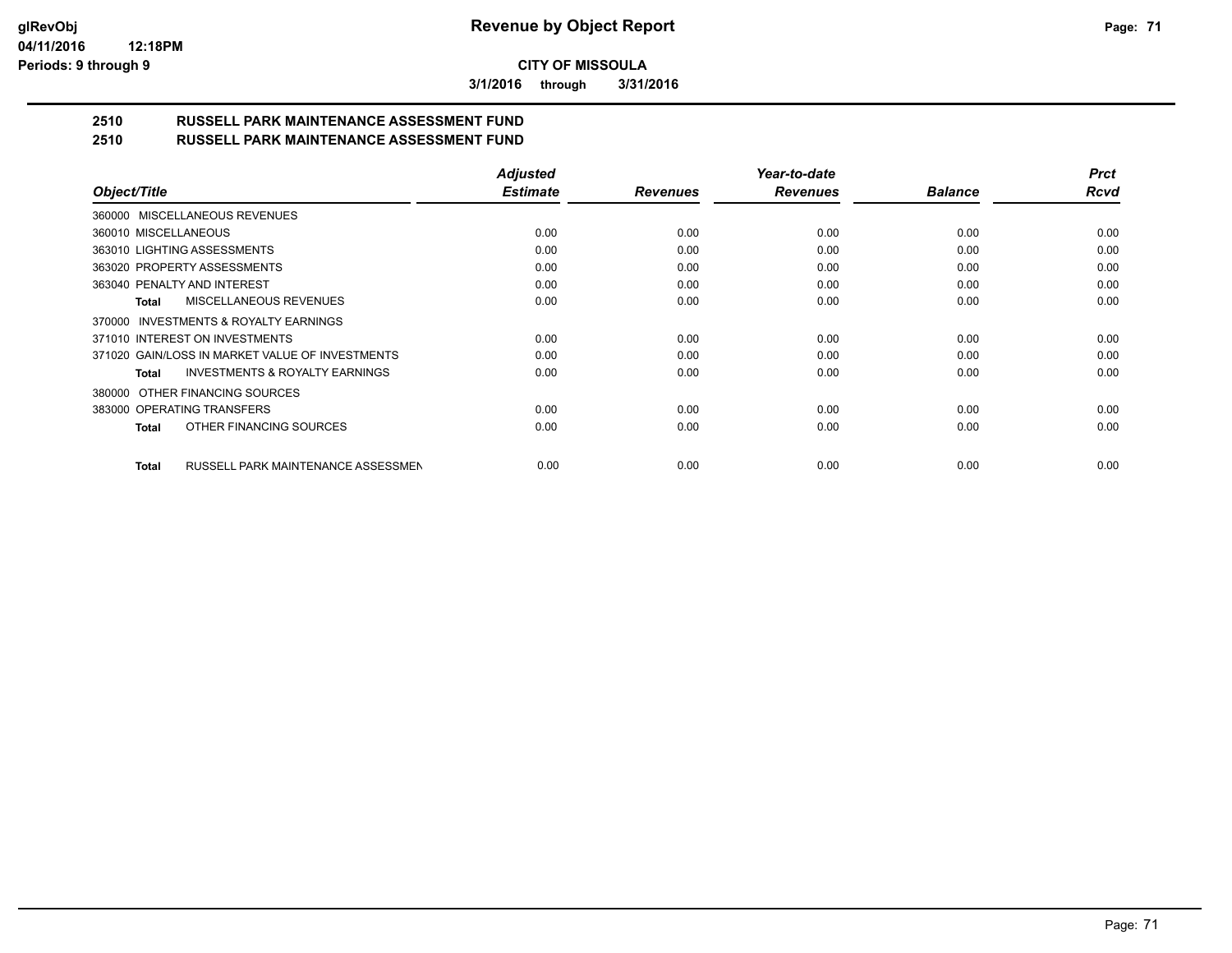**CITY OF MISSOULA**

**3/1/2016 through 3/31/2016**

## 2510 RUSSELL PARK MAINTENANCE ASSESSMENT FUND
## 2510 RUSSELL PARK MAINTENANCE ASSESSMENT FUND

| Object/Title | Adjusted Estimate | Revenues | Year-to-date Revenues | Balance | Prct Rcvd |
|---|---|---|---|---|---|
| 360000 MISCELLANEOUS REVENUES | | | | | |
| 360010 MISCELLANEOUS | 0.00 | 0.00 | 0.00 | 0.00 | 0.00 |
| 363010 LIGHTING ASSESSMENTS | 0.00 | 0.00 | 0.00 | 0.00 | 0.00 |
| 363020 PROPERTY ASSESSMENTS | 0.00 | 0.00 | 0.00 | 0.00 | 0.00 |
| 363040 PENALTY AND INTEREST | 0.00 | 0.00 | 0.00 | 0.00 | 0.00 |
| **Total** MISCELLANEOUS REVENUES | 0.00 | 0.00 | 0.00 | 0.00 | 0.00 |
| 370000 INVESTMENTS & ROYALTY EARNINGS | | | | | |
| 371010 INTEREST ON INVESTMENTS | 0.00 | 0.00 | 0.00 | 0.00 | 0.00 |
| 371020 GAIN/LOSS IN MARKET VALUE OF INVESTMENTS | 0.00 | 0.00 | 0.00 | 0.00 | 0.00 |
| **Total** INVESTMENTS & ROYALTY EARNINGS | 0.00 | 0.00 | 0.00 | 0.00 | 0.00 |
| 380000 OTHER FINANCING SOURCES | | | | | |
| 383000 OPERATING TRANSFERS | 0.00 | 0.00 | 0.00 | 0.00 | 0.00 |
| **Total** OTHER FINANCING SOURCES | 0.00 | 0.00 | 0.00 | 0.00 | 0.00 |
| **Total** RUSSELL PARK MAINTENANCE ASSESSMEN | 0.00 | 0.00 | 0.00 | 0.00 | 0.00 |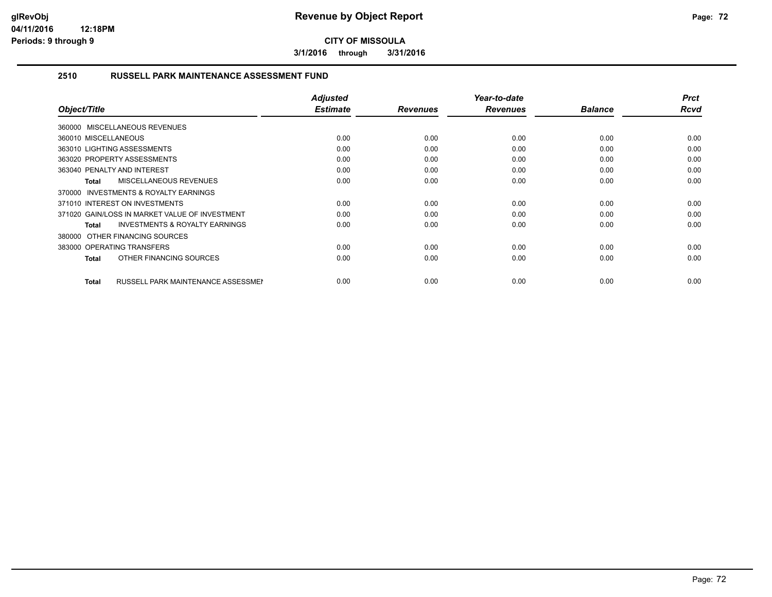# Revenue by Object Report

**CITY OF MISSOULA**

**3/1/2016 through 3/31/2016**

glRevObj
04/11/2016 12:18PM
Periods: 9 through 9

## 2510 RUSSELL PARK MAINTENANCE ASSESSMENT FUND

| Object/Title | Adjusted Estimate | Revenues | Year-to-date Revenues | Balance | Prct Rcvd |
|---|---|---|---|---|---|
| 360000 MISCELLANEOUS REVENUES | | | | | |
| 360010 MISCELLANEOUS | 0.00 | 0.00 | 0.00 | 0.00 | 0.00 |
| 363010 LIGHTING ASSESSMENTS | 0.00 | 0.00 | 0.00 | 0.00 | 0.00 |
| 363020 PROPERTY ASSESSMENTS | 0.00 | 0.00 | 0.00 | 0.00 | 0.00 |
| 363040 PENALTY AND INTEREST | 0.00 | 0.00 | 0.00 | 0.00 | 0.00 |
| **Total** MISCELLANEOUS REVENUES | 0.00 | 0.00 | 0.00 | 0.00 | 0.00 |
| 370000 INVESTMENTS & ROYALTY EARNINGS | | | | | |
| 371010 INTEREST ON INVESTMENTS | 0.00 | 0.00 | 0.00 | 0.00 | 0.00 |
| 371020 GAIN/LOSS IN MARKET VALUE OF INVESTMENT | 0.00 | 0.00 | 0.00 | 0.00 | 0.00 |
| **Total** INVESTMENTS & ROYALTY EARNINGS | 0.00 | 0.00 | 0.00 | 0.00 | 0.00 |
| 380000 OTHER FINANCING SOURCES | | | | | |
| 383000 OPERATING TRANSFERS | 0.00 | 0.00 | 0.00 | 0.00 | 0.00 |
| **Total** OTHER FINANCING SOURCES | 0.00 | 0.00 | 0.00 | 0.00 | 0.00 |
| **Total** RUSSELL PARK MAINTENANCE ASSESSMEI | 0.00 | 0.00 | 0.00 | 0.00 | 0.00 |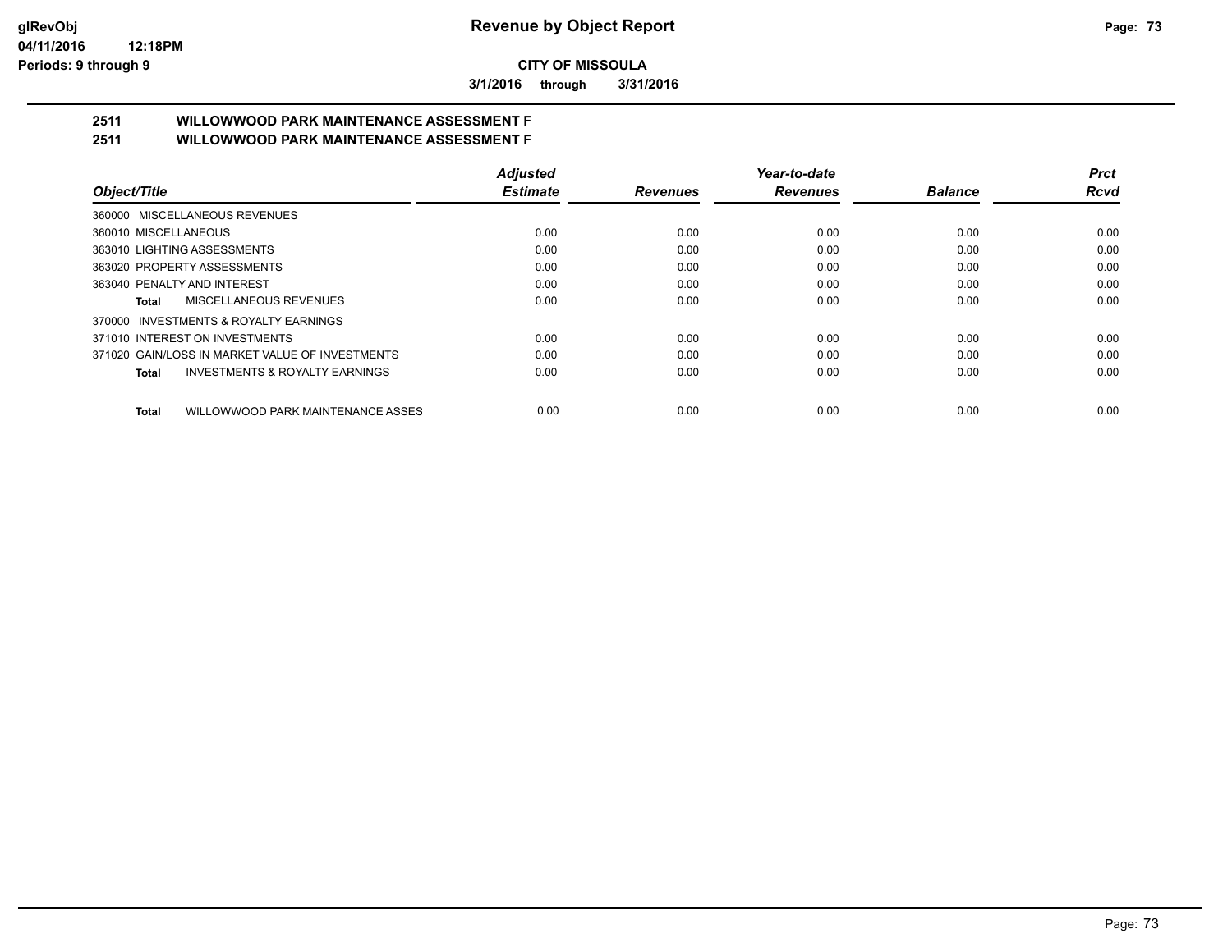**Revenue by Object Report**

**CITY OF MISSOULA**

**3/1/2016 through 3/31/2016**

glRevObj
04/11/2016 12:18PM
Periods: 9 through 9

## 2511 WILLOWWOOD PARK MAINTENANCE ASSESSMENT F
## 2511 WILLOWWOOD PARK MAINTENANCE ASSESSMENT F

| Object/Title | Adjusted Estimate | Revenues | Year-to-date Revenues | Balance | Prct Rcvd |
|---|---|---|---|---|---|
| 360000 MISCELLANEOUS REVENUES | | | | | |
| 360010 MISCELLANEOUS | 0.00 | 0.00 | 0.00 | 0.00 | 0.00 |
| 363010 LIGHTING ASSESSMENTS | 0.00 | 0.00 | 0.00 | 0.00 | 0.00 |
| 363020 PROPERTY ASSESSMENTS | 0.00 | 0.00 | 0.00 | 0.00 | 0.00 |
| 363040 PENALTY AND INTEREST | 0.00 | 0.00 | 0.00 | 0.00 | 0.00 |
| **Total** MISCELLANEOUS REVENUES | 0.00 | 0.00 | 0.00 | 0.00 | 0.00 |
| 370000 INVESTMENTS & ROYALTY EARNINGS | | | | | |
| 371010 INTEREST ON INVESTMENTS | 0.00 | 0.00 | 0.00 | 0.00 | 0.00 |
| 371020 GAIN/LOSS IN MARKET VALUE OF INVESTMENTS | 0.00 | 0.00 | 0.00 | 0.00 | 0.00 |
| **Total** INVESTMENTS & ROYALTY EARNINGS | 0.00 | 0.00 | 0.00 | 0.00 | 0.00 |
| **Total** WILLOWWOOD PARK MAINTENANCE ASSES | 0.00 | 0.00 | 0.00 | 0.00 | 0.00 |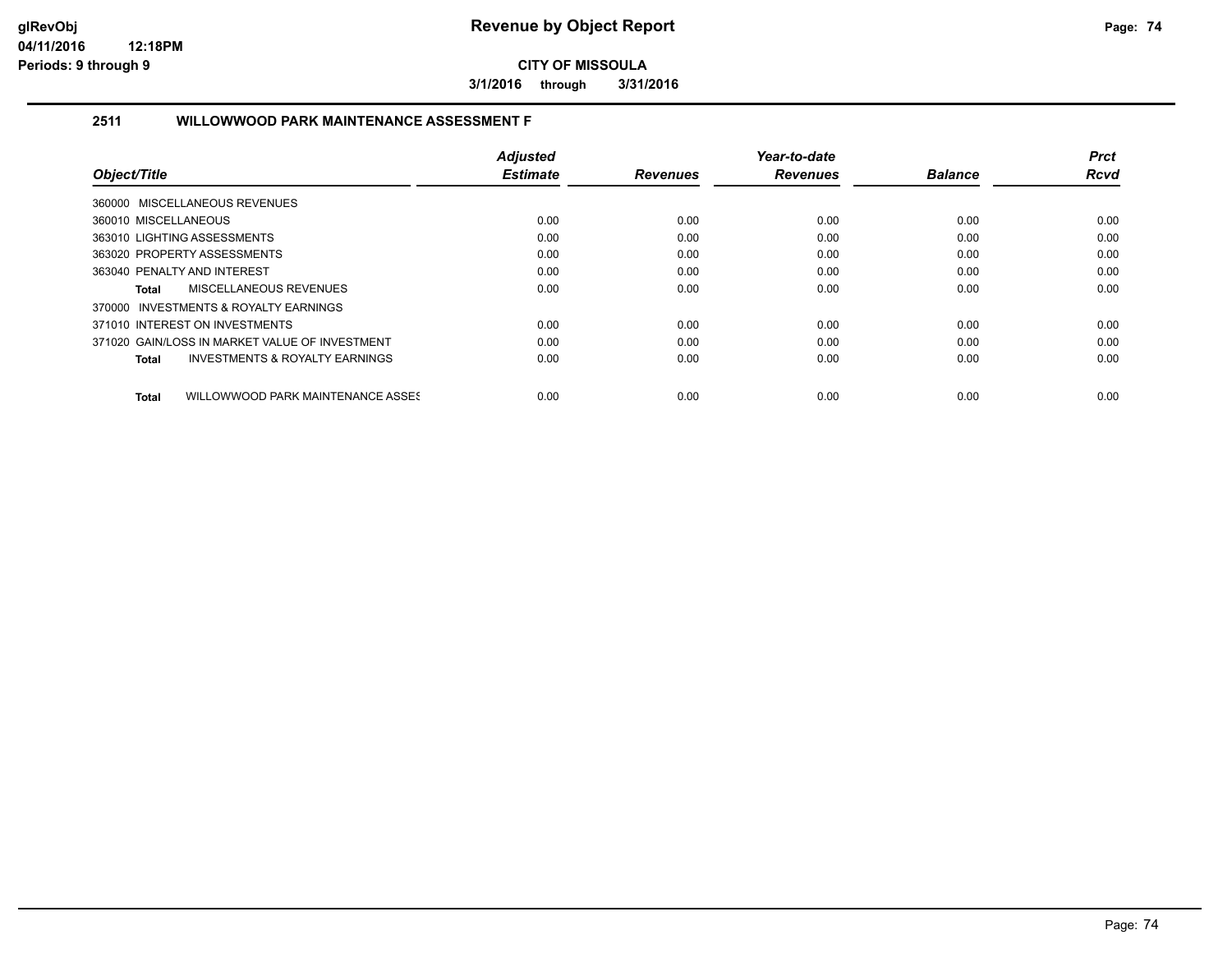# Revenue by Object Report

**CITY OF MISSOULA**

**3/1/2016 through 3/31/2016**

glRevObj
04/11/2016 12:18PM
Periods: 9 through 9

## 2511 WILLOWWOOD PARK MAINTENANCE ASSESSMENT F

| Object/Title | Adjusted Estimate | Revenues | Year-to-date Revenues | Balance | Prct Rcvd |
|---|---|---|---|---|---|
| 360000 MISCELLANEOUS REVENUES | | | | | |
| 360010 MISCELLANEOUS | 0.00 | 0.00 | 0.00 | 0.00 | 0.00 |
| 363010 LIGHTING ASSESSMENTS | 0.00 | 0.00 | 0.00 | 0.00 | 0.00 |
| 363020 PROPERTY ASSESSMENTS | 0.00 | 0.00 | 0.00 | 0.00 | 0.00 |
| 363040 PENALTY AND INTEREST | 0.00 | 0.00 | 0.00 | 0.00 | 0.00 |
| **Total** MISCELLANEOUS REVENUES | 0.00 | 0.00 | 0.00 | 0.00 | 0.00 |
| 370000 INVESTMENTS & ROYALTY EARNINGS | | | | | |
| 371010 INTEREST ON INVESTMENTS | 0.00 | 0.00 | 0.00 | 0.00 | 0.00 |
| 371020 GAIN/LOSS IN MARKET VALUE OF INVESTMENT | 0.00 | 0.00 | 0.00 | 0.00 | 0.00 |
| **Total** INVESTMENTS & ROYALTY EARNINGS | 0.00 | 0.00 | 0.00 | 0.00 | 0.00 |
| **Total** WILLOWWOOD PARK MAINTENANCE ASSES | 0.00 | 0.00 | 0.00 | 0.00 | 0.00 |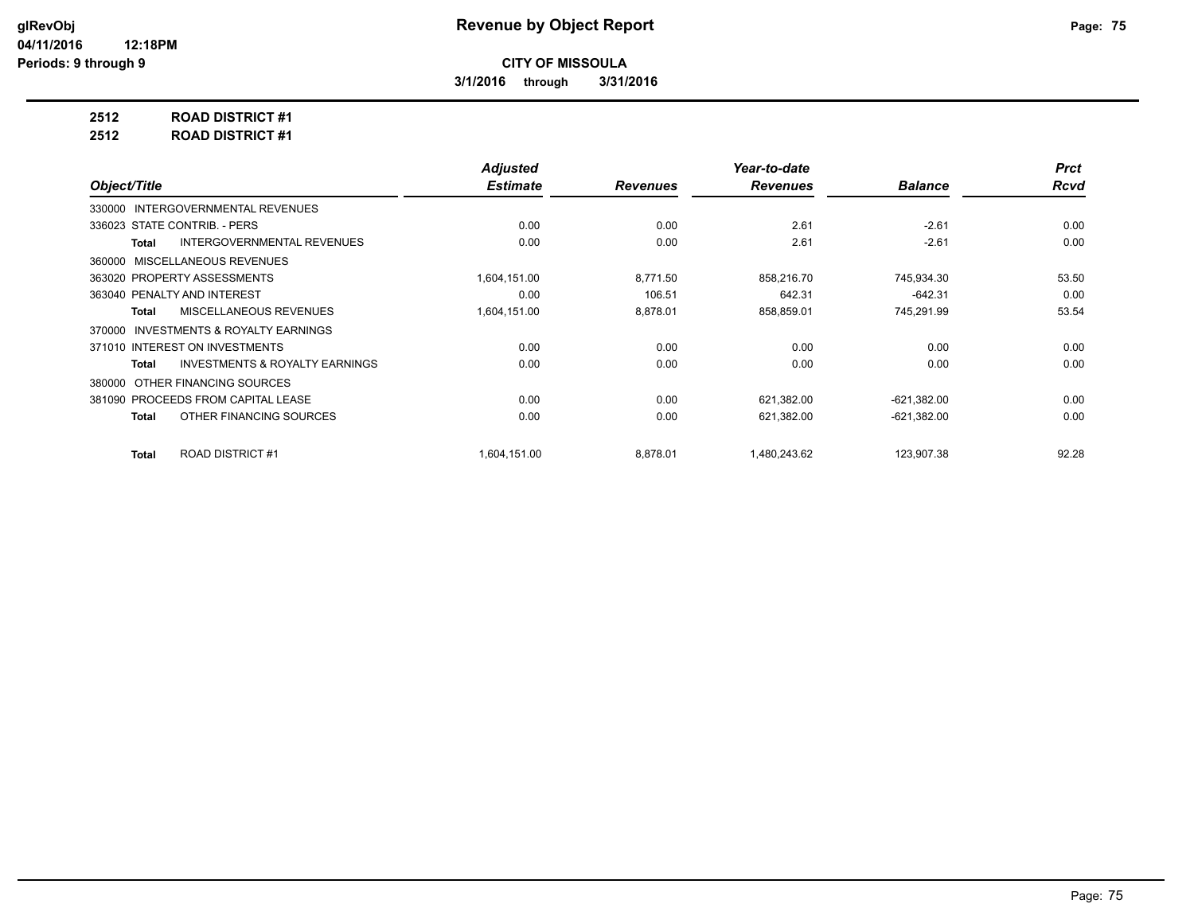**Revenue by Object Report**

**CITY OF MISSOULA**

**3/1/2016 through 3/31/2016**

**2512 ROAD DISTRICT #1**

**2512 ROAD DISTRICT #1**

| Object/Title | Adjusted Estimate | Revenues | Year-to-date Revenues | Balance | Prct Rcvd |
|---|---|---|---|---|---|
| 330000 INTERGOVERNMENTAL REVENUES | | | | | |
| 336023 STATE CONTRIB. - PERS | 0.00 | 0.00 | 2.61 | -2.61 | 0.00 |
| **Total** INTERGOVERNMENTAL REVENUES | 0.00 | 0.00 | 2.61 | -2.61 | 0.00 |
| 360000 MISCELLANEOUS REVENUES | | | | | |
| 363020 PROPERTY ASSESSMENTS | 1,604,151.00 | 8,771.50 | 858,216.70 | 745,934.30 | 53.50 |
| 363040 PENALTY AND INTEREST | 0.00 | 106.51 | 642.31 | -642.31 | 0.00 |
| **Total** MISCELLANEOUS REVENUES | 1,604,151.00 | 8,878.01 | 858,859.01 | 745,291.99 | 53.54 |
| 370000 INVESTMENTS & ROYALTY EARNINGS | | | | | |
| 371010 INTEREST ON INVESTMENTS | 0.00 | 0.00 | 0.00 | 0.00 | 0.00 |
| **Total** INVESTMENTS & ROYALTY EARNINGS | 0.00 | 0.00 | 0.00 | 0.00 | 0.00 |
| 380000 OTHER FINANCING SOURCES | | | | | |
| 381090 PROCEEDS FROM CAPITAL LEASE | 0.00 | 0.00 | 621,382.00 | -621,382.00 | 0.00 |
| **Total** OTHER FINANCING SOURCES | 0.00 | 0.00 | 621,382.00 | -621,382.00 | 0.00 |
| **Total** ROAD DISTRICT #1 | 1,604,151.00 | 8,878.01 | 1,480,243.62 | 123,907.38 | 92.28 |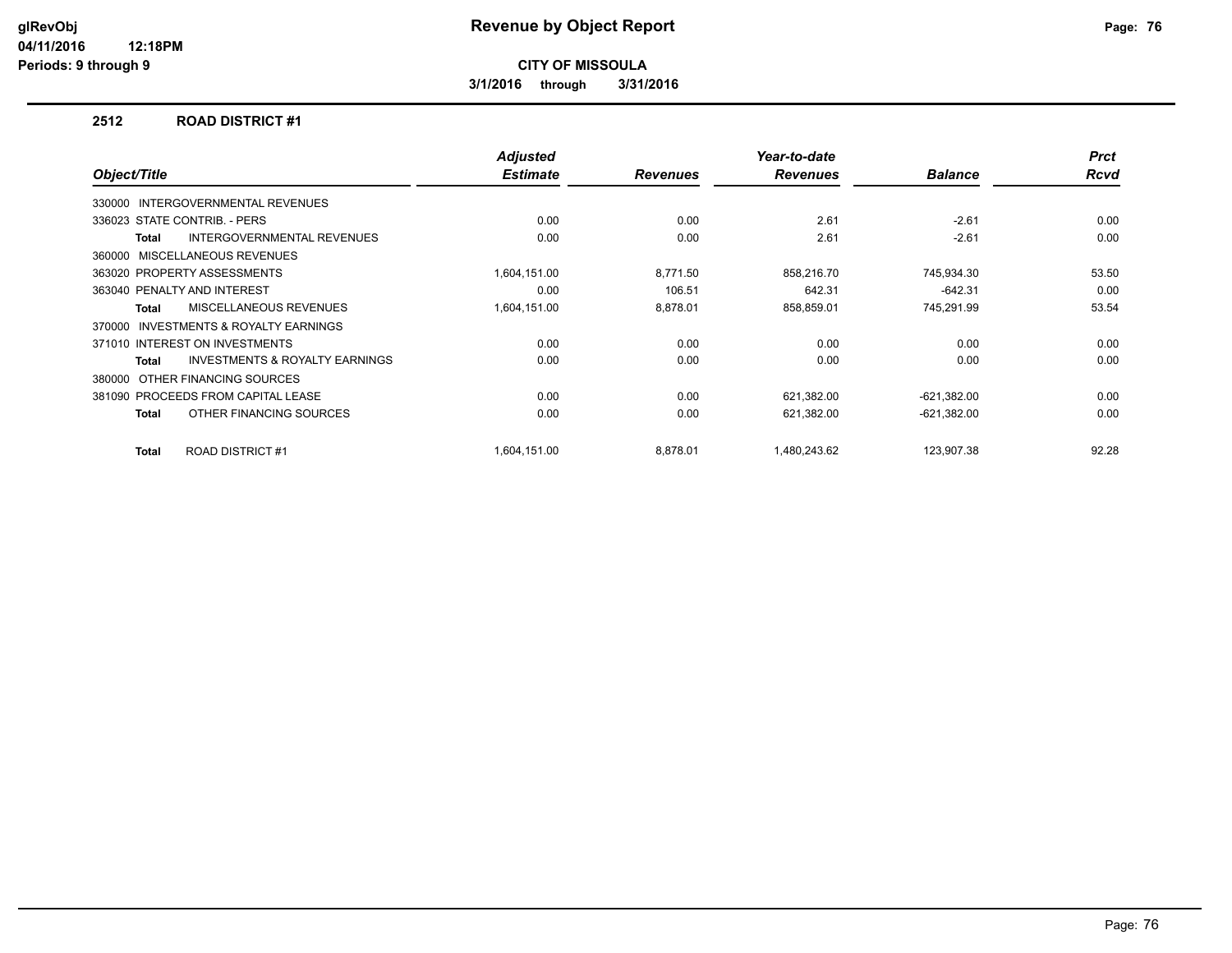**Revenue by Object Report**

**CITY OF MISSOULA**

**3/1/2016 through 3/31/2016**

glRevObj
04/11/2016 12:18PM
Periods: 9 through 9

## 2512 ROAD DISTRICT #1

| Object/Title | Adjusted Estimate | Revenues | Year-to-date Revenues | Balance | Prct Rcvd |
|---|---|---|---|---|---|
| 330000 INTERGOVERNMENTAL REVENUES | | | | | |
| 336023 STATE CONTRIB. - PERS | 0.00 | 0.00 | 2.61 | -2.61 | 0.00 |
| **Total** INTERGOVERNMENTAL REVENUES | 0.00 | 0.00 | 2.61 | -2.61 | 0.00 |
| 360000 MISCELLANEOUS REVENUES | | | | | |
| 363020 PROPERTY ASSESSMENTS | 1,604,151.00 | 8,771.50 | 858,216.70 | 745,934.30 | 53.50 |
| 363040 PENALTY AND INTEREST | 0.00 | 106.51 | 642.31 | -642.31 | 0.00 |
| **Total** MISCELLANEOUS REVENUES | 1,604,151.00 | 8,878.01 | 858,859.01 | 745,291.99 | 53.54 |
| 370000 INVESTMENTS & ROYALTY EARNINGS | | | | | |
| 371010 INTEREST ON INVESTMENTS | 0.00 | 0.00 | 0.00 | 0.00 | 0.00 |
| **Total** INVESTMENTS & ROYALTY EARNINGS | 0.00 | 0.00 | 0.00 | 0.00 | 0.00 |
| 380000 OTHER FINANCING SOURCES | | | | | |
| 381090 PROCEEDS FROM CAPITAL LEASE | 0.00 | 0.00 | 621,382.00 | -621,382.00 | 0.00 |
| **Total** OTHER FINANCING SOURCES | 0.00 | 0.00 | 621,382.00 | -621,382.00 | 0.00 |
| **Total** ROAD DISTRICT #1 | 1,604,151.00 | 8,878.01 | 1,480,243.62 | 123,907.38 | 92.28 |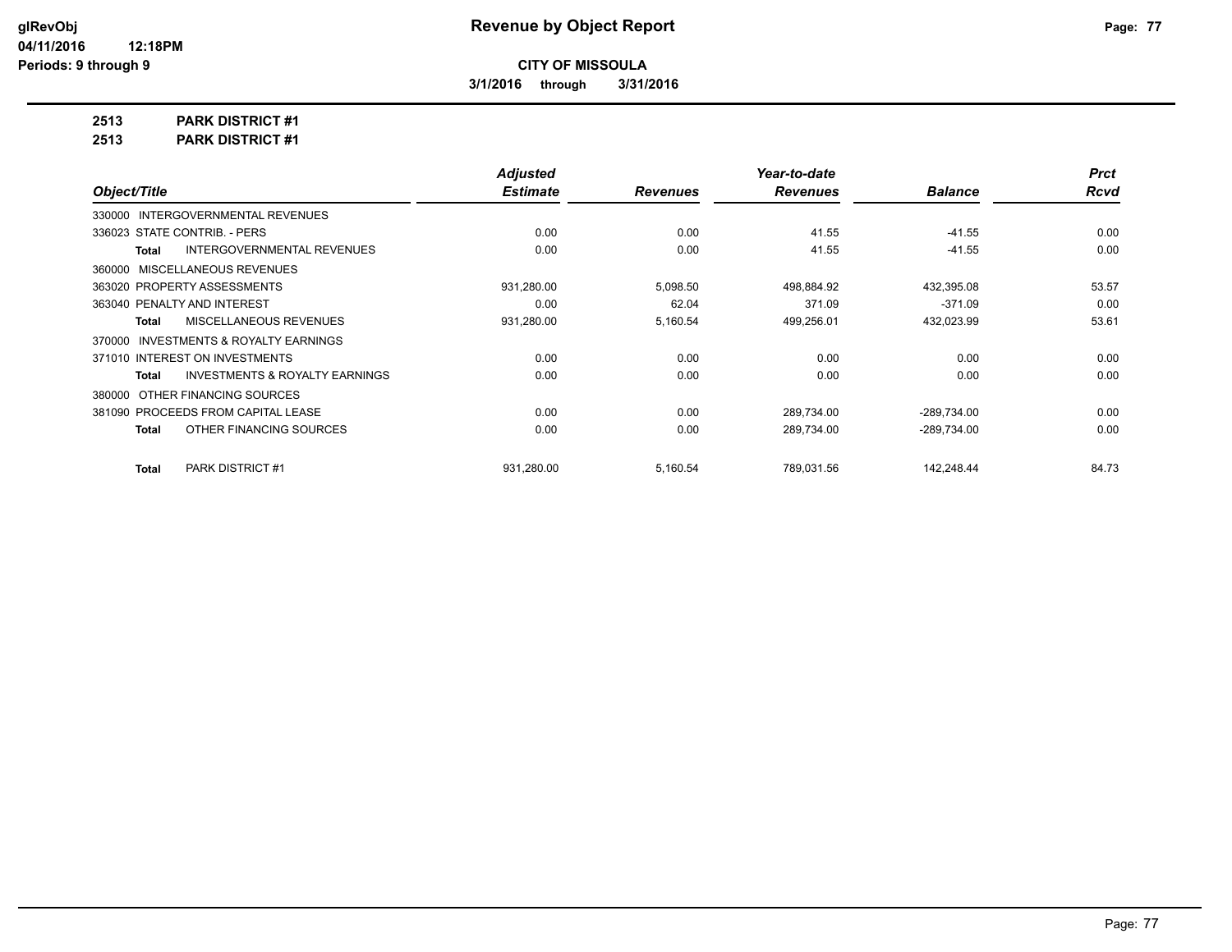**CITY OF MISSOULA**

**3/1/2016 through 3/31/2016**

**Revenue by Object Report**

glRevObj
04/11/2016 12:18PM
Periods: 9 through 9

**2513 PARK DISTRICT #1**

**2513 PARK DISTRICT #1**

| Object/Title | Adjusted Estimate | Revenues | Year-to-date Revenues | Balance | Prct Rcvd |
|---|---|---|---|---|---|
| 330000 INTERGOVERNMENTAL REVENUES | | | | | |
| 336023 STATE CONTRIB. - PERS | 0.00 | 0.00 | 41.55 | -41.55 | 0.00 |
| **Total** INTERGOVERNMENTAL REVENUES | 0.00 | 0.00 | 41.55 | -41.55 | 0.00 |
| 360000 MISCELLANEOUS REVENUES | | | | | |
| 363020 PROPERTY ASSESSMENTS | 931,280.00 | 5,098.50 | 498,884.92 | 432,395.08 | 53.57 |
| 363040 PENALTY AND INTEREST | 0.00 | 62.04 | 371.09 | -371.09 | 0.00 |
| **Total** MISCELLANEOUS REVENUES | 931,280.00 | 5,160.54 | 499,256.01 | 432,023.99 | 53.61 |
| 370000 INVESTMENTS & ROYALTY EARNINGS | | | | | |
| 371010 INTEREST ON INVESTMENTS | 0.00 | 0.00 | 0.00 | 0.00 | 0.00 |
| **Total** INVESTMENTS & ROYALTY EARNINGS | 0.00 | 0.00 | 0.00 | 0.00 | 0.00 |
| 380000 OTHER FINANCING SOURCES | | | | | |
| 381090 PROCEEDS FROM CAPITAL LEASE | 0.00 | 0.00 | 289,734.00 | -289,734.00 | 0.00 |
| **Total** OTHER FINANCING SOURCES | 0.00 | 0.00 | 289,734.00 | -289,734.00 | 0.00 |
| **Total** PARK DISTRICT #1 | 931,280.00 | 5,160.54 | 789,031.56 | 142,248.44 | 84.73 |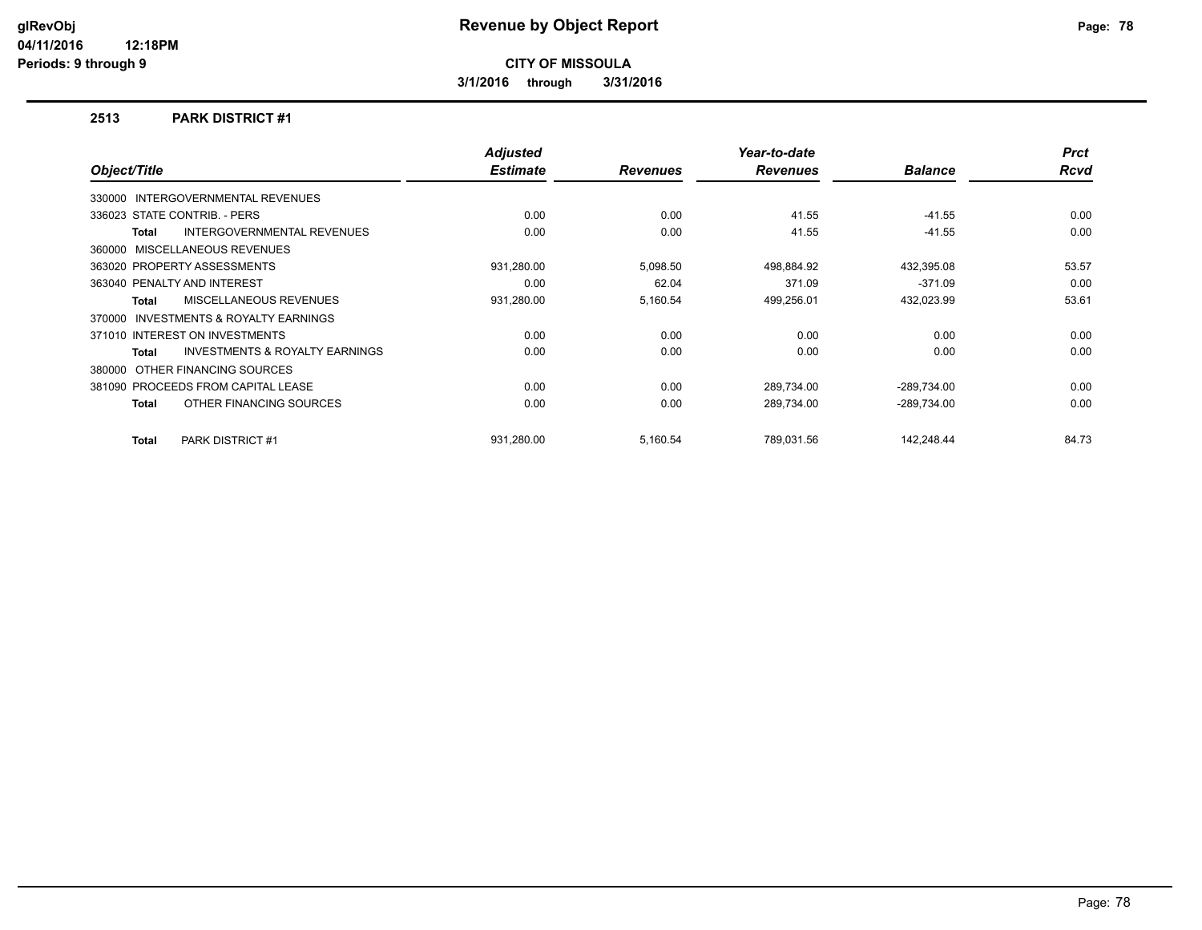# Revenue by Object Report

**CITY OF MISSOULA**

**3/1/2016 through 3/31/2016**

glRevObj
04/11/2016 12:18PM
Periods: 9 through 9

## 2513 PARK DISTRICT #1

| Object/Title | Adjusted Estimate | Revenues | Year-to-date Revenues | Balance | Prct Rcvd |
|---|---|---|---|---|---|
| 330000 INTERGOVERNMENTAL REVENUES | | | | | |
| 336023 STATE CONTRIB. - PERS | 0.00 | 0.00 | 41.55 | -41.55 | 0.00 |
| **Total** INTERGOVERNMENTAL REVENUES | 0.00 | 0.00 | 41.55 | -41.55 | 0.00 |
| 360000 MISCELLANEOUS REVENUES | | | | | |
| 363020 PROPERTY ASSESSMENTS | 931,280.00 | 5,098.50 | 498,884.92 | 432,395.08 | 53.57 |
| 363040 PENALTY AND INTEREST | 0.00 | 62.04 | 371.09 | -371.09 | 0.00 |
| **Total** MISCELLANEOUS REVENUES | 931,280.00 | 5,160.54 | 499,256.01 | 432,023.99 | 53.61 |
| 370000 INVESTMENTS & ROYALTY EARNINGS | | | | | |
| 371010 INTEREST ON INVESTMENTS | 0.00 | 0.00 | 0.00 | 0.00 | 0.00 |
| **Total** INVESTMENTS & ROYALTY EARNINGS | 0.00 | 0.00 | 0.00 | 0.00 | 0.00 |
| 380000 OTHER FINANCING SOURCES | | | | | |
| 381090 PROCEEDS FROM CAPITAL LEASE | 0.00 | 0.00 | 289,734.00 | -289,734.00 | 0.00 |
| **Total** OTHER FINANCING SOURCES | 0.00 | 0.00 | 289,734.00 | -289,734.00 | 0.00 |
| **Total** PARK DISTRICT #1 | 931,280.00 | 5,160.54 | 789,031.56 | 142,248.44 | 84.73 |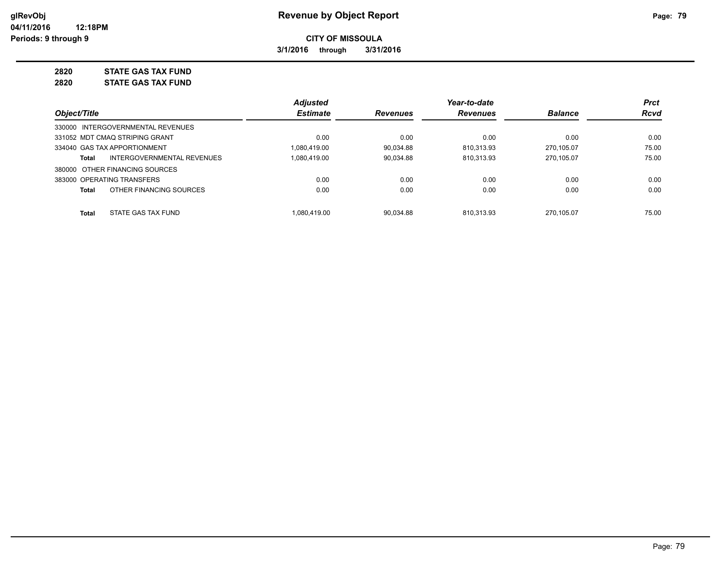**Revenue by Object Report**

**CITY OF MISSOULA**

**3/1/2016 through 3/31/2016**

glRevObj
04/11/2016 12:18PM
Periods: 9 through 9

## 2820 STATE GAS TAX FUND
## 2820 STATE GAS TAX FUND

| Object/Title | Adjusted Estimate | Revenues | Year-to-date Revenues | Balance | Prct Rcvd |
|---|---|---|---|---|---|
| 330000 INTERGOVERNMENTAL REVENUES | | | | | |
| 331052 MDT CMAQ STRIPING GRANT | 0.00 | 0.00 | 0.00 | 0.00 | 0.00 |
| 334040 GAS TAX APPORTIONMENT | 1,080,419.00 | 90,034.88 | 810,313.93 | 270,105.07 | 75.00 |
| **Total** INTERGOVERNMENTAL REVENUES | 1,080,419.00 | 90,034.88 | 810,313.93 | 270,105.07 | 75.00 |
| 380000 OTHER FINANCING SOURCES | | | | | |
| 383000 OPERATING TRANSFERS | 0.00 | 0.00 | 0.00 | 0.00 | 0.00 |
| **Total** OTHER FINANCING SOURCES | 0.00 | 0.00 | 0.00 | 0.00 | 0.00 |
| **Total** STATE GAS TAX FUND | 1,080,419.00 | 90,034.88 | 810,313.93 | 270,105.07 | 75.00 |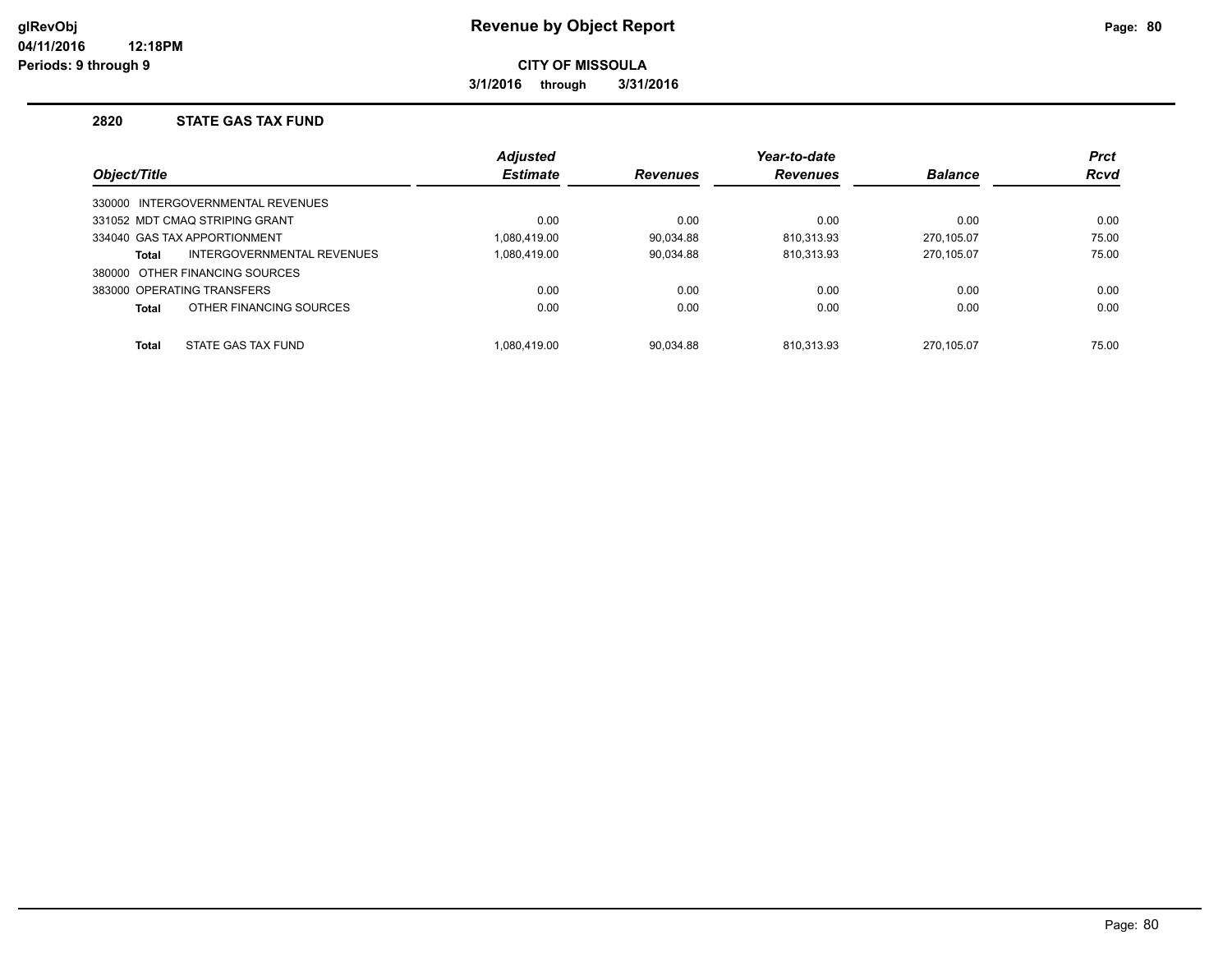**glRevObj**
**04/11/2016 12:18PM**
**Periods: 9 through 9**

# Revenue by Object Report

**CITY OF MISSOULA**

**3/1/2016 through 3/31/2016**

## 2820 STATE GAS TAX FUND

| *Object/Title* | *Adjusted Estimate* | *Revenues* | *Year-to-date Revenues* | *Balance* | *Prct Rcvd* |
|---|---|---|---|---|---|
| 330000 INTERGOVERNMENTAL REVENUES | | | | | |
| 331052 MDT CMAQ STRIPING GRANT | 0.00 | 0.00 | 0.00 | 0.00 | 0.00 |
| 334040 GAS TAX APPORTIONMENT | 1,080,419.00 | 90,034.88 | 810,313.93 | 270,105.07 | 75.00 |
| **Total** INTERGOVERNMENTAL REVENUES | 1,080,419.00 | 90,034.88 | 810,313.93 | 270,105.07 | 75.00 |
| 380000 OTHER FINANCING SOURCES | | | | | |
| 383000 OPERATING TRANSFERS | 0.00 | 0.00 | 0.00 | 0.00 | 0.00 |
| **Total** OTHER FINANCING SOURCES | 0.00 | 0.00 | 0.00 | 0.00 | 0.00 |
| **Total** STATE GAS TAX FUND | 1,080,419.00 | 90,034.88 | 810,313.93 | 270,105.07 | 75.00 |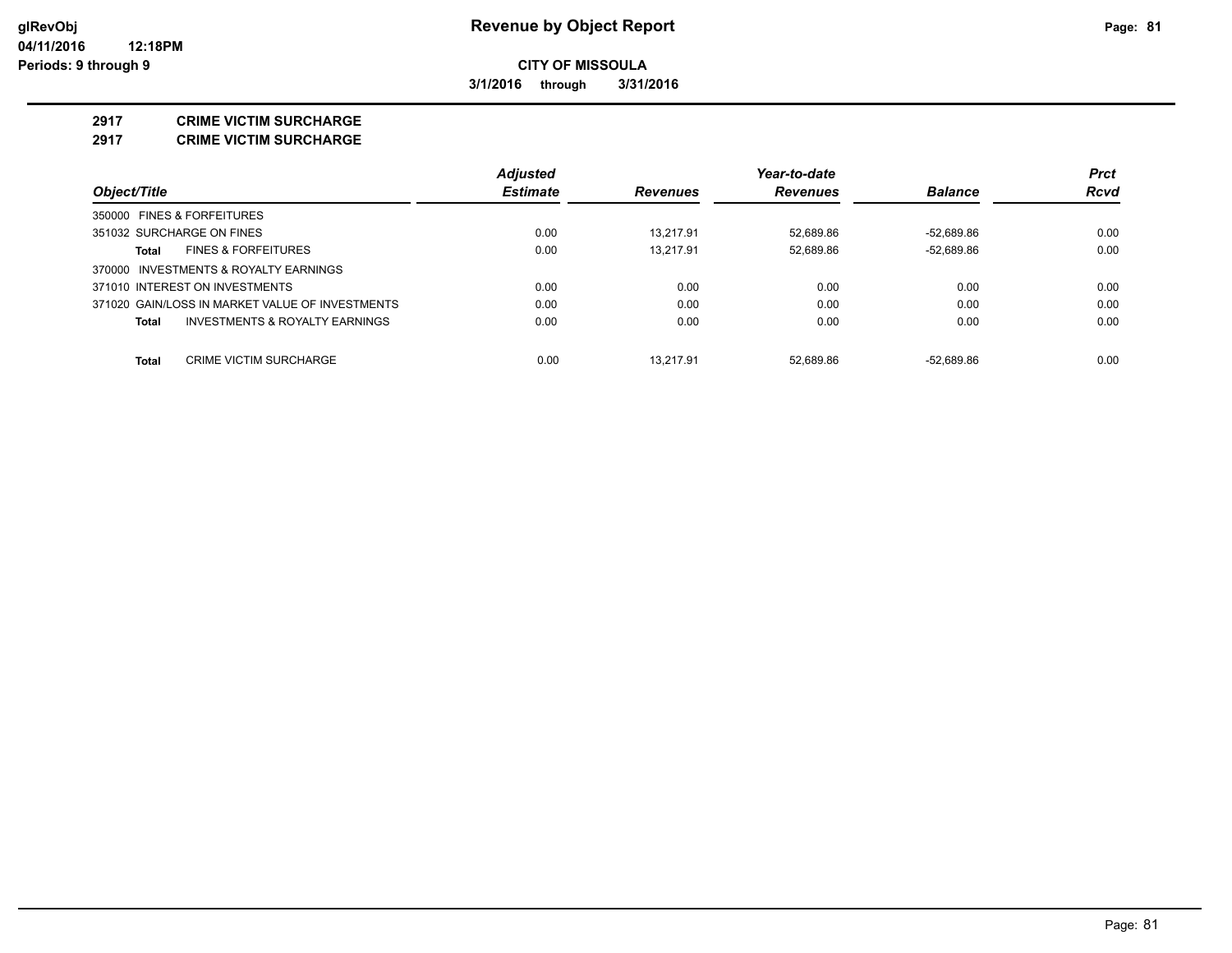**glRevObj**
**04/11/2016 12:18PM**
**Periods: 9 through 9**

# Revenue by Object Report

**CITY OF MISSOULA**

**3/1/2016 through 3/31/2016**

## 2917 CRIME VICTIM SURCHARGE
## 2917 CRIME VICTIM SURCHARGE

| Object/Title | Adjusted Estimate | Revenues | Year-to-date Revenues | Balance | Prct Rcvd |
|---|---|---|---|---|---|
| 350000 FINES & FORFEITURES | | | | | |
| 351032 SURCHARGE ON FINES | 0.00 | 13,217.91 | 52,689.86 | -52,689.86 | 0.00 |
| **Total** FINES & FORFEITURES | 0.00 | 13,217.91 | 52,689.86 | -52,689.86 | 0.00 |
| 370000 INVESTMENTS & ROYALTY EARNINGS | | | | | |
| 371010 INTEREST ON INVESTMENTS | 0.00 | 0.00 | 0.00 | 0.00 | 0.00 |
| 371020 GAIN/LOSS IN MARKET VALUE OF INVESTMENTS | 0.00 | 0.00 | 0.00 | 0.00 | 0.00 |
| **Total** INVESTMENTS & ROYALTY EARNINGS | 0.00 | 0.00 | 0.00 | 0.00 | 0.00 |
| **Total** CRIME VICTIM SURCHARGE | 0.00 | 13,217.91 | 52,689.86 | -52,689.86 | 0.00 |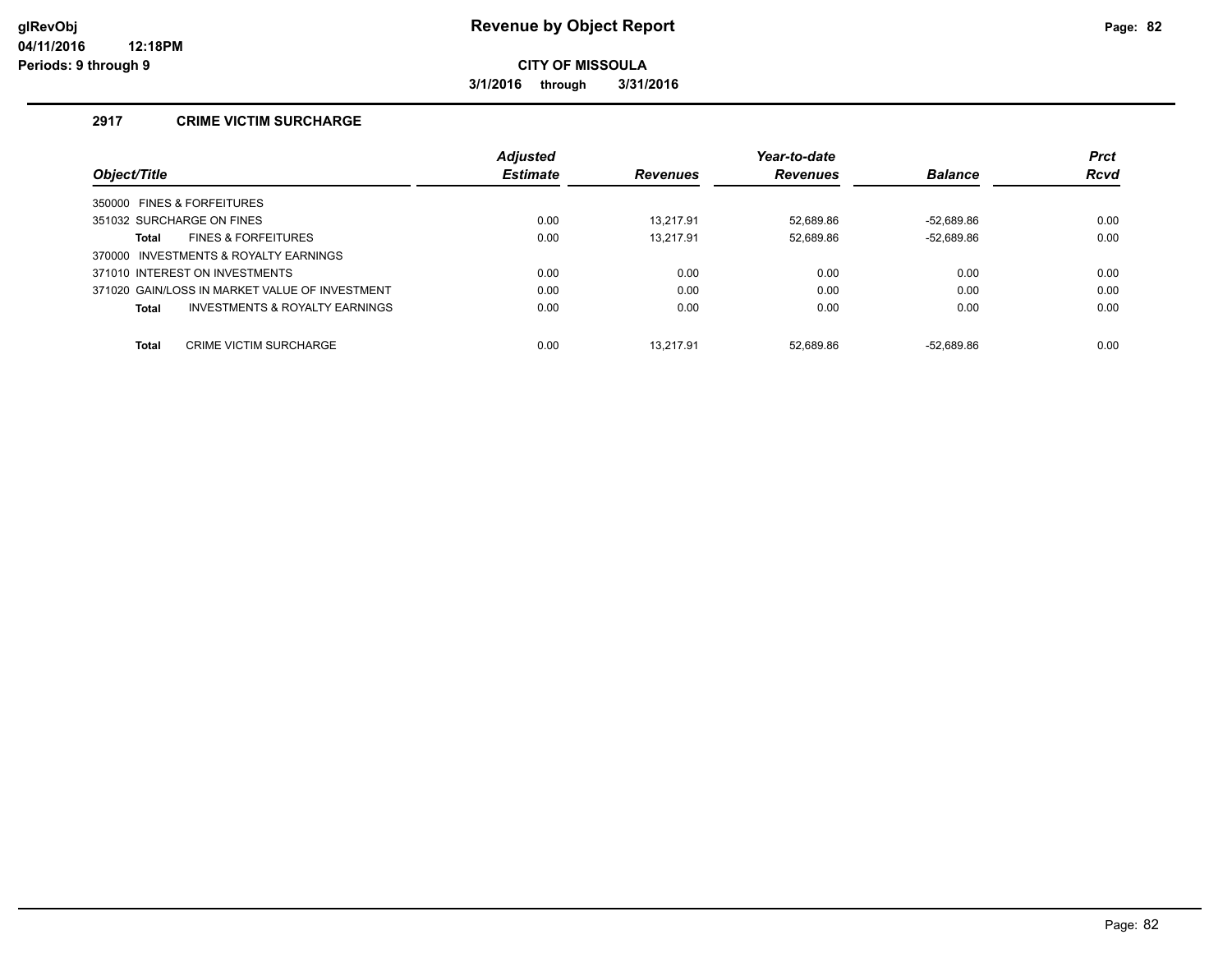**glRevObj** **Revenue by Object Report**
**04/11/2016 12:18PM**
**Periods: 9 through 9**

**CITY OF MISSOULA**

**3/1/2016 through 3/31/2016**

## 2917 CRIME VICTIM SURCHARGE

| Object/Title | Adjusted Estimate | Revenues | Year-to-date Revenues | Balance | Prct Rcvd |
|---|---|---|---|---|---|
| 350000 FINES & FORFEITURES | | | | | |
| 351032 SURCHARGE ON FINES | 0.00 | 13,217.91 | 52,689.86 | -52,689.86 | 0.00 |
| **Total** FINES & FORFEITURES | 0.00 | 13,217.91 | 52,689.86 | -52,689.86 | 0.00 |
| 370000 INVESTMENTS & ROYALTY EARNINGS | | | | | |
| 371010 INTEREST ON INVESTMENTS | 0.00 | 0.00 | 0.00 | 0.00 | 0.00 |
| 371020 GAIN/LOSS IN MARKET VALUE OF INVESTMENT | 0.00 | 0.00 | 0.00 | 0.00 | 0.00 |
| **Total** INVESTMENTS & ROYALTY EARNINGS | 0.00 | 0.00 | 0.00 | 0.00 | 0.00 |
| **Total** CRIME VICTIM SURCHARGE | 0.00 | 13,217.91 | 52,689.86 | -52,689.86 | 0.00 |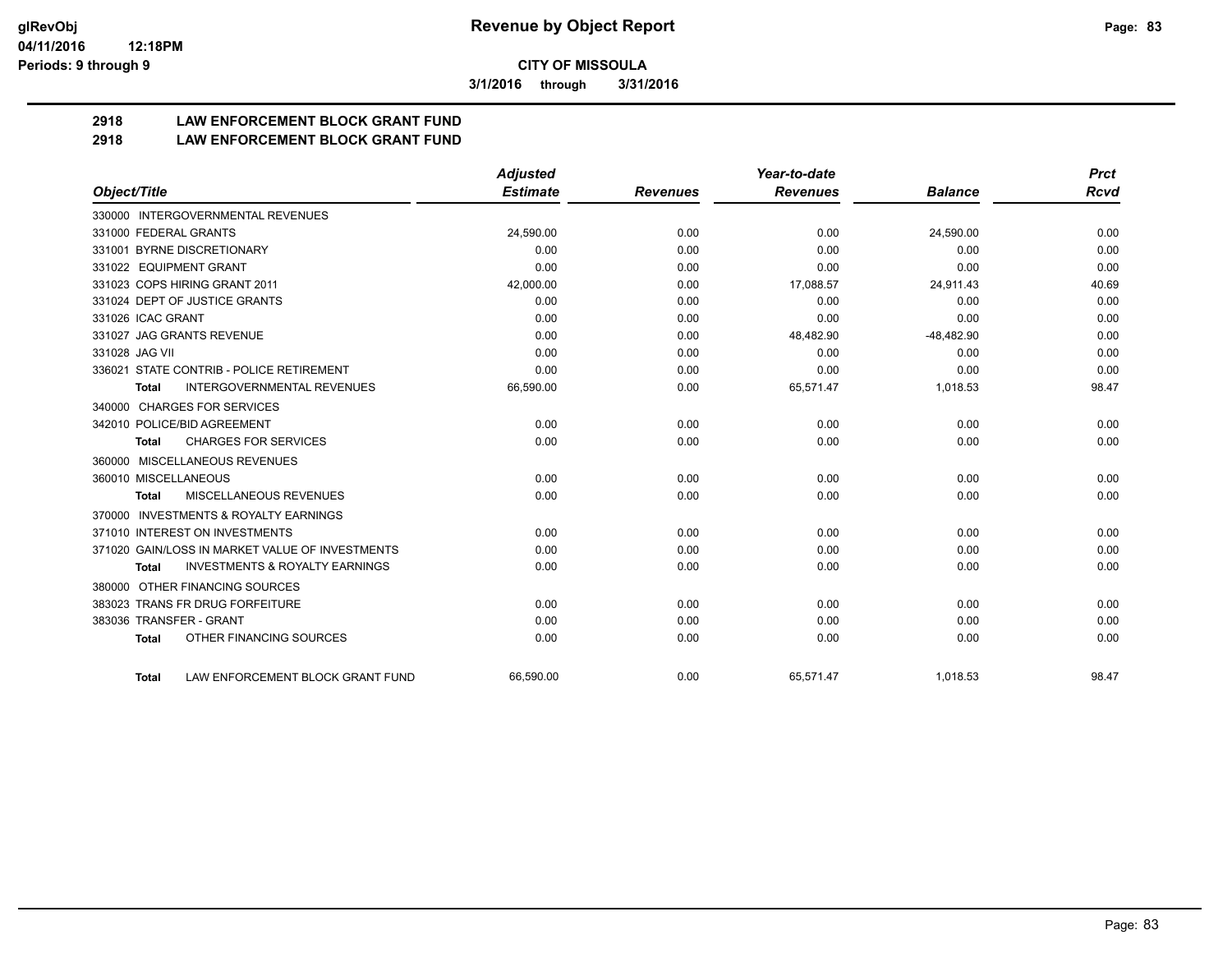**CITY OF MISSOULA**

**3/1/2016 through 3/31/2016**

## 2918 LAW ENFORCEMENT BLOCK GRANT FUND
## 2918 LAW ENFORCEMENT BLOCK GRANT FUND

| Object/Title | Adjusted Estimate | Revenues | Year-to-date Revenues | Balance | Prct Rcvd |
|---|---|---|---|---|---|
| 330000 INTERGOVERNMENTAL REVENUES | | | | | |
| 331000 FEDERAL GRANTS | 24,590.00 | 0.00 | 0.00 | 24,590.00 | 0.00 |
| 331001 BYRNE DISCRETIONARY | 0.00 | 0.00 | 0.00 | 0.00 | 0.00 |
| 331022 EQUIPMENT GRANT | 0.00 | 0.00 | 0.00 | 0.00 | 0.00 |
| 331023 COPS HIRING GRANT 2011 | 42,000.00 | 0.00 | 17,088.57 | 24,911.43 | 40.69 |
| 331024 DEPT OF JUSTICE GRANTS | 0.00 | 0.00 | 0.00 | 0.00 | 0.00 |
| 331026 ICAC GRANT | 0.00 | 0.00 | 0.00 | 0.00 | 0.00 |
| 331027 JAG GRANTS REVENUE | 0.00 | 0.00 | 48,482.90 | -48,482.90 | 0.00 |
| 331028 JAG VII | 0.00 | 0.00 | 0.00 | 0.00 | 0.00 |
| 336021 STATE CONTRIB - POLICE RETIREMENT | 0.00 | 0.00 | 0.00 | 0.00 | 0.00 |
| **Total** INTERGOVERNMENTAL REVENUES | 66,590.00 | 0.00 | 65,571.47 | 1,018.53 | 98.47 |
| 340000 CHARGES FOR SERVICES | | | | | |
| 342010 POLICE/BID AGREEMENT | 0.00 | 0.00 | 0.00 | 0.00 | 0.00 |
| **Total** CHARGES FOR SERVICES | 0.00 | 0.00 | 0.00 | 0.00 | 0.00 |
| 360000 MISCELLANEOUS REVENUES | | | | | |
| 360010 MISCELLANEOUS | 0.00 | 0.00 | 0.00 | 0.00 | 0.00 |
| **Total** MISCELLANEOUS REVENUES | 0.00 | 0.00 | 0.00 | 0.00 | 0.00 |
| 370000 INVESTMENTS & ROYALTY EARNINGS | | | | | |
| 371010 INTEREST ON INVESTMENTS | 0.00 | 0.00 | 0.00 | 0.00 | 0.00 |
| 371020 GAIN/LOSS IN MARKET VALUE OF INVESTMENTS | 0.00 | 0.00 | 0.00 | 0.00 | 0.00 |
| **Total** INVESTMENTS & ROYALTY EARNINGS | 0.00 | 0.00 | 0.00 | 0.00 | 0.00 |
| 380000 OTHER FINANCING SOURCES | | | | | |
| 383023 TRANS FR DRUG FORFEITURE | 0.00 | 0.00 | 0.00 | 0.00 | 0.00 |
| 383036 TRANSFER - GRANT | 0.00 | 0.00 | 0.00 | 0.00 | 0.00 |
| **Total** OTHER FINANCING SOURCES | 0.00 | 0.00 | 0.00 | 0.00 | 0.00 |
| **Total** LAW ENFORCEMENT BLOCK GRANT FUND | 66,590.00 | 0.00 | 65,571.47 | 1,018.53 | 98.47 |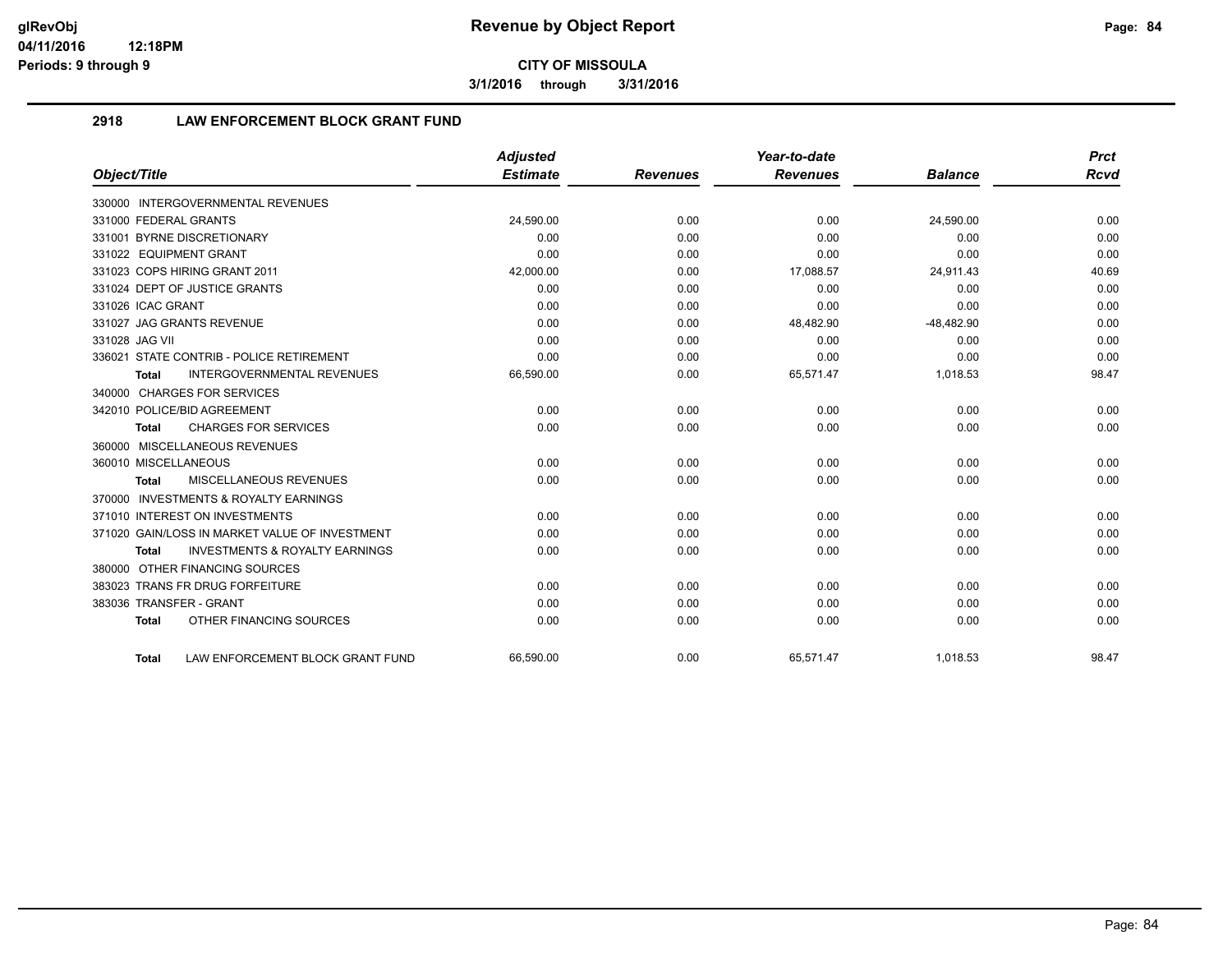# CITY OF MISSOULA

**3/1/2016 through 3/31/2016**

## 2918 LAW ENFORCEMENT BLOCK GRANT FUND

| Object/Title | Adjusted Estimate | Revenues | Year-to-date Revenues | Balance | Prct Rcvd |
|---|---|---|---|---|---|
| 330000 INTERGOVERNMENTAL REVENUES | | | | | |
| 331000 FEDERAL GRANTS | 24,590.00 | 0.00 | 0.00 | 24,590.00 | 0.00 |
| 331001 BYRNE DISCRETIONARY | 0.00 | 0.00 | 0.00 | 0.00 | 0.00 |
| 331022 EQUIPMENT GRANT | 0.00 | 0.00 | 0.00 | 0.00 | 0.00 |
| 331023 COPS HIRING GRANT 2011 | 42,000.00 | 0.00 | 17,088.57 | 24,911.43 | 40.69 |
| 331024 DEPT OF JUSTICE GRANTS | 0.00 | 0.00 | 0.00 | 0.00 | 0.00 |
| 331026 ICAC GRANT | 0.00 | 0.00 | 0.00 | 0.00 | 0.00 |
| 331027 JAG GRANTS REVENUE | 0.00 | 0.00 | 48,482.90 | -48,482.90 | 0.00 |
| 331028 JAG VII | 0.00 | 0.00 | 0.00 | 0.00 | 0.00 |
| 336021 STATE CONTRIB - POLICE RETIREMENT | 0.00 | 0.00 | 0.00 | 0.00 | 0.00 |
| **Total** INTERGOVERNMENTAL REVENUES | 66,590.00 | 0.00 | 65,571.47 | 1,018.53 | 98.47 |
| 340000 CHARGES FOR SERVICES | | | | | |
| 342010 POLICE/BID AGREEMENT | 0.00 | 0.00 | 0.00 | 0.00 | 0.00 |
| **Total** CHARGES FOR SERVICES | 0.00 | 0.00 | 0.00 | 0.00 | 0.00 |
| 360000 MISCELLANEOUS REVENUES | | | | | |
| 360010 MISCELLANEOUS | 0.00 | 0.00 | 0.00 | 0.00 | 0.00 |
| **Total** MISCELLANEOUS REVENUES | 0.00 | 0.00 | 0.00 | 0.00 | 0.00 |
| 370000 INVESTMENTS & ROYALTY EARNINGS | | | | | |
| 371010 INTEREST ON INVESTMENTS | 0.00 | 0.00 | 0.00 | 0.00 | 0.00 |
| 371020 GAIN/LOSS IN MARKET VALUE OF INVESTMENT | 0.00 | 0.00 | 0.00 | 0.00 | 0.00 |
| **Total** INVESTMENTS & ROYALTY EARNINGS | 0.00 | 0.00 | 0.00 | 0.00 | 0.00 |
| 380000 OTHER FINANCING SOURCES | | | | | |
| 383023 TRANS FR DRUG FORFEITURE | 0.00 | 0.00 | 0.00 | 0.00 | 0.00 |
| 383036 TRANSFER - GRANT | 0.00 | 0.00 | 0.00 | 0.00 | 0.00 |
| **Total** OTHER FINANCING SOURCES | 0.00 | 0.00 | 0.00 | 0.00 | 0.00 |
| **Total** LAW ENFORCEMENT BLOCK GRANT FUND | 66,590.00 | 0.00 | 65,571.47 | 1,018.53 | 98.47 |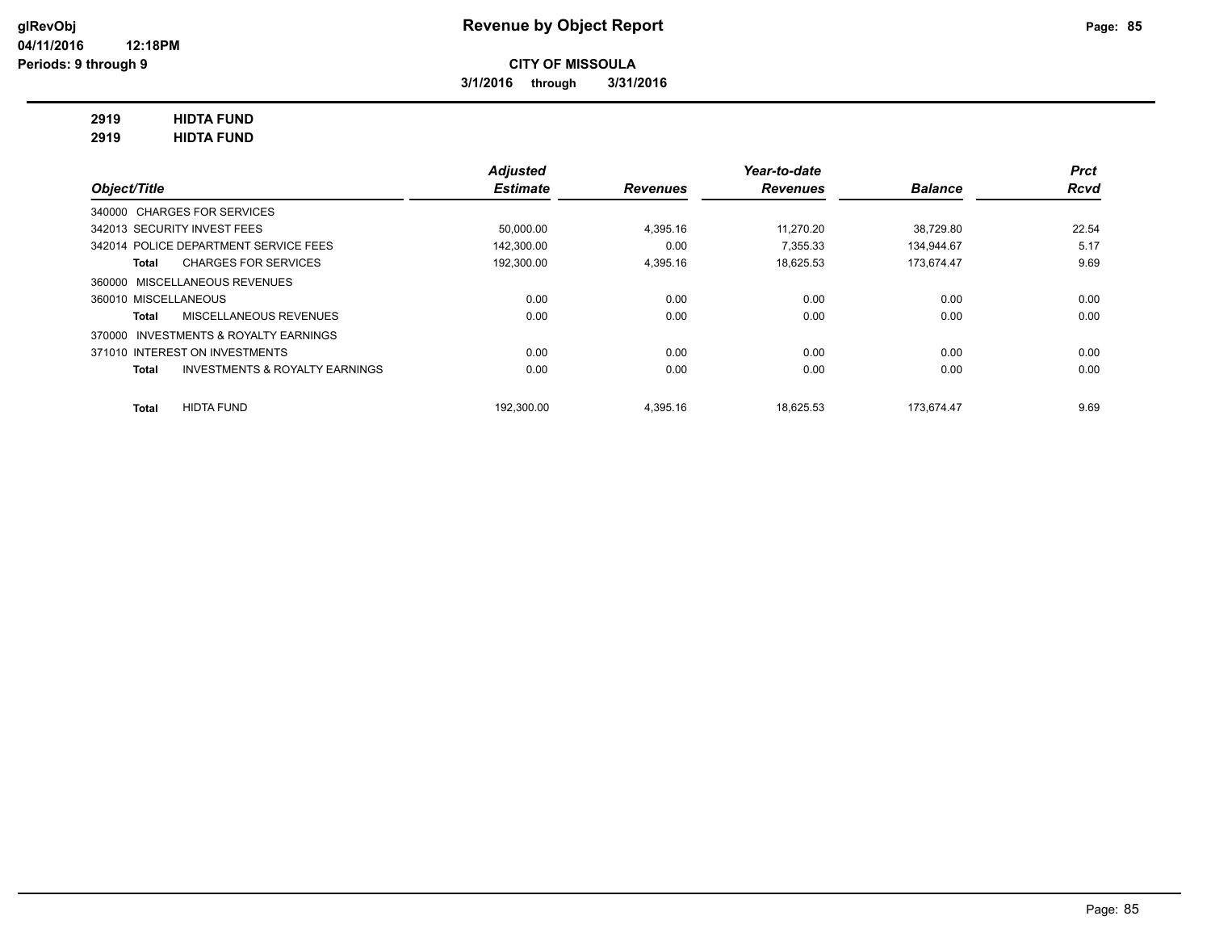**CITY OF MISSOULA**

**3/1/2016 through 3/31/2016**

**2919 HIDTA FUND**

**2919 HIDTA FUND**

| Object/Title | Adjusted Estimate | Revenues | Year-to-date Revenues | Balance | Prct Rcvd |
|---|---|---|---|---|---|
| 340000 CHARGES FOR SERVICES | | | | | |
| 342013 SECURITY INVEST FEES | 50,000.00 | 4,395.16 | 11,270.20 | 38,729.80 | 22.54 |
| 342014 POLICE DEPARTMENT SERVICE FEES | 142,300.00 | 0.00 | 7,355.33 | 134,944.67 | 5.17 |
| **Total** CHARGES FOR SERVICES | 192,300.00 | 4,395.16 | 18,625.53 | 173,674.47 | 9.69 |
| 360000 MISCELLANEOUS REVENUES | | | | | |
| 360010 MISCELLANEOUS | 0.00 | 0.00 | 0.00 | 0.00 | 0.00 |
| **Total** MISCELLANEOUS REVENUES | 0.00 | 0.00 | 0.00 | 0.00 | 0.00 |
| 370000 INVESTMENTS & ROYALTY EARNINGS | | | | | |
| 371010 INTEREST ON INVESTMENTS | 0.00 | 0.00 | 0.00 | 0.00 | 0.00 |
| **Total** INVESTMENTS & ROYALTY EARNINGS | 0.00 | 0.00 | 0.00 | 0.00 | 0.00 |
| **Total** HIDTA FUND | 192,300.00 | 4,395.16 | 18,625.53 | 173,674.47 | 9.69 |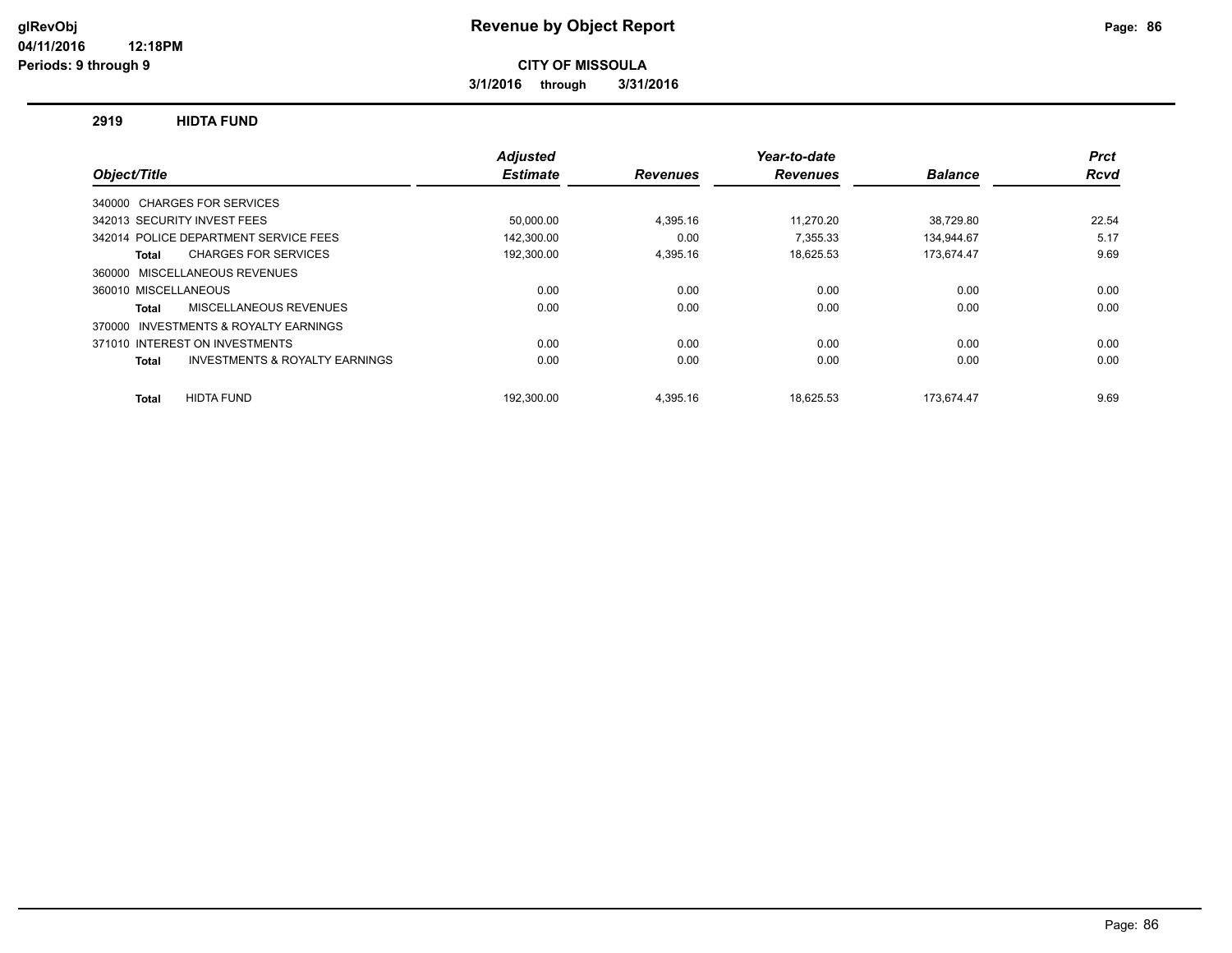# Revenue by Object Report

**CITY OF MISSOULA**

**3/1/2016 through 3/31/2016**

glRevObj
04/11/2016 12:18PM
Periods: 9 through 9

## 2919 HIDTA FUND

| Object/Title | Adjusted Estimate | Revenues | Year-to-date Revenues | Balance | Prct Rcvd |
|---|---|---|---|---|---|
| 340000 CHARGES FOR SERVICES | | | | | |
| 342013 SECURITY INVEST FEES | 50,000.00 | 4,395.16 | 11,270.20 | 38,729.80 | 22.54 |
| 342014 POLICE DEPARTMENT SERVICE FEES | 142,300.00 | 0.00 | 7,355.33 | 134,944.67 | 5.17 |
| **Total** CHARGES FOR SERVICES | 192,300.00 | 4,395.16 | 18,625.53 | 173,674.47 | 9.69 |
| 360000 MISCELLANEOUS REVENUES | | | | | |
| 360010 MISCELLANEOUS | 0.00 | 0.00 | 0.00 | 0.00 | 0.00 |
| **Total** MISCELLANEOUS REVENUES | 0.00 | 0.00 | 0.00 | 0.00 | 0.00 |
| 370000 INVESTMENTS & ROYALTY EARNINGS | | | | | |
| 371010 INTEREST ON INVESTMENTS | 0.00 | 0.00 | 0.00 | 0.00 | 0.00 |
| **Total** INVESTMENTS & ROYALTY EARNINGS | 0.00 | 0.00 | 0.00 | 0.00 | 0.00 |
| **Total** HIDTA FUND | 192,300.00 | 4,395.16 | 18,625.53 | 173,674.47 | 9.69 |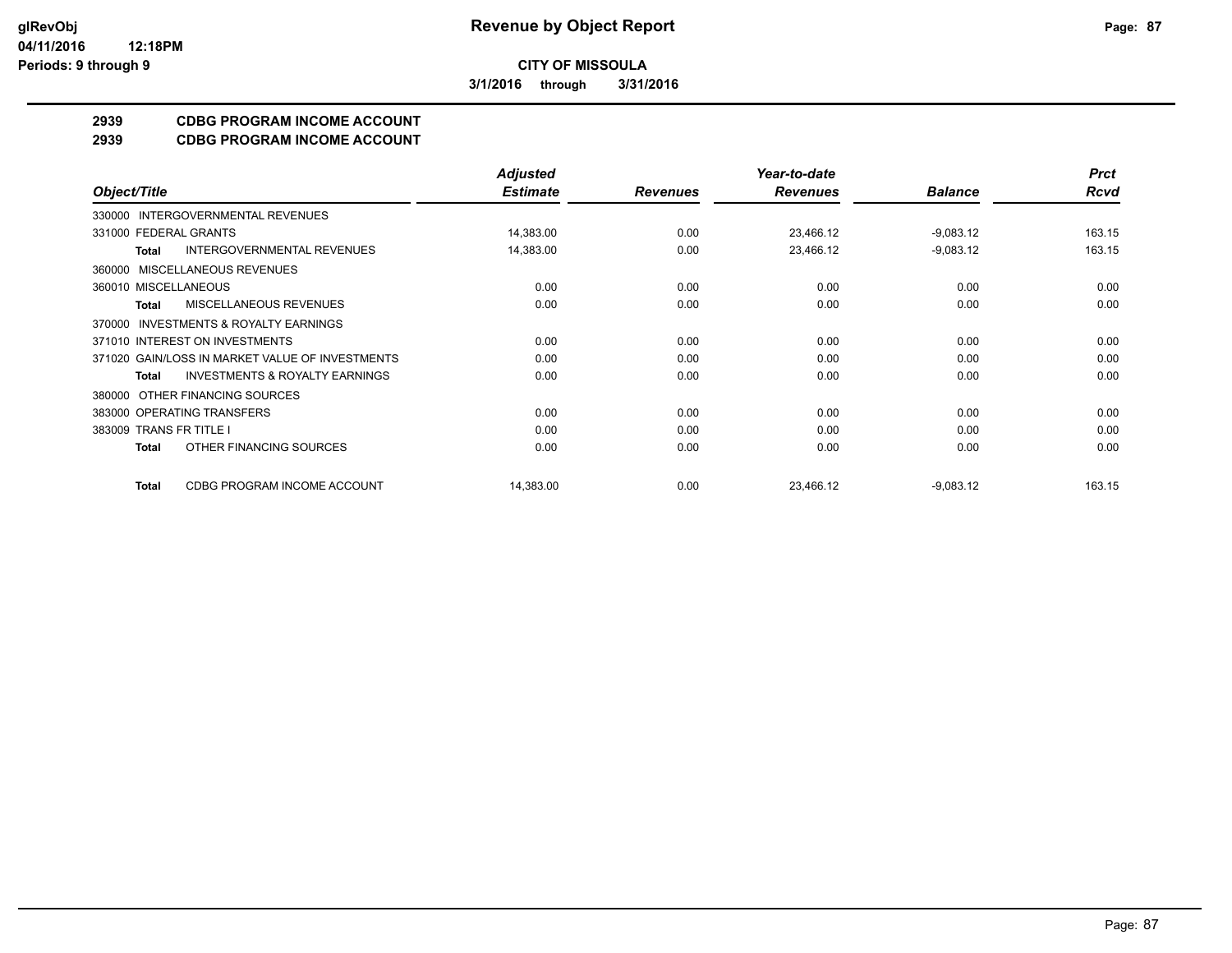**CITY OF MISSOULA**

**3/1/2016 through 3/31/2016**

## 2939 CDBG PROGRAM INCOME ACCOUNT
## 2939 CDBG PROGRAM INCOME ACCOUNT

| Object/Title | | Adjusted Estimate | Revenues | Year-to-date Revenues | Balance | Prct Rcvd |
|---|---|---|---|---|---|---|
| 330000 INTERGOVERNMENTAL REVENUES | | | | | | |
| 331000 FEDERAL GRANTS | | 14,383.00 | 0.00 | 23,466.12 | -9,083.12 | 163.15 |
| Total | INTERGOVERNMENTAL REVENUES | 14,383.00 | 0.00 | 23,466.12 | -9,083.12 | 163.15 |
| 360000 MISCELLANEOUS REVENUES | | | | | | |
| 360010 MISCELLANEOUS | | 0.00 | 0.00 | 0.00 | 0.00 | 0.00 |
| Total | MISCELLANEOUS REVENUES | 0.00 | 0.00 | 0.00 | 0.00 | 0.00 |
| 370000 INVESTMENTS & ROYALTY EARNINGS | | | | | | |
| 371010 INTEREST ON INVESTMENTS | | 0.00 | 0.00 | 0.00 | 0.00 | 0.00 |
| 371020 GAIN/LOSS IN MARKET VALUE OF INVESTMENTS | | 0.00 | 0.00 | 0.00 | 0.00 | 0.00 |
| Total | INVESTMENTS & ROYALTY EARNINGS | 0.00 | 0.00 | 0.00 | 0.00 | 0.00 |
| 380000 OTHER FINANCING SOURCES | | | | | | |
| 383000 OPERATING TRANSFERS | | 0.00 | 0.00 | 0.00 | 0.00 | 0.00 |
| 383009 TRANS FR TITLE I | | 0.00 | 0.00 | 0.00 | 0.00 | 0.00 |
| Total | OTHER FINANCING SOURCES | 0.00 | 0.00 | 0.00 | 0.00 | 0.00 |
| Total | CDBG PROGRAM INCOME ACCOUNT | 14,383.00 | 0.00 | 23,466.12 | -9,083.12 | 163.15 |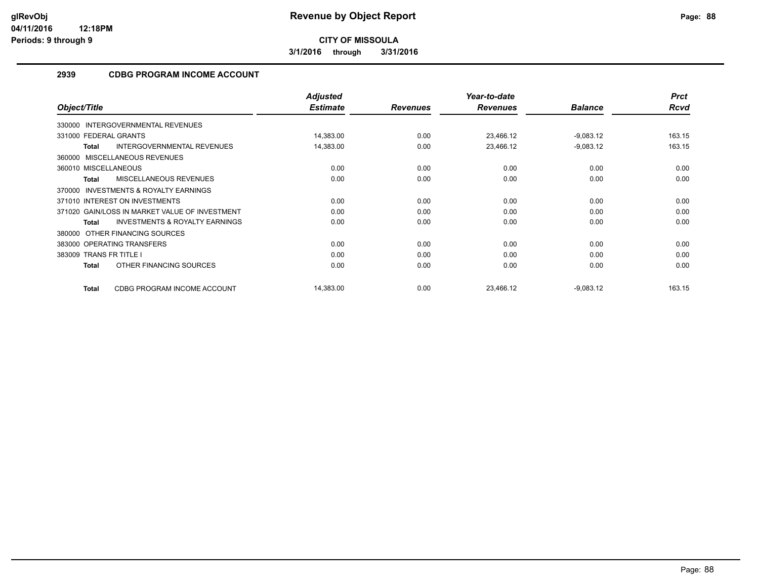**Revenue by Object Report**

**CITY OF MISSOULA**

**3/1/2016 through 3/31/2016**

## 2939 CDBG PROGRAM INCOME ACCOUNT

| Object/Title | Adjusted Estimate | Revenues | Year-to-date Revenues | Balance | Prct Rcvd |
|---|---|---|---|---|---|
| 330000 INTERGOVERNMENTAL REVENUES | | | | | |
| 331000 FEDERAL GRANTS | 14,383.00 | 0.00 | 23,466.12 | -9,083.12 | 163.15 |
| **Total** INTERGOVERNMENTAL REVENUES | 14,383.00 | 0.00 | 23,466.12 | -9,083.12 | 163.15 |
| 360000 MISCELLANEOUS REVENUES | | | | | |
| 360010 MISCELLANEOUS | 0.00 | 0.00 | 0.00 | 0.00 | 0.00 |
| **Total** MISCELLANEOUS REVENUES | 0.00 | 0.00 | 0.00 | 0.00 | 0.00 |
| 370000 INVESTMENTS & ROYALTY EARNINGS | | | | | |
| 371010 INTEREST ON INVESTMENTS | 0.00 | 0.00 | 0.00 | 0.00 | 0.00 |
| 371020 GAIN/LOSS IN MARKET VALUE OF INVESTMENT | 0.00 | 0.00 | 0.00 | 0.00 | 0.00 |
| **Total** INVESTMENTS & ROYALTY EARNINGS | 0.00 | 0.00 | 0.00 | 0.00 | 0.00 |
| 380000 OTHER FINANCING SOURCES | | | | | |
| 383000 OPERATING TRANSFERS | 0.00 | 0.00 | 0.00 | 0.00 | 0.00 |
| 383009 TRANS FR TITLE I | 0.00 | 0.00 | 0.00 | 0.00 | 0.00 |
| **Total** OTHER FINANCING SOURCES | 0.00 | 0.00 | 0.00 | 0.00 | 0.00 |
| **Total** CDBG PROGRAM INCOME ACCOUNT | 14,383.00 | 0.00 | 23,466.12 | -9,083.12 | 163.15 |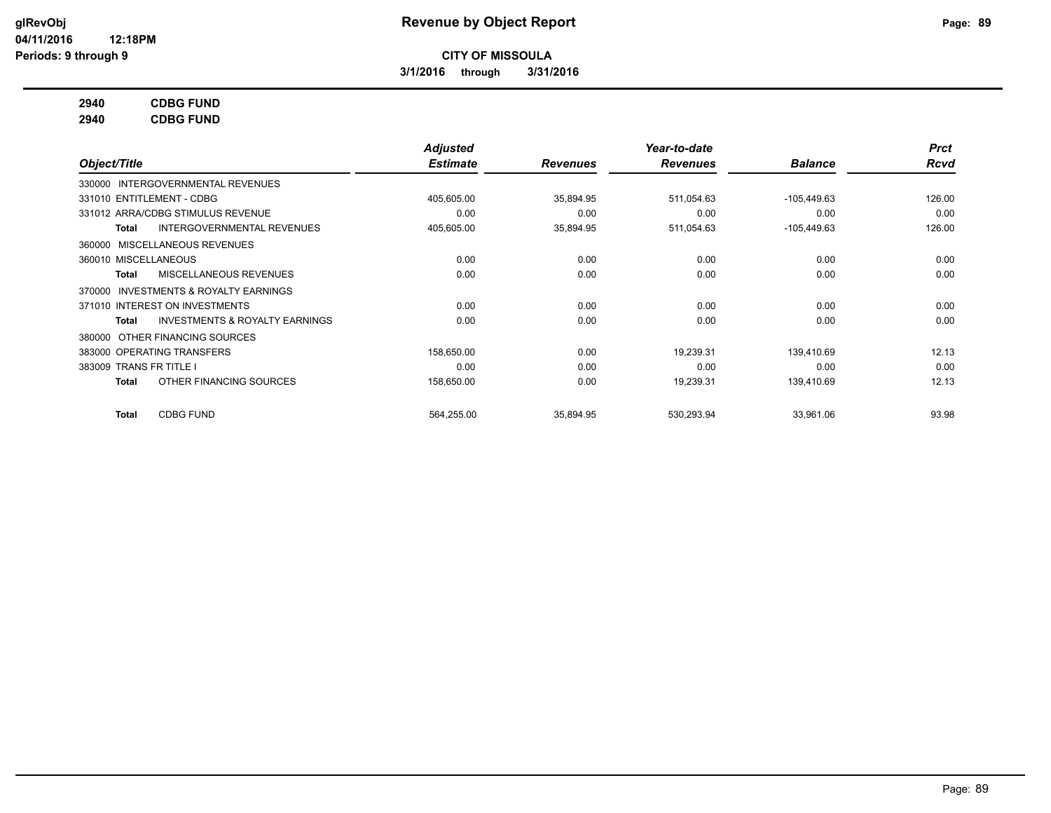**CITY OF MISSOULA**

**3/1/2016 through 3/31/2016**

**2940 CDBG FUND**

**2940 CDBG FUND**

| Object/Title | Adjusted Estimate | Revenues | Year-to-date Revenues | Balance | Prct Rcvd |
|---|---|---|---|---|---|
| 330000 INTERGOVERNMENTAL REVENUES | | | | | |
| 331010 ENTITLEMENT - CDBG | 405,605.00 | 35,894.95 | 511,054.63 | -105,449.63 | 126.00 |
| 331012 ARRA/CDBG STIMULUS REVENUE | 0.00 | 0.00 | 0.00 | 0.00 | 0.00 |
| **Total** INTERGOVERNMENTAL REVENUES | 405,605.00 | 35,894.95 | 511,054.63 | -105,449.63 | 126.00 |
| 360000 MISCELLANEOUS REVENUES | | | | | |
| 360010 MISCELLANEOUS | 0.00 | 0.00 | 0.00 | 0.00 | 0.00 |
| **Total** MISCELLANEOUS REVENUES | 0.00 | 0.00 | 0.00 | 0.00 | 0.00 |
| 370000 INVESTMENTS & ROYALTY EARNINGS | | | | | |
| 371010 INTEREST ON INVESTMENTS | 0.00 | 0.00 | 0.00 | 0.00 | 0.00 |
| **Total** INVESTMENTS & ROYALTY EARNINGS | 0.00 | 0.00 | 0.00 | 0.00 | 0.00 |
| 380000 OTHER FINANCING SOURCES | | | | | |
| 383000 OPERATING TRANSFERS | 158,650.00 | 0.00 | 19,239.31 | 139,410.69 | 12.13 |
| 383009 TRANS FR TITLE I | 0.00 | 0.00 | 0.00 | 0.00 | 0.00 |
| **Total** OTHER FINANCING SOURCES | 158,650.00 | 0.00 | 19,239.31 | 139,410.69 | 12.13 |
| **Total** CDBG FUND | 564,255.00 | 35,894.95 | 530,293.94 | 33,961.06 | 93.98 |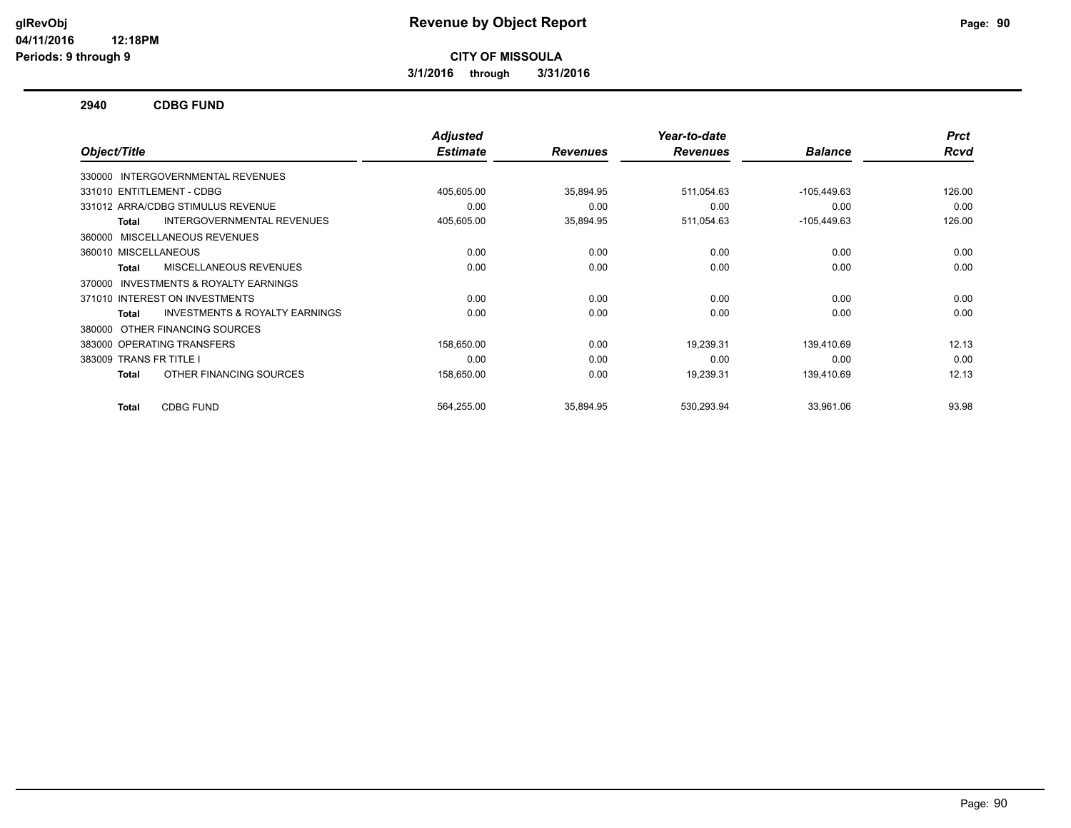# Revenue by Object Report

**CITY OF MISSOULA**

**3/1/2016 through 3/31/2016**

glRevObj
04/11/2016 12:18PM
Periods: 9 through 9

## 2940 CDBG FUND

| Object/Title | Adjusted Estimate | Revenues | Year-to-date Revenues | Balance | Prct Rcvd |
|---|---|---|---|---|---|
| 330000 INTERGOVERNMENTAL REVENUES | | | | | |
| 331010 ENTITLEMENT - CDBG | 405,605.00 | 35,894.95 | 511,054.63 | -105,449.63 | 126.00 |
| 331012 ARRA/CDBG STIMULUS REVENUE | 0.00 | 0.00 | 0.00 | 0.00 | 0.00 |
| **Total** INTERGOVERNMENTAL REVENUES | 405,605.00 | 35,894.95 | 511,054.63 | -105,449.63 | 126.00 |
| 360000 MISCELLANEOUS REVENUES | | | | | |
| 360010 MISCELLANEOUS | 0.00 | 0.00 | 0.00 | 0.00 | 0.00 |
| **Total** MISCELLANEOUS REVENUES | 0.00 | 0.00 | 0.00 | 0.00 | 0.00 |
| 370000 INVESTMENTS & ROYALTY EARNINGS | | | | | |
| 371010 INTEREST ON INVESTMENTS | 0.00 | 0.00 | 0.00 | 0.00 | 0.00 |
| **Total** INVESTMENTS & ROYALTY EARNINGS | 0.00 | 0.00 | 0.00 | 0.00 | 0.00 |
| 380000 OTHER FINANCING SOURCES | | | | | |
| 383000 OPERATING TRANSFERS | 158,650.00 | 0.00 | 19,239.31 | 139,410.69 | 12.13 |
| 383009 TRANS FR TITLE I | 0.00 | 0.00 | 0.00 | 0.00 | 0.00 |
| **Total** OTHER FINANCING SOURCES | 158,650.00 | 0.00 | 19,239.31 | 139,410.69 | 12.13 |
| **Total** CDBG FUND | 564,255.00 | 35,894.95 | 530,293.94 | 33,961.06 | 93.98 |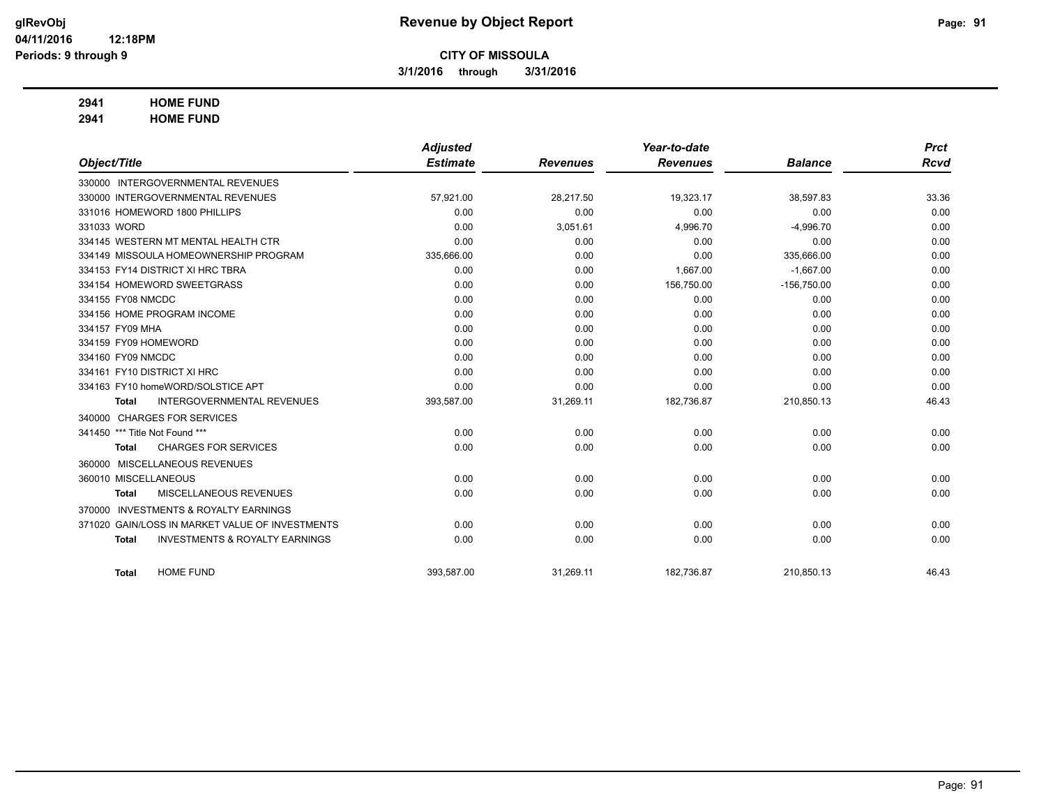**Revenue by Object Report**

**CITY OF MISSOULA**

**3/1/2016 through 3/31/2016**

glRevObj
04/11/2016 12:18PM
Periods: 9 through 9

**2941 HOME FUND**
**2941 HOME FUND**

| Object/Title | Adjusted Estimate | Revenues | Year-to-date Revenues | Balance | Prct Rcvd |
|---|---|---|---|---|---|
| 330000 INTERGOVERNMENTAL REVENUES | | | | | |
| 330000 INTERGOVERNMENTAL REVENUES | 57,921.00 | 28,217.50 | 19,323.17 | 38,597.83 | 33.36 |
| 331016 HOMEWORD 1800 PHILLIPS | 0.00 | 0.00 | 0.00 | 0.00 | 0.00 |
| 331033 WORD | 0.00 | 3,051.61 | 4,996.70 | -4,996.70 | 0.00 |
| 334145 WESTERN MT MENTAL HEALTH CTR | 0.00 | 0.00 | 0.00 | 0.00 | 0.00 |
| 334149 MISSOULA HOMEOWNERSHIP PROGRAM | 335,666.00 | 0.00 | 0.00 | 335,666.00 | 0.00 |
| 334153 FY14 DISTRICT XI HRC TBRA | 0.00 | 0.00 | 1,667.00 | -1,667.00 | 0.00 |
| 334154 HOMEWORD SWEETGRASS | 0.00 | 0.00 | 156,750.00 | -156,750.00 | 0.00 |
| 334155 FY08 NMCDC | 0.00 | 0.00 | 0.00 | 0.00 | 0.00 |
| 334156 HOME PROGRAM INCOME | 0.00 | 0.00 | 0.00 | 0.00 | 0.00 |
| 334157 FY09 MHA | 0.00 | 0.00 | 0.00 | 0.00 | 0.00 |
| 334159 FY09 HOMEWORD | 0.00 | 0.00 | 0.00 | 0.00 | 0.00 |
| 334160 FY09 NMCDC | 0.00 | 0.00 | 0.00 | 0.00 | 0.00 |
| 334161 FY10 DISTRICT XI HRC | 0.00 | 0.00 | 0.00 | 0.00 | 0.00 |
| 334163 FY10 homeWORD/SOLSTICE APT | 0.00 | 0.00 | 0.00 | 0.00 | 0.00 |
| **Total** INTERGOVERNMENTAL REVENUES | 393,587.00 | 31,269.11 | 182,736.87 | 210,850.13 | 46.43 |
| 340000 CHARGES FOR SERVICES | | | | | |
| 341450 *** Title Not Found *** | 0.00 | 0.00 | 0.00 | 0.00 | 0.00 |
| **Total** CHARGES FOR SERVICES | 0.00 | 0.00 | 0.00 | 0.00 | 0.00 |
| 360000 MISCELLANEOUS REVENUES | | | | | |
| 360010 MISCELLANEOUS | 0.00 | 0.00 | 0.00 | 0.00 | 0.00 |
| **Total** MISCELLANEOUS REVENUES | 0.00 | 0.00 | 0.00 | 0.00 | 0.00 |
| 370000 INVESTMENTS & ROYALTY EARNINGS | | | | | |
| 371020 GAIN/LOSS IN MARKET VALUE OF INVESTMENTS | 0.00 | 0.00 | 0.00 | 0.00 | 0.00 |
| **Total** INVESTMENTS & ROYALTY EARNINGS | 0.00 | 0.00 | 0.00 | 0.00 | 0.00 |
| **Total** HOME FUND | 393,587.00 | 31,269.11 | 182,736.87 | 210,850.13 | 46.43 |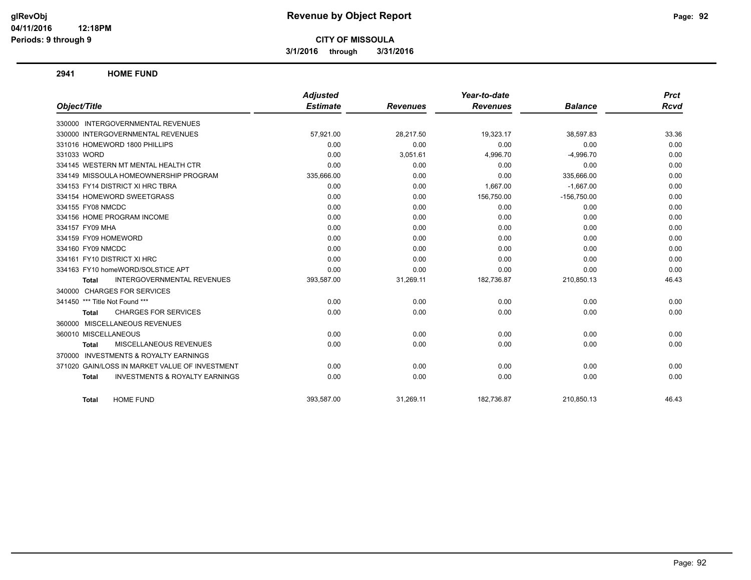# Revenue by Object Report

**CITY OF MISSOULA**

**3/1/2016 through 3/31/2016**

glRevObj
04/11/2016 12:18PM
Periods: 9 through 9

## 2941 HOME FUND

| Object/Title | Adjusted Estimate | Revenues | Year-to-date Revenues | Balance | Prct Rcvd |
|---|---|---|---|---|---|
| 330000 INTERGOVERNMENTAL REVENUES | | | | | |
| 330000 INTERGOVERNMENTAL REVENUES | 57,921.00 | 28,217.50 | 19,323.17 | 38,597.83 | 33.36 |
| 331016 HOMEWORD 1800 PHILLIPS | 0.00 | 0.00 | 0.00 | 0.00 | 0.00 |
| 331033 WORD | 0.00 | 3,051.61 | 4,996.70 | -4,996.70 | 0.00 |
| 334145 WESTERN MT MENTAL HEALTH CTR | 0.00 | 0.00 | 0.00 | 0.00 | 0.00 |
| 334149 MISSOULA HOMEOWNERSHIP PROGRAM | 335,666.00 | 0.00 | 0.00 | 335,666.00 | 0.00 |
| 334153 FY14 DISTRICT XI HRC TBRA | 0.00 | 0.00 | 1,667.00 | -1,667.00 | 0.00 |
| 334154 HOMEWORD SWEETGRASS | 0.00 | 0.00 | 156,750.00 | -156,750.00 | 0.00 |
| 334155 FY08 NMCDC | 0.00 | 0.00 | 0.00 | 0.00 | 0.00 |
| 334156 HOME PROGRAM INCOME | 0.00 | 0.00 | 0.00 | 0.00 | 0.00 |
| 334157 FY09 MHA | 0.00 | 0.00 | 0.00 | 0.00 | 0.00 |
| 334159 FY09 HOMEWORD | 0.00 | 0.00 | 0.00 | 0.00 | 0.00 |
| 334160 FY09 NMCDC | 0.00 | 0.00 | 0.00 | 0.00 | 0.00 |
| 334161 FY10 DISTRICT XI HRC | 0.00 | 0.00 | 0.00 | 0.00 | 0.00 |
| 334163 FY10 homeWORD/SOLSTICE APT | 0.00 | 0.00 | 0.00 | 0.00 | 0.00 |
| **Total** INTERGOVERNMENTAL REVENUES | 393,587.00 | 31,269.11 | 182,736.87 | 210,850.13 | 46.43 |
| 340000 CHARGES FOR SERVICES | | | | | |
| 341450 *** Title Not Found *** | 0.00 | 0.00 | 0.00 | 0.00 | 0.00 |
| **Total** CHARGES FOR SERVICES | 0.00 | 0.00 | 0.00 | 0.00 | 0.00 |
| 360000 MISCELLANEOUS REVENUES | | | | | |
| 360010 MISCELLANEOUS | 0.00 | 0.00 | 0.00 | 0.00 | 0.00 |
| **Total** MISCELLANEOUS REVENUES | 0.00 | 0.00 | 0.00 | 0.00 | 0.00 |
| 370000 INVESTMENTS & ROYALTY EARNINGS | | | | | |
| 371020 GAIN/LOSS IN MARKET VALUE OF INVESTMENT | 0.00 | 0.00 | 0.00 | 0.00 | 0.00 |
| **Total** INVESTMENTS & ROYALTY EARNINGS | 0.00 | 0.00 | 0.00 | 0.00 | 0.00 |
| **Total** HOME FUND | 393,587.00 | 31,269.11 | 182,736.87 | 210,850.13 | 46.43 |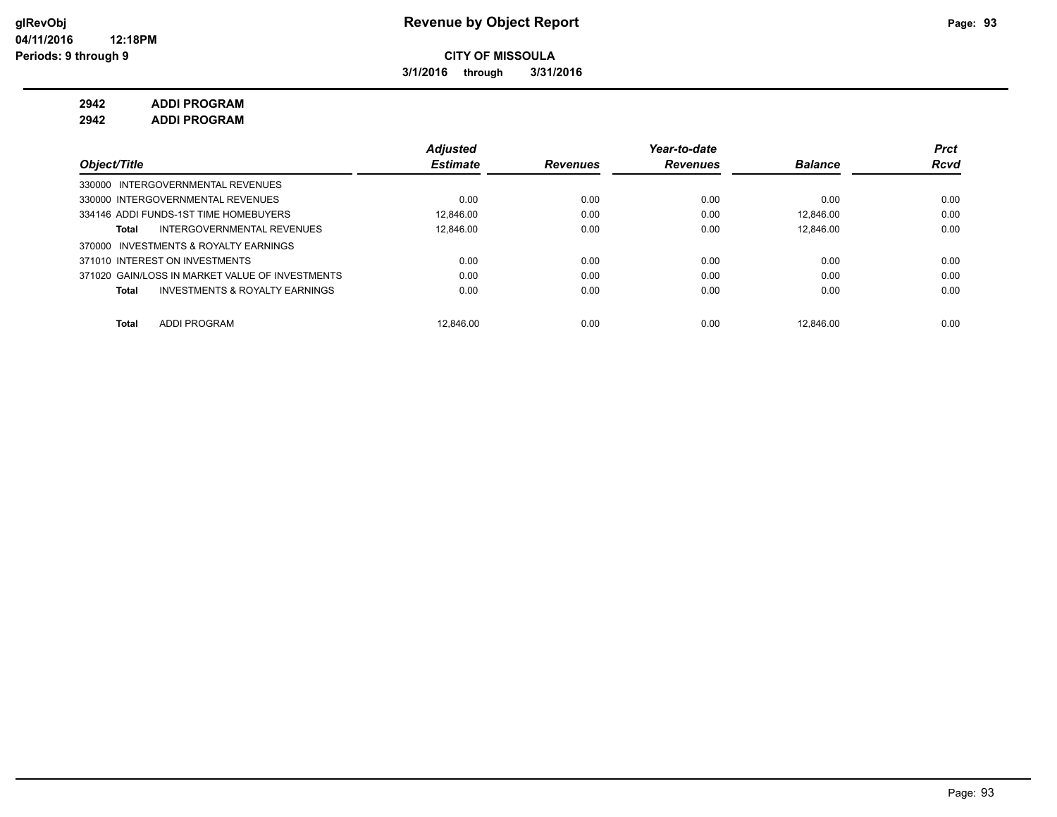**glRevObj**
**04/11/2016 12:18PM**
**Periods: 9 through 9**

# Revenue by Object Report

**CITY OF MISSOULA**

**3/1/2016 through 3/31/2016**

**2942 ADDI PROGRAM**
**2942 ADDI PROGRAM**

| Object/Title | Adjusted Estimate | Revenues | Year-to-date Revenues | Balance | Prct Rcvd |
|---|---|---|---|---|---|
| 330000 INTERGOVERNMENTAL REVENUES | | | | | |
| 330000 INTERGOVERNMENTAL REVENUES | 0.00 | 0.00 | 0.00 | 0.00 | 0.00 |
| 334146 ADDI FUNDS-1ST TIME HOMEBUYERS | 12,846.00 | 0.00 | 0.00 | 12,846.00 | 0.00 |
| **Total** INTERGOVERNMENTAL REVENUES | 12,846.00 | 0.00 | 0.00 | 12,846.00 | 0.00 |
| 370000 INVESTMENTS & ROYALTY EARNINGS | | | | | |
| 371010 INTEREST ON INVESTMENTS | 0.00 | 0.00 | 0.00 | 0.00 | 0.00 |
| 371020 GAIN/LOSS IN MARKET VALUE OF INVESTMENTS | 0.00 | 0.00 | 0.00 | 0.00 | 0.00 |
| **Total** INVESTMENTS & ROYALTY EARNINGS | 0.00 | 0.00 | 0.00 | 0.00 | 0.00 |
| **Total** ADDI PROGRAM | 12,846.00 | 0.00 | 0.00 | 12,846.00 | 0.00 |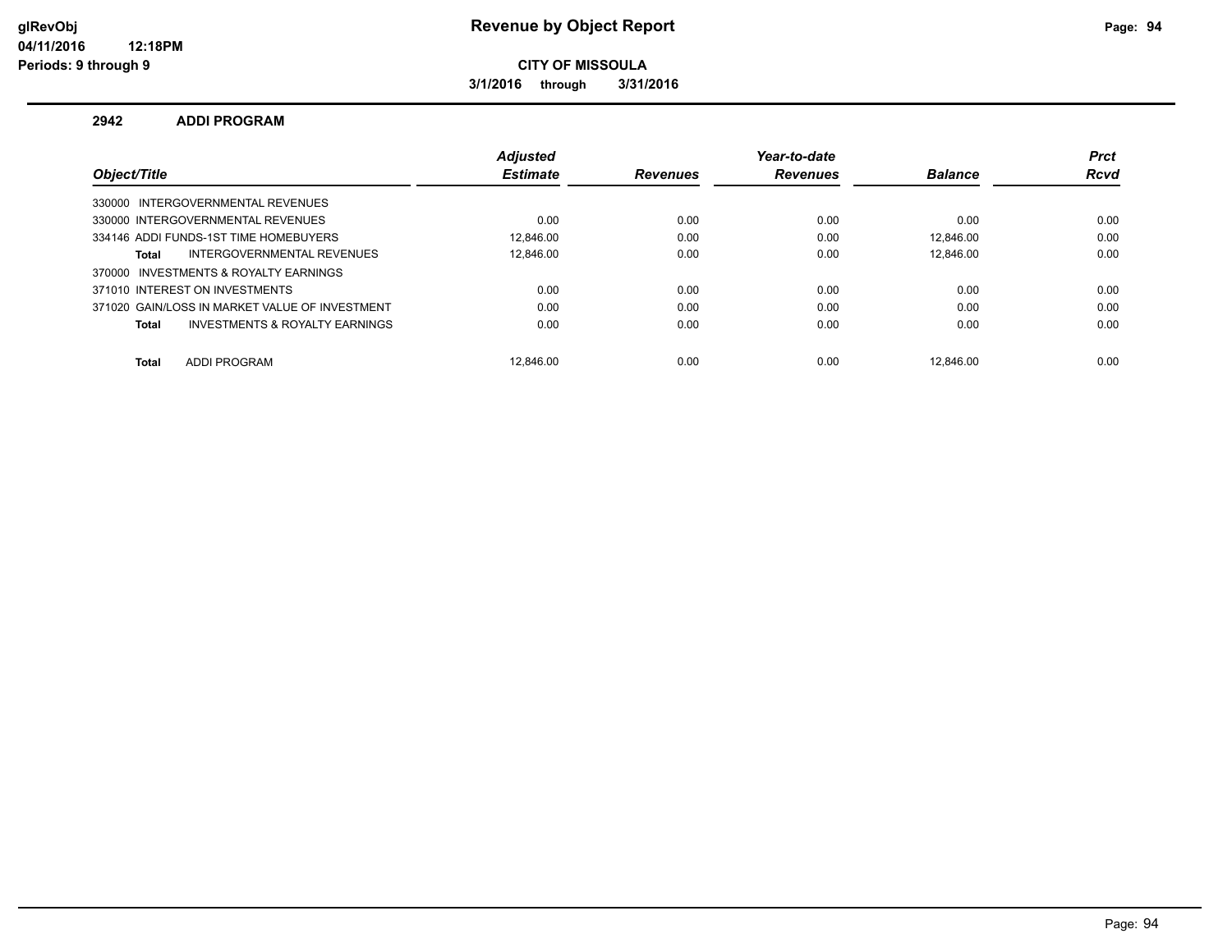# Revenue by Object Report

**CITY OF MISSOULA**

**3/1/2016 through 3/31/2016**

glRevObj
04/11/2016 12:18PM
Periods: 9 through 9

## 2942 ADDI PROGRAM

| Object/Title | Adjusted Estimate | Revenues | Year-to-date Revenues | Balance | Prct Rcvd |
|---|---|---|---|---|---|
| 330000 INTERGOVERNMENTAL REVENUES | | | | | |
| 330000 INTERGOVERNMENTAL REVENUES | 0.00 | 0.00 | 0.00 | 0.00 | 0.00 |
| 334146 ADDI FUNDS-1ST TIME HOMEBUYERS | 12,846.00 | 0.00 | 0.00 | 12,846.00 | 0.00 |
| **Total** INTERGOVERNMENTAL REVENUES | 12,846.00 | 0.00 | 0.00 | 12,846.00 | 0.00 |
| 370000 INVESTMENTS & ROYALTY EARNINGS | | | | | |
| 371010 INTEREST ON INVESTMENTS | 0.00 | 0.00 | 0.00 | 0.00 | 0.00 |
| 371020 GAIN/LOSS IN MARKET VALUE OF INVESTMENT | 0.00 | 0.00 | 0.00 | 0.00 | 0.00 |
| **Total** INVESTMENTS & ROYALTY EARNINGS | 0.00 | 0.00 | 0.00 | 0.00 | 0.00 |
| **Total** ADDI PROGRAM | 12,846.00 | 0.00 | 0.00 | 12,846.00 | 0.00 |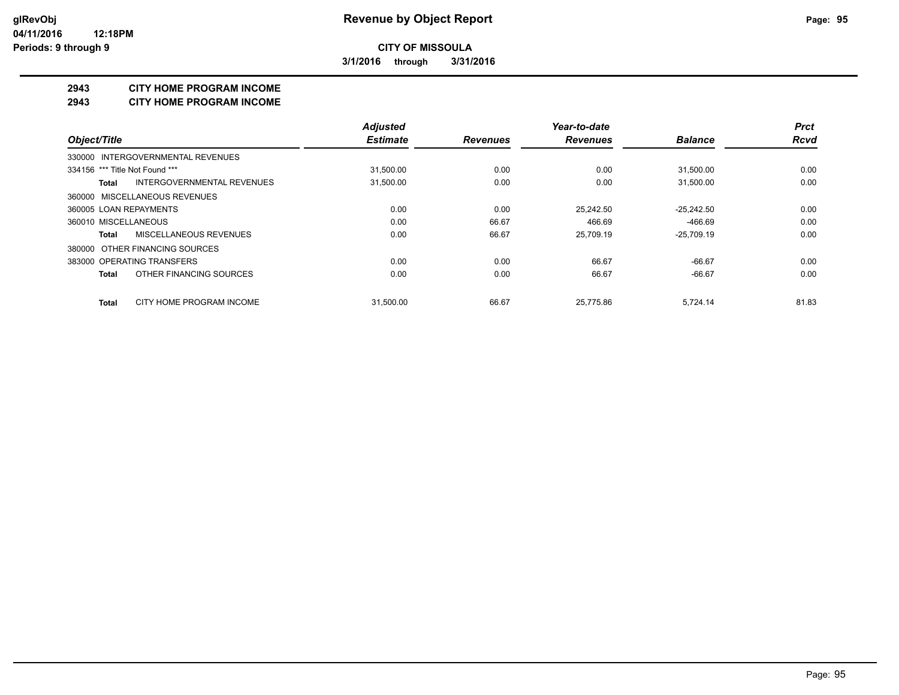# Revenue by Object Report

glRevObj
04/11/2016 12:18PM
Periods: 9 through 9

**CITY OF MISSOULA**

**3/1/2016 through 3/31/2016**

## 2943 CITY HOME PROGRAM INCOME
## 2943 CITY HOME PROGRAM INCOME

| Object/Title | Adjusted Estimate | Revenues | Year-to-date Revenues | Balance | Prct Rcvd |
|---|---|---|---|---|---|
| 330000 INTERGOVERNMENTAL REVENUES | | | | | |
| 334156 *** Title Not Found *** | 31,500.00 | 0.00 | 0.00 | 31,500.00 | 0.00 |
| **Total** INTERGOVERNMENTAL REVENUES | 31,500.00 | 0.00 | 0.00 | 31,500.00 | 0.00 |
| 360000 MISCELLANEOUS REVENUES | | | | | |
| 360005 LOAN REPAYMENTS | 0.00 | 0.00 | 25,242.50 | -25,242.50 | 0.00 |
| 360010 MISCELLANEOUS | 0.00 | 66.67 | 466.69 | -466.69 | 0.00 |
| **Total** MISCELLANEOUS REVENUES | 0.00 | 66.67 | 25,709.19 | -25,709.19 | 0.00 |
| 380000 OTHER FINANCING SOURCES | | | | | |
| 383000 OPERATING TRANSFERS | 0.00 | 0.00 | 66.67 | -66.67 | 0.00 |
| **Total** OTHER FINANCING SOURCES | 0.00 | 0.00 | 66.67 | -66.67 | 0.00 |
| **Total** CITY HOME PROGRAM INCOME | 31,500.00 | 66.67 | 25,775.86 | 5,724.14 | 81.83 |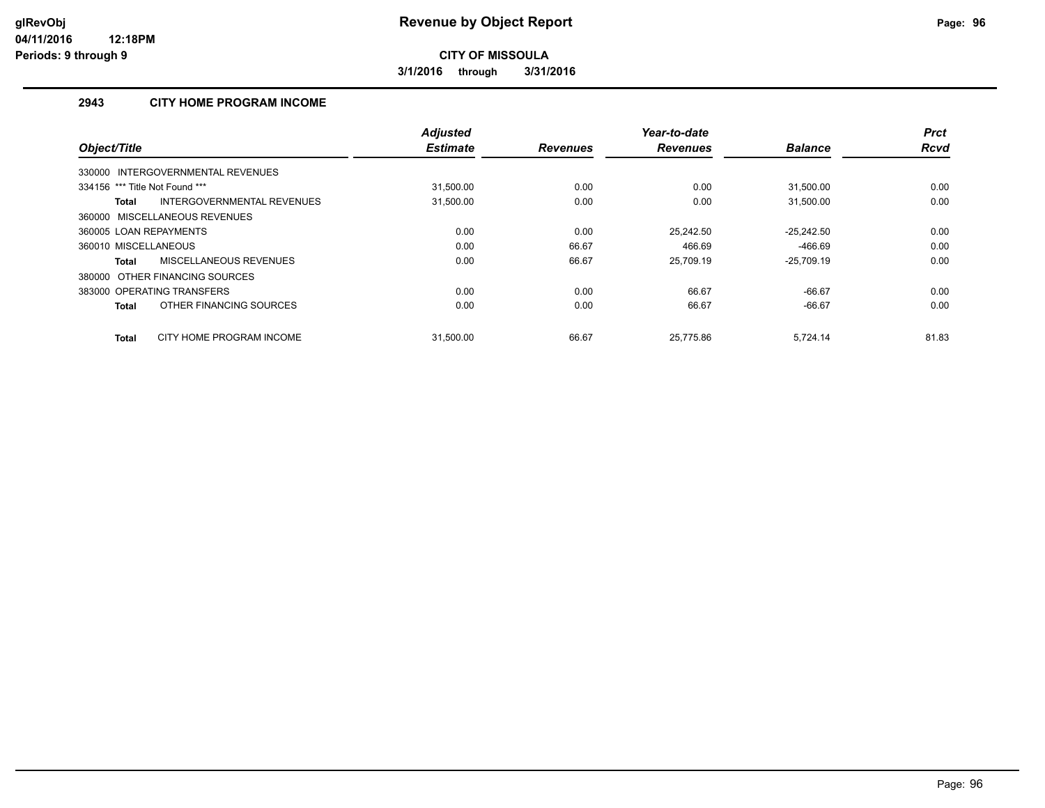# Revenue by Object Report

**CITY OF MISSOULA**

**3/1/2016 through 3/31/2016**

glRevObj
04/11/2016 12:18PM
Periods: 9 through 9

## 2943 CITY HOME PROGRAM INCOME

| Object/Title | Adjusted Estimate | Revenues | Year-to-date Revenues | Balance | Prct Rcvd |
|---|---|---|---|---|---|
| 330000 INTERGOVERNMENTAL REVENUES | | | | | |
| 334156 *** Title Not Found *** | 31,500.00 | 0.00 | 0.00 | 31,500.00 | 0.00 |
| **Total** INTERGOVERNMENTAL REVENUES | 31,500.00 | 0.00 | 0.00 | 31,500.00 | 0.00 |
| 360000 MISCELLANEOUS REVENUES | | | | | |
| 360005 LOAN REPAYMENTS | 0.00 | 0.00 | 25,242.50 | -25,242.50 | 0.00 |
| 360010 MISCELLANEOUS | 0.00 | 66.67 | 466.69 | -466.69 | 0.00 |
| **Total** MISCELLANEOUS REVENUES | 0.00 | 66.67 | 25,709.19 | -25,709.19 | 0.00 |
| 380000 OTHER FINANCING SOURCES | | | | | |
| 383000 OPERATING TRANSFERS | 0.00 | 0.00 | 66.67 | -66.67 | 0.00 |
| **Total** OTHER FINANCING SOURCES | 0.00 | 0.00 | 66.67 | -66.67 | 0.00 |
| **Total** CITY HOME PROGRAM INCOME | 31,500.00 | 66.67 | 25,775.86 | 5,724.14 | 81.83 |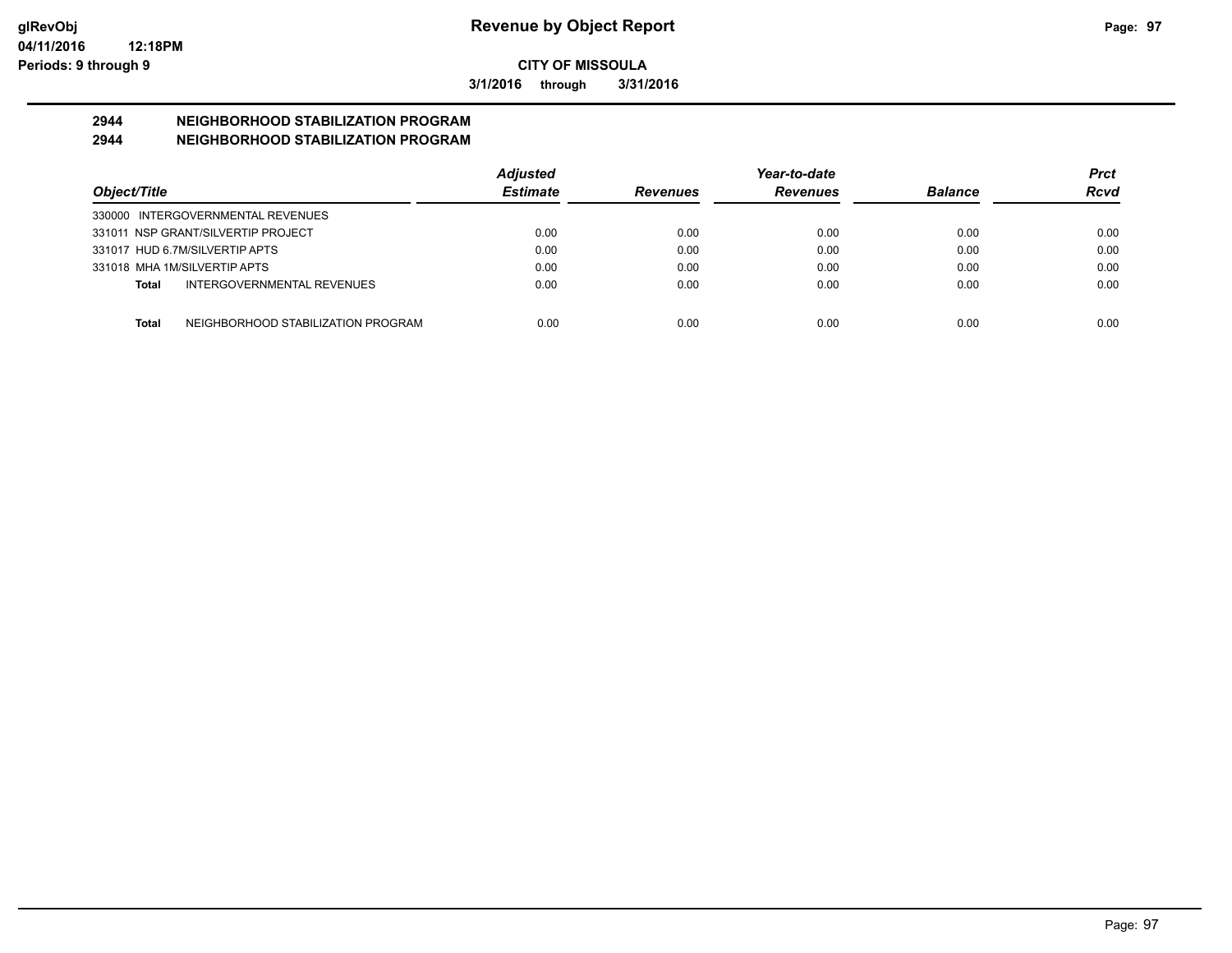glRevObj
04/11/2016 12:18PM
Periods: 9 through 9

# Revenue by Object Report

**CITY OF MISSOULA**

**3/1/2016 through 3/31/2016**

## 2944 NEIGHBORHOOD STABILIZATION PROGRAM
## 2944 NEIGHBORHOOD STABILIZATION PROGRAM

| Object/Title | Adjusted Estimate | Revenues | Year-to-date Revenues | Balance | Prct Rcvd |
|---|---|---|---|---|---|
| 330000 INTERGOVERNMENTAL REVENUES | | | | | |
| 331011 NSP GRANT/SILVERTIP PROJECT | 0.00 | 0.00 | 0.00 | 0.00 | 0.00 |
| 331017 HUD 6.7M/SILVERTIP APTS | 0.00 | 0.00 | 0.00 | 0.00 | 0.00 |
| 331018 MHA 1M/SILVERTIP APTS | 0.00 | 0.00 | 0.00 | 0.00 | 0.00 |
| **Total** INTERGOVERNMENTAL REVENUES | 0.00 | 0.00 | 0.00 | 0.00 | 0.00 |
| **Total** NEIGHBORHOOD STABILIZATION PROGRAM | 0.00 | 0.00 | 0.00 | 0.00 | 0.00 |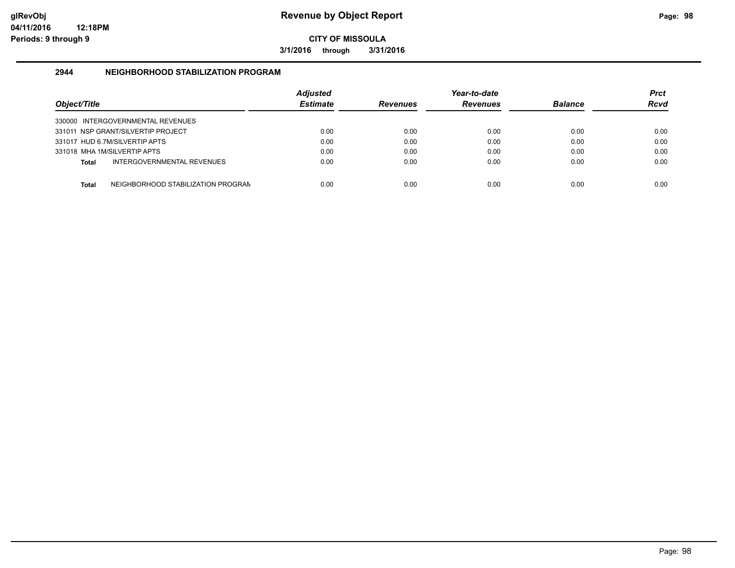**Revenue by Object Report**

**CITY OF MISSOULA**

**3/1/2016 through 3/31/2016**

glRevObj
04/11/2016 12:18PM
Periods: 9 through 9

## 2944 NEIGHBORHOOD STABILIZATION PROGRAM

| Object/Title | Adjusted Estimate | Revenues | Year-to-date Revenues | Balance | Prct Rcvd |
|---|---|---|---|---|---|
| 330000 INTERGOVERNMENTAL REVENUES | | | | | |
| 331011 NSP GRANT/SILVERTIP PROJECT | 0.00 | 0.00 | 0.00 | 0.00 | 0.00 |
| 331017 HUD 6.7M/SILVERTIP APTS | 0.00 | 0.00 | 0.00 | 0.00 | 0.00 |
| 331018 MHA 1M/SILVERTIP APTS | 0.00 | 0.00 | 0.00 | 0.00 | 0.00 |
| **Total** INTERGOVERNMENTAL REVENUES | 0.00 | 0.00 | 0.00 | 0.00 | 0.00 |
| **Total** NEIGHBORHOOD STABILIZATION PROGRAM | 0.00 | 0.00 | 0.00 | 0.00 | 0.00 |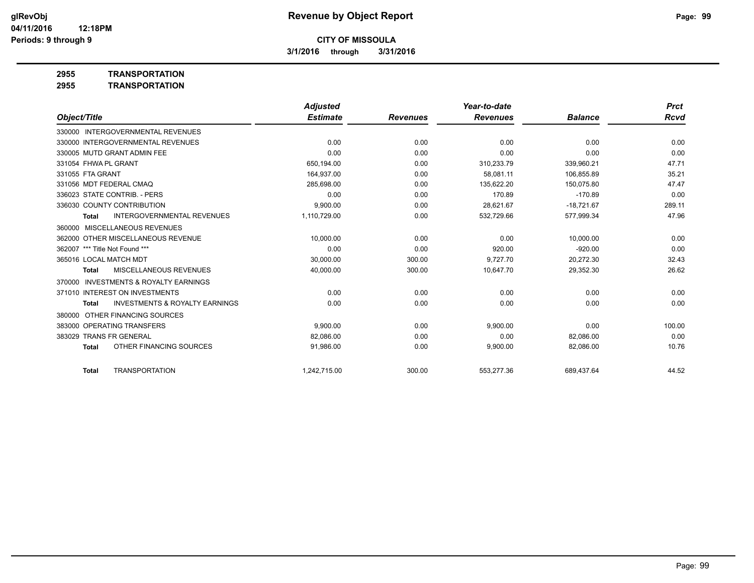# Revenue by Object Report

**CITY OF MISSOULA**

**3/1/2016 through 3/31/2016**

glRevObj
04/11/2016 12:18PM
Periods: 9 through 9

**2955 TRANSPORTATION**

**2955 TRANSPORTATION**

| Object/Title | Adjusted Estimate | Revenues | Year-to-date Revenues | Balance | Prct Rcvd |
|---|---|---|---|---|---|
| 330000 INTERGOVERNMENTAL REVENUES | | | | | |
| 330000 INTERGOVERNMENTAL REVENUES | 0.00 | 0.00 | 0.00 | 0.00 | 0.00 |
| 330005 MUTD GRANT ADMIN FEE | 0.00 | 0.00 | 0.00 | 0.00 | 0.00 |
| 331054 FHWA PL GRANT | 650,194.00 | 0.00 | 310,233.79 | 339,960.21 | 47.71 |
| 331055 FTA GRANT | 164,937.00 | 0.00 | 58,081.11 | 106,855.89 | 35.21 |
| 331056 MDT FEDERAL CMAQ | 285,698.00 | 0.00 | 135,622.20 | 150,075.80 | 47.47 |
| 336023 STATE CONTRIB. - PERS | 0.00 | 0.00 | 170.89 | -170.89 | 0.00 |
| 336030 COUNTY CONTRIBUTION | 9,900.00 | 0.00 | 28,621.67 | -18,721.67 | 289.11 |
| **Total** INTERGOVERNMENTAL REVENUES | 1,110,729.00 | 0.00 | 532,729.66 | 577,999.34 | 47.96 |
| 360000 MISCELLANEOUS REVENUES | | | | | |
| 362000 OTHER MISCELLANEOUS REVENUE | 10,000.00 | 0.00 | 0.00 | 10,000.00 | 0.00 |
| 362007 *** Title Not Found *** | 0.00 | 0.00 | 920.00 | -920.00 | 0.00 |
| 365016 LOCAL MATCH MDT | 30,000.00 | 300.00 | 9,727.70 | 20,272.30 | 32.43 |
| **Total** MISCELLANEOUS REVENUES | 40,000.00 | 300.00 | 10,647.70 | 29,352.30 | 26.62 |
| 370000 INVESTMENTS & ROYALTY EARNINGS | | | | | |
| 371010 INTEREST ON INVESTMENTS | 0.00 | 0.00 | 0.00 | 0.00 | 0.00 |
| **Total** INVESTMENTS & ROYALTY EARNINGS | 0.00 | 0.00 | 0.00 | 0.00 | 0.00 |
| 380000 OTHER FINANCING SOURCES | | | | | |
| 383000 OPERATING TRANSFERS | 9,900.00 | 0.00 | 9,900.00 | 0.00 | 100.00 |
| 383029 TRANS FR GENERAL | 82,086.00 | 0.00 | 0.00 | 82,086.00 | 0.00 |
| **Total** OTHER FINANCING SOURCES | 91,986.00 | 0.00 | 9,900.00 | 82,086.00 | 10.76 |
| **Total** TRANSPORTATION | 1,242,715.00 | 300.00 | 553,277.36 | 689,437.64 | 44.52 |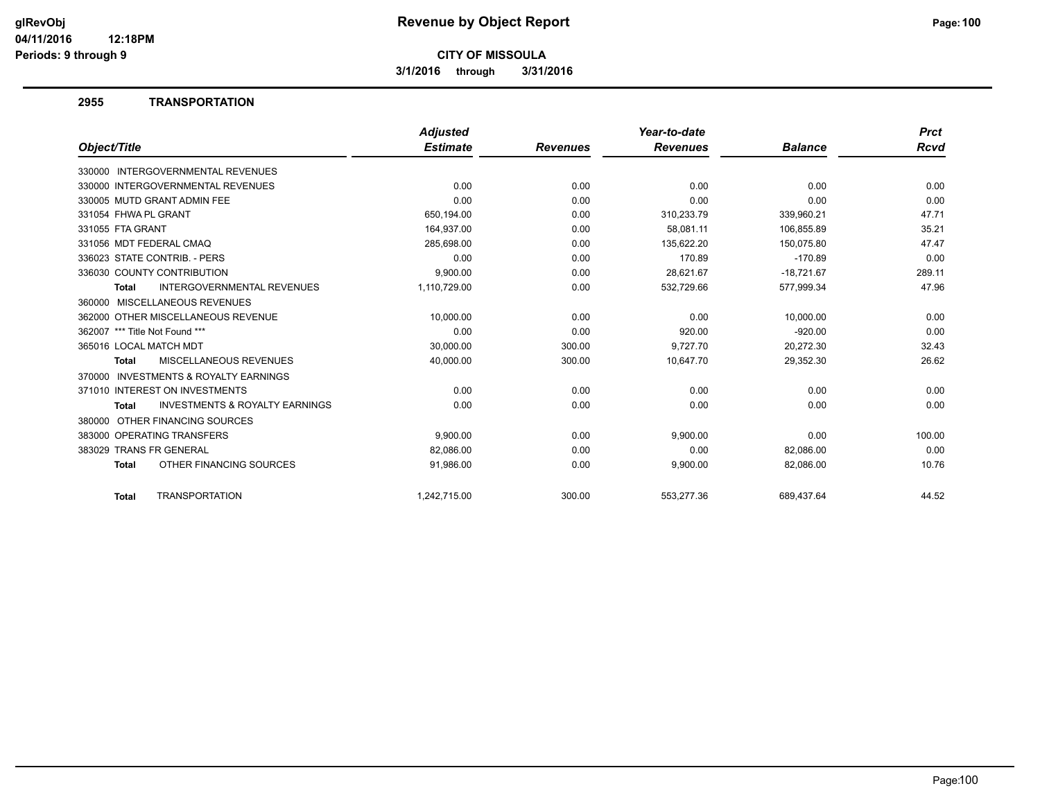# Revenue by Object Report

**CITY OF MISSOULA**

**3/1/2016 through 3/31/2016**

glRevObj
04/11/2016 12:18PM
Periods: 9 through 9

## 2955 TRANSPORTATION

| Object/Title | Adjusted Estimate | Revenues | Year-to-date Revenues | Balance | Prct Rcvd |
|---|---|---|---|---|---|
| 330000 INTERGOVERNMENTAL REVENUES | | | | | |
| 330000 INTERGOVERNMENTAL REVENUES | 0.00 | 0.00 | 0.00 | 0.00 | 0.00 |
| 330005 MUTD GRANT ADMIN FEE | 0.00 | 0.00 | 0.00 | 0.00 | 0.00 |
| 331054 FHWA PL GRANT | 650,194.00 | 0.00 | 310,233.79 | 339,960.21 | 47.71 |
| 331055 FTA GRANT | 164,937.00 | 0.00 | 58,081.11 | 106,855.89 | 35.21 |
| 331056 MDT FEDERAL CMAQ | 285,698.00 | 0.00 | 135,622.20 | 150,075.80 | 47.47 |
| 336023 STATE CONTRIB. - PERS | 0.00 | 0.00 | 170.89 | -170.89 | 0.00 |
| 336030 COUNTY CONTRIBUTION | 9,900.00 | 0.00 | 28,621.67 | -18,721.67 | 289.11 |
| **Total** INTERGOVERNMENTAL REVENUES | 1,110,729.00 | 0.00 | 532,729.66 | 577,999.34 | 47.96 |
| 360000 MISCELLANEOUS REVENUES | | | | | |
| 362000 OTHER MISCELLANEOUS REVENUE | 10,000.00 | 0.00 | 0.00 | 10,000.00 | 0.00 |
| 362007 *** Title Not Found *** | 0.00 | 0.00 | 920.00 | -920.00 | 0.00 |
| 365016 LOCAL MATCH MDT | 30,000.00 | 300.00 | 9,727.70 | 20,272.30 | 32.43 |
| **Total** MISCELLANEOUS REVENUES | 40,000.00 | 300.00 | 10,647.70 | 29,352.30 | 26.62 |
| 370000 INVESTMENTS & ROYALTY EARNINGS | | | | | |
| 371010 INTEREST ON INVESTMENTS | 0.00 | 0.00 | 0.00 | 0.00 | 0.00 |
| **Total** INVESTMENTS & ROYALTY EARNINGS | 0.00 | 0.00 | 0.00 | 0.00 | 0.00 |
| 380000 OTHER FINANCING SOURCES | | | | | |
| 383000 OPERATING TRANSFERS | 9,900.00 | 0.00 | 9,900.00 | 0.00 | 100.00 |
| 383029 TRANS FR GENERAL | 82,086.00 | 0.00 | 0.00 | 82,086.00 | 0.00 |
| **Total** OTHER FINANCING SOURCES | 91,986.00 | 0.00 | 9,900.00 | 82,086.00 | 10.76 |
| **Total** TRANSPORTATION | 1,242,715.00 | 300.00 | 553,277.36 | 689,437.64 | 44.52 |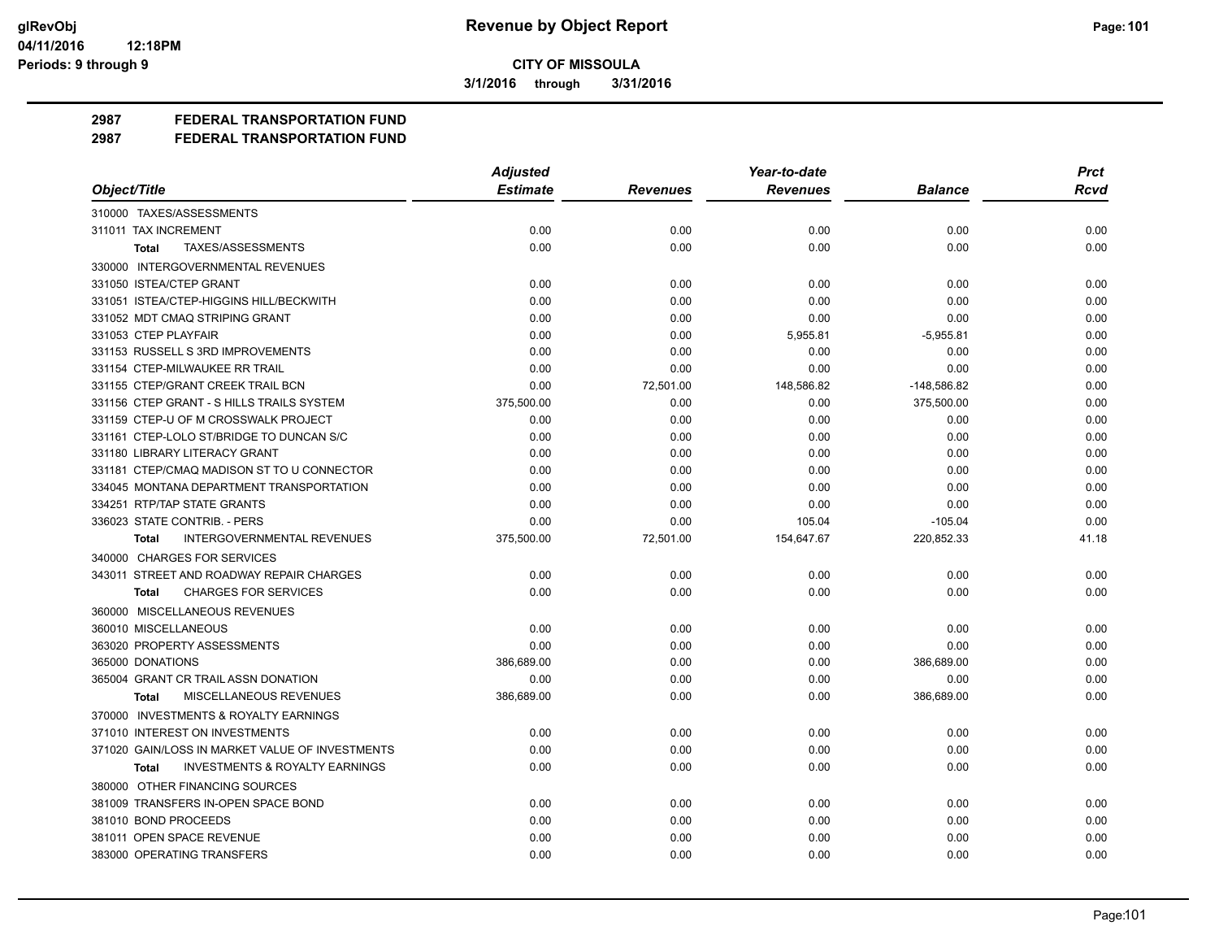# Revenue by Object Report

**CITY OF MISSOULA**

**3/1/2016 through 3/31/2016**

glRevObj
04/11/2016 12:18PM
Periods: 9 through 9

## 2987 FEDERAL TRANSPORTATION FUND
## 2987 FEDERAL TRANSPORTATION FUND

| Object/Title | Adjusted Estimate | Revenues | Year-to-date Revenues | Balance | Prct Rcvd |
|---|---|---|---|---|---|
| 310000 TAXES/ASSESSMENTS | | | | | |
| 311011 TAX INCREMENT | 0.00 | 0.00 | 0.00 | 0.00 | 0.00 |
| **Total** TAXES/ASSESSMENTS | 0.00 | 0.00 | 0.00 | 0.00 | 0.00 |
| 330000 INTERGOVERNMENTAL REVENUES | | | | | |
| 331050 ISTEA/CTEP GRANT | 0.00 | 0.00 | 0.00 | 0.00 | 0.00 |
| 331051 ISTEA/CTEP-HIGGINS HILL/BECKWITH | 0.00 | 0.00 | 0.00 | 0.00 | 0.00 |
| 331052 MDT CMAQ STRIPING GRANT | 0.00 | 0.00 | 0.00 | 0.00 | 0.00 |
| 331053 CTEP PLAYFAIR | 0.00 | 0.00 | 5,955.81 | -5,955.81 | 0.00 |
| 331153 RUSSELL S 3RD IMPROVEMENTS | 0.00 | 0.00 | 0.00 | 0.00 | 0.00 |
| 331154 CTEP-MILWAUKEE RR TRAIL | 0.00 | 0.00 | 0.00 | 0.00 | 0.00 |
| 331155 CTEP/GRANT CREEK TRAIL BCN | 0.00 | 72,501.00 | 148,586.82 | -148,586.82 | 0.00 |
| 331156 CTEP GRANT - S HILLS TRAILS SYSTEM | 375,500.00 | 0.00 | 0.00 | 375,500.00 | 0.00 |
| 331159 CTEP-U OF M CROSSWALK PROJECT | 0.00 | 0.00 | 0.00 | 0.00 | 0.00 |
| 331161 CTEP-LOLO ST/BRIDGE TO DUNCAN S/C | 0.00 | 0.00 | 0.00 | 0.00 | 0.00 |
| 331180 LIBRARY LITERACY GRANT | 0.00 | 0.00 | 0.00 | 0.00 | 0.00 |
| 331181 CTEP/CMAQ MADISON ST TO U CONNECTOR | 0.00 | 0.00 | 0.00 | 0.00 | 0.00 |
| 334045 MONTANA DEPARTMENT TRANSPORTATION | 0.00 | 0.00 | 0.00 | 0.00 | 0.00 |
| 334251 RTP/TAP STATE GRANTS | 0.00 | 0.00 | 0.00 | 0.00 | 0.00 |
| 336023 STATE CONTRIB. - PERS | 0.00 | 0.00 | 105.04 | -105.04 | 0.00 |
| **Total** INTERGOVERNMENTAL REVENUES | 375,500.00 | 72,501.00 | 154,647.67 | 220,852.33 | 41.18 |
| 340000 CHARGES FOR SERVICES | | | | | |
| 343011 STREET AND ROADWAY REPAIR CHARGES | 0.00 | 0.00 | 0.00 | 0.00 | 0.00 |
| **Total** CHARGES FOR SERVICES | 0.00 | 0.00 | 0.00 | 0.00 | 0.00 |
| 360000 MISCELLANEOUS REVENUES | | | | | |
| 360010 MISCELLANEOUS | 0.00 | 0.00 | 0.00 | 0.00 | 0.00 |
| 363020 PROPERTY ASSESSMENTS | 0.00 | 0.00 | 0.00 | 0.00 | 0.00 |
| 365000 DONATIONS | 386,689.00 | 0.00 | 0.00 | 386,689.00 | 0.00 |
| 365004 GRANT CR TRAIL ASSN DONATION | 0.00 | 0.00 | 0.00 | 0.00 | 0.00 |
| **Total** MISCELLANEOUS REVENUES | 386,689.00 | 0.00 | 0.00 | 386,689.00 | 0.00 |
| 370000 INVESTMENTS & ROYALTY EARNINGS | | | | | |
| 371010 INTEREST ON INVESTMENTS | 0.00 | 0.00 | 0.00 | 0.00 | 0.00 |
| 371020 GAIN/LOSS IN MARKET VALUE OF INVESTMENTS | 0.00 | 0.00 | 0.00 | 0.00 | 0.00 |
| **Total** INVESTMENTS & ROYALTY EARNINGS | 0.00 | 0.00 | 0.00 | 0.00 | 0.00 |
| 380000 OTHER FINANCING SOURCES | | | | | |
| 381009 TRANSFERS IN-OPEN SPACE BOND | 0.00 | 0.00 | 0.00 | 0.00 | 0.00 |
| 381010 BOND PROCEEDS | 0.00 | 0.00 | 0.00 | 0.00 | 0.00 |
| 381011 OPEN SPACE REVENUE | 0.00 | 0.00 | 0.00 | 0.00 | 0.00 |
| 383000 OPERATING TRANSFERS | 0.00 | 0.00 | 0.00 | 0.00 | 0.00 |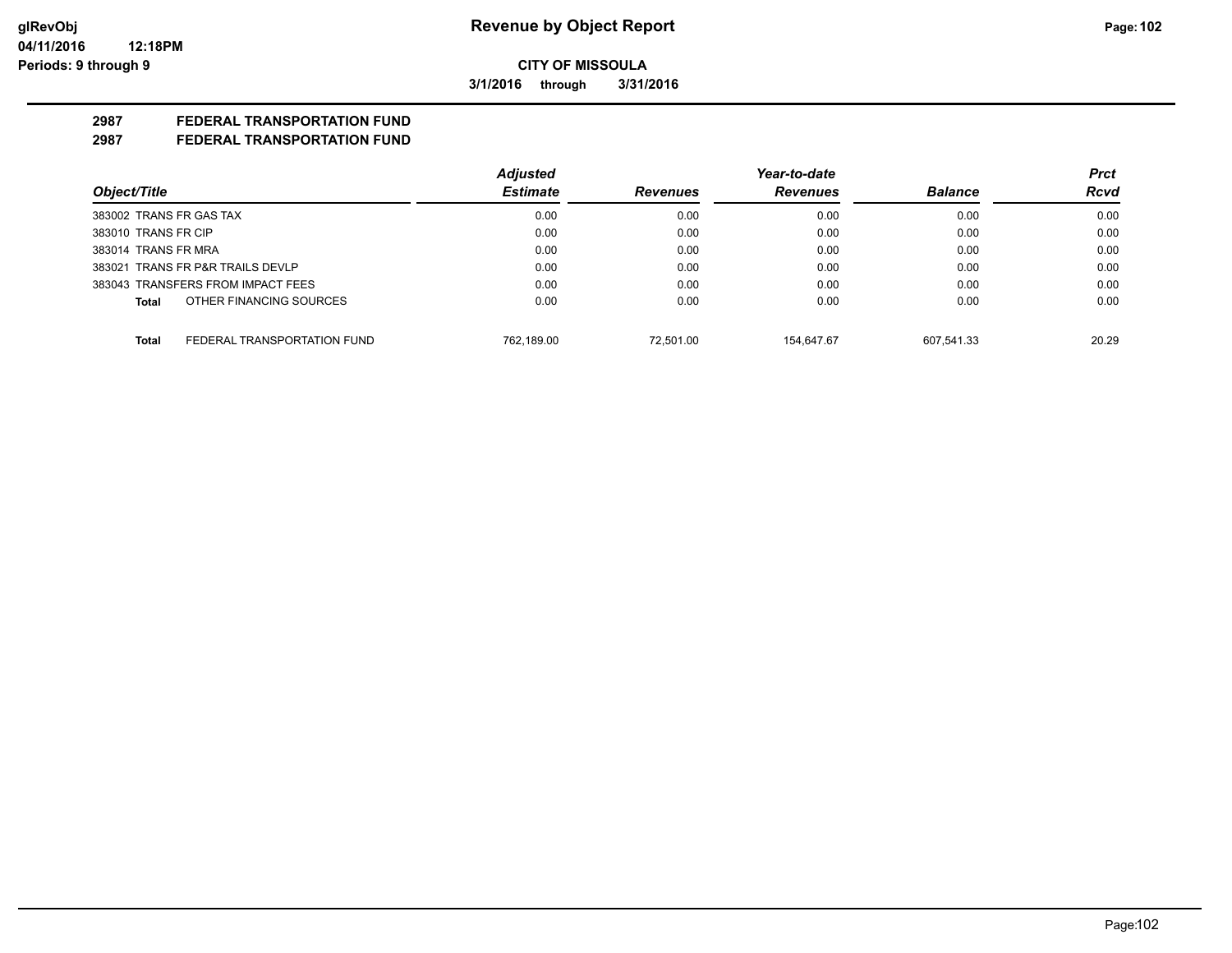**CITY OF MISSOULA**

**3/1/2016 through 3/31/2016**

**2987 FEDERAL TRANSPORTATION FUND**

**2987 FEDERAL TRANSPORTATION FUND**

| Object/Title | | Adjusted Estimate | Revenues | Year-to-date Revenues | Balance | Prct Rcvd |
|---|---|---|---|---|---|---|
| 383002 TRANS FR GAS TAX | | 0.00 | 0.00 | 0.00 | 0.00 | 0.00 |
| 383010 TRANS FR CIP | | 0.00 | 0.00 | 0.00 | 0.00 | 0.00 |
| 383014 TRANS FR MRA | | 0.00 | 0.00 | 0.00 | 0.00 | 0.00 |
| 383021 TRANS FR P&R TRAILS DEVLP | | 0.00 | 0.00 | 0.00 | 0.00 | 0.00 |
| 383043 TRANSFERS FROM IMPACT FEES | | 0.00 | 0.00 | 0.00 | 0.00 | 0.00 |
| **Total** | OTHER FINANCING SOURCES | 0.00 | 0.00 | 0.00 | 0.00 | 0.00 |
| **Total** | FEDERAL TRANSPORTATION FUND | 762,189.00 | 72,501.00 | 154,647.67 | 607,541.33 | 20.29 |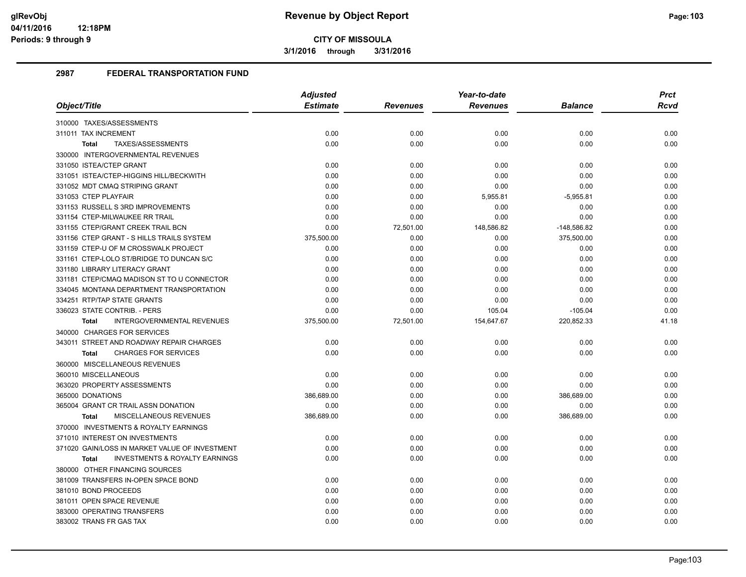**CITY OF MISSOULA**

**3/1/2016 through 3/31/2016**

## 2987 FEDERAL TRANSPORTATION FUND

| Object/Title | Adjusted Estimate | Revenues | Year-to-date Revenues | Balance | Prct Rcvd |
|---|---|---|---|---|---|
| 310000 TAXES/ASSESSMENTS | | | | | |
| 311011 TAX INCREMENT | 0.00 | 0.00 | 0.00 | 0.00 | 0.00 |
| **Total** TAXES/ASSESSMENTS | 0.00 | 0.00 | 0.00 | 0.00 | 0.00 |
| 330000 INTERGOVERNMENTAL REVENUES | | | | | |
| 331050 ISTEA/CTEP GRANT | 0.00 | 0.00 | 0.00 | 0.00 | 0.00 |
| 331051 ISTEA/CTEP-HIGGINS HILL/BECKWITH | 0.00 | 0.00 | 0.00 | 0.00 | 0.00 |
| 331052 MDT CMAQ STRIPING GRANT | 0.00 | 0.00 | 0.00 | 0.00 | 0.00 |
| 331053 CTEP PLAYFAIR | 0.00 | 0.00 | 5,955.81 | -5,955.81 | 0.00 |
| 331153 RUSSELL S 3RD IMPROVEMENTS | 0.00 | 0.00 | 0.00 | 0.00 | 0.00 |
| 331154 CTEP-MILWAUKEE RR TRAIL | 0.00 | 0.00 | 0.00 | 0.00 | 0.00 |
| 331155 CTEP/GRANT CREEK TRAIL BCN | 0.00 | 72,501.00 | 148,586.82 | -148,586.82 | 0.00 |
| 331156 CTEP GRANT - S HILLS TRAILS SYSTEM | 375,500.00 | 0.00 | 0.00 | 375,500.00 | 0.00 |
| 331159 CTEP-U OF M CROSSWALK PROJECT | 0.00 | 0.00 | 0.00 | 0.00 | 0.00 |
| 331161 CTEP-LOLO ST/BRIDGE TO DUNCAN S/C | 0.00 | 0.00 | 0.00 | 0.00 | 0.00 |
| 331180 LIBRARY LITERACY GRANT | 0.00 | 0.00 | 0.00 | 0.00 | 0.00 |
| 331181 CTEP/CMAQ MADISON ST TO U CONNECTOR | 0.00 | 0.00 | 0.00 | 0.00 | 0.00 |
| 334045 MONTANA DEPARTMENT TRANSPORTATION | 0.00 | 0.00 | 0.00 | 0.00 | 0.00 |
| 334251 RTP/TAP STATE GRANTS | 0.00 | 0.00 | 0.00 | 0.00 | 0.00 |
| 336023 STATE CONTRIB. - PERS | 0.00 | 0.00 | 105.04 | -105.04 | 0.00 |
| **Total** INTERGOVERNMENTAL REVENUES | 375,500.00 | 72,501.00 | 154,647.67 | 220,852.33 | 41.18 |
| 340000 CHARGES FOR SERVICES | | | | | |
| 343011 STREET AND ROADWAY REPAIR CHARGES | 0.00 | 0.00 | 0.00 | 0.00 | 0.00 |
| **Total** CHARGES FOR SERVICES | 0.00 | 0.00 | 0.00 | 0.00 | 0.00 |
| 360000 MISCELLANEOUS REVENUES | | | | | |
| 360010 MISCELLANEOUS | 0.00 | 0.00 | 0.00 | 0.00 | 0.00 |
| 363020 PROPERTY ASSESSMENTS | 0.00 | 0.00 | 0.00 | 0.00 | 0.00 |
| 365000 DONATIONS | 386,689.00 | 0.00 | 0.00 | 386,689.00 | 0.00 |
| 365004 GRANT CR TRAIL ASSN DONATION | 0.00 | 0.00 | 0.00 | 0.00 | 0.00 |
| **Total** MISCELLANEOUS REVENUES | 386,689.00 | 0.00 | 0.00 | 386,689.00 | 0.00 |
| 370000 INVESTMENTS & ROYALTY EARNINGS | | | | | |
| 371010 INTEREST ON INVESTMENTS | 0.00 | 0.00 | 0.00 | 0.00 | 0.00 |
| 371020 GAIN/LOSS IN MARKET VALUE OF INVESTMENT | 0.00 | 0.00 | 0.00 | 0.00 | 0.00 |
| **Total** INVESTMENTS & ROYALTY EARNINGS | 0.00 | 0.00 | 0.00 | 0.00 | 0.00 |
| 380000 OTHER FINANCING SOURCES | | | | | |
| 381009 TRANSFERS IN-OPEN SPACE BOND | 0.00 | 0.00 | 0.00 | 0.00 | 0.00 |
| 381010 BOND PROCEEDS | 0.00 | 0.00 | 0.00 | 0.00 | 0.00 |
| 381011 OPEN SPACE REVENUE | 0.00 | 0.00 | 0.00 | 0.00 | 0.00 |
| 383000 OPERATING TRANSFERS | 0.00 | 0.00 | 0.00 | 0.00 | 0.00 |
| 383002 TRANS FR GAS TAX | 0.00 | 0.00 | 0.00 | 0.00 | 0.00 |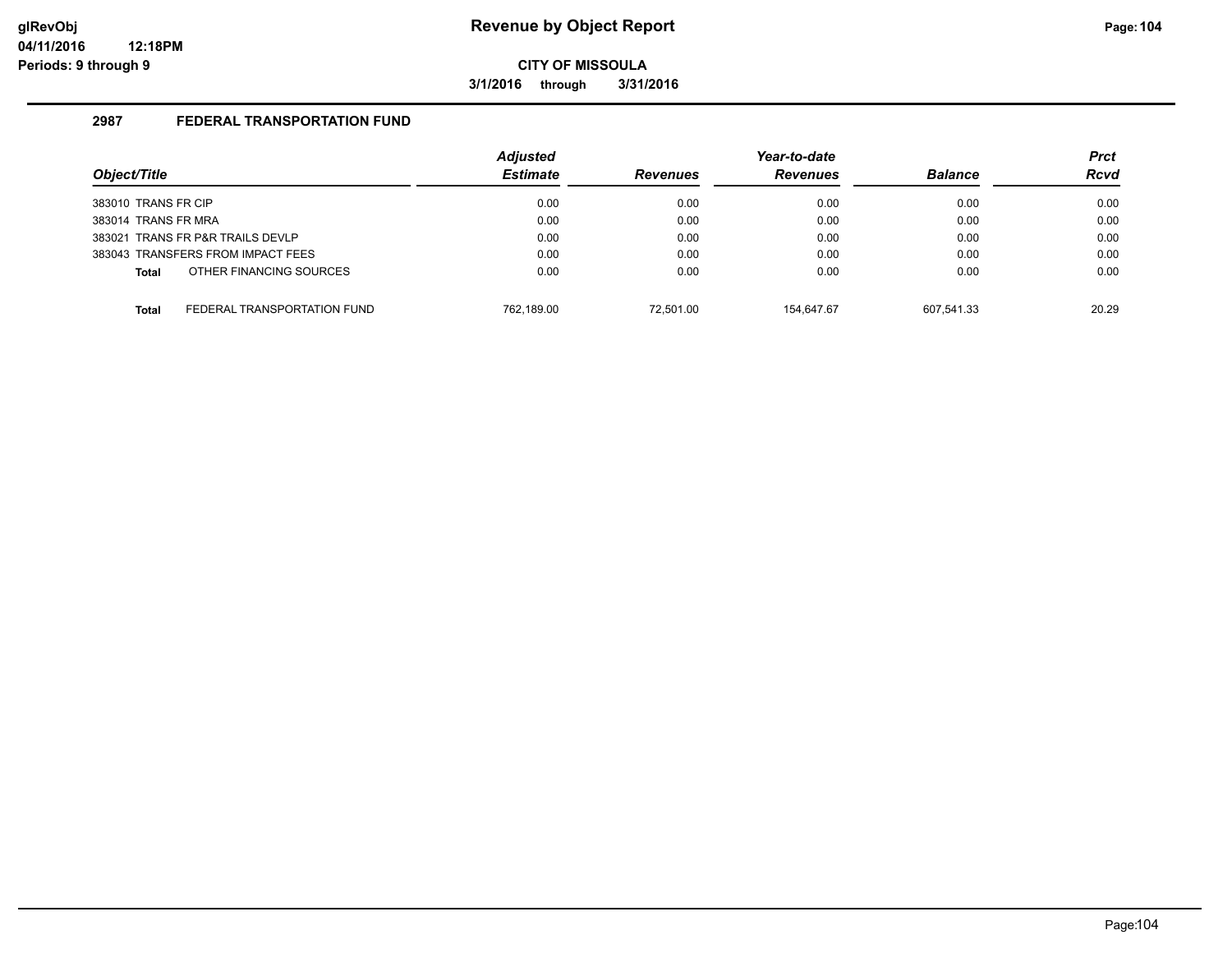**Revenue by Object Report**

**CITY OF MISSOULA**

**3/1/2016 through 3/31/2016**

glRevObj
04/11/2016 12:18PM
Periods: 9 through 9

## 2987 FEDERAL TRANSPORTATION FUND

| Object/Title | Adjusted Estimate | Revenues | Year-to-date Revenues | Balance | Prct Rcvd |
|---|---|---|---|---|---|
| 383010 TRANS FR CIP | 0.00 | 0.00 | 0.00 | 0.00 | 0.00 |
| 383014 TRANS FR MRA | 0.00 | 0.00 | 0.00 | 0.00 | 0.00 |
| 383021 TRANS FR P&R TRAILS DEVLP | 0.00 | 0.00 | 0.00 | 0.00 | 0.00 |
| 383043 TRANSFERS FROM IMPACT FEES | 0.00 | 0.00 | 0.00 | 0.00 | 0.00 |
| **Total** OTHER FINANCING SOURCES | 0.00 | 0.00 | 0.00 | 0.00 | 0.00 |
| **Total** FEDERAL TRANSPORTATION FUND | 762,189.00 | 72,501.00 | 154,647.67 | 607,541.33 | 20.29 |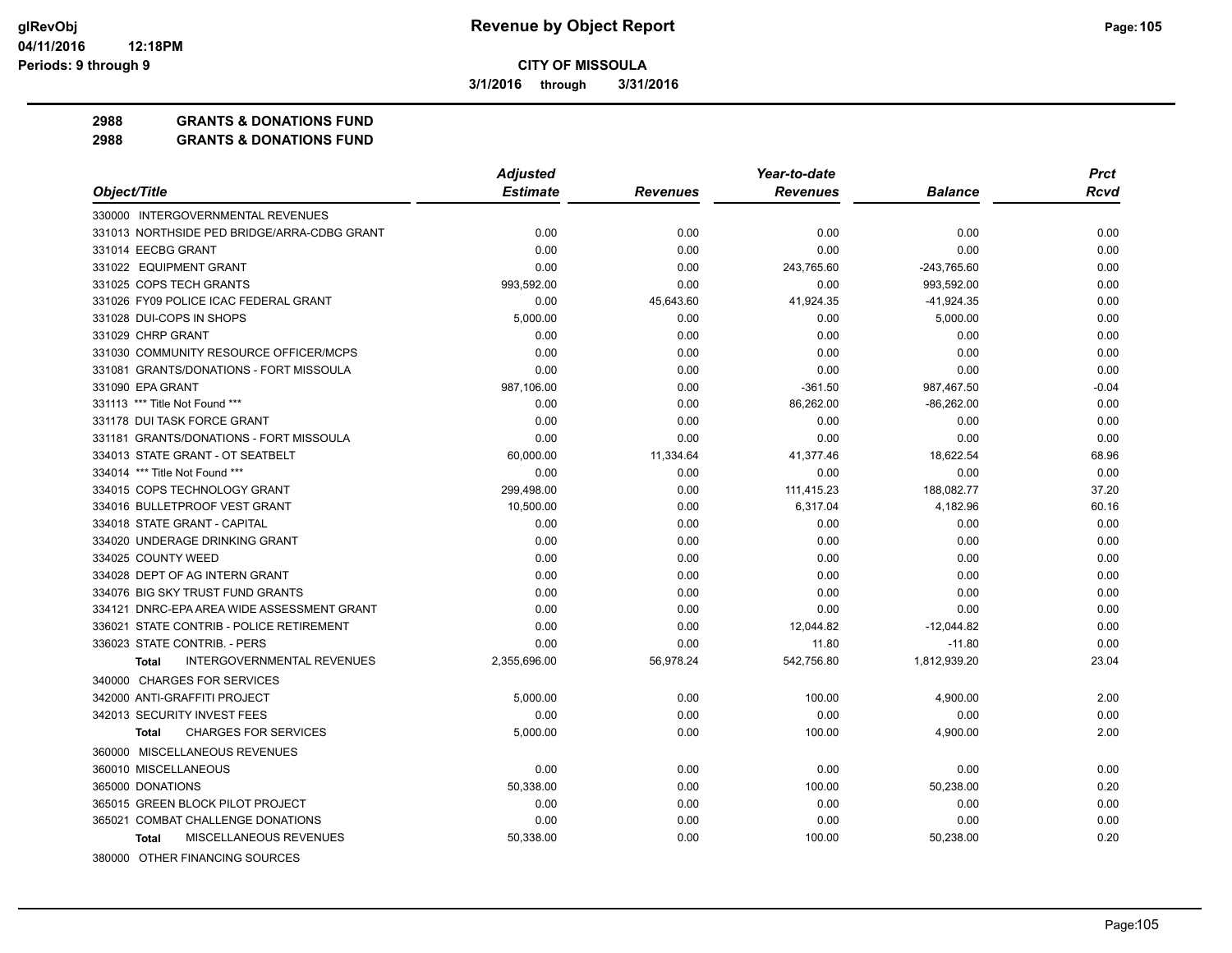# Revenue by Object Report

**CITY OF MISSOULA**

**3/1/2016 through 3/31/2016**

glRevObj
04/11/2016 12:18PM
Periods: 9 through 9

**2988 GRANTS & DONATIONS FUND**
**2988 GRANTS & DONATIONS FUND**

| Object/Title | Adjusted Estimate | Revenues | Year-to-date Revenues | Balance | Prct Rcvd |
|---|---|---|---|---|---|
| 330000 INTERGOVERNMENTAL REVENUES | | | | | |
| 331013 NORTHSIDE PED BRIDGE/ARRA-CDBG GRANT | 0.00 | 0.00 | 0.00 | 0.00 | 0.00 |
| 331014 EECBG GRANT | 0.00 | 0.00 | 0.00 | 0.00 | 0.00 |
| 331022 EQUIPMENT GRANT | 0.00 | 0.00 | 243,765.60 | -243,765.60 | 0.00 |
| 331025 COPS TECH GRANTS | 993,592.00 | 0.00 | 0.00 | 993,592.00 | 0.00 |
| 331026 FY09 POLICE ICAC FEDERAL GRANT | 0.00 | 45,643.60 | 41,924.35 | -41,924.35 | 0.00 |
| 331028 DUI-COPS IN SHOPS | 5,000.00 | 0.00 | 0.00 | 5,000.00 | 0.00 |
| 331029 CHRP GRANT | 0.00 | 0.00 | 0.00 | 0.00 | 0.00 |
| 331030 COMMUNITY RESOURCE OFFICER/MCPS | 0.00 | 0.00 | 0.00 | 0.00 | 0.00 |
| 331081 GRANTS/DONATIONS - FORT MISSOULA | 0.00 | 0.00 | 0.00 | 0.00 | 0.00 |
| 331090 EPA GRANT | 987,106.00 | 0.00 | -361.50 | 987,467.50 | -0.04 |
| 331113 *** Title Not Found *** | 0.00 | 0.00 | 86,262.00 | -86,262.00 | 0.00 |
| 331178 DUI TASK FORCE GRANT | 0.00 | 0.00 | 0.00 | 0.00 | 0.00 |
| 331181 GRANTS/DONATIONS - FORT MISSOULA | 0.00 | 0.00 | 0.00 | 0.00 | 0.00 |
| 334013 STATE GRANT - OT SEATBELT | 60,000.00 | 11,334.64 | 41,377.46 | 18,622.54 | 68.96 |
| 334014 *** Title Not Found *** | 0.00 | 0.00 | 0.00 | 0.00 | 0.00 |
| 334015 COPS TECHNOLOGY GRANT | 299,498.00 | 0.00 | 111,415.23 | 188,082.77 | 37.20 |
| 334016 BULLETPROOF VEST GRANT | 10,500.00 | 0.00 | 6,317.04 | 4,182.96 | 60.16 |
| 334018 STATE GRANT - CAPITAL | 0.00 | 0.00 | 0.00 | 0.00 | 0.00 |
| 334020 UNDERAGE DRINKING GRANT | 0.00 | 0.00 | 0.00 | 0.00 | 0.00 |
| 334025 COUNTY WEED | 0.00 | 0.00 | 0.00 | 0.00 | 0.00 |
| 334028 DEPT OF AG INTERN GRANT | 0.00 | 0.00 | 0.00 | 0.00 | 0.00 |
| 334076 BIG SKY TRUST FUND GRANTS | 0.00 | 0.00 | 0.00 | 0.00 | 0.00 |
| 334121 DNRC-EPA AREA WIDE ASSESSMENT GRANT | 0.00 | 0.00 | 0.00 | 0.00 | 0.00 |
| 336021 STATE CONTRIB - POLICE RETIREMENT | 0.00 | 0.00 | 12,044.82 | -12,044.82 | 0.00 |
| 336023 STATE CONTRIB. - PERS | 0.00 | 0.00 | 11.80 | -11.80 | 0.00 |
| **Total** INTERGOVERNMENTAL REVENUES | 2,355,696.00 | 56,978.24 | 542,756.80 | 1,812,939.20 | 23.04 |
| 340000 CHARGES FOR SERVICES | | | | | |
| 342000 ANTI-GRAFFITI PROJECT | 5,000.00 | 0.00 | 100.00 | 4,900.00 | 2.00 |
| 342013 SECURITY INVEST FEES | 0.00 | 0.00 | 0.00 | 0.00 | 0.00 |
| **Total** CHARGES FOR SERVICES | 5,000.00 | 0.00 | 100.00 | 4,900.00 | 2.00 |
| 360000 MISCELLANEOUS REVENUES | | | | | |
| 360010 MISCELLANEOUS | 0.00 | 0.00 | 0.00 | 0.00 | 0.00 |
| 365000 DONATIONS | 50,338.00 | 0.00 | 100.00 | 50,238.00 | 0.20 |
| 365015 GREEN BLOCK PILOT PROJECT | 0.00 | 0.00 | 0.00 | 0.00 | 0.00 |
| 365021 COMBAT CHALLENGE DONATIONS | 0.00 | 0.00 | 0.00 | 0.00 | 0.00 |
| **Total** MISCELLANEOUS REVENUES | 50,338.00 | 0.00 | 100.00 | 50,238.00 | 0.20 |
| 380000 OTHER FINANCING SOURCES | | | | | |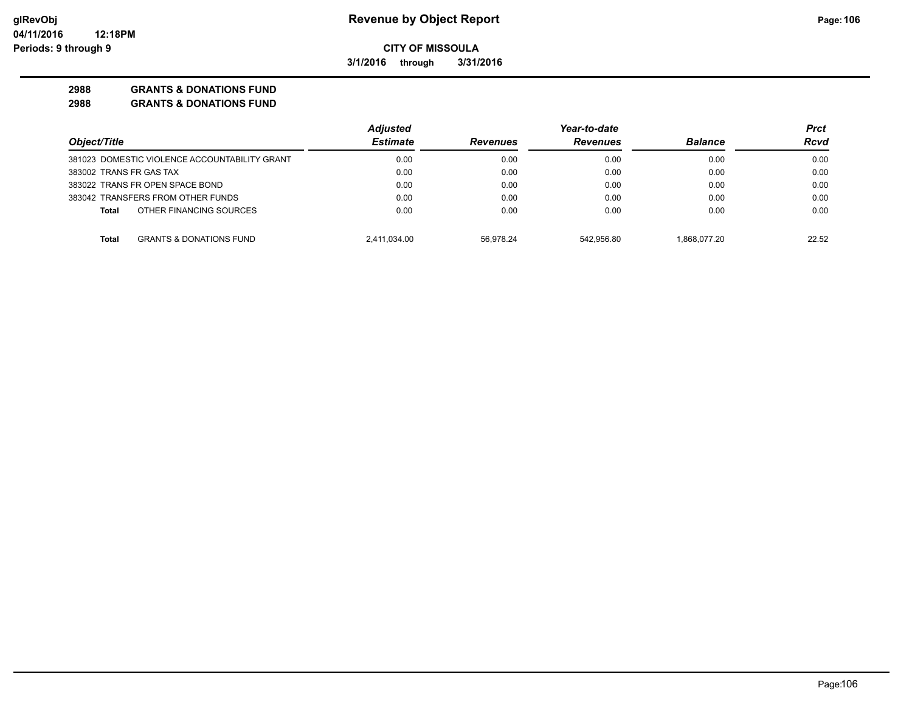**glRevObj**
**04/11/2016 12:18PM**
**Periods: 9 through 9**

# Revenue by Object Report

**CITY OF MISSOULA**

**3/1/2016 through 3/31/2016**

**2988 GRANTS & DONATIONS FUND**
**2988 GRANTS & DONATIONS FUND**

| Object/Title | Adjusted Estimate | Revenues | Year-to-date Revenues | Balance | Prct Rcvd |
|---|---|---|---|---|---|
| 381023 DOMESTIC VIOLENCE ACCOUNTABILITY GRANT | 0.00 | 0.00 | 0.00 | 0.00 | 0.00 |
| 383002 TRANS FR GAS TAX | 0.00 | 0.00 | 0.00 | 0.00 | 0.00 |
| 383022 TRANS FR OPEN SPACE BOND | 0.00 | 0.00 | 0.00 | 0.00 | 0.00 |
| 383042 TRANSFERS FROM OTHER FUNDS | 0.00 | 0.00 | 0.00 | 0.00 | 0.00 |
| **Total** OTHER FINANCING SOURCES | 0.00 | 0.00 | 0.00 | 0.00 | 0.00 |
| **Total** GRANTS & DONATIONS FUND | 2,411,034.00 | 56,978.24 | 542,956.80 | 1,868,077.20 | 22.52 |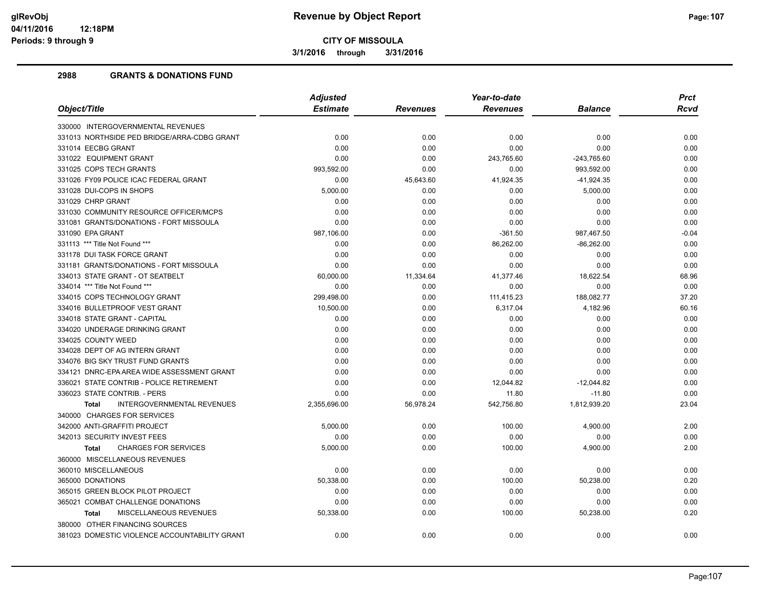# Revenue by Object Report

**CITY OF MISSOULA**

3/1/2016 through 3/31/2016

glRevObj
04/11/2016 12:18PM
Periods: 9 through 9

## 2988 GRANTS & DONATIONS FUND

| Object/Title | Adjusted Estimate | Revenues | Year-to-date Revenues | Balance | Prct Rcvd |
|---|---|---|---|---|---|
| 330000 INTERGOVERNMENTAL REVENUES | | | | | |
| 331013 NORTHSIDE PED BRIDGE/ARRA-CDBG GRANT | 0.00 | 0.00 | 0.00 | 0.00 | 0.00 |
| 331014 EECBG GRANT | 0.00 | 0.00 | 0.00 | 0.00 | 0.00 |
| 331022 EQUIPMENT GRANT | 0.00 | 0.00 | 243,765.60 | -243,765.60 | 0.00 |
| 331025 COPS TECH GRANTS | 993,592.00 | 0.00 | 0.00 | 993,592.00 | 0.00 |
| 331026 FY09 POLICE ICAC FEDERAL GRANT | 0.00 | 45,643.60 | 41,924.35 | -41,924.35 | 0.00 |
| 331028 DUI-COPS IN SHOPS | 5,000.00 | 0.00 | 0.00 | 5,000.00 | 0.00 |
| 331029 CHRP GRANT | 0.00 | 0.00 | 0.00 | 0.00 | 0.00 |
| 331030 COMMUNITY RESOURCE OFFICER/MCPS | 0.00 | 0.00 | 0.00 | 0.00 | 0.00 |
| 331081 GRANTS/DONATIONS - FORT MISSOULA | 0.00 | 0.00 | 0.00 | 0.00 | 0.00 |
| 331090 EPA GRANT | 987,106.00 | 0.00 | -361.50 | 987,467.50 | -0.04 |
| 331113 *** Title Not Found *** | 0.00 | 0.00 | 86,262.00 | -86,262.00 | 0.00 |
| 331178 DUI TASK FORCE GRANT | 0.00 | 0.00 | 0.00 | 0.00 | 0.00 |
| 331181 GRANTS/DONATIONS - FORT MISSOULA | 0.00 | 0.00 | 0.00 | 0.00 | 0.00 |
| 334013 STATE GRANT - OT SEATBELT | 60,000.00 | 11,334.64 | 41,377.46 | 18,622.54 | 68.96 |
| 334014 *** Title Not Found *** | 0.00 | 0.00 | 0.00 | 0.00 | 0.00 |
| 334015 COPS TECHNOLOGY GRANT | 299,498.00 | 0.00 | 111,415.23 | 188,082.77 | 37.20 |
| 334016 BULLETPROOF VEST GRANT | 10,500.00 | 0.00 | 6,317.04 | 4,182.96 | 60.16 |
| 334018 STATE GRANT - CAPITAL | 0.00 | 0.00 | 0.00 | 0.00 | 0.00 |
| 334020 UNDERAGE DRINKING GRANT | 0.00 | 0.00 | 0.00 | 0.00 | 0.00 |
| 334025 COUNTY WEED | 0.00 | 0.00 | 0.00 | 0.00 | 0.00 |
| 334028 DEPT OF AG INTERN GRANT | 0.00 | 0.00 | 0.00 | 0.00 | 0.00 |
| 334076 BIG SKY TRUST FUND GRANTS | 0.00 | 0.00 | 0.00 | 0.00 | 0.00 |
| 334121 DNRC-EPA AREA WIDE ASSESSMENT GRANT | 0.00 | 0.00 | 0.00 | 0.00 | 0.00 |
| 336021 STATE CONTRIB - POLICE RETIREMENT | 0.00 | 0.00 | 12,044.82 | -12,044.82 | 0.00 |
| 336023 STATE CONTRIB. - PERS | 0.00 | 0.00 | 11.80 | -11.80 | 0.00 |
| **Total** INTERGOVERNMENTAL REVENUES | 2,355,696.00 | 56,978.24 | 542,756.80 | 1,812,939.20 | 23.04 |
| 340000 CHARGES FOR SERVICES | | | | | |
| 342000 ANTI-GRAFFITI PROJECT | 5,000.00 | 0.00 | 100.00 | 4,900.00 | 2.00 |
| 342013 SECURITY INVEST FEES | 0.00 | 0.00 | 0.00 | 0.00 | 0.00 |
| **Total** CHARGES FOR SERVICES | 5,000.00 | 0.00 | 100.00 | 4,900.00 | 2.00 |
| 360000 MISCELLANEOUS REVENUES | | | | | |
| 360010 MISCELLANEOUS | 0.00 | 0.00 | 0.00 | 0.00 | 0.00 |
| 365000 DONATIONS | 50,338.00 | 0.00 | 100.00 | 50,238.00 | 0.20 |
| 365015 GREEN BLOCK PILOT PROJECT | 0.00 | 0.00 | 0.00 | 0.00 | 0.00 |
| 365021 COMBAT CHALLENGE DONATIONS | 0.00 | 0.00 | 0.00 | 0.00 | 0.00 |
| **Total** MISCELLANEOUS REVENUES | 50,338.00 | 0.00 | 100.00 | 50,238.00 | 0.20 |
| 380000 OTHER FINANCING SOURCES | | | | | |
| 381023 DOMESTIC VIOLENCE ACCOUNTABILITY GRANT | 0.00 | 0.00 | 0.00 | 0.00 | 0.00 |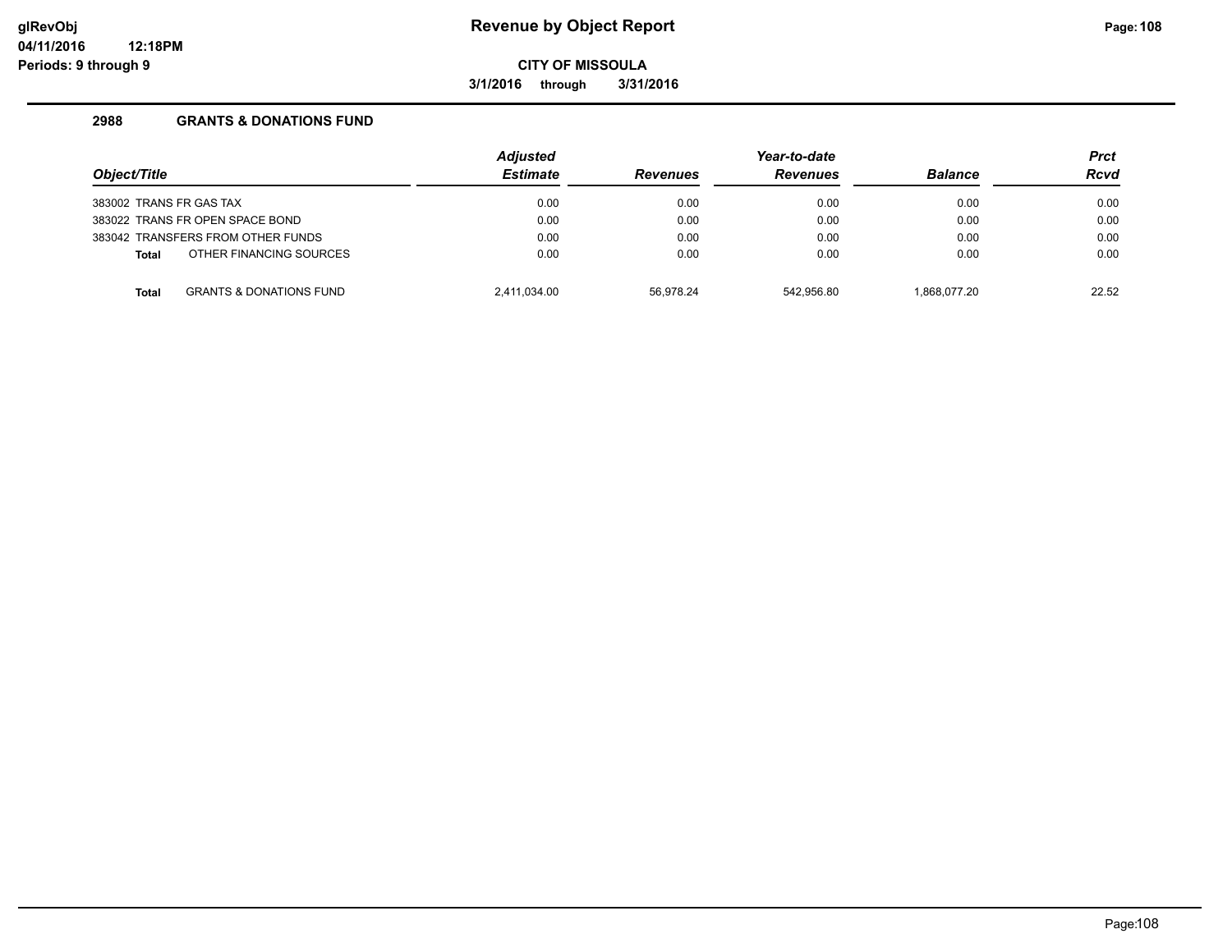**Revenue by Object Report**

**CITY OF MISSOULA**

**3/1/2016 through 3/31/2016**

glRevObj
04/11/2016 12:18PM
Periods: 9 through 9

## 2988 GRANTS & DONATIONS FUND

| Object/Title | Adjusted Estimate | Revenues | Year-to-date Revenues | Balance | Prct Rcvd |
|---|---|---|---|---|---|
| 383002 TRANS FR GAS TAX | 0.00 | 0.00 | 0.00 | 0.00 | 0.00 |
| 383022 TRANS FR OPEN SPACE BOND | 0.00 | 0.00 | 0.00 | 0.00 | 0.00 |
| 383042 TRANSFERS FROM OTHER FUNDS | 0.00 | 0.00 | 0.00 | 0.00 | 0.00 |
| **Total** OTHER FINANCING SOURCES | 0.00 | 0.00 | 0.00 | 0.00 | 0.00 |
| **Total** GRANTS & DONATIONS FUND | 2,411,034.00 | 56,978.24 | 542,956.80 | 1,868,077.20 | 22.52 |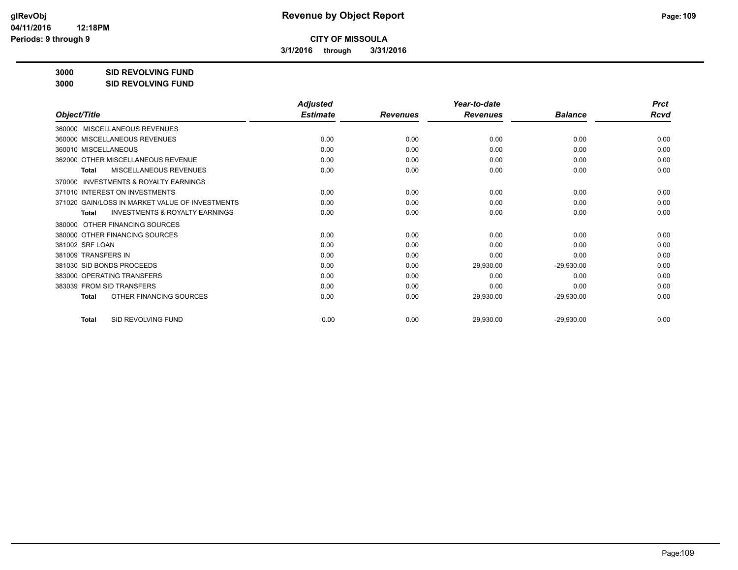**CITY OF MISSOULA**

**3/1/2016 through 3/31/2016**

**3000 SID REVOLVING FUND**

**3000 SID REVOLVING FUND**

| Object/Title | Adjusted Estimate | Revenues | Year-to-date Revenues | Balance | Prct Rcvd |
|---|---|---|---|---|---|
| 360000 MISCELLANEOUS REVENUES | | | | | |
| 360000 MISCELLANEOUS REVENUES | 0.00 | 0.00 | 0.00 | 0.00 | 0.00 |
| 360010 MISCELLANEOUS | 0.00 | 0.00 | 0.00 | 0.00 | 0.00 |
| 362000 OTHER MISCELLANEOUS REVENUE | 0.00 | 0.00 | 0.00 | 0.00 | 0.00 |
| **Total** MISCELLANEOUS REVENUES | 0.00 | 0.00 | 0.00 | 0.00 | 0.00 |
| 370000 INVESTMENTS & ROYALTY EARNINGS | | | | | |
| 371010 INTEREST ON INVESTMENTS | 0.00 | 0.00 | 0.00 | 0.00 | 0.00 |
| 371020 GAIN/LOSS IN MARKET VALUE OF INVESTMENTS | 0.00 | 0.00 | 0.00 | 0.00 | 0.00 |
| **Total** INVESTMENTS & ROYALTY EARNINGS | 0.00 | 0.00 | 0.00 | 0.00 | 0.00 |
| 380000 OTHER FINANCING SOURCES | | | | | |
| 380000 OTHER FINANCING SOURCES | 0.00 | 0.00 | 0.00 | 0.00 | 0.00 |
| 381002 SRF LOAN | 0.00 | 0.00 | 0.00 | 0.00 | 0.00 |
| 381009 TRANSFERS IN | 0.00 | 0.00 | 0.00 | 0.00 | 0.00 |
| 381030 SID BONDS PROCEEDS | 0.00 | 0.00 | 29,930.00 | -29,930.00 | 0.00 |
| 383000 OPERATING TRANSFERS | 0.00 | 0.00 | 0.00 | 0.00 | 0.00 |
| 383039 FROM SID TRANSFERS | 0.00 | 0.00 | 0.00 | 0.00 | 0.00 |
| **Total** OTHER FINANCING SOURCES | 0.00 | 0.00 | 29,930.00 | -29,930.00 | 0.00 |
| **Total** SID REVOLVING FUND | 0.00 | 0.00 | 29,930.00 | -29,930.00 | 0.00 |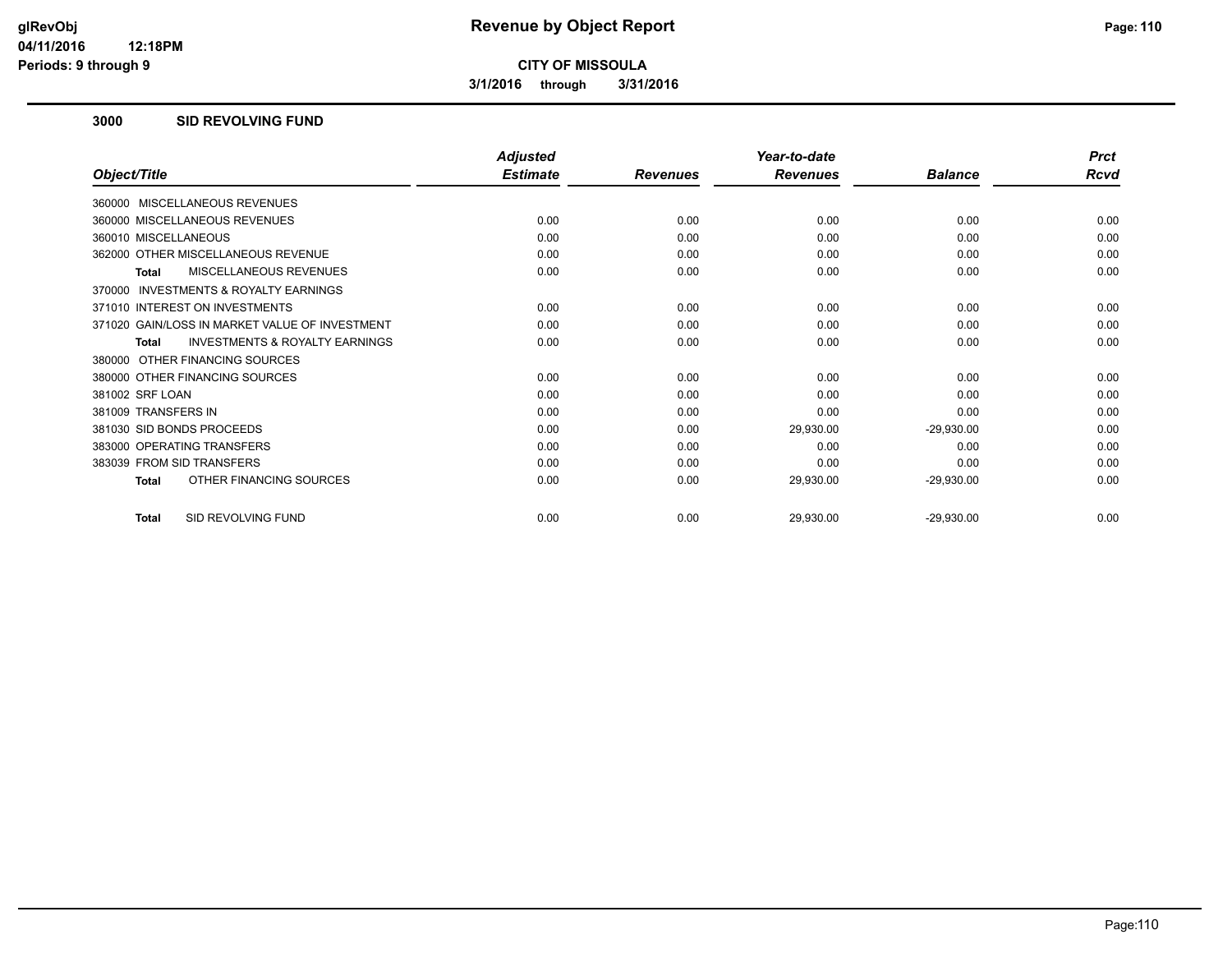# CITY OF MISSOULA

**3/1/2016 through 3/31/2016**

## 3000 SID REVOLVING FUND

| Object/Title | Adjusted Estimate | Revenues | Year-to-date Revenues | Balance | Prct Rcvd |
|---|---|---|---|---|---|
| 360000 MISCELLANEOUS REVENUES | | | | | |
| 360000 MISCELLANEOUS REVENUES | 0.00 | 0.00 | 0.00 | 0.00 | 0.00 |
| 360010 MISCELLANEOUS | 0.00 | 0.00 | 0.00 | 0.00 | 0.00 |
| 362000 OTHER MISCELLANEOUS REVENUE | 0.00 | 0.00 | 0.00 | 0.00 | 0.00 |
| **Total** MISCELLANEOUS REVENUES | 0.00 | 0.00 | 0.00 | 0.00 | 0.00 |
| 370000 INVESTMENTS & ROYALTY EARNINGS | | | | | |
| 371010 INTEREST ON INVESTMENTS | 0.00 | 0.00 | 0.00 | 0.00 | 0.00 |
| 371020 GAIN/LOSS IN MARKET VALUE OF INVESTMENT | 0.00 | 0.00 | 0.00 | 0.00 | 0.00 |
| **Total** INVESTMENTS & ROYALTY EARNINGS | 0.00 | 0.00 | 0.00 | 0.00 | 0.00 |
| 380000 OTHER FINANCING SOURCES | | | | | |
| 380000 OTHER FINANCING SOURCES | 0.00 | 0.00 | 0.00 | 0.00 | 0.00 |
| 381002 SRF LOAN | 0.00 | 0.00 | 0.00 | 0.00 | 0.00 |
| 381009 TRANSFERS IN | 0.00 | 0.00 | 0.00 | 0.00 | 0.00 |
| 381030 SID BONDS PROCEEDS | 0.00 | 0.00 | 29,930.00 | -29,930.00 | 0.00 |
| 383000 OPERATING TRANSFERS | 0.00 | 0.00 | 0.00 | 0.00 | 0.00 |
| 383039 FROM SID TRANSFERS | 0.00 | 0.00 | 0.00 | 0.00 | 0.00 |
| **Total** OTHER FINANCING SOURCES | 0.00 | 0.00 | 29,930.00 | -29,930.00 | 0.00 |
| **Total** SID REVOLVING FUND | 0.00 | 0.00 | 29,930.00 | -29,930.00 | 0.00 |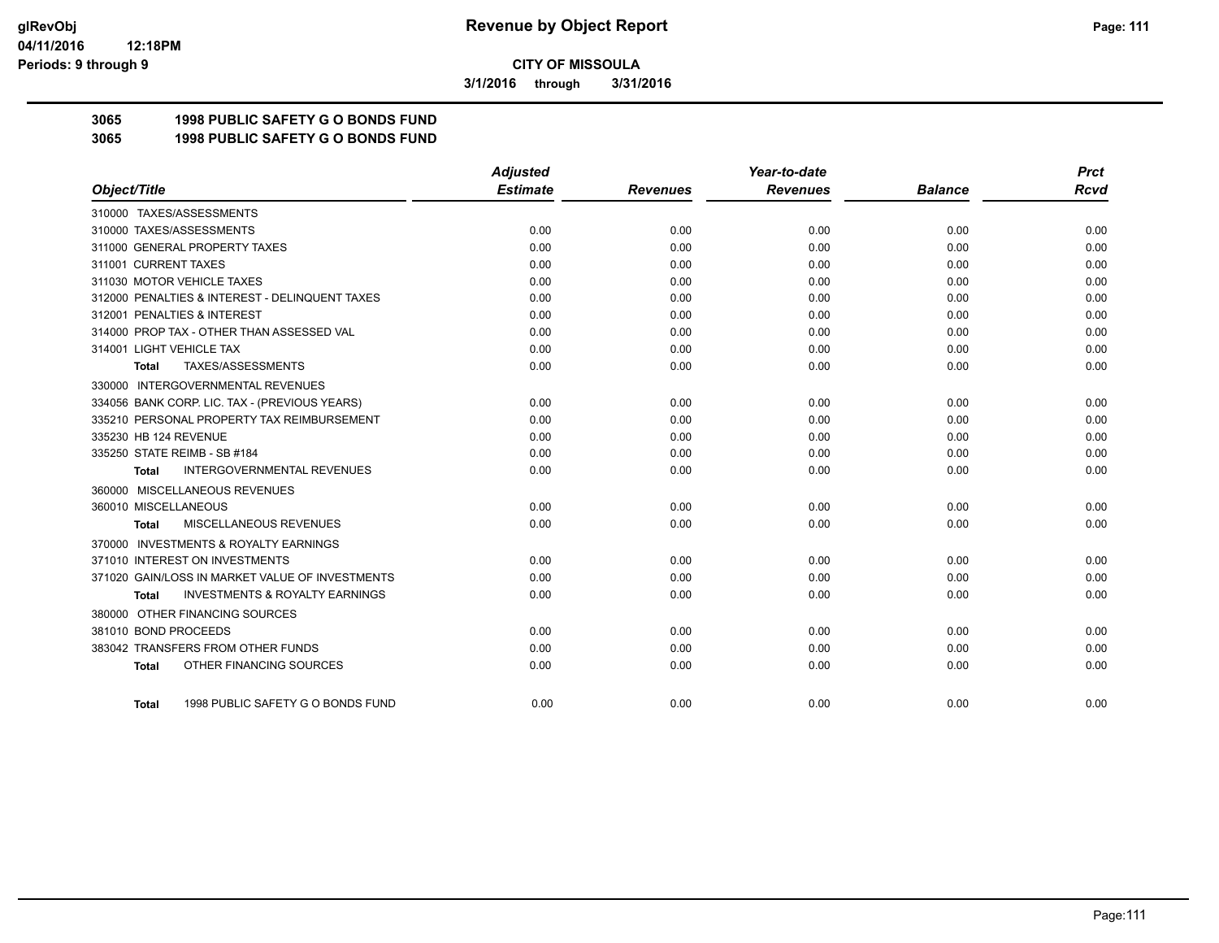# Revenue by Object Report

**CITY OF MISSOULA**

**3/1/2016 through 3/31/2016**

glRevObj
04/11/2016 12:18PM
Periods: 9 through 9

## 3065 1998 PUBLIC SAFETY G O BONDS FUND
## 3065 1998 PUBLIC SAFETY G O BONDS FUND

| Object/Title | Adjusted Estimate | Revenues | Year-to-date Revenues | Balance | Prct Rcvd |
|---|---|---|---|---|---|
| 310000 TAXES/ASSESSMENTS | | | | | |
| 310000 TAXES/ASSESSMENTS | 0.00 | 0.00 | 0.00 | 0.00 | 0.00 |
| 311000 GENERAL PROPERTY TAXES | 0.00 | 0.00 | 0.00 | 0.00 | 0.00 |
| 311001 CURRENT TAXES | 0.00 | 0.00 | 0.00 | 0.00 | 0.00 |
| 311030 MOTOR VEHICLE TAXES | 0.00 | 0.00 | 0.00 | 0.00 | 0.00 |
| 312000 PENALTIES & INTEREST - DELINQUENT TAXES | 0.00 | 0.00 | 0.00 | 0.00 | 0.00 |
| 312001 PENALTIES & INTEREST | 0.00 | 0.00 | 0.00 | 0.00 | 0.00 |
| 314000 PROP TAX - OTHER THAN ASSESSED VAL | 0.00 | 0.00 | 0.00 | 0.00 | 0.00 |
| 314001 LIGHT VEHICLE TAX | 0.00 | 0.00 | 0.00 | 0.00 | 0.00 |
| **Total** TAXES/ASSESSMENTS | 0.00 | 0.00 | 0.00 | 0.00 | 0.00 |
| 330000 INTERGOVERNMENTAL REVENUES | | | | | |
| 334056 BANK CORP. LIC. TAX - (PREVIOUS YEARS) | 0.00 | 0.00 | 0.00 | 0.00 | 0.00 |
| 335210 PERSONAL PROPERTY TAX REIMBURSEMENT | 0.00 | 0.00 | 0.00 | 0.00 | 0.00 |
| 335230 HB 124 REVENUE | 0.00 | 0.00 | 0.00 | 0.00 | 0.00 |
| 335250 STATE REIMB - SB #184 | 0.00 | 0.00 | 0.00 | 0.00 | 0.00 |
| **Total** INTERGOVERNMENTAL REVENUES | 0.00 | 0.00 | 0.00 | 0.00 | 0.00 |
| 360000 MISCELLANEOUS REVENUES | | | | | |
| 360010 MISCELLANEOUS | 0.00 | 0.00 | 0.00 | 0.00 | 0.00 |
| **Total** MISCELLANEOUS REVENUES | 0.00 | 0.00 | 0.00 | 0.00 | 0.00 |
| 370000 INVESTMENTS & ROYALTY EARNINGS | | | | | |
| 371010 INTEREST ON INVESTMENTS | 0.00 | 0.00 | 0.00 | 0.00 | 0.00 |
| 371020 GAIN/LOSS IN MARKET VALUE OF INVESTMENTS | 0.00 | 0.00 | 0.00 | 0.00 | 0.00 |
| **Total** INVESTMENTS & ROYALTY EARNINGS | 0.00 | 0.00 | 0.00 | 0.00 | 0.00 |
| 380000 OTHER FINANCING SOURCES | | | | | |
| 381010 BOND PROCEEDS | 0.00 | 0.00 | 0.00 | 0.00 | 0.00 |
| 383042 TRANSFERS FROM OTHER FUNDS | 0.00 | 0.00 | 0.00 | 0.00 | 0.00 |
| **Total** OTHER FINANCING SOURCES | 0.00 | 0.00 | 0.00 | 0.00 | 0.00 |
| **Total** 1998 PUBLIC SAFETY G O BONDS FUND | 0.00 | 0.00 | 0.00 | 0.00 | 0.00 |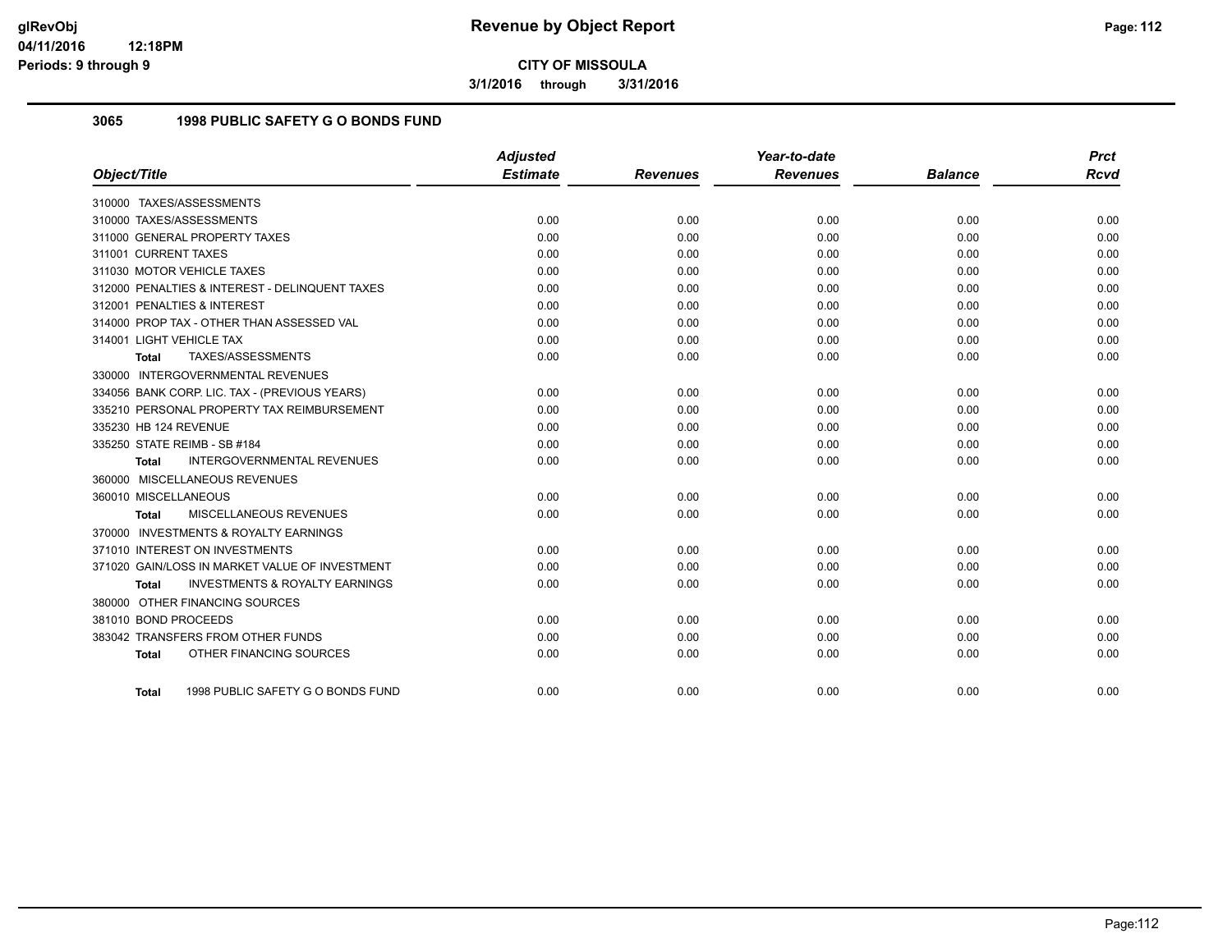# Revenue by Object Report

**CITY OF MISSOULA**

**3/1/2016 through 3/31/2016**

## 3065 1998 PUBLIC SAFETY G O BONDS FUND

| Object/Title | Adjusted Estimate | Revenues | Year-to-date Revenues | Balance | Prct Rcvd |
|---|---|---|---|---|---|
| 310000 TAXES/ASSESSMENTS | | | | | |
| 310000 TAXES/ASSESSMENTS | 0.00 | 0.00 | 0.00 | 0.00 | 0.00 |
| 311000 GENERAL PROPERTY TAXES | 0.00 | 0.00 | 0.00 | 0.00 | 0.00 |
| 311001 CURRENT TAXES | 0.00 | 0.00 | 0.00 | 0.00 | 0.00 |
| 311030 MOTOR VEHICLE TAXES | 0.00 | 0.00 | 0.00 | 0.00 | 0.00 |
| 312000 PENALTIES & INTEREST - DELINQUENT TAXES | 0.00 | 0.00 | 0.00 | 0.00 | 0.00 |
| 312001 PENALTIES & INTEREST | 0.00 | 0.00 | 0.00 | 0.00 | 0.00 |
| 314000 PROP TAX - OTHER THAN ASSESSED VAL | 0.00 | 0.00 | 0.00 | 0.00 | 0.00 |
| 314001 LIGHT VEHICLE TAX | 0.00 | 0.00 | 0.00 | 0.00 | 0.00 |
| **Total** TAXES/ASSESSMENTS | 0.00 | 0.00 | 0.00 | 0.00 | 0.00 |
| 330000 INTERGOVERNMENTAL REVENUES | | | | | |
| 334056 BANK CORP. LIC. TAX - (PREVIOUS YEARS) | 0.00 | 0.00 | 0.00 | 0.00 | 0.00 |
| 335210 PERSONAL PROPERTY TAX REIMBURSEMENT | 0.00 | 0.00 | 0.00 | 0.00 | 0.00 |
| 335230 HB 124 REVENUE | 0.00 | 0.00 | 0.00 | 0.00 | 0.00 |
| 335250 STATE REIMB - SB #184 | 0.00 | 0.00 | 0.00 | 0.00 | 0.00 |
| **Total** INTERGOVERNMENTAL REVENUES | 0.00 | 0.00 | 0.00 | 0.00 | 0.00 |
| 360000 MISCELLANEOUS REVENUES | | | | | |
| 360010 MISCELLANEOUS | 0.00 | 0.00 | 0.00 | 0.00 | 0.00 |
| **Total** MISCELLANEOUS REVENUES | 0.00 | 0.00 | 0.00 | 0.00 | 0.00 |
| 370000 INVESTMENTS & ROYALTY EARNINGS | | | | | |
| 371010 INTEREST ON INVESTMENTS | 0.00 | 0.00 | 0.00 | 0.00 | 0.00 |
| 371020 GAIN/LOSS IN MARKET VALUE OF INVESTMENT | 0.00 | 0.00 | 0.00 | 0.00 | 0.00 |
| **Total** INVESTMENTS & ROYALTY EARNINGS | 0.00 | 0.00 | 0.00 | 0.00 | 0.00 |
| 380000 OTHER FINANCING SOURCES | | | | | |
| 381010 BOND PROCEEDS | 0.00 | 0.00 | 0.00 | 0.00 | 0.00 |
| 383042 TRANSFERS FROM OTHER FUNDS | 0.00 | 0.00 | 0.00 | 0.00 | 0.00 |
| **Total** OTHER FINANCING SOURCES | 0.00 | 0.00 | 0.00 | 0.00 | 0.00 |
| **Total** 1998 PUBLIC SAFETY G O BONDS FUND | 0.00 | 0.00 | 0.00 | 0.00 | 0.00 |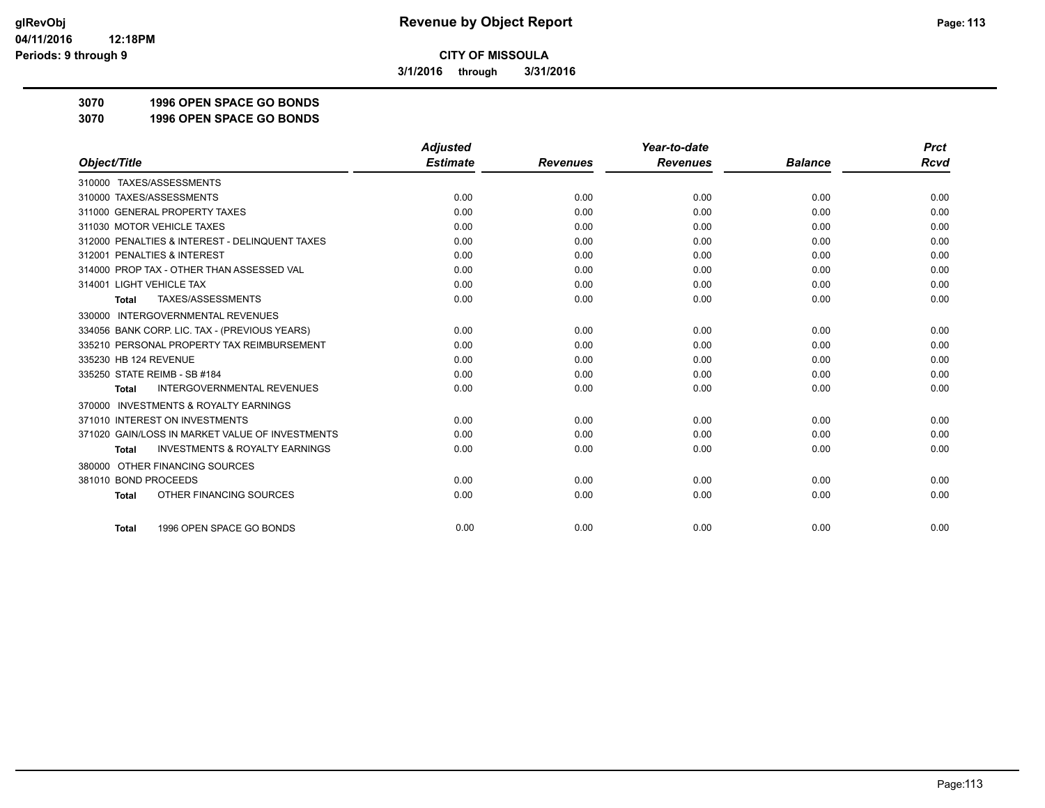**glRevObj**
**04/11/2016 12:18PM**
**Periods: 9 through 9**

# Revenue by Object Report

**CITY OF MISSOULA**

**3/1/2016 through 3/31/2016**

## 3070 1996 OPEN SPACE GO BONDS
## 3070 1996 OPEN SPACE GO BONDS

| Object/Title | Adjusted Estimate | Revenues | Year-to-date Revenues | Balance | Prct Rcvd |
|---|---|---|---|---|---|
| 310000 TAXES/ASSESSMENTS | | | | | |
| 310000 TAXES/ASSESSMENTS | 0.00 | 0.00 | 0.00 | 0.00 | 0.00 |
| 311000 GENERAL PROPERTY TAXES | 0.00 | 0.00 | 0.00 | 0.00 | 0.00 |
| 311030 MOTOR VEHICLE TAXES | 0.00 | 0.00 | 0.00 | 0.00 | 0.00 |
| 312000 PENALTIES & INTEREST - DELINQUENT TAXES | 0.00 | 0.00 | 0.00 | 0.00 | 0.00 |
| 312001 PENALTIES & INTEREST | 0.00 | 0.00 | 0.00 | 0.00 | 0.00 |
| 314000 PROP TAX - OTHER THAN ASSESSED VAL | 0.00 | 0.00 | 0.00 | 0.00 | 0.00 |
| 314001 LIGHT VEHICLE TAX | 0.00 | 0.00 | 0.00 | 0.00 | 0.00 |
| **Total** TAXES/ASSESSMENTS | 0.00 | 0.00 | 0.00 | 0.00 | 0.00 |
| 330000 INTERGOVERNMENTAL REVENUES | | | | | |
| 334056 BANK CORP. LIC. TAX - (PREVIOUS YEARS) | 0.00 | 0.00 | 0.00 | 0.00 | 0.00 |
| 335210 PERSONAL PROPERTY TAX REIMBURSEMENT | 0.00 | 0.00 | 0.00 | 0.00 | 0.00 |
| 335230 HB 124 REVENUE | 0.00 | 0.00 | 0.00 | 0.00 | 0.00 |
| 335250 STATE REIMB - SB #184 | 0.00 | 0.00 | 0.00 | 0.00 | 0.00 |
| **Total** INTERGOVERNMENTAL REVENUES | 0.00 | 0.00 | 0.00 | 0.00 | 0.00 |
| 370000 INVESTMENTS & ROYALTY EARNINGS | | | | | |
| 371010 INTEREST ON INVESTMENTS | 0.00 | 0.00 | 0.00 | 0.00 | 0.00 |
| 371020 GAIN/LOSS IN MARKET VALUE OF INVESTMENTS | 0.00 | 0.00 | 0.00 | 0.00 | 0.00 |
| **Total** INVESTMENTS & ROYALTY EARNINGS | 0.00 | 0.00 | 0.00 | 0.00 | 0.00 |
| 380000 OTHER FINANCING SOURCES | | | | | |
| 381010 BOND PROCEEDS | 0.00 | 0.00 | 0.00 | 0.00 | 0.00 |
| **Total** OTHER FINANCING SOURCES | 0.00 | 0.00 | 0.00 | 0.00 | 0.00 |
| **Total** 1996 OPEN SPACE GO BONDS | 0.00 | 0.00 | 0.00 | 0.00 | 0.00 |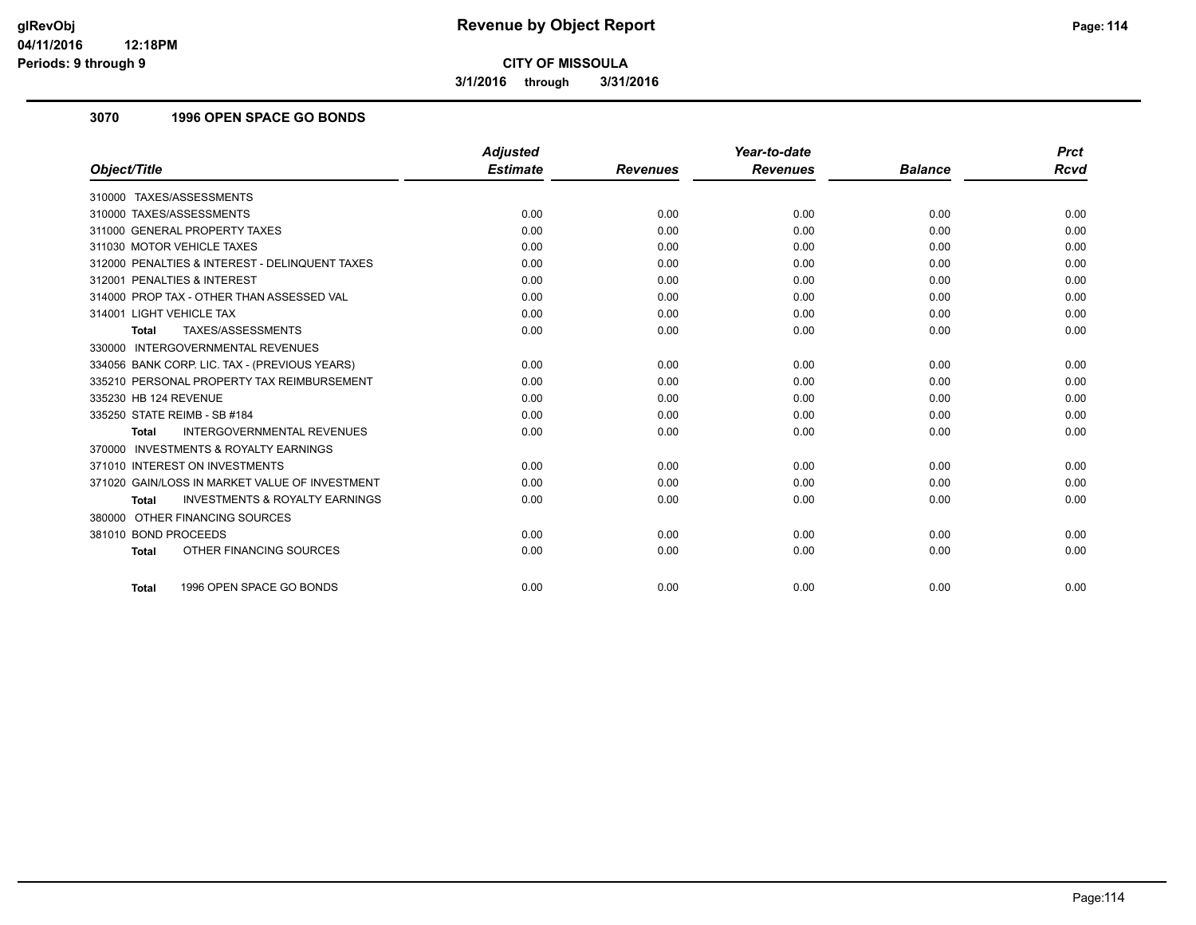# Revenue by Object Report

**CITY OF MISSOULA**

**3/1/2016 through 3/31/2016**

glRevObj
04/11/2016 12:18PM
Periods: 9 through 9

## 3070 1996 OPEN SPACE GO BONDS

| Object/Title | Adjusted Estimate | Revenues | Year-to-date Revenues | Balance | Prct Rcvd |
|---|---|---|---|---|---|
| 310000 TAXES/ASSESSMENTS | | | | | |
| 310000 TAXES/ASSESSMENTS | 0.00 | 0.00 | 0.00 | 0.00 | 0.00 |
| 311000 GENERAL PROPERTY TAXES | 0.00 | 0.00 | 0.00 | 0.00 | 0.00 |
| 311030 MOTOR VEHICLE TAXES | 0.00 | 0.00 | 0.00 | 0.00 | 0.00 |
| 312000 PENALTIES & INTEREST - DELINQUENT TAXES | 0.00 | 0.00 | 0.00 | 0.00 | 0.00 |
| 312001 PENALTIES & INTEREST | 0.00 | 0.00 | 0.00 | 0.00 | 0.00 |
| 314000 PROP TAX - OTHER THAN ASSESSED VAL | 0.00 | 0.00 | 0.00 | 0.00 | 0.00 |
| 314001 LIGHT VEHICLE TAX | 0.00 | 0.00 | 0.00 | 0.00 | 0.00 |
| **Total** TAXES/ASSESSMENTS | 0.00 | 0.00 | 0.00 | 0.00 | 0.00 |
| 330000 INTERGOVERNMENTAL REVENUES | | | | | |
| 334056 BANK CORP. LIC. TAX - (PREVIOUS YEARS) | 0.00 | 0.00 | 0.00 | 0.00 | 0.00 |
| 335210 PERSONAL PROPERTY TAX REIMBURSEMENT | 0.00 | 0.00 | 0.00 | 0.00 | 0.00 |
| 335230 HB 124 REVENUE | 0.00 | 0.00 | 0.00 | 0.00 | 0.00 |
| 335250 STATE REIMB - SB #184 | 0.00 | 0.00 | 0.00 | 0.00 | 0.00 |
| **Total** INTERGOVERNMENTAL REVENUES | 0.00 | 0.00 | 0.00 | 0.00 | 0.00 |
| 370000 INVESTMENTS & ROYALTY EARNINGS | | | | | |
| 371010 INTEREST ON INVESTMENTS | 0.00 | 0.00 | 0.00 | 0.00 | 0.00 |
| 371020 GAIN/LOSS IN MARKET VALUE OF INVESTMENT | 0.00 | 0.00 | 0.00 | 0.00 | 0.00 |
| **Total** INVESTMENTS & ROYALTY EARNINGS | 0.00 | 0.00 | 0.00 | 0.00 | 0.00 |
| 380000 OTHER FINANCING SOURCES | | | | | |
| 381010 BOND PROCEEDS | 0.00 | 0.00 | 0.00 | 0.00 | 0.00 |
| **Total** OTHER FINANCING SOURCES | 0.00 | 0.00 | 0.00 | 0.00 | 0.00 |
| **Total** 1996 OPEN SPACE GO BONDS | 0.00 | 0.00 | 0.00 | 0.00 | 0.00 |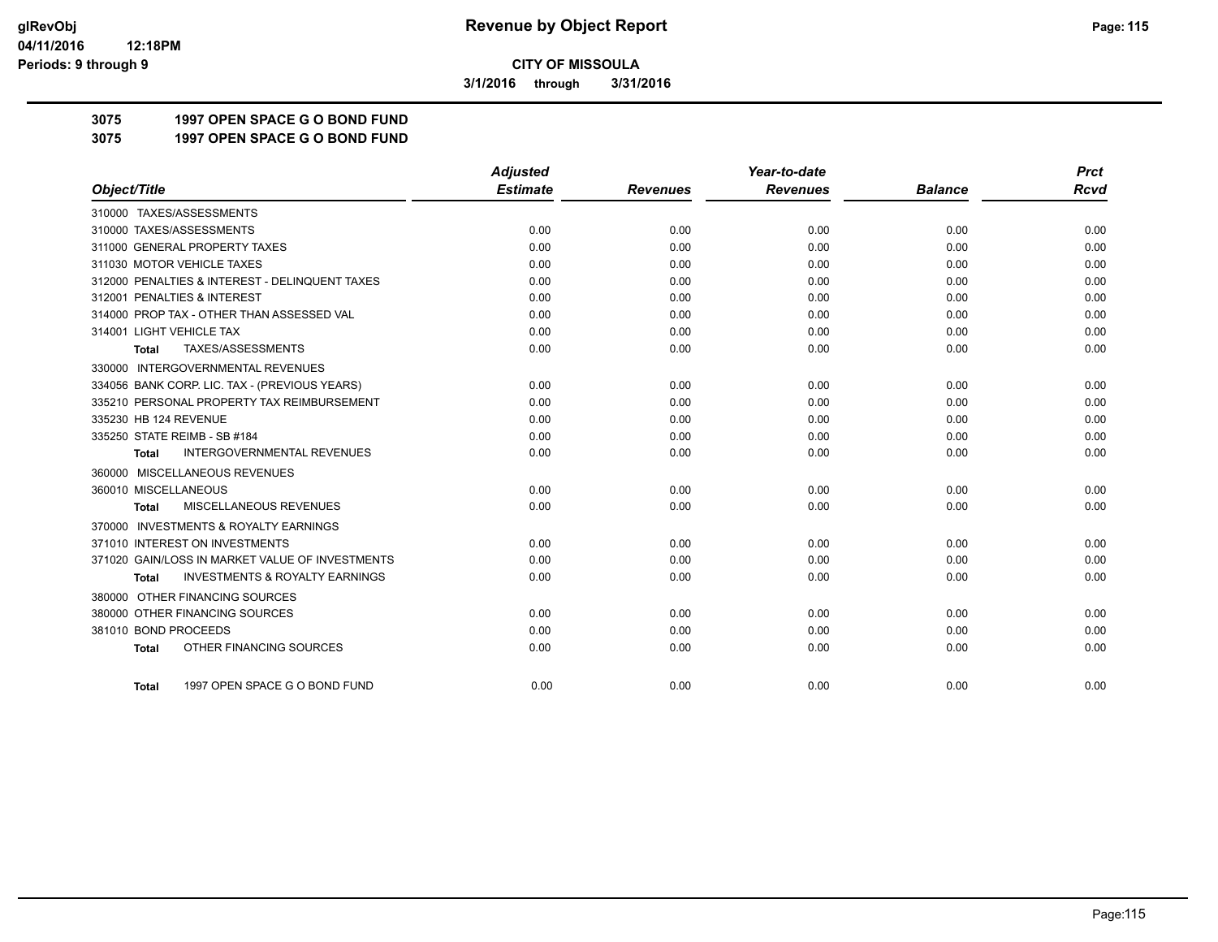**CITY OF MISSOULA**

**3/1/2016 through 3/31/2016**

## 3075 1997 OPEN SPACE G O BOND FUND

## 3075 1997 OPEN SPACE G O BOND FUND

| Object/Title | Adjusted Estimate | Revenues | Year-to-date Revenues | Balance | Prct Rcvd |
|---|---|---|---|---|---|
| 310000 TAXES/ASSESSMENTS | | | | | |
| 310000 TAXES/ASSESSMENTS | 0.00 | 0.00 | 0.00 | 0.00 | 0.00 |
| 311000 GENERAL PROPERTY TAXES | 0.00 | 0.00 | 0.00 | 0.00 | 0.00 |
| 311030 MOTOR VEHICLE TAXES | 0.00 | 0.00 | 0.00 | 0.00 | 0.00 |
| 312000 PENALTIES & INTEREST - DELINQUENT TAXES | 0.00 | 0.00 | 0.00 | 0.00 | 0.00 |
| 312001 PENALTIES & INTEREST | 0.00 | 0.00 | 0.00 | 0.00 | 0.00 |
| 314000 PROP TAX - OTHER THAN ASSESSED VAL | 0.00 | 0.00 | 0.00 | 0.00 | 0.00 |
| 314001 LIGHT VEHICLE TAX | 0.00 | 0.00 | 0.00 | 0.00 | 0.00 |
| **Total** TAXES/ASSESSMENTS | 0.00 | 0.00 | 0.00 | 0.00 | 0.00 |
| 330000 INTERGOVERNMENTAL REVENUES | | | | | |
| 334056 BANK CORP. LIC. TAX - (PREVIOUS YEARS) | 0.00 | 0.00 | 0.00 | 0.00 | 0.00 |
| 335210 PERSONAL PROPERTY TAX REIMBURSEMENT | 0.00 | 0.00 | 0.00 | 0.00 | 0.00 |
| 335230 HB 124 REVENUE | 0.00 | 0.00 | 0.00 | 0.00 | 0.00 |
| 335250 STATE REIMB - SB #184 | 0.00 | 0.00 | 0.00 | 0.00 | 0.00 |
| **Total** INTERGOVERNMENTAL REVENUES | 0.00 | 0.00 | 0.00 | 0.00 | 0.00 |
| 360000 MISCELLANEOUS REVENUES | | | | | |
| 360010 MISCELLANEOUS | 0.00 | 0.00 | 0.00 | 0.00 | 0.00 |
| **Total** MISCELLANEOUS REVENUES | 0.00 | 0.00 | 0.00 | 0.00 | 0.00 |
| 370000 INVESTMENTS & ROYALTY EARNINGS | | | | | |
| 371010 INTEREST ON INVESTMENTS | 0.00 | 0.00 | 0.00 | 0.00 | 0.00 |
| 371020 GAIN/LOSS IN MARKET VALUE OF INVESTMENTS | 0.00 | 0.00 | 0.00 | 0.00 | 0.00 |
| **Total** INVESTMENTS & ROYALTY EARNINGS | 0.00 | 0.00 | 0.00 | 0.00 | 0.00 |
| 380000 OTHER FINANCING SOURCES | | | | | |
| 380000 OTHER FINANCING SOURCES | 0.00 | 0.00 | 0.00 | 0.00 | 0.00 |
| 381010 BOND PROCEEDS | 0.00 | 0.00 | 0.00 | 0.00 | 0.00 |
| **Total** OTHER FINANCING SOURCES | 0.00 | 0.00 | 0.00 | 0.00 | 0.00 |
| **Total** 1997 OPEN SPACE G O BOND FUND | 0.00 | 0.00 | 0.00 | 0.00 | 0.00 |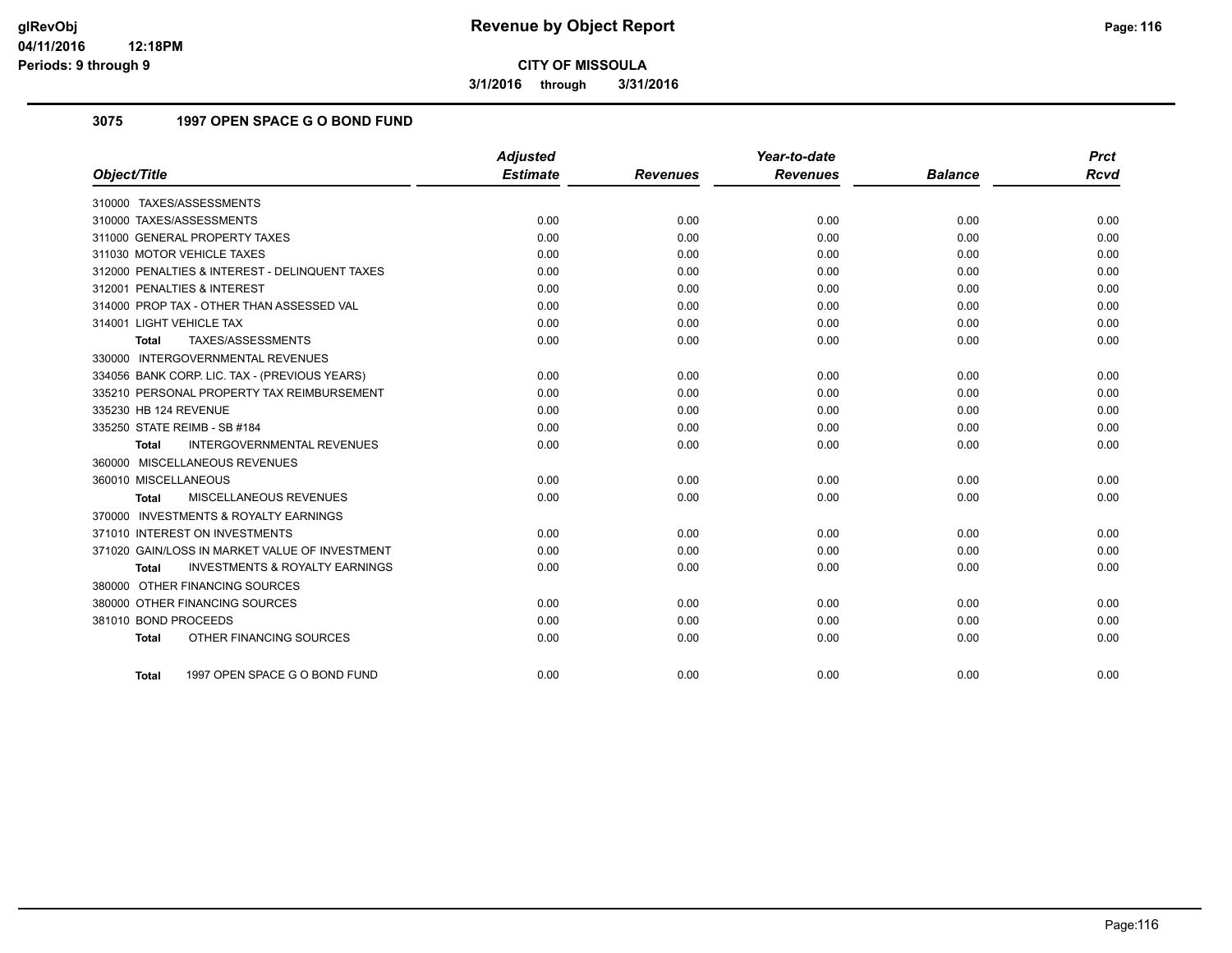**CITY OF MISSOULA**

**3/1/2016 through 3/31/2016**

## 3075 1997 OPEN SPACE G O BOND FUND

| Object/Title | Adjusted Estimate | Revenues | Year-to-date Revenues | Balance | Prct Rcvd |
|---|---|---|---|---|---|
| 310000 TAXES/ASSESSMENTS | | | | | |
| 310000 TAXES/ASSESSMENTS | 0.00 | 0.00 | 0.00 | 0.00 | 0.00 |
| 311000 GENERAL PROPERTY TAXES | 0.00 | 0.00 | 0.00 | 0.00 | 0.00 |
| 311030 MOTOR VEHICLE TAXES | 0.00 | 0.00 | 0.00 | 0.00 | 0.00 |
| 312000 PENALTIES & INTEREST - DELINQUENT TAXES | 0.00 | 0.00 | 0.00 | 0.00 | 0.00 |
| 312001 PENALTIES & INTEREST | 0.00 | 0.00 | 0.00 | 0.00 | 0.00 |
| 314000 PROP TAX - OTHER THAN ASSESSED VAL | 0.00 | 0.00 | 0.00 | 0.00 | 0.00 |
| 314001 LIGHT VEHICLE TAX | 0.00 | 0.00 | 0.00 | 0.00 | 0.00 |
| **Total** TAXES/ASSESSMENTS | 0.00 | 0.00 | 0.00 | 0.00 | 0.00 |
| 330000 INTERGOVERNMENTAL REVENUES | | | | | |
| 334056 BANK CORP. LIC. TAX - (PREVIOUS YEARS) | 0.00 | 0.00 | 0.00 | 0.00 | 0.00 |
| 335210 PERSONAL PROPERTY TAX REIMBURSEMENT | 0.00 | 0.00 | 0.00 | 0.00 | 0.00 |
| 335230 HB 124 REVENUE | 0.00 | 0.00 | 0.00 | 0.00 | 0.00 |
| 335250 STATE REIMB - SB #184 | 0.00 | 0.00 | 0.00 | 0.00 | 0.00 |
| **Total** INTERGOVERNMENTAL REVENUES | 0.00 | 0.00 | 0.00 | 0.00 | 0.00 |
| 360000 MISCELLANEOUS REVENUES | | | | | |
| 360010 MISCELLANEOUS | 0.00 | 0.00 | 0.00 | 0.00 | 0.00 |
| **Total** MISCELLANEOUS REVENUES | 0.00 | 0.00 | 0.00 | 0.00 | 0.00 |
| 370000 INVESTMENTS & ROYALTY EARNINGS | | | | | |
| 371010 INTEREST ON INVESTMENTS | 0.00 | 0.00 | 0.00 | 0.00 | 0.00 |
| 371020 GAIN/LOSS IN MARKET VALUE OF INVESTMENT | 0.00 | 0.00 | 0.00 | 0.00 | 0.00 |
| **Total** INVESTMENTS & ROYALTY EARNINGS | 0.00 | 0.00 | 0.00 | 0.00 | 0.00 |
| 380000 OTHER FINANCING SOURCES | | | | | |
| 380000 OTHER FINANCING SOURCES | 0.00 | 0.00 | 0.00 | 0.00 | 0.00 |
| 381010 BOND PROCEEDS | 0.00 | 0.00 | 0.00 | 0.00 | 0.00 |
| **Total** OTHER FINANCING SOURCES | 0.00 | 0.00 | 0.00 | 0.00 | 0.00 |
| **Total** 1997 OPEN SPACE G O BOND FUND | 0.00 | 0.00 | 0.00 | 0.00 | 0.00 |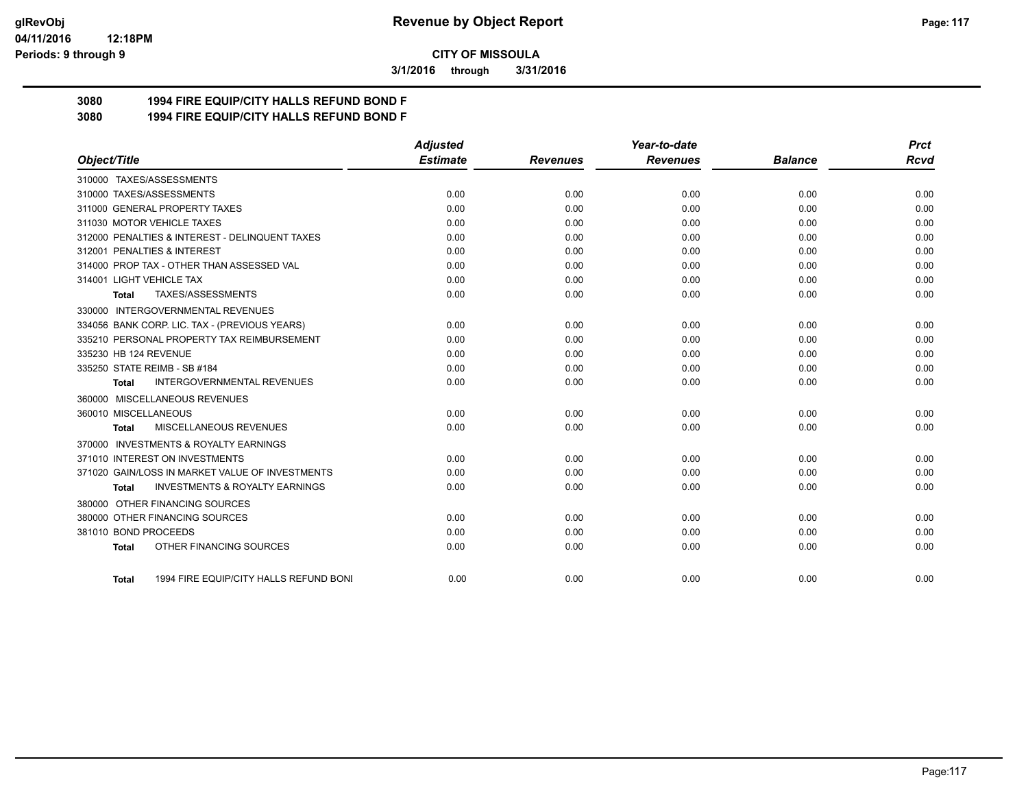**glRevObj**
**04/11/2016 12:18PM**
**Periods: 9 through 9**

# Revenue by Object Report

**CITY OF MISSOULA**

**3/1/2016 through 3/31/2016**

## 3080 1994 FIRE EQUIP/CITY HALLS REFUND BOND F
## 3080 1994 FIRE EQUIP/CITY HALLS REFUND BOND F

| Object/Title | Adjusted Estimate | Revenues | Year-to-date Revenues | Balance | Prct Rcvd |
|---|---|---|---|---|---|
| 310000 TAXES/ASSESSMENTS | | | | | |
| 310000 TAXES/ASSESSMENTS | 0.00 | 0.00 | 0.00 | 0.00 | 0.00 |
| 311000 GENERAL PROPERTY TAXES | 0.00 | 0.00 | 0.00 | 0.00 | 0.00 |
| 311030 MOTOR VEHICLE TAXES | 0.00 | 0.00 | 0.00 | 0.00 | 0.00 |
| 312000 PENALTIES & INTEREST - DELINQUENT TAXES | 0.00 | 0.00 | 0.00 | 0.00 | 0.00 |
| 312001 PENALTIES & INTEREST | 0.00 | 0.00 | 0.00 | 0.00 | 0.00 |
| 314000 PROP TAX - OTHER THAN ASSESSED VAL | 0.00 | 0.00 | 0.00 | 0.00 | 0.00 |
| 314001 LIGHT VEHICLE TAX | 0.00 | 0.00 | 0.00 | 0.00 | 0.00 |
| **Total** TAXES/ASSESSMENTS | 0.00 | 0.00 | 0.00 | 0.00 | 0.00 |
| 330000 INTERGOVERNMENTAL REVENUES | | | | | |
| 334056 BANK CORP. LIC. TAX - (PREVIOUS YEARS) | 0.00 | 0.00 | 0.00 | 0.00 | 0.00 |
| 335210 PERSONAL PROPERTY TAX REIMBURSEMENT | 0.00 | 0.00 | 0.00 | 0.00 | 0.00 |
| 335230 HB 124 REVENUE | 0.00 | 0.00 | 0.00 | 0.00 | 0.00 |
| 335250 STATE REIMB - SB #184 | 0.00 | 0.00 | 0.00 | 0.00 | 0.00 |
| **Total** INTERGOVERNMENTAL REVENUES | 0.00 | 0.00 | 0.00 | 0.00 | 0.00 |
| 360000 MISCELLANEOUS REVENUES | | | | | |
| 360010 MISCELLANEOUS | 0.00 | 0.00 | 0.00 | 0.00 | 0.00 |
| **Total** MISCELLANEOUS REVENUES | 0.00 | 0.00 | 0.00 | 0.00 | 0.00 |
| 370000 INVESTMENTS & ROYALTY EARNINGS | | | | | |
| 371010 INTEREST ON INVESTMENTS | 0.00 | 0.00 | 0.00 | 0.00 | 0.00 |
| 371020 GAIN/LOSS IN MARKET VALUE OF INVESTMENTS | 0.00 | 0.00 | 0.00 | 0.00 | 0.00 |
| **Total** INVESTMENTS & ROYALTY EARNINGS | 0.00 | 0.00 | 0.00 | 0.00 | 0.00 |
| 380000 OTHER FINANCING SOURCES | | | | | |
| 380000 OTHER FINANCING SOURCES | 0.00 | 0.00 | 0.00 | 0.00 | 0.00 |
| 381010 BOND PROCEEDS | 0.00 | 0.00 | 0.00 | 0.00 | 0.00 |
| **Total** OTHER FINANCING SOURCES | 0.00 | 0.00 | 0.00 | 0.00 | 0.00 |
| **Total** 1994 FIRE EQUIP/CITY HALLS REFUND BONI | 0.00 | 0.00 | 0.00 | 0.00 | 0.00 |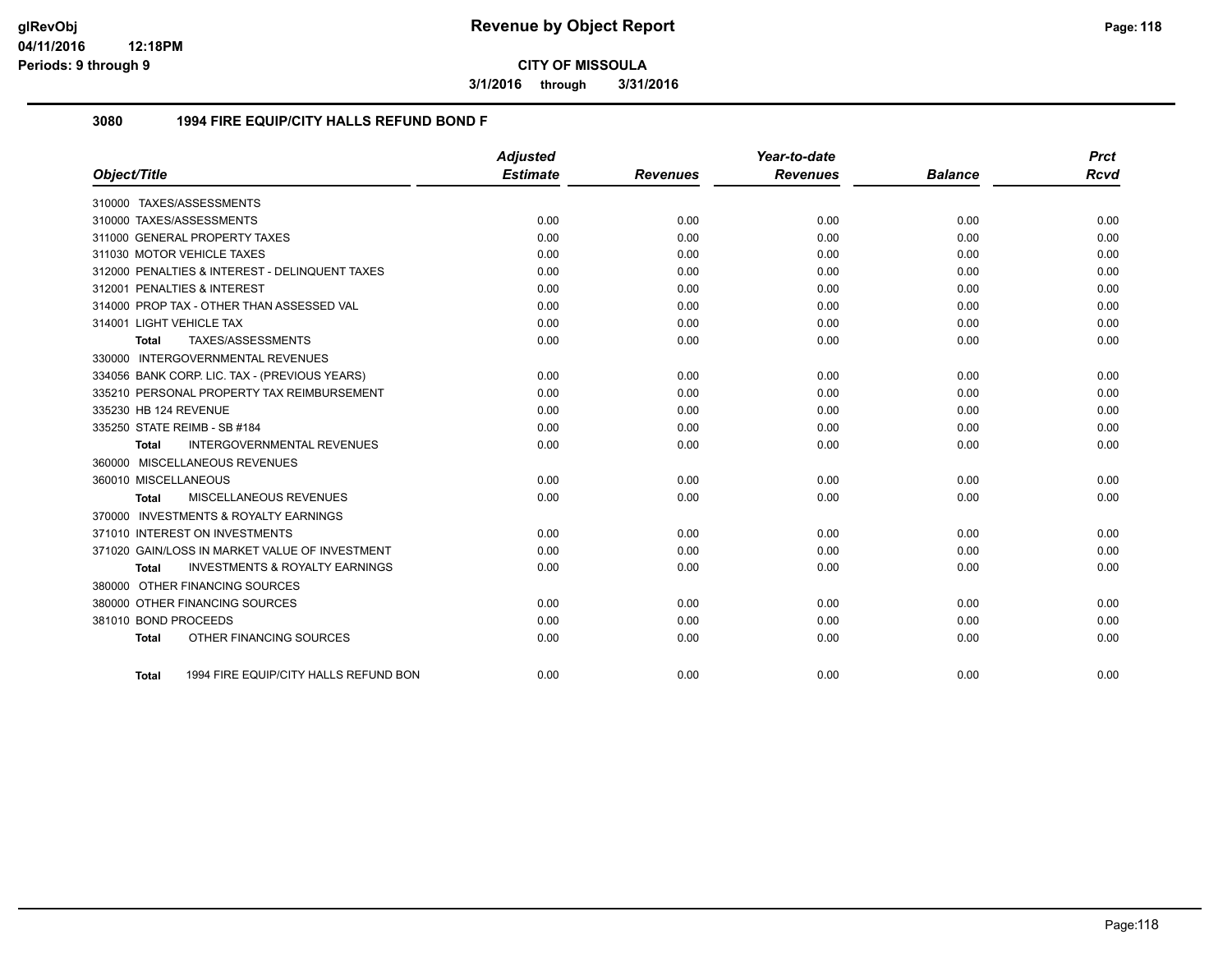**CITY OF MISSOULA**

**3/1/2016 through 3/31/2016**

## 3080 1994 FIRE EQUIP/CITY HALLS REFUND BOND F

| Object/Title | Adjusted Estimate | Revenues | Year-to-date Revenues | Balance | Prct Rcvd |
|---|---|---|---|---|---|
| 310000 TAXES/ASSESSMENTS | | | | | |
| 310000 TAXES/ASSESSMENTS | 0.00 | 0.00 | 0.00 | 0.00 | 0.00 |
| 311000 GENERAL PROPERTY TAXES | 0.00 | 0.00 | 0.00 | 0.00 | 0.00 |
| 311030 MOTOR VEHICLE TAXES | 0.00 | 0.00 | 0.00 | 0.00 | 0.00 |
| 312000 PENALTIES & INTEREST - DELINQUENT TAXES | 0.00 | 0.00 | 0.00 | 0.00 | 0.00 |
| 312001 PENALTIES & INTEREST | 0.00 | 0.00 | 0.00 | 0.00 | 0.00 |
| 314000 PROP TAX - OTHER THAN ASSESSED VAL | 0.00 | 0.00 | 0.00 | 0.00 | 0.00 |
| 314001 LIGHT VEHICLE TAX | 0.00 | 0.00 | 0.00 | 0.00 | 0.00 |
| **Total** TAXES/ASSESSMENTS | 0.00 | 0.00 | 0.00 | 0.00 | 0.00 |
| 330000 INTERGOVERNMENTAL REVENUES | | | | | |
| 334056 BANK CORP. LIC. TAX - (PREVIOUS YEARS) | 0.00 | 0.00 | 0.00 | 0.00 | 0.00 |
| 335210 PERSONAL PROPERTY TAX REIMBURSEMENT | 0.00 | 0.00 | 0.00 | 0.00 | 0.00 |
| 335230 HB 124 REVENUE | 0.00 | 0.00 | 0.00 | 0.00 | 0.00 |
| 335250 STATE REIMB - SB #184 | 0.00 | 0.00 | 0.00 | 0.00 | 0.00 |
| **Total** INTERGOVERNMENTAL REVENUES | 0.00 | 0.00 | 0.00 | 0.00 | 0.00 |
| 360000 MISCELLANEOUS REVENUES | | | | | |
| 360010 MISCELLANEOUS | 0.00 | 0.00 | 0.00 | 0.00 | 0.00 |
| **Total** MISCELLANEOUS REVENUES | 0.00 | 0.00 | 0.00 | 0.00 | 0.00 |
| 370000 INVESTMENTS & ROYALTY EARNINGS | | | | | |
| 371010 INTEREST ON INVESTMENTS | 0.00 | 0.00 | 0.00 | 0.00 | 0.00 |
| 371020 GAIN/LOSS IN MARKET VALUE OF INVESTMENT | 0.00 | 0.00 | 0.00 | 0.00 | 0.00 |
| **Total** INVESTMENTS & ROYALTY EARNINGS | 0.00 | 0.00 | 0.00 | 0.00 | 0.00 |
| 380000 OTHER FINANCING SOURCES | | | | | |
| 380000 OTHER FINANCING SOURCES | 0.00 | 0.00 | 0.00 | 0.00 | 0.00 |
| 381010 BOND PROCEEDS | 0.00 | 0.00 | 0.00 | 0.00 | 0.00 |
| **Total** OTHER FINANCING SOURCES | 0.00 | 0.00 | 0.00 | 0.00 | 0.00 |
| **Total** 1994 FIRE EQUIP/CITY HALLS REFUND BON | 0.00 | 0.00 | 0.00 | 0.00 | 0.00 |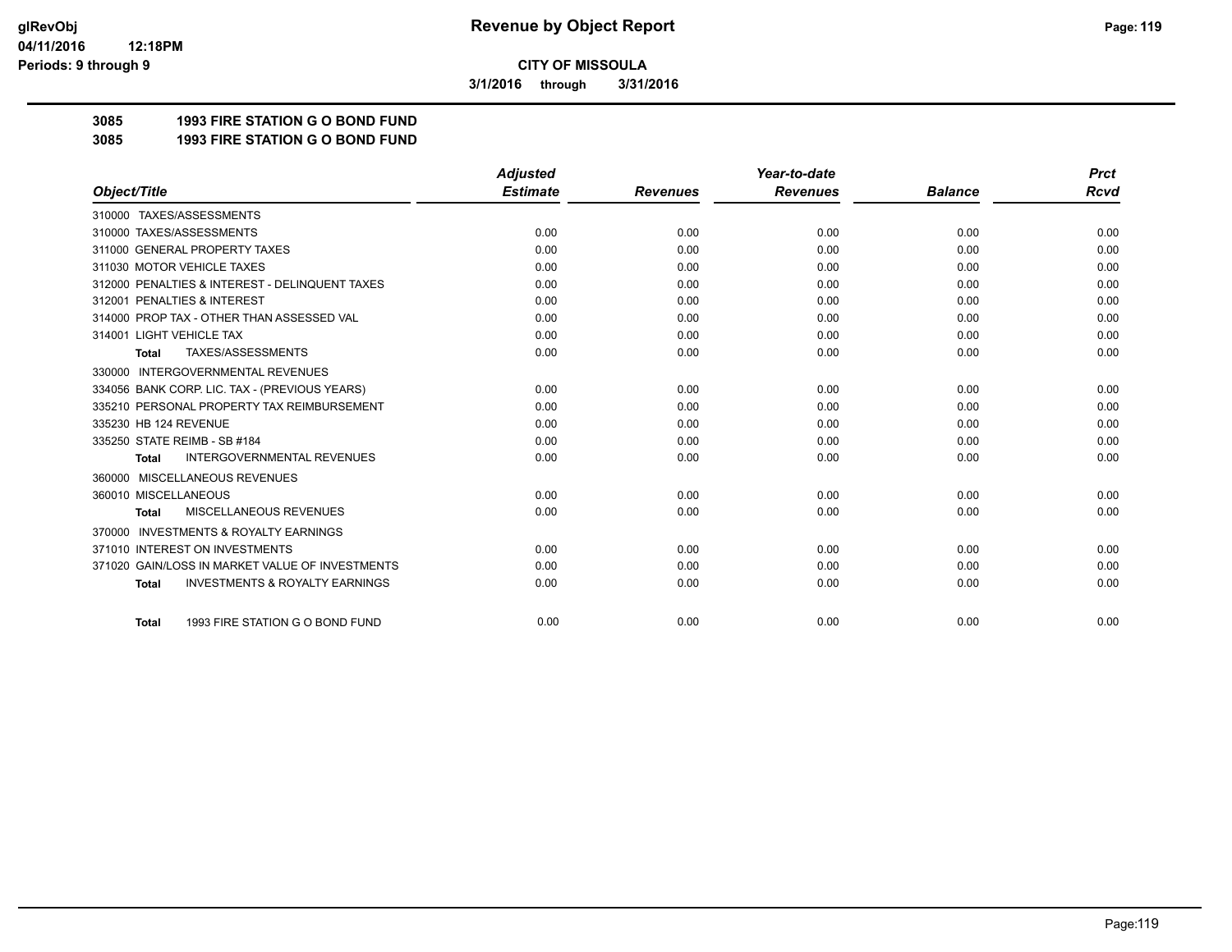**CITY OF MISSOULA**

**3/1/2016 through 3/31/2016**

**3085 1993 FIRE STATION G O BOND FUND**

**3085 1993 FIRE STATION G O BOND FUND**

| Object/Title | Adjusted Estimate | Revenues | Year-to-date Revenues | Balance | Prct Rcvd |
|---|---|---|---|---|---|
| 310000 TAXES/ASSESSMENTS | | | | | |
| 310000 TAXES/ASSESSMENTS | 0.00 | 0.00 | 0.00 | 0.00 | 0.00 |
| 311000 GENERAL PROPERTY TAXES | 0.00 | 0.00 | 0.00 | 0.00 | 0.00 |
| 311030 MOTOR VEHICLE TAXES | 0.00 | 0.00 | 0.00 | 0.00 | 0.00 |
| 312000 PENALTIES & INTEREST - DELINQUENT TAXES | 0.00 | 0.00 | 0.00 | 0.00 | 0.00 |
| 312001 PENALTIES & INTEREST | 0.00 | 0.00 | 0.00 | 0.00 | 0.00 |
| 314000 PROP TAX - OTHER THAN ASSESSED VAL | 0.00 | 0.00 | 0.00 | 0.00 | 0.00 |
| 314001 LIGHT VEHICLE TAX | 0.00 | 0.00 | 0.00 | 0.00 | 0.00 |
| **Total** TAXES/ASSESSMENTS | 0.00 | 0.00 | 0.00 | 0.00 | 0.00 |
| 330000 INTERGOVERNMENTAL REVENUES | | | | | |
| 334056 BANK CORP. LIC. TAX - (PREVIOUS YEARS) | 0.00 | 0.00 | 0.00 | 0.00 | 0.00 |
| 335210 PERSONAL PROPERTY TAX REIMBURSEMENT | 0.00 | 0.00 | 0.00 | 0.00 | 0.00 |
| 335230 HB 124 REVENUE | 0.00 | 0.00 | 0.00 | 0.00 | 0.00 |
| 335250 STATE REIMB - SB #184 | 0.00 | 0.00 | 0.00 | 0.00 | 0.00 |
| **Total** INTERGOVERNMENTAL REVENUES | 0.00 | 0.00 | 0.00 | 0.00 | 0.00 |
| 360000 MISCELLANEOUS REVENUES | | | | | |
| 360010 MISCELLANEOUS | 0.00 | 0.00 | 0.00 | 0.00 | 0.00 |
| **Total** MISCELLANEOUS REVENUES | 0.00 | 0.00 | 0.00 | 0.00 | 0.00 |
| 370000 INVESTMENTS & ROYALTY EARNINGS | | | | | |
| 371010 INTEREST ON INVESTMENTS | 0.00 | 0.00 | 0.00 | 0.00 | 0.00 |
| 371020 GAIN/LOSS IN MARKET VALUE OF INVESTMENTS | 0.00 | 0.00 | 0.00 | 0.00 | 0.00 |
| **Total** INVESTMENTS & ROYALTY EARNINGS | 0.00 | 0.00 | 0.00 | 0.00 | 0.00 |
| **Total** 1993 FIRE STATION G O BOND FUND | 0.00 | 0.00 | 0.00 | 0.00 | 0.00 |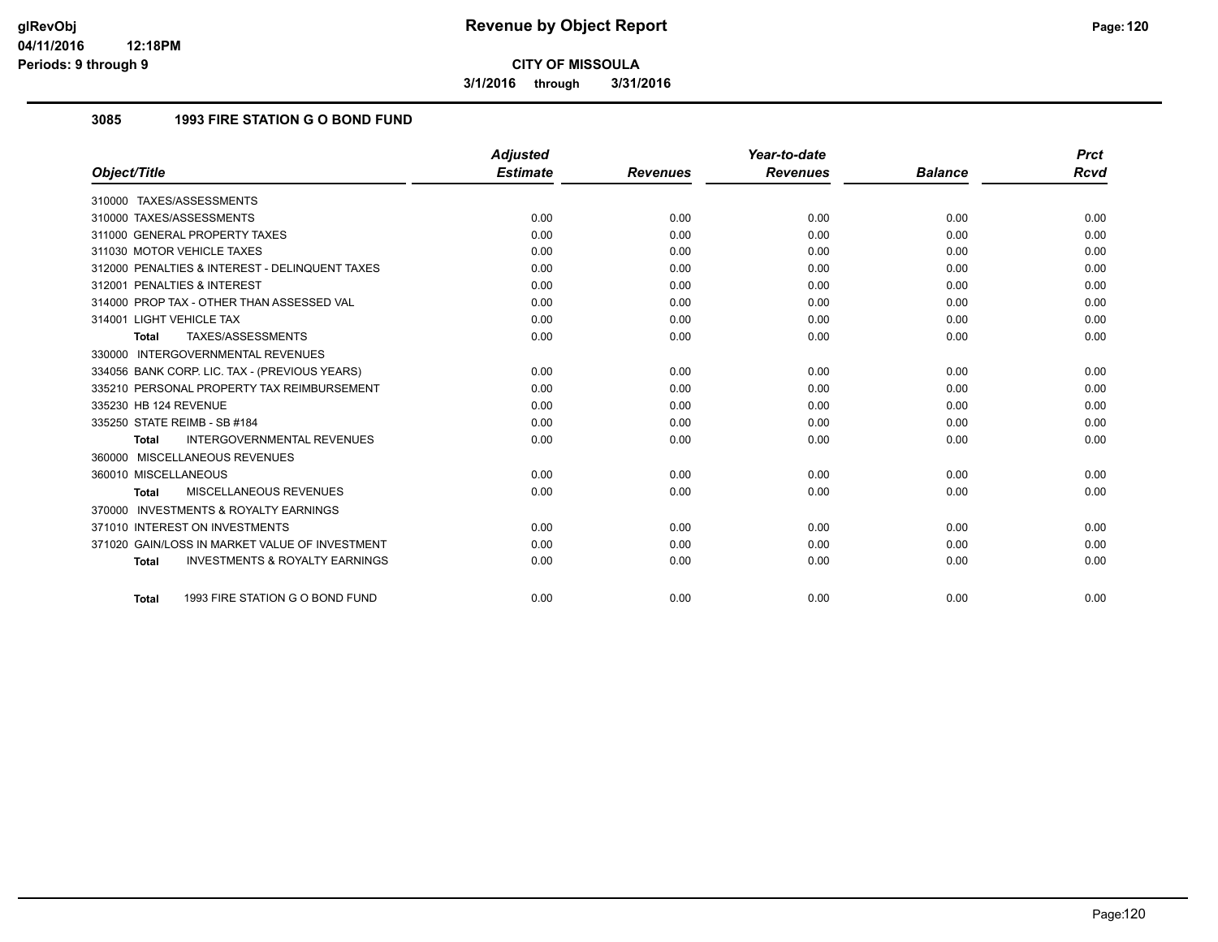**glRevObj**
**04/11/2016 12:18PM**
**Periods: 9 through 9**

# Revenue by Object Report

**CITY OF MISSOULA**

**3/1/2016 through 3/31/2016**

## 3085 1993 FIRE STATION G O BOND FUND

| Object/Title | Adjusted Estimate | Revenues | Year-to-date Revenues | Balance | Prct Rcvd |
|---|---|---|---|---|---|
| 310000 TAXES/ASSESSMENTS | | | | | |
| 310000 TAXES/ASSESSMENTS | 0.00 | 0.00 | 0.00 | 0.00 | 0.00 |
| 311000 GENERAL PROPERTY TAXES | 0.00 | 0.00 | 0.00 | 0.00 | 0.00 |
| 311030 MOTOR VEHICLE TAXES | 0.00 | 0.00 | 0.00 | 0.00 | 0.00 |
| 312000 PENALTIES & INTEREST - DELINQUENT TAXES | 0.00 | 0.00 | 0.00 | 0.00 | 0.00 |
| 312001 PENALTIES & INTEREST | 0.00 | 0.00 | 0.00 | 0.00 | 0.00 |
| 314000 PROP TAX - OTHER THAN ASSESSED VAL | 0.00 | 0.00 | 0.00 | 0.00 | 0.00 |
| 314001 LIGHT VEHICLE TAX | 0.00 | 0.00 | 0.00 | 0.00 | 0.00 |
| **Total** TAXES/ASSESSMENTS | 0.00 | 0.00 | 0.00 | 0.00 | 0.00 |
| 330000 INTERGOVERNMENTAL REVENUES | | | | | |
| 334056 BANK CORP. LIC. TAX - (PREVIOUS YEARS) | 0.00 | 0.00 | 0.00 | 0.00 | 0.00 |
| 335210 PERSONAL PROPERTY TAX REIMBURSEMENT | 0.00 | 0.00 | 0.00 | 0.00 | 0.00 |
| 335230 HB 124 REVENUE | 0.00 | 0.00 | 0.00 | 0.00 | 0.00 |
| 335250 STATE REIMB - SB #184 | 0.00 | 0.00 | 0.00 | 0.00 | 0.00 |
| **Total** INTERGOVERNMENTAL REVENUES | 0.00 | 0.00 | 0.00 | 0.00 | 0.00 |
| 360000 MISCELLANEOUS REVENUES | | | | | |
| 360010 MISCELLANEOUS | 0.00 | 0.00 | 0.00 | 0.00 | 0.00 |
| **Total** MISCELLANEOUS REVENUES | 0.00 | 0.00 | 0.00 | 0.00 | 0.00 |
| 370000 INVESTMENTS & ROYALTY EARNINGS | | | | | |
| 371010 INTEREST ON INVESTMENTS | 0.00 | 0.00 | 0.00 | 0.00 | 0.00 |
| 371020 GAIN/LOSS IN MARKET VALUE OF INVESTMENT | 0.00 | 0.00 | 0.00 | 0.00 | 0.00 |
| **Total** INVESTMENTS & ROYALTY EARNINGS | 0.00 | 0.00 | 0.00 | 0.00 | 0.00 |
| **Total** 1993 FIRE STATION G O BOND FUND | 0.00 | 0.00 | 0.00 | 0.00 | 0.00 |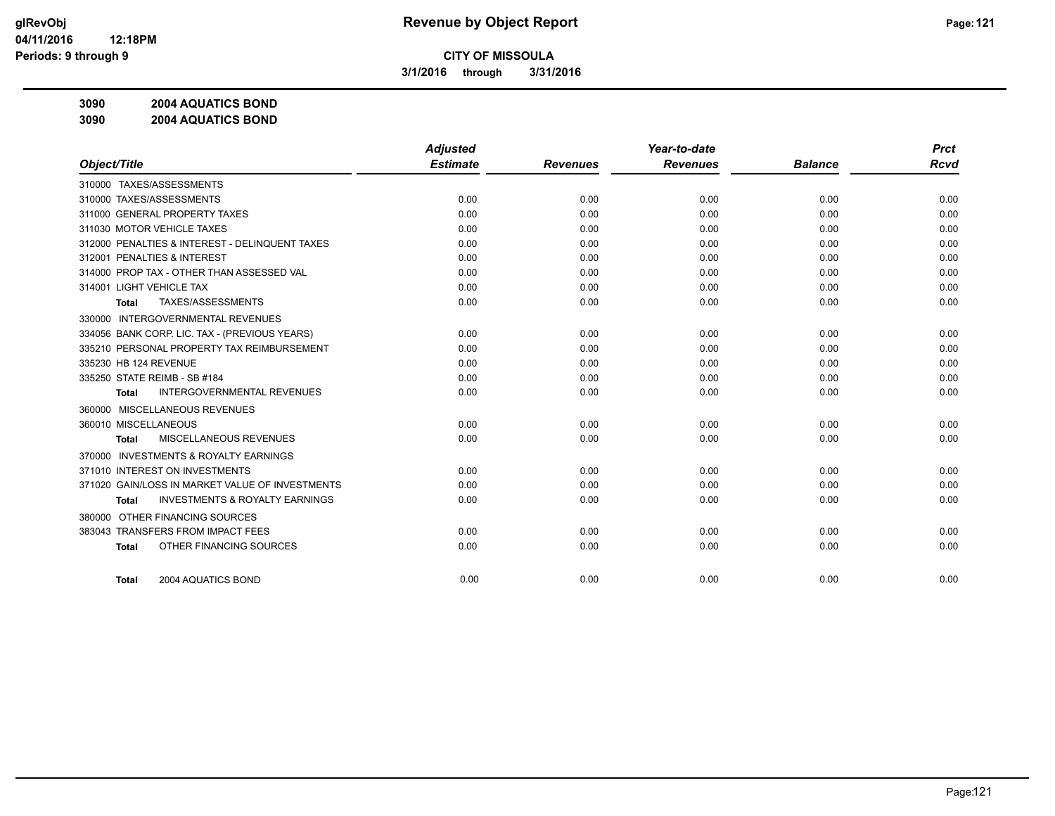**CITY OF MISSOULA**

**3/1/2016 through 3/31/2016**

**3090 2004 AQUATICS BOND**

**3090 2004 AQUATICS BOND**

| Object/Title | Adjusted Estimate | Revenues | Year-to-date Revenues | Balance | Prct Rcvd |
|---|---|---|---|---|---|
| 310000 TAXES/ASSESSMENTS | | | | | |
| 310000 TAXES/ASSESSMENTS | 0.00 | 0.00 | 0.00 | 0.00 | 0.00 |
| 311000 GENERAL PROPERTY TAXES | 0.00 | 0.00 | 0.00 | 0.00 | 0.00 |
| 311030 MOTOR VEHICLE TAXES | 0.00 | 0.00 | 0.00 | 0.00 | 0.00 |
| 312000 PENALTIES & INTEREST - DELINQUENT TAXES | 0.00 | 0.00 | 0.00 | 0.00 | 0.00 |
| 312001 PENALTIES & INTEREST | 0.00 | 0.00 | 0.00 | 0.00 | 0.00 |
| 314000 PROP TAX - OTHER THAN ASSESSED VAL | 0.00 | 0.00 | 0.00 | 0.00 | 0.00 |
| 314001 LIGHT VEHICLE TAX | 0.00 | 0.00 | 0.00 | 0.00 | 0.00 |
| **Total** TAXES/ASSESSMENTS | 0.00 | 0.00 | 0.00 | 0.00 | 0.00 |
| 330000 INTERGOVERNMENTAL REVENUES | | | | | |
| 334056 BANK CORP. LIC. TAX - (PREVIOUS YEARS) | 0.00 | 0.00 | 0.00 | 0.00 | 0.00 |
| 335210 PERSONAL PROPERTY TAX REIMBURSEMENT | 0.00 | 0.00 | 0.00 | 0.00 | 0.00 |
| 335230 HB 124 REVENUE | 0.00 | 0.00 | 0.00 | 0.00 | 0.00 |
| 335250 STATE REIMB - SB #184 | 0.00 | 0.00 | 0.00 | 0.00 | 0.00 |
| **Total** INTERGOVERNMENTAL REVENUES | 0.00 | 0.00 | 0.00 | 0.00 | 0.00 |
| 360000 MISCELLANEOUS REVENUES | | | | | |
| 360010 MISCELLANEOUS | 0.00 | 0.00 | 0.00 | 0.00 | 0.00 |
| **Total** MISCELLANEOUS REVENUES | 0.00 | 0.00 | 0.00 | 0.00 | 0.00 |
| 370000 INVESTMENTS & ROYALTY EARNINGS | | | | | |
| 371010 INTEREST ON INVESTMENTS | 0.00 | 0.00 | 0.00 | 0.00 | 0.00 |
| 371020 GAIN/LOSS IN MARKET VALUE OF INVESTMENTS | 0.00 | 0.00 | 0.00 | 0.00 | 0.00 |
| **Total** INVESTMENTS & ROYALTY EARNINGS | 0.00 | 0.00 | 0.00 | 0.00 | 0.00 |
| 380000 OTHER FINANCING SOURCES | | | | | |
| 383043 TRANSFERS FROM IMPACT FEES | 0.00 | 0.00 | 0.00 | 0.00 | 0.00 |
| **Total** OTHER FINANCING SOURCES | 0.00 | 0.00 | 0.00 | 0.00 | 0.00 |
| **Total** 2004 AQUATICS BOND | 0.00 | 0.00 | 0.00 | 0.00 | 0.00 |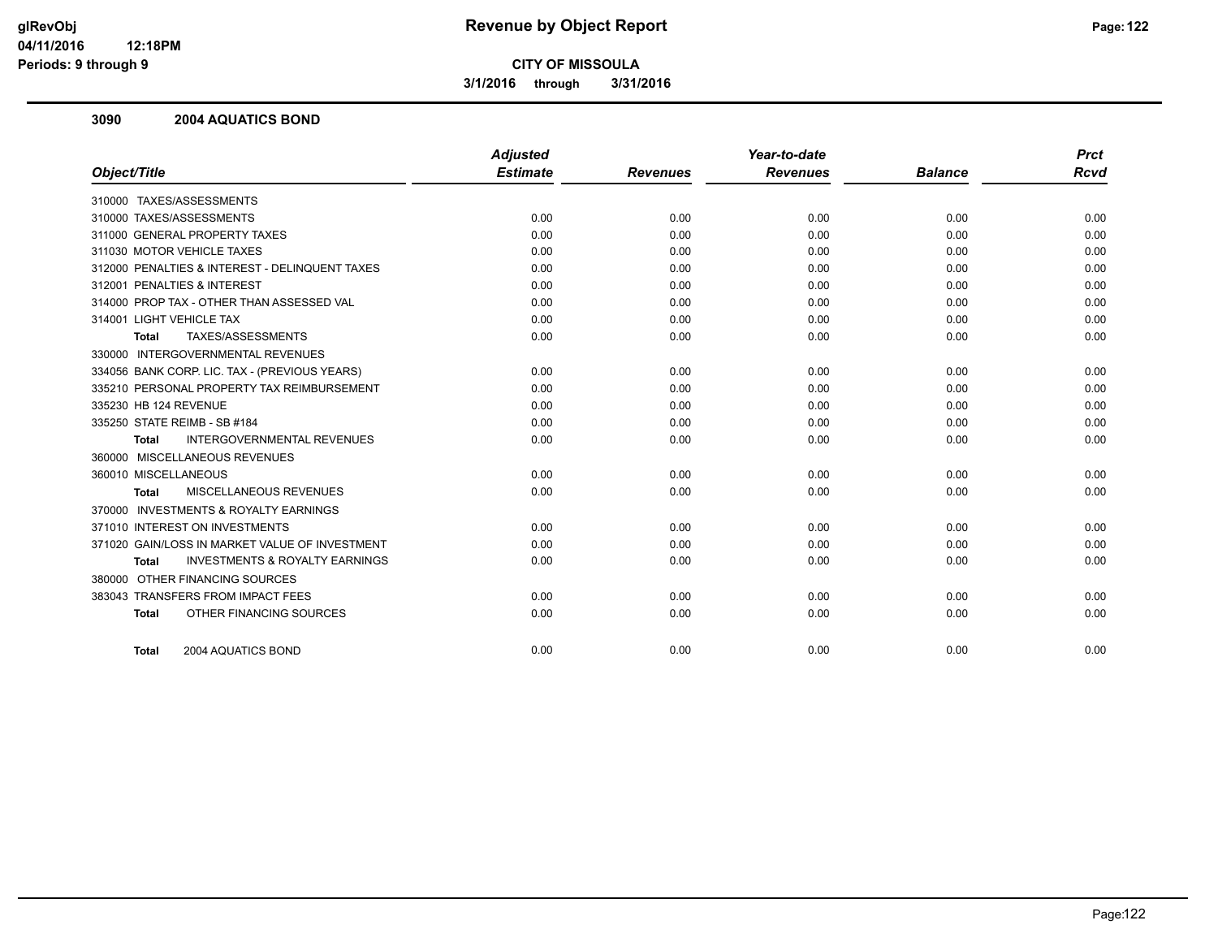# Revenue by Object Report

**CITY OF MISSOULA**

**3/1/2016 through 3/31/2016**

### 3090 2004 AQUATICS BOND

| Object/Title | Adjusted Estimate | Revenues | Year-to-date Revenues | Balance | Prct Rcvd |
|---|---|---|---|---|---|
| 310000 TAXES/ASSESSMENTS | | | | | |
| 310000 TAXES/ASSESSMENTS | 0.00 | 0.00 | 0.00 | 0.00 | 0.00 |
| 311000 GENERAL PROPERTY TAXES | 0.00 | 0.00 | 0.00 | 0.00 | 0.00 |
| 311030 MOTOR VEHICLE TAXES | 0.00 | 0.00 | 0.00 | 0.00 | 0.00 |
| 312000 PENALTIES & INTEREST - DELINQUENT TAXES | 0.00 | 0.00 | 0.00 | 0.00 | 0.00 |
| 312001 PENALTIES & INTEREST | 0.00 | 0.00 | 0.00 | 0.00 | 0.00 |
| 314000 PROP TAX - OTHER THAN ASSESSED VAL | 0.00 | 0.00 | 0.00 | 0.00 | 0.00 |
| 314001 LIGHT VEHICLE TAX | 0.00 | 0.00 | 0.00 | 0.00 | 0.00 |
| **Total** TAXES/ASSESSMENTS | 0.00 | 0.00 | 0.00 | 0.00 | 0.00 |
| 330000 INTERGOVERNMENTAL REVENUES | | | | | |
| 334056 BANK CORP. LIC. TAX - (PREVIOUS YEARS) | 0.00 | 0.00 | 0.00 | 0.00 | 0.00 |
| 335210 PERSONAL PROPERTY TAX REIMBURSEMENT | 0.00 | 0.00 | 0.00 | 0.00 | 0.00 |
| 335230 HB 124 REVENUE | 0.00 | 0.00 | 0.00 | 0.00 | 0.00 |
| 335250 STATE REIMB - SB #184 | 0.00 | 0.00 | 0.00 | 0.00 | 0.00 |
| **Total** INTERGOVERNMENTAL REVENUES | 0.00 | 0.00 | 0.00 | 0.00 | 0.00 |
| 360000 MISCELLANEOUS REVENUES | | | | | |
| 360010 MISCELLANEOUS | 0.00 | 0.00 | 0.00 | 0.00 | 0.00 |
| **Total** MISCELLANEOUS REVENUES | 0.00 | 0.00 | 0.00 | 0.00 | 0.00 |
| 370000 INVESTMENTS & ROYALTY EARNINGS | | | | | |
| 371010 INTEREST ON INVESTMENTS | 0.00 | 0.00 | 0.00 | 0.00 | 0.00 |
| 371020 GAIN/LOSS IN MARKET VALUE OF INVESTMENT | 0.00 | 0.00 | 0.00 | 0.00 | 0.00 |
| **Total** INVESTMENTS & ROYALTY EARNINGS | 0.00 | 0.00 | 0.00 | 0.00 | 0.00 |
| 380000 OTHER FINANCING SOURCES | | | | | |
| 383043 TRANSFERS FROM IMPACT FEES | 0.00 | 0.00 | 0.00 | 0.00 | 0.00 |
| **Total** OTHER FINANCING SOURCES | 0.00 | 0.00 | 0.00 | 0.00 | 0.00 |
| **Total** 2004 AQUATICS BOND | 0.00 | 0.00 | 0.00 | 0.00 | 0.00 |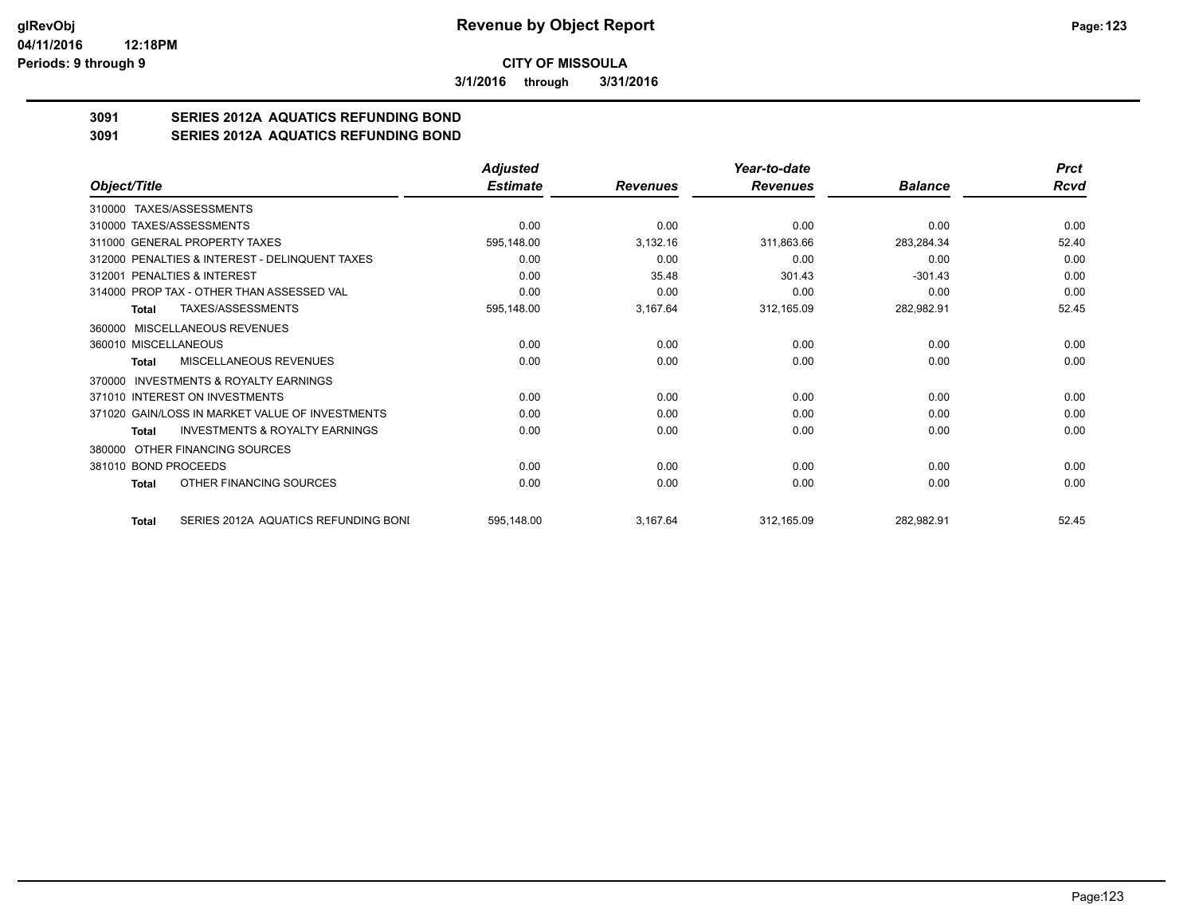**CITY OF MISSOULA**

**3/1/2016 through 3/31/2016**

# Revenue by Object Report

glRevObj
04/11/2016 12:18PM
Periods: 9 through 9

## 3091 SERIES 2012A AQUATICS REFUNDING BOND
## 3091 SERIES 2012A AQUATICS REFUNDING BOND

| Object/Title | Adjusted Estimate | Revenues | Year-to-date Revenues | Balance | Prct Rcvd |
|---|---|---|---|---|---|
| 310000 TAXES/ASSESSMENTS | | | | | |
| 310000 TAXES/ASSESSMENTS | 0.00 | 0.00 | 0.00 | 0.00 | 0.00 |
| 311000 GENERAL PROPERTY TAXES | 595,148.00 | 3,132.16 | 311,863.66 | 283,284.34 | 52.40 |
| 312000 PENALTIES & INTEREST - DELINQUENT TAXES | 0.00 | 0.00 | 0.00 | 0.00 | 0.00 |
| 312001 PENALTIES & INTEREST | 0.00 | 35.48 | 301.43 | -301.43 | 0.00 |
| 314000 PROP TAX - OTHER THAN ASSESSED VAL | 0.00 | 0.00 | 0.00 | 0.00 | 0.00 |
| **Total** TAXES/ASSESSMENTS | 595,148.00 | 3,167.64 | 312,165.09 | 282,982.91 | 52.45 |
| 360000 MISCELLANEOUS REVENUES | | | | | |
| 360010 MISCELLANEOUS | 0.00 | 0.00 | 0.00 | 0.00 | 0.00 |
| **Total** MISCELLANEOUS REVENUES | 0.00 | 0.00 | 0.00 | 0.00 | 0.00 |
| 370000 INVESTMENTS & ROYALTY EARNINGS | | | | | |
| 371010 INTEREST ON INVESTMENTS | 0.00 | 0.00 | 0.00 | 0.00 | 0.00 |
| 371020 GAIN/LOSS IN MARKET VALUE OF INVESTMENTS | 0.00 | 0.00 | 0.00 | 0.00 | 0.00 |
| **Total** INVESTMENTS & ROYALTY EARNINGS | 0.00 | 0.00 | 0.00 | 0.00 | 0.00 |
| 380000 OTHER FINANCING SOURCES | | | | | |
| 381010 BOND PROCEEDS | 0.00 | 0.00 | 0.00 | 0.00 | 0.00 |
| **Total** OTHER FINANCING SOURCES | 0.00 | 0.00 | 0.00 | 0.00 | 0.00 |
| **Total** SERIES 2012A AQUATICS REFUNDING BONI | 595,148.00 | 3,167.64 | 312,165.09 | 282,982.91 | 52.45 |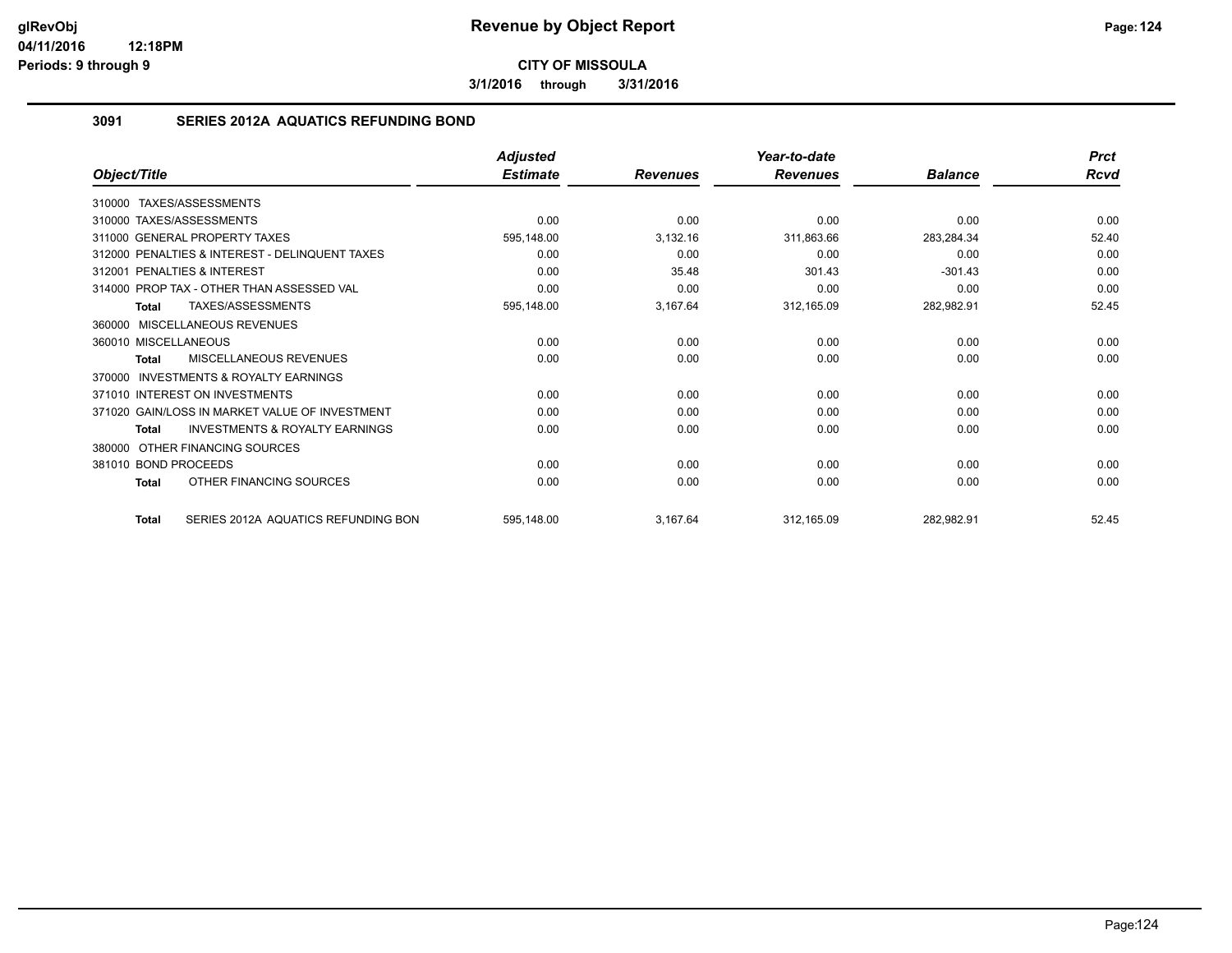**CITY OF MISSOULA**

**3/1/2016 through 3/31/2016**

## Revenue by Object Report

glRevObj
04/11/2016 12:18PM
Periods: 9 through 9

### 3091 SERIES 2012A AQUATICS REFUNDING BOND

| Object/Title | Adjusted Estimate | Revenues | Year-to-date Revenues | Balance | Prct Rcvd |
|---|---|---|---|---|---|
| 310000 TAXES/ASSESSMENTS | | | | | |
| 310000 TAXES/ASSESSMENTS | 0.00 | 0.00 | 0.00 | 0.00 | 0.00 |
| 311000 GENERAL PROPERTY TAXES | 595,148.00 | 3,132.16 | 311,863.66 | 283,284.34 | 52.40 |
| 312000 PENALTIES & INTEREST - DELINQUENT TAXES | 0.00 | 0.00 | 0.00 | 0.00 | 0.00 |
| 312001 PENALTIES & INTEREST | 0.00 | 35.48 | 301.43 | -301.43 | 0.00 |
| 314000 PROP TAX - OTHER THAN ASSESSED VAL | 0.00 | 0.00 | 0.00 | 0.00 | 0.00 |
| **Total** TAXES/ASSESSMENTS | 595,148.00 | 3,167.64 | 312,165.09 | 282,982.91 | 52.45 |
| 360000 MISCELLANEOUS REVENUES | | | | | |
| 360010 MISCELLANEOUS | 0.00 | 0.00 | 0.00 | 0.00 | 0.00 |
| **Total** MISCELLANEOUS REVENUES | 0.00 | 0.00 | 0.00 | 0.00 | 0.00 |
| 370000 INVESTMENTS & ROYALTY EARNINGS | | | | | |
| 371010 INTEREST ON INVESTMENTS | 0.00 | 0.00 | 0.00 | 0.00 | 0.00 |
| 371020 GAIN/LOSS IN MARKET VALUE OF INVESTMENT | 0.00 | 0.00 | 0.00 | 0.00 | 0.00 |
| **Total** INVESTMENTS & ROYALTY EARNINGS | 0.00 | 0.00 | 0.00 | 0.00 | 0.00 |
| 380000 OTHER FINANCING SOURCES | | | | | |
| 381010 BOND PROCEEDS | 0.00 | 0.00 | 0.00 | 0.00 | 0.00 |
| **Total** OTHER FINANCING SOURCES | 0.00 | 0.00 | 0.00 | 0.00 | 0.00 |
| **Total** SERIES 2012A AQUATICS REFUNDING BON | 595,148.00 | 3,167.64 | 312,165.09 | 282,982.91 | 52.45 |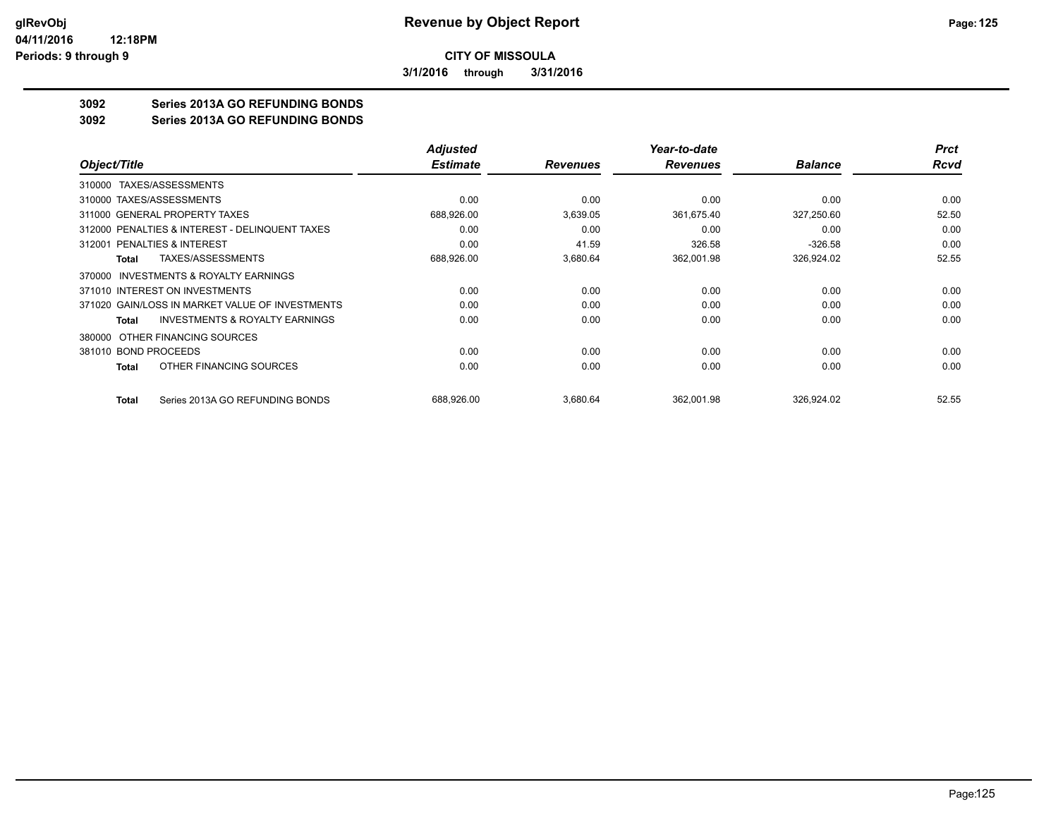**CITY OF MISSOULA**

**3/1/2016 through 3/31/2016**

## 3092 Series 2013A GO REFUNDING BONDS
## 3092 Series 2013A GO REFUNDING BONDS

| Object/Title | Adjusted Estimate | Revenues | Year-to-date Revenues | Balance | Prct Rcvd |
|---|---|---|---|---|---|
| 310000 TAXES/ASSESSMENTS | | | | | |
| 310000 TAXES/ASSESSMENTS | 0.00 | 0.00 | 0.00 | 0.00 | 0.00 |
| 311000 GENERAL PROPERTY TAXES | 688,926.00 | 3,639.05 | 361,675.40 | 327,250.60 | 52.50 |
| 312000 PENALTIES & INTEREST - DELINQUENT TAXES | 0.00 | 0.00 | 0.00 | 0.00 | 0.00 |
| 312001 PENALTIES & INTEREST | 0.00 | 41.59 | 326.58 | -326.58 | 0.00 |
| **Total** TAXES/ASSESSMENTS | 688,926.00 | 3,680.64 | 362,001.98 | 326,924.02 | 52.55 |
| 370000 INVESTMENTS & ROYALTY EARNINGS | | | | | |
| 371010 INTEREST ON INVESTMENTS | 0.00 | 0.00 | 0.00 | 0.00 | 0.00 |
| 371020 GAIN/LOSS IN MARKET VALUE OF INVESTMENTS | 0.00 | 0.00 | 0.00 | 0.00 | 0.00 |
| **Total** INVESTMENTS & ROYALTY EARNINGS | 0.00 | 0.00 | 0.00 | 0.00 | 0.00 |
| 380000 OTHER FINANCING SOURCES | | | | | |
| 381010 BOND PROCEEDS | 0.00 | 0.00 | 0.00 | 0.00 | 0.00 |
| **Total** OTHER FINANCING SOURCES | 0.00 | 0.00 | 0.00 | 0.00 | 0.00 |
| **Total** Series 2013A GO REFUNDING BONDS | 688,926.00 | 3,680.64 | 362,001.98 | 326,924.02 | 52.55 |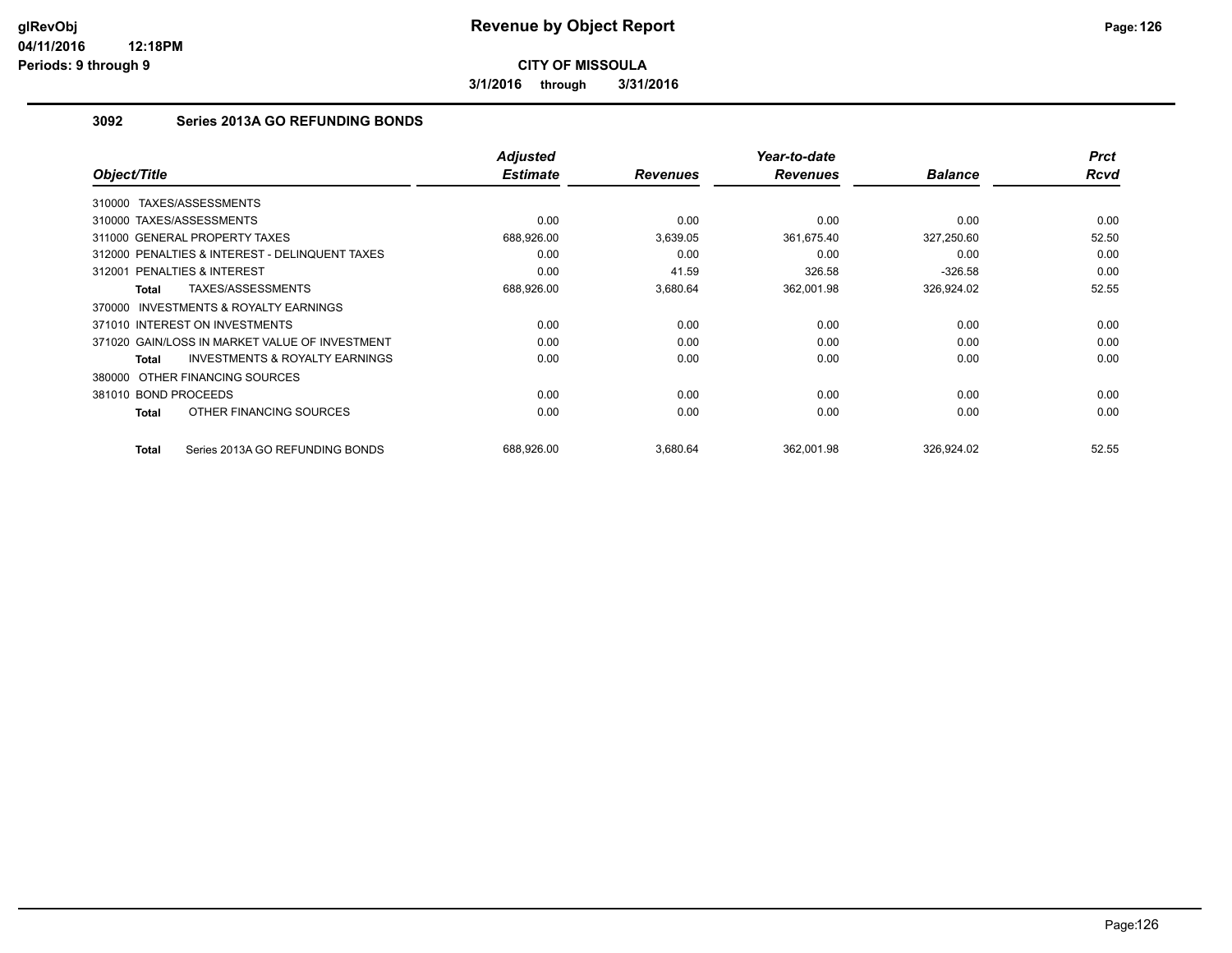**Revenue by Object Report**

**CITY OF MISSOULA**

**3/1/2016 through 3/31/2016**

glRevObj
04/11/2016 12:18PM
Periods: 9 through 9

### 3092 Series 2013A GO REFUNDING BONDS

| Object/Title | Adjusted Estimate | Revenues | Year-to-date Revenues | Balance | Prct Rcvd |
|---|---|---|---|---|---|
| 310000 TAXES/ASSESSMENTS | | | | | |
| 310000 TAXES/ASSESSMENTS | 0.00 | 0.00 | 0.00 | 0.00 | 0.00 |
| 311000 GENERAL PROPERTY TAXES | 688,926.00 | 3,639.05 | 361,675.40 | 327,250.60 | 52.50 |
| 312000 PENALTIES & INTEREST - DELINQUENT TAXES | 0.00 | 0.00 | 0.00 | 0.00 | 0.00 |
| 312001 PENALTIES & INTEREST | 0.00 | 41.59 | 326.58 | -326.58 | 0.00 |
| **Total** TAXES/ASSESSMENTS | 688,926.00 | 3,680.64 | 362,001.98 | 326,924.02 | 52.55 |
| 370000 INVESTMENTS & ROYALTY EARNINGS | | | | | |
| 371010 INTEREST ON INVESTMENTS | 0.00 | 0.00 | 0.00 | 0.00 | 0.00 |
| 371020 GAIN/LOSS IN MARKET VALUE OF INVESTMENT | 0.00 | 0.00 | 0.00 | 0.00 | 0.00 |
| **Total** INVESTMENTS & ROYALTY EARNINGS | 0.00 | 0.00 | 0.00 | 0.00 | 0.00 |
| 380000 OTHER FINANCING SOURCES | | | | | |
| 381010 BOND PROCEEDS | 0.00 | 0.00 | 0.00 | 0.00 | 0.00 |
| **Total** OTHER FINANCING SOURCES | 0.00 | 0.00 | 0.00 | 0.00 | 0.00 |
| **Total** Series 2013A GO REFUNDING BONDS | 688,926.00 | 3,680.64 | 362,001.98 | 326,924.02 | 52.55 |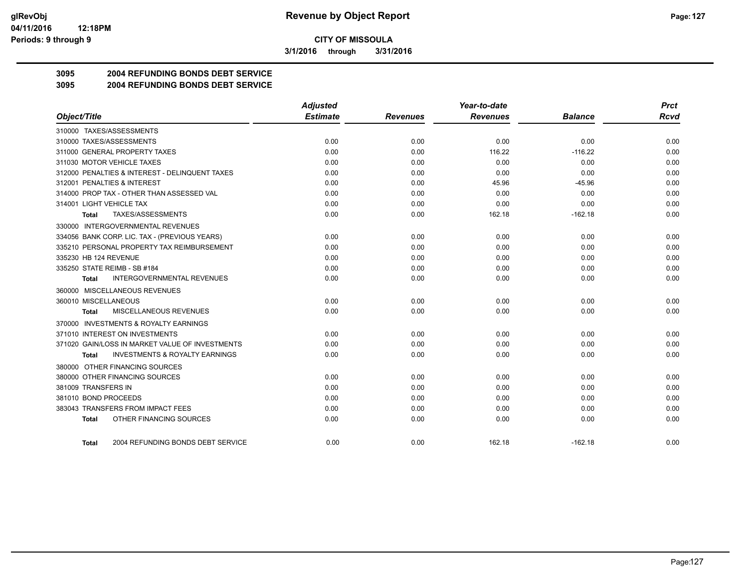**CITY OF MISSOULA**

**3/1/2016 through 3/31/2016**

**3095 2004 REFUNDING BONDS DEBT SERVICE**

**3095 2004 REFUNDING BONDS DEBT SERVICE**

| Object/Title | Adjusted Estimate | Revenues | Year-to-date Revenues | Balance | Prct Rcvd |
|---|---|---|---|---|---|
| 310000 TAXES/ASSESSMENTS | | | | | |
| 310000 TAXES/ASSESSMENTS | 0.00 | 0.00 | 0.00 | 0.00 | 0.00 |
| 311000 GENERAL PROPERTY TAXES | 0.00 | 0.00 | 116.22 | -116.22 | 0.00 |
| 311030 MOTOR VEHICLE TAXES | 0.00 | 0.00 | 0.00 | 0.00 | 0.00 |
| 312000 PENALTIES & INTEREST - DELINQUENT TAXES | 0.00 | 0.00 | 0.00 | 0.00 | 0.00 |
| 312001 PENALTIES & INTEREST | 0.00 | 0.00 | 45.96 | -45.96 | 0.00 |
| 314000 PROP TAX - OTHER THAN ASSESSED VAL | 0.00 | 0.00 | 0.00 | 0.00 | 0.00 |
| 314001 LIGHT VEHICLE TAX | 0.00 | 0.00 | 0.00 | 0.00 | 0.00 |
| **Total** TAXES/ASSESSMENTS | 0.00 | 0.00 | 162.18 | -162.18 | 0.00 |
| 330000 INTERGOVERNMENTAL REVENUES | | | | | |
| 334056 BANK CORP. LIC. TAX - (PREVIOUS YEARS) | 0.00 | 0.00 | 0.00 | 0.00 | 0.00 |
| 335210 PERSONAL PROPERTY TAX REIMBURSEMENT | 0.00 | 0.00 | 0.00 | 0.00 | 0.00 |
| 335230 HB 124 REVENUE | 0.00 | 0.00 | 0.00 | 0.00 | 0.00 |
| 335250 STATE REIMB - SB #184 | 0.00 | 0.00 | 0.00 | 0.00 | 0.00 |
| **Total** INTERGOVERNMENTAL REVENUES | 0.00 | 0.00 | 0.00 | 0.00 | 0.00 |
| 360000 MISCELLANEOUS REVENUES | | | | | |
| 360010 MISCELLANEOUS | 0.00 | 0.00 | 0.00 | 0.00 | 0.00 |
| **Total** MISCELLANEOUS REVENUES | 0.00 | 0.00 | 0.00 | 0.00 | 0.00 |
| 370000 INVESTMENTS & ROYALTY EARNINGS | | | | | |
| 371010 INTEREST ON INVESTMENTS | 0.00 | 0.00 | 0.00 | 0.00 | 0.00 |
| 371020 GAIN/LOSS IN MARKET VALUE OF INVESTMENTS | 0.00 | 0.00 | 0.00 | 0.00 | 0.00 |
| **Total** INVESTMENTS & ROYALTY EARNINGS | 0.00 | 0.00 | 0.00 | 0.00 | 0.00 |
| 380000 OTHER FINANCING SOURCES | | | | | |
| 380000 OTHER FINANCING SOURCES | 0.00 | 0.00 | 0.00 | 0.00 | 0.00 |
| 381009 TRANSFERS IN | 0.00 | 0.00 | 0.00 | 0.00 | 0.00 |
| 381010 BOND PROCEEDS | 0.00 | 0.00 | 0.00 | 0.00 | 0.00 |
| 383043 TRANSFERS FROM IMPACT FEES | 0.00 | 0.00 | 0.00 | 0.00 | 0.00 |
| **Total** OTHER FINANCING SOURCES | 0.00 | 0.00 | 0.00 | 0.00 | 0.00 |
| **Total** 2004 REFUNDING BONDS DEBT SERVICE | 0.00 | 0.00 | 162.18 | -162.18 | 0.00 |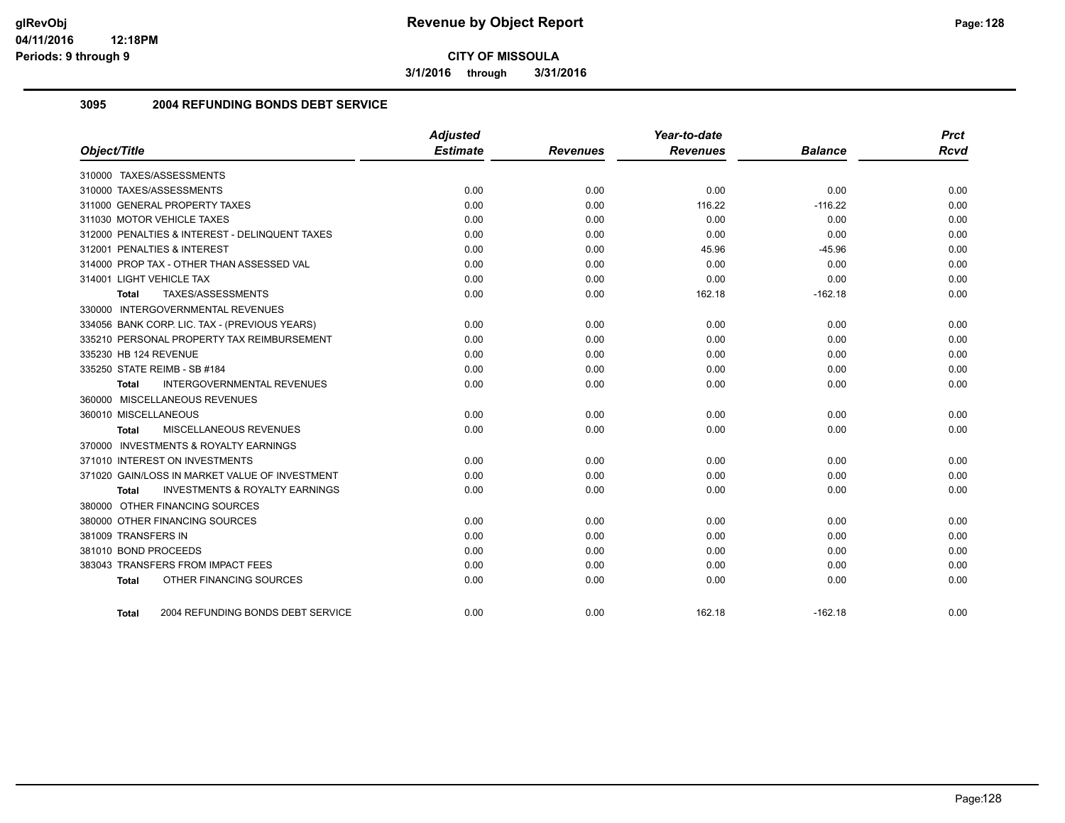**Revenue by Object Report**

**CITY OF MISSOULA**

**3/1/2016 through 3/31/2016**

glRevObj
04/11/2016 12:18PM
Periods: 9 through 9

## 3095 2004 REFUNDING BONDS DEBT SERVICE

| Object/Title | Adjusted Estimate | Revenues | Year-to-date Revenues | Balance | Prct Rcvd |
|---|---|---|---|---|---|
| 310000 TAXES/ASSESSMENTS | | | | | |
| 310000 TAXES/ASSESSMENTS | 0.00 | 0.00 | 0.00 | 0.00 | 0.00 |
| 311000 GENERAL PROPERTY TAXES | 0.00 | 0.00 | 116.22 | -116.22 | 0.00 |
| 311030 MOTOR VEHICLE TAXES | 0.00 | 0.00 | 0.00 | 0.00 | 0.00 |
| 312000 PENALTIES & INTEREST - DELINQUENT TAXES | 0.00 | 0.00 | 0.00 | 0.00 | 0.00 |
| 312001 PENALTIES & INTEREST | 0.00 | 0.00 | 45.96 | -45.96 | 0.00 |
| 314000 PROP TAX - OTHER THAN ASSESSED VAL | 0.00 | 0.00 | 0.00 | 0.00 | 0.00 |
| 314001 LIGHT VEHICLE TAX | 0.00 | 0.00 | 0.00 | 0.00 | 0.00 |
| **Total** TAXES/ASSESSMENTS | 0.00 | 0.00 | 162.18 | -162.18 | 0.00 |
| 330000 INTERGOVERNMENTAL REVENUES | | | | | |
| 334056 BANK CORP. LIC. TAX - (PREVIOUS YEARS) | 0.00 | 0.00 | 0.00 | 0.00 | 0.00 |
| 335210 PERSONAL PROPERTY TAX REIMBURSEMENT | 0.00 | 0.00 | 0.00 | 0.00 | 0.00 |
| 335230 HB 124 REVENUE | 0.00 | 0.00 | 0.00 | 0.00 | 0.00 |
| 335250 STATE REIMB - SB #184 | 0.00 | 0.00 | 0.00 | 0.00 | 0.00 |
| **Total** INTERGOVERNMENTAL REVENUES | 0.00 | 0.00 | 0.00 | 0.00 | 0.00 |
| 360000 MISCELLANEOUS REVENUES | | | | | |
| 360010 MISCELLANEOUS | 0.00 | 0.00 | 0.00 | 0.00 | 0.00 |
| **Total** MISCELLANEOUS REVENUES | 0.00 | 0.00 | 0.00 | 0.00 | 0.00 |
| 370000 INVESTMENTS & ROYALTY EARNINGS | | | | | |
| 371010 INTEREST ON INVESTMENTS | 0.00 | 0.00 | 0.00 | 0.00 | 0.00 |
| 371020 GAIN/LOSS IN MARKET VALUE OF INVESTMENT | 0.00 | 0.00 | 0.00 | 0.00 | 0.00 |
| **Total** INVESTMENTS & ROYALTY EARNINGS | 0.00 | 0.00 | 0.00 | 0.00 | 0.00 |
| 380000 OTHER FINANCING SOURCES | | | | | |
| 380000 OTHER FINANCING SOURCES | 0.00 | 0.00 | 0.00 | 0.00 | 0.00 |
| 381009 TRANSFERS IN | 0.00 | 0.00 | 0.00 | 0.00 | 0.00 |
| 381010 BOND PROCEEDS | 0.00 | 0.00 | 0.00 | 0.00 | 0.00 |
| 383043 TRANSFERS FROM IMPACT FEES | 0.00 | 0.00 | 0.00 | 0.00 | 0.00 |
| **Total** OTHER FINANCING SOURCES | 0.00 | 0.00 | 0.00 | 0.00 | 0.00 |
| **Total** 2004 REFUNDING BONDS DEBT SERVICE | 0.00 | 0.00 | 162.18 | -162.18 | 0.00 |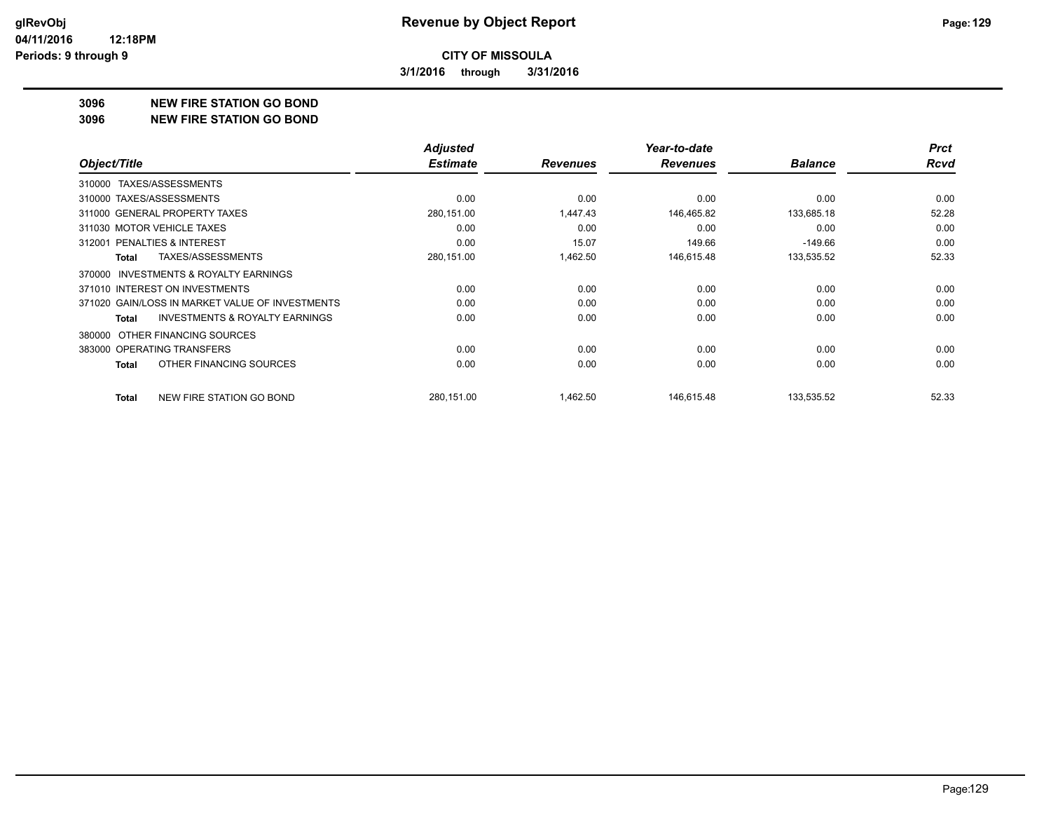**CITY OF MISSOULA**

**3/1/2016 through 3/31/2016**

## 3096 NEW FIRE STATION GO BOND

## 3096 NEW FIRE STATION GO BOND

| Object/Title | Adjusted Estimate | Revenues | Year-to-date Revenues | Balance | Prct Rcvd |
|---|---|---|---|---|---|
| 310000 TAXES/ASSESSMENTS | | | | | |
| 310000 TAXES/ASSESSMENTS | 0.00 | 0.00 | 0.00 | 0.00 | 0.00 |
| 311000 GENERAL PROPERTY TAXES | 280,151.00 | 1,447.43 | 146,465.82 | 133,685.18 | 52.28 |
| 311030 MOTOR VEHICLE TAXES | 0.00 | 0.00 | 0.00 | 0.00 | 0.00 |
| 312001 PENALTIES & INTEREST | 0.00 | 15.07 | 149.66 | -149.66 | 0.00 |
| **Total** TAXES/ASSESSMENTS | 280,151.00 | 1,462.50 | 146,615.48 | 133,535.52 | 52.33 |
| 370000 INVESTMENTS & ROYALTY EARNINGS | | | | | |
| 371010 INTEREST ON INVESTMENTS | 0.00 | 0.00 | 0.00 | 0.00 | 0.00 |
| 371020 GAIN/LOSS IN MARKET VALUE OF INVESTMENTS | 0.00 | 0.00 | 0.00 | 0.00 | 0.00 |
| **Total** INVESTMENTS & ROYALTY EARNINGS | 0.00 | 0.00 | 0.00 | 0.00 | 0.00 |
| 380000 OTHER FINANCING SOURCES | | | | | |
| 383000 OPERATING TRANSFERS | 0.00 | 0.00 | 0.00 | 0.00 | 0.00 |
| **Total** OTHER FINANCING SOURCES | 0.00 | 0.00 | 0.00 | 0.00 | 0.00 |
| **Total** NEW FIRE STATION GO BOND | 280,151.00 | 1,462.50 | 146,615.48 | 133,535.52 | 52.33 |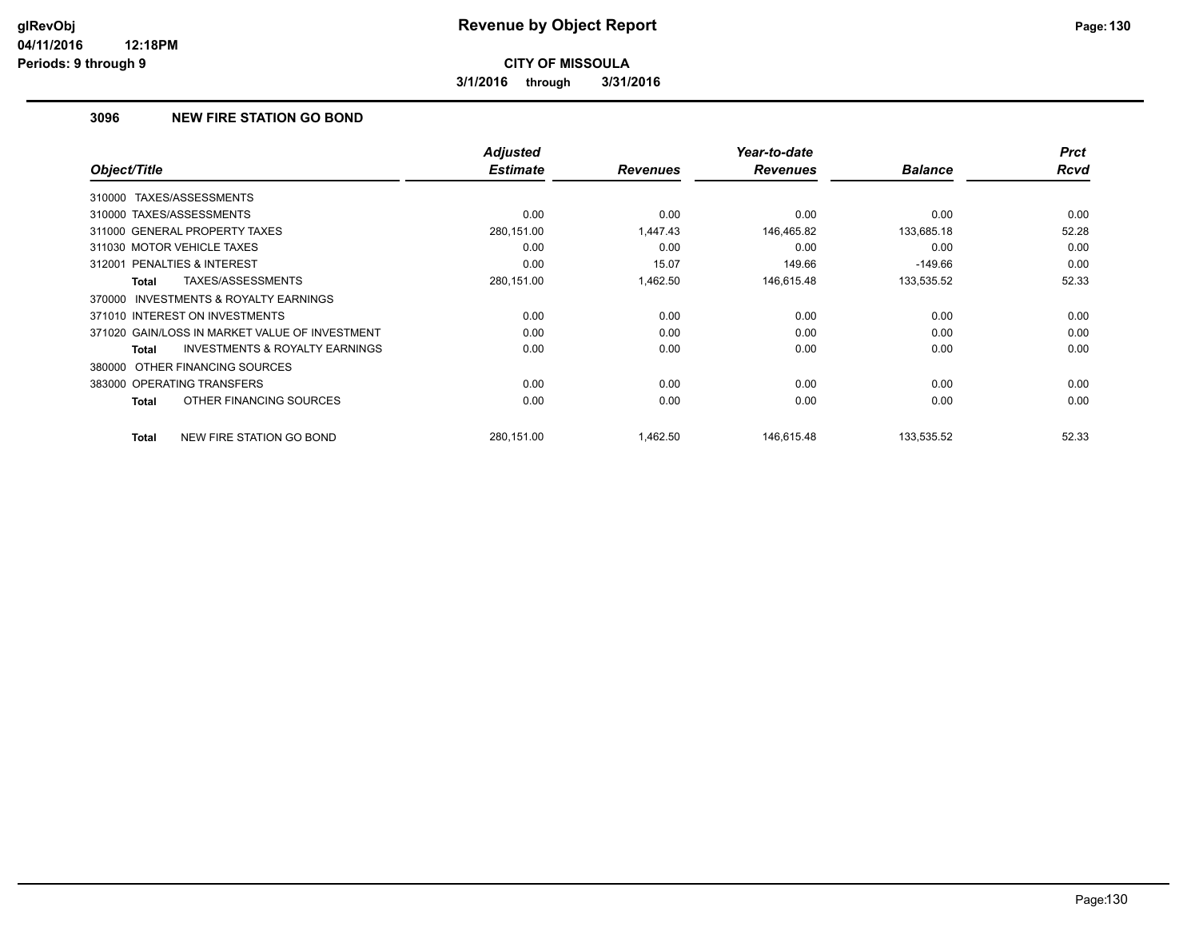# Revenue by Object Report

**CITY OF MISSOULA**

**3/1/2016 through 3/31/2016**

glRevObj
04/11/2016 12:18PM
Periods: 9 through 9

## 3096 NEW FIRE STATION GO BOND

| Object/Title | Adjusted Estimate | Revenues | Year-to-date Revenues | Balance | Prct Rcvd |
|---|---|---|---|---|---|
| 310000 TAXES/ASSESSMENTS | | | | | |
| 310000 TAXES/ASSESSMENTS | 0.00 | 0.00 | 0.00 | 0.00 | 0.00 |
| 311000 GENERAL PROPERTY TAXES | 280,151.00 | 1,447.43 | 146,465.82 | 133,685.18 | 52.28 |
| 311030 MOTOR VEHICLE TAXES | 0.00 | 0.00 | 0.00 | 0.00 | 0.00 |
| 312001 PENALTIES & INTEREST | 0.00 | 15.07 | 149.66 | -149.66 | 0.00 |
| **Total** TAXES/ASSESSMENTS | 280,151.00 | 1,462.50 | 146,615.48 | 133,535.52 | 52.33 |
| 370000 INVESTMENTS & ROYALTY EARNINGS | | | | | |
| 371010 INTEREST ON INVESTMENTS | 0.00 | 0.00 | 0.00 | 0.00 | 0.00 |
| 371020 GAIN/LOSS IN MARKET VALUE OF INVESTMENT | 0.00 | 0.00 | 0.00 | 0.00 | 0.00 |
| **Total** INVESTMENTS & ROYALTY EARNINGS | 0.00 | 0.00 | 0.00 | 0.00 | 0.00 |
| 380000 OTHER FINANCING SOURCES | | | | | |
| 383000 OPERATING TRANSFERS | 0.00 | 0.00 | 0.00 | 0.00 | 0.00 |
| **Total** OTHER FINANCING SOURCES | 0.00 | 0.00 | 0.00 | 0.00 | 0.00 |
| **Total** NEW FIRE STATION GO BOND | 280,151.00 | 1,462.50 | 146,615.48 | 133,535.52 | 52.33 |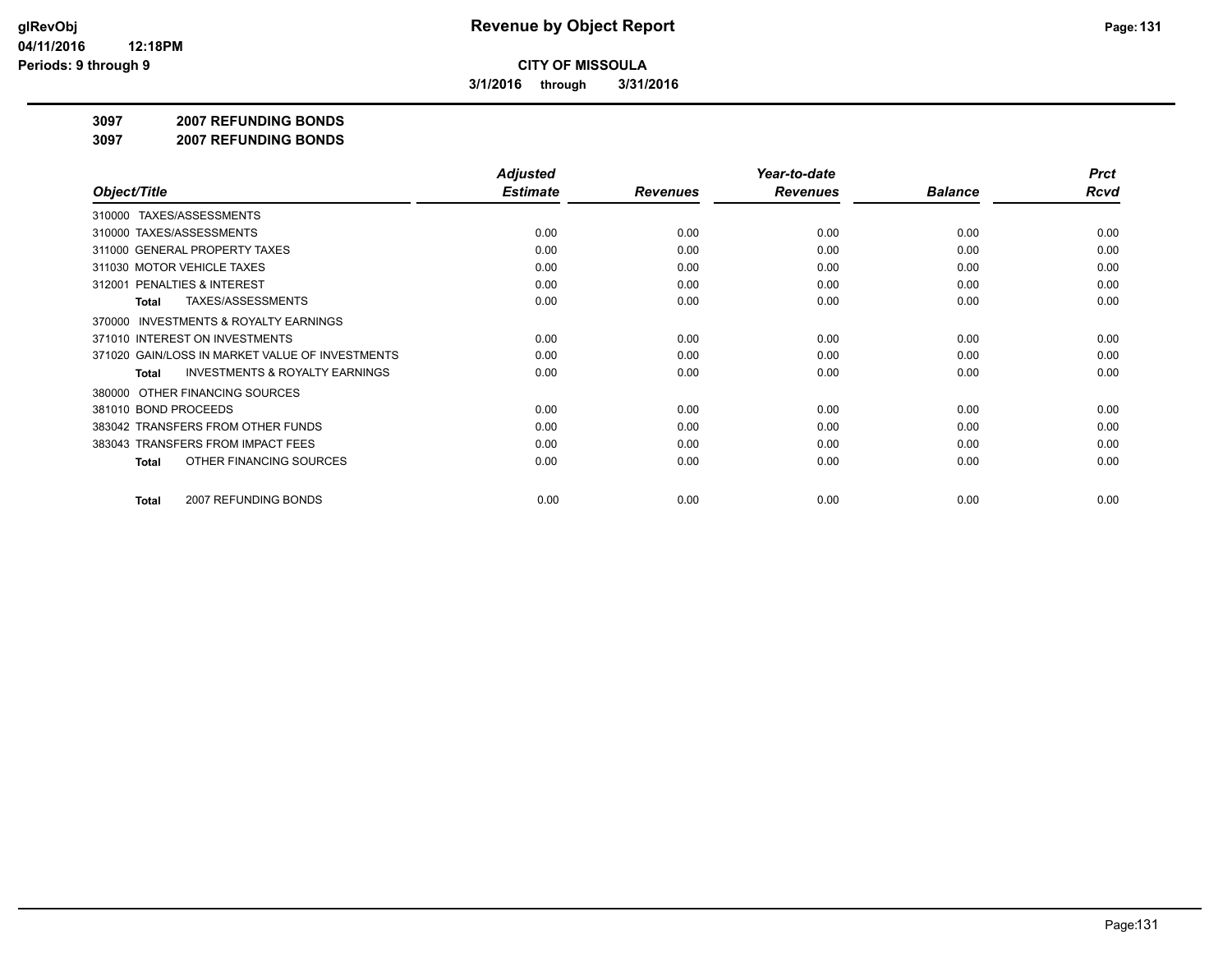**glRevObj**
**04/11/2016 12:18PM**
**Periods: 9 through 9**

# Revenue by Object Report

**CITY OF MISSOULA**

**3/1/2016 through 3/31/2016**

**3097 2007 REFUNDING BONDS**

**3097 2007 REFUNDING BONDS**

| Object/Title | Adjusted Estimate | Revenues | Year-to-date Revenues | Balance | Prct Rcvd |
|---|---|---|---|---|---|
| 310000 TAXES/ASSESSMENTS | | | | | |
| 310000 TAXES/ASSESSMENTS | 0.00 | 0.00 | 0.00 | 0.00 | 0.00 |
| 311000 GENERAL PROPERTY TAXES | 0.00 | 0.00 | 0.00 | 0.00 | 0.00 |
| 311030 MOTOR VEHICLE TAXES | 0.00 | 0.00 | 0.00 | 0.00 | 0.00 |
| 312001 PENALTIES & INTEREST | 0.00 | 0.00 | 0.00 | 0.00 | 0.00 |
| **Total** TAXES/ASSESSMENTS | 0.00 | 0.00 | 0.00 | 0.00 | 0.00 |
| 370000 INVESTMENTS & ROYALTY EARNINGS | | | | | |
| 371010 INTEREST ON INVESTMENTS | 0.00 | 0.00 | 0.00 | 0.00 | 0.00 |
| 371020 GAIN/LOSS IN MARKET VALUE OF INVESTMENTS | 0.00 | 0.00 | 0.00 | 0.00 | 0.00 |
| **Total** INVESTMENTS & ROYALTY EARNINGS | 0.00 | 0.00 | 0.00 | 0.00 | 0.00 |
| 380000 OTHER FINANCING SOURCES | | | | | |
| 381010 BOND PROCEEDS | 0.00 | 0.00 | 0.00 | 0.00 | 0.00 |
| 383042 TRANSFERS FROM OTHER FUNDS | 0.00 | 0.00 | 0.00 | 0.00 | 0.00 |
| 383043 TRANSFERS FROM IMPACT FEES | 0.00 | 0.00 | 0.00 | 0.00 | 0.00 |
| **Total** OTHER FINANCING SOURCES | 0.00 | 0.00 | 0.00 | 0.00 | 0.00 |
| **Total** 2007 REFUNDING BONDS | 0.00 | 0.00 | 0.00 | 0.00 | 0.00 |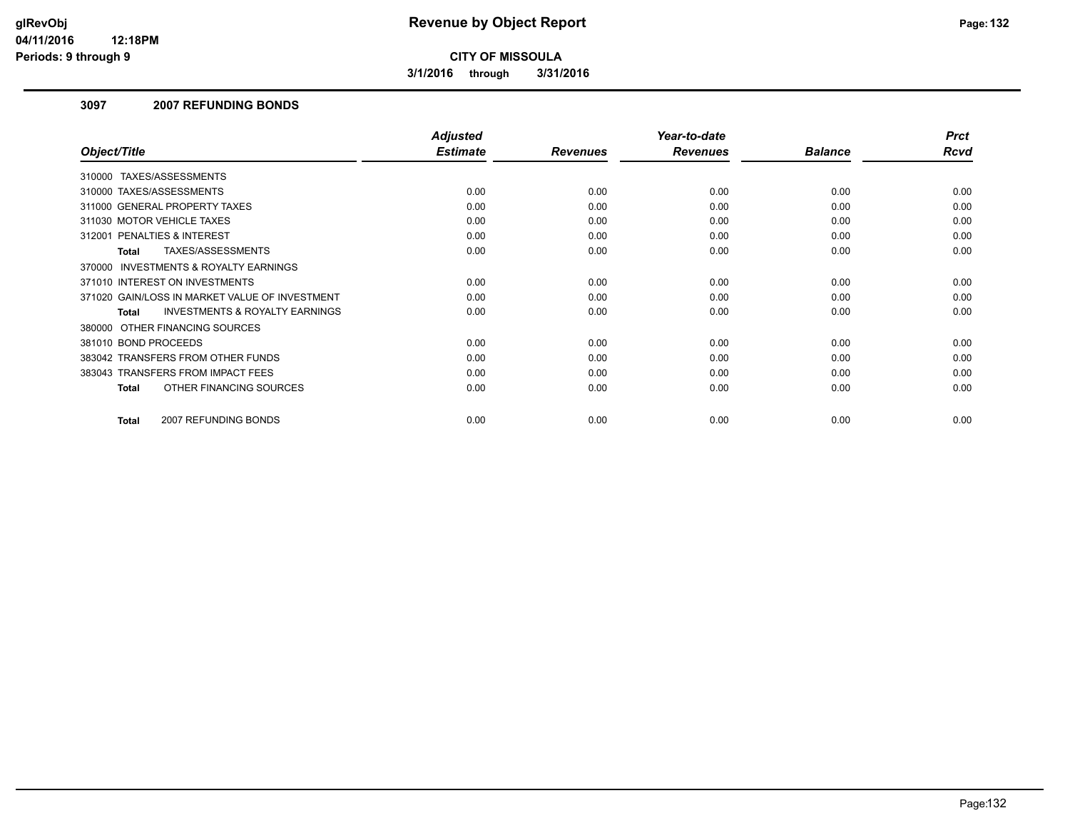**glRevObj**
**04/11/2016 12:18PM**
**Periods: 9 through 9**

# Revenue by Object Report

**CITY OF MISSOULA**

**3/1/2016 through 3/31/2016**

## 3097 2007 REFUNDING BONDS

| Object/Title | Adjusted Estimate | Revenues | Year-to-date Revenues | Balance | Prct Rcvd |
|---|---|---|---|---|---|
| 310000 TAXES/ASSESSMENTS | | | | | |
| 310000 TAXES/ASSESSMENTS | 0.00 | 0.00 | 0.00 | 0.00 | 0.00 |
| 311000 GENERAL PROPERTY TAXES | 0.00 | 0.00 | 0.00 | 0.00 | 0.00 |
| 311030 MOTOR VEHICLE TAXES | 0.00 | 0.00 | 0.00 | 0.00 | 0.00 |
| 312001 PENALTIES & INTEREST | 0.00 | 0.00 | 0.00 | 0.00 | 0.00 |
| **Total** TAXES/ASSESSMENTS | 0.00 | 0.00 | 0.00 | 0.00 | 0.00 |
| 370000 INVESTMENTS & ROYALTY EARNINGS | | | | | |
| 371010 INTEREST ON INVESTMENTS | 0.00 | 0.00 | 0.00 | 0.00 | 0.00 |
| 371020 GAIN/LOSS IN MARKET VALUE OF INVESTMENT | 0.00 | 0.00 | 0.00 | 0.00 | 0.00 |
| **Total** INVESTMENTS & ROYALTY EARNINGS | 0.00 | 0.00 | 0.00 | 0.00 | 0.00 |
| 380000 OTHER FINANCING SOURCES | | | | | |
| 381010 BOND PROCEEDS | 0.00 | 0.00 | 0.00 | 0.00 | 0.00 |
| 383042 TRANSFERS FROM OTHER FUNDS | 0.00 | 0.00 | 0.00 | 0.00 | 0.00 |
| 383043 TRANSFERS FROM IMPACT FEES | 0.00 | 0.00 | 0.00 | 0.00 | 0.00 |
| **Total** OTHER FINANCING SOURCES | 0.00 | 0.00 | 0.00 | 0.00 | 0.00 |
| **Total** 2007 REFUNDING BONDS | 0.00 | 0.00 | 0.00 | 0.00 | 0.00 |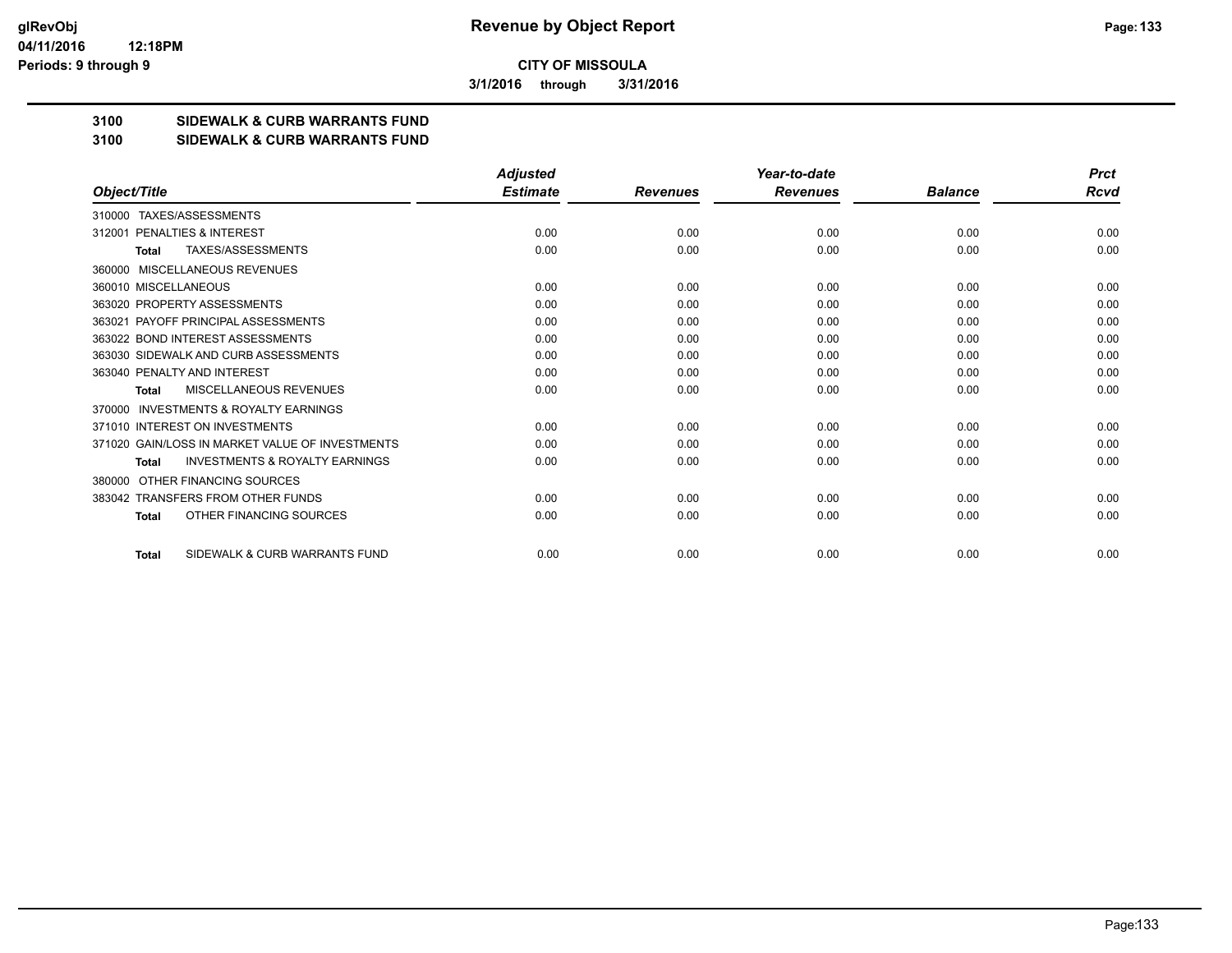**glRevObj**
**04/11/2016 12:18PM**
**Periods: 9 through 9**

# Revenue by Object Report

**CITY OF MISSOULA**

**3/1/2016 through 3/31/2016**

**3100 SIDEWALK & CURB WARRANTS FUND**
**3100 SIDEWALK & CURB WARRANTS FUND**

| Object/Title | Adjusted Estimate | Revenues | Year-to-date Revenues | Balance | Prct Rcvd |
|---|---|---|---|---|---|
| 310000 TAXES/ASSESSMENTS | | | | | |
| 312001 PENALTIES & INTEREST | 0.00 | 0.00 | 0.00 | 0.00 | 0.00 |
| **Total** TAXES/ASSESSMENTS | 0.00 | 0.00 | 0.00 | 0.00 | 0.00 |
| 360000 MISCELLANEOUS REVENUES | | | | | |
| 360010 MISCELLANEOUS | 0.00 | 0.00 | 0.00 | 0.00 | 0.00 |
| 363020 PROPERTY ASSESSMENTS | 0.00 | 0.00 | 0.00 | 0.00 | 0.00 |
| 363021 PAYOFF PRINCIPAL ASSESSMENTS | 0.00 | 0.00 | 0.00 | 0.00 | 0.00 |
| 363022 BOND INTEREST ASSESSMENTS | 0.00 | 0.00 | 0.00 | 0.00 | 0.00 |
| 363030 SIDEWALK AND CURB ASSESSMENTS | 0.00 | 0.00 | 0.00 | 0.00 | 0.00 |
| 363040 PENALTY AND INTEREST | 0.00 | 0.00 | 0.00 | 0.00 | 0.00 |
| **Total** MISCELLANEOUS REVENUES | 0.00 | 0.00 | 0.00 | 0.00 | 0.00 |
| 370000 INVESTMENTS & ROYALTY EARNINGS | | | | | |
| 371010 INTEREST ON INVESTMENTS | 0.00 | 0.00 | 0.00 | 0.00 | 0.00 |
| 371020 GAIN/LOSS IN MARKET VALUE OF INVESTMENTS | 0.00 | 0.00 | 0.00 | 0.00 | 0.00 |
| **Total** INVESTMENTS & ROYALTY EARNINGS | 0.00 | 0.00 | 0.00 | 0.00 | 0.00 |
| 380000 OTHER FINANCING SOURCES | | | | | |
| 383042 TRANSFERS FROM OTHER FUNDS | 0.00 | 0.00 | 0.00 | 0.00 | 0.00 |
| **Total** OTHER FINANCING SOURCES | 0.00 | 0.00 | 0.00 | 0.00 | 0.00 |
| **Total** SIDEWALK & CURB WARRANTS FUND | 0.00 | 0.00 | 0.00 | 0.00 | 0.00 |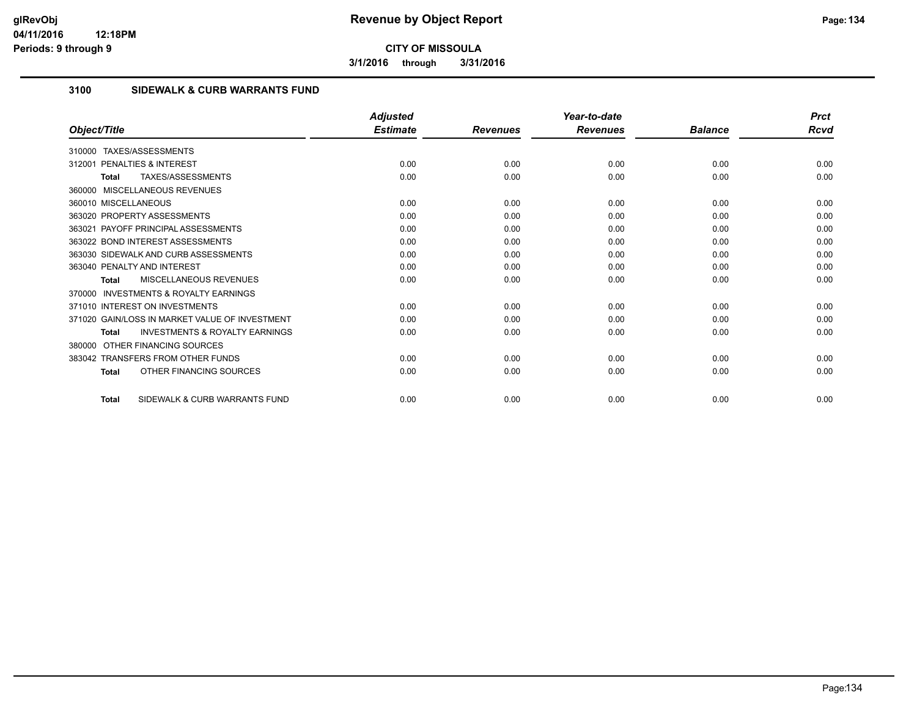**CITY OF MISSOULA**

**3/1/2016 through 3/31/2016**

## 3100 SIDEWALK & CURB WARRANTS FUND

| Object/Title | Adjusted Estimate | Revenues | Year-to-date Revenues | Balance | Prct Rcvd |
|---|---|---|---|---|---|
| 310000 TAXES/ASSESSMENTS | | | | | |
| 312001 PENALTIES & INTEREST | 0.00 | 0.00 | 0.00 | 0.00 | 0.00 |
| **Total** TAXES/ASSESSMENTS | 0.00 | 0.00 | 0.00 | 0.00 | 0.00 |
| 360000 MISCELLANEOUS REVENUES | | | | | |
| 360010 MISCELLANEOUS | 0.00 | 0.00 | 0.00 | 0.00 | 0.00 |
| 363020 PROPERTY ASSESSMENTS | 0.00 | 0.00 | 0.00 | 0.00 | 0.00 |
| 363021 PAYOFF PRINCIPAL ASSESSMENTS | 0.00 | 0.00 | 0.00 | 0.00 | 0.00 |
| 363022 BOND INTEREST ASSESSMENTS | 0.00 | 0.00 | 0.00 | 0.00 | 0.00 |
| 363030 SIDEWALK AND CURB ASSESSMENTS | 0.00 | 0.00 | 0.00 | 0.00 | 0.00 |
| 363040 PENALTY AND INTEREST | 0.00 | 0.00 | 0.00 | 0.00 | 0.00 |
| **Total** MISCELLANEOUS REVENUES | 0.00 | 0.00 | 0.00 | 0.00 | 0.00 |
| 370000 INVESTMENTS & ROYALTY EARNINGS | | | | | |
| 371010 INTEREST ON INVESTMENTS | 0.00 | 0.00 | 0.00 | 0.00 | 0.00 |
| 371020 GAIN/LOSS IN MARKET VALUE OF INVESTMENT | 0.00 | 0.00 | 0.00 | 0.00 | 0.00 |
| **Total** INVESTMENTS & ROYALTY EARNINGS | 0.00 | 0.00 | 0.00 | 0.00 | 0.00 |
| 380000 OTHER FINANCING SOURCES | | | | | |
| 383042 TRANSFERS FROM OTHER FUNDS | 0.00 | 0.00 | 0.00 | 0.00 | 0.00 |
| **Total** OTHER FINANCING SOURCES | 0.00 | 0.00 | 0.00 | 0.00 | 0.00 |
| **Total** SIDEWALK & CURB WARRANTS FUND | 0.00 | 0.00 | 0.00 | 0.00 | 0.00 |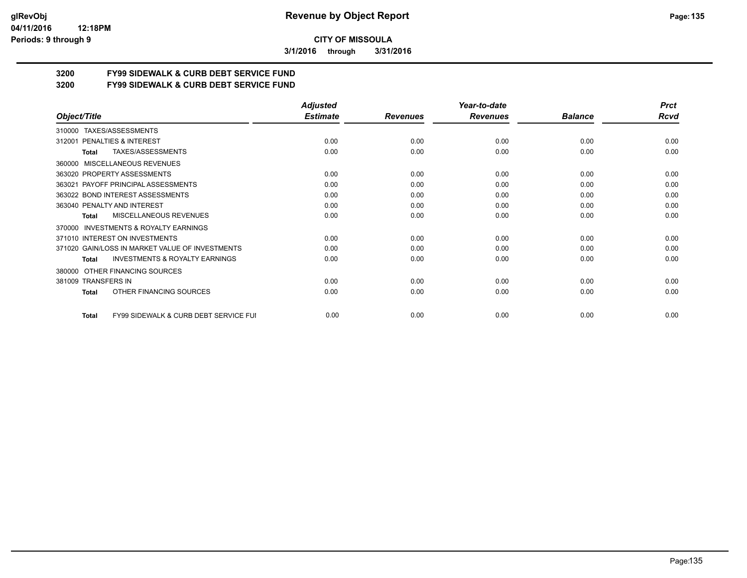**CITY OF MISSOULA**

**3/1/2016 through 3/31/2016**

## 3200 FY99 SIDEWALK & CURB DEBT SERVICE FUND
## 3200 FY99 SIDEWALK & CURB DEBT SERVICE FUND

| Object/Title | Adjusted Estimate | Revenues | Year-to-date Revenues | Balance | Prct Rcvd |
|---|---|---|---|---|---|
| 310000 TAXES/ASSESSMENTS | | | | | |
| 312001 PENALTIES & INTEREST | 0.00 | 0.00 | 0.00 | 0.00 | 0.00 |
| **Total** TAXES/ASSESSMENTS | 0.00 | 0.00 | 0.00 | 0.00 | 0.00 |
| 360000 MISCELLANEOUS REVENUES | | | | | |
| 363020 PROPERTY ASSESSMENTS | 0.00 | 0.00 | 0.00 | 0.00 | 0.00 |
| 363021 PAYOFF PRINCIPAL ASSESSMENTS | 0.00 | 0.00 | 0.00 | 0.00 | 0.00 |
| 363022 BOND INTEREST ASSESSMENTS | 0.00 | 0.00 | 0.00 | 0.00 | 0.00 |
| 363040 PENALTY AND INTEREST | 0.00 | 0.00 | 0.00 | 0.00 | 0.00 |
| **Total** MISCELLANEOUS REVENUES | 0.00 | 0.00 | 0.00 | 0.00 | 0.00 |
| 370000 INVESTMENTS & ROYALTY EARNINGS | | | | | |
| 371010 INTEREST ON INVESTMENTS | 0.00 | 0.00 | 0.00 | 0.00 | 0.00 |
| 371020 GAIN/LOSS IN MARKET VALUE OF INVESTMENTS | 0.00 | 0.00 | 0.00 | 0.00 | 0.00 |
| **Total** INVESTMENTS & ROYALTY EARNINGS | 0.00 | 0.00 | 0.00 | 0.00 | 0.00 |
| 380000 OTHER FINANCING SOURCES | | | | | |
| 381009 TRANSFERS IN | 0.00 | 0.00 | 0.00 | 0.00 | 0.00 |
| **Total** OTHER FINANCING SOURCES | 0.00 | 0.00 | 0.00 | 0.00 | 0.00 |
| **Total** FY99 SIDEWALK & CURB DEBT SERVICE FUI | 0.00 | 0.00 | 0.00 | 0.00 | 0.00 |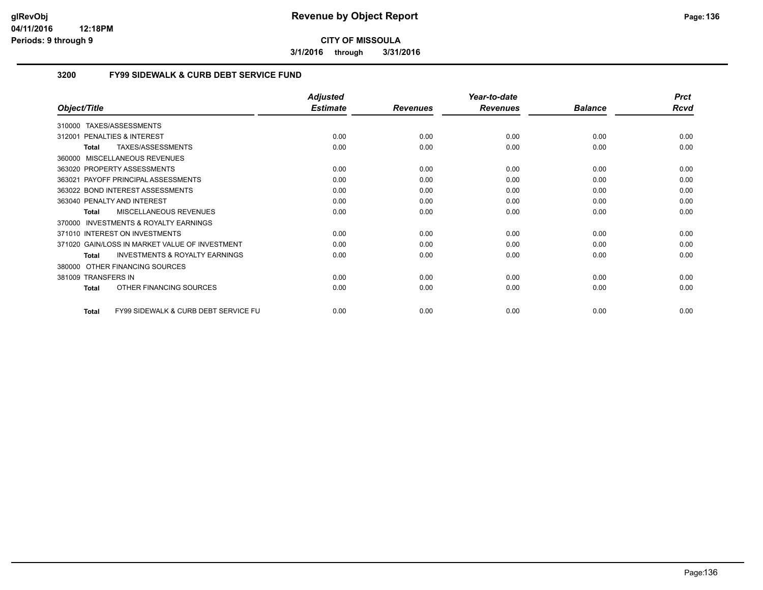**CITY OF MISSOULA**

**3/1/2016 through 3/31/2016**

## 3200 FY99 SIDEWALK & CURB DEBT SERVICE FUND

| Object/Title | Adjusted Estimate | Revenues | Year-to-date Revenues | Balance | Prct Rcvd |
|---|---|---|---|---|---|
| 310000 TAXES/ASSESSMENTS | | | | | |
| 312001 PENALTIES & INTEREST | 0.00 | 0.00 | 0.00 | 0.00 | 0.00 |
| **Total** TAXES/ASSESSMENTS | 0.00 | 0.00 | 0.00 | 0.00 | 0.00 |
| 360000 MISCELLANEOUS REVENUES | | | | | |
| 363020 PROPERTY ASSESSMENTS | 0.00 | 0.00 | 0.00 | 0.00 | 0.00 |
| 363021 PAYOFF PRINCIPAL ASSESSMENTS | 0.00 | 0.00 | 0.00 | 0.00 | 0.00 |
| 363022 BOND INTEREST ASSESSMENTS | 0.00 | 0.00 | 0.00 | 0.00 | 0.00 |
| 363040 PENALTY AND INTEREST | 0.00 | 0.00 | 0.00 | 0.00 | 0.00 |
| **Total** MISCELLANEOUS REVENUES | 0.00 | 0.00 | 0.00 | 0.00 | 0.00 |
| 370000 INVESTMENTS & ROYALTY EARNINGS | | | | | |
| 371010 INTEREST ON INVESTMENTS | 0.00 | 0.00 | 0.00 | 0.00 | 0.00 |
| 371020 GAIN/LOSS IN MARKET VALUE OF INVESTMENT | 0.00 | 0.00 | 0.00 | 0.00 | 0.00 |
| **Total** INVESTMENTS & ROYALTY EARNINGS | 0.00 | 0.00 | 0.00 | 0.00 | 0.00 |
| 380000 OTHER FINANCING SOURCES | | | | | |
| 381009 TRANSFERS IN | 0.00 | 0.00 | 0.00 | 0.00 | 0.00 |
| **Total** OTHER FINANCING SOURCES | 0.00 | 0.00 | 0.00 | 0.00 | 0.00 |
| **Total** FY99 SIDEWALK & CURB DEBT SERVICE FU | 0.00 | 0.00 | 0.00 | 0.00 | 0.00 |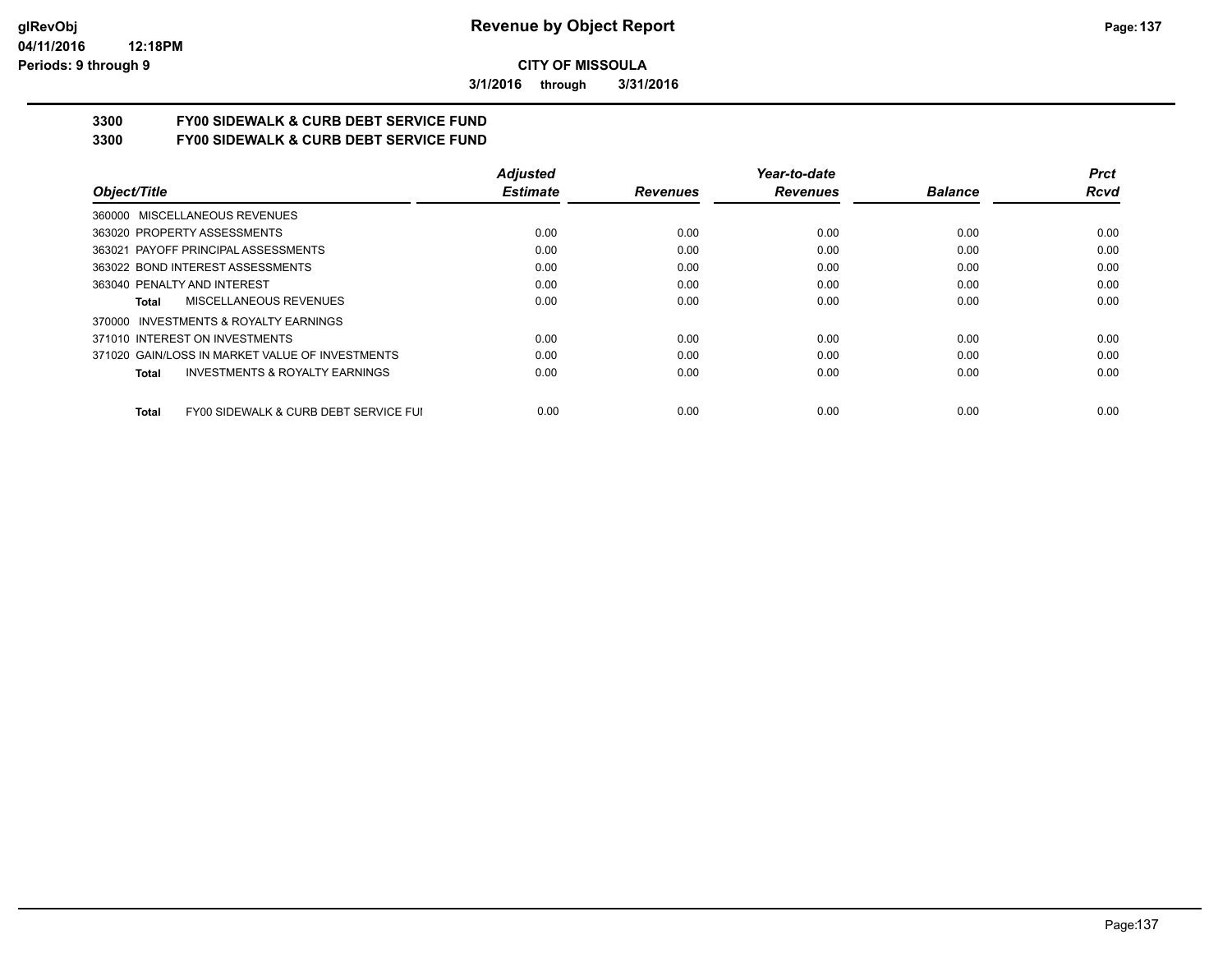**CITY OF MISSOULA**

**3/1/2016 through 3/31/2016**

## 3300 FY00 SIDEWALK & CURB DEBT SERVICE FUND
## 3300 FY00 SIDEWALK & CURB DEBT SERVICE FUND

| Object/Title | Adjusted Estimate | Revenues | Year-to-date Revenues | Balance | Prct Rcvd |
|---|---|---|---|---|---|
| 360000 MISCELLANEOUS REVENUES | | | | | |
| 363020 PROPERTY ASSESSMENTS | 0.00 | 0.00 | 0.00 | 0.00 | 0.00 |
| 363021 PAYOFF PRINCIPAL ASSESSMENTS | 0.00 | 0.00 | 0.00 | 0.00 | 0.00 |
| 363022 BOND INTEREST ASSESSMENTS | 0.00 | 0.00 | 0.00 | 0.00 | 0.00 |
| 363040 PENALTY AND INTEREST | 0.00 | 0.00 | 0.00 | 0.00 | 0.00 |
| **Total** MISCELLANEOUS REVENUES | 0.00 | 0.00 | 0.00 | 0.00 | 0.00 |
| 370000 INVESTMENTS & ROYALTY EARNINGS | | | | | |
| 371010 INTEREST ON INVESTMENTS | 0.00 | 0.00 | 0.00 | 0.00 | 0.00 |
| 371020 GAIN/LOSS IN MARKET VALUE OF INVESTMENTS | 0.00 | 0.00 | 0.00 | 0.00 | 0.00 |
| **Total** INVESTMENTS & ROYALTY EARNINGS | 0.00 | 0.00 | 0.00 | 0.00 | 0.00 |
| **Total** FY00 SIDEWALK & CURB DEBT SERVICE FUI | 0.00 | 0.00 | 0.00 | 0.00 | 0.00 |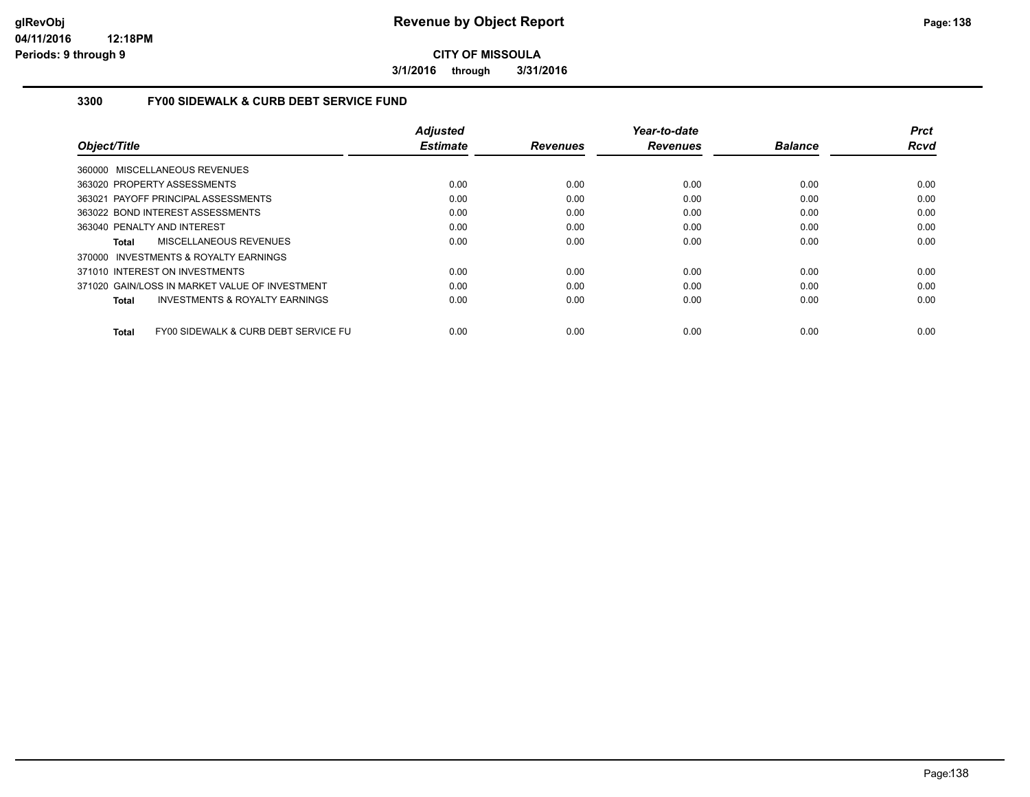**glRevObj**
**04/11/2016 12:18PM**
**Periods: 9 through 9**

# Revenue by Object Report

**CITY OF MISSOULA**

**3/1/2016 through 3/31/2016**

## 3300 FY00 SIDEWALK & CURB DEBT SERVICE FUND

| Object/Title | Adjusted Estimate | Revenues | Year-to-date Revenues | Balance | Prct Rcvd |
|---|---|---|---|---|---|
| 360000 MISCELLANEOUS REVENUES | | | | | |
| 363020 PROPERTY ASSESSMENTS | 0.00 | 0.00 | 0.00 | 0.00 | 0.00 |
| 363021 PAYOFF PRINCIPAL ASSESSMENTS | 0.00 | 0.00 | 0.00 | 0.00 | 0.00 |
| 363022 BOND INTEREST ASSESSMENTS | 0.00 | 0.00 | 0.00 | 0.00 | 0.00 |
| 363040 PENALTY AND INTEREST | 0.00 | 0.00 | 0.00 | 0.00 | 0.00 |
| **Total** MISCELLANEOUS REVENUES | 0.00 | 0.00 | 0.00 | 0.00 | 0.00 |
| 370000 INVESTMENTS & ROYALTY EARNINGS | | | | | |
| 371010 INTEREST ON INVESTMENTS | 0.00 | 0.00 | 0.00 | 0.00 | 0.00 |
| 371020 GAIN/LOSS IN MARKET VALUE OF INVESTMENT | 0.00 | 0.00 | 0.00 | 0.00 | 0.00 |
| **Total** INVESTMENTS & ROYALTY EARNINGS | 0.00 | 0.00 | 0.00 | 0.00 | 0.00 |
| **Total** FY00 SIDEWALK & CURB DEBT SERVICE FU | 0.00 | 0.00 | 0.00 | 0.00 | 0.00 |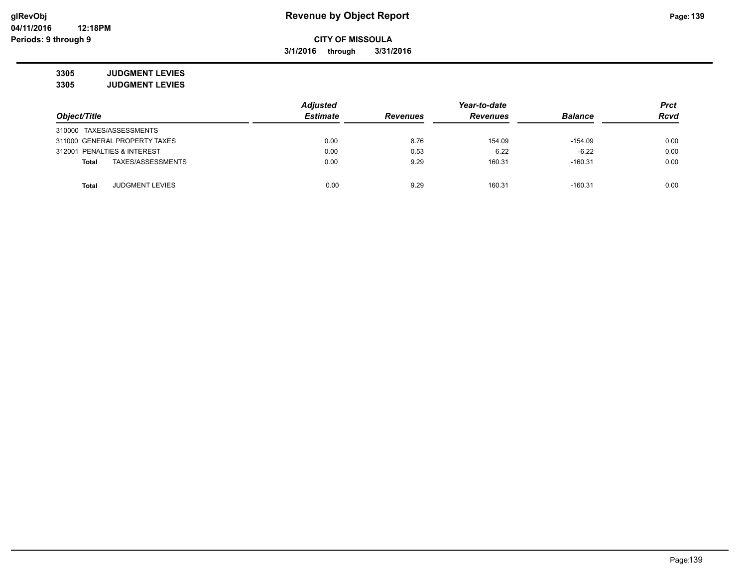**Revenue by Object Report**

**CITY OF MISSOULA**

**3/1/2016 through 3/31/2016**

**3305 JUDGMENT LEVIES**

**3305 JUDGMENT LEVIES**

| Object/Title | | Adjusted Estimate | Revenues | Year-to-date Revenues | Balance | Prct Rcvd |
|---|---|---|---|---|---|---|
| 310000 TAXES/ASSESSMENTS | | | | | | |
| 311000 GENERAL PROPERTY TAXES | | 0.00 | 8.76 | 154.09 | -154.09 | 0.00 |
| 312001 PENALTIES & INTEREST | | 0.00 | 0.53 | 6.22 | -6.22 | 0.00 |
| Total | TAXES/ASSESSMENTS | 0.00 | 9.29 | 160.31 | -160.31 | 0.00 |
| Total | JUDGMENT LEVIES | 0.00 | 9.29 | 160.31 | -160.31 | 0.00 |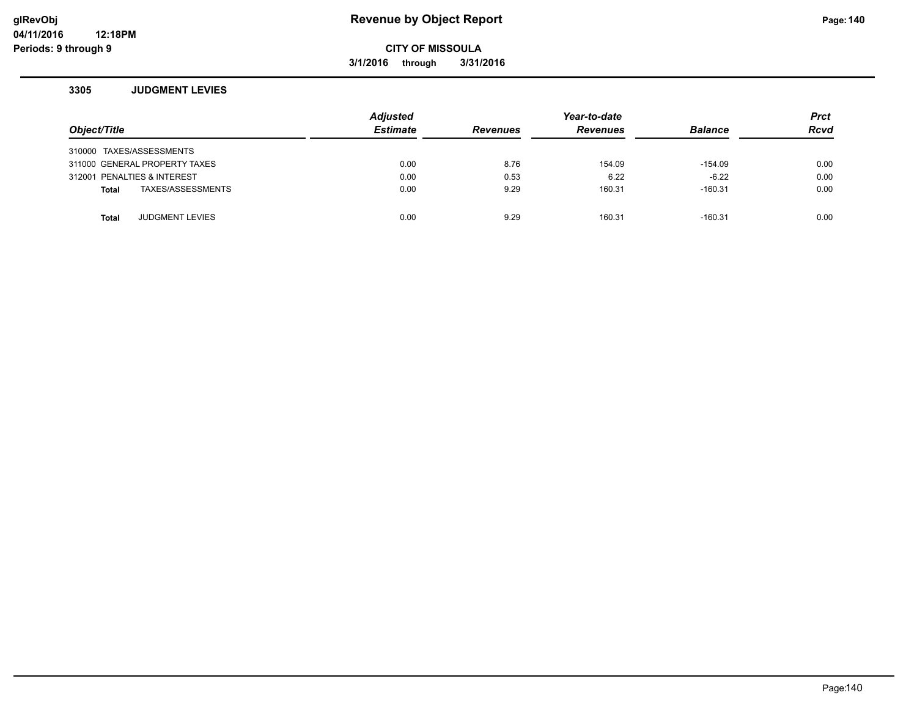**glRevObj**
**04/11/2016 12:18PM**
**Periods: 9 through 9**

# Revenue by Object Report

**CITY OF MISSOULA**

**3/1/2016 through 3/31/2016**

### 3305 JUDGMENT LEVIES

| Object/Title | Adjusted Estimate | Revenues | Year-to-date Revenues | Balance | Prct Rcvd |
|---|---|---|---|---|---|
| 310000 TAXES/ASSESSMENTS | | | | | |
| 311000 GENERAL PROPERTY TAXES | 0.00 | 8.76 | 154.09 | -154.09 | 0.00 |
| 312001 PENALTIES & INTEREST | 0.00 | 0.53 | 6.22 | -6.22 | 0.00 |
| **Total** TAXES/ASSESSMENTS | 0.00 | 9.29 | 160.31 | -160.31 | 0.00 |
| **Total** JUDGMENT LEVIES | 0.00 | 9.29 | 160.31 | -160.31 | 0.00 |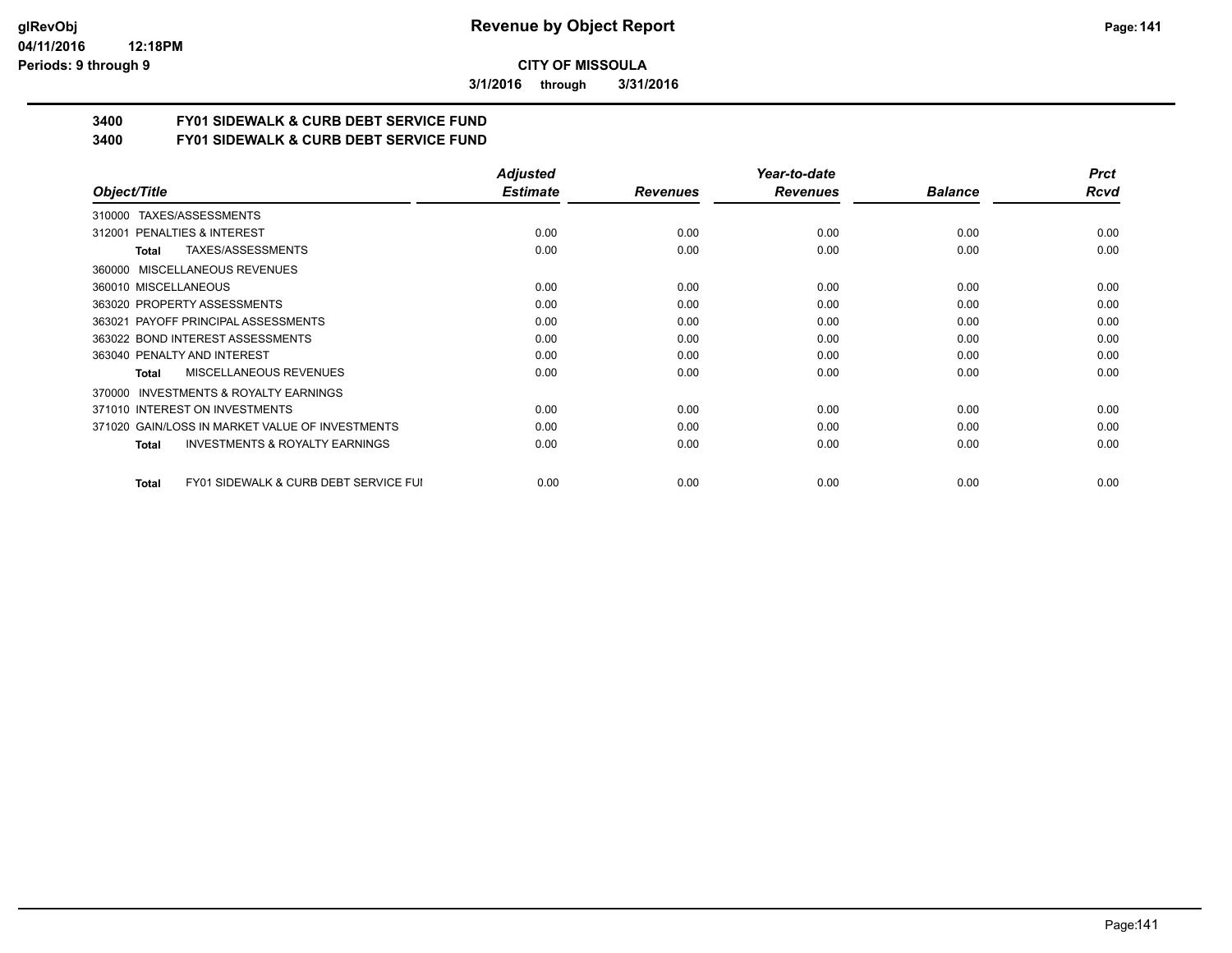**CITY OF MISSOULA**

**3/1/2016 through 3/31/2016**

## 3400 FY01 SIDEWALK & CURB DEBT SERVICE FUND
## 3400 FY01 SIDEWALK & CURB DEBT SERVICE FUND

| Object/Title | Adjusted Estimate | Revenues | Year-to-date Revenues | Balance | Prct Rcvd |
|---|---|---|---|---|---|
| 310000 TAXES/ASSESSMENTS | | | | | |
| 312001 PENALTIES & INTEREST | 0.00 | 0.00 | 0.00 | 0.00 | 0.00 |
| **Total** TAXES/ASSESSMENTS | 0.00 | 0.00 | 0.00 | 0.00 | 0.00 |
| 360000 MISCELLANEOUS REVENUES | | | | | |
| 360010 MISCELLANEOUS | 0.00 | 0.00 | 0.00 | 0.00 | 0.00 |
| 363020 PROPERTY ASSESSMENTS | 0.00 | 0.00 | 0.00 | 0.00 | 0.00 |
| 363021 PAYOFF PRINCIPAL ASSESSMENTS | 0.00 | 0.00 | 0.00 | 0.00 | 0.00 |
| 363022 BOND INTEREST ASSESSMENTS | 0.00 | 0.00 | 0.00 | 0.00 | 0.00 |
| 363040 PENALTY AND INTEREST | 0.00 | 0.00 | 0.00 | 0.00 | 0.00 |
| **Total** MISCELLANEOUS REVENUES | 0.00 | 0.00 | 0.00 | 0.00 | 0.00 |
| 370000 INVESTMENTS & ROYALTY EARNINGS | | | | | |
| 371010 INTEREST ON INVESTMENTS | 0.00 | 0.00 | 0.00 | 0.00 | 0.00 |
| 371020 GAIN/LOSS IN MARKET VALUE OF INVESTMENTS | 0.00 | 0.00 | 0.00 | 0.00 | 0.00 |
| **Total** INVESTMENTS & ROYALTY EARNINGS | 0.00 | 0.00 | 0.00 | 0.00 | 0.00 |
| **Total** FY01 SIDEWALK & CURB DEBT SERVICE FUI | 0.00 | 0.00 | 0.00 | 0.00 | 0.00 |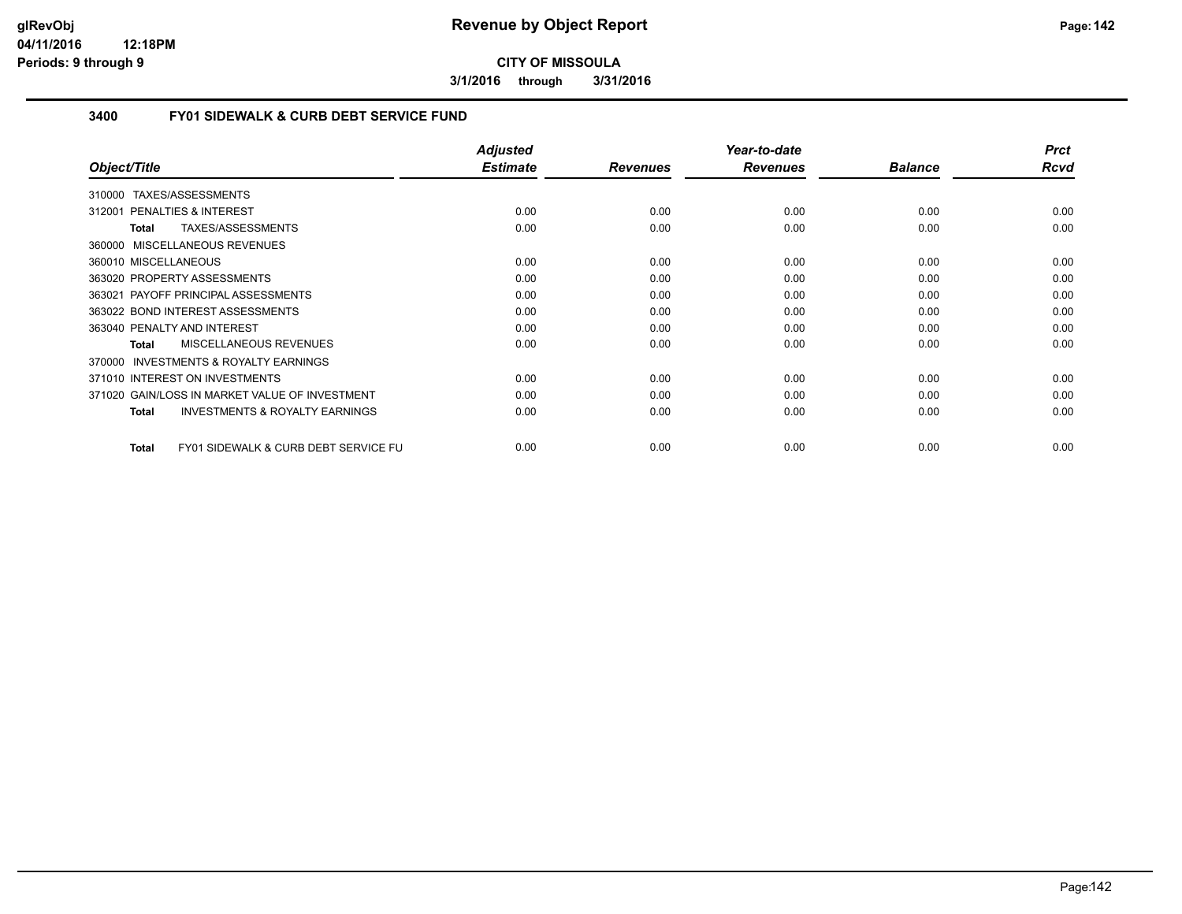**CITY OF MISSOULA**

**3/1/2016 through 3/31/2016**

### 3400 FY01 SIDEWALK & CURB DEBT SERVICE FUND

| Object/Title | Adjusted Estimate | Revenues | Year-to-date Revenues | Balance | Prct Rcvd |
|---|---|---|---|---|---|
| 310000 TAXES/ASSESSMENTS | | | | | |
| 312001 PENALTIES & INTEREST | 0.00 | 0.00 | 0.00 | 0.00 | 0.00 |
| **Total** TAXES/ASSESSMENTS | 0.00 | 0.00 | 0.00 | 0.00 | 0.00 |
| 360000 MISCELLANEOUS REVENUES | | | | | |
| 360010 MISCELLANEOUS | 0.00 | 0.00 | 0.00 | 0.00 | 0.00 |
| 363020 PROPERTY ASSESSMENTS | 0.00 | 0.00 | 0.00 | 0.00 | 0.00 |
| 363021 PAYOFF PRINCIPAL ASSESSMENTS | 0.00 | 0.00 | 0.00 | 0.00 | 0.00 |
| 363022 BOND INTEREST ASSESSMENTS | 0.00 | 0.00 | 0.00 | 0.00 | 0.00 |
| 363040 PENALTY AND INTEREST | 0.00 | 0.00 | 0.00 | 0.00 | 0.00 |
| **Total** MISCELLANEOUS REVENUES | 0.00 | 0.00 | 0.00 | 0.00 | 0.00 |
| 370000 INVESTMENTS & ROYALTY EARNINGS | | | | | |
| 371010 INTEREST ON INVESTMENTS | 0.00 | 0.00 | 0.00 | 0.00 | 0.00 |
| 371020 GAIN/LOSS IN MARKET VALUE OF INVESTMENT | 0.00 | 0.00 | 0.00 | 0.00 | 0.00 |
| **Total** INVESTMENTS & ROYALTY EARNINGS | 0.00 | 0.00 | 0.00 | 0.00 | 0.00 |
| **Total** FY01 SIDEWALK & CURB DEBT SERVICE FU | 0.00 | 0.00 | 0.00 | 0.00 | 0.00 |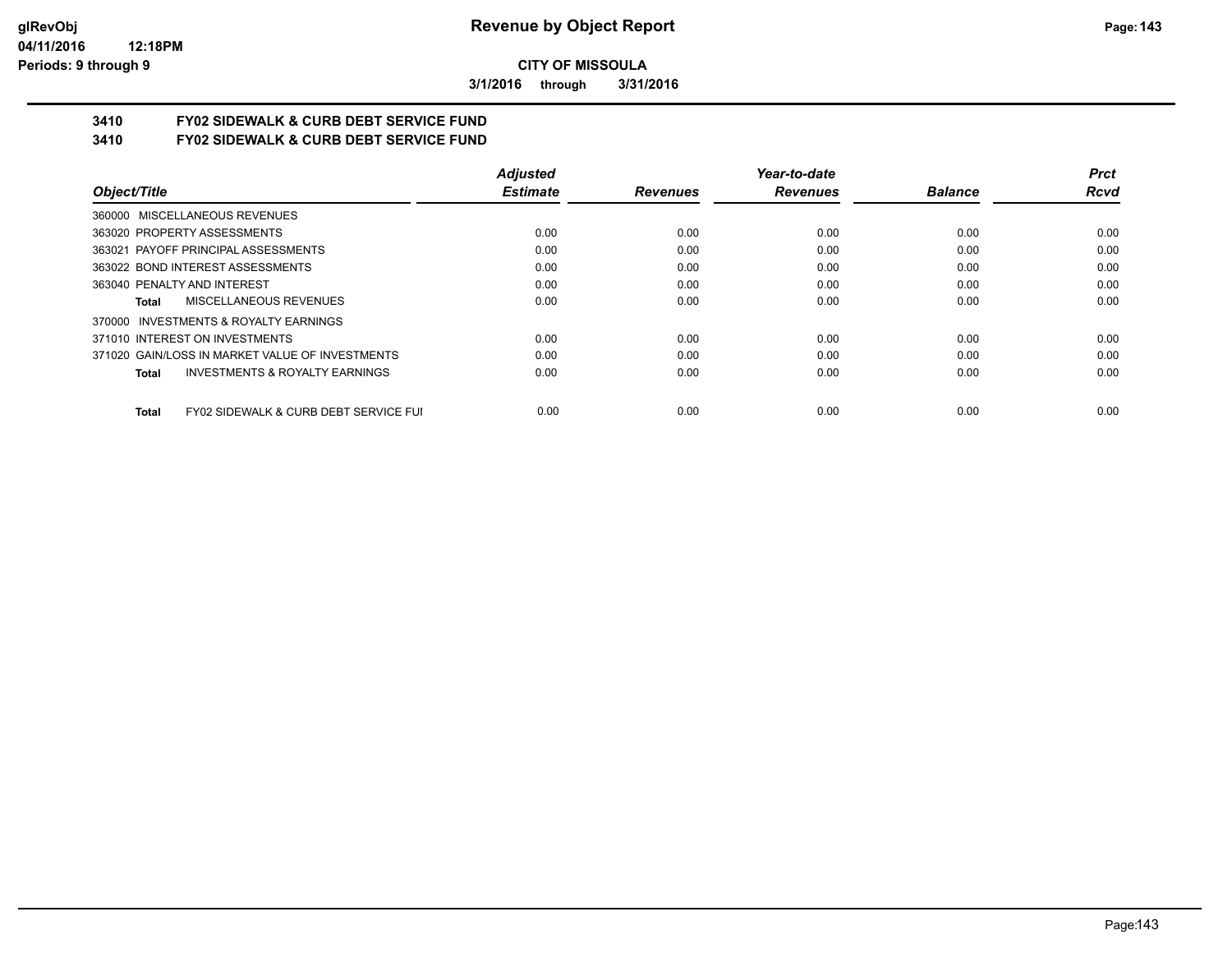**CITY OF MISSOULA**

**3/1/2016 through 3/31/2016**

## 3410 FY02 SIDEWALK & CURB DEBT SERVICE FUND
## 3410 FY02 SIDEWALK & CURB DEBT SERVICE FUND

| Object/Title | Adjusted Estimate | Revenues | Year-to-date Revenues | Balance | Prct Rcvd |
|---|---|---|---|---|---|
| 360000 MISCELLANEOUS REVENUES | | | | | |
| 363020 PROPERTY ASSESSMENTS | 0.00 | 0.00 | 0.00 | 0.00 | 0.00 |
| 363021 PAYOFF PRINCIPAL ASSESSMENTS | 0.00 | 0.00 | 0.00 | 0.00 | 0.00 |
| 363022 BOND INTEREST ASSESSMENTS | 0.00 | 0.00 | 0.00 | 0.00 | 0.00 |
| 363040 PENALTY AND INTEREST | 0.00 | 0.00 | 0.00 | 0.00 | 0.00 |
| **Total** MISCELLANEOUS REVENUES | 0.00 | 0.00 | 0.00 | 0.00 | 0.00 |
| 370000 INVESTMENTS & ROYALTY EARNINGS | | | | | |
| 371010 INTEREST ON INVESTMENTS | 0.00 | 0.00 | 0.00 | 0.00 | 0.00 |
| 371020 GAIN/LOSS IN MARKET VALUE OF INVESTMENTS | 0.00 | 0.00 | 0.00 | 0.00 | 0.00 |
| **Total** INVESTMENTS & ROYALTY EARNINGS | 0.00 | 0.00 | 0.00 | 0.00 | 0.00 |
| **Total** FY02 SIDEWALK & CURB DEBT SERVICE FUI | 0.00 | 0.00 | 0.00 | 0.00 | 0.00 |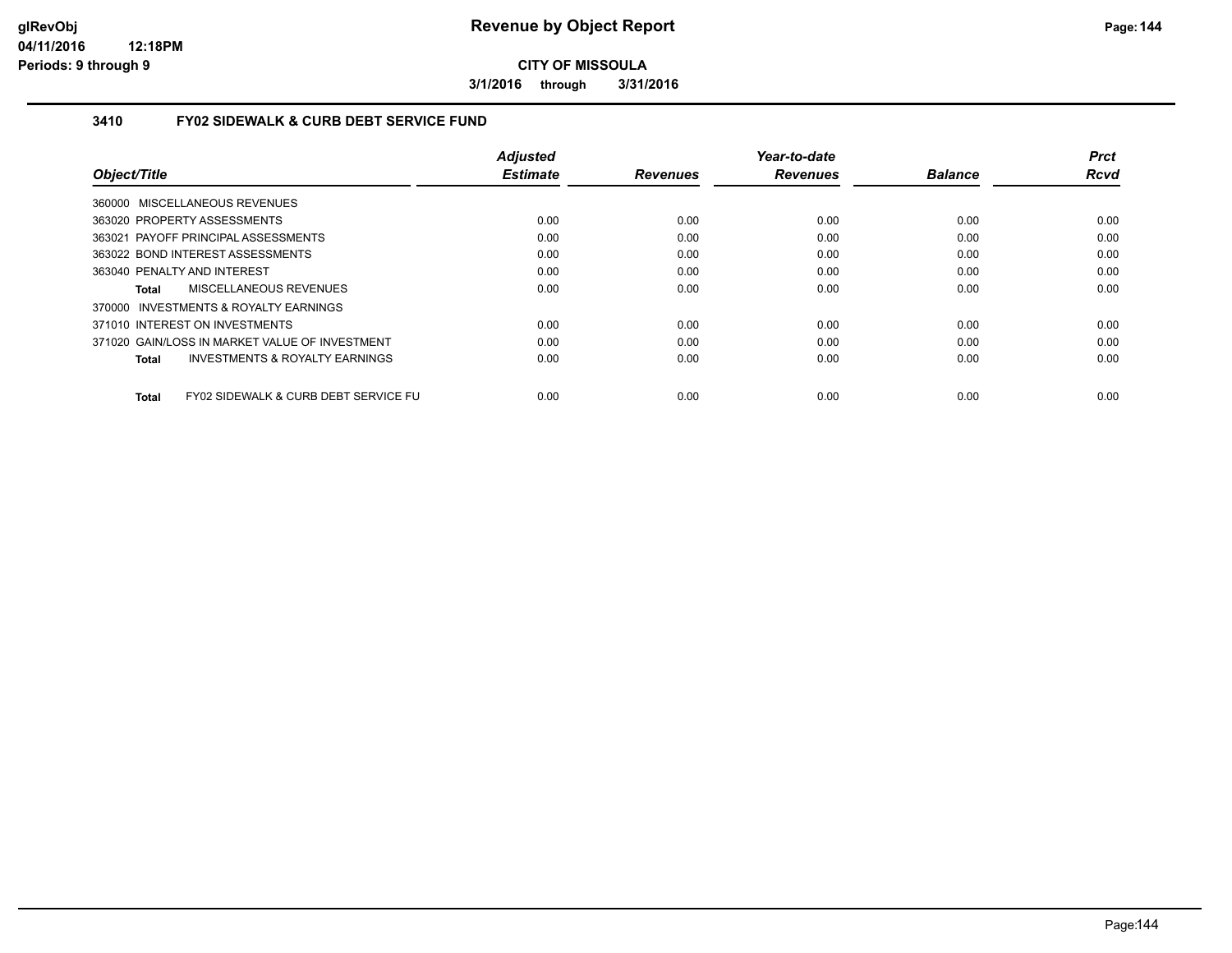**Revenue by Object Report**

**CITY OF MISSOULA**

**3/1/2016 through 3/31/2016**

glRevObj
04/11/2016 12:18PM
Periods: 9 through 9

### 3410 FY02 SIDEWALK & CURB DEBT SERVICE FUND

| Object/Title | Adjusted Estimate | Revenues | Year-to-date Revenues | Balance | Prct Rcvd |
|---|---|---|---|---|---|
| 360000 MISCELLANEOUS REVENUES | | | | | |
| 363020 PROPERTY ASSESSMENTS | 0.00 | 0.00 | 0.00 | 0.00 | 0.00 |
| 363021 PAYOFF PRINCIPAL ASSESSMENTS | 0.00 | 0.00 | 0.00 | 0.00 | 0.00 |
| 363022 BOND INTEREST ASSESSMENTS | 0.00 | 0.00 | 0.00 | 0.00 | 0.00 |
| 363040 PENALTY AND INTEREST | 0.00 | 0.00 | 0.00 | 0.00 | 0.00 |
| **Total** MISCELLANEOUS REVENUES | 0.00 | 0.00 | 0.00 | 0.00 | 0.00 |
| 370000 INVESTMENTS & ROYALTY EARNINGS | | | | | |
| 371010 INTEREST ON INVESTMENTS | 0.00 | 0.00 | 0.00 | 0.00 | 0.00 |
| 371020 GAIN/LOSS IN MARKET VALUE OF INVESTMENT | 0.00 | 0.00 | 0.00 | 0.00 | 0.00 |
| **Total** INVESTMENTS & ROYALTY EARNINGS | 0.00 | 0.00 | 0.00 | 0.00 | 0.00 |
| **Total** FY02 SIDEWALK & CURB DEBT SERVICE FU | 0.00 | 0.00 | 0.00 | 0.00 | 0.00 |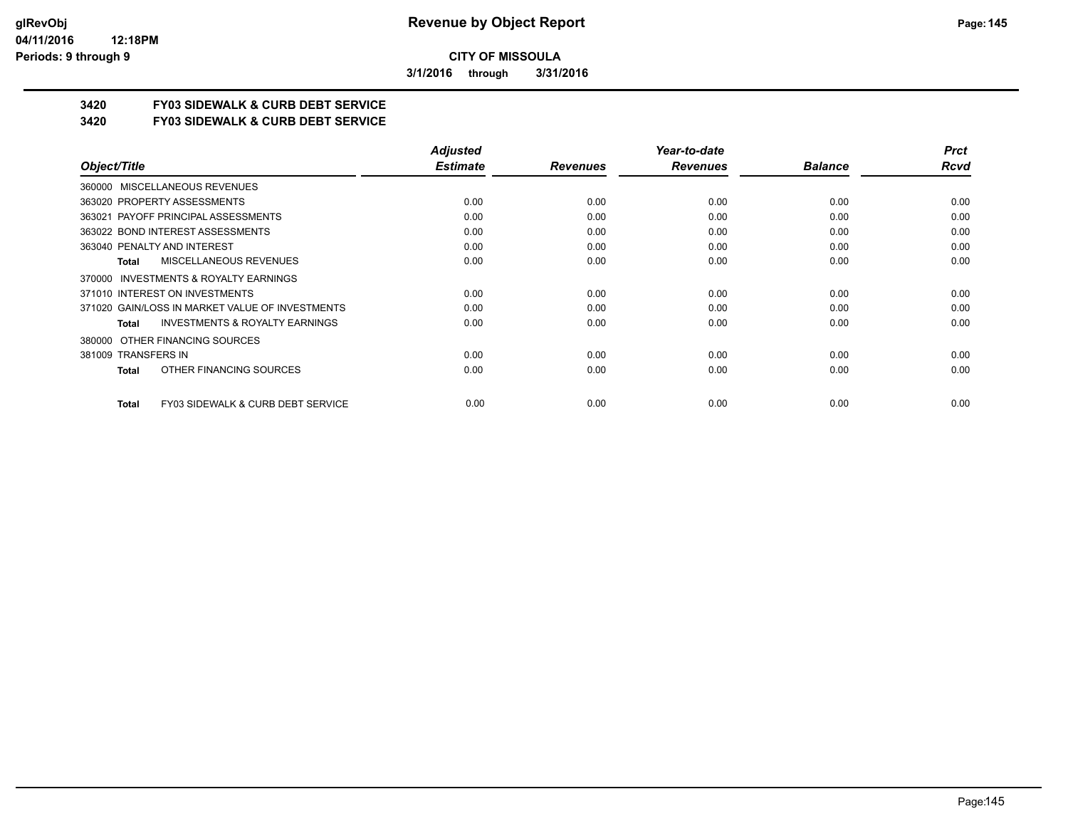**CITY OF MISSOULA**

**3/1/2016 through 3/31/2016**

## 3420 FY03 SIDEWALK & CURB DEBT SERVICE

## 3420 FY03 SIDEWALK & CURB DEBT SERVICE

| Object/Title | Adjusted Estimate | Revenues | Year-to-date Revenues | Balance | Prct Rcvd |
|---|---|---|---|---|---|
| 360000 MISCELLANEOUS REVENUES | | | | | |
| 363020 PROPERTY ASSESSMENTS | 0.00 | 0.00 | 0.00 | 0.00 | 0.00 |
| 363021 PAYOFF PRINCIPAL ASSESSMENTS | 0.00 | 0.00 | 0.00 | 0.00 | 0.00 |
| 363022 BOND INTEREST ASSESSMENTS | 0.00 | 0.00 | 0.00 | 0.00 | 0.00 |
| 363040 PENALTY AND INTEREST | 0.00 | 0.00 | 0.00 | 0.00 | 0.00 |
| **Total** MISCELLANEOUS REVENUES | 0.00 | 0.00 | 0.00 | 0.00 | 0.00 |
| 370000 INVESTMENTS & ROYALTY EARNINGS | | | | | |
| 371010 INTEREST ON INVESTMENTS | 0.00 | 0.00 | 0.00 | 0.00 | 0.00 |
| 371020 GAIN/LOSS IN MARKET VALUE OF INVESTMENTS | 0.00 | 0.00 | 0.00 | 0.00 | 0.00 |
| **Total** INVESTMENTS & ROYALTY EARNINGS | 0.00 | 0.00 | 0.00 | 0.00 | 0.00 |
| 380000 OTHER FINANCING SOURCES | | | | | |
| 381009 TRANSFERS IN | 0.00 | 0.00 | 0.00 | 0.00 | 0.00 |
| **Total** OTHER FINANCING SOURCES | 0.00 | 0.00 | 0.00 | 0.00 | 0.00 |
| **Total** FY03 SIDEWALK & CURB DEBT SERVICE | 0.00 | 0.00 | 0.00 | 0.00 | 0.00 |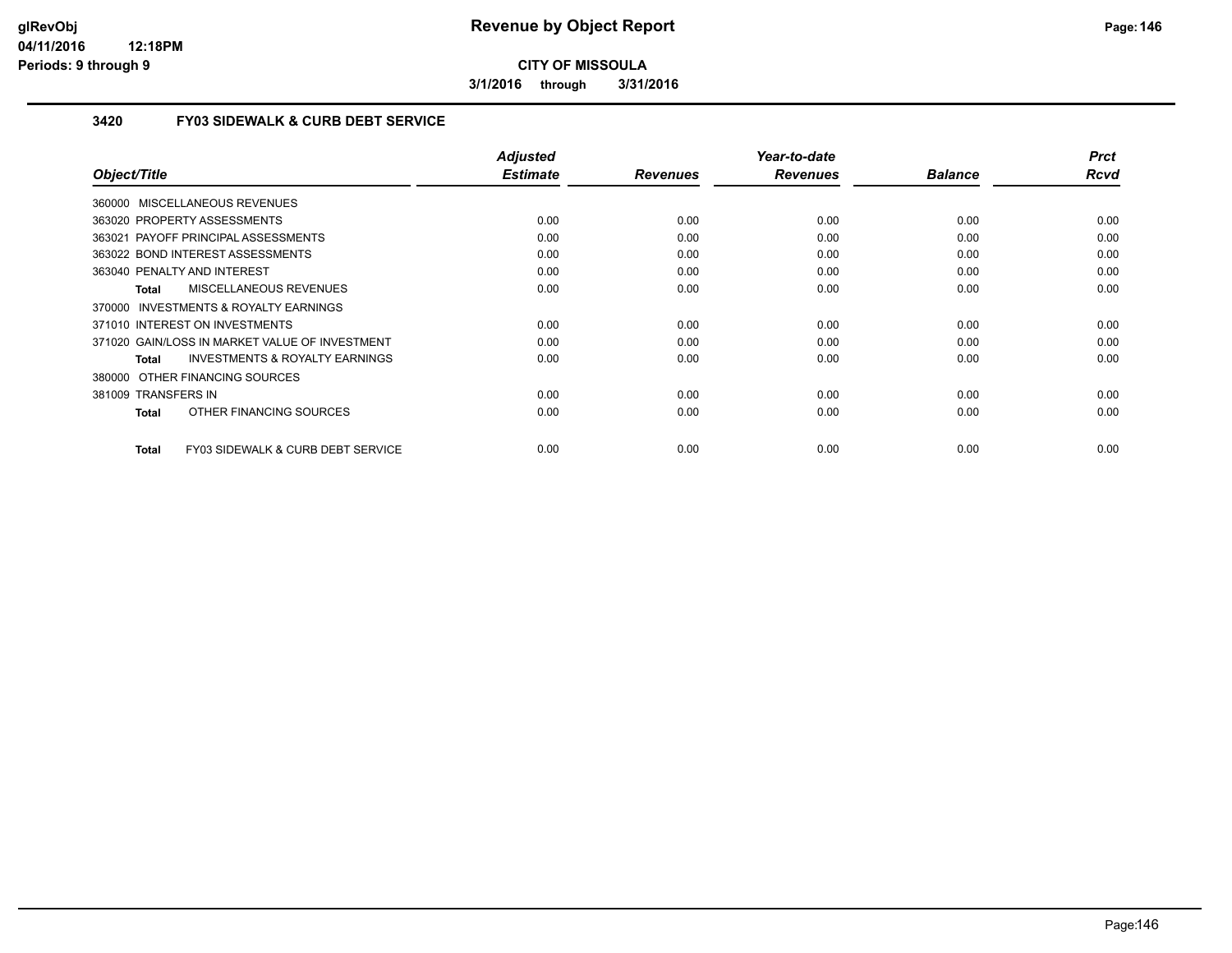**CITY OF MISSOULA**

**3/1/2016 through 3/31/2016**

### 3420 FY03 SIDEWALK & CURB DEBT SERVICE

| Object/Title | Adjusted Estimate | Revenues | Year-to-date Revenues | Balance | Prct Rcvd |
|---|---|---|---|---|---|
| 360000 MISCELLANEOUS REVENUES | | | | | |
| 363020 PROPERTY ASSESSMENTS | 0.00 | 0.00 | 0.00 | 0.00 | 0.00 |
| 363021 PAYOFF PRINCIPAL ASSESSMENTS | 0.00 | 0.00 | 0.00 | 0.00 | 0.00 |
| 363022 BOND INTEREST ASSESSMENTS | 0.00 | 0.00 | 0.00 | 0.00 | 0.00 |
| 363040 PENALTY AND INTEREST | 0.00 | 0.00 | 0.00 | 0.00 | 0.00 |
| **Total** MISCELLANEOUS REVENUES | 0.00 | 0.00 | 0.00 | 0.00 | 0.00 |
| 370000 INVESTMENTS & ROYALTY EARNINGS | | | | | |
| 371010 INTEREST ON INVESTMENTS | 0.00 | 0.00 | 0.00 | 0.00 | 0.00 |
| 371020 GAIN/LOSS IN MARKET VALUE OF INVESTMENT | 0.00 | 0.00 | 0.00 | 0.00 | 0.00 |
| **Total** INVESTMENTS & ROYALTY EARNINGS | 0.00 | 0.00 | 0.00 | 0.00 | 0.00 |
| 380000 OTHER FINANCING SOURCES | | | | | |
| 381009 TRANSFERS IN | 0.00 | 0.00 | 0.00 | 0.00 | 0.00 |
| **Total** OTHER FINANCING SOURCES | 0.00 | 0.00 | 0.00 | 0.00 | 0.00 |
| **Total** FY03 SIDEWALK & CURB DEBT SERVICE | 0.00 | 0.00 | 0.00 | 0.00 | 0.00 |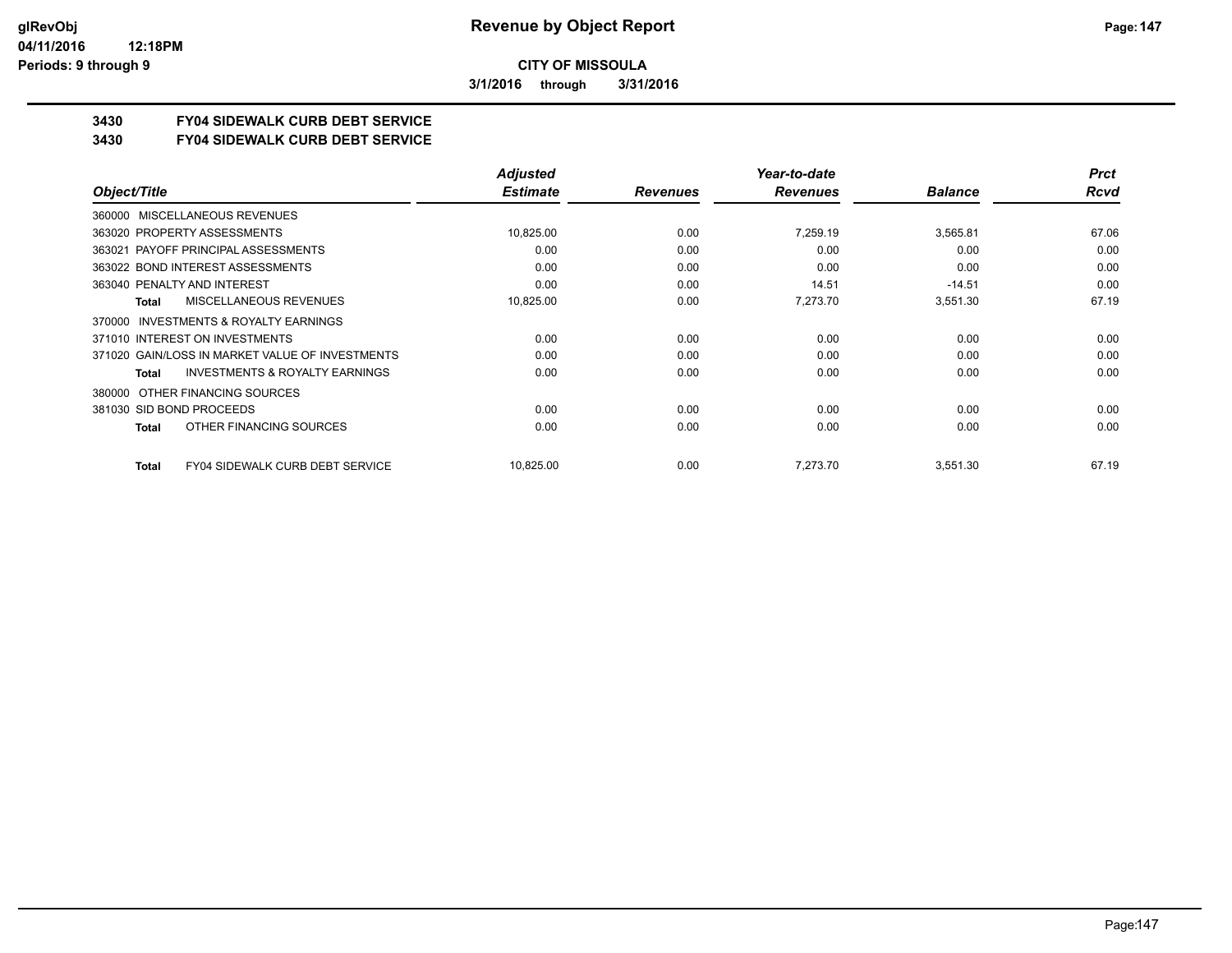**glRevObj**
**04/11/2016 12:18PM**
**Periods: 9 through 9**

# Revenue by Object Report

**CITY OF MISSOULA**

**3/1/2016 through 3/31/2016**

## 3430 FY04 SIDEWALK CURB DEBT SERVICE
## 3430 FY04 SIDEWALK CURB DEBT SERVICE

| Object/Title | Adjusted Estimate | Revenues | Year-to-date Revenues | Balance | Prct Rcvd |
|---|---|---|---|---|---|
| 360000 MISCELLANEOUS REVENUES | | | | | |
| 363020 PROPERTY ASSESSMENTS | 10,825.00 | 0.00 | 7,259.19 | 3,565.81 | 67.06 |
| 363021 PAYOFF PRINCIPAL ASSESSMENTS | 0.00 | 0.00 | 0.00 | 0.00 | 0.00 |
| 363022 BOND INTEREST ASSESSMENTS | 0.00 | 0.00 | 0.00 | 0.00 | 0.00 |
| 363040 PENALTY AND INTEREST | 0.00 | 0.00 | 14.51 | -14.51 | 0.00 |
| **Total** MISCELLANEOUS REVENUES | 10,825.00 | 0.00 | 7,273.70 | 3,551.30 | 67.19 |
| 370000 INVESTMENTS & ROYALTY EARNINGS | | | | | |
| 371010 INTEREST ON INVESTMENTS | 0.00 | 0.00 | 0.00 | 0.00 | 0.00 |
| 371020 GAIN/LOSS IN MARKET VALUE OF INVESTMENTS | 0.00 | 0.00 | 0.00 | 0.00 | 0.00 |
| **Total** INVESTMENTS & ROYALTY EARNINGS | 0.00 | 0.00 | 0.00 | 0.00 | 0.00 |
| 380000 OTHER FINANCING SOURCES | | | | | |
| 381030 SID BOND PROCEEDS | 0.00 | 0.00 | 0.00 | 0.00 | 0.00 |
| **Total** OTHER FINANCING SOURCES | 0.00 | 0.00 | 0.00 | 0.00 | 0.00 |
| **Total** FY04 SIDEWALK CURB DEBT SERVICE | 10,825.00 | 0.00 | 7,273.70 | 3,551.30 | 67.19 |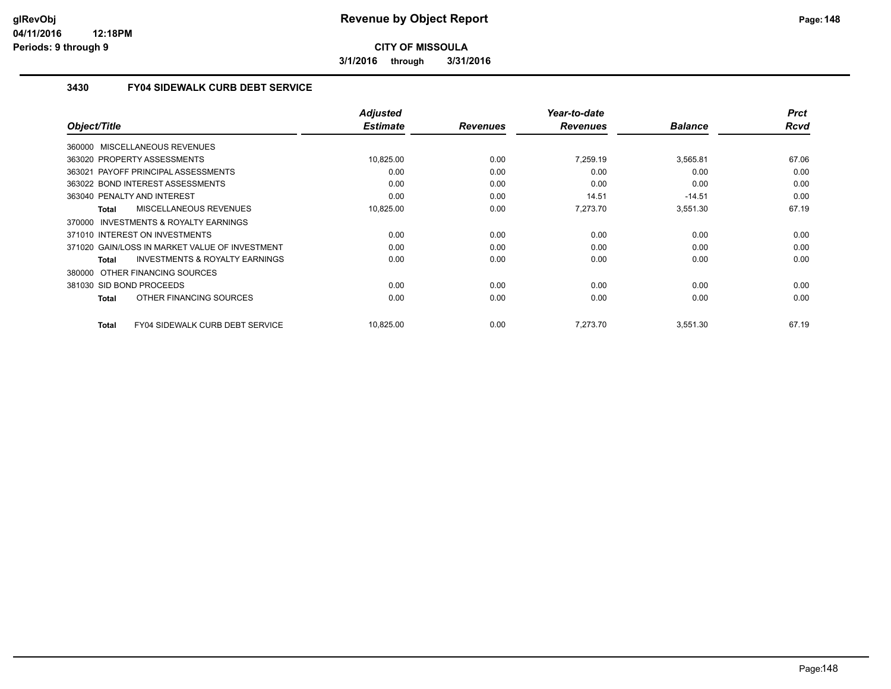**CITY OF MISSOULA**

**3/1/2016 through 3/31/2016**

## 3430 FY04 SIDEWALK CURB DEBT SERVICE

| Object/Title | Adjusted Estimate | Revenues | Year-to-date Revenues | Balance | Prct Rcvd |
|---|---|---|---|---|---|
| 360000 MISCELLANEOUS REVENUES | | | | | |
| 363020 PROPERTY ASSESSMENTS | 10,825.00 | 0.00 | 7,259.19 | 3,565.81 | 67.06 |
| 363021 PAYOFF PRINCIPAL ASSESSMENTS | 0.00 | 0.00 | 0.00 | 0.00 | 0.00 |
| 363022 BOND INTEREST ASSESSMENTS | 0.00 | 0.00 | 0.00 | 0.00 | 0.00 |
| 363040 PENALTY AND INTEREST | 0.00 | 0.00 | 14.51 | -14.51 | 0.00 |
| **Total** MISCELLANEOUS REVENUES | 10,825.00 | 0.00 | 7,273.70 | 3,551.30 | 67.19 |
| 370000 INVESTMENTS & ROYALTY EARNINGS | | | | | |
| 371010 INTEREST ON INVESTMENTS | 0.00 | 0.00 | 0.00 | 0.00 | 0.00 |
| 371020 GAIN/LOSS IN MARKET VALUE OF INVESTMENT | 0.00 | 0.00 | 0.00 | 0.00 | 0.00 |
| **Total** INVESTMENTS & ROYALTY EARNINGS | 0.00 | 0.00 | 0.00 | 0.00 | 0.00 |
| 380000 OTHER FINANCING SOURCES | | | | | |
| 381030 SID BOND PROCEEDS | 0.00 | 0.00 | 0.00 | 0.00 | 0.00 |
| **Total** OTHER FINANCING SOURCES | 0.00 | 0.00 | 0.00 | 0.00 | 0.00 |
| **Total** FY04 SIDEWALK CURB DEBT SERVICE | 10,825.00 | 0.00 | 7,273.70 | 3,551.30 | 67.19 |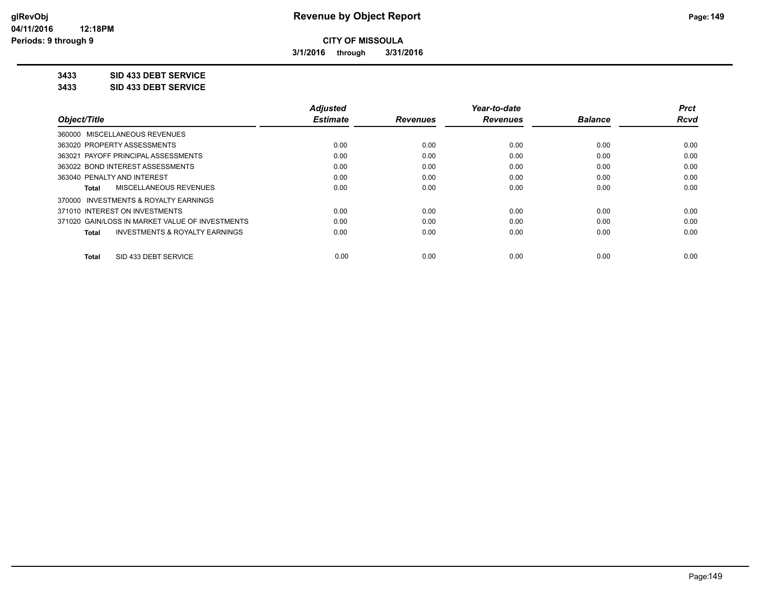**glRevObj**
**04/11/2016 12:18PM**
**Periods: 9 through 9**

# Revenue by Object Report

**CITY OF MISSOULA**

**3/1/2016 through 3/31/2016**

**3433 SID 433 DEBT SERVICE**

**3433 SID 433 DEBT SERVICE**

| Object/Title | Adjusted Estimate | Revenues | Year-to-date Revenues | Balance | Prct Rcvd |
|---|---|---|---|---|---|
| 360000 MISCELLANEOUS REVENUES | | | | | |
| 363020 PROPERTY ASSESSMENTS | 0.00 | 0.00 | 0.00 | 0.00 | 0.00 |
| 363021 PAYOFF PRINCIPAL ASSESSMENTS | 0.00 | 0.00 | 0.00 | 0.00 | 0.00 |
| 363022 BOND INTEREST ASSESSMENTS | 0.00 | 0.00 | 0.00 | 0.00 | 0.00 |
| 363040 PENALTY AND INTEREST | 0.00 | 0.00 | 0.00 | 0.00 | 0.00 |
| **Total** MISCELLANEOUS REVENUES | 0.00 | 0.00 | 0.00 | 0.00 | 0.00 |
| 370000 INVESTMENTS & ROYALTY EARNINGS | | | | | |
| 371010 INTEREST ON INVESTMENTS | 0.00 | 0.00 | 0.00 | 0.00 | 0.00 |
| 371020 GAIN/LOSS IN MARKET VALUE OF INVESTMENTS | 0.00 | 0.00 | 0.00 | 0.00 | 0.00 |
| **Total** INVESTMENTS & ROYALTY EARNINGS | 0.00 | 0.00 | 0.00 | 0.00 | 0.00 |
| **Total** SID 433 DEBT SERVICE | 0.00 | 0.00 | 0.00 | 0.00 | 0.00 |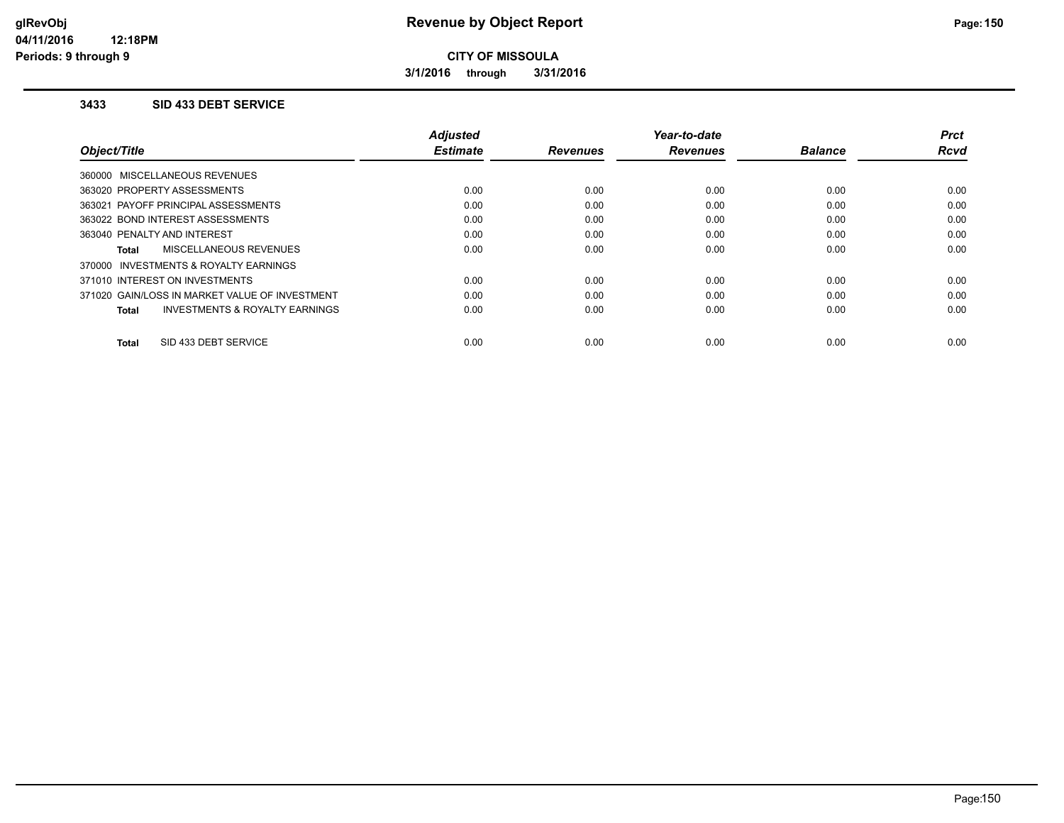# Revenue by Object Report

**CITY OF MISSOULA**

**3/1/2016 through 3/31/2016**

glRevObj
04/11/2016 12:18PM
Periods: 9 through 9

### 3433 SID 433 DEBT SERVICE

| Object/Title | Adjusted Estimate | Revenues | Year-to-date Revenues | Balance | Prct Rcvd |
|---|---|---|---|---|---|
| 360000 MISCELLANEOUS REVENUES | | | | | |
| 363020 PROPERTY ASSESSMENTS | 0.00 | 0.00 | 0.00 | 0.00 | 0.00 |
| 363021 PAYOFF PRINCIPAL ASSESSMENTS | 0.00 | 0.00 | 0.00 | 0.00 | 0.00 |
| 363022 BOND INTEREST ASSESSMENTS | 0.00 | 0.00 | 0.00 | 0.00 | 0.00 |
| 363040 PENALTY AND INTEREST | 0.00 | 0.00 | 0.00 | 0.00 | 0.00 |
| **Total** MISCELLANEOUS REVENUES | 0.00 | 0.00 | 0.00 | 0.00 | 0.00 |
| 370000 INVESTMENTS & ROYALTY EARNINGS | | | | | |
| 371010 INTEREST ON INVESTMENTS | 0.00 | 0.00 | 0.00 | 0.00 | 0.00 |
| 371020 GAIN/LOSS IN MARKET VALUE OF INVESTMENT | 0.00 | 0.00 | 0.00 | 0.00 | 0.00 |
| **Total** INVESTMENTS & ROYALTY EARNINGS | 0.00 | 0.00 | 0.00 | 0.00 | 0.00 |
| **Total** SID 433 DEBT SERVICE | 0.00 | 0.00 | 0.00 | 0.00 | 0.00 |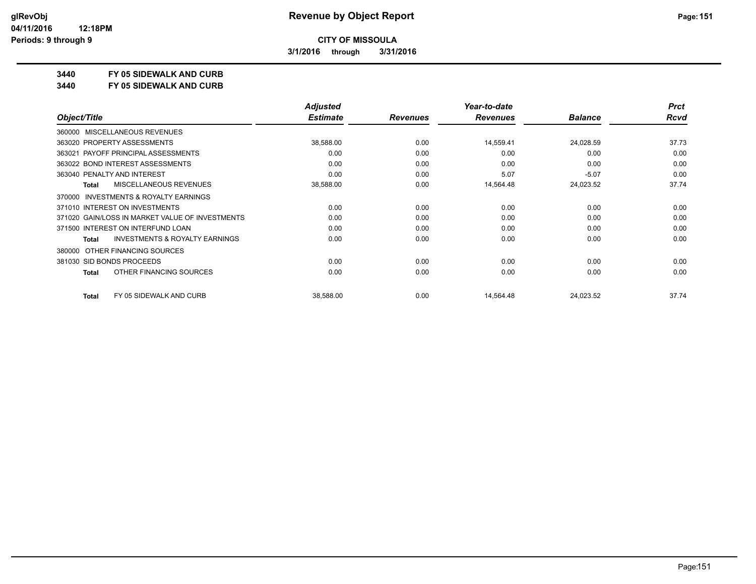**CITY OF MISSOULA**

**3/1/2016 through 3/31/2016**

**Revenue by Object Report**

glRevObj
04/11/2016 12:18PM
Periods: 9 through 9

## 3440 FY 05 SIDEWALK AND CURB

## 3440 FY 05 SIDEWALK AND CURB

| Object/Title | Adjusted Estimate | Revenues | Year-to-date Revenues | Balance | Prct Rcvd |
|---|---|---|---|---|---|
| 360000 MISCELLANEOUS REVENUES | | | | | |
| 363020 PROPERTY ASSESSMENTS | 38,588.00 | 0.00 | 14,559.41 | 24,028.59 | 37.73 |
| 363021 PAYOFF PRINCIPAL ASSESSMENTS | 0.00 | 0.00 | 0.00 | 0.00 | 0.00 |
| 363022 BOND INTEREST ASSESSMENTS | 0.00 | 0.00 | 0.00 | 0.00 | 0.00 |
| 363040 PENALTY AND INTEREST | 0.00 | 0.00 | 5.07 | -5.07 | 0.00 |
| **Total** MISCELLANEOUS REVENUES | 38,588.00 | 0.00 | 14,564.48 | 24,023.52 | 37.74 |
| 370000 INVESTMENTS & ROYALTY EARNINGS | | | | | |
| 371010 INTEREST ON INVESTMENTS | 0.00 | 0.00 | 0.00 | 0.00 | 0.00 |
| 371020 GAIN/LOSS IN MARKET VALUE OF INVESTMENTS | 0.00 | 0.00 | 0.00 | 0.00 | 0.00 |
| 371500 INTEREST ON INTERFUND LOAN | 0.00 | 0.00 | 0.00 | 0.00 | 0.00 |
| **Total** INVESTMENTS & ROYALTY EARNINGS | 0.00 | 0.00 | 0.00 | 0.00 | 0.00 |
| 380000 OTHER FINANCING SOURCES | | | | | |
| 381030 SID BONDS PROCEEDS | 0.00 | 0.00 | 0.00 | 0.00 | 0.00 |
| **Total** OTHER FINANCING SOURCES | 0.00 | 0.00 | 0.00 | 0.00 | 0.00 |
| **Total** FY 05 SIDEWALK AND CURB | 38,588.00 | 0.00 | 14,564.48 | 24,023.52 | 37.74 |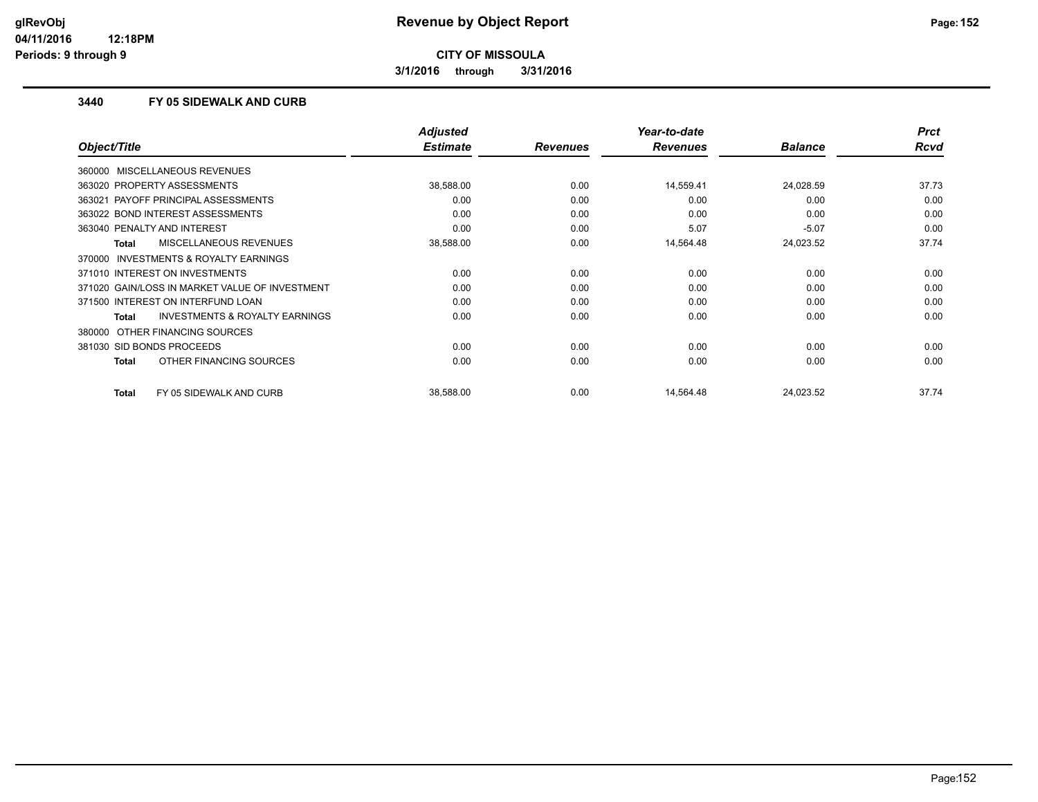# Revenue by Object Report

**CITY OF MISSOULA**

**3/1/2016 through 3/31/2016**

glRevObj
04/11/2016 12:18PM
Periods: 9 through 9

## 3440 FY 05 SIDEWALK AND CURB

| Object/Title | Adjusted Estimate | Revenues | Year-to-date Revenues | Balance | Prct Rcvd |
|---|---|---|---|---|---|
| 360000 MISCELLANEOUS REVENUES | | | | | |
| 363020 PROPERTY ASSESSMENTS | 38,588.00 | 0.00 | 14,559.41 | 24,028.59 | 37.73 |
| 363021 PAYOFF PRINCIPAL ASSESSMENTS | 0.00 | 0.00 | 0.00 | 0.00 | 0.00 |
| 363022 BOND INTEREST ASSESSMENTS | 0.00 | 0.00 | 0.00 | 0.00 | 0.00 |
| 363040 PENALTY AND INTEREST | 0.00 | 0.00 | 5.07 | -5.07 | 0.00 |
| **Total** MISCELLANEOUS REVENUES | 38,588.00 | 0.00 | 14,564.48 | 24,023.52 | 37.74 |
| 370000 INVESTMENTS & ROYALTY EARNINGS | | | | | |
| 371010 INTEREST ON INVESTMENTS | 0.00 | 0.00 | 0.00 | 0.00 | 0.00 |
| 371020 GAIN/LOSS IN MARKET VALUE OF INVESTMENT | 0.00 | 0.00 | 0.00 | 0.00 | 0.00 |
| 371500 INTEREST ON INTERFUND LOAN | 0.00 | 0.00 | 0.00 | 0.00 | 0.00 |
| **Total** INVESTMENTS & ROYALTY EARNINGS | 0.00 | 0.00 | 0.00 | 0.00 | 0.00 |
| 380000 OTHER FINANCING SOURCES | | | | | |
| 381030 SID BONDS PROCEEDS | 0.00 | 0.00 | 0.00 | 0.00 | 0.00 |
| **Total** OTHER FINANCING SOURCES | 0.00 | 0.00 | 0.00 | 0.00 | 0.00 |
| **Total** FY 05 SIDEWALK AND CURB | 38,588.00 | 0.00 | 14,564.48 | 24,023.52 | 37.74 |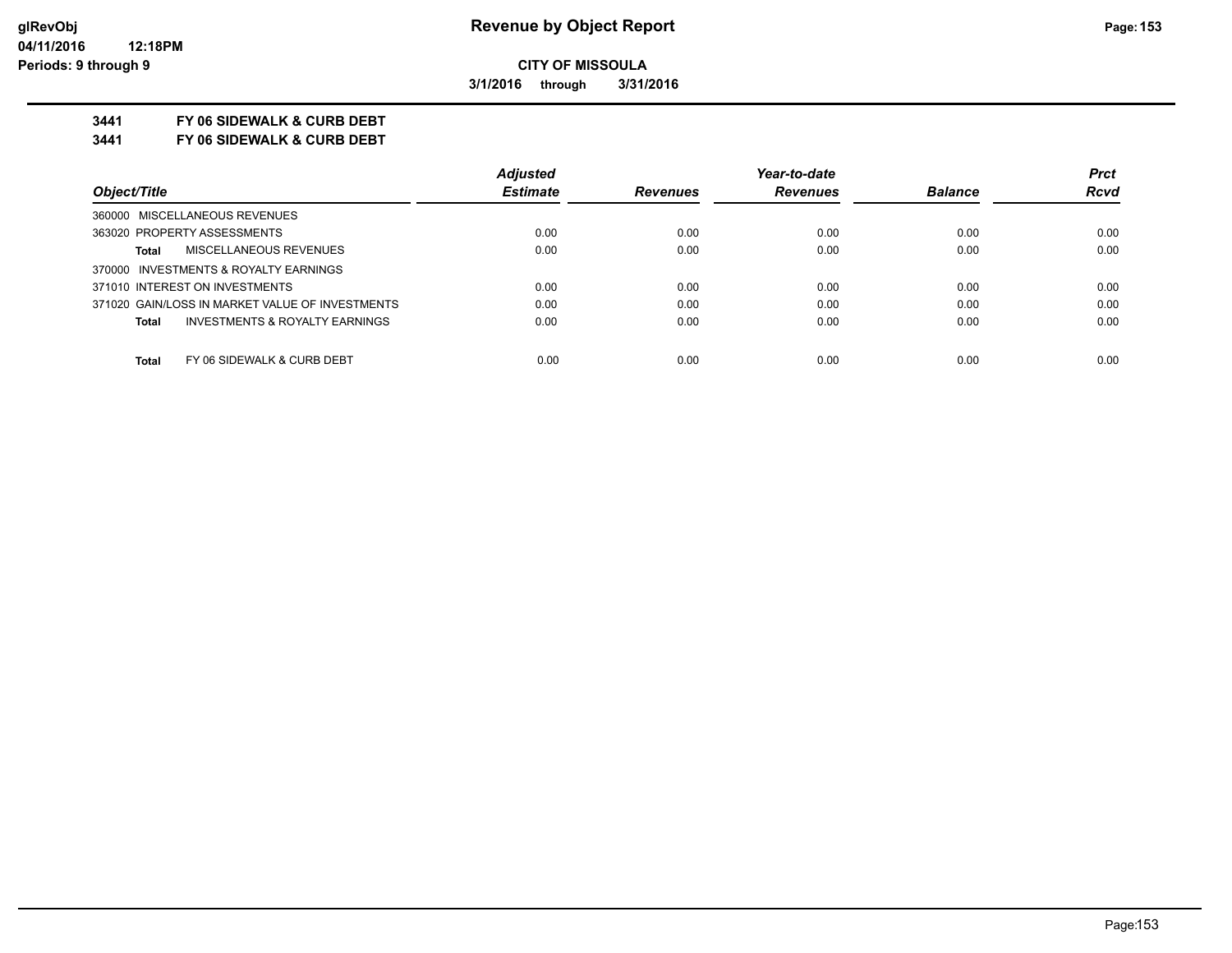**Revenue by Object Report**

**CITY OF MISSOULA**

**3/1/2016 through 3/31/2016**

glRevObj
04/11/2016 12:18PM
Periods: 9 through 9

**3441 FY 06 SIDEWALK & CURB DEBT**

**3441 FY 06 SIDEWALK & CURB DEBT**

| Object/Title | Adjusted Estimate | Revenues | Year-to-date Revenues | Balance | Prct Rcvd |
|---|---|---|---|---|---|
| 360000 MISCELLANEOUS REVENUES | | | | | |
| 363020 PROPERTY ASSESSMENTS | 0.00 | 0.00 | 0.00 | 0.00 | 0.00 |
| **Total** MISCELLANEOUS REVENUES | 0.00 | 0.00 | 0.00 | 0.00 | 0.00 |
| 370000 INVESTMENTS & ROYALTY EARNINGS | | | | | |
| 371010 INTEREST ON INVESTMENTS | 0.00 | 0.00 | 0.00 | 0.00 | 0.00 |
| 371020 GAIN/LOSS IN MARKET VALUE OF INVESTMENTS | 0.00 | 0.00 | 0.00 | 0.00 | 0.00 |
| **Total** INVESTMENTS & ROYALTY EARNINGS | 0.00 | 0.00 | 0.00 | 0.00 | 0.00 |
| **Total** FY 06 SIDEWALK & CURB DEBT | 0.00 | 0.00 | 0.00 | 0.00 | 0.00 |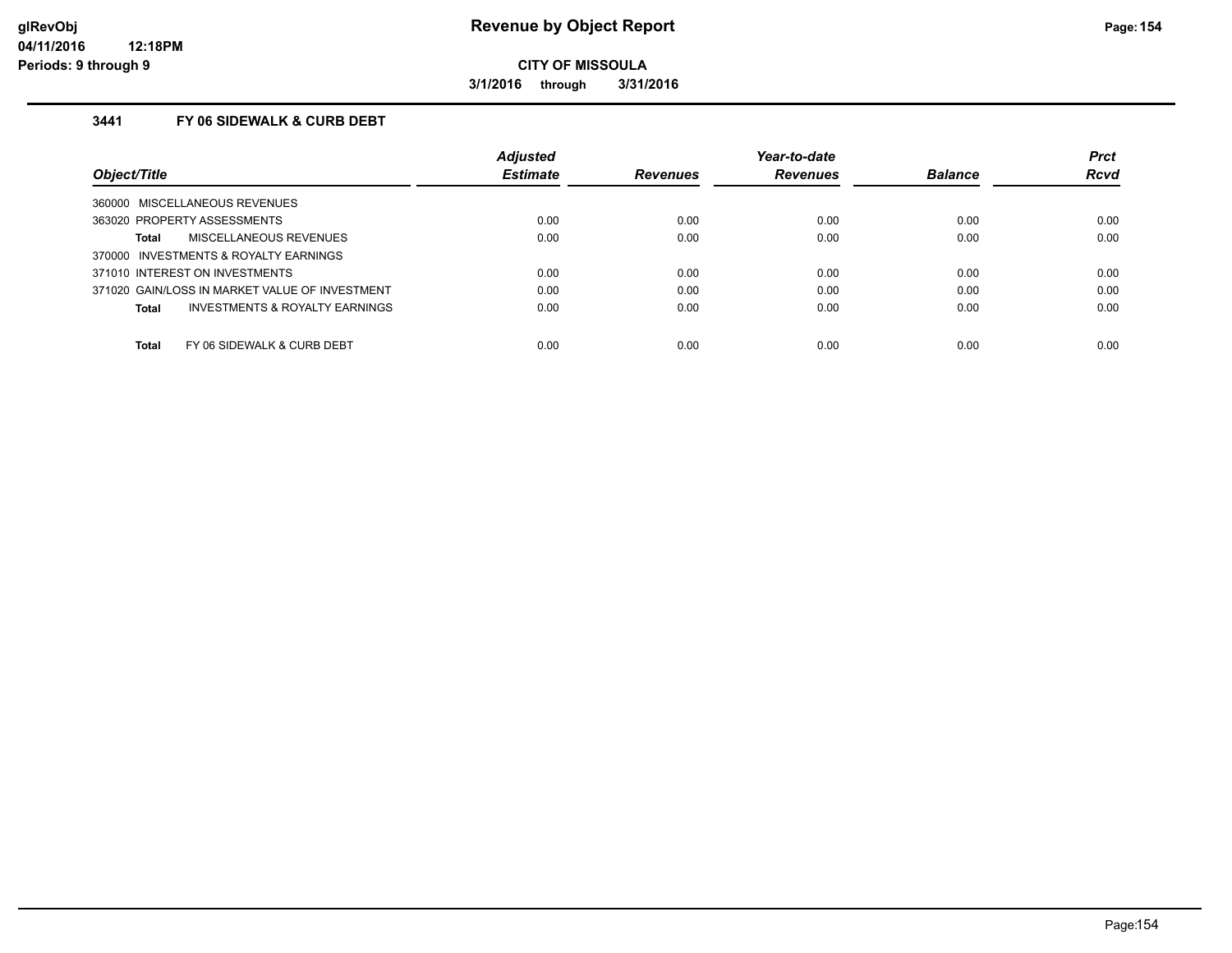**glRevObj**
**04/11/2016 12:18PM**
**Periods: 9 through 9**

# Revenue by Object Report

**CITY OF MISSOULA**

**3/1/2016 through 3/31/2016**

### 3441 FY 06 SIDEWALK & CURB DEBT

| Object/Title | Adjusted Estimate | Revenues | Year-to-date Revenues | Balance | Prct Rcvd |
|---|---|---|---|---|---|
| 360000 MISCELLANEOUS REVENUES | | | | | |
| 363020 PROPERTY ASSESSMENTS | 0.00 | 0.00 | 0.00 | 0.00 | 0.00 |
| **Total** MISCELLANEOUS REVENUES | 0.00 | 0.00 | 0.00 | 0.00 | 0.00 |
| 370000 INVESTMENTS & ROYALTY EARNINGS | | | | | |
| 371010 INTEREST ON INVESTMENTS | 0.00 | 0.00 | 0.00 | 0.00 | 0.00 |
| 371020 GAIN/LOSS IN MARKET VALUE OF INVESTMENT | 0.00 | 0.00 | 0.00 | 0.00 | 0.00 |
| **Total** INVESTMENTS & ROYALTY EARNINGS | 0.00 | 0.00 | 0.00 | 0.00 | 0.00 |
| **Total** FY 06 SIDEWALK & CURB DEBT | 0.00 | 0.00 | 0.00 | 0.00 | 0.00 |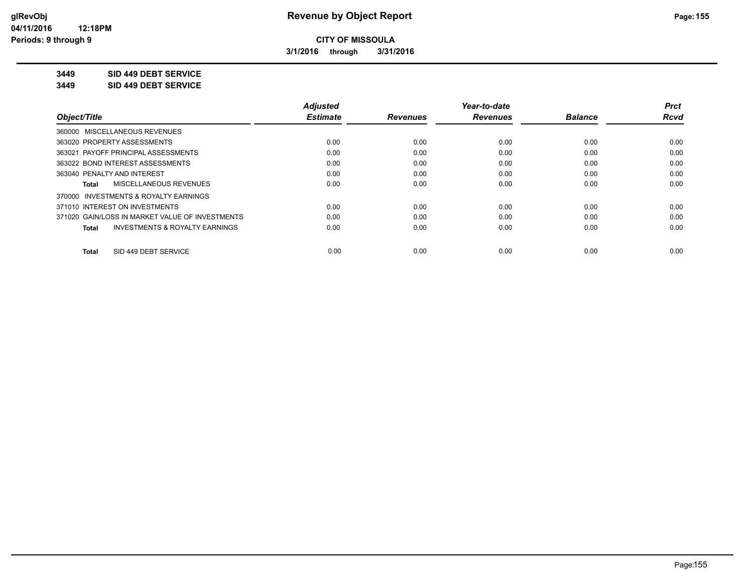**CITY OF MISSOULA**

**3/1/2016 through 3/31/2016**

**3449 SID 449 DEBT SERVICE**

**3449 SID 449 DEBT SERVICE**

| Object/Title | Adjusted Estimate | Revenues | Year-to-date Revenues | Balance | Prct Rcvd |
|---|---|---|---|---|---|
| 360000 MISCELLANEOUS REVENUES | | | | | |
| 363020 PROPERTY ASSESSMENTS | 0.00 | 0.00 | 0.00 | 0.00 | 0.00 |
| 363021 PAYOFF PRINCIPAL ASSESSMENTS | 0.00 | 0.00 | 0.00 | 0.00 | 0.00 |
| 363022 BOND INTEREST ASSESSMENTS | 0.00 | 0.00 | 0.00 | 0.00 | 0.00 |
| 363040 PENALTY AND INTEREST | 0.00 | 0.00 | 0.00 | 0.00 | 0.00 |
| **Total** MISCELLANEOUS REVENUES | 0.00 | 0.00 | 0.00 | 0.00 | 0.00 |
| 370000 INVESTMENTS & ROYALTY EARNINGS | | | | | |
| 371010 INTEREST ON INVESTMENTS | 0.00 | 0.00 | 0.00 | 0.00 | 0.00 |
| 371020 GAIN/LOSS IN MARKET VALUE OF INVESTMENTS | 0.00 | 0.00 | 0.00 | 0.00 | 0.00 |
| **Total** INVESTMENTS & ROYALTY EARNINGS | 0.00 | 0.00 | 0.00 | 0.00 | 0.00 |
| **Total** SID 449 DEBT SERVICE | 0.00 | 0.00 | 0.00 | 0.00 | 0.00 |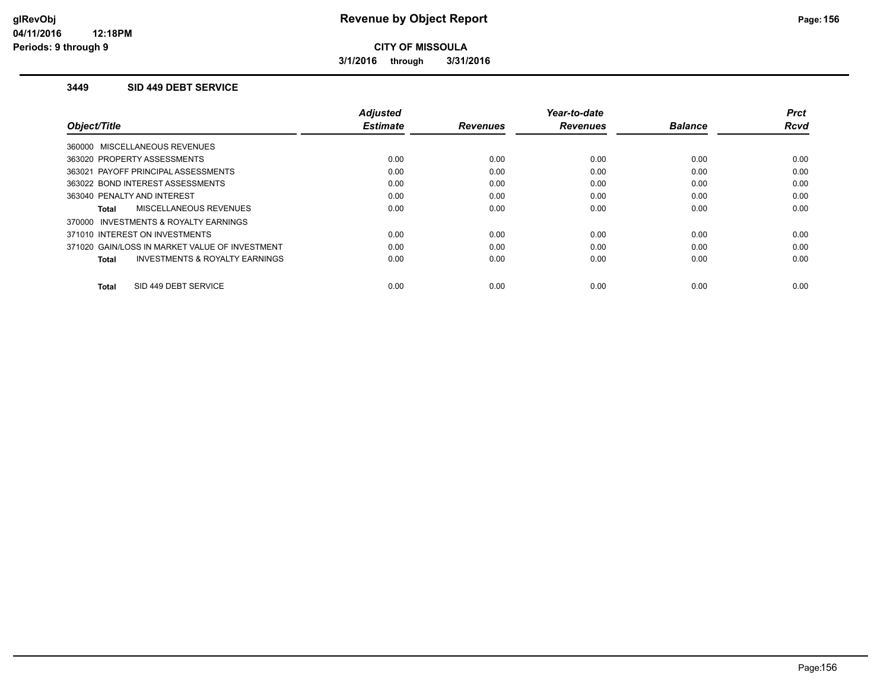**CITY OF MISSOULA**

**3/1/2016 through 3/31/2016**

## 3449 SID 449 DEBT SERVICE

| Object/Title | Adjusted Estimate | Revenues | Year-to-date Revenues | Balance | Prct Rcvd |
|---|---|---|---|---|---|
| 360000 MISCELLANEOUS REVENUES | | | | | |
| 363020 PROPERTY ASSESSMENTS | 0.00 | 0.00 | 0.00 | 0.00 | 0.00 |
| 363021 PAYOFF PRINCIPAL ASSESSMENTS | 0.00 | 0.00 | 0.00 | 0.00 | 0.00 |
| 363022 BOND INTEREST ASSESSMENTS | 0.00 | 0.00 | 0.00 | 0.00 | 0.00 |
| 363040 PENALTY AND INTEREST | 0.00 | 0.00 | 0.00 | 0.00 | 0.00 |
| **Total** MISCELLANEOUS REVENUES | 0.00 | 0.00 | 0.00 | 0.00 | 0.00 |
| 370000 INVESTMENTS & ROYALTY EARNINGS | | | | | |
| 371010 INTEREST ON INVESTMENTS | 0.00 | 0.00 | 0.00 | 0.00 | 0.00 |
| 371020 GAIN/LOSS IN MARKET VALUE OF INVESTMENT | 0.00 | 0.00 | 0.00 | 0.00 | 0.00 |
| **Total** INVESTMENTS & ROYALTY EARNINGS | 0.00 | 0.00 | 0.00 | 0.00 | 0.00 |
| **Total** SID 449 DEBT SERVICE | 0.00 | 0.00 | 0.00 | 0.00 | 0.00 |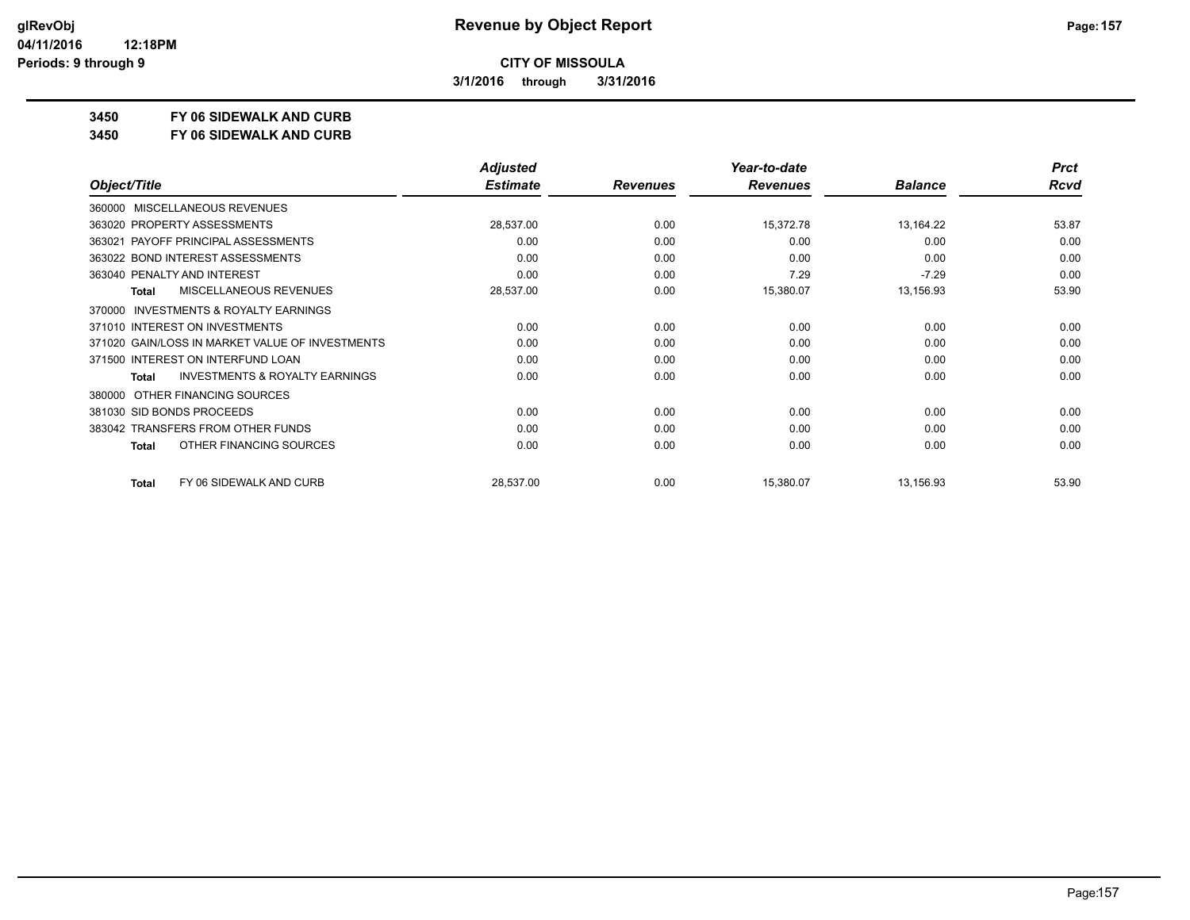**CITY OF MISSOULA**

**3/1/2016 through 3/31/2016**

## 3450 FY 06 SIDEWALK AND CURB

## 3450 FY 06 SIDEWALK AND CURB

| Object/Title | Adjusted Estimate | Revenues | Year-to-date Revenues | Balance | Prct Rcvd |
|---|---|---|---|---|---|
| 360000 MISCELLANEOUS REVENUES | | | | | |
| 363020 PROPERTY ASSESSMENTS | 28,537.00 | 0.00 | 15,372.78 | 13,164.22 | 53.87 |
| 363021 PAYOFF PRINCIPAL ASSESSMENTS | 0.00 | 0.00 | 0.00 | 0.00 | 0.00 |
| 363022 BOND INTEREST ASSESSMENTS | 0.00 | 0.00 | 0.00 | 0.00 | 0.00 |
| 363040 PENALTY AND INTEREST | 0.00 | 0.00 | 7.29 | -7.29 | 0.00 |
| **Total** MISCELLANEOUS REVENUES | 28,537.00 | 0.00 | 15,380.07 | 13,156.93 | 53.90 |
| 370000 INVESTMENTS & ROYALTY EARNINGS | | | | | |
| 371010 INTEREST ON INVESTMENTS | 0.00 | 0.00 | 0.00 | 0.00 | 0.00 |
| 371020 GAIN/LOSS IN MARKET VALUE OF INVESTMENTS | 0.00 | 0.00 | 0.00 | 0.00 | 0.00 |
| 371500 INTEREST ON INTERFUND LOAN | 0.00 | 0.00 | 0.00 | 0.00 | 0.00 |
| **Total** INVESTMENTS & ROYALTY EARNINGS | 0.00 | 0.00 | 0.00 | 0.00 | 0.00 |
| 380000 OTHER FINANCING SOURCES | | | | | |
| 381030 SID BONDS PROCEEDS | 0.00 | 0.00 | 0.00 | 0.00 | 0.00 |
| 383042 TRANSFERS FROM OTHER FUNDS | 0.00 | 0.00 | 0.00 | 0.00 | 0.00 |
| **Total** OTHER FINANCING SOURCES | 0.00 | 0.00 | 0.00 | 0.00 | 0.00 |
| **Total** FY 06 SIDEWALK AND CURB | 28,537.00 | 0.00 | 15,380.07 | 13,156.93 | 53.90 |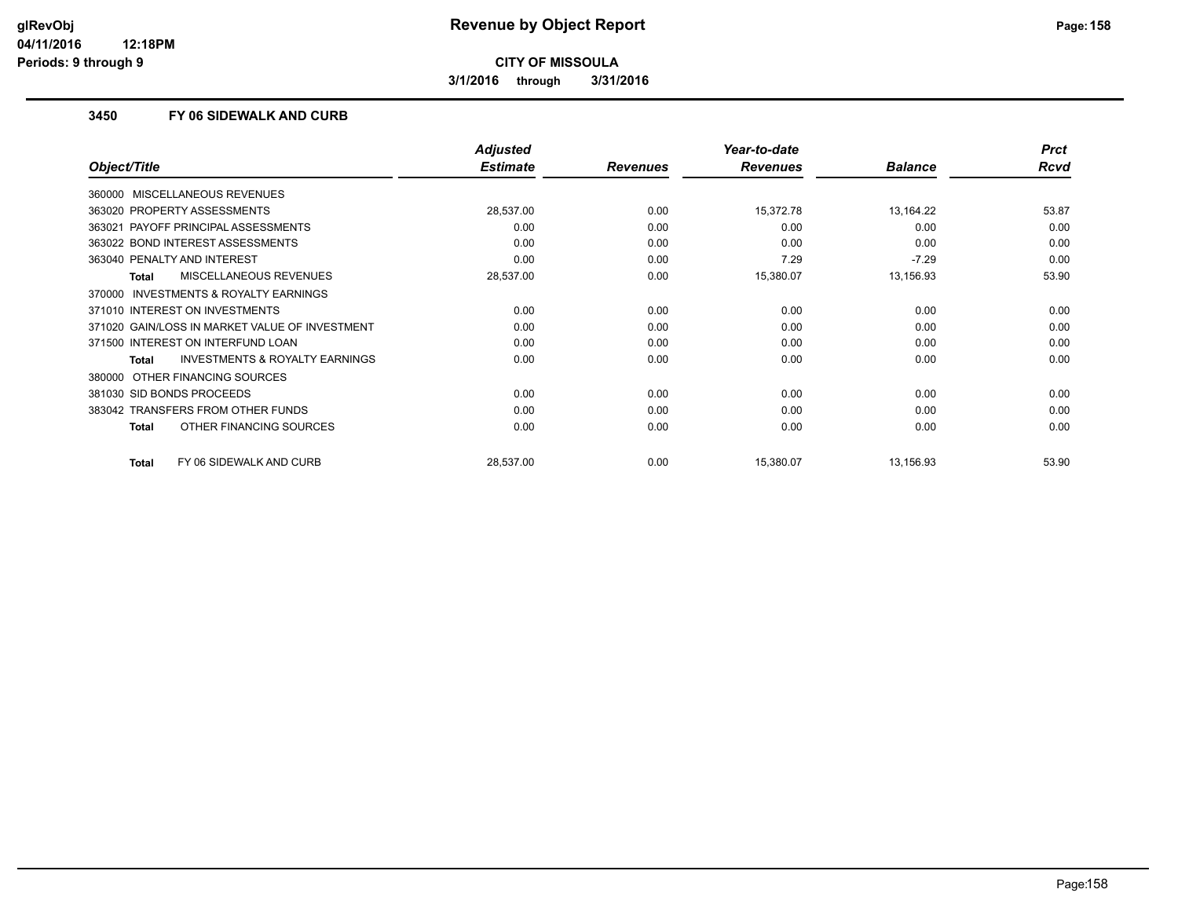# Revenue by Object Report

**CITY OF MISSOULA**

**3/1/2016 through 3/31/2016**

### 3450 FY 06 SIDEWALK AND CURB

| Object/Title | Adjusted Estimate | Revenues | Year-to-date Revenues | Balance | Prct Rcvd |
|---|---|---|---|---|---|
| 360000 MISCELLANEOUS REVENUES | | | | | |
| 363020 PROPERTY ASSESSMENTS | 28,537.00 | 0.00 | 15,372.78 | 13,164.22 | 53.87 |
| 363021 PAYOFF PRINCIPAL ASSESSMENTS | 0.00 | 0.00 | 0.00 | 0.00 | 0.00 |
| 363022 BOND INTEREST ASSESSMENTS | 0.00 | 0.00 | 0.00 | 0.00 | 0.00 |
| 363040 PENALTY AND INTEREST | 0.00 | 0.00 | 7.29 | -7.29 | 0.00 |
| **Total** MISCELLANEOUS REVENUES | 28,537.00 | 0.00 | 15,380.07 | 13,156.93 | 53.90 |
| 370000 INVESTMENTS & ROYALTY EARNINGS | | | | | |
| 371010 INTEREST ON INVESTMENTS | 0.00 | 0.00 | 0.00 | 0.00 | 0.00 |
| 371020 GAIN/LOSS IN MARKET VALUE OF INVESTMENT | 0.00 | 0.00 | 0.00 | 0.00 | 0.00 |
| 371500 INTEREST ON INTERFUND LOAN | 0.00 | 0.00 | 0.00 | 0.00 | 0.00 |
| **Total** INVESTMENTS & ROYALTY EARNINGS | 0.00 | 0.00 | 0.00 | 0.00 | 0.00 |
| 380000 OTHER FINANCING SOURCES | | | | | |
| 381030 SID BONDS PROCEEDS | 0.00 | 0.00 | 0.00 | 0.00 | 0.00 |
| 383042 TRANSFERS FROM OTHER FUNDS | 0.00 | 0.00 | 0.00 | 0.00 | 0.00 |
| **Total** OTHER FINANCING SOURCES | 0.00 | 0.00 | 0.00 | 0.00 | 0.00 |
| **Total** FY 06 SIDEWALK AND CURB | 28,537.00 | 0.00 | 15,380.07 | 13,156.93 | 53.90 |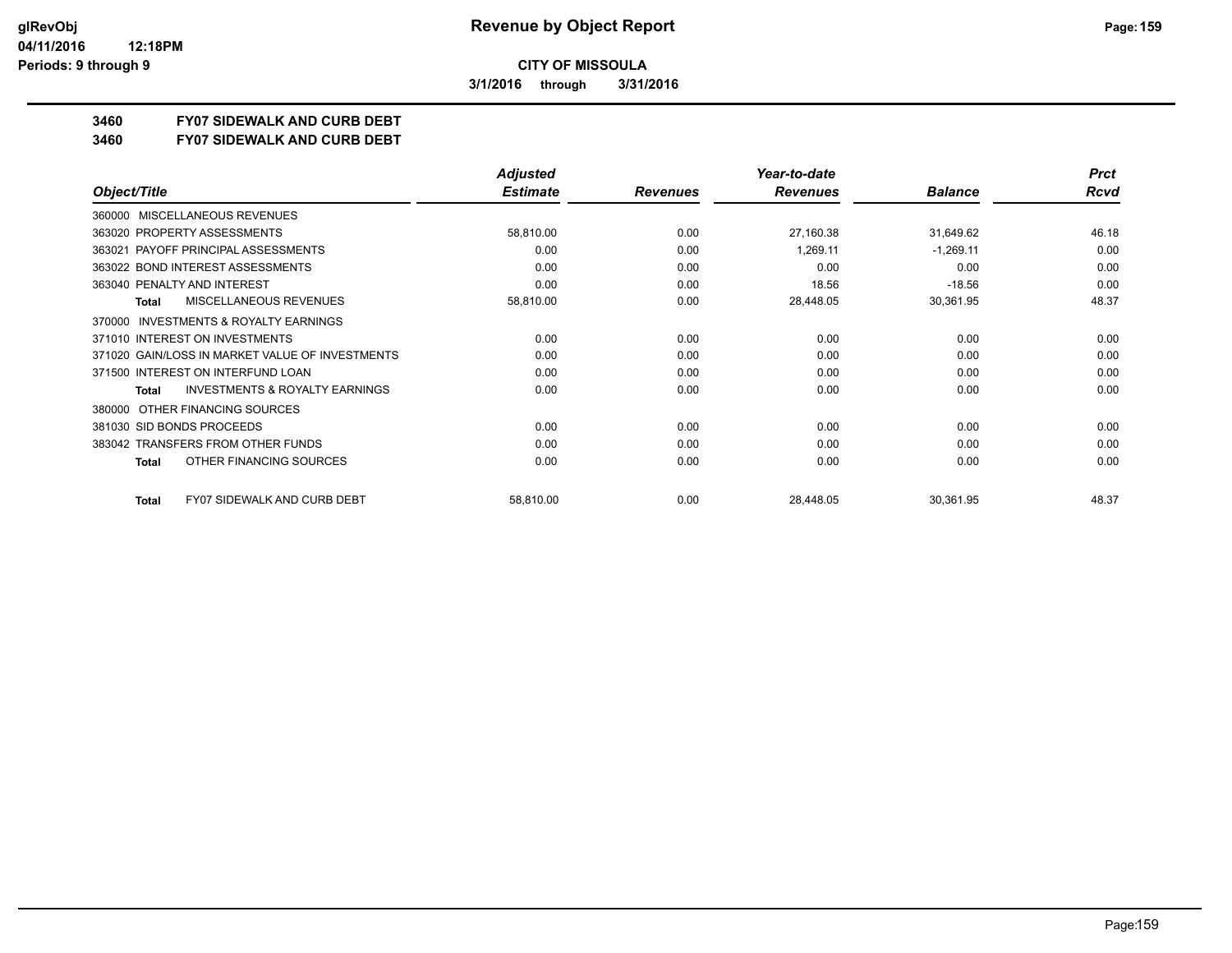**CITY OF MISSOULA**

**3/1/2016 through 3/31/2016**

**3460 FY07 SIDEWALK AND CURB DEBT**

**3460 FY07 SIDEWALK AND CURB DEBT**

| Object/Title | Adjusted Estimate | Revenues | Year-to-date Revenues | Balance | Prct Rcvd |
|---|---|---|---|---|---|
| 360000 MISCELLANEOUS REVENUES | | | | | |
| 363020 PROPERTY ASSESSMENTS | 58,810.00 | 0.00 | 27,160.38 | 31,649.62 | 46.18 |
| 363021 PAYOFF PRINCIPAL ASSESSMENTS | 0.00 | 0.00 | 1,269.11 | -1,269.11 | 0.00 |
| 363022 BOND INTEREST ASSESSMENTS | 0.00 | 0.00 | 0.00 | 0.00 | 0.00 |
| 363040 PENALTY AND INTEREST | 0.00 | 0.00 | 18.56 | -18.56 | 0.00 |
| **Total** MISCELLANEOUS REVENUES | 58,810.00 | 0.00 | 28,448.05 | 30,361.95 | 48.37 |
| 370000 INVESTMENTS & ROYALTY EARNINGS | | | | | |
| 371010 INTEREST ON INVESTMENTS | 0.00 | 0.00 | 0.00 | 0.00 | 0.00 |
| 371020 GAIN/LOSS IN MARKET VALUE OF INVESTMENTS | 0.00 | 0.00 | 0.00 | 0.00 | 0.00 |
| 371500 INTEREST ON INTERFUND LOAN | 0.00 | 0.00 | 0.00 | 0.00 | 0.00 |
| **Total** INVESTMENTS & ROYALTY EARNINGS | 0.00 | 0.00 | 0.00 | 0.00 | 0.00 |
| 380000 OTHER FINANCING SOURCES | | | | | |
| 381030 SID BONDS PROCEEDS | 0.00 | 0.00 | 0.00 | 0.00 | 0.00 |
| 383042 TRANSFERS FROM OTHER FUNDS | 0.00 | 0.00 | 0.00 | 0.00 | 0.00 |
| **Total** OTHER FINANCING SOURCES | 0.00 | 0.00 | 0.00 | 0.00 | 0.00 |
| **Total** FY07 SIDEWALK AND CURB DEBT | 58,810.00 | 0.00 | 28,448.05 | 30,361.95 | 48.37 |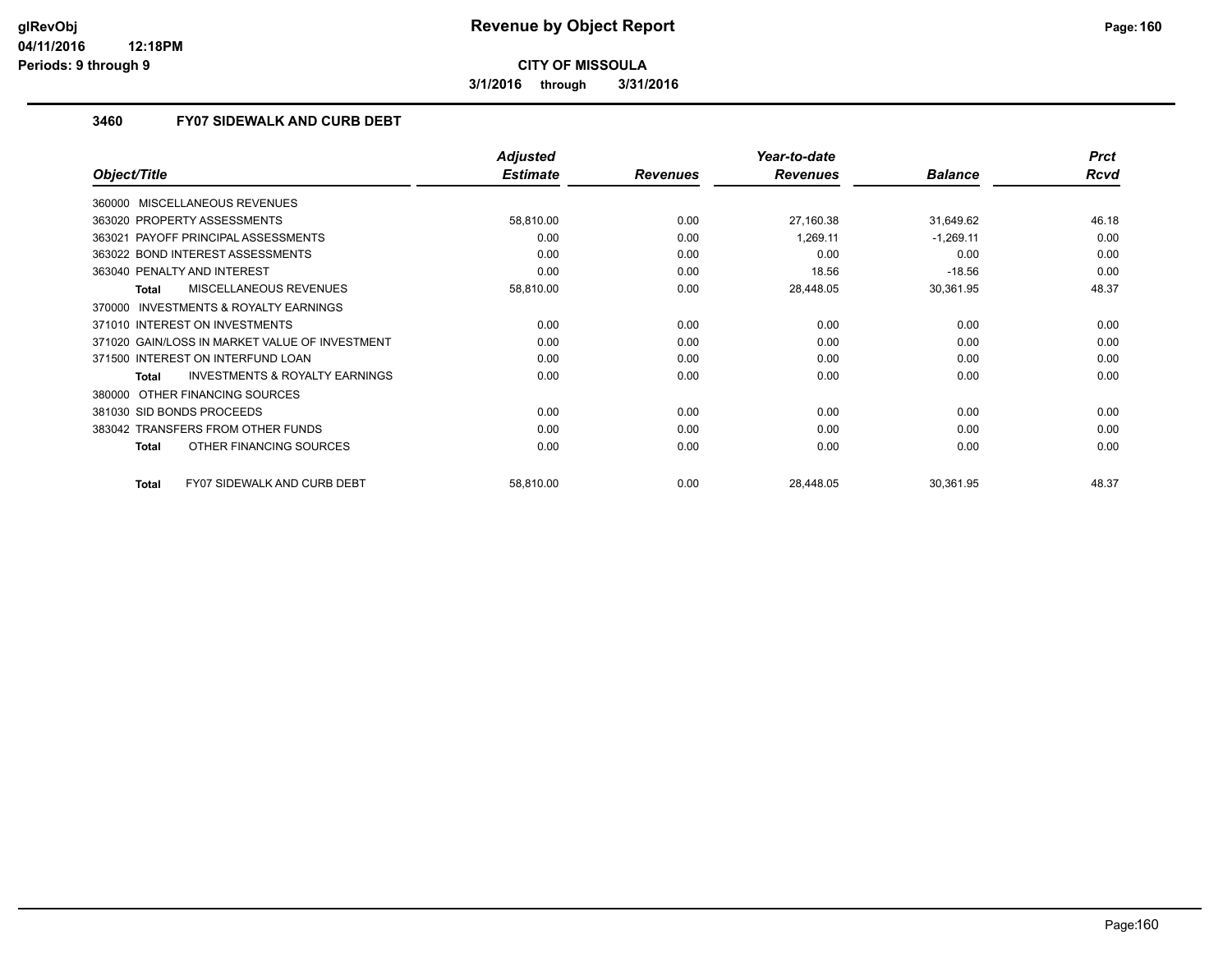**glRevObj**
**04/11/2016 12:18PM**
**Periods: 9 through 9**

# Revenue by Object Report

**CITY OF MISSOULA**

**3/1/2016 through 3/31/2016**

## 3460 FY07 SIDEWALK AND CURB DEBT

| Object/Title | Adjusted Estimate | Revenues | Year-to-date Revenues | Balance | Prct Rcvd |
|---|---|---|---|---|---|
| 360000 MISCELLANEOUS REVENUES | | | | | |
| 363020 PROPERTY ASSESSMENTS | 58,810.00 | 0.00 | 27,160.38 | 31,649.62 | 46.18 |
| 363021 PAYOFF PRINCIPAL ASSESSMENTS | 0.00 | 0.00 | 1,269.11 | -1,269.11 | 0.00 |
| 363022 BOND INTEREST ASSESSMENTS | 0.00 | 0.00 | 0.00 | 0.00 | 0.00 |
| 363040 PENALTY AND INTEREST | 0.00 | 0.00 | 18.56 | -18.56 | 0.00 |
| **Total** MISCELLANEOUS REVENUES | 58,810.00 | 0.00 | 28,448.05 | 30,361.95 | 48.37 |
| 370000 INVESTMENTS & ROYALTY EARNINGS | | | | | |
| 371010 INTEREST ON INVESTMENTS | 0.00 | 0.00 | 0.00 | 0.00 | 0.00 |
| 371020 GAIN/LOSS IN MARKET VALUE OF INVESTMENT | 0.00 | 0.00 | 0.00 | 0.00 | 0.00 |
| 371500 INTEREST ON INTERFUND LOAN | 0.00 | 0.00 | 0.00 | 0.00 | 0.00 |
| **Total** INVESTMENTS & ROYALTY EARNINGS | 0.00 | 0.00 | 0.00 | 0.00 | 0.00 |
| 380000 OTHER FINANCING SOURCES | | | | | |
| 381030 SID BONDS PROCEEDS | 0.00 | 0.00 | 0.00 | 0.00 | 0.00 |
| 383042 TRANSFERS FROM OTHER FUNDS | 0.00 | 0.00 | 0.00 | 0.00 | 0.00 |
| **Total** OTHER FINANCING SOURCES | 0.00 | 0.00 | 0.00 | 0.00 | 0.00 |
| **Total** FY07 SIDEWALK AND CURB DEBT | 58,810.00 | 0.00 | 28,448.05 | 30,361.95 | 48.37 |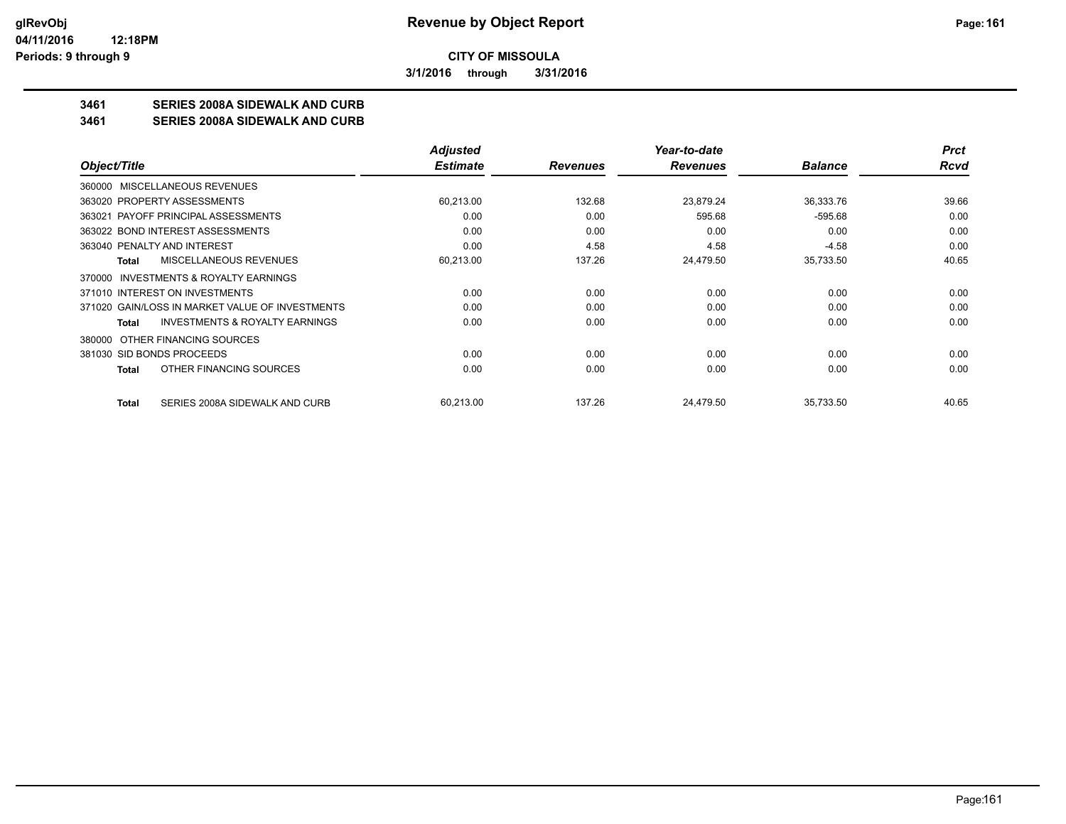**CITY OF MISSOULA**

**3/1/2016 through 3/31/2016**

## 3461 SERIES 2008A SIDEWALK AND CURB

## 3461 SERIES 2008A SIDEWALK AND CURB

| Object/Title | Adjusted Estimate | Revenues | Year-to-date Revenues | Balance | Prct Rcvd |
|---|---|---|---|---|---|
| 360000 MISCELLANEOUS REVENUES | | | | | |
| 363020 PROPERTY ASSESSMENTS | 60,213.00 | 132.68 | 23,879.24 | 36,333.76 | 39.66 |
| 363021 PAYOFF PRINCIPAL ASSESSMENTS | 0.00 | 0.00 | 595.68 | -595.68 | 0.00 |
| 363022 BOND INTEREST ASSESSMENTS | 0.00 | 0.00 | 0.00 | 0.00 | 0.00 |
| 363040 PENALTY AND INTEREST | 0.00 | 4.58 | 4.58 | -4.58 | 0.00 |
| **Total** MISCELLANEOUS REVENUES | 60,213.00 | 137.26 | 24,479.50 | 35,733.50 | 40.65 |
| 370000 INVESTMENTS & ROYALTY EARNINGS | | | | | |
| 371010 INTEREST ON INVESTMENTS | 0.00 | 0.00 | 0.00 | 0.00 | 0.00 |
| 371020 GAIN/LOSS IN MARKET VALUE OF INVESTMENTS | 0.00 | 0.00 | 0.00 | 0.00 | 0.00 |
| **Total** INVESTMENTS & ROYALTY EARNINGS | 0.00 | 0.00 | 0.00 | 0.00 | 0.00 |
| 380000 OTHER FINANCING SOURCES | | | | | |
| 381030 SID BONDS PROCEEDS | 0.00 | 0.00 | 0.00 | 0.00 | 0.00 |
| **Total** OTHER FINANCING SOURCES | 0.00 | 0.00 | 0.00 | 0.00 | 0.00 |
| **Total** SERIES 2008A SIDEWALK AND CURB | 60,213.00 | 137.26 | 24,479.50 | 35,733.50 | 40.65 |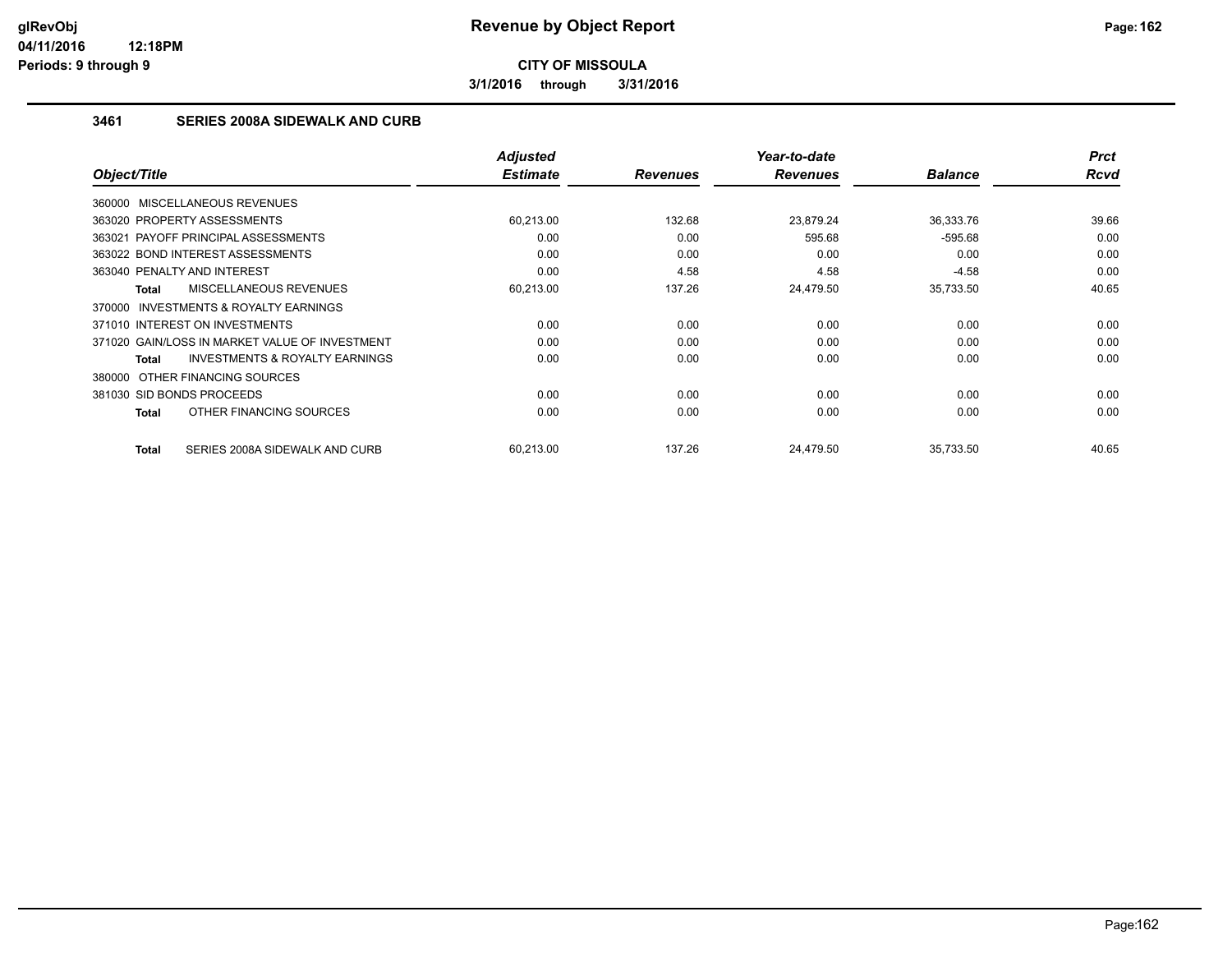# Revenue by Object Report

**CITY OF MISSOULA**

**3/1/2016 through 3/31/2016**

glRevObj
04/11/2016 12:18PM
Periods: 9 through 9

### 3461 SERIES 2008A SIDEWALK AND CURB

| Object/Title | Adjusted Estimate | Revenues | Year-to-date Revenues | Balance | Prct Rcvd |
|---|---|---|---|---|---|
| 360000 MISCELLANEOUS REVENUES | | | | | |
| 363020 PROPERTY ASSESSMENTS | 60,213.00 | 132.68 | 23,879.24 | 36,333.76 | 39.66 |
| 363021 PAYOFF PRINCIPAL ASSESSMENTS | 0.00 | 0.00 | 595.68 | -595.68 | 0.00 |
| 363022 BOND INTEREST ASSESSMENTS | 0.00 | 0.00 | 0.00 | 0.00 | 0.00 |
| 363040 PENALTY AND INTEREST | 0.00 | 4.58 | 4.58 | -4.58 | 0.00 |
| **Total** MISCELLANEOUS REVENUES | 60,213.00 | 137.26 | 24,479.50 | 35,733.50 | 40.65 |
| 370000 INVESTMENTS & ROYALTY EARNINGS | | | | | |
| 371010 INTEREST ON INVESTMENTS | 0.00 | 0.00 | 0.00 | 0.00 | 0.00 |
| 371020 GAIN/LOSS IN MARKET VALUE OF INVESTMENT | 0.00 | 0.00 | 0.00 | 0.00 | 0.00 |
| **Total** INVESTMENTS & ROYALTY EARNINGS | 0.00 | 0.00 | 0.00 | 0.00 | 0.00 |
| 380000 OTHER FINANCING SOURCES | | | | | |
| 381030 SID BONDS PROCEEDS | 0.00 | 0.00 | 0.00 | 0.00 | 0.00 |
| **Total** OTHER FINANCING SOURCES | 0.00 | 0.00 | 0.00 | 0.00 | 0.00 |
| **Total** SERIES 2008A SIDEWALK AND CURB | 60,213.00 | 137.26 | 24,479.50 | 35,733.50 | 40.65 |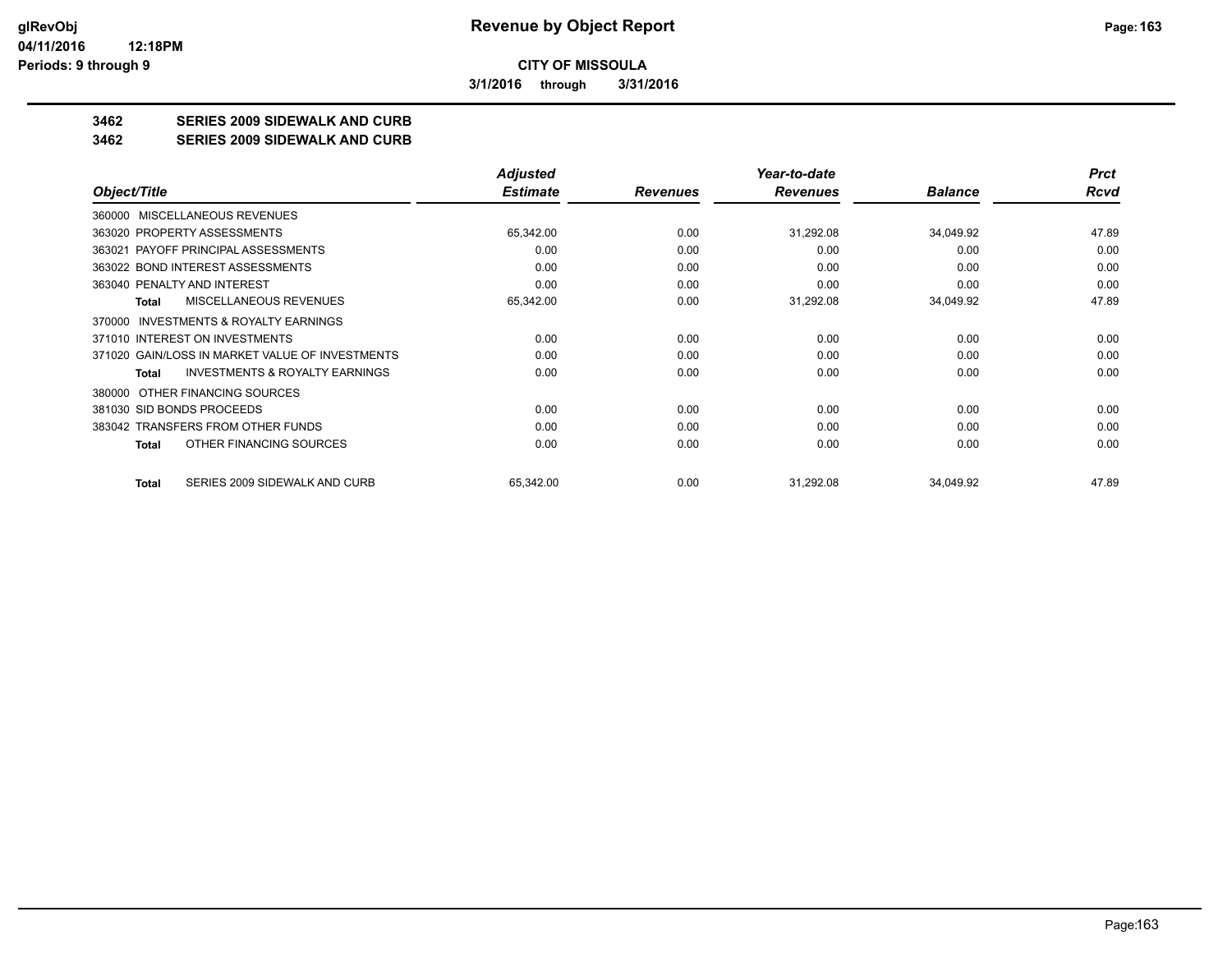**CITY OF MISSOULA**

**3/1/2016 through 3/31/2016**

## 3462 SERIES 2009 SIDEWALK AND CURB

## 3462 SERIES 2009 SIDEWALK AND CURB

| Object/Title | Adjusted Estimate | Revenues | Year-to-date Revenues | Balance | Prct Rcvd |
|---|---|---|---|---|---|
| 360000 MISCELLANEOUS REVENUES | | | | | |
| 363020 PROPERTY ASSESSMENTS | 65,342.00 | 0.00 | 31,292.08 | 34,049.92 | 47.89 |
| 363021 PAYOFF PRINCIPAL ASSESSMENTS | 0.00 | 0.00 | 0.00 | 0.00 | 0.00 |
| 363022 BOND INTEREST ASSESSMENTS | 0.00 | 0.00 | 0.00 | 0.00 | 0.00 |
| 363040 PENALTY AND INTEREST | 0.00 | 0.00 | 0.00 | 0.00 | 0.00 |
| **Total** MISCELLANEOUS REVENUES | 65,342.00 | 0.00 | 31,292.08 | 34,049.92 | 47.89 |
| 370000 INVESTMENTS & ROYALTY EARNINGS | | | | | |
| 371010 INTEREST ON INVESTMENTS | 0.00 | 0.00 | 0.00 | 0.00 | 0.00 |
| 371020 GAIN/LOSS IN MARKET VALUE OF INVESTMENTS | 0.00 | 0.00 | 0.00 | 0.00 | 0.00 |
| **Total** INVESTMENTS & ROYALTY EARNINGS | 0.00 | 0.00 | 0.00 | 0.00 | 0.00 |
| 380000 OTHER FINANCING SOURCES | | | | | |
| 381030 SID BONDS PROCEEDS | 0.00 | 0.00 | 0.00 | 0.00 | 0.00 |
| 383042 TRANSFERS FROM OTHER FUNDS | 0.00 | 0.00 | 0.00 | 0.00 | 0.00 |
| **Total** OTHER FINANCING SOURCES | 0.00 | 0.00 | 0.00 | 0.00 | 0.00 |
| **Total** SERIES 2009 SIDEWALK AND CURB | 65,342.00 | 0.00 | 31,292.08 | 34,049.92 | 47.89 |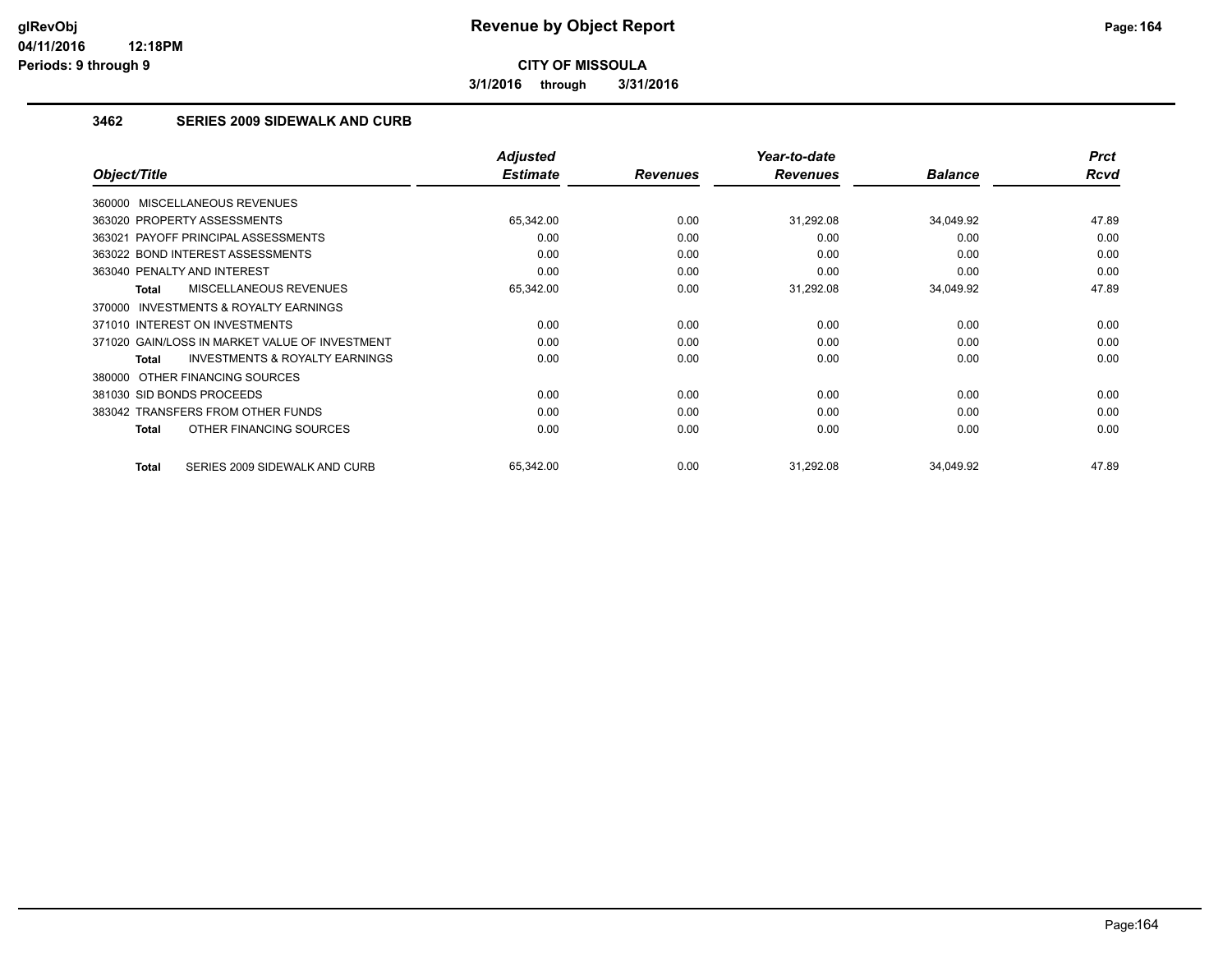**glRevObj**
**04/11/2016 12:18PM**
**Periods: 9 through 9**

# Revenue by Object Report

**CITY OF MISSOULA**

**3/1/2016 through 3/31/2016**

## 3462 SERIES 2009 SIDEWALK AND CURB

| Object/Title | Adjusted Estimate | Revenues | Year-to-date Revenues | Balance | Prct Rcvd |
|---|---|---|---|---|---|
| 360000 MISCELLANEOUS REVENUES | | | | | |
| 363020 PROPERTY ASSESSMENTS | 65,342.00 | 0.00 | 31,292.08 | 34,049.92 | 47.89 |
| 363021 PAYOFF PRINCIPAL ASSESSMENTS | 0.00 | 0.00 | 0.00 | 0.00 | 0.00 |
| 363022 BOND INTEREST ASSESSMENTS | 0.00 | 0.00 | 0.00 | 0.00 | 0.00 |
| 363040 PENALTY AND INTEREST | 0.00 | 0.00 | 0.00 | 0.00 | 0.00 |
| **Total** MISCELLANEOUS REVENUES | 65,342.00 | 0.00 | 31,292.08 | 34,049.92 | 47.89 |
| 370000 INVESTMENTS & ROYALTY EARNINGS | | | | | |
| 371010 INTEREST ON INVESTMENTS | 0.00 | 0.00 | 0.00 | 0.00 | 0.00 |
| 371020 GAIN/LOSS IN MARKET VALUE OF INVESTMENT | 0.00 | 0.00 | 0.00 | 0.00 | 0.00 |
| **Total** INVESTMENTS & ROYALTY EARNINGS | 0.00 | 0.00 | 0.00 | 0.00 | 0.00 |
| 380000 OTHER FINANCING SOURCES | | | | | |
| 381030 SID BONDS PROCEEDS | 0.00 | 0.00 | 0.00 | 0.00 | 0.00 |
| 383042 TRANSFERS FROM OTHER FUNDS | 0.00 | 0.00 | 0.00 | 0.00 | 0.00 |
| **Total** OTHER FINANCING SOURCES | 0.00 | 0.00 | 0.00 | 0.00 | 0.00 |
| **Total** SERIES 2009 SIDEWALK AND CURB | 65,342.00 | 0.00 | 31,292.08 | 34,049.92 | 47.89 |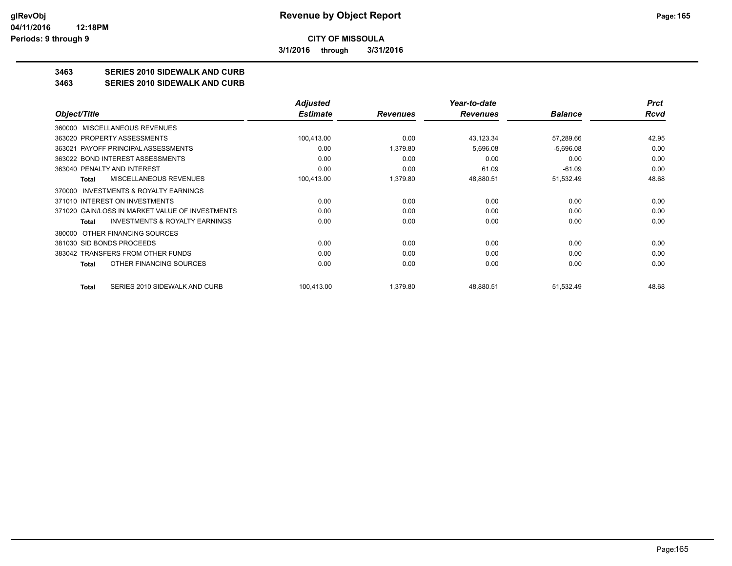**CITY OF MISSOULA**

**3/1/2016 through 3/31/2016**

**3463 SERIES 2010 SIDEWALK AND CURB**

**3463 SERIES 2010 SIDEWALK AND CURB**

| Object/Title | Adjusted Estimate | Revenues | Year-to-date Revenues | Balance | Prct Rcvd |
|---|---|---|---|---|---|
| 360000 MISCELLANEOUS REVENUES | | | | | |
| 363020 PROPERTY ASSESSMENTS | 100,413.00 | 0.00 | 43,123.34 | 57,289.66 | 42.95 |
| 363021 PAYOFF PRINCIPAL ASSESSMENTS | 0.00 | 1,379.80 | 5,696.08 | -5,696.08 | 0.00 |
| 363022 BOND INTEREST ASSESSMENTS | 0.00 | 0.00 | 0.00 | 0.00 | 0.00 |
| 363040 PENALTY AND INTEREST | 0.00 | 0.00 | 61.09 | -61.09 | 0.00 |
| **Total** MISCELLANEOUS REVENUES | 100,413.00 | 1,379.80 | 48,880.51 | 51,532.49 | 48.68 |
| 370000 INVESTMENTS & ROYALTY EARNINGS | | | | | |
| 371010 INTEREST ON INVESTMENTS | 0.00 | 0.00 | 0.00 | 0.00 | 0.00 |
| 371020 GAIN/LOSS IN MARKET VALUE OF INVESTMENTS | 0.00 | 0.00 | 0.00 | 0.00 | 0.00 |
| **Total** INVESTMENTS & ROYALTY EARNINGS | 0.00 | 0.00 | 0.00 | 0.00 | 0.00 |
| 380000 OTHER FINANCING SOURCES | | | | | |
| 381030 SID BONDS PROCEEDS | 0.00 | 0.00 | 0.00 | 0.00 | 0.00 |
| 383042 TRANSFERS FROM OTHER FUNDS | 0.00 | 0.00 | 0.00 | 0.00 | 0.00 |
| **Total** OTHER FINANCING SOURCES | 0.00 | 0.00 | 0.00 | 0.00 | 0.00 |
| **Total** SERIES 2010 SIDEWALK AND CURB | 100,413.00 | 1,379.80 | 48,880.51 | 51,532.49 | 48.68 |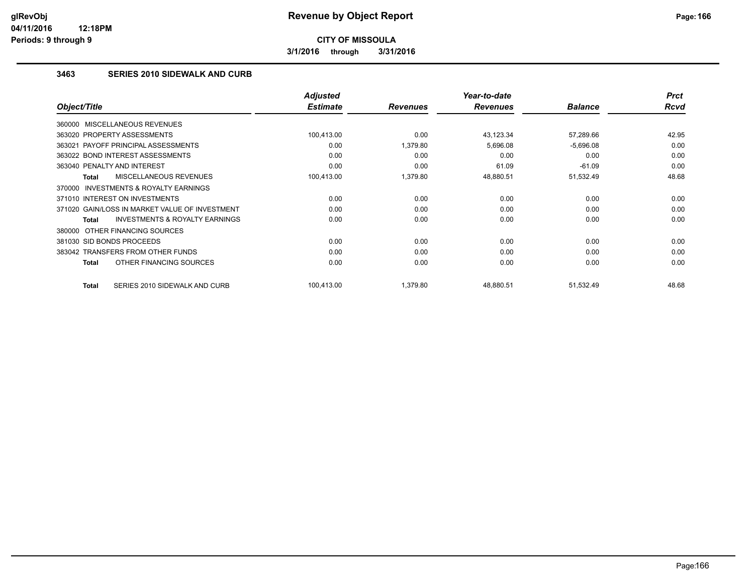# Revenue by Object Report

**CITY OF MISSOULA**

**3/1/2016 through 3/31/2016**

glRevObj
04/11/2016 12:18PM
Periods: 9 through 9

### 3463 SERIES 2010 SIDEWALK AND CURB

| Object/Title | Adjusted Estimate | Revenues | Year-to-date Revenues | Balance | Prct Rcvd |
|---|---|---|---|---|---|
| 360000 MISCELLANEOUS REVENUES | | | | | |
| 363020 PROPERTY ASSESSMENTS | 100,413.00 | 0.00 | 43,123.34 | 57,289.66 | 42.95 |
| 363021 PAYOFF PRINCIPAL ASSESSMENTS | 0.00 | 1,379.80 | 5,696.08 | -5,696.08 | 0.00 |
| 363022 BOND INTEREST ASSESSMENTS | 0.00 | 0.00 | 0.00 | 0.00 | 0.00 |
| 363040 PENALTY AND INTEREST | 0.00 | 0.00 | 61.09 | -61.09 | 0.00 |
| **Total** MISCELLANEOUS REVENUES | 100,413.00 | 1,379.80 | 48,880.51 | 51,532.49 | 48.68 |
| 370000 INVESTMENTS & ROYALTY EARNINGS | | | | | |
| 371010 INTEREST ON INVESTMENTS | 0.00 | 0.00 | 0.00 | 0.00 | 0.00 |
| 371020 GAIN/LOSS IN MARKET VALUE OF INVESTMENT | 0.00 | 0.00 | 0.00 | 0.00 | 0.00 |
| **Total** INVESTMENTS & ROYALTY EARNINGS | 0.00 | 0.00 | 0.00 | 0.00 | 0.00 |
| 380000 OTHER FINANCING SOURCES | | | | | |
| 381030 SID BONDS PROCEEDS | 0.00 | 0.00 | 0.00 | 0.00 | 0.00 |
| 383042 TRANSFERS FROM OTHER FUNDS | 0.00 | 0.00 | 0.00 | 0.00 | 0.00 |
| **Total** OTHER FINANCING SOURCES | 0.00 | 0.00 | 0.00 | 0.00 | 0.00 |
| **Total** SERIES 2010 SIDEWALK AND CURB | 100,413.00 | 1,379.80 | 48,880.51 | 51,532.49 | 48.68 |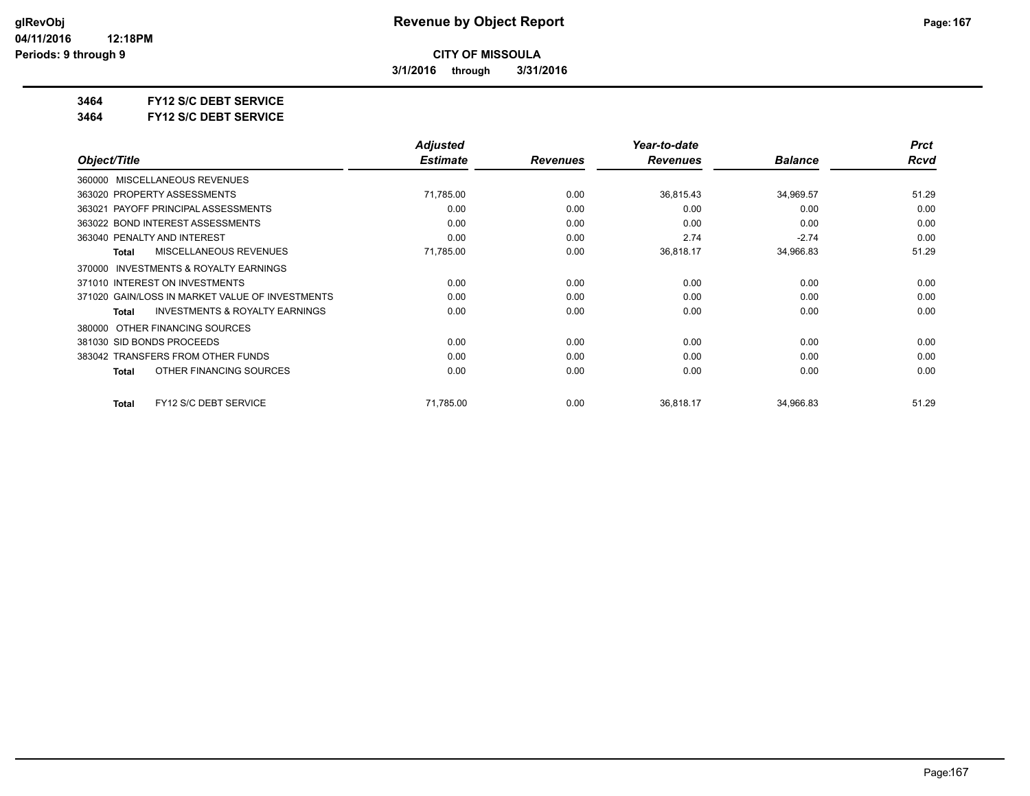**CITY OF MISSOULA**

**3/1/2016 through 3/31/2016**

**3464 FY12 S/C DEBT SERVICE**

**3464 FY12 S/C DEBT SERVICE**

| Object/Title | Adjusted Estimate | Revenues | Year-to-date Revenues | Balance | Prct Rcvd |
|---|---|---|---|---|---|
| 360000 MISCELLANEOUS REVENUES | | | | | |
| 363020 PROPERTY ASSESSMENTS | 71,785.00 | 0.00 | 36,815.43 | 34,969.57 | 51.29 |
| 363021 PAYOFF PRINCIPAL ASSESSMENTS | 0.00 | 0.00 | 0.00 | 0.00 | 0.00 |
| 363022 BOND INTEREST ASSESSMENTS | 0.00 | 0.00 | 0.00 | 0.00 | 0.00 |
| 363040 PENALTY AND INTEREST | 0.00 | 0.00 | 2.74 | -2.74 | 0.00 |
| **Total** MISCELLANEOUS REVENUES | 71,785.00 | 0.00 | 36,818.17 | 34,966.83 | 51.29 |
| 370000 INVESTMENTS & ROYALTY EARNINGS | | | | | |
| 371010 INTEREST ON INVESTMENTS | 0.00 | 0.00 | 0.00 | 0.00 | 0.00 |
| 371020 GAIN/LOSS IN MARKET VALUE OF INVESTMENTS | 0.00 | 0.00 | 0.00 | 0.00 | 0.00 |
| **Total** INVESTMENTS & ROYALTY EARNINGS | 0.00 | 0.00 | 0.00 | 0.00 | 0.00 |
| 380000 OTHER FINANCING SOURCES | | | | | |
| 381030 SID BONDS PROCEEDS | 0.00 | 0.00 | 0.00 | 0.00 | 0.00 |
| 383042 TRANSFERS FROM OTHER FUNDS | 0.00 | 0.00 | 0.00 | 0.00 | 0.00 |
| **Total** OTHER FINANCING SOURCES | 0.00 | 0.00 | 0.00 | 0.00 | 0.00 |
| **Total** FY12 S/C DEBT SERVICE | 71,785.00 | 0.00 | 36,818.17 | 34,966.83 | 51.29 |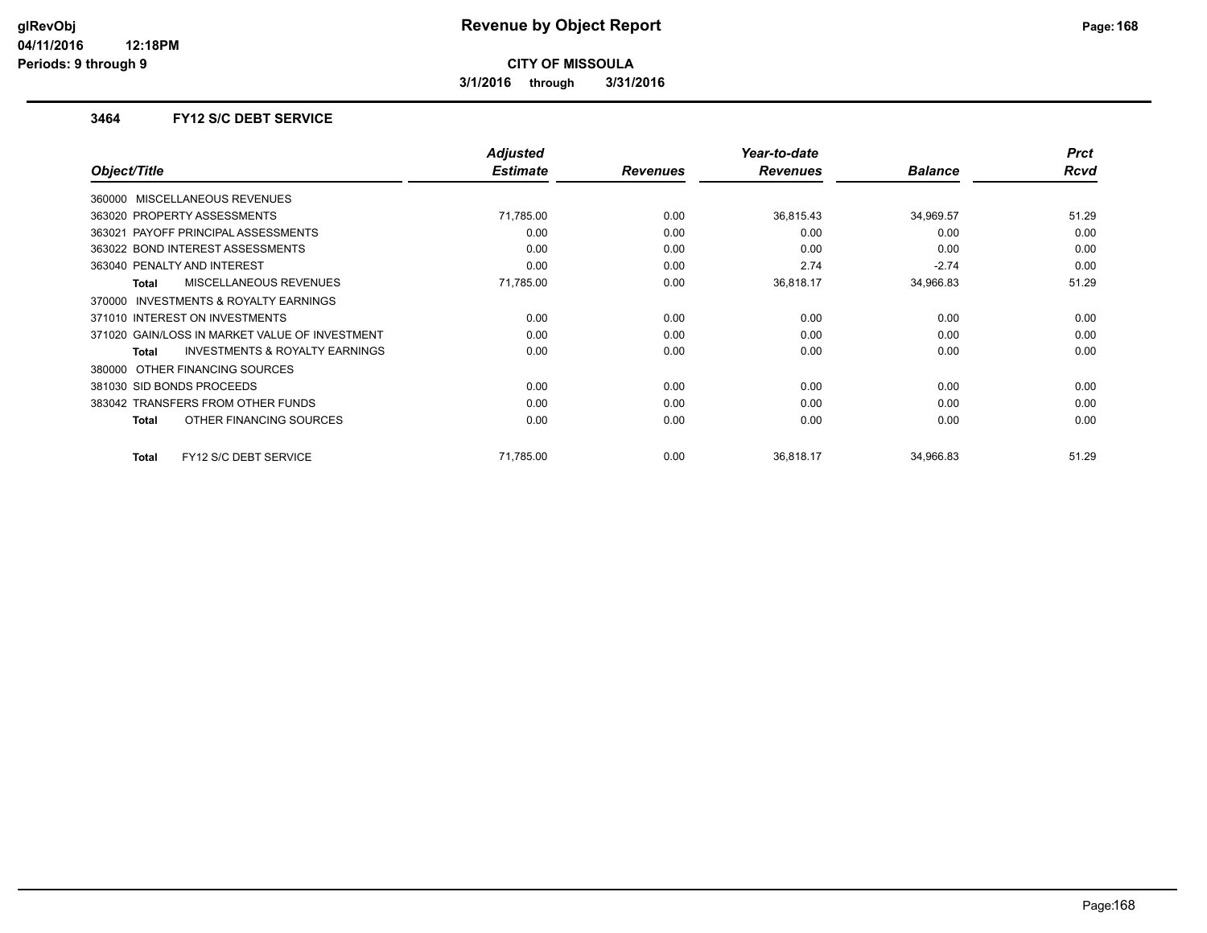**CITY OF MISSOULA**

**3/1/2016 through 3/31/2016**

### 3464 FY12 S/C DEBT SERVICE

| Object/Title | Adjusted Estimate | Revenues | Year-to-date Revenues | Balance | Prct Rcvd |
|---|---|---|---|---|---|
| 360000 MISCELLANEOUS REVENUES | | | | | |
| 363020 PROPERTY ASSESSMENTS | 71,785.00 | 0.00 | 36,815.43 | 34,969.57 | 51.29 |
| 363021 PAYOFF PRINCIPAL ASSESSMENTS | 0.00 | 0.00 | 0.00 | 0.00 | 0.00 |
| 363022 BOND INTEREST ASSESSMENTS | 0.00 | 0.00 | 0.00 | 0.00 | 0.00 |
| 363040 PENALTY AND INTEREST | 0.00 | 0.00 | 2.74 | -2.74 | 0.00 |
| **Total** MISCELLANEOUS REVENUES | 71,785.00 | 0.00 | 36,818.17 | 34,966.83 | 51.29 |
| 370000 INVESTMENTS & ROYALTY EARNINGS | | | | | |
| 371010 INTEREST ON INVESTMENTS | 0.00 | 0.00 | 0.00 | 0.00 | 0.00 |
| 371020 GAIN/LOSS IN MARKET VALUE OF INVESTMENT | 0.00 | 0.00 | 0.00 | 0.00 | 0.00 |
| **Total** INVESTMENTS & ROYALTY EARNINGS | 0.00 | 0.00 | 0.00 | 0.00 | 0.00 |
| 380000 OTHER FINANCING SOURCES | | | | | |
| 381030 SID BONDS PROCEEDS | 0.00 | 0.00 | 0.00 | 0.00 | 0.00 |
| 383042 TRANSFERS FROM OTHER FUNDS | 0.00 | 0.00 | 0.00 | 0.00 | 0.00 |
| **Total** OTHER FINANCING SOURCES | 0.00 | 0.00 | 0.00 | 0.00 | 0.00 |
| **Total** FY12 S/C DEBT SERVICE | 71,785.00 | 0.00 | 36,818.17 | 34,966.83 | 51.29 |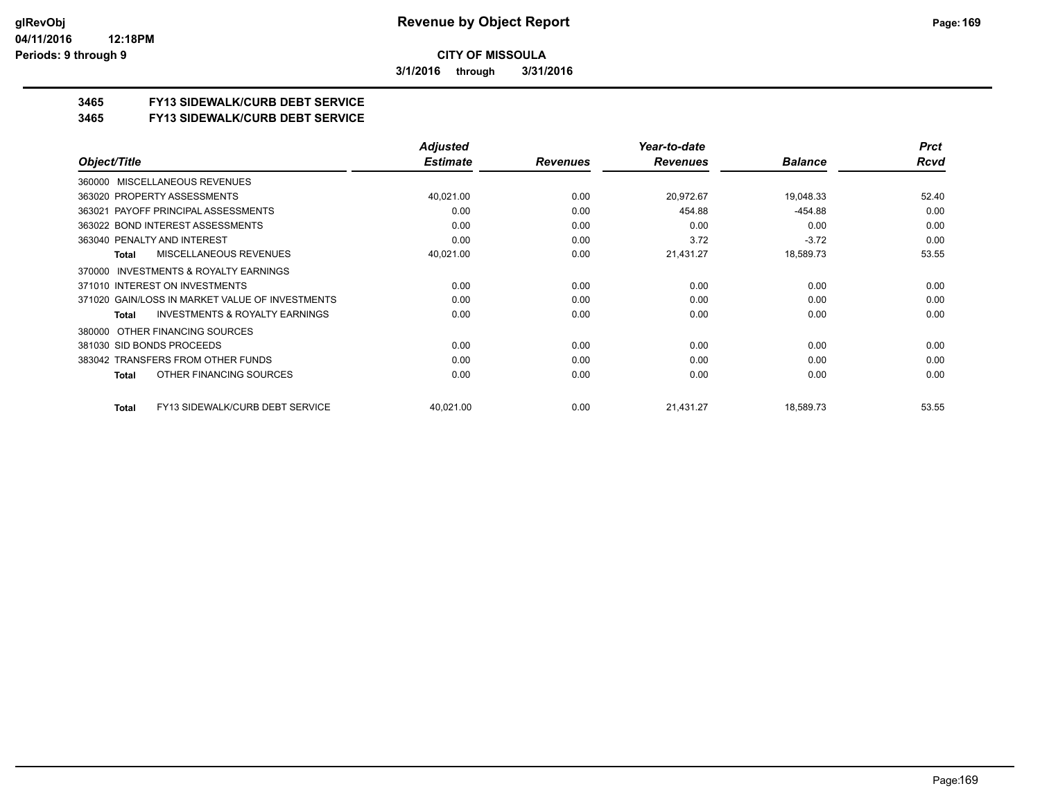**CITY OF MISSOULA**

**3/1/2016 through 3/31/2016**

**3465 FY13 SIDEWALK/CURB DEBT SERVICE**

**3465 FY13 SIDEWALK/CURB DEBT SERVICE**

| Object/Title | Adjusted Estimate | Revenues | Year-to-date Revenues | Balance | Prct Rcvd |
|---|---|---|---|---|---|
| 360000 MISCELLANEOUS REVENUES | | | | | |
| 363020 PROPERTY ASSESSMENTS | 40,021.00 | 0.00 | 20,972.67 | 19,048.33 | 52.40 |
| 363021 PAYOFF PRINCIPAL ASSESSMENTS | 0.00 | 0.00 | 454.88 | -454.88 | 0.00 |
| 363022 BOND INTEREST ASSESSMENTS | 0.00 | 0.00 | 0.00 | 0.00 | 0.00 |
| 363040 PENALTY AND INTEREST | 0.00 | 0.00 | 3.72 | -3.72 | 0.00 |
| **Total** MISCELLANEOUS REVENUES | 40,021.00 | 0.00 | 21,431.27 | 18,589.73 | 53.55 |
| 370000 INVESTMENTS & ROYALTY EARNINGS | | | | | |
| 371010 INTEREST ON INVESTMENTS | 0.00 | 0.00 | 0.00 | 0.00 | 0.00 |
| 371020 GAIN/LOSS IN MARKET VALUE OF INVESTMENTS | 0.00 | 0.00 | 0.00 | 0.00 | 0.00 |
| **Total** INVESTMENTS & ROYALTY EARNINGS | 0.00 | 0.00 | 0.00 | 0.00 | 0.00 |
| 380000 OTHER FINANCING SOURCES | | | | | |
| 381030 SID BONDS PROCEEDS | 0.00 | 0.00 | 0.00 | 0.00 | 0.00 |
| 383042 TRANSFERS FROM OTHER FUNDS | 0.00 | 0.00 | 0.00 | 0.00 | 0.00 |
| **Total** OTHER FINANCING SOURCES | 0.00 | 0.00 | 0.00 | 0.00 | 0.00 |
| **Total** FY13 SIDEWALK/CURB DEBT SERVICE | 40,021.00 | 0.00 | 21,431.27 | 18,589.73 | 53.55 |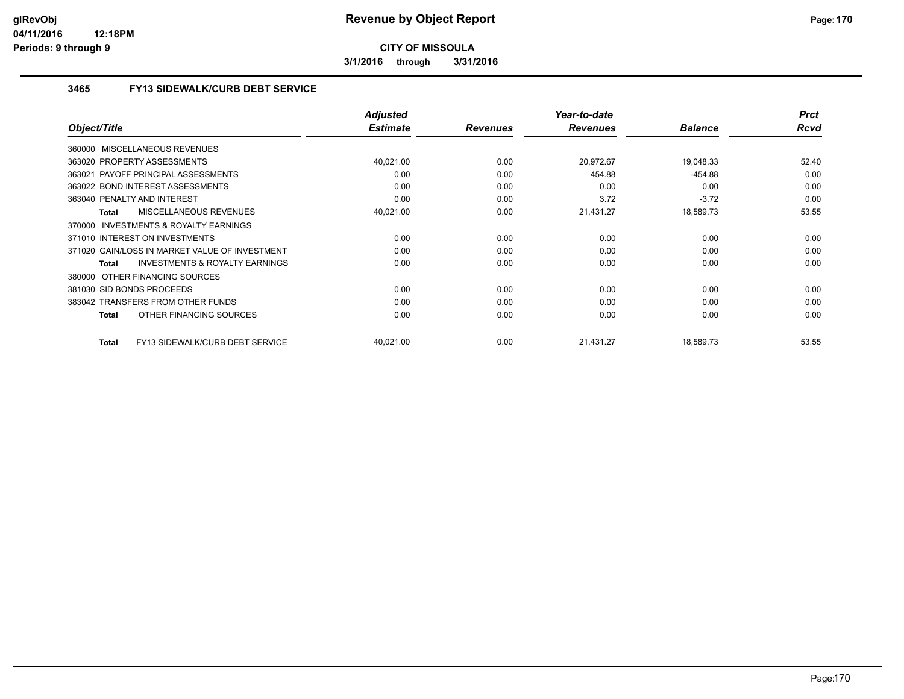**CITY OF MISSOULA**

**3/1/2016 through 3/31/2016**

### 3465 FY13 SIDEWALK/CURB DEBT SERVICE

| Object/Title | Adjusted Estimate | Revenues | Year-to-date Revenues | Balance | Prct Rcvd |
|---|---|---|---|---|---|
| 360000 MISCELLANEOUS REVENUES | | | | | |
| 363020 PROPERTY ASSESSMENTS | 40,021.00 | 0.00 | 20,972.67 | 19,048.33 | 52.40 |
| 363021 PAYOFF PRINCIPAL ASSESSMENTS | 0.00 | 0.00 | 454.88 | -454.88 | 0.00 |
| 363022 BOND INTEREST ASSESSMENTS | 0.00 | 0.00 | 0.00 | 0.00 | 0.00 |
| 363040 PENALTY AND INTEREST | 0.00 | 0.00 | 3.72 | -3.72 | 0.00 |
| **Total** MISCELLANEOUS REVENUES | 40,021.00 | 0.00 | 21,431.27 | 18,589.73 | 53.55 |
| 370000 INVESTMENTS & ROYALTY EARNINGS | | | | | |
| 371010 INTEREST ON INVESTMENTS | 0.00 | 0.00 | 0.00 | 0.00 | 0.00 |
| 371020 GAIN/LOSS IN MARKET VALUE OF INVESTMENT | 0.00 | 0.00 | 0.00 | 0.00 | 0.00 |
| **Total** INVESTMENTS & ROYALTY EARNINGS | 0.00 | 0.00 | 0.00 | 0.00 | 0.00 |
| 380000 OTHER FINANCING SOURCES | | | | | |
| 381030 SID BONDS PROCEEDS | 0.00 | 0.00 | 0.00 | 0.00 | 0.00 |
| 383042 TRANSFERS FROM OTHER FUNDS | 0.00 | 0.00 | 0.00 | 0.00 | 0.00 |
| **Total** OTHER FINANCING SOURCES | 0.00 | 0.00 | 0.00 | 0.00 | 0.00 |
| **Total** FY13 SIDEWALK/CURB DEBT SERVICE | 40,021.00 | 0.00 | 21,431.27 | 18,589.73 | 53.55 |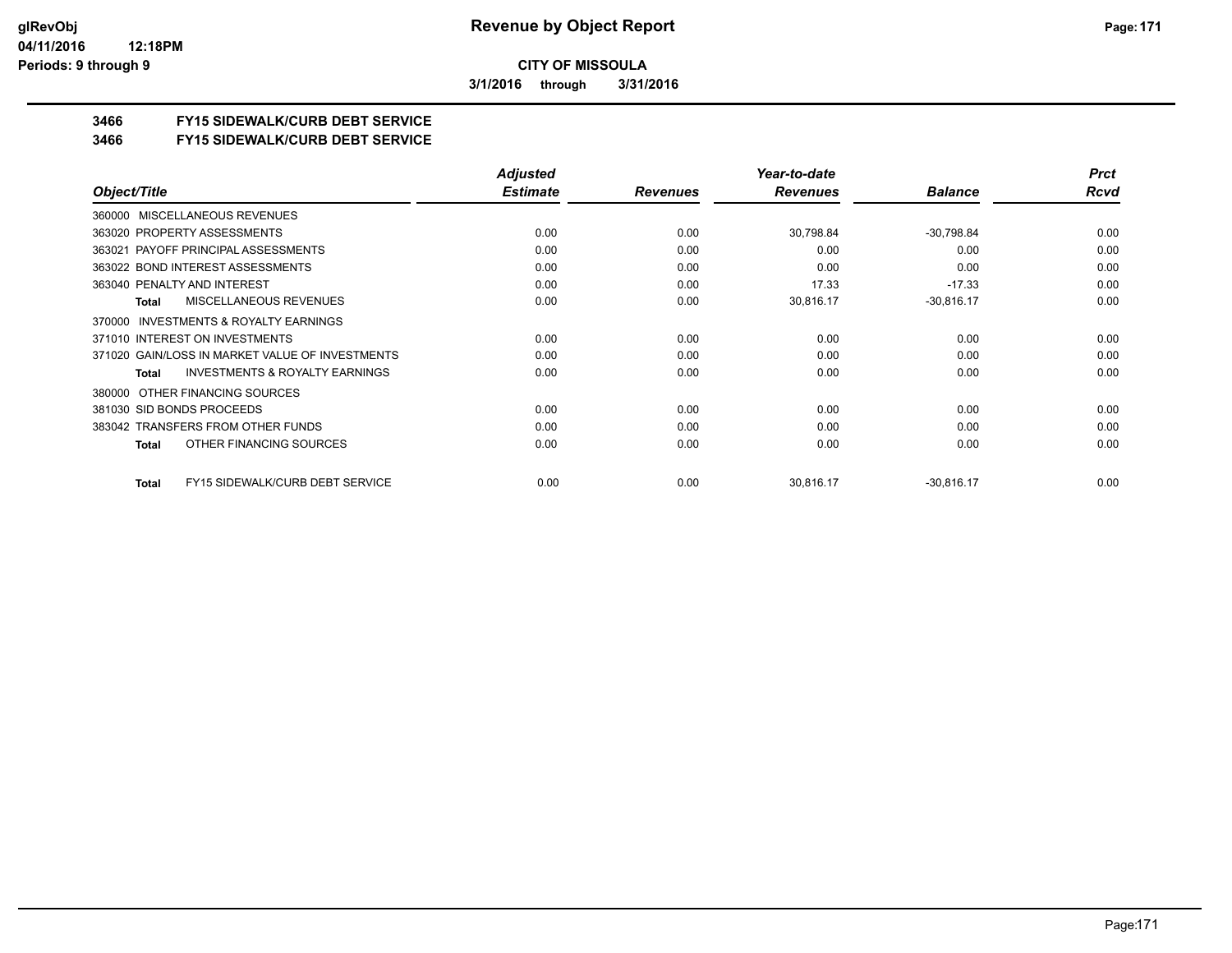**Revenue by Object Report**

**CITY OF MISSOULA**

**3/1/2016 through 3/31/2016**

glRevObj
04/11/2016 12:18PM
Periods: 9 through 9

## 3466 FY15 SIDEWALK/CURB DEBT SERVICE
## 3466 FY15 SIDEWALK/CURB DEBT SERVICE

| Object/Title | Adjusted Estimate | Revenues | Year-to-date Revenues | Balance | Prct Rcvd |
|---|---|---|---|---|---|
| 360000 MISCELLANEOUS REVENUES | | | | | |
| 363020 PROPERTY ASSESSMENTS | 0.00 | 0.00 | 30,798.84 | -30,798.84 | 0.00 |
| 363021 PAYOFF PRINCIPAL ASSESSMENTS | 0.00 | 0.00 | 0.00 | 0.00 | 0.00 |
| 363022 BOND INTEREST ASSESSMENTS | 0.00 | 0.00 | 0.00 | 0.00 | 0.00 |
| 363040 PENALTY AND INTEREST | 0.00 | 0.00 | 17.33 | -17.33 | 0.00 |
| **Total** MISCELLANEOUS REVENUES | 0.00 | 0.00 | 30,816.17 | -30,816.17 | 0.00 |
| 370000 INVESTMENTS & ROYALTY EARNINGS | | | | | |
| 371010 INTEREST ON INVESTMENTS | 0.00 | 0.00 | 0.00 | 0.00 | 0.00 |
| 371020 GAIN/LOSS IN MARKET VALUE OF INVESTMENTS | 0.00 | 0.00 | 0.00 | 0.00 | 0.00 |
| **Total** INVESTMENTS & ROYALTY EARNINGS | 0.00 | 0.00 | 0.00 | 0.00 | 0.00 |
| 380000 OTHER FINANCING SOURCES | | | | | |
| 381030 SID BONDS PROCEEDS | 0.00 | 0.00 | 0.00 | 0.00 | 0.00 |
| 383042 TRANSFERS FROM OTHER FUNDS | 0.00 | 0.00 | 0.00 | 0.00 | 0.00 |
| **Total** OTHER FINANCING SOURCES | 0.00 | 0.00 | 0.00 | 0.00 | 0.00 |
| **Total** FY15 SIDEWALK/CURB DEBT SERVICE | 0.00 | 0.00 | 30,816.17 | -30,816.17 | 0.00 |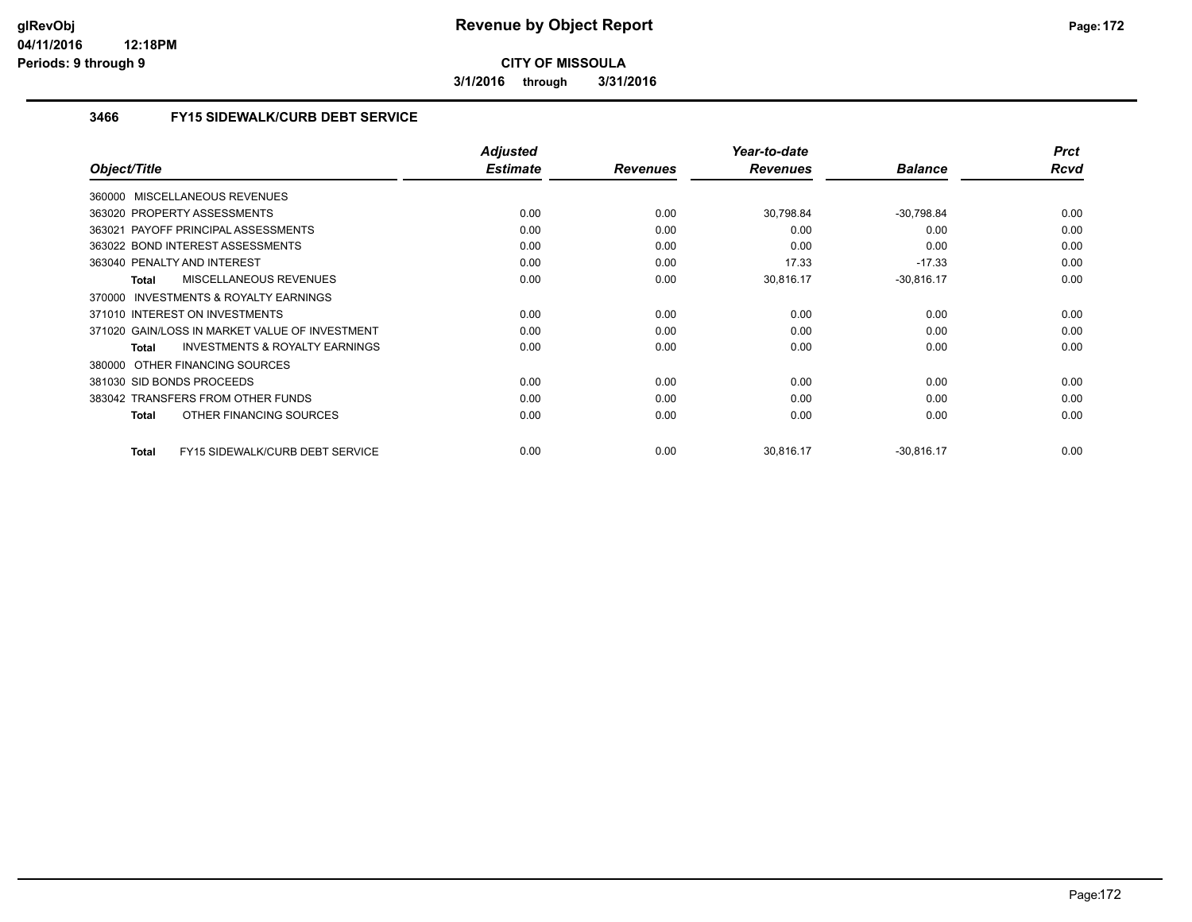**CITY OF MISSOULA**

**3/1/2016 through 3/31/2016**

### 3466 FY15 SIDEWALK/CURB DEBT SERVICE

| Object/Title | Adjusted Estimate | Revenues | Year-to-date Revenues | Balance | Prct Rcvd |
|---|---|---|---|---|---|
| 360000 MISCELLANEOUS REVENUES | | | | | |
| 363020 PROPERTY ASSESSMENTS | 0.00 | 0.00 | 30,798.84 | -30,798.84 | 0.00 |
| 363021 PAYOFF PRINCIPAL ASSESSMENTS | 0.00 | 0.00 | 0.00 | 0.00 | 0.00 |
| 363022 BOND INTEREST ASSESSMENTS | 0.00 | 0.00 | 0.00 | 0.00 | 0.00 |
| 363040 PENALTY AND INTEREST | 0.00 | 0.00 | 17.33 | -17.33 | 0.00 |
| **Total** MISCELLANEOUS REVENUES | 0.00 | 0.00 | 30,816.17 | -30,816.17 | 0.00 |
| 370000 INVESTMENTS & ROYALTY EARNINGS | | | | | |
| 371010 INTEREST ON INVESTMENTS | 0.00 | 0.00 | 0.00 | 0.00 | 0.00 |
| 371020 GAIN/LOSS IN MARKET VALUE OF INVESTMENT | 0.00 | 0.00 | 0.00 | 0.00 | 0.00 |
| **Total** INVESTMENTS & ROYALTY EARNINGS | 0.00 | 0.00 | 0.00 | 0.00 | 0.00 |
| 380000 OTHER FINANCING SOURCES | | | | | |
| 381030 SID BONDS PROCEEDS | 0.00 | 0.00 | 0.00 | 0.00 | 0.00 |
| 383042 TRANSFERS FROM OTHER FUNDS | 0.00 | 0.00 | 0.00 | 0.00 | 0.00 |
| **Total** OTHER FINANCING SOURCES | 0.00 | 0.00 | 0.00 | 0.00 | 0.00 |
| **Total** FY15 SIDEWALK/CURB DEBT SERVICE | 0.00 | 0.00 | 30,816.17 | -30,816.17 | 0.00 |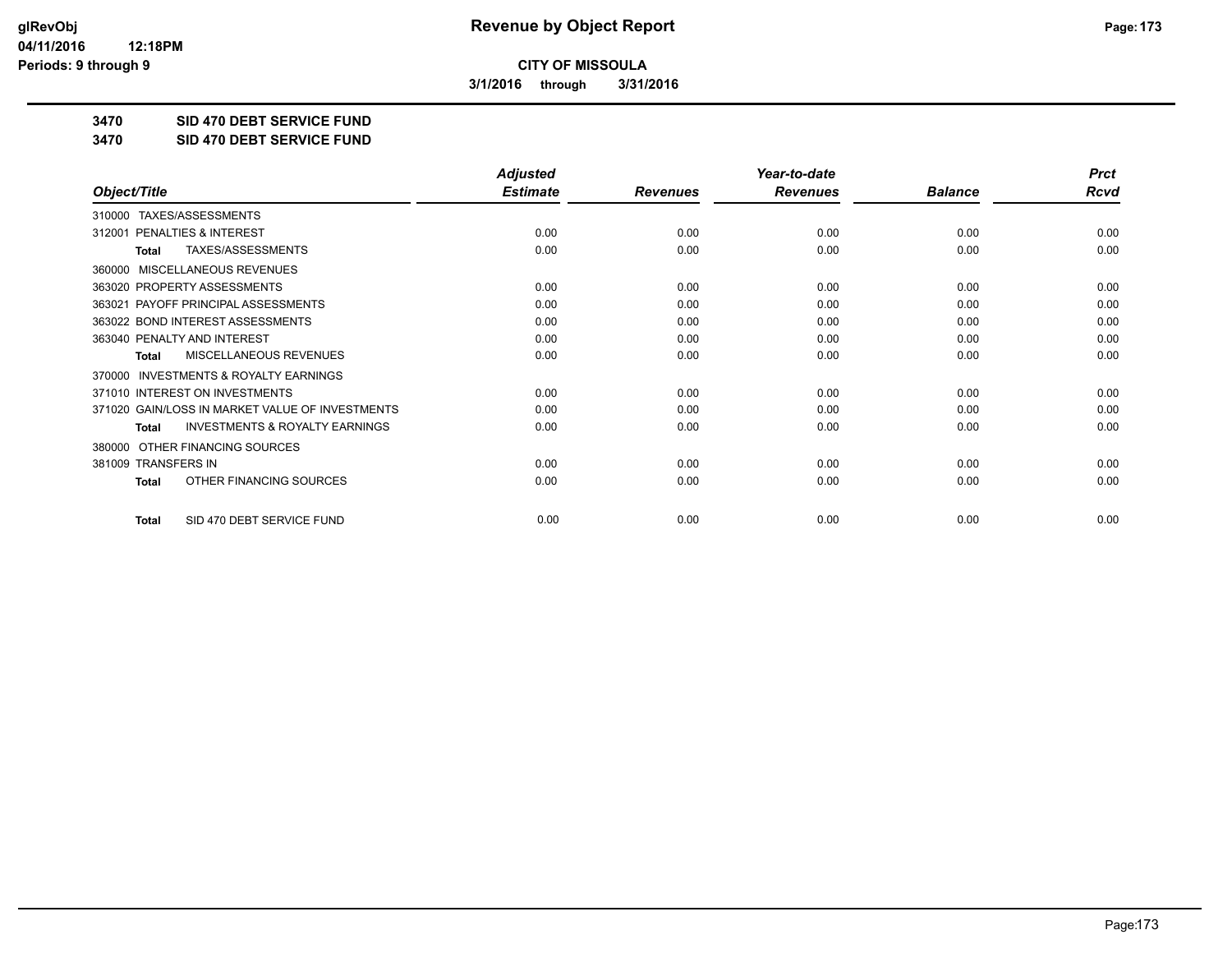**CITY OF MISSOULA**

**3/1/2016 through 3/31/2016**

**3470 SID 470 DEBT SERVICE FUND**

**3470 SID 470 DEBT SERVICE FUND**

| Object/Title | Adjusted Estimate | Revenues | Year-to-date Revenues | Balance | Prct Rcvd |
|---|---|---|---|---|---|
| 310000 TAXES/ASSESSMENTS | | | | | |
| 312001 PENALTIES & INTEREST | 0.00 | 0.00 | 0.00 | 0.00 | 0.00 |
| **Total** TAXES/ASSESSMENTS | 0.00 | 0.00 | 0.00 | 0.00 | 0.00 |
| 360000 MISCELLANEOUS REVENUES | | | | | |
| 363020 PROPERTY ASSESSMENTS | 0.00 | 0.00 | 0.00 | 0.00 | 0.00 |
| 363021 PAYOFF PRINCIPAL ASSESSMENTS | 0.00 | 0.00 | 0.00 | 0.00 | 0.00 |
| 363022 BOND INTEREST ASSESSMENTS | 0.00 | 0.00 | 0.00 | 0.00 | 0.00 |
| 363040 PENALTY AND INTEREST | 0.00 | 0.00 | 0.00 | 0.00 | 0.00 |
| **Total** MISCELLANEOUS REVENUES | 0.00 | 0.00 | 0.00 | 0.00 | 0.00 |
| 370000 INVESTMENTS & ROYALTY EARNINGS | | | | | |
| 371010 INTEREST ON INVESTMENTS | 0.00 | 0.00 | 0.00 | 0.00 | 0.00 |
| 371020 GAIN/LOSS IN MARKET VALUE OF INVESTMENTS | 0.00 | 0.00 | 0.00 | 0.00 | 0.00 |
| **Total** INVESTMENTS & ROYALTY EARNINGS | 0.00 | 0.00 | 0.00 | 0.00 | 0.00 |
| 380000 OTHER FINANCING SOURCES | | | | | |
| 381009 TRANSFERS IN | 0.00 | 0.00 | 0.00 | 0.00 | 0.00 |
| **Total** OTHER FINANCING SOURCES | 0.00 | 0.00 | 0.00 | 0.00 | 0.00 |
| **Total** SID 470 DEBT SERVICE FUND | 0.00 | 0.00 | 0.00 | 0.00 | 0.00 |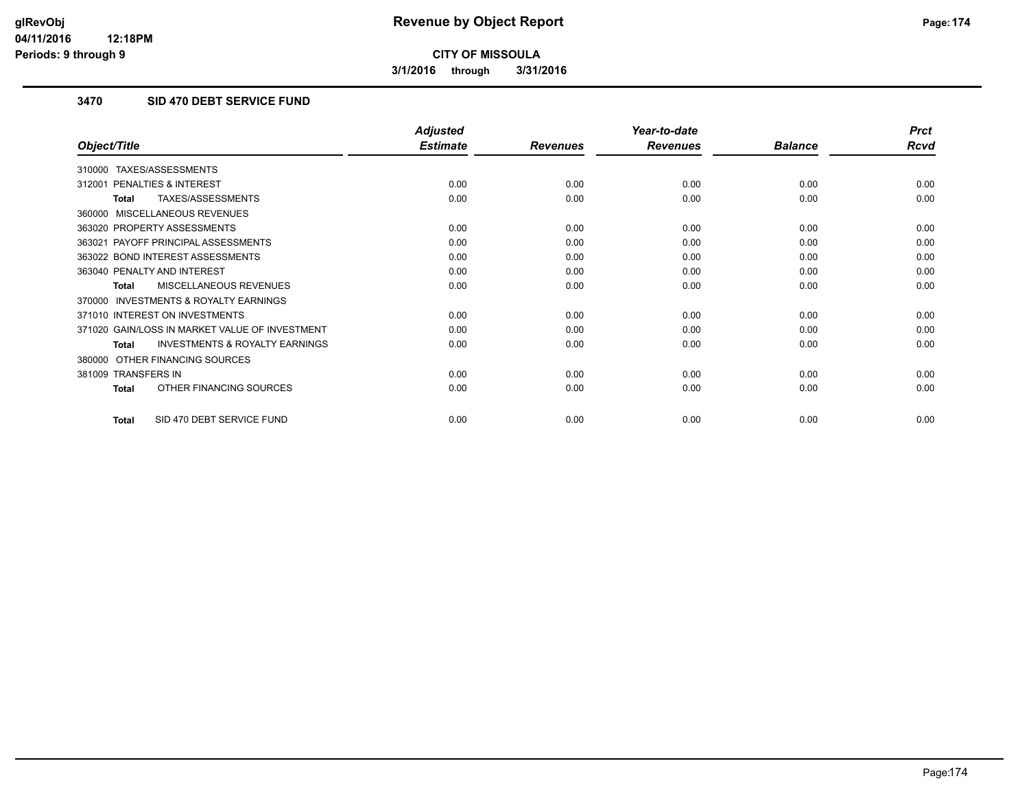# Revenue by Object Report

**CITY OF MISSOULA**

**3/1/2016 through 3/31/2016**

glRevObj
04/11/2016 12:18PM
Periods: 9 through 9

## 3470 SID 470 DEBT SERVICE FUND

| Object/Title | Adjusted Estimate | Revenues | Year-to-date Revenues | Balance | Prct Rcvd |
|---|---|---|---|---|---|
| 310000 TAXES/ASSESSMENTS | | | | | |
| 312001 PENALTIES & INTEREST | 0.00 | 0.00 | 0.00 | 0.00 | 0.00 |
| **Total** TAXES/ASSESSMENTS | 0.00 | 0.00 | 0.00 | 0.00 | 0.00 |
| 360000 MISCELLANEOUS REVENUES | | | | | |
| 363020 PROPERTY ASSESSMENTS | 0.00 | 0.00 | 0.00 | 0.00 | 0.00 |
| 363021 PAYOFF PRINCIPAL ASSESSMENTS | 0.00 | 0.00 | 0.00 | 0.00 | 0.00 |
| 363022 BOND INTEREST ASSESSMENTS | 0.00 | 0.00 | 0.00 | 0.00 | 0.00 |
| 363040 PENALTY AND INTEREST | 0.00 | 0.00 | 0.00 | 0.00 | 0.00 |
| **Total** MISCELLANEOUS REVENUES | 0.00 | 0.00 | 0.00 | 0.00 | 0.00 |
| 370000 INVESTMENTS & ROYALTY EARNINGS | | | | | |
| 371010 INTEREST ON INVESTMENTS | 0.00 | 0.00 | 0.00 | 0.00 | 0.00 |
| 371020 GAIN/LOSS IN MARKET VALUE OF INVESTMENT | 0.00 | 0.00 | 0.00 | 0.00 | 0.00 |
| **Total** INVESTMENTS & ROYALTY EARNINGS | 0.00 | 0.00 | 0.00 | 0.00 | 0.00 |
| 380000 OTHER FINANCING SOURCES | | | | | |
| 381009 TRANSFERS IN | 0.00 | 0.00 | 0.00 | 0.00 | 0.00 |
| **Total** OTHER FINANCING SOURCES | 0.00 | 0.00 | 0.00 | 0.00 | 0.00 |
| **Total** SID 470 DEBT SERVICE FUND | 0.00 | 0.00 | 0.00 | 0.00 | 0.00 |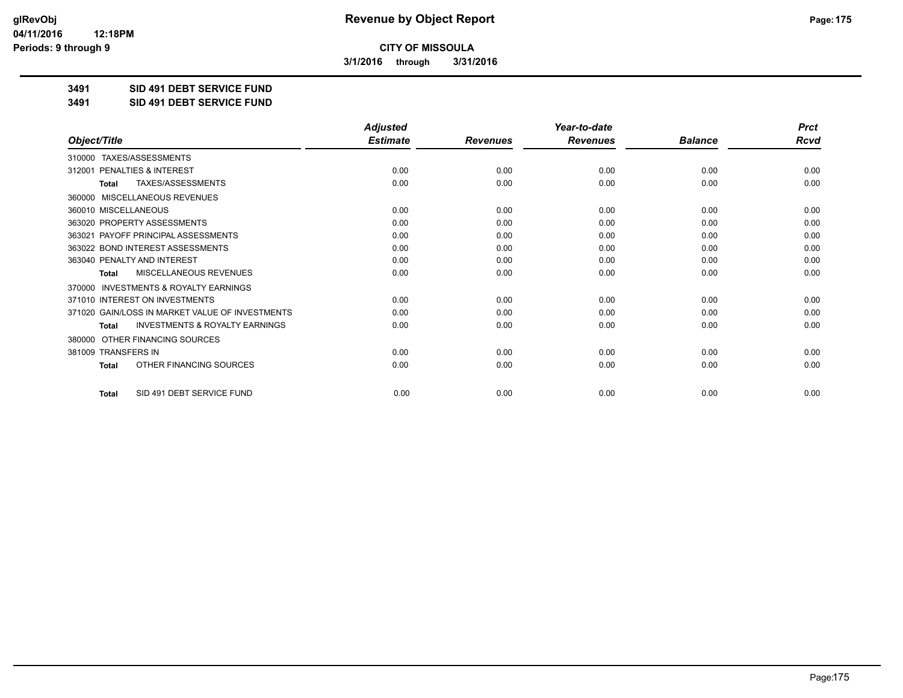**CITY OF MISSOULA**

**3/1/2016 through 3/31/2016**

**3491 SID 491 DEBT SERVICE FUND**

**3491 SID 491 DEBT SERVICE FUND**

| Object/Title | Adjusted Estimate | Revenues | Year-to-date Revenues | Balance | Prct Rcvd |
|---|---|---|---|---|---|
| 310000 TAXES/ASSESSMENTS | | | | | |
| 312001 PENALTIES & INTEREST | 0.00 | 0.00 | 0.00 | 0.00 | 0.00 |
| **Total** TAXES/ASSESSMENTS | 0.00 | 0.00 | 0.00 | 0.00 | 0.00 |
| 360000 MISCELLANEOUS REVENUES | | | | | |
| 360010 MISCELLANEOUS | 0.00 | 0.00 | 0.00 | 0.00 | 0.00 |
| 363020 PROPERTY ASSESSMENTS | 0.00 | 0.00 | 0.00 | 0.00 | 0.00 |
| 363021 PAYOFF PRINCIPAL ASSESSMENTS | 0.00 | 0.00 | 0.00 | 0.00 | 0.00 |
| 363022 BOND INTEREST ASSESSMENTS | 0.00 | 0.00 | 0.00 | 0.00 | 0.00 |
| 363040 PENALTY AND INTEREST | 0.00 | 0.00 | 0.00 | 0.00 | 0.00 |
| **Total** MISCELLANEOUS REVENUES | 0.00 | 0.00 | 0.00 | 0.00 | 0.00 |
| 370000 INVESTMENTS & ROYALTY EARNINGS | | | | | |
| 371010 INTEREST ON INVESTMENTS | 0.00 | 0.00 | 0.00 | 0.00 | 0.00 |
| 371020 GAIN/LOSS IN MARKET VALUE OF INVESTMENTS | 0.00 | 0.00 | 0.00 | 0.00 | 0.00 |
| **Total** INVESTMENTS & ROYALTY EARNINGS | 0.00 | 0.00 | 0.00 | 0.00 | 0.00 |
| 380000 OTHER FINANCING SOURCES | | | | | |
| 381009 TRANSFERS IN | 0.00 | 0.00 | 0.00 | 0.00 | 0.00 |
| **Total** OTHER FINANCING SOURCES | 0.00 | 0.00 | 0.00 | 0.00 | 0.00 |
| **Total** SID 491 DEBT SERVICE FUND | 0.00 | 0.00 | 0.00 | 0.00 | 0.00 |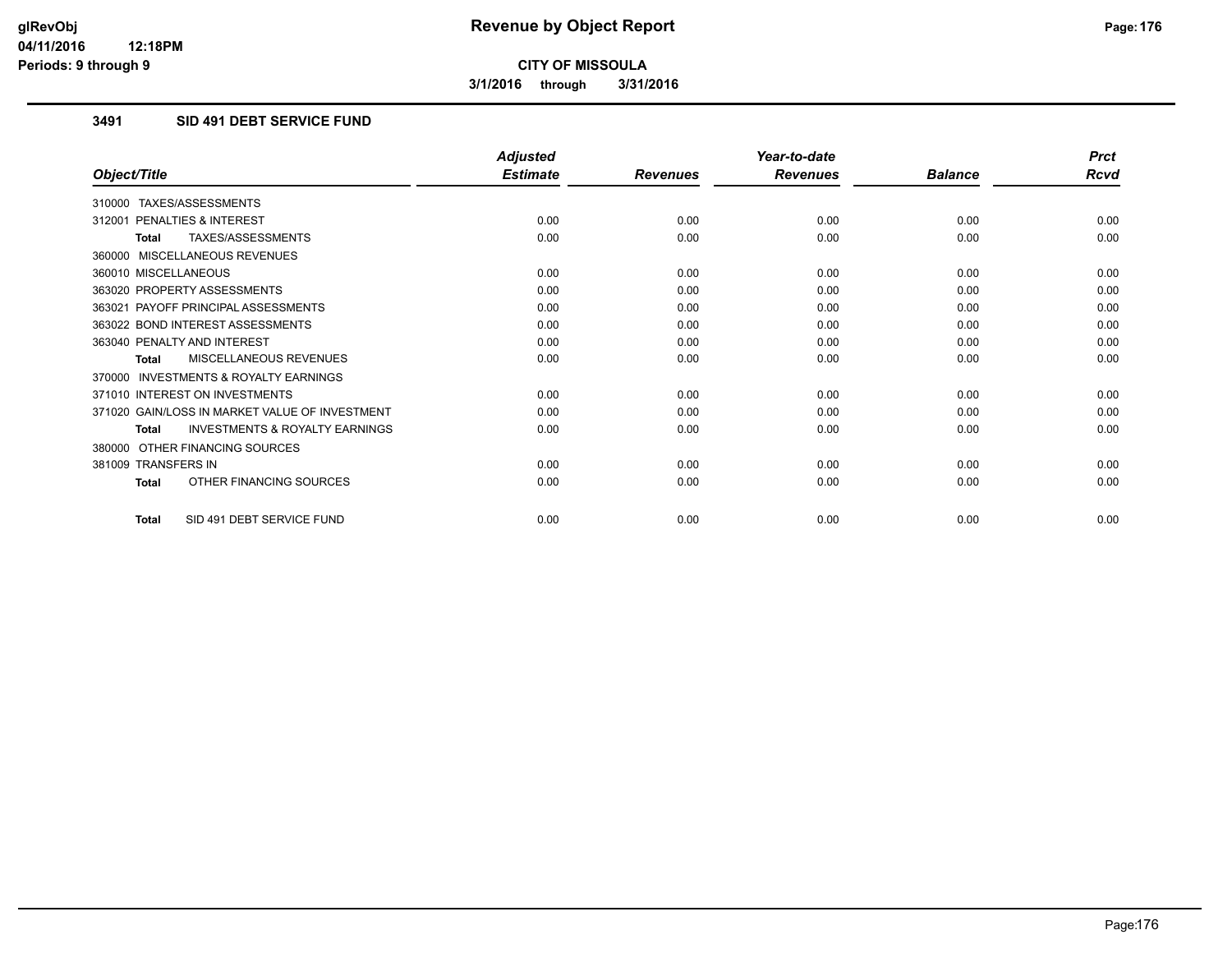# Revenue by Object Report

**CITY OF MISSOULA**

**3/1/2016 through 3/31/2016**

glRevObj
04/11/2016 12:18PM
Periods: 9 through 9

## 3491 SID 491 DEBT SERVICE FUND

| Object/Title | Adjusted Estimate | Revenues | Year-to-date Revenues | Balance | Prct Rcvd |
|---|---|---|---|---|---|
| 310000 TAXES/ASSESSMENTS | | | | | |
| 312001 PENALTIES & INTEREST | 0.00 | 0.00 | 0.00 | 0.00 | 0.00 |
| **Total** TAXES/ASSESSMENTS | 0.00 | 0.00 | 0.00 | 0.00 | 0.00 |
| 360000 MISCELLANEOUS REVENUES | | | | | |
| 360010 MISCELLANEOUS | 0.00 | 0.00 | 0.00 | 0.00 | 0.00 |
| 363020 PROPERTY ASSESSMENTS | 0.00 | 0.00 | 0.00 | 0.00 | 0.00 |
| 363021 PAYOFF PRINCIPAL ASSESSMENTS | 0.00 | 0.00 | 0.00 | 0.00 | 0.00 |
| 363022 BOND INTEREST ASSESSMENTS | 0.00 | 0.00 | 0.00 | 0.00 | 0.00 |
| 363040 PENALTY AND INTEREST | 0.00 | 0.00 | 0.00 | 0.00 | 0.00 |
| **Total** MISCELLANEOUS REVENUES | 0.00 | 0.00 | 0.00 | 0.00 | 0.00 |
| 370000 INVESTMENTS & ROYALTY EARNINGS | | | | | |
| 371010 INTEREST ON INVESTMENTS | 0.00 | 0.00 | 0.00 | 0.00 | 0.00 |
| 371020 GAIN/LOSS IN MARKET VALUE OF INVESTMENT | 0.00 | 0.00 | 0.00 | 0.00 | 0.00 |
| **Total** INVESTMENTS & ROYALTY EARNINGS | 0.00 | 0.00 | 0.00 | 0.00 | 0.00 |
| 380000 OTHER FINANCING SOURCES | | | | | |
| 381009 TRANSFERS IN | 0.00 | 0.00 | 0.00 | 0.00 | 0.00 |
| **Total** OTHER FINANCING SOURCES | 0.00 | 0.00 | 0.00 | 0.00 | 0.00 |
| **Total** SID 491 DEBT SERVICE FUND | 0.00 | 0.00 | 0.00 | 0.00 | 0.00 |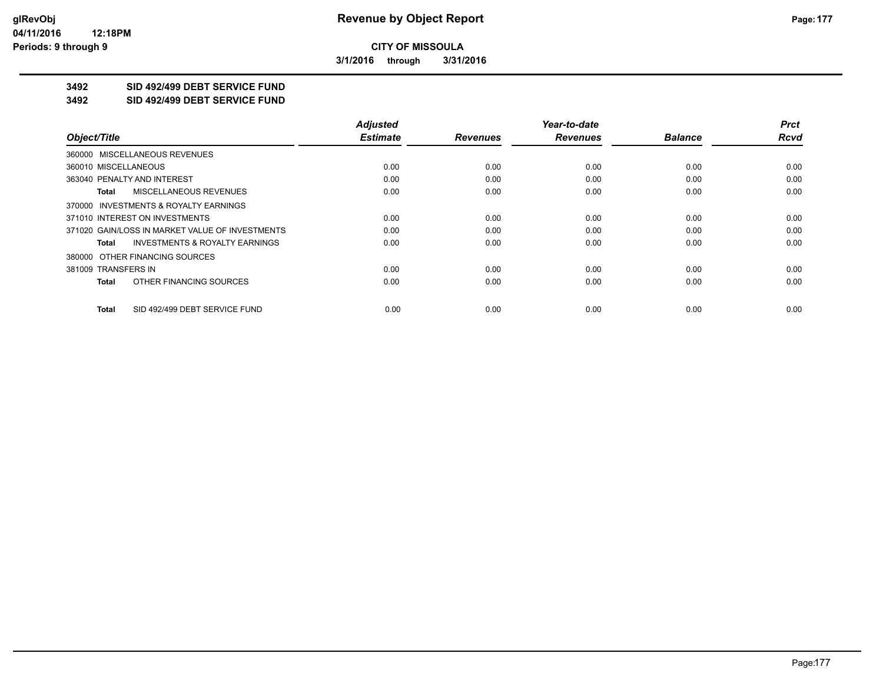**CITY OF MISSOULA**

**3/1/2016 through 3/31/2016**

**3492 SID 492/499 DEBT SERVICE FUND**

**3492 SID 492/499 DEBT SERVICE FUND**

| Object/Title | Adjusted Estimate | Revenues | Year-to-date Revenues | Balance | Prct Rcvd |
|---|---|---|---|---|---|
| 360000 MISCELLANEOUS REVENUES | | | | | |
| 360010 MISCELLANEOUS | 0.00 | 0.00 | 0.00 | 0.00 | 0.00 |
| 363040 PENALTY AND INTEREST | 0.00 | 0.00 | 0.00 | 0.00 | 0.00 |
| **Total** MISCELLANEOUS REVENUES | 0.00 | 0.00 | 0.00 | 0.00 | 0.00 |
| 370000 INVESTMENTS & ROYALTY EARNINGS | | | | | |
| 371010 INTEREST ON INVESTMENTS | 0.00 | 0.00 | 0.00 | 0.00 | 0.00 |
| 371020 GAIN/LOSS IN MARKET VALUE OF INVESTMENTS | 0.00 | 0.00 | 0.00 | 0.00 | 0.00 |
| **Total** INVESTMENTS & ROYALTY EARNINGS | 0.00 | 0.00 | 0.00 | 0.00 | 0.00 |
| 380000 OTHER FINANCING SOURCES | | | | | |
| 381009 TRANSFERS IN | 0.00 | 0.00 | 0.00 | 0.00 | 0.00 |
| **Total** OTHER FINANCING SOURCES | 0.00 | 0.00 | 0.00 | 0.00 | 0.00 |
| **Total** SID 492/499 DEBT SERVICE FUND | 0.00 | 0.00 | 0.00 | 0.00 | 0.00 |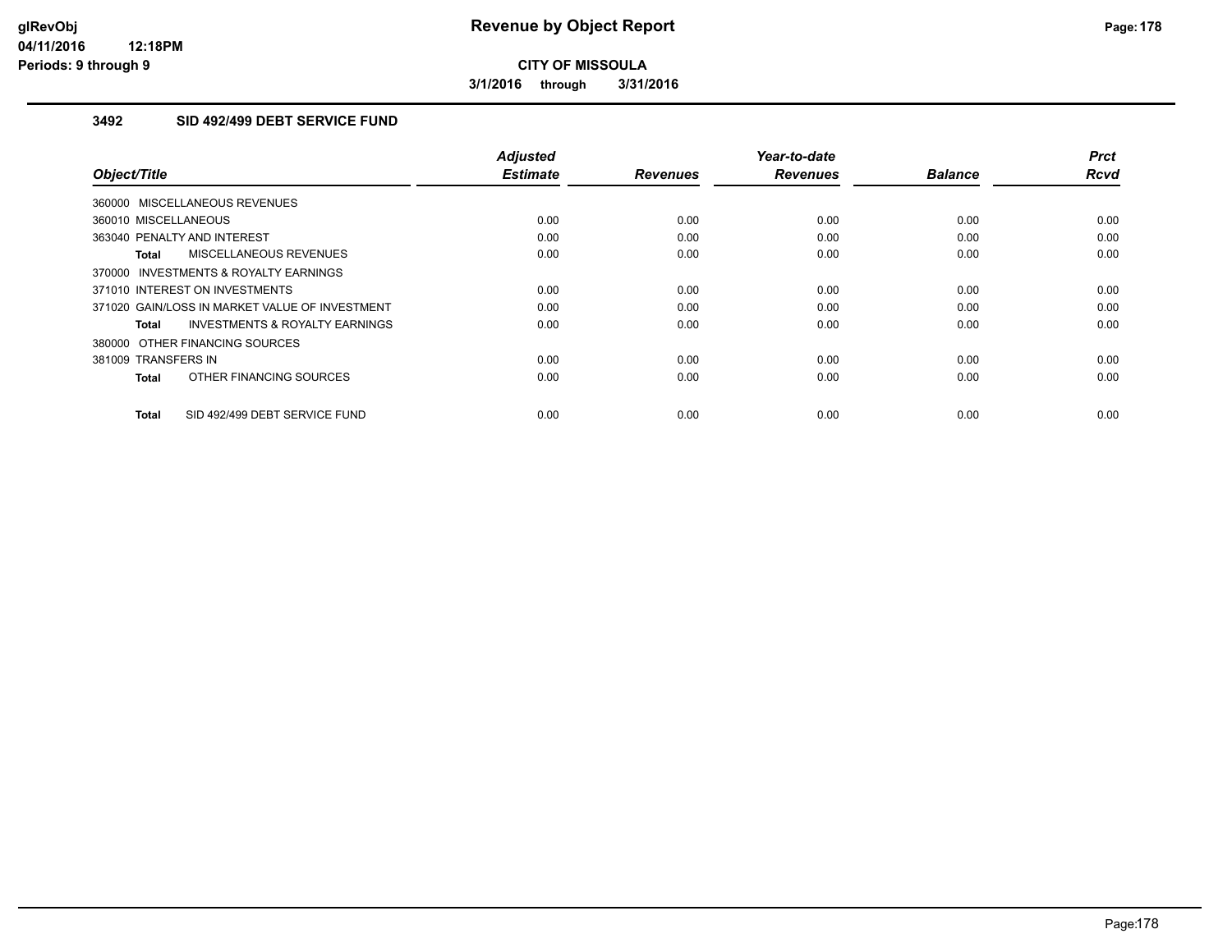# Revenue by Object Report

**CITY OF MISSOULA**

**3/1/2016 through 3/31/2016**

glRevObj
04/11/2016 12:18PM
Periods: 9 through 9

## 3492 SID 492/499 DEBT SERVICE FUND

| Object/Title | Adjusted Estimate | Revenues | Year-to-date Revenues | Balance | Prct Rcvd |
|---|---|---|---|---|---|
| 360000 MISCELLANEOUS REVENUES | | | | | |
| 360010 MISCELLANEOUS | 0.00 | 0.00 | 0.00 | 0.00 | 0.00 |
| 363040 PENALTY AND INTEREST | 0.00 | 0.00 | 0.00 | 0.00 | 0.00 |
| **Total** MISCELLANEOUS REVENUES | 0.00 | 0.00 | 0.00 | 0.00 | 0.00 |
| 370000 INVESTMENTS & ROYALTY EARNINGS | | | | | |
| 371010 INTEREST ON INVESTMENTS | 0.00 | 0.00 | 0.00 | 0.00 | 0.00 |
| 371020 GAIN/LOSS IN MARKET VALUE OF INVESTMENT | 0.00 | 0.00 | 0.00 | 0.00 | 0.00 |
| **Total** INVESTMENTS & ROYALTY EARNINGS | 0.00 | 0.00 | 0.00 | 0.00 | 0.00 |
| 380000 OTHER FINANCING SOURCES | | | | | |
| 381009 TRANSFERS IN | 0.00 | 0.00 | 0.00 | 0.00 | 0.00 |
| **Total** OTHER FINANCING SOURCES | 0.00 | 0.00 | 0.00 | 0.00 | 0.00 |
| **Total** SID 492/499 DEBT SERVICE FUND | 0.00 | 0.00 | 0.00 | 0.00 | 0.00 |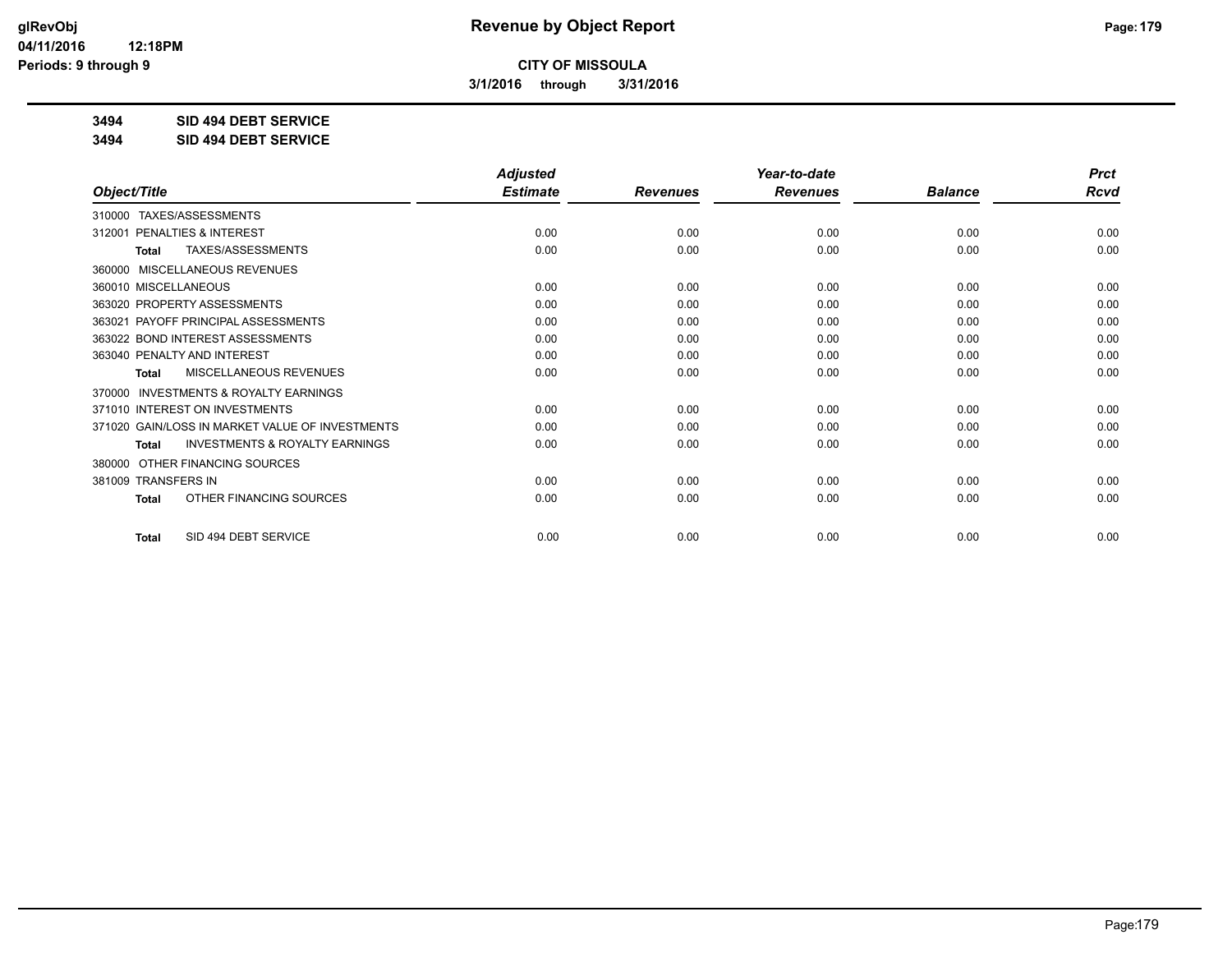**CITY OF MISSOULA**

**3/1/2016 through 3/31/2016**

**3494 SID 494 DEBT SERVICE**

**3494 SID 494 DEBT SERVICE**

| Object/Title | Adjusted Estimate | Revenues | Year-to-date Revenues | Balance | Prct Rcvd |
|---|---|---|---|---|---|
| 310000 TAXES/ASSESSMENTS | | | | | |
| 312001 PENALTIES & INTEREST | 0.00 | 0.00 | 0.00 | 0.00 | 0.00 |
| Total TAXES/ASSESSMENTS | 0.00 | 0.00 | 0.00 | 0.00 | 0.00 |
| 360000 MISCELLANEOUS REVENUES | | | | | |
| 360010 MISCELLANEOUS | 0.00 | 0.00 | 0.00 | 0.00 | 0.00 |
| 363020 PROPERTY ASSESSMENTS | 0.00 | 0.00 | 0.00 | 0.00 | 0.00 |
| 363021 PAYOFF PRINCIPAL ASSESSMENTS | 0.00 | 0.00 | 0.00 | 0.00 | 0.00 |
| 363022 BOND INTEREST ASSESSMENTS | 0.00 | 0.00 | 0.00 | 0.00 | 0.00 |
| 363040 PENALTY AND INTEREST | 0.00 | 0.00 | 0.00 | 0.00 | 0.00 |
| Total MISCELLANEOUS REVENUES | 0.00 | 0.00 | 0.00 | 0.00 | 0.00 |
| 370000 INVESTMENTS & ROYALTY EARNINGS | | | | | |
| 371010 INTEREST ON INVESTMENTS | 0.00 | 0.00 | 0.00 | 0.00 | 0.00 |
| 371020 GAIN/LOSS IN MARKET VALUE OF INVESTMENTS | 0.00 | 0.00 | 0.00 | 0.00 | 0.00 |
| Total INVESTMENTS & ROYALTY EARNINGS | 0.00 | 0.00 | 0.00 | 0.00 | 0.00 |
| 380000 OTHER FINANCING SOURCES | | | | | |
| 381009 TRANSFERS IN | 0.00 | 0.00 | 0.00 | 0.00 | 0.00 |
| Total OTHER FINANCING SOURCES | 0.00 | 0.00 | 0.00 | 0.00 | 0.00 |
| Total SID 494 DEBT SERVICE | 0.00 | 0.00 | 0.00 | 0.00 | 0.00 |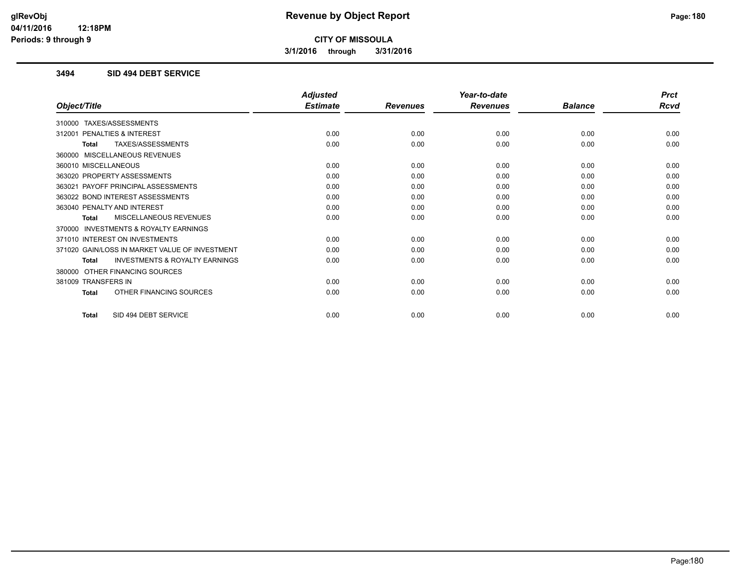# Revenue by Object Report

**CITY OF MISSOULA**

**3/1/2016 through 3/31/2016**

### 3494 SID 494 DEBT SERVICE

| Object/Title | Adjusted Estimate | Revenues | Year-to-date Revenues | Balance | Prct Rcvd |
|---|---|---|---|---|---|
| 310000 TAXES/ASSESSMENTS | | | | | |
| 312001 PENALTIES & INTEREST | 0.00 | 0.00 | 0.00 | 0.00 | 0.00 |
| **Total** TAXES/ASSESSMENTS | 0.00 | 0.00 | 0.00 | 0.00 | 0.00 |
| 360000 MISCELLANEOUS REVENUES | | | | | |
| 360010 MISCELLANEOUS | 0.00 | 0.00 | 0.00 | 0.00 | 0.00 |
| 363020 PROPERTY ASSESSMENTS | 0.00 | 0.00 | 0.00 | 0.00 | 0.00 |
| 363021 PAYOFF PRINCIPAL ASSESSMENTS | 0.00 | 0.00 | 0.00 | 0.00 | 0.00 |
| 363022 BOND INTEREST ASSESSMENTS | 0.00 | 0.00 | 0.00 | 0.00 | 0.00 |
| 363040 PENALTY AND INTEREST | 0.00 | 0.00 | 0.00 | 0.00 | 0.00 |
| **Total** MISCELLANEOUS REVENUES | 0.00 | 0.00 | 0.00 | 0.00 | 0.00 |
| 370000 INVESTMENTS & ROYALTY EARNINGS | | | | | |
| 371010 INTEREST ON INVESTMENTS | 0.00 | 0.00 | 0.00 | 0.00 | 0.00 |
| 371020 GAIN/LOSS IN MARKET VALUE OF INVESTMENT | 0.00 | 0.00 | 0.00 | 0.00 | 0.00 |
| **Total** INVESTMENTS & ROYALTY EARNINGS | 0.00 | 0.00 | 0.00 | 0.00 | 0.00 |
| 380000 OTHER FINANCING SOURCES | | | | | |
| 381009 TRANSFERS IN | 0.00 | 0.00 | 0.00 | 0.00 | 0.00 |
| **Total** OTHER FINANCING SOURCES | 0.00 | 0.00 | 0.00 | 0.00 | 0.00 |
| **Total** SID 494 DEBT SERVICE | 0.00 | 0.00 | 0.00 | 0.00 | 0.00 |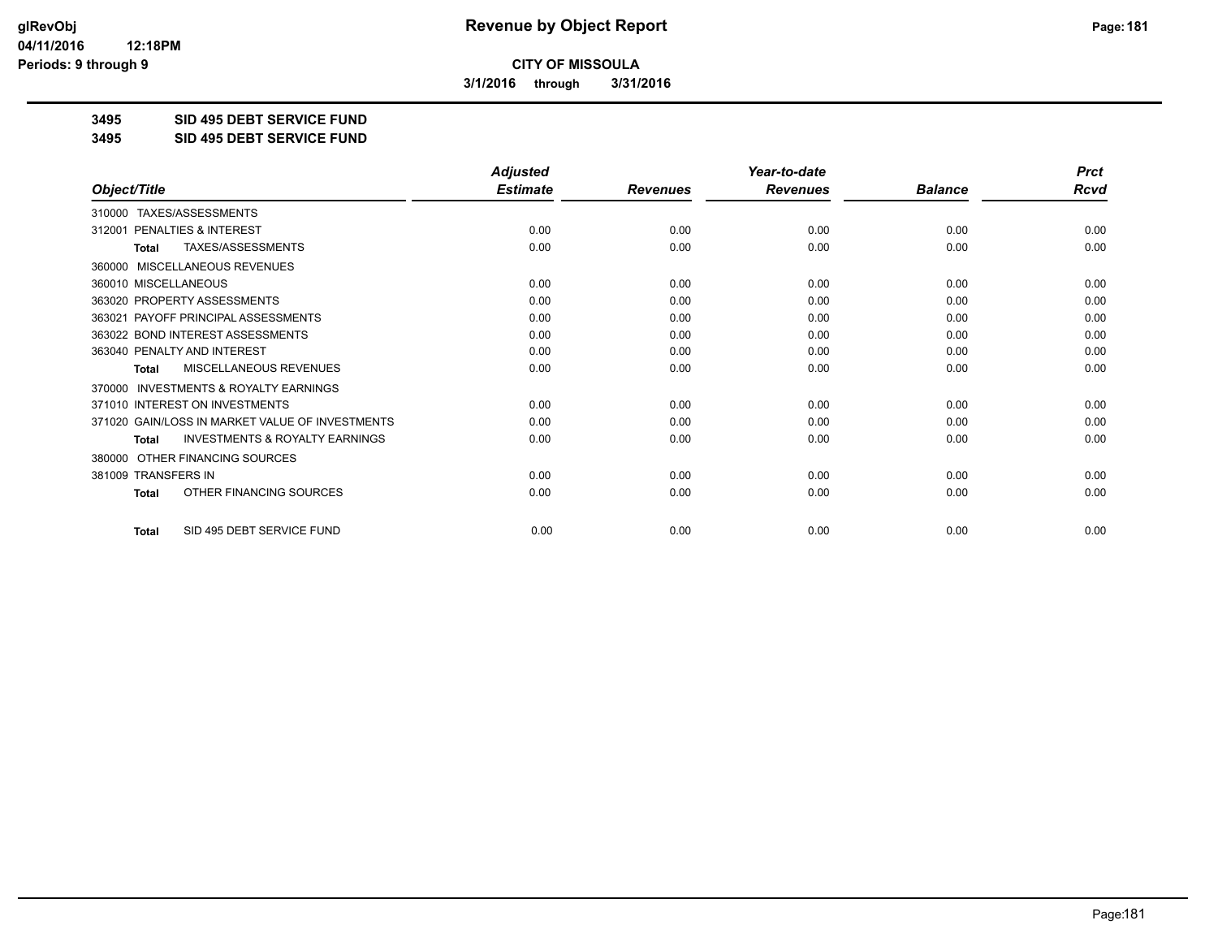# Revenue by Object Report

**CITY OF MISSOULA**

**3/1/2016 through 3/31/2016**

glRevObj
04/11/2016 12:18PM
Periods: 9 through 9

**3495 SID 495 DEBT SERVICE FUND**

**3495 SID 495 DEBT SERVICE FUND**

| Object/Title | Adjusted Estimate | Revenues | Year-to-date Revenues | Balance | Prct Rcvd |
|---|---|---|---|---|---|
| 310000 TAXES/ASSESSMENTS | | | | | |
| 312001 PENALTIES & INTEREST | 0.00 | 0.00 | 0.00 | 0.00 | 0.00 |
| **Total** TAXES/ASSESSMENTS | 0.00 | 0.00 | 0.00 | 0.00 | 0.00 |
| 360000 MISCELLANEOUS REVENUES | | | | | |
| 360010 MISCELLANEOUS | 0.00 | 0.00 | 0.00 | 0.00 | 0.00 |
| 363020 PROPERTY ASSESSMENTS | 0.00 | 0.00 | 0.00 | 0.00 | 0.00 |
| 363021 PAYOFF PRINCIPAL ASSESSMENTS | 0.00 | 0.00 | 0.00 | 0.00 | 0.00 |
| 363022 BOND INTEREST ASSESSMENTS | 0.00 | 0.00 | 0.00 | 0.00 | 0.00 |
| 363040 PENALTY AND INTEREST | 0.00 | 0.00 | 0.00 | 0.00 | 0.00 |
| **Total** MISCELLANEOUS REVENUES | 0.00 | 0.00 | 0.00 | 0.00 | 0.00 |
| 370000 INVESTMENTS & ROYALTY EARNINGS | | | | | |
| 371010 INTEREST ON INVESTMENTS | 0.00 | 0.00 | 0.00 | 0.00 | 0.00 |
| 371020 GAIN/LOSS IN MARKET VALUE OF INVESTMENTS | 0.00 | 0.00 | 0.00 | 0.00 | 0.00 |
| **Total** INVESTMENTS & ROYALTY EARNINGS | 0.00 | 0.00 | 0.00 | 0.00 | 0.00 |
| 380000 OTHER FINANCING SOURCES | | | | | |
| 381009 TRANSFERS IN | 0.00 | 0.00 | 0.00 | 0.00 | 0.00 |
| **Total** OTHER FINANCING SOURCES | 0.00 | 0.00 | 0.00 | 0.00 | 0.00 |
| **Total** SID 495 DEBT SERVICE FUND | 0.00 | 0.00 | 0.00 | 0.00 | 0.00 |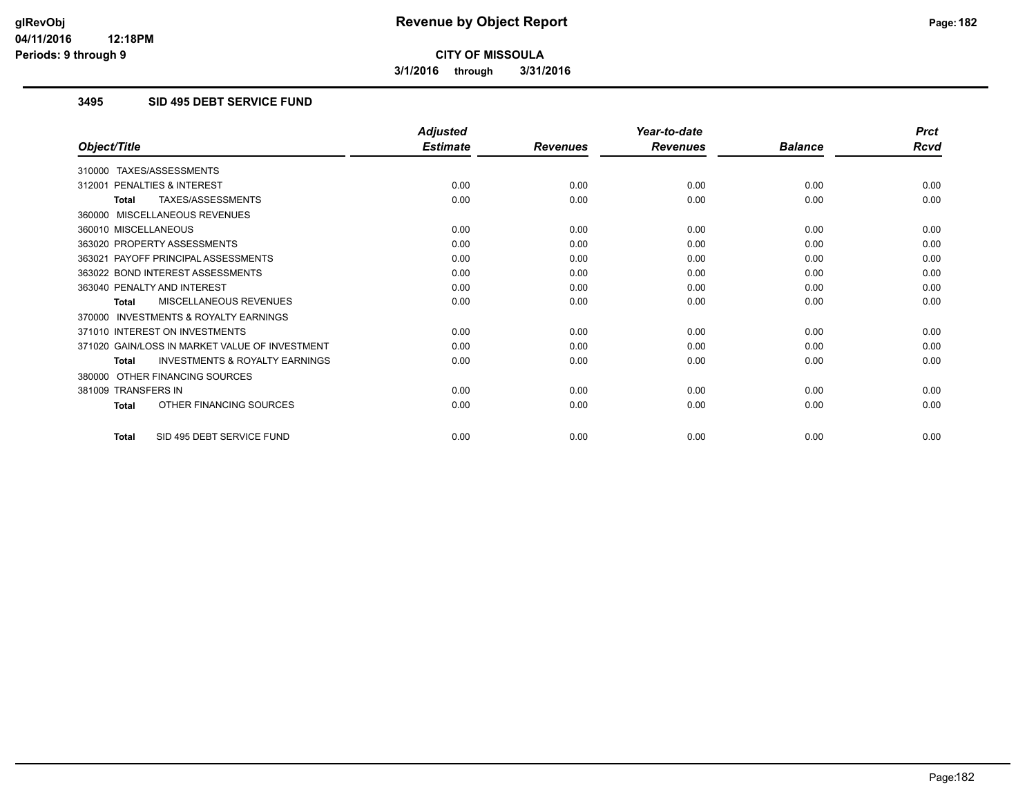**CITY OF MISSOULA**

**3/1/2016 through 3/31/2016**

## 3495 SID 495 DEBT SERVICE FUND

| Object/Title | Adjusted Estimate | Revenues | Year-to-date Revenues | Balance | Prct Rcvd |
|---|---|---|---|---|---|
| 310000 TAXES/ASSESSMENTS | | | | | |
| 312001 PENALTIES & INTEREST | 0.00 | 0.00 | 0.00 | 0.00 | 0.00 |
| **Total** TAXES/ASSESSMENTS | 0.00 | 0.00 | 0.00 | 0.00 | 0.00 |
| 360000 MISCELLANEOUS REVENUES | | | | | |
| 360010 MISCELLANEOUS | 0.00 | 0.00 | 0.00 | 0.00 | 0.00 |
| 363020 PROPERTY ASSESSMENTS | 0.00 | 0.00 | 0.00 | 0.00 | 0.00 |
| 363021 PAYOFF PRINCIPAL ASSESSMENTS | 0.00 | 0.00 | 0.00 | 0.00 | 0.00 |
| 363022 BOND INTEREST ASSESSMENTS | 0.00 | 0.00 | 0.00 | 0.00 | 0.00 |
| 363040 PENALTY AND INTEREST | 0.00 | 0.00 | 0.00 | 0.00 | 0.00 |
| **Total** MISCELLANEOUS REVENUES | 0.00 | 0.00 | 0.00 | 0.00 | 0.00 |
| 370000 INVESTMENTS & ROYALTY EARNINGS | | | | | |
| 371010 INTEREST ON INVESTMENTS | 0.00 | 0.00 | 0.00 | 0.00 | 0.00 |
| 371020 GAIN/LOSS IN MARKET VALUE OF INVESTMENT | 0.00 | 0.00 | 0.00 | 0.00 | 0.00 |
| **Total** INVESTMENTS & ROYALTY EARNINGS | 0.00 | 0.00 | 0.00 | 0.00 | 0.00 |
| 380000 OTHER FINANCING SOURCES | | | | | |
| 381009 TRANSFERS IN | 0.00 | 0.00 | 0.00 | 0.00 | 0.00 |
| **Total** OTHER FINANCING SOURCES | 0.00 | 0.00 | 0.00 | 0.00 | 0.00 |
| **Total** SID 495 DEBT SERVICE FUND | 0.00 | 0.00 | 0.00 | 0.00 | 0.00 |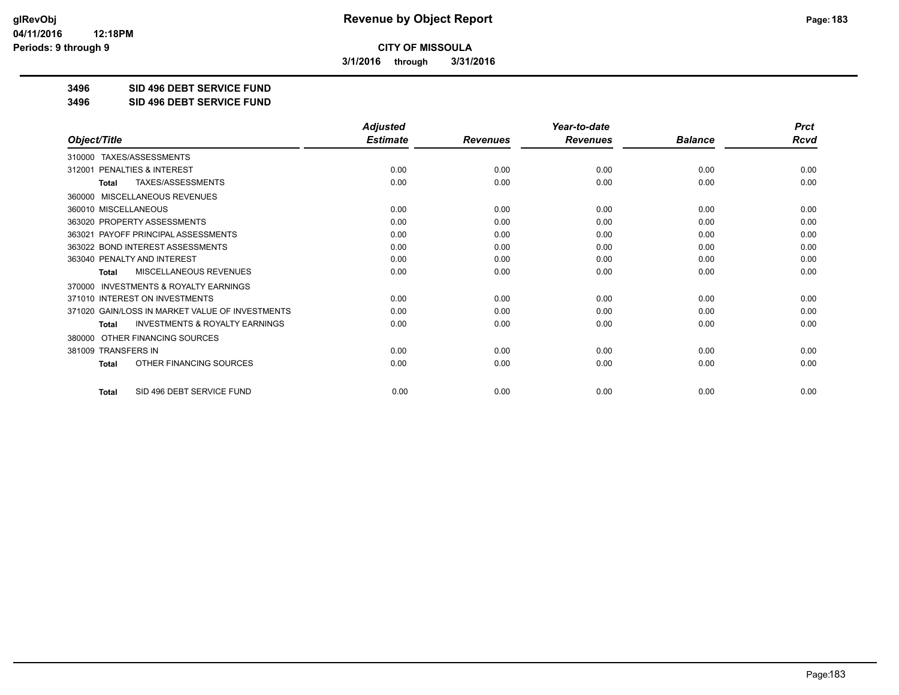# Revenue by Object Report

**CITY OF MISSOULA**

**3/1/2016 through 3/31/2016**

glRevObj
04/11/2016 12:18PM
Periods: 9 through 9

**3496 SID 496 DEBT SERVICE FUND**

**3496 SID 496 DEBT SERVICE FUND**

| Object/Title | Adjusted Estimate | Revenues | Year-to-date Revenues | Balance | Prct Rcvd |
|---|---|---|---|---|---|
| 310000 TAXES/ASSESSMENTS | | | | | |
| 312001 PENALTIES & INTEREST | 0.00 | 0.00 | 0.00 | 0.00 | 0.00 |
| **Total** TAXES/ASSESSMENTS | 0.00 | 0.00 | 0.00 | 0.00 | 0.00 |
| 360000 MISCELLANEOUS REVENUES | | | | | |
| 360010 MISCELLANEOUS | 0.00 | 0.00 | 0.00 | 0.00 | 0.00 |
| 363020 PROPERTY ASSESSMENTS | 0.00 | 0.00 | 0.00 | 0.00 | 0.00 |
| 363021 PAYOFF PRINCIPAL ASSESSMENTS | 0.00 | 0.00 | 0.00 | 0.00 | 0.00 |
| 363022 BOND INTEREST ASSESSMENTS | 0.00 | 0.00 | 0.00 | 0.00 | 0.00 |
| 363040 PENALTY AND INTEREST | 0.00 | 0.00 | 0.00 | 0.00 | 0.00 |
| **Total** MISCELLANEOUS REVENUES | 0.00 | 0.00 | 0.00 | 0.00 | 0.00 |
| 370000 INVESTMENTS & ROYALTY EARNINGS | | | | | |
| 371010 INTEREST ON INVESTMENTS | 0.00 | 0.00 | 0.00 | 0.00 | 0.00 |
| 371020 GAIN/LOSS IN MARKET VALUE OF INVESTMENTS | 0.00 | 0.00 | 0.00 | 0.00 | 0.00 |
| **Total** INVESTMENTS & ROYALTY EARNINGS | 0.00 | 0.00 | 0.00 | 0.00 | 0.00 |
| 380000 OTHER FINANCING SOURCES | | | | | |
| 381009 TRANSFERS IN | 0.00 | 0.00 | 0.00 | 0.00 | 0.00 |
| **Total** OTHER FINANCING SOURCES | 0.00 | 0.00 | 0.00 | 0.00 | 0.00 |
| **Total** SID 496 DEBT SERVICE FUND | 0.00 | 0.00 | 0.00 | 0.00 | 0.00 |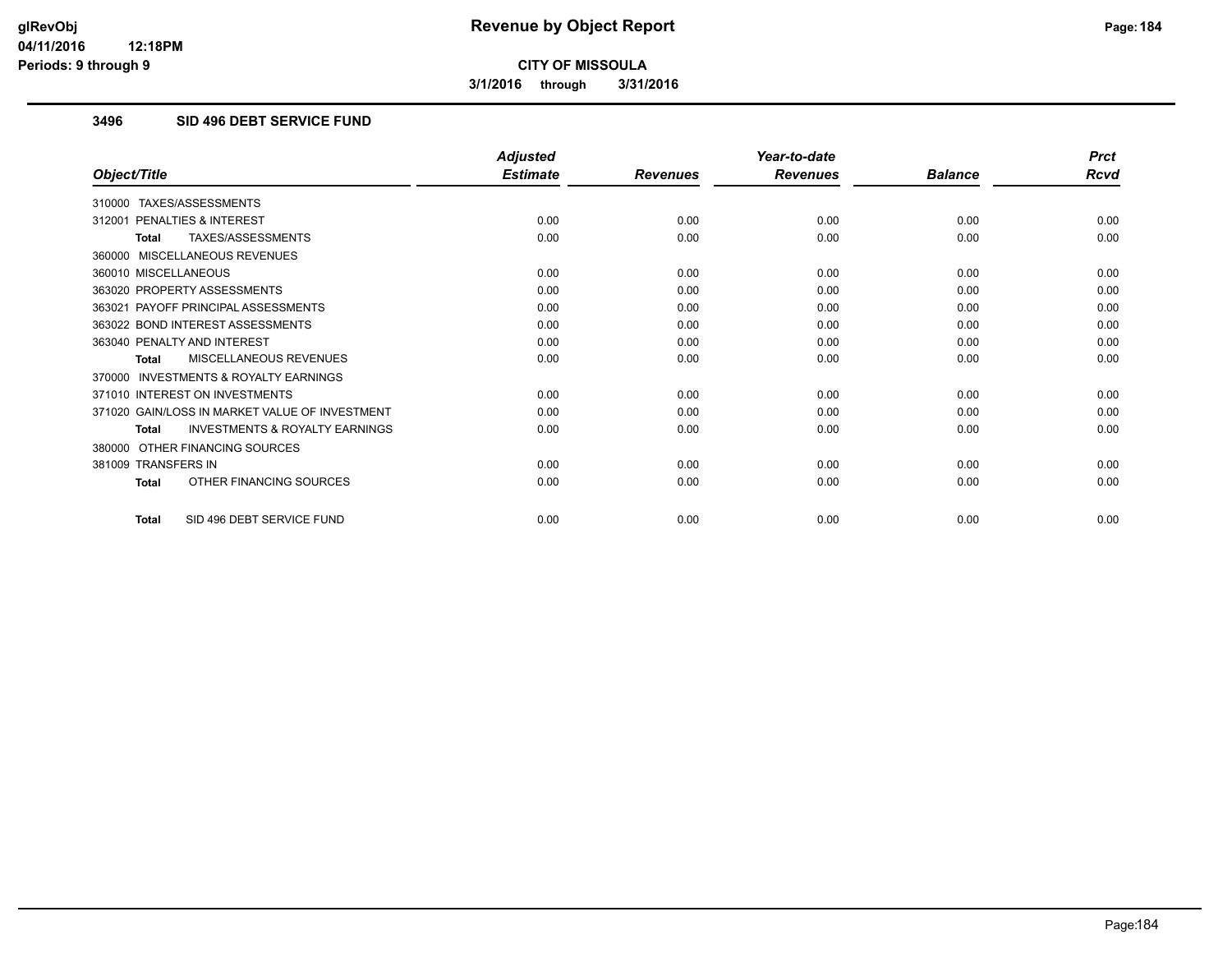**Revenue by Object Report**

**CITY OF MISSOULA**

**3/1/2016 through 3/31/2016**

glRevObj
04/11/2016 12:18PM
Periods: 9 through 9

### 3496 SID 496 DEBT SERVICE FUND

| Object/Title | Adjusted Estimate | Revenues | Year-to-date Revenues | Balance | Prct Rcvd |
|---|---|---|---|---|---|
| 310000 TAXES/ASSESSMENTS | | | | | |
| 312001 PENALTIES & INTEREST | 0.00 | 0.00 | 0.00 | 0.00 | 0.00 |
| **Total** TAXES/ASSESSMENTS | 0.00 | 0.00 | 0.00 | 0.00 | 0.00 |
| 360000 MISCELLANEOUS REVENUES | | | | | |
| 360010 MISCELLANEOUS | 0.00 | 0.00 | 0.00 | 0.00 | 0.00 |
| 363020 PROPERTY ASSESSMENTS | 0.00 | 0.00 | 0.00 | 0.00 | 0.00 |
| 363021 PAYOFF PRINCIPAL ASSESSMENTS | 0.00 | 0.00 | 0.00 | 0.00 | 0.00 |
| 363022 BOND INTEREST ASSESSMENTS | 0.00 | 0.00 | 0.00 | 0.00 | 0.00 |
| 363040 PENALTY AND INTEREST | 0.00 | 0.00 | 0.00 | 0.00 | 0.00 |
| **Total** MISCELLANEOUS REVENUES | 0.00 | 0.00 | 0.00 | 0.00 | 0.00 |
| 370000 INVESTMENTS & ROYALTY EARNINGS | | | | | |
| 371010 INTEREST ON INVESTMENTS | 0.00 | 0.00 | 0.00 | 0.00 | 0.00 |
| 371020 GAIN/LOSS IN MARKET VALUE OF INVESTMENT | 0.00 | 0.00 | 0.00 | 0.00 | 0.00 |
| **Total** INVESTMENTS & ROYALTY EARNINGS | 0.00 | 0.00 | 0.00 | 0.00 | 0.00 |
| 380000 OTHER FINANCING SOURCES | | | | | |
| 381009 TRANSFERS IN | 0.00 | 0.00 | 0.00 | 0.00 | 0.00 |
| **Total** OTHER FINANCING SOURCES | 0.00 | 0.00 | 0.00 | 0.00 | 0.00 |
| **Total** SID 496 DEBT SERVICE FUND | 0.00 | 0.00 | 0.00 | 0.00 | 0.00 |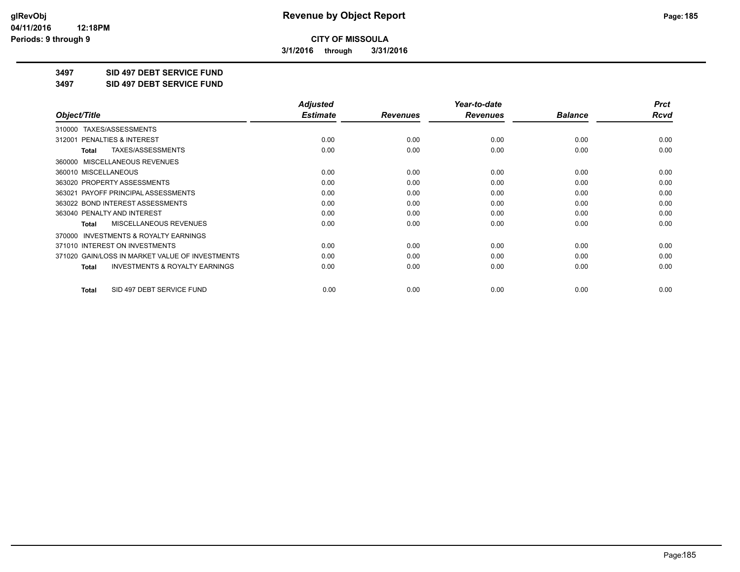**glRevObj**
**04/11/2016 12:18PM**
**Periods: 9 through 9**

# Revenue by Object Report

**CITY OF MISSOULA**

**3/1/2016 through 3/31/2016**

**3497 SID 497 DEBT SERVICE FUND**

**3497 SID 497 DEBT SERVICE FUND**

| Object/Title | Adjusted Estimate | Revenues | Year-to-date Revenues | Balance | Prct Rcvd |
|---|---|---|---|---|---|
| 310000 TAXES/ASSESSMENTS | | | | | |
| 312001 PENALTIES & INTEREST | 0.00 | 0.00 | 0.00 | 0.00 | 0.00 |
| **Total** TAXES/ASSESSMENTS | 0.00 | 0.00 | 0.00 | 0.00 | 0.00 |
| 360000 MISCELLANEOUS REVENUES | | | | | |
| 360010 MISCELLANEOUS | 0.00 | 0.00 | 0.00 | 0.00 | 0.00 |
| 363020 PROPERTY ASSESSMENTS | 0.00 | 0.00 | 0.00 | 0.00 | 0.00 |
| 363021 PAYOFF PRINCIPAL ASSESSMENTS | 0.00 | 0.00 | 0.00 | 0.00 | 0.00 |
| 363022 BOND INTEREST ASSESSMENTS | 0.00 | 0.00 | 0.00 | 0.00 | 0.00 |
| 363040 PENALTY AND INTEREST | 0.00 | 0.00 | 0.00 | 0.00 | 0.00 |
| **Total** MISCELLANEOUS REVENUES | 0.00 | 0.00 | 0.00 | 0.00 | 0.00 |
| 370000 INVESTMENTS & ROYALTY EARNINGS | | | | | |
| 371010 INTEREST ON INVESTMENTS | 0.00 | 0.00 | 0.00 | 0.00 | 0.00 |
| 371020 GAIN/LOSS IN MARKET VALUE OF INVESTMENTS | 0.00 | 0.00 | 0.00 | 0.00 | 0.00 |
| **Total** INVESTMENTS & ROYALTY EARNINGS | 0.00 | 0.00 | 0.00 | 0.00 | 0.00 |
| **Total** SID 497 DEBT SERVICE FUND | 0.00 | 0.00 | 0.00 | 0.00 | 0.00 |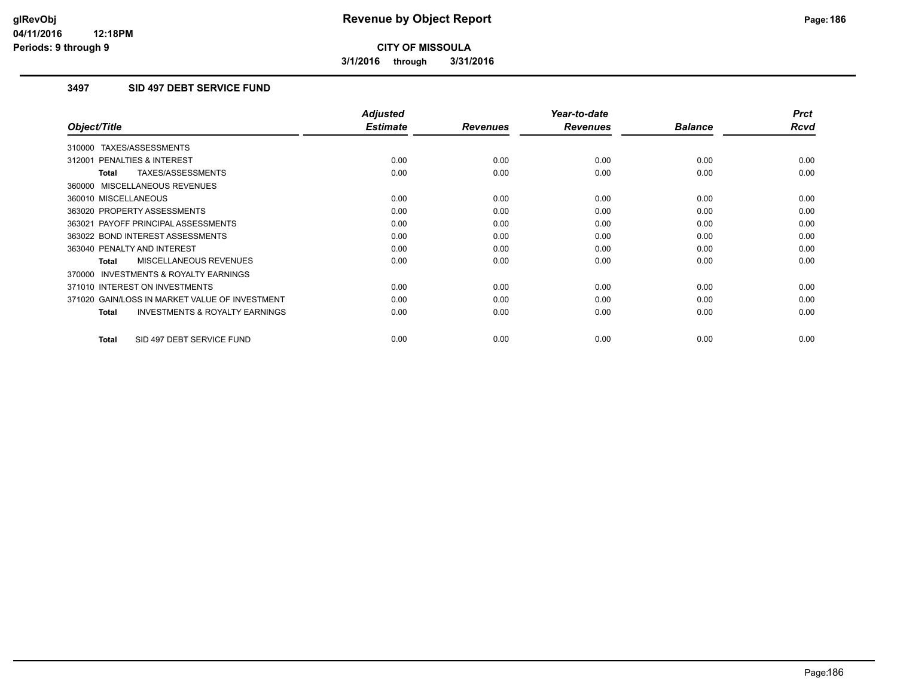**glRevObj**
**04/11/2016 12:18PM**
**Periods: 9 through 9**

# Revenue by Object Report

**CITY OF MISSOULA**

**3/1/2016 through 3/31/2016**

## 3497 SID 497 DEBT SERVICE FUND

| Object/Title | Adjusted Estimate | Revenues | Year-to-date Revenues | Balance | Prct Rcvd |
|---|---|---|---|---|---|
| 310000 TAXES/ASSESSMENTS | | | | | |
| 312001 PENALTIES & INTEREST | 0.00 | 0.00 | 0.00 | 0.00 | 0.00 |
| **Total** TAXES/ASSESSMENTS | 0.00 | 0.00 | 0.00 | 0.00 | 0.00 |
| 360000 MISCELLANEOUS REVENUES | | | | | |
| 360010 MISCELLANEOUS | 0.00 | 0.00 | 0.00 | 0.00 | 0.00 |
| 363020 PROPERTY ASSESSMENTS | 0.00 | 0.00 | 0.00 | 0.00 | 0.00 |
| 363021 PAYOFF PRINCIPAL ASSESSMENTS | 0.00 | 0.00 | 0.00 | 0.00 | 0.00 |
| 363022 BOND INTEREST ASSESSMENTS | 0.00 | 0.00 | 0.00 | 0.00 | 0.00 |
| 363040 PENALTY AND INTEREST | 0.00 | 0.00 | 0.00 | 0.00 | 0.00 |
| **Total** MISCELLANEOUS REVENUES | 0.00 | 0.00 | 0.00 | 0.00 | 0.00 |
| 370000 INVESTMENTS & ROYALTY EARNINGS | | | | | |
| 371010 INTEREST ON INVESTMENTS | 0.00 | 0.00 | 0.00 | 0.00 | 0.00 |
| 371020 GAIN/LOSS IN MARKET VALUE OF INVESTMENT | 0.00 | 0.00 | 0.00 | 0.00 | 0.00 |
| **Total** INVESTMENTS & ROYALTY EARNINGS | 0.00 | 0.00 | 0.00 | 0.00 | 0.00 |
| **Total** SID 497 DEBT SERVICE FUND | 0.00 | 0.00 | 0.00 | 0.00 | 0.00 |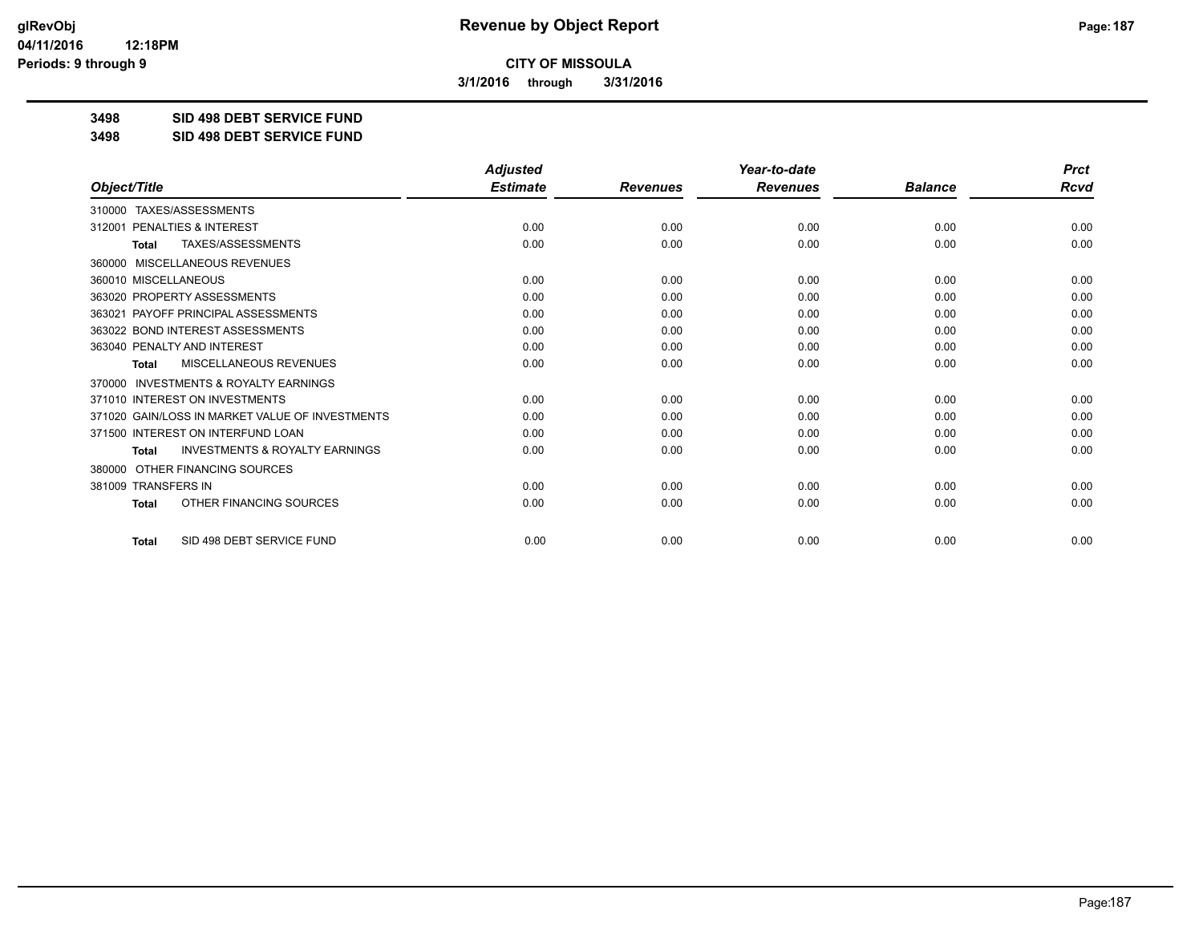**CITY OF MISSOULA**

**3/1/2016 through 3/31/2016**

**3498 SID 498 DEBT SERVICE FUND**

**3498 SID 498 DEBT SERVICE FUND**

| Object/Title | Adjusted Estimate | Revenues | Year-to-date Revenues | Balance | Prct Rcvd |
|---|---|---|---|---|---|
| 310000 TAXES/ASSESSMENTS | | | | | |
| 312001 PENALTIES & INTEREST | 0.00 | 0.00 | 0.00 | 0.00 | 0.00 |
| **Total** TAXES/ASSESSMENTS | 0.00 | 0.00 | 0.00 | 0.00 | 0.00 |
| 360000 MISCELLANEOUS REVENUES | | | | | |
| 360010 MISCELLANEOUS | 0.00 | 0.00 | 0.00 | 0.00 | 0.00 |
| 363020 PROPERTY ASSESSMENTS | 0.00 | 0.00 | 0.00 | 0.00 | 0.00 |
| 363021 PAYOFF PRINCIPAL ASSESSMENTS | 0.00 | 0.00 | 0.00 | 0.00 | 0.00 |
| 363022 BOND INTEREST ASSESSMENTS | 0.00 | 0.00 | 0.00 | 0.00 | 0.00 |
| 363040 PENALTY AND INTEREST | 0.00 | 0.00 | 0.00 | 0.00 | 0.00 |
| **Total** MISCELLANEOUS REVENUES | 0.00 | 0.00 | 0.00 | 0.00 | 0.00 |
| 370000 INVESTMENTS & ROYALTY EARNINGS | | | | | |
| 371010 INTEREST ON INVESTMENTS | 0.00 | 0.00 | 0.00 | 0.00 | 0.00 |
| 371020 GAIN/LOSS IN MARKET VALUE OF INVESTMENTS | 0.00 | 0.00 | 0.00 | 0.00 | 0.00 |
| 371500 INTEREST ON INTERFUND LOAN | 0.00 | 0.00 | 0.00 | 0.00 | 0.00 |
| **Total** INVESTMENTS & ROYALTY EARNINGS | 0.00 | 0.00 | 0.00 | 0.00 | 0.00 |
| 380000 OTHER FINANCING SOURCES | | | | | |
| 381009 TRANSFERS IN | 0.00 | 0.00 | 0.00 | 0.00 | 0.00 |
| **Total** OTHER FINANCING SOURCES | 0.00 | 0.00 | 0.00 | 0.00 | 0.00 |
| **Total** SID 498 DEBT SERVICE FUND | 0.00 | 0.00 | 0.00 | 0.00 | 0.00 |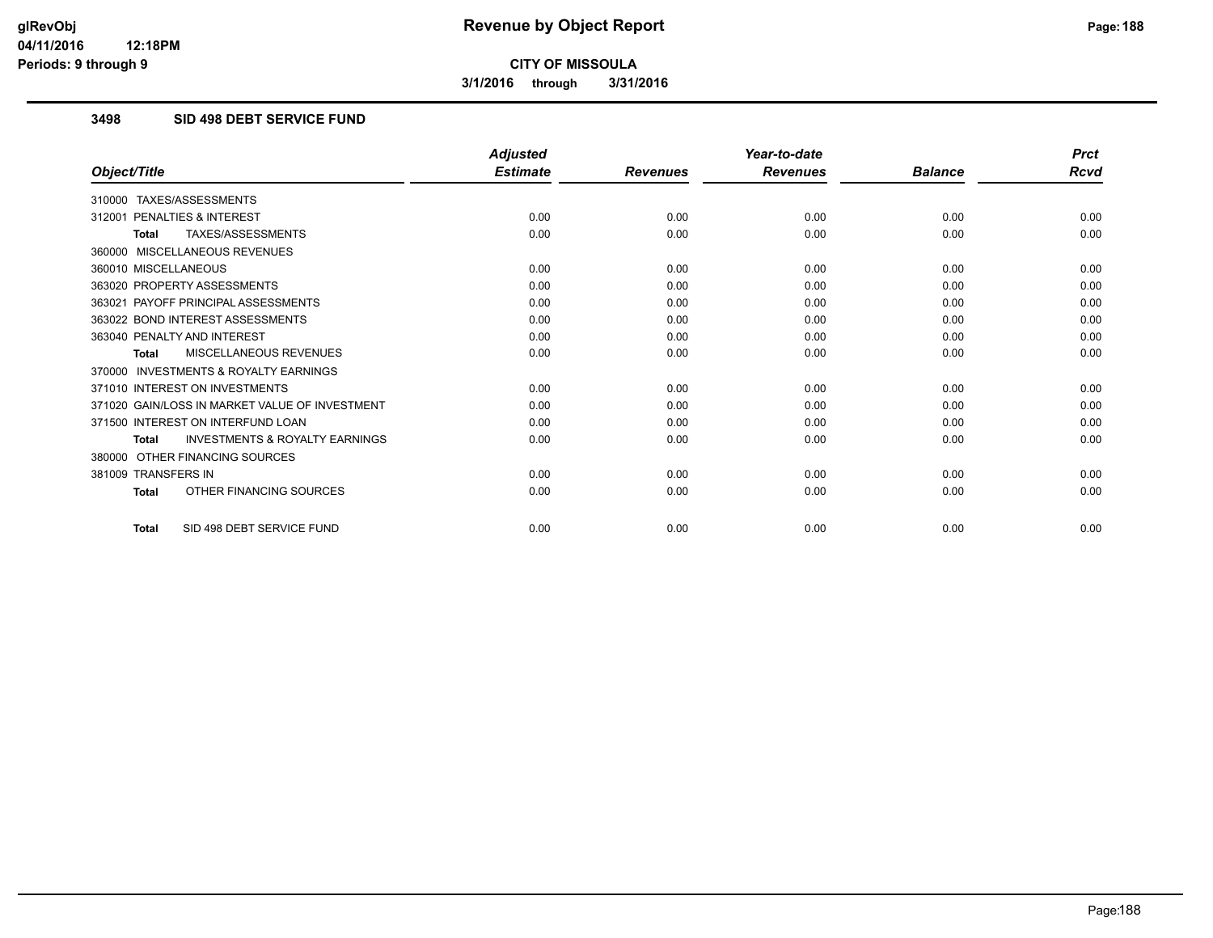**CITY OF MISSOULA**

**3/1/2016 through 3/31/2016**

### 3498 SID 498 DEBT SERVICE FUND

| Object/Title | Adjusted Estimate | Revenues | Year-to-date Revenues | Balance | Prct Rcvd |
|---|---|---|---|---|---|
| 310000 TAXES/ASSESSMENTS | | | | | |
| 312001 PENALTIES & INTEREST | 0.00 | 0.00 | 0.00 | 0.00 | 0.00 |
| **Total** TAXES/ASSESSMENTS | 0.00 | 0.00 | 0.00 | 0.00 | 0.00 |
| 360000 MISCELLANEOUS REVENUES | | | | | |
| 360010 MISCELLANEOUS | 0.00 | 0.00 | 0.00 | 0.00 | 0.00 |
| 363020 PROPERTY ASSESSMENTS | 0.00 | 0.00 | 0.00 | 0.00 | 0.00 |
| 363021 PAYOFF PRINCIPAL ASSESSMENTS | 0.00 | 0.00 | 0.00 | 0.00 | 0.00 |
| 363022 BOND INTEREST ASSESSMENTS | 0.00 | 0.00 | 0.00 | 0.00 | 0.00 |
| 363040 PENALTY AND INTEREST | 0.00 | 0.00 | 0.00 | 0.00 | 0.00 |
| **Total** MISCELLANEOUS REVENUES | 0.00 | 0.00 | 0.00 | 0.00 | 0.00 |
| 370000 INVESTMENTS & ROYALTY EARNINGS | | | | | |
| 371010 INTEREST ON INVESTMENTS | 0.00 | 0.00 | 0.00 | 0.00 | 0.00 |
| 371020 GAIN/LOSS IN MARKET VALUE OF INVESTMENT | 0.00 | 0.00 | 0.00 | 0.00 | 0.00 |
| 371500 INTEREST ON INTERFUND LOAN | 0.00 | 0.00 | 0.00 | 0.00 | 0.00 |
| **Total** INVESTMENTS & ROYALTY EARNINGS | 0.00 | 0.00 | 0.00 | 0.00 | 0.00 |
| 380000 OTHER FINANCING SOURCES | | | | | |
| 381009 TRANSFERS IN | 0.00 | 0.00 | 0.00 | 0.00 | 0.00 |
| **Total** OTHER FINANCING SOURCES | 0.00 | 0.00 | 0.00 | 0.00 | 0.00 |
| **Total** SID 498 DEBT SERVICE FUND | 0.00 | 0.00 | 0.00 | 0.00 | 0.00 |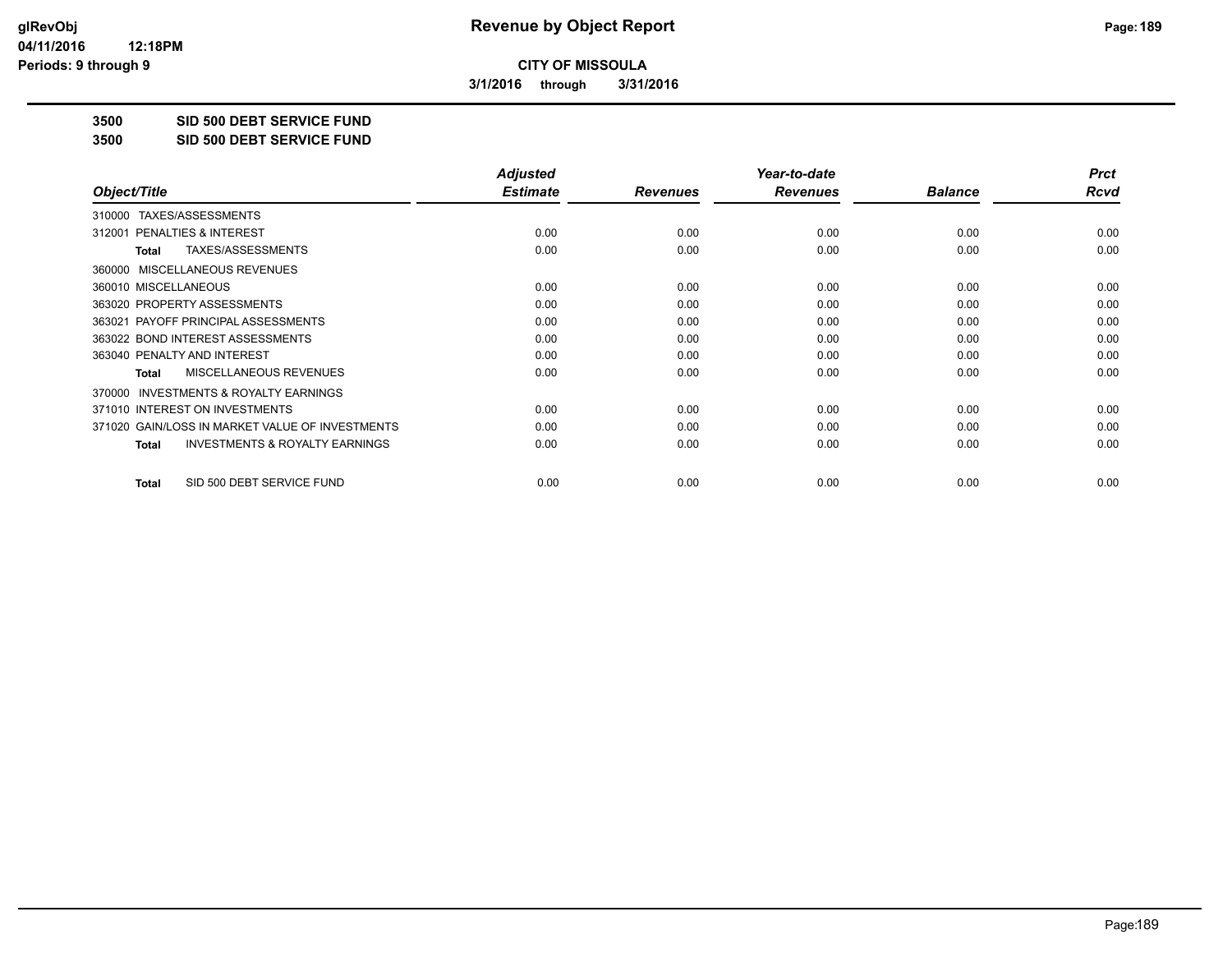**Revenue by Object Report**

**CITY OF MISSOULA**

**3/1/2016 through 3/31/2016**

glRevObj
04/11/2016 12:18PM
Periods: 9 through 9

**3500 SID 500 DEBT SERVICE FUND**

**3500 SID 500 DEBT SERVICE FUND**

| Object/Title | Adjusted Estimate | Revenues | Year-to-date Revenues | Balance | Prct Rcvd |
|---|---|---|---|---|---|
| 310000 TAXES/ASSESSMENTS | | | | | |
| 312001 PENALTIES & INTEREST | 0.00 | 0.00 | 0.00 | 0.00 | 0.00 |
| **Total** TAXES/ASSESSMENTS | 0.00 | 0.00 | 0.00 | 0.00 | 0.00 |
| 360000 MISCELLANEOUS REVENUES | | | | | |
| 360010 MISCELLANEOUS | 0.00 | 0.00 | 0.00 | 0.00 | 0.00 |
| 363020 PROPERTY ASSESSMENTS | 0.00 | 0.00 | 0.00 | 0.00 | 0.00 |
| 363021 PAYOFF PRINCIPAL ASSESSMENTS | 0.00 | 0.00 | 0.00 | 0.00 | 0.00 |
| 363022 BOND INTEREST ASSESSMENTS | 0.00 | 0.00 | 0.00 | 0.00 | 0.00 |
| 363040 PENALTY AND INTEREST | 0.00 | 0.00 | 0.00 | 0.00 | 0.00 |
| **Total** MISCELLANEOUS REVENUES | 0.00 | 0.00 | 0.00 | 0.00 | 0.00 |
| 370000 INVESTMENTS & ROYALTY EARNINGS | | | | | |
| 371010 INTEREST ON INVESTMENTS | 0.00 | 0.00 | 0.00 | 0.00 | 0.00 |
| 371020 GAIN/LOSS IN MARKET VALUE OF INVESTMENTS | 0.00 | 0.00 | 0.00 | 0.00 | 0.00 |
| **Total** INVESTMENTS & ROYALTY EARNINGS | 0.00 | 0.00 | 0.00 | 0.00 | 0.00 |
| **Total** SID 500 DEBT SERVICE FUND | 0.00 | 0.00 | 0.00 | 0.00 | 0.00 |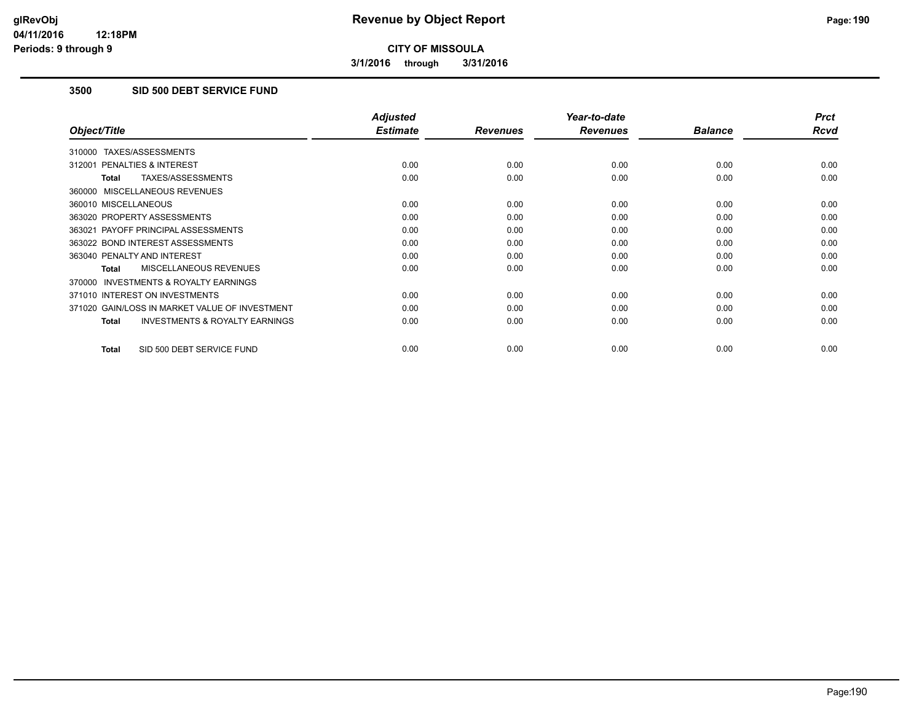# Revenue by Object Report

**CITY OF MISSOULA**

**3/1/2016 through 3/31/2016**

glRevObj
04/11/2016 12:18PM
Periods: 9 through 9

## 3500 SID 500 DEBT SERVICE FUND

| Object/Title | Adjusted Estimate | Revenues | Year-to-date Revenues | Balance | Prct Rcvd |
|---|---|---|---|---|---|
| 310000 TAXES/ASSESSMENTS | | | | | |
| 312001 PENALTIES & INTEREST | 0.00 | 0.00 | 0.00 | 0.00 | 0.00 |
| **Total** TAXES/ASSESSMENTS | 0.00 | 0.00 | 0.00 | 0.00 | 0.00 |
| 360000 MISCELLANEOUS REVENUES | | | | | |
| 360010 MISCELLANEOUS | 0.00 | 0.00 | 0.00 | 0.00 | 0.00 |
| 363020 PROPERTY ASSESSMENTS | 0.00 | 0.00 | 0.00 | 0.00 | 0.00 |
| 363021 PAYOFF PRINCIPAL ASSESSMENTS | 0.00 | 0.00 | 0.00 | 0.00 | 0.00 |
| 363022 BOND INTEREST ASSESSMENTS | 0.00 | 0.00 | 0.00 | 0.00 | 0.00 |
| 363040 PENALTY AND INTEREST | 0.00 | 0.00 | 0.00 | 0.00 | 0.00 |
| **Total** MISCELLANEOUS REVENUES | 0.00 | 0.00 | 0.00 | 0.00 | 0.00 |
| 370000 INVESTMENTS & ROYALTY EARNINGS | | | | | |
| 371010 INTEREST ON INVESTMENTS | 0.00 | 0.00 | 0.00 | 0.00 | 0.00 |
| 371020 GAIN/LOSS IN MARKET VALUE OF INVESTMENT | 0.00 | 0.00 | 0.00 | 0.00 | 0.00 |
| **Total** INVESTMENTS & ROYALTY EARNINGS | 0.00 | 0.00 | 0.00 | 0.00 | 0.00 |
| **Total** SID 500 DEBT SERVICE FUND | 0.00 | 0.00 | 0.00 | 0.00 | 0.00 |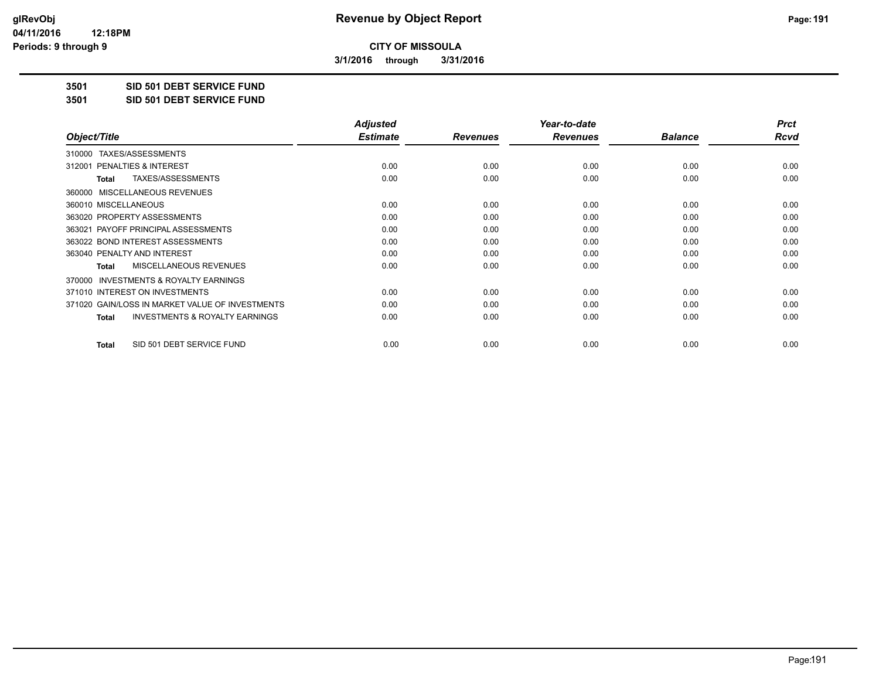**glRevObj**
**04/11/2016 12:18PM**
**Periods: 9 through 9**

# Revenue by Object Report

**CITY OF MISSOULA**

**3/1/2016 through 3/31/2016**

**3501 SID 501 DEBT SERVICE FUND**

**3501 SID 501 DEBT SERVICE FUND**

| Object/Title | Adjusted Estimate | Revenues | Year-to-date Revenues | Balance | Prct Rcvd |
|---|---|---|---|---|---|
| 310000 TAXES/ASSESSMENTS | | | | | |
| 312001 PENALTIES & INTEREST | 0.00 | 0.00 | 0.00 | 0.00 | 0.00 |
| **Total** TAXES/ASSESSMENTS | 0.00 | 0.00 | 0.00 | 0.00 | 0.00 |
| 360000 MISCELLANEOUS REVENUES | | | | | |
| 360010 MISCELLANEOUS | 0.00 | 0.00 | 0.00 | 0.00 | 0.00 |
| 363020 PROPERTY ASSESSMENTS | 0.00 | 0.00 | 0.00 | 0.00 | 0.00 |
| 363021 PAYOFF PRINCIPAL ASSESSMENTS | 0.00 | 0.00 | 0.00 | 0.00 | 0.00 |
| 363022 BOND INTEREST ASSESSMENTS | 0.00 | 0.00 | 0.00 | 0.00 | 0.00 |
| 363040 PENALTY AND INTEREST | 0.00 | 0.00 | 0.00 | 0.00 | 0.00 |
| **Total** MISCELLANEOUS REVENUES | 0.00 | 0.00 | 0.00 | 0.00 | 0.00 |
| 370000 INVESTMENTS & ROYALTY EARNINGS | | | | | |
| 371010 INTEREST ON INVESTMENTS | 0.00 | 0.00 | 0.00 | 0.00 | 0.00 |
| 371020 GAIN/LOSS IN MARKET VALUE OF INVESTMENTS | 0.00 | 0.00 | 0.00 | 0.00 | 0.00 |
| **Total** INVESTMENTS & ROYALTY EARNINGS | 0.00 | 0.00 | 0.00 | 0.00 | 0.00 |
| **Total** SID 501 DEBT SERVICE FUND | 0.00 | 0.00 | 0.00 | 0.00 | 0.00 |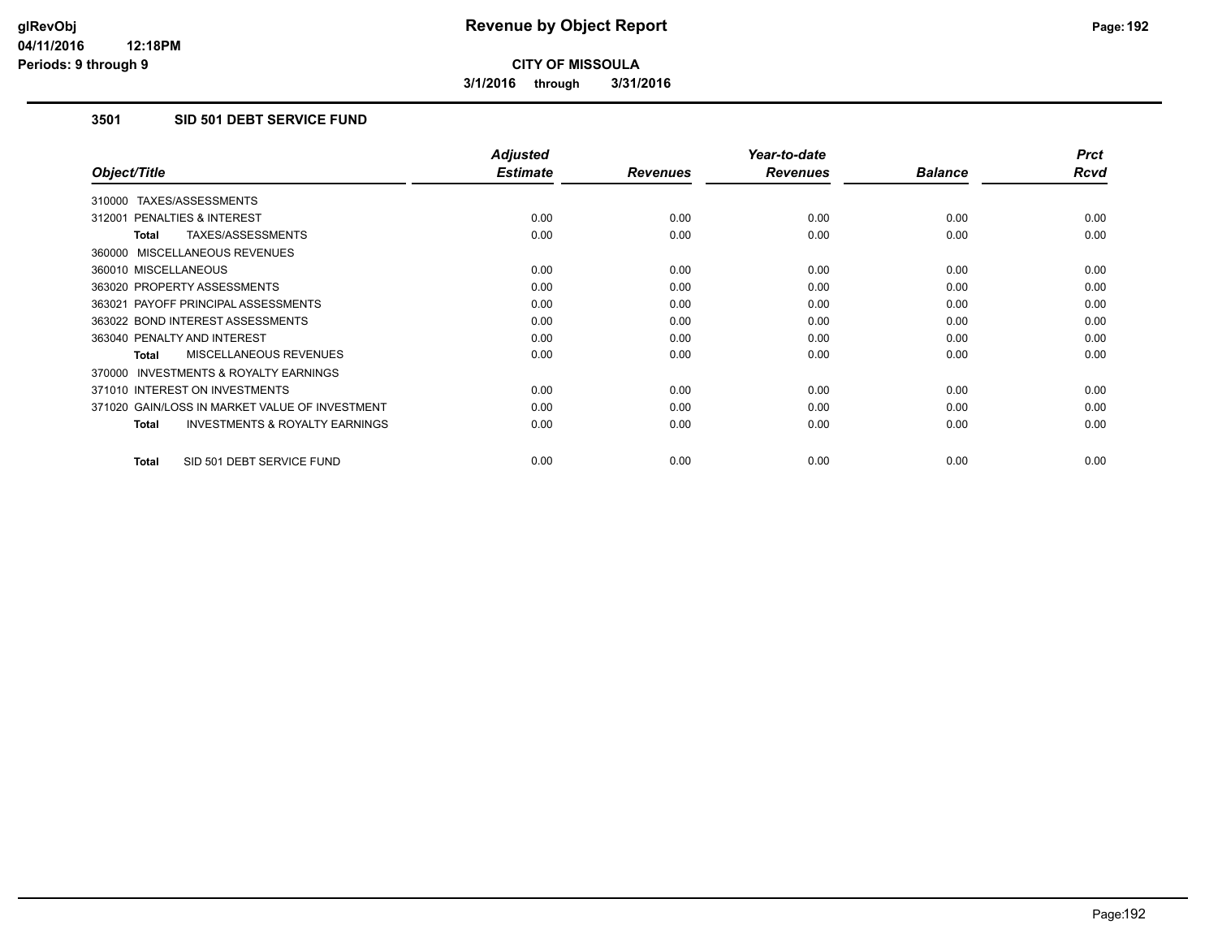**CITY OF MISSOULA**

**3/1/2016 through 3/31/2016**

### 3501 SID 501 DEBT SERVICE FUND

| Object/Title | Adjusted Estimate | Revenues | Year-to-date Revenues | Balance | Prct Rcvd |
|---|---|---|---|---|---|
| 310000 TAXES/ASSESSMENTS | | | | | |
| 312001 PENALTIES & INTEREST | 0.00 | 0.00 | 0.00 | 0.00 | 0.00 |
| **Total** TAXES/ASSESSMENTS | 0.00 | 0.00 | 0.00 | 0.00 | 0.00 |
| 360000 MISCELLANEOUS REVENUES | | | | | |
| 360010 MISCELLANEOUS | 0.00 | 0.00 | 0.00 | 0.00 | 0.00 |
| 363020 PROPERTY ASSESSMENTS | 0.00 | 0.00 | 0.00 | 0.00 | 0.00 |
| 363021 PAYOFF PRINCIPAL ASSESSMENTS | 0.00 | 0.00 | 0.00 | 0.00 | 0.00 |
| 363022 BOND INTEREST ASSESSMENTS | 0.00 | 0.00 | 0.00 | 0.00 | 0.00 |
| 363040 PENALTY AND INTEREST | 0.00 | 0.00 | 0.00 | 0.00 | 0.00 |
| **Total** MISCELLANEOUS REVENUES | 0.00 | 0.00 | 0.00 | 0.00 | 0.00 |
| 370000 INVESTMENTS & ROYALTY EARNINGS | | | | | |
| 371010 INTEREST ON INVESTMENTS | 0.00 | 0.00 | 0.00 | 0.00 | 0.00 |
| 371020 GAIN/LOSS IN MARKET VALUE OF INVESTMENT | 0.00 | 0.00 | 0.00 | 0.00 | 0.00 |
| **Total** INVESTMENTS & ROYALTY EARNINGS | 0.00 | 0.00 | 0.00 | 0.00 | 0.00 |
| **Total** SID 501 DEBT SERVICE FUND | 0.00 | 0.00 | 0.00 | 0.00 | 0.00 |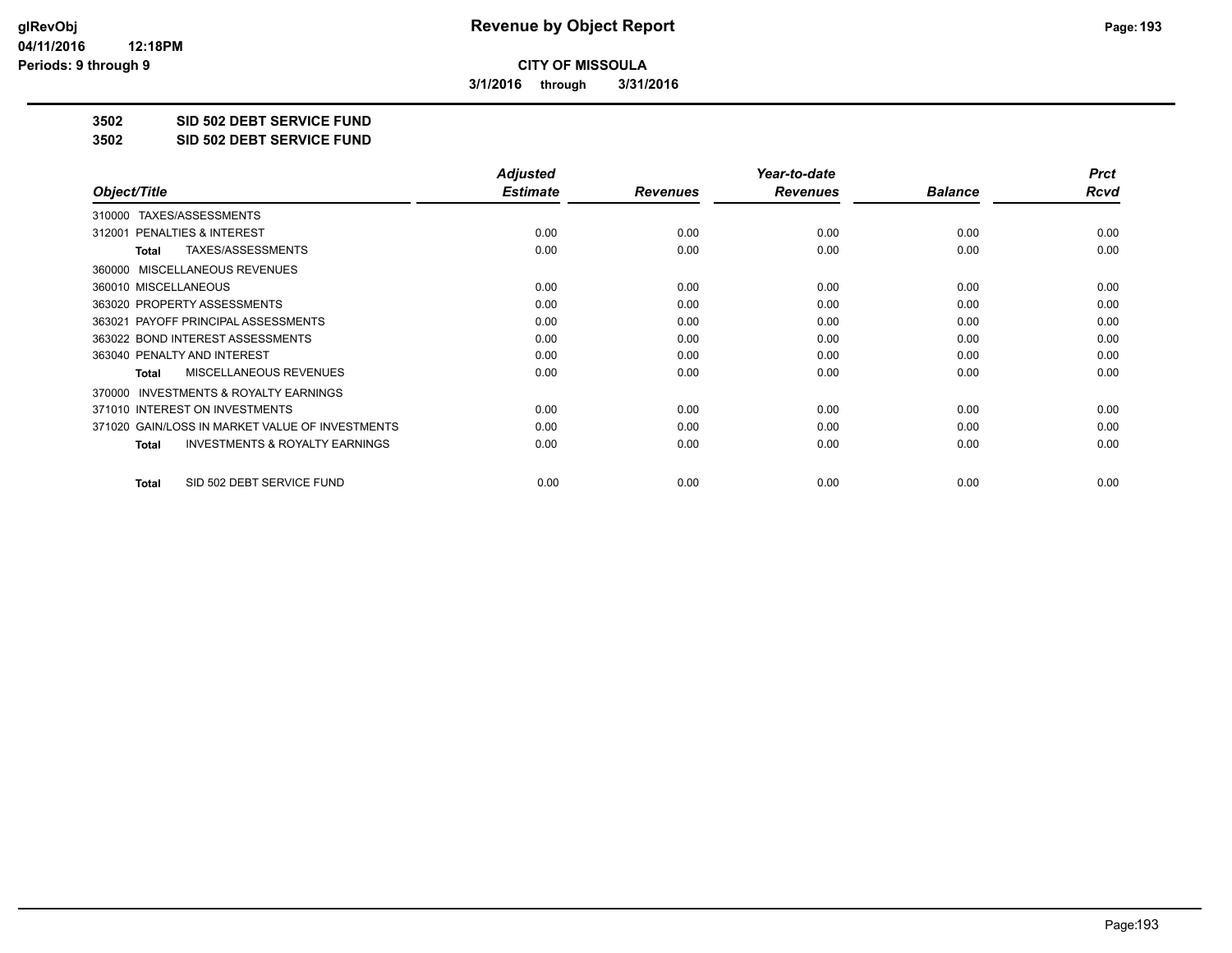glRevObj
04/11/2016 12:18PM
Periods: 9 through 9

# Revenue by Object Report

**CITY OF MISSOULA**

**3/1/2016 through 3/31/2016**

**3502 SID 502 DEBT SERVICE FUND**

**3502 SID 502 DEBT SERVICE FUND**

| Object/Title | Adjusted Estimate | Revenues | Year-to-date Revenues | Balance | Prct Rcvd |
|---|---|---|---|---|---|
| 310000 TAXES/ASSESSMENTS | | | | | |
| 312001 PENALTIES & INTEREST | 0.00 | 0.00 | 0.00 | 0.00 | 0.00 |
| **Total** TAXES/ASSESSMENTS | 0.00 | 0.00 | 0.00 | 0.00 | 0.00 |
| 360000 MISCELLANEOUS REVENUES | | | | | |
| 360010 MISCELLANEOUS | 0.00 | 0.00 | 0.00 | 0.00 | 0.00 |
| 363020 PROPERTY ASSESSMENTS | 0.00 | 0.00 | 0.00 | 0.00 | 0.00 |
| 363021 PAYOFF PRINCIPAL ASSESSMENTS | 0.00 | 0.00 | 0.00 | 0.00 | 0.00 |
| 363022 BOND INTEREST ASSESSMENTS | 0.00 | 0.00 | 0.00 | 0.00 | 0.00 |
| 363040 PENALTY AND INTEREST | 0.00 | 0.00 | 0.00 | 0.00 | 0.00 |
| **Total** MISCELLANEOUS REVENUES | 0.00 | 0.00 | 0.00 | 0.00 | 0.00 |
| 370000 INVESTMENTS & ROYALTY EARNINGS | | | | | |
| 371010 INTEREST ON INVESTMENTS | 0.00 | 0.00 | 0.00 | 0.00 | 0.00 |
| 371020 GAIN/LOSS IN MARKET VALUE OF INVESTMENTS | 0.00 | 0.00 | 0.00 | 0.00 | 0.00 |
| **Total** INVESTMENTS & ROYALTY EARNINGS | 0.00 | 0.00 | 0.00 | 0.00 | 0.00 |
| **Total** SID 502 DEBT SERVICE FUND | 0.00 | 0.00 | 0.00 | 0.00 | 0.00 |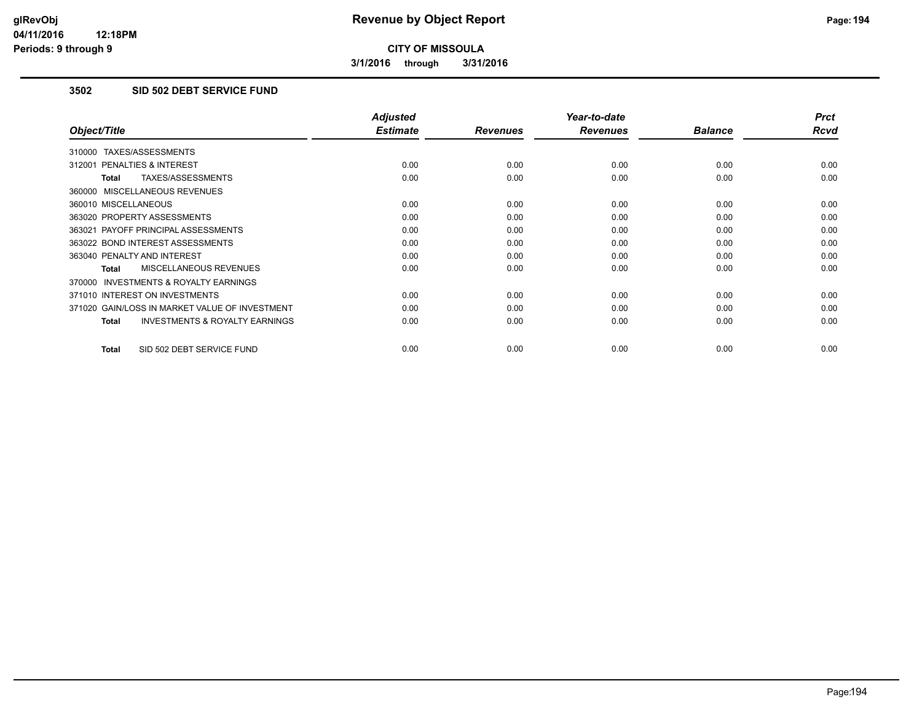**CITY OF MISSOULA**

**3/1/2016 through 3/31/2016**

### 3502 SID 502 DEBT SERVICE FUND

| Object/Title | Adjusted Estimate | Revenues | Year-to-date Revenues | Balance | Prct Rcvd |
|---|---|---|---|---|---|
| 310000 TAXES/ASSESSMENTS | | | | | |
| 312001 PENALTIES & INTEREST | 0.00 | 0.00 | 0.00 | 0.00 | 0.00 |
| **Total** TAXES/ASSESSMENTS | 0.00 | 0.00 | 0.00 | 0.00 | 0.00 |
| 360000 MISCELLANEOUS REVENUES | | | | | |
| 360010 MISCELLANEOUS | 0.00 | 0.00 | 0.00 | 0.00 | 0.00 |
| 363020 PROPERTY ASSESSMENTS | 0.00 | 0.00 | 0.00 | 0.00 | 0.00 |
| 363021 PAYOFF PRINCIPAL ASSESSMENTS | 0.00 | 0.00 | 0.00 | 0.00 | 0.00 |
| 363022 BOND INTEREST ASSESSMENTS | 0.00 | 0.00 | 0.00 | 0.00 | 0.00 |
| 363040 PENALTY AND INTEREST | 0.00 | 0.00 | 0.00 | 0.00 | 0.00 |
| **Total** MISCELLANEOUS REVENUES | 0.00 | 0.00 | 0.00 | 0.00 | 0.00 |
| 370000 INVESTMENTS & ROYALTY EARNINGS | | | | | |
| 371010 INTEREST ON INVESTMENTS | 0.00 | 0.00 | 0.00 | 0.00 | 0.00 |
| 371020 GAIN/LOSS IN MARKET VALUE OF INVESTMENT | 0.00 | 0.00 | 0.00 | 0.00 | 0.00 |
| **Total** INVESTMENTS & ROYALTY EARNINGS | 0.00 | 0.00 | 0.00 | 0.00 | 0.00 |
| **Total** SID 502 DEBT SERVICE FUND | 0.00 | 0.00 | 0.00 | 0.00 | 0.00 |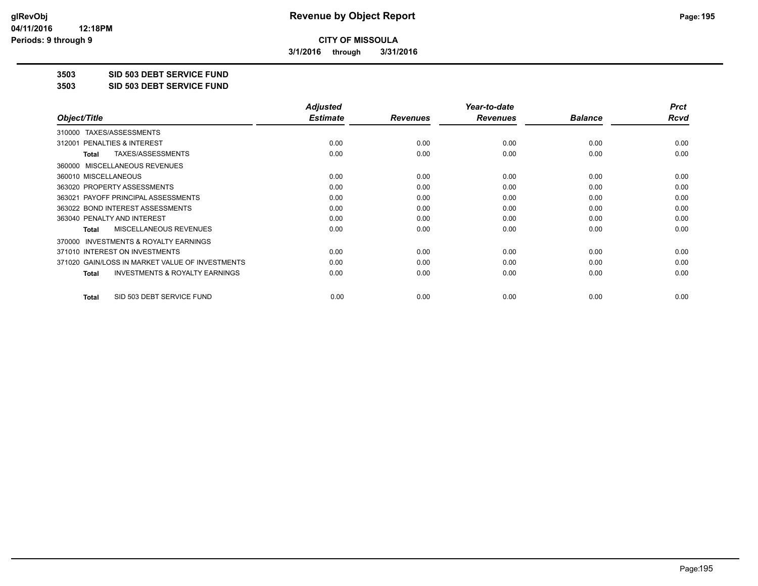**CITY OF MISSOULA**

**3/1/2016 through 3/31/2016**

**3503 SID 503 DEBT SERVICE FUND**

**3503 SID 503 DEBT SERVICE FUND**

| Object/Title | Adjusted Estimate | Revenues | Year-to-date Revenues | Balance | Prct Rcvd |
|---|---|---|---|---|---|
| 310000 TAXES/ASSESSMENTS | | | | | |
| 312001 PENALTIES & INTEREST | 0.00 | 0.00 | 0.00 | 0.00 | 0.00 |
| **Total** TAXES/ASSESSMENTS | 0.00 | 0.00 | 0.00 | 0.00 | 0.00 |
| 360000 MISCELLANEOUS REVENUES | | | | | |
| 360010 MISCELLANEOUS | 0.00 | 0.00 | 0.00 | 0.00 | 0.00 |
| 363020 PROPERTY ASSESSMENTS | 0.00 | 0.00 | 0.00 | 0.00 | 0.00 |
| 363021 PAYOFF PRINCIPAL ASSESSMENTS | 0.00 | 0.00 | 0.00 | 0.00 | 0.00 |
| 363022 BOND INTEREST ASSESSMENTS | 0.00 | 0.00 | 0.00 | 0.00 | 0.00 |
| 363040 PENALTY AND INTEREST | 0.00 | 0.00 | 0.00 | 0.00 | 0.00 |
| **Total** MISCELLANEOUS REVENUES | 0.00 | 0.00 | 0.00 | 0.00 | 0.00 |
| 370000 INVESTMENTS & ROYALTY EARNINGS | | | | | |
| 371010 INTEREST ON INVESTMENTS | 0.00 | 0.00 | 0.00 | 0.00 | 0.00 |
| 371020 GAIN/LOSS IN MARKET VALUE OF INVESTMENTS | 0.00 | 0.00 | 0.00 | 0.00 | 0.00 |
| **Total** INVESTMENTS & ROYALTY EARNINGS | 0.00 | 0.00 | 0.00 | 0.00 | 0.00 |
| **Total** SID 503 DEBT SERVICE FUND | 0.00 | 0.00 | 0.00 | 0.00 | 0.00 |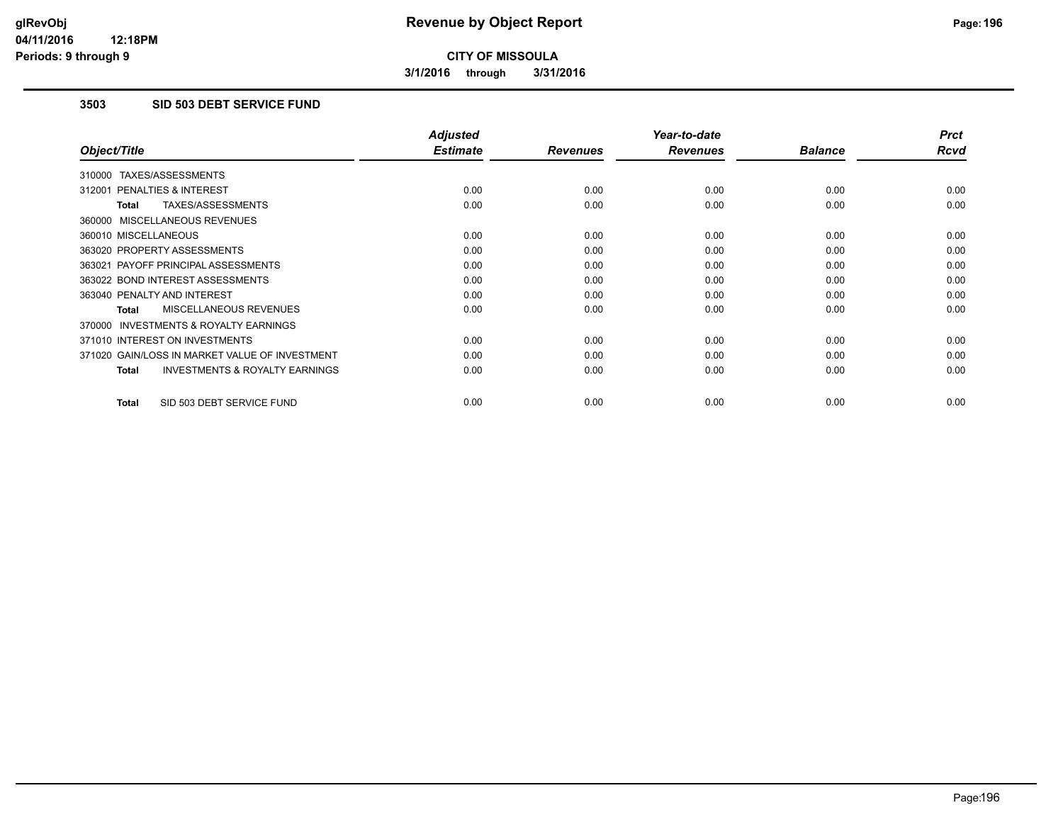**CITY OF MISSOULA**

**3/1/2016 through 3/31/2016**

## 3503 SID 503 DEBT SERVICE FUND

| Object/Title | Adjusted Estimate | Revenues | Year-to-date Revenues | Balance | Prct Rcvd |
|---|---|---|---|---|---|
| 310000 TAXES/ASSESSMENTS | | | | | |
| 312001 PENALTIES & INTEREST | 0.00 | 0.00 | 0.00 | 0.00 | 0.00 |
| **Total** TAXES/ASSESSMENTS | 0.00 | 0.00 | 0.00 | 0.00 | 0.00 |
| 360000 MISCELLANEOUS REVENUES | | | | | |
| 360010 MISCELLANEOUS | 0.00 | 0.00 | 0.00 | 0.00 | 0.00 |
| 363020 PROPERTY ASSESSMENTS | 0.00 | 0.00 | 0.00 | 0.00 | 0.00 |
| 363021 PAYOFF PRINCIPAL ASSESSMENTS | 0.00 | 0.00 | 0.00 | 0.00 | 0.00 |
| 363022 BOND INTEREST ASSESSMENTS | 0.00 | 0.00 | 0.00 | 0.00 | 0.00 |
| 363040 PENALTY AND INTEREST | 0.00 | 0.00 | 0.00 | 0.00 | 0.00 |
| **Total** MISCELLANEOUS REVENUES | 0.00 | 0.00 | 0.00 | 0.00 | 0.00 |
| 370000 INVESTMENTS & ROYALTY EARNINGS | | | | | |
| 371010 INTEREST ON INVESTMENTS | 0.00 | 0.00 | 0.00 | 0.00 | 0.00 |
| 371020 GAIN/LOSS IN MARKET VALUE OF INVESTMENT | 0.00 | 0.00 | 0.00 | 0.00 | 0.00 |
| **Total** INVESTMENTS & ROYALTY EARNINGS | 0.00 | 0.00 | 0.00 | 0.00 | 0.00 |
| **Total** SID 503 DEBT SERVICE FUND | 0.00 | 0.00 | 0.00 | 0.00 | 0.00 |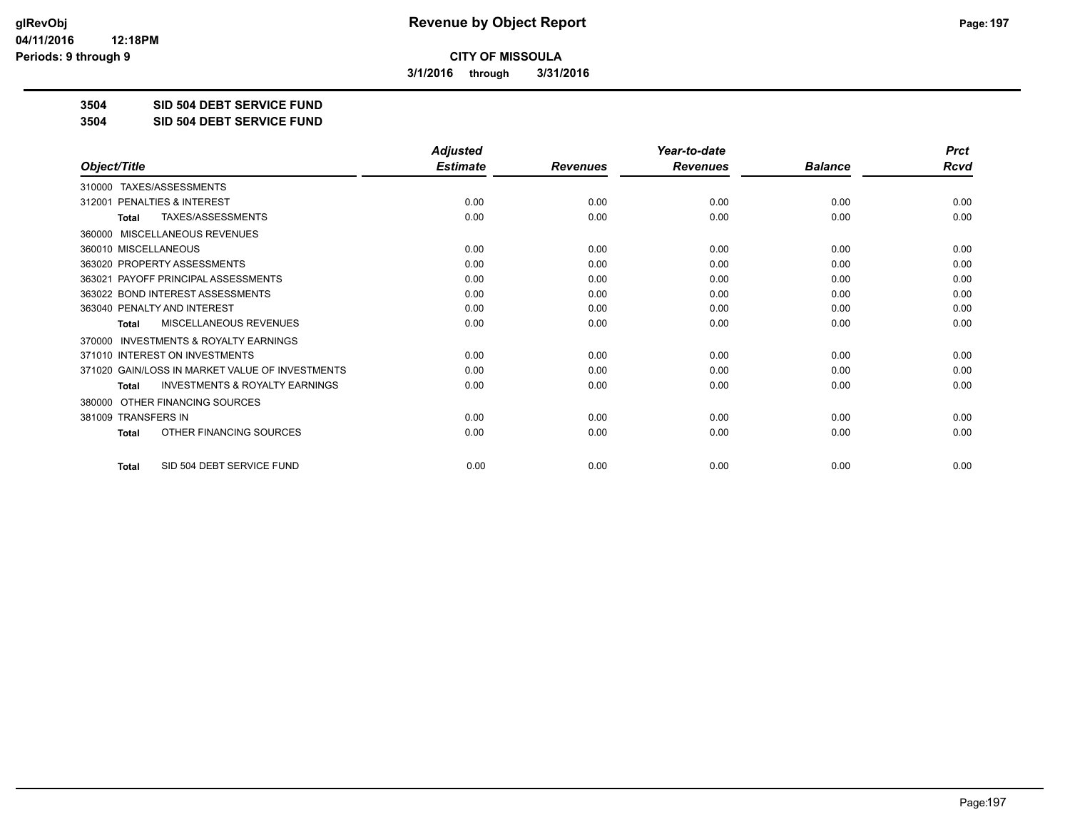**CITY OF MISSOULA**

**3/1/2016 through 3/31/2016**

**3504 SID 504 DEBT SERVICE FUND**

**3504 SID 504 DEBT SERVICE FUND**

| Object/Title | Adjusted Estimate | Revenues | Year-to-date Revenues | Balance | Prct Rcvd |
|---|---|---|---|---|---|
| 310000 TAXES/ASSESSMENTS | | | | | |
| 312001 PENALTIES & INTEREST | 0.00 | 0.00 | 0.00 | 0.00 | 0.00 |
| **Total** TAXES/ASSESSMENTS | 0.00 | 0.00 | 0.00 | 0.00 | 0.00 |
| 360000 MISCELLANEOUS REVENUES | | | | | |
| 360010 MISCELLANEOUS | 0.00 | 0.00 | 0.00 | 0.00 | 0.00 |
| 363020 PROPERTY ASSESSMENTS | 0.00 | 0.00 | 0.00 | 0.00 | 0.00 |
| 363021 PAYOFF PRINCIPAL ASSESSMENTS | 0.00 | 0.00 | 0.00 | 0.00 | 0.00 |
| 363022 BOND INTEREST ASSESSMENTS | 0.00 | 0.00 | 0.00 | 0.00 | 0.00 |
| 363040 PENALTY AND INTEREST | 0.00 | 0.00 | 0.00 | 0.00 | 0.00 |
| **Total** MISCELLANEOUS REVENUES | 0.00 | 0.00 | 0.00 | 0.00 | 0.00 |
| 370000 INVESTMENTS & ROYALTY EARNINGS | | | | | |
| 371010 INTEREST ON INVESTMENTS | 0.00 | 0.00 | 0.00 | 0.00 | 0.00 |
| 371020 GAIN/LOSS IN MARKET VALUE OF INVESTMENTS | 0.00 | 0.00 | 0.00 | 0.00 | 0.00 |
| **Total** INVESTMENTS & ROYALTY EARNINGS | 0.00 | 0.00 | 0.00 | 0.00 | 0.00 |
| 380000 OTHER FINANCING SOURCES | | | | | |
| 381009 TRANSFERS IN | 0.00 | 0.00 | 0.00 | 0.00 | 0.00 |
| **Total** OTHER FINANCING SOURCES | 0.00 | 0.00 | 0.00 | 0.00 | 0.00 |
| **Total** SID 504 DEBT SERVICE FUND | 0.00 | 0.00 | 0.00 | 0.00 | 0.00 |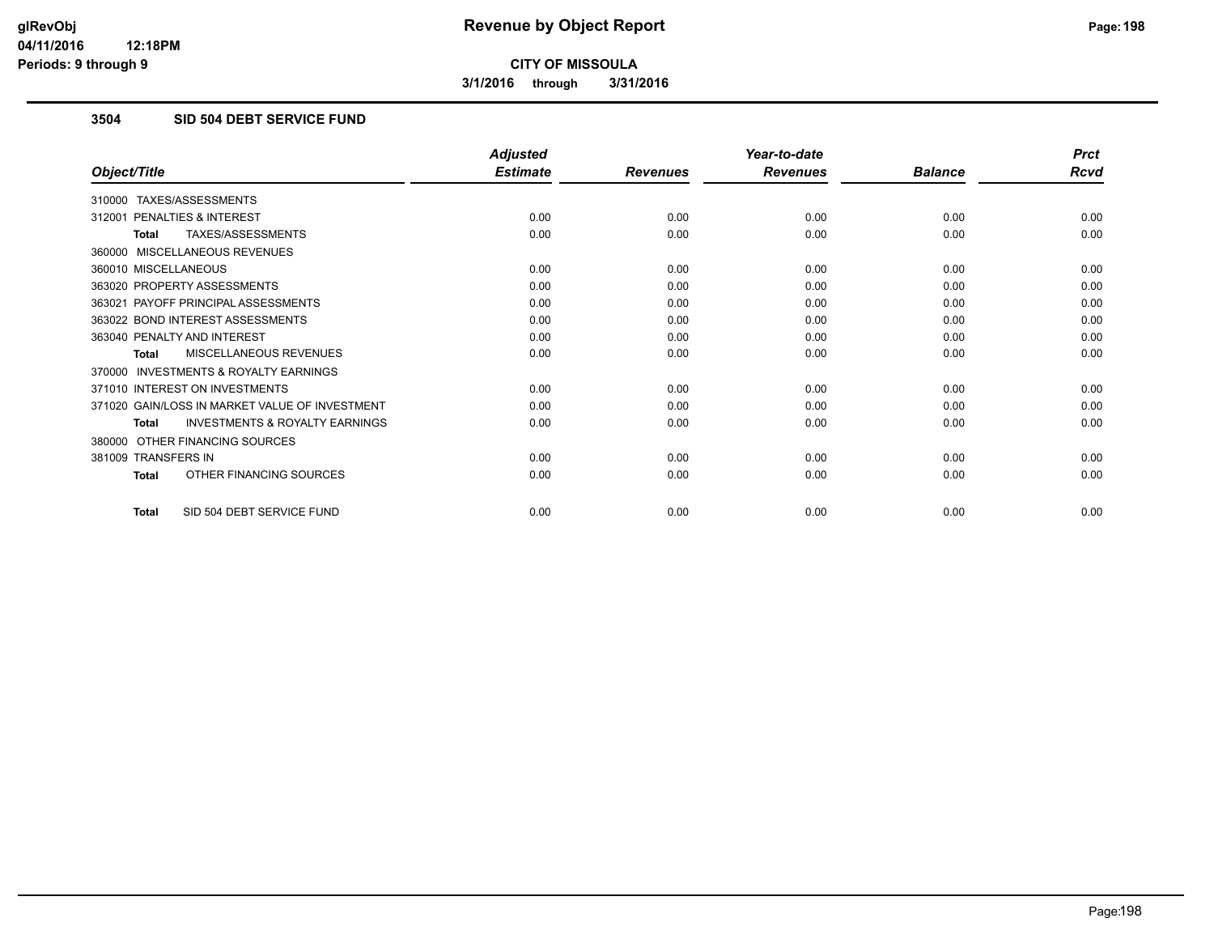**CITY OF MISSOULA**

**3/1/2016 through 3/31/2016**

### 3504 SID 504 DEBT SERVICE FUND

| Object/Title | Adjusted Estimate | Revenues | Year-to-date Revenues | Balance | Prct Rcvd |
|---|---|---|---|---|---|
| 310000 TAXES/ASSESSMENTS | | | | | |
| 312001 PENALTIES & INTEREST | 0.00 | 0.00 | 0.00 | 0.00 | 0.00 |
| **Total** TAXES/ASSESSMENTS | 0.00 | 0.00 | 0.00 | 0.00 | 0.00 |
| 360000 MISCELLANEOUS REVENUES | | | | | |
| 360010 MISCELLANEOUS | 0.00 | 0.00 | 0.00 | 0.00 | 0.00 |
| 363020 PROPERTY ASSESSMENTS | 0.00 | 0.00 | 0.00 | 0.00 | 0.00 |
| 363021 PAYOFF PRINCIPAL ASSESSMENTS | 0.00 | 0.00 | 0.00 | 0.00 | 0.00 |
| 363022 BOND INTEREST ASSESSMENTS | 0.00 | 0.00 | 0.00 | 0.00 | 0.00 |
| 363040 PENALTY AND INTEREST | 0.00 | 0.00 | 0.00 | 0.00 | 0.00 |
| **Total** MISCELLANEOUS REVENUES | 0.00 | 0.00 | 0.00 | 0.00 | 0.00 |
| 370000 INVESTMENTS & ROYALTY EARNINGS | | | | | |
| 371010 INTEREST ON INVESTMENTS | 0.00 | 0.00 | 0.00 | 0.00 | 0.00 |
| 371020 GAIN/LOSS IN MARKET VALUE OF INVESTMENT | 0.00 | 0.00 | 0.00 | 0.00 | 0.00 |
| **Total** INVESTMENTS & ROYALTY EARNINGS | 0.00 | 0.00 | 0.00 | 0.00 | 0.00 |
| 380000 OTHER FINANCING SOURCES | | | | | |
| 381009 TRANSFERS IN | 0.00 | 0.00 | 0.00 | 0.00 | 0.00 |
| **Total** OTHER FINANCING SOURCES | 0.00 | 0.00 | 0.00 | 0.00 | 0.00 |
| **Total** SID 504 DEBT SERVICE FUND | 0.00 | 0.00 | 0.00 | 0.00 | 0.00 |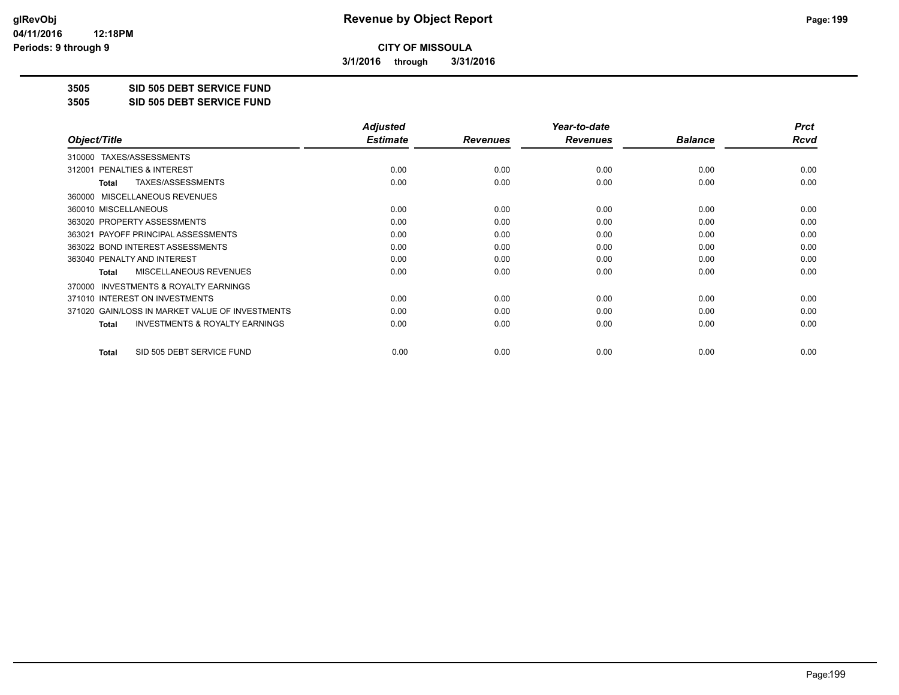**CITY OF MISSOULA**

**3/1/2016 through 3/31/2016**

**3505 SID 505 DEBT SERVICE FUND**

**3505 SID 505 DEBT SERVICE FUND**

| Object/Title | Adjusted Estimate | Revenues | Year-to-date Revenues | Balance | Prct Rcvd |
|---|---|---|---|---|---|
| 310000 TAXES/ASSESSMENTS | | | | | |
| 312001 PENALTIES & INTEREST | 0.00 | 0.00 | 0.00 | 0.00 | 0.00 |
| **Total** TAXES/ASSESSMENTS | 0.00 | 0.00 | 0.00 | 0.00 | 0.00 |
| 360000 MISCELLANEOUS REVENUES | | | | | |
| 360010 MISCELLANEOUS | 0.00 | 0.00 | 0.00 | 0.00 | 0.00 |
| 363020 PROPERTY ASSESSMENTS | 0.00 | 0.00 | 0.00 | 0.00 | 0.00 |
| 363021 PAYOFF PRINCIPAL ASSESSMENTS | 0.00 | 0.00 | 0.00 | 0.00 | 0.00 |
| 363022 BOND INTEREST ASSESSMENTS | 0.00 | 0.00 | 0.00 | 0.00 | 0.00 |
| 363040 PENALTY AND INTEREST | 0.00 | 0.00 | 0.00 | 0.00 | 0.00 |
| **Total** MISCELLANEOUS REVENUES | 0.00 | 0.00 | 0.00 | 0.00 | 0.00 |
| 370000 INVESTMENTS & ROYALTY EARNINGS | | | | | |
| 371010 INTEREST ON INVESTMENTS | 0.00 | 0.00 | 0.00 | 0.00 | 0.00 |
| 371020 GAIN/LOSS IN MARKET VALUE OF INVESTMENTS | 0.00 | 0.00 | 0.00 | 0.00 | 0.00 |
| **Total** INVESTMENTS & ROYALTY EARNINGS | 0.00 | 0.00 | 0.00 | 0.00 | 0.00 |
| **Total** SID 505 DEBT SERVICE FUND | 0.00 | 0.00 | 0.00 | 0.00 | 0.00 |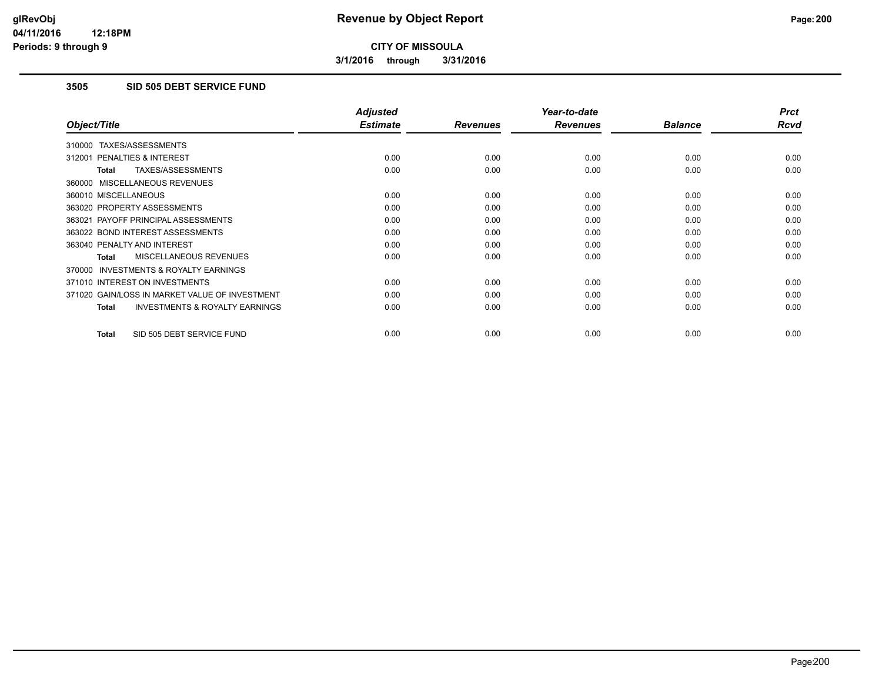**CITY OF MISSOULA**

**3/1/2016 through 3/31/2016**

## 3505 SID 505 DEBT SERVICE FUND

| Object/Title | Adjusted Estimate | Revenues | Year-to-date Revenues | Balance | Prct Rcvd |
|---|---|---|---|---|---|
| 310000 TAXES/ASSESSMENTS | | | | | |
| 312001 PENALTIES & INTEREST | 0.00 | 0.00 | 0.00 | 0.00 | 0.00 |
| **Total** TAXES/ASSESSMENTS | 0.00 | 0.00 | 0.00 | 0.00 | 0.00 |
| 360000 MISCELLANEOUS REVENUES | | | | | |
| 360010 MISCELLANEOUS | 0.00 | 0.00 | 0.00 | 0.00 | 0.00 |
| 363020 PROPERTY ASSESSMENTS | 0.00 | 0.00 | 0.00 | 0.00 | 0.00 |
| 363021 PAYOFF PRINCIPAL ASSESSMENTS | 0.00 | 0.00 | 0.00 | 0.00 | 0.00 |
| 363022 BOND INTEREST ASSESSMENTS | 0.00 | 0.00 | 0.00 | 0.00 | 0.00 |
| 363040 PENALTY AND INTEREST | 0.00 | 0.00 | 0.00 | 0.00 | 0.00 |
| **Total** MISCELLANEOUS REVENUES | 0.00 | 0.00 | 0.00 | 0.00 | 0.00 |
| 370000 INVESTMENTS & ROYALTY EARNINGS | | | | | |
| 371010 INTEREST ON INVESTMENTS | 0.00 | 0.00 | 0.00 | 0.00 | 0.00 |
| 371020 GAIN/LOSS IN MARKET VALUE OF INVESTMENT | 0.00 | 0.00 | 0.00 | 0.00 | 0.00 |
| **Total** INVESTMENTS & ROYALTY EARNINGS | 0.00 | 0.00 | 0.00 | 0.00 | 0.00 |
| **Total** SID 505 DEBT SERVICE FUND | 0.00 | 0.00 | 0.00 | 0.00 | 0.00 |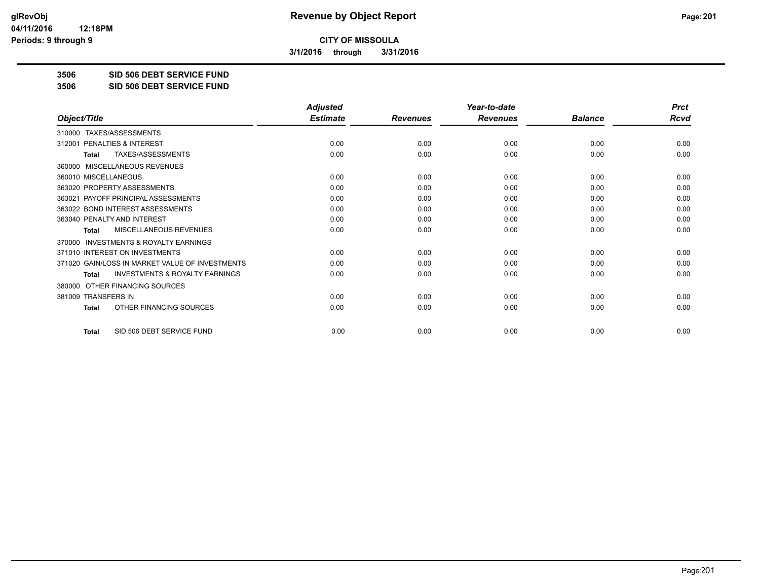# CITY OF MISSOULA

**3/1/2016 through 3/31/2016**

**3506 SID 506 DEBT SERVICE FUND**

**3506 SID 506 DEBT SERVICE FUND**

| Object/Title | Adjusted Estimate | Revenues | Year-to-date Revenues | Balance | Prct Rcvd |
|---|---|---|---|---|---|
| 310000 TAXES/ASSESSMENTS | | | | | |
| 312001 PENALTIES & INTEREST | 0.00 | 0.00 | 0.00 | 0.00 | 0.00 |
| **Total** TAXES/ASSESSMENTS | 0.00 | 0.00 | 0.00 | 0.00 | 0.00 |
| 360000 MISCELLANEOUS REVENUES | | | | | |
| 360010 MISCELLANEOUS | 0.00 | 0.00 | 0.00 | 0.00 | 0.00 |
| 363020 PROPERTY ASSESSMENTS | 0.00 | 0.00 | 0.00 | 0.00 | 0.00 |
| 363021 PAYOFF PRINCIPAL ASSESSMENTS | 0.00 | 0.00 | 0.00 | 0.00 | 0.00 |
| 363022 BOND INTEREST ASSESSMENTS | 0.00 | 0.00 | 0.00 | 0.00 | 0.00 |
| 363040 PENALTY AND INTEREST | 0.00 | 0.00 | 0.00 | 0.00 | 0.00 |
| **Total** MISCELLANEOUS REVENUES | 0.00 | 0.00 | 0.00 | 0.00 | 0.00 |
| 370000 INVESTMENTS & ROYALTY EARNINGS | | | | | |
| 371010 INTEREST ON INVESTMENTS | 0.00 | 0.00 | 0.00 | 0.00 | 0.00 |
| 371020 GAIN/LOSS IN MARKET VALUE OF INVESTMENTS | 0.00 | 0.00 | 0.00 | 0.00 | 0.00 |
| **Total** INVESTMENTS & ROYALTY EARNINGS | 0.00 | 0.00 | 0.00 | 0.00 | 0.00 |
| 380000 OTHER FINANCING SOURCES | | | | | |
| 381009 TRANSFERS IN | 0.00 | 0.00 | 0.00 | 0.00 | 0.00 |
| **Total** OTHER FINANCING SOURCES | 0.00 | 0.00 | 0.00 | 0.00 | 0.00 |
| **Total** SID 506 DEBT SERVICE FUND | 0.00 | 0.00 | 0.00 | 0.00 | 0.00 |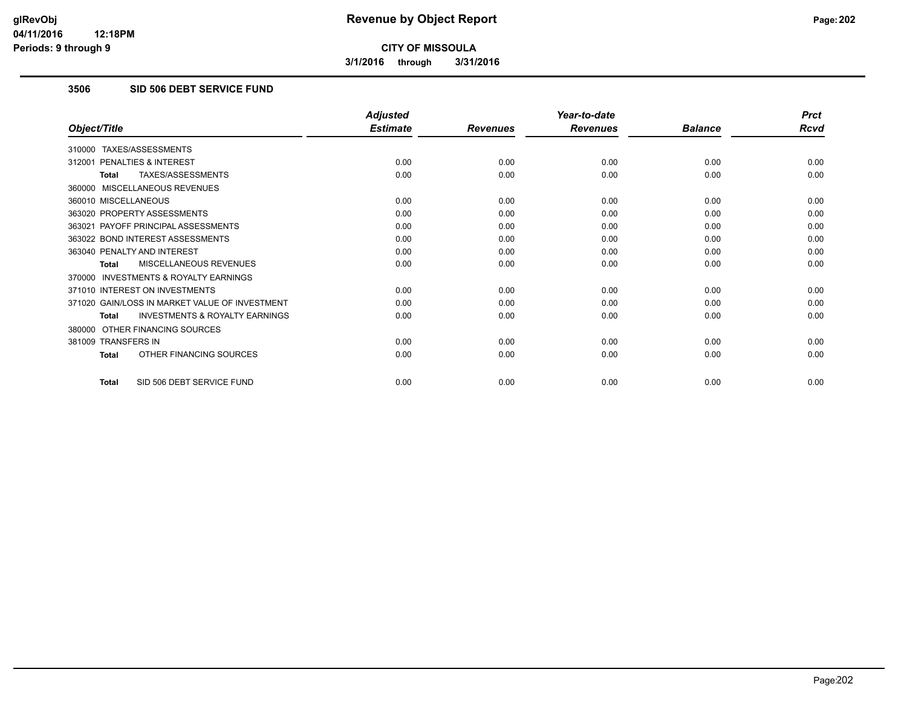# Revenue by Object Report

**CITY OF MISSOULA**

**3/1/2016 through 3/31/2016**

glRevObj
04/11/2016 12:18PM
Periods: 9 through 9

### 3506 SID 506 DEBT SERVICE FUND

| Object/Title | Adjusted Estimate | Revenues | Year-to-date Revenues | Balance | Prct Rcvd |
|---|---|---|---|---|---|
| 310000 TAXES/ASSESSMENTS | | | | | |
| 312001 PENALTIES & INTEREST | 0.00 | 0.00 | 0.00 | 0.00 | 0.00 |
| **Total** TAXES/ASSESSMENTS | 0.00 | 0.00 | 0.00 | 0.00 | 0.00 |
| 360000 MISCELLANEOUS REVENUES | | | | | |
| 360010 MISCELLANEOUS | 0.00 | 0.00 | 0.00 | 0.00 | 0.00 |
| 363020 PROPERTY ASSESSMENTS | 0.00 | 0.00 | 0.00 | 0.00 | 0.00 |
| 363021 PAYOFF PRINCIPAL ASSESSMENTS | 0.00 | 0.00 | 0.00 | 0.00 | 0.00 |
| 363022 BOND INTEREST ASSESSMENTS | 0.00 | 0.00 | 0.00 | 0.00 | 0.00 |
| 363040 PENALTY AND INTEREST | 0.00 | 0.00 | 0.00 | 0.00 | 0.00 |
| **Total** MISCELLANEOUS REVENUES | 0.00 | 0.00 | 0.00 | 0.00 | 0.00 |
| 370000 INVESTMENTS & ROYALTY EARNINGS | | | | | |
| 371010 INTEREST ON INVESTMENTS | 0.00 | 0.00 | 0.00 | 0.00 | 0.00 |
| 371020 GAIN/LOSS IN MARKET VALUE OF INVESTMENT | 0.00 | 0.00 | 0.00 | 0.00 | 0.00 |
| **Total** INVESTMENTS & ROYALTY EARNINGS | 0.00 | 0.00 | 0.00 | 0.00 | 0.00 |
| 380000 OTHER FINANCING SOURCES | | | | | |
| 381009 TRANSFERS IN | 0.00 | 0.00 | 0.00 | 0.00 | 0.00 |
| **Total** OTHER FINANCING SOURCES | 0.00 | 0.00 | 0.00 | 0.00 | 0.00 |
| **Total** SID 506 DEBT SERVICE FUND | 0.00 | 0.00 | 0.00 | 0.00 | 0.00 |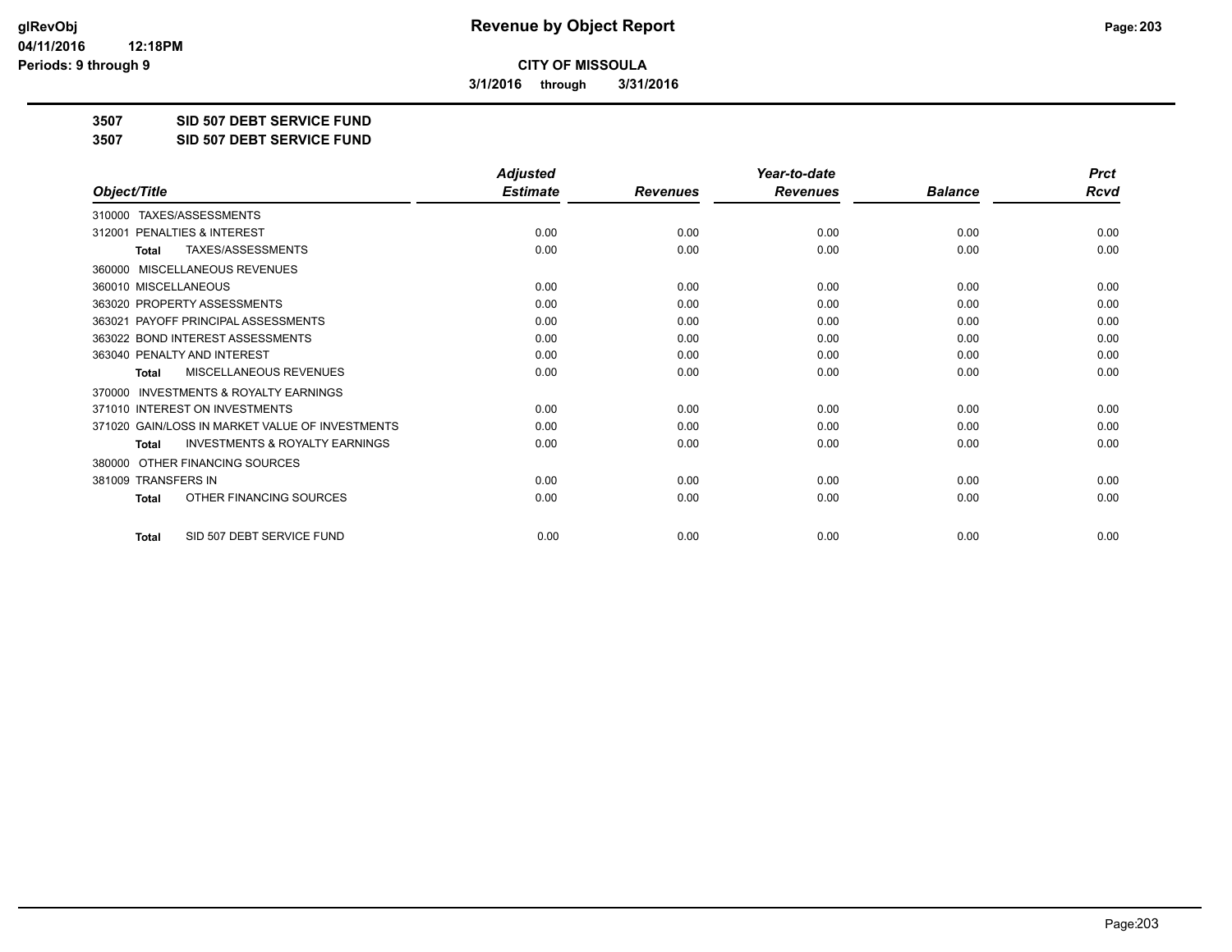# CITY OF MISSOULA

**3/1/2016 through 3/31/2016**

**3507 SID 507 DEBT SERVICE FUND**

**3507 SID 507 DEBT SERVICE FUND**

| Object/Title | Adjusted Estimate | Revenues | Year-to-date Revenues | Balance | Prct Rcvd |
|---|---|---|---|---|---|
| 310000 TAXES/ASSESSMENTS | | | | | |
| 312001 PENALTIES & INTEREST | 0.00 | 0.00 | 0.00 | 0.00 | 0.00 |
| Total TAXES/ASSESSMENTS | 0.00 | 0.00 | 0.00 | 0.00 | 0.00 |
| 360000 MISCELLANEOUS REVENUES | | | | | |
| 360010 MISCELLANEOUS | 0.00 | 0.00 | 0.00 | 0.00 | 0.00 |
| 363020 PROPERTY ASSESSMENTS | 0.00 | 0.00 | 0.00 | 0.00 | 0.00 |
| 363021 PAYOFF PRINCIPAL ASSESSMENTS | 0.00 | 0.00 | 0.00 | 0.00 | 0.00 |
| 363022 BOND INTEREST ASSESSMENTS | 0.00 | 0.00 | 0.00 | 0.00 | 0.00 |
| 363040 PENALTY AND INTEREST | 0.00 | 0.00 | 0.00 | 0.00 | 0.00 |
| Total MISCELLANEOUS REVENUES | 0.00 | 0.00 | 0.00 | 0.00 | 0.00 |
| 370000 INVESTMENTS & ROYALTY EARNINGS | | | | | |
| 371010 INTEREST ON INVESTMENTS | 0.00 | 0.00 | 0.00 | 0.00 | 0.00 |
| 371020 GAIN/LOSS IN MARKET VALUE OF INVESTMENTS | 0.00 | 0.00 | 0.00 | 0.00 | 0.00 |
| Total INVESTMENTS & ROYALTY EARNINGS | 0.00 | 0.00 | 0.00 | 0.00 | 0.00 |
| 380000 OTHER FINANCING SOURCES | | | | | |
| 381009 TRANSFERS IN | 0.00 | 0.00 | 0.00 | 0.00 | 0.00 |
| Total OTHER FINANCING SOURCES | 0.00 | 0.00 | 0.00 | 0.00 | 0.00 |
| Total SID 507 DEBT SERVICE FUND | 0.00 | 0.00 | 0.00 | 0.00 | 0.00 |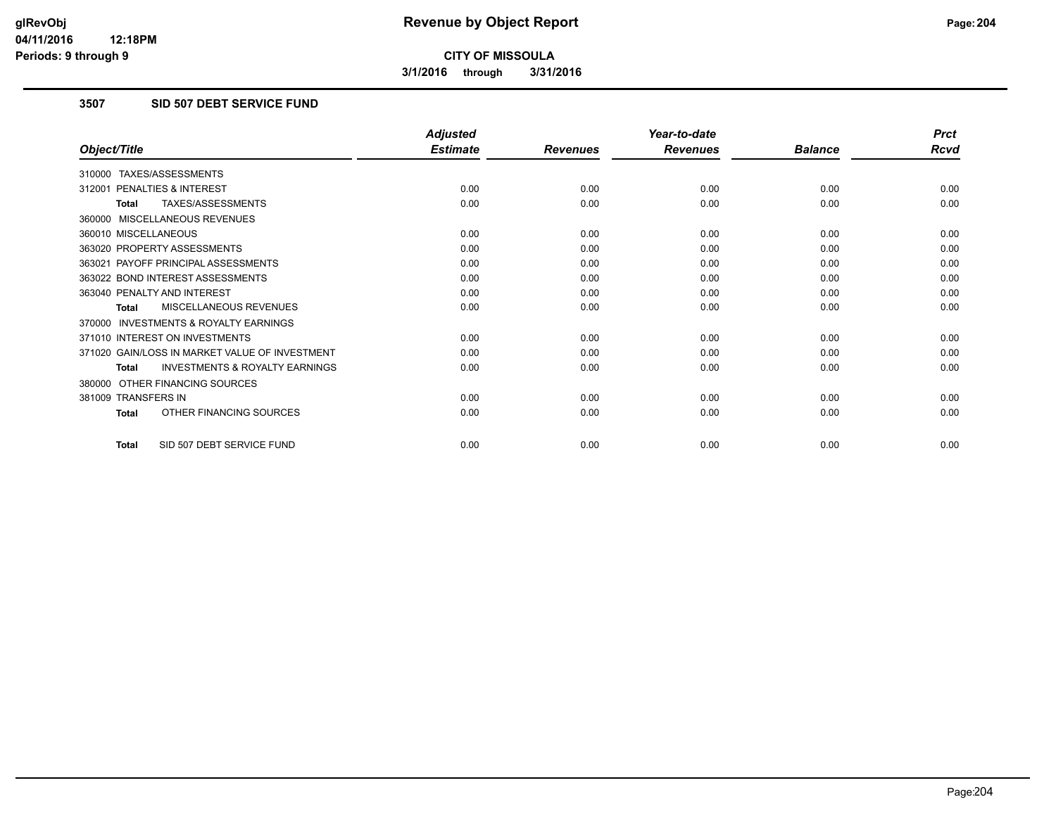**Revenue by Object Report**

**CITY OF MISSOULA**

**3/1/2016 through 3/31/2016**

glRevObj
04/11/2016 12:18PM
Periods: 9 through 9

## 3507 SID 507 DEBT SERVICE FUND

| Object/Title | Adjusted Estimate | Revenues | Year-to-date Revenues | Balance | Prct Rcvd |
|---|---|---|---|---|---|
| 310000 TAXES/ASSESSMENTS | | | | | |
| 312001 PENALTIES & INTEREST | 0.00 | 0.00 | 0.00 | 0.00 | 0.00 |
| **Total** TAXES/ASSESSMENTS | 0.00 | 0.00 | 0.00 | 0.00 | 0.00 |
| 360000 MISCELLANEOUS REVENUES | | | | | |
| 360010 MISCELLANEOUS | 0.00 | 0.00 | 0.00 | 0.00 | 0.00 |
| 363020 PROPERTY ASSESSMENTS | 0.00 | 0.00 | 0.00 | 0.00 | 0.00 |
| 363021 PAYOFF PRINCIPAL ASSESSMENTS | 0.00 | 0.00 | 0.00 | 0.00 | 0.00 |
| 363022 BOND INTEREST ASSESSMENTS | 0.00 | 0.00 | 0.00 | 0.00 | 0.00 |
| 363040 PENALTY AND INTEREST | 0.00 | 0.00 | 0.00 | 0.00 | 0.00 |
| **Total** MISCELLANEOUS REVENUES | 0.00 | 0.00 | 0.00 | 0.00 | 0.00 |
| 370000 INVESTMENTS & ROYALTY EARNINGS | | | | | |
| 371010 INTEREST ON INVESTMENTS | 0.00 | 0.00 | 0.00 | 0.00 | 0.00 |
| 371020 GAIN/LOSS IN MARKET VALUE OF INVESTMENT | 0.00 | 0.00 | 0.00 | 0.00 | 0.00 |
| **Total** INVESTMENTS & ROYALTY EARNINGS | 0.00 | 0.00 | 0.00 | 0.00 | 0.00 |
| 380000 OTHER FINANCING SOURCES | | | | | |
| 381009 TRANSFERS IN | 0.00 | 0.00 | 0.00 | 0.00 | 0.00 |
| **Total** OTHER FINANCING SOURCES | 0.00 | 0.00 | 0.00 | 0.00 | 0.00 |
| **Total** SID 507 DEBT SERVICE FUND | 0.00 | 0.00 | 0.00 | 0.00 | 0.00 |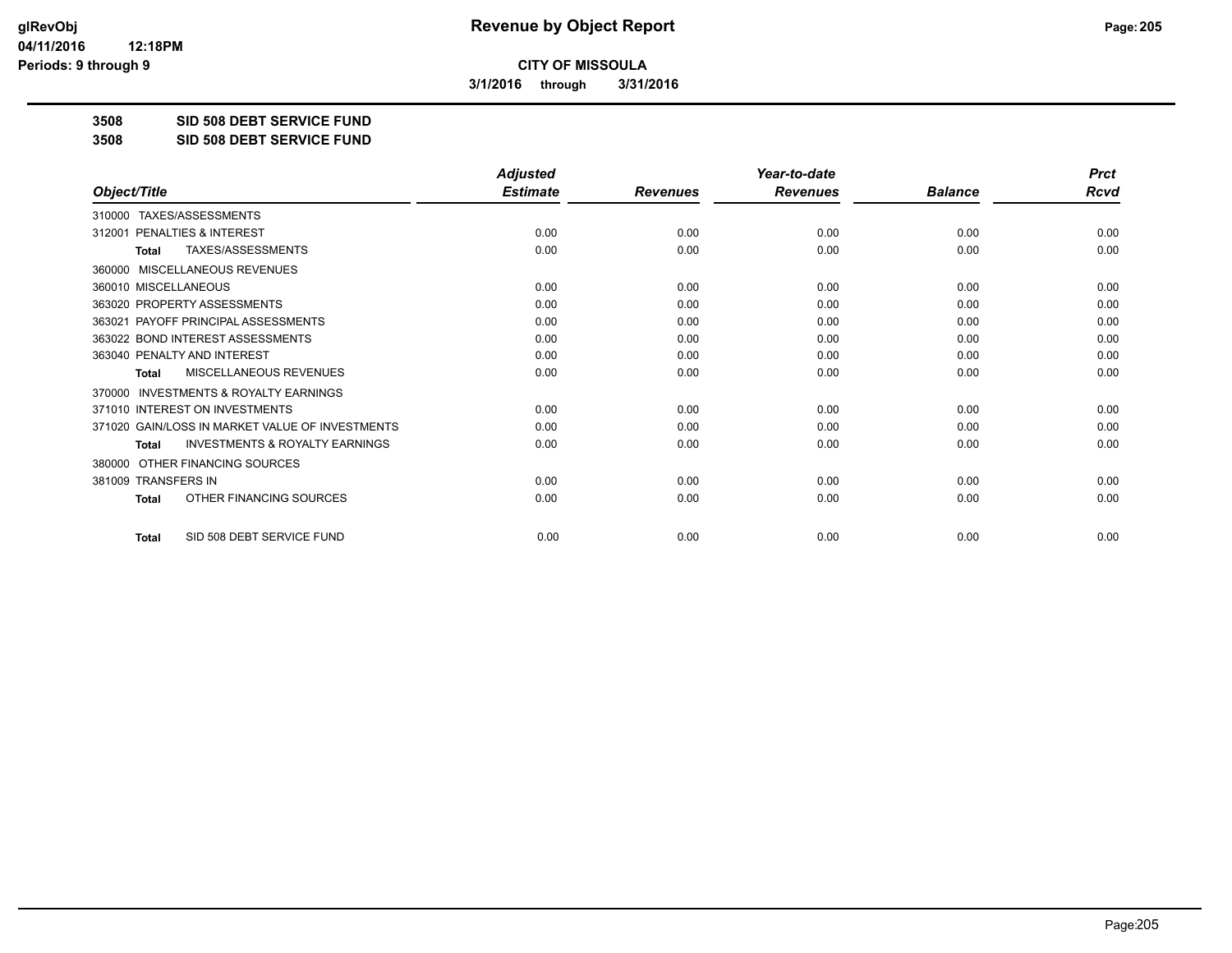# Revenue by Object Report

**CITY OF MISSOULA**

**3/1/2016 through 3/31/2016**

glRevObj
04/11/2016 12:18PM
Periods: 9 through 9

**3508 SID 508 DEBT SERVICE FUND**

**3508 SID 508 DEBT SERVICE FUND**

| Object/Title | Adjusted Estimate | Revenues | Year-to-date Revenues | Balance | Prct Rcvd |
|---|---|---|---|---|---|
| 310000 TAXES/ASSESSMENTS | | | | | |
| 312001 PENALTIES & INTEREST | 0.00 | 0.00 | 0.00 | 0.00 | 0.00 |
| **Total** TAXES/ASSESSMENTS | 0.00 | 0.00 | 0.00 | 0.00 | 0.00 |
| 360000 MISCELLANEOUS REVENUES | | | | | |
| 360010 MISCELLANEOUS | 0.00 | 0.00 | 0.00 | 0.00 | 0.00 |
| 363020 PROPERTY ASSESSMENTS | 0.00 | 0.00 | 0.00 | 0.00 | 0.00 |
| 363021 PAYOFF PRINCIPAL ASSESSMENTS | 0.00 | 0.00 | 0.00 | 0.00 | 0.00 |
| 363022 BOND INTEREST ASSESSMENTS | 0.00 | 0.00 | 0.00 | 0.00 | 0.00 |
| 363040 PENALTY AND INTEREST | 0.00 | 0.00 | 0.00 | 0.00 | 0.00 |
| **Total** MISCELLANEOUS REVENUES | 0.00 | 0.00 | 0.00 | 0.00 | 0.00 |
| 370000 INVESTMENTS & ROYALTY EARNINGS | | | | | |
| 371010 INTEREST ON INVESTMENTS | 0.00 | 0.00 | 0.00 | 0.00 | 0.00 |
| 371020 GAIN/LOSS IN MARKET VALUE OF INVESTMENTS | 0.00 | 0.00 | 0.00 | 0.00 | 0.00 |
| **Total** INVESTMENTS & ROYALTY EARNINGS | 0.00 | 0.00 | 0.00 | 0.00 | 0.00 |
| 380000 OTHER FINANCING SOURCES | | | | | |
| 381009 TRANSFERS IN | 0.00 | 0.00 | 0.00 | 0.00 | 0.00 |
| **Total** OTHER FINANCING SOURCES | 0.00 | 0.00 | 0.00 | 0.00 | 0.00 |
| **Total** SID 508 DEBT SERVICE FUND | 0.00 | 0.00 | 0.00 | 0.00 | 0.00 |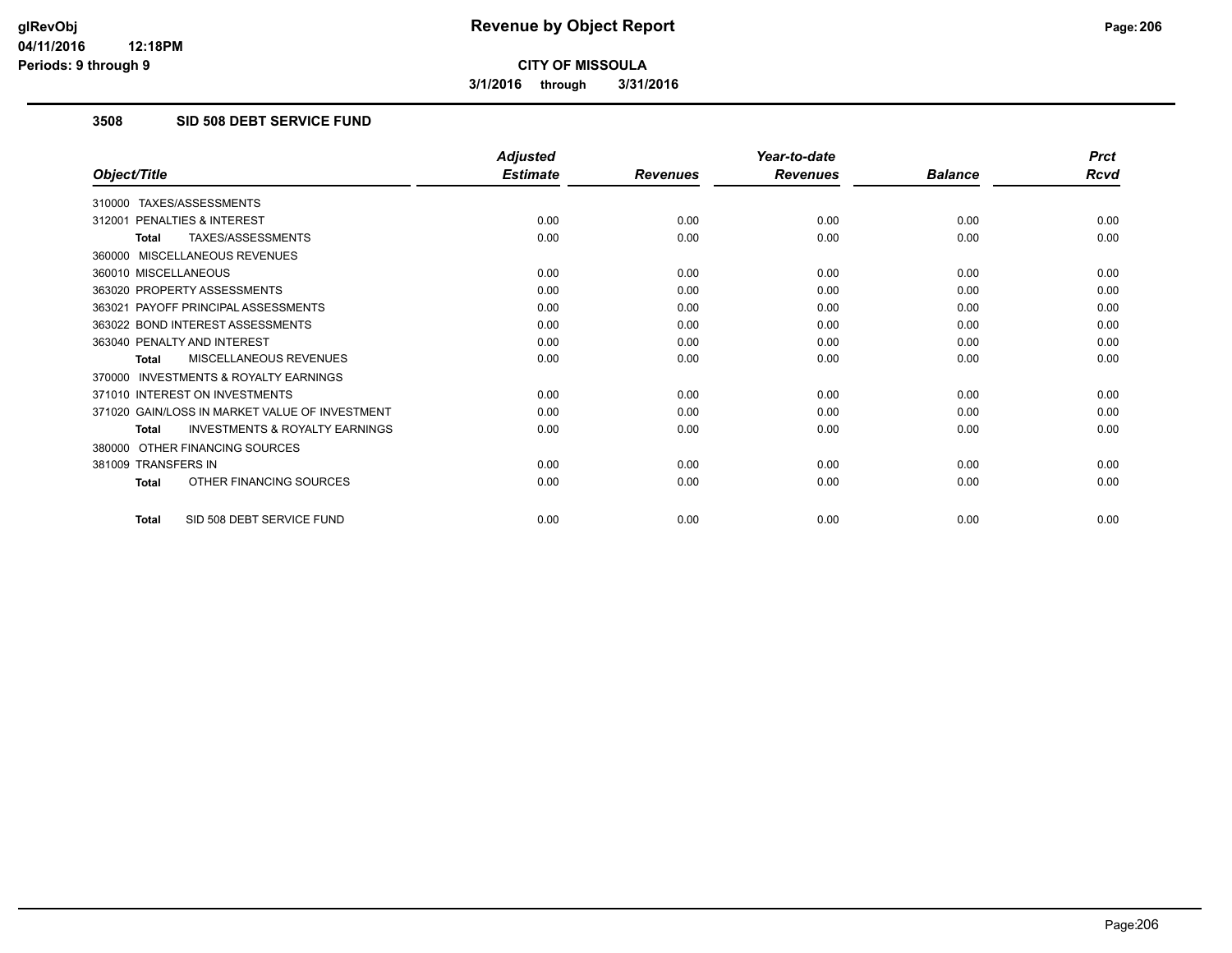glRevObj
04/11/2016 12:18PM
Periods: 9 through 9

# Revenue by Object Report

**CITY OF MISSOULA**

**3/1/2016 through 3/31/2016**

## 3508 SID 508 DEBT SERVICE FUND

| Object/Title | Adjusted Estimate | Revenues | Year-to-date Revenues | Balance | Prct Rcvd |
|---|---|---|---|---|---|
| 310000 TAXES/ASSESSMENTS | | | | | |
| 312001 PENALTIES & INTEREST | 0.00 | 0.00 | 0.00 | 0.00 | 0.00 |
| **Total** TAXES/ASSESSMENTS | 0.00 | 0.00 | 0.00 | 0.00 | 0.00 |
| 360000 MISCELLANEOUS REVENUES | | | | | |
| 360010 MISCELLANEOUS | 0.00 | 0.00 | 0.00 | 0.00 | 0.00 |
| 363020 PROPERTY ASSESSMENTS | 0.00 | 0.00 | 0.00 | 0.00 | 0.00 |
| 363021 PAYOFF PRINCIPAL ASSESSMENTS | 0.00 | 0.00 | 0.00 | 0.00 | 0.00 |
| 363022 BOND INTEREST ASSESSMENTS | 0.00 | 0.00 | 0.00 | 0.00 | 0.00 |
| 363040 PENALTY AND INTEREST | 0.00 | 0.00 | 0.00 | 0.00 | 0.00 |
| **Total** MISCELLANEOUS REVENUES | 0.00 | 0.00 | 0.00 | 0.00 | 0.00 |
| 370000 INVESTMENTS & ROYALTY EARNINGS | | | | | |
| 371010 INTEREST ON INVESTMENTS | 0.00 | 0.00 | 0.00 | 0.00 | 0.00 |
| 371020 GAIN/LOSS IN MARKET VALUE OF INVESTMENT | 0.00 | 0.00 | 0.00 | 0.00 | 0.00 |
| **Total** INVESTMENTS & ROYALTY EARNINGS | 0.00 | 0.00 | 0.00 | 0.00 | 0.00 |
| 380000 OTHER FINANCING SOURCES | | | | | |
| 381009 TRANSFERS IN | 0.00 | 0.00 | 0.00 | 0.00 | 0.00 |
| **Total** OTHER FINANCING SOURCES | 0.00 | 0.00 | 0.00 | 0.00 | 0.00 |
| **Total** SID 508 DEBT SERVICE FUND | 0.00 | 0.00 | 0.00 | 0.00 | 0.00 |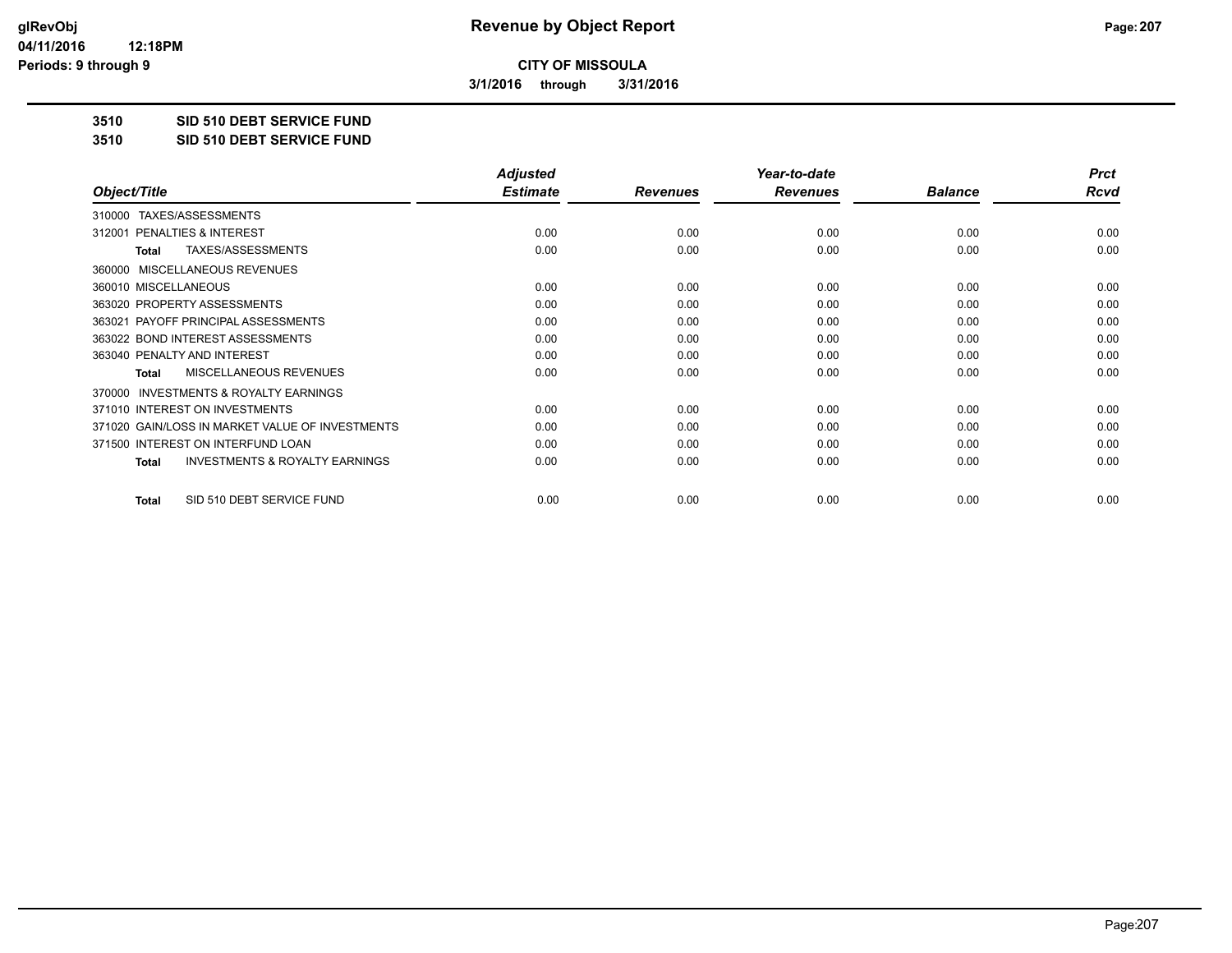# Revenue by Object Report

**CITY OF MISSOULA**

**3/1/2016 through 3/31/2016**

**3510 SID 510 DEBT SERVICE FUND**

**3510 SID 510 DEBT SERVICE FUND**

| Object/Title | Adjusted Estimate | Revenues | Year-to-date Revenues | Balance | Prct Rcvd |
|---|---|---|---|---|---|
| 310000 TAXES/ASSESSMENTS | | | | | |
| 312001 PENALTIES & INTEREST | 0.00 | 0.00 | 0.00 | 0.00 | 0.00 |
| **Total** TAXES/ASSESSMENTS | 0.00 | 0.00 | 0.00 | 0.00 | 0.00 |
| 360000 MISCELLANEOUS REVENUES | | | | | |
| 360010 MISCELLANEOUS | 0.00 | 0.00 | 0.00 | 0.00 | 0.00 |
| 363020 PROPERTY ASSESSMENTS | 0.00 | 0.00 | 0.00 | 0.00 | 0.00 |
| 363021 PAYOFF PRINCIPAL ASSESSMENTS | 0.00 | 0.00 | 0.00 | 0.00 | 0.00 |
| 363022 BOND INTEREST ASSESSMENTS | 0.00 | 0.00 | 0.00 | 0.00 | 0.00 |
| 363040 PENALTY AND INTEREST | 0.00 | 0.00 | 0.00 | 0.00 | 0.00 |
| **Total** MISCELLANEOUS REVENUES | 0.00 | 0.00 | 0.00 | 0.00 | 0.00 |
| 370000 INVESTMENTS & ROYALTY EARNINGS | | | | | |
| 371010 INTEREST ON INVESTMENTS | 0.00 | 0.00 | 0.00 | 0.00 | 0.00 |
| 371020 GAIN/LOSS IN MARKET VALUE OF INVESTMENTS | 0.00 | 0.00 | 0.00 | 0.00 | 0.00 |
| 371500 INTEREST ON INTERFUND LOAN | 0.00 | 0.00 | 0.00 | 0.00 | 0.00 |
| **Total** INVESTMENTS & ROYALTY EARNINGS | 0.00 | 0.00 | 0.00 | 0.00 | 0.00 |
| **Total** SID 510 DEBT SERVICE FUND | 0.00 | 0.00 | 0.00 | 0.00 | 0.00 |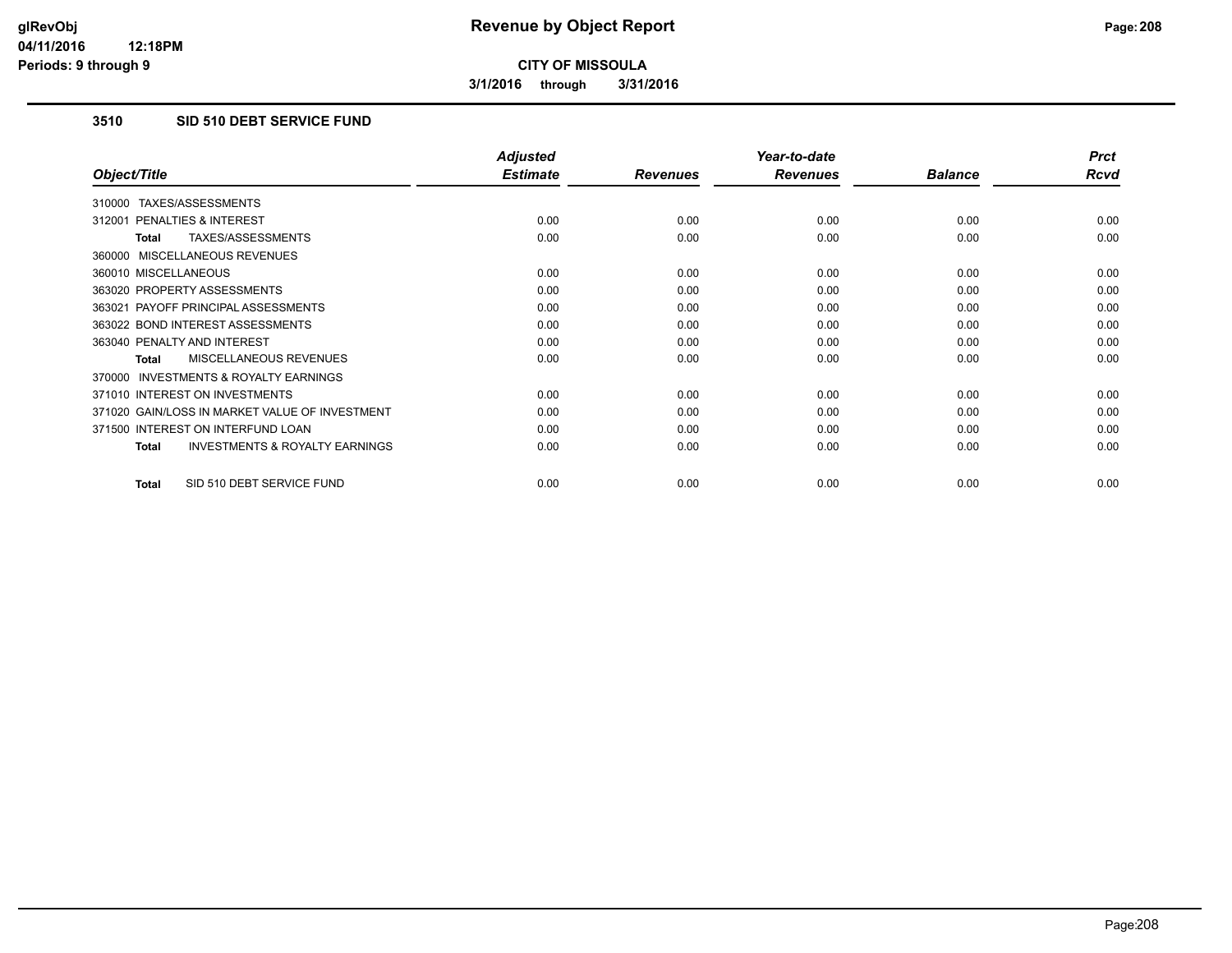**CITY OF MISSOULA**

**3/1/2016 through 3/31/2016**

## 3510 SID 510 DEBT SERVICE FUND

| Object/Title | Adjusted Estimate | Revenues | Year-to-date Revenues | Balance | Prct Rcvd |
|---|---|---|---|---|---|
| 310000 TAXES/ASSESSMENTS | | | | | |
| 312001 PENALTIES & INTEREST | 0.00 | 0.00 | 0.00 | 0.00 | 0.00 |
| **Total** TAXES/ASSESSMENTS | 0.00 | 0.00 | 0.00 | 0.00 | 0.00 |
| 360000 MISCELLANEOUS REVENUES | | | | | |
| 360010 MISCELLANEOUS | 0.00 | 0.00 | 0.00 | 0.00 | 0.00 |
| 363020 PROPERTY ASSESSMENTS | 0.00 | 0.00 | 0.00 | 0.00 | 0.00 |
| 363021 PAYOFF PRINCIPAL ASSESSMENTS | 0.00 | 0.00 | 0.00 | 0.00 | 0.00 |
| 363022 BOND INTEREST ASSESSMENTS | 0.00 | 0.00 | 0.00 | 0.00 | 0.00 |
| 363040 PENALTY AND INTEREST | 0.00 | 0.00 | 0.00 | 0.00 | 0.00 |
| **Total** MISCELLANEOUS REVENUES | 0.00 | 0.00 | 0.00 | 0.00 | 0.00 |
| 370000 INVESTMENTS & ROYALTY EARNINGS | | | | | |
| 371010 INTEREST ON INVESTMENTS | 0.00 | 0.00 | 0.00 | 0.00 | 0.00 |
| 371020 GAIN/LOSS IN MARKET VALUE OF INVESTMENT | 0.00 | 0.00 | 0.00 | 0.00 | 0.00 |
| 371500 INTEREST ON INTERFUND LOAN | 0.00 | 0.00 | 0.00 | 0.00 | 0.00 |
| **Total** INVESTMENTS & ROYALTY EARNINGS | 0.00 | 0.00 | 0.00 | 0.00 | 0.00 |
| **Total** SID 510 DEBT SERVICE FUND | 0.00 | 0.00 | 0.00 | 0.00 | 0.00 |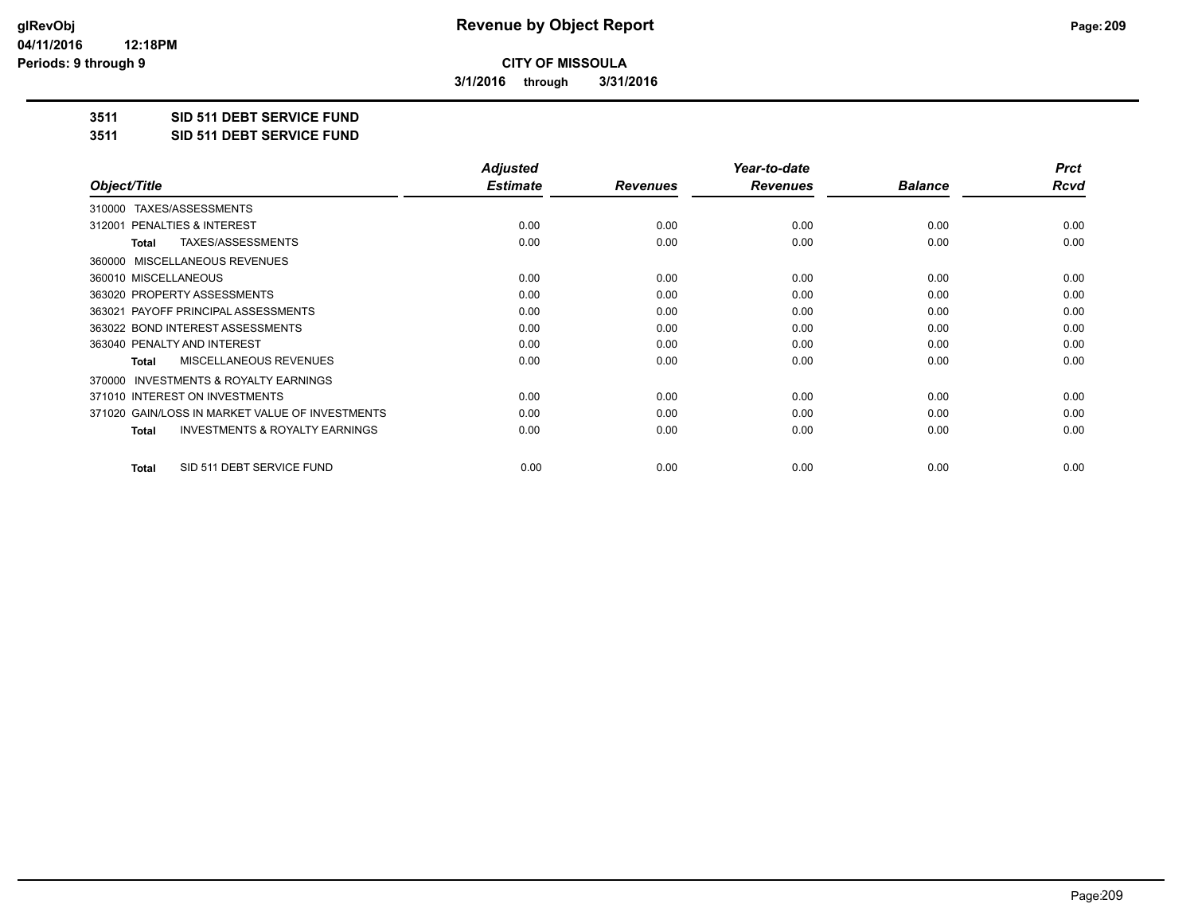**glRevObj**
**04/11/2016 12:18PM**
**Periods: 9 through 9**

# Revenue by Object Report

**CITY OF MISSOULA**

**3/1/2016 through 3/31/2016**

**3511 SID 511 DEBT SERVICE FUND**

**3511 SID 511 DEBT SERVICE FUND**

| Object/Title | Adjusted Estimate | Revenues | Year-to-date Revenues | Balance | Prct Rcvd |
|---|---|---|---|---|---|
| 310000 TAXES/ASSESSMENTS | | | | | |
| 312001 PENALTIES & INTEREST | 0.00 | 0.00 | 0.00 | 0.00 | 0.00 |
| **Total** TAXES/ASSESSMENTS | 0.00 | 0.00 | 0.00 | 0.00 | 0.00 |
| 360000 MISCELLANEOUS REVENUES | | | | | |
| 360010 MISCELLANEOUS | 0.00 | 0.00 | 0.00 | 0.00 | 0.00 |
| 363020 PROPERTY ASSESSMENTS | 0.00 | 0.00 | 0.00 | 0.00 | 0.00 |
| 363021 PAYOFF PRINCIPAL ASSESSMENTS | 0.00 | 0.00 | 0.00 | 0.00 | 0.00 |
| 363022 BOND INTEREST ASSESSMENTS | 0.00 | 0.00 | 0.00 | 0.00 | 0.00 |
| 363040 PENALTY AND INTEREST | 0.00 | 0.00 | 0.00 | 0.00 | 0.00 |
| **Total** MISCELLANEOUS REVENUES | 0.00 | 0.00 | 0.00 | 0.00 | 0.00 |
| 370000 INVESTMENTS & ROYALTY EARNINGS | | | | | |
| 371010 INTEREST ON INVESTMENTS | 0.00 | 0.00 | 0.00 | 0.00 | 0.00 |
| 371020 GAIN/LOSS IN MARKET VALUE OF INVESTMENTS | 0.00 | 0.00 | 0.00 | 0.00 | 0.00 |
| **Total** INVESTMENTS & ROYALTY EARNINGS | 0.00 | 0.00 | 0.00 | 0.00 | 0.00 |
| **Total** SID 511 DEBT SERVICE FUND | 0.00 | 0.00 | 0.00 | 0.00 | 0.00 |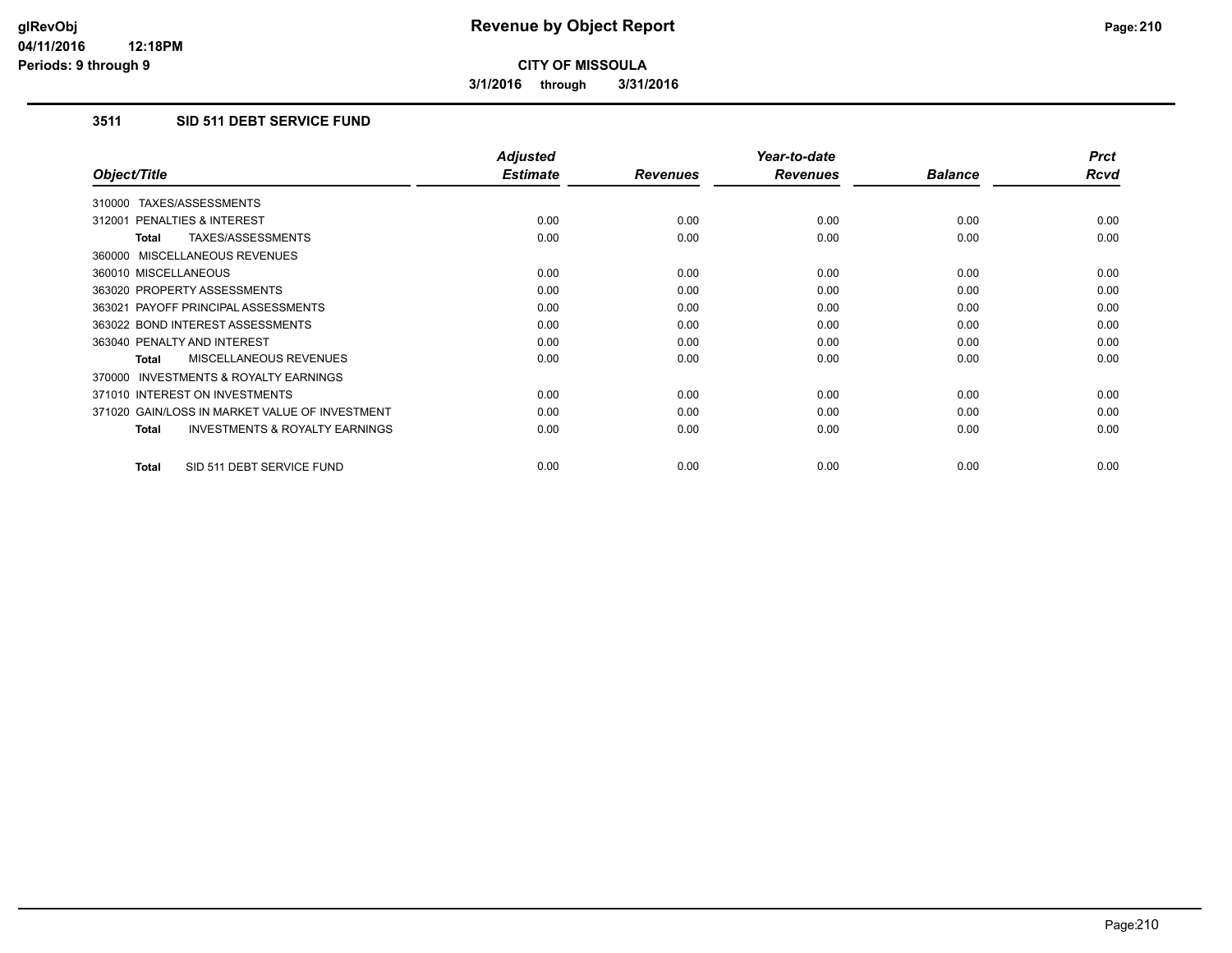# Revenue by Object Report

**CITY OF MISSOULA**

**3/1/2016 through 3/31/2016**

glRevObj
04/11/2016 12:18PM
Periods: 9 through 9

### 3511 SID 511 DEBT SERVICE FUND

| Object/Title | Adjusted Estimate | Revenues | Year-to-date Revenues | Balance | Prct Rcvd |
|---|---|---|---|---|---|
| 310000 TAXES/ASSESSMENTS | | | | | |
| 312001 PENALTIES & INTEREST | 0.00 | 0.00 | 0.00 | 0.00 | 0.00 |
| **Total** TAXES/ASSESSMENTS | 0.00 | 0.00 | 0.00 | 0.00 | 0.00 |
| 360000 MISCELLANEOUS REVENUES | | | | | |
| 360010 MISCELLANEOUS | 0.00 | 0.00 | 0.00 | 0.00 | 0.00 |
| 363020 PROPERTY ASSESSMENTS | 0.00 | 0.00 | 0.00 | 0.00 | 0.00 |
| 363021 PAYOFF PRINCIPAL ASSESSMENTS | 0.00 | 0.00 | 0.00 | 0.00 | 0.00 |
| 363022 BOND INTEREST ASSESSMENTS | 0.00 | 0.00 | 0.00 | 0.00 | 0.00 |
| 363040 PENALTY AND INTEREST | 0.00 | 0.00 | 0.00 | 0.00 | 0.00 |
| **Total** MISCELLANEOUS REVENUES | 0.00 | 0.00 | 0.00 | 0.00 | 0.00 |
| 370000 INVESTMENTS & ROYALTY EARNINGS | | | | | |
| 371010 INTEREST ON INVESTMENTS | 0.00 | 0.00 | 0.00 | 0.00 | 0.00 |
| 371020 GAIN/LOSS IN MARKET VALUE OF INVESTMENT | 0.00 | 0.00 | 0.00 | 0.00 | 0.00 |
| **Total** INVESTMENTS & ROYALTY EARNINGS | 0.00 | 0.00 | 0.00 | 0.00 | 0.00 |
| **Total** SID 511 DEBT SERVICE FUND | 0.00 | 0.00 | 0.00 | 0.00 | 0.00 |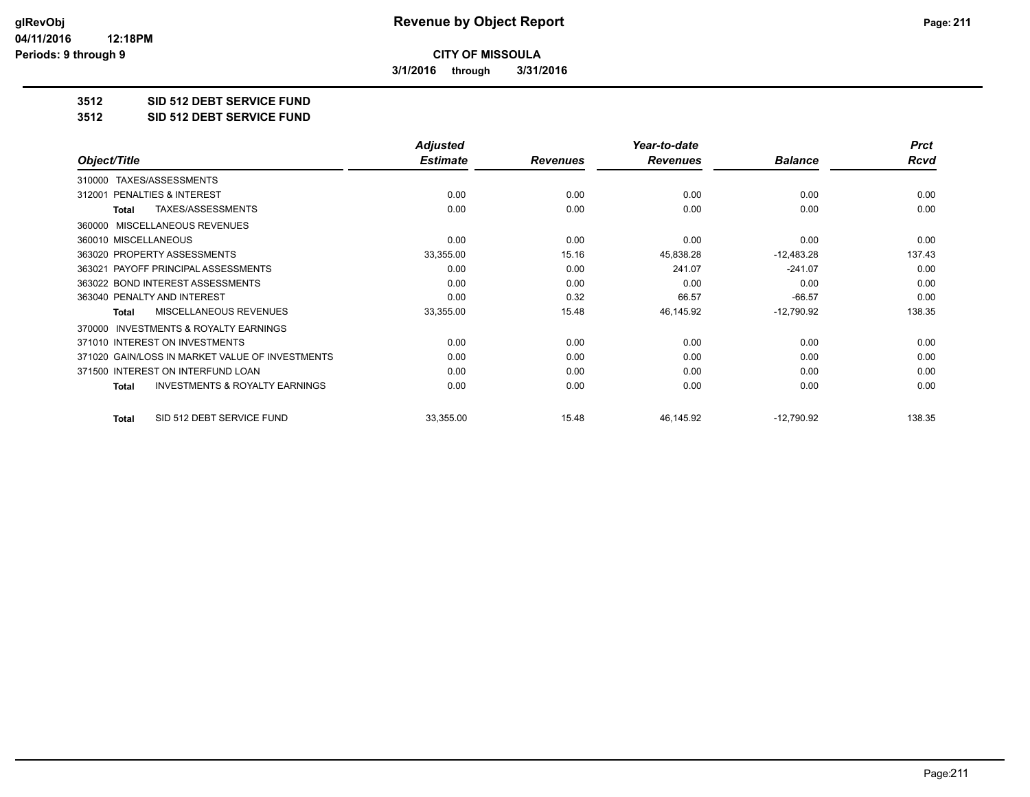**CITY OF MISSOULA**

**3/1/2016 through 3/31/2016**

**Revenue by Object Report**

glRevObj
04/11/2016 12:18PM
Periods: 9 through 9

**3512 SID 512 DEBT SERVICE FUND**

**3512 SID 512 DEBT SERVICE FUND**

| Object/Title | Adjusted Estimate | Revenues | Year-to-date Revenues | Balance | Prct Rcvd |
|---|---|---|---|---|---|
| 310000 TAXES/ASSESSMENTS | | | | | |
| 312001 PENALTIES & INTEREST | 0.00 | 0.00 | 0.00 | 0.00 | 0.00 |
| **Total** TAXES/ASSESSMENTS | 0.00 | 0.00 | 0.00 | 0.00 | 0.00 |
| 360000 MISCELLANEOUS REVENUES | | | | | |
| 360010 MISCELLANEOUS | 0.00 | 0.00 | 0.00 | 0.00 | 0.00 |
| 363020 PROPERTY ASSESSMENTS | 33,355.00 | 15.16 | 45,838.28 | -12,483.28 | 137.43 |
| 363021 PAYOFF PRINCIPAL ASSESSMENTS | 0.00 | 0.00 | 241.07 | -241.07 | 0.00 |
| 363022 BOND INTEREST ASSESSMENTS | 0.00 | 0.00 | 0.00 | 0.00 | 0.00 |
| 363040 PENALTY AND INTEREST | 0.00 | 0.32 | 66.57 | -66.57 | 0.00 |
| **Total** MISCELLANEOUS REVENUES | 33,355.00 | 15.48 | 46,145.92 | -12,790.92 | 138.35 |
| 370000 INVESTMENTS & ROYALTY EARNINGS | | | | | |
| 371010 INTEREST ON INVESTMENTS | 0.00 | 0.00 | 0.00 | 0.00 | 0.00 |
| 371020 GAIN/LOSS IN MARKET VALUE OF INVESTMENTS | 0.00 | 0.00 | 0.00 | 0.00 | 0.00 |
| 371500 INTEREST ON INTERFUND LOAN | 0.00 | 0.00 | 0.00 | 0.00 | 0.00 |
| **Total** INVESTMENTS & ROYALTY EARNINGS | 0.00 | 0.00 | 0.00 | 0.00 | 0.00 |
| **Total** SID 512 DEBT SERVICE FUND | 33,355.00 | 15.48 | 46,145.92 | -12,790.92 | 138.35 |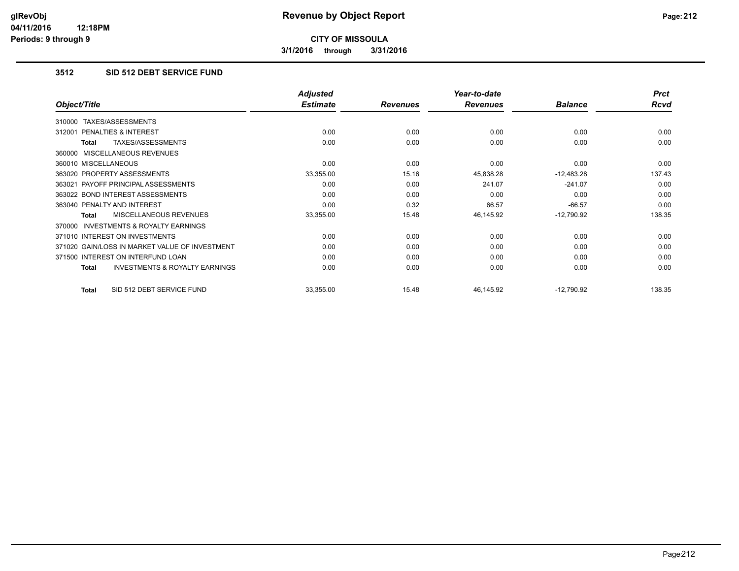**glRevObj**
**04/11/2016 12:18PM**
**Periods: 9 through 9**

# Revenue by Object Report

**CITY OF MISSOULA**

**3/1/2016 through 3/31/2016**

## 3512 SID 512 DEBT SERVICE FUND

| Object/Title | Adjusted Estimate | Revenues | Year-to-date Revenues | Balance | Prct Rcvd |
|---|---|---|---|---|---|
| 310000 TAXES/ASSESSMENTS | | | | | |
| 312001 PENALTIES & INTEREST | 0.00 | 0.00 | 0.00 | 0.00 | 0.00 |
| **Total** TAXES/ASSESSMENTS | 0.00 | 0.00 | 0.00 | 0.00 | 0.00 |
| 360000 MISCELLANEOUS REVENUES | | | | | |
| 360010 MISCELLANEOUS | 0.00 | 0.00 | 0.00 | 0.00 | 0.00 |
| 363020 PROPERTY ASSESSMENTS | 33,355.00 | 15.16 | 45,838.28 | -12,483.28 | 137.43 |
| 363021 PAYOFF PRINCIPAL ASSESSMENTS | 0.00 | 0.00 | 241.07 | -241.07 | 0.00 |
| 363022 BOND INTEREST ASSESSMENTS | 0.00 | 0.00 | 0.00 | 0.00 | 0.00 |
| 363040 PENALTY AND INTEREST | 0.00 | 0.32 | 66.57 | -66.57 | 0.00 |
| **Total** MISCELLANEOUS REVENUES | 33,355.00 | 15.48 | 46,145.92 | -12,790.92 | 138.35 |
| 370000 INVESTMENTS & ROYALTY EARNINGS | | | | | |
| 371010 INTEREST ON INVESTMENTS | 0.00 | 0.00 | 0.00 | 0.00 | 0.00 |
| 371020 GAIN/LOSS IN MARKET VALUE OF INVESTMENT | 0.00 | 0.00 | 0.00 | 0.00 | 0.00 |
| 371500 INTEREST ON INTERFUND LOAN | 0.00 | 0.00 | 0.00 | 0.00 | 0.00 |
| **Total** INVESTMENTS & ROYALTY EARNINGS | 0.00 | 0.00 | 0.00 | 0.00 | 0.00 |
| **Total** SID 512 DEBT SERVICE FUND | 33,355.00 | 15.48 | 46,145.92 | -12,790.92 | 138.35 |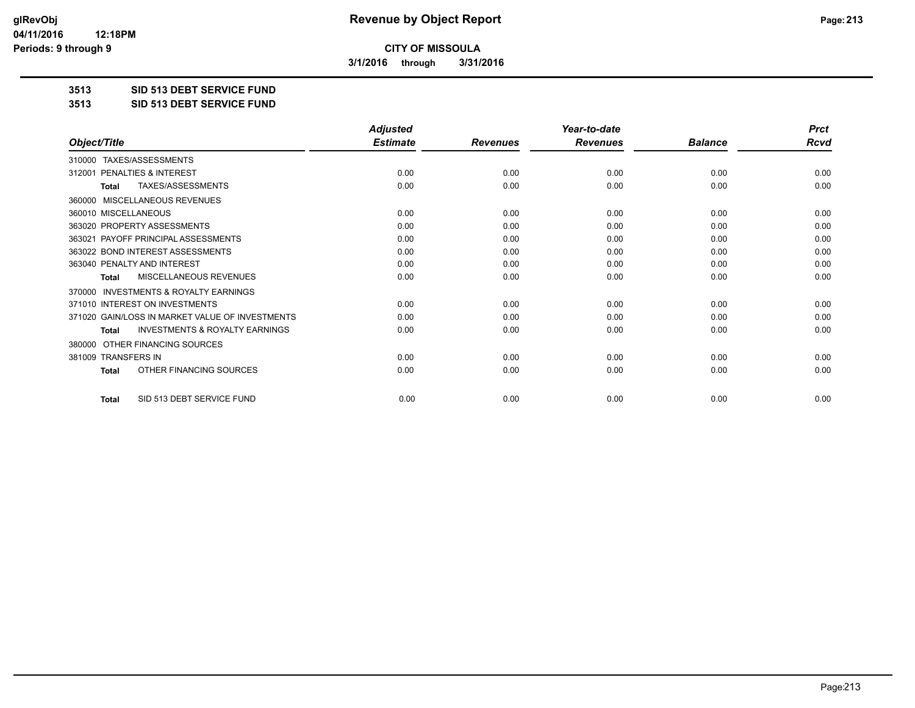**CITY OF MISSOULA**

**3/1/2016 through 3/31/2016**

**3513 SID 513 DEBT SERVICE FUND**

**3513 SID 513 DEBT SERVICE FUND**

| Object/Title | Adjusted Estimate | Revenues | Year-to-date Revenues | Balance | Prct Rcvd |
|---|---|---|---|---|---|
| 310000 TAXES/ASSESSMENTS | | | | | |
| 312001 PENALTIES & INTEREST | 0.00 | 0.00 | 0.00 | 0.00 | 0.00 |
| **Total** TAXES/ASSESSMENTS | 0.00 | 0.00 | 0.00 | 0.00 | 0.00 |
| 360000 MISCELLANEOUS REVENUES | | | | | |
| 360010 MISCELLANEOUS | 0.00 | 0.00 | 0.00 | 0.00 | 0.00 |
| 363020 PROPERTY ASSESSMENTS | 0.00 | 0.00 | 0.00 | 0.00 | 0.00 |
| 363021 PAYOFF PRINCIPAL ASSESSMENTS | 0.00 | 0.00 | 0.00 | 0.00 | 0.00 |
| 363022 BOND INTEREST ASSESSMENTS | 0.00 | 0.00 | 0.00 | 0.00 | 0.00 |
| 363040 PENALTY AND INTEREST | 0.00 | 0.00 | 0.00 | 0.00 | 0.00 |
| **Total** MISCELLANEOUS REVENUES | 0.00 | 0.00 | 0.00 | 0.00 | 0.00 |
| 370000 INVESTMENTS & ROYALTY EARNINGS | | | | | |
| 371010 INTEREST ON INVESTMENTS | 0.00 | 0.00 | 0.00 | 0.00 | 0.00 |
| 371020 GAIN/LOSS IN MARKET VALUE OF INVESTMENTS | 0.00 | 0.00 | 0.00 | 0.00 | 0.00 |
| **Total** INVESTMENTS & ROYALTY EARNINGS | 0.00 | 0.00 | 0.00 | 0.00 | 0.00 |
| 380000 OTHER FINANCING SOURCES | | | | | |
| 381009 TRANSFERS IN | 0.00 | 0.00 | 0.00 | 0.00 | 0.00 |
| **Total** OTHER FINANCING SOURCES | 0.00 | 0.00 | 0.00 | 0.00 | 0.00 |
| **Total** SID 513 DEBT SERVICE FUND | 0.00 | 0.00 | 0.00 | 0.00 | 0.00 |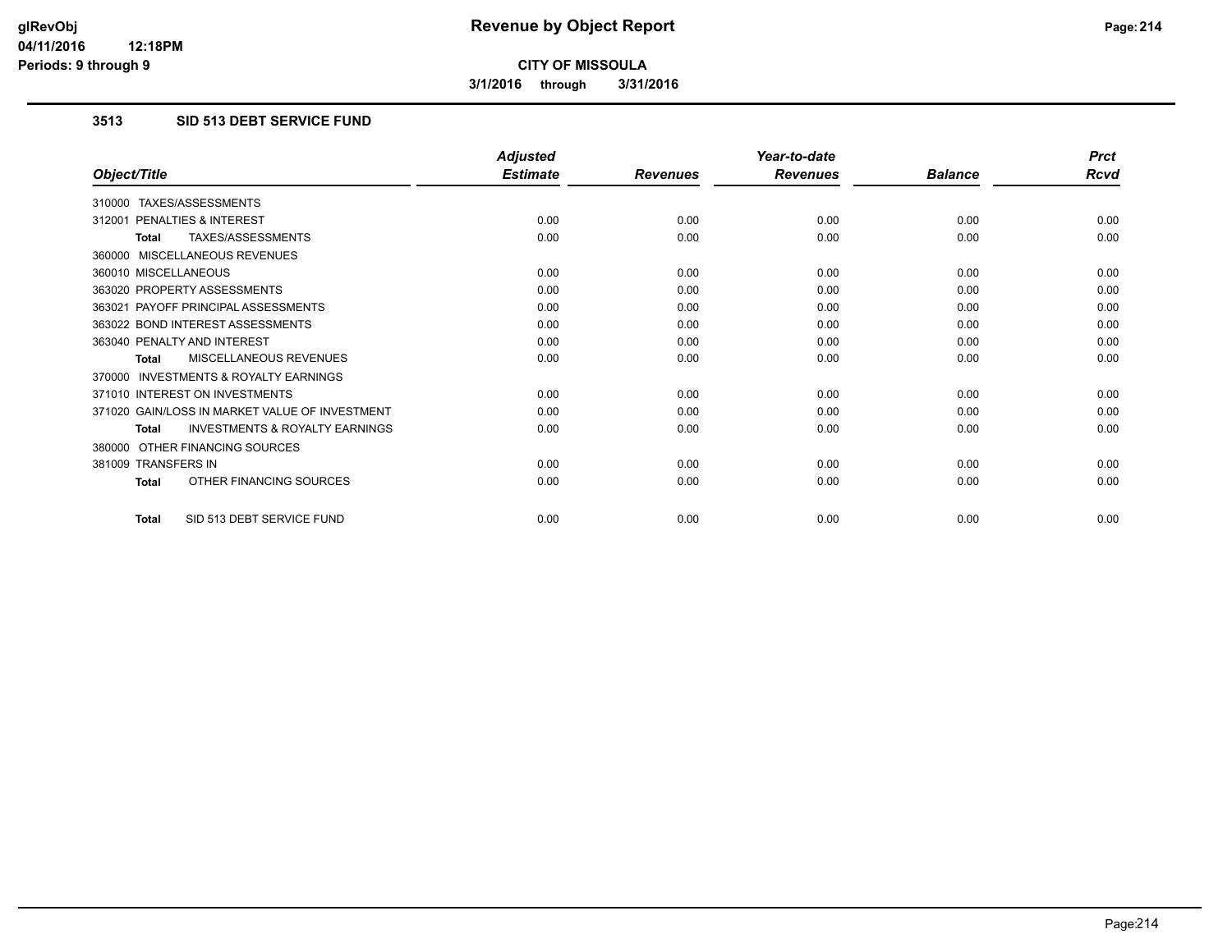**CITY OF MISSOULA**

**3/1/2016 through 3/31/2016**

### 3513 SID 513 DEBT SERVICE FUND

| Object/Title | Adjusted Estimate | Revenues | Year-to-date Revenues | Balance | Prct Rcvd |
|---|---|---|---|---|---|
| 310000 TAXES/ASSESSMENTS | | | | | |
| 312001 PENALTIES & INTEREST | 0.00 | 0.00 | 0.00 | 0.00 | 0.00 |
| **Total** TAXES/ASSESSMENTS | 0.00 | 0.00 | 0.00 | 0.00 | 0.00 |
| 360000 MISCELLANEOUS REVENUES | | | | | |
| 360010 MISCELLANEOUS | 0.00 | 0.00 | 0.00 | 0.00 | 0.00 |
| 363020 PROPERTY ASSESSMENTS | 0.00 | 0.00 | 0.00 | 0.00 | 0.00 |
| 363021 PAYOFF PRINCIPAL ASSESSMENTS | 0.00 | 0.00 | 0.00 | 0.00 | 0.00 |
| 363022 BOND INTEREST ASSESSMENTS | 0.00 | 0.00 | 0.00 | 0.00 | 0.00 |
| 363040 PENALTY AND INTEREST | 0.00 | 0.00 | 0.00 | 0.00 | 0.00 |
| **Total** MISCELLANEOUS REVENUES | 0.00 | 0.00 | 0.00 | 0.00 | 0.00 |
| 370000 INVESTMENTS & ROYALTY EARNINGS | | | | | |
| 371010 INTEREST ON INVESTMENTS | 0.00 | 0.00 | 0.00 | 0.00 | 0.00 |
| 371020 GAIN/LOSS IN MARKET VALUE OF INVESTMENT | 0.00 | 0.00 | 0.00 | 0.00 | 0.00 |
| **Total** INVESTMENTS & ROYALTY EARNINGS | 0.00 | 0.00 | 0.00 | 0.00 | 0.00 |
| 380000 OTHER FINANCING SOURCES | | | | | |
| 381009 TRANSFERS IN | 0.00 | 0.00 | 0.00 | 0.00 | 0.00 |
| **Total** OTHER FINANCING SOURCES | 0.00 | 0.00 | 0.00 | 0.00 | 0.00 |
| **Total** SID 513 DEBT SERVICE FUND | 0.00 | 0.00 | 0.00 | 0.00 | 0.00 |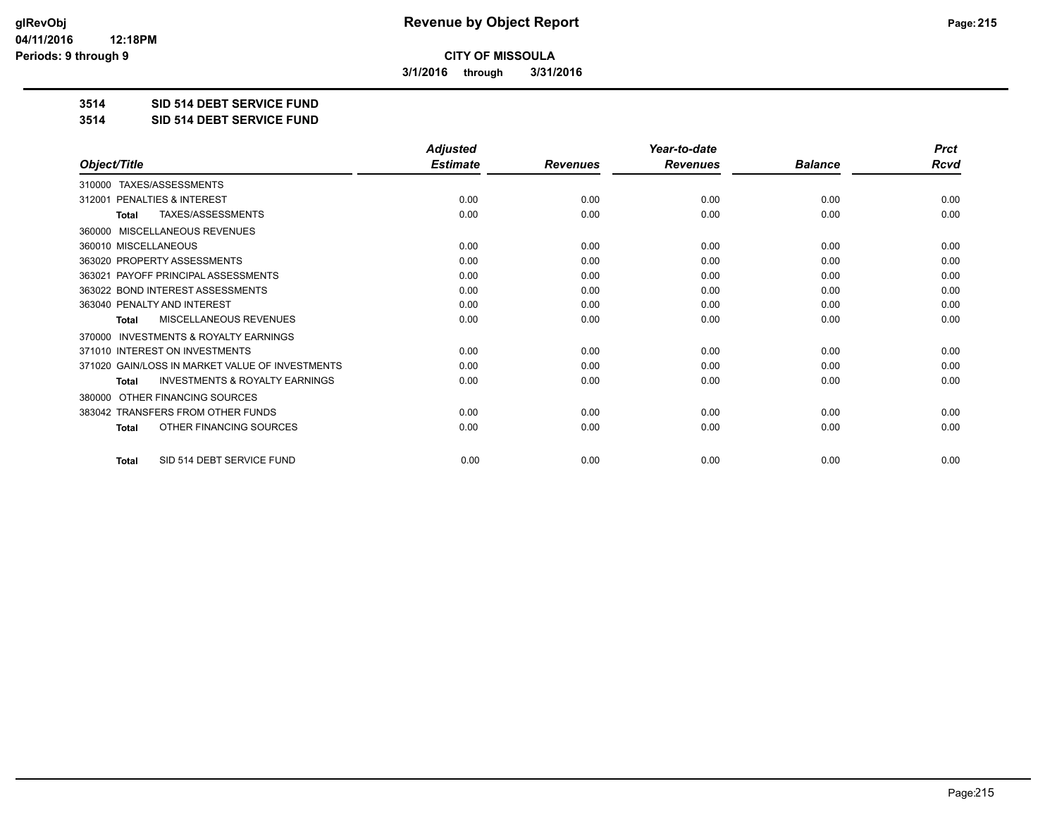# Revenue by Object Report

**CITY OF MISSOULA**

**3/1/2016 through 3/31/2016**

glRevObj
04/11/2016 12:18PM
Periods: 9 through 9

**3514 SID 514 DEBT SERVICE FUND**

**3514 SID 514 DEBT SERVICE FUND**

| Object/Title | Adjusted Estimate | Revenues | Year-to-date Revenues | Balance | Prct Rcvd |
|---|---|---|---|---|---|
| 310000 TAXES/ASSESSMENTS | | | | | |
| 312001 PENALTIES & INTEREST | 0.00 | 0.00 | 0.00 | 0.00 | 0.00 |
| **Total** TAXES/ASSESSMENTS | 0.00 | 0.00 | 0.00 | 0.00 | 0.00 |
| 360000 MISCELLANEOUS REVENUES | | | | | |
| 360010 MISCELLANEOUS | 0.00 | 0.00 | 0.00 | 0.00 | 0.00 |
| 363020 PROPERTY ASSESSMENTS | 0.00 | 0.00 | 0.00 | 0.00 | 0.00 |
| 363021 PAYOFF PRINCIPAL ASSESSMENTS | 0.00 | 0.00 | 0.00 | 0.00 | 0.00 |
| 363022 BOND INTEREST ASSESSMENTS | 0.00 | 0.00 | 0.00 | 0.00 | 0.00 |
| 363040 PENALTY AND INTEREST | 0.00 | 0.00 | 0.00 | 0.00 | 0.00 |
| **Total** MISCELLANEOUS REVENUES | 0.00 | 0.00 | 0.00 | 0.00 | 0.00 |
| 370000 INVESTMENTS & ROYALTY EARNINGS | | | | | |
| 371010 INTEREST ON INVESTMENTS | 0.00 | 0.00 | 0.00 | 0.00 | 0.00 |
| 371020 GAIN/LOSS IN MARKET VALUE OF INVESTMENTS | 0.00 | 0.00 | 0.00 | 0.00 | 0.00 |
| **Total** INVESTMENTS & ROYALTY EARNINGS | 0.00 | 0.00 | 0.00 | 0.00 | 0.00 |
| 380000 OTHER FINANCING SOURCES | | | | | |
| 383042 TRANSFERS FROM OTHER FUNDS | 0.00 | 0.00 | 0.00 | 0.00 | 0.00 |
| **Total** OTHER FINANCING SOURCES | 0.00 | 0.00 | 0.00 | 0.00 | 0.00 |
| **Total** SID 514 DEBT SERVICE FUND | 0.00 | 0.00 | 0.00 | 0.00 | 0.00 |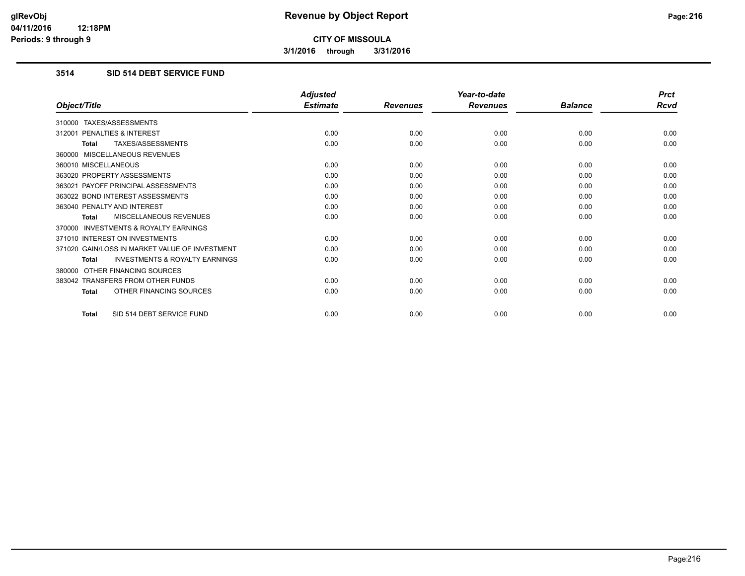**CITY OF MISSOULA**

**3/1/2016 through 3/31/2016**

### 3514 SID 514 DEBT SERVICE FUND

| Object/Title | Adjusted Estimate | Revenues | Year-to-date Revenues | Balance | Prct Rcvd |
|---|---|---|---|---|---|
| 310000 TAXES/ASSESSMENTS | | | | | |
| 312001 PENALTIES & INTEREST | 0.00 | 0.00 | 0.00 | 0.00 | 0.00 |
| **Total** TAXES/ASSESSMENTS | 0.00 | 0.00 | 0.00 | 0.00 | 0.00 |
| 360000 MISCELLANEOUS REVENUES | | | | | |
| 360010 MISCELLANEOUS | 0.00 | 0.00 | 0.00 | 0.00 | 0.00 |
| 363020 PROPERTY ASSESSMENTS | 0.00 | 0.00 | 0.00 | 0.00 | 0.00 |
| 363021 PAYOFF PRINCIPAL ASSESSMENTS | 0.00 | 0.00 | 0.00 | 0.00 | 0.00 |
| 363022 BOND INTEREST ASSESSMENTS | 0.00 | 0.00 | 0.00 | 0.00 | 0.00 |
| 363040 PENALTY AND INTEREST | 0.00 | 0.00 | 0.00 | 0.00 | 0.00 |
| **Total** MISCELLANEOUS REVENUES | 0.00 | 0.00 | 0.00 | 0.00 | 0.00 |
| 370000 INVESTMENTS & ROYALTY EARNINGS | | | | | |
| 371010 INTEREST ON INVESTMENTS | 0.00 | 0.00 | 0.00 | 0.00 | 0.00 |
| 371020 GAIN/LOSS IN MARKET VALUE OF INVESTMENT | 0.00 | 0.00 | 0.00 | 0.00 | 0.00 |
| **Total** INVESTMENTS & ROYALTY EARNINGS | 0.00 | 0.00 | 0.00 | 0.00 | 0.00 |
| 380000 OTHER FINANCING SOURCES | | | | | |
| 383042 TRANSFERS FROM OTHER FUNDS | 0.00 | 0.00 | 0.00 | 0.00 | 0.00 |
| **Total** OTHER FINANCING SOURCES | 0.00 | 0.00 | 0.00 | 0.00 | 0.00 |
| **Total** SID 514 DEBT SERVICE FUND | 0.00 | 0.00 | 0.00 | 0.00 | 0.00 |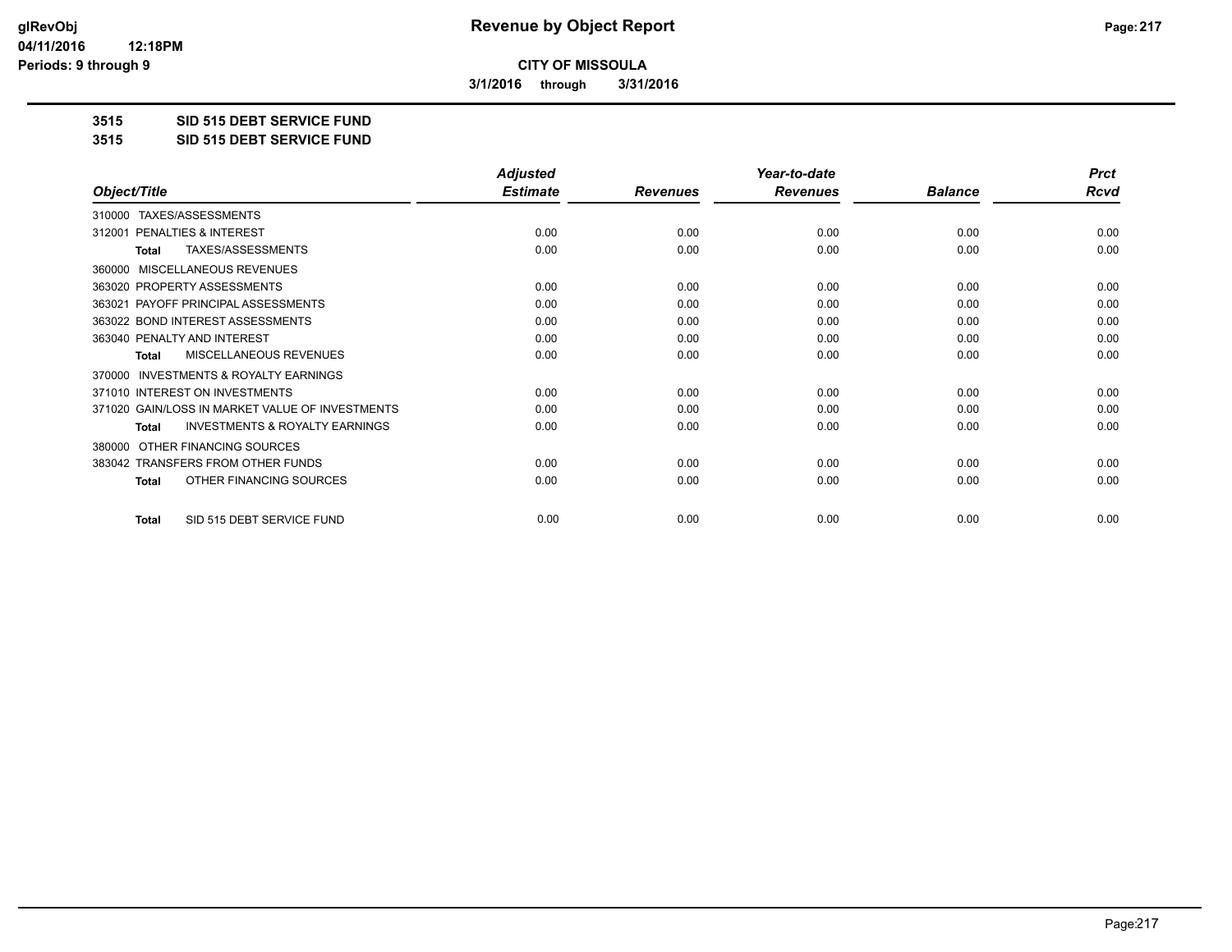**glRevObj**
**04/11/2016 12:18PM**
**Periods: 9 through 9**

# Revenue by Object Report

**CITY OF MISSOULA**

**3/1/2016 through 3/31/2016**

**3515 SID 515 DEBT SERVICE FUND**

**3515 SID 515 DEBT SERVICE FUND**

| Object/Title | Adjusted Estimate | Revenues | Year-to-date Revenues | Balance | Prct Rcvd |
|---|---|---|---|---|---|
| 310000 TAXES/ASSESSMENTS | | | | | |
| 312001 PENALTIES & INTEREST | 0.00 | 0.00 | 0.00 | 0.00 | 0.00 |
| **Total** TAXES/ASSESSMENTS | 0.00 | 0.00 | 0.00 | 0.00 | 0.00 |
| 360000 MISCELLANEOUS REVENUES | | | | | |
| 363020 PROPERTY ASSESSMENTS | 0.00 | 0.00 | 0.00 | 0.00 | 0.00 |
| 363021 PAYOFF PRINCIPAL ASSESSMENTS | 0.00 | 0.00 | 0.00 | 0.00 | 0.00 |
| 363022 BOND INTEREST ASSESSMENTS | 0.00 | 0.00 | 0.00 | 0.00 | 0.00 |
| 363040 PENALTY AND INTEREST | 0.00 | 0.00 | 0.00 | 0.00 | 0.00 |
| **Total** MISCELLANEOUS REVENUES | 0.00 | 0.00 | 0.00 | 0.00 | 0.00 |
| 370000 INVESTMENTS & ROYALTY EARNINGS | | | | | |
| 371010 INTEREST ON INVESTMENTS | 0.00 | 0.00 | 0.00 | 0.00 | 0.00 |
| 371020 GAIN/LOSS IN MARKET VALUE OF INVESTMENTS | 0.00 | 0.00 | 0.00 | 0.00 | 0.00 |
| **Total** INVESTMENTS & ROYALTY EARNINGS | 0.00 | 0.00 | 0.00 | 0.00 | 0.00 |
| 380000 OTHER FINANCING SOURCES | | | | | |
| 383042 TRANSFERS FROM OTHER FUNDS | 0.00 | 0.00 | 0.00 | 0.00 | 0.00 |
| **Total** OTHER FINANCING SOURCES | 0.00 | 0.00 | 0.00 | 0.00 | 0.00 |
| **Total** SID 515 DEBT SERVICE FUND | 0.00 | 0.00 | 0.00 | 0.00 | 0.00 |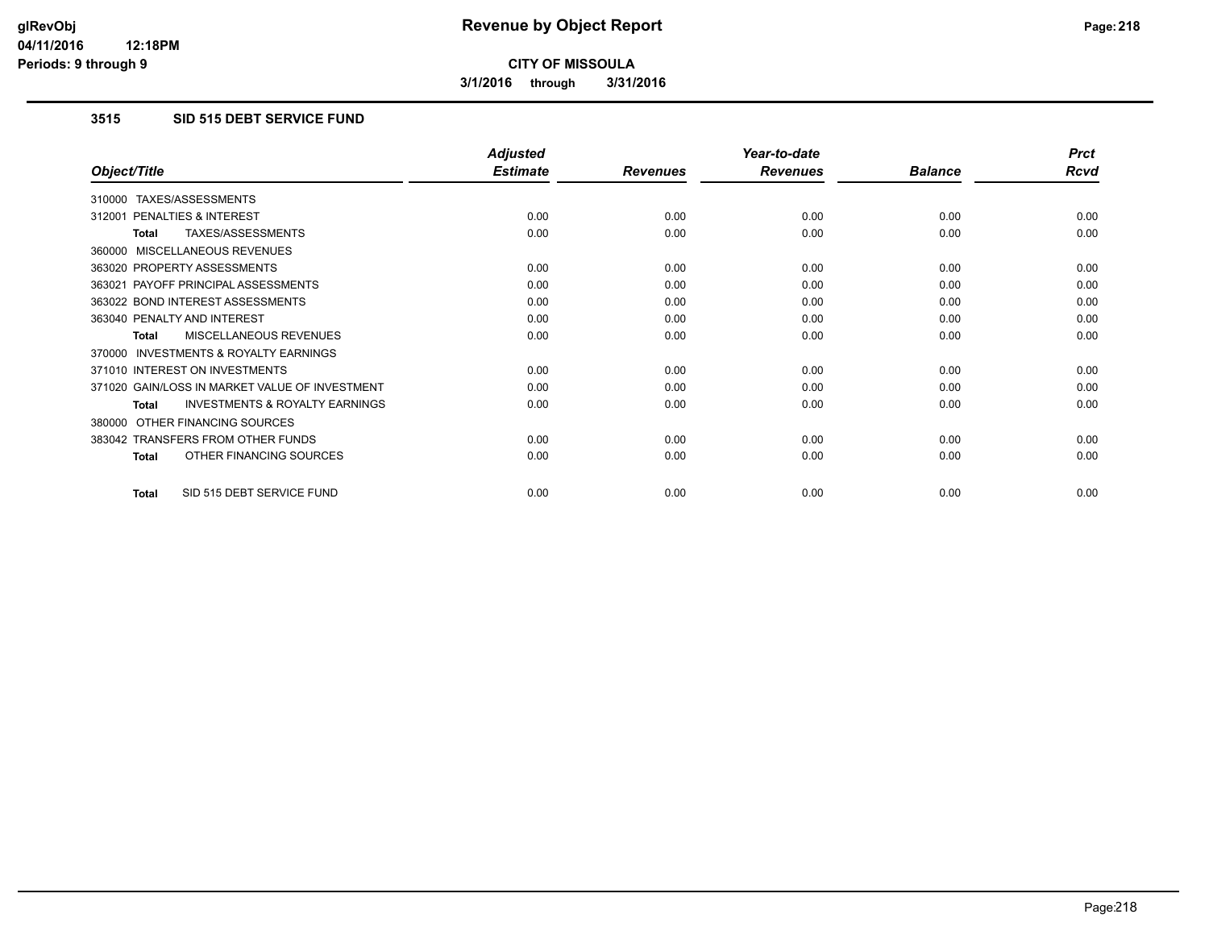# Revenue by Object Report

**CITY OF MISSOULA**

**3/1/2016 through 3/31/2016**

glRevObj
04/11/2016 12:18PM
Periods: 9 through 9

## 3515 SID 515 DEBT SERVICE FUND

| Object/Title | Adjusted Estimate | Revenues | Year-to-date Revenues | Balance | Prct Rcvd |
|---|---|---|---|---|---|
| 310000 TAXES/ASSESSMENTS | | | | | |
| 312001 PENALTIES & INTEREST | 0.00 | 0.00 | 0.00 | 0.00 | 0.00 |
| **Total** TAXES/ASSESSMENTS | 0.00 | 0.00 | 0.00 | 0.00 | 0.00 |
| 360000 MISCELLANEOUS REVENUES | | | | | |
| 363020 PROPERTY ASSESSMENTS | 0.00 | 0.00 | 0.00 | 0.00 | 0.00 |
| 363021 PAYOFF PRINCIPAL ASSESSMENTS | 0.00 | 0.00 | 0.00 | 0.00 | 0.00 |
| 363022 BOND INTEREST ASSESSMENTS | 0.00 | 0.00 | 0.00 | 0.00 | 0.00 |
| 363040 PENALTY AND INTEREST | 0.00 | 0.00 | 0.00 | 0.00 | 0.00 |
| **Total** MISCELLANEOUS REVENUES | 0.00 | 0.00 | 0.00 | 0.00 | 0.00 |
| 370000 INVESTMENTS & ROYALTY EARNINGS | | | | | |
| 371010 INTEREST ON INVESTMENTS | 0.00 | 0.00 | 0.00 | 0.00 | 0.00 |
| 371020 GAIN/LOSS IN MARKET VALUE OF INVESTMENT | 0.00 | 0.00 | 0.00 | 0.00 | 0.00 |
| **Total** INVESTMENTS & ROYALTY EARNINGS | 0.00 | 0.00 | 0.00 | 0.00 | 0.00 |
| 380000 OTHER FINANCING SOURCES | | | | | |
| 383042 TRANSFERS FROM OTHER FUNDS | 0.00 | 0.00 | 0.00 | 0.00 | 0.00 |
| **Total** OTHER FINANCING SOURCES | 0.00 | 0.00 | 0.00 | 0.00 | 0.00 |
| **Total** SID 515 DEBT SERVICE FUND | 0.00 | 0.00 | 0.00 | 0.00 | 0.00 |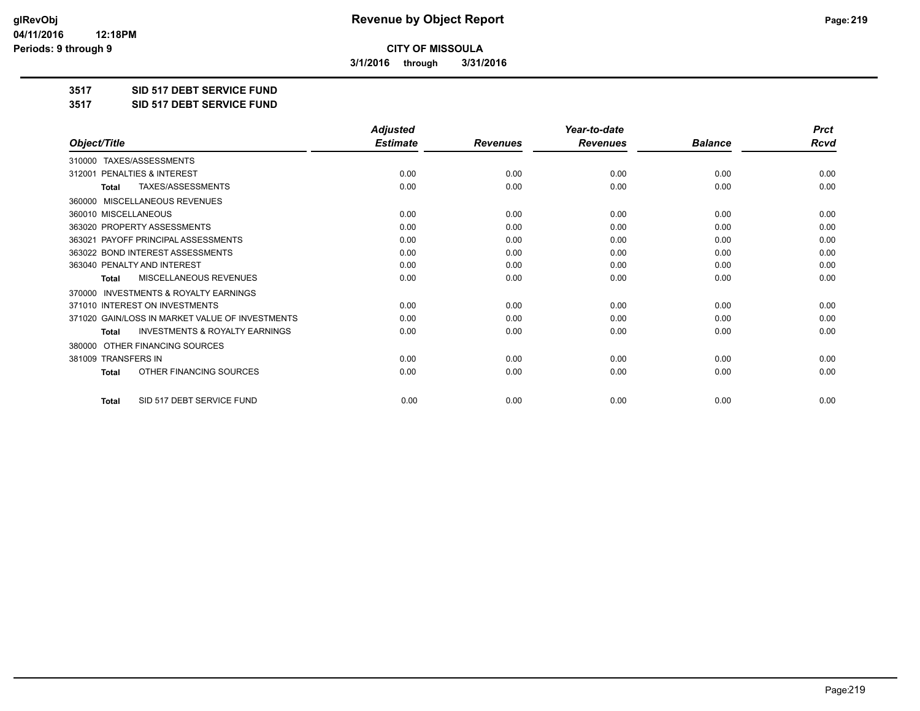**glRevObj**
**04/11/2016 12:18PM**
**Periods: 9 through 9**

# Revenue by Object Report

**CITY OF MISSOULA**

**3/1/2016 through 3/31/2016**

**3517 SID 517 DEBT SERVICE FUND**

**3517 SID 517 DEBT SERVICE FUND**

| Object/Title | Adjusted Estimate | Revenues | Year-to-date Revenues | Balance | Prct Rcvd |
|---|---|---|---|---|---|
| 310000 TAXES/ASSESSMENTS | | | | | |
| 312001 PENALTIES & INTEREST | 0.00 | 0.00 | 0.00 | 0.00 | 0.00 |
| **Total** TAXES/ASSESSMENTS | 0.00 | 0.00 | 0.00 | 0.00 | 0.00 |
| 360000 MISCELLANEOUS REVENUES | | | | | |
| 360010 MISCELLANEOUS | 0.00 | 0.00 | 0.00 | 0.00 | 0.00 |
| 363020 PROPERTY ASSESSMENTS | 0.00 | 0.00 | 0.00 | 0.00 | 0.00 |
| 363021 PAYOFF PRINCIPAL ASSESSMENTS | 0.00 | 0.00 | 0.00 | 0.00 | 0.00 |
| 363022 BOND INTEREST ASSESSMENTS | 0.00 | 0.00 | 0.00 | 0.00 | 0.00 |
| 363040 PENALTY AND INTEREST | 0.00 | 0.00 | 0.00 | 0.00 | 0.00 |
| **Total** MISCELLANEOUS REVENUES | 0.00 | 0.00 | 0.00 | 0.00 | 0.00 |
| 370000 INVESTMENTS & ROYALTY EARNINGS | | | | | |
| 371010 INTEREST ON INVESTMENTS | 0.00 | 0.00 | 0.00 | 0.00 | 0.00 |
| 371020 GAIN/LOSS IN MARKET VALUE OF INVESTMENTS | 0.00 | 0.00 | 0.00 | 0.00 | 0.00 |
| **Total** INVESTMENTS & ROYALTY EARNINGS | 0.00 | 0.00 | 0.00 | 0.00 | 0.00 |
| 380000 OTHER FINANCING SOURCES | | | | | |
| 381009 TRANSFERS IN | 0.00 | 0.00 | 0.00 | 0.00 | 0.00 |
| **Total** OTHER FINANCING SOURCES | 0.00 | 0.00 | 0.00 | 0.00 | 0.00 |
| **Total** SID 517 DEBT SERVICE FUND | 0.00 | 0.00 | 0.00 | 0.00 | 0.00 |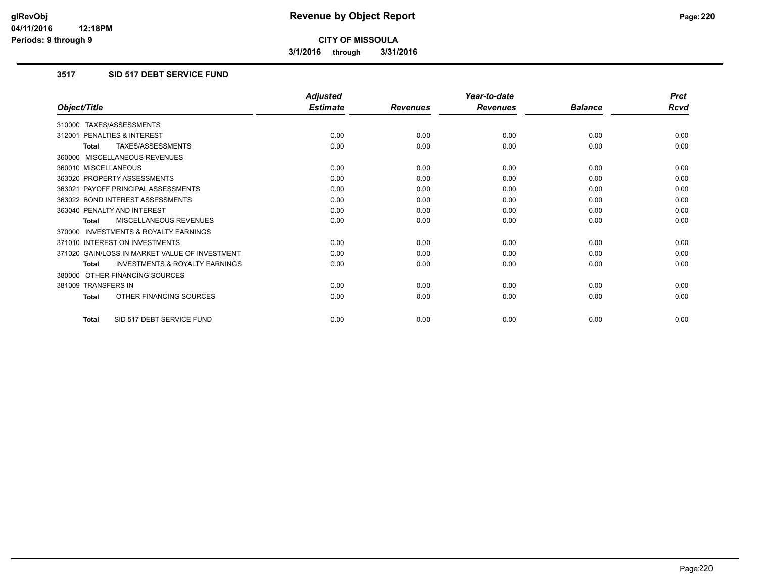# Revenue by Object Report

**CITY OF MISSOULA**

**3/1/2016 through 3/31/2016**

glRevObj
04/11/2016 12:18PM
Periods: 9 through 9

## 3517 SID 517 DEBT SERVICE FUND

| Object/Title | Adjusted Estimate | Revenues | Year-to-date Revenues | Balance | Prct Rcvd |
|---|---|---|---|---|---|
| 310000 TAXES/ASSESSMENTS | | | | | |
| 312001 PENALTIES & INTEREST | 0.00 | 0.00 | 0.00 | 0.00 | 0.00 |
| **Total** TAXES/ASSESSMENTS | 0.00 | 0.00 | 0.00 | 0.00 | 0.00 |
| 360000 MISCELLANEOUS REVENUES | | | | | |
| 360010 MISCELLANEOUS | 0.00 | 0.00 | 0.00 | 0.00 | 0.00 |
| 363020 PROPERTY ASSESSMENTS | 0.00 | 0.00 | 0.00 | 0.00 | 0.00 |
| 363021 PAYOFF PRINCIPAL ASSESSMENTS | 0.00 | 0.00 | 0.00 | 0.00 | 0.00 |
| 363022 BOND INTEREST ASSESSMENTS | 0.00 | 0.00 | 0.00 | 0.00 | 0.00 |
| 363040 PENALTY AND INTEREST | 0.00 | 0.00 | 0.00 | 0.00 | 0.00 |
| **Total** MISCELLANEOUS REVENUES | 0.00 | 0.00 | 0.00 | 0.00 | 0.00 |
| 370000 INVESTMENTS & ROYALTY EARNINGS | | | | | |
| 371010 INTEREST ON INVESTMENTS | 0.00 | 0.00 | 0.00 | 0.00 | 0.00 |
| 371020 GAIN/LOSS IN MARKET VALUE OF INVESTMENT | 0.00 | 0.00 | 0.00 | 0.00 | 0.00 |
| **Total** INVESTMENTS & ROYALTY EARNINGS | 0.00 | 0.00 | 0.00 | 0.00 | 0.00 |
| 380000 OTHER FINANCING SOURCES | | | | | |
| 381009 TRANSFERS IN | 0.00 | 0.00 | 0.00 | 0.00 | 0.00 |
| **Total** OTHER FINANCING SOURCES | 0.00 | 0.00 | 0.00 | 0.00 | 0.00 |
| **Total** SID 517 DEBT SERVICE FUND | 0.00 | 0.00 | 0.00 | 0.00 | 0.00 |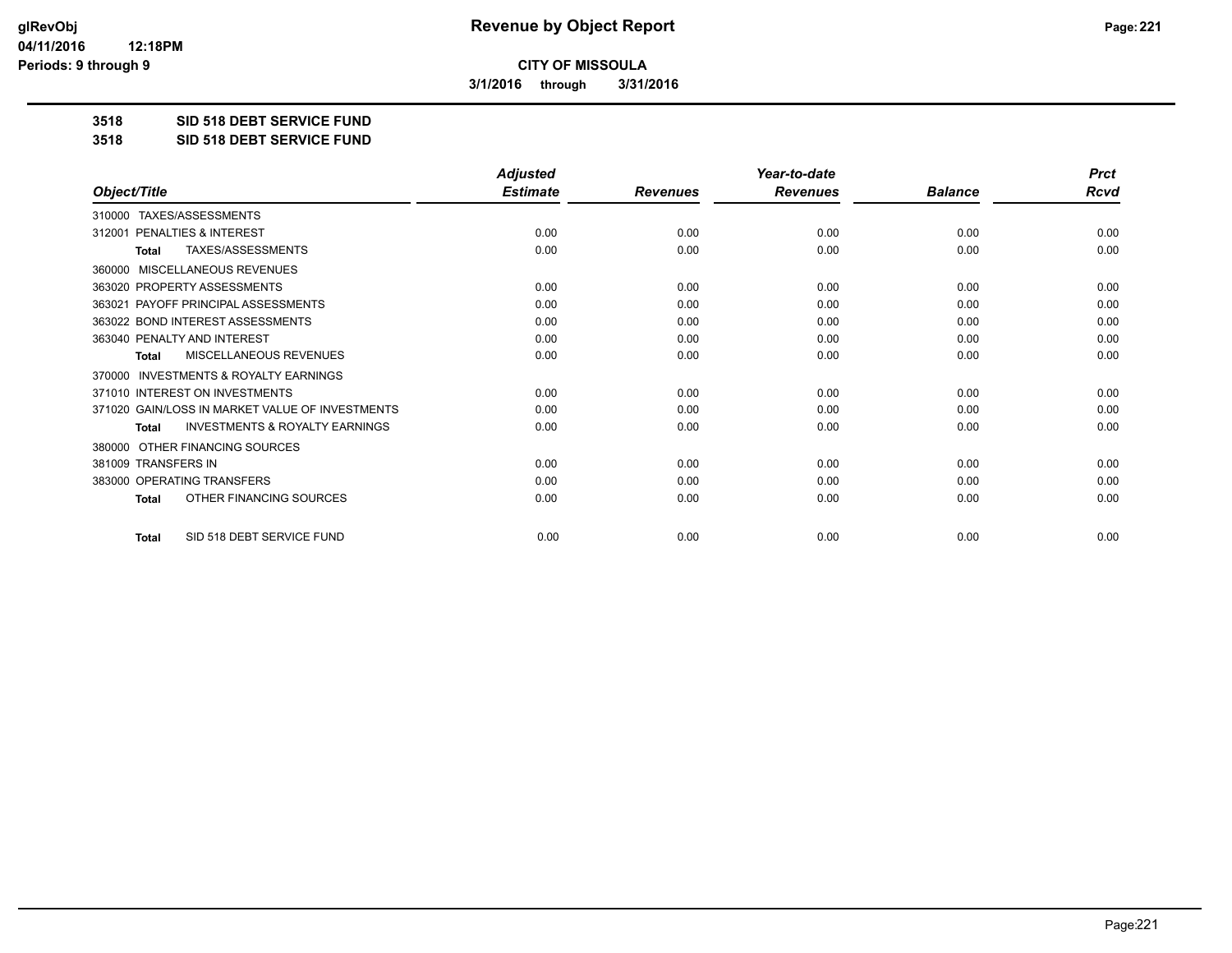# Revenue by Object Report

**CITY OF MISSOULA**

**3/1/2016 through 3/31/2016**

glRevObj
04/11/2016 12:18PM
Periods: 9 through 9

**3518 SID 518 DEBT SERVICE FUND**

**3518 SID 518 DEBT SERVICE FUND**

| Object/Title | Adjusted Estimate | Revenues | Year-to-date Revenues | Balance | Prct Rcvd |
|---|---|---|---|---|---|
| 310000 TAXES/ASSESSMENTS | | | | | |
| 312001 PENALTIES & INTEREST | 0.00 | 0.00 | 0.00 | 0.00 | 0.00 |
| **Total** TAXES/ASSESSMENTS | 0.00 | 0.00 | 0.00 | 0.00 | 0.00 |
| 360000 MISCELLANEOUS REVENUES | | | | | |
| 363020 PROPERTY ASSESSMENTS | 0.00 | 0.00 | 0.00 | 0.00 | 0.00 |
| 363021 PAYOFF PRINCIPAL ASSESSMENTS | 0.00 | 0.00 | 0.00 | 0.00 | 0.00 |
| 363022 BOND INTEREST ASSESSMENTS | 0.00 | 0.00 | 0.00 | 0.00 | 0.00 |
| 363040 PENALTY AND INTEREST | 0.00 | 0.00 | 0.00 | 0.00 | 0.00 |
| **Total** MISCELLANEOUS REVENUES | 0.00 | 0.00 | 0.00 | 0.00 | 0.00 |
| 370000 INVESTMENTS & ROYALTY EARNINGS | | | | | |
| 371010 INTEREST ON INVESTMENTS | 0.00 | 0.00 | 0.00 | 0.00 | 0.00 |
| 371020 GAIN/LOSS IN MARKET VALUE OF INVESTMENTS | 0.00 | 0.00 | 0.00 | 0.00 | 0.00 |
| **Total** INVESTMENTS & ROYALTY EARNINGS | 0.00 | 0.00 | 0.00 | 0.00 | 0.00 |
| 380000 OTHER FINANCING SOURCES | | | | | |
| 381009 TRANSFERS IN | 0.00 | 0.00 | 0.00 | 0.00 | 0.00 |
| 383000 OPERATING TRANSFERS | 0.00 | 0.00 | 0.00 | 0.00 | 0.00 |
| **Total** OTHER FINANCING SOURCES | 0.00 | 0.00 | 0.00 | 0.00 | 0.00 |
| **Total** SID 518 DEBT SERVICE FUND | 0.00 | 0.00 | 0.00 | 0.00 | 0.00 |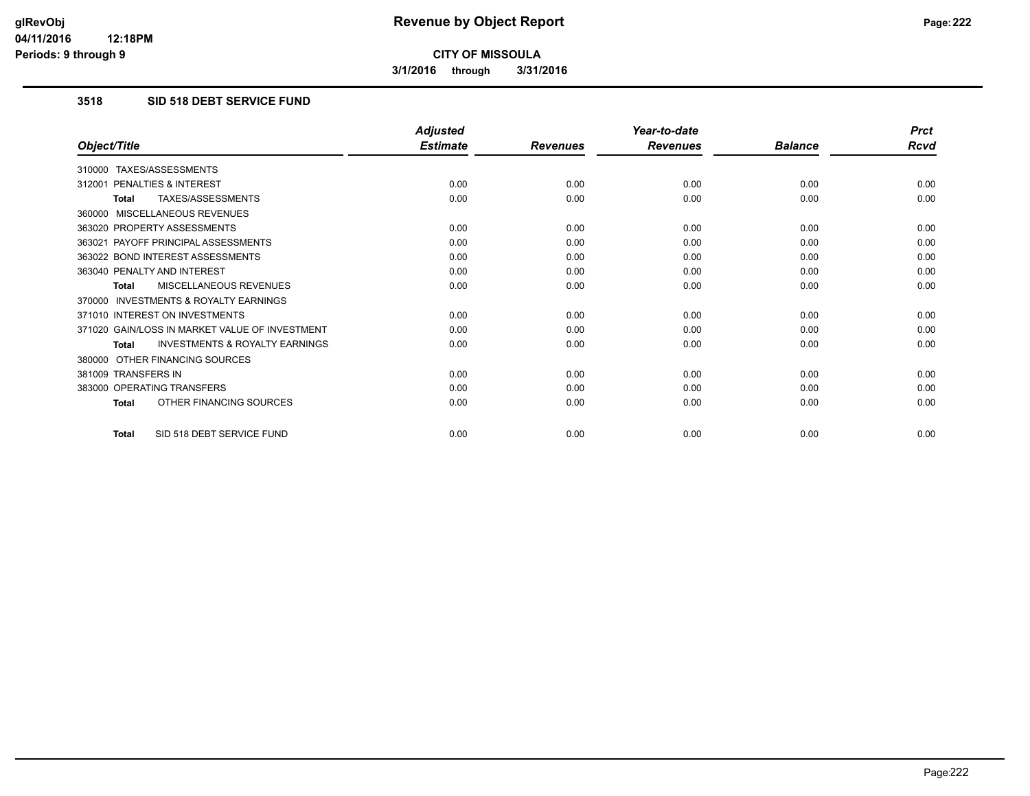# Revenue by Object Report

**CITY OF MISSOULA**

**3/1/2016 through 3/31/2016**

glRevObj
04/11/2016 12:18PM
Periods: 9 through 9

## 3518 SID 518 DEBT SERVICE FUND

| Object/Title | Adjusted Estimate | Revenues | Year-to-date Revenues | Balance | Prct Rcvd |
|---|---|---|---|---|---|
| 310000 TAXES/ASSESSMENTS | | | | | |
| 312001 PENALTIES & INTEREST | 0.00 | 0.00 | 0.00 | 0.00 | 0.00 |
| **Total** TAXES/ASSESSMENTS | 0.00 | 0.00 | 0.00 | 0.00 | 0.00 |
| 360000 MISCELLANEOUS REVENUES | | | | | |
| 363020 PROPERTY ASSESSMENTS | 0.00 | 0.00 | 0.00 | 0.00 | 0.00 |
| 363021 PAYOFF PRINCIPAL ASSESSMENTS | 0.00 | 0.00 | 0.00 | 0.00 | 0.00 |
| 363022 BOND INTEREST ASSESSMENTS | 0.00 | 0.00 | 0.00 | 0.00 | 0.00 |
| 363040 PENALTY AND INTEREST | 0.00 | 0.00 | 0.00 | 0.00 | 0.00 |
| **Total** MISCELLANEOUS REVENUES | 0.00 | 0.00 | 0.00 | 0.00 | 0.00 |
| 370000 INVESTMENTS & ROYALTY EARNINGS | | | | | |
| 371010 INTEREST ON INVESTMENTS | 0.00 | 0.00 | 0.00 | 0.00 | 0.00 |
| 371020 GAIN/LOSS IN MARKET VALUE OF INVESTMENT | 0.00 | 0.00 | 0.00 | 0.00 | 0.00 |
| **Total** INVESTMENTS & ROYALTY EARNINGS | 0.00 | 0.00 | 0.00 | 0.00 | 0.00 |
| 380000 OTHER FINANCING SOURCES | | | | | |
| 381009 TRANSFERS IN | 0.00 | 0.00 | 0.00 | 0.00 | 0.00 |
| 383000 OPERATING TRANSFERS | 0.00 | 0.00 | 0.00 | 0.00 | 0.00 |
| **Total** OTHER FINANCING SOURCES | 0.00 | 0.00 | 0.00 | 0.00 | 0.00 |
| **Total** SID 518 DEBT SERVICE FUND | 0.00 | 0.00 | 0.00 | 0.00 | 0.00 |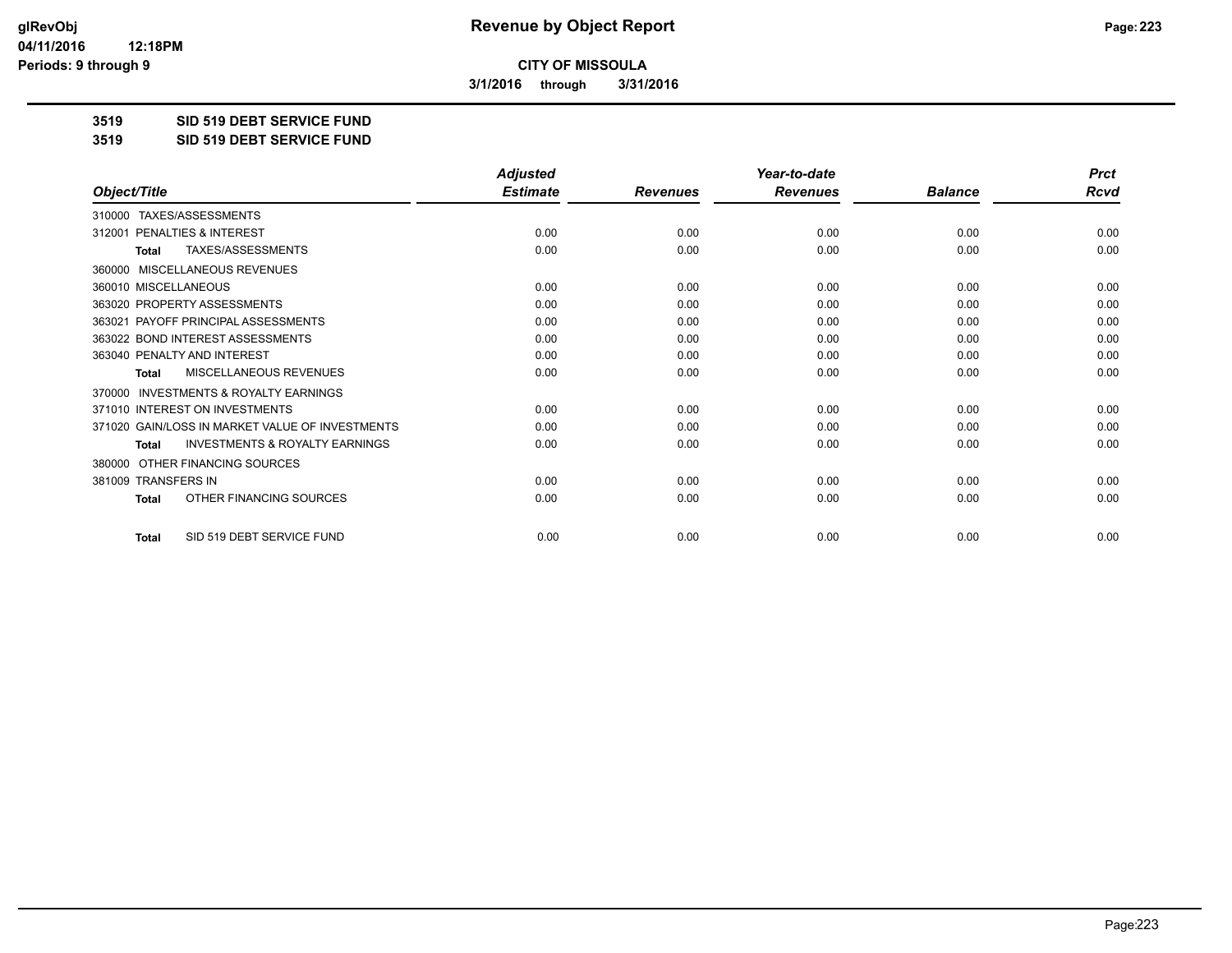**CITY OF MISSOULA**

**3/1/2016 through 3/31/2016**

**3519 SID 519 DEBT SERVICE FUND**

**3519 SID 519 DEBT SERVICE FUND**

| Object/Title | Adjusted Estimate | Revenues | Year-to-date Revenues | Balance | Prct Rcvd |
|---|---|---|---|---|---|
| 310000 TAXES/ASSESSMENTS | | | | | |
| 312001 PENALTIES & INTEREST | 0.00 | 0.00 | 0.00 | 0.00 | 0.00 |
| **Total** TAXES/ASSESSMENTS | 0.00 | 0.00 | 0.00 | 0.00 | 0.00 |
| 360000 MISCELLANEOUS REVENUES | | | | | |
| 360010 MISCELLANEOUS | 0.00 | 0.00 | 0.00 | 0.00 | 0.00 |
| 363020 PROPERTY ASSESSMENTS | 0.00 | 0.00 | 0.00 | 0.00 | 0.00 |
| 363021 PAYOFF PRINCIPAL ASSESSMENTS | 0.00 | 0.00 | 0.00 | 0.00 | 0.00 |
| 363022 BOND INTEREST ASSESSMENTS | 0.00 | 0.00 | 0.00 | 0.00 | 0.00 |
| 363040 PENALTY AND INTEREST | 0.00 | 0.00 | 0.00 | 0.00 | 0.00 |
| **Total** MISCELLANEOUS REVENUES | 0.00 | 0.00 | 0.00 | 0.00 | 0.00 |
| 370000 INVESTMENTS & ROYALTY EARNINGS | | | | | |
| 371010 INTEREST ON INVESTMENTS | 0.00 | 0.00 | 0.00 | 0.00 | 0.00 |
| 371020 GAIN/LOSS IN MARKET VALUE OF INVESTMENTS | 0.00 | 0.00 | 0.00 | 0.00 | 0.00 |
| **Total** INVESTMENTS & ROYALTY EARNINGS | 0.00 | 0.00 | 0.00 | 0.00 | 0.00 |
| 380000 OTHER FINANCING SOURCES | | | | | |
| 381009 TRANSFERS IN | 0.00 | 0.00 | 0.00 | 0.00 | 0.00 |
| **Total** OTHER FINANCING SOURCES | 0.00 | 0.00 | 0.00 | 0.00 | 0.00 |
| **Total** SID 519 DEBT SERVICE FUND | 0.00 | 0.00 | 0.00 | 0.00 | 0.00 |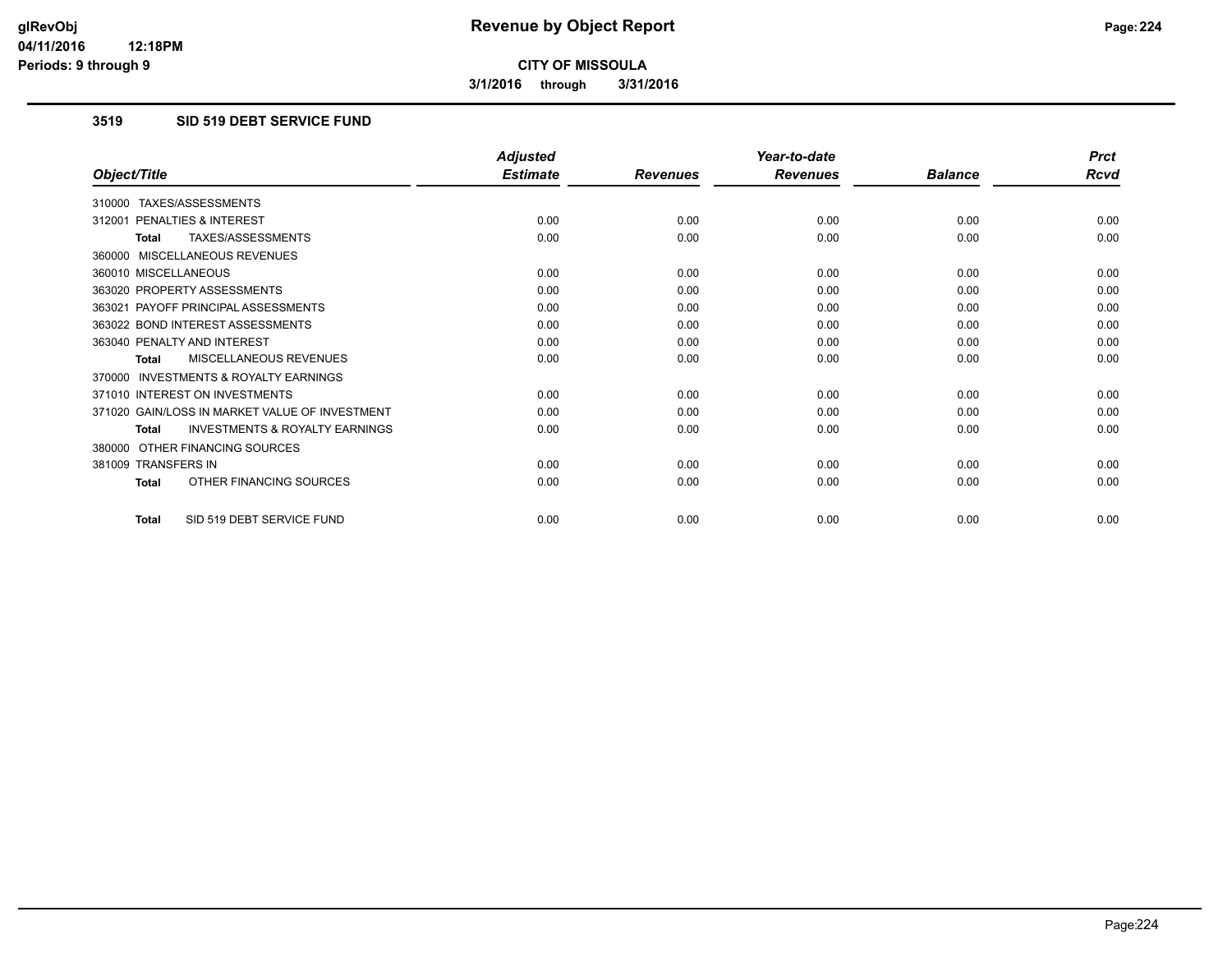# Revenue by Object Report

**CITY OF MISSOULA**

**3/1/2016 through 3/31/2016**

glRevObj
04/11/2016 12:18PM
Periods: 9 through 9

### 3519 SID 519 DEBT SERVICE FUND

| Object/Title | Adjusted Estimate | Revenues | Year-to-date Revenues | Balance | Prct Rcvd |
|---|---|---|---|---|---|
| 310000 TAXES/ASSESSMENTS | | | | | |
| 312001 PENALTIES & INTEREST | 0.00 | 0.00 | 0.00 | 0.00 | 0.00 |
| **Total** TAXES/ASSESSMENTS | 0.00 | 0.00 | 0.00 | 0.00 | 0.00 |
| 360000 MISCELLANEOUS REVENUES | | | | | |
| 360010 MISCELLANEOUS | 0.00 | 0.00 | 0.00 | 0.00 | 0.00 |
| 363020 PROPERTY ASSESSMENTS | 0.00 | 0.00 | 0.00 | 0.00 | 0.00 |
| 363021 PAYOFF PRINCIPAL ASSESSMENTS | 0.00 | 0.00 | 0.00 | 0.00 | 0.00 |
| 363022 BOND INTEREST ASSESSMENTS | 0.00 | 0.00 | 0.00 | 0.00 | 0.00 |
| 363040 PENALTY AND INTEREST | 0.00 | 0.00 | 0.00 | 0.00 | 0.00 |
| **Total** MISCELLANEOUS REVENUES | 0.00 | 0.00 | 0.00 | 0.00 | 0.00 |
| 370000 INVESTMENTS & ROYALTY EARNINGS | | | | | |
| 371010 INTEREST ON INVESTMENTS | 0.00 | 0.00 | 0.00 | 0.00 | 0.00 |
| 371020 GAIN/LOSS IN MARKET VALUE OF INVESTMENT | 0.00 | 0.00 | 0.00 | 0.00 | 0.00 |
| **Total** INVESTMENTS & ROYALTY EARNINGS | 0.00 | 0.00 | 0.00 | 0.00 | 0.00 |
| 380000 OTHER FINANCING SOURCES | | | | | |
| 381009 TRANSFERS IN | 0.00 | 0.00 | 0.00 | 0.00 | 0.00 |
| **Total** OTHER FINANCING SOURCES | 0.00 | 0.00 | 0.00 | 0.00 | 0.00 |
| **Total** SID 519 DEBT SERVICE FUND | 0.00 | 0.00 | 0.00 | 0.00 | 0.00 |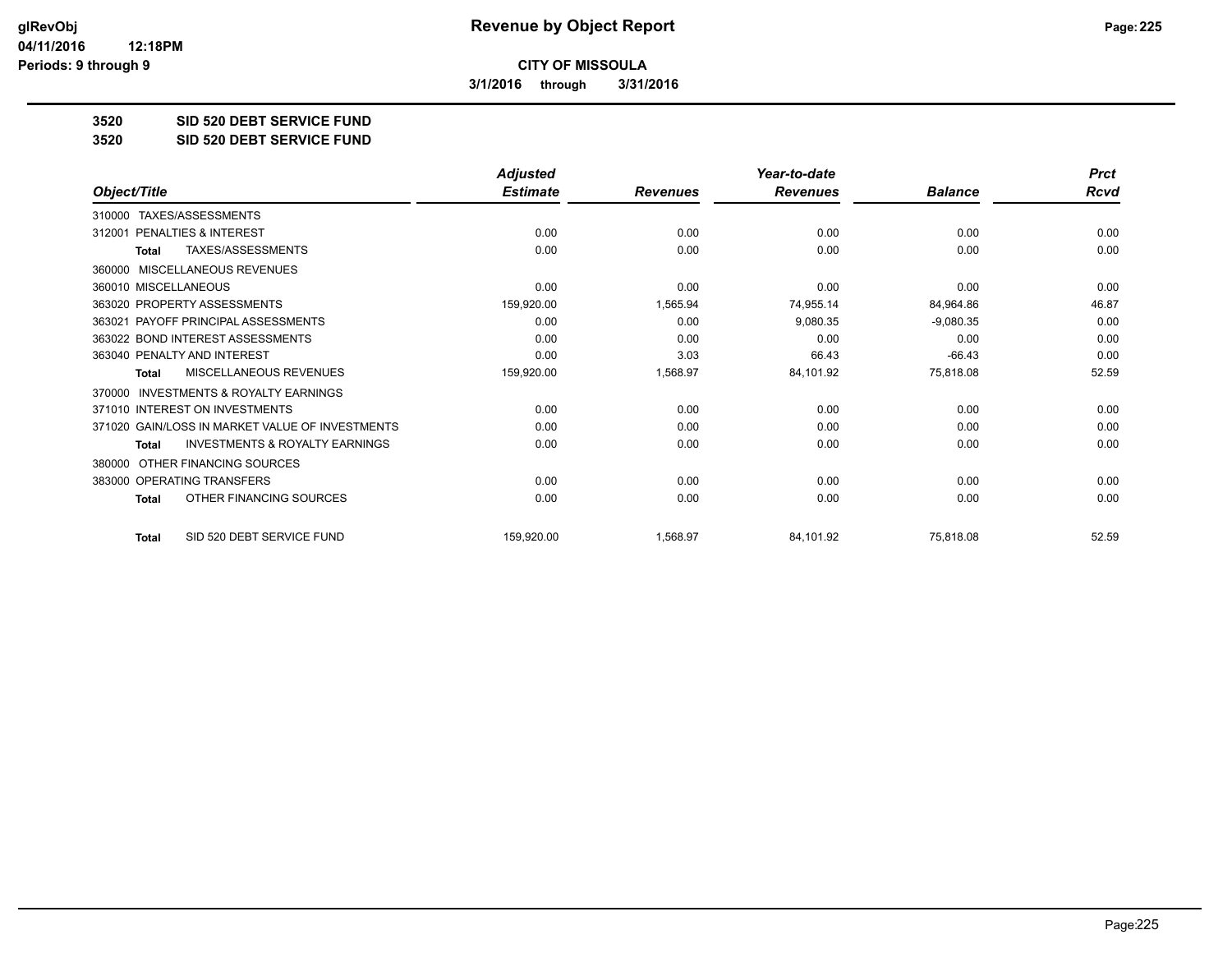# Revenue by Object Report

**CITY OF MISSOULA**

**3/1/2016 through 3/31/2016**

glRevObj
04/11/2016 12:18PM
Periods: 9 through 9

**3520 SID 520 DEBT SERVICE FUND**

**3520 SID 520 DEBT SERVICE FUND**

| Object/Title | Adjusted Estimate | Revenues | Year-to-date Revenues | Balance | Prct Rcvd |
|---|---|---|---|---|---|
| 310000 TAXES/ASSESSMENTS | | | | | |
| 312001 PENALTIES & INTEREST | 0.00 | 0.00 | 0.00 | 0.00 | 0.00 |
| Total TAXES/ASSESSMENTS | 0.00 | 0.00 | 0.00 | 0.00 | 0.00 |
| 360000 MISCELLANEOUS REVENUES | | | | | |
| 360010 MISCELLANEOUS | 0.00 | 0.00 | 0.00 | 0.00 | 0.00 |
| 363020 PROPERTY ASSESSMENTS | 159,920.00 | 1,565.94 | 74,955.14 | 84,964.86 | 46.87 |
| 363021 PAYOFF PRINCIPAL ASSESSMENTS | 0.00 | 0.00 | 9,080.35 | -9,080.35 | 0.00 |
| 363022 BOND INTEREST ASSESSMENTS | 0.00 | 0.00 | 0.00 | 0.00 | 0.00 |
| 363040 PENALTY AND INTEREST | 0.00 | 3.03 | 66.43 | -66.43 | 0.00 |
| Total MISCELLANEOUS REVENUES | 159,920.00 | 1,568.97 | 84,101.92 | 75,818.08 | 52.59 |
| 370000 INVESTMENTS & ROYALTY EARNINGS | | | | | |
| 371010 INTEREST ON INVESTMENTS | 0.00 | 0.00 | 0.00 | 0.00 | 0.00 |
| 371020 GAIN/LOSS IN MARKET VALUE OF INVESTMENTS | 0.00 | 0.00 | 0.00 | 0.00 | 0.00 |
| Total INVESTMENTS & ROYALTY EARNINGS | 0.00 | 0.00 | 0.00 | 0.00 | 0.00 |
| 380000 OTHER FINANCING SOURCES | | | | | |
| 383000 OPERATING TRANSFERS | 0.00 | 0.00 | 0.00 | 0.00 | 0.00 |
| Total OTHER FINANCING SOURCES | 0.00 | 0.00 | 0.00 | 0.00 | 0.00 |
| Total SID 520 DEBT SERVICE FUND | 159,920.00 | 1,568.97 | 84,101.92 | 75,818.08 | 52.59 |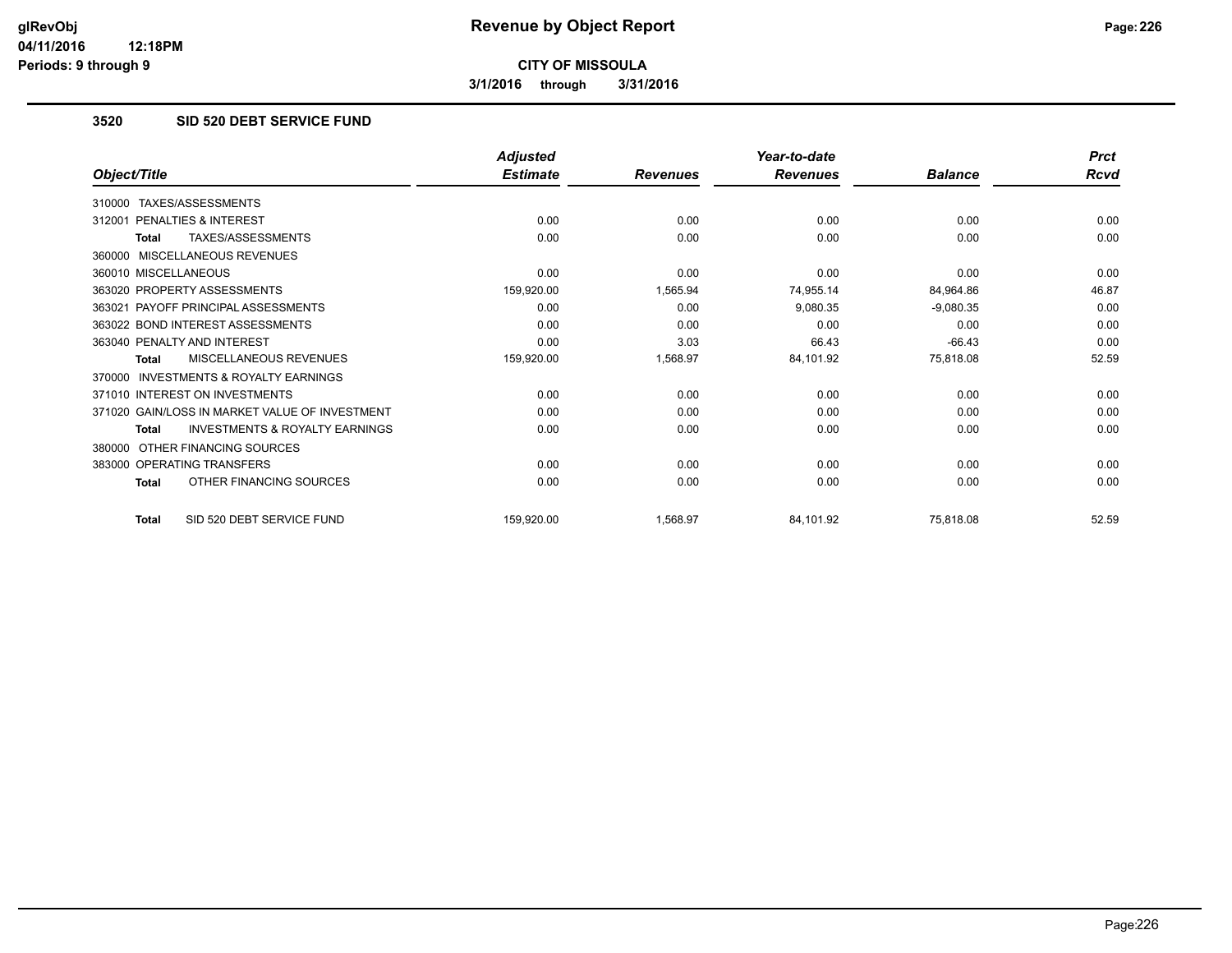**CITY OF MISSOULA**

**3/1/2016 through 3/31/2016**

### 3520 SID 520 DEBT SERVICE FUND

| Object/Title | Adjusted Estimate | Revenues | Year-to-date Revenues | Balance | Prct Rcvd |
|---|---|---|---|---|---|
| 310000 TAXES/ASSESSMENTS | | | | | |
| 312001 PENALTIES & INTEREST | 0.00 | 0.00 | 0.00 | 0.00 | 0.00 |
| **Total** TAXES/ASSESSMENTS | 0.00 | 0.00 | 0.00 | 0.00 | 0.00 |
| 360000 MISCELLANEOUS REVENUES | | | | | |
| 360010 MISCELLANEOUS | 0.00 | 0.00 | 0.00 | 0.00 | 0.00 |
| 363020 PROPERTY ASSESSMENTS | 159,920.00 | 1,565.94 | 74,955.14 | 84,964.86 | 46.87 |
| 363021 PAYOFF PRINCIPAL ASSESSMENTS | 0.00 | 0.00 | 9,080.35 | -9,080.35 | 0.00 |
| 363022 BOND INTEREST ASSESSMENTS | 0.00 | 0.00 | 0.00 | 0.00 | 0.00 |
| 363040 PENALTY AND INTEREST | 0.00 | 3.03 | 66.43 | -66.43 | 0.00 |
| **Total** MISCELLANEOUS REVENUES | 159,920.00 | 1,568.97 | 84,101.92 | 75,818.08 | 52.59 |
| 370000 INVESTMENTS & ROYALTY EARNINGS | | | | | |
| 371010 INTEREST ON INVESTMENTS | 0.00 | 0.00 | 0.00 | 0.00 | 0.00 |
| 371020 GAIN/LOSS IN MARKET VALUE OF INVESTMENT | 0.00 | 0.00 | 0.00 | 0.00 | 0.00 |
| **Total** INVESTMENTS & ROYALTY EARNINGS | 0.00 | 0.00 | 0.00 | 0.00 | 0.00 |
| 380000 OTHER FINANCING SOURCES | | | | | |
| 383000 OPERATING TRANSFERS | 0.00 | 0.00 | 0.00 | 0.00 | 0.00 |
| **Total** OTHER FINANCING SOURCES | 0.00 | 0.00 | 0.00 | 0.00 | 0.00 |
| **Total** SID 520 DEBT SERVICE FUND | 159,920.00 | 1,568.97 | 84,101.92 | 75,818.08 | 52.59 |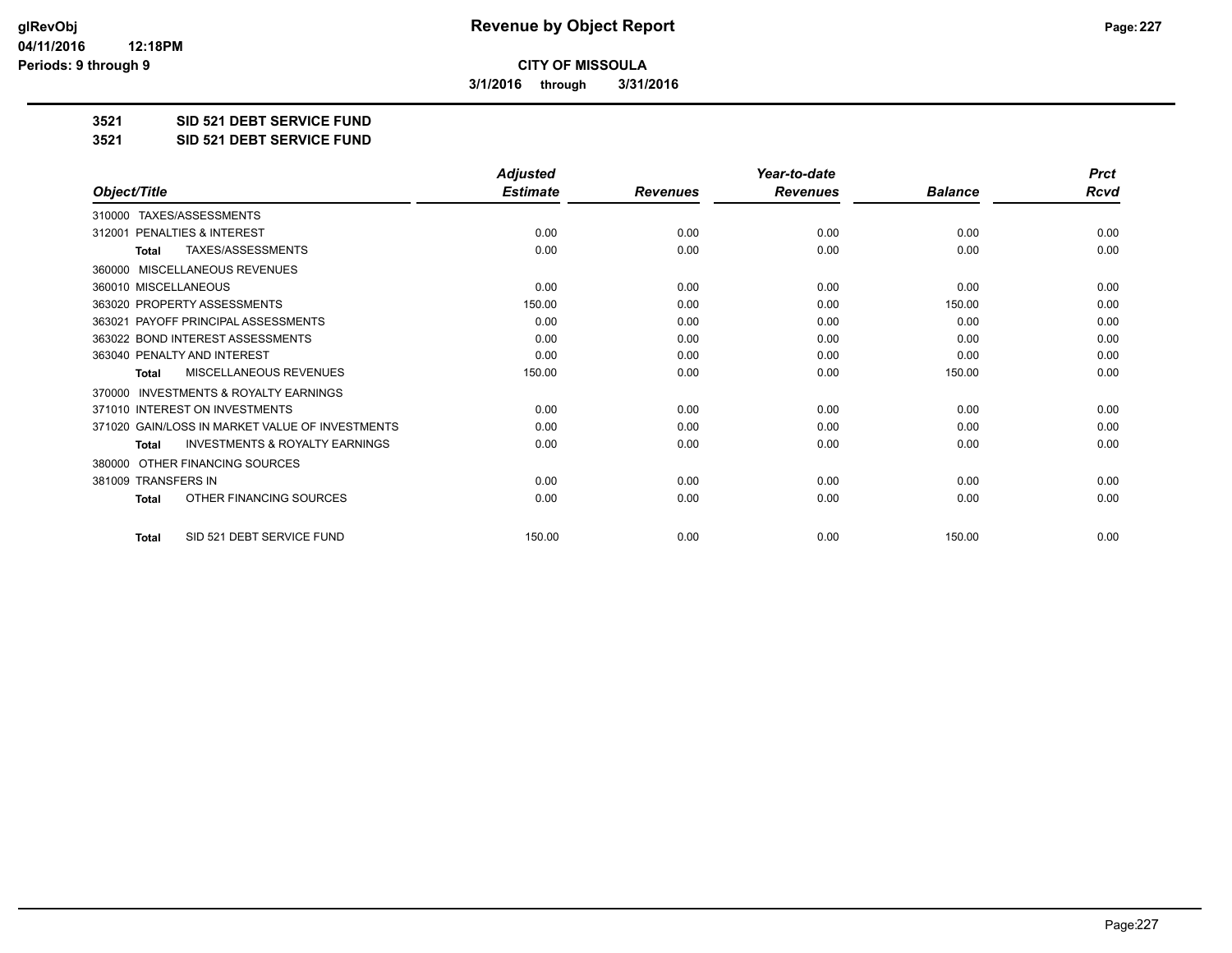**Revenue by Object Report**

**CITY OF MISSOULA**

**3/1/2016 through 3/31/2016**

glRevObj
04/11/2016 12:18PM
Periods: 9 through 9

**3521 SID 521 DEBT SERVICE FUND**

**3521 SID 521 DEBT SERVICE FUND**

| Object/Title | Adjusted Estimate | Revenues | Year-to-date Revenues | Balance | Prct Rcvd |
|---|---|---|---|---|---|
| 310000 TAXES/ASSESSMENTS | | | | | |
| 312001 PENALTIES & INTEREST | 0.00 | 0.00 | 0.00 | 0.00 | 0.00 |
| **Total** TAXES/ASSESSMENTS | 0.00 | 0.00 | 0.00 | 0.00 | 0.00 |
| 360000 MISCELLANEOUS REVENUES | | | | | |
| 360010 MISCELLANEOUS | 0.00 | 0.00 | 0.00 | 0.00 | 0.00 |
| 363020 PROPERTY ASSESSMENTS | 150.00 | 0.00 | 0.00 | 150.00 | 0.00 |
| 363021 PAYOFF PRINCIPAL ASSESSMENTS | 0.00 | 0.00 | 0.00 | 0.00 | 0.00 |
| 363022 BOND INTEREST ASSESSMENTS | 0.00 | 0.00 | 0.00 | 0.00 | 0.00 |
| 363040 PENALTY AND INTEREST | 0.00 | 0.00 | 0.00 | 0.00 | 0.00 |
| **Total** MISCELLANEOUS REVENUES | 150.00 | 0.00 | 0.00 | 150.00 | 0.00 |
| 370000 INVESTMENTS & ROYALTY EARNINGS | | | | | |
| 371010 INTEREST ON INVESTMENTS | 0.00 | 0.00 | 0.00 | 0.00 | 0.00 |
| 371020 GAIN/LOSS IN MARKET VALUE OF INVESTMENTS | 0.00 | 0.00 | 0.00 | 0.00 | 0.00 |
| **Total** INVESTMENTS & ROYALTY EARNINGS | 0.00 | 0.00 | 0.00 | 0.00 | 0.00 |
| 380000 OTHER FINANCING SOURCES | | | | | |
| 381009 TRANSFERS IN | 0.00 | 0.00 | 0.00 | 0.00 | 0.00 |
| **Total** OTHER FINANCING SOURCES | 0.00 | 0.00 | 0.00 | 0.00 | 0.00 |
| **Total** SID 521 DEBT SERVICE FUND | 150.00 | 0.00 | 0.00 | 150.00 | 0.00 |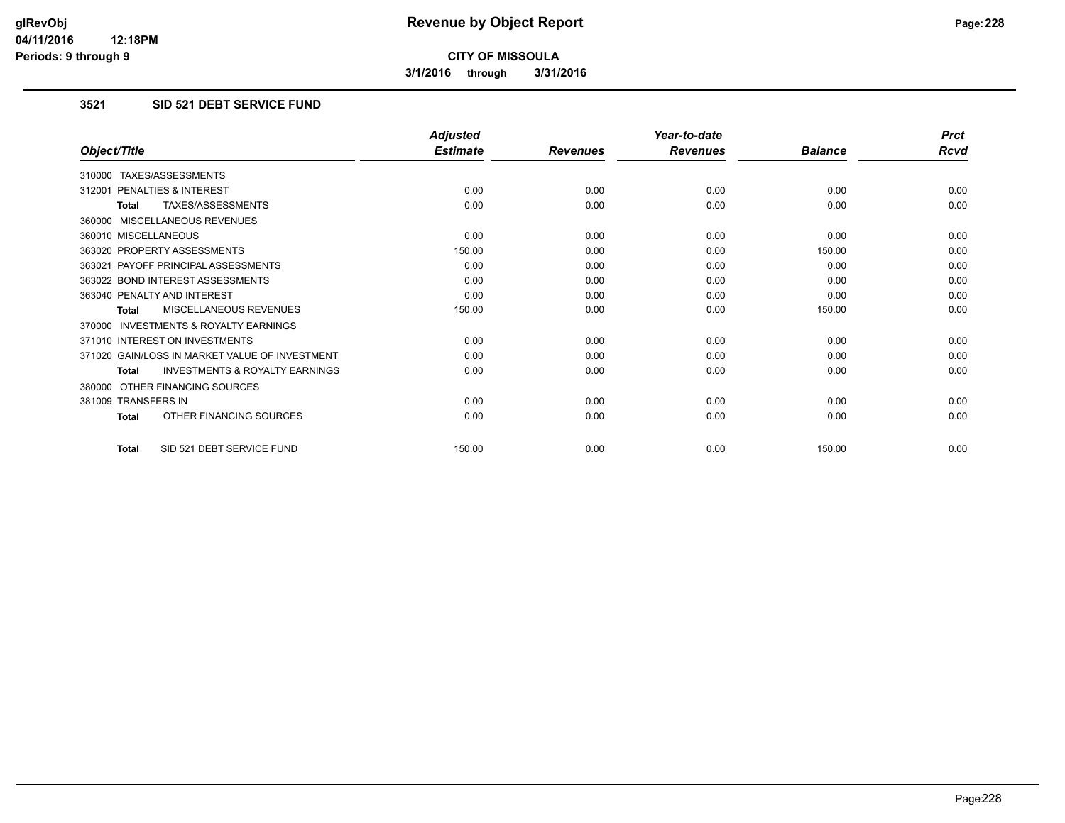**CITY OF MISSOULA**

**3/1/2016 through 3/31/2016**

### 3521 SID 521 DEBT SERVICE FUND

| Object/Title | Adjusted Estimate | Revenues | Year-to-date Revenues | Balance | Prct Rcvd |
|---|---|---|---|---|---|
| 310000 TAXES/ASSESSMENTS | | | | | |
| 312001 PENALTIES & INTEREST | 0.00 | 0.00 | 0.00 | 0.00 | 0.00 |
| **Total** TAXES/ASSESSMENTS | 0.00 | 0.00 | 0.00 | 0.00 | 0.00 |
| 360000 MISCELLANEOUS REVENUES | | | | | |
| 360010 MISCELLANEOUS | 0.00 | 0.00 | 0.00 | 0.00 | 0.00 |
| 363020 PROPERTY ASSESSMENTS | 150.00 | 0.00 | 0.00 | 150.00 | 0.00 |
| 363021 PAYOFF PRINCIPAL ASSESSMENTS | 0.00 | 0.00 | 0.00 | 0.00 | 0.00 |
| 363022 BOND INTEREST ASSESSMENTS | 0.00 | 0.00 | 0.00 | 0.00 | 0.00 |
| 363040 PENALTY AND INTEREST | 0.00 | 0.00 | 0.00 | 0.00 | 0.00 |
| **Total** MISCELLANEOUS REVENUES | 150.00 | 0.00 | 0.00 | 150.00 | 0.00 |
| 370000 INVESTMENTS & ROYALTY EARNINGS | | | | | |
| 371010 INTEREST ON INVESTMENTS | 0.00 | 0.00 | 0.00 | 0.00 | 0.00 |
| 371020 GAIN/LOSS IN MARKET VALUE OF INVESTMENT | 0.00 | 0.00 | 0.00 | 0.00 | 0.00 |
| **Total** INVESTMENTS & ROYALTY EARNINGS | 0.00 | 0.00 | 0.00 | 0.00 | 0.00 |
| 380000 OTHER FINANCING SOURCES | | | | | |
| 381009 TRANSFERS IN | 0.00 | 0.00 | 0.00 | 0.00 | 0.00 |
| **Total** OTHER FINANCING SOURCES | 0.00 | 0.00 | 0.00 | 0.00 | 0.00 |
| **Total** SID 521 DEBT SERVICE FUND | 150.00 | 0.00 | 0.00 | 150.00 | 0.00 |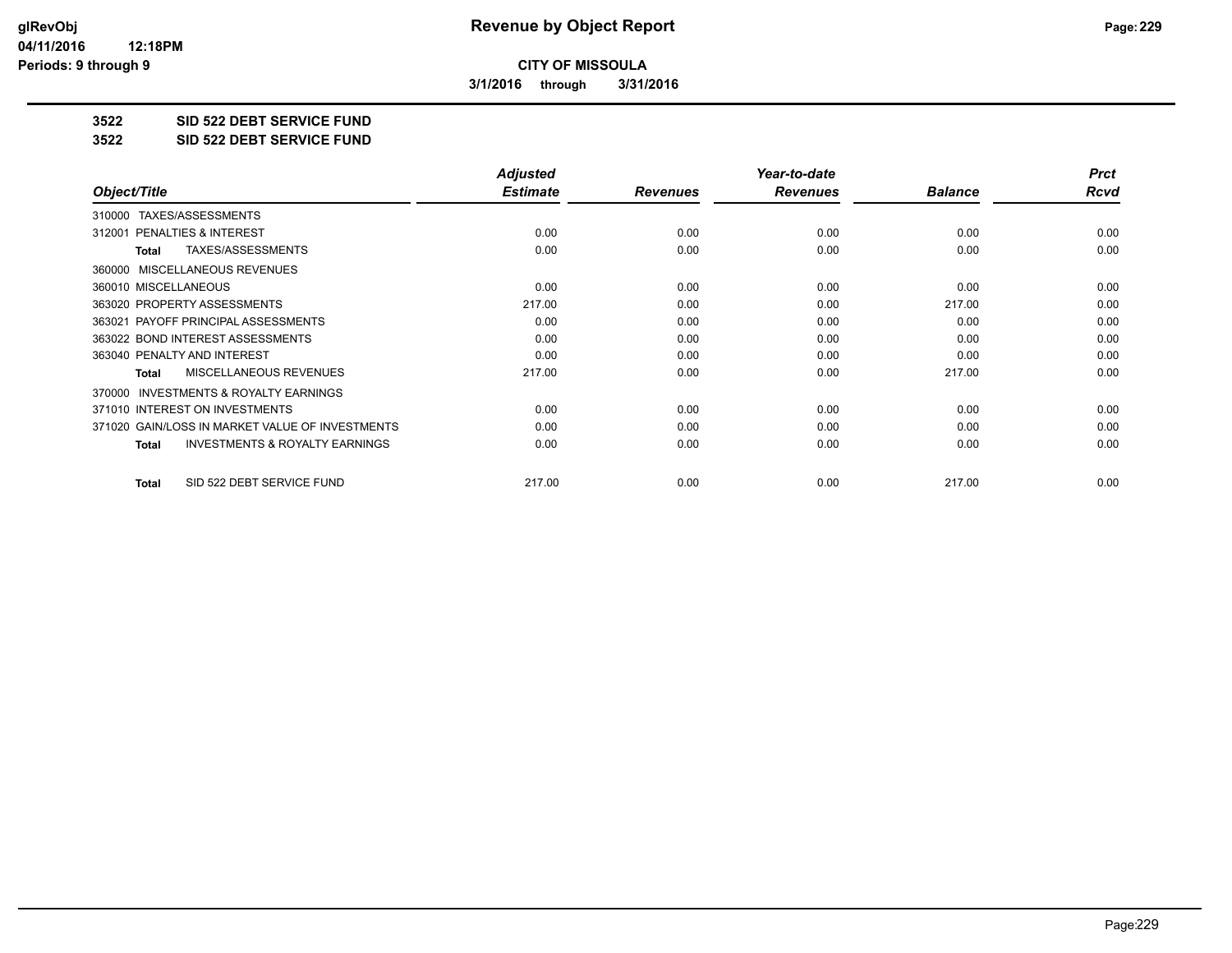**CITY OF MISSOULA**

**3/1/2016 through 3/31/2016**

**3522 SID 522 DEBT SERVICE FUND**

**3522 SID 522 DEBT SERVICE FUND**

| Object/Title | Adjusted Estimate | Revenues | Year-to-date Revenues | Balance | Prct Rcvd |
|---|---|---|---|---|---|
| 310000 TAXES/ASSESSMENTS | | | | | |
| 312001 PENALTIES & INTEREST | 0.00 | 0.00 | 0.00 | 0.00 | 0.00 |
| **Total** TAXES/ASSESSMENTS | 0.00 | 0.00 | 0.00 | 0.00 | 0.00 |
| 360000 MISCELLANEOUS REVENUES | | | | | |
| 360010 MISCELLANEOUS | 0.00 | 0.00 | 0.00 | 0.00 | 0.00 |
| 363020 PROPERTY ASSESSMENTS | 217.00 | 0.00 | 0.00 | 217.00 | 0.00 |
| 363021 PAYOFF PRINCIPAL ASSESSMENTS | 0.00 | 0.00 | 0.00 | 0.00 | 0.00 |
| 363022 BOND INTEREST ASSESSMENTS | 0.00 | 0.00 | 0.00 | 0.00 | 0.00 |
| 363040 PENALTY AND INTEREST | 0.00 | 0.00 | 0.00 | 0.00 | 0.00 |
| **Total** MISCELLANEOUS REVENUES | 217.00 | 0.00 | 0.00 | 217.00 | 0.00 |
| 370000 INVESTMENTS & ROYALTY EARNINGS | | | | | |
| 371010 INTEREST ON INVESTMENTS | 0.00 | 0.00 | 0.00 | 0.00 | 0.00 |
| 371020 GAIN/LOSS IN MARKET VALUE OF INVESTMENTS | 0.00 | 0.00 | 0.00 | 0.00 | 0.00 |
| **Total** INVESTMENTS & ROYALTY EARNINGS | 0.00 | 0.00 | 0.00 | 0.00 | 0.00 |
| **Total** SID 522 DEBT SERVICE FUND | 217.00 | 0.00 | 0.00 | 217.00 | 0.00 |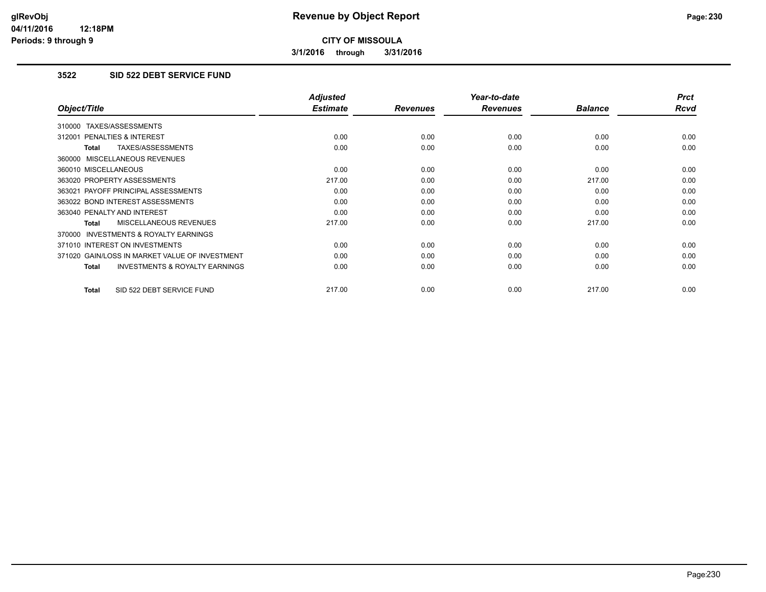**CITY OF MISSOULA**

**3/1/2016 through 3/31/2016**

### 3522 SID 522 DEBT SERVICE FUND

| Object/Title | Adjusted Estimate | Revenues | Year-to-date Revenues | Balance | Prct Rcvd |
|---|---|---|---|---|---|
| 310000 TAXES/ASSESSMENTS | | | | | |
| 312001 PENALTIES & INTEREST | 0.00 | 0.00 | 0.00 | 0.00 | 0.00 |
| **Total** TAXES/ASSESSMENTS | 0.00 | 0.00 | 0.00 | 0.00 | 0.00 |
| 360000 MISCELLANEOUS REVENUES | | | | | |
| 360010 MISCELLANEOUS | 0.00 | 0.00 | 0.00 | 0.00 | 0.00 |
| 363020 PROPERTY ASSESSMENTS | 217.00 | 0.00 | 0.00 | 217.00 | 0.00 |
| 363021 PAYOFF PRINCIPAL ASSESSMENTS | 0.00 | 0.00 | 0.00 | 0.00 | 0.00 |
| 363022 BOND INTEREST ASSESSMENTS | 0.00 | 0.00 | 0.00 | 0.00 | 0.00 |
| 363040 PENALTY AND INTEREST | 0.00 | 0.00 | 0.00 | 0.00 | 0.00 |
| **Total** MISCELLANEOUS REVENUES | 217.00 | 0.00 | 0.00 | 217.00 | 0.00 |
| 370000 INVESTMENTS & ROYALTY EARNINGS | | | | | |
| 371010 INTEREST ON INVESTMENTS | 0.00 | 0.00 | 0.00 | 0.00 | 0.00 |
| 371020 GAIN/LOSS IN MARKET VALUE OF INVESTMENT | 0.00 | 0.00 | 0.00 | 0.00 | 0.00 |
| **Total** INVESTMENTS & ROYALTY EARNINGS | 0.00 | 0.00 | 0.00 | 0.00 | 0.00 |
| **Total** SID 522 DEBT SERVICE FUND | 217.00 | 0.00 | 0.00 | 217.00 | 0.00 |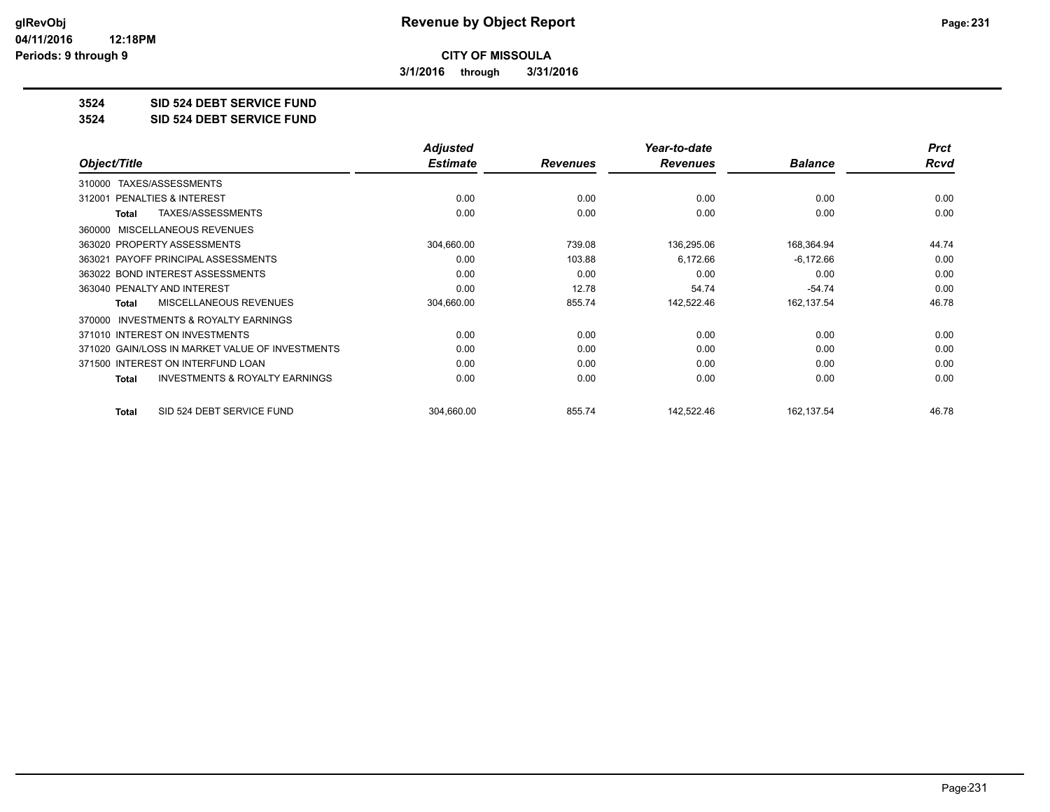**CITY OF MISSOULA**

**3/1/2016 through 3/31/2016**

**3524 SID 524 DEBT SERVICE FUND**

**3524 SID 524 DEBT SERVICE FUND**

| Object/Title | Adjusted Estimate | Revenues | Year-to-date Revenues | Balance | Prct Rcvd |
|---|---|---|---|---|---|
| 310000 TAXES/ASSESSMENTS | | | | | |
| 312001 PENALTIES & INTEREST | 0.00 | 0.00 | 0.00 | 0.00 | 0.00 |
| **Total** TAXES/ASSESSMENTS | 0.00 | 0.00 | 0.00 | 0.00 | 0.00 |
| 360000 MISCELLANEOUS REVENUES | | | | | |
| 363020 PROPERTY ASSESSMENTS | 304,660.00 | 739.08 | 136,295.06 | 168,364.94 | 44.74 |
| 363021 PAYOFF PRINCIPAL ASSESSMENTS | 0.00 | 103.88 | 6,172.66 | -6,172.66 | 0.00 |
| 363022 BOND INTEREST ASSESSMENTS | 0.00 | 0.00 | 0.00 | 0.00 | 0.00 |
| 363040 PENALTY AND INTEREST | 0.00 | 12.78 | 54.74 | -54.74 | 0.00 |
| **Total** MISCELLANEOUS REVENUES | 304,660.00 | 855.74 | 142,522.46 | 162,137.54 | 46.78 |
| 370000 INVESTMENTS & ROYALTY EARNINGS | | | | | |
| 371010 INTEREST ON INVESTMENTS | 0.00 | 0.00 | 0.00 | 0.00 | 0.00 |
| 371020 GAIN/LOSS IN MARKET VALUE OF INVESTMENTS | 0.00 | 0.00 | 0.00 | 0.00 | 0.00 |
| 371500 INTEREST ON INTERFUND LOAN | 0.00 | 0.00 | 0.00 | 0.00 | 0.00 |
| **Total** INVESTMENTS & ROYALTY EARNINGS | 0.00 | 0.00 | 0.00 | 0.00 | 0.00 |
| **Total** SID 524 DEBT SERVICE FUND | 304,660.00 | 855.74 | 142,522.46 | 162,137.54 | 46.78 |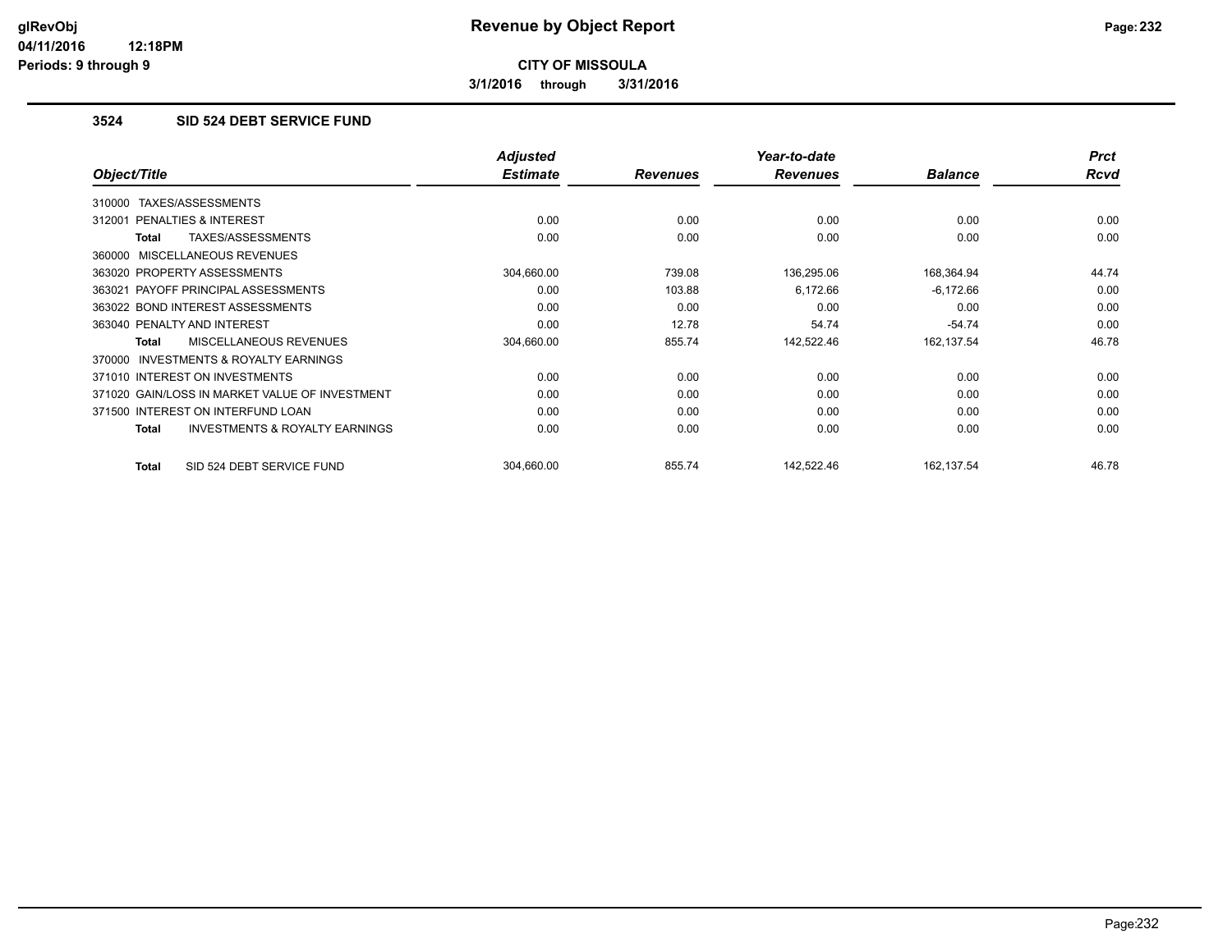# Revenue by Object Report

**CITY OF MISSOULA**

**3/1/2016 through 3/31/2016**

### 3524 SID 524 DEBT SERVICE FUND

| Object/Title | Adjusted Estimate | Revenues | Year-to-date Revenues | Balance | Prct Rcvd |
|---|---|---|---|---|---|
| 310000 TAXES/ASSESSMENTS | | | | | |
| 312001 PENALTIES & INTEREST | 0.00 | 0.00 | 0.00 | 0.00 | 0.00 |
| **Total** TAXES/ASSESSMENTS | 0.00 | 0.00 | 0.00 | 0.00 | 0.00 |
| 360000 MISCELLANEOUS REVENUES | | | | | |
| 363020 PROPERTY ASSESSMENTS | 304,660.00 | 739.08 | 136,295.06 | 168,364.94 | 44.74 |
| 363021 PAYOFF PRINCIPAL ASSESSMENTS | 0.00 | 103.88 | 6,172.66 | -6,172.66 | 0.00 |
| 363022 BOND INTEREST ASSESSMENTS | 0.00 | 0.00 | 0.00 | 0.00 | 0.00 |
| 363040 PENALTY AND INTEREST | 0.00 | 12.78 | 54.74 | -54.74 | 0.00 |
| **Total** MISCELLANEOUS REVENUES | 304,660.00 | 855.74 | 142,522.46 | 162,137.54 | 46.78 |
| 370000 INVESTMENTS & ROYALTY EARNINGS | | | | | |
| 371010 INTEREST ON INVESTMENTS | 0.00 | 0.00 | 0.00 | 0.00 | 0.00 |
| 371020 GAIN/LOSS IN MARKET VALUE OF INVESTMENT | 0.00 | 0.00 | 0.00 | 0.00 | 0.00 |
| 371500 INTEREST ON INTERFUND LOAN | 0.00 | 0.00 | 0.00 | 0.00 | 0.00 |
| **Total** INVESTMENTS & ROYALTY EARNINGS | 0.00 | 0.00 | 0.00 | 0.00 | 0.00 |
| **Total** SID 524 DEBT SERVICE FUND | 304,660.00 | 855.74 | 142,522.46 | 162,137.54 | 46.78 |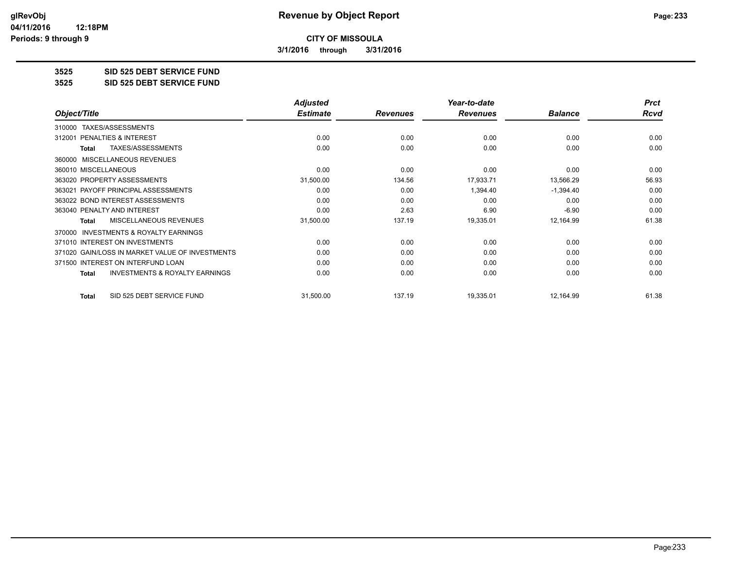# CITY OF MISSOULA

**3/1/2016 through 3/31/2016**

**3525 SID 525 DEBT SERVICE FUND**

**3525 SID 525 DEBT SERVICE FUND**

| Object/Title | Adjusted Estimate | Revenues | Year-to-date Revenues | Balance | Prct Rcvd |
|---|---|---|---|---|---|
| 310000 TAXES/ASSESSMENTS | | | | | |
| 312001 PENALTIES & INTEREST | 0.00 | 0.00 | 0.00 | 0.00 | 0.00 |
| **Total** TAXES/ASSESSMENTS | 0.00 | 0.00 | 0.00 | 0.00 | 0.00 |
| 360000 MISCELLANEOUS REVENUES | | | | | |
| 360010 MISCELLANEOUS | 0.00 | 0.00 | 0.00 | 0.00 | 0.00 |
| 363020 PROPERTY ASSESSMENTS | 31,500.00 | 134.56 | 17,933.71 | 13,566.29 | 56.93 |
| 363021 PAYOFF PRINCIPAL ASSESSMENTS | 0.00 | 0.00 | 1,394.40 | -1,394.40 | 0.00 |
| 363022 BOND INTEREST ASSESSMENTS | 0.00 | 0.00 | 0.00 | 0.00 | 0.00 |
| 363040 PENALTY AND INTEREST | 0.00 | 2.63 | 6.90 | -6.90 | 0.00 |
| **Total** MISCELLANEOUS REVENUES | 31,500.00 | 137.19 | 19,335.01 | 12,164.99 | 61.38 |
| 370000 INVESTMENTS & ROYALTY EARNINGS | | | | | |
| 371010 INTEREST ON INVESTMENTS | 0.00 | 0.00 | 0.00 | 0.00 | 0.00 |
| 371020 GAIN/LOSS IN MARKET VALUE OF INVESTMENTS | 0.00 | 0.00 | 0.00 | 0.00 | 0.00 |
| 371500 INTEREST ON INTERFUND LOAN | 0.00 | 0.00 | 0.00 | 0.00 | 0.00 |
| **Total** INVESTMENTS & ROYALTY EARNINGS | 0.00 | 0.00 | 0.00 | 0.00 | 0.00 |
| **Total** SID 525 DEBT SERVICE FUND | 31,500.00 | 137.19 | 19,335.01 | 12,164.99 | 61.38 |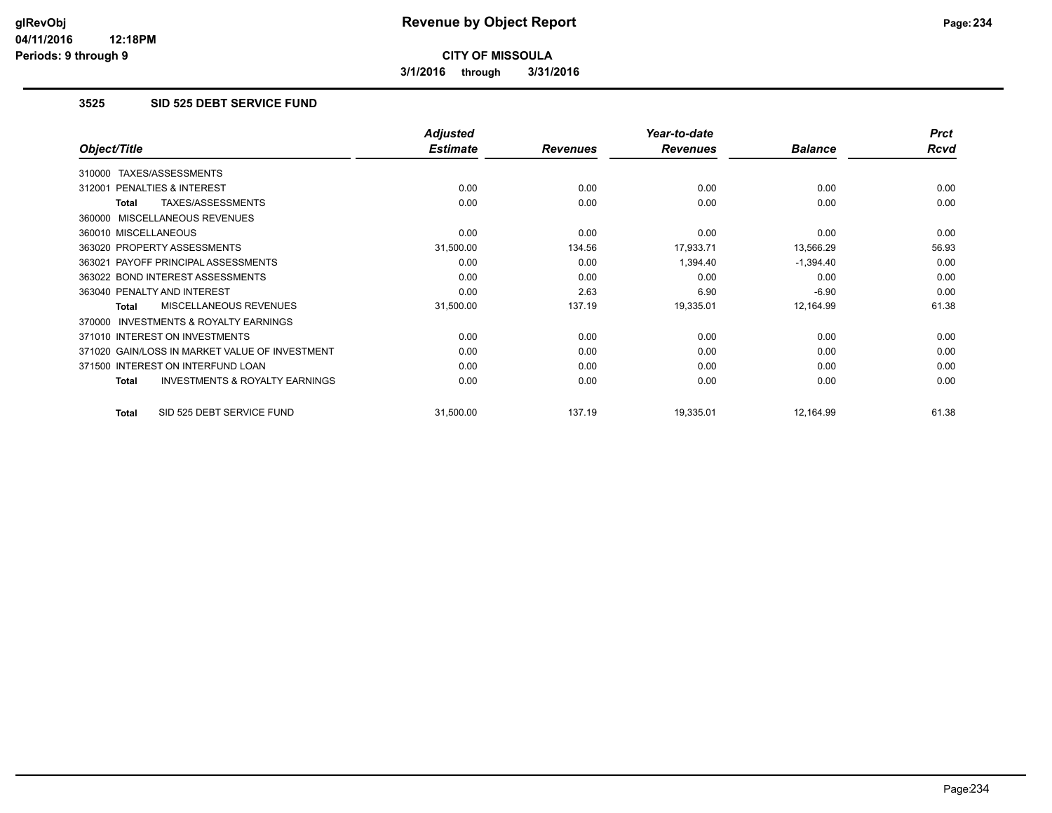# Revenue by Object Report

**CITY OF MISSOULA**

**3/1/2016 through 3/31/2016**

glRevObj
04/11/2016 12:18PM
Periods: 9 through 9

### 3525 SID 525 DEBT SERVICE FUND

| Object/Title | Adjusted Estimate | Revenues | Year-to-date Revenues | Balance | Prct Rcvd |
|---|---|---|---|---|---|
| 310000 TAXES/ASSESSMENTS | | | | | |
| 312001 PENALTIES & INTEREST | 0.00 | 0.00 | 0.00 | 0.00 | 0.00 |
| **Total** TAXES/ASSESSMENTS | 0.00 | 0.00 | 0.00 | 0.00 | 0.00 |
| 360000 MISCELLANEOUS REVENUES | | | | | |
| 360010 MISCELLANEOUS | 0.00 | 0.00 | 0.00 | 0.00 | 0.00 |
| 363020 PROPERTY ASSESSMENTS | 31,500.00 | 134.56 | 17,933.71 | 13,566.29 | 56.93 |
| 363021 PAYOFF PRINCIPAL ASSESSMENTS | 0.00 | 0.00 | 1,394.40 | -1,394.40 | 0.00 |
| 363022 BOND INTEREST ASSESSMENTS | 0.00 | 0.00 | 0.00 | 0.00 | 0.00 |
| 363040 PENALTY AND INTEREST | 0.00 | 2.63 | 6.90 | -6.90 | 0.00 |
| **Total** MISCELLANEOUS REVENUES | 31,500.00 | 137.19 | 19,335.01 | 12,164.99 | 61.38 |
| 370000 INVESTMENTS & ROYALTY EARNINGS | | | | | |
| 371010 INTEREST ON INVESTMENTS | 0.00 | 0.00 | 0.00 | 0.00 | 0.00 |
| 371020 GAIN/LOSS IN MARKET VALUE OF INVESTMENT | 0.00 | 0.00 | 0.00 | 0.00 | 0.00 |
| 371500 INTEREST ON INTERFUND LOAN | 0.00 | 0.00 | 0.00 | 0.00 | 0.00 |
| **Total** INVESTMENTS & ROYALTY EARNINGS | 0.00 | 0.00 | 0.00 | 0.00 | 0.00 |
| **Total** SID 525 DEBT SERVICE FUND | 31,500.00 | 137.19 | 19,335.01 | 12,164.99 | 61.38 |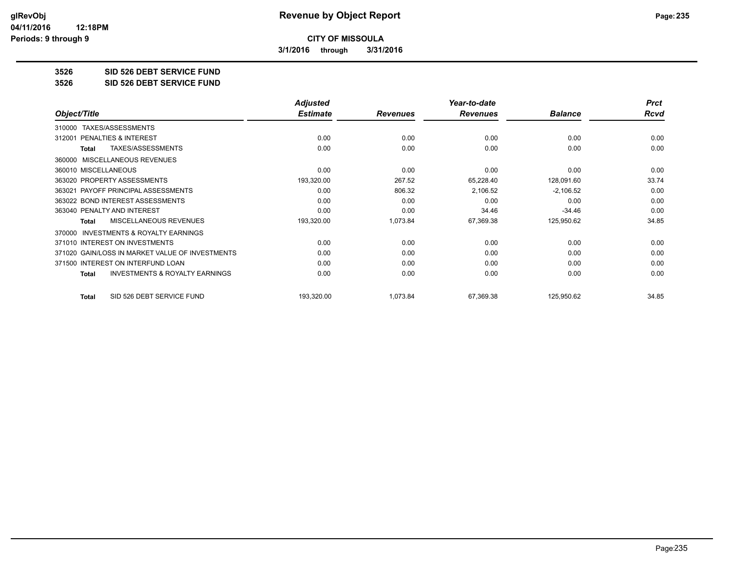**CITY OF MISSOULA**

**3/1/2016 through 3/31/2016**

**3526 SID 526 DEBT SERVICE FUND**

**3526 SID 526 DEBT SERVICE FUND**

| Object/Title | Adjusted Estimate | Revenues | Year-to-date Revenues | Balance | Prct Rcvd |
|---|---|---|---|---|---|
| 310000 TAXES/ASSESSMENTS | | | | | |
| 312001 PENALTIES & INTEREST | 0.00 | 0.00 | 0.00 | 0.00 | 0.00 |
| **Total** TAXES/ASSESSMENTS | 0.00 | 0.00 | 0.00 | 0.00 | 0.00 |
| 360000 MISCELLANEOUS REVENUES | | | | | |
| 360010 MISCELLANEOUS | 0.00 | 0.00 | 0.00 | 0.00 | 0.00 |
| 363020 PROPERTY ASSESSMENTS | 193,320.00 | 267.52 | 65,228.40 | 128,091.60 | 33.74 |
| 363021 PAYOFF PRINCIPAL ASSESSMENTS | 0.00 | 806.32 | 2,106.52 | -2,106.52 | 0.00 |
| 363022 BOND INTEREST ASSESSMENTS | 0.00 | 0.00 | 0.00 | 0.00 | 0.00 |
| 363040 PENALTY AND INTEREST | 0.00 | 0.00 | 34.46 | -34.46 | 0.00 |
| **Total** MISCELLANEOUS REVENUES | 193,320.00 | 1,073.84 | 67,369.38 | 125,950.62 | 34.85 |
| 370000 INVESTMENTS & ROYALTY EARNINGS | | | | | |
| 371010 INTEREST ON INVESTMENTS | 0.00 | 0.00 | 0.00 | 0.00 | 0.00 |
| 371020 GAIN/LOSS IN MARKET VALUE OF INVESTMENTS | 0.00 | 0.00 | 0.00 | 0.00 | 0.00 |
| 371500 INTEREST ON INTERFUND LOAN | 0.00 | 0.00 | 0.00 | 0.00 | 0.00 |
| **Total** INVESTMENTS & ROYALTY EARNINGS | 0.00 | 0.00 | 0.00 | 0.00 | 0.00 |
| **Total** SID 526 DEBT SERVICE FUND | 193,320.00 | 1,073.84 | 67,369.38 | 125,950.62 | 34.85 |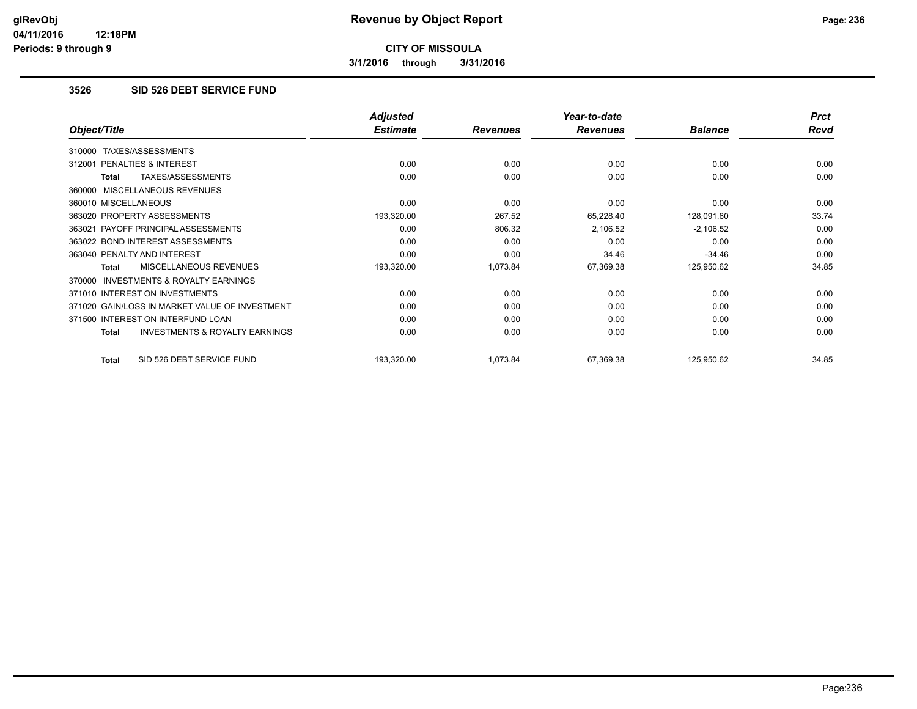# Revenue by Object Report

**CITY OF MISSOULA**

**3/1/2016 through 3/31/2016**

glRevObj
04/11/2016 12:18PM
Periods: 9 through 9

### 3526 SID 526 DEBT SERVICE FUND

| Object/Title | Adjusted Estimate | Revenues | Year-to-date Revenues | Balance | Prct Rcvd |
|---|---|---|---|---|---|
| 310000 TAXES/ASSESSMENTS | | | | | |
| 312001 PENALTIES & INTEREST | 0.00 | 0.00 | 0.00 | 0.00 | 0.00 |
| **Total** TAXES/ASSESSMENTS | 0.00 | 0.00 | 0.00 | 0.00 | 0.00 |
| 360000 MISCELLANEOUS REVENUES | | | | | |
| 360010 MISCELLANEOUS | 0.00 | 0.00 | 0.00 | 0.00 | 0.00 |
| 363020 PROPERTY ASSESSMENTS | 193,320.00 | 267.52 | 65,228.40 | 128,091.60 | 33.74 |
| 363021 PAYOFF PRINCIPAL ASSESSMENTS | 0.00 | 806.32 | 2,106.52 | -2,106.52 | 0.00 |
| 363022 BOND INTEREST ASSESSMENTS | 0.00 | 0.00 | 0.00 | 0.00 | 0.00 |
| 363040 PENALTY AND INTEREST | 0.00 | 0.00 | 34.46 | -34.46 | 0.00 |
| **Total** MISCELLANEOUS REVENUES | 193,320.00 | 1,073.84 | 67,369.38 | 125,950.62 | 34.85 |
| 370000 INVESTMENTS & ROYALTY EARNINGS | | | | | |
| 371010 INTEREST ON INVESTMENTS | 0.00 | 0.00 | 0.00 | 0.00 | 0.00 |
| 371020 GAIN/LOSS IN MARKET VALUE OF INVESTMENT | 0.00 | 0.00 | 0.00 | 0.00 | 0.00 |
| 371500 INTEREST ON INTERFUND LOAN | 0.00 | 0.00 | 0.00 | 0.00 | 0.00 |
| **Total** INVESTMENTS & ROYALTY EARNINGS | 0.00 | 0.00 | 0.00 | 0.00 | 0.00 |
| **Total** SID 526 DEBT SERVICE FUND | 193,320.00 | 1,073.84 | 67,369.38 | 125,950.62 | 34.85 |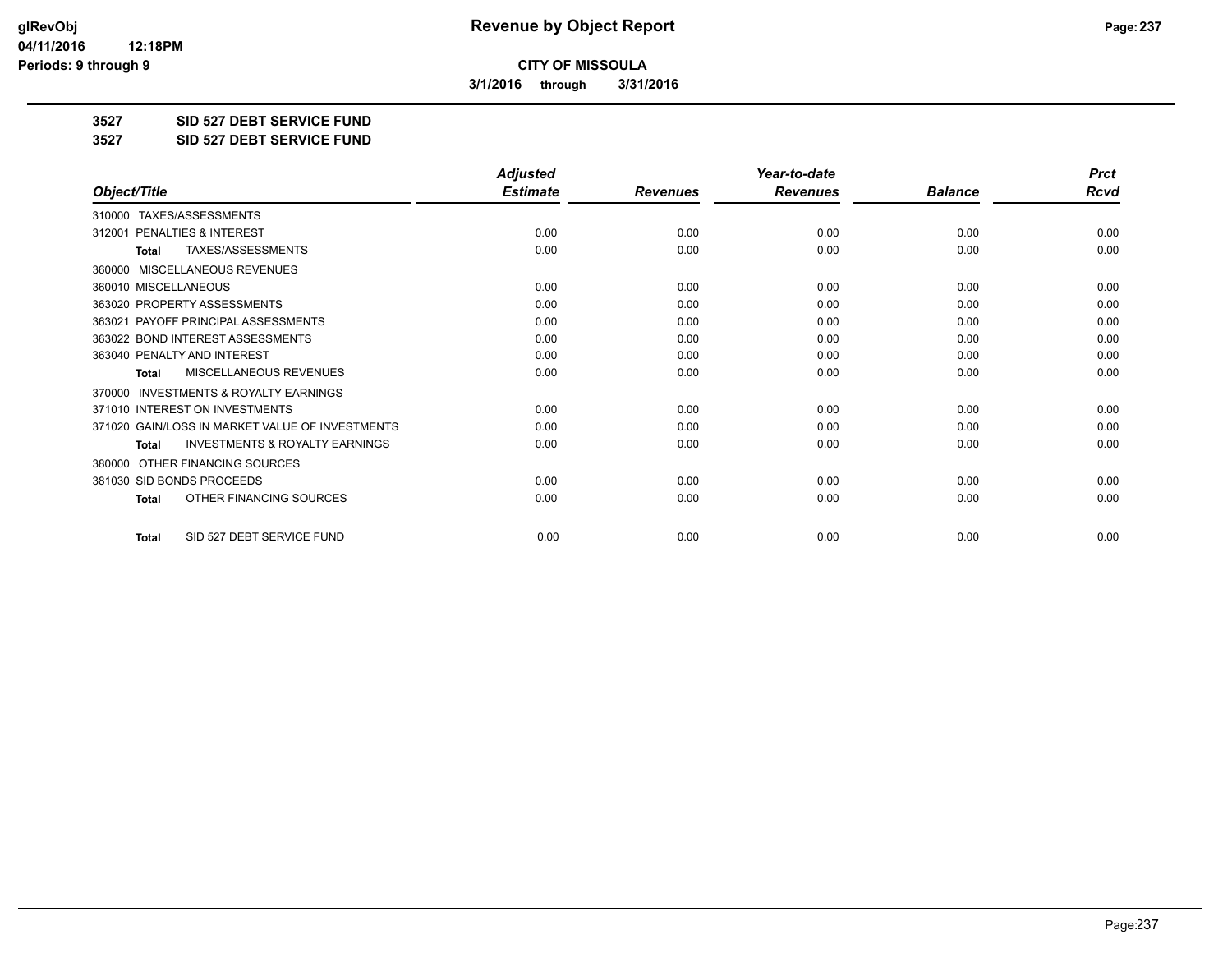**Revenue by Object Report**

**CITY OF MISSOULA**

**3/1/2016 through 3/31/2016**

glRevObj
04/11/2016 12:18PM
Periods: 9 through 9

**3527 SID 527 DEBT SERVICE FUND**

**3527 SID 527 DEBT SERVICE FUND**

| Object/Title | Adjusted Estimate | Revenues | Year-to-date Revenues | Balance | Prct Rcvd |
|---|---|---|---|---|---|
| 310000 TAXES/ASSESSMENTS | | | | | |
| 312001 PENALTIES & INTEREST | 0.00 | 0.00 | 0.00 | 0.00 | 0.00 |
| **Total** TAXES/ASSESSMENTS | 0.00 | 0.00 | 0.00 | 0.00 | 0.00 |
| 360000 MISCELLANEOUS REVENUES | | | | | |
| 360010 MISCELLANEOUS | 0.00 | 0.00 | 0.00 | 0.00 | 0.00 |
| 363020 PROPERTY ASSESSMENTS | 0.00 | 0.00 | 0.00 | 0.00 | 0.00 |
| 363021 PAYOFF PRINCIPAL ASSESSMENTS | 0.00 | 0.00 | 0.00 | 0.00 | 0.00 |
| 363022 BOND INTEREST ASSESSMENTS | 0.00 | 0.00 | 0.00 | 0.00 | 0.00 |
| 363040 PENALTY AND INTEREST | 0.00 | 0.00 | 0.00 | 0.00 | 0.00 |
| **Total** MISCELLANEOUS REVENUES | 0.00 | 0.00 | 0.00 | 0.00 | 0.00 |
| 370000 INVESTMENTS & ROYALTY EARNINGS | | | | | |
| 371010 INTEREST ON INVESTMENTS | 0.00 | 0.00 | 0.00 | 0.00 | 0.00 |
| 371020 GAIN/LOSS IN MARKET VALUE OF INVESTMENTS | 0.00 | 0.00 | 0.00 | 0.00 | 0.00 |
| **Total** INVESTMENTS & ROYALTY EARNINGS | 0.00 | 0.00 | 0.00 | 0.00 | 0.00 |
| 380000 OTHER FINANCING SOURCES | | | | | |
| 381030 SID BONDS PROCEEDS | 0.00 | 0.00 | 0.00 | 0.00 | 0.00 |
| **Total** OTHER FINANCING SOURCES | 0.00 | 0.00 | 0.00 | 0.00 | 0.00 |
| **Total** SID 527 DEBT SERVICE FUND | 0.00 | 0.00 | 0.00 | 0.00 | 0.00 |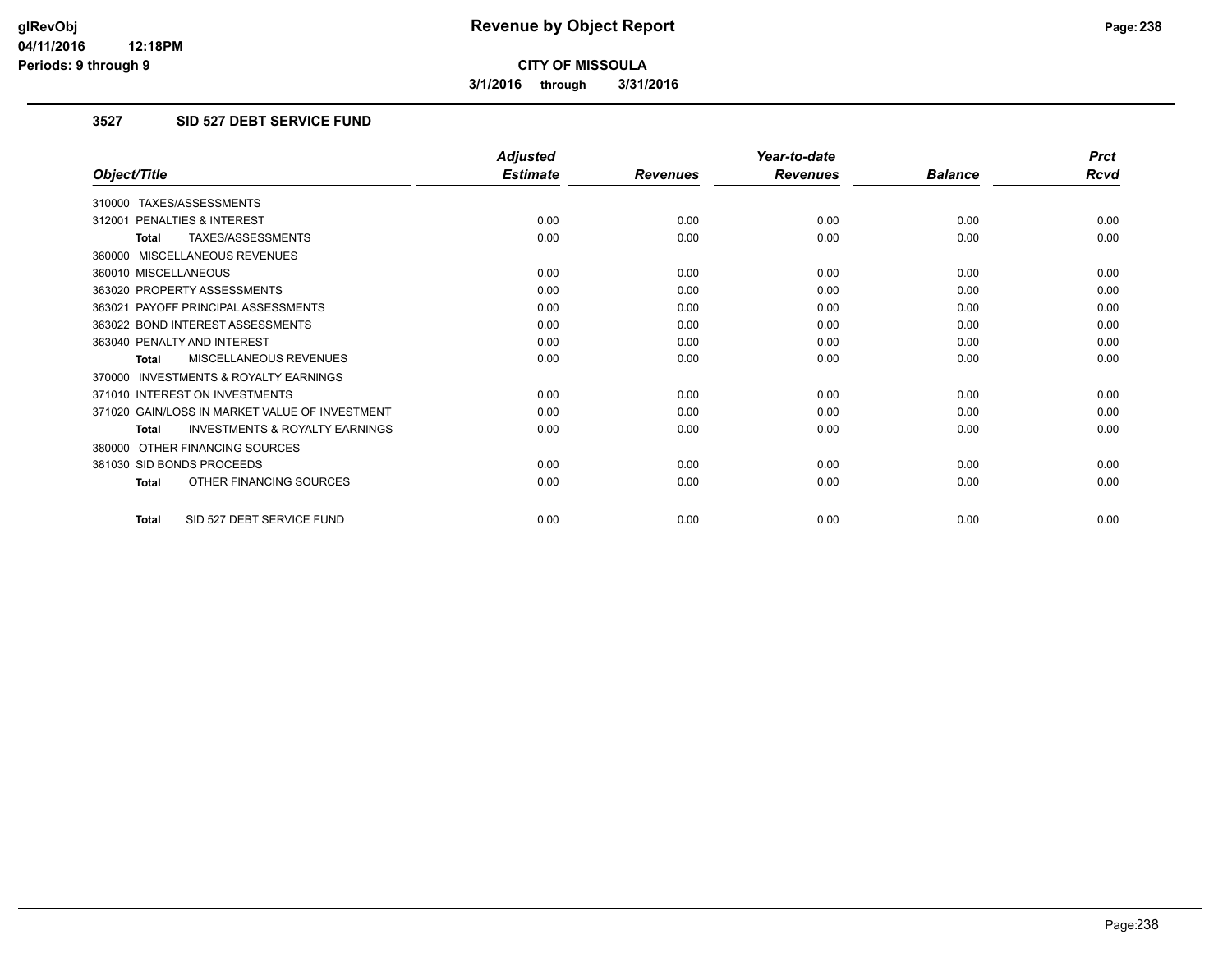**CITY OF MISSOULA**

**3/1/2016 through 3/31/2016**

### 3527 SID 527 DEBT SERVICE FUND

| Object/Title | Adjusted Estimate | Revenues | Year-to-date Revenues | Balance | Prct Rcvd |
|---|---|---|---|---|---|
| 310000 TAXES/ASSESSMENTS | | | | | |
| 312001 PENALTIES & INTEREST | 0.00 | 0.00 | 0.00 | 0.00 | 0.00 |
| **Total** TAXES/ASSESSMENTS | 0.00 | 0.00 | 0.00 | 0.00 | 0.00 |
| 360000 MISCELLANEOUS REVENUES | | | | | |
| 360010 MISCELLANEOUS | 0.00 | 0.00 | 0.00 | 0.00 | 0.00 |
| 363020 PROPERTY ASSESSMENTS | 0.00 | 0.00 | 0.00 | 0.00 | 0.00 |
| 363021 PAYOFF PRINCIPAL ASSESSMENTS | 0.00 | 0.00 | 0.00 | 0.00 | 0.00 |
| 363022 BOND INTEREST ASSESSMENTS | 0.00 | 0.00 | 0.00 | 0.00 | 0.00 |
| 363040 PENALTY AND INTEREST | 0.00 | 0.00 | 0.00 | 0.00 | 0.00 |
| **Total** MISCELLANEOUS REVENUES | 0.00 | 0.00 | 0.00 | 0.00 | 0.00 |
| 370000 INVESTMENTS & ROYALTY EARNINGS | | | | | |
| 371010 INTEREST ON INVESTMENTS | 0.00 | 0.00 | 0.00 | 0.00 | 0.00 |
| 371020 GAIN/LOSS IN MARKET VALUE OF INVESTMENT | 0.00 | 0.00 | 0.00 | 0.00 | 0.00 |
| **Total** INVESTMENTS & ROYALTY EARNINGS | 0.00 | 0.00 | 0.00 | 0.00 | 0.00 |
| 380000 OTHER FINANCING SOURCES | | | | | |
| 381030 SID BONDS PROCEEDS | 0.00 | 0.00 | 0.00 | 0.00 | 0.00 |
| **Total** OTHER FINANCING SOURCES | 0.00 | 0.00 | 0.00 | 0.00 | 0.00 |
| **Total** SID 527 DEBT SERVICE FUND | 0.00 | 0.00 | 0.00 | 0.00 | 0.00 |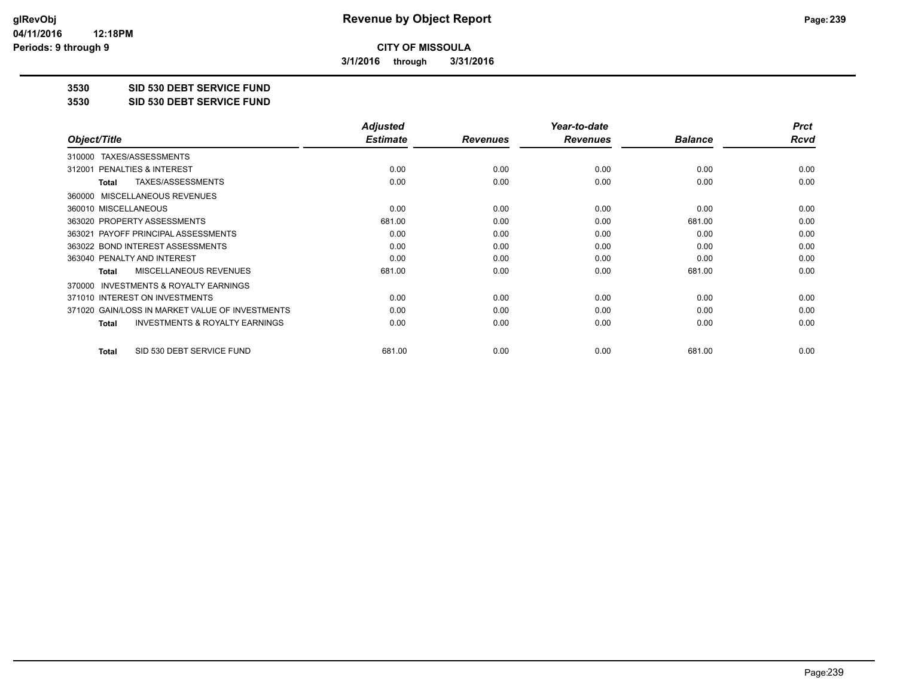**CITY OF MISSOULA**

**3/1/2016 through 3/31/2016**

**3530 SID 530 DEBT SERVICE FUND**

**3530 SID 530 DEBT SERVICE FUND**

| Object/Title | Adjusted Estimate | Revenues | Year-to-date Revenues | Balance | Prct Rcvd |
|---|---|---|---|---|---|
| 310000 TAXES/ASSESSMENTS | | | | | |
| 312001 PENALTIES & INTEREST | 0.00 | 0.00 | 0.00 | 0.00 | 0.00 |
| **Total** TAXES/ASSESSMENTS | 0.00 | 0.00 | 0.00 | 0.00 | 0.00 |
| 360000 MISCELLANEOUS REVENUES | | | | | |
| 360010 MISCELLANEOUS | 0.00 | 0.00 | 0.00 | 0.00 | 0.00 |
| 363020 PROPERTY ASSESSMENTS | 681.00 | 0.00 | 0.00 | 681.00 | 0.00 |
| 363021 PAYOFF PRINCIPAL ASSESSMENTS | 0.00 | 0.00 | 0.00 | 0.00 | 0.00 |
| 363022 BOND INTEREST ASSESSMENTS | 0.00 | 0.00 | 0.00 | 0.00 | 0.00 |
| 363040 PENALTY AND INTEREST | 0.00 | 0.00 | 0.00 | 0.00 | 0.00 |
| **Total** MISCELLANEOUS REVENUES | 681.00 | 0.00 | 0.00 | 681.00 | 0.00 |
| 370000 INVESTMENTS & ROYALTY EARNINGS | | | | | |
| 371010 INTEREST ON INVESTMENTS | 0.00 | 0.00 | 0.00 | 0.00 | 0.00 |
| 371020 GAIN/LOSS IN MARKET VALUE OF INVESTMENTS | 0.00 | 0.00 | 0.00 | 0.00 | 0.00 |
| **Total** INVESTMENTS & ROYALTY EARNINGS | 0.00 | 0.00 | 0.00 | 0.00 | 0.00 |
| **Total** SID 530 DEBT SERVICE FUND | 681.00 | 0.00 | 0.00 | 681.00 | 0.00 |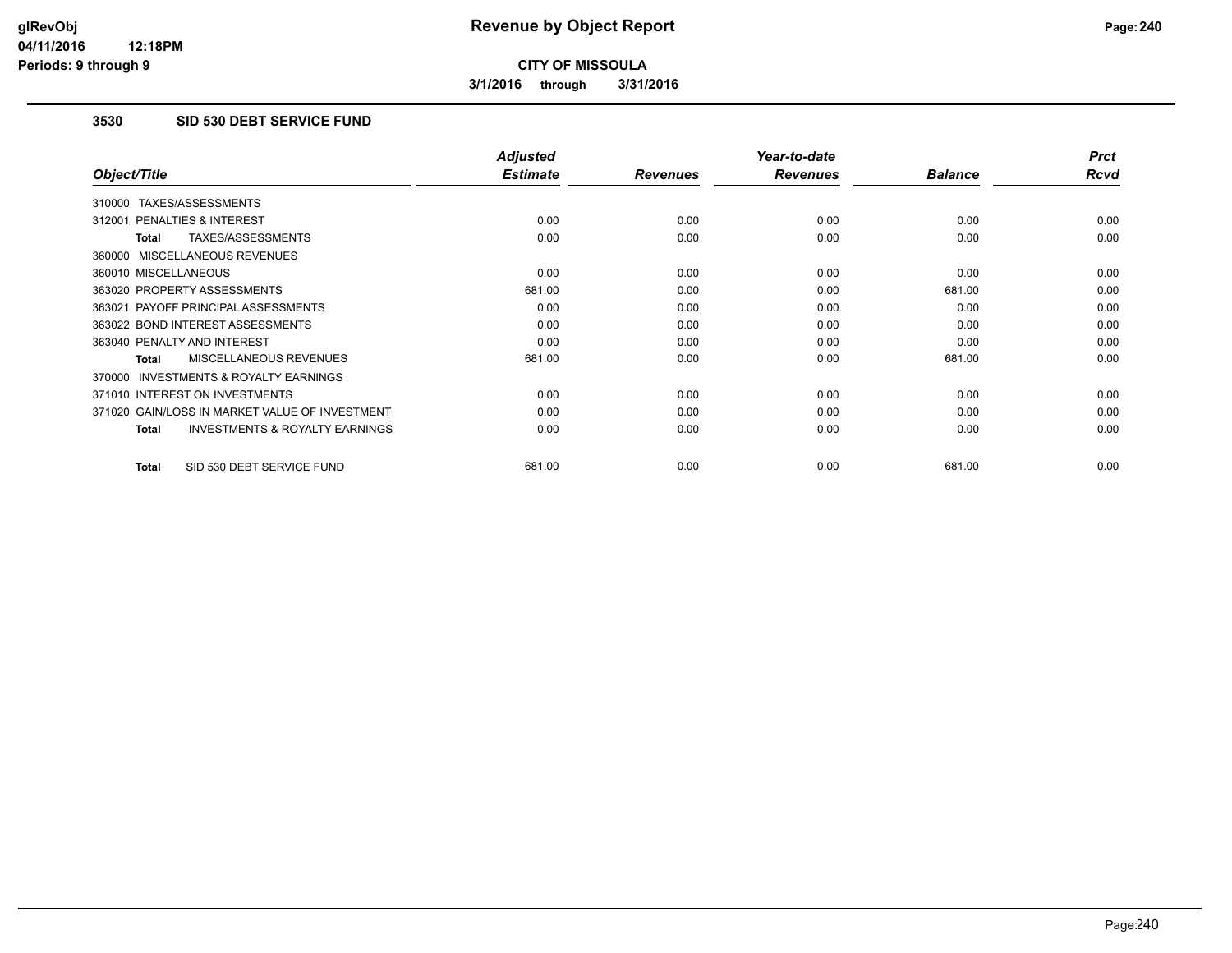**glRevObj**
**04/11/2016 12:18PM**
**Periods: 9 through 9**

# Revenue by Object Report

**CITY OF MISSOULA**

**3/1/2016 through 3/31/2016**

## 3530 SID 530 DEBT SERVICE FUND

| Object/Title | Adjusted Estimate | Revenues | Year-to-date Revenues | Balance | Prct Rcvd |
|---|---|---|---|---|---|
| 310000 TAXES/ASSESSMENTS | | | | | |
| 312001 PENALTIES & INTEREST | 0.00 | 0.00 | 0.00 | 0.00 | 0.00 |
| **Total** TAXES/ASSESSMENTS | 0.00 | 0.00 | 0.00 | 0.00 | 0.00 |
| 360000 MISCELLANEOUS REVENUES | | | | | |
| 360010 MISCELLANEOUS | 0.00 | 0.00 | 0.00 | 0.00 | 0.00 |
| 363020 PROPERTY ASSESSMENTS | 681.00 | 0.00 | 0.00 | 681.00 | 0.00 |
| 363021 PAYOFF PRINCIPAL ASSESSMENTS | 0.00 | 0.00 | 0.00 | 0.00 | 0.00 |
| 363022 BOND INTEREST ASSESSMENTS | 0.00 | 0.00 | 0.00 | 0.00 | 0.00 |
| 363040 PENALTY AND INTEREST | 0.00 | 0.00 | 0.00 | 0.00 | 0.00 |
| **Total** MISCELLANEOUS REVENUES | 681.00 | 0.00 | 0.00 | 681.00 | 0.00 |
| 370000 INVESTMENTS & ROYALTY EARNINGS | | | | | |
| 371010 INTEREST ON INVESTMENTS | 0.00 | 0.00 | 0.00 | 0.00 | 0.00 |
| 371020 GAIN/LOSS IN MARKET VALUE OF INVESTMENT | 0.00 | 0.00 | 0.00 | 0.00 | 0.00 |
| **Total** INVESTMENTS & ROYALTY EARNINGS | 0.00 | 0.00 | 0.00 | 0.00 | 0.00 |
| **Total** SID 530 DEBT SERVICE FUND | 681.00 | 0.00 | 0.00 | 681.00 | 0.00 |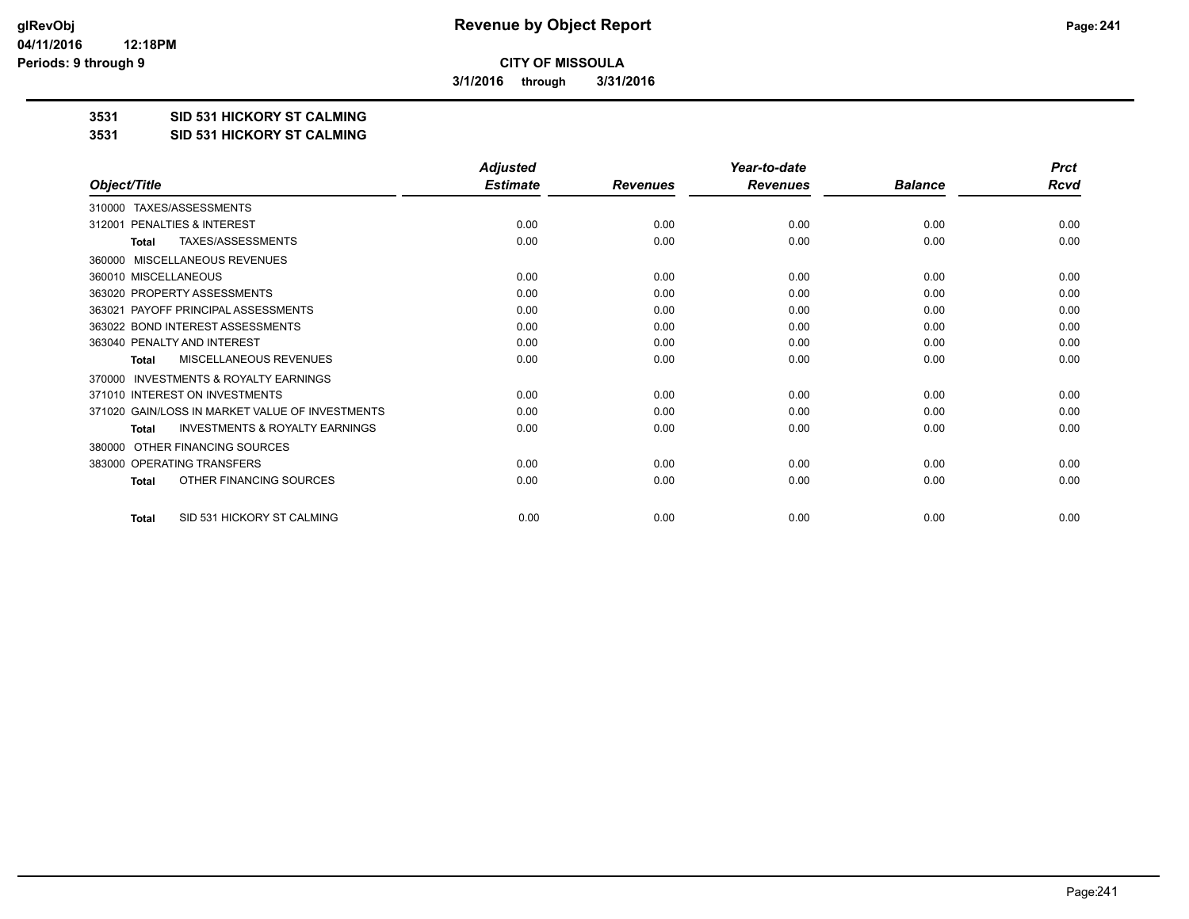# Revenue by Object Report

**CITY OF MISSOULA**

**3/1/2016 through 3/31/2016**

glRevObj
04/11/2016 12:18PM
Periods: 9 through 9

**3531 SID 531 HICKORY ST CALMING**

**3531 SID 531 HICKORY ST CALMING**

| Object/Title | Adjusted Estimate | Revenues | Year-to-date Revenues | Balance | Prct Rcvd |
|---|---|---|---|---|---|
| 310000 TAXES/ASSESSMENTS | | | | | |
| 312001 PENALTIES & INTEREST | 0.00 | 0.00 | 0.00 | 0.00 | 0.00 |
| **Total** TAXES/ASSESSMENTS | 0.00 | 0.00 | 0.00 | 0.00 | 0.00 |
| 360000 MISCELLANEOUS REVENUES | | | | | |
| 360010 MISCELLANEOUS | 0.00 | 0.00 | 0.00 | 0.00 | 0.00 |
| 363020 PROPERTY ASSESSMENTS | 0.00 | 0.00 | 0.00 | 0.00 | 0.00 |
| 363021 PAYOFF PRINCIPAL ASSESSMENTS | 0.00 | 0.00 | 0.00 | 0.00 | 0.00 |
| 363022 BOND INTEREST ASSESSMENTS | 0.00 | 0.00 | 0.00 | 0.00 | 0.00 |
| 363040 PENALTY AND INTEREST | 0.00 | 0.00 | 0.00 | 0.00 | 0.00 |
| **Total** MISCELLANEOUS REVENUES | 0.00 | 0.00 | 0.00 | 0.00 | 0.00 |
| 370000 INVESTMENTS & ROYALTY EARNINGS | | | | | |
| 371010 INTEREST ON INVESTMENTS | 0.00 | 0.00 | 0.00 | 0.00 | 0.00 |
| 371020 GAIN/LOSS IN MARKET VALUE OF INVESTMENTS | 0.00 | 0.00 | 0.00 | 0.00 | 0.00 |
| **Total** INVESTMENTS & ROYALTY EARNINGS | 0.00 | 0.00 | 0.00 | 0.00 | 0.00 |
| 380000 OTHER FINANCING SOURCES | | | | | |
| 383000 OPERATING TRANSFERS | 0.00 | 0.00 | 0.00 | 0.00 | 0.00 |
| **Total** OTHER FINANCING SOURCES | 0.00 | 0.00 | 0.00 | 0.00 | 0.00 |
| **Total** SID 531 HICKORY ST CALMING | 0.00 | 0.00 | 0.00 | 0.00 | 0.00 |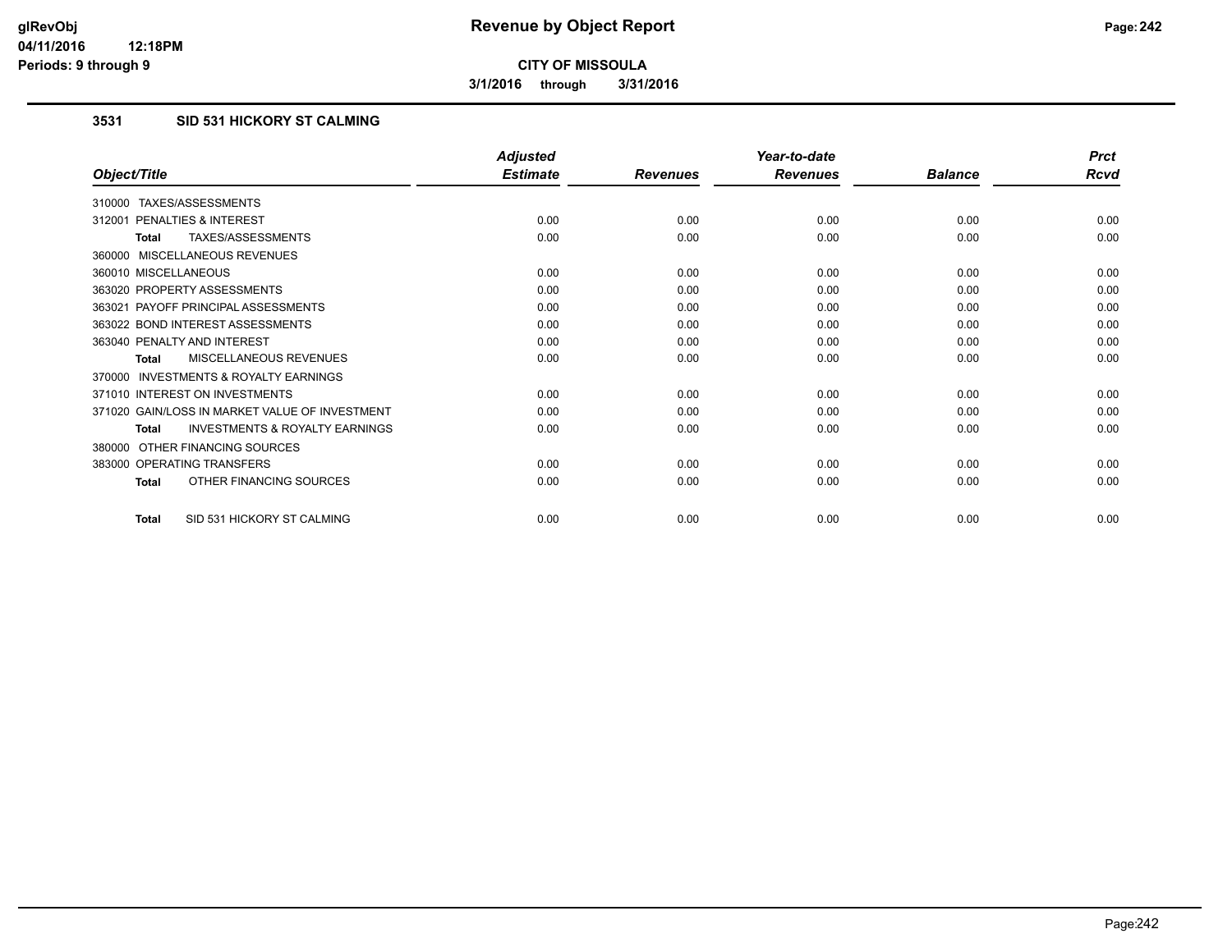**glRevObj**
**04/11/2016 12:18PM**
**Periods: 9 through 9**

# Revenue by Object Report

**CITY OF MISSOULA**

**3/1/2016 through 3/31/2016**

## 3531 SID 531 HICKORY ST CALMING

| Object/Title | Adjusted Estimate | Revenues | Year-to-date Revenues | Balance | Prct Rcvd |
|---|---|---|---|---|---|
| 310000 TAXES/ASSESSMENTS | | | | | |
| 312001 PENALTIES & INTEREST | 0.00 | 0.00 | 0.00 | 0.00 | 0.00 |
| **Total** TAXES/ASSESSMENTS | 0.00 | 0.00 | 0.00 | 0.00 | 0.00 |
| 360000 MISCELLANEOUS REVENUES | | | | | |
| 360010 MISCELLANEOUS | 0.00 | 0.00 | 0.00 | 0.00 | 0.00 |
| 363020 PROPERTY ASSESSMENTS | 0.00 | 0.00 | 0.00 | 0.00 | 0.00 |
| 363021 PAYOFF PRINCIPAL ASSESSMENTS | 0.00 | 0.00 | 0.00 | 0.00 | 0.00 |
| 363022 BOND INTEREST ASSESSMENTS | 0.00 | 0.00 | 0.00 | 0.00 | 0.00 |
| 363040 PENALTY AND INTEREST | 0.00 | 0.00 | 0.00 | 0.00 | 0.00 |
| **Total** MISCELLANEOUS REVENUES | 0.00 | 0.00 | 0.00 | 0.00 | 0.00 |
| 370000 INVESTMENTS & ROYALTY EARNINGS | | | | | |
| 371010 INTEREST ON INVESTMENTS | 0.00 | 0.00 | 0.00 | 0.00 | 0.00 |
| 371020 GAIN/LOSS IN MARKET VALUE OF INVESTMENT | 0.00 | 0.00 | 0.00 | 0.00 | 0.00 |
| **Total** INVESTMENTS & ROYALTY EARNINGS | 0.00 | 0.00 | 0.00 | 0.00 | 0.00 |
| 380000 OTHER FINANCING SOURCES | | | | | |
| 383000 OPERATING TRANSFERS | 0.00 | 0.00 | 0.00 | 0.00 | 0.00 |
| **Total** OTHER FINANCING SOURCES | 0.00 | 0.00 | 0.00 | 0.00 | 0.00 |
| **Total** SID 531 HICKORY ST CALMING | 0.00 | 0.00 | 0.00 | 0.00 | 0.00 |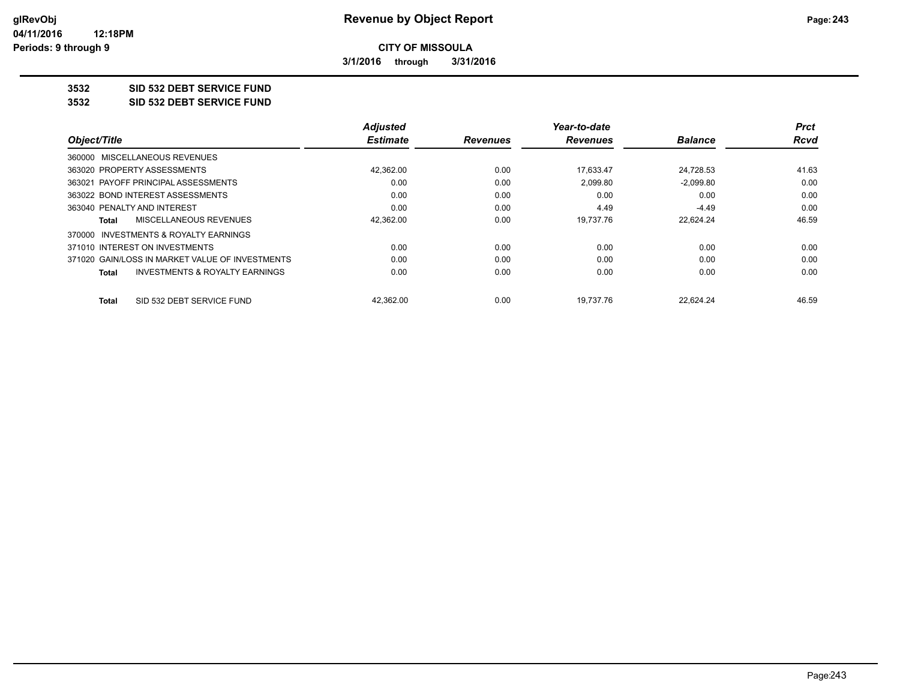**Revenue by Object Report**

**CITY OF MISSOULA**

**3/1/2016 through 3/31/2016**

**3532 SID 532 DEBT SERVICE FUND**

**3532 SID 532 DEBT SERVICE FUND**

| Object/Title | Adjusted Estimate | Revenues | Year-to-date Revenues | Balance | Prct Rcvd |
|---|---|---|---|---|---|
| 360000 MISCELLANEOUS REVENUES | | | | | |
| 363020 PROPERTY ASSESSMENTS | 42,362.00 | 0.00 | 17,633.47 | 24,728.53 | 41.63 |
| 363021 PAYOFF PRINCIPAL ASSESSMENTS | 0.00 | 0.00 | 2,099.80 | -2,099.80 | 0.00 |
| 363022 BOND INTEREST ASSESSMENTS | 0.00 | 0.00 | 0.00 | 0.00 | 0.00 |
| 363040 PENALTY AND INTEREST | 0.00 | 0.00 | 4.49 | -4.49 | 0.00 |
| **Total** MISCELLANEOUS REVENUES | 42,362.00 | 0.00 | 19,737.76 | 22,624.24 | 46.59 |
| 370000 INVESTMENTS & ROYALTY EARNINGS | | | | | |
| 371010 INTEREST ON INVESTMENTS | 0.00 | 0.00 | 0.00 | 0.00 | 0.00 |
| 371020 GAIN/LOSS IN MARKET VALUE OF INVESTMENTS | 0.00 | 0.00 | 0.00 | 0.00 | 0.00 |
| **Total** INVESTMENTS & ROYALTY EARNINGS | 0.00 | 0.00 | 0.00 | 0.00 | 0.00 |
| **Total** SID 532 DEBT SERVICE FUND | 42,362.00 | 0.00 | 19,737.76 | 22,624.24 | 46.59 |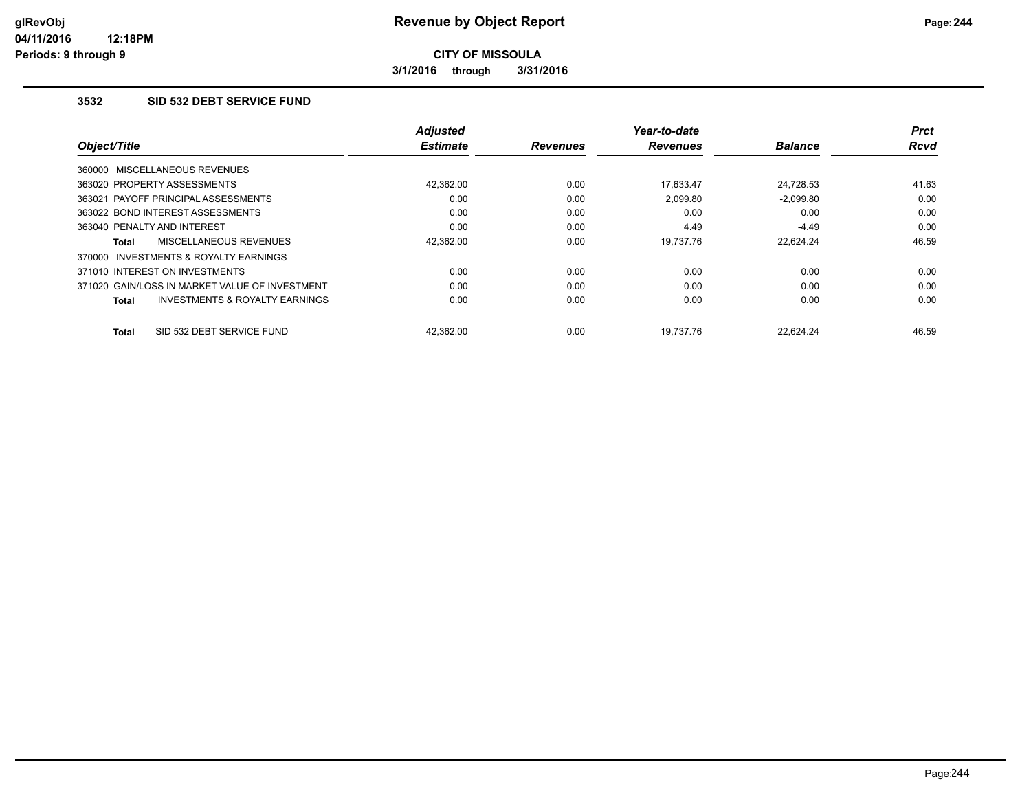# Revenue by Object Report

**CITY OF MISSOULA**

**3/1/2016 through 3/31/2016**

glRevObj
04/11/2016 12:18PM
Periods: 9 through 9

## 3532 SID 532 DEBT SERVICE FUND

| Object/Title | Adjusted Estimate | Revenues | Year-to-date Revenues | Balance | Prct Rcvd |
|---|---|---|---|---|---|
| 360000 MISCELLANEOUS REVENUES | | | | | |
| 363020 PROPERTY ASSESSMENTS | 42,362.00 | 0.00 | 17,633.47 | 24,728.53 | 41.63 |
| 363021 PAYOFF PRINCIPAL ASSESSMENTS | 0.00 | 0.00 | 2,099.80 | -2,099.80 | 0.00 |
| 363022 BOND INTEREST ASSESSMENTS | 0.00 | 0.00 | 0.00 | 0.00 | 0.00 |
| 363040 PENALTY AND INTEREST | 0.00 | 0.00 | 4.49 | -4.49 | 0.00 |
| **Total** MISCELLANEOUS REVENUES | 42,362.00 | 0.00 | 19,737.76 | 22,624.24 | 46.59 |
| 370000 INVESTMENTS & ROYALTY EARNINGS | | | | | |
| 371010 INTEREST ON INVESTMENTS | 0.00 | 0.00 | 0.00 | 0.00 | 0.00 |
| 371020 GAIN/LOSS IN MARKET VALUE OF INVESTMENT | 0.00 | 0.00 | 0.00 | 0.00 | 0.00 |
| **Total** INVESTMENTS & ROYALTY EARNINGS | 0.00 | 0.00 | 0.00 | 0.00 | 0.00 |
| **Total** SID 532 DEBT SERVICE FUND | 42,362.00 | 0.00 | 19,737.76 | 22,624.24 | 46.59 |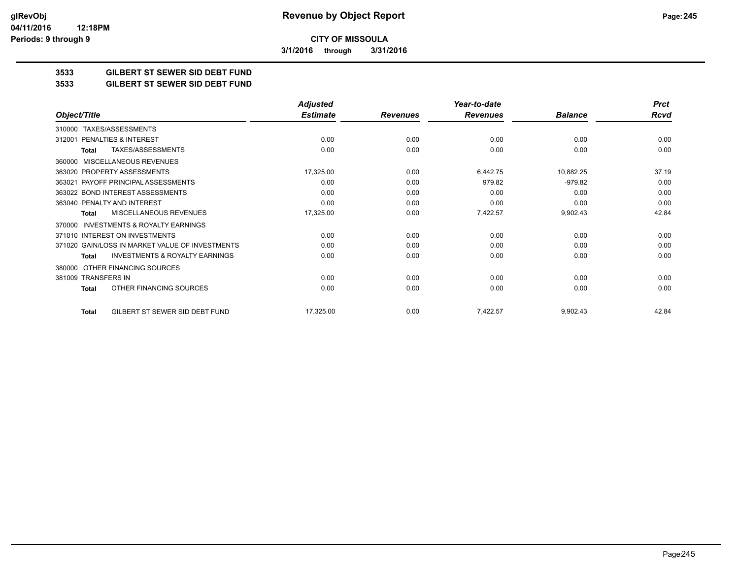**CITY OF MISSOULA**

**3/1/2016 through 3/31/2016**

# Revenue by Object Report

**3533 GILBERT ST SEWER SID DEBT FUND**

**3533 GILBERT ST SEWER SID DEBT FUND**

| Object/Title | Adjusted Estimate | Revenues | Year-to-date Revenues | Balance | Prct Rcvd |
|---|---|---|---|---|---|
| 310000 TAXES/ASSESSMENTS | | | | | |
| 312001 PENALTIES & INTEREST | 0.00 | 0.00 | 0.00 | 0.00 | 0.00 |
| **Total** TAXES/ASSESSMENTS | 0.00 | 0.00 | 0.00 | 0.00 | 0.00 |
| 360000 MISCELLANEOUS REVENUES | | | | | |
| 363020 PROPERTY ASSESSMENTS | 17,325.00 | 0.00 | 6,442.75 | 10,882.25 | 37.19 |
| 363021 PAYOFF PRINCIPAL ASSESSMENTS | 0.00 | 0.00 | 979.82 | -979.82 | 0.00 |
| 363022 BOND INTEREST ASSESSMENTS | 0.00 | 0.00 | 0.00 | 0.00 | 0.00 |
| 363040 PENALTY AND INTEREST | 0.00 | 0.00 | 0.00 | 0.00 | 0.00 |
| **Total** MISCELLANEOUS REVENUES | 17,325.00 | 0.00 | 7,422.57 | 9,902.43 | 42.84 |
| 370000 INVESTMENTS & ROYALTY EARNINGS | | | | | |
| 371010 INTEREST ON INVESTMENTS | 0.00 | 0.00 | 0.00 | 0.00 | 0.00 |
| 371020 GAIN/LOSS IN MARKET VALUE OF INVESTMENTS | 0.00 | 0.00 | 0.00 | 0.00 | 0.00 |
| **Total** INVESTMENTS & ROYALTY EARNINGS | 0.00 | 0.00 | 0.00 | 0.00 | 0.00 |
| 380000 OTHER FINANCING SOURCES | | | | | |
| 381009 TRANSFERS IN | 0.00 | 0.00 | 0.00 | 0.00 | 0.00 |
| **Total** OTHER FINANCING SOURCES | 0.00 | 0.00 | 0.00 | 0.00 | 0.00 |
| **Total** GILBERT ST SEWER SID DEBT FUND | 17,325.00 | 0.00 | 7,422.57 | 9,902.43 | 42.84 |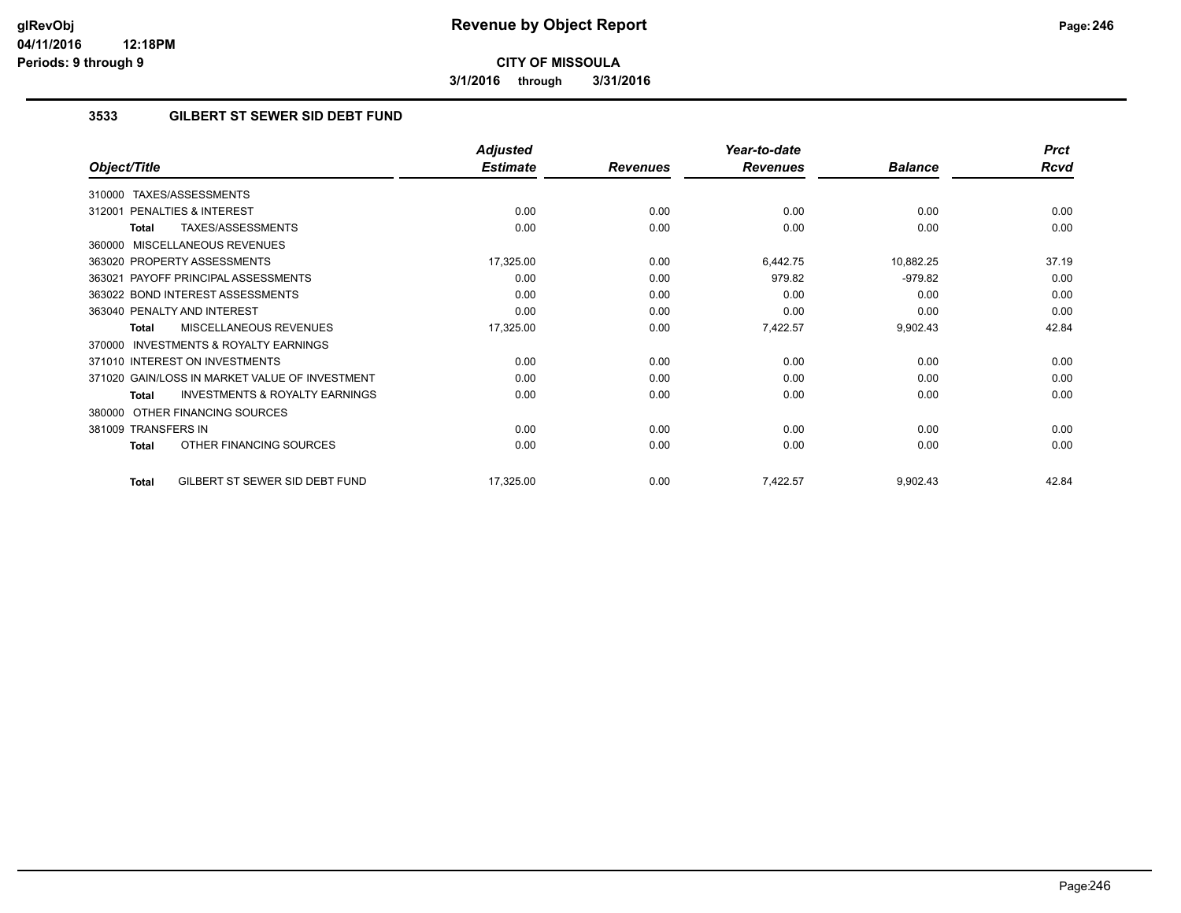**CITY OF MISSOULA**

**3/1/2016 through 3/31/2016**

### 3533 GILBERT ST SEWER SID DEBT FUND

| Object/Title | Adjusted Estimate | Revenues | Year-to-date Revenues | Balance | Prct Rcvd |
|---|---|---|---|---|---|
| 310000 TAXES/ASSESSMENTS | | | | | |
| 312001 PENALTIES & INTEREST | 0.00 | 0.00 | 0.00 | 0.00 | 0.00 |
| **Total** TAXES/ASSESSMENTS | 0.00 | 0.00 | 0.00 | 0.00 | 0.00 |
| 360000 MISCELLANEOUS REVENUES | | | | | |
| 363020 PROPERTY ASSESSMENTS | 17,325.00 | 0.00 | 6,442.75 | 10,882.25 | 37.19 |
| 363021 PAYOFF PRINCIPAL ASSESSMENTS | 0.00 | 0.00 | 979.82 | -979.82 | 0.00 |
| 363022 BOND INTEREST ASSESSMENTS | 0.00 | 0.00 | 0.00 | 0.00 | 0.00 |
| 363040 PENALTY AND INTEREST | 0.00 | 0.00 | 0.00 | 0.00 | 0.00 |
| **Total** MISCELLANEOUS REVENUES | 17,325.00 | 0.00 | 7,422.57 | 9,902.43 | 42.84 |
| 370000 INVESTMENTS & ROYALTY EARNINGS | | | | | |
| 371010 INTEREST ON INVESTMENTS | 0.00 | 0.00 | 0.00 | 0.00 | 0.00 |
| 371020 GAIN/LOSS IN MARKET VALUE OF INVESTMENT | 0.00 | 0.00 | 0.00 | 0.00 | 0.00 |
| **Total** INVESTMENTS & ROYALTY EARNINGS | 0.00 | 0.00 | 0.00 | 0.00 | 0.00 |
| 380000 OTHER FINANCING SOURCES | | | | | |
| 381009 TRANSFERS IN | 0.00 | 0.00 | 0.00 | 0.00 | 0.00 |
| **Total** OTHER FINANCING SOURCES | 0.00 | 0.00 | 0.00 | 0.00 | 0.00 |
| **Total** GILBERT ST SEWER SID DEBT FUND | 17,325.00 | 0.00 | 7,422.57 | 9,902.43 | 42.84 |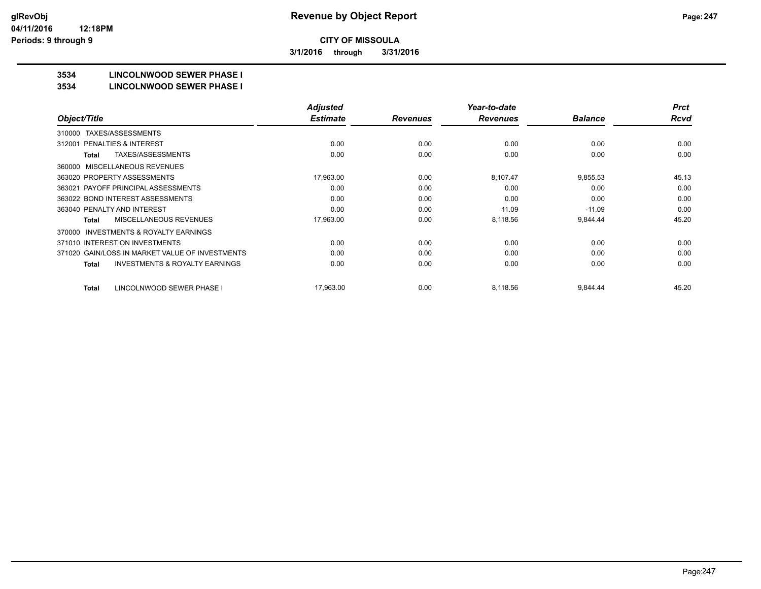**glRevObj**
**04/11/2016 12:18PM**
**Periods: 9 through 9**

# Revenue by Object Report

**CITY OF MISSOULA**

**3/1/2016 through 3/31/2016**

## 3534 LINCOLNWOOD SEWER PHASE I
## 3534 LINCOLNWOOD SEWER PHASE I

| Object/Title | Adjusted Estimate | Revenues | Year-to-date Revenues | Balance | Prct Rcvd |
|---|---|---|---|---|---|
| 310000 TAXES/ASSESSMENTS | | | | | |
| 312001 PENALTIES & INTEREST | 0.00 | 0.00 | 0.00 | 0.00 | 0.00 |
| **Total** TAXES/ASSESSMENTS | 0.00 | 0.00 | 0.00 | 0.00 | 0.00 |
| 360000 MISCELLANEOUS REVENUES | | | | | |
| 363020 PROPERTY ASSESSMENTS | 17,963.00 | 0.00 | 8,107.47 | 9,855.53 | 45.13 |
| 363021 PAYOFF PRINCIPAL ASSESSMENTS | 0.00 | 0.00 | 0.00 | 0.00 | 0.00 |
| 363022 BOND INTEREST ASSESSMENTS | 0.00 | 0.00 | 0.00 | 0.00 | 0.00 |
| 363040 PENALTY AND INTEREST | 0.00 | 0.00 | 11.09 | -11.09 | 0.00 |
| **Total** MISCELLANEOUS REVENUES | 17,963.00 | 0.00 | 8,118.56 | 9,844.44 | 45.20 |
| 370000 INVESTMENTS & ROYALTY EARNINGS | | | | | |
| 371010 INTEREST ON INVESTMENTS | 0.00 | 0.00 | 0.00 | 0.00 | 0.00 |
| 371020 GAIN/LOSS IN MARKET VALUE OF INVESTMENTS | 0.00 | 0.00 | 0.00 | 0.00 | 0.00 |
| **Total** INVESTMENTS & ROYALTY EARNINGS | 0.00 | 0.00 | 0.00 | 0.00 | 0.00 |
| **Total** LINCOLNWOOD SEWER PHASE I | 17,963.00 | 0.00 | 8,118.56 | 9,844.44 | 45.20 |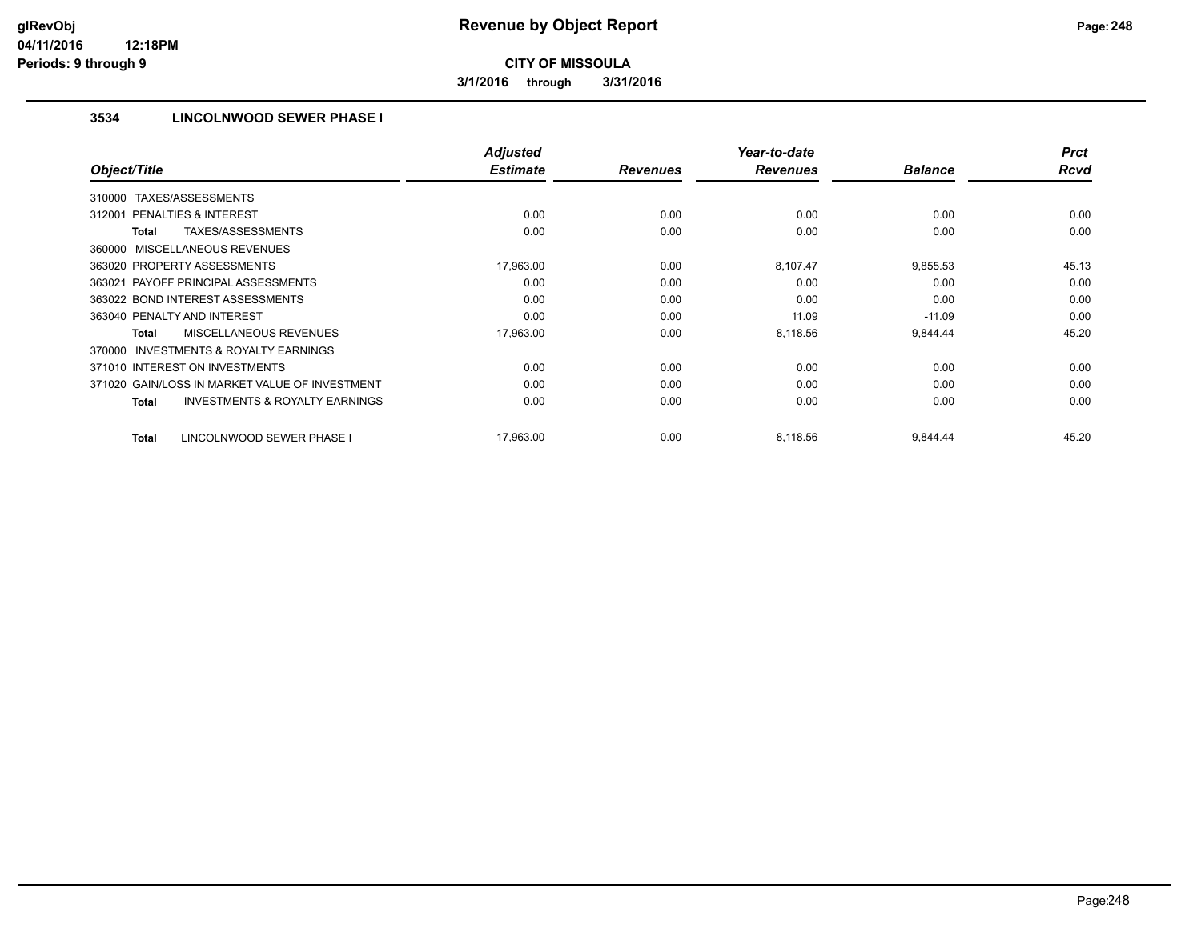# Revenue by Object Report

**CITY OF MISSOULA**

**3/1/2016 through 3/31/2016**

glRevObj
04/11/2016 12:18PM
Periods: 9 through 9

## 3534 LINCOLNWOOD SEWER PHASE I

| Object/Title | Adjusted Estimate | Revenues | Year-to-date Revenues | Balance | Prct Rcvd |
|---|---|---|---|---|---|
| 310000 TAXES/ASSESSMENTS | | | | | |
| 312001 PENALTIES & INTEREST | 0.00 | 0.00 | 0.00 | 0.00 | 0.00 |
| **Total** TAXES/ASSESSMENTS | 0.00 | 0.00 | 0.00 | 0.00 | 0.00 |
| 360000 MISCELLANEOUS REVENUES | | | | | |
| 363020 PROPERTY ASSESSMENTS | 17,963.00 | 0.00 | 8,107.47 | 9,855.53 | 45.13 |
| 363021 PAYOFF PRINCIPAL ASSESSMENTS | 0.00 | 0.00 | 0.00 | 0.00 | 0.00 |
| 363022 BOND INTEREST ASSESSMENTS | 0.00 | 0.00 | 0.00 | 0.00 | 0.00 |
| 363040 PENALTY AND INTEREST | 0.00 | 0.00 | 11.09 | -11.09 | 0.00 |
| **Total** MISCELLANEOUS REVENUES | 17,963.00 | 0.00 | 8,118.56 | 9,844.44 | 45.20 |
| 370000 INVESTMENTS & ROYALTY EARNINGS | | | | | |
| 371010 INTEREST ON INVESTMENTS | 0.00 | 0.00 | 0.00 | 0.00 | 0.00 |
| 371020 GAIN/LOSS IN MARKET VALUE OF INVESTMENT | 0.00 | 0.00 | 0.00 | 0.00 | 0.00 |
| **Total** INVESTMENTS & ROYALTY EARNINGS | 0.00 | 0.00 | 0.00 | 0.00 | 0.00 |
| **Total** LINCOLNWOOD SEWER PHASE I | 17,963.00 | 0.00 | 8,118.56 | 9,844.44 | 45.20 |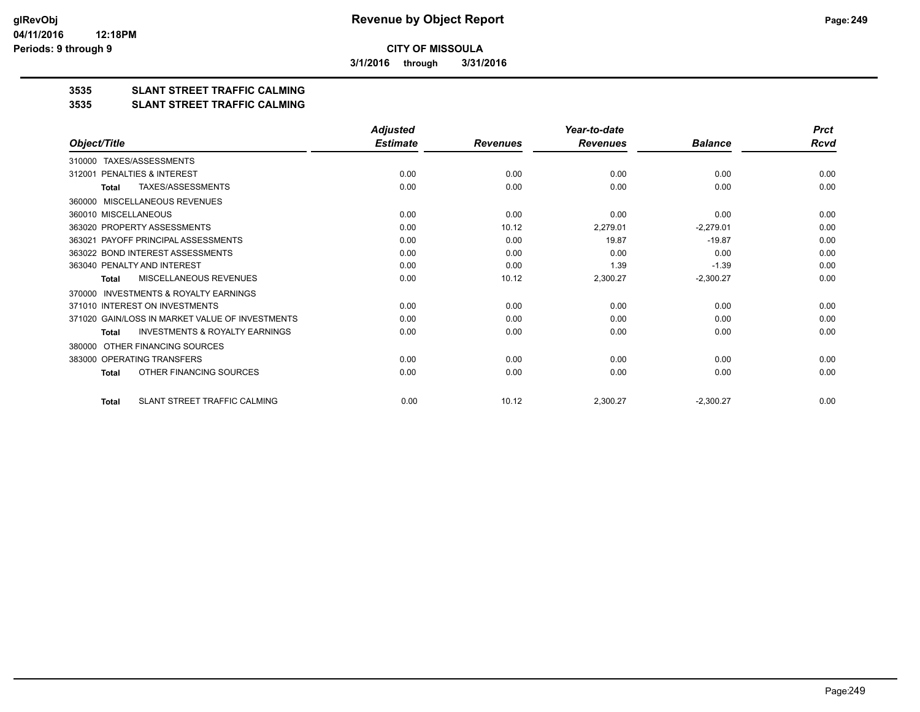**CITY OF MISSOULA**

**3/1/2016 through 3/31/2016**

## 3535 SLANT STREET TRAFFIC CALMING

## 3535 SLANT STREET TRAFFIC CALMING

| Object/Title | Adjusted Estimate | Revenues | Year-to-date Revenues | Balance | Prct Rcvd |
|---|---|---|---|---|---|
| 310000 TAXES/ASSESSMENTS | | | | | |
| 312001 PENALTIES & INTEREST | 0.00 | 0.00 | 0.00 | 0.00 | 0.00 |
| **Total** TAXES/ASSESSMENTS | 0.00 | 0.00 | 0.00 | 0.00 | 0.00 |
| 360000 MISCELLANEOUS REVENUES | | | | | |
| 360010 MISCELLANEOUS | 0.00 | 0.00 | 0.00 | 0.00 | 0.00 |
| 363020 PROPERTY ASSESSMENTS | 0.00 | 10.12 | 2,279.01 | -2,279.01 | 0.00 |
| 363021 PAYOFF PRINCIPAL ASSESSMENTS | 0.00 | 0.00 | 19.87 | -19.87 | 0.00 |
| 363022 BOND INTEREST ASSESSMENTS | 0.00 | 0.00 | 0.00 | 0.00 | 0.00 |
| 363040 PENALTY AND INTEREST | 0.00 | 0.00 | 1.39 | -1.39 | 0.00 |
| **Total** MISCELLANEOUS REVENUES | 0.00 | 10.12 | 2,300.27 | -2,300.27 | 0.00 |
| 370000 INVESTMENTS & ROYALTY EARNINGS | | | | | |
| 371010 INTEREST ON INVESTMENTS | 0.00 | 0.00 | 0.00 | 0.00 | 0.00 |
| 371020 GAIN/LOSS IN MARKET VALUE OF INVESTMENTS | 0.00 | 0.00 | 0.00 | 0.00 | 0.00 |
| **Total** INVESTMENTS & ROYALTY EARNINGS | 0.00 | 0.00 | 0.00 | 0.00 | 0.00 |
| 380000 OTHER FINANCING SOURCES | | | | | |
| 383000 OPERATING TRANSFERS | 0.00 | 0.00 | 0.00 | 0.00 | 0.00 |
| **Total** OTHER FINANCING SOURCES | 0.00 | 0.00 | 0.00 | 0.00 | 0.00 |
| **Total** SLANT STREET TRAFFIC CALMING | 0.00 | 10.12 | 2,300.27 | -2,300.27 | 0.00 |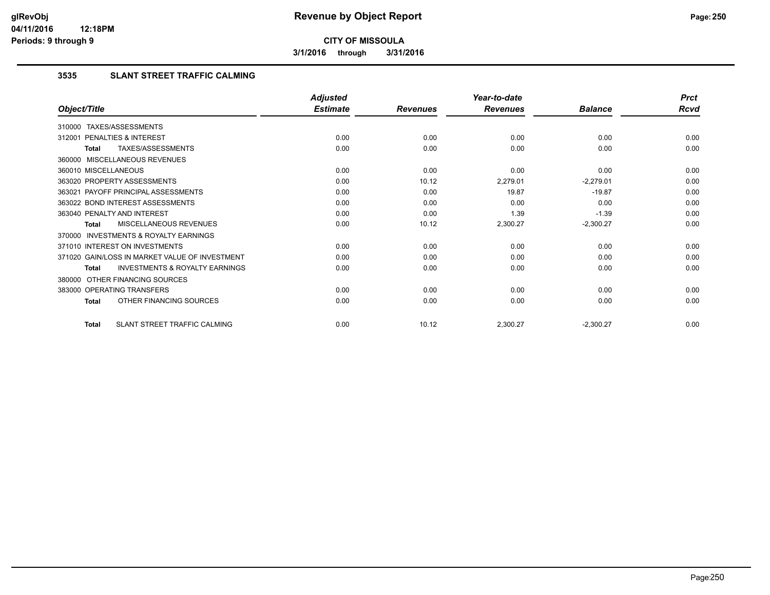**CITY OF MISSOULA**

**3/1/2016 through 3/31/2016**

### 3535 SLANT STREET TRAFFIC CALMING

| Object/Title | Adjusted Estimate | Revenues | Year-to-date Revenues | Balance | Prct Rcvd |
|---|---|---|---|---|---|
| 310000 TAXES/ASSESSMENTS | | | | | |
| 312001 PENALTIES & INTEREST | 0.00 | 0.00 | 0.00 | 0.00 | 0.00 |
| **Total** TAXES/ASSESSMENTS | 0.00 | 0.00 | 0.00 | 0.00 | 0.00 |
| 360000 MISCELLANEOUS REVENUES | | | | | |
| 360010 MISCELLANEOUS | 0.00 | 0.00 | 0.00 | 0.00 | 0.00 |
| 363020 PROPERTY ASSESSMENTS | 0.00 | 10.12 | 2,279.01 | -2,279.01 | 0.00 |
| 363021 PAYOFF PRINCIPAL ASSESSMENTS | 0.00 | 0.00 | 19.87 | -19.87 | 0.00 |
| 363022 BOND INTEREST ASSESSMENTS | 0.00 | 0.00 | 0.00 | 0.00 | 0.00 |
| 363040 PENALTY AND INTEREST | 0.00 | 0.00 | 1.39 | -1.39 | 0.00 |
| **Total** MISCELLANEOUS REVENUES | 0.00 | 10.12 | 2,300.27 | -2,300.27 | 0.00 |
| 370000 INVESTMENTS & ROYALTY EARNINGS | | | | | |
| 371010 INTEREST ON INVESTMENTS | 0.00 | 0.00 | 0.00 | 0.00 | 0.00 |
| 371020 GAIN/LOSS IN MARKET VALUE OF INVESTMENT | 0.00 | 0.00 | 0.00 | 0.00 | 0.00 |
| **Total** INVESTMENTS & ROYALTY EARNINGS | 0.00 | 0.00 | 0.00 | 0.00 | 0.00 |
| 380000 OTHER FINANCING SOURCES | | | | | |
| 383000 OPERATING TRANSFERS | 0.00 | 0.00 | 0.00 | 0.00 | 0.00 |
| **Total** OTHER FINANCING SOURCES | 0.00 | 0.00 | 0.00 | 0.00 | 0.00 |
| **Total** SLANT STREET TRAFFIC CALMING | 0.00 | 10.12 | 2,300.27 | -2,300.27 | 0.00 |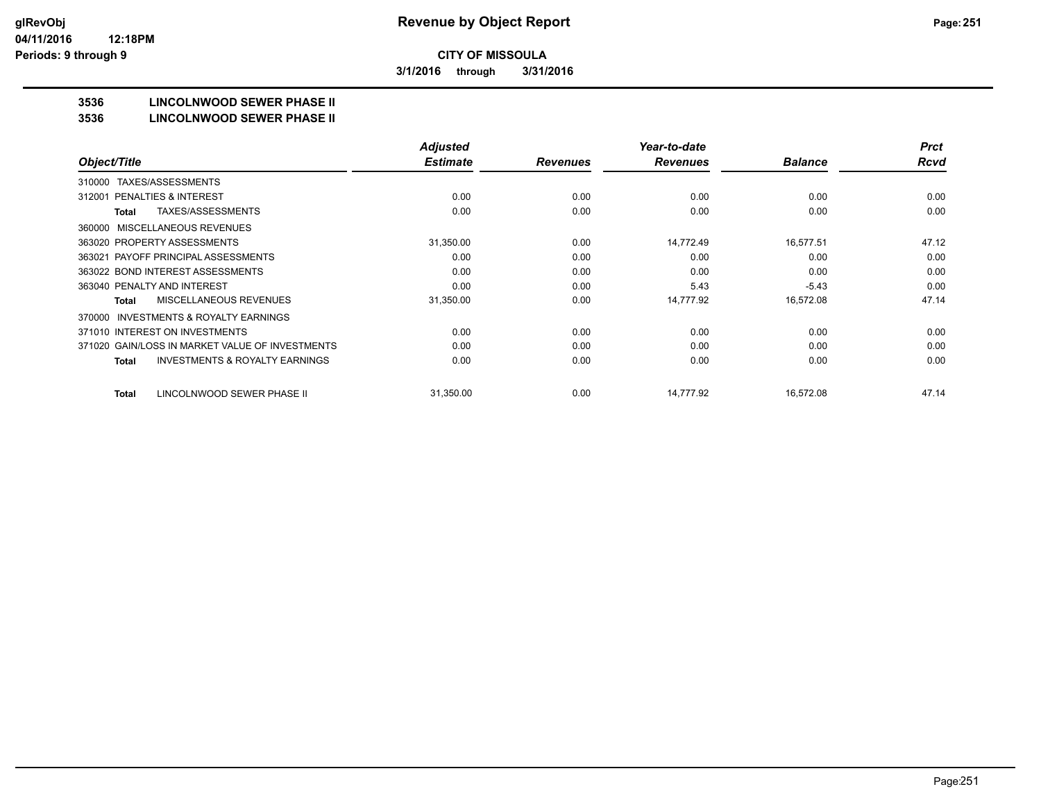# Revenue by Object Report

**CITY OF MISSOULA**

**3/1/2016 through 3/31/2016**

glRevObj
04/11/2016 12:18PM
Periods: 9 through 9

## 3536 LINCOLNWOOD SEWER PHASE II
## 3536 LINCOLNWOOD SEWER PHASE II

| Object/Title | Adjusted Estimate | Revenues | Year-to-date Revenues | Balance | Prct Rcvd |
|---|---|---|---|---|---|
| 310000 TAXES/ASSESSMENTS | | | | | |
| 312001 PENALTIES & INTEREST | 0.00 | 0.00 | 0.00 | 0.00 | 0.00 |
| **Total** TAXES/ASSESSMENTS | 0.00 | 0.00 | 0.00 | 0.00 | 0.00 |
| 360000 MISCELLANEOUS REVENUES | | | | | |
| 363020 PROPERTY ASSESSMENTS | 31,350.00 | 0.00 | 14,772.49 | 16,577.51 | 47.12 |
| 363021 PAYOFF PRINCIPAL ASSESSMENTS | 0.00 | 0.00 | 0.00 | 0.00 | 0.00 |
| 363022 BOND INTEREST ASSESSMENTS | 0.00 | 0.00 | 0.00 | 0.00 | 0.00 |
| 363040 PENALTY AND INTEREST | 0.00 | 0.00 | 5.43 | -5.43 | 0.00 |
| **Total** MISCELLANEOUS REVENUES | 31,350.00 | 0.00 | 14,777.92 | 16,572.08 | 47.14 |
| 370000 INVESTMENTS & ROYALTY EARNINGS | | | | | |
| 371010 INTEREST ON INVESTMENTS | 0.00 | 0.00 | 0.00 | 0.00 | 0.00 |
| 371020 GAIN/LOSS IN MARKET VALUE OF INVESTMENTS | 0.00 | 0.00 | 0.00 | 0.00 | 0.00 |
| **Total** INVESTMENTS & ROYALTY EARNINGS | 0.00 | 0.00 | 0.00 | 0.00 | 0.00 |
| **Total** LINCOLNWOOD SEWER PHASE II | 31,350.00 | 0.00 | 14,777.92 | 16,572.08 | 47.14 |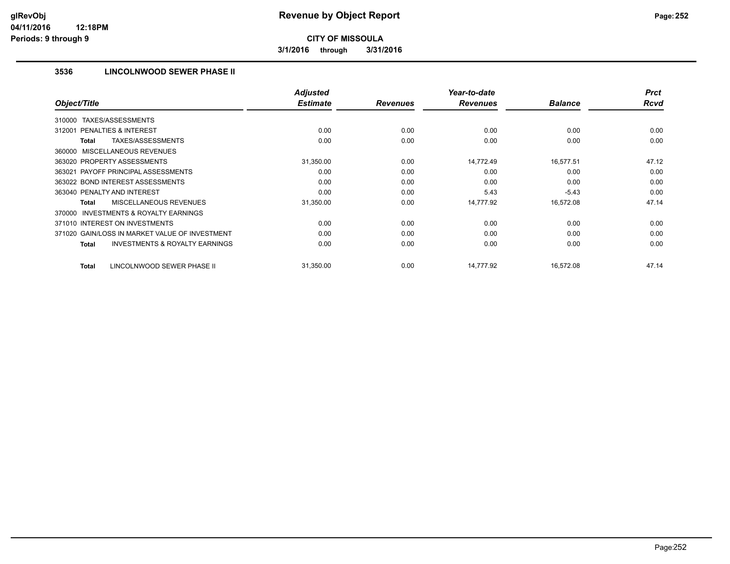# Revenue by Object Report

**CITY OF MISSOULA**

**3/1/2016 through 3/31/2016**

glRevObj
04/11/2016 12:18PM
Periods: 9 through 9

### 3536 LINCOLNWOOD SEWER PHASE II

| Object/Title | Adjusted Estimate | Revenues | Year-to-date Revenues | Balance | Prct Rcvd |
|---|---|---|---|---|---|
| 310000 TAXES/ASSESSMENTS | | | | | |
| 312001 PENALTIES & INTEREST | 0.00 | 0.00 | 0.00 | 0.00 | 0.00 |
| **Total** TAXES/ASSESSMENTS | 0.00 | 0.00 | 0.00 | 0.00 | 0.00 |
| 360000 MISCELLANEOUS REVENUES | | | | | |
| 363020 PROPERTY ASSESSMENTS | 31,350.00 | 0.00 | 14,772.49 | 16,577.51 | 47.12 |
| 363021 PAYOFF PRINCIPAL ASSESSMENTS | 0.00 | 0.00 | 0.00 | 0.00 | 0.00 |
| 363022 BOND INTEREST ASSESSMENTS | 0.00 | 0.00 | 0.00 | 0.00 | 0.00 |
| 363040 PENALTY AND INTEREST | 0.00 | 0.00 | 5.43 | -5.43 | 0.00 |
| **Total** MISCELLANEOUS REVENUES | 31,350.00 | 0.00 | 14,777.92 | 16,572.08 | 47.14 |
| 370000 INVESTMENTS & ROYALTY EARNINGS | | | | | |
| 371010 INTEREST ON INVESTMENTS | 0.00 | 0.00 | 0.00 | 0.00 | 0.00 |
| 371020 GAIN/LOSS IN MARKET VALUE OF INVESTMENT | 0.00 | 0.00 | 0.00 | 0.00 | 0.00 |
| **Total** INVESTMENTS & ROYALTY EARNINGS | 0.00 | 0.00 | 0.00 | 0.00 | 0.00 |
| **Total** LINCOLNWOOD SEWER PHASE II | 31,350.00 | 0.00 | 14,777.92 | 16,572.08 | 47.14 |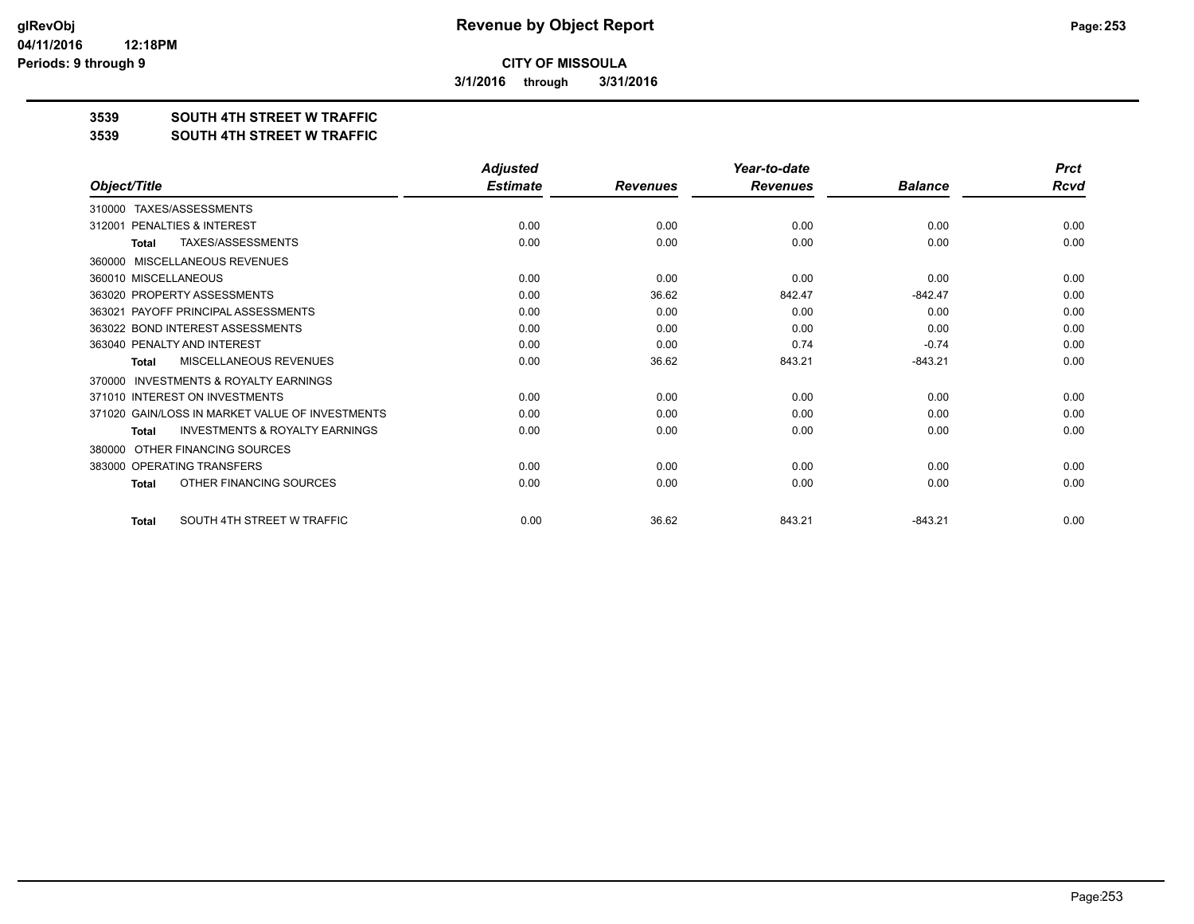# CITY OF MISSOULA

**3/1/2016 through 3/31/2016**

## 3539 SOUTH 4TH STREET W TRAFFIC

## 3539 SOUTH 4TH STREET W TRAFFIC

| Object/Title | Adjusted Estimate | Revenues | Year-to-date Revenues | Balance | Prct Rcvd |
|---|---|---|---|---|---|
| 310000 TAXES/ASSESSMENTS | | | | | |
| 312001 PENALTIES & INTEREST | 0.00 | 0.00 | 0.00 | 0.00 | 0.00 |
| **Total** TAXES/ASSESSMENTS | 0.00 | 0.00 | 0.00 | 0.00 | 0.00 |
| 360000 MISCELLANEOUS REVENUES | | | | | |
| 360010 MISCELLANEOUS | 0.00 | 0.00 | 0.00 | 0.00 | 0.00 |
| 363020 PROPERTY ASSESSMENTS | 0.00 | 36.62 | 842.47 | -842.47 | 0.00 |
| 363021 PAYOFF PRINCIPAL ASSESSMENTS | 0.00 | 0.00 | 0.00 | 0.00 | 0.00 |
| 363022 BOND INTEREST ASSESSMENTS | 0.00 | 0.00 | 0.00 | 0.00 | 0.00 |
| 363040 PENALTY AND INTEREST | 0.00 | 0.00 | 0.74 | -0.74 | 0.00 |
| **Total** MISCELLANEOUS REVENUES | 0.00 | 36.62 | 843.21 | -843.21 | 0.00 |
| 370000 INVESTMENTS & ROYALTY EARNINGS | | | | | |
| 371010 INTEREST ON INVESTMENTS | 0.00 | 0.00 | 0.00 | 0.00 | 0.00 |
| 371020 GAIN/LOSS IN MARKET VALUE OF INVESTMENTS | 0.00 | 0.00 | 0.00 | 0.00 | 0.00 |
| **Total** INVESTMENTS & ROYALTY EARNINGS | 0.00 | 0.00 | 0.00 | 0.00 | 0.00 |
| 380000 OTHER FINANCING SOURCES | | | | | |
| 383000 OPERATING TRANSFERS | 0.00 | 0.00 | 0.00 | 0.00 | 0.00 |
| **Total** OTHER FINANCING SOURCES | 0.00 | 0.00 | 0.00 | 0.00 | 0.00 |
| **Total** SOUTH 4TH STREET W TRAFFIC | 0.00 | 36.62 | 843.21 | -843.21 | 0.00 |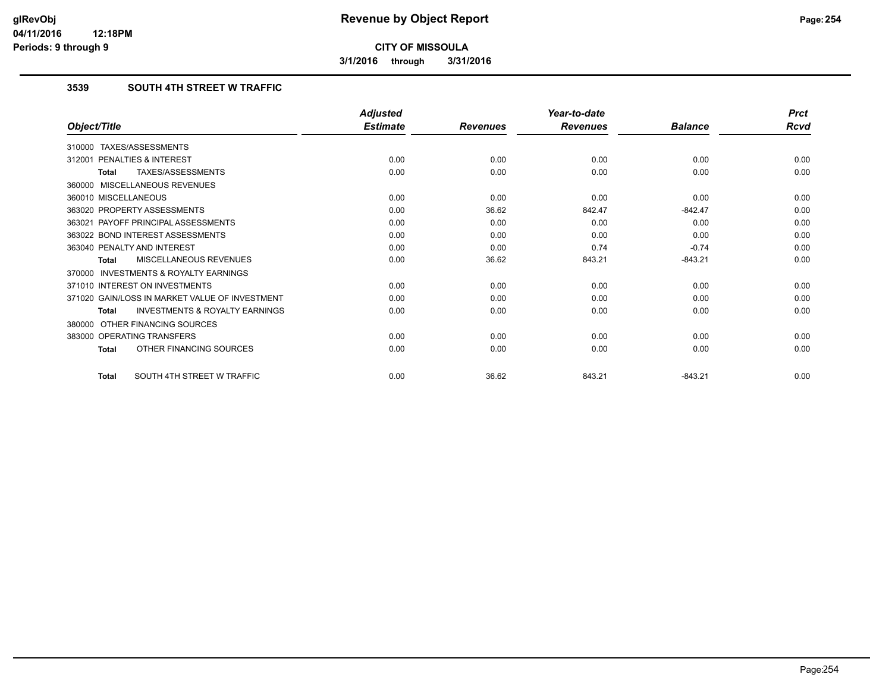**CITY OF MISSOULA**

**3/1/2016 through 3/31/2016**

### 3539 SOUTH 4TH STREET W TRAFFIC

| Object/Title | Adjusted Estimate | Revenues | Year-to-date Revenues | Balance | Prct Rcvd |
|---|---|---|---|---|---|
| 310000 TAXES/ASSESSMENTS | | | | | |
| 312001 PENALTIES & INTEREST | 0.00 | 0.00 | 0.00 | 0.00 | 0.00 |
| **Total** TAXES/ASSESSMENTS | 0.00 | 0.00 | 0.00 | 0.00 | 0.00 |
| 360000 MISCELLANEOUS REVENUES | | | | | |
| 360010 MISCELLANEOUS | 0.00 | 0.00 | 0.00 | 0.00 | 0.00 |
| 363020 PROPERTY ASSESSMENTS | 0.00 | 36.62 | 842.47 | -842.47 | 0.00 |
| 363021 PAYOFF PRINCIPAL ASSESSMENTS | 0.00 | 0.00 | 0.00 | 0.00 | 0.00 |
| 363022 BOND INTEREST ASSESSMENTS | 0.00 | 0.00 | 0.00 | 0.00 | 0.00 |
| 363040 PENALTY AND INTEREST | 0.00 | 0.00 | 0.74 | -0.74 | 0.00 |
| **Total** MISCELLANEOUS REVENUES | 0.00 | 36.62 | 843.21 | -843.21 | 0.00 |
| 370000 INVESTMENTS & ROYALTY EARNINGS | | | | | |
| 371010 INTEREST ON INVESTMENTS | 0.00 | 0.00 | 0.00 | 0.00 | 0.00 |
| 371020 GAIN/LOSS IN MARKET VALUE OF INVESTMENT | 0.00 | 0.00 | 0.00 | 0.00 | 0.00 |
| **Total** INVESTMENTS & ROYALTY EARNINGS | 0.00 | 0.00 | 0.00 | 0.00 | 0.00 |
| 380000 OTHER FINANCING SOURCES | | | | | |
| 383000 OPERATING TRANSFERS | 0.00 | 0.00 | 0.00 | 0.00 | 0.00 |
| **Total** OTHER FINANCING SOURCES | 0.00 | 0.00 | 0.00 | 0.00 | 0.00 |
| **Total** SOUTH 4TH STREET W TRAFFIC | 0.00 | 36.62 | 843.21 | -843.21 | 0.00 |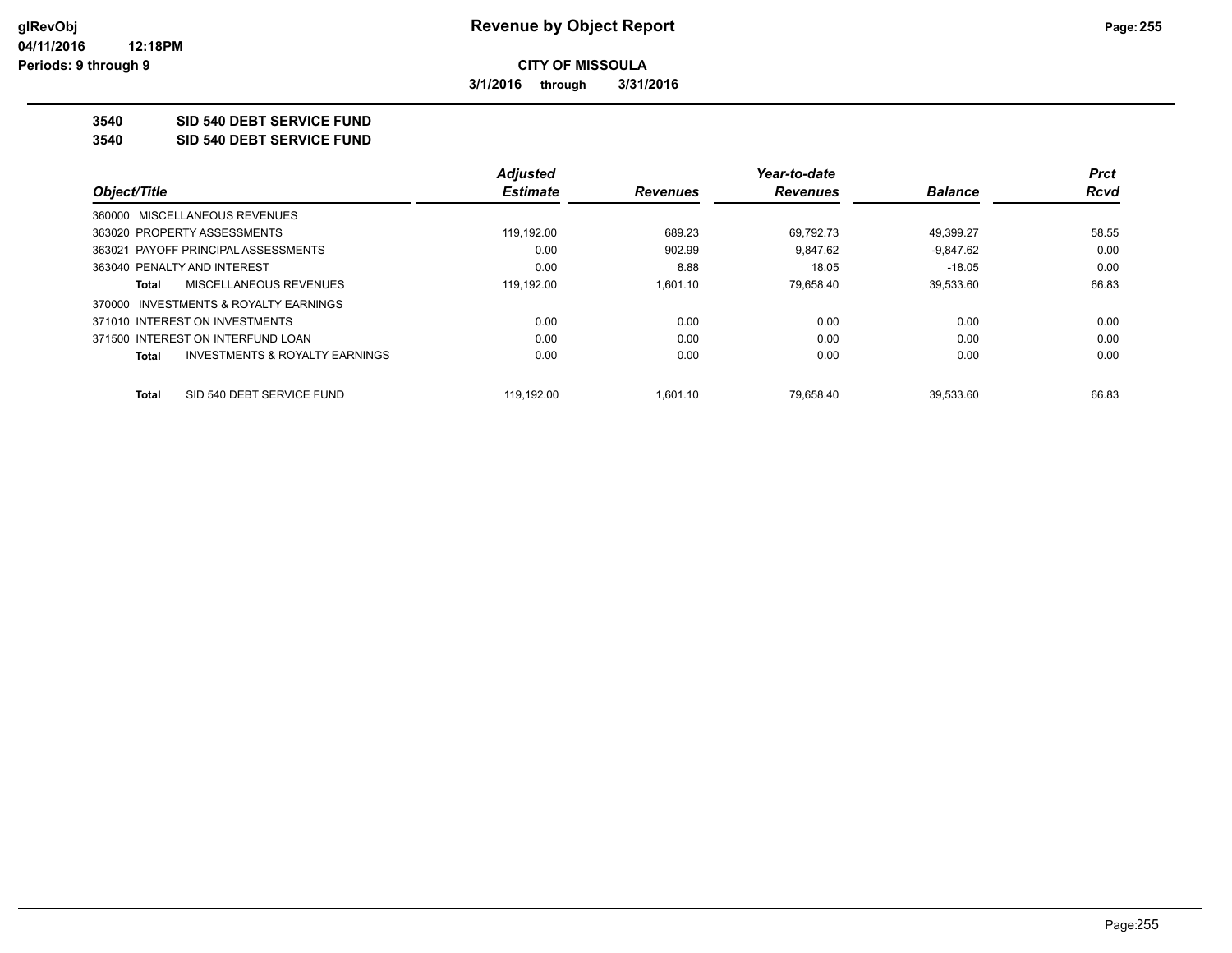**CITY OF MISSOULA**

**3/1/2016 through 3/31/2016**

**3540 SID 540 DEBT SERVICE FUND**

**3540 SID 540 DEBT SERVICE FUND**

| Object/Title | Adjusted Estimate | Revenues | Year-to-date Revenues | Balance | Prct Rcvd |
|---|---|---|---|---|---|
| 360000 MISCELLANEOUS REVENUES | | | | | |
| 363020 PROPERTY ASSESSMENTS | 119,192.00 | 689.23 | 69,792.73 | 49,399.27 | 58.55 |
| 363021 PAYOFF PRINCIPAL ASSESSMENTS | 0.00 | 902.99 | 9,847.62 | -9,847.62 | 0.00 |
| 363040 PENALTY AND INTEREST | 0.00 | 8.88 | 18.05 | -18.05 | 0.00 |
| **Total** MISCELLANEOUS REVENUES | 119,192.00 | 1,601.10 | 79,658.40 | 39,533.60 | 66.83 |
| 370000 INVESTMENTS & ROYALTY EARNINGS | | | | | |
| 371010 INTEREST ON INVESTMENTS | 0.00 | 0.00 | 0.00 | 0.00 | 0.00 |
| 371500 INTEREST ON INTERFUND LOAN | 0.00 | 0.00 | 0.00 | 0.00 | 0.00 |
| **Total** INVESTMENTS & ROYALTY EARNINGS | 0.00 | 0.00 | 0.00 | 0.00 | 0.00 |
| **Total** SID 540 DEBT SERVICE FUND | 119,192.00 | 1,601.10 | 79,658.40 | 39,533.60 | 66.83 |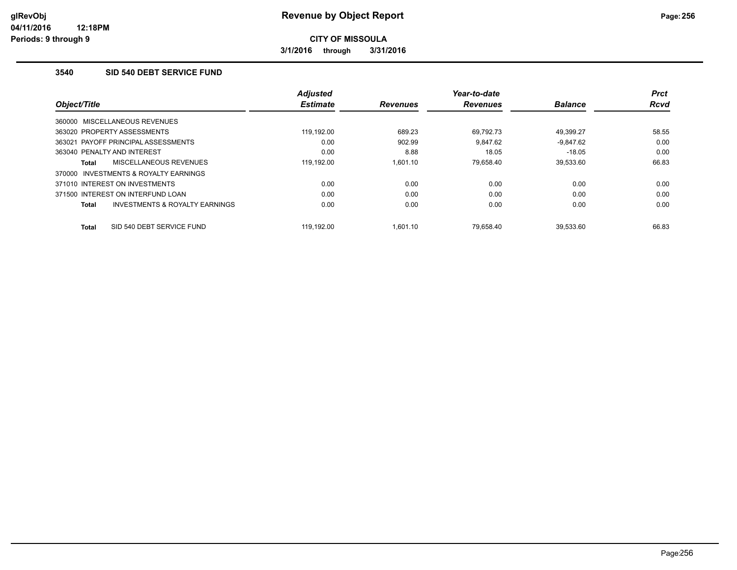# Revenue by Object Report

**CITY OF MISSOULA**

**3/1/2016 through 3/31/2016**

### 3540 SID 540 DEBT SERVICE FUND

| Object/Title | Adjusted Estimate | Revenues | Year-to-date Revenues | Balance | Prct Rcvd |
|---|---|---|---|---|---|
| 360000 MISCELLANEOUS REVENUES | | | | | |
| 363020 PROPERTY ASSESSMENTS | 119,192.00 | 689.23 | 69,792.73 | 49,399.27 | 58.55 |
| 363021 PAYOFF PRINCIPAL ASSESSMENTS | 0.00 | 902.99 | 9,847.62 | -9,847.62 | 0.00 |
| 363040 PENALTY AND INTEREST | 0.00 | 8.88 | 18.05 | -18.05 | 0.00 |
| **Total** MISCELLANEOUS REVENUES | 119,192.00 | 1,601.10 | 79,658.40 | 39,533.60 | 66.83 |
| 370000 INVESTMENTS & ROYALTY EARNINGS | | | | | |
| 371010 INTEREST ON INVESTMENTS | 0.00 | 0.00 | 0.00 | 0.00 | 0.00 |
| 371500 INTEREST ON INTERFUND LOAN | 0.00 | 0.00 | 0.00 | 0.00 | 0.00 |
| **Total** INVESTMENTS & ROYALTY EARNINGS | 0.00 | 0.00 | 0.00 | 0.00 | 0.00 |
| **Total** SID 540 DEBT SERVICE FUND | 119,192.00 | 1,601.10 | 79,658.40 | 39,533.60 | 66.83 |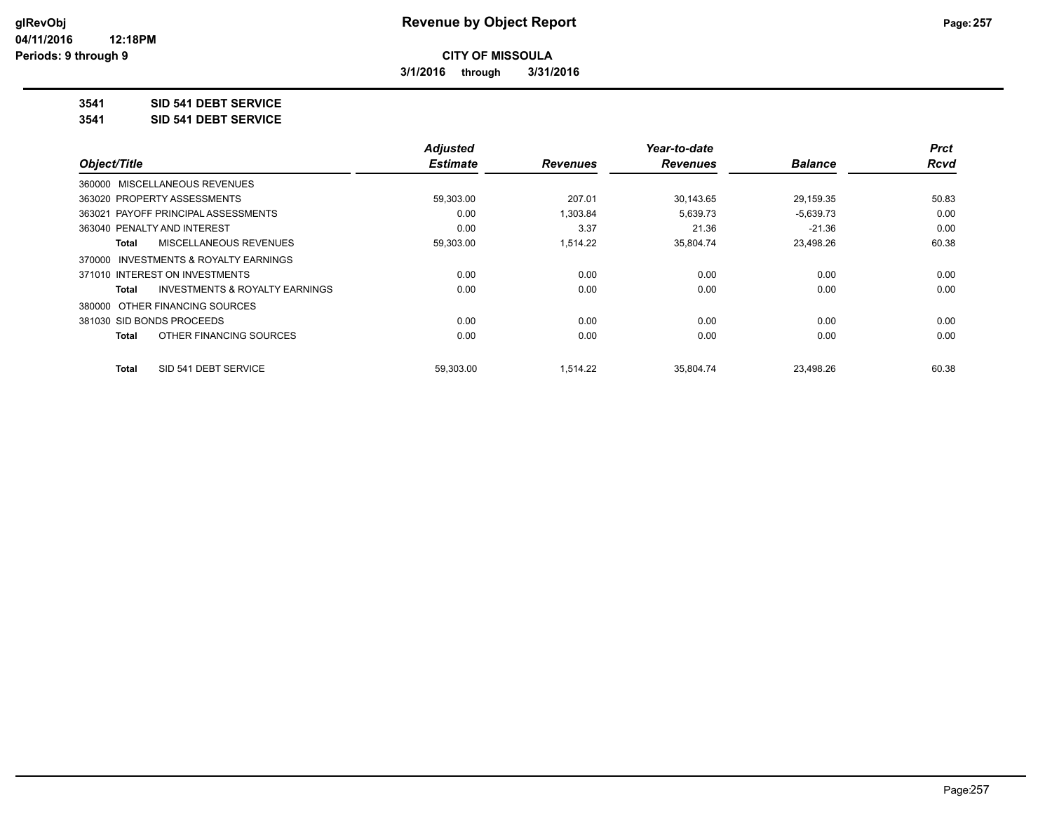**CITY OF MISSOULA**

**3/1/2016 through 3/31/2016**

**3541 SID 541 DEBT SERVICE**

**3541 SID 541 DEBT SERVICE**

| Object/Title | Adjusted Estimate | Revenues | Year-to-date Revenues | Balance | Prct Rcvd |
|---|---|---|---|---|---|
| 360000 MISCELLANEOUS REVENUES | | | | | |
| 363020 PROPERTY ASSESSMENTS | 59,303.00 | 207.01 | 30,143.65 | 29,159.35 | 50.83 |
| 363021 PAYOFF PRINCIPAL ASSESSMENTS | 0.00 | 1,303.84 | 5,639.73 | -5,639.73 | 0.00 |
| 363040 PENALTY AND INTEREST | 0.00 | 3.37 | 21.36 | -21.36 | 0.00 |
| **Total** MISCELLANEOUS REVENUES | 59,303.00 | 1,514.22 | 35,804.74 | 23,498.26 | 60.38 |
| 370000 INVESTMENTS & ROYALTY EARNINGS | | | | | |
| 371010 INTEREST ON INVESTMENTS | 0.00 | 0.00 | 0.00 | 0.00 | 0.00 |
| **Total** INVESTMENTS & ROYALTY EARNINGS | 0.00 | 0.00 | 0.00 | 0.00 | 0.00 |
| 380000 OTHER FINANCING SOURCES | | | | | |
| 381030 SID BONDS PROCEEDS | 0.00 | 0.00 | 0.00 | 0.00 | 0.00 |
| **Total** OTHER FINANCING SOURCES | 0.00 | 0.00 | 0.00 | 0.00 | 0.00 |
| **Total** SID 541 DEBT SERVICE | 59,303.00 | 1,514.22 | 35,804.74 | 23,498.26 | 60.38 |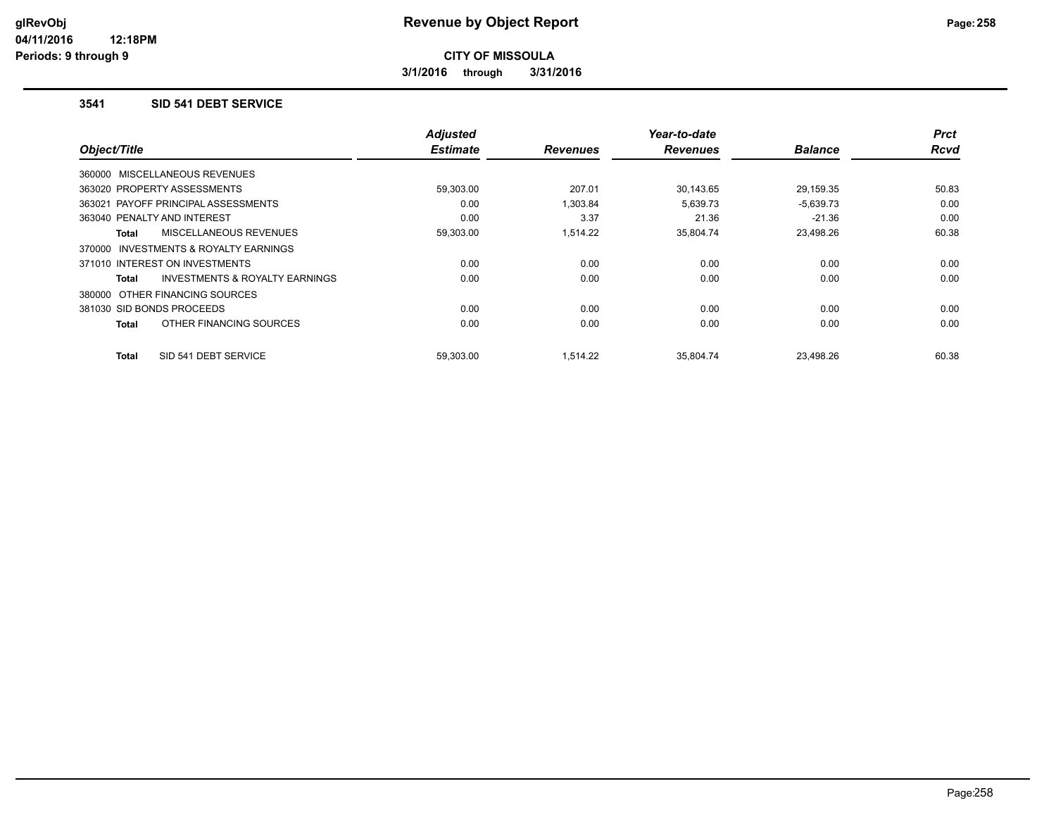# Revenue by Object Report

**CITY OF MISSOULA**

**3/1/2016 through 3/31/2016**

glRevObj
04/11/2016 12:18PM
Periods: 9 through 9

## 3541 SID 541 DEBT SERVICE

| Object/Title | Adjusted Estimate | Revenues | Year-to-date Revenues | Balance | Prct Rcvd |
|---|---|---|---|---|---|
| 360000 MISCELLANEOUS REVENUES | | | | | |
| 363020 PROPERTY ASSESSMENTS | 59,303.00 | 207.01 | 30,143.65 | 29,159.35 | 50.83 |
| 363021 PAYOFF PRINCIPAL ASSESSMENTS | 0.00 | 1,303.84 | 5,639.73 | -5,639.73 | 0.00 |
| 363040 PENALTY AND INTEREST | 0.00 | 3.37 | 21.36 | -21.36 | 0.00 |
| **Total** MISCELLANEOUS REVENUES | 59,303.00 | 1,514.22 | 35,804.74 | 23,498.26 | 60.38 |
| 370000 INVESTMENTS & ROYALTY EARNINGS | | | | | |
| 371010 INTEREST ON INVESTMENTS | 0.00 | 0.00 | 0.00 | 0.00 | 0.00 |
| **Total** INVESTMENTS & ROYALTY EARNINGS | 0.00 | 0.00 | 0.00 | 0.00 | 0.00 |
| 380000 OTHER FINANCING SOURCES | | | | | |
| 381030 SID BONDS PROCEEDS | 0.00 | 0.00 | 0.00 | 0.00 | 0.00 |
| **Total** OTHER FINANCING SOURCES | 0.00 | 0.00 | 0.00 | 0.00 | 0.00 |
| **Total** SID 541 DEBT SERVICE | 59,303.00 | 1,514.22 | 35,804.74 | 23,498.26 | 60.38 |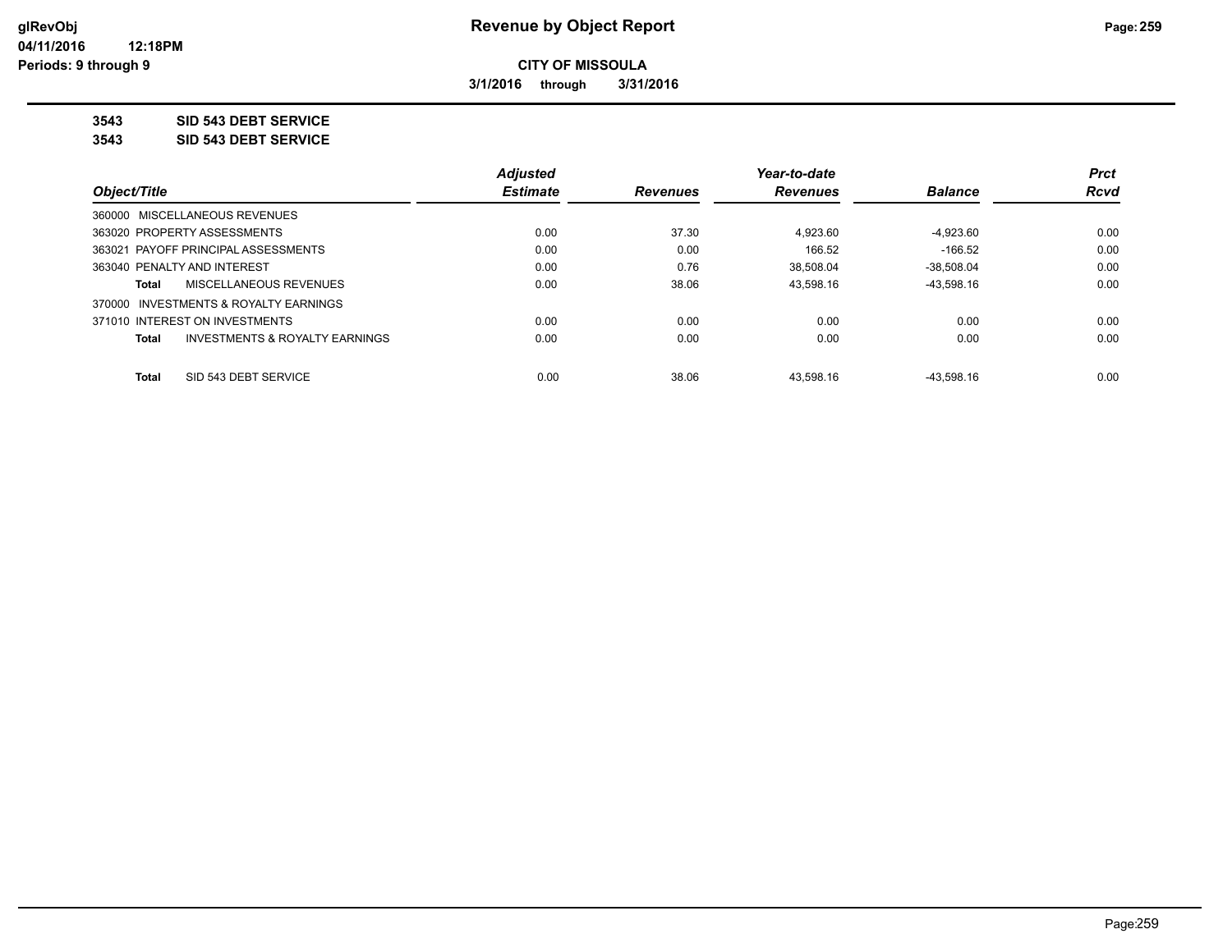**glRevObj**
**04/11/2016 12:18PM**
**Periods: 9 through 9**

# Revenue by Object Report

**CITY OF MISSOULA**

**3/1/2016 through 3/31/2016**

**3543 SID 543 DEBT SERVICE**

**3543 SID 543 DEBT SERVICE**

| Object/Title | Adjusted Estimate | Revenues | Year-to-date Revenues | Balance | Prct Rcvd |
|---|---|---|---|---|---|
| 360000 MISCELLANEOUS REVENUES | | | | | |
| 363020 PROPERTY ASSESSMENTS | 0.00 | 37.30 | 4,923.60 | -4,923.60 | 0.00 |
| 363021 PAYOFF PRINCIPAL ASSESSMENTS | 0.00 | 0.00 | 166.52 | -166.52 | 0.00 |
| 363040 PENALTY AND INTEREST | 0.00 | 0.76 | 38,508.04 | -38,508.04 | 0.00 |
| **Total** MISCELLANEOUS REVENUES | 0.00 | 38.06 | 43,598.16 | -43,598.16 | 0.00 |
| 370000 INVESTMENTS & ROYALTY EARNINGS | | | | | |
| 371010 INTEREST ON INVESTMENTS | 0.00 | 0.00 | 0.00 | 0.00 | 0.00 |
| **Total** INVESTMENTS & ROYALTY EARNINGS | 0.00 | 0.00 | 0.00 | 0.00 | 0.00 |
| **Total** SID 543 DEBT SERVICE | 0.00 | 38.06 | 43,598.16 | -43,598.16 | 0.00 |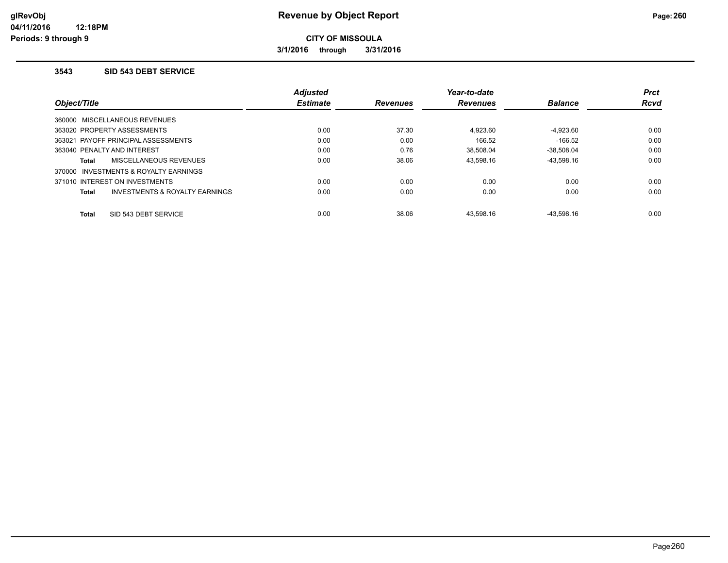# Revenue by Object Report

**CITY OF MISSOULA**

**3/1/2016 through 3/31/2016**

glRevObj
04/11/2016 12:18PM
Periods: 9 through 9

### 3543 SID 543 DEBT SERVICE

| Object/Title | Adjusted Estimate | Revenues | Year-to-date Revenues | Balance | Prct Rcvd |
|---|---|---|---|---|---|
| 360000 MISCELLANEOUS REVENUES | | | | | |
| 363020 PROPERTY ASSESSMENTS | 0.00 | 37.30 | 4,923.60 | -4,923.60 | 0.00 |
| 363021 PAYOFF PRINCIPAL ASSESSMENTS | 0.00 | 0.00 | 166.52 | -166.52 | 0.00 |
| 363040 PENALTY AND INTEREST | 0.00 | 0.76 | 38,508.04 | -38,508.04 | 0.00 |
| **Total** MISCELLANEOUS REVENUES | 0.00 | 38.06 | 43,598.16 | -43,598.16 | 0.00 |
| 370000 INVESTMENTS & ROYALTY EARNINGS | | | | | |
| 371010 INTEREST ON INVESTMENTS | 0.00 | 0.00 | 0.00 | 0.00 | 0.00 |
| **Total** INVESTMENTS & ROYALTY EARNINGS | 0.00 | 0.00 | 0.00 | 0.00 | 0.00 |
| **Total** SID 543 DEBT SERVICE | 0.00 | 38.06 | 43,598.16 | -43,598.16 | 0.00 |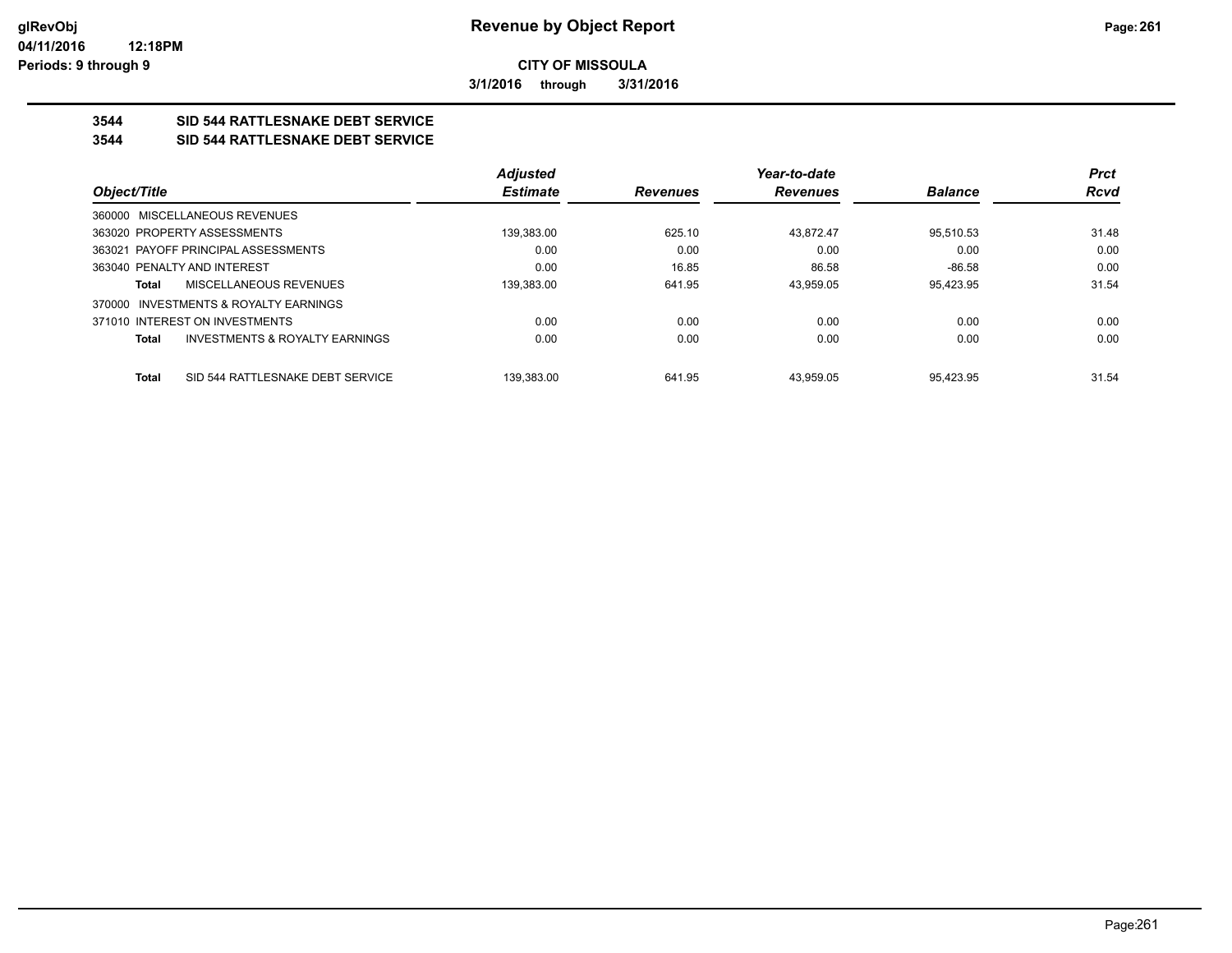**CITY OF MISSOULA**

**3/1/2016 through 3/31/2016**

## 3544 SID 544 RATTLESNAKE DEBT SERVICE

### 3544 SID 544 RATTLESNAKE DEBT SERVICE

| Object/Title | Adjusted Estimate | Revenues | Year-to-date Revenues | Balance | Prct Rcvd |
|---|---|---|---|---|---|
| 360000 MISCELLANEOUS REVENUES | | | | | |
| 363020 PROPERTY ASSESSMENTS | 139,383.00 | 625.10 | 43,872.47 | 95,510.53 | 31.48 |
| 363021 PAYOFF PRINCIPAL ASSESSMENTS | 0.00 | 0.00 | 0.00 | 0.00 | 0.00 |
| 363040 PENALTY AND INTEREST | 0.00 | 16.85 | 86.58 | -86.58 | 0.00 |
| **Total** MISCELLANEOUS REVENUES | 139,383.00 | 641.95 | 43,959.05 | 95,423.95 | 31.54 |
| 370000 INVESTMENTS & ROYALTY EARNINGS | | | | | |
| 371010 INTEREST ON INVESTMENTS | 0.00 | 0.00 | 0.00 | 0.00 | 0.00 |
| **Total** INVESTMENTS & ROYALTY EARNINGS | 0.00 | 0.00 | 0.00 | 0.00 | 0.00 |
| **Total** SID 544 RATTLESNAKE DEBT SERVICE | 139,383.00 | 641.95 | 43,959.05 | 95,423.95 | 31.54 |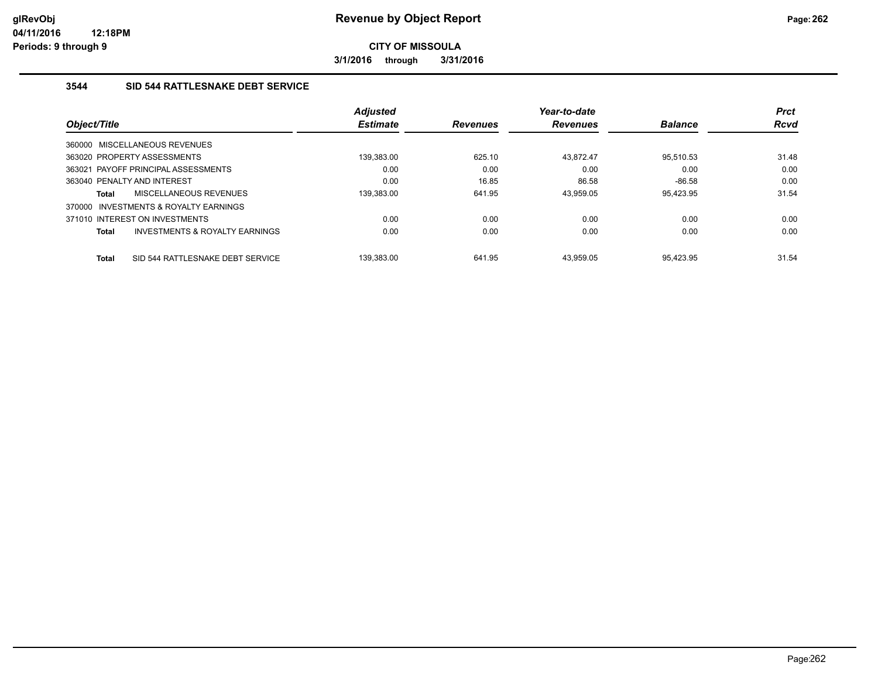glRevObj
04/11/2016 12:18PM
Periods: 9 through 9

# Revenue by Object Report

**CITY OF MISSOULA**

**3/1/2016 through 3/31/2016**

### 3544 SID 544 RATTLESNAKE DEBT SERVICE

| Object/Title | Adjusted Estimate | Revenues | Year-to-date Revenues | Balance | Prct Rcvd |
|---|---|---|---|---|---|
| 360000 MISCELLANEOUS REVENUES | | | | | |
| 363020 PROPERTY ASSESSMENTS | 139,383.00 | 625.10 | 43,872.47 | 95,510.53 | 31.48 |
| 363021 PAYOFF PRINCIPAL ASSESSMENTS | 0.00 | 0.00 | 0.00 | 0.00 | 0.00 |
| 363040 PENALTY AND INTEREST | 0.00 | 16.85 | 86.58 | -86.58 | 0.00 |
| **Total** MISCELLANEOUS REVENUES | 139,383.00 | 641.95 | 43,959.05 | 95,423.95 | 31.54 |
| 370000 INVESTMENTS & ROYALTY EARNINGS | | | | | |
| 371010 INTEREST ON INVESTMENTS | 0.00 | 0.00 | 0.00 | 0.00 | 0.00 |
| **Total** INVESTMENTS & ROYALTY EARNINGS | 0.00 | 0.00 | 0.00 | 0.00 | 0.00 |
| **Total** SID 544 RATTLESNAKE DEBT SERVICE | 139,383.00 | 641.95 | 43,959.05 | 95,423.95 | 31.54 |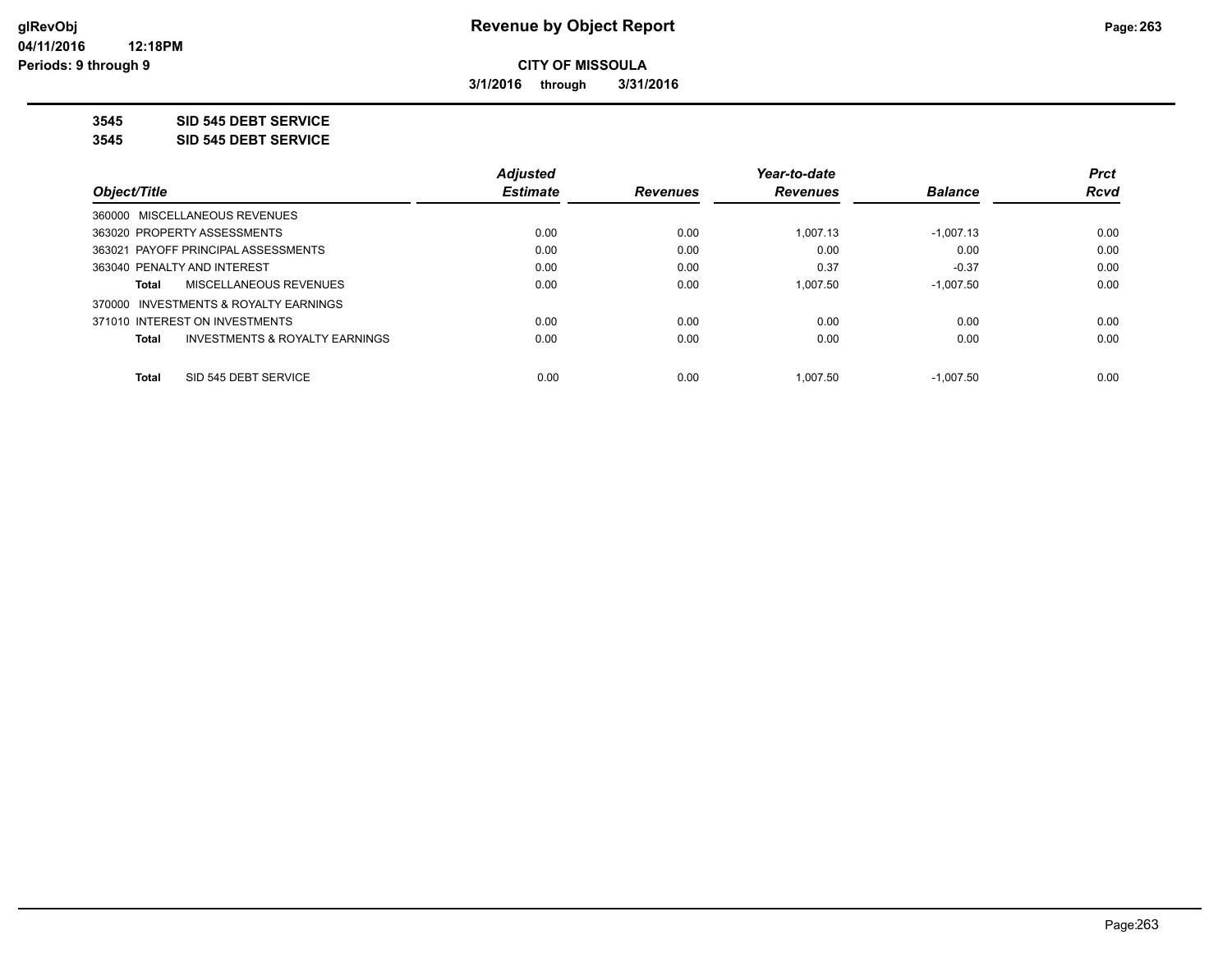**CITY OF MISSOULA**

**3/1/2016 through 3/31/2016**

**3545 SID 545 DEBT SERVICE**

**3545 SID 545 DEBT SERVICE**

| Object/Title | Adjusted Estimate | Revenues | Year-to-date Revenues | Balance | Prct Rcvd |
|---|---|---|---|---|---|
| 360000 MISCELLANEOUS REVENUES | | | | | |
| 363020 PROPERTY ASSESSMENTS | 0.00 | 0.00 | 1,007.13 | -1,007.13 | 0.00 |
| 363021 PAYOFF PRINCIPAL ASSESSMENTS | 0.00 | 0.00 | 0.00 | 0.00 | 0.00 |
| 363040 PENALTY AND INTEREST | 0.00 | 0.00 | 0.37 | -0.37 | 0.00 |
| **Total** MISCELLANEOUS REVENUES | 0.00 | 0.00 | 1,007.50 | -1,007.50 | 0.00 |
| 370000 INVESTMENTS & ROYALTY EARNINGS | | | | | |
| 371010 INTEREST ON INVESTMENTS | 0.00 | 0.00 | 0.00 | 0.00 | 0.00 |
| **Total** INVESTMENTS & ROYALTY EARNINGS | 0.00 | 0.00 | 0.00 | 0.00 | 0.00 |
| **Total** SID 545 DEBT SERVICE | 0.00 | 0.00 | 1,007.50 | -1,007.50 | 0.00 |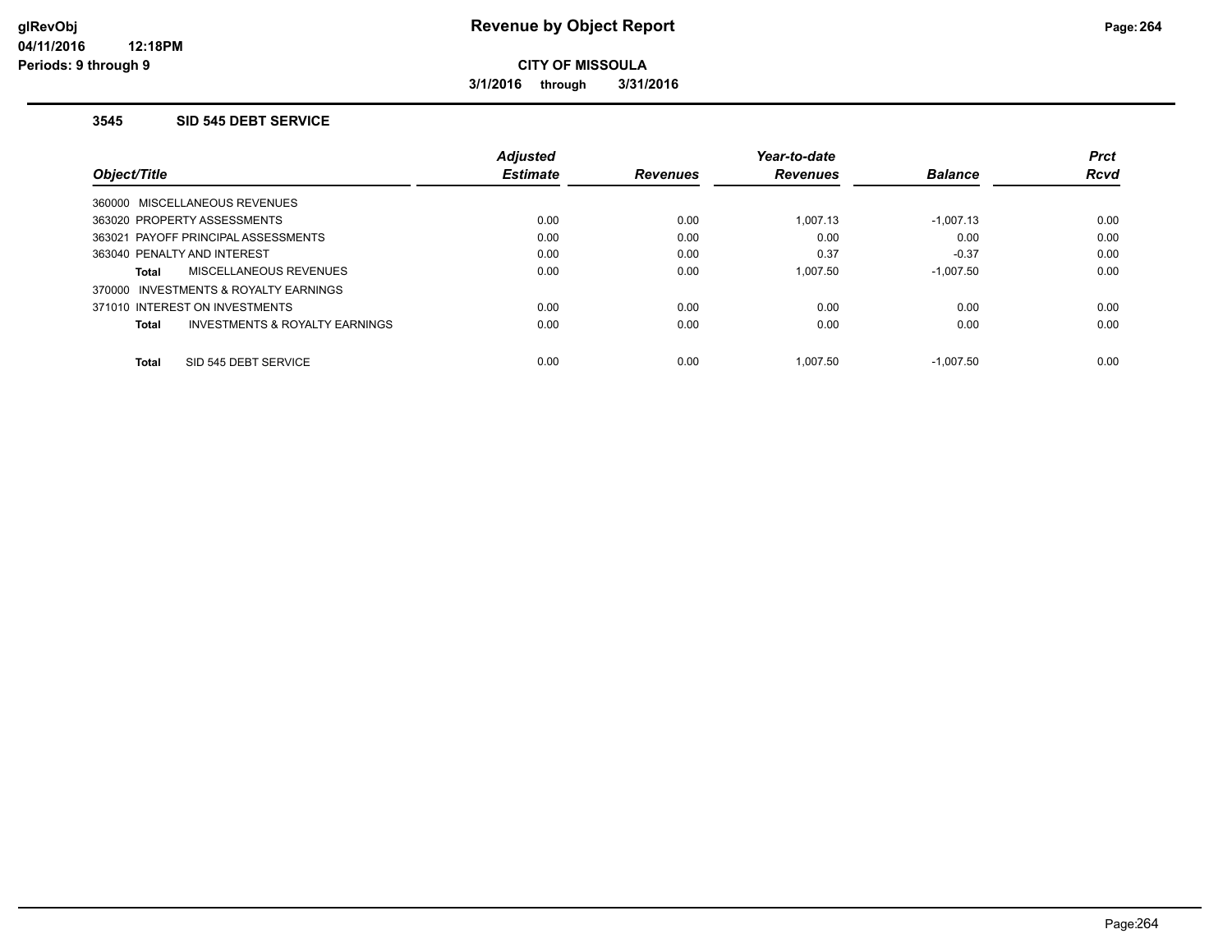# Revenue by Object Report

**CITY OF MISSOULA**

**3/1/2016 through 3/31/2016**

glRevObj
04/11/2016 12:18PM
Periods: 9 through 9

### 3545 SID 545 DEBT SERVICE

| Object/Title | Adjusted Estimate | Revenues | Year-to-date Revenues | Balance | Prct Rcvd |
|---|---|---|---|---|---|
| 360000 MISCELLANEOUS REVENUES | | | | | |
| 363020 PROPERTY ASSESSMENTS | 0.00 | 0.00 | 1,007.13 | -1,007.13 | 0.00 |
| 363021 PAYOFF PRINCIPAL ASSESSMENTS | 0.00 | 0.00 | 0.00 | 0.00 | 0.00 |
| 363040 PENALTY AND INTEREST | 0.00 | 0.00 | 0.37 | -0.37 | 0.00 |
| **Total** MISCELLANEOUS REVENUES | 0.00 | 0.00 | 1,007.50 | -1,007.50 | 0.00 |
| 370000 INVESTMENTS & ROYALTY EARNINGS | | | | | |
| 371010 INTEREST ON INVESTMENTS | 0.00 | 0.00 | 0.00 | 0.00 | 0.00 |
| **Total** INVESTMENTS & ROYALTY EARNINGS | 0.00 | 0.00 | 0.00 | 0.00 | 0.00 |
| **Total** SID 545 DEBT SERVICE | 0.00 | 0.00 | 1,007.50 | -1,007.50 | 0.00 |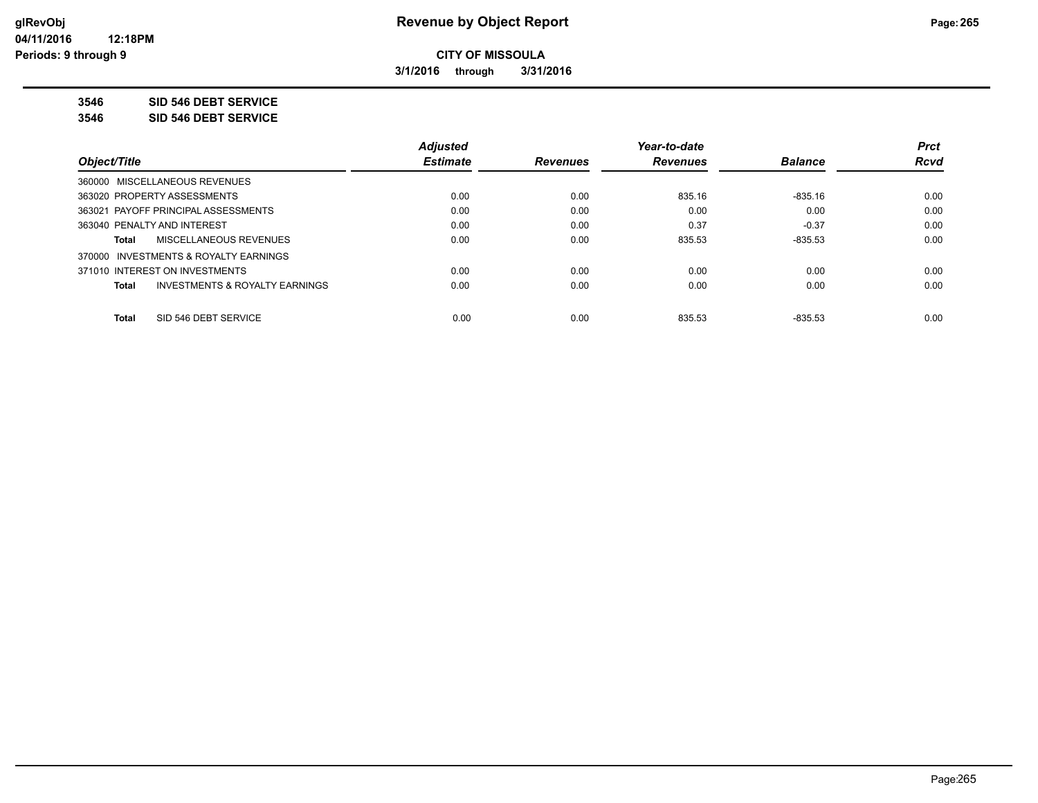**CITY OF MISSOULA**

**3/1/2016 through 3/31/2016**

**3546 SID 546 DEBT SERVICE**

**3546 SID 546 DEBT SERVICE**

| Object/Title | Adjusted Estimate | Revenues | Year-to-date Revenues | Balance | Prct Rcvd |
|---|---|---|---|---|---|
| 360000 MISCELLANEOUS REVENUES | | | | | |
| 363020 PROPERTY ASSESSMENTS | 0.00 | 0.00 | 835.16 | -835.16 | 0.00 |
| 363021 PAYOFF PRINCIPAL ASSESSMENTS | 0.00 | 0.00 | 0.00 | 0.00 | 0.00 |
| 363040 PENALTY AND INTEREST | 0.00 | 0.00 | 0.37 | -0.37 | 0.00 |
| **Total** MISCELLANEOUS REVENUES | 0.00 | 0.00 | 835.53 | -835.53 | 0.00 |
| 370000 INVESTMENTS & ROYALTY EARNINGS | | | | | |
| 371010 INTEREST ON INVESTMENTS | 0.00 | 0.00 | 0.00 | 0.00 | 0.00 |
| **Total** INVESTMENTS & ROYALTY EARNINGS | 0.00 | 0.00 | 0.00 | 0.00 | 0.00 |
| **Total** SID 546 DEBT SERVICE | 0.00 | 0.00 | 835.53 | -835.53 | 0.00 |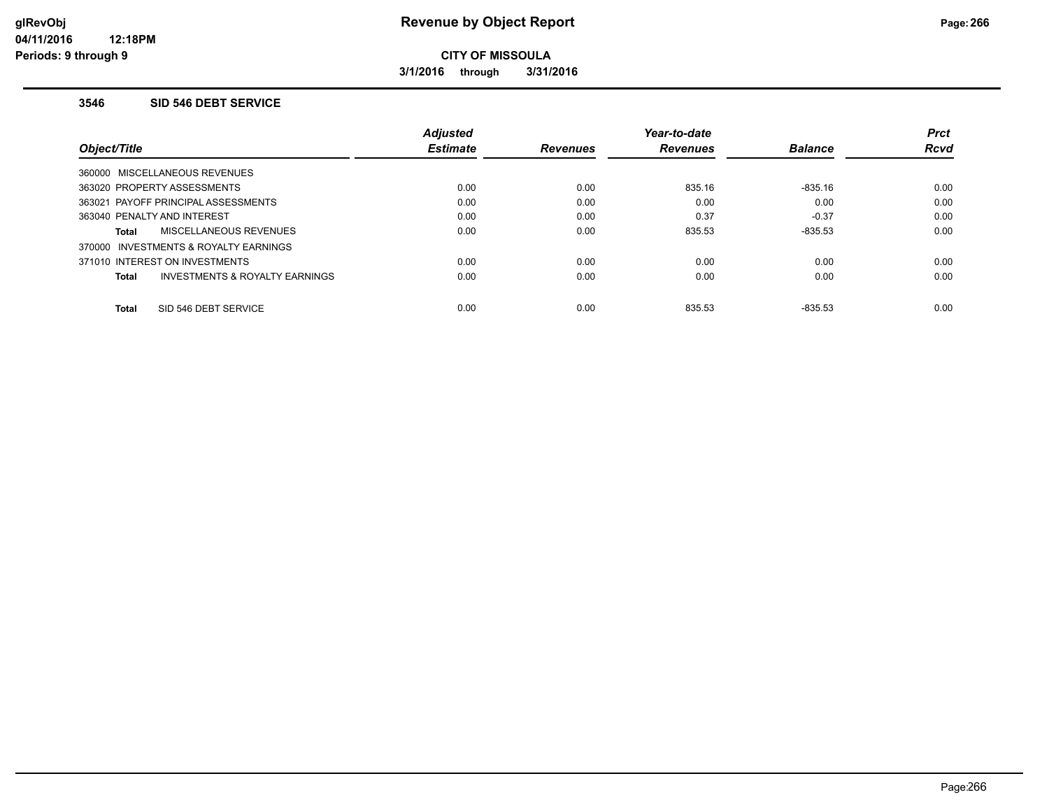**Revenue by Object Report**

**CITY OF MISSOULA**

**3/1/2016 through 3/31/2016**

glRevObj
04/11/2016 12:18PM
Periods: 9 through 9

### 3546 SID 546 DEBT SERVICE

| Object/Title | Adjusted Estimate | Revenues | Year-to-date Revenues | Balance | Prct Rcvd |
|---|---|---|---|---|---|
| 360000 MISCELLANEOUS REVENUES | | | | | |
| 363020 PROPERTY ASSESSMENTS | 0.00 | 0.00 | 835.16 | -835.16 | 0.00 |
| 363021 PAYOFF PRINCIPAL ASSESSMENTS | 0.00 | 0.00 | 0.00 | 0.00 | 0.00 |
| 363040 PENALTY AND INTEREST | 0.00 | 0.00 | 0.37 | -0.37 | 0.00 |
| **Total** MISCELLANEOUS REVENUES | 0.00 | 0.00 | 835.53 | -835.53 | 0.00 |
| 370000 INVESTMENTS & ROYALTY EARNINGS | | | | | |
| 371010 INTEREST ON INVESTMENTS | 0.00 | 0.00 | 0.00 | 0.00 | 0.00 |
| **Total** INVESTMENTS & ROYALTY EARNINGS | 0.00 | 0.00 | 0.00 | 0.00 | 0.00 |
| **Total** SID 546 DEBT SERVICE | 0.00 | 0.00 | 835.53 | -835.53 | 0.00 |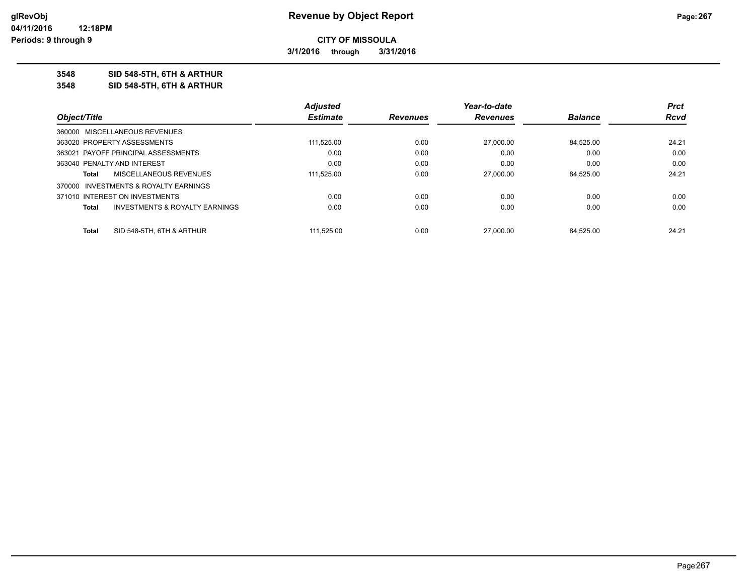**CITY OF MISSOULA**

**3/1/2016 through 3/31/2016**

**3548 SID 548-5TH, 6TH & ARTHUR**

**3548 SID 548-5TH, 6TH & ARTHUR**

| Object/Title | | Adjusted Estimate | Revenues | Year-to-date Revenues | Balance | Prct Rcvd |
|---|---|---|---|---|---|---|
| 360000 MISCELLANEOUS REVENUES | | | | | | |
| 363020 PROPERTY ASSESSMENTS | | 111,525.00 | 0.00 | 27,000.00 | 84,525.00 | 24.21 |
| 363021 PAYOFF PRINCIPAL ASSESSMENTS | | 0.00 | 0.00 | 0.00 | 0.00 | 0.00 |
| 363040 PENALTY AND INTEREST | | 0.00 | 0.00 | 0.00 | 0.00 | 0.00 |
| **Total** | MISCELLANEOUS REVENUES | 111,525.00 | 0.00 | 27,000.00 | 84,525.00 | 24.21 |
| 370000 INVESTMENTS & ROYALTY EARNINGS | | | | | | |
| 371010 INTEREST ON INVESTMENTS | | 0.00 | 0.00 | 0.00 | 0.00 | 0.00 |
| **Total** | INVESTMENTS & ROYALTY EARNINGS | 0.00 | 0.00 | 0.00 | 0.00 | 0.00 |
| **Total** | SID 548-5TH, 6TH & ARTHUR | 111,525.00 | 0.00 | 27,000.00 | 84,525.00 | 24.21 |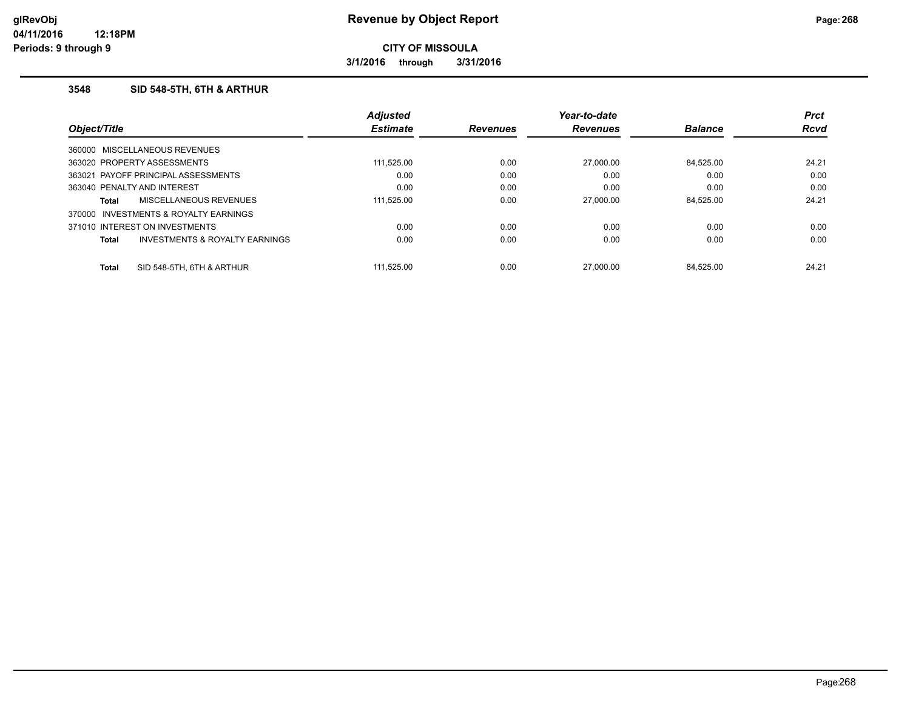**glRevObj**
**04/11/2016 12:18PM**
**Periods: 9 through 9**

# Revenue by Object Report

**CITY OF MISSOULA**

**3/1/2016 through 3/31/2016**

### 3548 SID 548-5TH, 6TH & ARTHUR

| Object/Title | Adjusted Estimate | Revenues | Year-to-date Revenues | Balance | Prct Rcvd |
|---|---|---|---|---|---|
| 360000 MISCELLANEOUS REVENUES | | | | | |
| 363020 PROPERTY ASSESSMENTS | 111,525.00 | 0.00 | 27,000.00 | 84,525.00 | 24.21 |
| 363021 PAYOFF PRINCIPAL ASSESSMENTS | 0.00 | 0.00 | 0.00 | 0.00 | 0.00 |
| 363040 PENALTY AND INTEREST | 0.00 | 0.00 | 0.00 | 0.00 | 0.00 |
| **Total** MISCELLANEOUS REVENUES | 111,525.00 | 0.00 | 27,000.00 | 84,525.00 | 24.21 |
| 370000 INVESTMENTS & ROYALTY EARNINGS | | | | | |
| 371010 INTEREST ON INVESTMENTS | 0.00 | 0.00 | 0.00 | 0.00 | 0.00 |
| **Total** INVESTMENTS & ROYALTY EARNINGS | 0.00 | 0.00 | 0.00 | 0.00 | 0.00 |
| **Total** SID 548-5TH, 6TH & ARTHUR | 111,525.00 | 0.00 | 27,000.00 | 84,525.00 | 24.21 |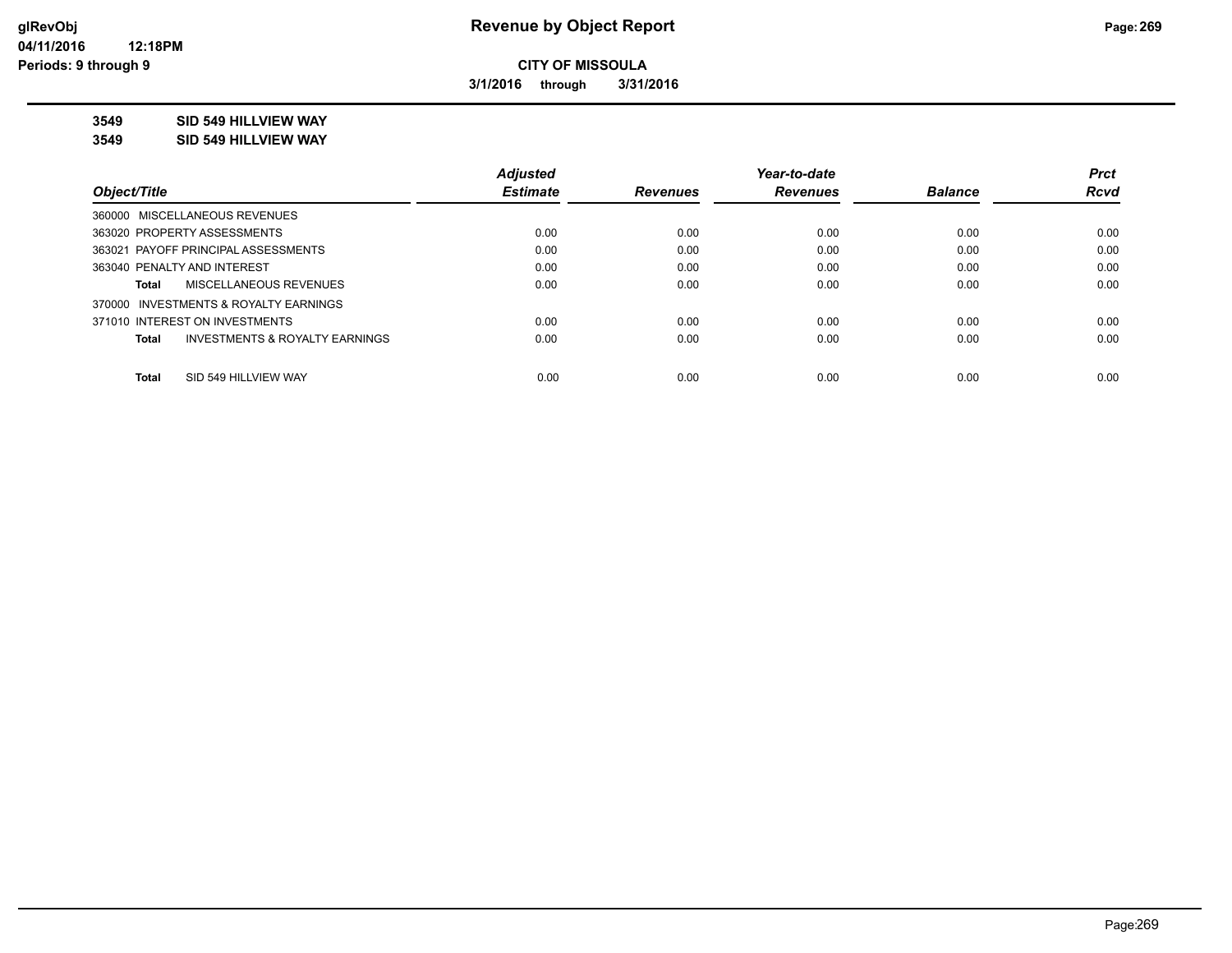**CITY OF MISSOULA**

**3/1/2016 through 3/31/2016**

**3549 SID 549 HILLVIEW WAY**

**3549 SID 549 HILLVIEW WAY**

| Object/Title | Adjusted Estimate | Revenues | Year-to-date Revenues | Balance | Prct Rcvd |
|---|---|---|---|---|---|
| 360000 MISCELLANEOUS REVENUES | | | | | |
| 363020 PROPERTY ASSESSMENTS | 0.00 | 0.00 | 0.00 | 0.00 | 0.00 |
| 363021 PAYOFF PRINCIPAL ASSESSMENTS | 0.00 | 0.00 | 0.00 | 0.00 | 0.00 |
| 363040 PENALTY AND INTEREST | 0.00 | 0.00 | 0.00 | 0.00 | 0.00 |
| **Total** MISCELLANEOUS REVENUES | 0.00 | 0.00 | 0.00 | 0.00 | 0.00 |
| 370000 INVESTMENTS & ROYALTY EARNINGS | | | | | |
| 371010 INTEREST ON INVESTMENTS | 0.00 | 0.00 | 0.00 | 0.00 | 0.00 |
| **Total** INVESTMENTS & ROYALTY EARNINGS | 0.00 | 0.00 | 0.00 | 0.00 | 0.00 |
| **Total** SID 549 HILLVIEW WAY | 0.00 | 0.00 | 0.00 | 0.00 | 0.00 |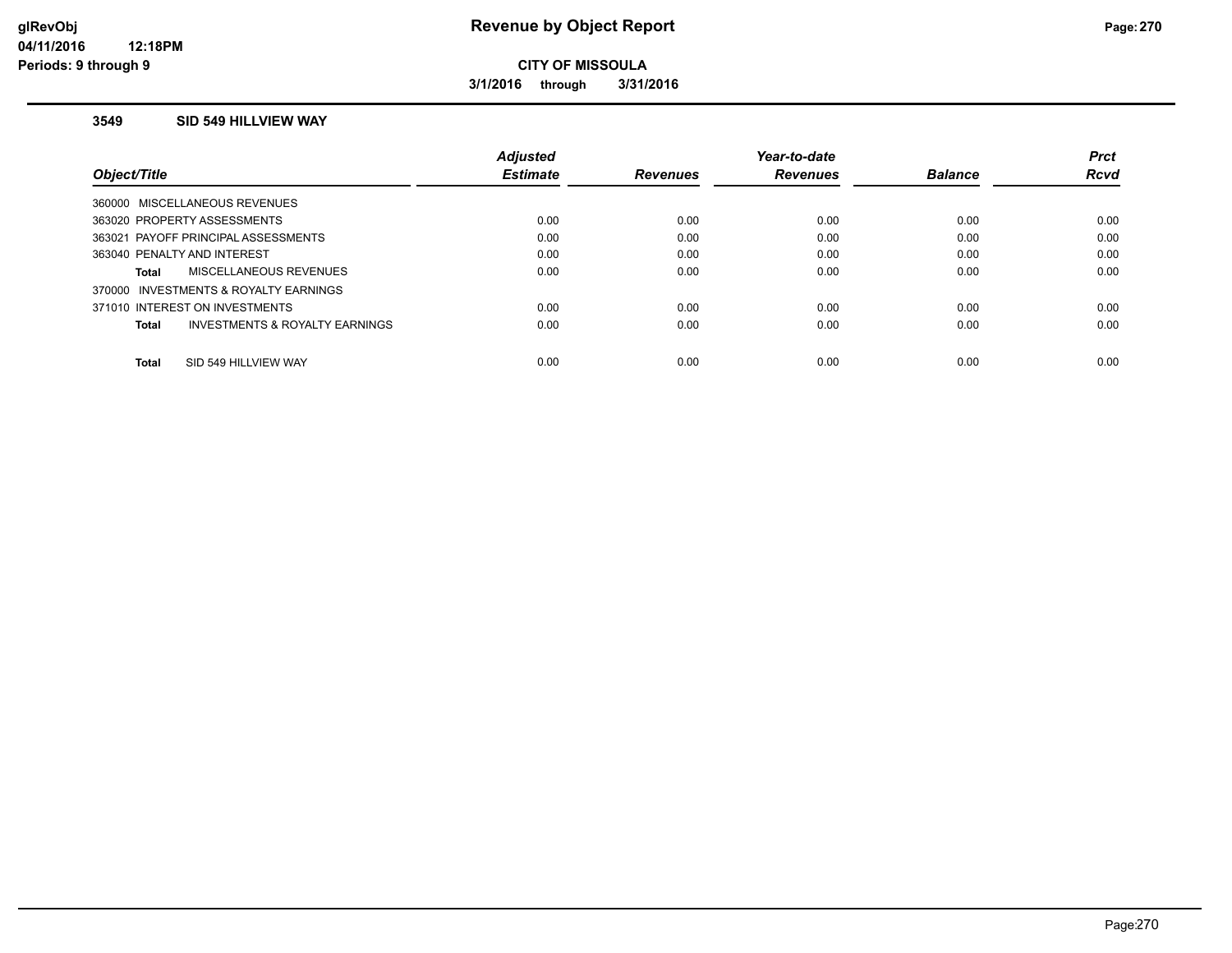**CITY OF MISSOULA**

**3/1/2016 through 3/31/2016**

### 3549 SID 549 HILLVIEW WAY

| Object/Title | Adjusted Estimate | Revenues | Year-to-date Revenues | Balance | Prct Rcvd |
|---|---|---|---|---|---|
| 360000 MISCELLANEOUS REVENUES | | | | | |
| 363020 PROPERTY ASSESSMENTS | 0.00 | 0.00 | 0.00 | 0.00 | 0.00 |
| 363021 PAYOFF PRINCIPAL ASSESSMENTS | 0.00 | 0.00 | 0.00 | 0.00 | 0.00 |
| 363040 PENALTY AND INTEREST | 0.00 | 0.00 | 0.00 | 0.00 | 0.00 |
| **Total** MISCELLANEOUS REVENUES | 0.00 | 0.00 | 0.00 | 0.00 | 0.00 |
| 370000 INVESTMENTS & ROYALTY EARNINGS | | | | | |
| 371010 INTEREST ON INVESTMENTS | 0.00 | 0.00 | 0.00 | 0.00 | 0.00 |
| **Total** INVESTMENTS & ROYALTY EARNINGS | 0.00 | 0.00 | 0.00 | 0.00 | 0.00 |
| **Total** SID 549 HILLVIEW WAY | 0.00 | 0.00 | 0.00 | 0.00 | 0.00 |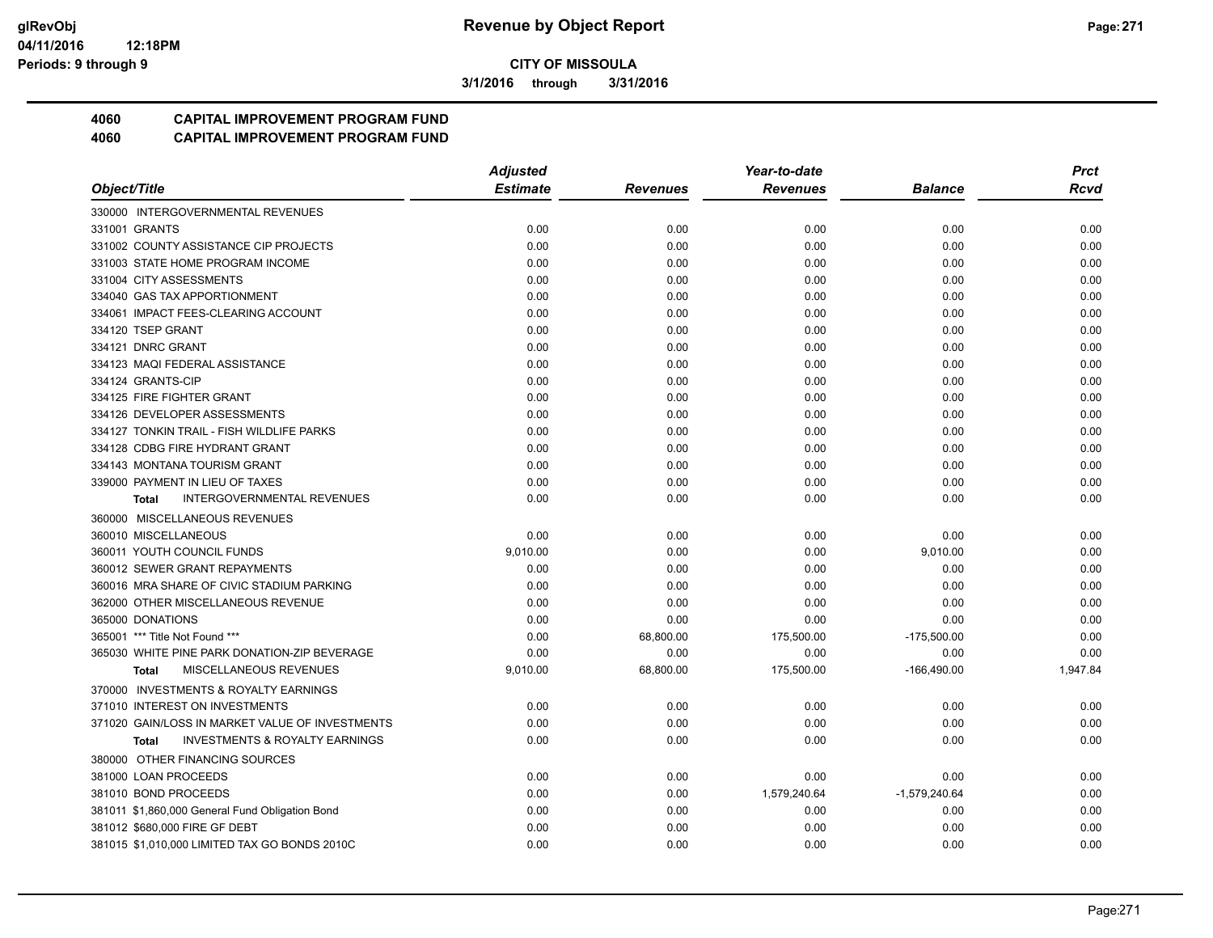# Revenue by Object Report

**CITY OF MISSOULA**

3/1/2016 through 3/31/2016

glRevObj
04/11/2016 12:18PM
Periods: 9 through 9

## 4060 CAPITAL IMPROVEMENT PROGRAM FUND
## 4060 CAPITAL IMPROVEMENT PROGRAM FUND

| Object/Title | Adjusted Estimate | Revenues | Year-to-date Revenues | Balance | Prct Rcvd |
|---|---|---|---|---|---|
| 330000 INTERGOVERNMENTAL REVENUES | | | | | |
| 331001 GRANTS | 0.00 | 0.00 | 0.00 | 0.00 | 0.00 |
| 331002 COUNTY ASSISTANCE CIP PROJECTS | 0.00 | 0.00 | 0.00 | 0.00 | 0.00 |
| 331003 STATE HOME PROGRAM INCOME | 0.00 | 0.00 | 0.00 | 0.00 | 0.00 |
| 331004 CITY ASSESSMENTS | 0.00 | 0.00 | 0.00 | 0.00 | 0.00 |
| 334040 GAS TAX APPORTIONMENT | 0.00 | 0.00 | 0.00 | 0.00 | 0.00 |
| 334061 IMPACT FEES-CLEARING ACCOUNT | 0.00 | 0.00 | 0.00 | 0.00 | 0.00 |
| 334120 TSEP GRANT | 0.00 | 0.00 | 0.00 | 0.00 | 0.00 |
| 334121 DNRC GRANT | 0.00 | 0.00 | 0.00 | 0.00 | 0.00 |
| 334123 MAQI FEDERAL ASSISTANCE | 0.00 | 0.00 | 0.00 | 0.00 | 0.00 |
| 334124 GRANTS-CIP | 0.00 | 0.00 | 0.00 | 0.00 | 0.00 |
| 334125 FIRE FIGHTER GRANT | 0.00 | 0.00 | 0.00 | 0.00 | 0.00 |
| 334126 DEVELOPER ASSESSMENTS | 0.00 | 0.00 | 0.00 | 0.00 | 0.00 |
| 334127 TONKIN TRAIL - FISH WILDLIFE PARKS | 0.00 | 0.00 | 0.00 | 0.00 | 0.00 |
| 334128 CDBG FIRE HYDRANT GRANT | 0.00 | 0.00 | 0.00 | 0.00 | 0.00 |
| 334143 MONTANA TOURISM GRANT | 0.00 | 0.00 | 0.00 | 0.00 | 0.00 |
| 339000 PAYMENT IN LIEU OF TAXES | 0.00 | 0.00 | 0.00 | 0.00 | 0.00 |
| **Total** INTERGOVERNMENTAL REVENUES | 0.00 | 0.00 | 0.00 | 0.00 | 0.00 |
| 360000 MISCELLANEOUS REVENUES | | | | | |
| 360010 MISCELLANEOUS | 0.00 | 0.00 | 0.00 | 0.00 | 0.00 |
| 360011 YOUTH COUNCIL FUNDS | 9,010.00 | 0.00 | 0.00 | 9,010.00 | 0.00 |
| 360012 SEWER GRANT REPAYMENTS | 0.00 | 0.00 | 0.00 | 0.00 | 0.00 |
| 360016 MRA SHARE OF CIVIC STADIUM PARKING | 0.00 | 0.00 | 0.00 | 0.00 | 0.00 |
| 362000 OTHER MISCELLANEOUS REVENUE | 0.00 | 0.00 | 0.00 | 0.00 | 0.00 |
| 365000 DONATIONS | 0.00 | 0.00 | 0.00 | 0.00 | 0.00 |
| 365001 *** Title Not Found *** | 0.00 | 68,800.00 | 175,500.00 | -175,500.00 | 0.00 |
| 365030 WHITE PINE PARK DONATION-ZIP BEVERAGE | 0.00 | 0.00 | 0.00 | 0.00 | 0.00 |
| **Total** MISCELLANEOUS REVENUES | 9,010.00 | 68,800.00 | 175,500.00 | -166,490.00 | 1,947.84 |
| 370000 INVESTMENTS & ROYALTY EARNINGS | | | | | |
| 371010 INTEREST ON INVESTMENTS | 0.00 | 0.00 | 0.00 | 0.00 | 0.00 |
| 371020 GAIN/LOSS IN MARKET VALUE OF INVESTMENTS | 0.00 | 0.00 | 0.00 | 0.00 | 0.00 |
| **Total** INVESTMENTS & ROYALTY EARNINGS | 0.00 | 0.00 | 0.00 | 0.00 | 0.00 |
| 380000 OTHER FINANCING SOURCES | | | | | |
| 381000 LOAN PROCEEDS | 0.00 | 0.00 | 0.00 | 0.00 | 0.00 |
| 381010 BOND PROCEEDS | 0.00 | 0.00 | 1,579,240.64 | -1,579,240.64 | 0.00 |
| 381011 $1,860,000 General Fund Obligation Bond | 0.00 | 0.00 | 0.00 | 0.00 | 0.00 |
| 381012 $680,000 FIRE GF DEBT | 0.00 | 0.00 | 0.00 | 0.00 | 0.00 |
| 381015 $1,010,000 LIMITED TAX GO BONDS 2010C | 0.00 | 0.00 | 0.00 | 0.00 | 0.00 |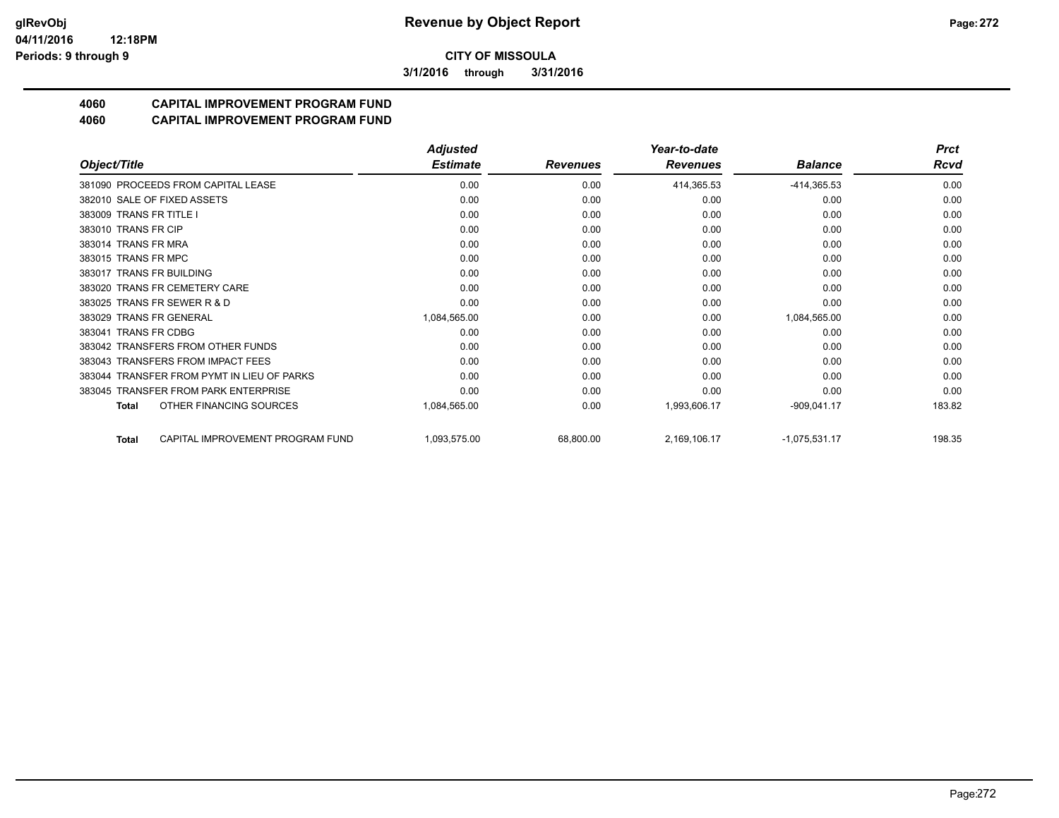glRevObj
04/11/2016 12:18PM
Periods: 9 through 9

# Revenue by Object Report

**CITY OF MISSOULA**

**3/1/2016 through 3/31/2016**

## 4060 CAPITAL IMPROVEMENT PROGRAM FUND
## 4060 CAPITAL IMPROVEMENT PROGRAM FUND

| Object/Title | Adjusted Estimate | Revenues | Year-to-date Revenues | Balance | Prct Rcvd |
|---|---|---|---|---|---|
| 381090 PROCEEDS FROM CAPITAL LEASE | 0.00 | 0.00 | 414,365.53 | -414,365.53 | 0.00 |
| 382010 SALE OF FIXED ASSETS | 0.00 | 0.00 | 0.00 | 0.00 | 0.00 |
| 383009 TRANS FR TITLE I | 0.00 | 0.00 | 0.00 | 0.00 | 0.00 |
| 383010 TRANS FR CIP | 0.00 | 0.00 | 0.00 | 0.00 | 0.00 |
| 383014 TRANS FR MRA | 0.00 | 0.00 | 0.00 | 0.00 | 0.00 |
| 383015 TRANS FR MPC | 0.00 | 0.00 | 0.00 | 0.00 | 0.00 |
| 383017 TRANS FR BUILDING | 0.00 | 0.00 | 0.00 | 0.00 | 0.00 |
| 383020 TRANS FR CEMETERY CARE | 0.00 | 0.00 | 0.00 | 0.00 | 0.00 |
| 383025 TRANS FR SEWER R & D | 0.00 | 0.00 | 0.00 | 0.00 | 0.00 |
| 383029 TRANS FR GENERAL | 1,084,565.00 | 0.00 | 0.00 | 1,084,565.00 | 0.00 |
| 383041 TRANS FR CDBG | 0.00 | 0.00 | 0.00 | 0.00 | 0.00 |
| 383042 TRANSFERS FROM OTHER FUNDS | 0.00 | 0.00 | 0.00 | 0.00 | 0.00 |
| 383043 TRANSFERS FROM IMPACT FEES | 0.00 | 0.00 | 0.00 | 0.00 | 0.00 |
| 383044 TRANSFER FROM PYMT IN LIEU OF PARKS | 0.00 | 0.00 | 0.00 | 0.00 | 0.00 |
| 383045 TRANSFER FROM PARK ENTERPRISE | 0.00 | 0.00 | 0.00 | 0.00 | 0.00 |
| **Total** OTHER FINANCING SOURCES | 1,084,565.00 | 0.00 | 1,993,606.17 | -909,041.17 | 183.82 |
| **Total** CAPITAL IMPROVEMENT PROGRAM FUND | 1,093,575.00 | 68,800.00 | 2,169,106.17 | -1,075,531.17 | 198.35 |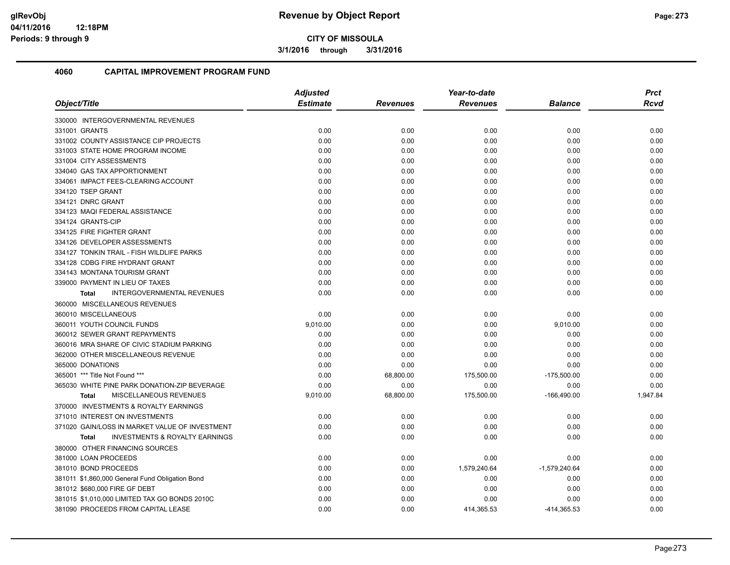**CITY OF MISSOULA**

**3/1/2016 through 3/31/2016**

## 4060 CAPITAL IMPROVEMENT PROGRAM FUND

| Object/Title | Adjusted Estimate | Revenues | Year-to-date Revenues | Balance | Prct Rcvd |
|---|---|---|---|---|---|
| 330000 INTERGOVERNMENTAL REVENUES | | | | | |
| 331001 GRANTS | 0.00 | 0.00 | 0.00 | 0.00 | 0.00 |
| 331002 COUNTY ASSISTANCE CIP PROJECTS | 0.00 | 0.00 | 0.00 | 0.00 | 0.00 |
| 331003 STATE HOME PROGRAM INCOME | 0.00 | 0.00 | 0.00 | 0.00 | 0.00 |
| 331004 CITY ASSESSMENTS | 0.00 | 0.00 | 0.00 | 0.00 | 0.00 |
| 334040 GAS TAX APPORTIONMENT | 0.00 | 0.00 | 0.00 | 0.00 | 0.00 |
| 334061 IMPACT FEES-CLEARING ACCOUNT | 0.00 | 0.00 | 0.00 | 0.00 | 0.00 |
| 334120 TSEP GRANT | 0.00 | 0.00 | 0.00 | 0.00 | 0.00 |
| 334121 DNRC GRANT | 0.00 | 0.00 | 0.00 | 0.00 | 0.00 |
| 334123 MAQI FEDERAL ASSISTANCE | 0.00 | 0.00 | 0.00 | 0.00 | 0.00 |
| 334124 GRANTS-CIP | 0.00 | 0.00 | 0.00 | 0.00 | 0.00 |
| 334125 FIRE FIGHTER GRANT | 0.00 | 0.00 | 0.00 | 0.00 | 0.00 |
| 334126 DEVELOPER ASSESSMENTS | 0.00 | 0.00 | 0.00 | 0.00 | 0.00 |
| 334127 TONKIN TRAIL - FISH WILDLIFE PARKS | 0.00 | 0.00 | 0.00 | 0.00 | 0.00 |
| 334128 CDBG FIRE HYDRANT GRANT | 0.00 | 0.00 | 0.00 | 0.00 | 0.00 |
| 334143 MONTANA TOURISM GRANT | 0.00 | 0.00 | 0.00 | 0.00 | 0.00 |
| 339000 PAYMENT IN LIEU OF TAXES | 0.00 | 0.00 | 0.00 | 0.00 | 0.00 |
| **Total** INTERGOVERNMENTAL REVENUES | 0.00 | 0.00 | 0.00 | 0.00 | 0.00 |
| 360000 MISCELLANEOUS REVENUES | | | | | |
| 360010 MISCELLANEOUS | 0.00 | 0.00 | 0.00 | 0.00 | 0.00 |
| 360011 YOUTH COUNCIL FUNDS | 9,010.00 | 0.00 | 0.00 | 9,010.00 | 0.00 |
| 360012 SEWER GRANT REPAYMENTS | 0.00 | 0.00 | 0.00 | 0.00 | 0.00 |
| 360016 MRA SHARE OF CIVIC STADIUM PARKING | 0.00 | 0.00 | 0.00 | 0.00 | 0.00 |
| 362000 OTHER MISCELLANEOUS REVENUE | 0.00 | 0.00 | 0.00 | 0.00 | 0.00 |
| 365000 DONATIONS | 0.00 | 0.00 | 0.00 | 0.00 | 0.00 |
| 365001 *** Title Not Found *** | 0.00 | 68,800.00 | 175,500.00 | -175,500.00 | 0.00 |
| 365030 WHITE PINE PARK DONATION-ZIP BEVERAGE | 0.00 | 0.00 | 0.00 | 0.00 | 0.00 |
| **Total** MISCELLANEOUS REVENUES | 9,010.00 | 68,800.00 | 175,500.00 | -166,490.00 | 1,947.84 |
| 370000 INVESTMENTS & ROYALTY EARNINGS | | | | | |
| 371010 INTEREST ON INVESTMENTS | 0.00 | 0.00 | 0.00 | 0.00 | 0.00 |
| 371020 GAIN/LOSS IN MARKET VALUE OF INVESTMENT | 0.00 | 0.00 | 0.00 | 0.00 | 0.00 |
| **Total** INVESTMENTS & ROYALTY EARNINGS | 0.00 | 0.00 | 0.00 | 0.00 | 0.00 |
| 380000 OTHER FINANCING SOURCES | | | | | |
| 381000 LOAN PROCEEDS | 0.00 | 0.00 | 0.00 | 0.00 | 0.00 |
| 381010 BOND PROCEEDS | 0.00 | 0.00 | 1,579,240.64 | -1,579,240.64 | 0.00 |
| 381011 $1,860,000 General Fund Obligation Bond | 0.00 | 0.00 | 0.00 | 0.00 | 0.00 |
| 381012 $680,000 FIRE GF DEBT | 0.00 | 0.00 | 0.00 | 0.00 | 0.00 |
| 381015 $1,010,000 LIMITED TAX GO BONDS 2010C | 0.00 | 0.00 | 0.00 | 0.00 | 0.00 |
| 381090 PROCEEDS FROM CAPITAL LEASE | 0.00 | 0.00 | 414,365.53 | -414,365.53 | 0.00 |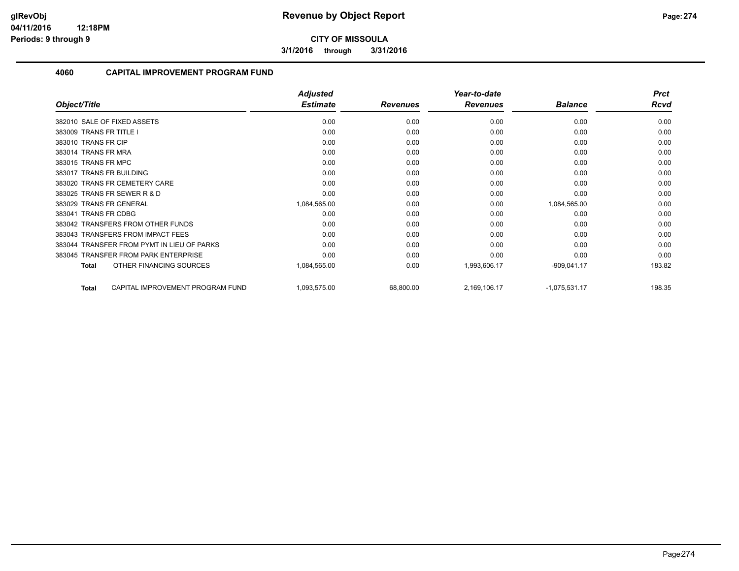**glRevObj**
**04/11/2016 12:18PM**
**Periods: 9 through 9**

# Revenue by Object Report

**CITY OF MISSOULA**

**3/1/2016 through 3/31/2016**

## 4060 CAPITAL IMPROVEMENT PROGRAM FUND

| Object/Title | Adjusted Estimate | Revenues | Year-to-date Revenues | Balance | Prct Rcvd |
|---|---|---|---|---|---|
| 382010 SALE OF FIXED ASSETS | 0.00 | 0.00 | 0.00 | 0.00 | 0.00 |
| 383009 TRANS FR TITLE I | 0.00 | 0.00 | 0.00 | 0.00 | 0.00 |
| 383010 TRANS FR CIP | 0.00 | 0.00 | 0.00 | 0.00 | 0.00 |
| 383014 TRANS FR MRA | 0.00 | 0.00 | 0.00 | 0.00 | 0.00 |
| 383015 TRANS FR MPC | 0.00 | 0.00 | 0.00 | 0.00 | 0.00 |
| 383017 TRANS FR BUILDING | 0.00 | 0.00 | 0.00 | 0.00 | 0.00 |
| 383020 TRANS FR CEMETERY CARE | 0.00 | 0.00 | 0.00 | 0.00 | 0.00 |
| 383025 TRANS FR SEWER R & D | 0.00 | 0.00 | 0.00 | 0.00 | 0.00 |
| 383029 TRANS FR GENERAL | 1,084,565.00 | 0.00 | 0.00 | 1,084,565.00 | 0.00 |
| 383041 TRANS FR CDBG | 0.00 | 0.00 | 0.00 | 0.00 | 0.00 |
| 383042 TRANSFERS FROM OTHER FUNDS | 0.00 | 0.00 | 0.00 | 0.00 | 0.00 |
| 383043 TRANSFERS FROM IMPACT FEES | 0.00 | 0.00 | 0.00 | 0.00 | 0.00 |
| 383044 TRANSFER FROM PYMT IN LIEU OF PARKS | 0.00 | 0.00 | 0.00 | 0.00 | 0.00 |
| 383045 TRANSFER FROM PARK ENTERPRISE | 0.00 | 0.00 | 0.00 | 0.00 | 0.00 |
| **Total** OTHER FINANCING SOURCES | 1,084,565.00 | 0.00 | 1,993,606.17 | -909,041.17 | 183.82 |
| **Total** CAPITAL IMPROVEMENT PROGRAM FUND | 1,093,575.00 | 68,800.00 | 2,169,106.17 | -1,075,531.17 | 198.35 |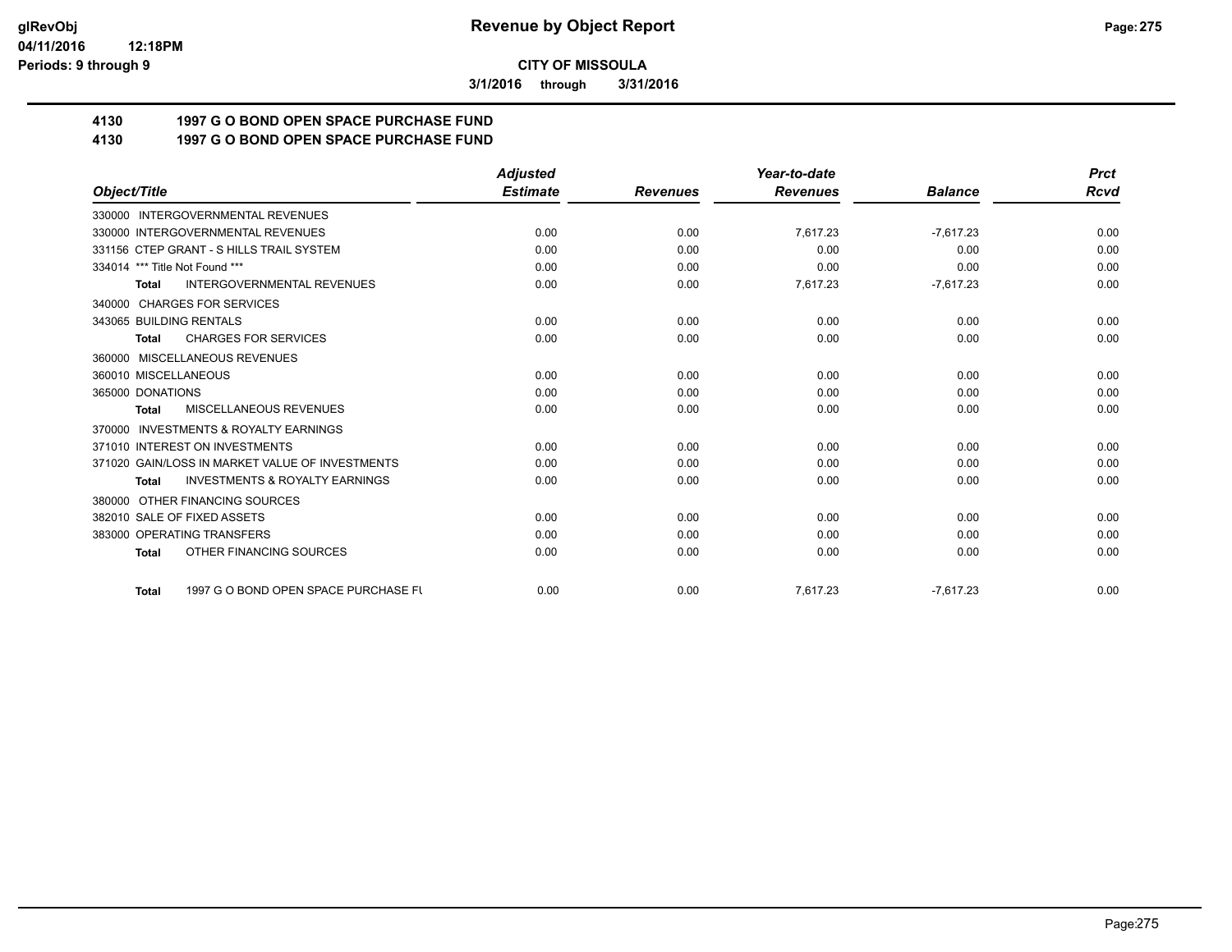**CITY OF MISSOULA**

**3/1/2016 through 3/31/2016**

# 4130 1997 G O BOND OPEN SPACE PURCHASE FUND

## 4130 1997 G O BOND OPEN SPACE PURCHASE FUND

| Object/Title | Adjusted Estimate | Revenues | Year-to-date Revenues | Balance | Prct Rcvd |
|---|---|---|---|---|---|
| 330000 INTERGOVERNMENTAL REVENUES | | | | | |
| 330000 INTERGOVERNMENTAL REVENUES | 0.00 | 0.00 | 7,617.23 | -7,617.23 | 0.00 |
| 331156 CTEP GRANT - S HILLS TRAIL SYSTEM | 0.00 | 0.00 | 0.00 | 0.00 | 0.00 |
| 334014 *** Title Not Found *** | 0.00 | 0.00 | 0.00 | 0.00 | 0.00 |
| **Total** INTERGOVERNMENTAL REVENUES | 0.00 | 0.00 | 7,617.23 | -7,617.23 | 0.00 |
| 340000 CHARGES FOR SERVICES | | | | | |
| 343065 BUILDING RENTALS | 0.00 | 0.00 | 0.00 | 0.00 | 0.00 |
| **Total** CHARGES FOR SERVICES | 0.00 | 0.00 | 0.00 | 0.00 | 0.00 |
| 360000 MISCELLANEOUS REVENUES | | | | | |
| 360010 MISCELLANEOUS | 0.00 | 0.00 | 0.00 | 0.00 | 0.00 |
| 365000 DONATIONS | 0.00 | 0.00 | 0.00 | 0.00 | 0.00 |
| **Total** MISCELLANEOUS REVENUES | 0.00 | 0.00 | 0.00 | 0.00 | 0.00 |
| 370000 INVESTMENTS & ROYALTY EARNINGS | | | | | |
| 371010 INTEREST ON INVESTMENTS | 0.00 | 0.00 | 0.00 | 0.00 | 0.00 |
| 371020 GAIN/LOSS IN MARKET VALUE OF INVESTMENTS | 0.00 | 0.00 | 0.00 | 0.00 | 0.00 |
| **Total** INVESTMENTS & ROYALTY EARNINGS | 0.00 | 0.00 | 0.00 | 0.00 | 0.00 |
| 380000 OTHER FINANCING SOURCES | | | | | |
| 382010 SALE OF FIXED ASSETS | 0.00 | 0.00 | 0.00 | 0.00 | 0.00 |
| 383000 OPERATING TRANSFERS | 0.00 | 0.00 | 0.00 | 0.00 | 0.00 |
| **Total** OTHER FINANCING SOURCES | 0.00 | 0.00 | 0.00 | 0.00 | 0.00 |
| **Total** 1997 G O BOND OPEN SPACE PURCHASE FU | 0.00 | 0.00 | 7,617.23 | -7,617.23 | 0.00 |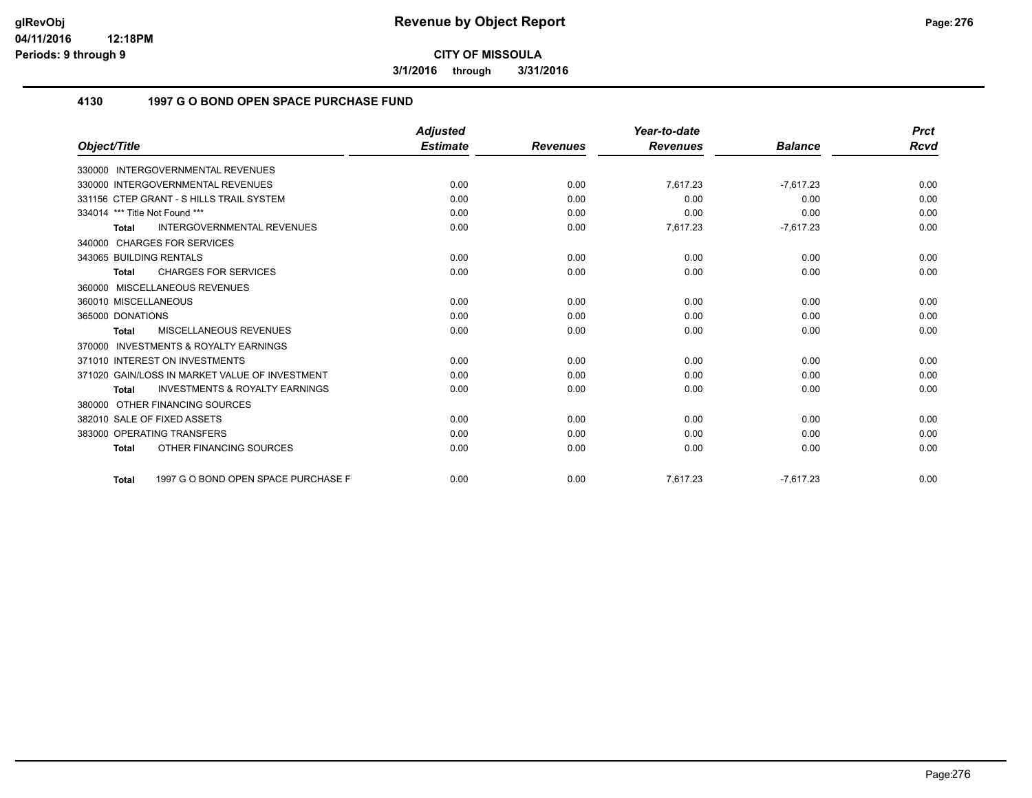**CITY OF MISSOULA**

**3/1/2016 through 3/31/2016**

## 4130 1997 G O BOND OPEN SPACE PURCHASE FUND

| Object/Title | Adjusted Estimate | Revenues | Year-to-date Revenues | Balance | Prct Rcvd |
|---|---|---|---|---|---|
| 330000 INTERGOVERNMENTAL REVENUES | | | | | |
| 330000 INTERGOVERNMENTAL REVENUES | 0.00 | 0.00 | 7,617.23 | -7,617.23 | 0.00 |
| 331156 CTEP GRANT - S HILLS TRAIL SYSTEM | 0.00 | 0.00 | 0.00 | 0.00 | 0.00 |
| 334014 *** Title Not Found *** | 0.00 | 0.00 | 0.00 | 0.00 | 0.00 |
| **Total** INTERGOVERNMENTAL REVENUES | 0.00 | 0.00 | 7,617.23 | -7,617.23 | 0.00 |
| 340000 CHARGES FOR SERVICES | | | | | |
| 343065 BUILDING RENTALS | 0.00 | 0.00 | 0.00 | 0.00 | 0.00 |
| **Total** CHARGES FOR SERVICES | 0.00 | 0.00 | 0.00 | 0.00 | 0.00 |
| 360000 MISCELLANEOUS REVENUES | | | | | |
| 360010 MISCELLANEOUS | 0.00 | 0.00 | 0.00 | 0.00 | 0.00 |
| 365000 DONATIONS | 0.00 | 0.00 | 0.00 | 0.00 | 0.00 |
| **Total** MISCELLANEOUS REVENUES | 0.00 | 0.00 | 0.00 | 0.00 | 0.00 |
| 370000 INVESTMENTS & ROYALTY EARNINGS | | | | | |
| 371010 INTEREST ON INVESTMENTS | 0.00 | 0.00 | 0.00 | 0.00 | 0.00 |
| 371020 GAIN/LOSS IN MARKET VALUE OF INVESTMENT | 0.00 | 0.00 | 0.00 | 0.00 | 0.00 |
| **Total** INVESTMENTS & ROYALTY EARNINGS | 0.00 | 0.00 | 0.00 | 0.00 | 0.00 |
| 380000 OTHER FINANCING SOURCES | | | | | |
| 382010 SALE OF FIXED ASSETS | 0.00 | 0.00 | 0.00 | 0.00 | 0.00 |
| 383000 OPERATING TRANSFERS | 0.00 | 0.00 | 0.00 | 0.00 | 0.00 |
| **Total** OTHER FINANCING SOURCES | 0.00 | 0.00 | 0.00 | 0.00 | 0.00 |
| **Total** 1997 G O BOND OPEN SPACE PURCHASE F | 0.00 | 0.00 | 7,617.23 | -7,617.23 | 0.00 |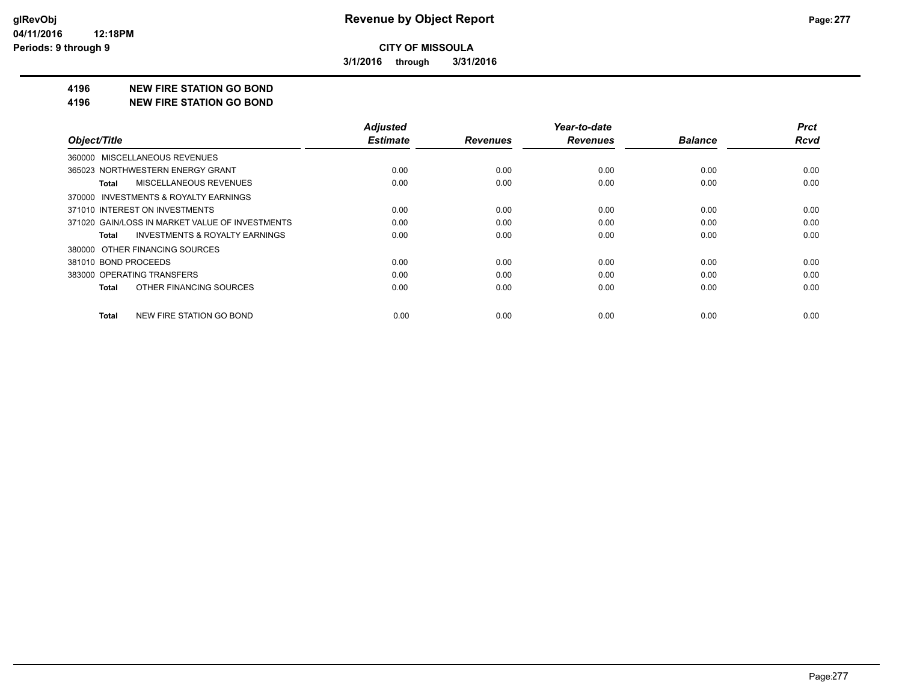**glRevObj**
**04/11/2016 12:18PM**
**Periods: 9 through 9**

# Revenue by Object Report

**CITY OF MISSOULA**

**3/1/2016 through 3/31/2016**

## 4196 NEW FIRE STATION GO BOND
## 4196 NEW FIRE STATION GO BOND

| Object/Title | Adjusted Estimate | Revenues | Year-to-date Revenues | Balance | Prct Rcvd |
|---|---|---|---|---|---|
| 360000 MISCELLANEOUS REVENUES | | | | | |
| 365023 NORTHWESTERN ENERGY GRANT | 0.00 | 0.00 | 0.00 | 0.00 | 0.00 |
| **Total** MISCELLANEOUS REVENUES | 0.00 | 0.00 | 0.00 | 0.00 | 0.00 |
| 370000 INVESTMENTS & ROYALTY EARNINGS | | | | | |
| 371010 INTEREST ON INVESTMENTS | 0.00 | 0.00 | 0.00 | 0.00 | 0.00 |
| 371020 GAIN/LOSS IN MARKET VALUE OF INVESTMENTS | 0.00 | 0.00 | 0.00 | 0.00 | 0.00 |
| **Total** INVESTMENTS & ROYALTY EARNINGS | 0.00 | 0.00 | 0.00 | 0.00 | 0.00 |
| 380000 OTHER FINANCING SOURCES | | | | | |
| 381010 BOND PROCEEDS | 0.00 | 0.00 | 0.00 | 0.00 | 0.00 |
| 383000 OPERATING TRANSFERS | 0.00 | 0.00 | 0.00 | 0.00 | 0.00 |
| **Total** OTHER FINANCING SOURCES | 0.00 | 0.00 | 0.00 | 0.00 | 0.00 |
| **Total** NEW FIRE STATION GO BOND | 0.00 | 0.00 | 0.00 | 0.00 | 0.00 |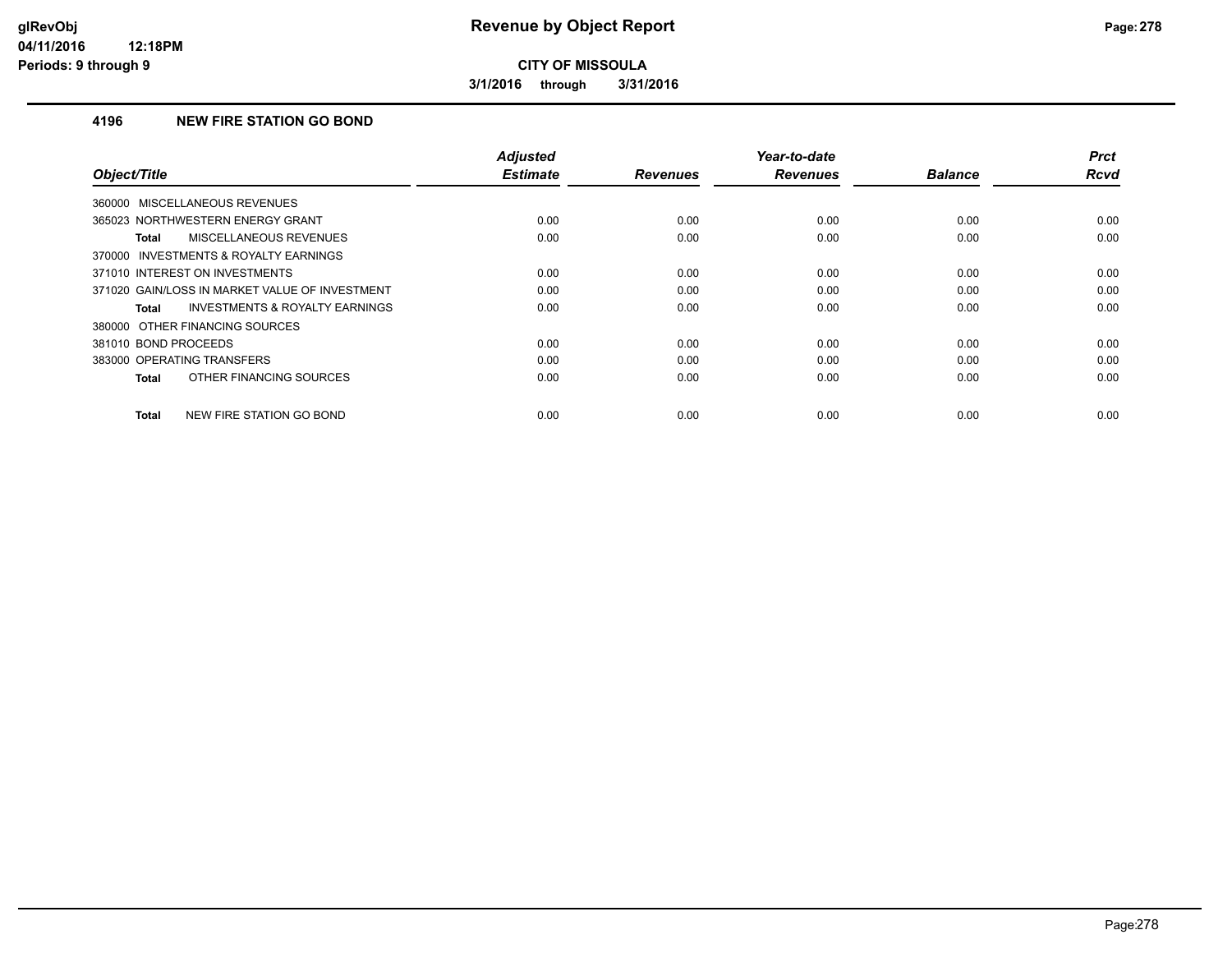# Revenue by Object Report

**CITY OF MISSOULA**

**3/1/2016 through 3/31/2016**

glRevObj
04/11/2016 12:18PM
Periods: 9 through 9

### 4196 NEW FIRE STATION GO BOND

| Object/Title | Adjusted Estimate | Revenues | Year-to-date Revenues | Balance | Prct Rcvd |
|---|---|---|---|---|---|
| 360000 MISCELLANEOUS REVENUES | | | | | |
| 365023 NORTHWESTERN ENERGY GRANT | 0.00 | 0.00 | 0.00 | 0.00 | 0.00 |
| **Total** MISCELLANEOUS REVENUES | 0.00 | 0.00 | 0.00 | 0.00 | 0.00 |
| 370000 INVESTMENTS & ROYALTY EARNINGS | | | | | |
| 371010 INTEREST ON INVESTMENTS | 0.00 | 0.00 | 0.00 | 0.00 | 0.00 |
| 371020 GAIN/LOSS IN MARKET VALUE OF INVESTMENT | 0.00 | 0.00 | 0.00 | 0.00 | 0.00 |
| **Total** INVESTMENTS & ROYALTY EARNINGS | 0.00 | 0.00 | 0.00 | 0.00 | 0.00 |
| 380000 OTHER FINANCING SOURCES | | | | | |
| 381010 BOND PROCEEDS | 0.00 | 0.00 | 0.00 | 0.00 | 0.00 |
| 383000 OPERATING TRANSFERS | 0.00 | 0.00 | 0.00 | 0.00 | 0.00 |
| **Total** OTHER FINANCING SOURCES | 0.00 | 0.00 | 0.00 | 0.00 | 0.00 |
| **Total** NEW FIRE STATION GO BOND | 0.00 | 0.00 | 0.00 | 0.00 | 0.00 |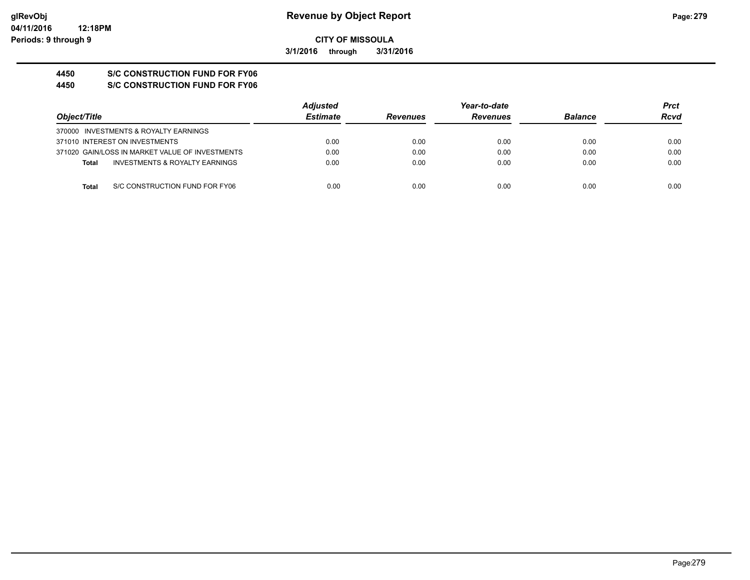**glRevObj**
**04/11/2016 12:18PM**
**Periods: 9 through 9**

# Revenue by Object Report

**CITY OF MISSOULA**

**3/1/2016 through 3/31/2016**

## 4450 S/C CONSTRUCTION FUND FOR FY06
## 4450 S/C CONSTRUCTION FUND FOR FY06

| Object/Title | Adjusted Estimate | Revenues | Year-to-date Revenues | Balance | Prct Rcvd |
|---|---|---|---|---|---|
| 370000 INVESTMENTS & ROYALTY EARNINGS | | | | | |
| 371010 INTEREST ON INVESTMENTS | 0.00 | 0.00 | 0.00 | 0.00 | 0.00 |
| 371020 GAIN/LOSS IN MARKET VALUE OF INVESTMENTS | 0.00 | 0.00 | 0.00 | 0.00 | 0.00 |
| **Total** INVESTMENTS & ROYALTY EARNINGS | 0.00 | 0.00 | 0.00 | 0.00 | 0.00 |
| **Total** S/C CONSTRUCTION FUND FOR FY06 | 0.00 | 0.00 | 0.00 | 0.00 | 0.00 |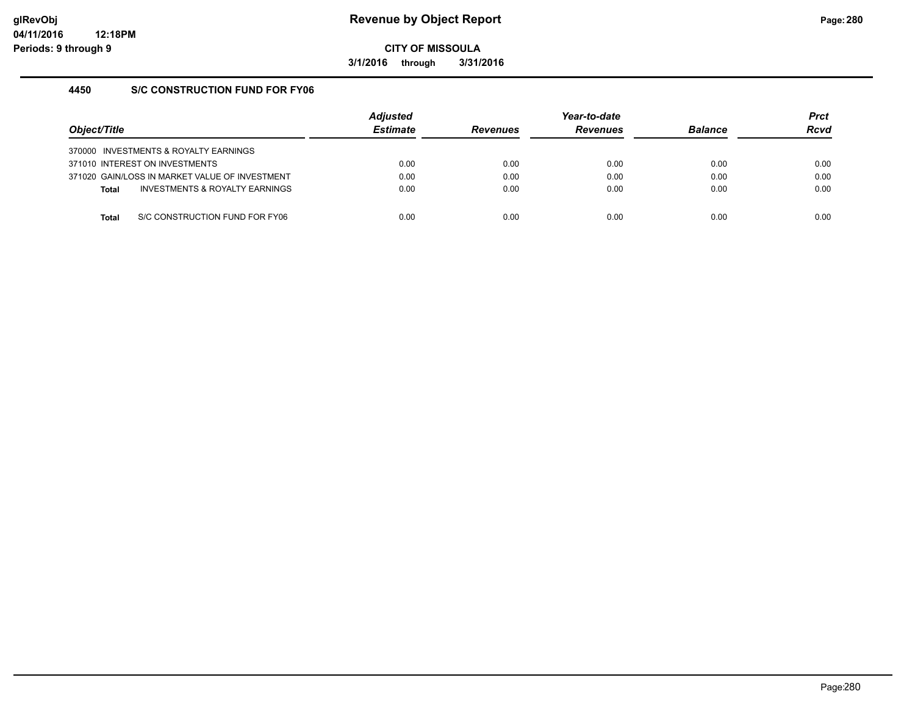# Revenue by Object Report

**CITY OF MISSOULA**

**3/1/2016 through 3/31/2016**

glRevObj
04/11/2016 12:18PM
Periods: 9 through 9

### 4450 S/C CONSTRUCTION FUND FOR FY06

| Object/Title | Adjusted Estimate | Revenues | Year-to-date Revenues | Balance | Prct Rcvd |
|---|---|---|---|---|---|
| 370000 INVESTMENTS & ROYALTY EARNINGS | | | | | |
| 371010 INTEREST ON INVESTMENTS | 0.00 | 0.00 | 0.00 | 0.00 | 0.00 |
| 371020 GAIN/LOSS IN MARKET VALUE OF INVESTMENT | 0.00 | 0.00 | 0.00 | 0.00 | 0.00 |
| **Total** INVESTMENTS & ROYALTY EARNINGS | 0.00 | 0.00 | 0.00 | 0.00 | 0.00 |
| **Total** S/C CONSTRUCTION FUND FOR FY06 | 0.00 | 0.00 | 0.00 | 0.00 | 0.00 |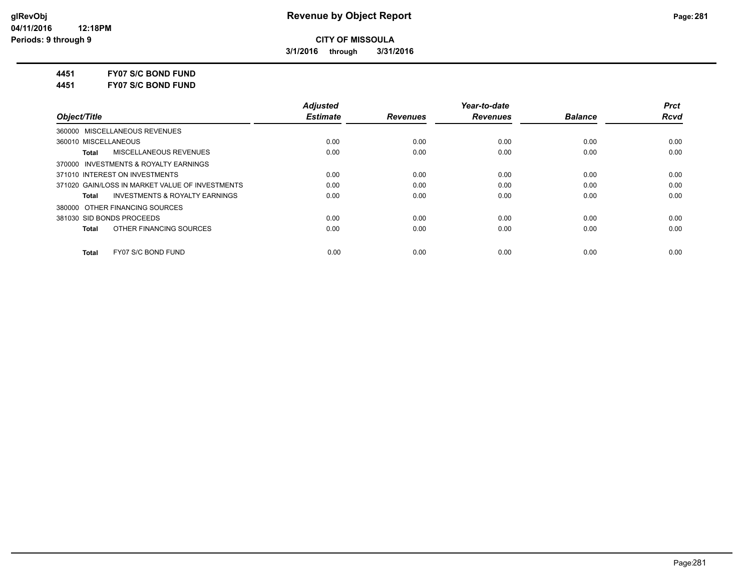**CITY OF MISSOULA**

**3/1/2016 through 3/31/2016**

**Revenue by Object Report**

glRevObj
04/11/2016 12:18PM
Periods: 9 through 9

**4451 FY07 S/C BOND FUND**

**4451 FY07 S/C BOND FUND**

| Object/Title | Adjusted Estimate | Revenues | Year-to-date Revenues | Balance | Prct Rcvd |
|---|---|---|---|---|---|
| 360000 MISCELLANEOUS REVENUES | | | | | |
| 360010 MISCELLANEOUS | 0.00 | 0.00 | 0.00 | 0.00 | 0.00 |
| **Total** MISCELLANEOUS REVENUES | 0.00 | 0.00 | 0.00 | 0.00 | 0.00 |
| 370000 INVESTMENTS & ROYALTY EARNINGS | | | | | |
| 371010 INTEREST ON INVESTMENTS | 0.00 | 0.00 | 0.00 | 0.00 | 0.00 |
| 371020 GAIN/LOSS IN MARKET VALUE OF INVESTMENTS | 0.00 | 0.00 | 0.00 | 0.00 | 0.00 |
| **Total** INVESTMENTS & ROYALTY EARNINGS | 0.00 | 0.00 | 0.00 | 0.00 | 0.00 |
| 380000 OTHER FINANCING SOURCES | | | | | |
| 381030 SID BONDS PROCEEDS | 0.00 | 0.00 | 0.00 | 0.00 | 0.00 |
| **Total** OTHER FINANCING SOURCES | 0.00 | 0.00 | 0.00 | 0.00 | 0.00 |
| **Total** FY07 S/C BOND FUND | 0.00 | 0.00 | 0.00 | 0.00 | 0.00 |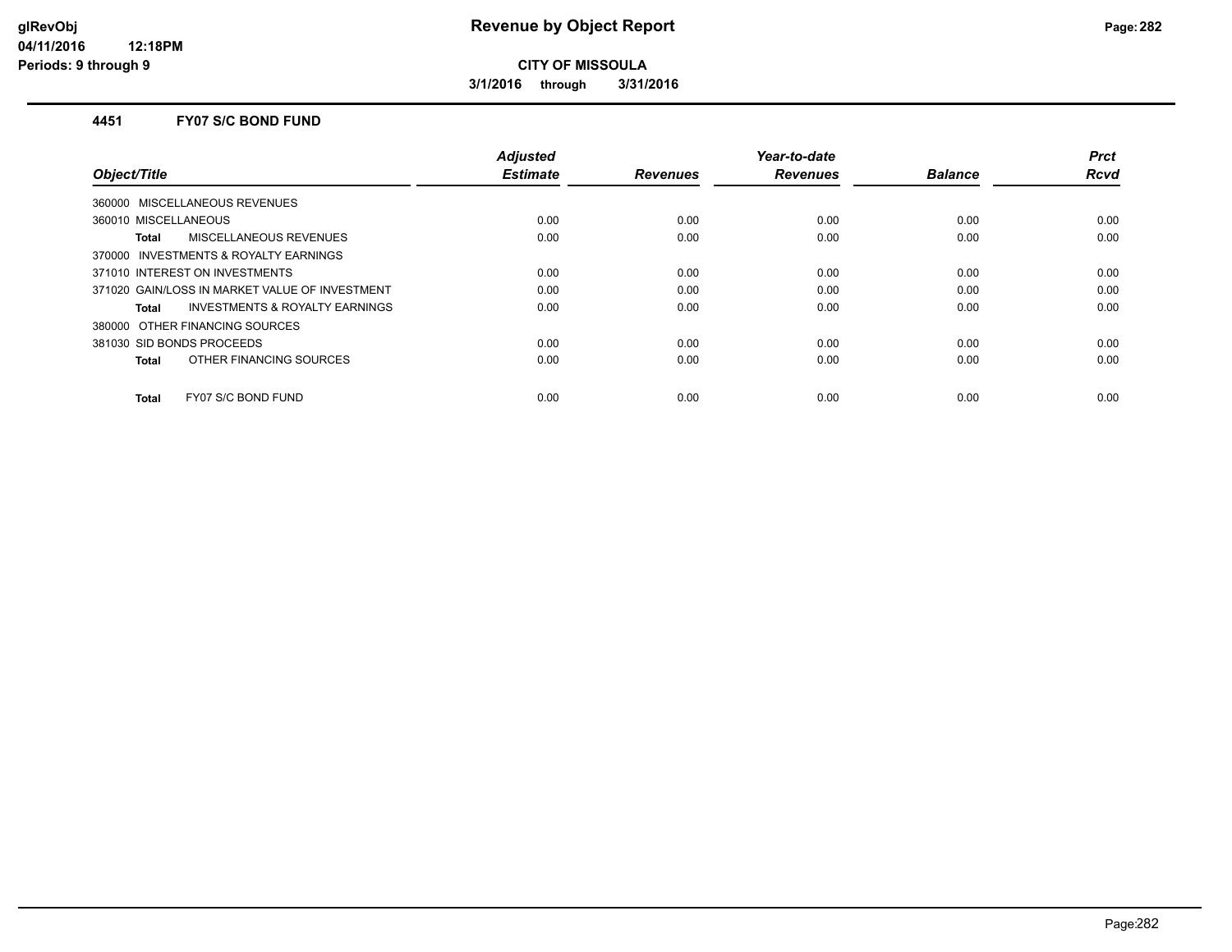# Revenue by Object Report

**CITY OF MISSOULA**

**3/1/2016 through 3/31/2016**

### 4451 FY07 S/C BOND FUND

| Object/Title | Adjusted Estimate | Revenues | Year-to-date Revenues | Balance | Prct Rcvd |
|---|---|---|---|---|---|
| 360000 MISCELLANEOUS REVENUES | | | | | |
| 360010 MISCELLANEOUS | 0.00 | 0.00 | 0.00 | 0.00 | 0.00 |
| **Total** MISCELLANEOUS REVENUES | 0.00 | 0.00 | 0.00 | 0.00 | 0.00 |
| 370000 INVESTMENTS & ROYALTY EARNINGS | | | | | |
| 371010 INTEREST ON INVESTMENTS | 0.00 | 0.00 | 0.00 | 0.00 | 0.00 |
| 371020 GAIN/LOSS IN MARKET VALUE OF INVESTMENT | 0.00 | 0.00 | 0.00 | 0.00 | 0.00 |
| **Total** INVESTMENTS & ROYALTY EARNINGS | 0.00 | 0.00 | 0.00 | 0.00 | 0.00 |
| 380000 OTHER FINANCING SOURCES | | | | | |
| 381030 SID BONDS PROCEEDS | 0.00 | 0.00 | 0.00 | 0.00 | 0.00 |
| **Total** OTHER FINANCING SOURCES | 0.00 | 0.00 | 0.00 | 0.00 | 0.00 |
| **Total** FY07 S/C BOND FUND | 0.00 | 0.00 | 0.00 | 0.00 | 0.00 |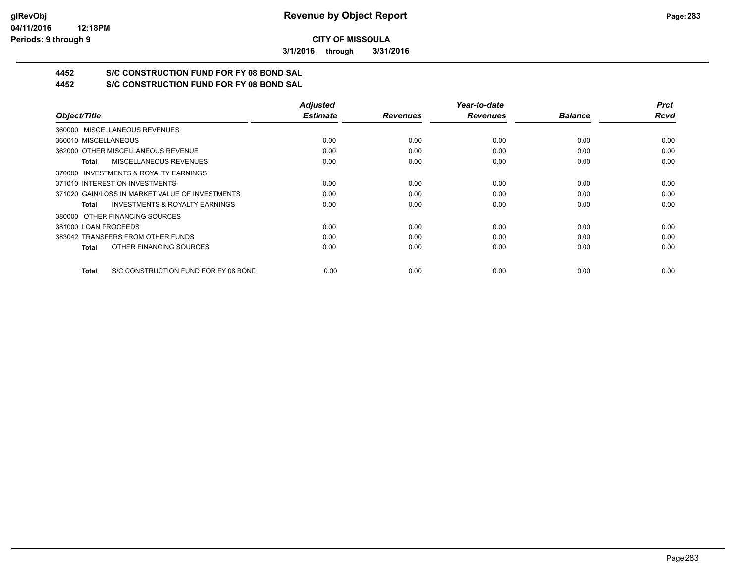**CITY OF MISSOULA**

**3/1/2016 through 3/31/2016**

## 4452 S/C CONSTRUCTION FUND FOR FY 08 BOND SAL
## 4452 S/C CONSTRUCTION FUND FOR FY 08 BOND SAL

| Object/Title | Adjusted Estimate | Revenues | Year-to-date Revenues | Balance | Prct Rcvd |
|---|---|---|---|---|---|
| 360000 MISCELLANEOUS REVENUES | | | | | |
| 360010 MISCELLANEOUS | 0.00 | 0.00 | 0.00 | 0.00 | 0.00 |
| 362000 OTHER MISCELLANEOUS REVENUE | 0.00 | 0.00 | 0.00 | 0.00 | 0.00 |
| **Total** MISCELLANEOUS REVENUES | 0.00 | 0.00 | 0.00 | 0.00 | 0.00 |
| 370000 INVESTMENTS & ROYALTY EARNINGS | | | | | |
| 371010 INTEREST ON INVESTMENTS | 0.00 | 0.00 | 0.00 | 0.00 | 0.00 |
| 371020 GAIN/LOSS IN MARKET VALUE OF INVESTMENTS | 0.00 | 0.00 | 0.00 | 0.00 | 0.00 |
| **Total** INVESTMENTS & ROYALTY EARNINGS | 0.00 | 0.00 | 0.00 | 0.00 | 0.00 |
| 380000 OTHER FINANCING SOURCES | | | | | |
| 381000 LOAN PROCEEDS | 0.00 | 0.00 | 0.00 | 0.00 | 0.00 |
| 383042 TRANSFERS FROM OTHER FUNDS | 0.00 | 0.00 | 0.00 | 0.00 | 0.00 |
| **Total** OTHER FINANCING SOURCES | 0.00 | 0.00 | 0.00 | 0.00 | 0.00 |
| **Total** S/C CONSTRUCTION FUND FOR FY 08 BOND | 0.00 | 0.00 | 0.00 | 0.00 | 0.00 |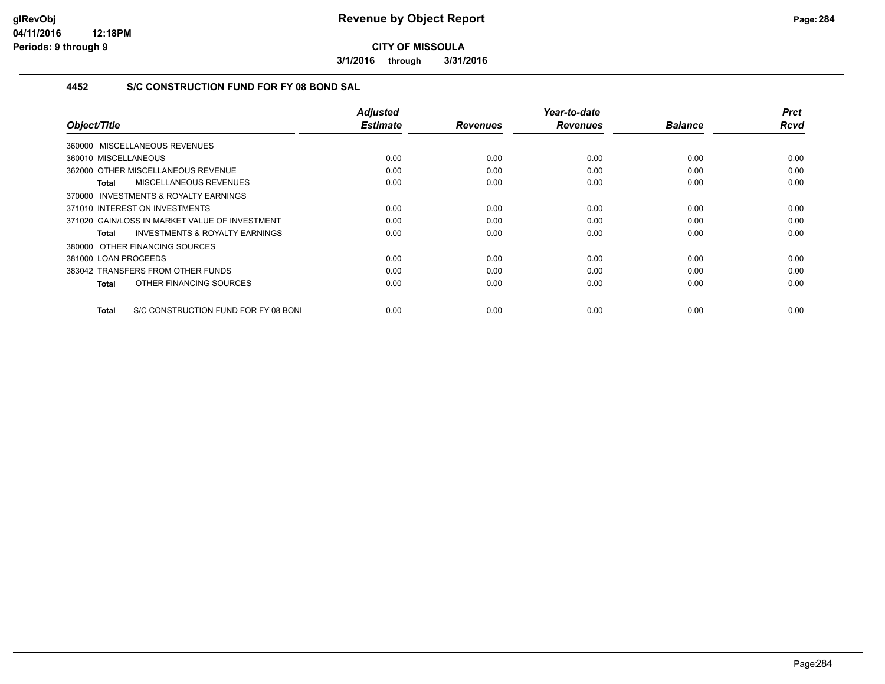**CITY OF MISSOULA**

**3/1/2016 through 3/31/2016**

## 4452 S/C CONSTRUCTION FUND FOR FY 08 BOND SAL

| Object/Title | Adjusted Estimate | Revenues | Year-to-date Revenues | Balance | Prct Rcvd |
|---|---|---|---|---|---|
| 360000 MISCELLANEOUS REVENUES | | | | | |
| 360010 MISCELLANEOUS | 0.00 | 0.00 | 0.00 | 0.00 | 0.00 |
| 362000 OTHER MISCELLANEOUS REVENUE | 0.00 | 0.00 | 0.00 | 0.00 | 0.00 |
| **Total** MISCELLANEOUS REVENUES | 0.00 | 0.00 | 0.00 | 0.00 | 0.00 |
| 370000 INVESTMENTS & ROYALTY EARNINGS | | | | | |
| 371010 INTEREST ON INVESTMENTS | 0.00 | 0.00 | 0.00 | 0.00 | 0.00 |
| 371020 GAIN/LOSS IN MARKET VALUE OF INVESTMENT | 0.00 | 0.00 | 0.00 | 0.00 | 0.00 |
| **Total** INVESTMENTS & ROYALTY EARNINGS | 0.00 | 0.00 | 0.00 | 0.00 | 0.00 |
| 380000 OTHER FINANCING SOURCES | | | | | |
| 381000 LOAN PROCEEDS | 0.00 | 0.00 | 0.00 | 0.00 | 0.00 |
| 383042 TRANSFERS FROM OTHER FUNDS | 0.00 | 0.00 | 0.00 | 0.00 | 0.00 |
| **Total** OTHER FINANCING SOURCES | 0.00 | 0.00 | 0.00 | 0.00 | 0.00 |
| **Total** S/C CONSTRUCTION FUND FOR FY 08 BONI | 0.00 | 0.00 | 0.00 | 0.00 | 0.00 |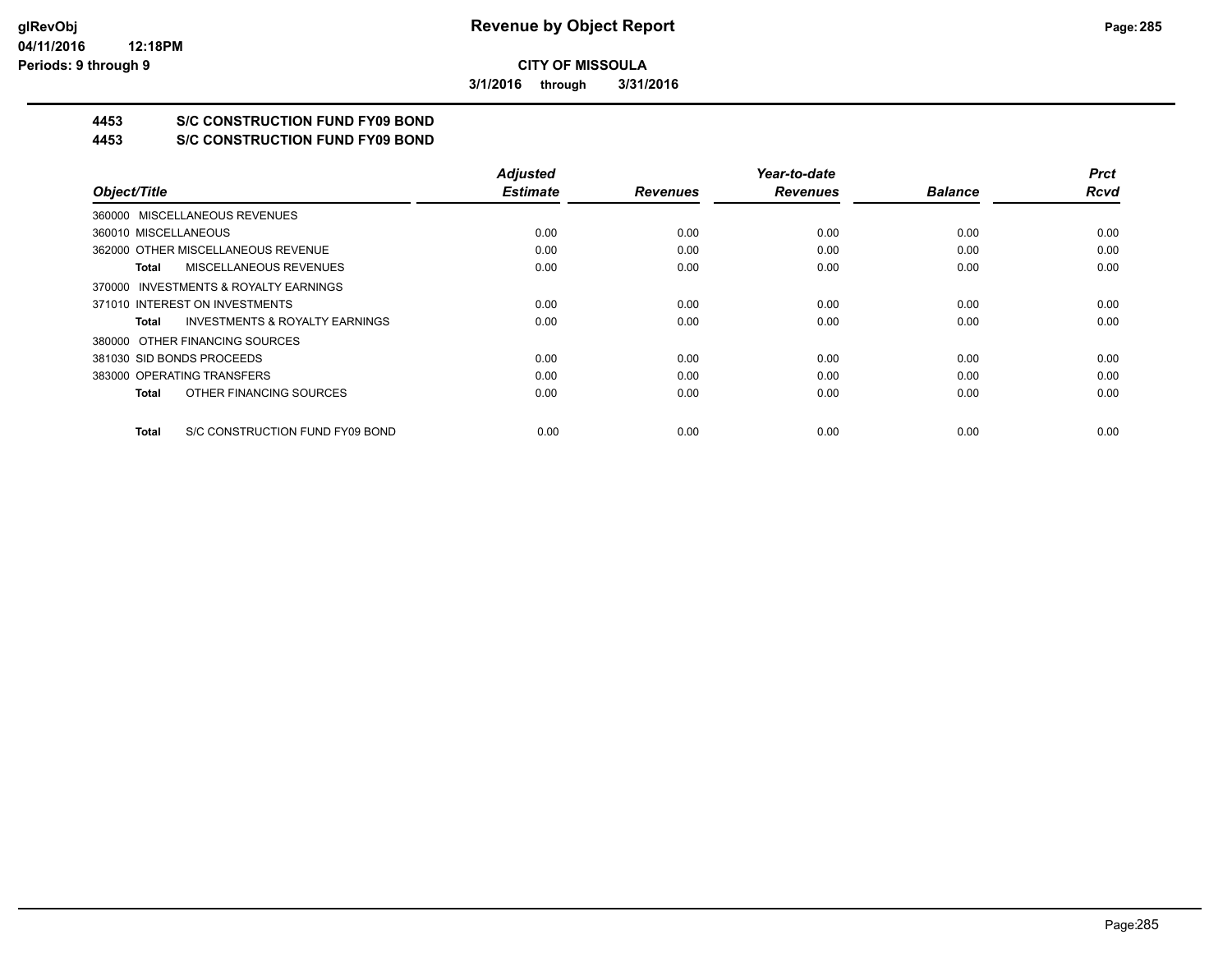**CITY OF MISSOULA**

**3/1/2016 through 3/31/2016**

**4453 S/C CONSTRUCTION FUND FY09 BOND**

**4453 S/C CONSTRUCTION FUND FY09 BOND**

| Object/Title | Adjusted Estimate | Revenues | Year-to-date Revenues | Balance | Prct Rcvd |
|---|---|---|---|---|---|
| 360000 MISCELLANEOUS REVENUES | | | | | |
| 360010 MISCELLANEOUS | 0.00 | 0.00 | 0.00 | 0.00 | 0.00 |
| 362000 OTHER MISCELLANEOUS REVENUE | 0.00 | 0.00 | 0.00 | 0.00 | 0.00 |
| **Total** MISCELLANEOUS REVENUES | 0.00 | 0.00 | 0.00 | 0.00 | 0.00 |
| 370000 INVESTMENTS & ROYALTY EARNINGS | | | | | |
| 371010 INTEREST ON INVESTMENTS | 0.00 | 0.00 | 0.00 | 0.00 | 0.00 |
| **Total** INVESTMENTS & ROYALTY EARNINGS | 0.00 | 0.00 | 0.00 | 0.00 | 0.00 |
| 380000 OTHER FINANCING SOURCES | | | | | |
| 381030 SID BONDS PROCEEDS | 0.00 | 0.00 | 0.00 | 0.00 | 0.00 |
| 383000 OPERATING TRANSFERS | 0.00 | 0.00 | 0.00 | 0.00 | 0.00 |
| **Total** OTHER FINANCING SOURCES | 0.00 | 0.00 | 0.00 | 0.00 | 0.00 |
| **Total** S/C CONSTRUCTION FUND FY09 BOND | 0.00 | 0.00 | 0.00 | 0.00 | 0.00 |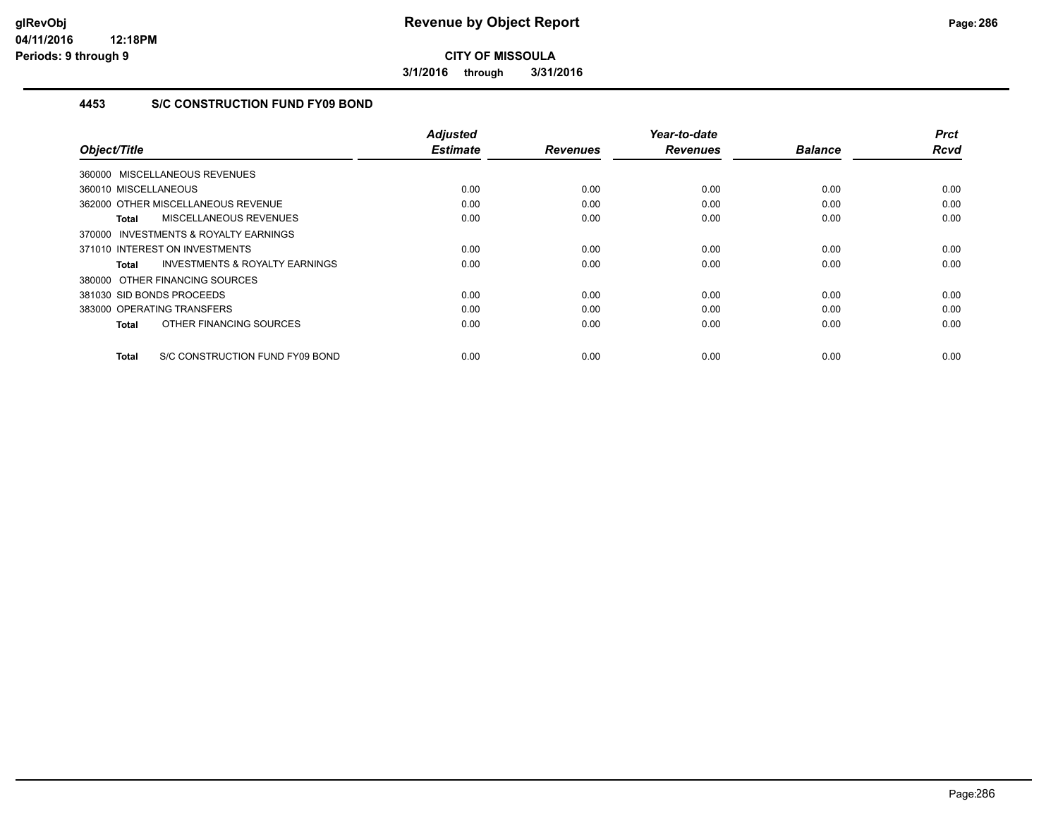# Revenue by Object Report

**CITY OF MISSOULA**

**3/1/2016 through 3/31/2016**

glRevObj
04/11/2016 12:18PM
Periods: 9 through 9

### 4453 S/C CONSTRUCTION FUND FY09 BOND

| Object/Title | Adjusted Estimate | Revenues | Year-to-date Revenues | Balance | Prct Rcvd |
|---|---|---|---|---|---|
| 360000 MISCELLANEOUS REVENUES | | | | | |
| 360010 MISCELLANEOUS | 0.00 | 0.00 | 0.00 | 0.00 | 0.00 |
| 362000 OTHER MISCELLANEOUS REVENUE | 0.00 | 0.00 | 0.00 | 0.00 | 0.00 |
| **Total** MISCELLANEOUS REVENUES | 0.00 | 0.00 | 0.00 | 0.00 | 0.00 |
| 370000 INVESTMENTS & ROYALTY EARNINGS | | | | | |
| 371010 INTEREST ON INVESTMENTS | 0.00 | 0.00 | 0.00 | 0.00 | 0.00 |
| **Total** INVESTMENTS & ROYALTY EARNINGS | 0.00 | 0.00 | 0.00 | 0.00 | 0.00 |
| 380000 OTHER FINANCING SOURCES | | | | | |
| 381030 SID BONDS PROCEEDS | 0.00 | 0.00 | 0.00 | 0.00 | 0.00 |
| 383000 OPERATING TRANSFERS | 0.00 | 0.00 | 0.00 | 0.00 | 0.00 |
| **Total** OTHER FINANCING SOURCES | 0.00 | 0.00 | 0.00 | 0.00 | 0.00 |
| **Total** S/C CONSTRUCTION FUND FY09 BOND | 0.00 | 0.00 | 0.00 | 0.00 | 0.00 |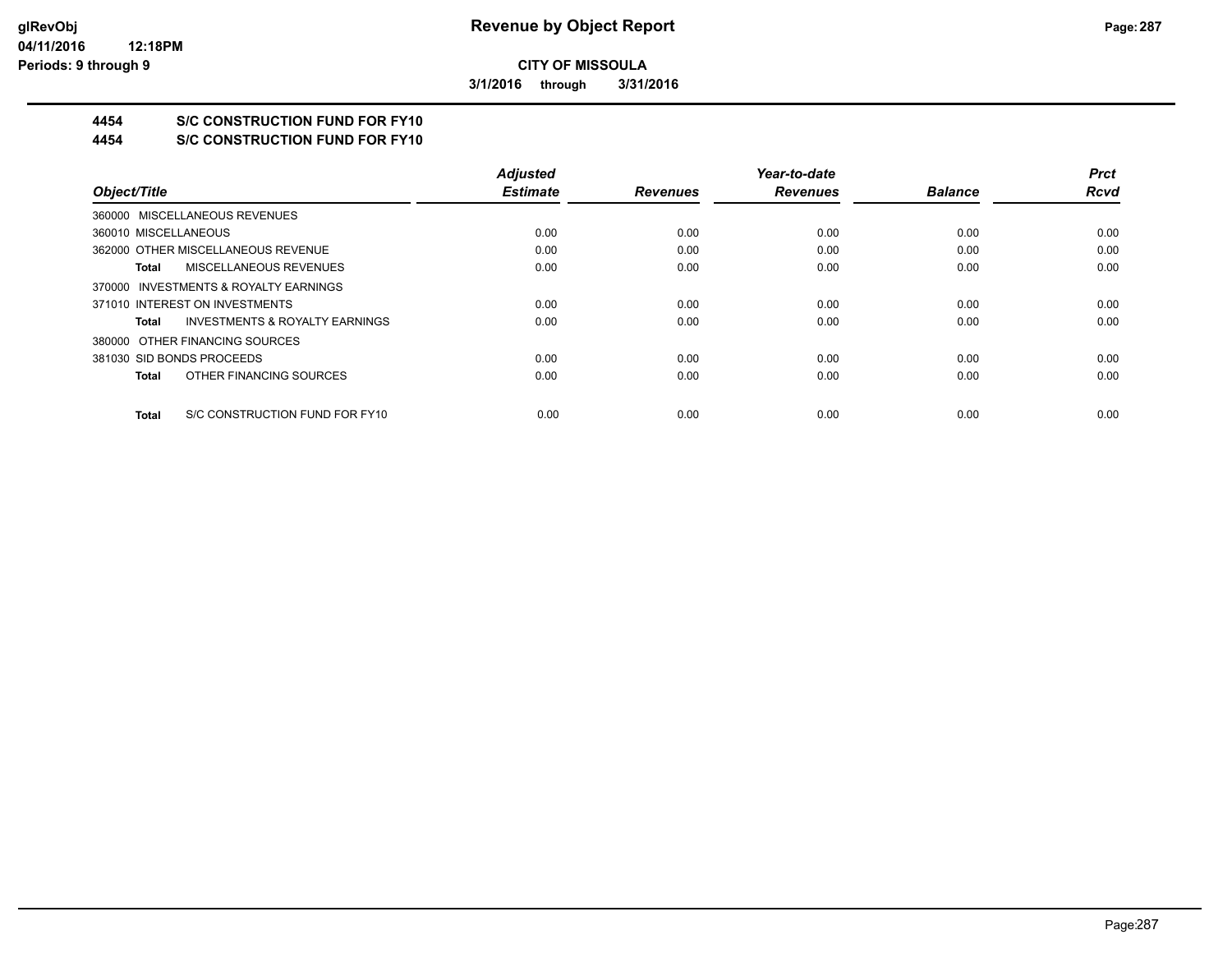**CITY OF MISSOULA**

**3/1/2016 through 3/31/2016**

## 4454 S/C CONSTRUCTION FUND FOR FY10

## 4454 S/C CONSTRUCTION FUND FOR FY10

| Object/Title | Adjusted Estimate | Revenues | Year-to-date Revenues | Balance | Prct Rcvd |
|---|---|---|---|---|---|
| 360000 MISCELLANEOUS REVENUES | | | | | |
| 360010 MISCELLANEOUS | 0.00 | 0.00 | 0.00 | 0.00 | 0.00 |
| 362000 OTHER MISCELLANEOUS REVENUE | 0.00 | 0.00 | 0.00 | 0.00 | 0.00 |
| **Total** MISCELLANEOUS REVENUES | 0.00 | 0.00 | 0.00 | 0.00 | 0.00 |
| 370000 INVESTMENTS & ROYALTY EARNINGS | | | | | |
| 371010 INTEREST ON INVESTMENTS | 0.00 | 0.00 | 0.00 | 0.00 | 0.00 |
| **Total** INVESTMENTS & ROYALTY EARNINGS | 0.00 | 0.00 | 0.00 | 0.00 | 0.00 |
| 380000 OTHER FINANCING SOURCES | | | | | |
| 381030 SID BONDS PROCEEDS | 0.00 | 0.00 | 0.00 | 0.00 | 0.00 |
| **Total** OTHER FINANCING SOURCES | 0.00 | 0.00 | 0.00 | 0.00 | 0.00 |
| **Total** S/C CONSTRUCTION FUND FOR FY10 | 0.00 | 0.00 | 0.00 | 0.00 | 0.00 |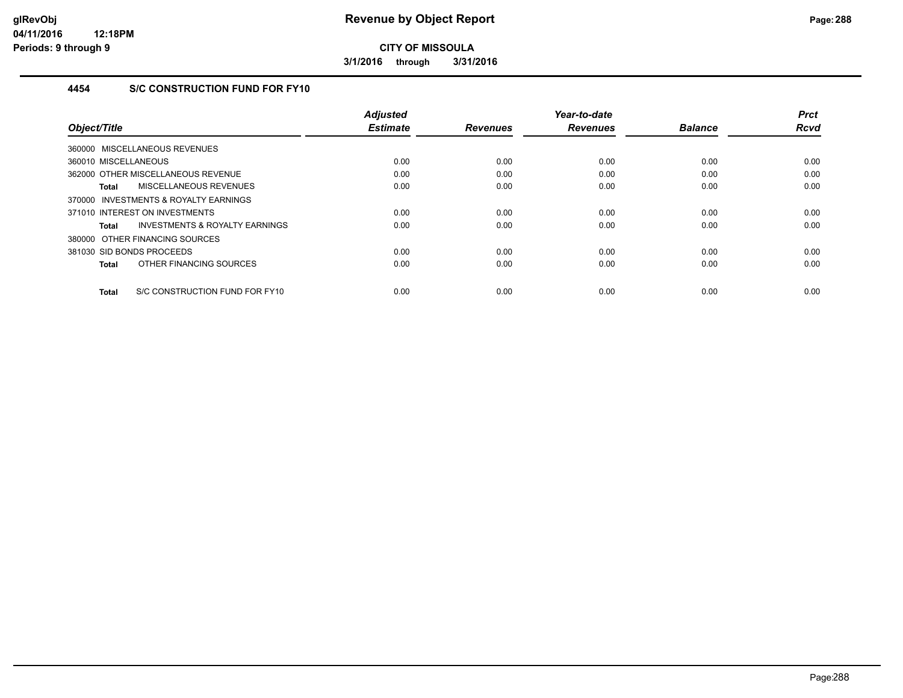**CITY OF MISSOULA**

**3/1/2016 through 3/31/2016**

### 4454 S/C CONSTRUCTION FUND FOR FY10

| Object/Title | Adjusted Estimate | Revenues | Year-to-date Revenues | Balance | Prct Rcvd |
|---|---|---|---|---|---|
| 360000 MISCELLANEOUS REVENUES | | | | | |
| 360010 MISCELLANEOUS | 0.00 | 0.00 | 0.00 | 0.00 | 0.00 |
| 362000 OTHER MISCELLANEOUS REVENUE | 0.00 | 0.00 | 0.00 | 0.00 | 0.00 |
| **Total** MISCELLANEOUS REVENUES | 0.00 | 0.00 | 0.00 | 0.00 | 0.00 |
| 370000 INVESTMENTS & ROYALTY EARNINGS | | | | | |
| 371010 INTEREST ON INVESTMENTS | 0.00 | 0.00 | 0.00 | 0.00 | 0.00 |
| **Total** INVESTMENTS & ROYALTY EARNINGS | 0.00 | 0.00 | 0.00 | 0.00 | 0.00 |
| 380000 OTHER FINANCING SOURCES | | | | | |
| 381030 SID BONDS PROCEEDS | 0.00 | 0.00 | 0.00 | 0.00 | 0.00 |
| **Total** OTHER FINANCING SOURCES | 0.00 | 0.00 | 0.00 | 0.00 | 0.00 |
| **Total** S/C CONSTRUCTION FUND FOR FY10 | 0.00 | 0.00 | 0.00 | 0.00 | 0.00 |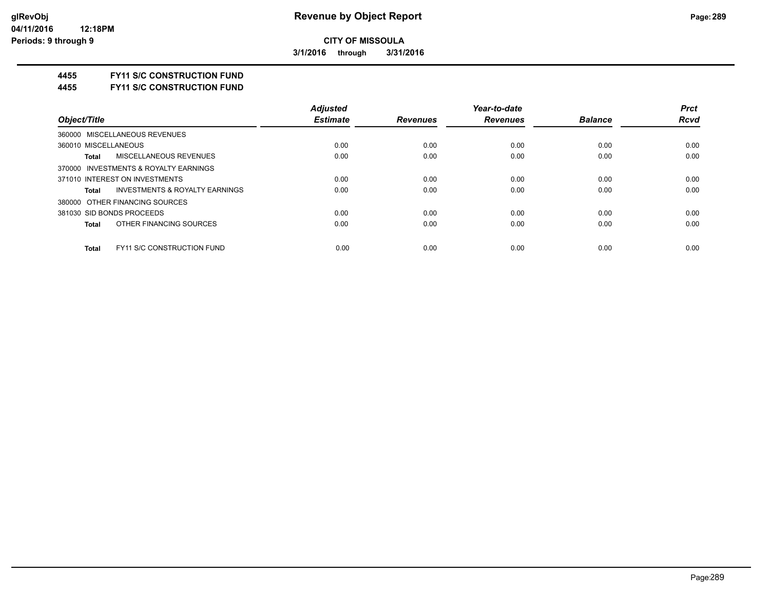**CITY OF MISSOULA**

**3/1/2016 through 3/31/2016**

**4455 FY11 S/C CONSTRUCTION FUND**

**4455 FY11 S/C CONSTRUCTION FUND**

| Object/Title | | Adjusted Estimate | Revenues | Year-to-date Revenues | Balance | Prct Rcvd |
|---|---|---|---|---|---|---|
| 360000 MISCELLANEOUS REVENUES | | | | | | |
| 360010 MISCELLANEOUS | | 0.00 | 0.00 | 0.00 | 0.00 | 0.00 |
| Total | MISCELLANEOUS REVENUES | 0.00 | 0.00 | 0.00 | 0.00 | 0.00 |
| 370000 INVESTMENTS & ROYALTY EARNINGS | | | | | | |
| 371010 INTEREST ON INVESTMENTS | | 0.00 | 0.00 | 0.00 | 0.00 | 0.00 |
| Total | INVESTMENTS & ROYALTY EARNINGS | 0.00 | 0.00 | 0.00 | 0.00 | 0.00 |
| 380000 OTHER FINANCING SOURCES | | | | | | |
| 381030 SID BONDS PROCEEDS | | 0.00 | 0.00 | 0.00 | 0.00 | 0.00 |
| Total | OTHER FINANCING SOURCES | 0.00 | 0.00 | 0.00 | 0.00 | 0.00 |
| Total | FY11 S/C CONSTRUCTION FUND | 0.00 | 0.00 | 0.00 | 0.00 | 0.00 |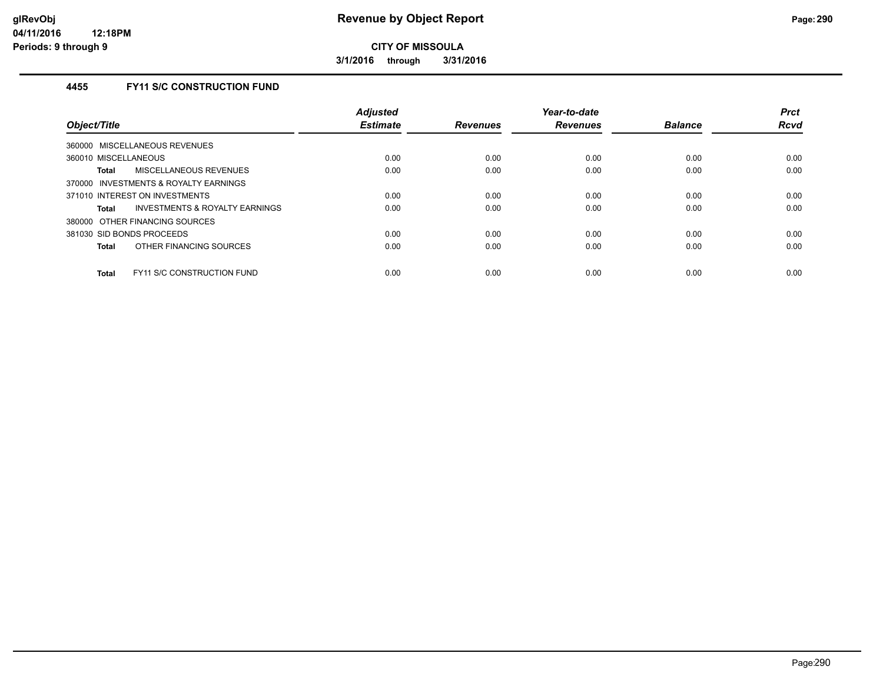# Revenue by Object Report

**CITY OF MISSOULA**

**3/1/2016 through 3/31/2016**

glRevObj
04/11/2016 12:18PM
Periods: 9 through 9

### 4455 FY11 S/C CONSTRUCTION FUND

| Object/Title | Adjusted Estimate | Revenues | Year-to-date Revenues | Balance | Prct Rcvd |
|---|---|---|---|---|---|
| 360000 MISCELLANEOUS REVENUES | | | | | |
| 360010 MISCELLANEOUS | 0.00 | 0.00 | 0.00 | 0.00 | 0.00 |
| **Total** MISCELLANEOUS REVENUES | 0.00 | 0.00 | 0.00 | 0.00 | 0.00 |
| 370000 INVESTMENTS & ROYALTY EARNINGS | | | | | |
| 371010 INTEREST ON INVESTMENTS | 0.00 | 0.00 | 0.00 | 0.00 | 0.00 |
| **Total** INVESTMENTS & ROYALTY EARNINGS | 0.00 | 0.00 | 0.00 | 0.00 | 0.00 |
| 380000 OTHER FINANCING SOURCES | | | | | |
| 381030 SID BONDS PROCEEDS | 0.00 | 0.00 | 0.00 | 0.00 | 0.00 |
| **Total** OTHER FINANCING SOURCES | 0.00 | 0.00 | 0.00 | 0.00 | 0.00 |
| **Total** FY11 S/C CONSTRUCTION FUND | 0.00 | 0.00 | 0.00 | 0.00 | 0.00 |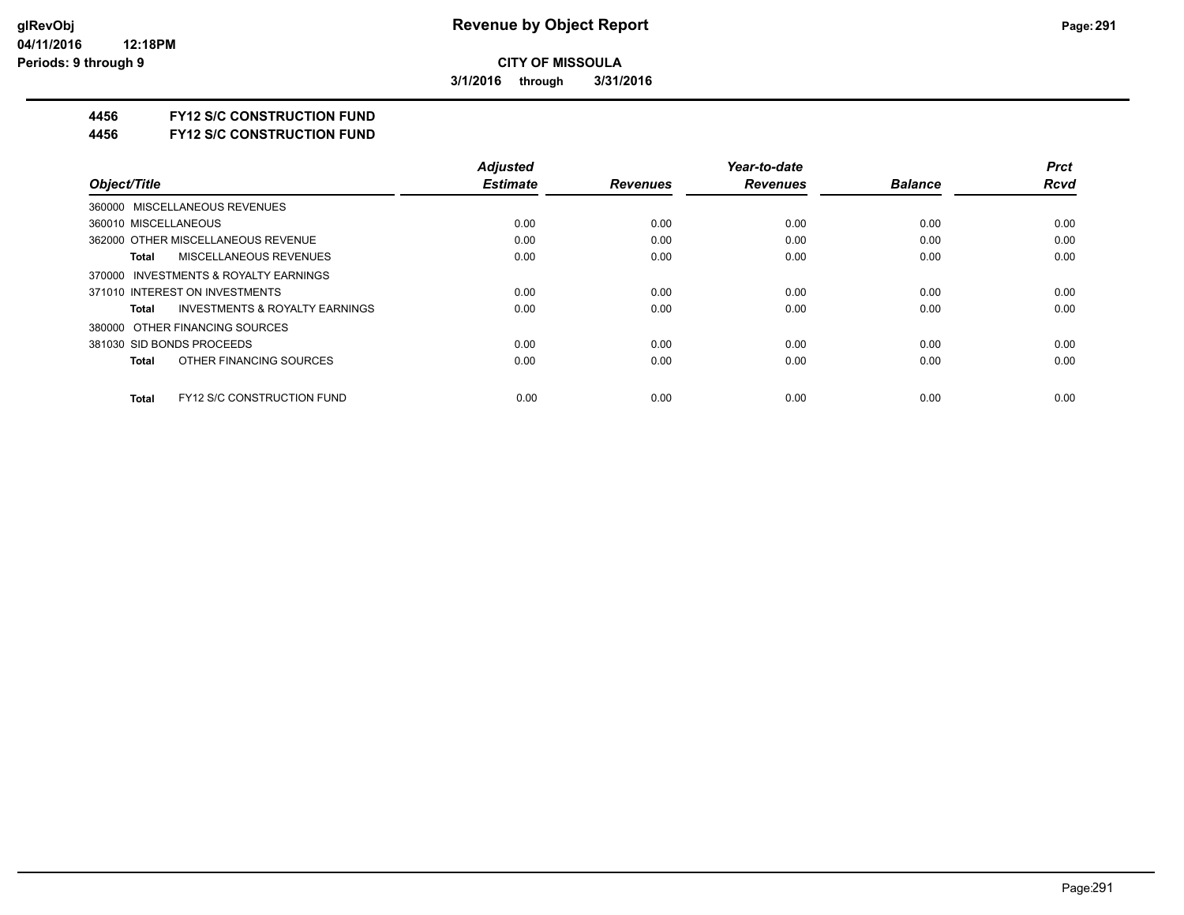# Revenue by Object Report

**CITY OF MISSOULA**

**3/1/2016 through 3/31/2016**

**4456 FY12 S/C CONSTRUCTION FUND**

**4456 FY12 S/C CONSTRUCTION FUND**

| Object/Title | Adjusted Estimate | Revenues | Year-to-date Revenues | Balance | Prct Rcvd |
|---|---|---|---|---|---|
| 360000 MISCELLANEOUS REVENUES | | | | | |
| 360010 MISCELLANEOUS | 0.00 | 0.00 | 0.00 | 0.00 | 0.00 |
| 362000 OTHER MISCELLANEOUS REVENUE | 0.00 | 0.00 | 0.00 | 0.00 | 0.00 |
| **Total** MISCELLANEOUS REVENUES | 0.00 | 0.00 | 0.00 | 0.00 | 0.00 |
| 370000 INVESTMENTS & ROYALTY EARNINGS | | | | | |
| 371010 INTEREST ON INVESTMENTS | 0.00 | 0.00 | 0.00 | 0.00 | 0.00 |
| **Total** INVESTMENTS & ROYALTY EARNINGS | 0.00 | 0.00 | 0.00 | 0.00 | 0.00 |
| 380000 OTHER FINANCING SOURCES | | | | | |
| 381030 SID BONDS PROCEEDS | 0.00 | 0.00 | 0.00 | 0.00 | 0.00 |
| **Total** OTHER FINANCING SOURCES | 0.00 | 0.00 | 0.00 | 0.00 | 0.00 |
| **Total** FY12 S/C CONSTRUCTION FUND | 0.00 | 0.00 | 0.00 | 0.00 | 0.00 |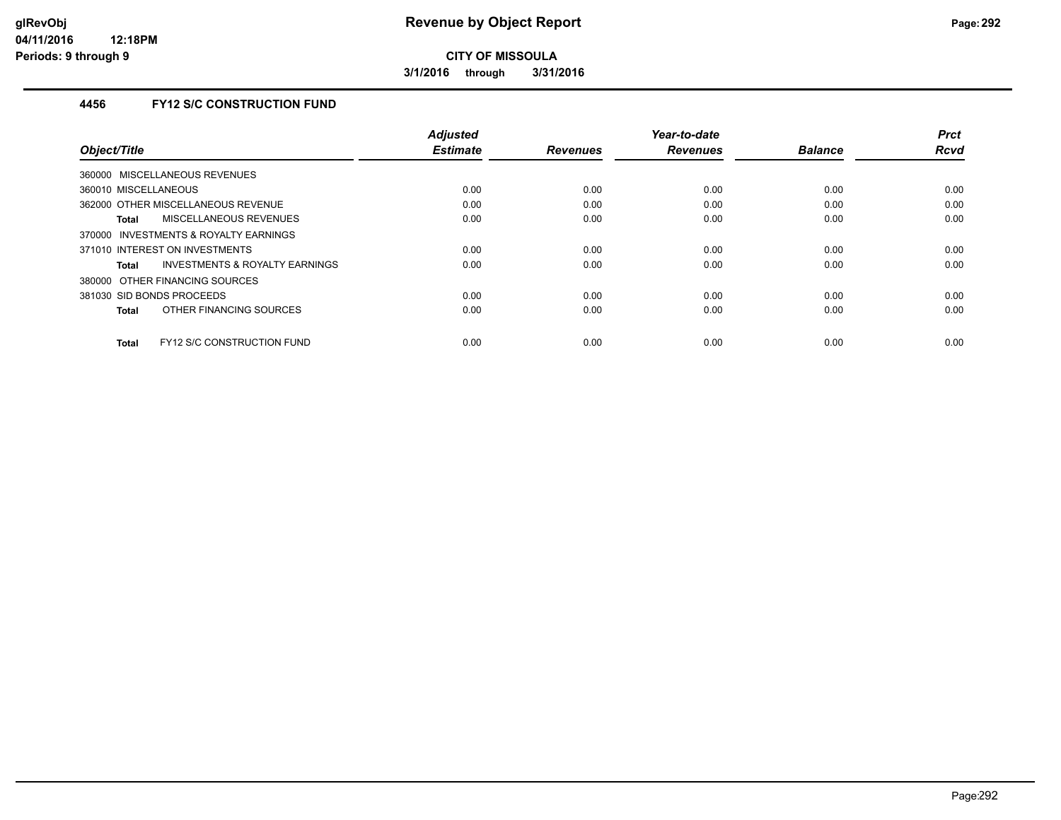**CITY OF MISSOULA**

**3/1/2016 through 3/31/2016**

### 4456 FY12 S/C CONSTRUCTION FUND

| Object/Title | Adjusted Estimate | Revenues | Year-to-date Revenues | Balance | Prct Rcvd |
|---|---|---|---|---|---|
| 360000 MISCELLANEOUS REVENUES | | | | | |
| 360010 MISCELLANEOUS | 0.00 | 0.00 | 0.00 | 0.00 | 0.00 |
| 362000 OTHER MISCELLANEOUS REVENUE | 0.00 | 0.00 | 0.00 | 0.00 | 0.00 |
| **Total** MISCELLANEOUS REVENUES | 0.00 | 0.00 | 0.00 | 0.00 | 0.00 |
| 370000 INVESTMENTS & ROYALTY EARNINGS | | | | | |
| 371010 INTEREST ON INVESTMENTS | 0.00 | 0.00 | 0.00 | 0.00 | 0.00 |
| **Total** INVESTMENTS & ROYALTY EARNINGS | 0.00 | 0.00 | 0.00 | 0.00 | 0.00 |
| 380000 OTHER FINANCING SOURCES | | | | | |
| 381030 SID BONDS PROCEEDS | 0.00 | 0.00 | 0.00 | 0.00 | 0.00 |
| **Total** OTHER FINANCING SOURCES | 0.00 | 0.00 | 0.00 | 0.00 | 0.00 |
| **Total** FY12 S/C CONSTRUCTION FUND | 0.00 | 0.00 | 0.00 | 0.00 | 0.00 |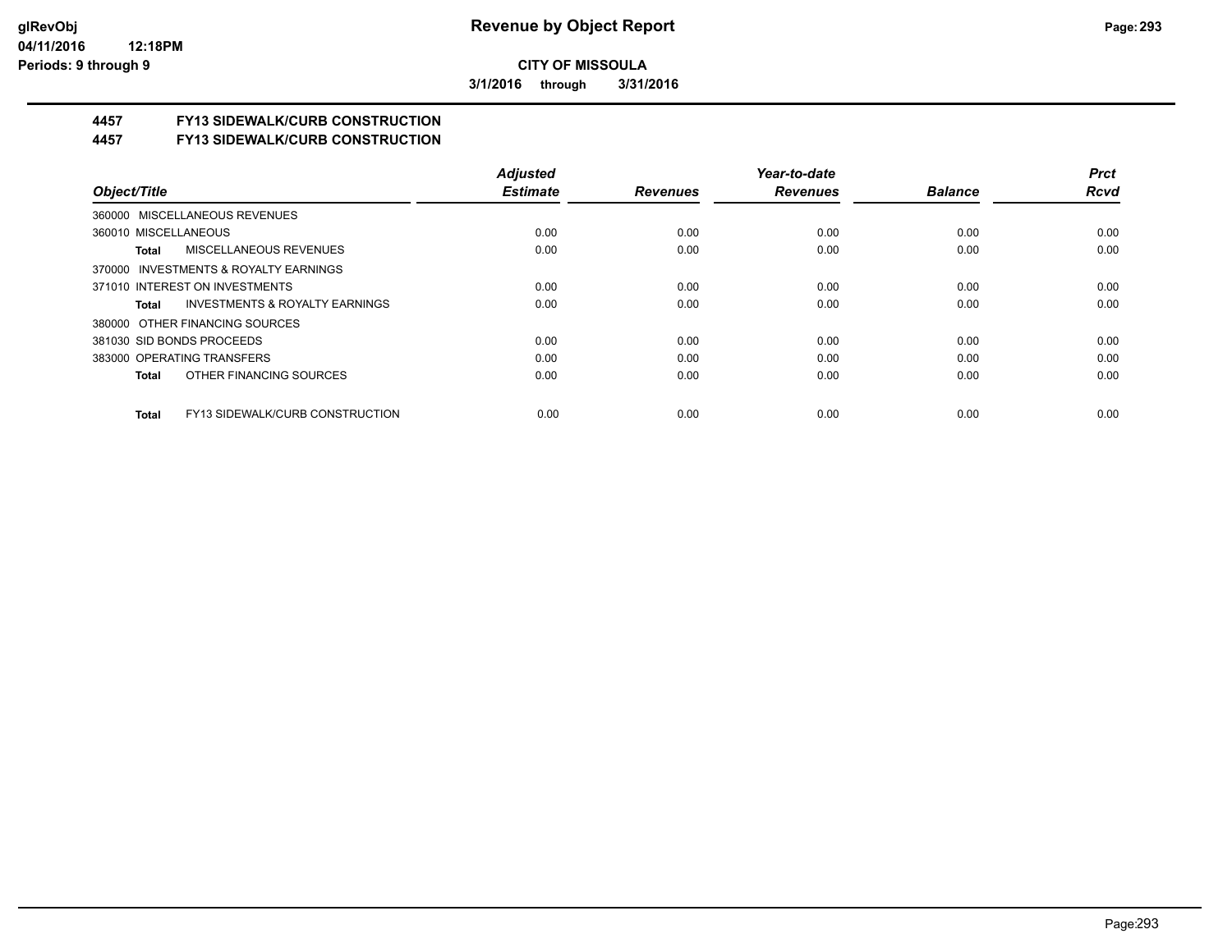**CITY OF MISSOULA**

**3/1/2016 through 3/31/2016**

## 4457 FY13 SIDEWALK/CURB CONSTRUCTION

## 4457 FY13 SIDEWALK/CURB CONSTRUCTION

| Object/Title | Adjusted Estimate | Revenues | Year-to-date Revenues | Balance | Prct Rcvd |
|---|---|---|---|---|---|
| 360000 MISCELLANEOUS REVENUES | | | | | |
| 360010 MISCELLANEOUS | 0.00 | 0.00 | 0.00 | 0.00 | 0.00 |
| **Total** MISCELLANEOUS REVENUES | 0.00 | 0.00 | 0.00 | 0.00 | 0.00 |
| 370000 INVESTMENTS & ROYALTY EARNINGS | | | | | |
| 371010 INTEREST ON INVESTMENTS | 0.00 | 0.00 | 0.00 | 0.00 | 0.00 |
| **Total** INVESTMENTS & ROYALTY EARNINGS | 0.00 | 0.00 | 0.00 | 0.00 | 0.00 |
| 380000 OTHER FINANCING SOURCES | | | | | |
| 381030 SID BONDS PROCEEDS | 0.00 | 0.00 | 0.00 | 0.00 | 0.00 |
| 383000 OPERATING TRANSFERS | 0.00 | 0.00 | 0.00 | 0.00 | 0.00 |
| **Total** OTHER FINANCING SOURCES | 0.00 | 0.00 | 0.00 | 0.00 | 0.00 |
| **Total** FY13 SIDEWALK/CURB CONSTRUCTION | 0.00 | 0.00 | 0.00 | 0.00 | 0.00 |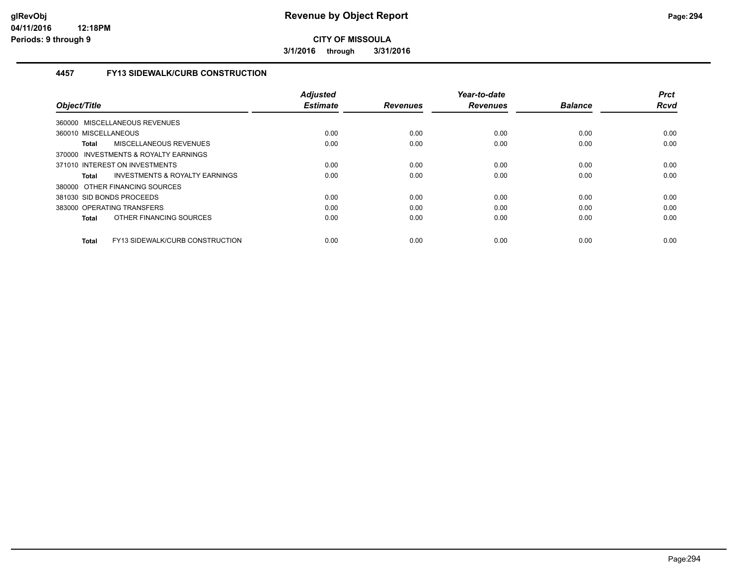**CITY OF MISSOULA**

**3/1/2016 through 3/31/2016**

### 4457 FY13 SIDEWALK/CURB CONSTRUCTION

| Object/Title | Adjusted Estimate | Revenues | Year-to-date Revenues | Balance | Prct Rcvd |
|---|---|---|---|---|---|
| 360000 MISCELLANEOUS REVENUES | | | | | |
| 360010 MISCELLANEOUS | 0.00 | 0.00 | 0.00 | 0.00 | 0.00 |
| **Total** MISCELLANEOUS REVENUES | 0.00 | 0.00 | 0.00 | 0.00 | 0.00 |
| 370000 INVESTMENTS & ROYALTY EARNINGS | | | | | |
| 371010 INTEREST ON INVESTMENTS | 0.00 | 0.00 | 0.00 | 0.00 | 0.00 |
| **Total** INVESTMENTS & ROYALTY EARNINGS | 0.00 | 0.00 | 0.00 | 0.00 | 0.00 |
| 380000 OTHER FINANCING SOURCES | | | | | |
| 381030 SID BONDS PROCEEDS | 0.00 | 0.00 | 0.00 | 0.00 | 0.00 |
| 383000 OPERATING TRANSFERS | 0.00 | 0.00 | 0.00 | 0.00 | 0.00 |
| **Total** OTHER FINANCING SOURCES | 0.00 | 0.00 | 0.00 | 0.00 | 0.00 |
| **Total** FY13 SIDEWALK/CURB CONSTRUCTION | 0.00 | 0.00 | 0.00 | 0.00 | 0.00 |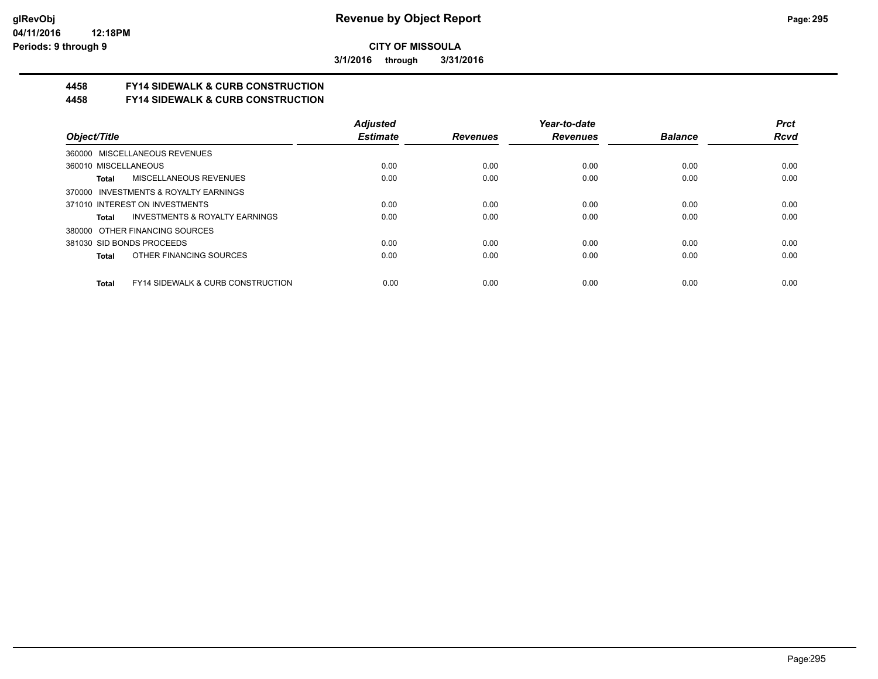# Revenue by Object Report

**CITY OF MISSOULA**

**3/1/2016 through 3/31/2016**

**glRevObj**
**04/11/2016 12:18PM**
**Periods: 9 through 9**

## 4458 FY14 SIDEWALK & CURB CONSTRUCTION
## 4458 FY14 SIDEWALK & CURB CONSTRUCTION

| Object/Title | Adjusted Estimate | Revenues | Year-to-date Revenues | Balance | Prct Rcvd |
|---|---|---|---|---|---|
| 360000 MISCELLANEOUS REVENUES | | | | | |
| 360010 MISCELLANEOUS | 0.00 | 0.00 | 0.00 | 0.00 | 0.00 |
| **Total** MISCELLANEOUS REVENUES | 0.00 | 0.00 | 0.00 | 0.00 | 0.00 |
| 370000 INVESTMENTS & ROYALTY EARNINGS | | | | | |
| 371010 INTEREST ON INVESTMENTS | 0.00 | 0.00 | 0.00 | 0.00 | 0.00 |
| **Total** INVESTMENTS & ROYALTY EARNINGS | 0.00 | 0.00 | 0.00 | 0.00 | 0.00 |
| 380000 OTHER FINANCING SOURCES | | | | | |
| 381030 SID BONDS PROCEEDS | 0.00 | 0.00 | 0.00 | 0.00 | 0.00 |
| **Total** OTHER FINANCING SOURCES | 0.00 | 0.00 | 0.00 | 0.00 | 0.00 |
| **Total** FY14 SIDEWALK & CURB CONSTRUCTION | 0.00 | 0.00 | 0.00 | 0.00 | 0.00 |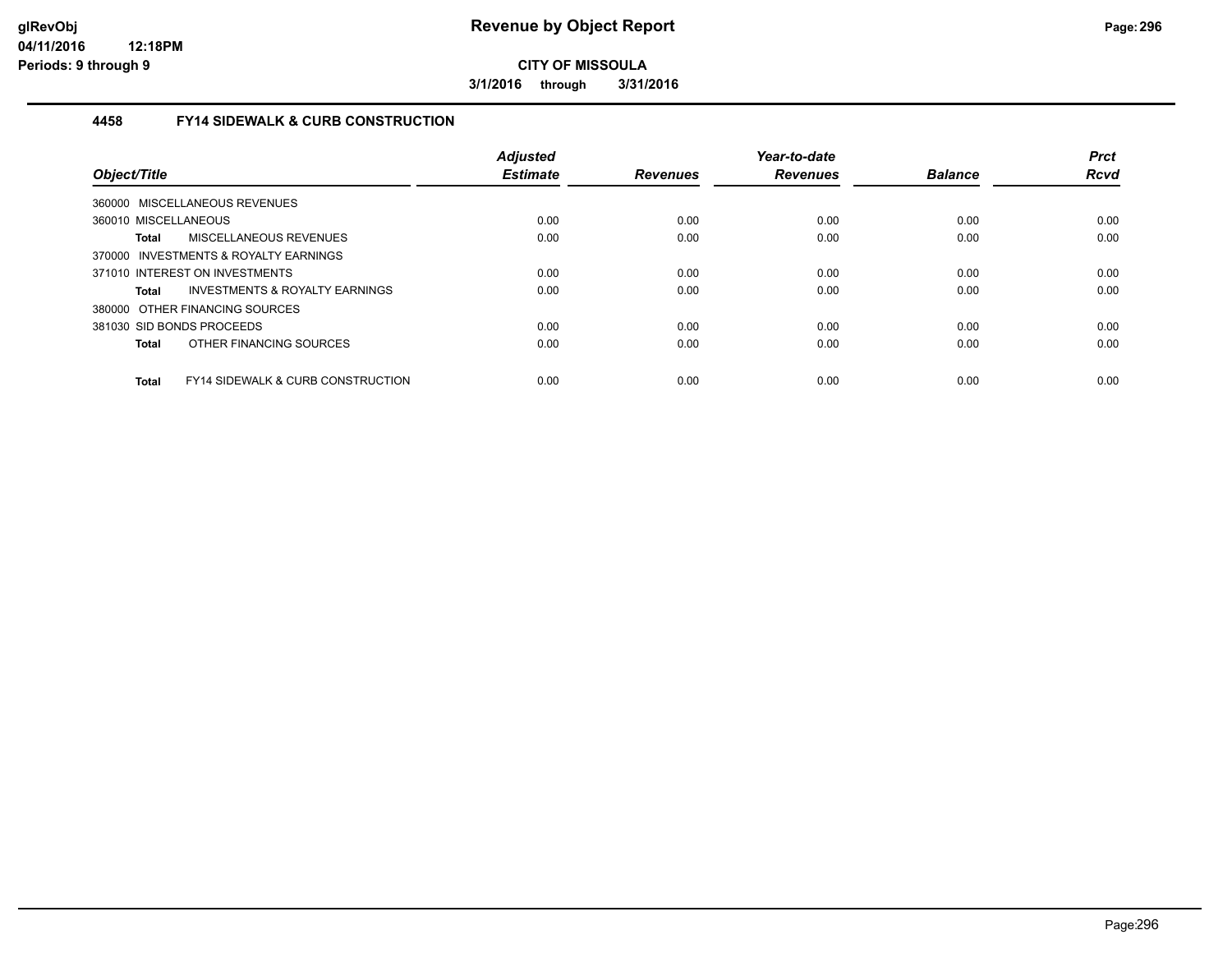**CITY OF MISSOULA**

**3/1/2016 through 3/31/2016**

### 4458 FY14 SIDEWALK & CURB CONSTRUCTION

| Object/Title | Adjusted Estimate | Revenues | Year-to-date Revenues | Balance | Prct Rcvd |
|---|---|---|---|---|---|
| 360000 MISCELLANEOUS REVENUES | | | | | |
| 360010 MISCELLANEOUS | 0.00 | 0.00 | 0.00 | 0.00 | 0.00 |
| **Total** MISCELLANEOUS REVENUES | 0.00 | 0.00 | 0.00 | 0.00 | 0.00 |
| 370000 INVESTMENTS & ROYALTY EARNINGS | | | | | |
| 371010 INTEREST ON INVESTMENTS | 0.00 | 0.00 | 0.00 | 0.00 | 0.00 |
| **Total** INVESTMENTS & ROYALTY EARNINGS | 0.00 | 0.00 | 0.00 | 0.00 | 0.00 |
| 380000 OTHER FINANCING SOURCES | | | | | |
| 381030 SID BONDS PROCEEDS | 0.00 | 0.00 | 0.00 | 0.00 | 0.00 |
| **Total** OTHER FINANCING SOURCES | 0.00 | 0.00 | 0.00 | 0.00 | 0.00 |
| **Total** FY14 SIDEWALK & CURB CONSTRUCTION | 0.00 | 0.00 | 0.00 | 0.00 | 0.00 |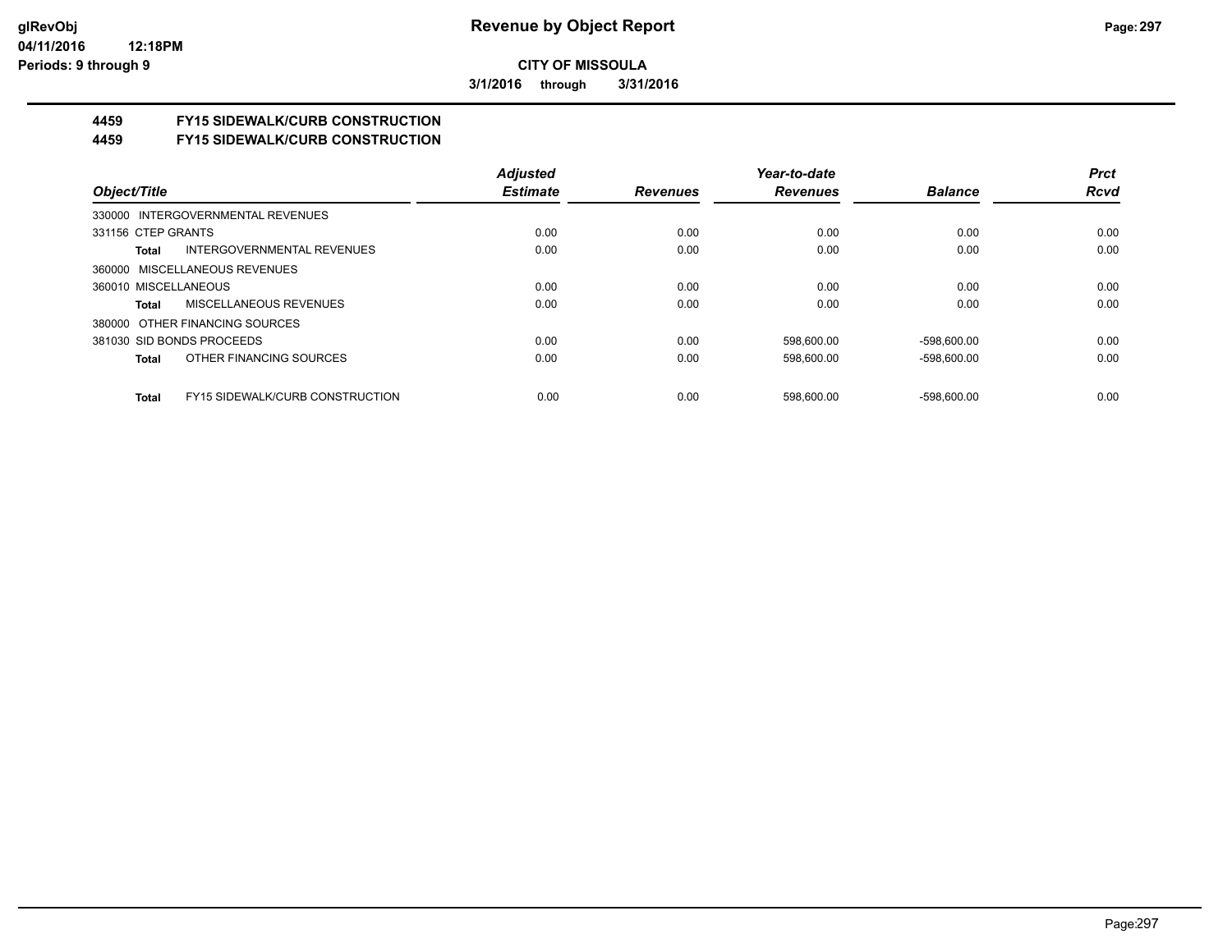**CITY OF MISSOULA**

**3/1/2016 through 3/31/2016**

## 4459 FY15 SIDEWALK/CURB CONSTRUCTION
## 4459 FY15 SIDEWALK/CURB CONSTRUCTION

| Object/Title | Adjusted Estimate | Revenues | Year-to-date Revenues | Balance | Prct Rcvd |
|---|---|---|---|---|---|
| 330000 INTERGOVERNMENTAL REVENUES | | | | | |
| 331156 CTEP GRANTS | 0.00 | 0.00 | 0.00 | 0.00 | 0.00 |
| **Total** INTERGOVERNMENTAL REVENUES | 0.00 | 0.00 | 0.00 | 0.00 | 0.00 |
| 360000 MISCELLANEOUS REVENUES | | | | | |
| 360010 MISCELLANEOUS | 0.00 | 0.00 | 0.00 | 0.00 | 0.00 |
| **Total** MISCELLANEOUS REVENUES | 0.00 | 0.00 | 0.00 | 0.00 | 0.00 |
| 380000 OTHER FINANCING SOURCES | | | | | |
| 381030 SID BONDS PROCEEDS | 0.00 | 0.00 | 598,600.00 | -598,600.00 | 0.00 |
| **Total** OTHER FINANCING SOURCES | 0.00 | 0.00 | 598,600.00 | -598,600.00 | 0.00 |
| **Total** FY15 SIDEWALK/CURB CONSTRUCTION | 0.00 | 0.00 | 598,600.00 | -598,600.00 | 0.00 |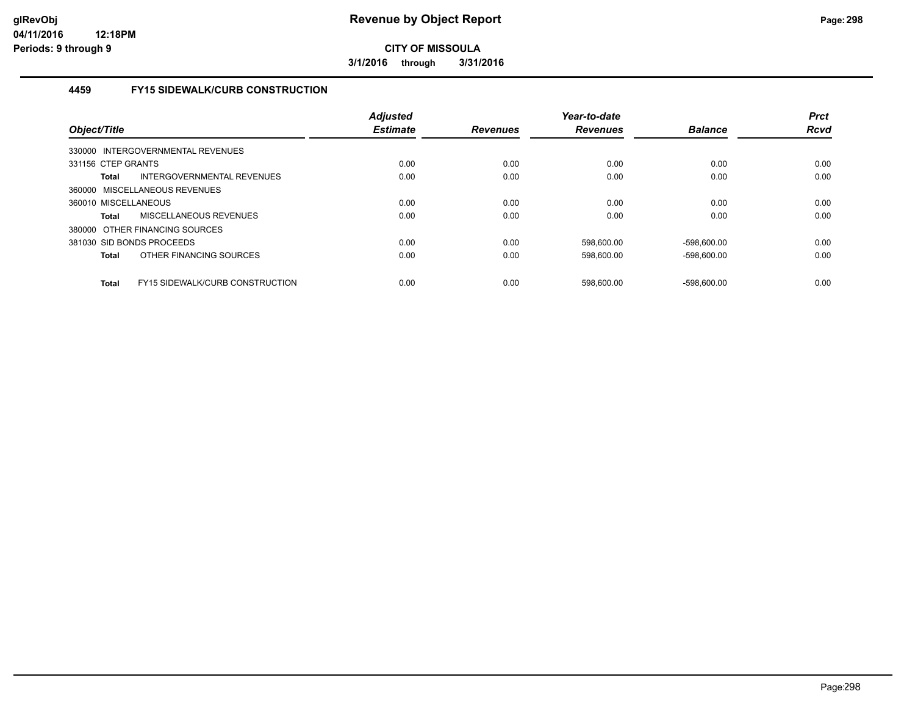**CITY OF MISSOULA**

**3/1/2016 through 3/31/2016**

## 4459 FY15 SIDEWALK/CURB CONSTRUCTION

| Object/Title | Adjusted Estimate | Revenues | Year-to-date Revenues | Balance | Prct Rcvd |
|---|---|---|---|---|---|
| 330000 INTERGOVERNMENTAL REVENUES | | | | | |
| 331156 CTEP GRANTS | 0.00 | 0.00 | 0.00 | 0.00 | 0.00 |
| **Total** INTERGOVERNMENTAL REVENUES | 0.00 | 0.00 | 0.00 | 0.00 | 0.00 |
| 360000 MISCELLANEOUS REVENUES | | | | | |
| 360010 MISCELLANEOUS | 0.00 | 0.00 | 0.00 | 0.00 | 0.00 |
| **Total** MISCELLANEOUS REVENUES | 0.00 | 0.00 | 0.00 | 0.00 | 0.00 |
| 380000 OTHER FINANCING SOURCES | | | | | |
| 381030 SID BONDS PROCEEDS | 0.00 | 0.00 | 598,600.00 | -598,600.00 | 0.00 |
| **Total** OTHER FINANCING SOURCES | 0.00 | 0.00 | 598,600.00 | -598,600.00 | 0.00 |
| **Total** FY15 SIDEWALK/CURB CONSTRUCTION | 0.00 | 0.00 | 598,600.00 | -598,600.00 | 0.00 |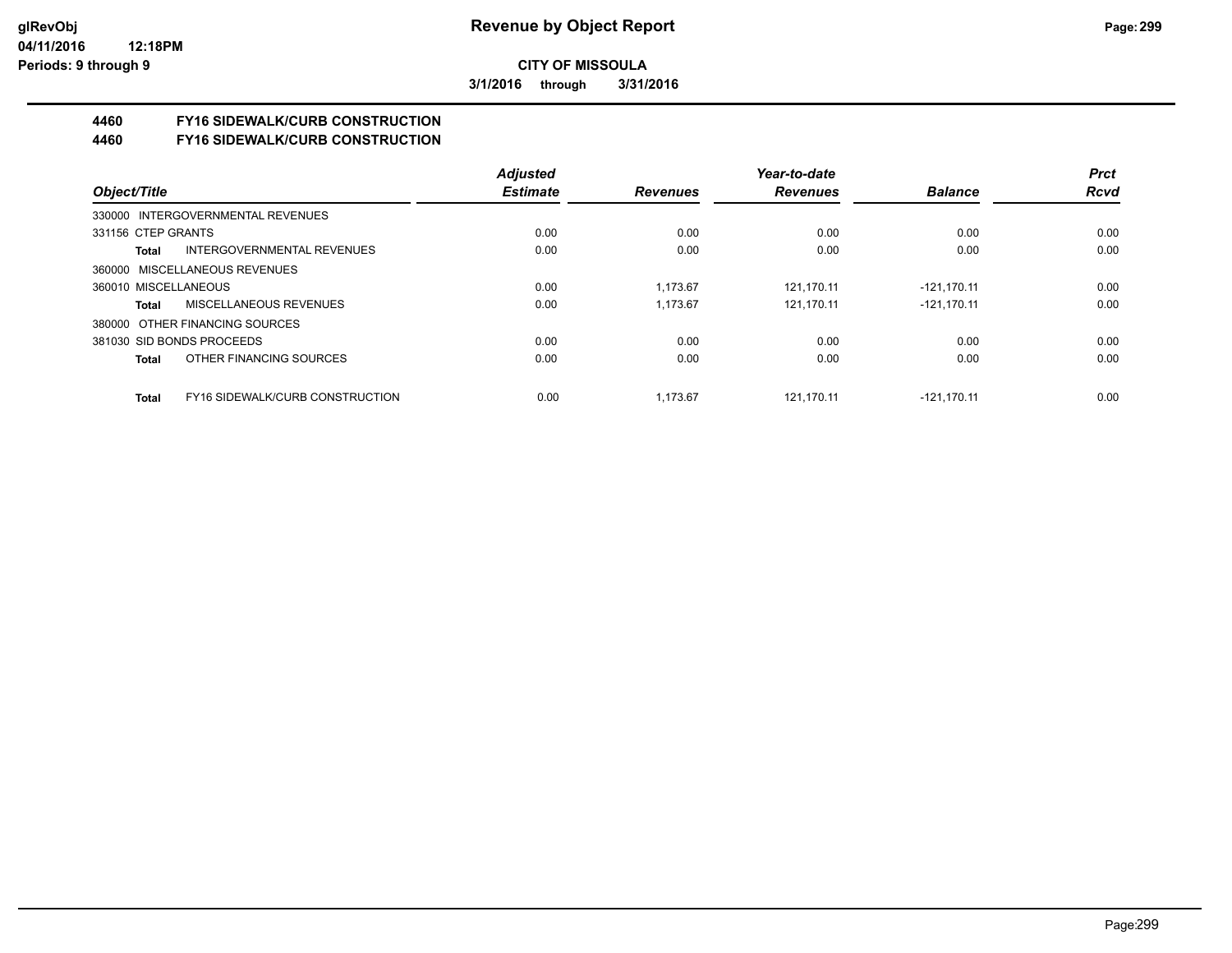**Revenue by Object Report**

**CITY OF MISSOULA**

**3/1/2016 through 3/31/2016**

glRevObj
04/11/2016 12:18PM
Periods: 9 through 9

## 4460 FY16 SIDEWALK/CURB CONSTRUCTION
## 4460 FY16 SIDEWALK/CURB CONSTRUCTION

| Object/Title | | Adjusted Estimate | Revenues | Year-to-date Revenues | Balance | Prct Rcvd |
|---|---|---|---|---|---|---|
| 330000 INTERGOVERNMENTAL REVENUES | | | | | | |
| 331156 CTEP GRANTS | | 0.00 | 0.00 | 0.00 | 0.00 | 0.00 |
| **Total** | INTERGOVERNMENTAL REVENUES | 0.00 | 0.00 | 0.00 | 0.00 | 0.00 |
| 360000 MISCELLANEOUS REVENUES | | | | | | |
| 360010 MISCELLANEOUS | | 0.00 | 1,173.67 | 121,170.11 | -121,170.11 | 0.00 |
| **Total** | MISCELLANEOUS REVENUES | 0.00 | 1,173.67 | 121,170.11 | -121,170.11 | 0.00 |
| 380000 OTHER FINANCING SOURCES | | | | | | |
| 381030 SID BONDS PROCEEDS | | 0.00 | 0.00 | 0.00 | 0.00 | 0.00 |
| **Total** | OTHER FINANCING SOURCES | 0.00 | 0.00 | 0.00 | 0.00 | 0.00 |
| **Total** | FY16 SIDEWALK/CURB CONSTRUCTION | 0.00 | 1,173.67 | 121,170.11 | -121,170.11 | 0.00 |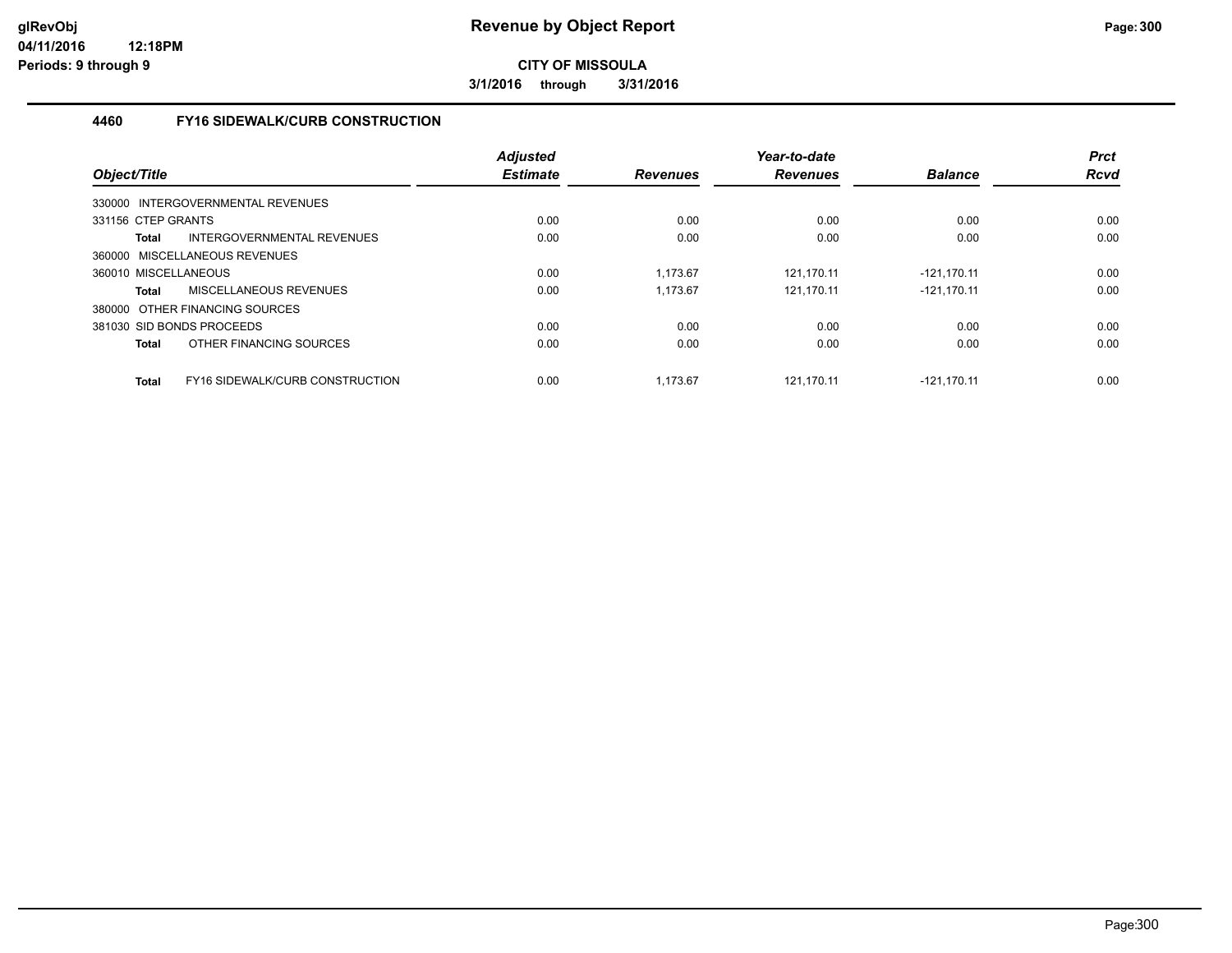**glRevObj**
**04/11/2016 12:18PM**
**Periods: 9 through 9**

# Revenue by Object Report

**CITY OF MISSOULA**

**3/1/2016 through 3/31/2016**

## 4460 FY16 SIDEWALK/CURB CONSTRUCTION

| Object/Title | Adjusted Estimate | Revenues | Year-to-date Revenues | Balance | Prct Rcvd |
|---|---|---|---|---|---|
| 330000 INTERGOVERNMENTAL REVENUES | | | | | |
| 331156 CTEP GRANTS | 0.00 | 0.00 | 0.00 | 0.00 | 0.00 |
| **Total** INTERGOVERNMENTAL REVENUES | 0.00 | 0.00 | 0.00 | 0.00 | 0.00 |
| 360000 MISCELLANEOUS REVENUES | | | | | |
| 360010 MISCELLANEOUS | 0.00 | 1,173.67 | 121,170.11 | -121,170.11 | 0.00 |
| **Total** MISCELLANEOUS REVENUES | 0.00 | 1,173.67 | 121,170.11 | -121,170.11 | 0.00 |
| 380000 OTHER FINANCING SOURCES | | | | | |
| 381030 SID BONDS PROCEEDS | 0.00 | 0.00 | 0.00 | 0.00 | 0.00 |
| **Total** OTHER FINANCING SOURCES | 0.00 | 0.00 | 0.00 | 0.00 | 0.00 |
| **Total** FY16 SIDEWALK/CURB CONSTRUCTION | 0.00 | 1,173.67 | 121,170.11 | -121,170.11 | 0.00 |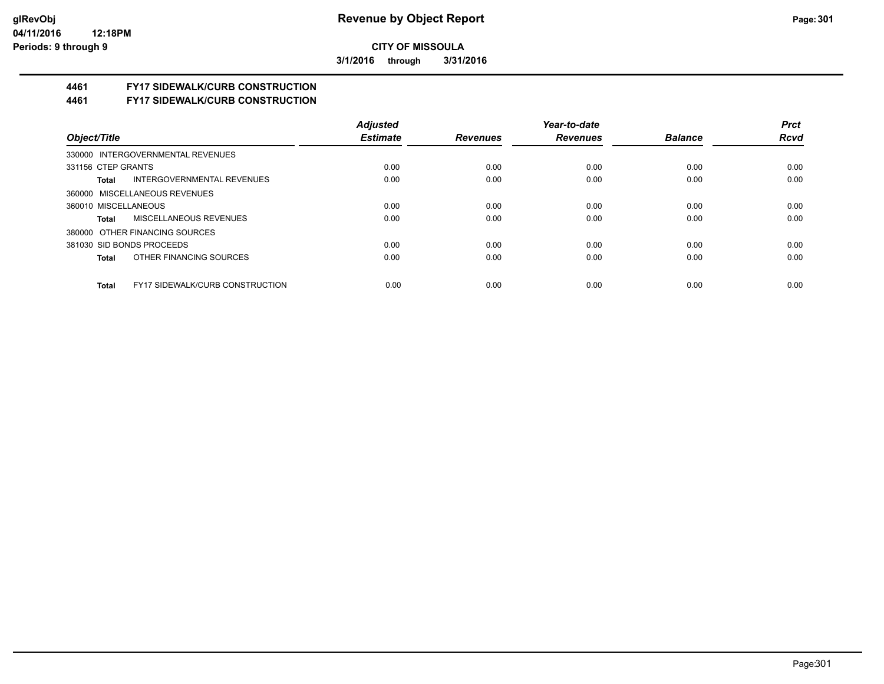**CITY OF MISSOULA**

**3/1/2016 through 3/31/2016**

## 4461 FY17 SIDEWALK/CURB CONSTRUCTION

## 4461 FY17 SIDEWALK/CURB CONSTRUCTION

| Object/Title | Adjusted Estimate | Revenues | Year-to-date Revenues | Balance | Prct Rcvd |
|---|---|---|---|---|---|
| 330000 INTERGOVERNMENTAL REVENUES | | | | | |
| 331156 CTEP GRANTS | 0.00 | 0.00 | 0.00 | 0.00 | 0.00 |
| **Total** INTERGOVERNMENTAL REVENUES | 0.00 | 0.00 | 0.00 | 0.00 | 0.00 |
| 360000 MISCELLANEOUS REVENUES | | | | | |
| 360010 MISCELLANEOUS | 0.00 | 0.00 | 0.00 | 0.00 | 0.00 |
| **Total** MISCELLANEOUS REVENUES | 0.00 | 0.00 | 0.00 | 0.00 | 0.00 |
| 380000 OTHER FINANCING SOURCES | | | | | |
| 381030 SID BONDS PROCEEDS | 0.00 | 0.00 | 0.00 | 0.00 | 0.00 |
| **Total** OTHER FINANCING SOURCES | 0.00 | 0.00 | 0.00 | 0.00 | 0.00 |
| **Total** FY17 SIDEWALK/CURB CONSTRUCTION | 0.00 | 0.00 | 0.00 | 0.00 | 0.00 |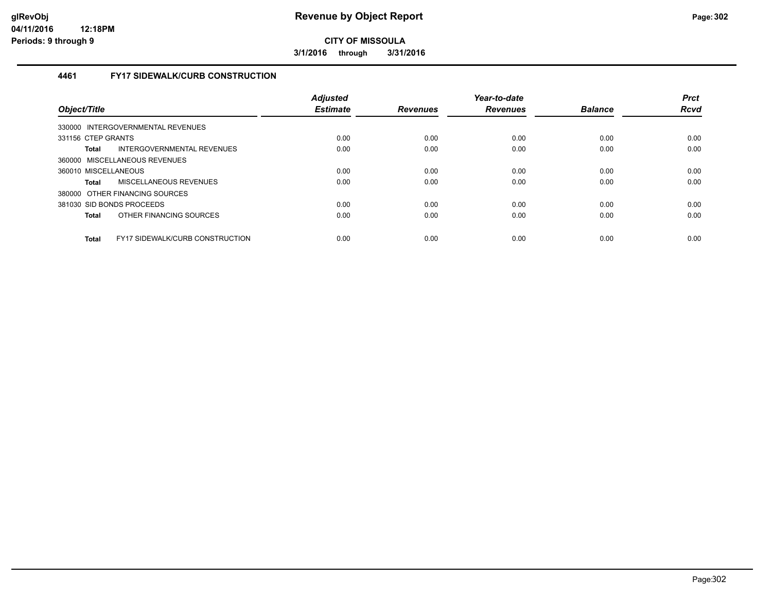# Revenue by Object Report

**CITY OF MISSOULA**

**3/1/2016 through 3/31/2016**

glRevObj
04/11/2016 12:18PM
Periods: 9 through 9

## 4461 FY17 SIDEWALK/CURB CONSTRUCTION

| Object/Title | Adjusted Estimate | Revenues | Year-to-date Revenues | Balance | Prct Rcvd |
|---|---|---|---|---|---|
| 330000 INTERGOVERNMENTAL REVENUES | | | | | |
| 331156 CTEP GRANTS | 0.00 | 0.00 | 0.00 | 0.00 | 0.00 |
| **Total** INTERGOVERNMENTAL REVENUES | 0.00 | 0.00 | 0.00 | 0.00 | 0.00 |
| 360000 MISCELLANEOUS REVENUES | | | | | |
| 360010 MISCELLANEOUS | 0.00 | 0.00 | 0.00 | 0.00 | 0.00 |
| **Total** MISCELLANEOUS REVENUES | 0.00 | 0.00 | 0.00 | 0.00 | 0.00 |
| 380000 OTHER FINANCING SOURCES | | | | | |
| 381030 SID BONDS PROCEEDS | 0.00 | 0.00 | 0.00 | 0.00 | 0.00 |
| **Total** OTHER FINANCING SOURCES | 0.00 | 0.00 | 0.00 | 0.00 | 0.00 |
| **Total** FY17 SIDEWALK/CURB CONSTRUCTION | 0.00 | 0.00 | 0.00 | 0.00 | 0.00 |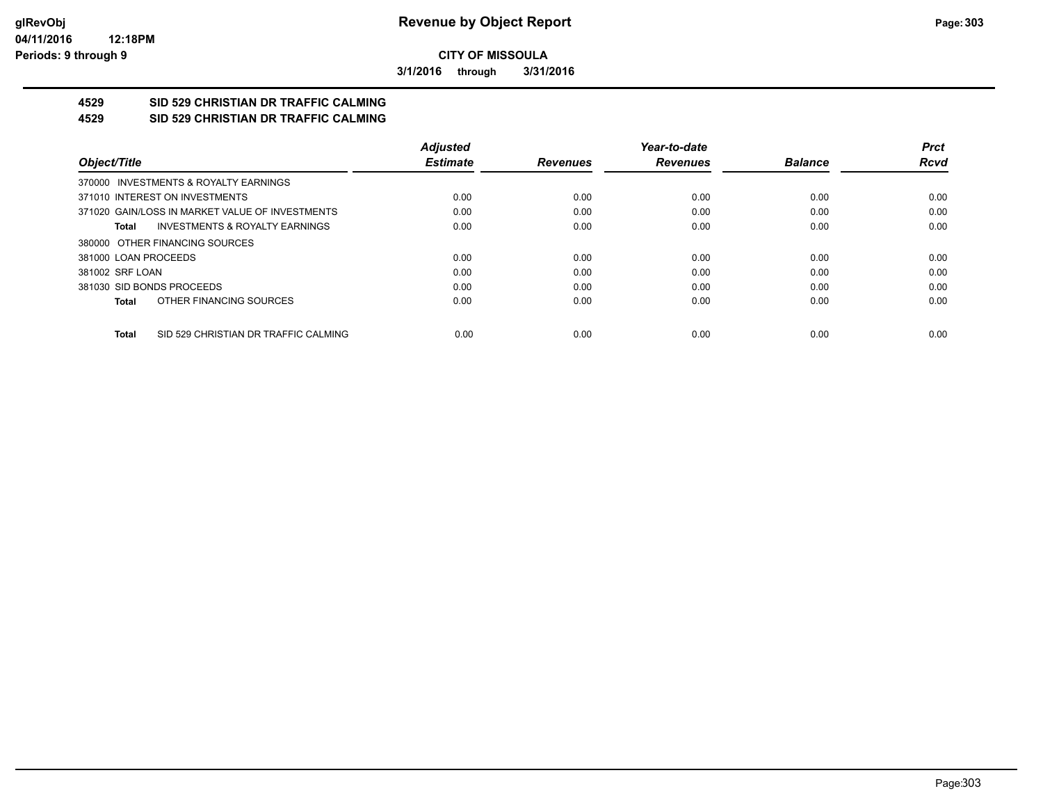**CITY OF MISSOULA**

**3/1/2016 through 3/31/2016**

## 4529 SID 529 CHRISTIAN DR TRAFFIC CALMING
## 4529 SID 529 CHRISTIAN DR TRAFFIC CALMING

| Object/Title | Adjusted Estimate | Revenues | Year-to-date Revenues | Balance | Prct Rcvd |
|---|---|---|---|---|---|
| 370000 INVESTMENTS & ROYALTY EARNINGS | | | | | |
| 371010 INTEREST ON INVESTMENTS | 0.00 | 0.00 | 0.00 | 0.00 | 0.00 |
| 371020 GAIN/LOSS IN MARKET VALUE OF INVESTMENTS | 0.00 | 0.00 | 0.00 | 0.00 | 0.00 |
| **Total** INVESTMENTS & ROYALTY EARNINGS | 0.00 | 0.00 | 0.00 | 0.00 | 0.00 |
| 380000 OTHER FINANCING SOURCES | | | | | |
| 381000 LOAN PROCEEDS | 0.00 | 0.00 | 0.00 | 0.00 | 0.00 |
| 381002 SRF LOAN | 0.00 | 0.00 | 0.00 | 0.00 | 0.00 |
| 381030 SID BONDS PROCEEDS | 0.00 | 0.00 | 0.00 | 0.00 | 0.00 |
| **Total** OTHER FINANCING SOURCES | 0.00 | 0.00 | 0.00 | 0.00 | 0.00 |
| **Total** SID 529 CHRISTIAN DR TRAFFIC CALMING | 0.00 | 0.00 | 0.00 | 0.00 | 0.00 |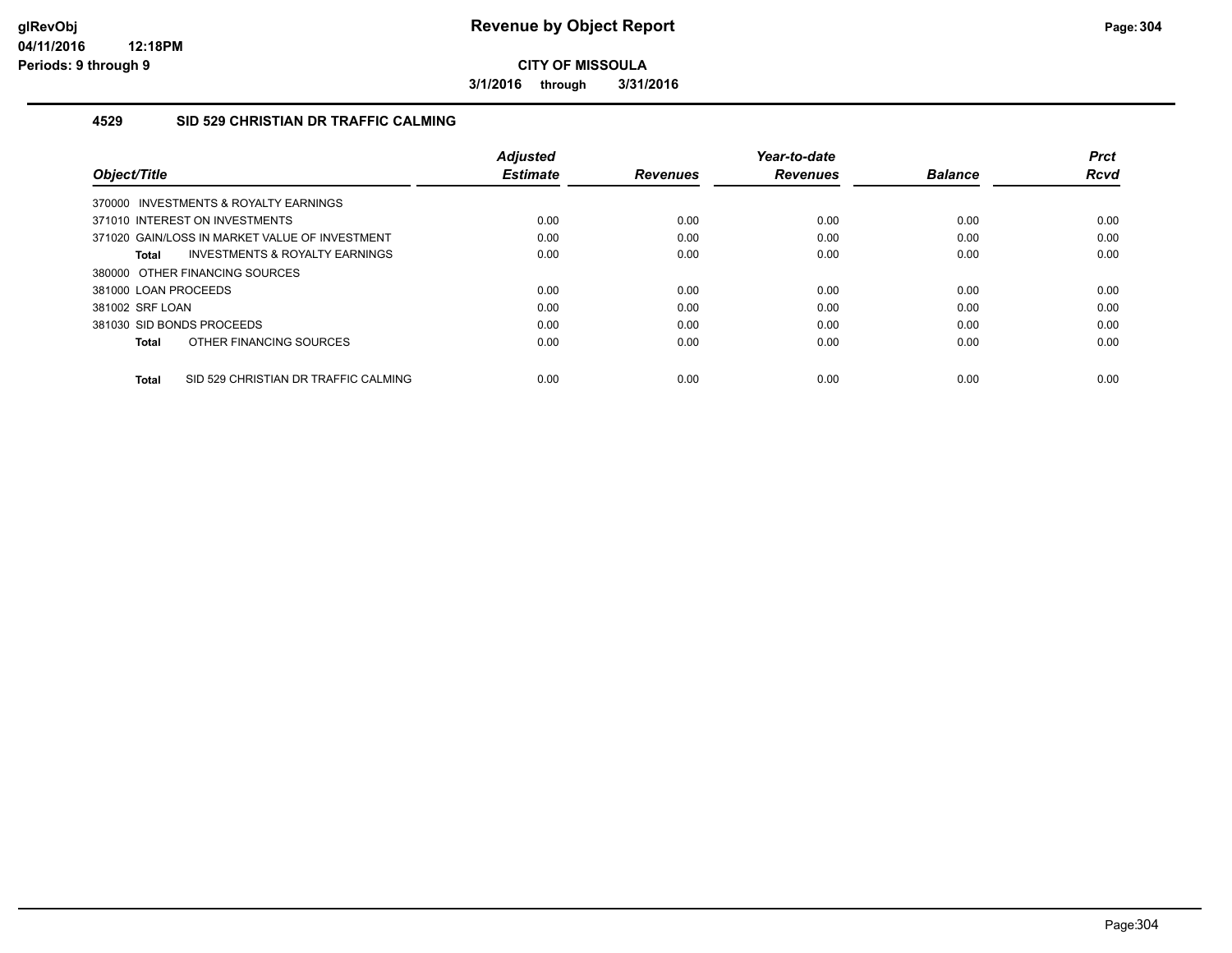**CITY OF MISSOULA**

**3/1/2016 through 3/31/2016**

## 4529 SID 529 CHRISTIAN DR TRAFFIC CALMING

| Object/Title | Adjusted Estimate | Revenues | Year-to-date Revenues | Balance | Prct Rcvd |
|---|---|---|---|---|---|
| 370000 INVESTMENTS & ROYALTY EARNINGS | | | | | |
| 371010 INTEREST ON INVESTMENTS | 0.00 | 0.00 | 0.00 | 0.00 | 0.00 |
| 371020 GAIN/LOSS IN MARKET VALUE OF INVESTMENT | 0.00 | 0.00 | 0.00 | 0.00 | 0.00 |
| **Total** INVESTMENTS & ROYALTY EARNINGS | 0.00 | 0.00 | 0.00 | 0.00 | 0.00 |
| 380000 OTHER FINANCING SOURCES | | | | | |
| 381000 LOAN PROCEEDS | 0.00 | 0.00 | 0.00 | 0.00 | 0.00 |
| 381002 SRF LOAN | 0.00 | 0.00 | 0.00 | 0.00 | 0.00 |
| 381030 SID BONDS PROCEEDS | 0.00 | 0.00 | 0.00 | 0.00 | 0.00 |
| **Total** OTHER FINANCING SOURCES | 0.00 | 0.00 | 0.00 | 0.00 | 0.00 |
| **Total** SID 529 CHRISTIAN DR TRAFFIC CALMING | 0.00 | 0.00 | 0.00 | 0.00 | 0.00 |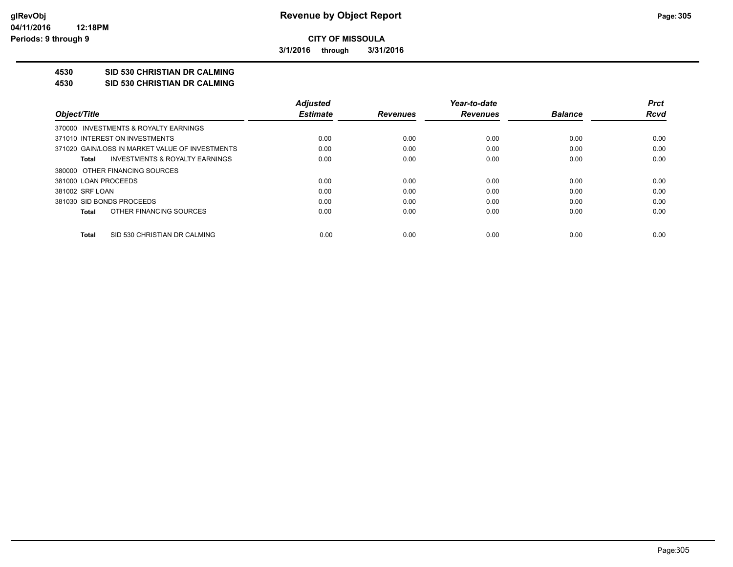**CITY OF MISSOULA**

**3/1/2016 through 3/31/2016**

**4530 SID 530 CHRISTIAN DR CALMING**

**4530 SID 530 CHRISTIAN DR CALMING**

| Object/Title | Adjusted Estimate | Revenues | Year-to-date Revenues | Balance | Prct Rcvd |
|---|---|---|---|---|---|
| 370000 INVESTMENTS & ROYALTY EARNINGS | | | | | |
| 371010 INTEREST ON INVESTMENTS | 0.00 | 0.00 | 0.00 | 0.00 | 0.00 |
| 371020 GAIN/LOSS IN MARKET VALUE OF INVESTMENTS | 0.00 | 0.00 | 0.00 | 0.00 | 0.00 |
| **Total** INVESTMENTS & ROYALTY EARNINGS | 0.00 | 0.00 | 0.00 | 0.00 | 0.00 |
| 380000 OTHER FINANCING SOURCES | | | | | |
| 381000 LOAN PROCEEDS | 0.00 | 0.00 | 0.00 | 0.00 | 0.00 |
| 381002 SRF LOAN | 0.00 | 0.00 | 0.00 | 0.00 | 0.00 |
| 381030 SID BONDS PROCEEDS | 0.00 | 0.00 | 0.00 | 0.00 | 0.00 |
| **Total** OTHER FINANCING SOURCES | 0.00 | 0.00 | 0.00 | 0.00 | 0.00 |
| **Total** SID 530 CHRISTIAN DR CALMING | 0.00 | 0.00 | 0.00 | 0.00 | 0.00 |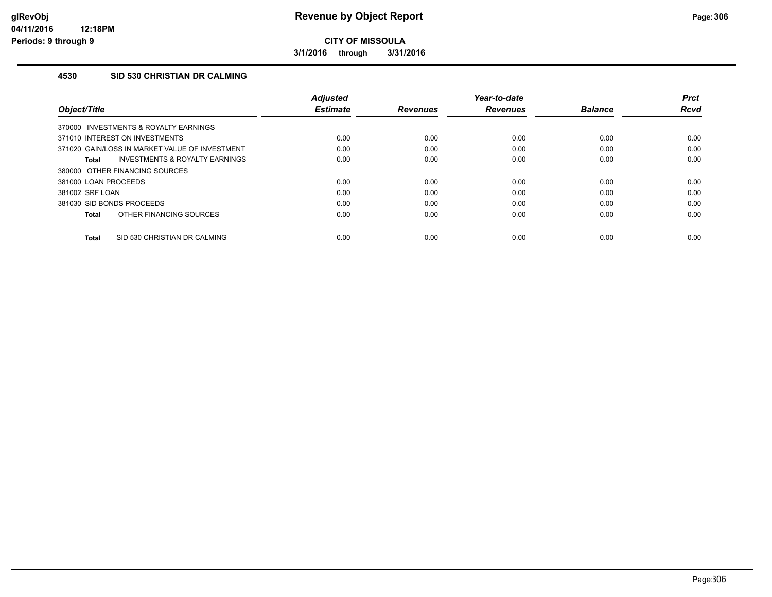**Revenue by Object Report**

**CITY OF MISSOULA**

**3/1/2016 through 3/31/2016**

glRevObj
04/11/2016 12:18PM
Periods: 9 through 9

### 4530 SID 530 CHRISTIAN DR CALMING

| Object/Title | Adjusted Estimate | Revenues | Year-to-date Revenues | Balance | Prct Rcvd |
|---|---|---|---|---|---|
| 370000 INVESTMENTS & ROYALTY EARNINGS | | | | | |
| 371010 INTEREST ON INVESTMENTS | 0.00 | 0.00 | 0.00 | 0.00 | 0.00 |
| 371020 GAIN/LOSS IN MARKET VALUE OF INVESTMENT | 0.00 | 0.00 | 0.00 | 0.00 | 0.00 |
| **Total** INVESTMENTS & ROYALTY EARNINGS | 0.00 | 0.00 | 0.00 | 0.00 | 0.00 |
| 380000 OTHER FINANCING SOURCES | | | | | |
| 381000 LOAN PROCEEDS | 0.00 | 0.00 | 0.00 | 0.00 | 0.00 |
| 381002 SRF LOAN | 0.00 | 0.00 | 0.00 | 0.00 | 0.00 |
| 381030 SID BONDS PROCEEDS | 0.00 | 0.00 | 0.00 | 0.00 | 0.00 |
| **Total** OTHER FINANCING SOURCES | 0.00 | 0.00 | 0.00 | 0.00 | 0.00 |
| **Total** SID 530 CHRISTIAN DR CALMING | 0.00 | 0.00 | 0.00 | 0.00 | 0.00 |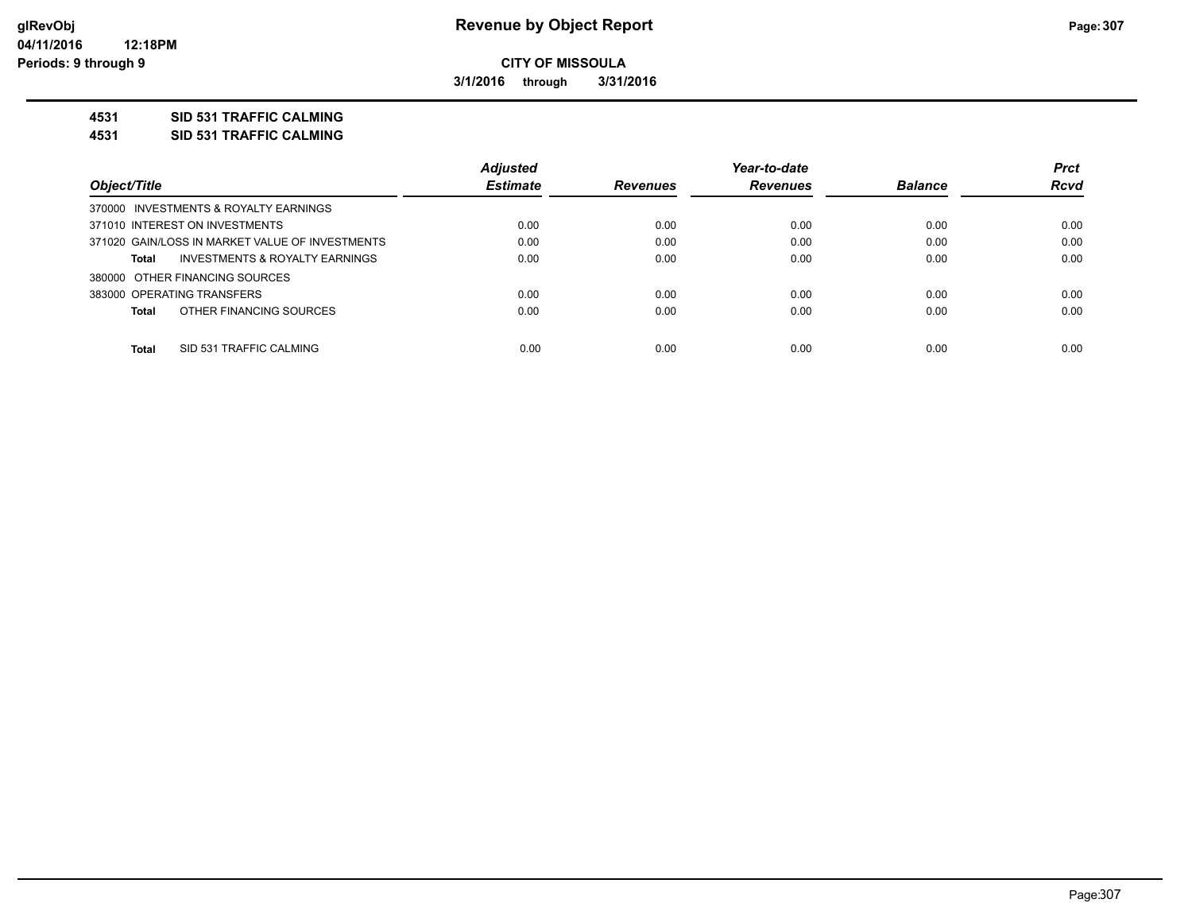**glRevObj**
**04/11/2016 12:18PM**
**Periods: 9 through 9**

# Revenue by Object Report

**CITY OF MISSOULA**

**3/1/2016 through 3/31/2016**

**4531 SID 531 TRAFFIC CALMING**

**4531 SID 531 TRAFFIC CALMING**

| Object/Title | Adjusted Estimate | Revenues | Year-to-date Revenues | Balance | Prct Rcvd |
|---|---|---|---|---|---|
| 370000 INVESTMENTS & ROYALTY EARNINGS | | | | | |
| 371010 INTEREST ON INVESTMENTS | 0.00 | 0.00 | 0.00 | 0.00 | 0.00 |
| 371020 GAIN/LOSS IN MARKET VALUE OF INVESTMENTS | 0.00 | 0.00 | 0.00 | 0.00 | 0.00 |
| **Total** INVESTMENTS & ROYALTY EARNINGS | 0.00 | 0.00 | 0.00 | 0.00 | 0.00 |
| 380000 OTHER FINANCING SOURCES | | | | | |
| 383000 OPERATING TRANSFERS | 0.00 | 0.00 | 0.00 | 0.00 | 0.00 |
| **Total** OTHER FINANCING SOURCES | 0.00 | 0.00 | 0.00 | 0.00 | 0.00 |
| **Total** SID 531 TRAFFIC CALMING | 0.00 | 0.00 | 0.00 | 0.00 | 0.00 |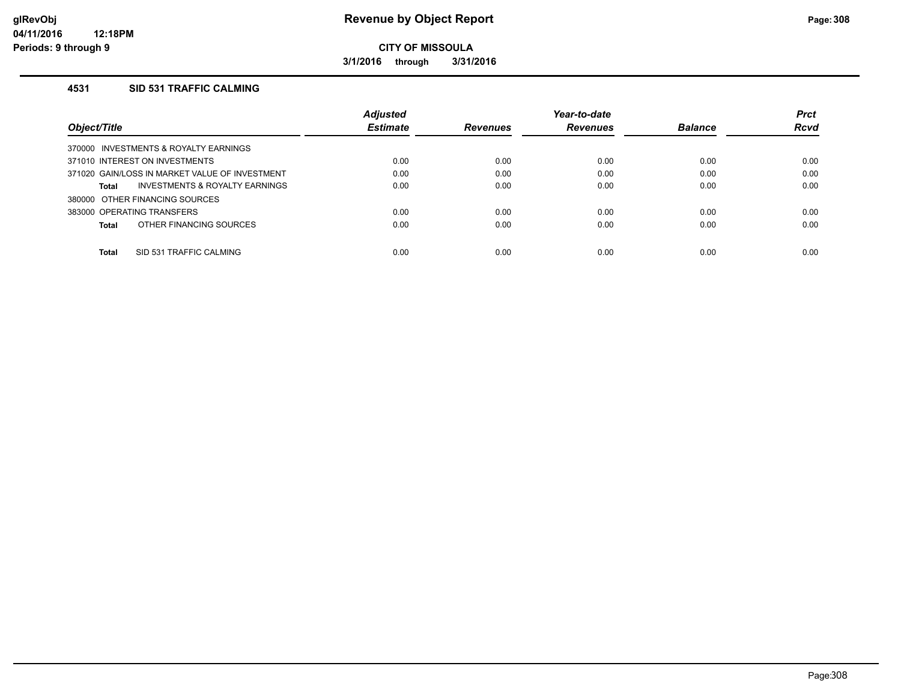# Revenue by Object Report

**CITY OF MISSOULA**

**3/1/2016 through 3/31/2016**

glRevObj
04/11/2016 12:18PM
Periods: 9 through 9

### 4531 SID 531 TRAFFIC CALMING

| Object/Title | Adjusted Estimate | Revenues | Year-to-date Revenues | Balance | Prct Rcvd |
|---|---|---|---|---|---|
| 370000 INVESTMENTS & ROYALTY EARNINGS | | | | | |
| 371010 INTEREST ON INVESTMENTS | 0.00 | 0.00 | 0.00 | 0.00 | 0.00 |
| 371020 GAIN/LOSS IN MARKET VALUE OF INVESTMENT | 0.00 | 0.00 | 0.00 | 0.00 | 0.00 |
| **Total** INVESTMENTS & ROYALTY EARNINGS | 0.00 | 0.00 | 0.00 | 0.00 | 0.00 |
| 380000 OTHER FINANCING SOURCES | | | | | |
| 383000 OPERATING TRANSFERS | 0.00 | 0.00 | 0.00 | 0.00 | 0.00 |
| **Total** OTHER FINANCING SOURCES | 0.00 | 0.00 | 0.00 | 0.00 | 0.00 |
| **Total** SID 531 TRAFFIC CALMING | 0.00 | 0.00 | 0.00 | 0.00 | 0.00 |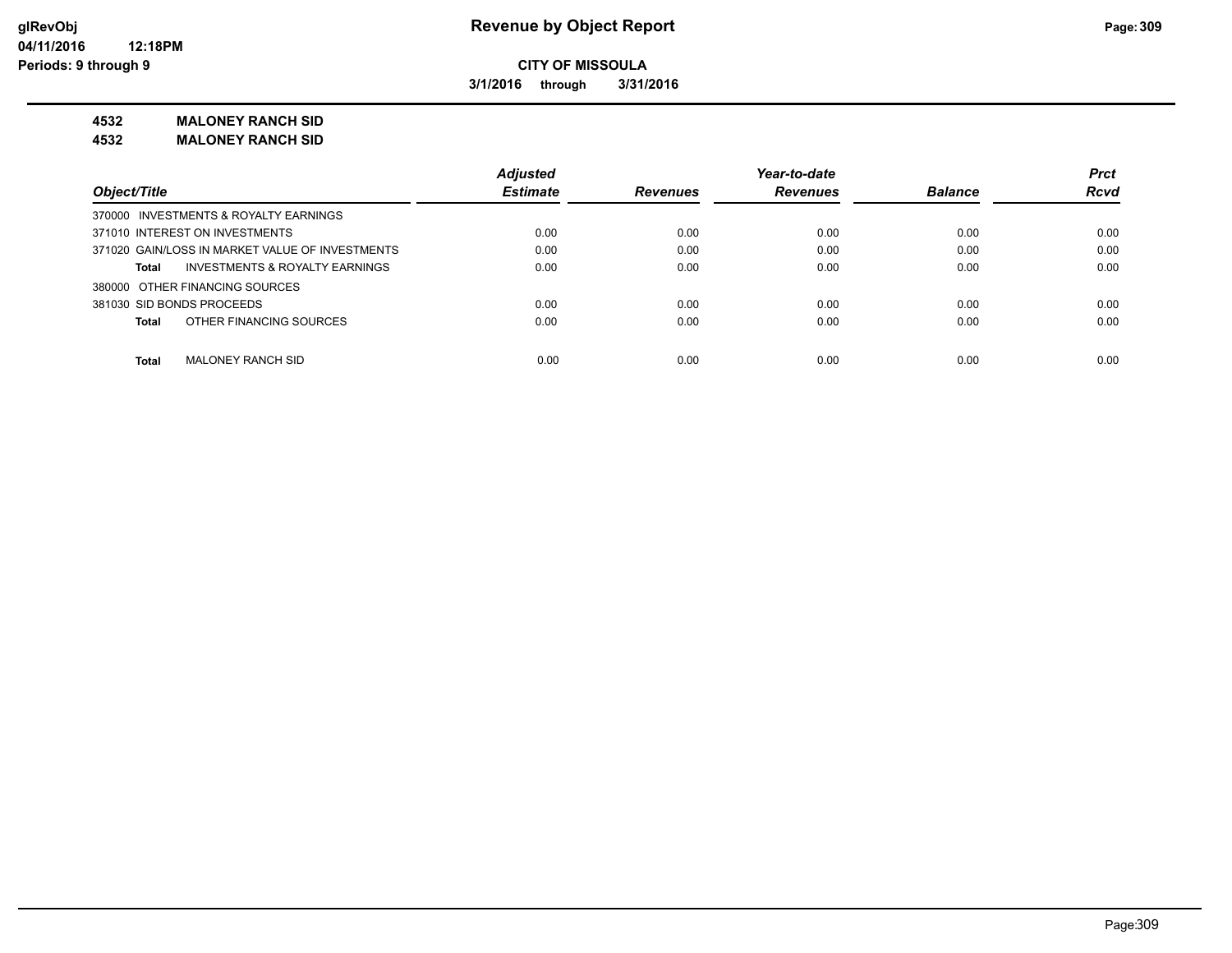**Revenue by Object Report**

**CITY OF MISSOULA**

**3/1/2016 through 3/31/2016**

glRevObj
04/11/2016 12:18PM
Periods: 9 through 9

**4532 MALONEY RANCH SID**

**4532 MALONEY RANCH SID**

| Object/Title | Adjusted Estimate | Revenues | Year-to-date Revenues | Balance | Prct Rcvd |
|---|---|---|---|---|---|
| 370000 INVESTMENTS & ROYALTY EARNINGS | | | | | |
| 371010 INTEREST ON INVESTMENTS | 0.00 | 0.00 | 0.00 | 0.00 | 0.00 |
| 371020 GAIN/LOSS IN MARKET VALUE OF INVESTMENTS | 0.00 | 0.00 | 0.00 | 0.00 | 0.00 |
| **Total** INVESTMENTS & ROYALTY EARNINGS | 0.00 | 0.00 | 0.00 | 0.00 | 0.00 |
| 380000 OTHER FINANCING SOURCES | | | | | |
| 381030 SID BONDS PROCEEDS | 0.00 | 0.00 | 0.00 | 0.00 | 0.00 |
| **Total** OTHER FINANCING SOURCES | 0.00 | 0.00 | 0.00 | 0.00 | 0.00 |
| **Total** MALONEY RANCH SID | 0.00 | 0.00 | 0.00 | 0.00 | 0.00 |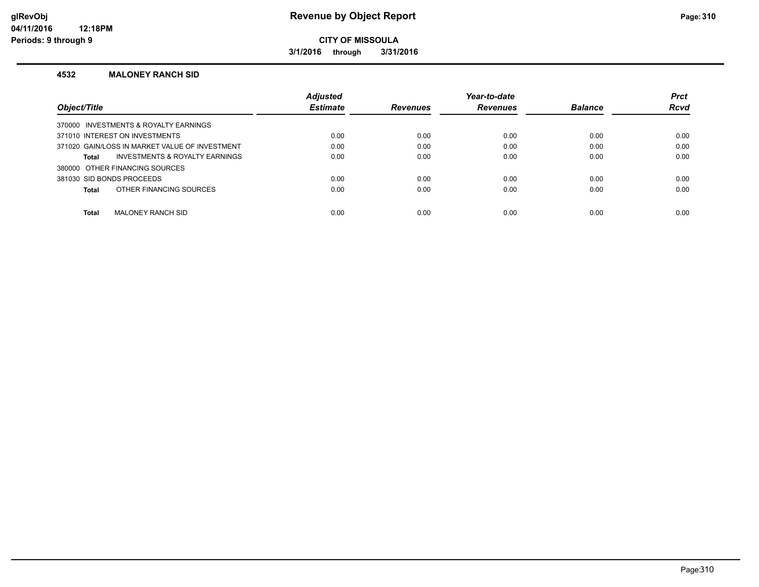**glRevObj**
**04/11/2016 12:18PM**
**Periods: 9 through 9**

# Revenue by Object Report

**CITY OF MISSOULA**

**3/1/2016 through 3/31/2016**

## 4532 MALONEY RANCH SID

| Object/Title | Adjusted Estimate | Revenues | Year-to-date Revenues | Balance | Prct Rcvd |
|---|---|---|---|---|---|
| 370000 INVESTMENTS & ROYALTY EARNINGS | | | | | |
| 371010 INTEREST ON INVESTMENTS | 0.00 | 0.00 | 0.00 | 0.00 | 0.00 |
| 371020 GAIN/LOSS IN MARKET VALUE OF INVESTMENT | 0.00 | 0.00 | 0.00 | 0.00 | 0.00 |
| **Total** INVESTMENTS & ROYALTY EARNINGS | 0.00 | 0.00 | 0.00 | 0.00 | 0.00 |
| 380000 OTHER FINANCING SOURCES | | | | | |
| 381030 SID BONDS PROCEEDS | 0.00 | 0.00 | 0.00 | 0.00 | 0.00 |
| **Total** OTHER FINANCING SOURCES | 0.00 | 0.00 | 0.00 | 0.00 | 0.00 |
| **Total** MALONEY RANCH SID | 0.00 | 0.00 | 0.00 | 0.00 | 0.00 |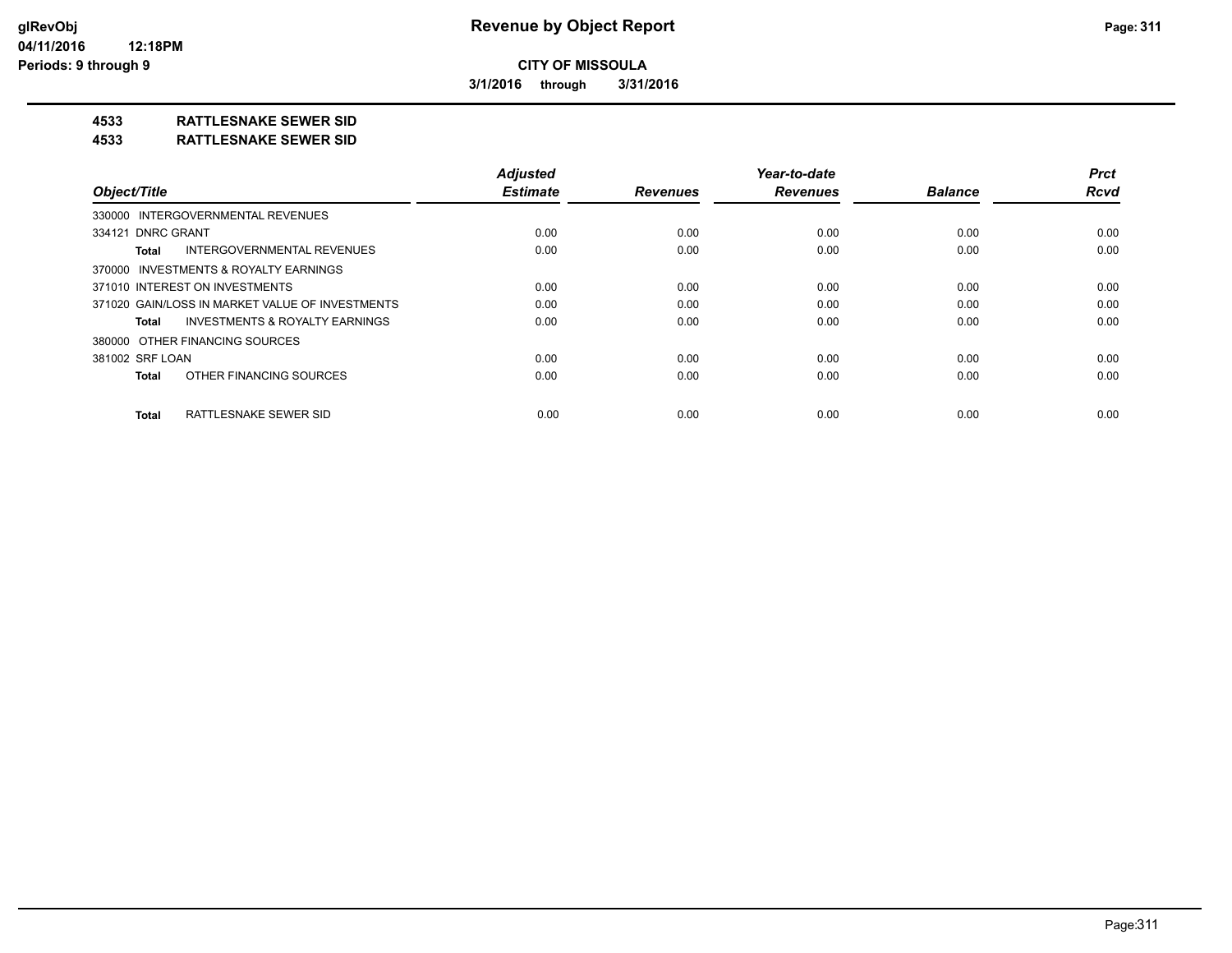**glRevObj**
**04/11/2016 12:18PM**
**Periods: 9 through 9**

# Revenue by Object Report

**CITY OF MISSOULA**

**3/1/2016 through 3/31/2016**

## 4533 RATTLESNAKE SEWER SID
## 4533 RATTLESNAKE SEWER SID

| Object/Title | Adjusted Estimate | Revenues | Year-to-date Revenues | Balance | Prct Rcvd |
|---|---|---|---|---|---|
| 330000 INTERGOVERNMENTAL REVENUES | | | | | |
| 334121 DNRC GRANT | 0.00 | 0.00 | 0.00 | 0.00 | 0.00 |
| **Total** INTERGOVERNMENTAL REVENUES | 0.00 | 0.00 | 0.00 | 0.00 | 0.00 |
| 370000 INVESTMENTS & ROYALTY EARNINGS | | | | | |
| 371010 INTEREST ON INVESTMENTS | 0.00 | 0.00 | 0.00 | 0.00 | 0.00 |
| 371020 GAIN/LOSS IN MARKET VALUE OF INVESTMENTS | 0.00 | 0.00 | 0.00 | 0.00 | 0.00 |
| **Total** INVESTMENTS & ROYALTY EARNINGS | 0.00 | 0.00 | 0.00 | 0.00 | 0.00 |
| 380000 OTHER FINANCING SOURCES | | | | | |
| 381002 SRF LOAN | 0.00 | 0.00 | 0.00 | 0.00 | 0.00 |
| **Total** OTHER FINANCING SOURCES | 0.00 | 0.00 | 0.00 | 0.00 | 0.00 |
| **Total** RATTLESNAKE SEWER SID | 0.00 | 0.00 | 0.00 | 0.00 | 0.00 |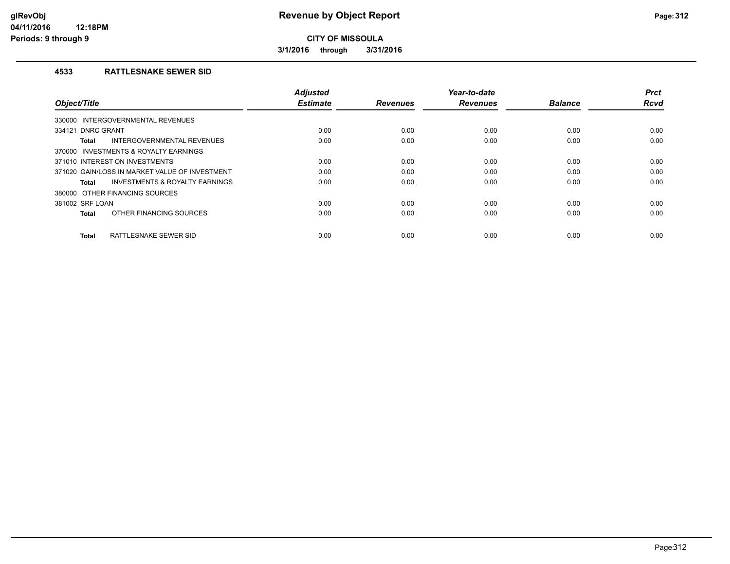**CITY OF MISSOULA**

**3/1/2016 through 3/31/2016**

## 4533 RATTLESNAKE SEWER SID

| Object/Title | Adjusted Estimate | Revenues | Year-to-date Revenues | Balance | Prct Rcvd |
|---|---|---|---|---|---|
| 330000 INTERGOVERNMENTAL REVENUES | | | | | |
| 334121 DNRC GRANT | 0.00 | 0.00 | 0.00 | 0.00 | 0.00 |
| **Total** INTERGOVERNMENTAL REVENUES | 0.00 | 0.00 | 0.00 | 0.00 | 0.00 |
| 370000 INVESTMENTS & ROYALTY EARNINGS | | | | | |
| 371010 INTEREST ON INVESTMENTS | 0.00 | 0.00 | 0.00 | 0.00 | 0.00 |
| 371020 GAIN/LOSS IN MARKET VALUE OF INVESTMENT | 0.00 | 0.00 | 0.00 | 0.00 | 0.00 |
| **Total** INVESTMENTS & ROYALTY EARNINGS | 0.00 | 0.00 | 0.00 | 0.00 | 0.00 |
| 380000 OTHER FINANCING SOURCES | | | | | |
| 381002 SRF LOAN | 0.00 | 0.00 | 0.00 | 0.00 | 0.00 |
| **Total** OTHER FINANCING SOURCES | 0.00 | 0.00 | 0.00 | 0.00 | 0.00 |
| **Total** RATTLESNAKE SEWER SID | 0.00 | 0.00 | 0.00 | 0.00 | 0.00 |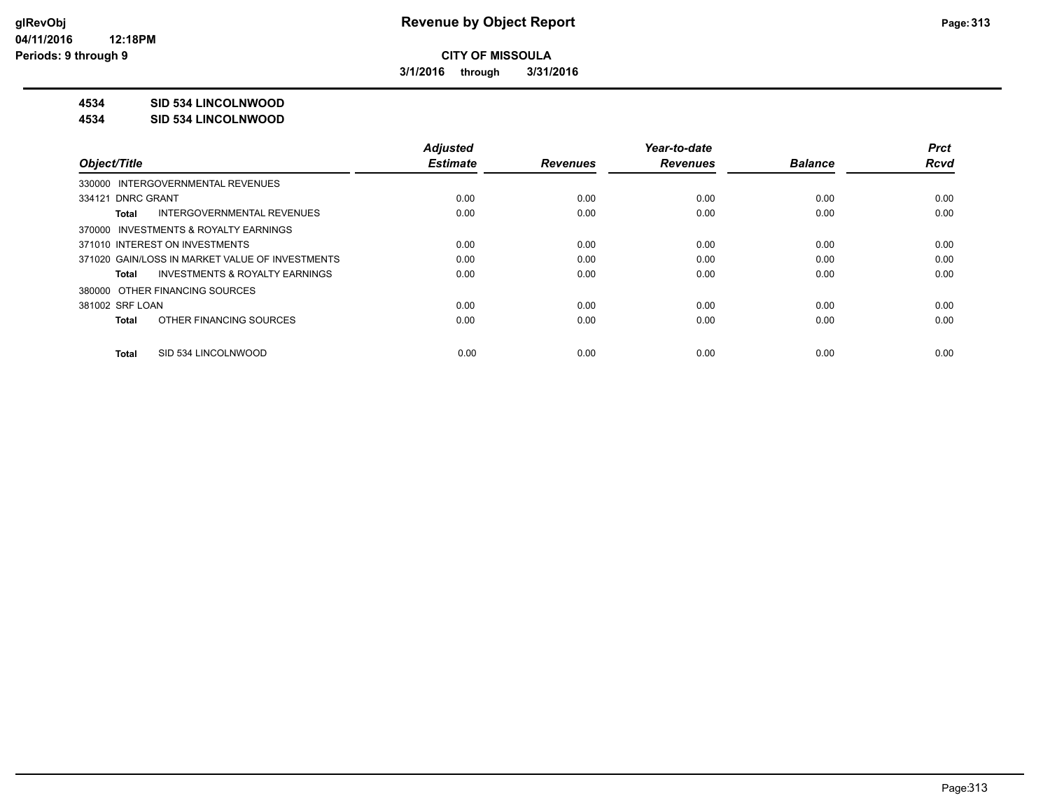**CITY OF MISSOULA**

**3/1/2016 through 3/31/2016**

## 4534 SID 534 LINCOLNWOOD
## 4534 SID 534 LINCOLNWOOD

| Object/Title | Adjusted Estimate | Revenues | Year-to-date Revenues | Balance | Prct Rcvd |
|---|---|---|---|---|---|
| 330000 INTERGOVERNMENTAL REVENUES | | | | | |
| 334121 DNRC GRANT | 0.00 | 0.00 | 0.00 | 0.00 | 0.00 |
| **Total** INTERGOVERNMENTAL REVENUES | 0.00 | 0.00 | 0.00 | 0.00 | 0.00 |
| 370000 INVESTMENTS & ROYALTY EARNINGS | | | | | |
| 371010 INTEREST ON INVESTMENTS | 0.00 | 0.00 | 0.00 | 0.00 | 0.00 |
| 371020 GAIN/LOSS IN MARKET VALUE OF INVESTMENTS | 0.00 | 0.00 | 0.00 | 0.00 | 0.00 |
| **Total** INVESTMENTS & ROYALTY EARNINGS | 0.00 | 0.00 | 0.00 | 0.00 | 0.00 |
| 380000 OTHER FINANCING SOURCES | | | | | |
| 381002 SRF LOAN | 0.00 | 0.00 | 0.00 | 0.00 | 0.00 |
| **Total** OTHER FINANCING SOURCES | 0.00 | 0.00 | 0.00 | 0.00 | 0.00 |
| **Total** SID 534 LINCOLNWOOD | 0.00 | 0.00 | 0.00 | 0.00 | 0.00 |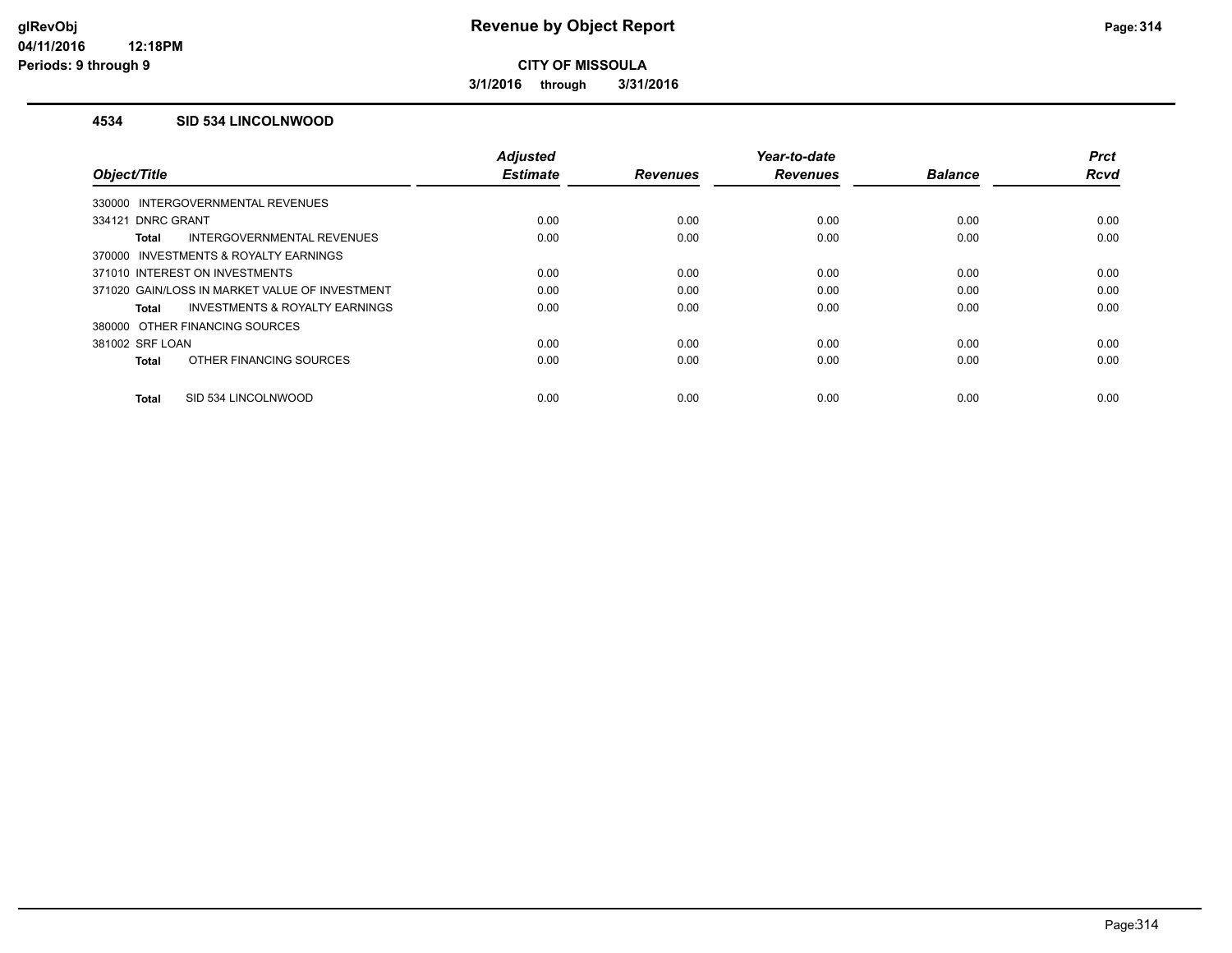# Revenue by Object Report

**CITY OF MISSOULA**

**3/1/2016 through 3/31/2016**

glRevObj
04/11/2016 12:18PM
Periods: 9 through 9

### 4534 SID 534 LINCOLNWOOD

| Object/Title | Adjusted Estimate | Revenues | Year-to-date Revenues | Balance | Prct Rcvd |
|---|---|---|---|---|---|
| 330000 INTERGOVERNMENTAL REVENUES | | | | | |
| 334121 DNRC GRANT | 0.00 | 0.00 | 0.00 | 0.00 | 0.00 |
| **Total** INTERGOVERNMENTAL REVENUES | 0.00 | 0.00 | 0.00 | 0.00 | 0.00 |
| 370000 INVESTMENTS & ROYALTY EARNINGS | | | | | |
| 371010 INTEREST ON INVESTMENTS | 0.00 | 0.00 | 0.00 | 0.00 | 0.00 |
| 371020 GAIN/LOSS IN MARKET VALUE OF INVESTMENT | 0.00 | 0.00 | 0.00 | 0.00 | 0.00 |
| **Total** INVESTMENTS & ROYALTY EARNINGS | 0.00 | 0.00 | 0.00 | 0.00 | 0.00 |
| 380000 OTHER FINANCING SOURCES | | | | | |
| 381002 SRF LOAN | 0.00 | 0.00 | 0.00 | 0.00 | 0.00 |
| **Total** OTHER FINANCING SOURCES | 0.00 | 0.00 | 0.00 | 0.00 | 0.00 |
| **Total** SID 534 LINCOLNWOOD | 0.00 | 0.00 | 0.00 | 0.00 | 0.00 |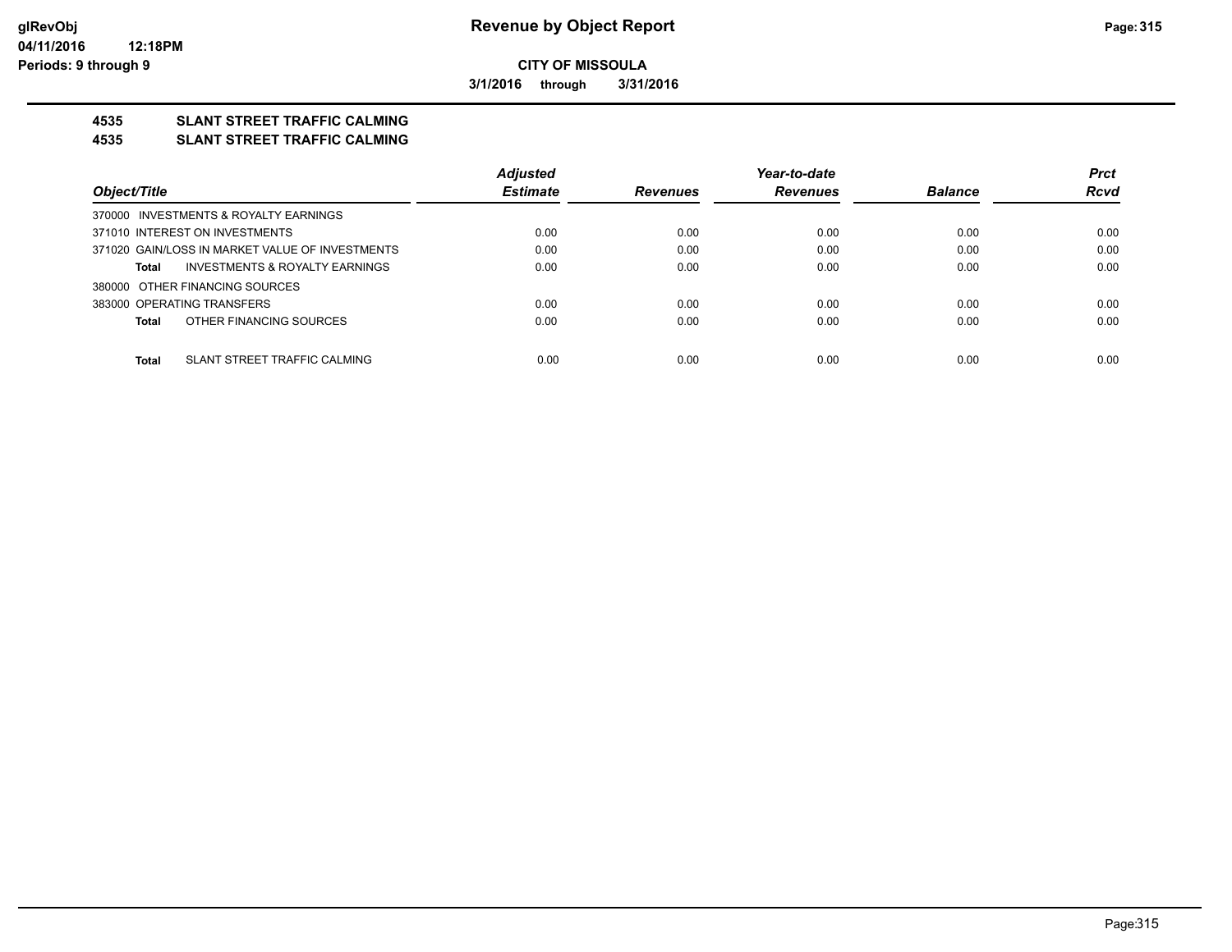**CITY OF MISSOULA**

**3/1/2016 through 3/31/2016**

## 4535 SLANT STREET TRAFFIC CALMING
## 4535 SLANT STREET TRAFFIC CALMING

| Object/Title | Adjusted Estimate | Revenues | Year-to-date Revenues | Balance | Prct Rcvd |
|---|---|---|---|---|---|
| 370000 INVESTMENTS & ROYALTY EARNINGS | | | | | |
| 371010 INTEREST ON INVESTMENTS | 0.00 | 0.00 | 0.00 | 0.00 | 0.00 |
| 371020 GAIN/LOSS IN MARKET VALUE OF INVESTMENTS | 0.00 | 0.00 | 0.00 | 0.00 | 0.00 |
| **Total** INVESTMENTS & ROYALTY EARNINGS | 0.00 | 0.00 | 0.00 | 0.00 | 0.00 |
| 380000 OTHER FINANCING SOURCES | | | | | |
| 383000 OPERATING TRANSFERS | 0.00 | 0.00 | 0.00 | 0.00 | 0.00 |
| **Total** OTHER FINANCING SOURCES | 0.00 | 0.00 | 0.00 | 0.00 | 0.00 |
| **Total** SLANT STREET TRAFFIC CALMING | 0.00 | 0.00 | 0.00 | 0.00 | 0.00 |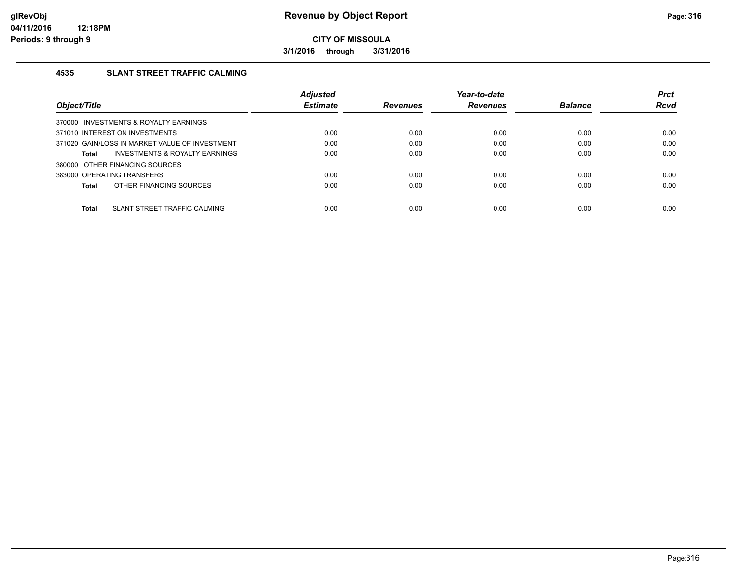**CITY OF MISSOULA**

**3/1/2016 through 3/31/2016**

## 4535 SLANT STREET TRAFFIC CALMING

| Object/Title | Adjusted Estimate | Revenues | Year-to-date Revenues | Balance | Prct Rcvd |
|---|---|---|---|---|---|
| 370000 INVESTMENTS & ROYALTY EARNINGS | | | | | |
| 371010 INTEREST ON INVESTMENTS | 0.00 | 0.00 | 0.00 | 0.00 | 0.00 |
| 371020 GAIN/LOSS IN MARKET VALUE OF INVESTMENT | 0.00 | 0.00 | 0.00 | 0.00 | 0.00 |
| **Total** INVESTMENTS & ROYALTY EARNINGS | 0.00 | 0.00 | 0.00 | 0.00 | 0.00 |
| 380000 OTHER FINANCING SOURCES | | | | | |
| 383000 OPERATING TRANSFERS | 0.00 | 0.00 | 0.00 | 0.00 | 0.00 |
| **Total** OTHER FINANCING SOURCES | 0.00 | 0.00 | 0.00 | 0.00 | 0.00 |
| **Total** SLANT STREET TRAFFIC CALMING | 0.00 | 0.00 | 0.00 | 0.00 | 0.00 |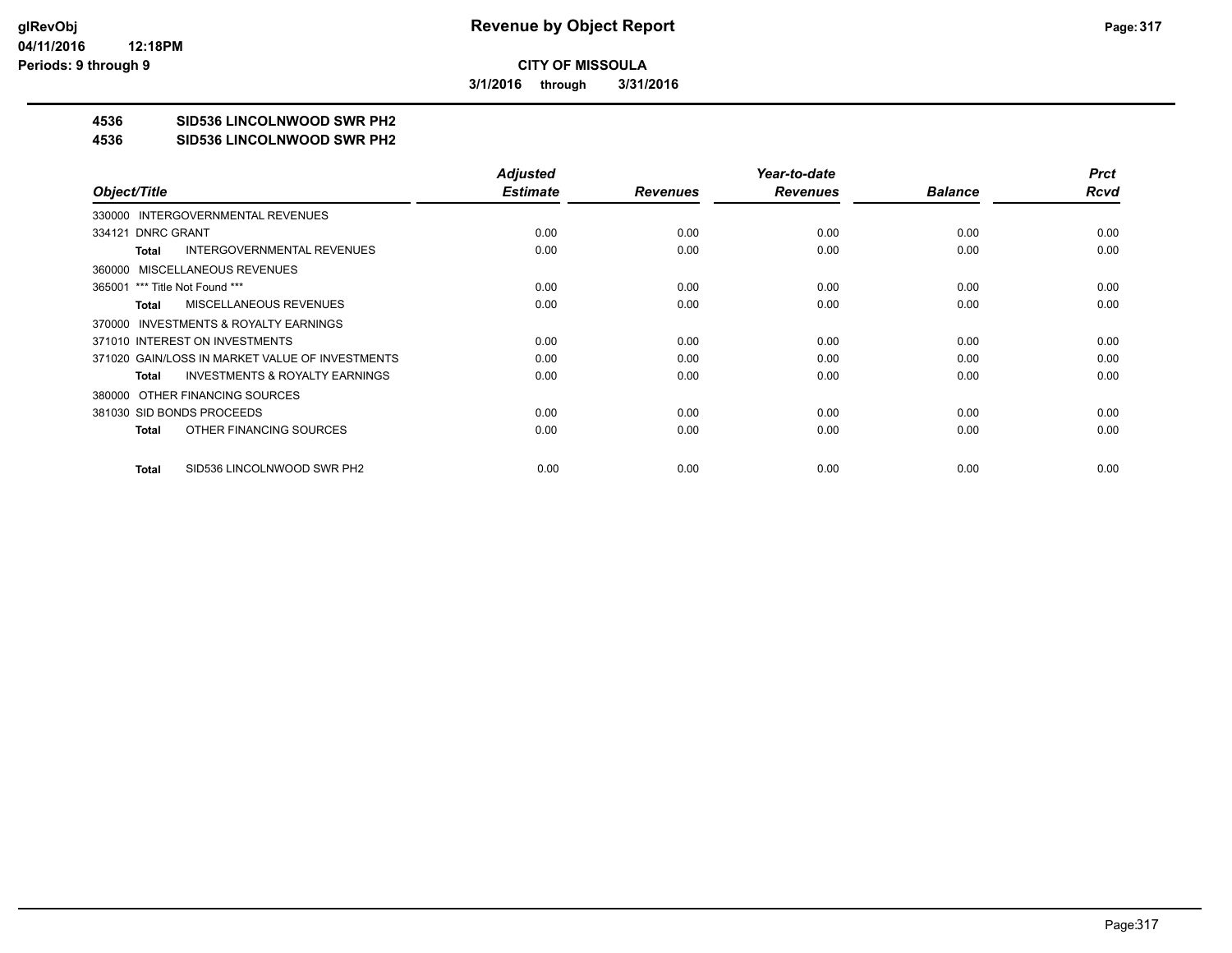**CITY OF MISSOULA**

**3/1/2016 through 3/31/2016**

**4536 SID536 LINCOLNWOOD SWR PH2**

**4536 SID536 LINCOLNWOOD SWR PH2**

| Object/Title | Adjusted Estimate | Revenues | Year-to-date Revenues | Balance | Prct Rcvd |
|---|---|---|---|---|---|
| 330000 INTERGOVERNMENTAL REVENUES | | | | | |
| 334121 DNRC GRANT | 0.00 | 0.00 | 0.00 | 0.00 | 0.00 |
| **Total** INTERGOVERNMENTAL REVENUES | 0.00 | 0.00 | 0.00 | 0.00 | 0.00 |
| 360000 MISCELLANEOUS REVENUES | | | | | |
| 365001 *** Title Not Found *** | 0.00 | 0.00 | 0.00 | 0.00 | 0.00 |
| **Total** MISCELLANEOUS REVENUES | 0.00 | 0.00 | 0.00 | 0.00 | 0.00 |
| 370000 INVESTMENTS & ROYALTY EARNINGS | | | | | |
| 371010 INTEREST ON INVESTMENTS | 0.00 | 0.00 | 0.00 | 0.00 | 0.00 |
| 371020 GAIN/LOSS IN MARKET VALUE OF INVESTMENTS | 0.00 | 0.00 | 0.00 | 0.00 | 0.00 |
| **Total** INVESTMENTS & ROYALTY EARNINGS | 0.00 | 0.00 | 0.00 | 0.00 | 0.00 |
| 380000 OTHER FINANCING SOURCES | | | | | |
| 381030 SID BONDS PROCEEDS | 0.00 | 0.00 | 0.00 | 0.00 | 0.00 |
| **Total** OTHER FINANCING SOURCES | 0.00 | 0.00 | 0.00 | 0.00 | 0.00 |
| **Total** SID536 LINCOLNWOOD SWR PH2 | 0.00 | 0.00 | 0.00 | 0.00 | 0.00 |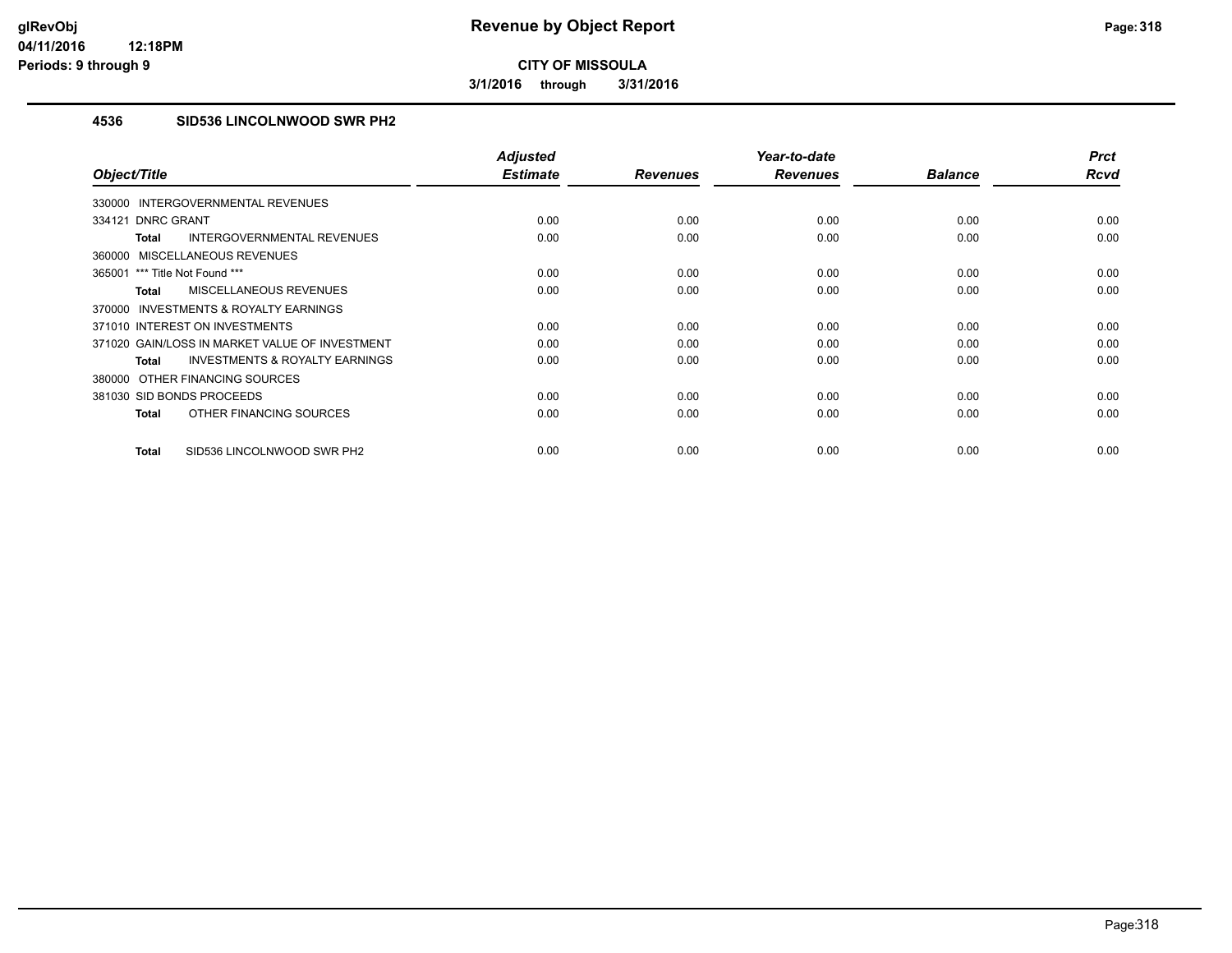glRevObj
04/11/2016 12:18PM
Periods: 9 through 9

# Revenue by Object Report

**CITY OF MISSOULA**

**3/1/2016 through 3/31/2016**

## 4536 SID536 LINCOLNWOOD SWR PH2

| Object/Title | Adjusted Estimate | Revenues | Year-to-date Revenues | Balance | Prct Rcvd |
|---|---|---|---|---|---|
| 330000 INTERGOVERNMENTAL REVENUES | | | | | |
| 334121 DNRC GRANT | 0.00 | 0.00 | 0.00 | 0.00 | 0.00 |
| **Total** INTERGOVERNMENTAL REVENUES | 0.00 | 0.00 | 0.00 | 0.00 | 0.00 |
| 360000 MISCELLANEOUS REVENUES | | | | | |
| 365001 *** Title Not Found *** | 0.00 | 0.00 | 0.00 | 0.00 | 0.00 |
| **Total** MISCELLANEOUS REVENUES | 0.00 | 0.00 | 0.00 | 0.00 | 0.00 |
| 370000 INVESTMENTS & ROYALTY EARNINGS | | | | | |
| 371010 INTEREST ON INVESTMENTS | 0.00 | 0.00 | 0.00 | 0.00 | 0.00 |
| 371020 GAIN/LOSS IN MARKET VALUE OF INVESTMENT | 0.00 | 0.00 | 0.00 | 0.00 | 0.00 |
| **Total** INVESTMENTS & ROYALTY EARNINGS | 0.00 | 0.00 | 0.00 | 0.00 | 0.00 |
| 380000 OTHER FINANCING SOURCES | | | | | |
| 381030 SID BONDS PROCEEDS | 0.00 | 0.00 | 0.00 | 0.00 | 0.00 |
| **Total** OTHER FINANCING SOURCES | 0.00 | 0.00 | 0.00 | 0.00 | 0.00 |
| **Total** SID536 LINCOLNWOOD SWR PH2 | 0.00 | 0.00 | 0.00 | 0.00 | 0.00 |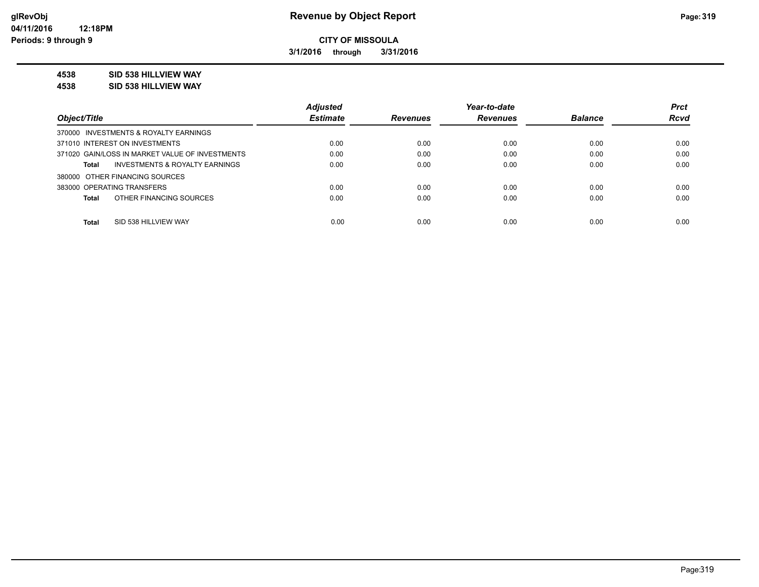**Revenue by Object Report**

**CITY OF MISSOULA**

**3/1/2016 through 3/31/2016**

glRevObj
04/11/2016 12:18PM
Periods: 9 through 9

**4538 SID 538 HILLVIEW WAY**

**4538 SID 538 HILLVIEW WAY**

| Object/Title | Adjusted Estimate | Revenues | Year-to-date Revenues | Balance | Prct Rcvd |
|---|---|---|---|---|---|
| 370000 INVESTMENTS & ROYALTY EARNINGS | | | | | |
| 371010 INTEREST ON INVESTMENTS | 0.00 | 0.00 | 0.00 | 0.00 | 0.00 |
| 371020 GAIN/LOSS IN MARKET VALUE OF INVESTMENTS | 0.00 | 0.00 | 0.00 | 0.00 | 0.00 |
| **Total** INVESTMENTS & ROYALTY EARNINGS | 0.00 | 0.00 | 0.00 | 0.00 | 0.00 |
| 380000 OTHER FINANCING SOURCES | | | | | |
| 383000 OPERATING TRANSFERS | 0.00 | 0.00 | 0.00 | 0.00 | 0.00 |
| **Total** OTHER FINANCING SOURCES | 0.00 | 0.00 | 0.00 | 0.00 | 0.00 |
| **Total** SID 538 HILLVIEW WAY | 0.00 | 0.00 | 0.00 | 0.00 | 0.00 |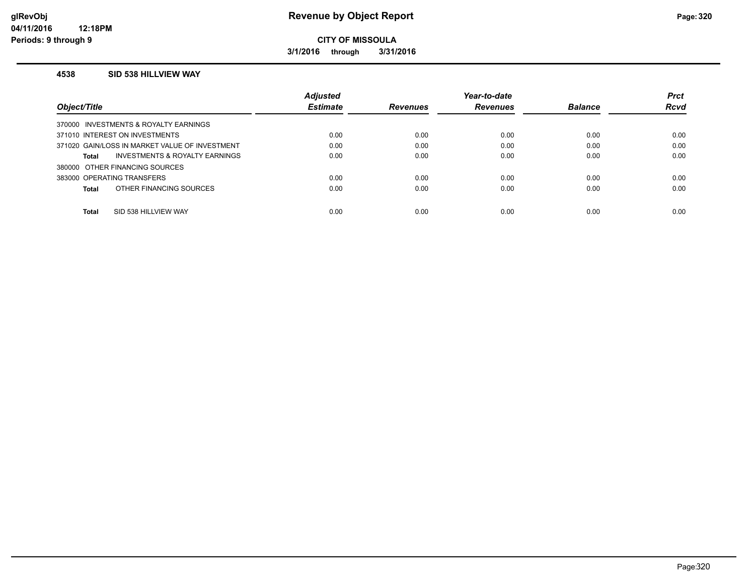glRevObj
04/11/2016 12:18PM
Periods: 9 through 9

# Revenue by Object Report

**CITY OF MISSOULA**

**3/1/2016 through 3/31/2016**

### 4538 SID 538 HILLVIEW WAY

| Object/Title | Adjusted Estimate | Revenues | Year-to-date Revenues | Balance | Prct Rcvd |
|---|---|---|---|---|---|
| 370000 INVESTMENTS & ROYALTY EARNINGS | | | | | |
| 371010 INTEREST ON INVESTMENTS | 0.00 | 0.00 | 0.00 | 0.00 | 0.00 |
| 371020 GAIN/LOSS IN MARKET VALUE OF INVESTMENT | 0.00 | 0.00 | 0.00 | 0.00 | 0.00 |
| **Total** INVESTMENTS & ROYALTY EARNINGS | 0.00 | 0.00 | 0.00 | 0.00 | 0.00 |
| 380000 OTHER FINANCING SOURCES | | | | | |
| 383000 OPERATING TRANSFERS | 0.00 | 0.00 | 0.00 | 0.00 | 0.00 |
| **Total** OTHER FINANCING SOURCES | 0.00 | 0.00 | 0.00 | 0.00 | 0.00 |
| **Total** SID 538 HILLVIEW WAY | 0.00 | 0.00 | 0.00 | 0.00 | 0.00 |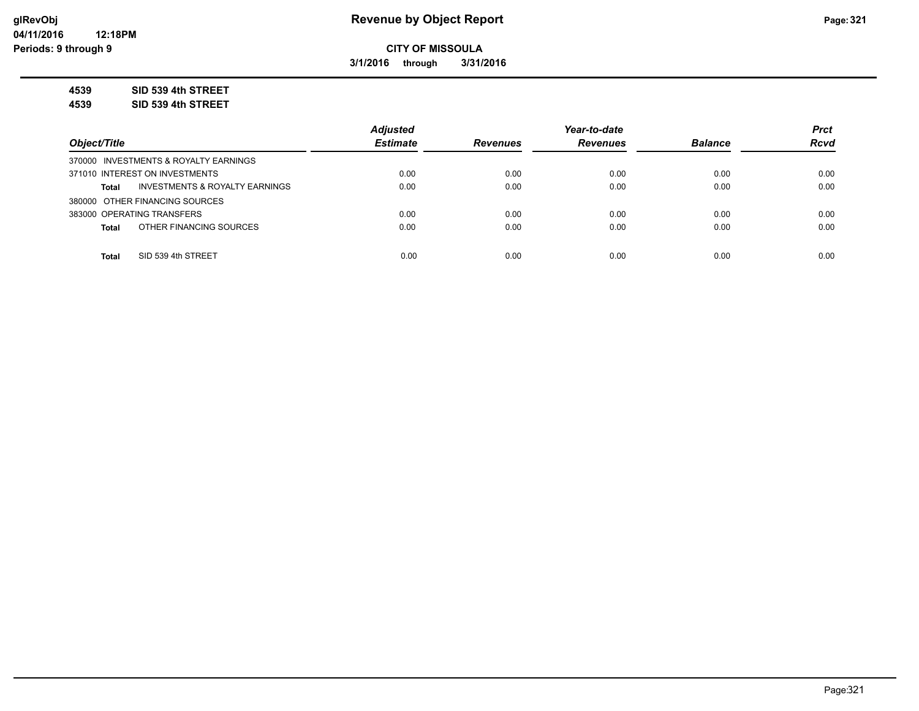**CITY OF MISSOULA**

**3/1/2016 through 3/31/2016**

**4539 SID 539 4th STREET**

**4539 SID 539 4th STREET**

| Object/Title | Adjusted Estimate | Revenues | Year-to-date Revenues | Balance | Prct Rcvd |
|---|---|---|---|---|---|
| 370000 INVESTMENTS & ROYALTY EARNINGS | | | | | |
| 371010 INTEREST ON INVESTMENTS | 0.00 | 0.00 | 0.00 | 0.00 | 0.00 |
| **Total** INVESTMENTS & ROYALTY EARNINGS | 0.00 | 0.00 | 0.00 | 0.00 | 0.00 |
| 380000 OTHER FINANCING SOURCES | | | | | |
| 383000 OPERATING TRANSFERS | 0.00 | 0.00 | 0.00 | 0.00 | 0.00 |
| **Total** OTHER FINANCING SOURCES | 0.00 | 0.00 | 0.00 | 0.00 | 0.00 |
| **Total** SID 539 4th STREET | 0.00 | 0.00 | 0.00 | 0.00 | 0.00 |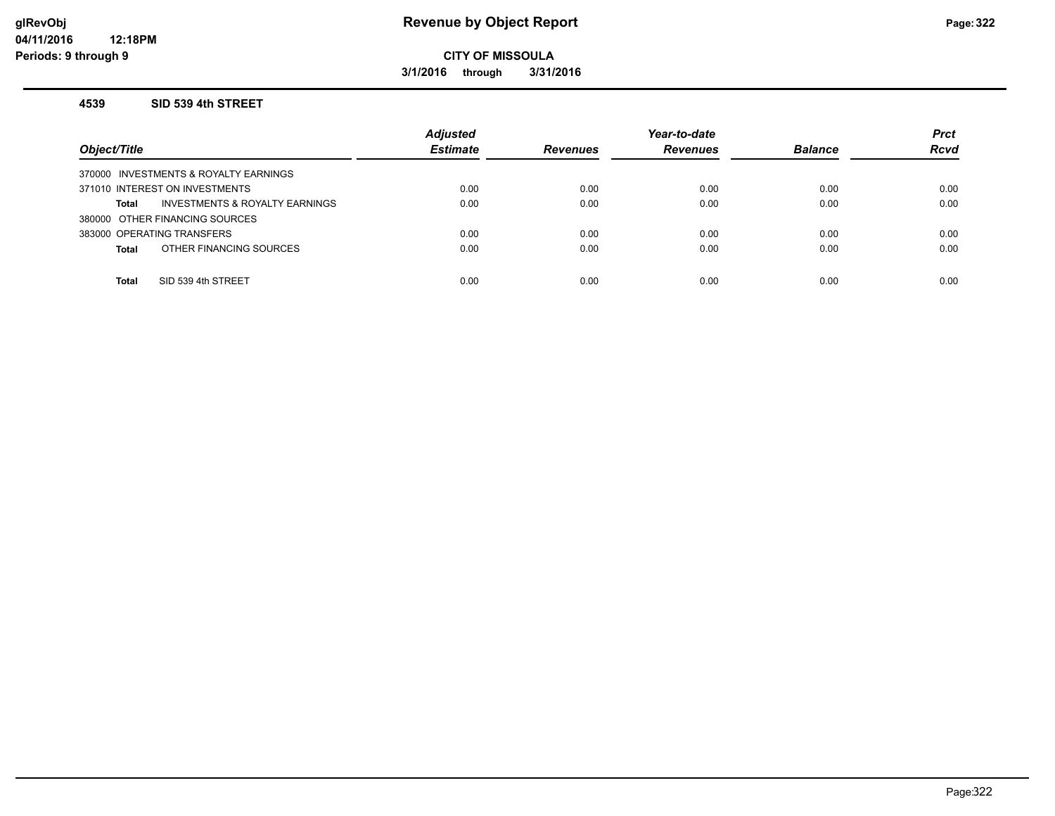# Revenue by Object Report

**CITY OF MISSOULA**

**3/1/2016 through 3/31/2016**

glRevObj
04/11/2016 12:18PM
Periods: 9 through 9

### 4539 SID 539 4th STREET

| Object/Title | Adjusted Estimate | Revenues | Year-to-date Revenues | Balance | Prct Rcvd |
|---|---|---|---|---|---|
| 370000 INVESTMENTS & ROYALTY EARNINGS | | | | | |
| 371010 INTEREST ON INVESTMENTS | 0.00 | 0.00 | 0.00 | 0.00 | 0.00 |
| **Total** INVESTMENTS & ROYALTY EARNINGS | 0.00 | 0.00 | 0.00 | 0.00 | 0.00 |
| 380000 OTHER FINANCING SOURCES | | | | | |
| 383000 OPERATING TRANSFERS | 0.00 | 0.00 | 0.00 | 0.00 | 0.00 |
| **Total** OTHER FINANCING SOURCES | 0.00 | 0.00 | 0.00 | 0.00 | 0.00 |
| **Total** SID 539 4th STREET | 0.00 | 0.00 | 0.00 | 0.00 | 0.00 |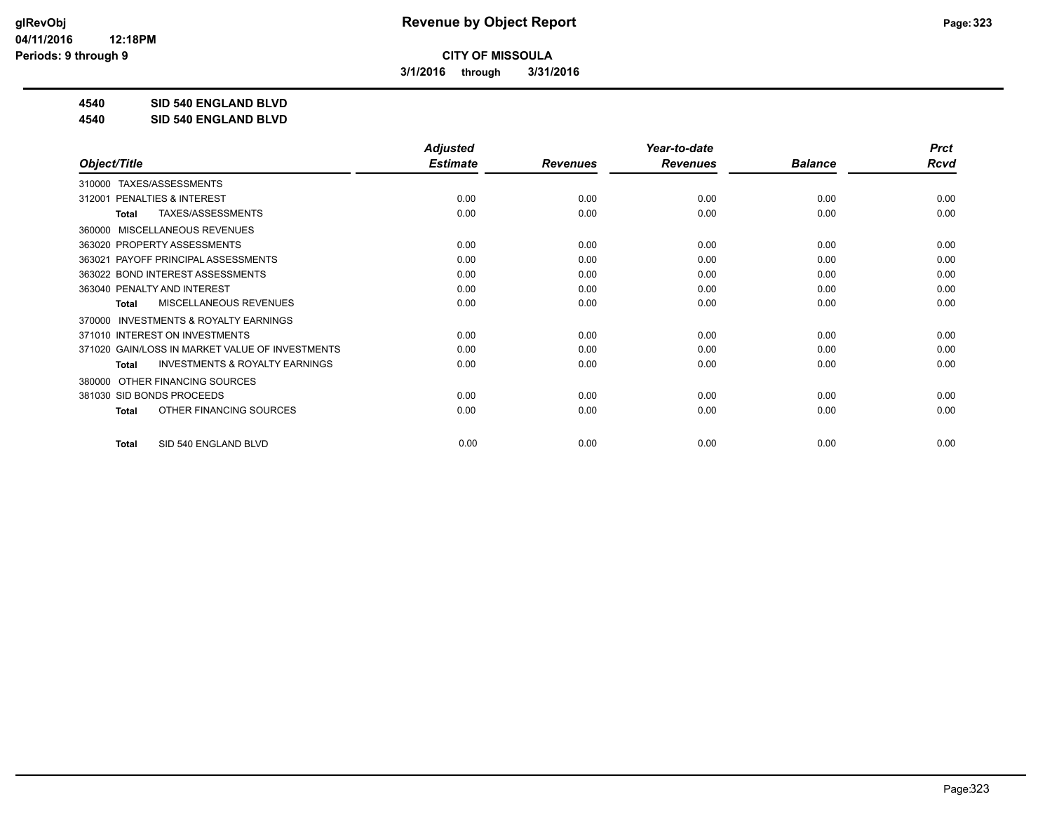**CITY OF MISSOULA**

**3/1/2016 through 3/31/2016**

**4540 SID 540 ENGLAND BLVD**

**4540 SID 540 ENGLAND BLVD**

| Object/Title | Adjusted Estimate | Revenues | Year-to-date Revenues | Balance | Prct Rcvd |
|---|---|---|---|---|---|
| 310000 TAXES/ASSESSMENTS | | | | | |
| 312001 PENALTIES & INTEREST | 0.00 | 0.00 | 0.00 | 0.00 | 0.00 |
| Total TAXES/ASSESSMENTS | 0.00 | 0.00 | 0.00 | 0.00 | 0.00 |
| 360000 MISCELLANEOUS REVENUES | | | | | |
| 363020 PROPERTY ASSESSMENTS | 0.00 | 0.00 | 0.00 | 0.00 | 0.00 |
| 363021 PAYOFF PRINCIPAL ASSESSMENTS | 0.00 | 0.00 | 0.00 | 0.00 | 0.00 |
| 363022 BOND INTEREST ASSESSMENTS | 0.00 | 0.00 | 0.00 | 0.00 | 0.00 |
| 363040 PENALTY AND INTEREST | 0.00 | 0.00 | 0.00 | 0.00 | 0.00 |
| Total MISCELLANEOUS REVENUES | 0.00 | 0.00 | 0.00 | 0.00 | 0.00 |
| 370000 INVESTMENTS & ROYALTY EARNINGS | | | | | |
| 371010 INTEREST ON INVESTMENTS | 0.00 | 0.00 | 0.00 | 0.00 | 0.00 |
| 371020 GAIN/LOSS IN MARKET VALUE OF INVESTMENTS | 0.00 | 0.00 | 0.00 | 0.00 | 0.00 |
| Total INVESTMENTS & ROYALTY EARNINGS | 0.00 | 0.00 | 0.00 | 0.00 | 0.00 |
| 380000 OTHER FINANCING SOURCES | | | | | |
| 381030 SID BONDS PROCEEDS | 0.00 | 0.00 | 0.00 | 0.00 | 0.00 |
| Total OTHER FINANCING SOURCES | 0.00 | 0.00 | 0.00 | 0.00 | 0.00 |
| Total SID 540 ENGLAND BLVD | 0.00 | 0.00 | 0.00 | 0.00 | 0.00 |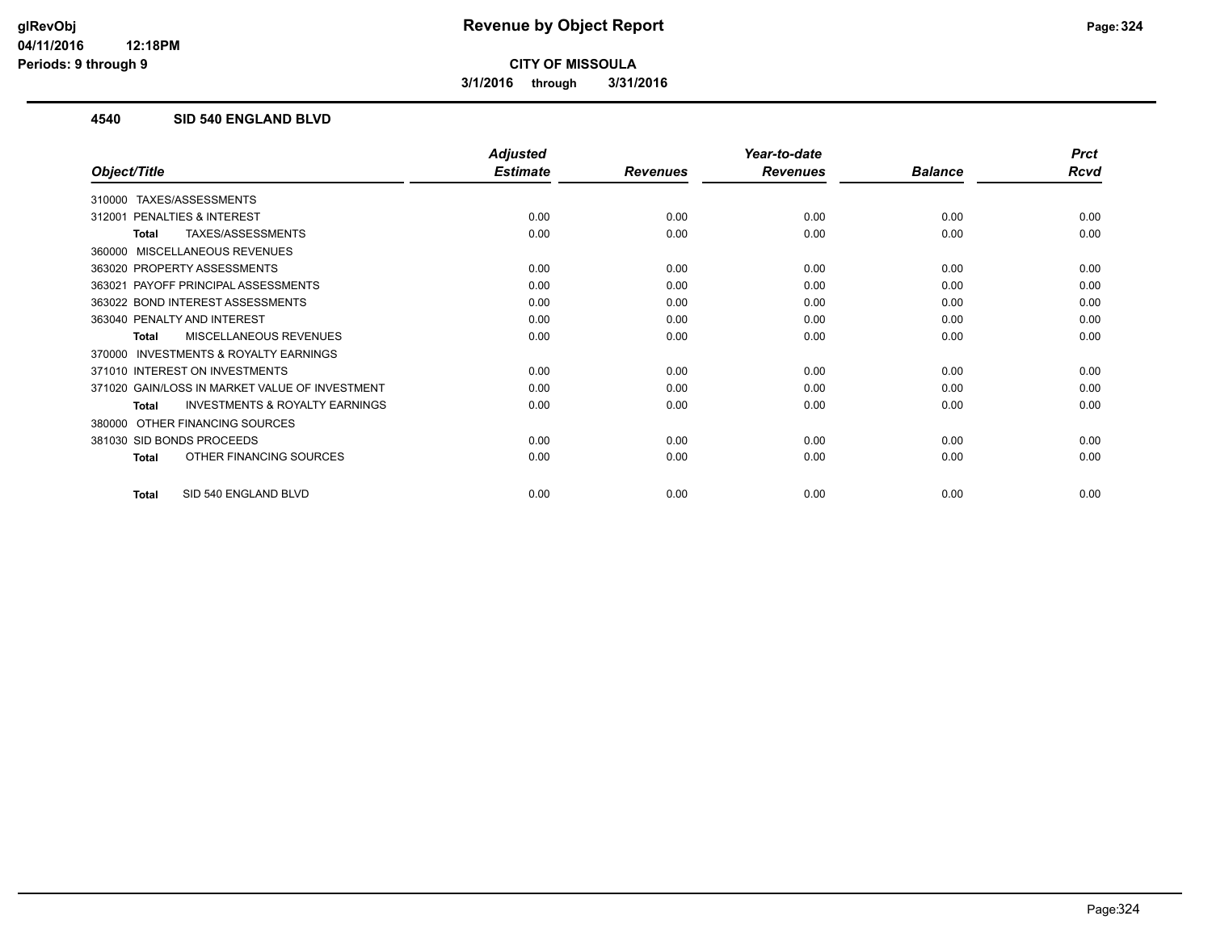**CITY OF MISSOULA**

**3/1/2016 through 3/31/2016**

## 4540 SID 540 ENGLAND BLVD

| Object/Title | Adjusted Estimate | Revenues | Year-to-date Revenues | Balance | Prct Rcvd |
|---|---|---|---|---|---|
| 310000 TAXES/ASSESSMENTS | | | | | |
| 312001 PENALTIES & INTEREST | 0.00 | 0.00 | 0.00 | 0.00 | 0.00 |
| **Total** TAXES/ASSESSMENTS | 0.00 | 0.00 | 0.00 | 0.00 | 0.00 |
| 360000 MISCELLANEOUS REVENUES | | | | | |
| 363020 PROPERTY ASSESSMENTS | 0.00 | 0.00 | 0.00 | 0.00 | 0.00 |
| 363021 PAYOFF PRINCIPAL ASSESSMENTS | 0.00 | 0.00 | 0.00 | 0.00 | 0.00 |
| 363022 BOND INTEREST ASSESSMENTS | 0.00 | 0.00 | 0.00 | 0.00 | 0.00 |
| 363040 PENALTY AND INTEREST | 0.00 | 0.00 | 0.00 | 0.00 | 0.00 |
| **Total** MISCELLANEOUS REVENUES | 0.00 | 0.00 | 0.00 | 0.00 | 0.00 |
| 370000 INVESTMENTS & ROYALTY EARNINGS | | | | | |
| 371010 INTEREST ON INVESTMENTS | 0.00 | 0.00 | 0.00 | 0.00 | 0.00 |
| 371020 GAIN/LOSS IN MARKET VALUE OF INVESTMENT | 0.00 | 0.00 | 0.00 | 0.00 | 0.00 |
| **Total** INVESTMENTS & ROYALTY EARNINGS | 0.00 | 0.00 | 0.00 | 0.00 | 0.00 |
| 380000 OTHER FINANCING SOURCES | | | | | |
| 381030 SID BONDS PROCEEDS | 0.00 | 0.00 | 0.00 | 0.00 | 0.00 |
| **Total** OTHER FINANCING SOURCES | 0.00 | 0.00 | 0.00 | 0.00 | 0.00 |
| **Total** SID 540 ENGLAND BLVD | 0.00 | 0.00 | 0.00 | 0.00 | 0.00 |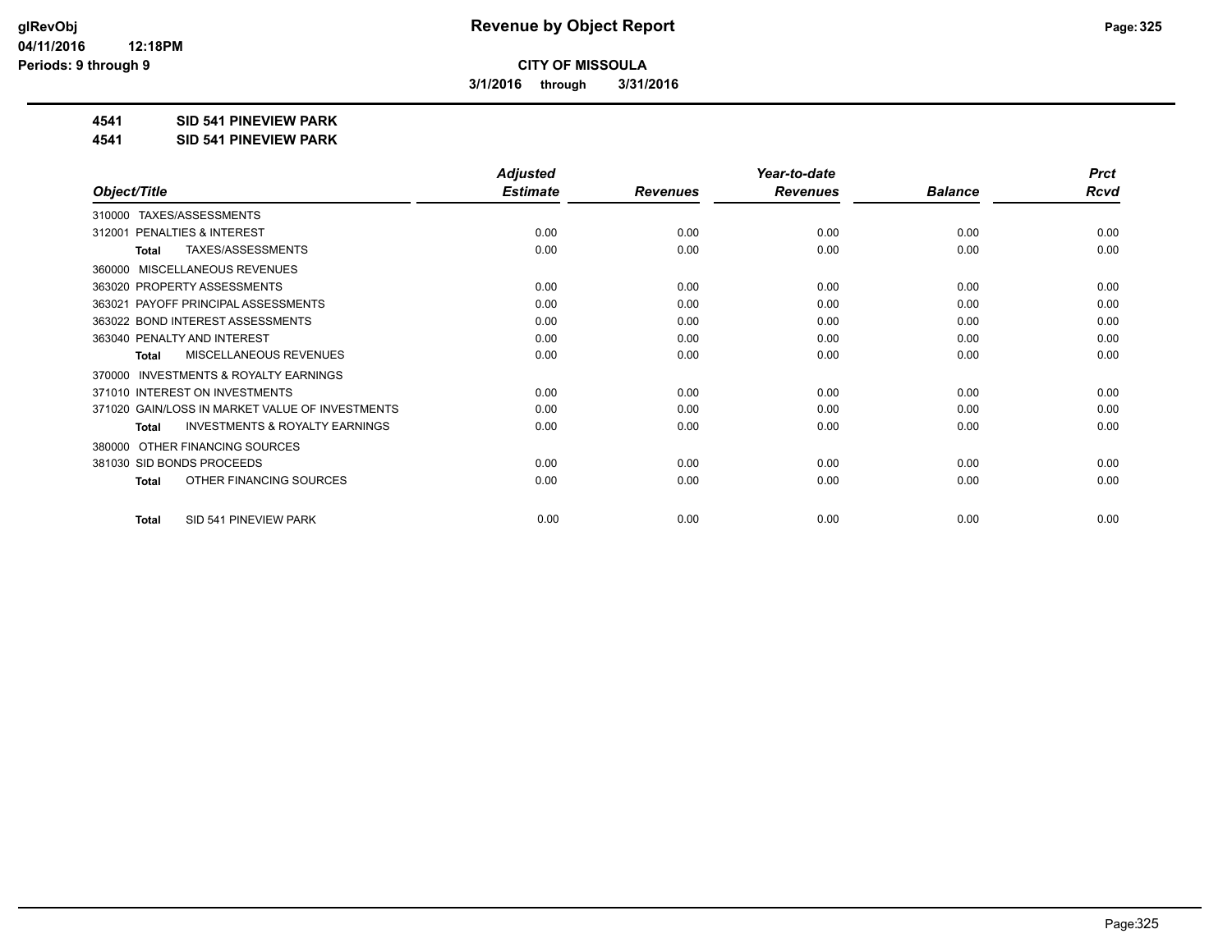glRevObj
04/11/2016 12:18PM
Periods: 9 through 9

# Revenue by Object Report

**CITY OF MISSOULA**

**3/1/2016 through 3/31/2016**

**4541 SID 541 PINEVIEW PARK**
**4541 SID 541 PINEVIEW PARK**

| Object/Title | Adjusted Estimate | Revenues | Year-to-date Revenues | Balance | Prct Rcvd |
|---|---|---|---|---|---|
| 310000 TAXES/ASSESSMENTS | | | | | |
| 312001 PENALTIES & INTEREST | 0.00 | 0.00 | 0.00 | 0.00 | 0.00 |
| **Total** TAXES/ASSESSMENTS | 0.00 | 0.00 | 0.00 | 0.00 | 0.00 |
| 360000 MISCELLANEOUS REVENUES | | | | | |
| 363020 PROPERTY ASSESSMENTS | 0.00 | 0.00 | 0.00 | 0.00 | 0.00 |
| 363021 PAYOFF PRINCIPAL ASSESSMENTS | 0.00 | 0.00 | 0.00 | 0.00 | 0.00 |
| 363022 BOND INTEREST ASSESSMENTS | 0.00 | 0.00 | 0.00 | 0.00 | 0.00 |
| 363040 PENALTY AND INTEREST | 0.00 | 0.00 | 0.00 | 0.00 | 0.00 |
| **Total** MISCELLANEOUS REVENUES | 0.00 | 0.00 | 0.00 | 0.00 | 0.00 |
| 370000 INVESTMENTS & ROYALTY EARNINGS | | | | | |
| 371010 INTEREST ON INVESTMENTS | 0.00 | 0.00 | 0.00 | 0.00 | 0.00 |
| 371020 GAIN/LOSS IN MARKET VALUE OF INVESTMENTS | 0.00 | 0.00 | 0.00 | 0.00 | 0.00 |
| **Total** INVESTMENTS & ROYALTY EARNINGS | 0.00 | 0.00 | 0.00 | 0.00 | 0.00 |
| 380000 OTHER FINANCING SOURCES | | | | | |
| 381030 SID BONDS PROCEEDS | 0.00 | 0.00 | 0.00 | 0.00 | 0.00 |
| **Total** OTHER FINANCING SOURCES | 0.00 | 0.00 | 0.00 | 0.00 | 0.00 |
| **Total** SID 541 PINEVIEW PARK | 0.00 | 0.00 | 0.00 | 0.00 | 0.00 |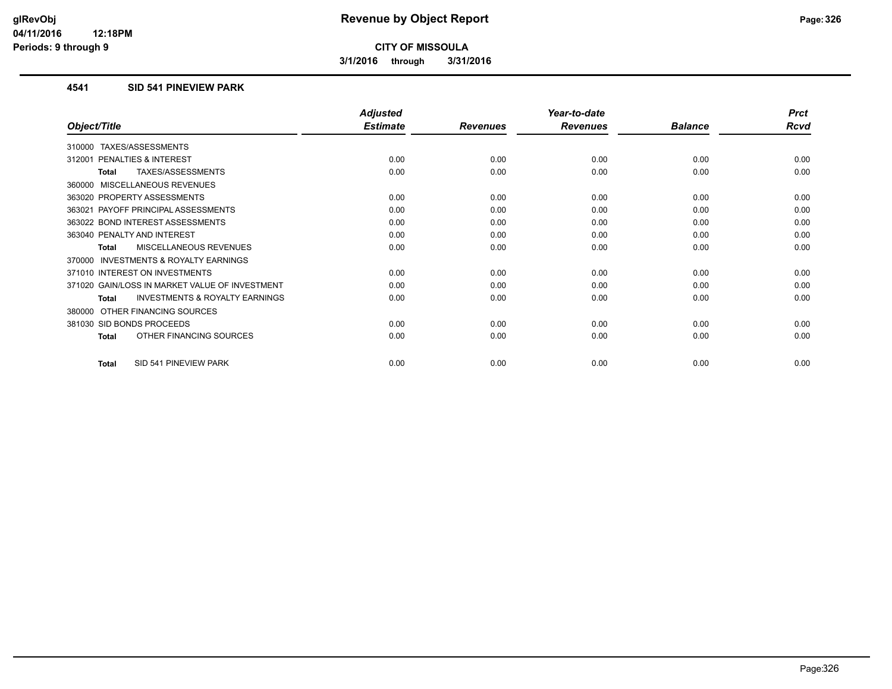**CITY OF MISSOULA**

**3/1/2016 through 3/31/2016**

## 4541 SID 541 PINEVIEW PARK

| Object/Title | Adjusted Estimate | Revenues | Year-to-date Revenues | Balance | Prct Rcvd |
|---|---|---|---|---|---|
| 310000 TAXES/ASSESSMENTS | | | | | |
| 312001 PENALTIES & INTEREST | 0.00 | 0.00 | 0.00 | 0.00 | 0.00 |
| **Total** TAXES/ASSESSMENTS | 0.00 | 0.00 | 0.00 | 0.00 | 0.00 |
| 360000 MISCELLANEOUS REVENUES | | | | | |
| 363020 PROPERTY ASSESSMENTS | 0.00 | 0.00 | 0.00 | 0.00 | 0.00 |
| 363021 PAYOFF PRINCIPAL ASSESSMENTS | 0.00 | 0.00 | 0.00 | 0.00 | 0.00 |
| 363022 BOND INTEREST ASSESSMENTS | 0.00 | 0.00 | 0.00 | 0.00 | 0.00 |
| 363040 PENALTY AND INTEREST | 0.00 | 0.00 | 0.00 | 0.00 | 0.00 |
| **Total** MISCELLANEOUS REVENUES | 0.00 | 0.00 | 0.00 | 0.00 | 0.00 |
| 370000 INVESTMENTS & ROYALTY EARNINGS | | | | | |
| 371010 INTEREST ON INVESTMENTS | 0.00 | 0.00 | 0.00 | 0.00 | 0.00 |
| 371020 GAIN/LOSS IN MARKET VALUE OF INVESTMENT | 0.00 | 0.00 | 0.00 | 0.00 | 0.00 |
| **Total** INVESTMENTS & ROYALTY EARNINGS | 0.00 | 0.00 | 0.00 | 0.00 | 0.00 |
| 380000 OTHER FINANCING SOURCES | | | | | |
| 381030 SID BONDS PROCEEDS | 0.00 | 0.00 | 0.00 | 0.00 | 0.00 |
| **Total** OTHER FINANCING SOURCES | 0.00 | 0.00 | 0.00 | 0.00 | 0.00 |
| **Total** SID 541 PINEVIEW PARK | 0.00 | 0.00 | 0.00 | 0.00 | 0.00 |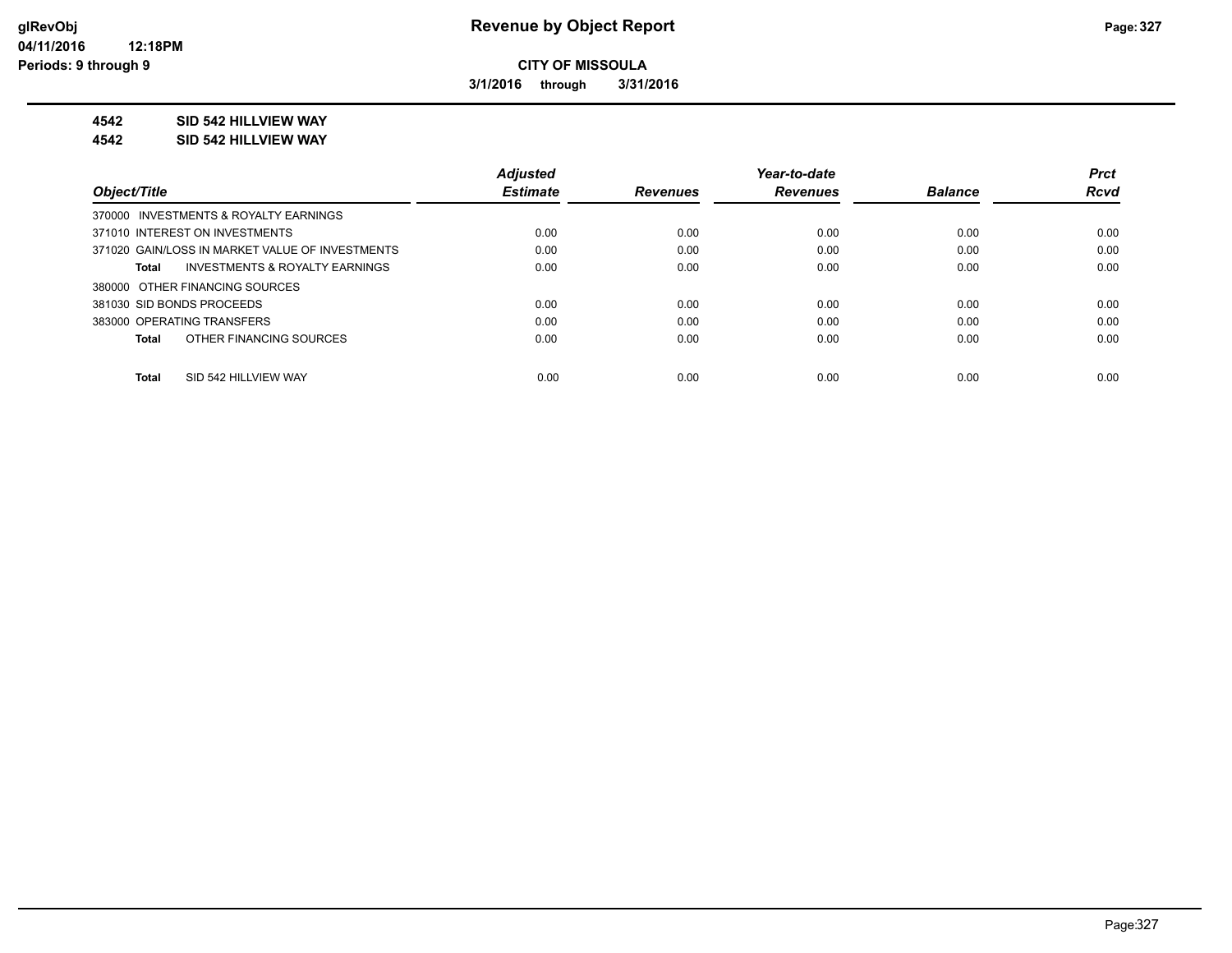**CITY OF MISSOULA**

**3/1/2016 through 3/31/2016**

**4542 SID 542 HILLVIEW WAY**

**4542 SID 542 HILLVIEW WAY**

| Object/Title | Adjusted Estimate | Revenues | Year-to-date Revenues | Balance | Prct Rcvd |
|---|---|---|---|---|---|
| 370000 INVESTMENTS & ROYALTY EARNINGS | | | | | |
| 371010 INTEREST ON INVESTMENTS | 0.00 | 0.00 | 0.00 | 0.00 | 0.00 |
| 371020 GAIN/LOSS IN MARKET VALUE OF INVESTMENTS | 0.00 | 0.00 | 0.00 | 0.00 | 0.00 |
| **Total** INVESTMENTS & ROYALTY EARNINGS | 0.00 | 0.00 | 0.00 | 0.00 | 0.00 |
| 380000 OTHER FINANCING SOURCES | | | | | |
| 381030 SID BONDS PROCEEDS | 0.00 | 0.00 | 0.00 | 0.00 | 0.00 |
| 383000 OPERATING TRANSFERS | 0.00 | 0.00 | 0.00 | 0.00 | 0.00 |
| **Total** OTHER FINANCING SOURCES | 0.00 | 0.00 | 0.00 | 0.00 | 0.00 |
| **Total** SID 542 HILLVIEW WAY | 0.00 | 0.00 | 0.00 | 0.00 | 0.00 |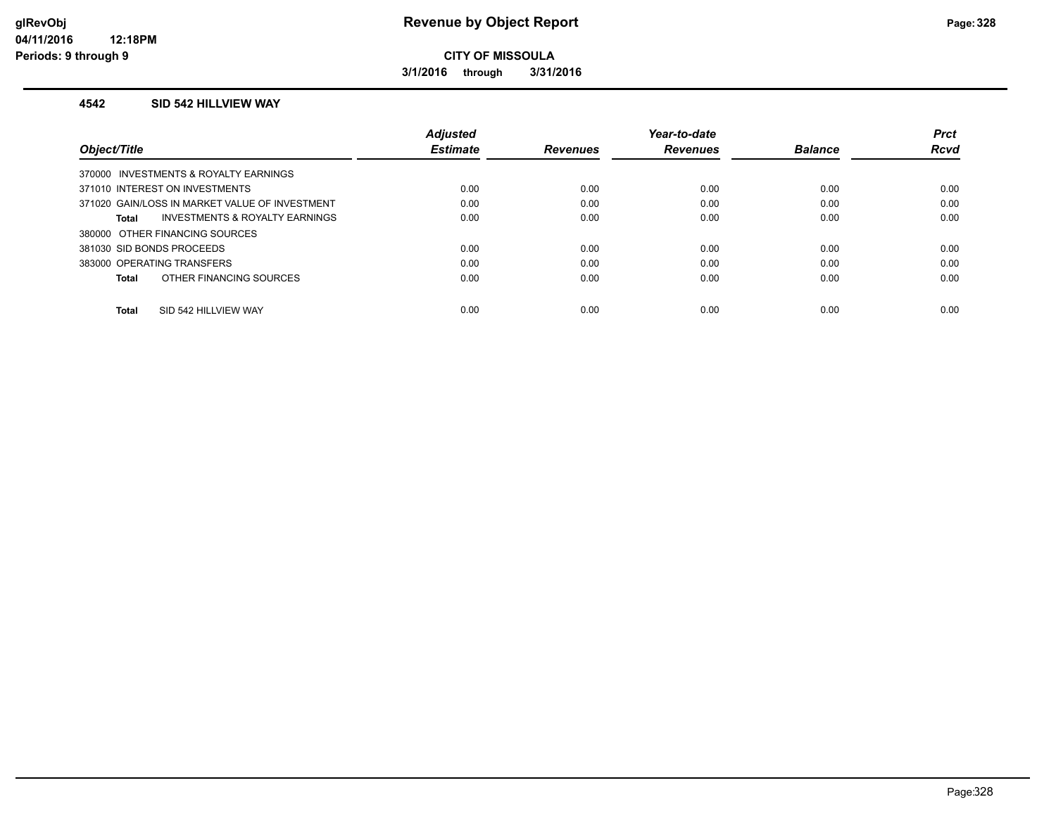**Revenue by Object Report**

**CITY OF MISSOULA**

**3/1/2016 through 3/31/2016**

### 4542 SID 542 HILLVIEW WAY

| Object/Title | Adjusted Estimate | Revenues | Year-to-date Revenues | Balance | Prct Rcvd |
|---|---|---|---|---|---|
| 370000 INVESTMENTS & ROYALTY EARNINGS | | | | | |
| 371010 INTEREST ON INVESTMENTS | 0.00 | 0.00 | 0.00 | 0.00 | 0.00 |
| 371020 GAIN/LOSS IN MARKET VALUE OF INVESTMENT | 0.00 | 0.00 | 0.00 | 0.00 | 0.00 |
| **Total** INVESTMENTS & ROYALTY EARNINGS | 0.00 | 0.00 | 0.00 | 0.00 | 0.00 |
| 380000 OTHER FINANCING SOURCES | | | | | |
| 381030 SID BONDS PROCEEDS | 0.00 | 0.00 | 0.00 | 0.00 | 0.00 |
| 383000 OPERATING TRANSFERS | 0.00 | 0.00 | 0.00 | 0.00 | 0.00 |
| **Total** OTHER FINANCING SOURCES | 0.00 | 0.00 | 0.00 | 0.00 | 0.00 |
| **Total** SID 542 HILLVIEW WAY | 0.00 | 0.00 | 0.00 | 0.00 | 0.00 |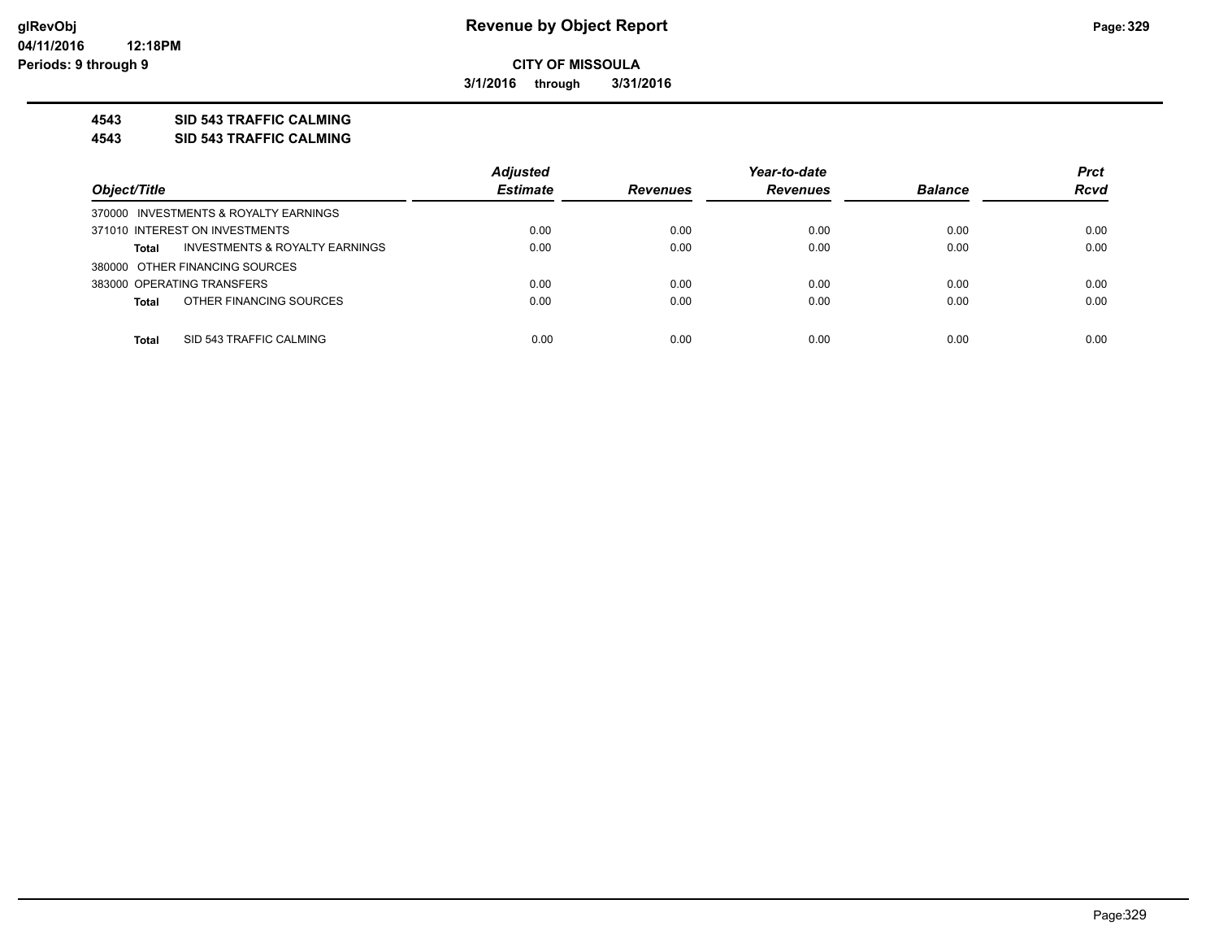**Revenue by Object Report**

**CITY OF MISSOULA**

**3/1/2016 through 3/31/2016**

glRevObj
04/11/2016 12:18PM
Periods: 9 through 9

## 4543 SID 543 TRAFFIC CALMING
## 4543 SID 543 TRAFFIC CALMING

| Object/Title | Adjusted Estimate | Revenues | Year-to-date Revenues | Balance | Prct Rcvd |
|---|---|---|---|---|---|
| 370000 INVESTMENTS & ROYALTY EARNINGS | | | | | |
| 371010 INTEREST ON INVESTMENTS | 0.00 | 0.00 | 0.00 | 0.00 | 0.00 |
| **Total** INVESTMENTS & ROYALTY EARNINGS | 0.00 | 0.00 | 0.00 | 0.00 | 0.00 |
| 380000 OTHER FINANCING SOURCES | | | | | |
| 383000 OPERATING TRANSFERS | 0.00 | 0.00 | 0.00 | 0.00 | 0.00 |
| **Total** OTHER FINANCING SOURCES | 0.00 | 0.00 | 0.00 | 0.00 | 0.00 |
| **Total** SID 543 TRAFFIC CALMING | 0.00 | 0.00 | 0.00 | 0.00 | 0.00 |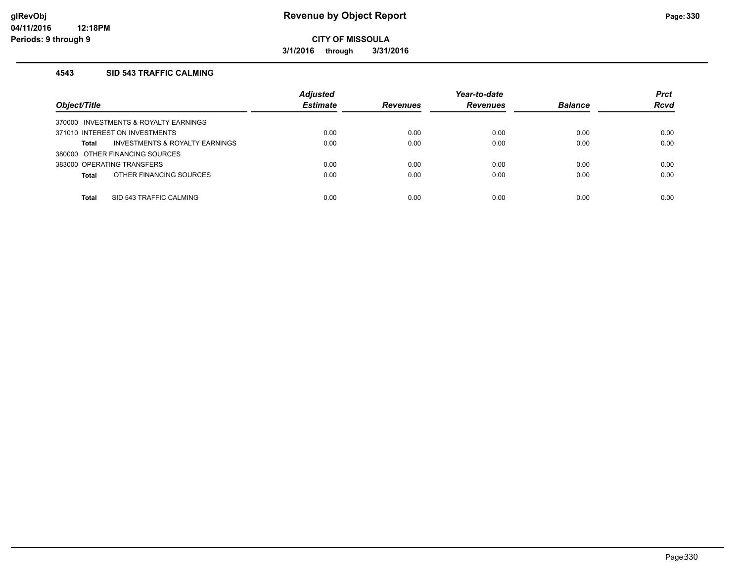# Revenue by Object Report

**CITY OF MISSOULA**

**3/1/2016 through 3/31/2016**

glRevObj
04/11/2016 12:18PM
Periods: 9 through 9

### 4543 SID 543 TRAFFIC CALMING

| Object/Title | Adjusted Estimate | Revenues | Year-to-date Revenues | Balance | Prct Rcvd |
|---|---|---|---|---|---|
| 370000 INVESTMENTS & ROYALTY EARNINGS | | | | | |
| 371010 INTEREST ON INVESTMENTS | 0.00 | 0.00 | 0.00 | 0.00 | 0.00 |
| **Total** INVESTMENTS & ROYALTY EARNINGS | 0.00 | 0.00 | 0.00 | 0.00 | 0.00 |
| 380000 OTHER FINANCING SOURCES | | | | | |
| 383000 OPERATING TRANSFERS | 0.00 | 0.00 | 0.00 | 0.00 | 0.00 |
| **Total** OTHER FINANCING SOURCES | 0.00 | 0.00 | 0.00 | 0.00 | 0.00 |
| **Total** SID 543 TRAFFIC CALMING | 0.00 | 0.00 | 0.00 | 0.00 | 0.00 |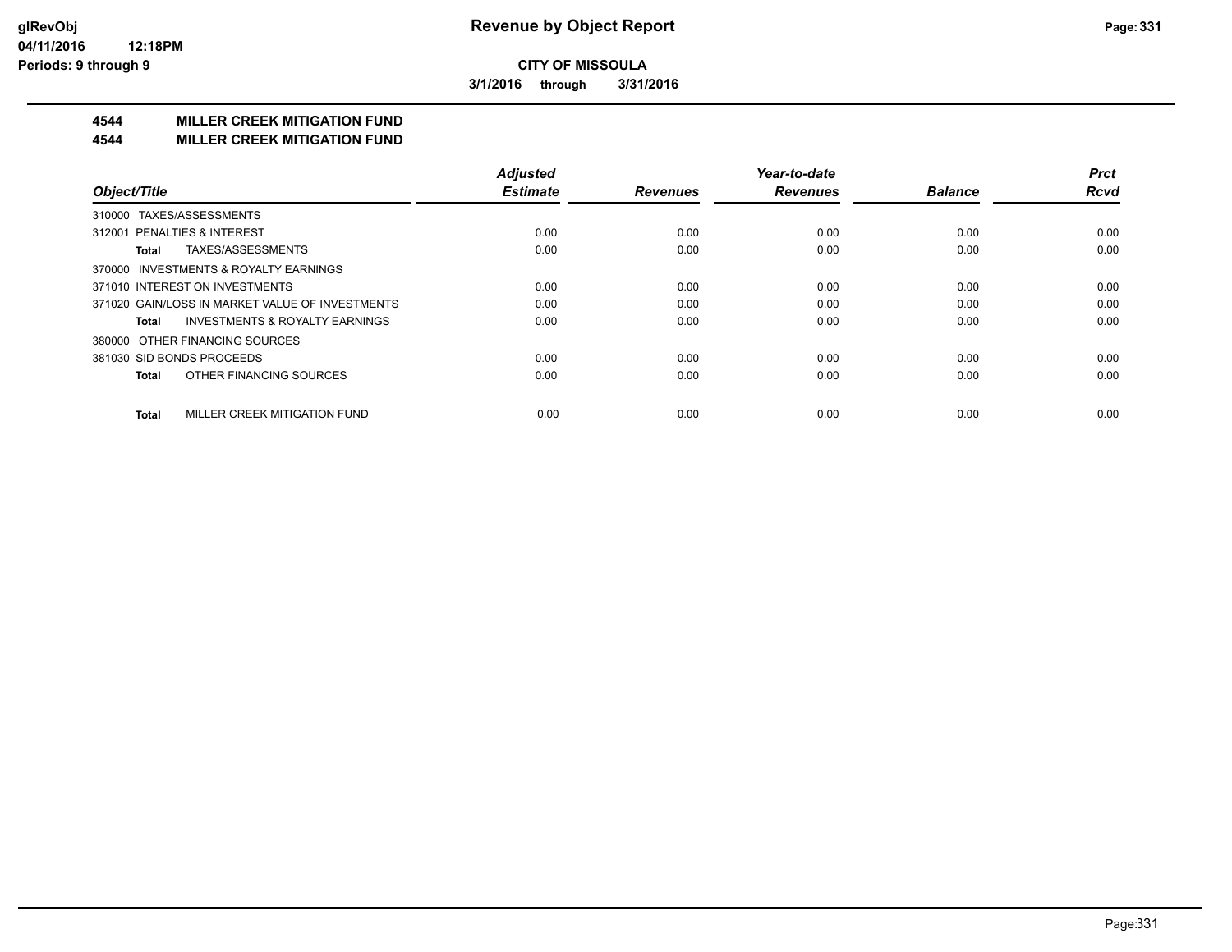**CITY OF MISSOULA**

**3/1/2016 through 3/31/2016**

**Revenue by Object Report**

# 4544 MILLER CREEK MITIGATION FUND

## 4544 MILLER CREEK MITIGATION FUND

| Object/Title | Adjusted Estimate | Revenues | Year-to-date Revenues | Balance | Prct Rcvd |
|---|---|---|---|---|---|
| 310000 TAXES/ASSESSMENTS | | | | | |
| 312001 PENALTIES & INTEREST | 0.00 | 0.00 | 0.00 | 0.00 | 0.00 |
| **Total** TAXES/ASSESSMENTS | 0.00 | 0.00 | 0.00 | 0.00 | 0.00 |
| 370000 INVESTMENTS & ROYALTY EARNINGS | | | | | |
| 371010 INTEREST ON INVESTMENTS | 0.00 | 0.00 | 0.00 | 0.00 | 0.00 |
| 371020 GAIN/LOSS IN MARKET VALUE OF INVESTMENTS | 0.00 | 0.00 | 0.00 | 0.00 | 0.00 |
| **Total** INVESTMENTS & ROYALTY EARNINGS | 0.00 | 0.00 | 0.00 | 0.00 | 0.00 |
| 380000 OTHER FINANCING SOURCES | | | | | |
| 381030 SID BONDS PROCEEDS | 0.00 | 0.00 | 0.00 | 0.00 | 0.00 |
| **Total** OTHER FINANCING SOURCES | 0.00 | 0.00 | 0.00 | 0.00 | 0.00 |
| **Total** MILLER CREEK MITIGATION FUND | 0.00 | 0.00 | 0.00 | 0.00 | 0.00 |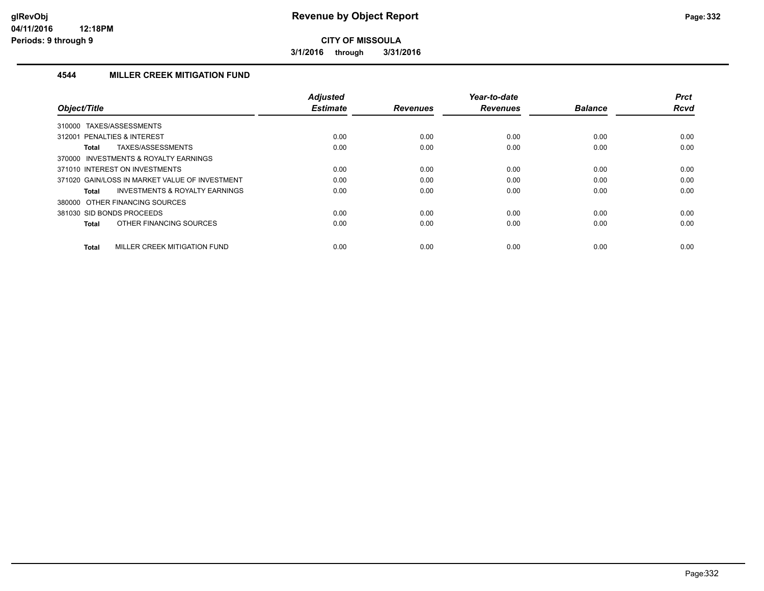# Revenue by Object Report

**CITY OF MISSOULA**

**3/1/2016 through 3/31/2016**

glRevObj
04/11/2016 12:18PM
Periods: 9 through 9

## 4544 MILLER CREEK MITIGATION FUND

| Object/Title | Adjusted Estimate | Revenues | Year-to-date Revenues | Balance | Prct Rcvd |
|---|---|---|---|---|---|
| 310000 TAXES/ASSESSMENTS | | | | | |
| 312001 PENALTIES & INTEREST | 0.00 | 0.00 | 0.00 | 0.00 | 0.00 |
| **Total** TAXES/ASSESSMENTS | 0.00 | 0.00 | 0.00 | 0.00 | 0.00 |
| 370000 INVESTMENTS & ROYALTY EARNINGS | | | | | |
| 371010 INTEREST ON INVESTMENTS | 0.00 | 0.00 | 0.00 | 0.00 | 0.00 |
| 371020 GAIN/LOSS IN MARKET VALUE OF INVESTMENT | 0.00 | 0.00 | 0.00 | 0.00 | 0.00 |
| **Total** INVESTMENTS & ROYALTY EARNINGS | 0.00 | 0.00 | 0.00 | 0.00 | 0.00 |
| 380000 OTHER FINANCING SOURCES | | | | | |
| 381030 SID BONDS PROCEEDS | 0.00 | 0.00 | 0.00 | 0.00 | 0.00 |
| **Total** OTHER FINANCING SOURCES | 0.00 | 0.00 | 0.00 | 0.00 | 0.00 |
| **Total** MILLER CREEK MITIGATION FUND | 0.00 | 0.00 | 0.00 | 0.00 | 0.00 |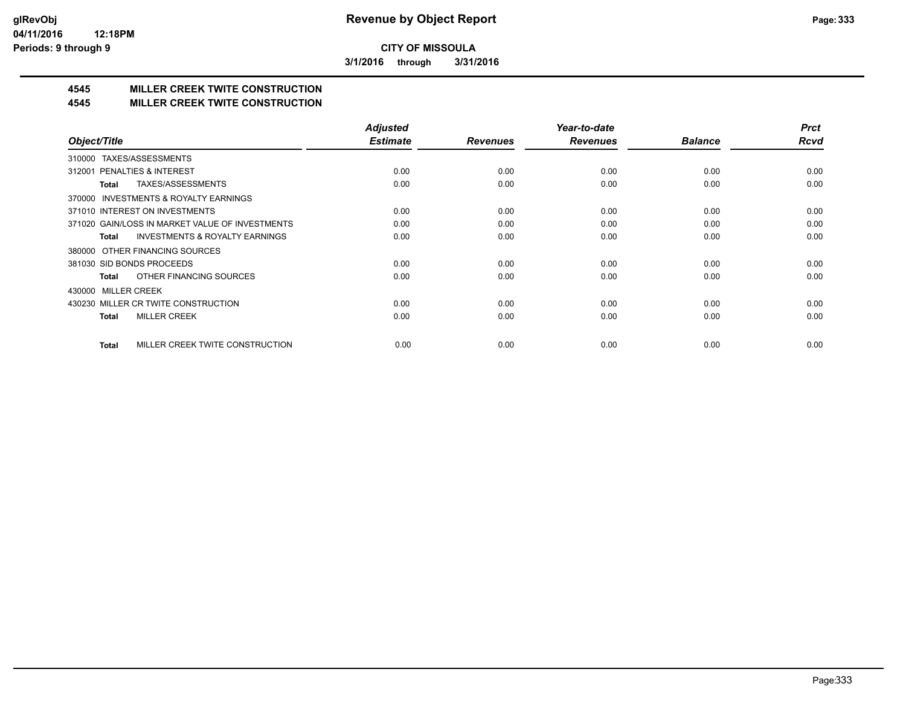**CITY OF MISSOULA**

**3/1/2016 through 3/31/2016**

**Revenue by Object Report**

glRevObj
04/11/2016 12:18PM
Periods: 9 through 9

## 4545 MILLER CREEK TWITE CONSTRUCTION
## 4545 MILLER CREEK TWITE CONSTRUCTION

| Object/Title | Adjusted Estimate | Revenues | Year-to-date Revenues | Balance | Prct Rcvd |
|---|---|---|---|---|---|
| 310000 TAXES/ASSESSMENTS | | | | | |
| 312001 PENALTIES & INTEREST | 0.00 | 0.00 | 0.00 | 0.00 | 0.00 |
| **Total** TAXES/ASSESSMENTS | 0.00 | 0.00 | 0.00 | 0.00 | 0.00 |
| 370000 INVESTMENTS & ROYALTY EARNINGS | | | | | |
| 371010 INTEREST ON INVESTMENTS | 0.00 | 0.00 | 0.00 | 0.00 | 0.00 |
| 371020 GAIN/LOSS IN MARKET VALUE OF INVESTMENTS | 0.00 | 0.00 | 0.00 | 0.00 | 0.00 |
| **Total** INVESTMENTS & ROYALTY EARNINGS | 0.00 | 0.00 | 0.00 | 0.00 | 0.00 |
| 380000 OTHER FINANCING SOURCES | | | | | |
| 381030 SID BONDS PROCEEDS | 0.00 | 0.00 | 0.00 | 0.00 | 0.00 |
| **Total** OTHER FINANCING SOURCES | 0.00 | 0.00 | 0.00 | 0.00 | 0.00 |
| 430000 MILLER CREEK | | | | | |
| 430230 MILLER CR TWITE CONSTRUCTION | 0.00 | 0.00 | 0.00 | 0.00 | 0.00 |
| **Total** MILLER CREEK | 0.00 | 0.00 | 0.00 | 0.00 | 0.00 |
| **Total** MILLER CREEK TWITE CONSTRUCTION | 0.00 | 0.00 | 0.00 | 0.00 | 0.00 |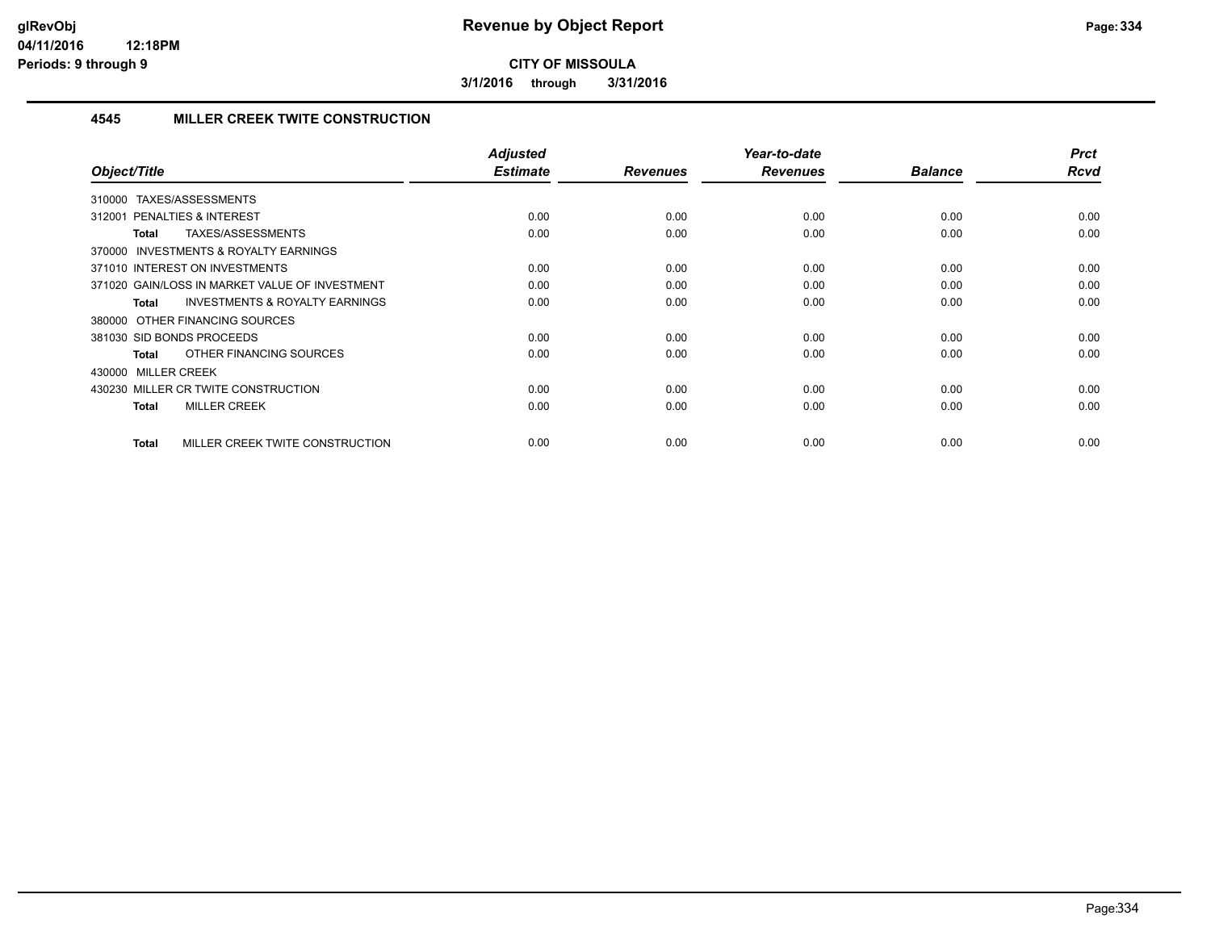**Revenue by Object Report**

**CITY OF MISSOULA**

**3/1/2016 through 3/31/2016**

glRevObj
04/11/2016 12:18PM
Periods: 9 through 9

## 4545 MILLER CREEK TWITE CONSTRUCTION

| Object/Title | Adjusted Estimate | Revenues | Year-to-date Revenues | Balance | Prct Rcvd |
|---|---|---|---|---|---|
| 310000 TAXES/ASSESSMENTS | | | | | |
| 312001 PENALTIES & INTEREST | 0.00 | 0.00 | 0.00 | 0.00 | 0.00 |
| **Total** TAXES/ASSESSMENTS | 0.00 | 0.00 | 0.00 | 0.00 | 0.00 |
| 370000 INVESTMENTS & ROYALTY EARNINGS | | | | | |
| 371010 INTEREST ON INVESTMENTS | 0.00 | 0.00 | 0.00 | 0.00 | 0.00 |
| 371020 GAIN/LOSS IN MARKET VALUE OF INVESTMENT | 0.00 | 0.00 | 0.00 | 0.00 | 0.00 |
| **Total** INVESTMENTS & ROYALTY EARNINGS | 0.00 | 0.00 | 0.00 | 0.00 | 0.00 |
| 380000 OTHER FINANCING SOURCES | | | | | |
| 381030 SID BONDS PROCEEDS | 0.00 | 0.00 | 0.00 | 0.00 | 0.00 |
| **Total** OTHER FINANCING SOURCES | 0.00 | 0.00 | 0.00 | 0.00 | 0.00 |
| 430000 MILLER CREEK | | | | | |
| 430230 MILLER CR TWITE CONSTRUCTION | 0.00 | 0.00 | 0.00 | 0.00 | 0.00 |
| **Total** MILLER CREEK | 0.00 | 0.00 | 0.00 | 0.00 | 0.00 |
| **Total** MILLER CREEK TWITE CONSTRUCTION | 0.00 | 0.00 | 0.00 | 0.00 | 0.00 |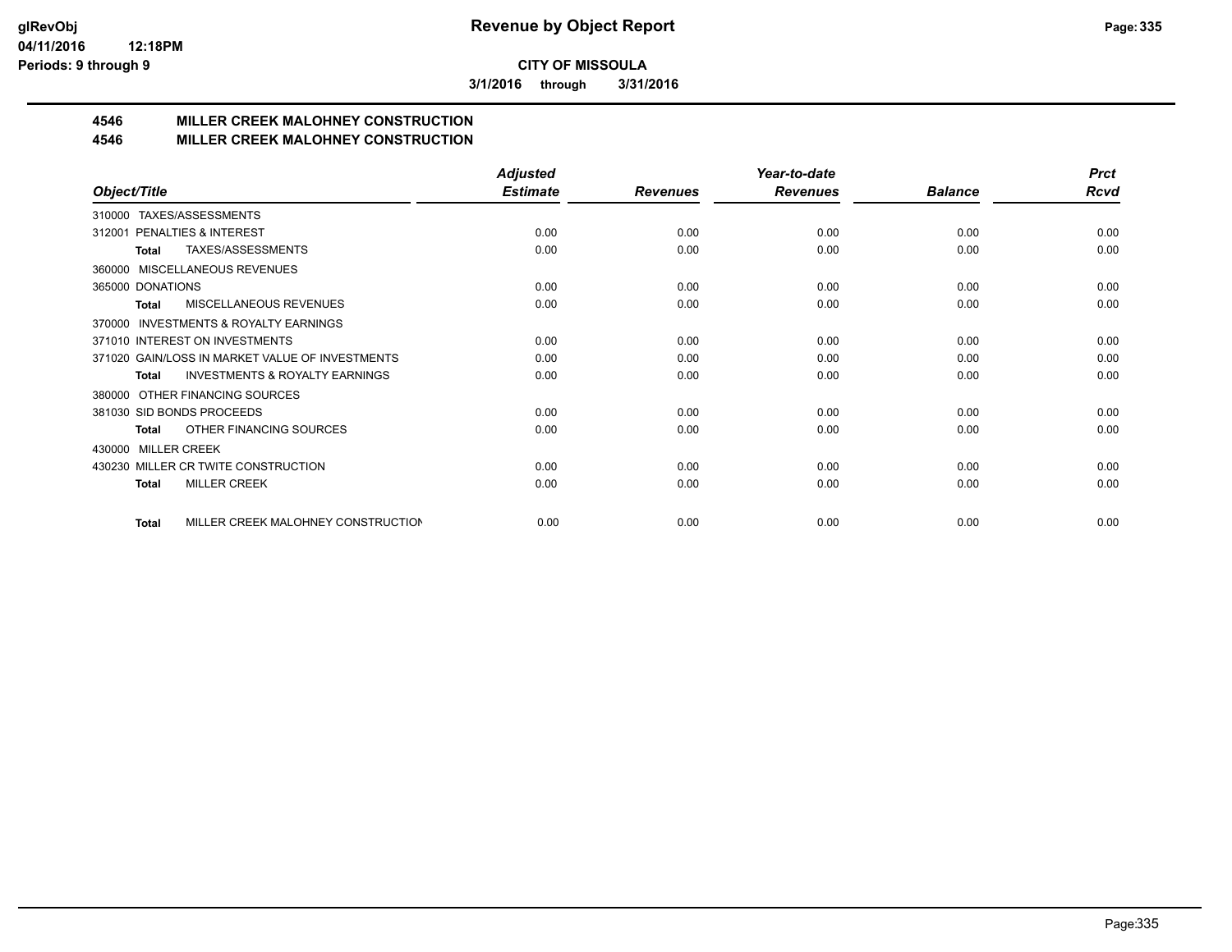**CITY OF MISSOULA**

**3/1/2016 through 3/31/2016**

## 4546 MILLER CREEK MALOHNEY CONSTRUCTION

## 4546 MILLER CREEK MALOHNEY CONSTRUCTION

| Object/Title | Adjusted Estimate | Revenues | Year-to-date Revenues | Balance | Prct Rcvd |
|---|---|---|---|---|---|
| 310000 TAXES/ASSESSMENTS | | | | | |
| 312001 PENALTIES & INTEREST | 0.00 | 0.00 | 0.00 | 0.00 | 0.00 |
| **Total** TAXES/ASSESSMENTS | 0.00 | 0.00 | 0.00 | 0.00 | 0.00 |
| 360000 MISCELLANEOUS REVENUES | | | | | |
| 365000 DONATIONS | 0.00 | 0.00 | 0.00 | 0.00 | 0.00 |
| **Total** MISCELLANEOUS REVENUES | 0.00 | 0.00 | 0.00 | 0.00 | 0.00 |
| 370000 INVESTMENTS & ROYALTY EARNINGS | | | | | |
| 371010 INTEREST ON INVESTMENTS | 0.00 | 0.00 | 0.00 | 0.00 | 0.00 |
| 371020 GAIN/LOSS IN MARKET VALUE OF INVESTMENTS | 0.00 | 0.00 | 0.00 | 0.00 | 0.00 |
| **Total** INVESTMENTS & ROYALTY EARNINGS | 0.00 | 0.00 | 0.00 | 0.00 | 0.00 |
| 380000 OTHER FINANCING SOURCES | | | | | |
| 381030 SID BONDS PROCEEDS | 0.00 | 0.00 | 0.00 | 0.00 | 0.00 |
| **Total** OTHER FINANCING SOURCES | 0.00 | 0.00 | 0.00 | 0.00 | 0.00 |
| 430000 MILLER CREEK | | | | | |
| 430230 MILLER CR TWITE CONSTRUCTION | 0.00 | 0.00 | 0.00 | 0.00 | 0.00 |
| **Total** MILLER CREEK | 0.00 | 0.00 | 0.00 | 0.00 | 0.00 |
| **Total** MILLER CREEK MALOHNEY CONSTRUCTION | 0.00 | 0.00 | 0.00 | 0.00 | 0.00 |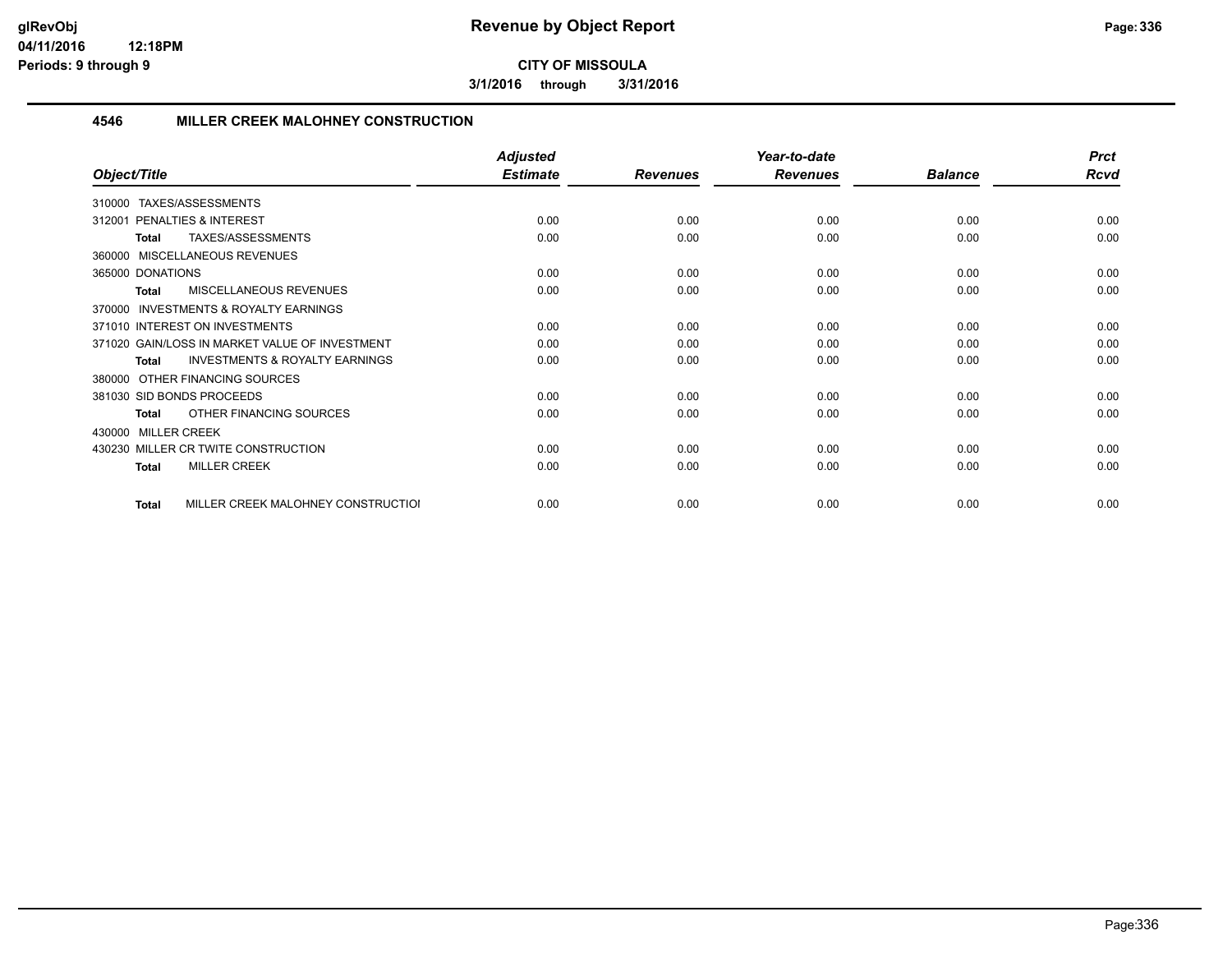**CITY OF MISSOULA**

**3/1/2016 through 3/31/2016**

### 4546 MILLER CREEK MALOHNEY CONSTRUCTION

| Object/Title | Adjusted Estimate | Revenues | Year-to-date Revenues | Balance | Prct Rcvd |
|---|---|---|---|---|---|
| 310000 TAXES/ASSESSMENTS | | | | | |
| 312001 PENALTIES & INTEREST | 0.00 | 0.00 | 0.00 | 0.00 | 0.00 |
| **Total** TAXES/ASSESSMENTS | 0.00 | 0.00 | 0.00 | 0.00 | 0.00 |
| 360000 MISCELLANEOUS REVENUES | | | | | |
| 365000 DONATIONS | 0.00 | 0.00 | 0.00 | 0.00 | 0.00 |
| **Total** MISCELLANEOUS REVENUES | 0.00 | 0.00 | 0.00 | 0.00 | 0.00 |
| 370000 INVESTMENTS & ROYALTY EARNINGS | | | | | |
| 371010 INTEREST ON INVESTMENTS | 0.00 | 0.00 | 0.00 | 0.00 | 0.00 |
| 371020 GAIN/LOSS IN MARKET VALUE OF INVESTMENT | 0.00 | 0.00 | 0.00 | 0.00 | 0.00 |
| **Total** INVESTMENTS & ROYALTY EARNINGS | 0.00 | 0.00 | 0.00 | 0.00 | 0.00 |
| 380000 OTHER FINANCING SOURCES | | | | | |
| 381030 SID BONDS PROCEEDS | 0.00 | 0.00 | 0.00 | 0.00 | 0.00 |
| **Total** OTHER FINANCING SOURCES | 0.00 | 0.00 | 0.00 | 0.00 | 0.00 |
| 430000 MILLER CREEK | | | | | |
| 430230 MILLER CR TWITE CONSTRUCTION | 0.00 | 0.00 | 0.00 | 0.00 | 0.00 |
| **Total** MILLER CREEK | 0.00 | 0.00 | 0.00 | 0.00 | 0.00 |
| **Total** MILLER CREEK MALOHNEY CONSTRUCTIOI | 0.00 | 0.00 | 0.00 | 0.00 | 0.00 |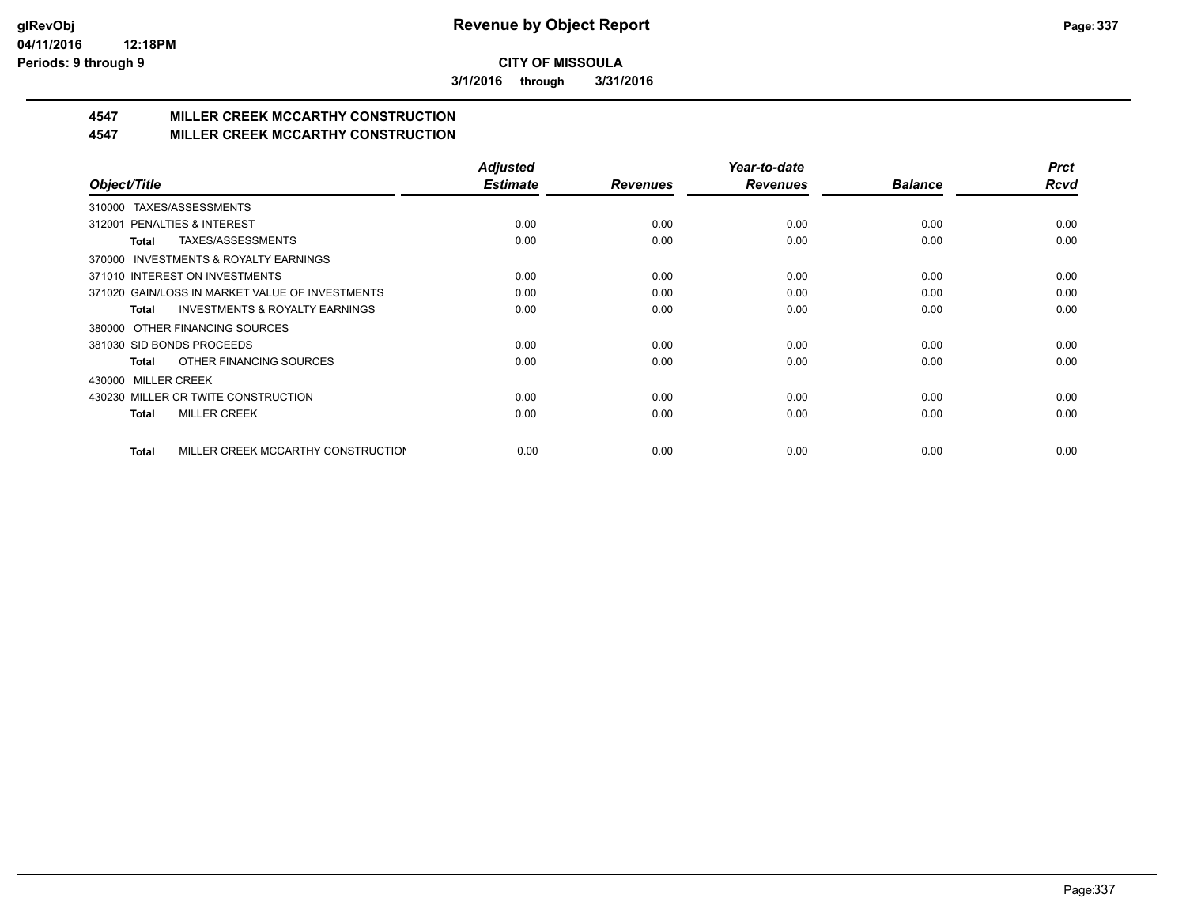**CITY OF MISSOULA**

**3/1/2016 through 3/31/2016**

## 4547 MILLER CREEK MCCARTHY CONSTRUCTION
## 4547 MILLER CREEK MCCARTHY CONSTRUCTION

| Object/Title | Adjusted Estimate | Revenues | Year-to-date Revenues | Balance | Prct Rcvd |
|---|---|---|---|---|---|
| 310000 TAXES/ASSESSMENTS | | | | | |
| 312001 PENALTIES & INTEREST | 0.00 | 0.00 | 0.00 | 0.00 | 0.00 |
| **Total** TAXES/ASSESSMENTS | 0.00 | 0.00 | 0.00 | 0.00 | 0.00 |
| 370000 INVESTMENTS & ROYALTY EARNINGS | | | | | |
| 371010 INTEREST ON INVESTMENTS | 0.00 | 0.00 | 0.00 | 0.00 | 0.00 |
| 371020 GAIN/LOSS IN MARKET VALUE OF INVESTMENTS | 0.00 | 0.00 | 0.00 | 0.00 | 0.00 |
| **Total** INVESTMENTS & ROYALTY EARNINGS | 0.00 | 0.00 | 0.00 | 0.00 | 0.00 |
| 380000 OTHER FINANCING SOURCES | | | | | |
| 381030 SID BONDS PROCEEDS | 0.00 | 0.00 | 0.00 | 0.00 | 0.00 |
| **Total** OTHER FINANCING SOURCES | 0.00 | 0.00 | 0.00 | 0.00 | 0.00 |
| 430000 MILLER CREEK | | | | | |
| 430230 MILLER CR TWITE CONSTRUCTION | 0.00 | 0.00 | 0.00 | 0.00 | 0.00 |
| **Total** MILLER CREEK | 0.00 | 0.00 | 0.00 | 0.00 | 0.00 |
| **Total** MILLER CREEK MCCARTHY CONSTRUCTION | 0.00 | 0.00 | 0.00 | 0.00 | 0.00 |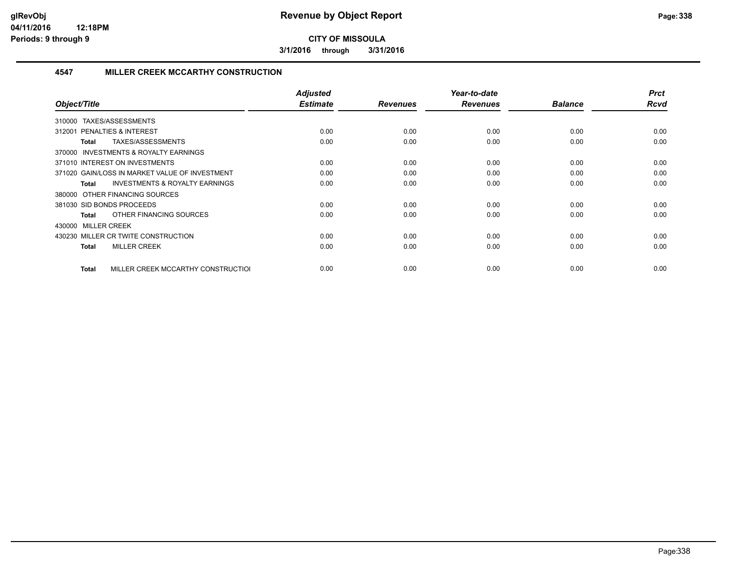**glRevObj**
**04/11/2016 12:18PM**
**Periods: 9 through 9**

# Revenue by Object Report

**CITY OF MISSOULA**

**3/1/2016 through 3/31/2016**

## 4547 MILLER CREEK MCCARTHY CONSTRUCTION

| Object/Title | Adjusted Estimate | Revenues | Year-to-date Revenues | Balance | Prct Rcvd |
|---|---|---|---|---|---|
| 310000 TAXES/ASSESSMENTS | | | | | |
| 312001 PENALTIES & INTEREST | 0.00 | 0.00 | 0.00 | 0.00 | 0.00 |
| **Total** TAXES/ASSESSMENTS | 0.00 | 0.00 | 0.00 | 0.00 | 0.00 |
| 370000 INVESTMENTS & ROYALTY EARNINGS | | | | | |
| 371010 INTEREST ON INVESTMENTS | 0.00 | 0.00 | 0.00 | 0.00 | 0.00 |
| 371020 GAIN/LOSS IN MARKET VALUE OF INVESTMENT | 0.00 | 0.00 | 0.00 | 0.00 | 0.00 |
| **Total** INVESTMENTS & ROYALTY EARNINGS | 0.00 | 0.00 | 0.00 | 0.00 | 0.00 |
| 380000 OTHER FINANCING SOURCES | | | | | |
| 381030 SID BONDS PROCEEDS | 0.00 | 0.00 | 0.00 | 0.00 | 0.00 |
| **Total** OTHER FINANCING SOURCES | 0.00 | 0.00 | 0.00 | 0.00 | 0.00 |
| 430000 MILLER CREEK | | | | | |
| 430230 MILLER CR TWITE CONSTRUCTION | 0.00 | 0.00 | 0.00 | 0.00 | 0.00 |
| **Total** MILLER CREEK | 0.00 | 0.00 | 0.00 | 0.00 | 0.00 |
| **Total** MILLER CREEK MCCARTHY CONSTRUCTIOI | 0.00 | 0.00 | 0.00 | 0.00 | 0.00 |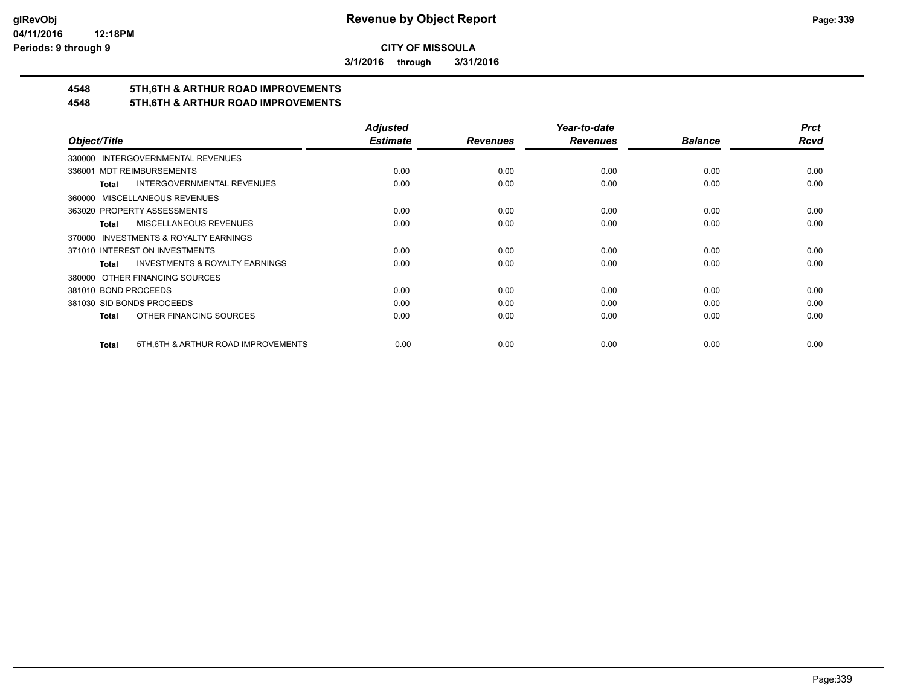**CITY OF MISSOULA**

**3/1/2016 through 3/31/2016**

## 4548 5TH,6TH & ARTHUR ROAD IMPROVEMENTS
## 4548 5TH,6TH & ARTHUR ROAD IMPROVEMENTS

| Object/Title | Adjusted Estimate | Revenues | Year-to-date Revenues | Balance | Prct Rcvd |
|---|---|---|---|---|---|
| 330000 INTERGOVERNMENTAL REVENUES | | | | | |
| 336001 MDT REIMBURSEMENTS | 0.00 | 0.00 | 0.00 | 0.00 | 0.00 |
| **Total** INTERGOVERNMENTAL REVENUES | 0.00 | 0.00 | 0.00 | 0.00 | 0.00 |
| 360000 MISCELLANEOUS REVENUES | | | | | |
| 363020 PROPERTY ASSESSMENTS | 0.00 | 0.00 | 0.00 | 0.00 | 0.00 |
| **Total** MISCELLANEOUS REVENUES | 0.00 | 0.00 | 0.00 | 0.00 | 0.00 |
| 370000 INVESTMENTS & ROYALTY EARNINGS | | | | | |
| 371010 INTEREST ON INVESTMENTS | 0.00 | 0.00 | 0.00 | 0.00 | 0.00 |
| **Total** INVESTMENTS & ROYALTY EARNINGS | 0.00 | 0.00 | 0.00 | 0.00 | 0.00 |
| 380000 OTHER FINANCING SOURCES | | | | | |
| 381010 BOND PROCEEDS | 0.00 | 0.00 | 0.00 | 0.00 | 0.00 |
| 381030 SID BONDS PROCEEDS | 0.00 | 0.00 | 0.00 | 0.00 | 0.00 |
| **Total** OTHER FINANCING SOURCES | 0.00 | 0.00 | 0.00 | 0.00 | 0.00 |
| **Total** 5TH,6TH & ARTHUR ROAD IMPROVEMENTS | 0.00 | 0.00 | 0.00 | 0.00 | 0.00 |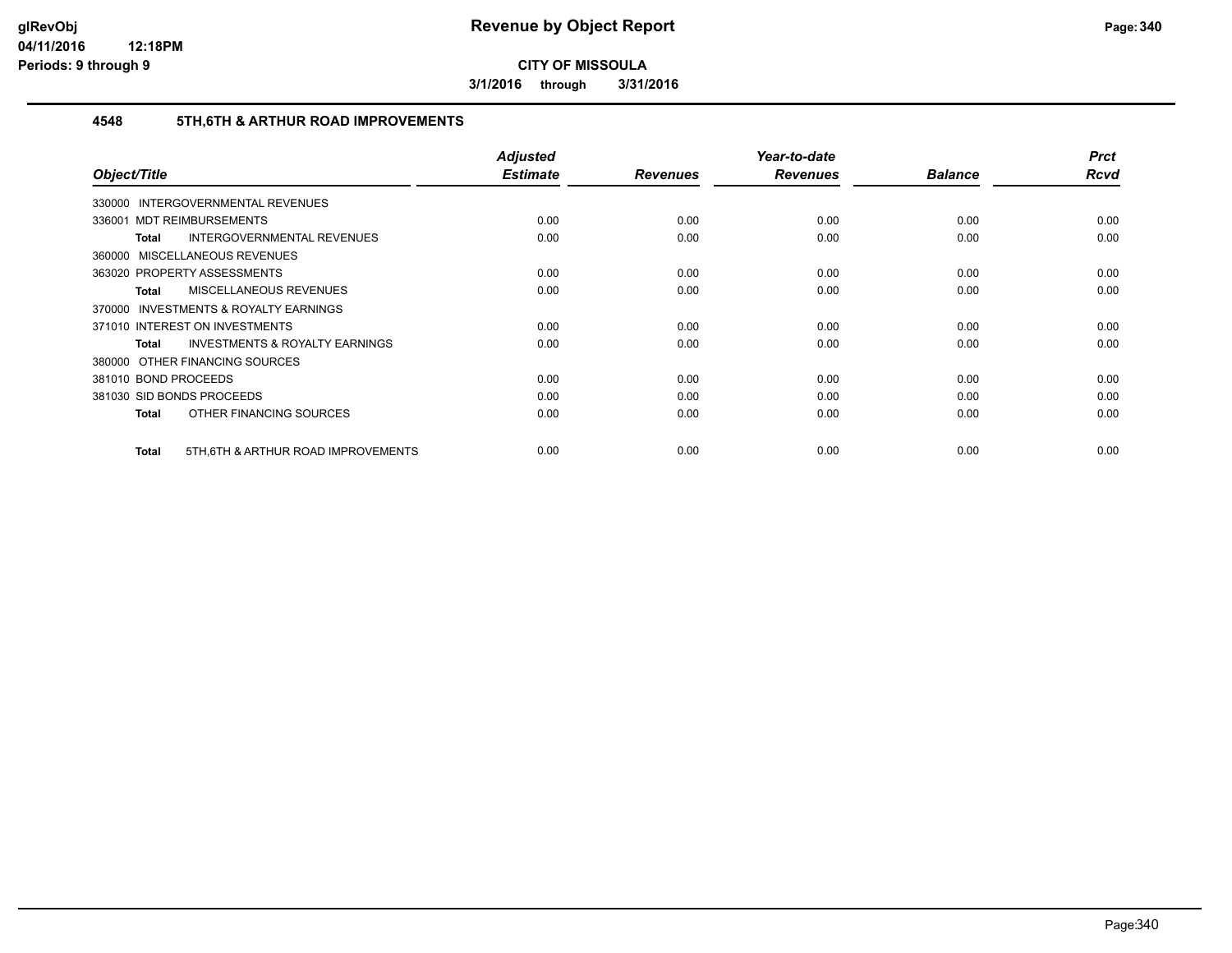# Revenue by Object Report

**CITY OF MISSOULA**

**3/1/2016 through 3/31/2016**

glRevObj
04/11/2016 12:18PM
Periods: 9 through 9

## 4548 5TH,6TH & ARTHUR ROAD IMPROVEMENTS

| Object/Title | Adjusted Estimate | Revenues | Year-to-date Revenues | Balance | Prct Rcvd |
|---|---|---|---|---|---|
| 330000 INTERGOVERNMENTAL REVENUES | | | | | |
| 336001 MDT REIMBURSEMENTS | 0.00 | 0.00 | 0.00 | 0.00 | 0.00 |
| **Total** INTERGOVERNMENTAL REVENUES | 0.00 | 0.00 | 0.00 | 0.00 | 0.00 |
| 360000 MISCELLANEOUS REVENUES | | | | | |
| 363020 PROPERTY ASSESSMENTS | 0.00 | 0.00 | 0.00 | 0.00 | 0.00 |
| **Total** MISCELLANEOUS REVENUES | 0.00 | 0.00 | 0.00 | 0.00 | 0.00 |
| 370000 INVESTMENTS & ROYALTY EARNINGS | | | | | |
| 371010 INTEREST ON INVESTMENTS | 0.00 | 0.00 | 0.00 | 0.00 | 0.00 |
| **Total** INVESTMENTS & ROYALTY EARNINGS | 0.00 | 0.00 | 0.00 | 0.00 | 0.00 |
| 380000 OTHER FINANCING SOURCES | | | | | |
| 381010 BOND PROCEEDS | 0.00 | 0.00 | 0.00 | 0.00 | 0.00 |
| 381030 SID BONDS PROCEEDS | 0.00 | 0.00 | 0.00 | 0.00 | 0.00 |
| **Total** OTHER FINANCING SOURCES | 0.00 | 0.00 | 0.00 | 0.00 | 0.00 |
| **Total** 5TH,6TH & ARTHUR ROAD IMPROVEMENTS | 0.00 | 0.00 | 0.00 | 0.00 | 0.00 |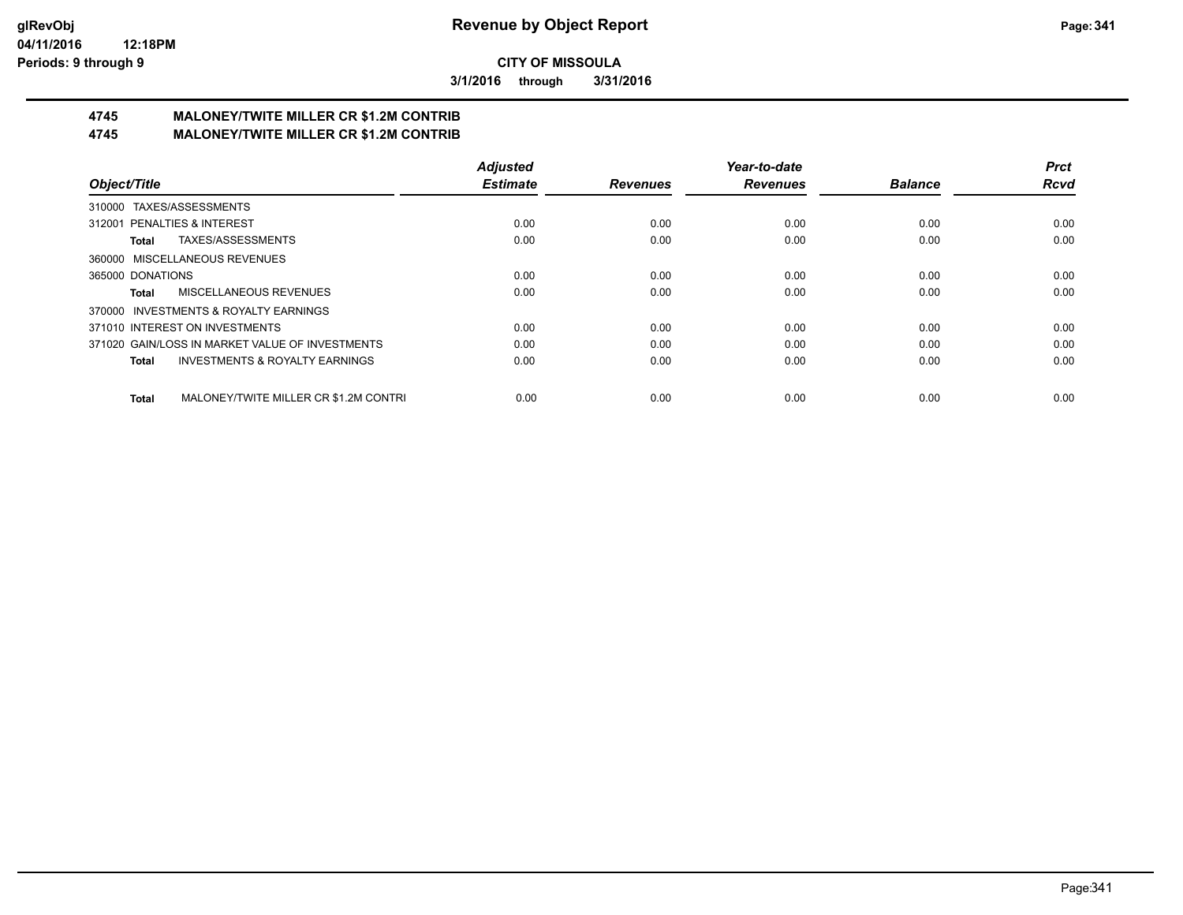**CITY OF MISSOULA**

**3/1/2016 through 3/31/2016**

## 4745 MALONEY/TWITE MILLER CR $1.2M CONTRIB
## 4745 MALONEY/TWITE MILLER CR $1.2M CONTRIB

| Object/Title | Adjusted Estimate | Revenues | Year-to-date Revenues | Balance | Prct Rcvd |
|---|---|---|---|---|---|
| 310000 TAXES/ASSESSMENTS | | | | | |
| 312001 PENALTIES & INTEREST | 0.00 | 0.00 | 0.00 | 0.00 | 0.00 |
| **Total** TAXES/ASSESSMENTS | 0.00 | 0.00 | 0.00 | 0.00 | 0.00 |
| 360000 MISCELLANEOUS REVENUES | | | | | |
| 365000 DONATIONS | 0.00 | 0.00 | 0.00 | 0.00 | 0.00 |
| **Total** MISCELLANEOUS REVENUES | 0.00 | 0.00 | 0.00 | 0.00 | 0.00 |
| 370000 INVESTMENTS & ROYALTY EARNINGS | | | | | |
| 371010 INTEREST ON INVESTMENTS | 0.00 | 0.00 | 0.00 | 0.00 | 0.00 |
| 371020 GAIN/LOSS IN MARKET VALUE OF INVESTMENTS | 0.00 | 0.00 | 0.00 | 0.00 | 0.00 |
| **Total** INVESTMENTS & ROYALTY EARNINGS | 0.00 | 0.00 | 0.00 | 0.00 | 0.00 |
| **Total** MALONEY/TWITE MILLER CR $1.2M CONTRI | 0.00 | 0.00 | 0.00 | 0.00 | 0.00 |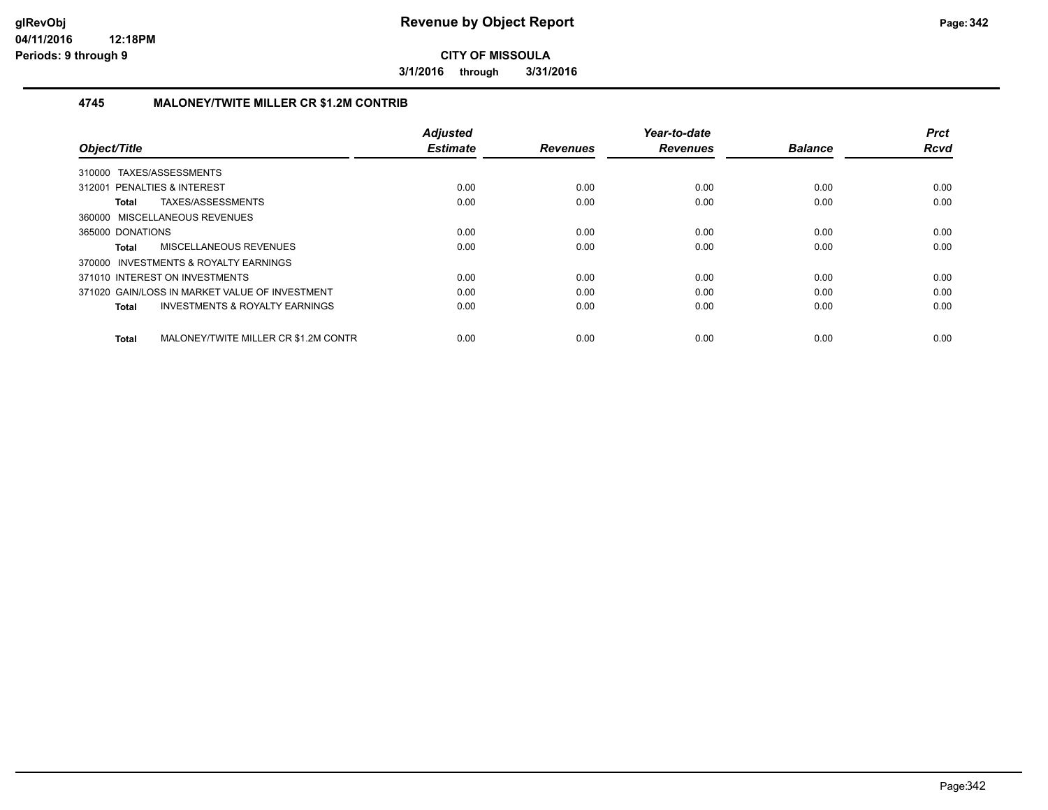**CITY OF MISSOULA**

**3/1/2016 through 3/31/2016**

### 4745 MALONEY/TWITE MILLER CR $1.2M CONTRIB

| Object/Title | Adjusted Estimate | Revenues | Year-to-date Revenues | Balance | Prct Rcvd |
|---|---|---|---|---|---|
| 310000 TAXES/ASSESSMENTS | | | | | |
| 312001 PENALTIES & INTEREST | 0.00 | 0.00 | 0.00 | 0.00 | 0.00 |
| **Total** TAXES/ASSESSMENTS | 0.00 | 0.00 | 0.00 | 0.00 | 0.00 |
| 360000 MISCELLANEOUS REVENUES | | | | | |
| 365000 DONATIONS | 0.00 | 0.00 | 0.00 | 0.00 | 0.00 |
| **Total** MISCELLANEOUS REVENUES | 0.00 | 0.00 | 0.00 | 0.00 | 0.00 |
| 370000 INVESTMENTS & ROYALTY EARNINGS | | | | | |
| 371010 INTEREST ON INVESTMENTS | 0.00 | 0.00 | 0.00 | 0.00 | 0.00 |
| 371020 GAIN/LOSS IN MARKET VALUE OF INVESTMENT | 0.00 | 0.00 | 0.00 | 0.00 | 0.00 |
| **Total** INVESTMENTS & ROYALTY EARNINGS | 0.00 | 0.00 | 0.00 | 0.00 | 0.00 |
| **Total** MALONEY/TWITE MILLER CR $1.2M CONTR | 0.00 | 0.00 | 0.00 | 0.00 | 0.00 |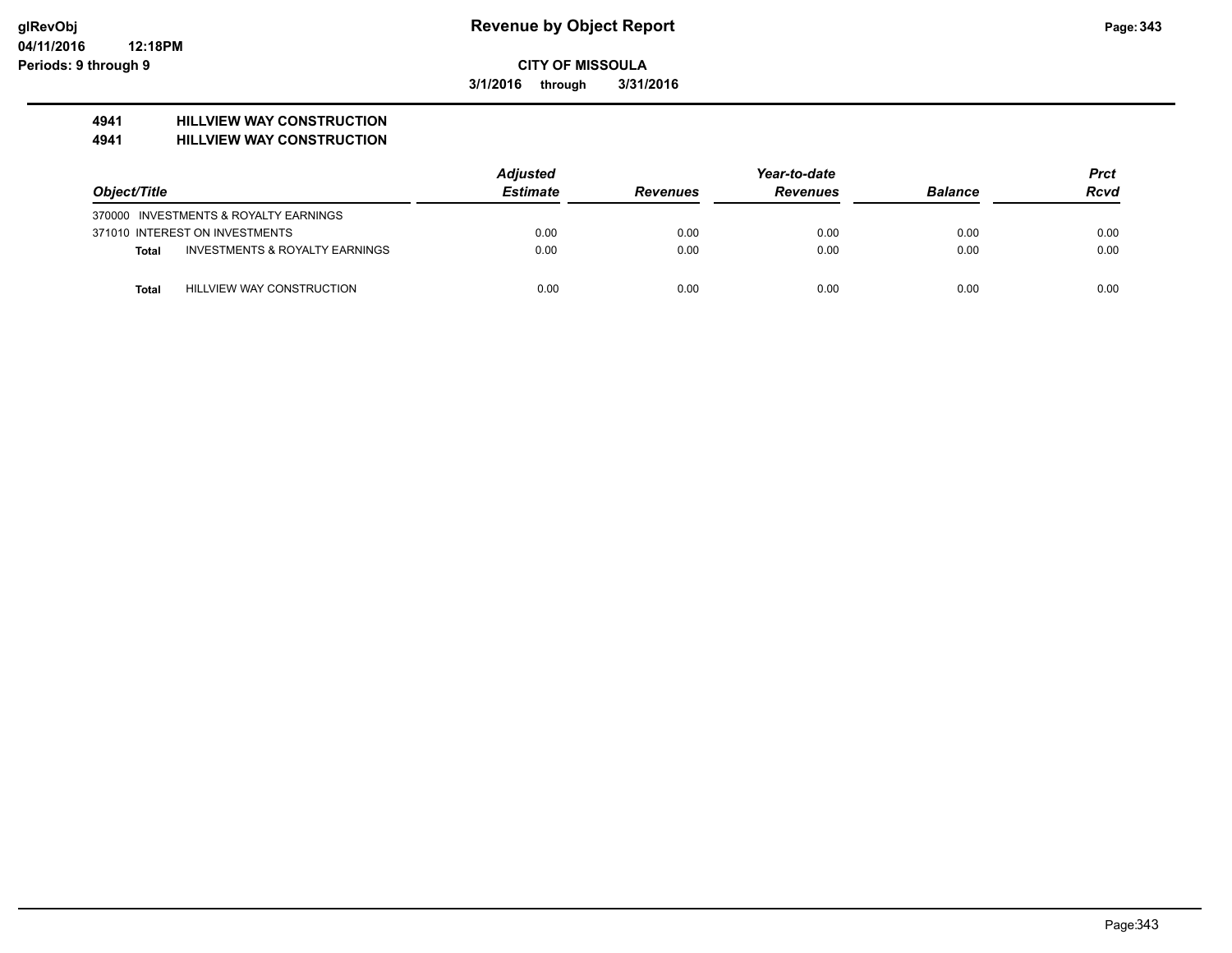# Revenue by Object Report

**CITY OF MISSOULA**

**3/1/2016 through 3/31/2016**

**4941 HILLVIEW WAY CONSTRUCTION**
**4941 HILLVIEW WAY CONSTRUCTION**

| Object/Title | | Adjusted Estimate | Revenues | Year-to-date Revenues | Balance | Prct Rcvd |
|---|---|---|---|---|---|---|
| 370000 INVESTMENTS & ROYALTY EARNINGS | | | | | | |
| 371010 INTEREST ON INVESTMENTS | | 0.00 | 0.00 | 0.00 | 0.00 | 0.00 |
| **Total** | INVESTMENTS & ROYALTY EARNINGS | 0.00 | 0.00 | 0.00 | 0.00 | 0.00 |
| **Total** | HILLVIEW WAY CONSTRUCTION | 0.00 | 0.00 | 0.00 | 0.00 | 0.00 |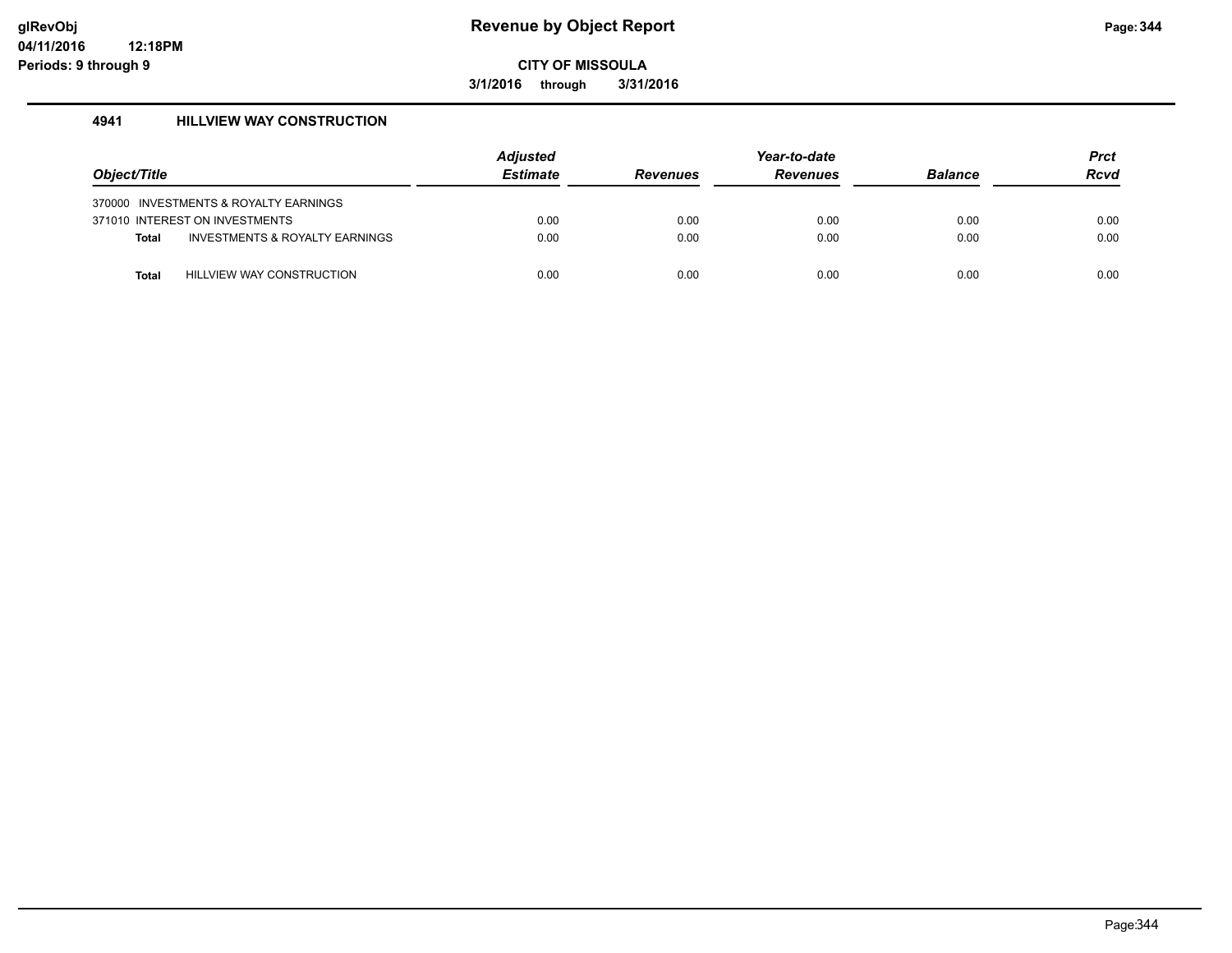glRevObj
04/11/2016 12:18PM
Periods: 9 through 9

# Revenue by Object Report

CITY OF MISSOULA

3/1/2016 through 3/31/2016

### 4941 HILLVIEW WAY CONSTRUCTION

| Object/Title | | Adjusted Estimate | Revenues | Year-to-date Revenues | Balance | Prct Rcvd |
|---|---|---|---|---|---|---|
| 370000 INVESTMENTS & ROYALTY EARNINGS | | | | | | |
| 371010 INTEREST ON INVESTMENTS | | 0.00 | 0.00 | 0.00 | 0.00 | 0.00 |
| **Total** | INVESTMENTS & ROYALTY EARNINGS | 0.00 | 0.00 | 0.00 | 0.00 | 0.00 |
| **Total** | HILLVIEW WAY CONSTRUCTION | 0.00 | 0.00 | 0.00 | 0.00 | 0.00 |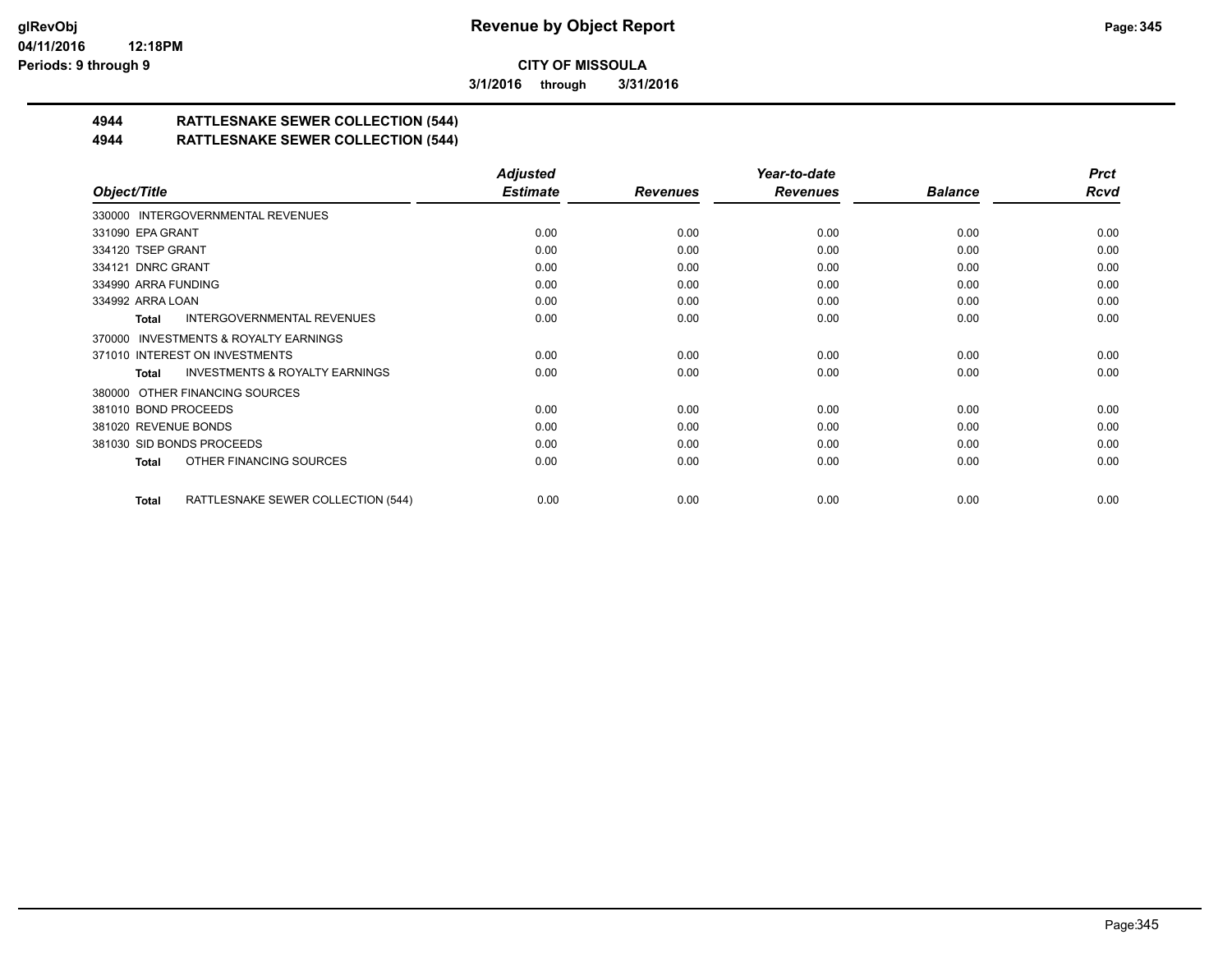**CITY OF MISSOULA**

**3/1/2016 through 3/31/2016**

## 4944 RATTLESNAKE SEWER COLLECTION (544)

## 4944 RATTLESNAKE SEWER COLLECTION (544)

| Object/Title | Adjusted Estimate | Revenues | Year-to-date Revenues | Balance | Prct Rcvd |
|---|---|---|---|---|---|
| 330000 INTERGOVERNMENTAL REVENUES | | | | | |
| 331090 EPA GRANT | 0.00 | 0.00 | 0.00 | 0.00 | 0.00 |
| 334120 TSEP GRANT | 0.00 | 0.00 | 0.00 | 0.00 | 0.00 |
| 334121 DNRC GRANT | 0.00 | 0.00 | 0.00 | 0.00 | 0.00 |
| 334990 ARRA FUNDING | 0.00 | 0.00 | 0.00 | 0.00 | 0.00 |
| 334992 ARRA LOAN | 0.00 | 0.00 | 0.00 | 0.00 | 0.00 |
| **Total** INTERGOVERNMENTAL REVENUES | 0.00 | 0.00 | 0.00 | 0.00 | 0.00 |
| 370000 INVESTMENTS & ROYALTY EARNINGS | | | | | |
| 371010 INTEREST ON INVESTMENTS | 0.00 | 0.00 | 0.00 | 0.00 | 0.00 |
| **Total** INVESTMENTS & ROYALTY EARNINGS | 0.00 | 0.00 | 0.00 | 0.00 | 0.00 |
| 380000 OTHER FINANCING SOURCES | | | | | |
| 381010 BOND PROCEEDS | 0.00 | 0.00 | 0.00 | 0.00 | 0.00 |
| 381020 REVENUE BONDS | 0.00 | 0.00 | 0.00 | 0.00 | 0.00 |
| 381030 SID BONDS PROCEEDS | 0.00 | 0.00 | 0.00 | 0.00 | 0.00 |
| **Total** OTHER FINANCING SOURCES | 0.00 | 0.00 | 0.00 | 0.00 | 0.00 |
| **Total** RATTLESNAKE SEWER COLLECTION (544) | 0.00 | 0.00 | 0.00 | 0.00 | 0.00 |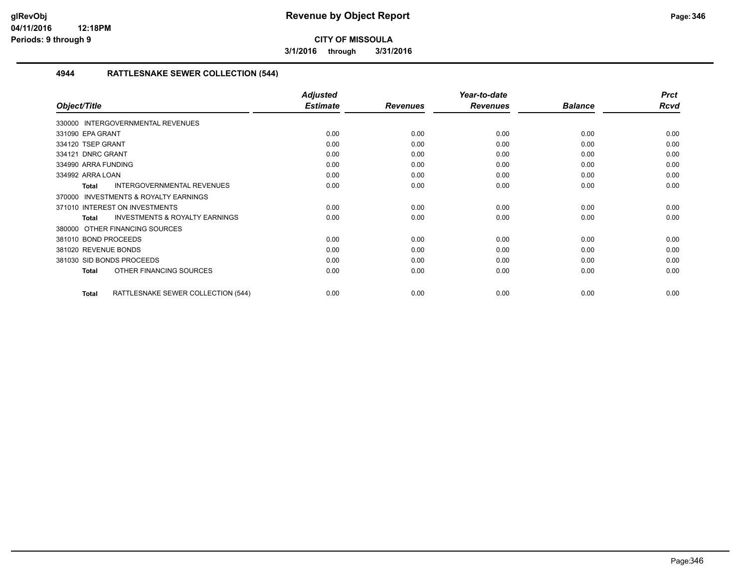**glRevObj**
**04/11/2016 12:18PM**
**Periods: 9 through 9**

# Revenue by Object Report

**CITY OF MISSOULA**

**3/1/2016 through 3/31/2016**

## 4944 RATTLESNAKE SEWER COLLECTION (544)

| Object/Title | Adjusted Estimate | Revenues | Year-to-date Revenues | Balance | Prct Rcvd |
|---|---|---|---|---|---|
| 330000 INTERGOVERNMENTAL REVENUES | | | | | |
| 331090 EPA GRANT | 0.00 | 0.00 | 0.00 | 0.00 | 0.00 |
| 334120 TSEP GRANT | 0.00 | 0.00 | 0.00 | 0.00 | 0.00 |
| 334121 DNRC GRANT | 0.00 | 0.00 | 0.00 | 0.00 | 0.00 |
| 334990 ARRA FUNDING | 0.00 | 0.00 | 0.00 | 0.00 | 0.00 |
| 334992 ARRA LOAN | 0.00 | 0.00 | 0.00 | 0.00 | 0.00 |
| **Total** INTERGOVERNMENTAL REVENUES | 0.00 | 0.00 | 0.00 | 0.00 | 0.00 |
| 370000 INVESTMENTS & ROYALTY EARNINGS | | | | | |
| 371010 INTEREST ON INVESTMENTS | 0.00 | 0.00 | 0.00 | 0.00 | 0.00 |
| **Total** INVESTMENTS & ROYALTY EARNINGS | 0.00 | 0.00 | 0.00 | 0.00 | 0.00 |
| 380000 OTHER FINANCING SOURCES | | | | | |
| 381010 BOND PROCEEDS | 0.00 | 0.00 | 0.00 | 0.00 | 0.00 |
| 381020 REVENUE BONDS | 0.00 | 0.00 | 0.00 | 0.00 | 0.00 |
| 381030 SID BONDS PROCEEDS | 0.00 | 0.00 | 0.00 | 0.00 | 0.00 |
| **Total** OTHER FINANCING SOURCES | 0.00 | 0.00 | 0.00 | 0.00 | 0.00 |
| **Total** RATTLESNAKE SEWER COLLECTION (544) | 0.00 | 0.00 | 0.00 | 0.00 | 0.00 |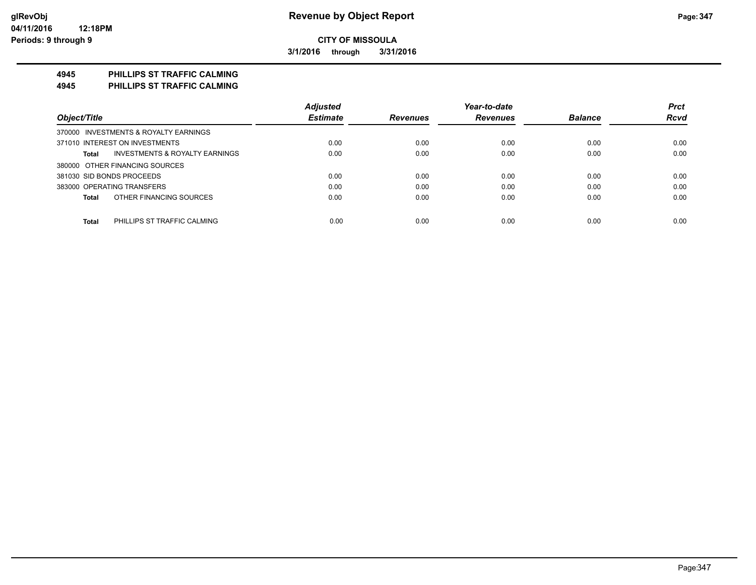**CITY OF MISSOULA**

**3/1/2016 through 3/31/2016**

**4945 PHILLIPS ST TRAFFIC CALMING**

**4945 PHILLIPS ST TRAFFIC CALMING**

| Object/Title | Adjusted Estimate | Revenues | Year-to-date Revenues | Balance | Prct Rcvd |
|---|---|---|---|---|---|
| 370000 INVESTMENTS & ROYALTY EARNINGS | | | | | |
| 371010 INTEREST ON INVESTMENTS | 0.00 | 0.00 | 0.00 | 0.00 | 0.00 |
| **Total** INVESTMENTS & ROYALTY EARNINGS | 0.00 | 0.00 | 0.00 | 0.00 | 0.00 |
| 380000 OTHER FINANCING SOURCES | | | | | |
| 381030 SID BONDS PROCEEDS | 0.00 | 0.00 | 0.00 | 0.00 | 0.00 |
| 383000 OPERATING TRANSFERS | 0.00 | 0.00 | 0.00 | 0.00 | 0.00 |
| **Total** OTHER FINANCING SOURCES | 0.00 | 0.00 | 0.00 | 0.00 | 0.00 |
| **Total** PHILLIPS ST TRAFFIC CALMING | 0.00 | 0.00 | 0.00 | 0.00 | 0.00 |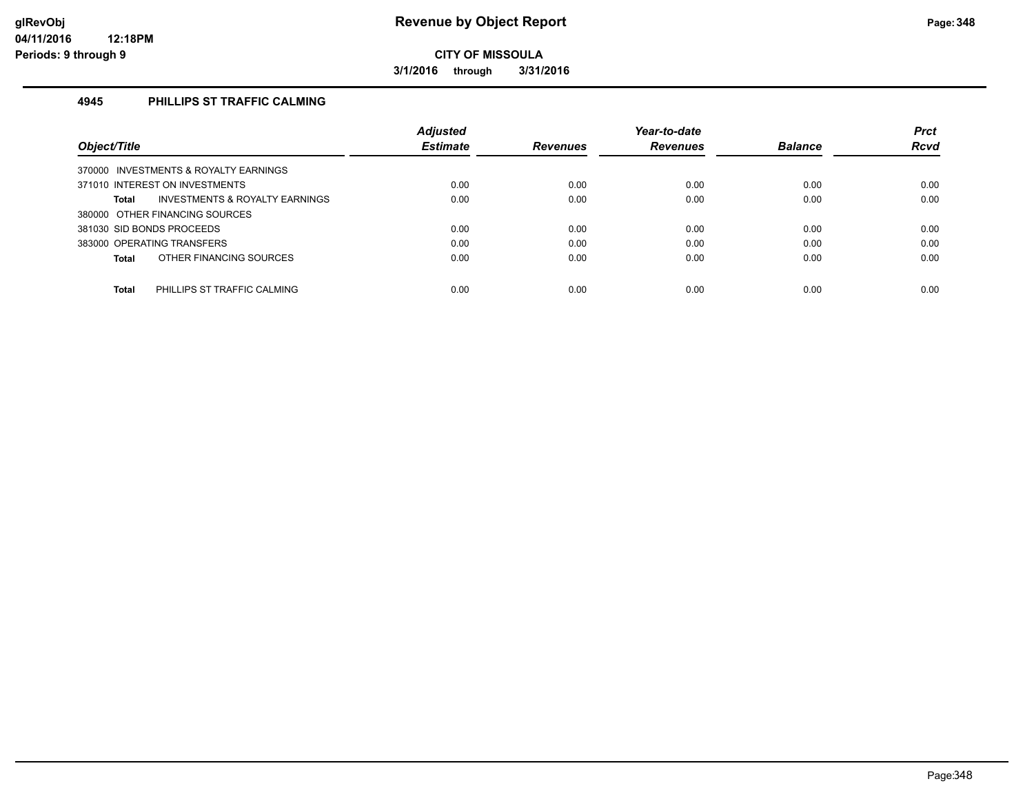# Revenue by Object Report

**CITY OF MISSOULA**

**3/1/2016 through 3/31/2016**

glRevObj
04/11/2016 12:18PM
Periods: 9 through 9

### 4945 PHILLIPS ST TRAFFIC CALMING

| Object/Title | Adjusted Estimate | Revenues | Year-to-date Revenues | Balance | Prct Rcvd |
|---|---|---|---|---|---|
| 370000 INVESTMENTS & ROYALTY EARNINGS | | | | | |
| 371010 INTEREST ON INVESTMENTS | 0.00 | 0.00 | 0.00 | 0.00 | 0.00 |
| **Total** INVESTMENTS & ROYALTY EARNINGS | 0.00 | 0.00 | 0.00 | 0.00 | 0.00 |
| 380000 OTHER FINANCING SOURCES | | | | | |
| 381030 SID BONDS PROCEEDS | 0.00 | 0.00 | 0.00 | 0.00 | 0.00 |
| 383000 OPERATING TRANSFERS | 0.00 | 0.00 | 0.00 | 0.00 | 0.00 |
| **Total** OTHER FINANCING SOURCES | 0.00 | 0.00 | 0.00 | 0.00 | 0.00 |
| **Total** PHILLIPS ST TRAFFIC CALMING | 0.00 | 0.00 | 0.00 | 0.00 | 0.00 |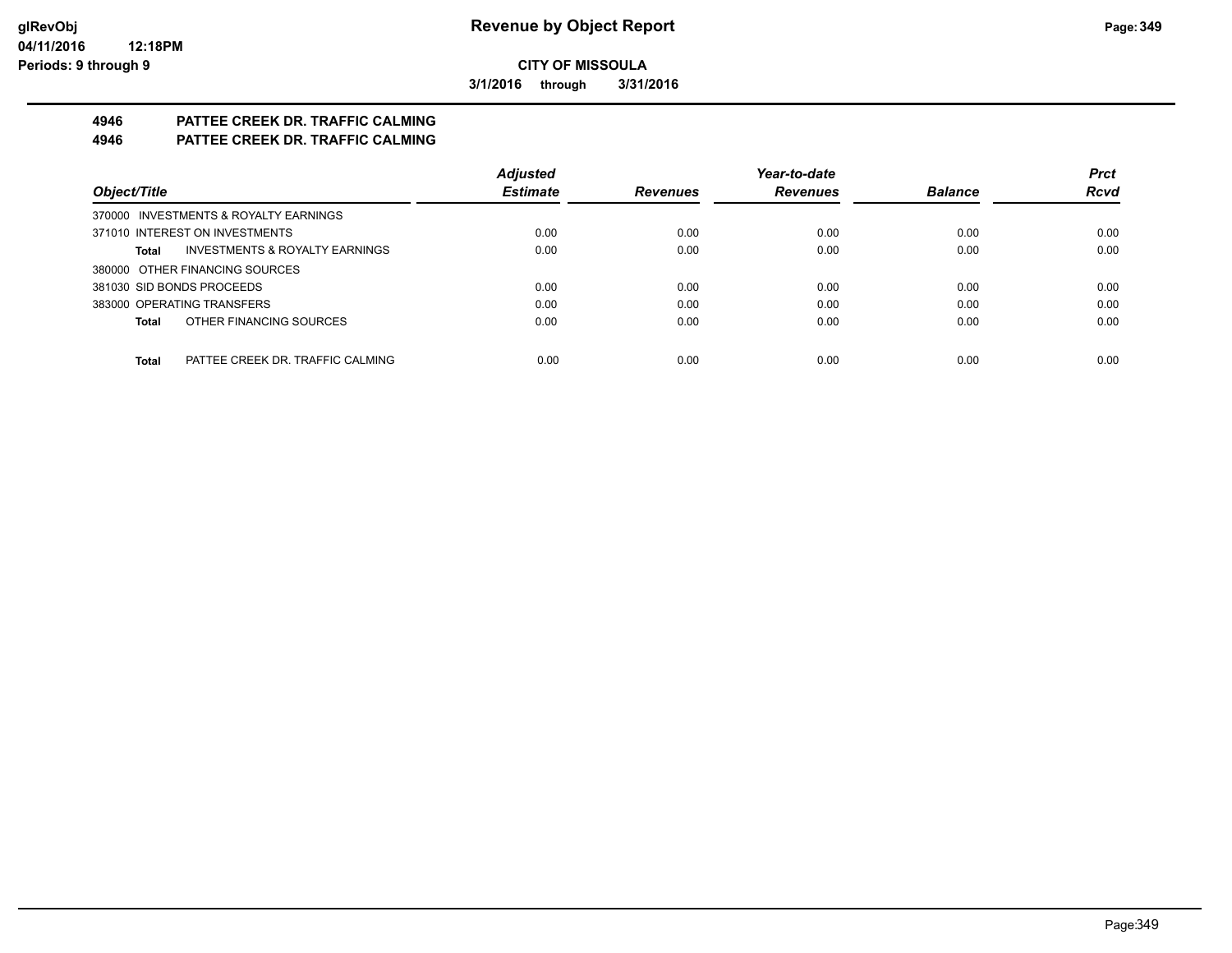**CITY OF MISSOULA**

**3/1/2016 through 3/31/2016**

# Revenue by Object Report

## 4946 PATTEE CREEK DR. TRAFFIC CALMING
## 4946 PATTEE CREEK DR. TRAFFIC CALMING

| Object/Title | | Adjusted Estimate | Revenues | Year-to-date Revenues | Balance | Prct Rcvd |
|---|---|---|---|---|---|---|
| 370000 INVESTMENTS & ROYALTY EARNINGS | | | | | | |
| 371010 INTEREST ON INVESTMENTS | | 0.00 | 0.00 | 0.00 | 0.00 | 0.00 |
| Total | INVESTMENTS & ROYALTY EARNINGS | 0.00 | 0.00 | 0.00 | 0.00 | 0.00 |
| 380000 OTHER FINANCING SOURCES | | | | | | |
| 381030 SID BONDS PROCEEDS | | 0.00 | 0.00 | 0.00 | 0.00 | 0.00 |
| 383000 OPERATING TRANSFERS | | 0.00 | 0.00 | 0.00 | 0.00 | 0.00 |
| Total | OTHER FINANCING SOURCES | 0.00 | 0.00 | 0.00 | 0.00 | 0.00 |
| Total | PATTEE CREEK DR. TRAFFIC CALMING | 0.00 | 0.00 | 0.00 | 0.00 | 0.00 |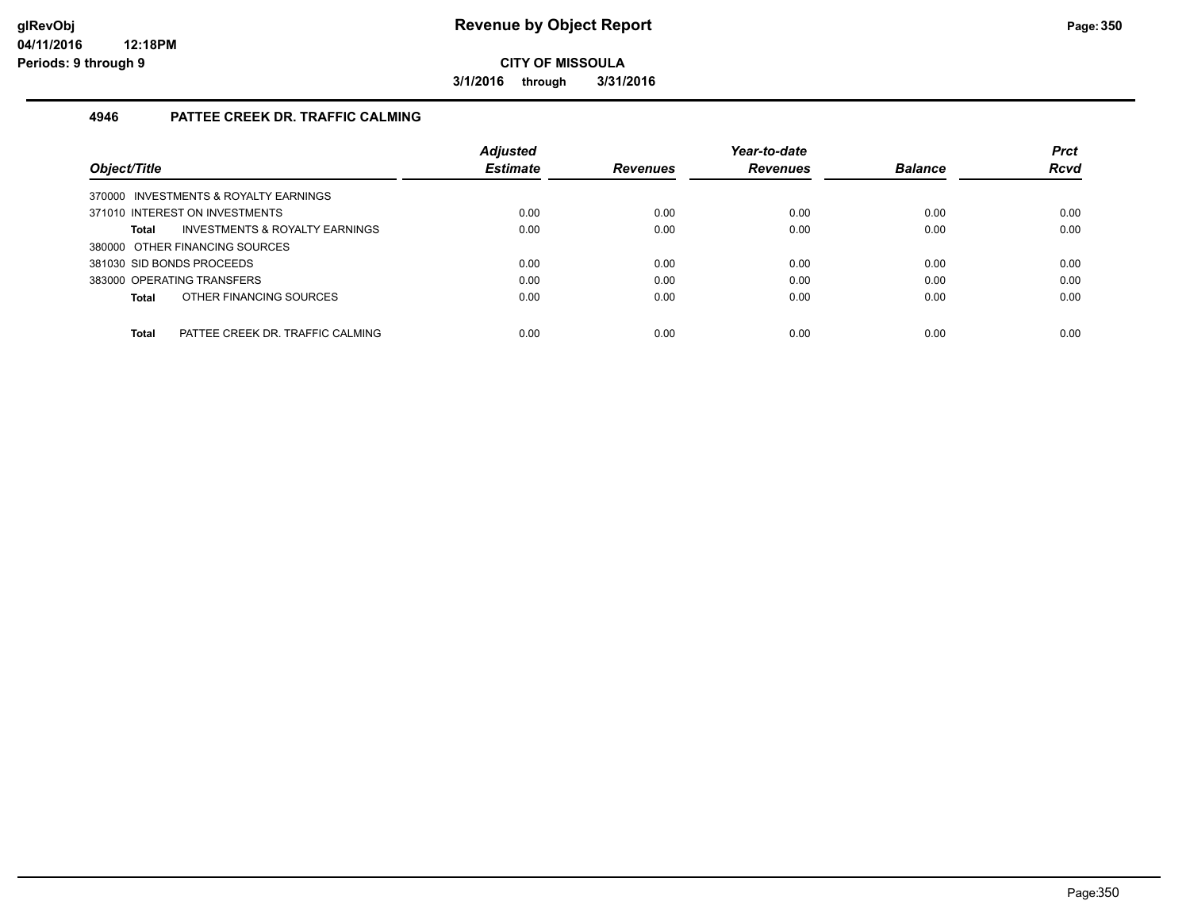# Revenue by Object Report

**CITY OF MISSOULA**

**3/1/2016 through 3/31/2016**

glRevObj
04/11/2016 12:18PM
Periods: 9 through 9

## 4946 PATTEE CREEK DR. TRAFFIC CALMING

| Object/Title | Adjusted Estimate | Revenues | Year-to-date Revenues | Balance | Prct Rcvd |
|---|---|---|---|---|---|
| 370000 INVESTMENTS & ROYALTY EARNINGS | | | | | |
| 371010 INTEREST ON INVESTMENTS | 0.00 | 0.00 | 0.00 | 0.00 | 0.00 |
| **Total** INVESTMENTS & ROYALTY EARNINGS | 0.00 | 0.00 | 0.00 | 0.00 | 0.00 |
| 380000 OTHER FINANCING SOURCES | | | | | |
| 381030 SID BONDS PROCEEDS | 0.00 | 0.00 | 0.00 | 0.00 | 0.00 |
| 383000 OPERATING TRANSFERS | 0.00 | 0.00 | 0.00 | 0.00 | 0.00 |
| **Total** OTHER FINANCING SOURCES | 0.00 | 0.00 | 0.00 | 0.00 | 0.00 |
| **Total** PATTEE CREEK DR. TRAFFIC CALMING | 0.00 | 0.00 | 0.00 | 0.00 | 0.00 |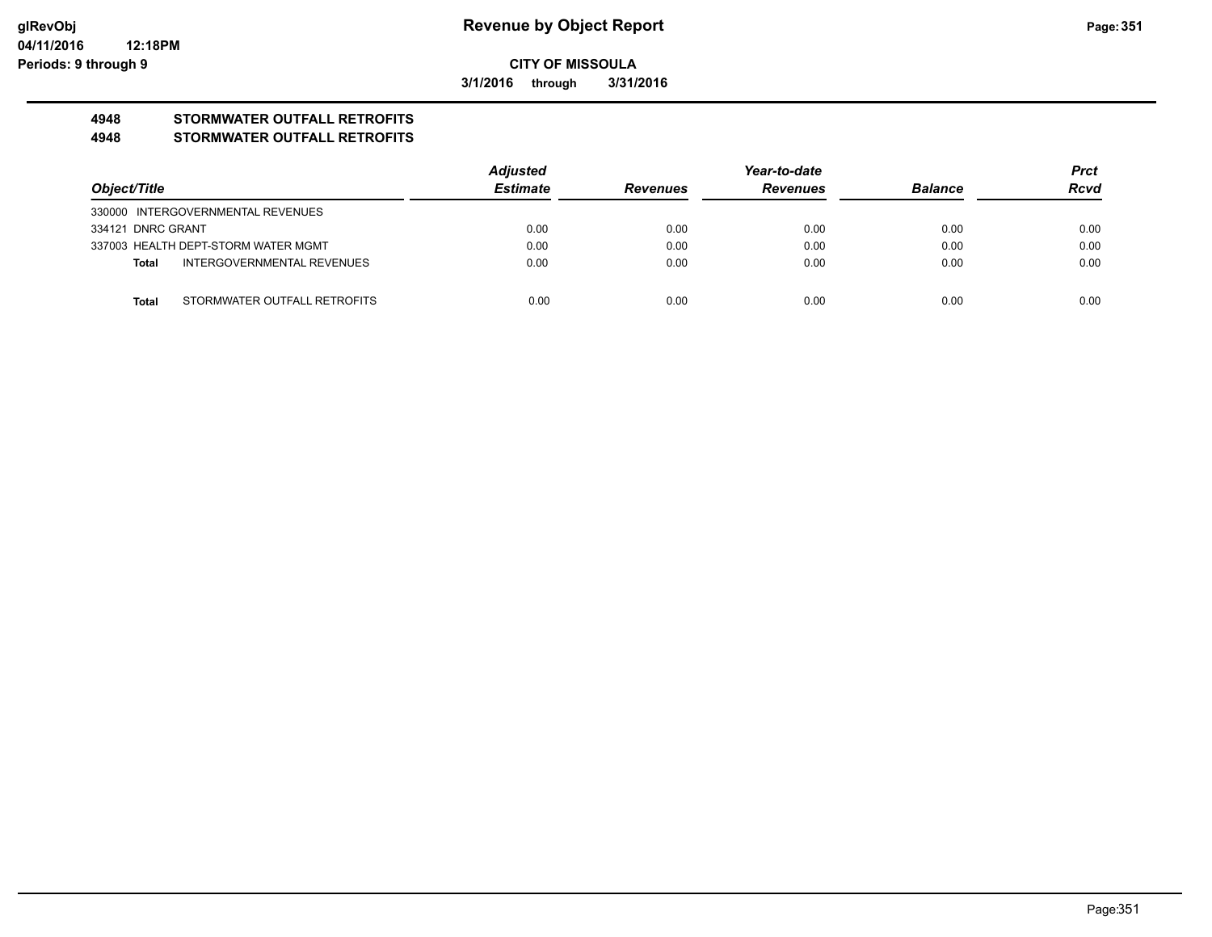**glRevObj**
**04/11/2016 12:18PM**
**Periods: 9 through 9**

# Revenue by Object Report

**CITY OF MISSOULA**

**3/1/2016 through 3/31/2016**

## 4948 STORMWATER OUTFALL RETROFITS
## 4948 STORMWATER OUTFALL RETROFITS

| Object/Title | | Adjusted Estimate | Revenues | Year-to-date Revenues | Balance | Prct Rcvd |
|---|---|---|---|---|---|---|
| 330000 INTERGOVERNMENTAL REVENUES | | | | | | |
| 334121 DNRC GRANT | | 0.00 | 0.00 | 0.00 | 0.00 | 0.00 |
| 337003 HEALTH DEPT-STORM WATER MGMT | | 0.00 | 0.00 | 0.00 | 0.00 | 0.00 |
| **Total** | INTERGOVERNMENTAL REVENUES | 0.00 | 0.00 | 0.00 | 0.00 | 0.00 |
| **Total** | STORMWATER OUTFALL RETROFITS | 0.00 | 0.00 | 0.00 | 0.00 | 0.00 |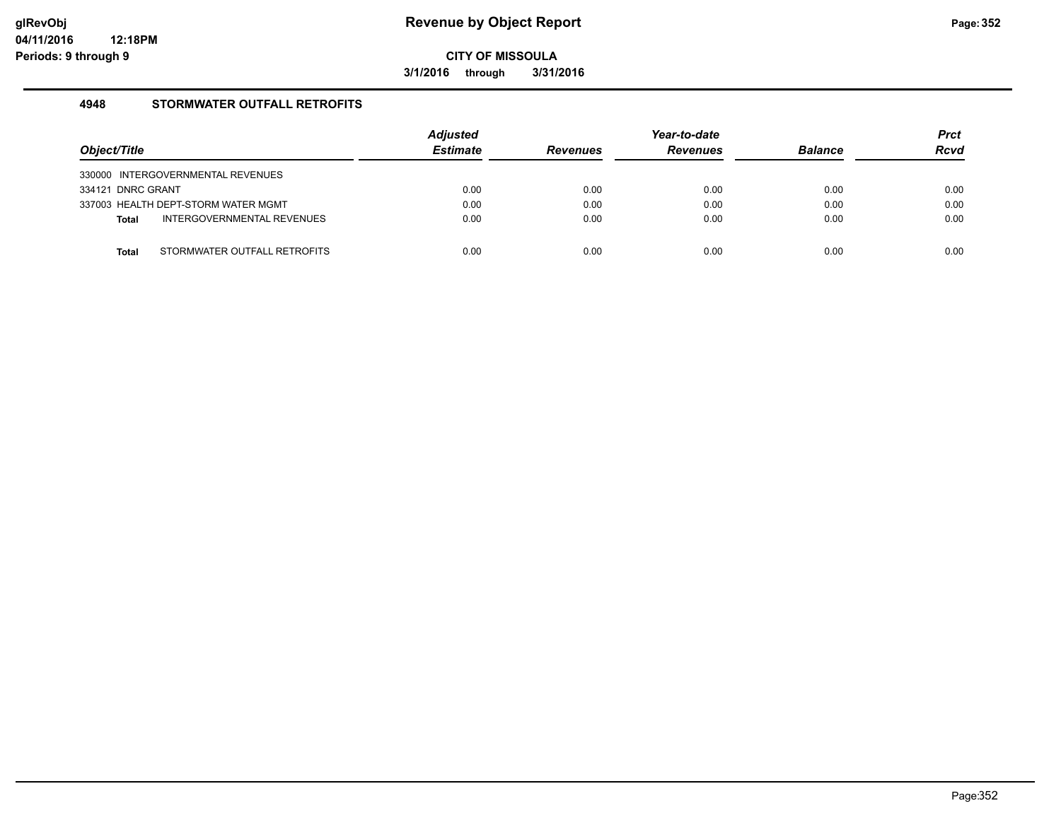**Revenue by Object Report**

**CITY OF MISSOULA**

**3/1/2016 through 3/31/2016**

glRevObj
04/11/2016 12:18PM
Periods: 9 through 9

### 4948 STORMWATER OUTFALL RETROFITS

| Object/Title | Adjusted Estimate | Revenues | Year-to-date Revenues | Balance | Prct Rcvd |
|---|---|---|---|---|---|
| 330000 INTERGOVERNMENTAL REVENUES | | | | | |
| 334121 DNRC GRANT | 0.00 | 0.00 | 0.00 | 0.00 | 0.00 |
| 337003 HEALTH DEPT-STORM WATER MGMT | 0.00 | 0.00 | 0.00 | 0.00 | 0.00 |
| **Total** INTERGOVERNMENTAL REVENUES | 0.00 | 0.00 | 0.00 | 0.00 | 0.00 |
| | | | | | |
| **Total** STORMWATER OUTFALL RETROFITS | 0.00 | 0.00 | 0.00 | 0.00 | 0.00 |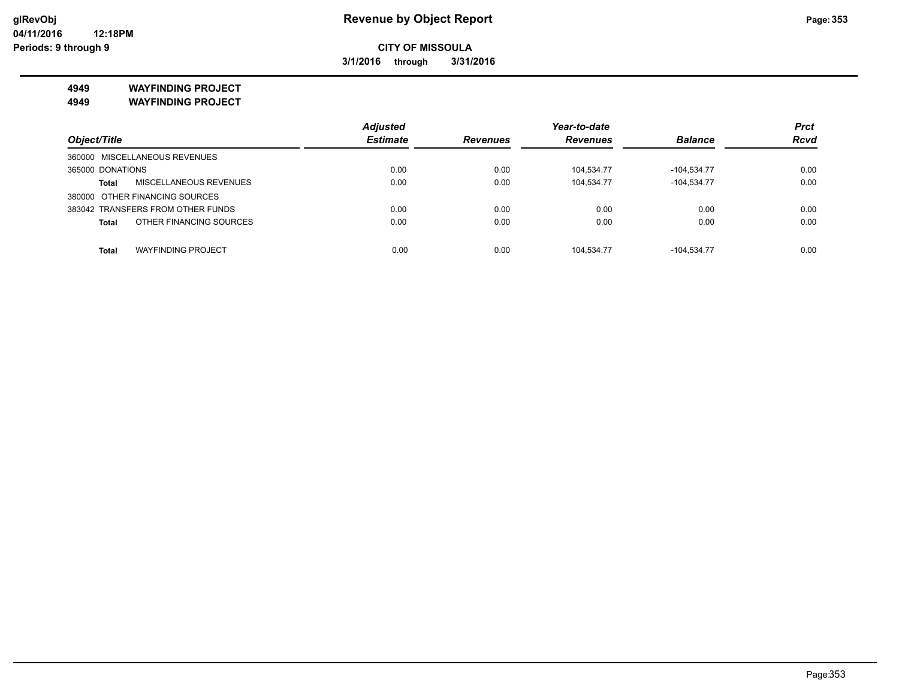**Revenue by Object Report**

**CITY OF MISSOULA**

**3/1/2016 through 3/31/2016**

glRevObj
04/11/2016 12:18PM
Periods: 9 through 9

**4949 WAYFINDING PROJECT**

**4949 WAYFINDING PROJECT**

| Object/Title | | Adjusted Estimate | Revenues | Year-to-date Revenues | Balance | Prct Rcvd |
|---|---|---|---|---|---|---|
| 360000 MISCELLANEOUS REVENUES | | | | | | |
| 365000 DONATIONS | | 0.00 | 0.00 | 104,534.77 | -104,534.77 | 0.00 |
| **Total** | MISCELLANEOUS REVENUES | 0.00 | 0.00 | 104,534.77 | -104,534.77 | 0.00 |
| 380000 OTHER FINANCING SOURCES | | | | | | |
| 383042 TRANSFERS FROM OTHER FUNDS | | 0.00 | 0.00 | 0.00 | 0.00 | 0.00 |
| **Total** | OTHER FINANCING SOURCES | 0.00 | 0.00 | 0.00 | 0.00 | 0.00 |
| **Total** | WAYFINDING PROJECT | 0.00 | 0.00 | 104,534.77 | -104,534.77 | 0.00 |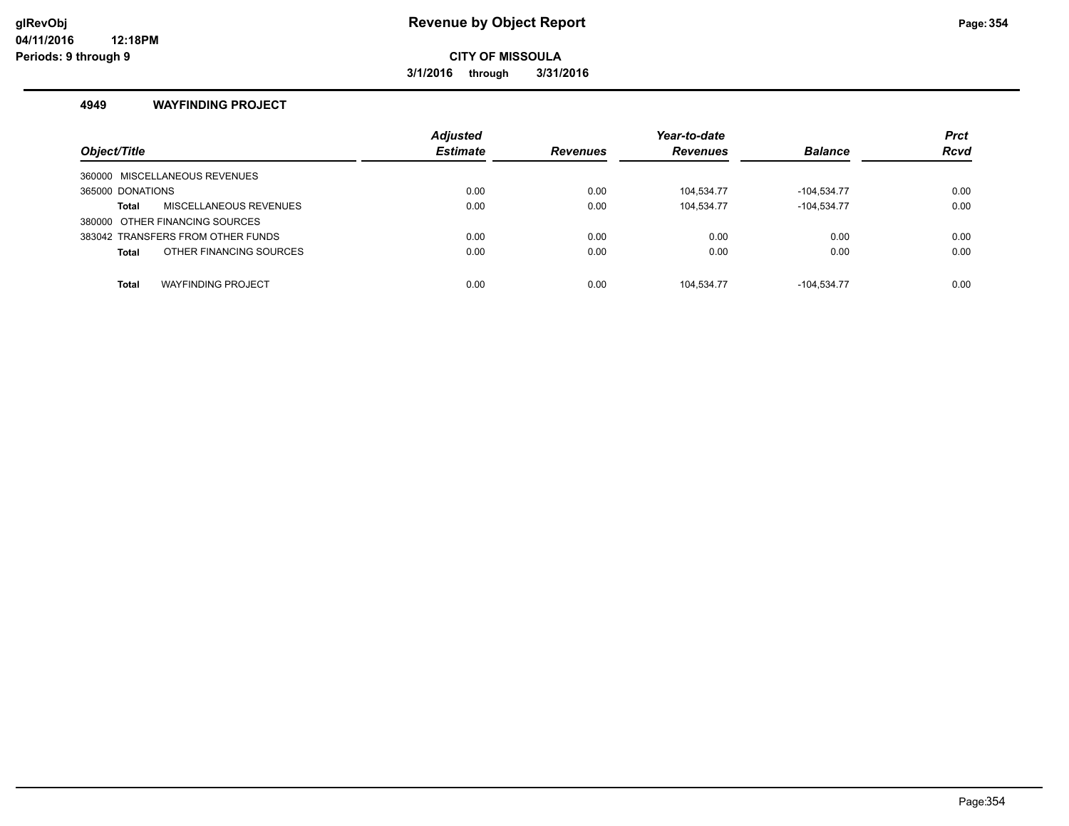# Revenue by Object Report

glRevObj
04/11/2016 12:18PM
Periods: 9 through 9

**CITY OF MISSOULA**

**3/1/2016 through 3/31/2016**

## 4949 WAYFINDING PROJECT

| Object/Title | Adjusted Estimate | Revenues | Year-to-date Revenues | Balance | Prct Rcvd |
|---|---|---|---|---|---|
| 360000 MISCELLANEOUS REVENUES | | | | | |
| 365000 DONATIONS | 0.00 | 0.00 | 104,534.77 | -104,534.77 | 0.00 |
| **Total** MISCELLANEOUS REVENUES | 0.00 | 0.00 | 104,534.77 | -104,534.77 | 0.00 |
| 380000 OTHER FINANCING SOURCES | | | | | |
| 383042 TRANSFERS FROM OTHER FUNDS | 0.00 | 0.00 | 0.00 | 0.00 | 0.00 |
| **Total** OTHER FINANCING SOURCES | 0.00 | 0.00 | 0.00 | 0.00 | 0.00 |
| **Total** WAYFINDING PROJECT | 0.00 | 0.00 | 104,534.77 | -104,534.77 | 0.00 |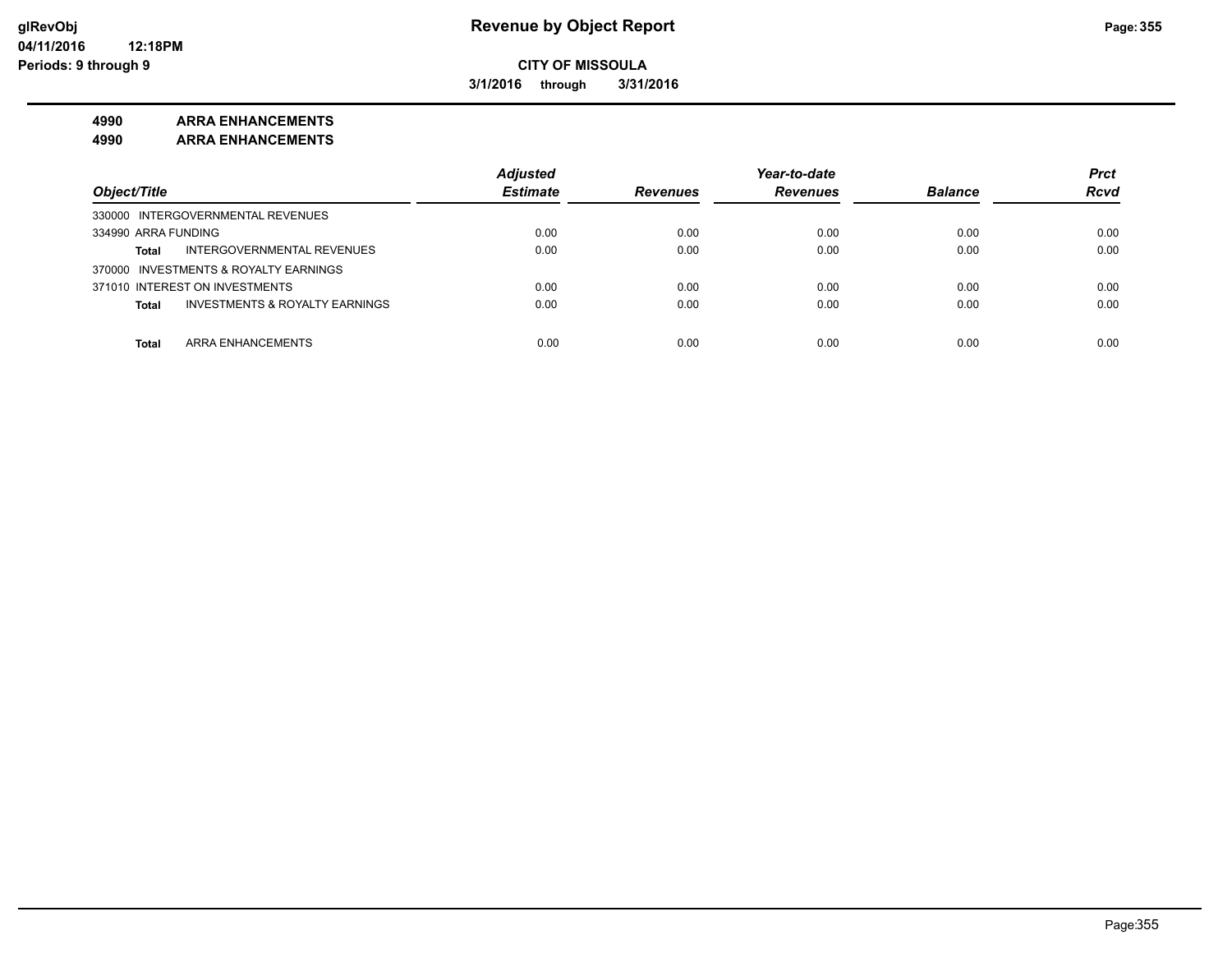# Revenue by Object Report

**CITY OF MISSOULA**

**3/1/2016 through 3/31/2016**

**4990 ARRA ENHANCEMENTS**

**4990 ARRA ENHANCEMENTS**

| Object/Title | | Adjusted Estimate | Revenues | Year-to-date Revenues | Balance | Prct Rcvd |
|---|---|---|---|---|---|---|
| 330000 INTERGOVERNMENTAL REVENUES | | | | | | |
| 334990 ARRA FUNDING | | 0.00 | 0.00 | 0.00 | 0.00 | 0.00 |
| **Total** | INTERGOVERNMENTAL REVENUES | 0.00 | 0.00 | 0.00 | 0.00 | 0.00 |
| 370000 INVESTMENTS & ROYALTY EARNINGS | | | | | | |
| 371010 INTEREST ON INVESTMENTS | | 0.00 | 0.00 | 0.00 | 0.00 | 0.00 |
| **Total** | INVESTMENTS & ROYALTY EARNINGS | 0.00 | 0.00 | 0.00 | 0.00 | 0.00 |
| **Total** | ARRA ENHANCEMENTS | 0.00 | 0.00 | 0.00 | 0.00 | 0.00 |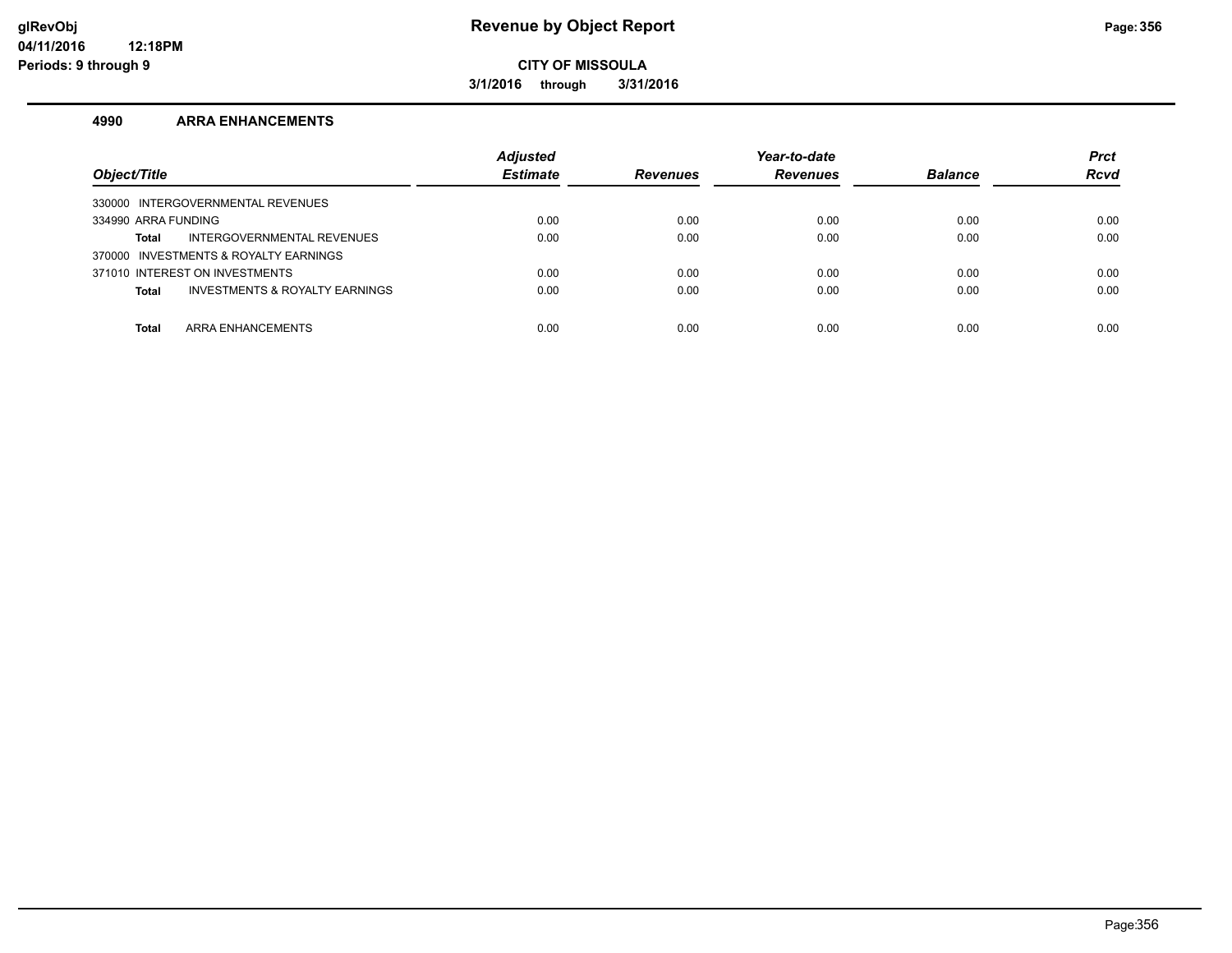# Revenue by Object Report

**CITY OF MISSOULA**

**3/1/2016 through 3/31/2016**

glRevObj
04/11/2016 12:18PM
Periods: 9 through 9

### 4990 ARRA ENHANCEMENTS

| Object/Title | Adjusted Estimate | Revenues | Year-to-date Revenues | Balance | Prct Rcvd |
|---|---|---|---|---|---|
| 330000 INTERGOVERNMENTAL REVENUES | | | | | |
| 334990 ARRA FUNDING | 0.00 | 0.00 | 0.00 | 0.00 | 0.00 |
| **Total** INTERGOVERNMENTAL REVENUES | 0.00 | 0.00 | 0.00 | 0.00 | 0.00 |
| 370000 INVESTMENTS & ROYALTY EARNINGS | | | | | |
| 371010 INTEREST ON INVESTMENTS | 0.00 | 0.00 | 0.00 | 0.00 | 0.00 |
| **Total** INVESTMENTS & ROYALTY EARNINGS | 0.00 | 0.00 | 0.00 | 0.00 | 0.00 |
| **Total** ARRA ENHANCEMENTS | 0.00 | 0.00 | 0.00 | 0.00 | 0.00 |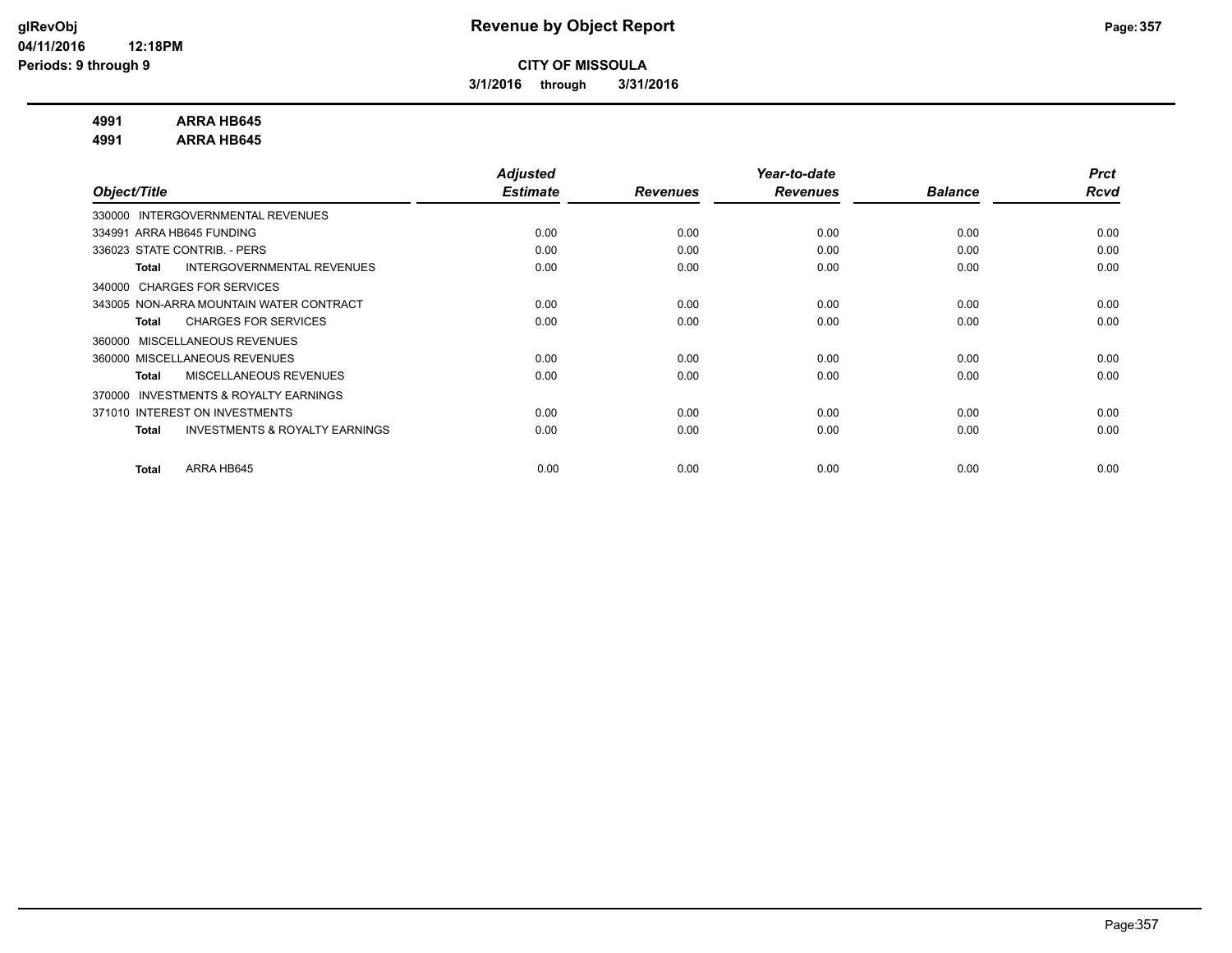**Revenue by Object Report**

**CITY OF MISSOULA**

**3/1/2016 through 3/31/2016**

**4991 ARRA HB645**

**4991 ARRA HB645**

| Object/Title | Adjusted Estimate | Revenues | Year-to-date Revenues | Balance | Prct Rcvd |
|---|---|---|---|---|---|
| 330000 INTERGOVERNMENTAL REVENUES | | | | | |
| 334991 ARRA HB645 FUNDING | 0.00 | 0.00 | 0.00 | 0.00 | 0.00 |
| 336023 STATE CONTRIB. - PERS | 0.00 | 0.00 | 0.00 | 0.00 | 0.00 |
| **Total** INTERGOVERNMENTAL REVENUES | 0.00 | 0.00 | 0.00 | 0.00 | 0.00 |
| 340000 CHARGES FOR SERVICES | | | | | |
| 343005 NON-ARRA MOUNTAIN WATER CONTRACT | 0.00 | 0.00 | 0.00 | 0.00 | 0.00 |
| **Total** CHARGES FOR SERVICES | 0.00 | 0.00 | 0.00 | 0.00 | 0.00 |
| 360000 MISCELLANEOUS REVENUES | | | | | |
| 360000 MISCELLANEOUS REVENUES | 0.00 | 0.00 | 0.00 | 0.00 | 0.00 |
| **Total** MISCELLANEOUS REVENUES | 0.00 | 0.00 | 0.00 | 0.00 | 0.00 |
| 370000 INVESTMENTS & ROYALTY EARNINGS | | | | | |
| 371010 INTEREST ON INVESTMENTS | 0.00 | 0.00 | 0.00 | 0.00 | 0.00 |
| **Total** INVESTMENTS & ROYALTY EARNINGS | 0.00 | 0.00 | 0.00 | 0.00 | 0.00 |
| **Total** ARRA HB645 | 0.00 | 0.00 | 0.00 | 0.00 | 0.00 |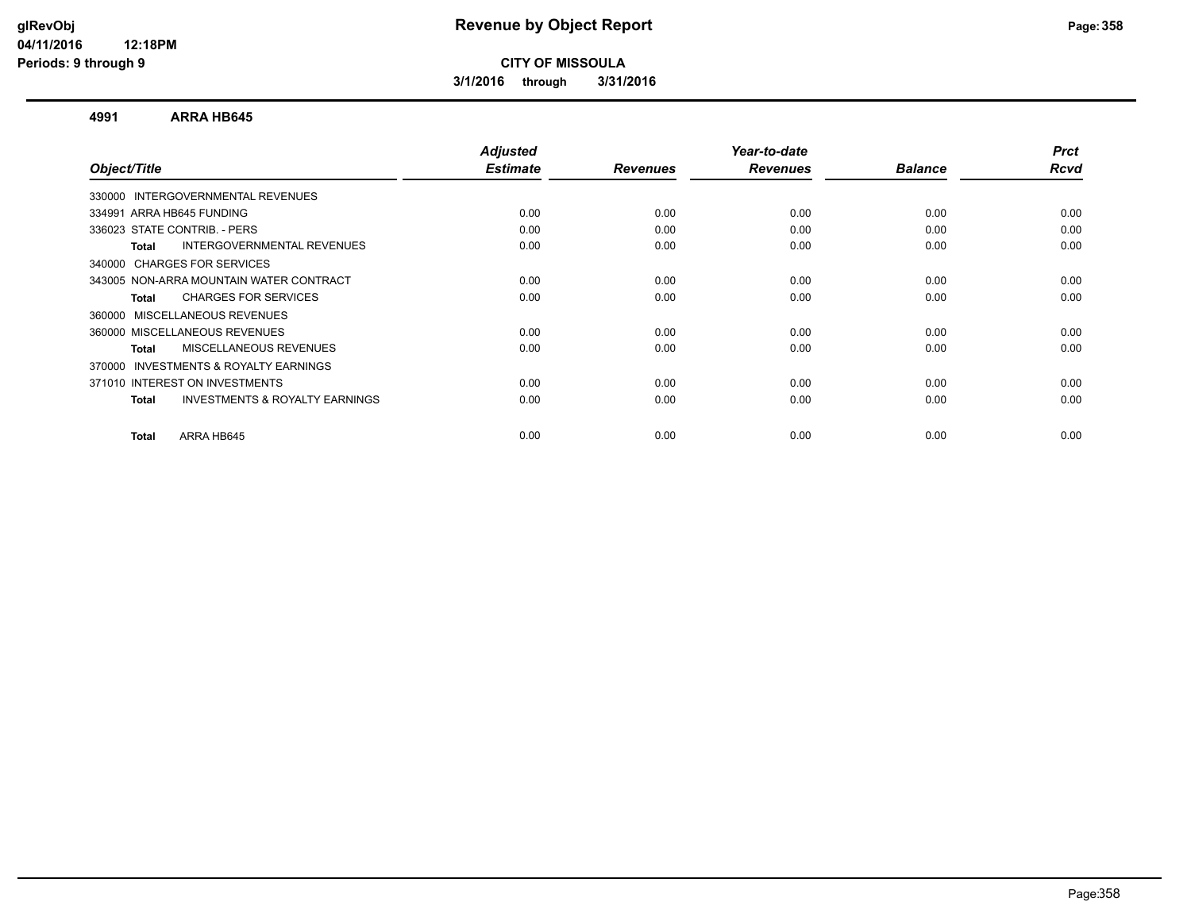# Revenue by Object Report

**CITY OF MISSOULA**

**3/1/2016 through 3/31/2016**

glRevObj
04/11/2016 12:18PM
Periods: 9 through 9

## 4991 ARRA HB645

| Object/Title | Adjusted Estimate | Revenues | Year-to-date Revenues | Balance | Prct Rcvd |
|---|---|---|---|---|---|
| 330000 INTERGOVERNMENTAL REVENUES | | | | | |
| 334991 ARRA HB645 FUNDING | 0.00 | 0.00 | 0.00 | 0.00 | 0.00 |
| 336023 STATE CONTRIB. - PERS | 0.00 | 0.00 | 0.00 | 0.00 | 0.00 |
| **Total** INTERGOVERNMENTAL REVENUES | 0.00 | 0.00 | 0.00 | 0.00 | 0.00 |
| 340000 CHARGES FOR SERVICES | | | | | |
| 343005 NON-ARRA MOUNTAIN WATER CONTRACT | 0.00 | 0.00 | 0.00 | 0.00 | 0.00 |
| **Total** CHARGES FOR SERVICES | 0.00 | 0.00 | 0.00 | 0.00 | 0.00 |
| 360000 MISCELLANEOUS REVENUES | | | | | |
| 360000 MISCELLANEOUS REVENUES | 0.00 | 0.00 | 0.00 | 0.00 | 0.00 |
| **Total** MISCELLANEOUS REVENUES | 0.00 | 0.00 | 0.00 | 0.00 | 0.00 |
| 370000 INVESTMENTS & ROYALTY EARNINGS | | | | | |
| 371010 INTEREST ON INVESTMENTS | 0.00 | 0.00 | 0.00 | 0.00 | 0.00 |
| **Total** INVESTMENTS & ROYALTY EARNINGS | 0.00 | 0.00 | 0.00 | 0.00 | 0.00 |
| **Total** ARRA HB645 | 0.00 | 0.00 | 0.00 | 0.00 | 0.00 |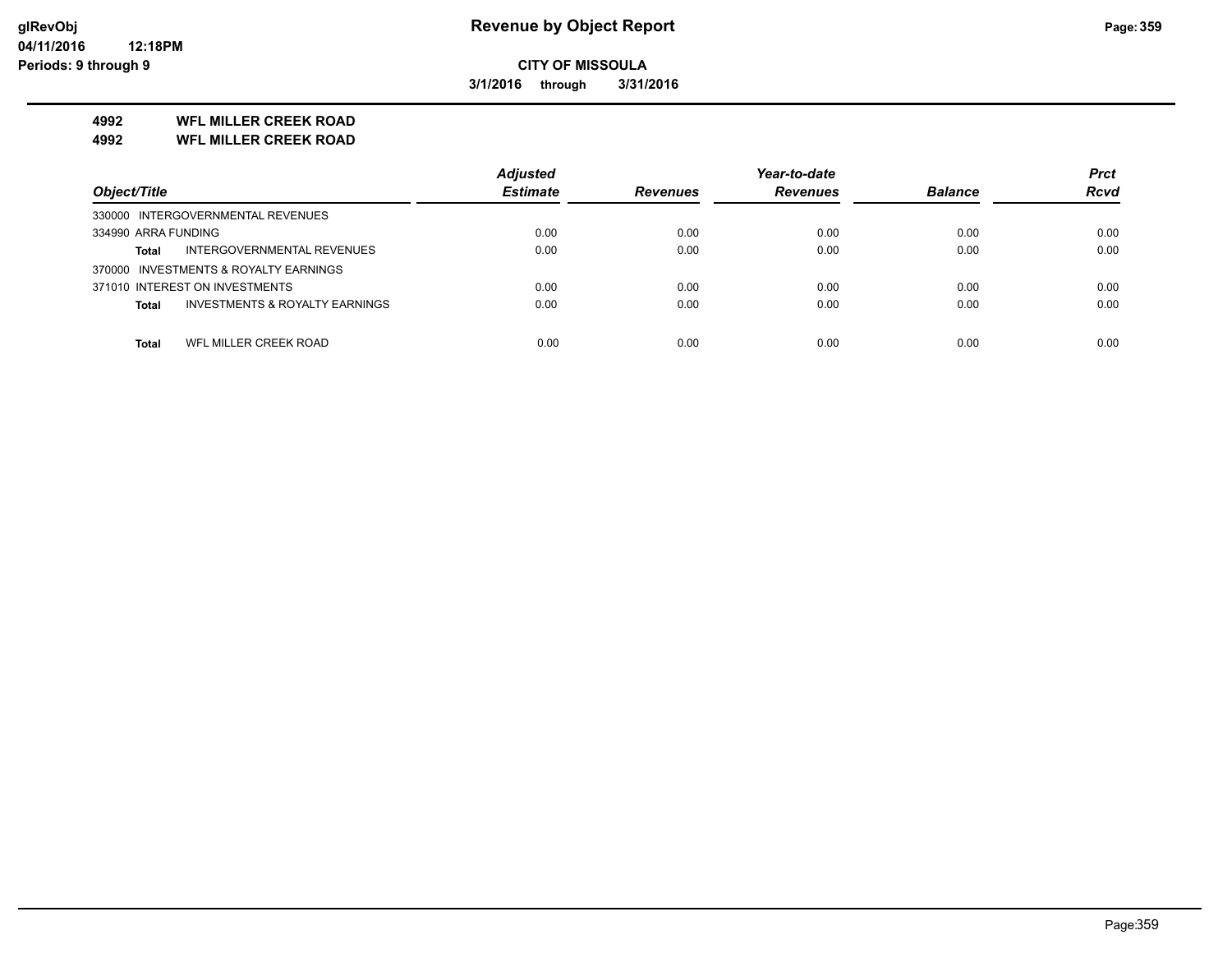**CITY OF MISSOULA**

**3/1/2016 through 3/31/2016**

# Revenue by Object Report

**4992 WFL MILLER CREEK ROAD**

**4992 WFL MILLER CREEK ROAD**

| Object/Title | Adjusted Estimate | Revenues | Year-to-date Revenues | Balance | Prct Rcvd |
|---|---|---|---|---|---|
| 330000 INTERGOVERNMENTAL REVENUES | | | | | |
| 334990 ARRA FUNDING | 0.00 | 0.00 | 0.00 | 0.00 | 0.00 |
| **Total** INTERGOVERNMENTAL REVENUES | 0.00 | 0.00 | 0.00 | 0.00 | 0.00 |
| 370000 INVESTMENTS & ROYALTY EARNINGS | | | | | |
| 371010 INTEREST ON INVESTMENTS | 0.00 | 0.00 | 0.00 | 0.00 | 0.00 |
| **Total** INVESTMENTS & ROYALTY EARNINGS | 0.00 | 0.00 | 0.00 | 0.00 | 0.00 |
| **Total** WFL MILLER CREEK ROAD | 0.00 | 0.00 | 0.00 | 0.00 | 0.00 |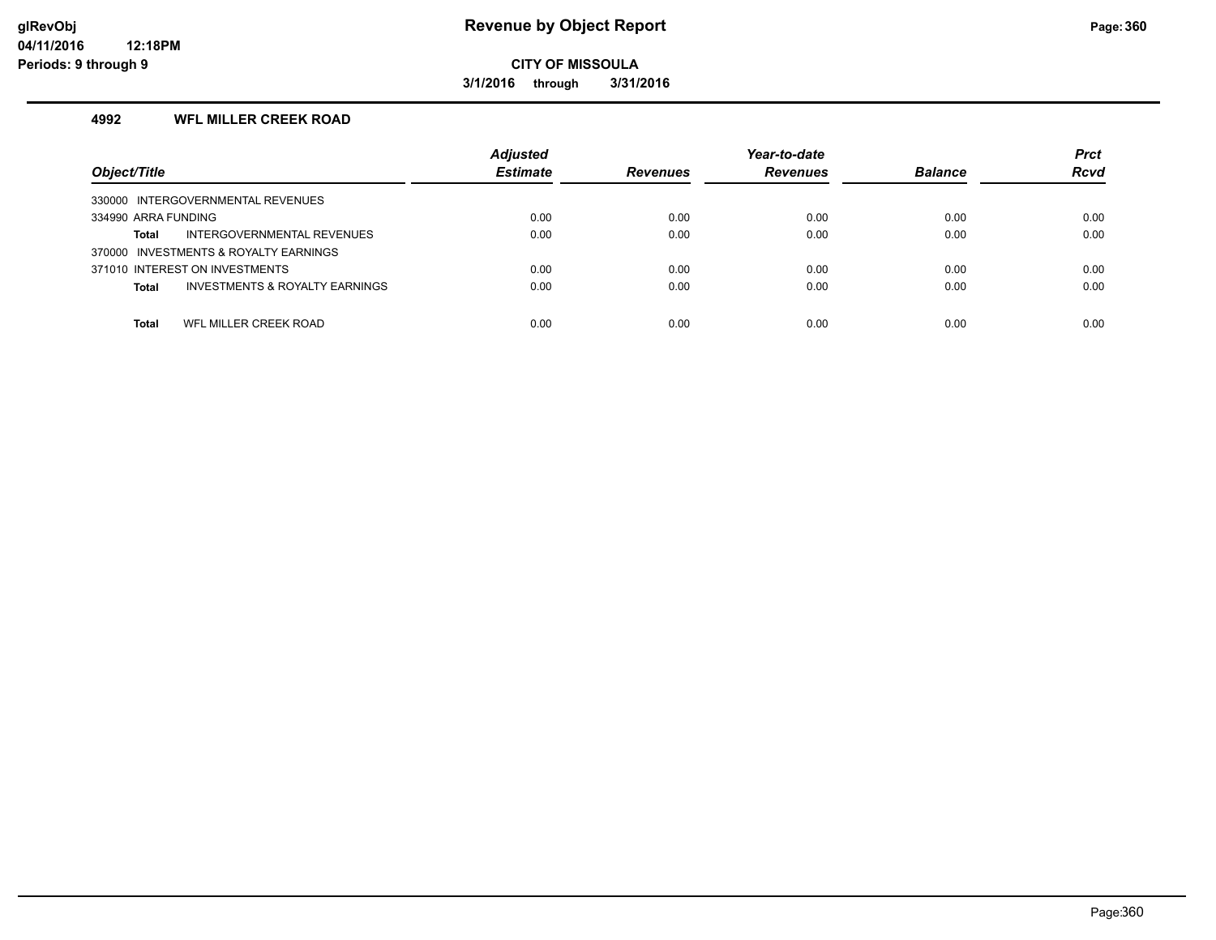# Revenue by Object Report

**CITY OF MISSOULA**

**3/1/2016 through 3/31/2016**

glRevObj
04/11/2016 12:18PM
Periods: 9 through 9

## 4992 WFL MILLER CREEK ROAD

| Object/Title | Adjusted Estimate | Revenues | Year-to-date Revenues | Balance | Prct Rcvd |
|---|---|---|---|---|---|
| 330000 INTERGOVERNMENTAL REVENUES | | | | | |
| 334990 ARRA FUNDING | 0.00 | 0.00 | 0.00 | 0.00 | 0.00 |
| **Total** INTERGOVERNMENTAL REVENUES | 0.00 | 0.00 | 0.00 | 0.00 | 0.00 |
| 370000 INVESTMENTS & ROYALTY EARNINGS | | | | | |
| 371010 INTEREST ON INVESTMENTS | 0.00 | 0.00 | 0.00 | 0.00 | 0.00 |
| **Total** INVESTMENTS & ROYALTY EARNINGS | 0.00 | 0.00 | 0.00 | 0.00 | 0.00 |
| **Total** WFL MILLER CREEK ROAD | 0.00 | 0.00 | 0.00 | 0.00 | 0.00 |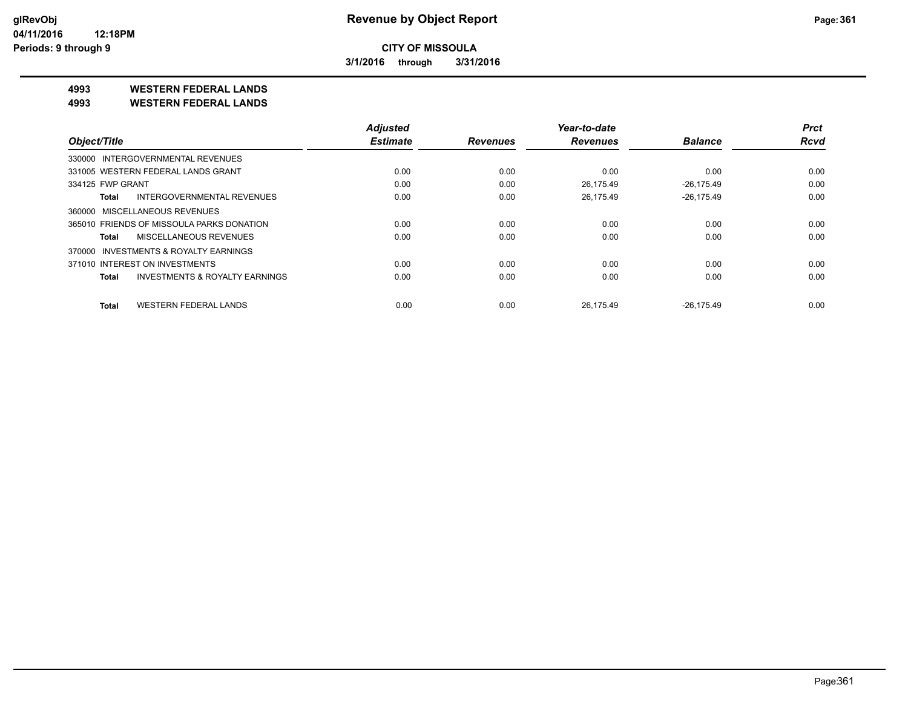**glRevObj**
**04/11/2016 12:18PM**
**Periods: 9 through 9**

# Revenue by Object Report

**CITY OF MISSOULA**

**3/1/2016 through 3/31/2016**

## 4993 WESTERN FEDERAL LANDS
## 4993 WESTERN FEDERAL LANDS

| Object/Title | Adjusted Estimate | Revenues | Year-to-date Revenues | Balance | Prct Rcvd |
|---|---|---|---|---|---|
| 330000 INTERGOVERNMENTAL REVENUES | | | | | |
| 331005 WESTERN FEDERAL LANDS GRANT | 0.00 | 0.00 | 0.00 | 0.00 | 0.00 |
| 334125 FWP GRANT | 0.00 | 0.00 | 26,175.49 | -26,175.49 | 0.00 |
| **Total** INTERGOVERNMENTAL REVENUES | 0.00 | 0.00 | 26,175.49 | -26,175.49 | 0.00 |
| 360000 MISCELLANEOUS REVENUES | | | | | |
| 365010 FRIENDS OF MISSOULA PARKS DONATION | 0.00 | 0.00 | 0.00 | 0.00 | 0.00 |
| **Total** MISCELLANEOUS REVENUES | 0.00 | 0.00 | 0.00 | 0.00 | 0.00 |
| 370000 INVESTMENTS & ROYALTY EARNINGS | | | | | |
| 371010 INTEREST ON INVESTMENTS | 0.00 | 0.00 | 0.00 | 0.00 | 0.00 |
| **Total** INVESTMENTS & ROYALTY EARNINGS | 0.00 | 0.00 | 0.00 | 0.00 | 0.00 |
| **Total** WESTERN FEDERAL LANDS | 0.00 | 0.00 | 26,175.49 | -26,175.49 | 0.00 |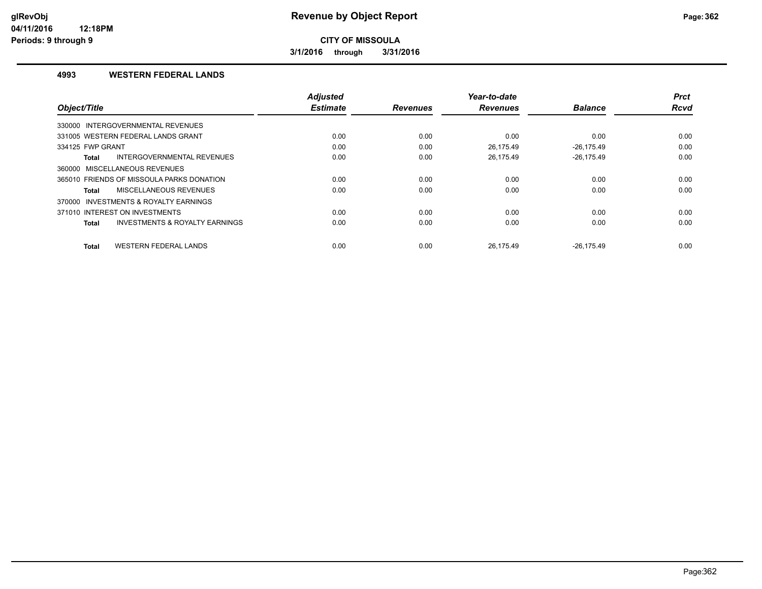# Revenue by Object Report

**CITY OF MISSOULA**

**3/1/2016 through 3/31/2016**

glRevObj
04/11/2016 12:18PM
Periods: 9 through 9

## 4993 WESTERN FEDERAL LANDS

| Object/Title | Adjusted Estimate | Revenues | Year-to-date Revenues | Balance | Prct Rcvd |
|---|---|---|---|---|---|
| 330000 INTERGOVERNMENTAL REVENUES | | | | | |
| 331005 WESTERN FEDERAL LANDS GRANT | 0.00 | 0.00 | 0.00 | 0.00 | 0.00 |
| 334125 FWP GRANT | 0.00 | 0.00 | 26,175.49 | -26,175.49 | 0.00 |
| **Total** INTERGOVERNMENTAL REVENUES | 0.00 | 0.00 | 26,175.49 | -26,175.49 | 0.00 |
| 360000 MISCELLANEOUS REVENUES | | | | | |
| 365010 FRIENDS OF MISSOULA PARKS DONATION | 0.00 | 0.00 | 0.00 | 0.00 | 0.00 |
| **Total** MISCELLANEOUS REVENUES | 0.00 | 0.00 | 0.00 | 0.00 | 0.00 |
| 370000 INVESTMENTS & ROYALTY EARNINGS | | | | | |
| 371010 INTEREST ON INVESTMENTS | 0.00 | 0.00 | 0.00 | 0.00 | 0.00 |
| **Total** INVESTMENTS & ROYALTY EARNINGS | 0.00 | 0.00 | 0.00 | 0.00 | 0.00 |
| **Total** WESTERN FEDERAL LANDS | 0.00 | 0.00 | 26,175.49 | -26,175.49 | 0.00 |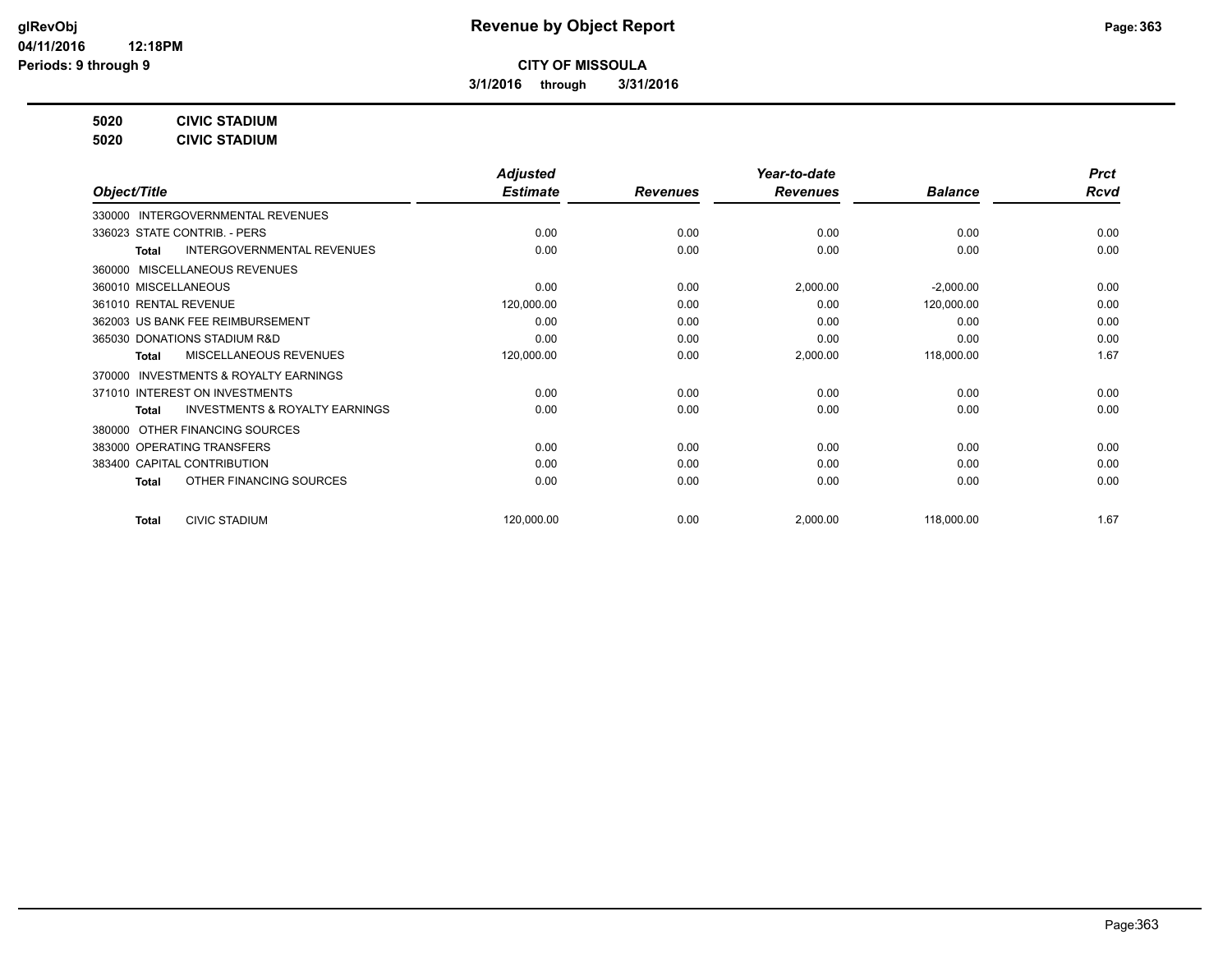**Revenue by Object Report**

**CITY OF MISSOULA**

**3/1/2016 through 3/31/2016**

**5020 CIVIC STADIUM**

**5020 CIVIC STADIUM**

| Object/Title | Adjusted Estimate | Revenues | Year-to-date Revenues | Balance | Prct Rcvd |
|---|---|---|---|---|---|
| 330000 INTERGOVERNMENTAL REVENUES | | | | | |
| 336023 STATE CONTRIB. - PERS | 0.00 | 0.00 | 0.00 | 0.00 | 0.00 |
| **Total** INTERGOVERNMENTAL REVENUES | 0.00 | 0.00 | 0.00 | 0.00 | 0.00 |
| 360000 MISCELLANEOUS REVENUES | | | | | |
| 360010 MISCELLANEOUS | 0.00 | 0.00 | 2,000.00 | -2,000.00 | 0.00 |
| 361010 RENTAL REVENUE | 120,000.00 | 0.00 | 0.00 | 120,000.00 | 0.00 |
| 362003 US BANK FEE REIMBURSEMENT | 0.00 | 0.00 | 0.00 | 0.00 | 0.00 |
| 365030 DONATIONS STADIUM R&D | 0.00 | 0.00 | 0.00 | 0.00 | 0.00 |
| **Total** MISCELLANEOUS REVENUES | 120,000.00 | 0.00 | 2,000.00 | 118,000.00 | 1.67 |
| 370000 INVESTMENTS & ROYALTY EARNINGS | | | | | |
| 371010 INTEREST ON INVESTMENTS | 0.00 | 0.00 | 0.00 | 0.00 | 0.00 |
| **Total** INVESTMENTS & ROYALTY EARNINGS | 0.00 | 0.00 | 0.00 | 0.00 | 0.00 |
| 380000 OTHER FINANCING SOURCES | | | | | |
| 383000 OPERATING TRANSFERS | 0.00 | 0.00 | 0.00 | 0.00 | 0.00 |
| 383400 CAPITAL CONTRIBUTION | 0.00 | 0.00 | 0.00 | 0.00 | 0.00 |
| **Total** OTHER FINANCING SOURCES | 0.00 | 0.00 | 0.00 | 0.00 | 0.00 |
| **Total** CIVIC STADIUM | 120,000.00 | 0.00 | 2,000.00 | 118,000.00 | 1.67 |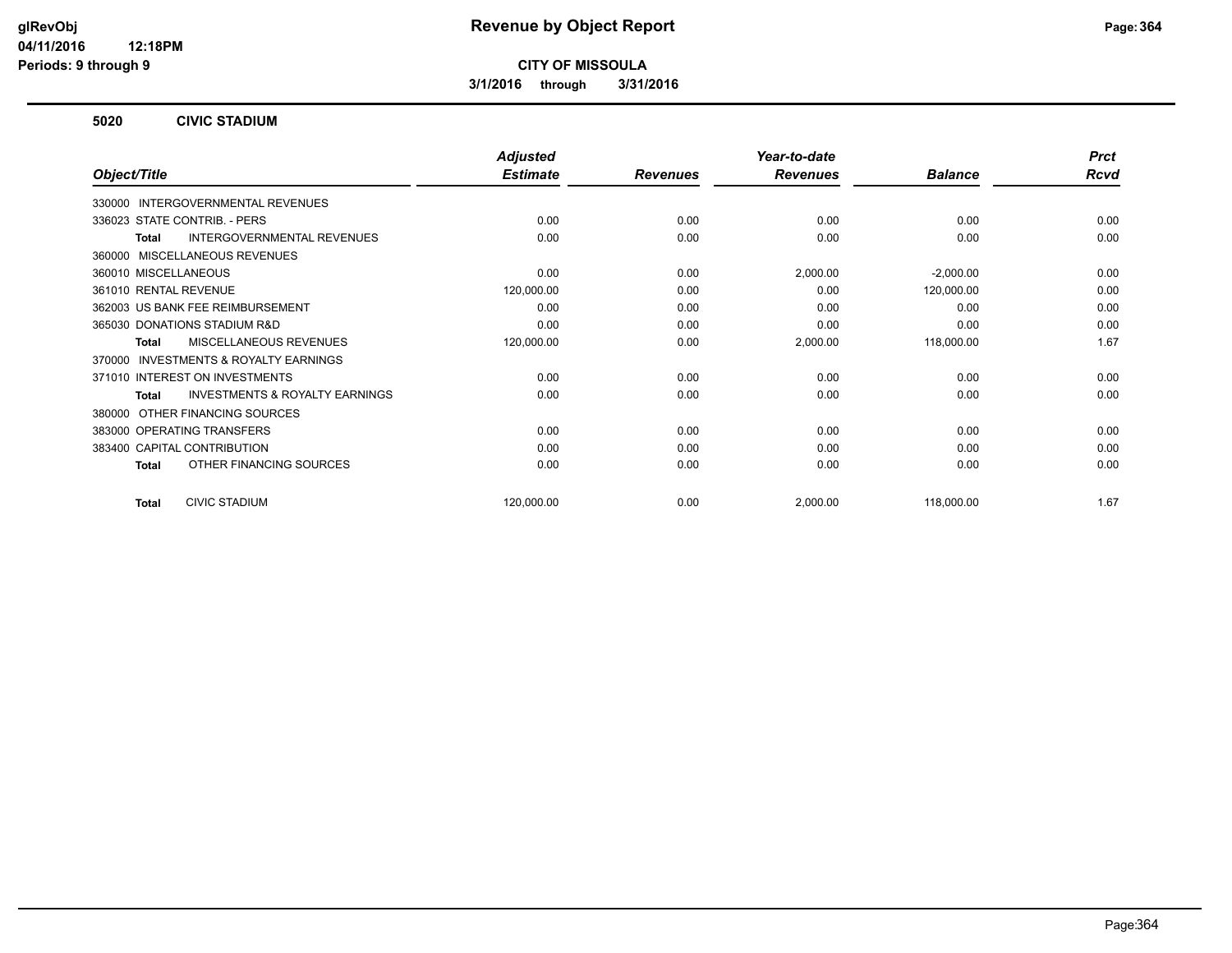**CITY OF MISSOULA**

**3/1/2016 through 3/31/2016**

## 5020 CIVIC STADIUM

| Object/Title | Adjusted Estimate | Revenues | Year-to-date Revenues | Balance | Prct Rcvd |
|---|---|---|---|---|---|
| 330000 INTERGOVERNMENTAL REVENUES | | | | | |
| 336023 STATE CONTRIB. - PERS | 0.00 | 0.00 | 0.00 | 0.00 | 0.00 |
| **Total** INTERGOVERNMENTAL REVENUES | 0.00 | 0.00 | 0.00 | 0.00 | 0.00 |
| 360000 MISCELLANEOUS REVENUES | | | | | |
| 360010 MISCELLANEOUS | 0.00 | 0.00 | 2,000.00 | -2,000.00 | 0.00 |
| 361010 RENTAL REVENUE | 120,000.00 | 0.00 | 0.00 | 120,000.00 | 0.00 |
| 362003 US BANK FEE REIMBURSEMENT | 0.00 | 0.00 | 0.00 | 0.00 | 0.00 |
| 365030 DONATIONS STADIUM R&D | 0.00 | 0.00 | 0.00 | 0.00 | 0.00 |
| **Total** MISCELLANEOUS REVENUES | 120,000.00 | 0.00 | 2,000.00 | 118,000.00 | 1.67 |
| 370000 INVESTMENTS & ROYALTY EARNINGS | | | | | |
| 371010 INTEREST ON INVESTMENTS | 0.00 | 0.00 | 0.00 | 0.00 | 0.00 |
| **Total** INVESTMENTS & ROYALTY EARNINGS | 0.00 | 0.00 | 0.00 | 0.00 | 0.00 |
| 380000 OTHER FINANCING SOURCES | | | | | |
| 383000 OPERATING TRANSFERS | 0.00 | 0.00 | 0.00 | 0.00 | 0.00 |
| 383400 CAPITAL CONTRIBUTION | 0.00 | 0.00 | 0.00 | 0.00 | 0.00 |
| **Total** OTHER FINANCING SOURCES | 0.00 | 0.00 | 0.00 | 0.00 | 0.00 |
| **Total** CIVIC STADIUM | 120,000.00 | 0.00 | 2,000.00 | 118,000.00 | 1.67 |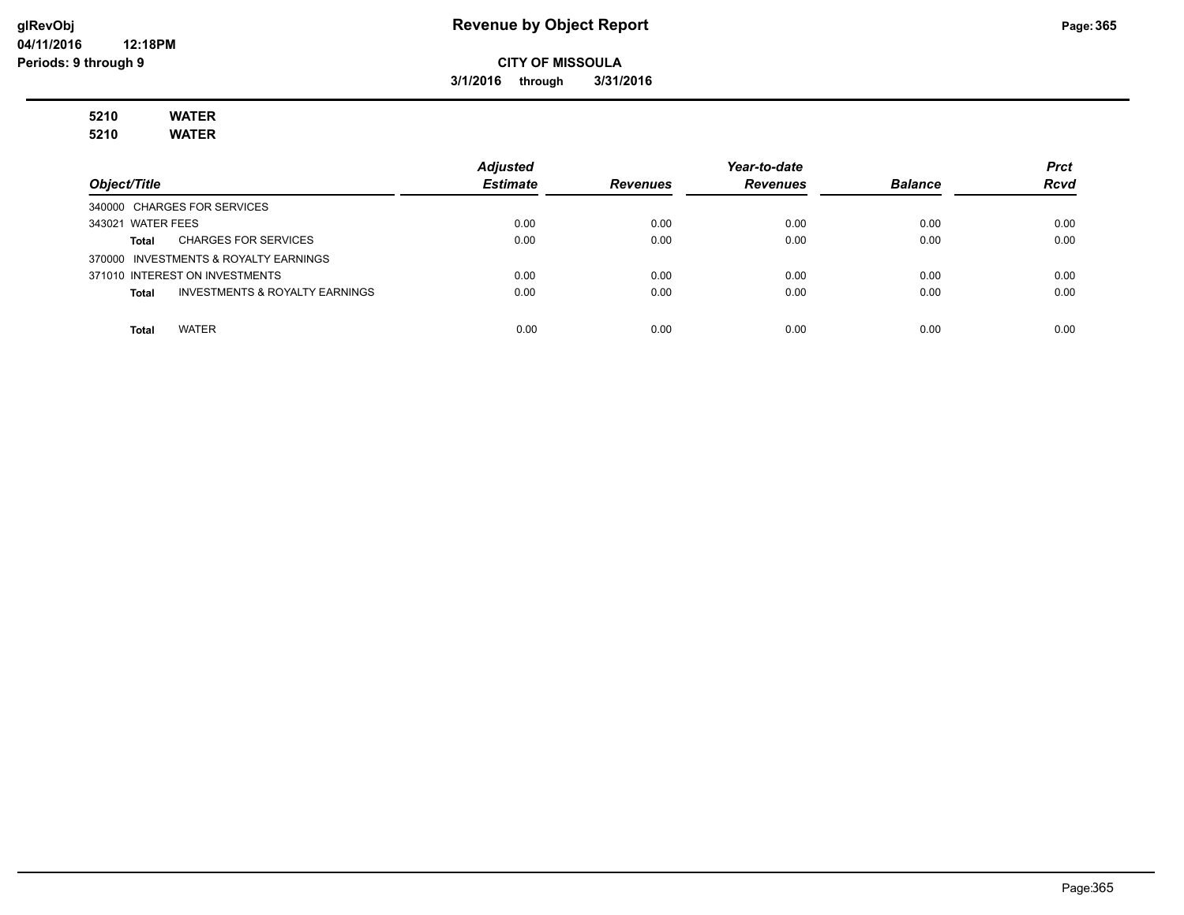**Revenue by Object Report**

**CITY OF MISSOULA**

**3/1/2016 through 3/31/2016**

glRevObj
04/11/2016 12:18PM
Periods: 9 through 9

**5210 WATER**
**5210 WATER**

| Object/Title | Adjusted Estimate | Revenues | Year-to-date Revenues | Balance | Prct Rcvd |
|---|---|---|---|---|---|
| 340000 CHARGES FOR SERVICES | | | | | |
| 343021 WATER FEES | 0.00 | 0.00 | 0.00 | 0.00 | 0.00 |
| **Total** CHARGES FOR SERVICES | 0.00 | 0.00 | 0.00 | 0.00 | 0.00 |
| 370000 INVESTMENTS & ROYALTY EARNINGS | | | | | |
| 371010 INTEREST ON INVESTMENTS | 0.00 | 0.00 | 0.00 | 0.00 | 0.00 |
| **Total** INVESTMENTS & ROYALTY EARNINGS | 0.00 | 0.00 | 0.00 | 0.00 | 0.00 |
| **Total** WATER | 0.00 | 0.00 | 0.00 | 0.00 | 0.00 |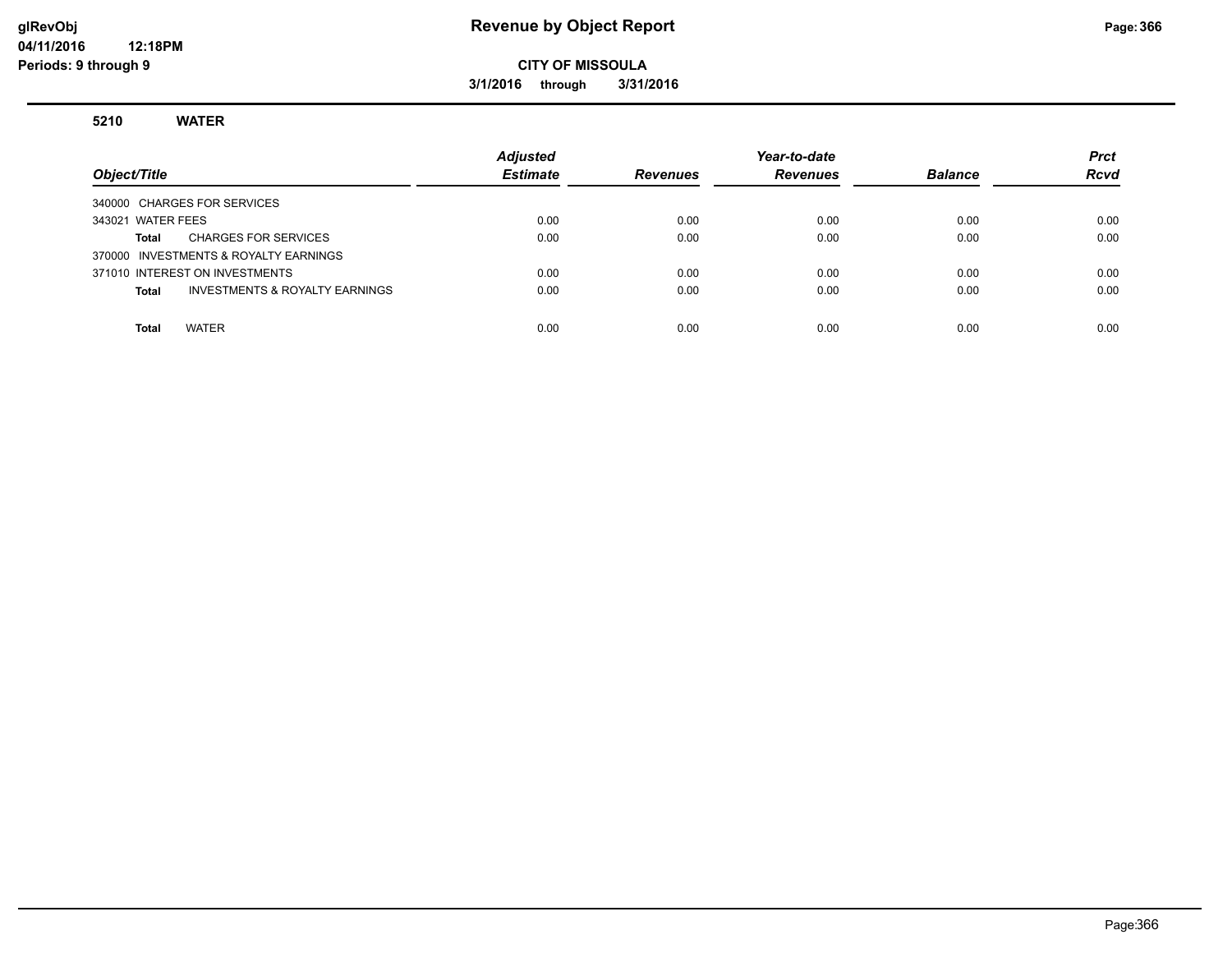**glRevObj**
**04/11/2016 12:18PM**
**Periods: 9 through 9**

# Revenue by Object Report

**CITY OF MISSOULA**

**3/1/2016 through 3/31/2016**

**5210 WATER**

| Object/Title | Adjusted Estimate | Revenues | Year-to-date Revenues | Balance | Prct Rcvd |
|---|---|---|---|---|---|
| 340000 CHARGES FOR SERVICES | | | | | |
| 343021 WATER FEES | 0.00 | 0.00 | 0.00 | 0.00 | 0.00 |
| **Total** CHARGES FOR SERVICES | 0.00 | 0.00 | 0.00 | 0.00 | 0.00 |
| 370000 INVESTMENTS & ROYALTY EARNINGS | | | | | |
| 371010 INTEREST ON INVESTMENTS | 0.00 | 0.00 | 0.00 | 0.00 | 0.00 |
| **Total** INVESTMENTS & ROYALTY EARNINGS | 0.00 | 0.00 | 0.00 | 0.00 | 0.00 |
| **Total** WATER | 0.00 | 0.00 | 0.00 | 0.00 | 0.00 |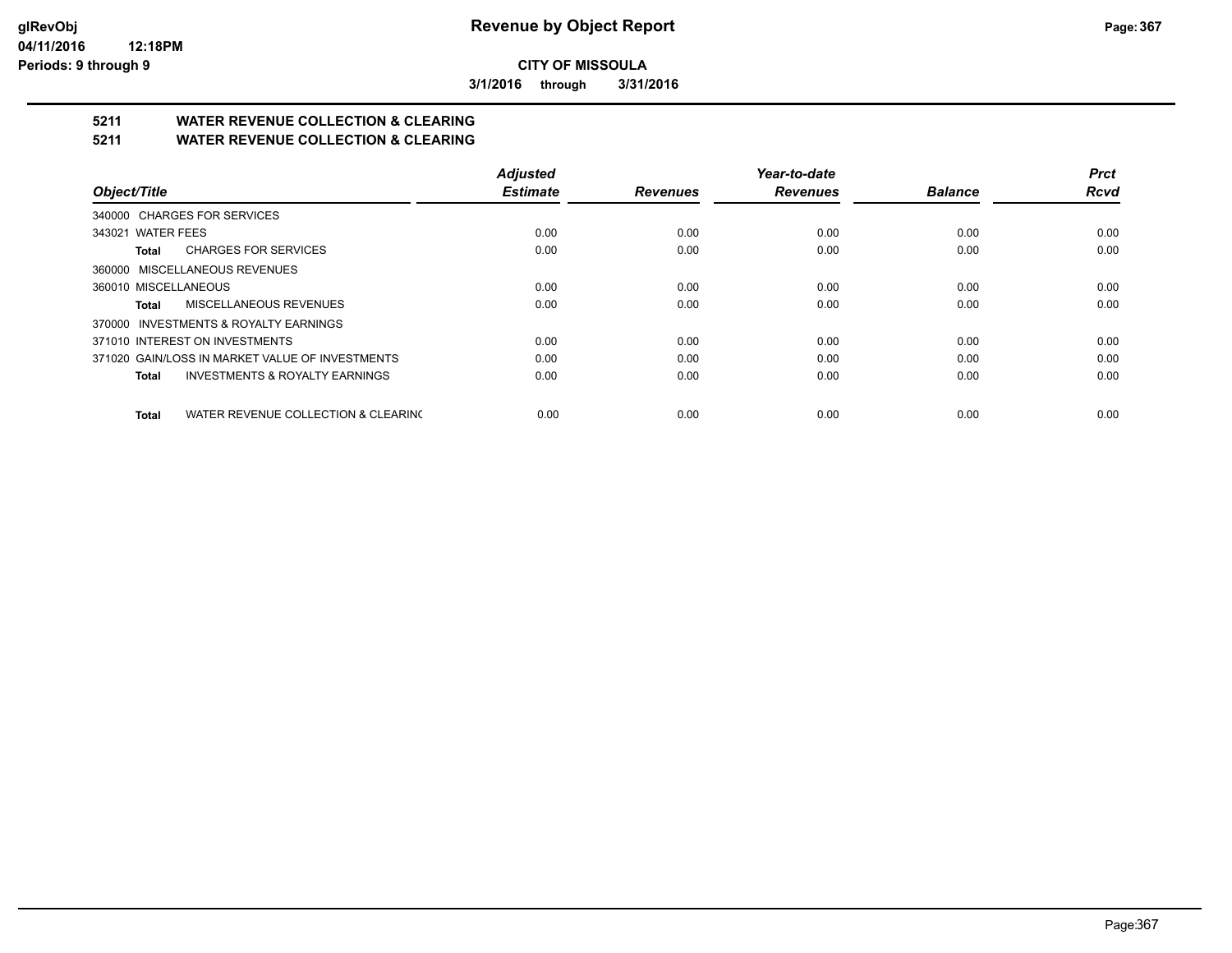# CITY OF MISSOULA

**3/1/2016 through 3/31/2016**

## 5211 WATER REVENUE COLLECTION & CLEARING
## 5211 WATER REVENUE COLLECTION & CLEARING

| Object/Title | Adjusted Estimate | Revenues | Year-to-date Revenues | Balance | Prct Rcvd |
|---|---|---|---|---|---|
| 340000 CHARGES FOR SERVICES | | | | | |
| 343021 WATER FEES | 0.00 | 0.00 | 0.00 | 0.00 | 0.00 |
| **Total** CHARGES FOR SERVICES | 0.00 | 0.00 | 0.00 | 0.00 | 0.00 |
| 360000 MISCELLANEOUS REVENUES | | | | | |
| 360010 MISCELLANEOUS | 0.00 | 0.00 | 0.00 | 0.00 | 0.00 |
| **Total** MISCELLANEOUS REVENUES | 0.00 | 0.00 | 0.00 | 0.00 | 0.00 |
| 370000 INVESTMENTS & ROYALTY EARNINGS | | | | | |
| 371010 INTEREST ON INVESTMENTS | 0.00 | 0.00 | 0.00 | 0.00 | 0.00 |
| 371020 GAIN/LOSS IN MARKET VALUE OF INVESTMENTS | 0.00 | 0.00 | 0.00 | 0.00 | 0.00 |
| **Total** INVESTMENTS & ROYALTY EARNINGS | 0.00 | 0.00 | 0.00 | 0.00 | 0.00 |
| **Total** WATER REVENUE COLLECTION & CLEARING | 0.00 | 0.00 | 0.00 | 0.00 | 0.00 |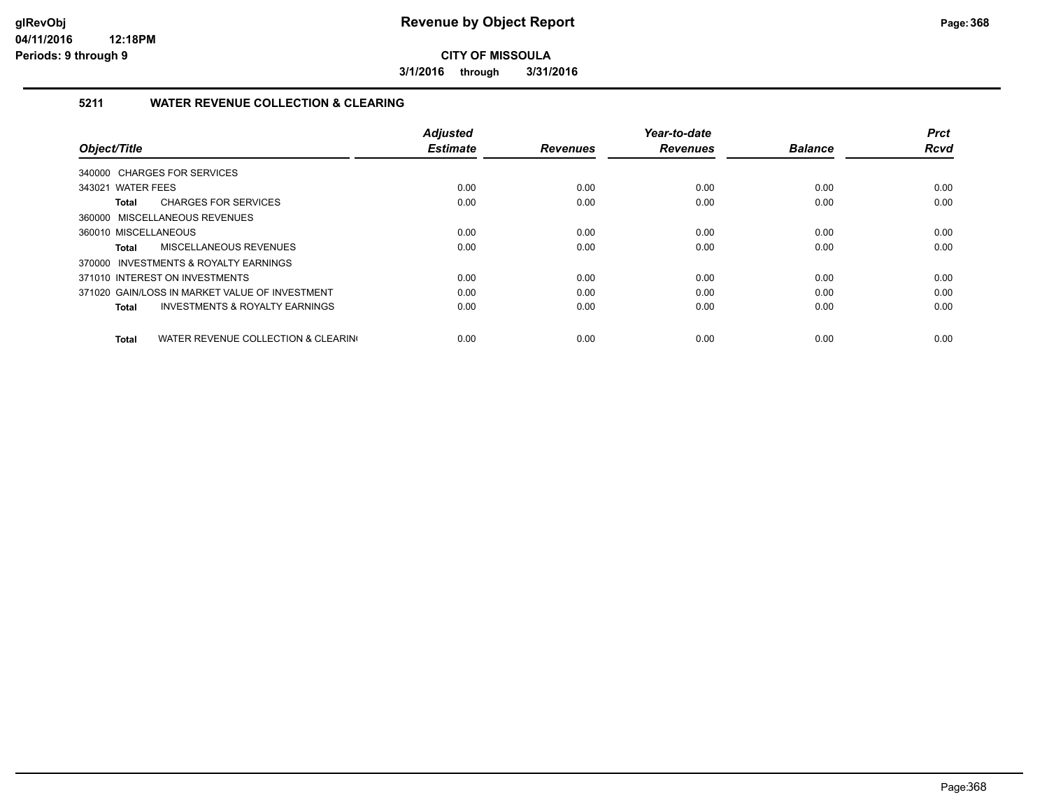**CITY OF MISSOULA**

**3/1/2016 through 3/31/2016**

## 5211 WATER REVENUE COLLECTION & CLEARING

| Object/Title | Adjusted Estimate | Revenues | Year-to-date Revenues | Balance | Prct Rcvd |
|---|---|---|---|---|---|
| 340000 CHARGES FOR SERVICES | | | | | |
| 343021 WATER FEES | 0.00 | 0.00 | 0.00 | 0.00 | 0.00 |
| **Total** CHARGES FOR SERVICES | 0.00 | 0.00 | 0.00 | 0.00 | 0.00 |
| 360000 MISCELLANEOUS REVENUES | | | | | |
| 360010 MISCELLANEOUS | 0.00 | 0.00 | 0.00 | 0.00 | 0.00 |
| **Total** MISCELLANEOUS REVENUES | 0.00 | 0.00 | 0.00 | 0.00 | 0.00 |
| 370000 INVESTMENTS & ROYALTY EARNINGS | | | | | |
| 371010 INTEREST ON INVESTMENTS | 0.00 | 0.00 | 0.00 | 0.00 | 0.00 |
| 371020 GAIN/LOSS IN MARKET VALUE OF INVESTMENT | 0.00 | 0.00 | 0.00 | 0.00 | 0.00 |
| **Total** INVESTMENTS & ROYALTY EARNINGS | 0.00 | 0.00 | 0.00 | 0.00 | 0.00 |
| **Total** WATER REVENUE COLLECTION & CLEARIN( | 0.00 | 0.00 | 0.00 | 0.00 | 0.00 |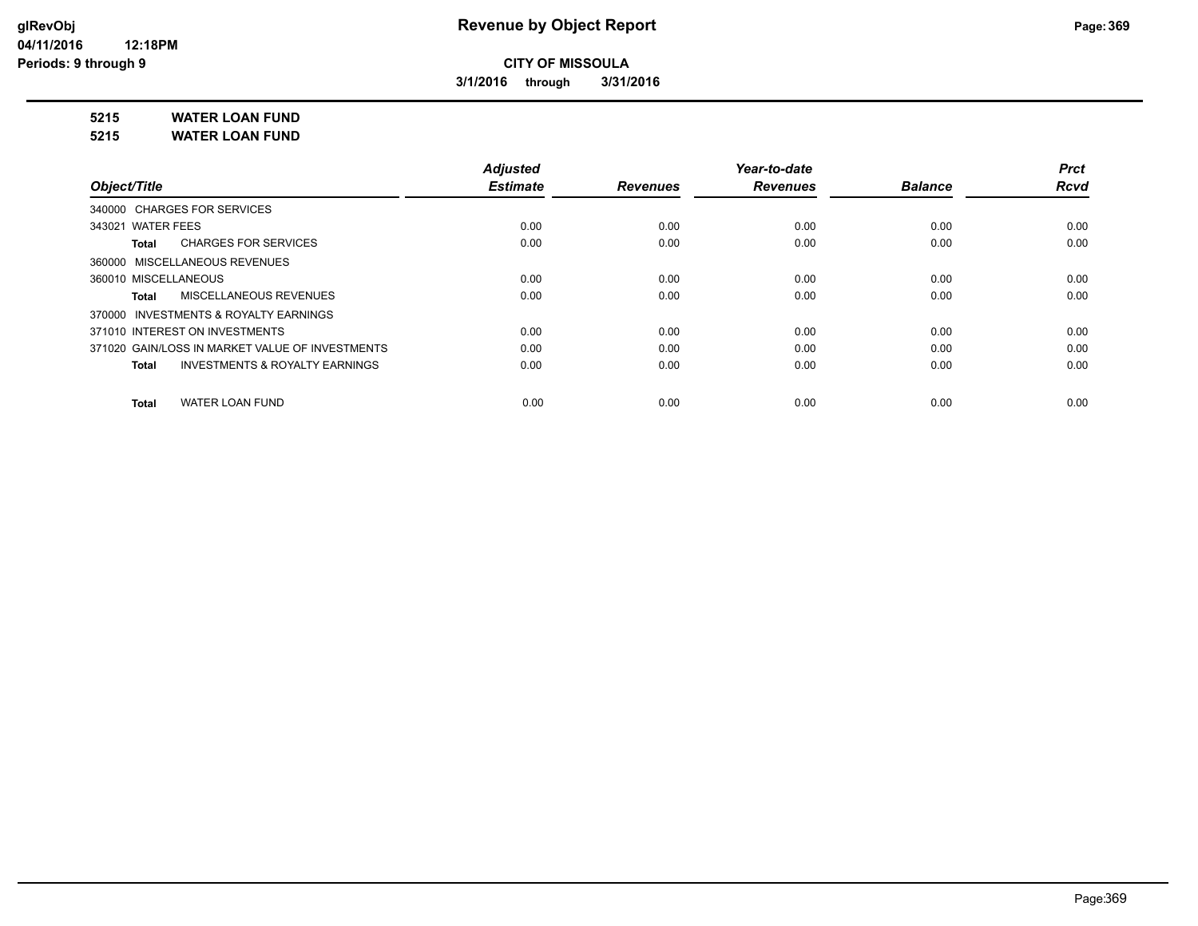**CITY OF MISSOULA**

**3/1/2016 through 3/31/2016**

**5215 WATER LOAN FUND**

**5215 WATER LOAN FUND**

| Object/Title | Adjusted Estimate | Revenues | Year-to-date Revenues | Balance | Prct Rcvd |
|---|---|---|---|---|---|
| 340000 CHARGES FOR SERVICES | | | | | |
| 343021 WATER FEES | 0.00 | 0.00 | 0.00 | 0.00 | 0.00 |
| **Total** CHARGES FOR SERVICES | 0.00 | 0.00 | 0.00 | 0.00 | 0.00 |
| 360000 MISCELLANEOUS REVENUES | | | | | |
| 360010 MISCELLANEOUS | 0.00 | 0.00 | 0.00 | 0.00 | 0.00 |
| **Total** MISCELLANEOUS REVENUES | 0.00 | 0.00 | 0.00 | 0.00 | 0.00 |
| 370000 INVESTMENTS & ROYALTY EARNINGS | | | | | |
| 371010 INTEREST ON INVESTMENTS | 0.00 | 0.00 | 0.00 | 0.00 | 0.00 |
| 371020 GAIN/LOSS IN MARKET VALUE OF INVESTMENTS | 0.00 | 0.00 | 0.00 | 0.00 | 0.00 |
| **Total** INVESTMENTS & ROYALTY EARNINGS | 0.00 | 0.00 | 0.00 | 0.00 | 0.00 |
| **Total** WATER LOAN FUND | 0.00 | 0.00 | 0.00 | 0.00 | 0.00 |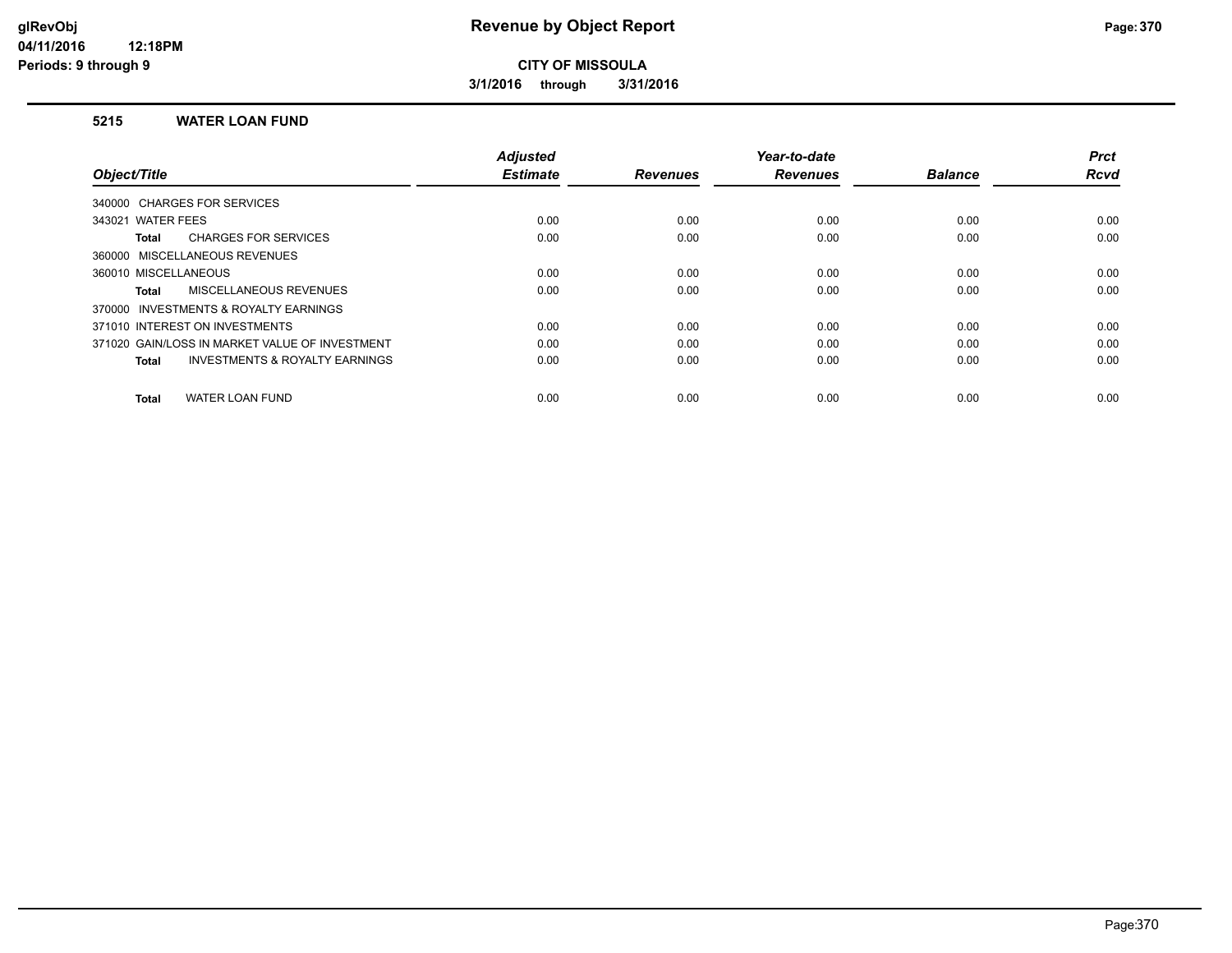# Revenue by Object Report

**CITY OF MISSOULA**

**3/1/2016 through 3/31/2016**

glRevObj
04/11/2016 12:18PM
Periods: 9 through 9

### 5215 WATER LOAN FUND

| Object/Title | Adjusted Estimate | Revenues | Year-to-date Revenues | Balance | Prct Rcvd |
|---|---|---|---|---|---|
| 340000 CHARGES FOR SERVICES | | | | | |
| 343021 WATER FEES | 0.00 | 0.00 | 0.00 | 0.00 | 0.00 |
| **Total** CHARGES FOR SERVICES | 0.00 | 0.00 | 0.00 | 0.00 | 0.00 |
| 360000 MISCELLANEOUS REVENUES | | | | | |
| 360010 MISCELLANEOUS | 0.00 | 0.00 | 0.00 | 0.00 | 0.00 |
| **Total** MISCELLANEOUS REVENUES | 0.00 | 0.00 | 0.00 | 0.00 | 0.00 |
| 370000 INVESTMENTS & ROYALTY EARNINGS | | | | | |
| 371010 INTEREST ON INVESTMENTS | 0.00 | 0.00 | 0.00 | 0.00 | 0.00 |
| 371020 GAIN/LOSS IN MARKET VALUE OF INVESTMENT | 0.00 | 0.00 | 0.00 | 0.00 | 0.00 |
| **Total** INVESTMENTS & ROYALTY EARNINGS | 0.00 | 0.00 | 0.00 | 0.00 | 0.00 |
| **Total** WATER LOAN FUND | 0.00 | 0.00 | 0.00 | 0.00 | 0.00 |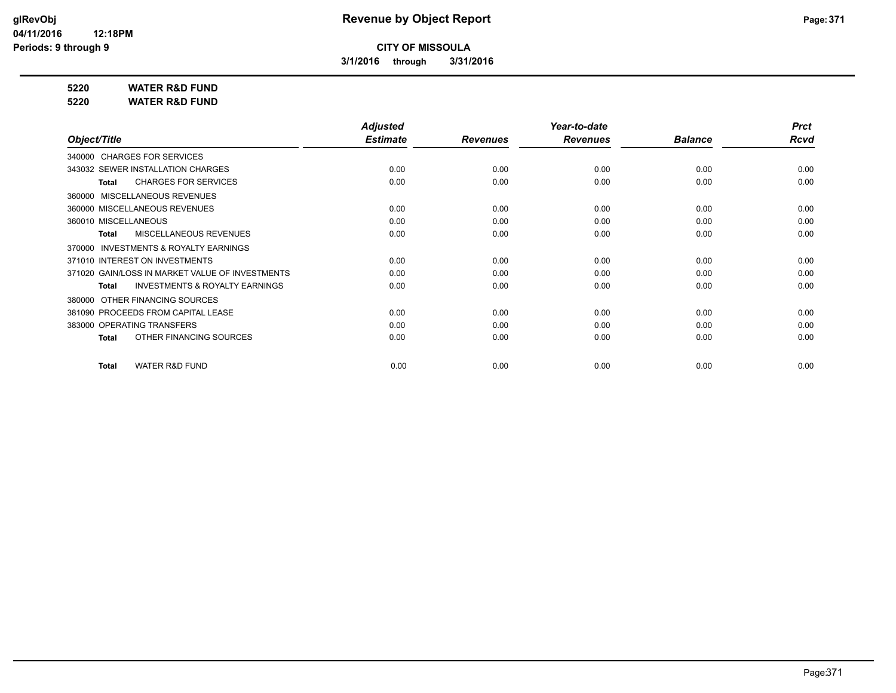# Revenue by Object Report

**CITY OF MISSOULA**

**3/1/2016 through 3/31/2016**

glRevObj
04/11/2016 12:18PM
Periods: 9 through 9

**5220 WATER R&D FUND**
**5220 WATER R&D FUND**

| Object/Title | Adjusted Estimate | Revenues | Year-to-date Revenues | Balance | Prct Rcvd |
|---|---|---|---|---|---|
| 340000 CHARGES FOR SERVICES | | | | | |
| 343032 SEWER INSTALLATION CHARGES | 0.00 | 0.00 | 0.00 | 0.00 | 0.00 |
| **Total** CHARGES FOR SERVICES | 0.00 | 0.00 | 0.00 | 0.00 | 0.00 |
| 360000 MISCELLANEOUS REVENUES | | | | | |
| 360000 MISCELLANEOUS REVENUES | 0.00 | 0.00 | 0.00 | 0.00 | 0.00 |
| 360010 MISCELLANEOUS | 0.00 | 0.00 | 0.00 | 0.00 | 0.00 |
| **Total** MISCELLANEOUS REVENUES | 0.00 | 0.00 | 0.00 | 0.00 | 0.00 |
| 370000 INVESTMENTS & ROYALTY EARNINGS | | | | | |
| 371010 INTEREST ON INVESTMENTS | 0.00 | 0.00 | 0.00 | 0.00 | 0.00 |
| 371020 GAIN/LOSS IN MARKET VALUE OF INVESTMENTS | 0.00 | 0.00 | 0.00 | 0.00 | 0.00 |
| **Total** INVESTMENTS & ROYALTY EARNINGS | 0.00 | 0.00 | 0.00 | 0.00 | 0.00 |
| 380000 OTHER FINANCING SOURCES | | | | | |
| 381090 PROCEEDS FROM CAPITAL LEASE | 0.00 | 0.00 | 0.00 | 0.00 | 0.00 |
| 383000 OPERATING TRANSFERS | 0.00 | 0.00 | 0.00 | 0.00 | 0.00 |
| **Total** OTHER FINANCING SOURCES | 0.00 | 0.00 | 0.00 | 0.00 | 0.00 |
| **Total** WATER R&D FUND | 0.00 | 0.00 | 0.00 | 0.00 | 0.00 |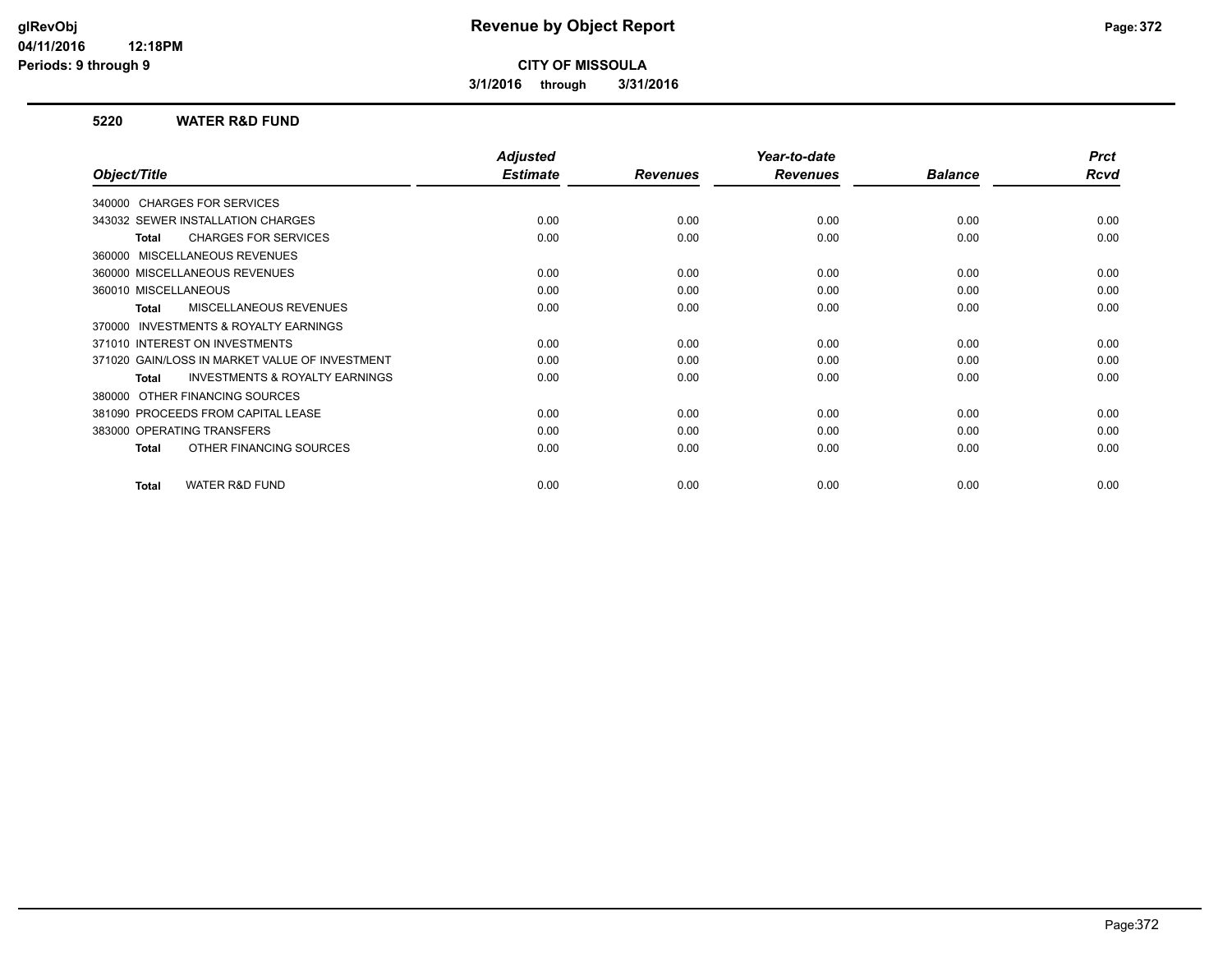**CITY OF MISSOULA**

**3/1/2016 through 3/31/2016**

## 5220 WATER R&D FUND

| Object/Title | Adjusted Estimate | Revenues | Year-to-date Revenues | Balance | Prct Rcvd |
|---|---|---|---|---|---|
| 340000 CHARGES FOR SERVICES | | | | | |
| 343032 SEWER INSTALLATION CHARGES | 0.00 | 0.00 | 0.00 | 0.00 | 0.00 |
| **Total** CHARGES FOR SERVICES | 0.00 | 0.00 | 0.00 | 0.00 | 0.00 |
| 360000 MISCELLANEOUS REVENUES | | | | | |
| 360000 MISCELLANEOUS REVENUES | 0.00 | 0.00 | 0.00 | 0.00 | 0.00 |
| 360010 MISCELLANEOUS | 0.00 | 0.00 | 0.00 | 0.00 | 0.00 |
| **Total** MISCELLANEOUS REVENUES | 0.00 | 0.00 | 0.00 | 0.00 | 0.00 |
| 370000 INVESTMENTS & ROYALTY EARNINGS | | | | | |
| 371010 INTEREST ON INVESTMENTS | 0.00 | 0.00 | 0.00 | 0.00 | 0.00 |
| 371020 GAIN/LOSS IN MARKET VALUE OF INVESTMENT | 0.00 | 0.00 | 0.00 | 0.00 | 0.00 |
| **Total** INVESTMENTS & ROYALTY EARNINGS | 0.00 | 0.00 | 0.00 | 0.00 | 0.00 |
| 380000 OTHER FINANCING SOURCES | | | | | |
| 381090 PROCEEDS FROM CAPITAL LEASE | 0.00 | 0.00 | 0.00 | 0.00 | 0.00 |
| 383000 OPERATING TRANSFERS | 0.00 | 0.00 | 0.00 | 0.00 | 0.00 |
| **Total** OTHER FINANCING SOURCES | 0.00 | 0.00 | 0.00 | 0.00 | 0.00 |
| **Total** WATER R&D FUND | 0.00 | 0.00 | 0.00 | 0.00 | 0.00 |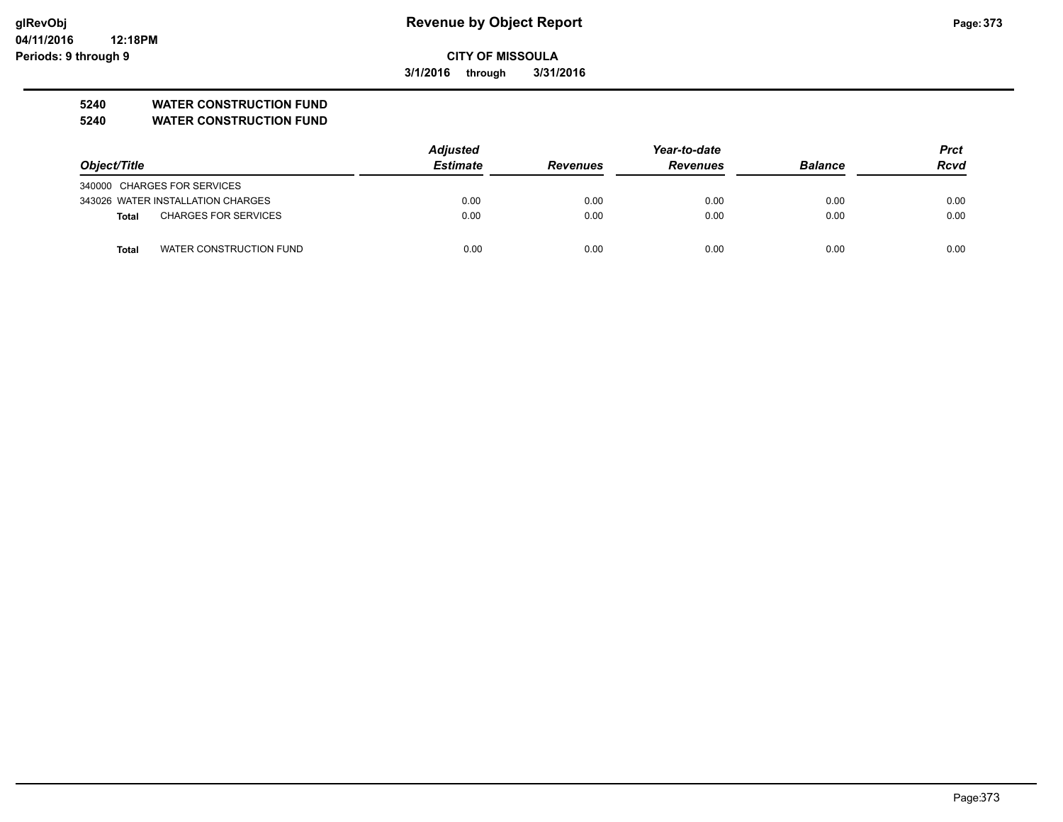# Revenue by Object Report

**CITY OF MISSOULA**

**3/1/2016 through 3/31/2016**

glRevObj
04/11/2016 12:18PM
Periods: 9 through 9

## 5240 WATER CONSTRUCTION FUND
## 5240 WATER CONSTRUCTION FUND

| Object/Title | Adjusted Estimate | Revenues | Year-to-date Revenues | Balance | Prct Rcvd |
|---|---|---|---|---|---|
| 340000 CHARGES FOR SERVICES | | | | | |
| 343026 WATER INSTALLATION CHARGES | 0.00 | 0.00 | 0.00 | 0.00 | 0.00 |
| **Total** CHARGES FOR SERVICES | 0.00 | 0.00 | 0.00 | 0.00 | 0.00 |
| **Total** WATER CONSTRUCTION FUND | 0.00 | 0.00 | 0.00 | 0.00 | 0.00 |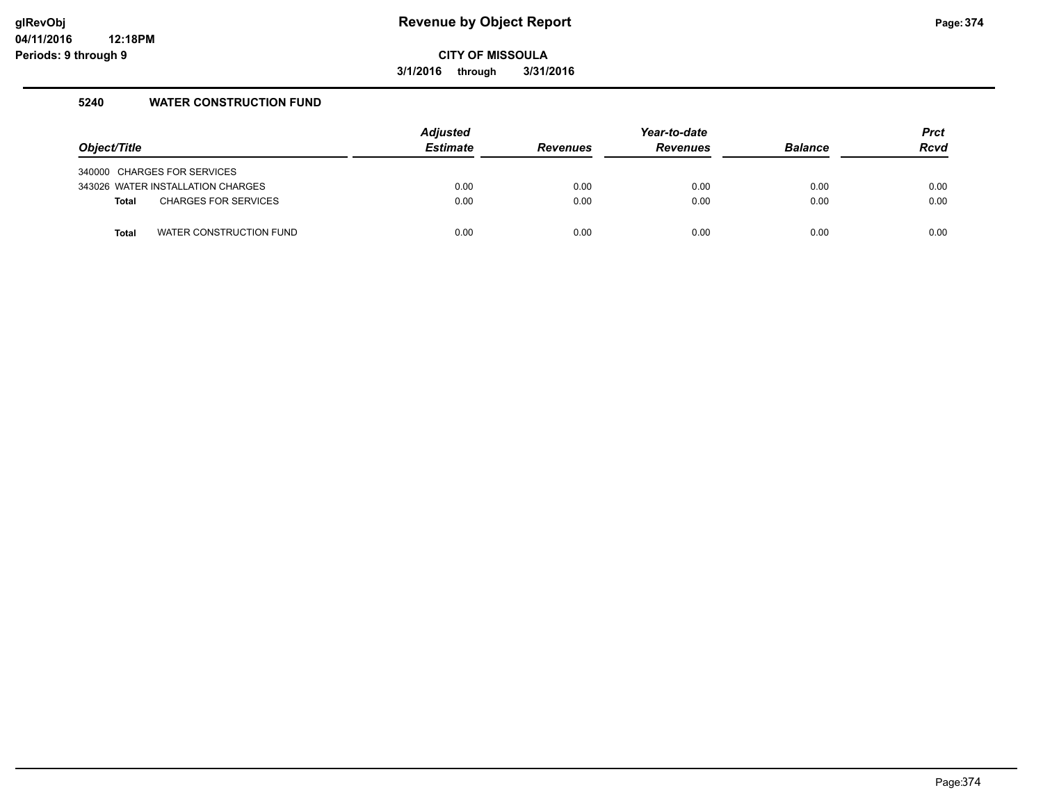**glRevObj**
**04/11/2016 12:18PM**
**Periods: 9 through 9**

# Revenue by Object Report

**CITY OF MISSOULA**

**3/1/2016 through 3/31/2016**

## 5240 WATER CONSTRUCTION FUND

| Object/Title | Adjusted Estimate | Revenues | Year-to-date Revenues | Balance | Prct Rcvd |
|---|---|---|---|---|---|
| 340000 CHARGES FOR SERVICES | | | | | |
| 343026 WATER INSTALLATION CHARGES | 0.00 | 0.00 | 0.00 | 0.00 | 0.00 |
| **Total** CHARGES FOR SERVICES | 0.00 | 0.00 | 0.00 | 0.00 | 0.00 |
| **Total** WATER CONSTRUCTION FUND | 0.00 | 0.00 | 0.00 | 0.00 | 0.00 |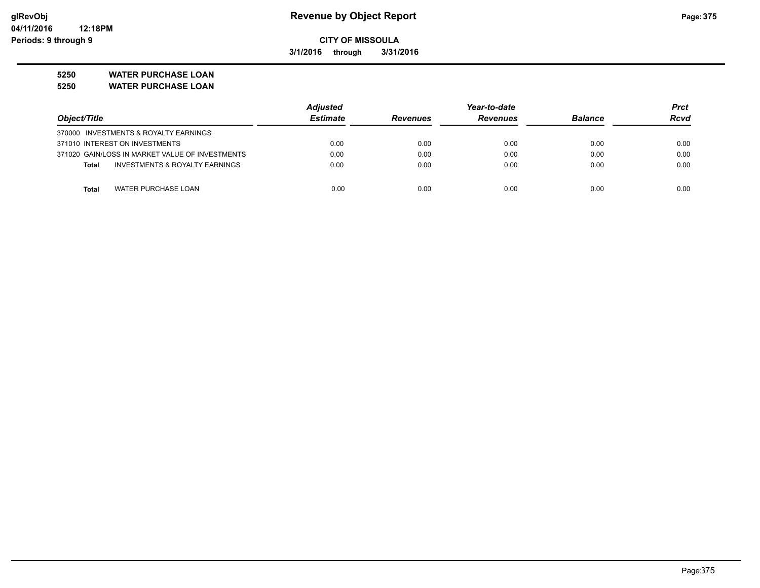**Revenue by Object Report**

**CITY OF MISSOULA**

**3/1/2016 through 3/31/2016**

glRevObj
04/11/2016 12:18PM
Periods: 9 through 9

**5250 WATER PURCHASE LOAN**

**5250 WATER PURCHASE LOAN**

| Object/Title | Adjusted Estimate | Revenues | Year-to-date Revenues | Balance | Prct Rcvd |
|---|---|---|---|---|---|
| 370000 INVESTMENTS & ROYALTY EARNINGS | | | | | |
| 371010 INTEREST ON INVESTMENTS | 0.00 | 0.00 | 0.00 | 0.00 | 0.00 |
| 371020 GAIN/LOSS IN MARKET VALUE OF INVESTMENTS | 0.00 | 0.00 | 0.00 | 0.00 | 0.00 |
| **Total** INVESTMENTS & ROYALTY EARNINGS | 0.00 | 0.00 | 0.00 | 0.00 | 0.00 |
| **Total** WATER PURCHASE LOAN | 0.00 | 0.00 | 0.00 | 0.00 | 0.00 |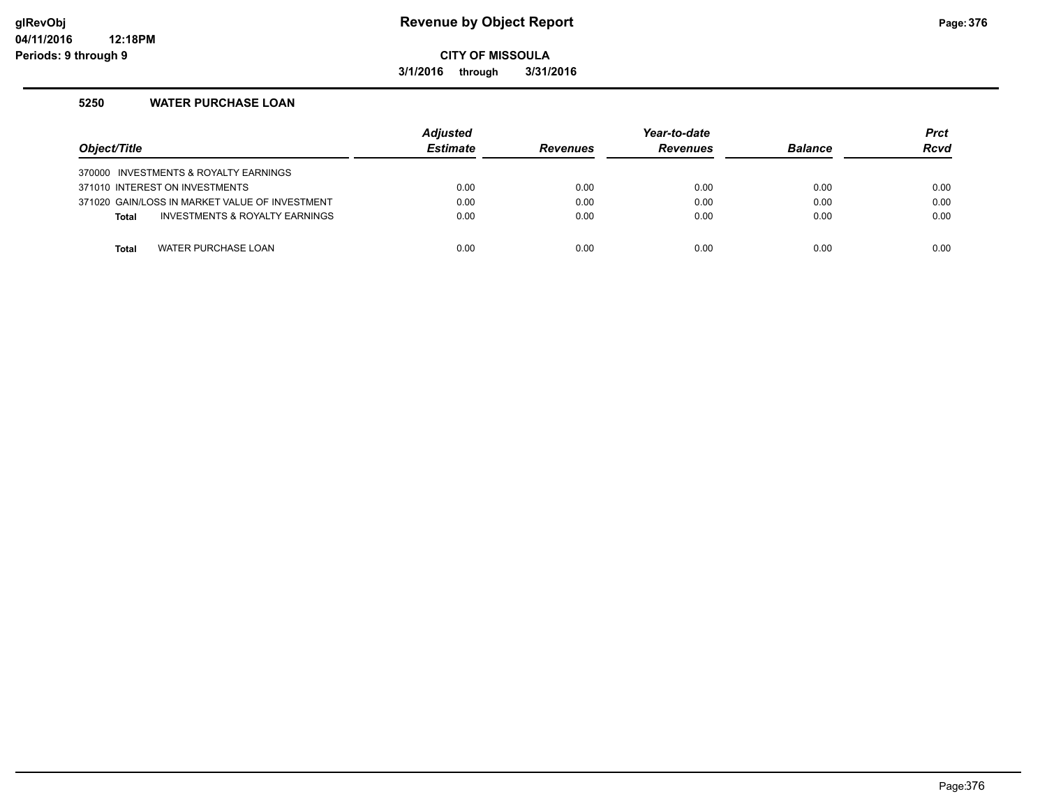**Revenue by Object Report**

**CITY OF MISSOULA**

**3/1/2016 through 3/31/2016**

glRevObj
04/11/2016 12:18PM
Periods: 9 through 9

## 5250 WATER PURCHASE LOAN

| Object/Title | Adjusted Estimate | Revenues | Year-to-date Revenues | Balance | Prct Rcvd |
|---|---|---|---|---|---|
| 370000 INVESTMENTS & ROYALTY EARNINGS | | | | | |
| 371010 INTEREST ON INVESTMENTS | 0.00 | 0.00 | 0.00 | 0.00 | 0.00 |
| 371020 GAIN/LOSS IN MARKET VALUE OF INVESTMENT | 0.00 | 0.00 | 0.00 | 0.00 | 0.00 |
| **Total** INVESTMENTS & ROYALTY EARNINGS | 0.00 | 0.00 | 0.00 | 0.00 | 0.00 |
| **Total** WATER PURCHASE LOAN | 0.00 | 0.00 | 0.00 | 0.00 | 0.00 |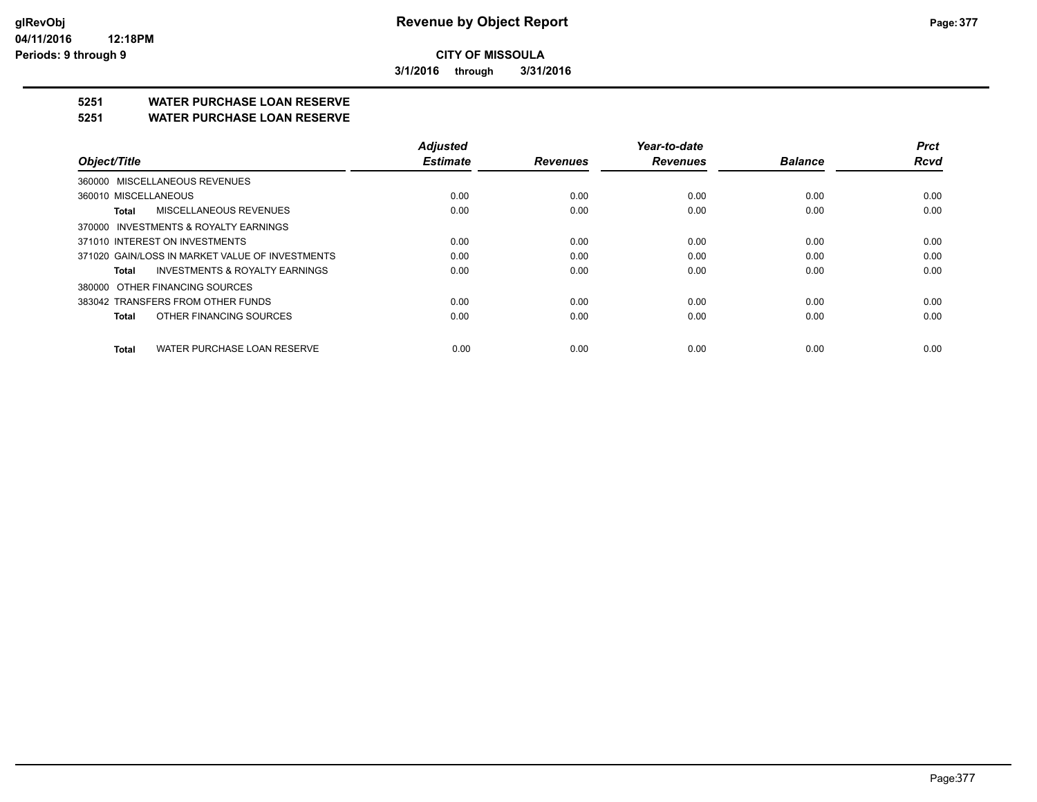**CITY OF MISSOULA**

**3/1/2016 through 3/31/2016**

## 5251 WATER PURCHASE LOAN RESERVE

## 5251 WATER PURCHASE LOAN RESERVE

| Object/Title | Adjusted Estimate | Revenues | Year-to-date Revenues | Balance | Prct Rcvd |
|---|---|---|---|---|---|
| 360000 MISCELLANEOUS REVENUES | | | | | |
| 360010 MISCELLANEOUS | 0.00 | 0.00 | 0.00 | 0.00 | 0.00 |
| **Total** MISCELLANEOUS REVENUES | 0.00 | 0.00 | 0.00 | 0.00 | 0.00 |
| 370000 INVESTMENTS & ROYALTY EARNINGS | | | | | |
| 371010 INTEREST ON INVESTMENTS | 0.00 | 0.00 | 0.00 | 0.00 | 0.00 |
| 371020 GAIN/LOSS IN MARKET VALUE OF INVESTMENTS | 0.00 | 0.00 | 0.00 | 0.00 | 0.00 |
| **Total** INVESTMENTS & ROYALTY EARNINGS | 0.00 | 0.00 | 0.00 | 0.00 | 0.00 |
| 380000 OTHER FINANCING SOURCES | | | | | |
| 383042 TRANSFERS FROM OTHER FUNDS | 0.00 | 0.00 | 0.00 | 0.00 | 0.00 |
| **Total** OTHER FINANCING SOURCES | 0.00 | 0.00 | 0.00 | 0.00 | 0.00 |
| **Total** WATER PURCHASE LOAN RESERVE | 0.00 | 0.00 | 0.00 | 0.00 | 0.00 |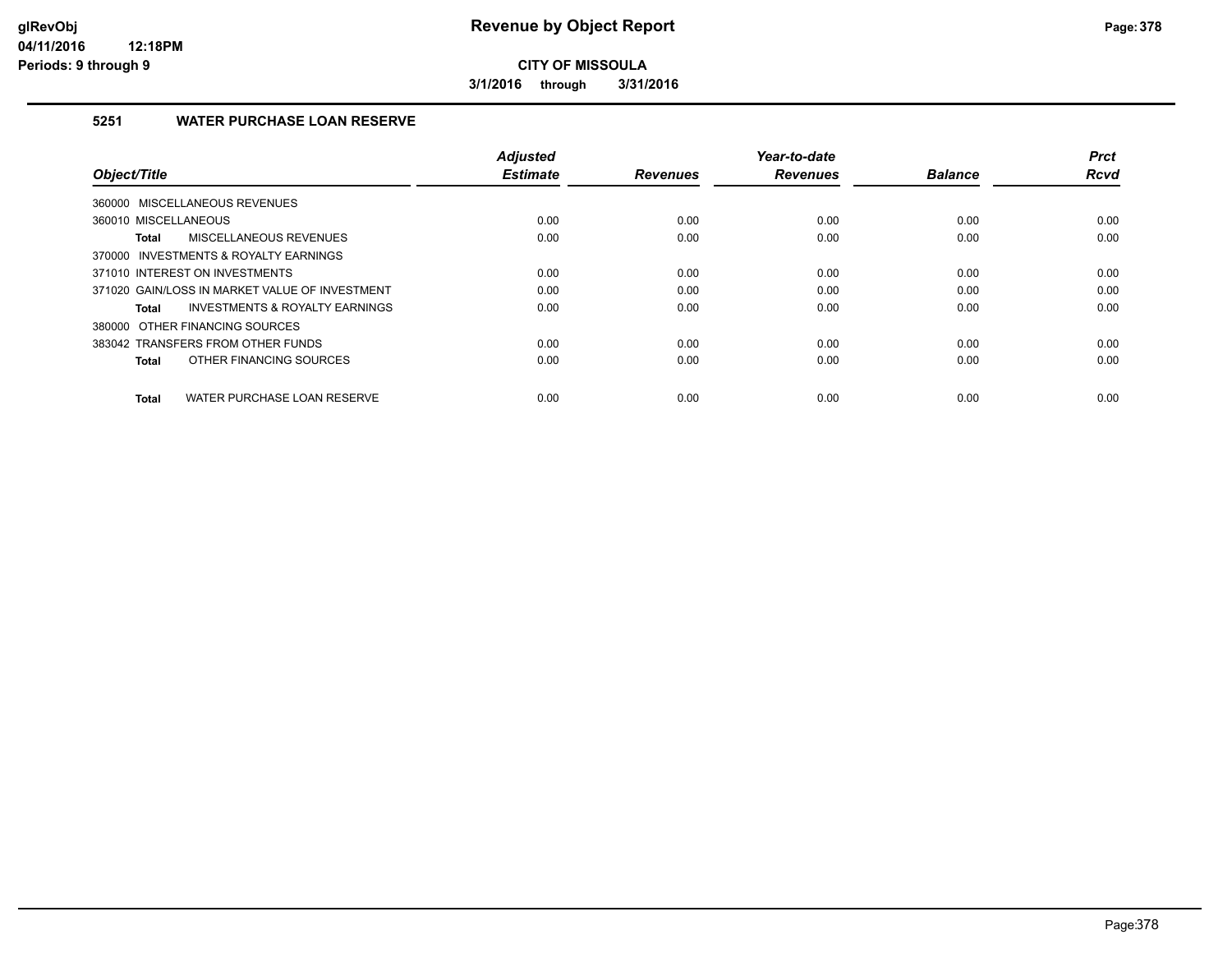**CITY OF MISSOULA**

**3/1/2016 through 3/31/2016**

### 5251 WATER PURCHASE LOAN RESERVE

| Object/Title | Adjusted Estimate | Revenues | Year-to-date Revenues | Balance | Prct Rcvd |
|---|---|---|---|---|---|
| 360000 MISCELLANEOUS REVENUES | | | | | |
| 360010 MISCELLANEOUS | 0.00 | 0.00 | 0.00 | 0.00 | 0.00 |
| **Total** MISCELLANEOUS REVENUES | 0.00 | 0.00 | 0.00 | 0.00 | 0.00 |
| 370000 INVESTMENTS & ROYALTY EARNINGS | | | | | |
| 371010 INTEREST ON INVESTMENTS | 0.00 | 0.00 | 0.00 | 0.00 | 0.00 |
| 371020 GAIN/LOSS IN MARKET VALUE OF INVESTMENT | 0.00 | 0.00 | 0.00 | 0.00 | 0.00 |
| **Total** INVESTMENTS & ROYALTY EARNINGS | 0.00 | 0.00 | 0.00 | 0.00 | 0.00 |
| 380000 OTHER FINANCING SOURCES | | | | | |
| 383042 TRANSFERS FROM OTHER FUNDS | 0.00 | 0.00 | 0.00 | 0.00 | 0.00 |
| **Total** OTHER FINANCING SOURCES | 0.00 | 0.00 | 0.00 | 0.00 | 0.00 |
| **Total** WATER PURCHASE LOAN RESERVE | 0.00 | 0.00 | 0.00 | 0.00 | 0.00 |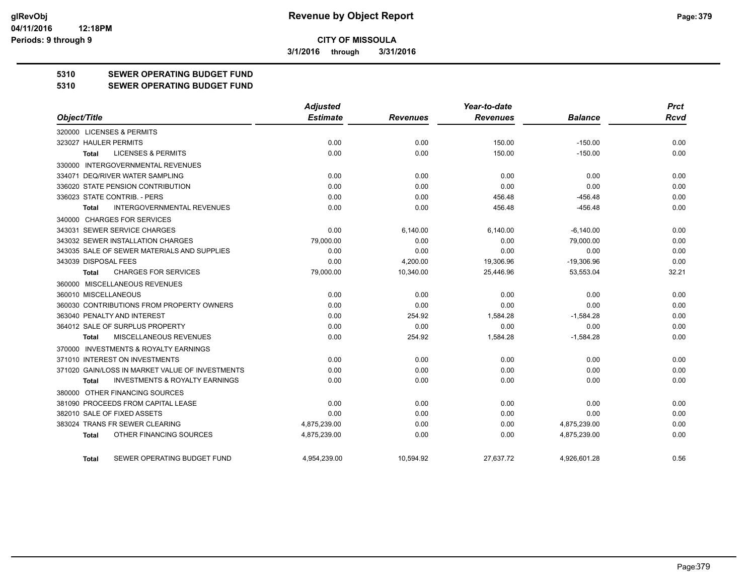**CITY OF MISSOULA**

**3/1/2016 through 3/31/2016**

## 5310 SEWER OPERATING BUDGET FUND
## 5310 SEWER OPERATING BUDGET FUND

| Object/Title | Adjusted Estimate | Revenues | Year-to-date Revenues | Balance | Prct Rcvd |
|---|---|---|---|---|---|
| 320000 LICENSES & PERMITS | | | | | |
| 323027 HAULER PERMITS | 0.00 | 0.00 | 150.00 | -150.00 | 0.00 |
| Total LICENSES & PERMITS | 0.00 | 0.00 | 150.00 | -150.00 | 0.00 |
| 330000 INTERGOVERNMENTAL REVENUES | | | | | |
| 334071 DEQ/RIVER WATER SAMPLING | 0.00 | 0.00 | 0.00 | 0.00 | 0.00 |
| 336020 STATE PENSION CONTRIBUTION | 0.00 | 0.00 | 0.00 | 0.00 | 0.00 |
| 336023 STATE CONTRIB. - PERS | 0.00 | 0.00 | 456.48 | -456.48 | 0.00 |
| Total INTERGOVERNMENTAL REVENUES | 0.00 | 0.00 | 456.48 | -456.48 | 0.00 |
| 340000 CHARGES FOR SERVICES | | | | | |
| 343031 SEWER SERVICE CHARGES | 0.00 | 6,140.00 | 6,140.00 | -6,140.00 | 0.00 |
| 343032 SEWER INSTALLATION CHARGES | 79,000.00 | 0.00 | 0.00 | 79,000.00 | 0.00 |
| 343035 SALE OF SEWER MATERIALS AND SUPPLIES | 0.00 | 0.00 | 0.00 | 0.00 | 0.00 |
| 343039 DISPOSAL FEES | 0.00 | 4,200.00 | 19,306.96 | -19,306.96 | 0.00 |
| Total CHARGES FOR SERVICES | 79,000.00 | 10,340.00 | 25,446.96 | 53,553.04 | 32.21 |
| 360000 MISCELLANEOUS REVENUES | | | | | |
| 360010 MISCELLANEOUS | 0.00 | 0.00 | 0.00 | 0.00 | 0.00 |
| 360030 CONTRIBUTIONS FROM PROPERTY OWNERS | 0.00 | 0.00 | 0.00 | 0.00 | 0.00 |
| 363040 PENALTY AND INTEREST | 0.00 | 254.92 | 1,584.28 | -1,584.28 | 0.00 |
| 364012 SALE OF SURPLUS PROPERTY | 0.00 | 0.00 | 0.00 | 0.00 | 0.00 |
| Total MISCELLANEOUS REVENUES | 0.00 | 254.92 | 1,584.28 | -1,584.28 | 0.00 |
| 370000 INVESTMENTS & ROYALTY EARNINGS | | | | | |
| 371010 INTEREST ON INVESTMENTS | 0.00 | 0.00 | 0.00 | 0.00 | 0.00 |
| 371020 GAIN/LOSS IN MARKET VALUE OF INVESTMENTS | 0.00 | 0.00 | 0.00 | 0.00 | 0.00 |
| Total INVESTMENTS & ROYALTY EARNINGS | 0.00 | 0.00 | 0.00 | 0.00 | 0.00 |
| 380000 OTHER FINANCING SOURCES | | | | | |
| 381090 PROCEEDS FROM CAPITAL LEASE | 0.00 | 0.00 | 0.00 | 0.00 | 0.00 |
| 382010 SALE OF FIXED ASSETS | 0.00 | 0.00 | 0.00 | 0.00 | 0.00 |
| 383024 TRANS FR SEWER CLEARING | 4,875,239.00 | 0.00 | 0.00 | 4,875,239.00 | 0.00 |
| Total OTHER FINANCING SOURCES | 4,875,239.00 | 0.00 | 0.00 | 4,875,239.00 | 0.00 |
| Total SEWER OPERATING BUDGET FUND | 4,954,239.00 | 10,594.92 | 27,637.72 | 4,926,601.28 | 0.56 |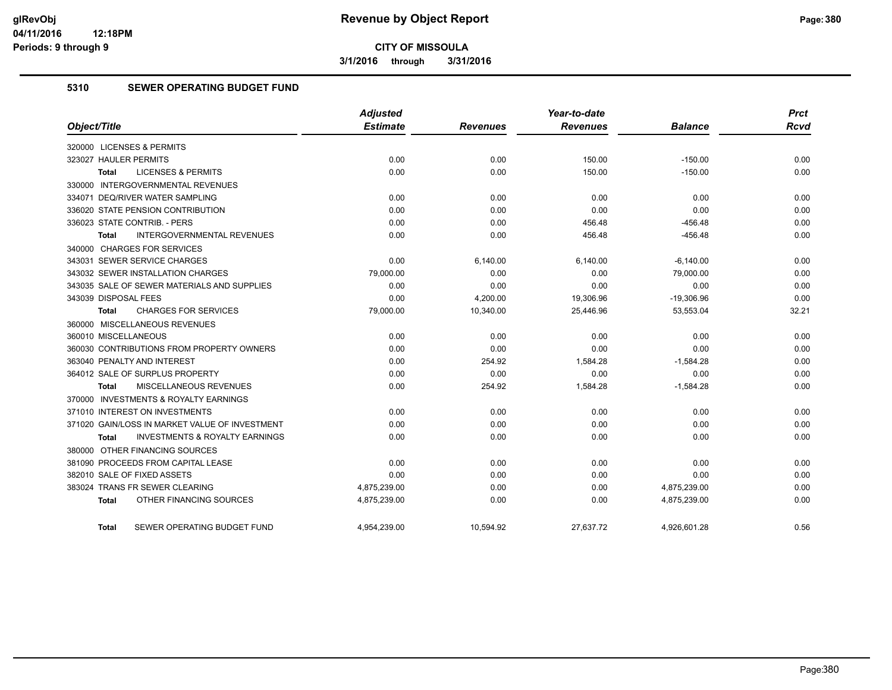# Revenue by Object Report

**CITY OF MISSOULA**

**3/1/2016 through 3/31/2016**

glRevObj
04/11/2016 12:18PM
Periods: 9 through 9

## 5310 SEWER OPERATING BUDGET FUND

| Object/Title | Adjusted Estimate | Revenues | Year-to-date Revenues | Balance | Prct Rcvd |
|---|---|---|---|---|---|
| 320000 LICENSES & PERMITS | | | | | |
| 323027 HAULER PERMITS | 0.00 | 0.00 | 150.00 | -150.00 | 0.00 |
| Total LICENSES & PERMITS | 0.00 | 0.00 | 150.00 | -150.00 | 0.00 |
| 330000 INTERGOVERNMENTAL REVENUES | | | | | |
| 334071 DEQ/RIVER WATER SAMPLING | 0.00 | 0.00 | 0.00 | 0.00 | 0.00 |
| 336020 STATE PENSION CONTRIBUTION | 0.00 | 0.00 | 0.00 | 0.00 | 0.00 |
| 336023 STATE CONTRIB. - PERS | 0.00 | 0.00 | 456.48 | -456.48 | 0.00 |
| Total INTERGOVERNMENTAL REVENUES | 0.00 | 0.00 | 456.48 | -456.48 | 0.00 |
| 340000 CHARGES FOR SERVICES | | | | | |
| 343031 SEWER SERVICE CHARGES | 0.00 | 6,140.00 | 6,140.00 | -6,140.00 | 0.00 |
| 343032 SEWER INSTALLATION CHARGES | 79,000.00 | 0.00 | 0.00 | 79,000.00 | 0.00 |
| 343035 SALE OF SEWER MATERIALS AND SUPPLIES | 0.00 | 0.00 | 0.00 | 0.00 | 0.00 |
| 343039 DISPOSAL FEES | 0.00 | 4,200.00 | 19,306.96 | -19,306.96 | 0.00 |
| Total CHARGES FOR SERVICES | 79,000.00 | 10,340.00 | 25,446.96 | 53,553.04 | 32.21 |
| 360000 MISCELLANEOUS REVENUES | | | | | |
| 360010 MISCELLANEOUS | 0.00 | 0.00 | 0.00 | 0.00 | 0.00 |
| 360030 CONTRIBUTIONS FROM PROPERTY OWNERS | 0.00 | 0.00 | 0.00 | 0.00 | 0.00 |
| 363040 PENALTY AND INTEREST | 0.00 | 254.92 | 1,584.28 | -1,584.28 | 0.00 |
| 364012 SALE OF SURPLUS PROPERTY | 0.00 | 0.00 | 0.00 | 0.00 | 0.00 |
| Total MISCELLANEOUS REVENUES | 0.00 | 254.92 | 1,584.28 | -1,584.28 | 0.00 |
| 370000 INVESTMENTS & ROYALTY EARNINGS | | | | | |
| 371010 INTEREST ON INVESTMENTS | 0.00 | 0.00 | 0.00 | 0.00 | 0.00 |
| 371020 GAIN/LOSS IN MARKET VALUE OF INVESTMENT | 0.00 | 0.00 | 0.00 | 0.00 | 0.00 |
| Total INVESTMENTS & ROYALTY EARNINGS | 0.00 | 0.00 | 0.00 | 0.00 | 0.00 |
| 380000 OTHER FINANCING SOURCES | | | | | |
| 381090 PROCEEDS FROM CAPITAL LEASE | 0.00 | 0.00 | 0.00 | 0.00 | 0.00 |
| 382010 SALE OF FIXED ASSETS | 0.00 | 0.00 | 0.00 | 0.00 | 0.00 |
| 383024 TRANS FR SEWER CLEARING | 4,875,239.00 | 0.00 | 0.00 | 4,875,239.00 | 0.00 |
| Total OTHER FINANCING SOURCES | 4,875,239.00 | 0.00 | 0.00 | 4,875,239.00 | 0.00 |
| Total SEWER OPERATING BUDGET FUND | 4,954,239.00 | 10,594.92 | 27,637.72 | 4,926,601.28 | 0.56 |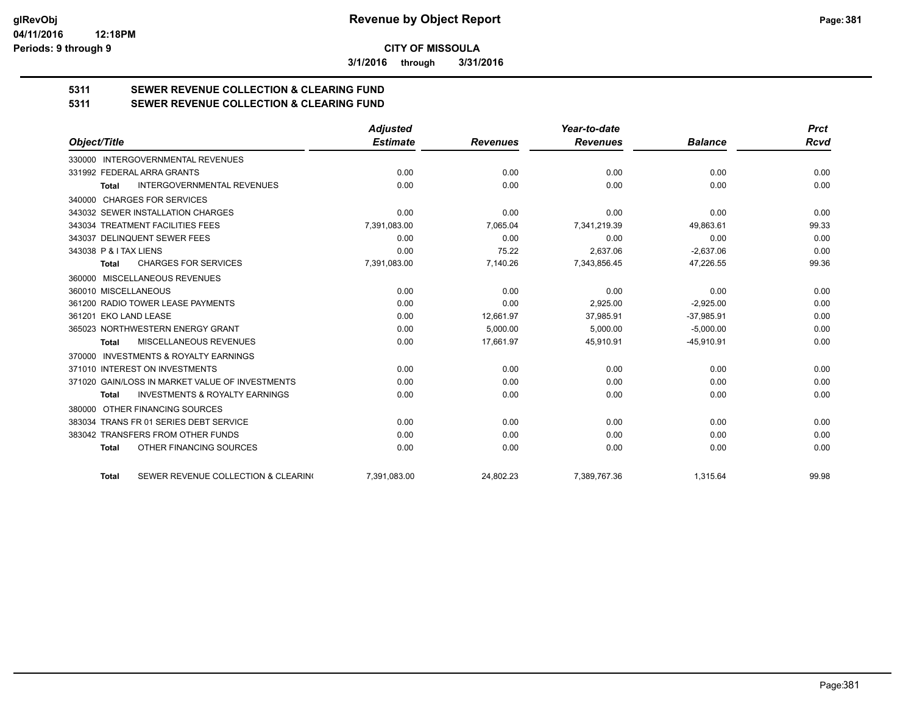**CITY OF MISSOULA**

**3/1/2016 through 3/31/2016**

**5311 SEWER REVENUE COLLECTION & CLEARING FUND**

**5311 SEWER REVENUE COLLECTION & CLEARING FUND**

| Object/Title | Adjusted Estimate | Revenues | Year-to-date Revenues | Balance | Prct Rcvd |
|---|---|---|---|---|---|
| 330000 INTERGOVERNMENTAL REVENUES | | | | | |
| 331992 FEDERAL ARRA GRANTS | 0.00 | 0.00 | 0.00 | 0.00 | 0.00 |
| **Total** INTERGOVERNMENTAL REVENUES | 0.00 | 0.00 | 0.00 | 0.00 | 0.00 |
| 340000 CHARGES FOR SERVICES | | | | | |
| 343032 SEWER INSTALLATION CHARGES | 0.00 | 0.00 | 0.00 | 0.00 | 0.00 |
| 343034 TREATMENT FACILITIES FEES | 7,391,083.00 | 7,065.04 | 7,341,219.39 | 49,863.61 | 99.33 |
| 343037 DELINQUENT SEWER FEES | 0.00 | 0.00 | 0.00 | 0.00 | 0.00 |
| 343038 P & I TAX LIENS | 0.00 | 75.22 | 2,637.06 | -2,637.06 | 0.00 |
| **Total** CHARGES FOR SERVICES | 7,391,083.00 | 7,140.26 | 7,343,856.45 | 47,226.55 | 99.36 |
| 360000 MISCELLANEOUS REVENUES | | | | | |
| 360010 MISCELLANEOUS | 0.00 | 0.00 | 0.00 | 0.00 | 0.00 |
| 361200 RADIO TOWER LEASE PAYMENTS | 0.00 | 0.00 | 2,925.00 | -2,925.00 | 0.00 |
| 361201 EKO LAND LEASE | 0.00 | 12,661.97 | 37,985.91 | -37,985.91 | 0.00 |
| 365023 NORTHWESTERN ENERGY GRANT | 0.00 | 5,000.00 | 5,000.00 | -5,000.00 | 0.00 |
| **Total** MISCELLANEOUS REVENUES | 0.00 | 17,661.97 | 45,910.91 | -45,910.91 | 0.00 |
| 370000 INVESTMENTS & ROYALTY EARNINGS | | | | | |
| 371010 INTEREST ON INVESTMENTS | 0.00 | 0.00 | 0.00 | 0.00 | 0.00 |
| 371020 GAIN/LOSS IN MARKET VALUE OF INVESTMENTS | 0.00 | 0.00 | 0.00 | 0.00 | 0.00 |
| **Total** INVESTMENTS & ROYALTY EARNINGS | 0.00 | 0.00 | 0.00 | 0.00 | 0.00 |
| 380000 OTHER FINANCING SOURCES | | | | | |
| 383034 TRANS FR 01 SERIES DEBT SERVICE | 0.00 | 0.00 | 0.00 | 0.00 | 0.00 |
| 383042 TRANSFERS FROM OTHER FUNDS | 0.00 | 0.00 | 0.00 | 0.00 | 0.00 |
| **Total** OTHER FINANCING SOURCES | 0.00 | 0.00 | 0.00 | 0.00 | 0.00 |
| **Total** SEWER REVENUE COLLECTION & CLEARIN( | 7,391,083.00 | 24,802.23 | 7,389,767.36 | 1,315.64 | 99.98 |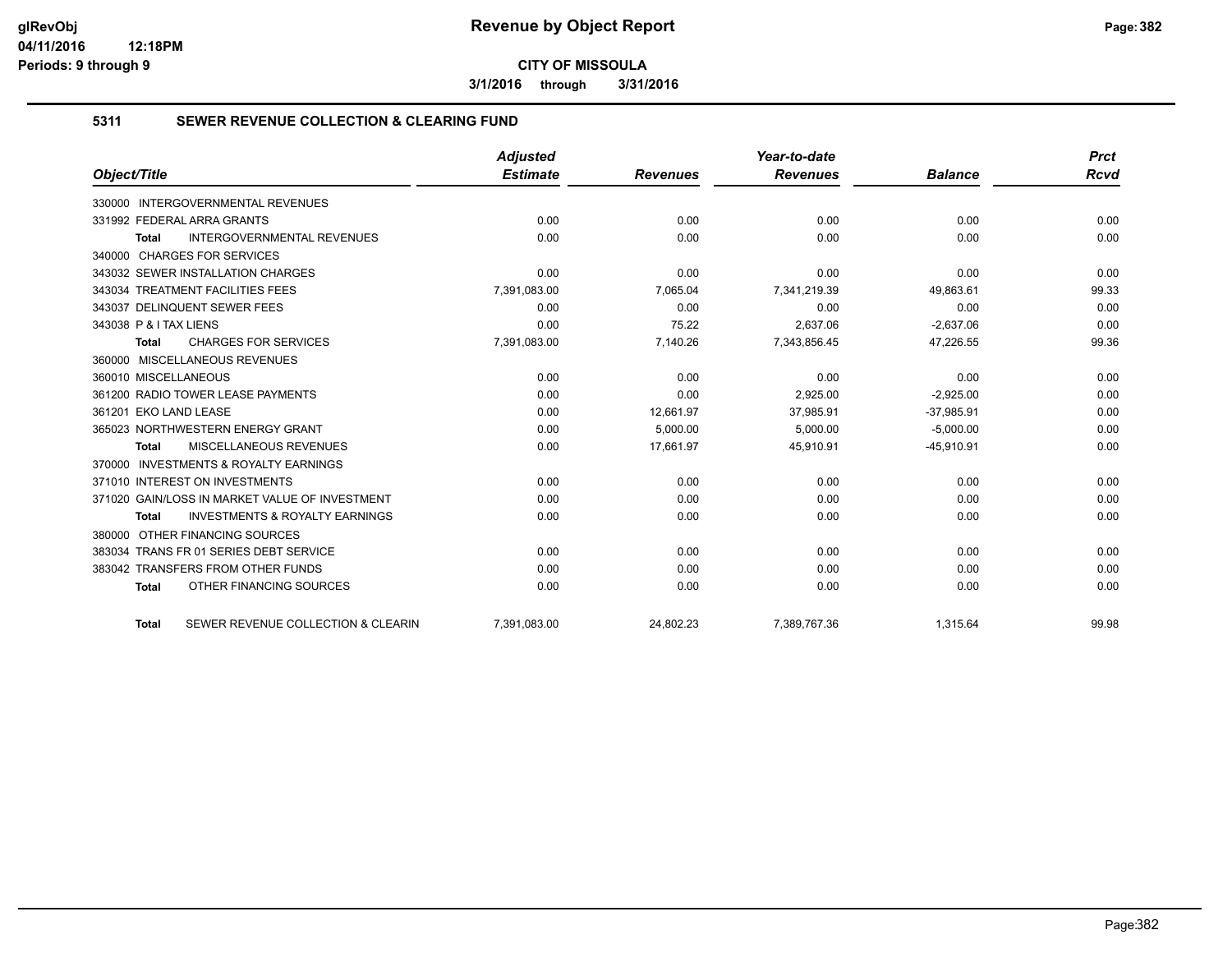**CITY OF MISSOULA**

**3/1/2016 through 3/31/2016**

## 5311 SEWER REVENUE COLLECTION & CLEARING FUND

| Object/Title | Adjusted Estimate | Revenues | Year-to-date Revenues | Balance | Prct Rcvd |
|---|---|---|---|---|---|
| 330000 INTERGOVERNMENTAL REVENUES | | | | | |
| 331992 FEDERAL ARRA GRANTS | 0.00 | 0.00 | 0.00 | 0.00 | 0.00 |
| **Total** INTERGOVERNMENTAL REVENUES | 0.00 | 0.00 | 0.00 | 0.00 | 0.00 |
| 340000 CHARGES FOR SERVICES | | | | | |
| 343032 SEWER INSTALLATION CHARGES | 0.00 | 0.00 | 0.00 | 0.00 | 0.00 |
| 343034 TREATMENT FACILITIES FEES | 7,391,083.00 | 7,065.04 | 7,341,219.39 | 49,863.61 | 99.33 |
| 343037 DELINQUENT SEWER FEES | 0.00 | 0.00 | 0.00 | 0.00 | 0.00 |
| 343038 P & I TAX LIENS | 0.00 | 75.22 | 2,637.06 | -2,637.06 | 0.00 |
| **Total** CHARGES FOR SERVICES | 7,391,083.00 | 7,140.26 | 7,343,856.45 | 47,226.55 | 99.36 |
| 360000 MISCELLANEOUS REVENUES | | | | | |
| 360010 MISCELLANEOUS | 0.00 | 0.00 | 0.00 | 0.00 | 0.00 |
| 361200 RADIO TOWER LEASE PAYMENTS | 0.00 | 0.00 | 2,925.00 | -2,925.00 | 0.00 |
| 361201 EKO LAND LEASE | 0.00 | 12,661.97 | 37,985.91 | -37,985.91 | 0.00 |
| 365023 NORTHWESTERN ENERGY GRANT | 0.00 | 5,000.00 | 5,000.00 | -5,000.00 | 0.00 |
| **Total** MISCELLANEOUS REVENUES | 0.00 | 17,661.97 | 45,910.91 | -45,910.91 | 0.00 |
| 370000 INVESTMENTS & ROYALTY EARNINGS | | | | | |
| 371010 INTEREST ON INVESTMENTS | 0.00 | 0.00 | 0.00 | 0.00 | 0.00 |
| 371020 GAIN/LOSS IN MARKET VALUE OF INVESTMENT | 0.00 | 0.00 | 0.00 | 0.00 | 0.00 |
| **Total** INVESTMENTS & ROYALTY EARNINGS | 0.00 | 0.00 | 0.00 | 0.00 | 0.00 |
| 380000 OTHER FINANCING SOURCES | | | | | |
| 383034 TRANS FR 01 SERIES DEBT SERVICE | 0.00 | 0.00 | 0.00 | 0.00 | 0.00 |
| 383042 TRANSFERS FROM OTHER FUNDS | 0.00 | 0.00 | 0.00 | 0.00 | 0.00 |
| **Total** OTHER FINANCING SOURCES | 0.00 | 0.00 | 0.00 | 0.00 | 0.00 |
| **Total** SEWER REVENUE COLLECTION & CLEARIN | 7,391,083.00 | 24,802.23 | 7,389,767.36 | 1,315.64 | 99.98 |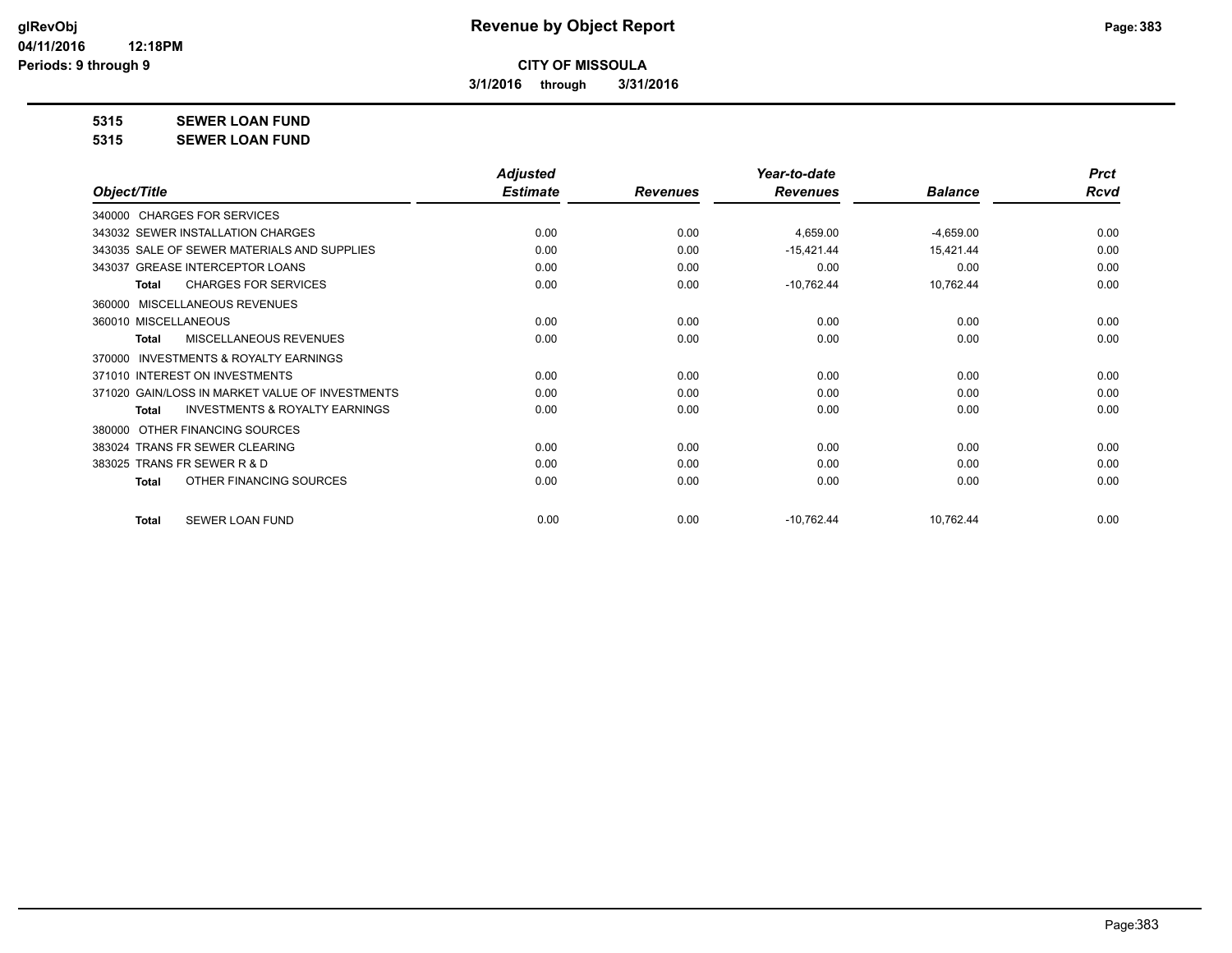**CITY OF MISSOULA**

**3/1/2016 through 3/31/2016**

**Revenue by Object Report**

glRevObj
04/11/2016 12:18PM
Periods: 9 through 9

**5315 SEWER LOAN FUND**

**5315 SEWER LOAN FUND**

| Object/Title | Adjusted Estimate | Revenues | Year-to-date Revenues | Balance | Prct Rcvd |
|---|---|---|---|---|---|
| 340000 CHARGES FOR SERVICES | | | | | |
| 343032 SEWER INSTALLATION CHARGES | 0.00 | 0.00 | 4,659.00 | -4,659.00 | 0.00 |
| 343035 SALE OF SEWER MATERIALS AND SUPPLIES | 0.00 | 0.00 | -15,421.44 | 15,421.44 | 0.00 |
| 343037 GREASE INTERCEPTOR LOANS | 0.00 | 0.00 | 0.00 | 0.00 | 0.00 |
| **Total** CHARGES FOR SERVICES | 0.00 | 0.00 | -10,762.44 | 10,762.44 | 0.00 |
| 360000 MISCELLANEOUS REVENUES | | | | | |
| 360010 MISCELLANEOUS | 0.00 | 0.00 | 0.00 | 0.00 | 0.00 |
| **Total** MISCELLANEOUS REVENUES | 0.00 | 0.00 | 0.00 | 0.00 | 0.00 |
| 370000 INVESTMENTS & ROYALTY EARNINGS | | | | | |
| 371010 INTEREST ON INVESTMENTS | 0.00 | 0.00 | 0.00 | 0.00 | 0.00 |
| 371020 GAIN/LOSS IN MARKET VALUE OF INVESTMENTS | 0.00 | 0.00 | 0.00 | 0.00 | 0.00 |
| **Total** INVESTMENTS & ROYALTY EARNINGS | 0.00 | 0.00 | 0.00 | 0.00 | 0.00 |
| 380000 OTHER FINANCING SOURCES | | | | | |
| 383024 TRANS FR SEWER CLEARING | 0.00 | 0.00 | 0.00 | 0.00 | 0.00 |
| 383025 TRANS FR SEWER R & D | 0.00 | 0.00 | 0.00 | 0.00 | 0.00 |
| **Total** OTHER FINANCING SOURCES | 0.00 | 0.00 | 0.00 | 0.00 | 0.00 |
| **Total** SEWER LOAN FUND | 0.00 | 0.00 | -10,762.44 | 10,762.44 | 0.00 |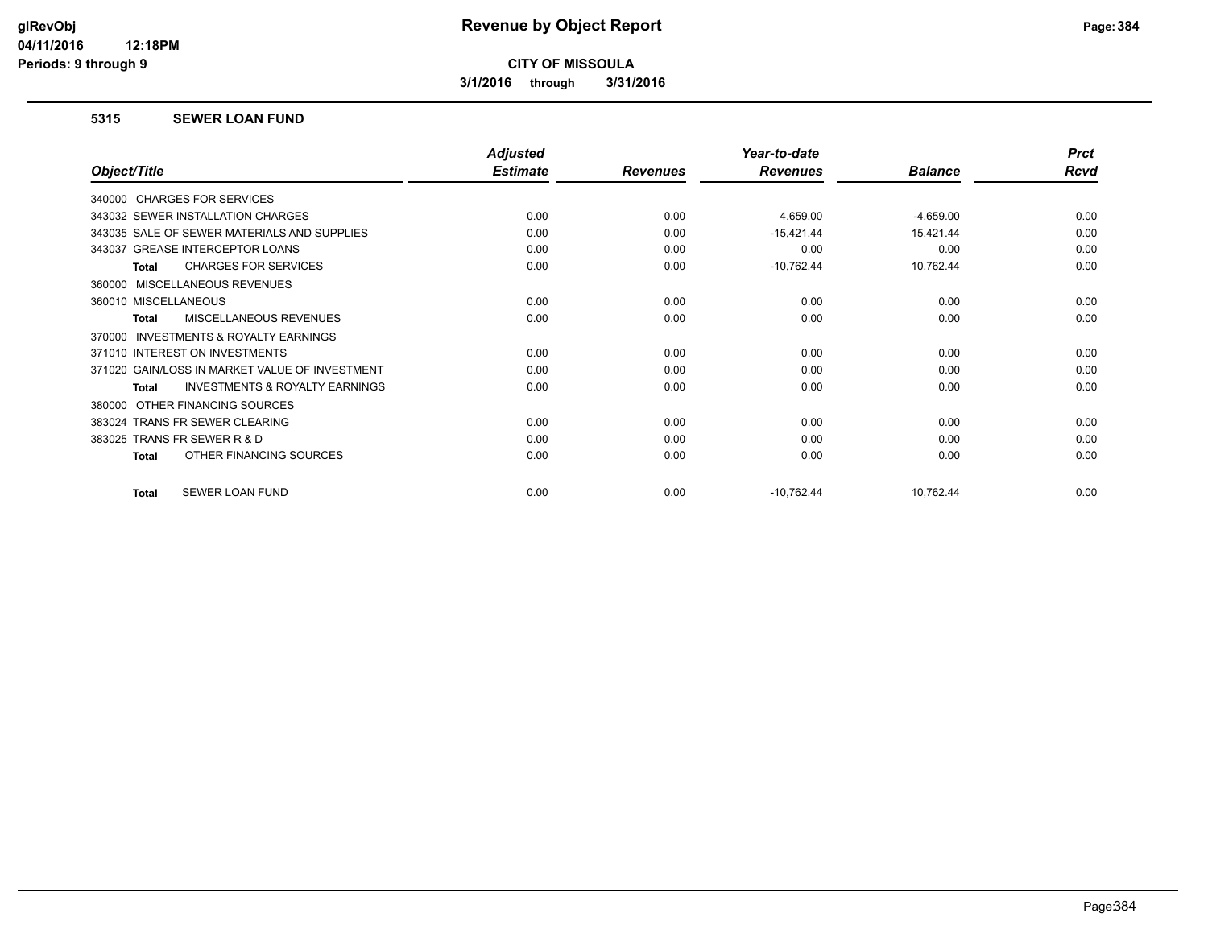# Revenue by Object Report

**CITY OF MISSOULA**

**3/1/2016 through 3/31/2016**

glRevObj
04/11/2016 12:18PM
Periods: 9 through 9

## 5315 SEWER LOAN FUND

| Object/Title | Adjusted Estimate | Revenues | Year-to-date Revenues | Balance | Prct Rcvd |
|---|---|---|---|---|---|
| 340000 CHARGES FOR SERVICES | | | | | |
| 343032 SEWER INSTALLATION CHARGES | 0.00 | 0.00 | 4,659.00 | -4,659.00 | 0.00 |
| 343035 SALE OF SEWER MATERIALS AND SUPPLIES | 0.00 | 0.00 | -15,421.44 | 15,421.44 | 0.00 |
| 343037 GREASE INTERCEPTOR LOANS | 0.00 | 0.00 | 0.00 | 0.00 | 0.00 |
| **Total** CHARGES FOR SERVICES | 0.00 | 0.00 | -10,762.44 | 10,762.44 | 0.00 |
| 360000 MISCELLANEOUS REVENUES | | | | | |
| 360010 MISCELLANEOUS | 0.00 | 0.00 | 0.00 | 0.00 | 0.00 |
| **Total** MISCELLANEOUS REVENUES | 0.00 | 0.00 | 0.00 | 0.00 | 0.00 |
| 370000 INVESTMENTS & ROYALTY EARNINGS | | | | | |
| 371010 INTEREST ON INVESTMENTS | 0.00 | 0.00 | 0.00 | 0.00 | 0.00 |
| 371020 GAIN/LOSS IN MARKET VALUE OF INVESTMENT | 0.00 | 0.00 | 0.00 | 0.00 | 0.00 |
| **Total** INVESTMENTS & ROYALTY EARNINGS | 0.00 | 0.00 | 0.00 | 0.00 | 0.00 |
| 380000 OTHER FINANCING SOURCES | | | | | |
| 383024 TRANS FR SEWER CLEARING | 0.00 | 0.00 | 0.00 | 0.00 | 0.00 |
| 383025 TRANS FR SEWER R & D | 0.00 | 0.00 | 0.00 | 0.00 | 0.00 |
| **Total** OTHER FINANCING SOURCES | 0.00 | 0.00 | 0.00 | 0.00 | 0.00 |
| **Total** SEWER LOAN FUND | 0.00 | 0.00 | -10,762.44 | 10,762.44 | 0.00 |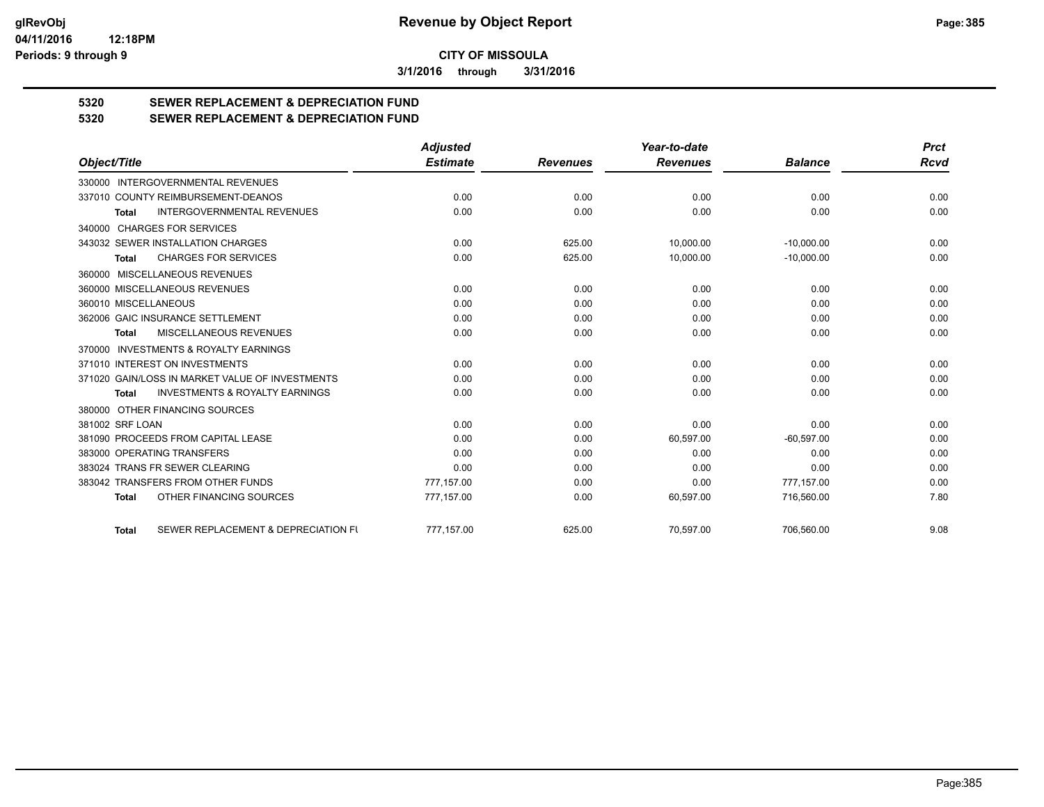**CITY OF MISSOULA**

**3/1/2016 through 3/31/2016**

**Revenue by Object Report**

**5320 SEWER REPLACEMENT & DEPRECIATION FUND**

**5320 SEWER REPLACEMENT & DEPRECIATION FUND**

| Object/Title | Adjusted Estimate | Revenues | Year-to-date Revenues | Balance | Prct Rcvd |
|---|---|---|---|---|---|
| 330000 INTERGOVERNMENTAL REVENUES | | | | | |
| 337010 COUNTY REIMBURSEMENT-DEANOS | 0.00 | 0.00 | 0.00 | 0.00 | 0.00 |
| **Total** INTERGOVERNMENTAL REVENUES | 0.00 | 0.00 | 0.00 | 0.00 | 0.00 |
| 340000 CHARGES FOR SERVICES | | | | | |
| 343032 SEWER INSTALLATION CHARGES | 0.00 | 625.00 | 10,000.00 | -10,000.00 | 0.00 |
| **Total** CHARGES FOR SERVICES | 0.00 | 625.00 | 10,000.00 | -10,000.00 | 0.00 |
| 360000 MISCELLANEOUS REVENUES | | | | | |
| 360000 MISCELLANEOUS REVENUES | 0.00 | 0.00 | 0.00 | 0.00 | 0.00 |
| 360010 MISCELLANEOUS | 0.00 | 0.00 | 0.00 | 0.00 | 0.00 |
| 362006 GAIC INSURANCE SETTLEMENT | 0.00 | 0.00 | 0.00 | 0.00 | 0.00 |
| **Total** MISCELLANEOUS REVENUES | 0.00 | 0.00 | 0.00 | 0.00 | 0.00 |
| 370000 INVESTMENTS & ROYALTY EARNINGS | | | | | |
| 371010 INTEREST ON INVESTMENTS | 0.00 | 0.00 | 0.00 | 0.00 | 0.00 |
| 371020 GAIN/LOSS IN MARKET VALUE OF INVESTMENTS | 0.00 | 0.00 | 0.00 | 0.00 | 0.00 |
| **Total** INVESTMENTS & ROYALTY EARNINGS | 0.00 | 0.00 | 0.00 | 0.00 | 0.00 |
| 380000 OTHER FINANCING SOURCES | | | | | |
| 381002 SRF LOAN | 0.00 | 0.00 | 0.00 | 0.00 | 0.00 |
| 381090 PROCEEDS FROM CAPITAL LEASE | 0.00 | 0.00 | 60,597.00 | -60,597.00 | 0.00 |
| 383000 OPERATING TRANSFERS | 0.00 | 0.00 | 0.00 | 0.00 | 0.00 |
| 383024 TRANS FR SEWER CLEARING | 0.00 | 0.00 | 0.00 | 0.00 | 0.00 |
| 383042 TRANSFERS FROM OTHER FUNDS | 777,157.00 | 0.00 | 0.00 | 777,157.00 | 0.00 |
| **Total** OTHER FINANCING SOURCES | 777,157.00 | 0.00 | 60,597.00 | 716,560.00 | 7.80 |
| **Total** SEWER REPLACEMENT & DEPRECIATION FU | 777,157.00 | 625.00 | 70,597.00 | 706,560.00 | 9.08 |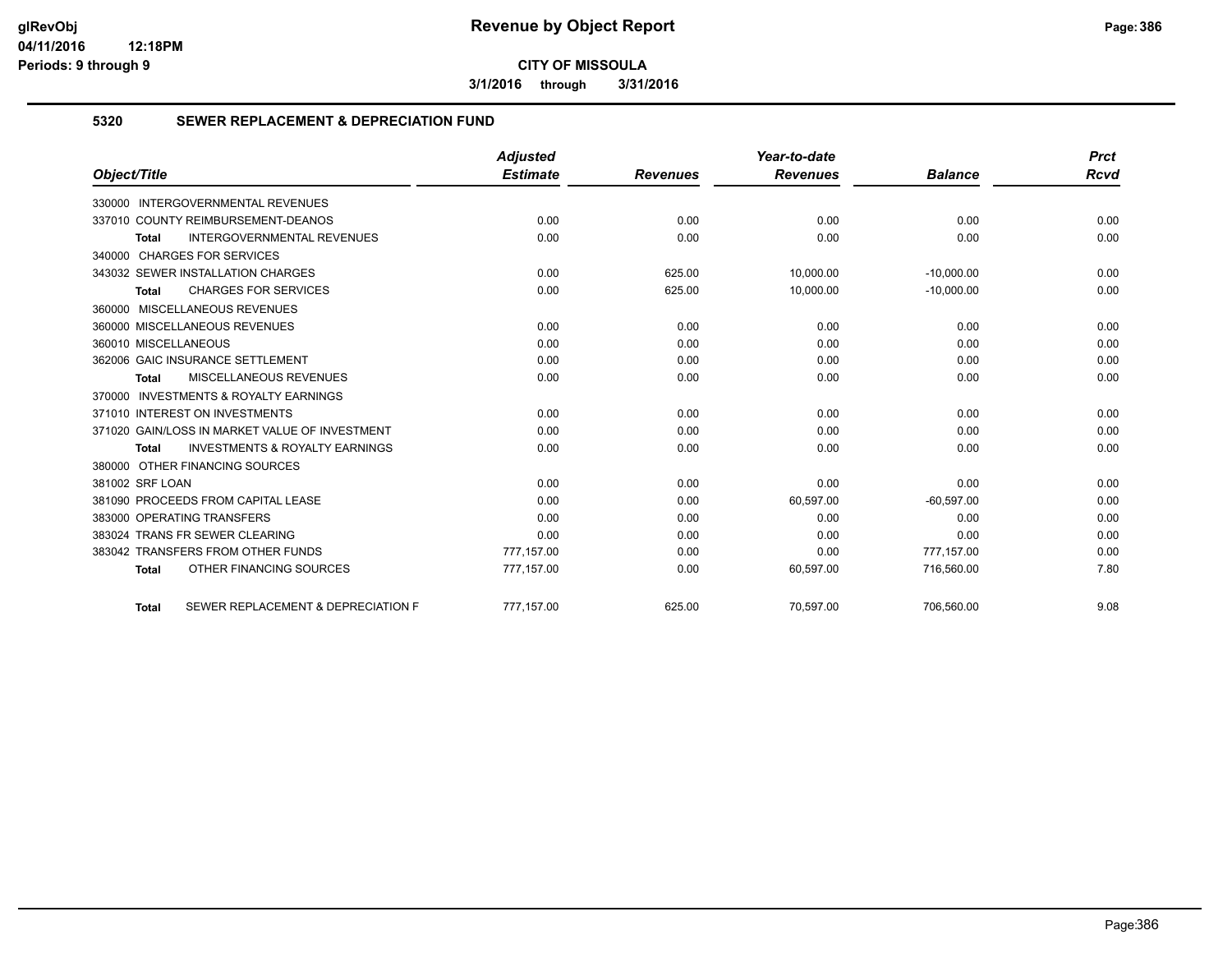**Revenue by Object Report**

**CITY OF MISSOULA**

**3/1/2016 through 3/31/2016**

glRevObj
04/11/2016 12:18PM
Periods: 9 through 9

## 5320 SEWER REPLACEMENT & DEPRECIATION FUND

| Object/Title | Adjusted Estimate | Revenues | Year-to-date Revenues | Balance | Prct Rcvd |
|---|---|---|---|---|---|
| 330000 INTERGOVERNMENTAL REVENUES | | | | | |
| 337010 COUNTY REIMBURSEMENT-DEANOS | 0.00 | 0.00 | 0.00 | 0.00 | 0.00 |
| **Total** INTERGOVERNMENTAL REVENUES | 0.00 | 0.00 | 0.00 | 0.00 | 0.00 |
| 340000 CHARGES FOR SERVICES | | | | | |
| 343032 SEWER INSTALLATION CHARGES | 0.00 | 625.00 | 10,000.00 | -10,000.00 | 0.00 |
| **Total** CHARGES FOR SERVICES | 0.00 | 625.00 | 10,000.00 | -10,000.00 | 0.00 |
| 360000 MISCELLANEOUS REVENUES | | | | | |
| 360000 MISCELLANEOUS REVENUES | 0.00 | 0.00 | 0.00 | 0.00 | 0.00 |
| 360010 MISCELLANEOUS | 0.00 | 0.00 | 0.00 | 0.00 | 0.00 |
| 362006 GAIC INSURANCE SETTLEMENT | 0.00 | 0.00 | 0.00 | 0.00 | 0.00 |
| **Total** MISCELLANEOUS REVENUES | 0.00 | 0.00 | 0.00 | 0.00 | 0.00 |
| 370000 INVESTMENTS & ROYALTY EARNINGS | | | | | |
| 371010 INTEREST ON INVESTMENTS | 0.00 | 0.00 | 0.00 | 0.00 | 0.00 |
| 371020 GAIN/LOSS IN MARKET VALUE OF INVESTMENT | 0.00 | 0.00 | 0.00 | 0.00 | 0.00 |
| **Total** INVESTMENTS & ROYALTY EARNINGS | 0.00 | 0.00 | 0.00 | 0.00 | 0.00 |
| 380000 OTHER FINANCING SOURCES | | | | | |
| 381002 SRF LOAN | 0.00 | 0.00 | 0.00 | 0.00 | 0.00 |
| 381090 PROCEEDS FROM CAPITAL LEASE | 0.00 | 0.00 | 60,597.00 | -60,597.00 | 0.00 |
| 383000 OPERATING TRANSFERS | 0.00 | 0.00 | 0.00 | 0.00 | 0.00 |
| 383024 TRANS FR SEWER CLEARING | 0.00 | 0.00 | 0.00 | 0.00 | 0.00 |
| 383042 TRANSFERS FROM OTHER FUNDS | 777,157.00 | 0.00 | 0.00 | 777,157.00 | 0.00 |
| **Total** OTHER FINANCING SOURCES | 777,157.00 | 0.00 | 60,597.00 | 716,560.00 | 7.80 |
| **Total** SEWER REPLACEMENT & DEPRECIATION F | 777,157.00 | 625.00 | 70,597.00 | 706,560.00 | 9.08 |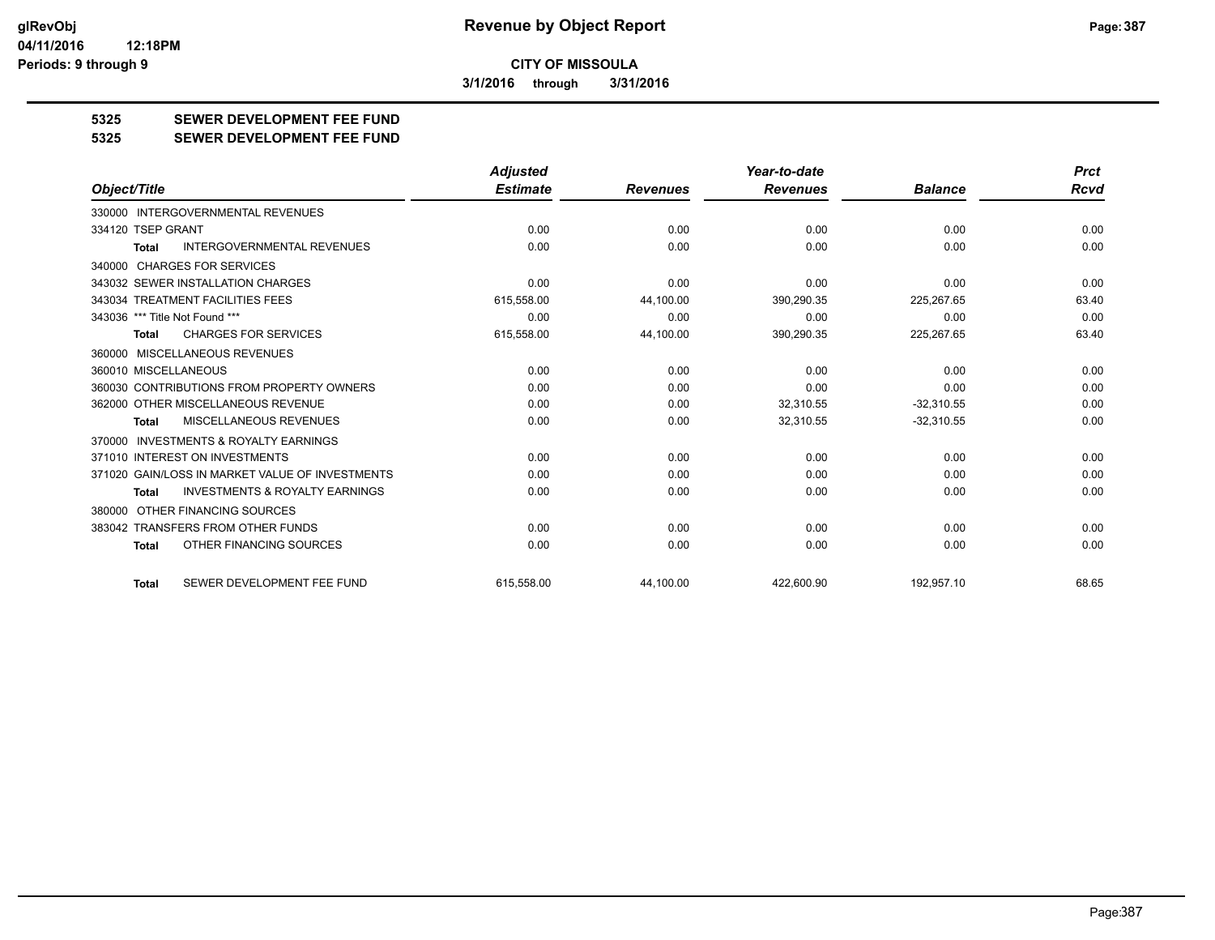**CITY OF MISSOULA**

**3/1/2016 through 3/31/2016**

# 5325 SEWER DEVELOPMENT FEE FUND
## 5325 SEWER DEVELOPMENT FEE FUND

| Object/Title | Adjusted Estimate | Revenues | Year-to-date Revenues | Balance | Prct Rcvd |
|---|---|---|---|---|---|
| 330000 INTERGOVERNMENTAL REVENUES | | | | | |
| 334120 TSEP GRANT | 0.00 | 0.00 | 0.00 | 0.00 | 0.00 |
| **Total** INTERGOVERNMENTAL REVENUES | 0.00 | 0.00 | 0.00 | 0.00 | 0.00 |
| 340000 CHARGES FOR SERVICES | | | | | |
| 343032 SEWER INSTALLATION CHARGES | 0.00 | 0.00 | 0.00 | 0.00 | 0.00 |
| 343034 TREATMENT FACILITIES FEES | 615,558.00 | 44,100.00 | 390,290.35 | 225,267.65 | 63.40 |
| 343036 *** Title Not Found *** | 0.00 | 0.00 | 0.00 | 0.00 | 0.00 |
| **Total** CHARGES FOR SERVICES | 615,558.00 | 44,100.00 | 390,290.35 | 225,267.65 | 63.40 |
| 360000 MISCELLANEOUS REVENUES | | | | | |
| 360010 MISCELLANEOUS | 0.00 | 0.00 | 0.00 | 0.00 | 0.00 |
| 360030 CONTRIBUTIONS FROM PROPERTY OWNERS | 0.00 | 0.00 | 0.00 | 0.00 | 0.00 |
| 362000 OTHER MISCELLANEOUS REVENUE | 0.00 | 0.00 | 32,310.55 | -32,310.55 | 0.00 |
| **Total** MISCELLANEOUS REVENUES | 0.00 | 0.00 | 32,310.55 | -32,310.55 | 0.00 |
| 370000 INVESTMENTS & ROYALTY EARNINGS | | | | | |
| 371010 INTEREST ON INVESTMENTS | 0.00 | 0.00 | 0.00 | 0.00 | 0.00 |
| 371020 GAIN/LOSS IN MARKET VALUE OF INVESTMENTS | 0.00 | 0.00 | 0.00 | 0.00 | 0.00 |
| **Total** INVESTMENTS & ROYALTY EARNINGS | 0.00 | 0.00 | 0.00 | 0.00 | 0.00 |
| 380000 OTHER FINANCING SOURCES | | | | | |
| 383042 TRANSFERS FROM OTHER FUNDS | 0.00 | 0.00 | 0.00 | 0.00 | 0.00 |
| **Total** OTHER FINANCING SOURCES | 0.00 | 0.00 | 0.00 | 0.00 | 0.00 |
| **Total** SEWER DEVELOPMENT FEE FUND | 615,558.00 | 44,100.00 | 422,600.90 | 192,957.10 | 68.65 |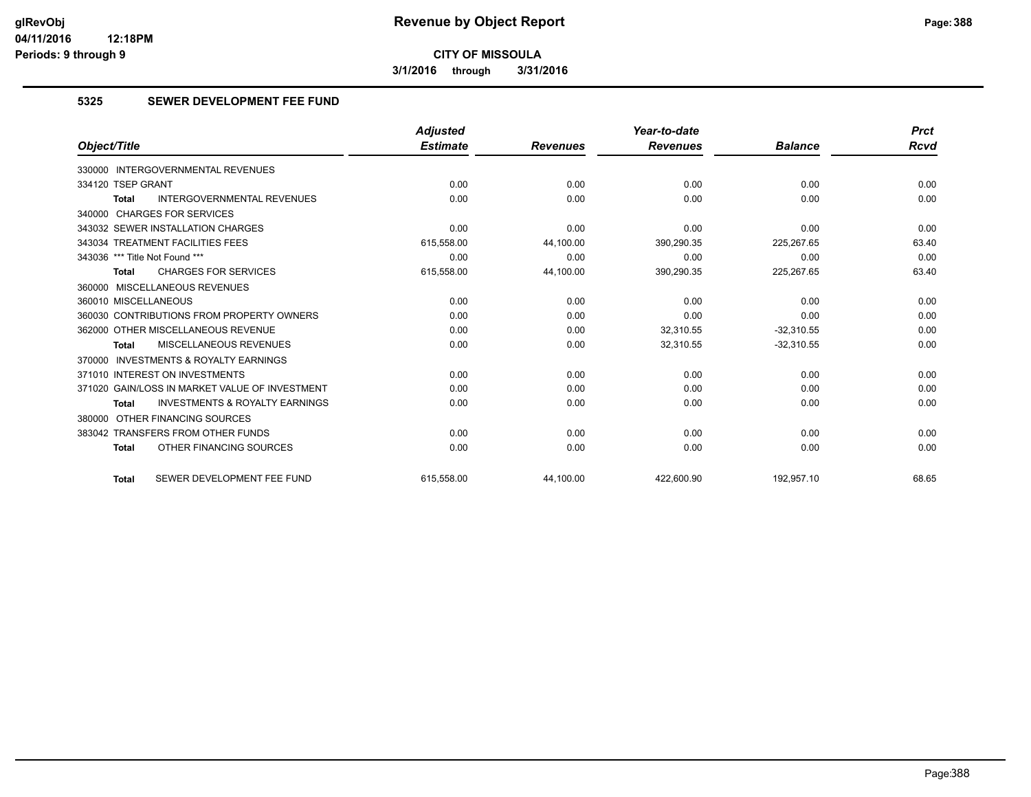# Revenue by Object Report

**CITY OF MISSOULA**

**3/1/2016 through 3/31/2016**

glRevObj
04/11/2016 12:18PM
Periods: 9 through 9

## 5325 SEWER DEVELOPMENT FEE FUND

| Object/Title | Adjusted Estimate | Revenues | Year-to-date Revenues | Balance | Prct Rcvd |
|---|---|---|---|---|---|
| 330000 INTERGOVERNMENTAL REVENUES | | | | | |
| 334120 TSEP GRANT | 0.00 | 0.00 | 0.00 | 0.00 | 0.00 |
| **Total** INTERGOVERNMENTAL REVENUES | 0.00 | 0.00 | 0.00 | 0.00 | 0.00 |
| 340000 CHARGES FOR SERVICES | | | | | |
| 343032 SEWER INSTALLATION CHARGES | 0.00 | 0.00 | 0.00 | 0.00 | 0.00 |
| 343034 TREATMENT FACILITIES FEES | 615,558.00 | 44,100.00 | 390,290.35 | 225,267.65 | 63.40 |
| 343036 *** Title Not Found *** | 0.00 | 0.00 | 0.00 | 0.00 | 0.00 |
| **Total** CHARGES FOR SERVICES | 615,558.00 | 44,100.00 | 390,290.35 | 225,267.65 | 63.40 |
| 360000 MISCELLANEOUS REVENUES | | | | | |
| 360010 MISCELLANEOUS | 0.00 | 0.00 | 0.00 | 0.00 | 0.00 |
| 360030 CONTRIBUTIONS FROM PROPERTY OWNERS | 0.00 | 0.00 | 0.00 | 0.00 | 0.00 |
| 362000 OTHER MISCELLANEOUS REVENUE | 0.00 | 0.00 | 32,310.55 | -32,310.55 | 0.00 |
| **Total** MISCELLANEOUS REVENUES | 0.00 | 0.00 | 32,310.55 | -32,310.55 | 0.00 |
| 370000 INVESTMENTS & ROYALTY EARNINGS | | | | | |
| 371010 INTEREST ON INVESTMENTS | 0.00 | 0.00 | 0.00 | 0.00 | 0.00 |
| 371020 GAIN/LOSS IN MARKET VALUE OF INVESTMENT | 0.00 | 0.00 | 0.00 | 0.00 | 0.00 |
| **Total** INVESTMENTS & ROYALTY EARNINGS | 0.00 | 0.00 | 0.00 | 0.00 | 0.00 |
| 380000 OTHER FINANCING SOURCES | | | | | |
| 383042 TRANSFERS FROM OTHER FUNDS | 0.00 | 0.00 | 0.00 | 0.00 | 0.00 |
| **Total** OTHER FINANCING SOURCES | 0.00 | 0.00 | 0.00 | 0.00 | 0.00 |
| **Total** SEWER DEVELOPMENT FEE FUND | 615,558.00 | 44,100.00 | 422,600.90 | 192,957.10 | 68.65 |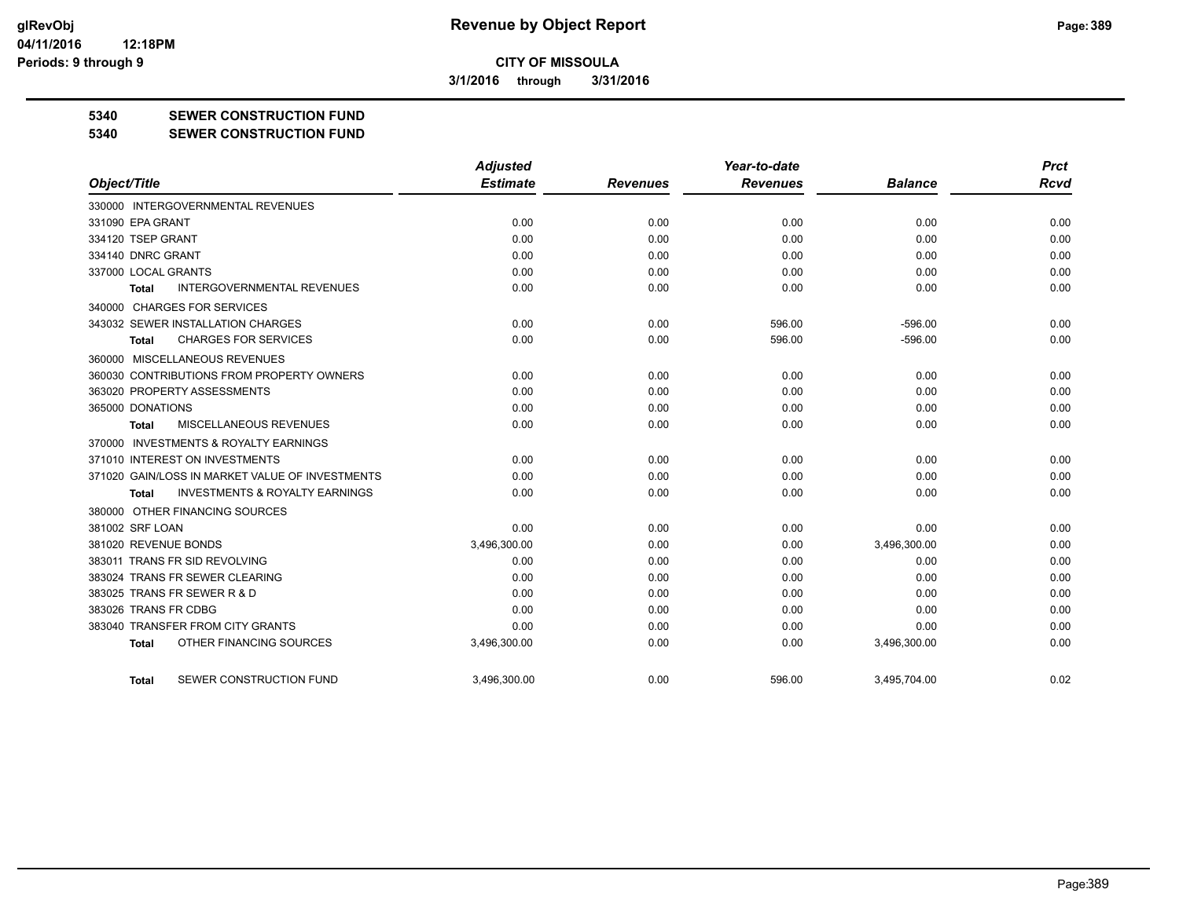**CITY OF MISSOULA**

**3/1/2016 through 3/31/2016**

## 5340 SEWER CONSTRUCTION FUND

## 5340 SEWER CONSTRUCTION FUND

| Object/Title | Adjusted Estimate | Revenues | Year-to-date Revenues | Balance | Prct Rcvd |
|---|---|---|---|---|---|
| 330000 INTERGOVERNMENTAL REVENUES | | | | | |
| 331090 EPA GRANT | 0.00 | 0.00 | 0.00 | 0.00 | 0.00 |
| 334120 TSEP GRANT | 0.00 | 0.00 | 0.00 | 0.00 | 0.00 |
| 334140 DNRC GRANT | 0.00 | 0.00 | 0.00 | 0.00 | 0.00 |
| 337000 LOCAL GRANTS | 0.00 | 0.00 | 0.00 | 0.00 | 0.00 |
| **Total** INTERGOVERNMENTAL REVENUES | 0.00 | 0.00 | 0.00 | 0.00 | 0.00 |
| 340000 CHARGES FOR SERVICES | | | | | |
| 343032 SEWER INSTALLATION CHARGES | 0.00 | 0.00 | 596.00 | -596.00 | 0.00 |
| **Total** CHARGES FOR SERVICES | 0.00 | 0.00 | 596.00 | -596.00 | 0.00 |
| 360000 MISCELLANEOUS REVENUES | | | | | |
| 360030 CONTRIBUTIONS FROM PROPERTY OWNERS | 0.00 | 0.00 | 0.00 | 0.00 | 0.00 |
| 363020 PROPERTY ASSESSMENTS | 0.00 | 0.00 | 0.00 | 0.00 | 0.00 |
| 365000 DONATIONS | 0.00 | 0.00 | 0.00 | 0.00 | 0.00 |
| **Total** MISCELLANEOUS REVENUES | 0.00 | 0.00 | 0.00 | 0.00 | 0.00 |
| 370000 INVESTMENTS & ROYALTY EARNINGS | | | | | |
| 371010 INTEREST ON INVESTMENTS | 0.00 | 0.00 | 0.00 | 0.00 | 0.00 |
| 371020 GAIN/LOSS IN MARKET VALUE OF INVESTMENTS | 0.00 | 0.00 | 0.00 | 0.00 | 0.00 |
| **Total** INVESTMENTS & ROYALTY EARNINGS | 0.00 | 0.00 | 0.00 | 0.00 | 0.00 |
| 380000 OTHER FINANCING SOURCES | | | | | |
| 381002 SRF LOAN | 0.00 | 0.00 | 0.00 | 0.00 | 0.00 |
| 381020 REVENUE BONDS | 3,496,300.00 | 0.00 | 0.00 | 3,496,300.00 | 0.00 |
| 383011 TRANS FR SID REVOLVING | 0.00 | 0.00 | 0.00 | 0.00 | 0.00 |
| 383024 TRANS FR SEWER CLEARING | 0.00 | 0.00 | 0.00 | 0.00 | 0.00 |
| 383025 TRANS FR SEWER R & D | 0.00 | 0.00 | 0.00 | 0.00 | 0.00 |
| 383026 TRANS FR CDBG | 0.00 | 0.00 | 0.00 | 0.00 | 0.00 |
| 383040 TRANSFER FROM CITY GRANTS | 0.00 | 0.00 | 0.00 | 0.00 | 0.00 |
| **Total** OTHER FINANCING SOURCES | 3,496,300.00 | 0.00 | 0.00 | 3,496,300.00 | 0.00 |
| **Total** SEWER CONSTRUCTION FUND | 3,496,300.00 | 0.00 | 596.00 | 3,495,704.00 | 0.02 |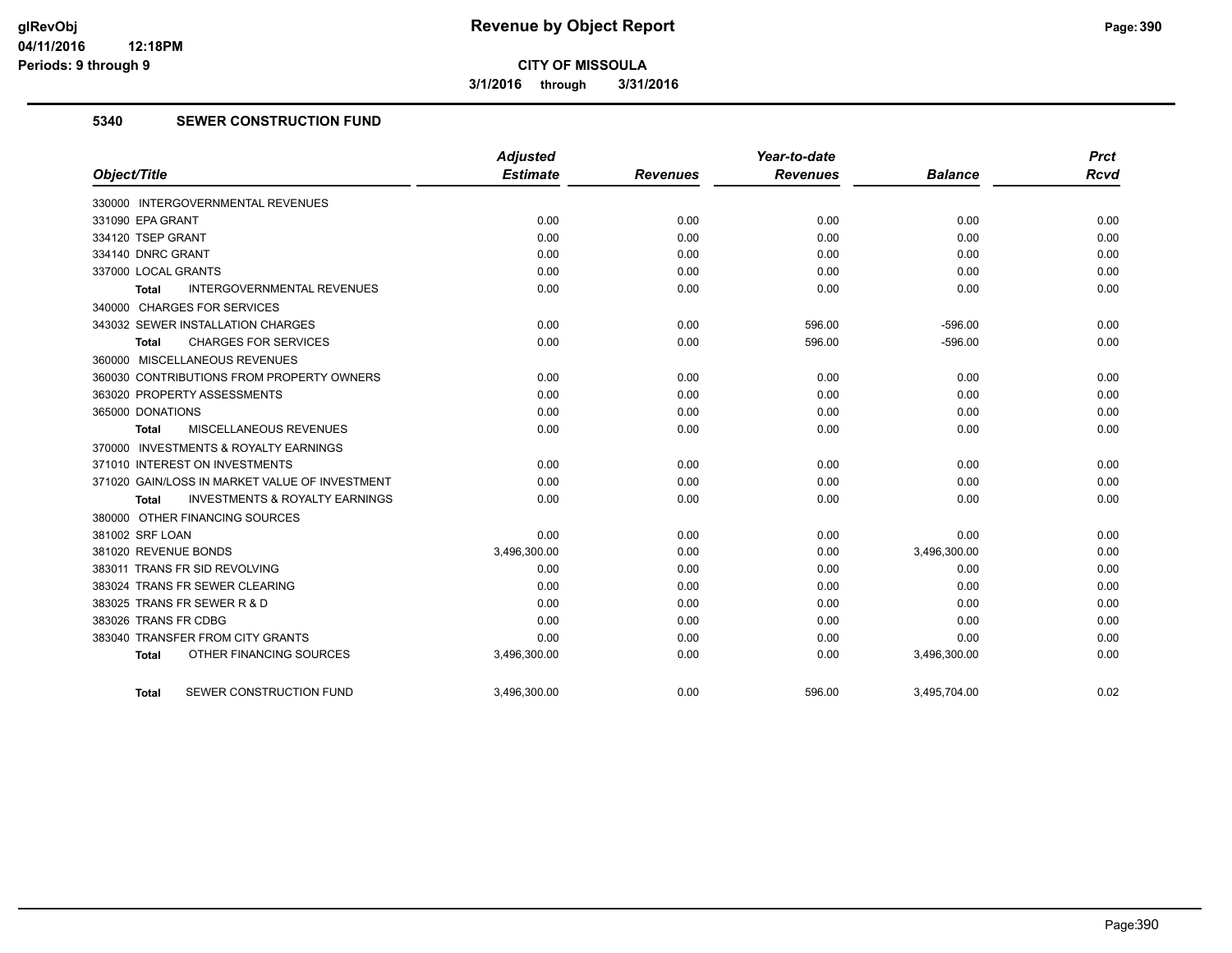**CITY OF MISSOULA**

**3/1/2016 through 3/31/2016**

## 5340 SEWER CONSTRUCTION FUND

| Object/Title | Adjusted Estimate | Revenues | Year-to-date Revenues | Balance | Prct Rcvd |
|---|---|---|---|---|---|
| 330000 INTERGOVERNMENTAL REVENUES | | | | | |
| 331090 EPA GRANT | 0.00 | 0.00 | 0.00 | 0.00 | 0.00 |
| 334120 TSEP GRANT | 0.00 | 0.00 | 0.00 | 0.00 | 0.00 |
| 334140 DNRC GRANT | 0.00 | 0.00 | 0.00 | 0.00 | 0.00 |
| 337000 LOCAL GRANTS | 0.00 | 0.00 | 0.00 | 0.00 | 0.00 |
| **Total** INTERGOVERNMENTAL REVENUES | 0.00 | 0.00 | 0.00 | 0.00 | 0.00 |
| 340000 CHARGES FOR SERVICES | | | | | |
| 343032 SEWER INSTALLATION CHARGES | 0.00 | 0.00 | 596.00 | -596.00 | 0.00 |
| **Total** CHARGES FOR SERVICES | 0.00 | 0.00 | 596.00 | -596.00 | 0.00 |
| 360000 MISCELLANEOUS REVENUES | | | | | |
| 360030 CONTRIBUTIONS FROM PROPERTY OWNERS | 0.00 | 0.00 | 0.00 | 0.00 | 0.00 |
| 363020 PROPERTY ASSESSMENTS | 0.00 | 0.00 | 0.00 | 0.00 | 0.00 |
| 365000 DONATIONS | 0.00 | 0.00 | 0.00 | 0.00 | 0.00 |
| **Total** MISCELLANEOUS REVENUES | 0.00 | 0.00 | 0.00 | 0.00 | 0.00 |
| 370000 INVESTMENTS & ROYALTY EARNINGS | | | | | |
| 371010 INTEREST ON INVESTMENTS | 0.00 | 0.00 | 0.00 | 0.00 | 0.00 |
| 371020 GAIN/LOSS IN MARKET VALUE OF INVESTMENT | 0.00 | 0.00 | 0.00 | 0.00 | 0.00 |
| **Total** INVESTMENTS & ROYALTY EARNINGS | 0.00 | 0.00 | 0.00 | 0.00 | 0.00 |
| 380000 OTHER FINANCING SOURCES | | | | | |
| 381002 SRF LOAN | 0.00 | 0.00 | 0.00 | 0.00 | 0.00 |
| 381020 REVENUE BONDS | 3,496,300.00 | 0.00 | 0.00 | 3,496,300.00 | 0.00 |
| 383011 TRANS FR SID REVOLVING | 0.00 | 0.00 | 0.00 | 0.00 | 0.00 |
| 383024 TRANS FR SEWER CLEARING | 0.00 | 0.00 | 0.00 | 0.00 | 0.00 |
| 383025 TRANS FR SEWER R & D | 0.00 | 0.00 | 0.00 | 0.00 | 0.00 |
| 383026 TRANS FR CDBG | 0.00 | 0.00 | 0.00 | 0.00 | 0.00 |
| 383040 TRANSFER FROM CITY GRANTS | 0.00 | 0.00 | 0.00 | 0.00 | 0.00 |
| **Total** OTHER FINANCING SOURCES | 3,496,300.00 | 0.00 | 0.00 | 3,496,300.00 | 0.00 |
| **Total** SEWER CONSTRUCTION FUND | 3,496,300.00 | 0.00 | 596.00 | 3,495,704.00 | 0.02 |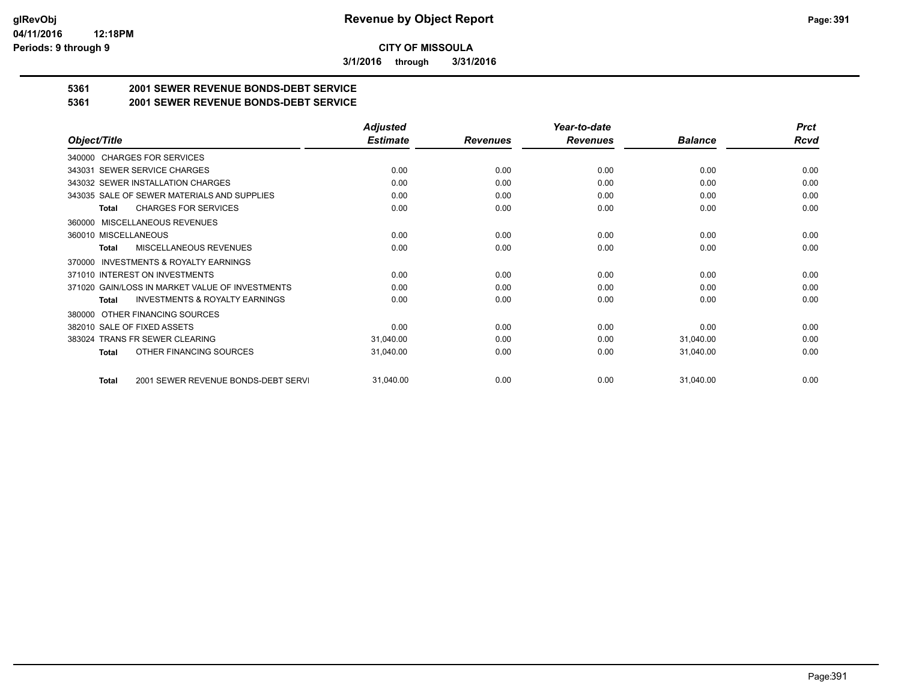**CITY OF MISSOULA**

**3/1/2016 through 3/31/2016**

## 5361 2001 SEWER REVENUE BONDS-DEBT SERVICE

## 5361 2001 SEWER REVENUE BONDS-DEBT SERVICE

| Object/Title | Adjusted Estimate | Revenues | Year-to-date Revenues | Balance | Prct Rcvd |
|---|---|---|---|---|---|
| 340000 CHARGES FOR SERVICES | | | | | |
| 343031 SEWER SERVICE CHARGES | 0.00 | 0.00 | 0.00 | 0.00 | 0.00 |
| 343032 SEWER INSTALLATION CHARGES | 0.00 | 0.00 | 0.00 | 0.00 | 0.00 |
| 343035 SALE OF SEWER MATERIALS AND SUPPLIES | 0.00 | 0.00 | 0.00 | 0.00 | 0.00 |
| **Total** CHARGES FOR SERVICES | 0.00 | 0.00 | 0.00 | 0.00 | 0.00 |
| 360000 MISCELLANEOUS REVENUES | | | | | |
| 360010 MISCELLANEOUS | 0.00 | 0.00 | 0.00 | 0.00 | 0.00 |
| **Total** MISCELLANEOUS REVENUES | 0.00 | 0.00 | 0.00 | 0.00 | 0.00 |
| 370000 INVESTMENTS & ROYALTY EARNINGS | | | | | |
| 371010 INTEREST ON INVESTMENTS | 0.00 | 0.00 | 0.00 | 0.00 | 0.00 |
| 371020 GAIN/LOSS IN MARKET VALUE OF INVESTMENTS | 0.00 | 0.00 | 0.00 | 0.00 | 0.00 |
| **Total** INVESTMENTS & ROYALTY EARNINGS | 0.00 | 0.00 | 0.00 | 0.00 | 0.00 |
| 380000 OTHER FINANCING SOURCES | | | | | |
| 382010 SALE OF FIXED ASSETS | 0.00 | 0.00 | 0.00 | 0.00 | 0.00 |
| 383024 TRANS FR SEWER CLEARING | 31,040.00 | 0.00 | 0.00 | 31,040.00 | 0.00 |
| **Total** OTHER FINANCING SOURCES | 31,040.00 | 0.00 | 0.00 | 31,040.00 | 0.00 |
| **Total** 2001 SEWER REVENUE BONDS-DEBT SERVI | 31,040.00 | 0.00 | 0.00 | 31,040.00 | 0.00 |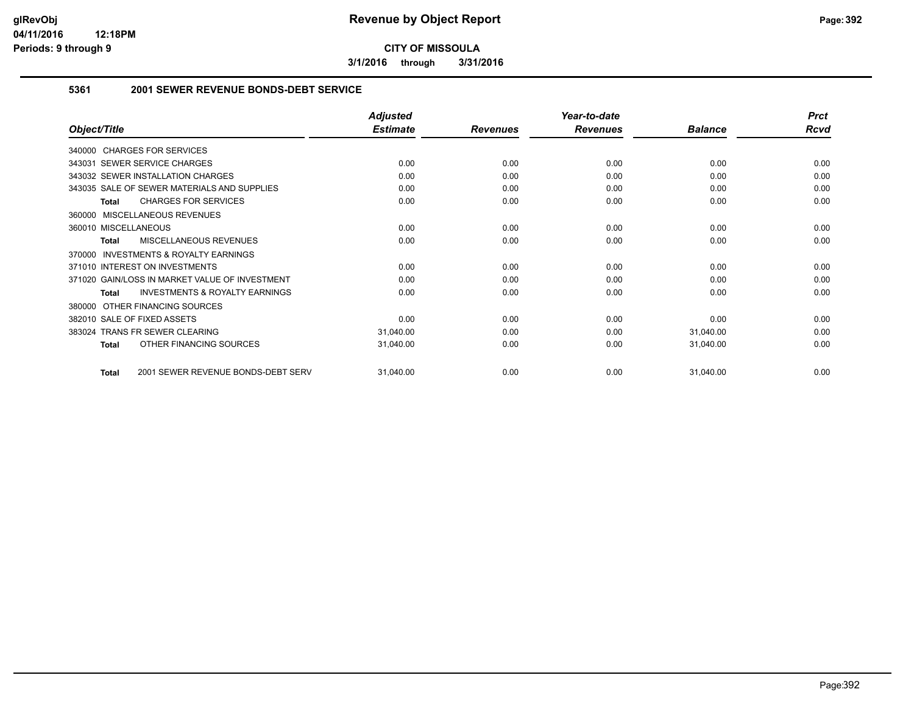# Revenue by Object Report

**CITY OF MISSOULA**

**3/1/2016 through 3/31/2016**

glRevObj
04/11/2016 12:18PM
Periods: 9 through 9

## 5361 2001 SEWER REVENUE BONDS-DEBT SERVICE

| Object/Title | Adjusted Estimate | Revenues | Year-to-date Revenues | Balance | Prct Rcvd |
|---|---|---|---|---|---|
| 340000 CHARGES FOR SERVICES | | | | | |
| 343031 SEWER SERVICE CHARGES | 0.00 | 0.00 | 0.00 | 0.00 | 0.00 |
| 343032 SEWER INSTALLATION CHARGES | 0.00 | 0.00 | 0.00 | 0.00 | 0.00 |
| 343035 SALE OF SEWER MATERIALS AND SUPPLIES | 0.00 | 0.00 | 0.00 | 0.00 | 0.00 |
| **Total** CHARGES FOR SERVICES | 0.00 | 0.00 | 0.00 | 0.00 | 0.00 |
| 360000 MISCELLANEOUS REVENUES | | | | | |
| 360010 MISCELLANEOUS | 0.00 | 0.00 | 0.00 | 0.00 | 0.00 |
| **Total** MISCELLANEOUS REVENUES | 0.00 | 0.00 | 0.00 | 0.00 | 0.00 |
| 370000 INVESTMENTS & ROYALTY EARNINGS | | | | | |
| 371010 INTEREST ON INVESTMENTS | 0.00 | 0.00 | 0.00 | 0.00 | 0.00 |
| 371020 GAIN/LOSS IN MARKET VALUE OF INVESTMENT | 0.00 | 0.00 | 0.00 | 0.00 | 0.00 |
| **Total** INVESTMENTS & ROYALTY EARNINGS | 0.00 | 0.00 | 0.00 | 0.00 | 0.00 |
| 380000 OTHER FINANCING SOURCES | | | | | |
| 382010 SALE OF FIXED ASSETS | 0.00 | 0.00 | 0.00 | 0.00 | 0.00 |
| 383024 TRANS FR SEWER CLEARING | 31,040.00 | 0.00 | 0.00 | 31,040.00 | 0.00 |
| **Total** OTHER FINANCING SOURCES | 31,040.00 | 0.00 | 0.00 | 31,040.00 | 0.00 |
| **Total** 2001 SEWER REVENUE BONDS-DEBT SERV | 31,040.00 | 0.00 | 0.00 | 31,040.00 | 0.00 |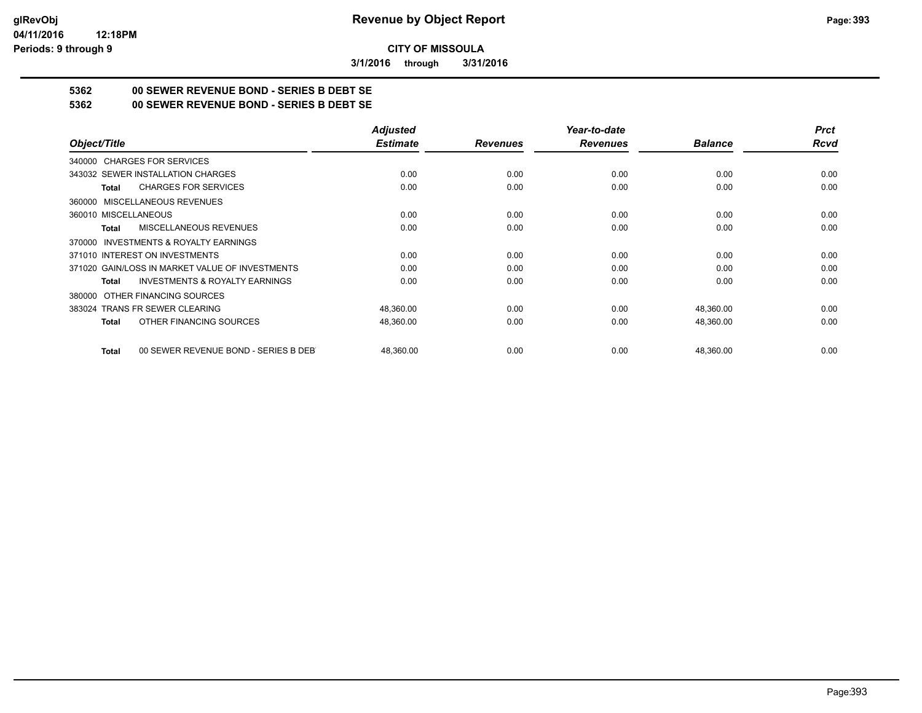# Revenue by Object Report

**CITY OF MISSOULA**

**3/1/2016 through 3/31/2016**

glRevObj
04/11/2016 12:18PM
Periods: 9 through 9

## 5362 00 SEWER REVENUE BOND - SERIES B DEBT SE
## 5362 00 SEWER REVENUE BOND - SERIES B DEBT SE

| Object/Title | Adjusted Estimate | Revenues | Year-to-date Revenues | Balance | Prct Rcvd |
|---|---|---|---|---|---|
| 340000 CHARGES FOR SERVICES | | | | | |
| 343032 SEWER INSTALLATION CHARGES | 0.00 | 0.00 | 0.00 | 0.00 | 0.00 |
| **Total** CHARGES FOR SERVICES | 0.00 | 0.00 | 0.00 | 0.00 | 0.00 |
| 360000 MISCELLANEOUS REVENUES | | | | | |
| 360010 MISCELLANEOUS | 0.00 | 0.00 | 0.00 | 0.00 | 0.00 |
| **Total** MISCELLANEOUS REVENUES | 0.00 | 0.00 | 0.00 | 0.00 | 0.00 |
| 370000 INVESTMENTS & ROYALTY EARNINGS | | | | | |
| 371010 INTEREST ON INVESTMENTS | 0.00 | 0.00 | 0.00 | 0.00 | 0.00 |
| 371020 GAIN/LOSS IN MARKET VALUE OF INVESTMENTS | 0.00 | 0.00 | 0.00 | 0.00 | 0.00 |
| **Total** INVESTMENTS & ROYALTY EARNINGS | 0.00 | 0.00 | 0.00 | 0.00 | 0.00 |
| 380000 OTHER FINANCING SOURCES | | | | | |
| 383024 TRANS FR SEWER CLEARING | 48,360.00 | 0.00 | 0.00 | 48,360.00 | 0.00 |
| **Total** OTHER FINANCING SOURCES | 48,360.00 | 0.00 | 0.00 | 48,360.00 | 0.00 |
| **Total** 00 SEWER REVENUE BOND - SERIES B DEBT | 48,360.00 | 0.00 | 0.00 | 48,360.00 | 0.00 |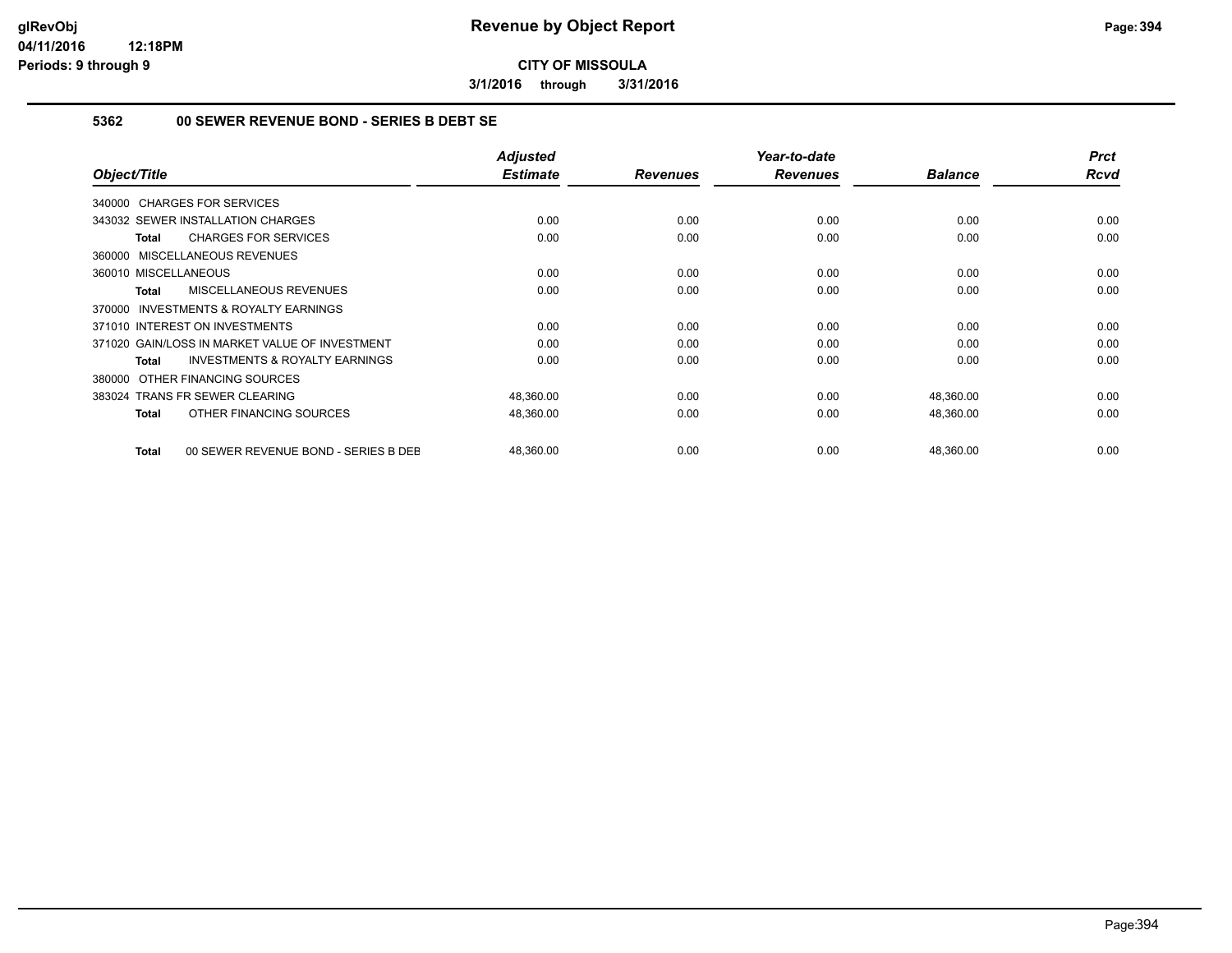**CITY OF MISSOULA**

**3/1/2016 through 3/31/2016**

## Revenue by Object Report

glRevObj
04/11/2016 12:18PM
Periods: 9 through 9

### 5362 00 SEWER REVENUE BOND - SERIES B DEBT SE

| Object/Title | Adjusted Estimate | Revenues | Year-to-date Revenues | Balance | Prct Rcvd |
|---|---|---|---|---|---|
| 340000 CHARGES FOR SERVICES | | | | | |
| 343032 SEWER INSTALLATION CHARGES | 0.00 | 0.00 | 0.00 | 0.00 | 0.00 |
| **Total** CHARGES FOR SERVICES | 0.00 | 0.00 | 0.00 | 0.00 | 0.00 |
| 360000 MISCELLANEOUS REVENUES | | | | | |
| 360010 MISCELLANEOUS | 0.00 | 0.00 | 0.00 | 0.00 | 0.00 |
| **Total** MISCELLANEOUS REVENUES | 0.00 | 0.00 | 0.00 | 0.00 | 0.00 |
| 370000 INVESTMENTS & ROYALTY EARNINGS | | | | | |
| 371010 INTEREST ON INVESTMENTS | 0.00 | 0.00 | 0.00 | 0.00 | 0.00 |
| 371020 GAIN/LOSS IN MARKET VALUE OF INVESTMENT | 0.00 | 0.00 | 0.00 | 0.00 | 0.00 |
| **Total** INVESTMENTS & ROYALTY EARNINGS | 0.00 | 0.00 | 0.00 | 0.00 | 0.00 |
| 380000 OTHER FINANCING SOURCES | | | | | |
| 383024 TRANS FR SEWER CLEARING | 48,360.00 | 0.00 | 0.00 | 48,360.00 | 0.00 |
| **Total** OTHER FINANCING SOURCES | 48,360.00 | 0.00 | 0.00 | 48,360.00 | 0.00 |
| **Total** 00 SEWER REVENUE BOND - SERIES B DEB | 48,360.00 | 0.00 | 0.00 | 48,360.00 | 0.00 |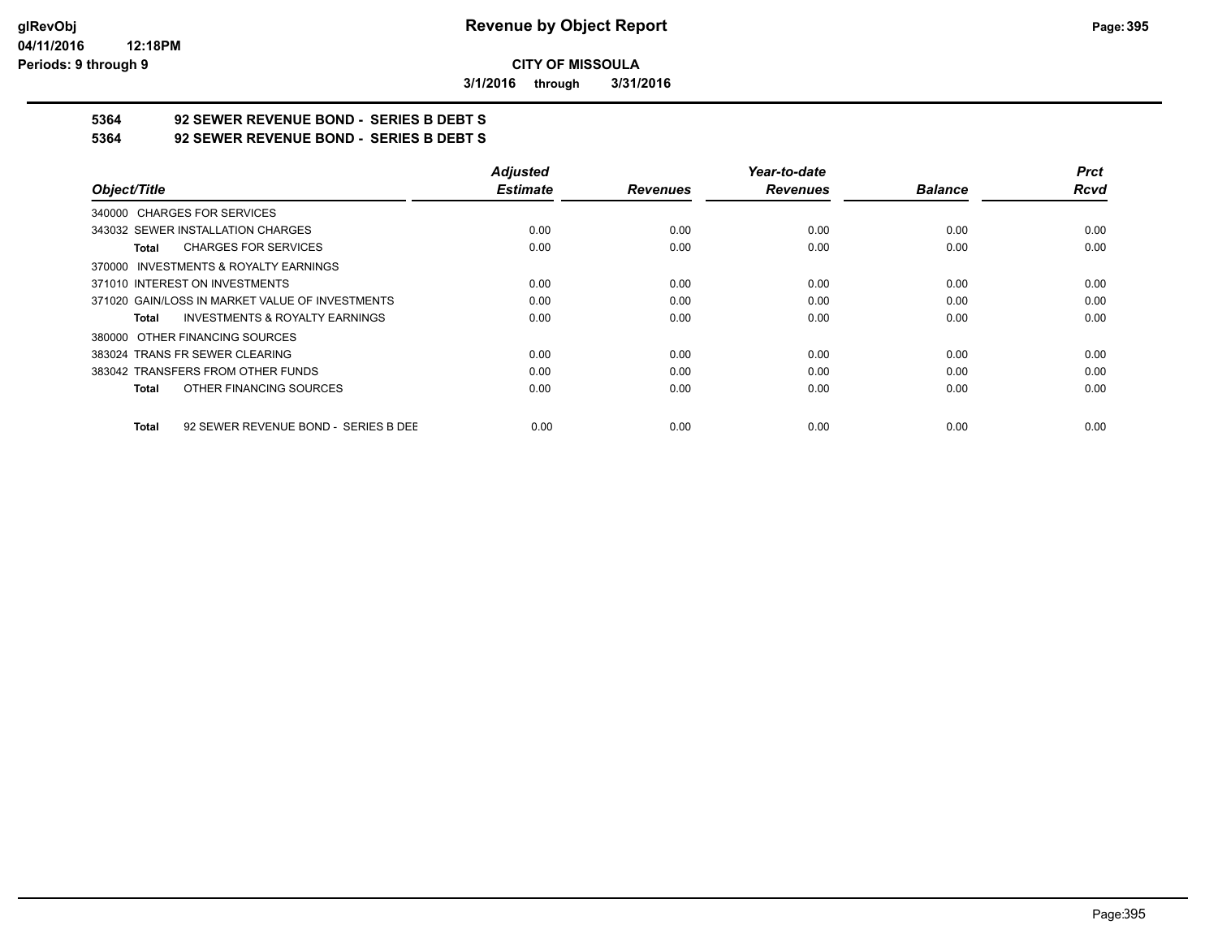**glRevObj**
**04/11/2016 12:18PM**
**Periods: 9 through 9**

# Revenue by Object Report

**CITY OF MISSOULA**

**3/1/2016 through 3/31/2016**

## 5364 92 SEWER REVENUE BOND - SERIES B DEBT S
## 5364 92 SEWER REVENUE BOND - SERIES B DEBT S

| Object/Title | Adjusted Estimate | Revenues | Year-to-date Revenues | Balance | Prct Rcvd |
|---|---|---|---|---|---|
| 340000 CHARGES FOR SERVICES | | | | | |
| 343032 SEWER INSTALLATION CHARGES | 0.00 | 0.00 | 0.00 | 0.00 | 0.00 |
| **Total** CHARGES FOR SERVICES | 0.00 | 0.00 | 0.00 | 0.00 | 0.00 |
| 370000 INVESTMENTS & ROYALTY EARNINGS | | | | | |
| 371010 INTEREST ON INVESTMENTS | 0.00 | 0.00 | 0.00 | 0.00 | 0.00 |
| 371020 GAIN/LOSS IN MARKET VALUE OF INVESTMENTS | 0.00 | 0.00 | 0.00 | 0.00 | 0.00 |
| **Total** INVESTMENTS & ROYALTY EARNINGS | 0.00 | 0.00 | 0.00 | 0.00 | 0.00 |
| 380000 OTHER FINANCING SOURCES | | | | | |
| 383024 TRANS FR SEWER CLEARING | 0.00 | 0.00 | 0.00 | 0.00 | 0.00 |
| 383042 TRANSFERS FROM OTHER FUNDS | 0.00 | 0.00 | 0.00 | 0.00 | 0.00 |
| **Total** OTHER FINANCING SOURCES | 0.00 | 0.00 | 0.00 | 0.00 | 0.00 |
| **Total** 92 SEWER REVENUE BOND - SERIES B DEE | 0.00 | 0.00 | 0.00 | 0.00 | 0.00 |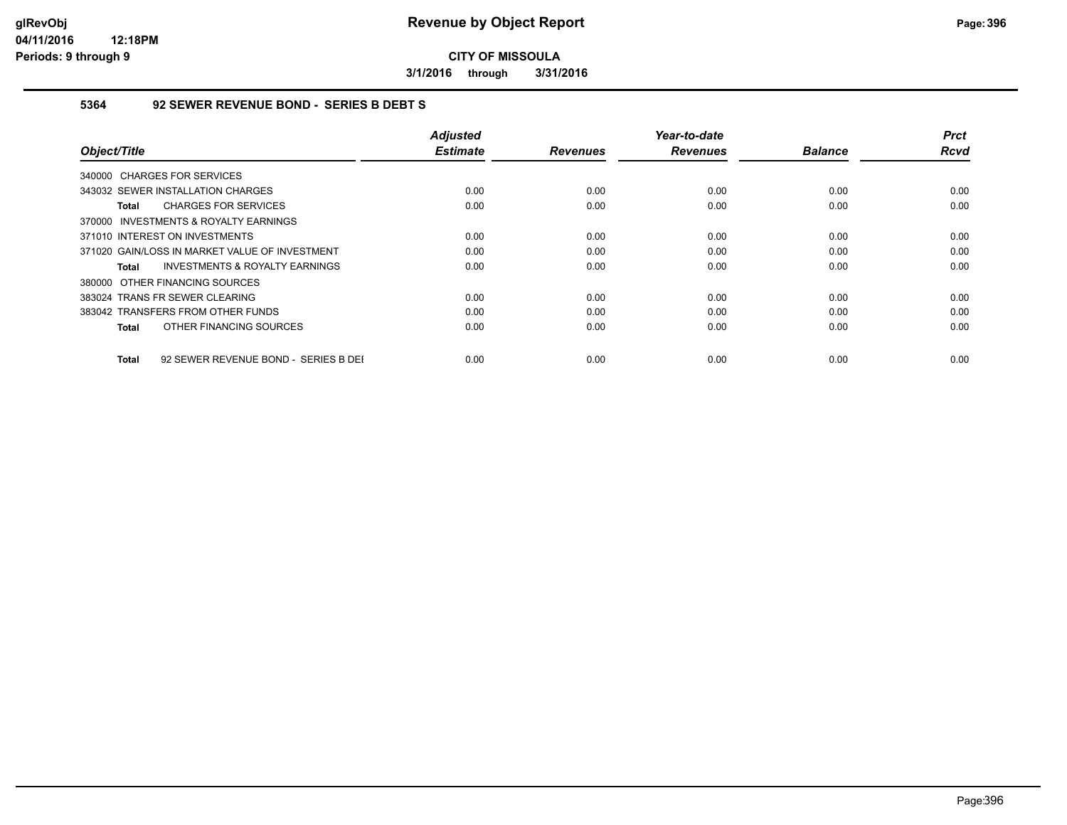# Revenue by Object Report

**CITY OF MISSOULA**

**3/1/2016 through 3/31/2016**

### 5364 92 SEWER REVENUE BOND - SERIES B DEBT S

| Object/Title | Adjusted Estimate | Revenues | Year-to-date Revenues | Balance | Prct Rcvd |
|---|---|---|---|---|---|
| 340000 CHARGES FOR SERVICES | | | | | |
| 343032 SEWER INSTALLATION CHARGES | 0.00 | 0.00 | 0.00 | 0.00 | 0.00 |
| **Total** CHARGES FOR SERVICES | 0.00 | 0.00 | 0.00 | 0.00 | 0.00 |
| 370000 INVESTMENTS & ROYALTY EARNINGS | | | | | |
| 371010 INTEREST ON INVESTMENTS | 0.00 | 0.00 | 0.00 | 0.00 | 0.00 |
| 371020 GAIN/LOSS IN MARKET VALUE OF INVESTMENT | 0.00 | 0.00 | 0.00 | 0.00 | 0.00 |
| **Total** INVESTMENTS & ROYALTY EARNINGS | 0.00 | 0.00 | 0.00 | 0.00 | 0.00 |
| 380000 OTHER FINANCING SOURCES | | | | | |
| 383024 TRANS FR SEWER CLEARING | 0.00 | 0.00 | 0.00 | 0.00 | 0.00 |
| 383042 TRANSFERS FROM OTHER FUNDS | 0.00 | 0.00 | 0.00 | 0.00 | 0.00 |
| **Total** OTHER FINANCING SOURCES | 0.00 | 0.00 | 0.00 | 0.00 | 0.00 |
| **Total** 92 SEWER REVENUE BOND - SERIES B DEI | 0.00 | 0.00 | 0.00 | 0.00 | 0.00 |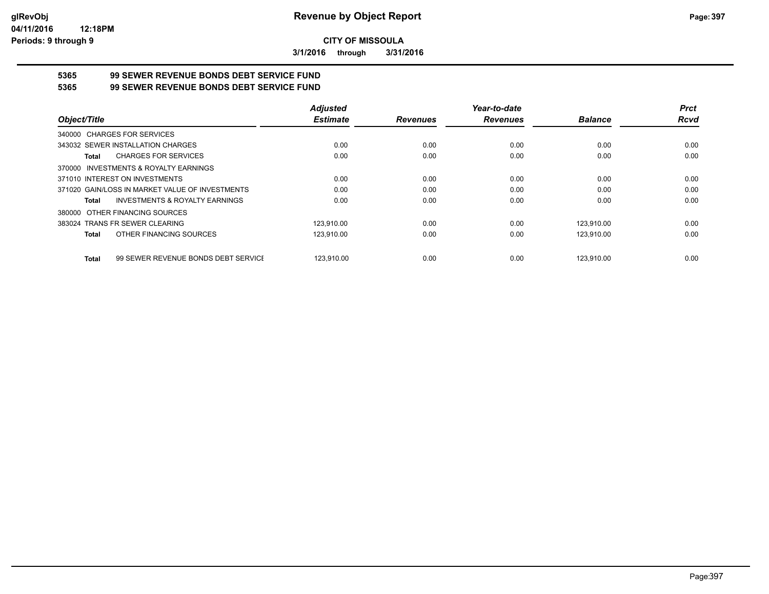**glRevObj**
**04/11/2016 12:18PM**
**Periods: 9 through 9**

# Revenue by Object Report

**CITY OF MISSOULA**

**3/1/2016 through 3/31/2016**

## 5365 99 SEWER REVENUE BONDS DEBT SERVICE FUND
## 5365 99 SEWER REVENUE BONDS DEBT SERVICE FUND

| Object/Title | Adjusted Estimate | Revenues | Year-to-date Revenues | Balance | Prct Rcvd |
|---|---|---|---|---|---|
| 340000 CHARGES FOR SERVICES | | | | | |
| 343032 SEWER INSTALLATION CHARGES | 0.00 | 0.00 | 0.00 | 0.00 | 0.00 |
| **Total** CHARGES FOR SERVICES | 0.00 | 0.00 | 0.00 | 0.00 | 0.00 |
| 370000 INVESTMENTS & ROYALTY EARNINGS | | | | | |
| 371010 INTEREST ON INVESTMENTS | 0.00 | 0.00 | 0.00 | 0.00 | 0.00 |
| 371020 GAIN/LOSS IN MARKET VALUE OF INVESTMENTS | 0.00 | 0.00 | 0.00 | 0.00 | 0.00 |
| **Total** INVESTMENTS & ROYALTY EARNINGS | 0.00 | 0.00 | 0.00 | 0.00 | 0.00 |
| 380000 OTHER FINANCING SOURCES | | | | | |
| 383024 TRANS FR SEWER CLEARING | 123,910.00 | 0.00 | 0.00 | 123,910.00 | 0.00 |
| **Total** OTHER FINANCING SOURCES | 123,910.00 | 0.00 | 0.00 | 123,910.00 | 0.00 |
| **Total** 99 SEWER REVENUE BONDS DEBT SERVICE | 123,910.00 | 0.00 | 0.00 | 123,910.00 | 0.00 |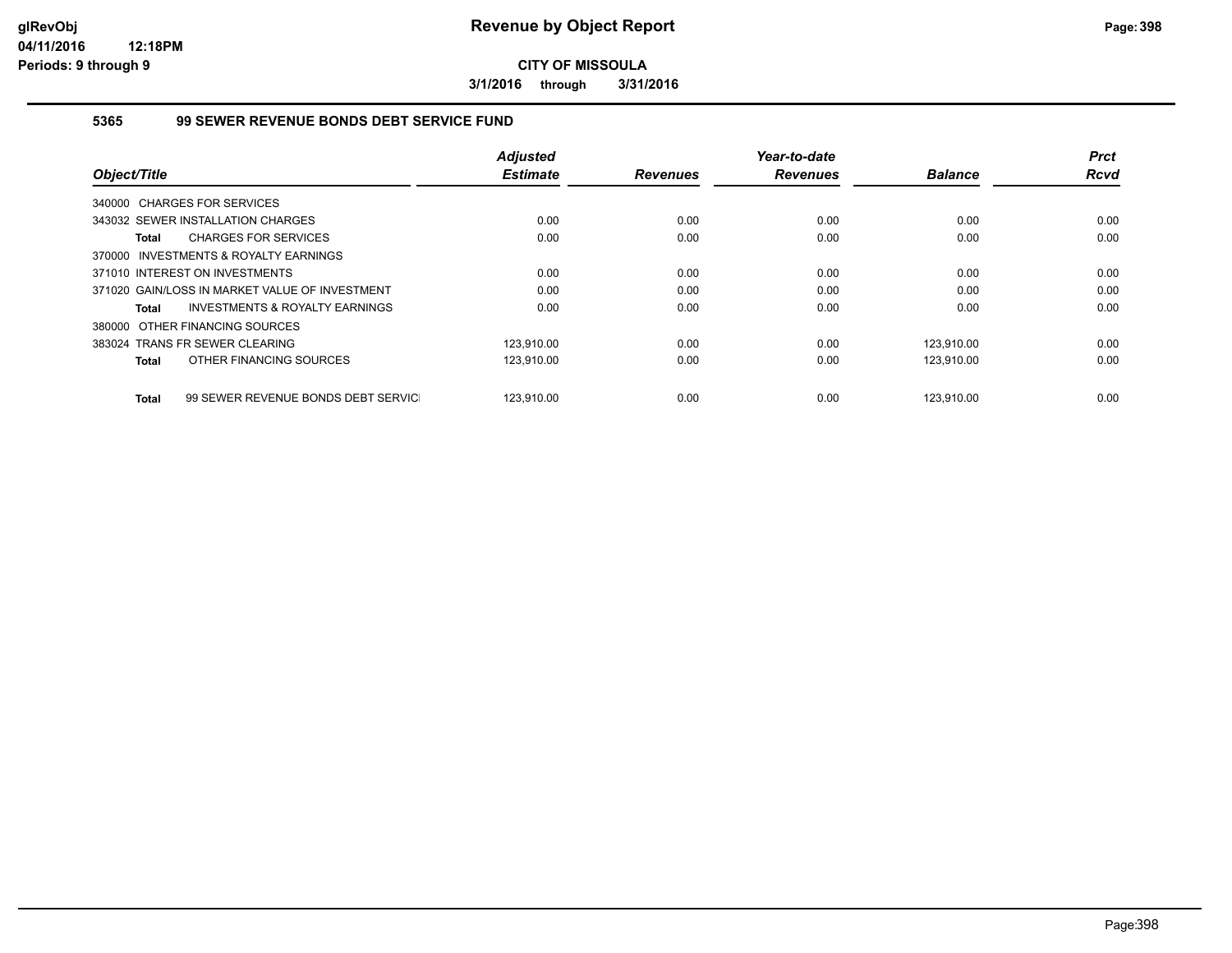# Revenue by Object Report

**CITY OF MISSOULA**

**3/1/2016 through 3/31/2016**

glRevObj
04/11/2016 12:18PM
Periods: 9 through 9

## 5365 99 SEWER REVENUE BONDS DEBT SERVICE FUND

| Object/Title | Adjusted Estimate | Revenues | Year-to-date Revenues | Balance | Prct Rcvd |
|---|---|---|---|---|---|
| 340000 CHARGES FOR SERVICES | | | | | |
| 343032 SEWER INSTALLATION CHARGES | 0.00 | 0.00 | 0.00 | 0.00 | 0.00 |
| **Total** CHARGES FOR SERVICES | 0.00 | 0.00 | 0.00 | 0.00 | 0.00 |
| 370000 INVESTMENTS & ROYALTY EARNINGS | | | | | |
| 371010 INTEREST ON INVESTMENTS | 0.00 | 0.00 | 0.00 | 0.00 | 0.00 |
| 371020 GAIN/LOSS IN MARKET VALUE OF INVESTMENT | 0.00 | 0.00 | 0.00 | 0.00 | 0.00 |
| **Total** INVESTMENTS & ROYALTY EARNINGS | 0.00 | 0.00 | 0.00 | 0.00 | 0.00 |
| 380000 OTHER FINANCING SOURCES | | | | | |
| 383024 TRANS FR SEWER CLEARING | 123,910.00 | 0.00 | 0.00 | 123,910.00 | 0.00 |
| **Total** OTHER FINANCING SOURCES | 123,910.00 | 0.00 | 0.00 | 123,910.00 | 0.00 |
| **Total** 99 SEWER REVENUE BONDS DEBT SERVICE | 123,910.00 | 0.00 | 0.00 | 123,910.00 | 0.00 |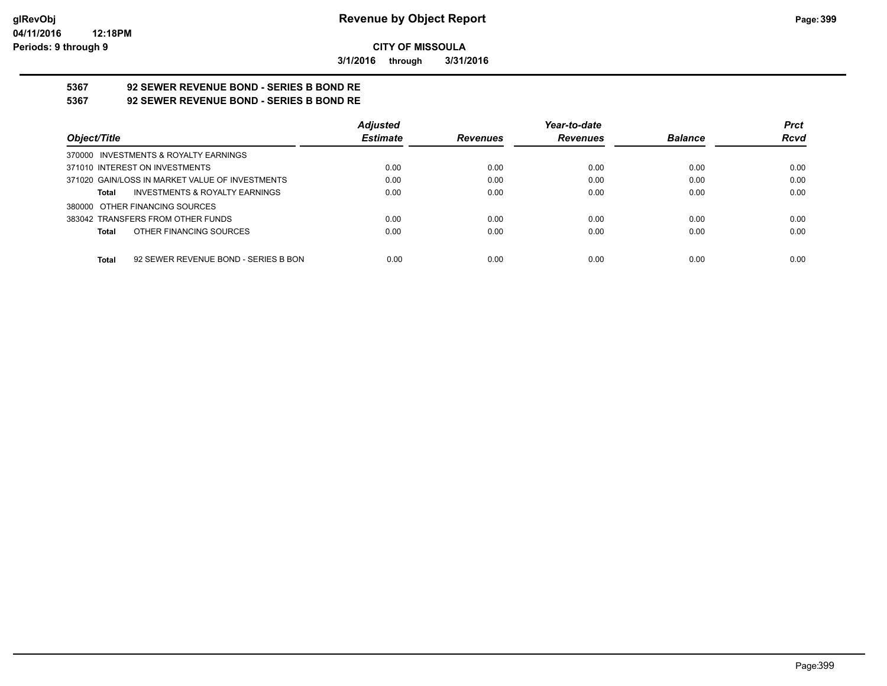**CITY OF MISSOULA**

**3/1/2016 through 3/31/2016**

# Revenue by Object Report

**5367 92 SEWER REVENUE BOND - SERIES B BOND RE**

**5367 92 SEWER REVENUE BOND - SERIES B BOND RE**

| Object/Title | Adjusted Estimate | Revenues | Year-to-date Revenues | Balance | Prct Rcvd |
|---|---|---|---|---|---|
| 370000 INVESTMENTS & ROYALTY EARNINGS | | | | | |
| 371010 INTEREST ON INVESTMENTS | 0.00 | 0.00 | 0.00 | 0.00 | 0.00 |
| 371020 GAIN/LOSS IN MARKET VALUE OF INVESTMENTS | 0.00 | 0.00 | 0.00 | 0.00 | 0.00 |
| **Total** INVESTMENTS & ROYALTY EARNINGS | 0.00 | 0.00 | 0.00 | 0.00 | 0.00 |
| 380000 OTHER FINANCING SOURCES | | | | | |
| 383042 TRANSFERS FROM OTHER FUNDS | 0.00 | 0.00 | 0.00 | 0.00 | 0.00 |
| **Total** OTHER FINANCING SOURCES | 0.00 | 0.00 | 0.00 | 0.00 | 0.00 |
| **Total** 92 SEWER REVENUE BOND - SERIES B BON | 0.00 | 0.00 | 0.00 | 0.00 | 0.00 |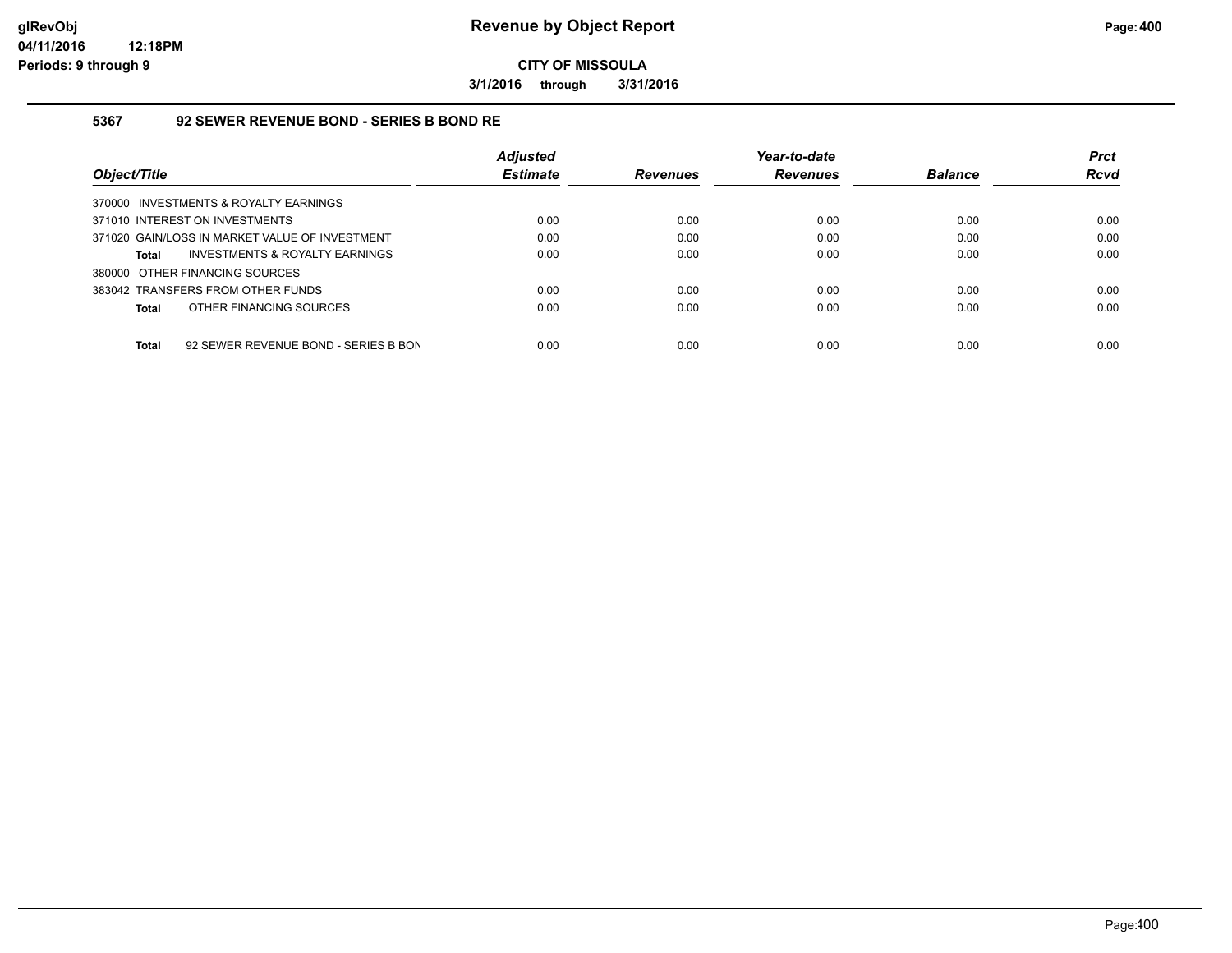**Revenue by Object Report**

**CITY OF MISSOULA**

**3/1/2016 through 3/31/2016**

glRevObj
04/11/2016 12:18PM
Periods: 9 through 9

### 5367 92 SEWER REVENUE BOND - SERIES B BOND RE

| Object/Title | Adjusted Estimate | Revenues | Year-to-date Revenues | Balance | Prct Rcvd |
|---|---|---|---|---|---|
| 370000 INVESTMENTS & ROYALTY EARNINGS | | | | | |
| 371010 INTEREST ON INVESTMENTS | 0.00 | 0.00 | 0.00 | 0.00 | 0.00 |
| 371020 GAIN/LOSS IN MARKET VALUE OF INVESTMENT | 0.00 | 0.00 | 0.00 | 0.00 | 0.00 |
| **Total** INVESTMENTS & ROYALTY EARNINGS | 0.00 | 0.00 | 0.00 | 0.00 | 0.00 |
| 380000 OTHER FINANCING SOURCES | | | | | |
| 383042 TRANSFERS FROM OTHER FUNDS | 0.00 | 0.00 | 0.00 | 0.00 | 0.00 |
| **Total** OTHER FINANCING SOURCES | 0.00 | 0.00 | 0.00 | 0.00 | 0.00 |
| **Total** 92 SEWER REVENUE BOND - SERIES B BON | 0.00 | 0.00 | 0.00 | 0.00 | 0.00 |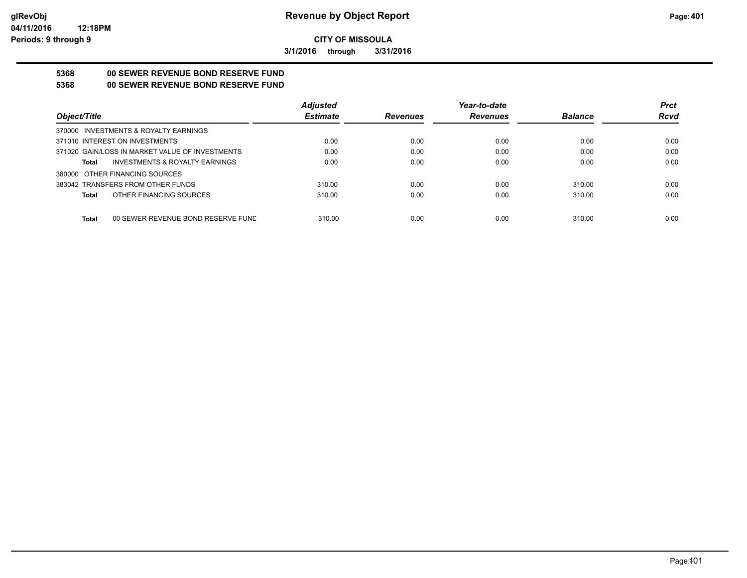**CITY OF MISSOULA**

**3/1/2016 through 3/31/2016**

## 5368 00 SEWER REVENUE BOND RESERVE FUND

## 5368 00 SEWER REVENUE BOND RESERVE FUND

| Object/Title | Adjusted Estimate | Revenues | Year-to-date Revenues | Balance | Prct Rcvd |
|---|---|---|---|---|---|
| 370000 INVESTMENTS & ROYALTY EARNINGS | | | | | |
| 371010 INTEREST ON INVESTMENTS | 0.00 | 0.00 | 0.00 | 0.00 | 0.00 |
| 371020 GAIN/LOSS IN MARKET VALUE OF INVESTMENTS | 0.00 | 0.00 | 0.00 | 0.00 | 0.00 |
| **Total** INVESTMENTS & ROYALTY EARNINGS | 0.00 | 0.00 | 0.00 | 0.00 | 0.00 |
| 380000 OTHER FINANCING SOURCES | | | | | |
| 383042 TRANSFERS FROM OTHER FUNDS | 310.00 | 0.00 | 0.00 | 310.00 | 0.00 |
| **Total** OTHER FINANCING SOURCES | 310.00 | 0.00 | 0.00 | 310.00 | 0.00 |
| **Total** 00 SEWER REVENUE BOND RESERVE FUND | 310.00 | 0.00 | 0.00 | 310.00 | 0.00 |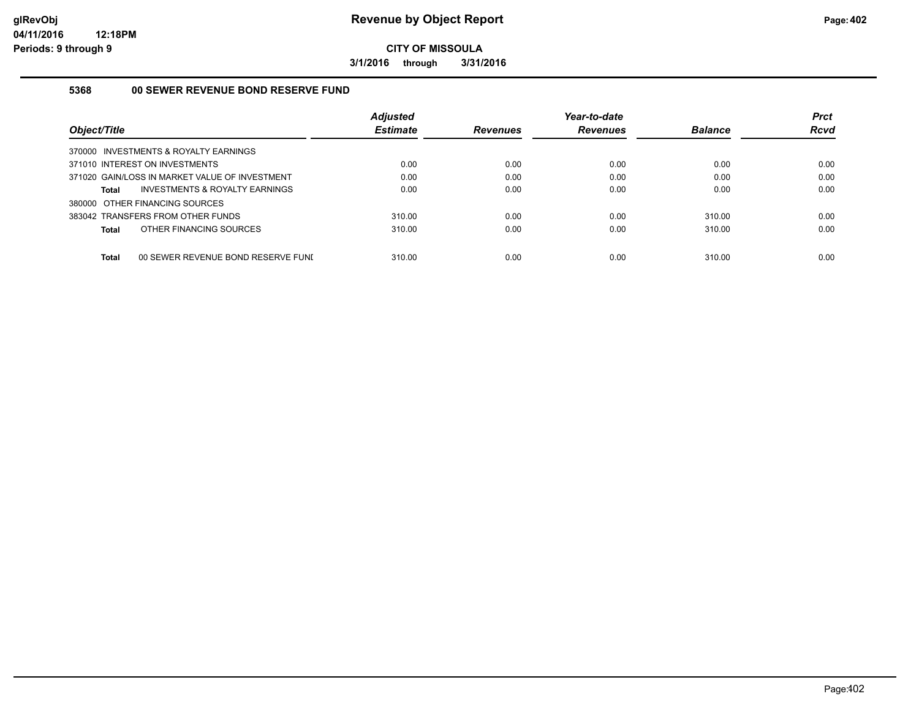**CITY OF MISSOULA**

**3/1/2016 through 3/31/2016**

## 5368 00 SEWER REVENUE BOND RESERVE FUND

| Object/Title | Adjusted Estimate | Revenues | Year-to-date Revenues | Balance | Prct Rcvd |
|---|---|---|---|---|---|
| 370000 INVESTMENTS & ROYALTY EARNINGS | | | | | |
| 371010 INTEREST ON INVESTMENTS | 0.00 | 0.00 | 0.00 | 0.00 | 0.00 |
| 371020 GAIN/LOSS IN MARKET VALUE OF INVESTMENT | 0.00 | 0.00 | 0.00 | 0.00 | 0.00 |
| **Total** INVESTMENTS & ROYALTY EARNINGS | 0.00 | 0.00 | 0.00 | 0.00 | 0.00 |
| 380000 OTHER FINANCING SOURCES | | | | | |
| 383042 TRANSFERS FROM OTHER FUNDS | 310.00 | 0.00 | 0.00 | 310.00 | 0.00 |
| **Total** OTHER FINANCING SOURCES | 310.00 | 0.00 | 0.00 | 310.00 | 0.00 |
| **Total** 00 SEWER REVENUE BOND RESERVE FUNI | 310.00 | 0.00 | 0.00 | 310.00 | 0.00 |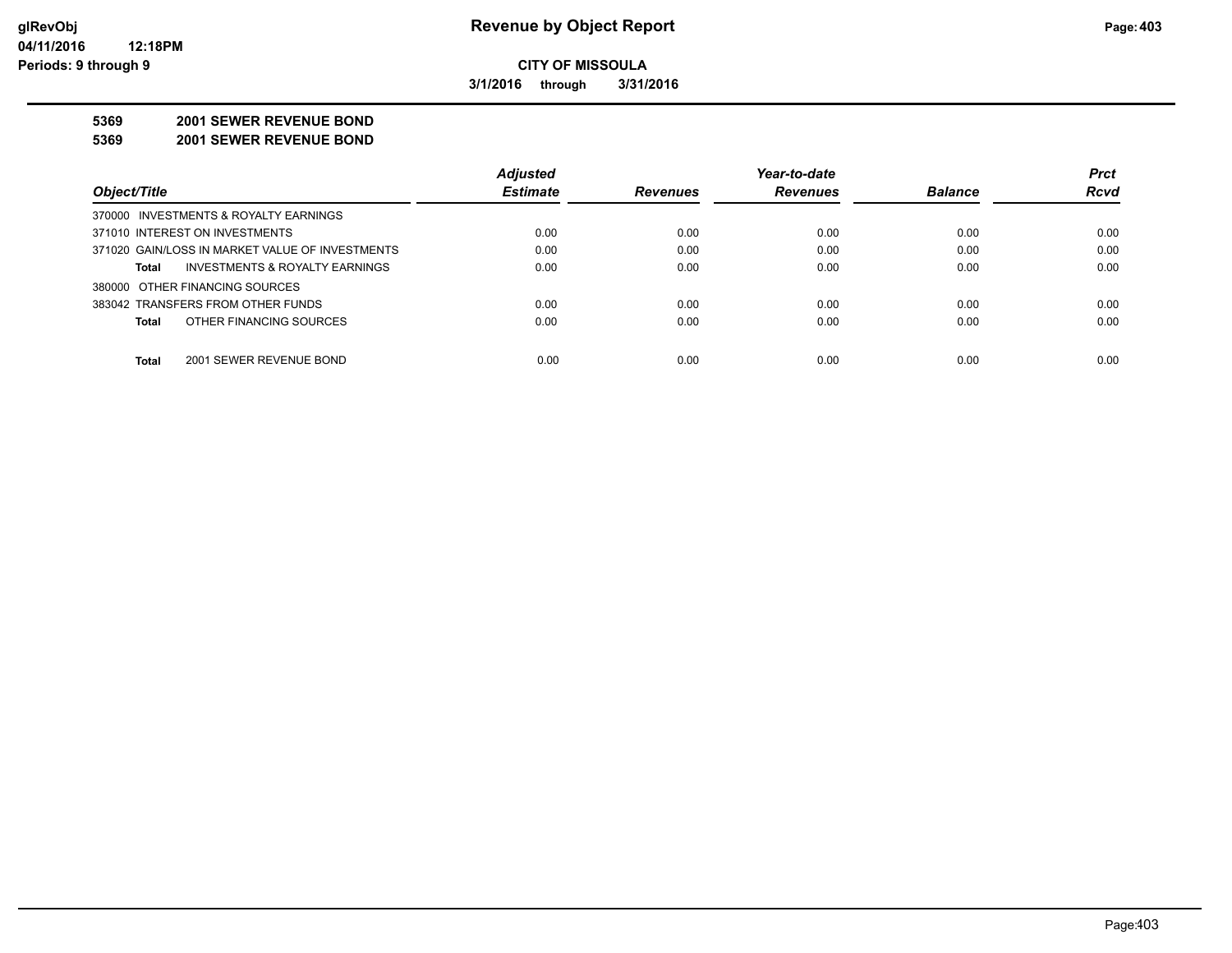**CITY OF MISSOULA**

**3/1/2016 through 3/31/2016**

**5369 2001 SEWER REVENUE BOND**

**5369 2001 SEWER REVENUE BOND**

| Object/Title | Adjusted Estimate | Revenues | Year-to-date Revenues | Balance | Prct Rcvd |
|---|---|---|---|---|---|
| 370000 INVESTMENTS & ROYALTY EARNINGS | | | | | |
| 371010 INTEREST ON INVESTMENTS | 0.00 | 0.00 | 0.00 | 0.00 | 0.00 |
| 371020 GAIN/LOSS IN MARKET VALUE OF INVESTMENTS | 0.00 | 0.00 | 0.00 | 0.00 | 0.00 |
| **Total** INVESTMENTS & ROYALTY EARNINGS | 0.00 | 0.00 | 0.00 | 0.00 | 0.00 |
| 380000 OTHER FINANCING SOURCES | | | | | |
| 383042 TRANSFERS FROM OTHER FUNDS | 0.00 | 0.00 | 0.00 | 0.00 | 0.00 |
| **Total** OTHER FINANCING SOURCES | 0.00 | 0.00 | 0.00 | 0.00 | 0.00 |
| **Total** 2001 SEWER REVENUE BOND | 0.00 | 0.00 | 0.00 | 0.00 | 0.00 |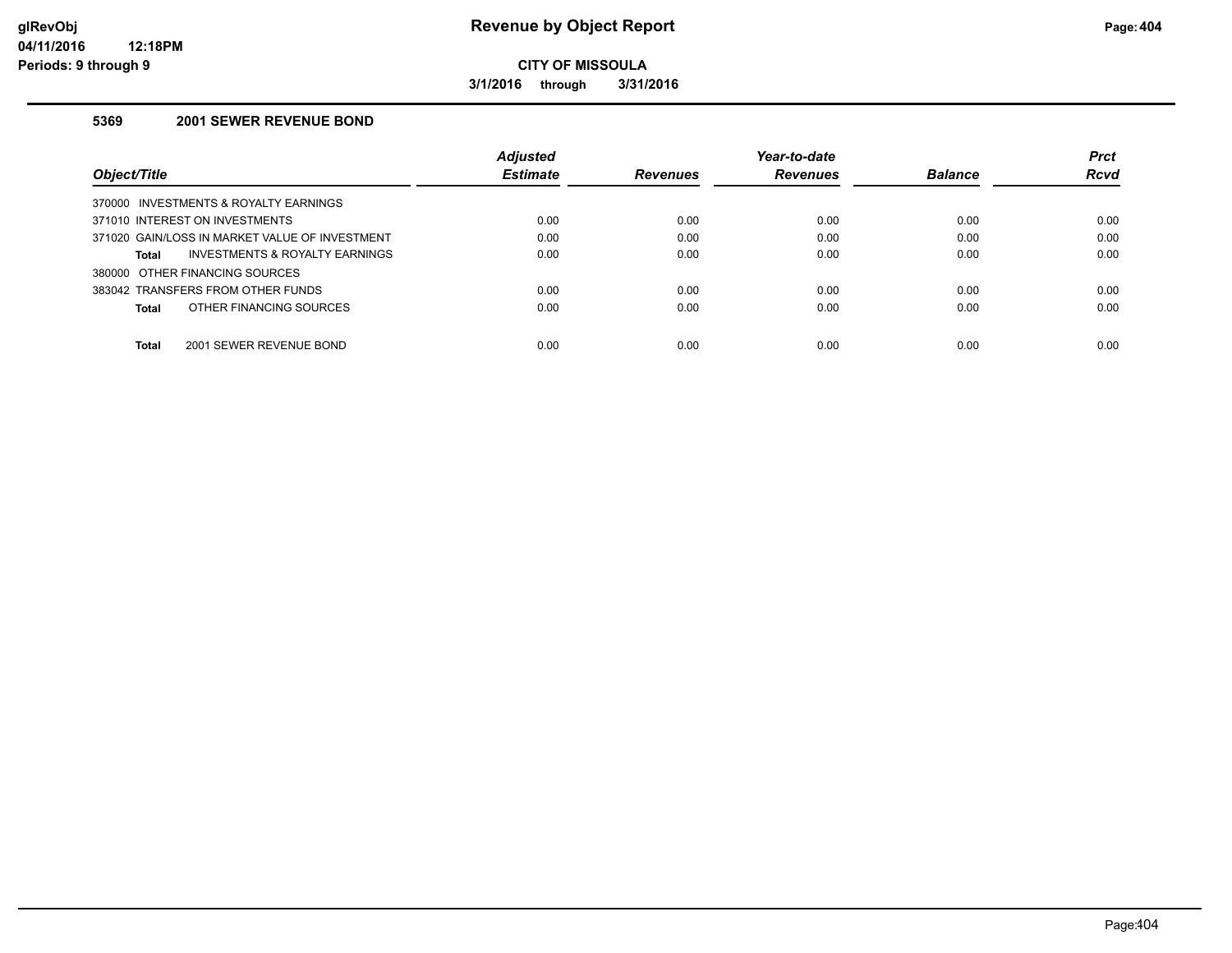# Revenue by Object Report

**CITY OF MISSOULA**

**3/1/2016 through 3/31/2016**

glRevObj
04/11/2016 12:18PM
Periods: 9 through 9

### 5369 2001 SEWER REVENUE BOND

| Object/Title | Adjusted Estimate | Revenues | Year-to-date Revenues | Balance | Prct Rcvd |
|---|---|---|---|---|---|
| 370000 INVESTMENTS & ROYALTY EARNINGS | | | | | |
| 371010 INTEREST ON INVESTMENTS | 0.00 | 0.00 | 0.00 | 0.00 | 0.00 |
| 371020 GAIN/LOSS IN MARKET VALUE OF INVESTMENT | 0.00 | 0.00 | 0.00 | 0.00 | 0.00 |
| **Total** INVESTMENTS & ROYALTY EARNINGS | 0.00 | 0.00 | 0.00 | 0.00 | 0.00 |
| 380000 OTHER FINANCING SOURCES | | | | | |
| 383042 TRANSFERS FROM OTHER FUNDS | 0.00 | 0.00 | 0.00 | 0.00 | 0.00 |
| **Total** OTHER FINANCING SOURCES | 0.00 | 0.00 | 0.00 | 0.00 | 0.00 |
| **Total** 2001 SEWER REVENUE BOND | 0.00 | 0.00 | 0.00 | 0.00 | 0.00 |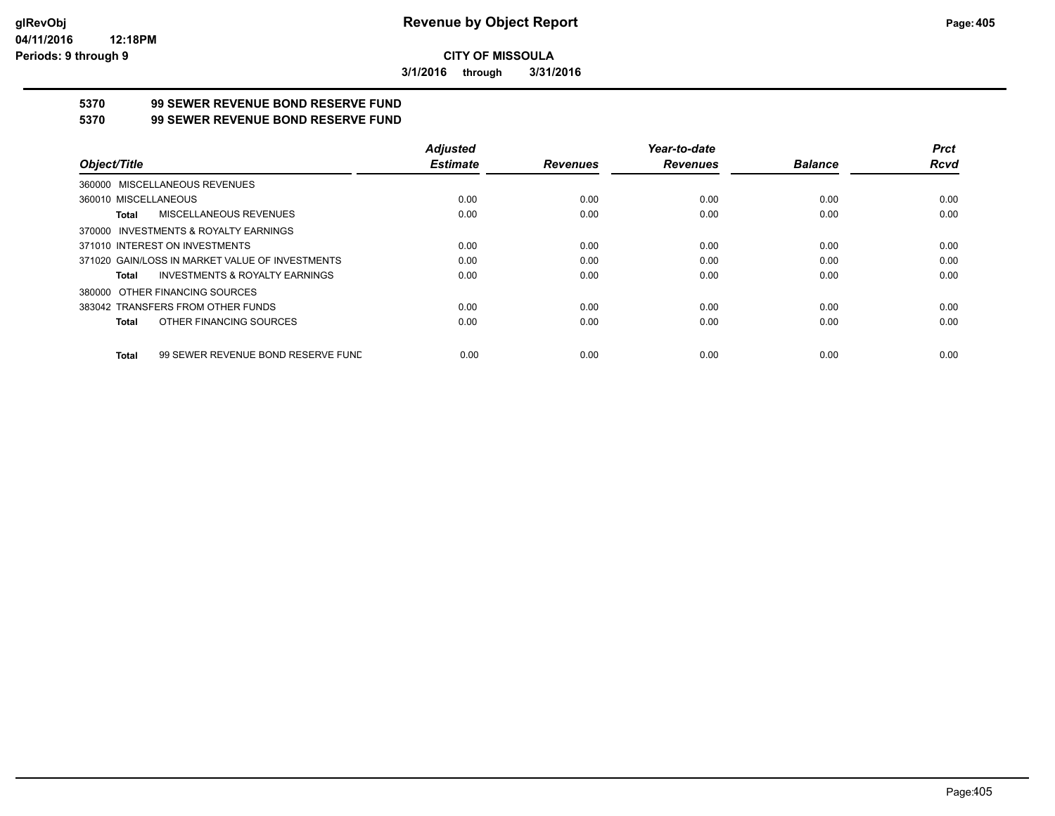**Revenue by Object Report**

**CITY OF MISSOULA**

**3/1/2016 through 3/31/2016**

glRevObj
04/11/2016 12:18PM
Periods: 9 through 9

## 5370 99 SEWER REVENUE BOND RESERVE FUND
## 5370 99 SEWER REVENUE BOND RESERVE FUND

| Object/Title | Adjusted Estimate | Revenues | Year-to-date Revenues | Balance | Prct Rcvd |
|---|---|---|---|---|---|
| 360000 MISCELLANEOUS REVENUES | | | | | |
| 360010 MISCELLANEOUS | 0.00 | 0.00 | 0.00 | 0.00 | 0.00 |
| **Total** MISCELLANEOUS REVENUES | 0.00 | 0.00 | 0.00 | 0.00 | 0.00 |
| 370000 INVESTMENTS & ROYALTY EARNINGS | | | | | |
| 371010 INTEREST ON INVESTMENTS | 0.00 | 0.00 | 0.00 | 0.00 | 0.00 |
| 371020 GAIN/LOSS IN MARKET VALUE OF INVESTMENTS | 0.00 | 0.00 | 0.00 | 0.00 | 0.00 |
| **Total** INVESTMENTS & ROYALTY EARNINGS | 0.00 | 0.00 | 0.00 | 0.00 | 0.00 |
| 380000 OTHER FINANCING SOURCES | | | | | |
| 383042 TRANSFERS FROM OTHER FUNDS | 0.00 | 0.00 | 0.00 | 0.00 | 0.00 |
| **Total** OTHER FINANCING SOURCES | 0.00 | 0.00 | 0.00 | 0.00 | 0.00 |
| **Total** 99 SEWER REVENUE BOND RESERVE FUND | 0.00 | 0.00 | 0.00 | 0.00 | 0.00 |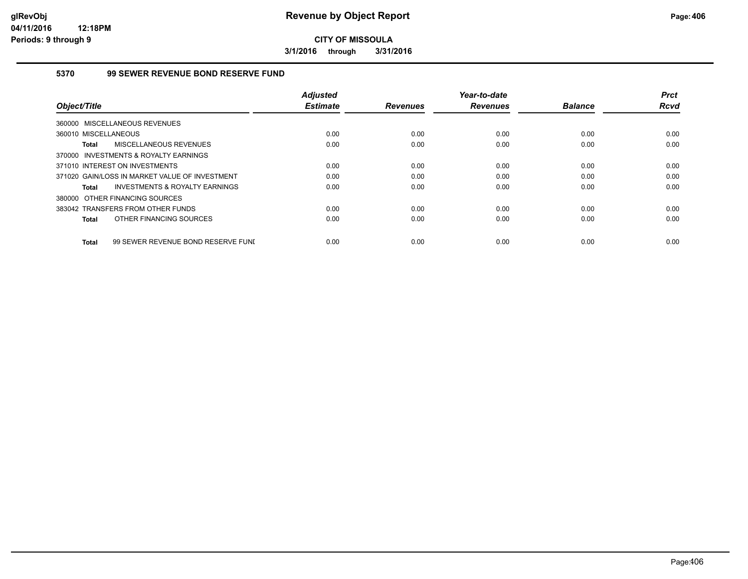# Revenue by Object Report

**CITY OF MISSOULA**

**3/1/2016 through 3/31/2016**

glRevObj
04/11/2016 12:18PM
Periods: 9 through 9

## 5370 99 SEWER REVENUE BOND RESERVE FUND

| Object/Title | Adjusted Estimate | Revenues | Year-to-date Revenues | Balance | Prct Rcvd |
|---|---|---|---|---|---|
| 360000 MISCELLANEOUS REVENUES | | | | | |
| 360010 MISCELLANEOUS | 0.00 | 0.00 | 0.00 | 0.00 | 0.00 |
| **Total** MISCELLANEOUS REVENUES | 0.00 | 0.00 | 0.00 | 0.00 | 0.00 |
| 370000 INVESTMENTS & ROYALTY EARNINGS | | | | | |
| 371010 INTEREST ON INVESTMENTS | 0.00 | 0.00 | 0.00 | 0.00 | 0.00 |
| 371020 GAIN/LOSS IN MARKET VALUE OF INVESTMENT | 0.00 | 0.00 | 0.00 | 0.00 | 0.00 |
| **Total** INVESTMENTS & ROYALTY EARNINGS | 0.00 | 0.00 | 0.00 | 0.00 | 0.00 |
| 380000 OTHER FINANCING SOURCES | | | | | |
| 383042 TRANSFERS FROM OTHER FUNDS | 0.00 | 0.00 | 0.00 | 0.00 | 0.00 |
| **Total** OTHER FINANCING SOURCES | 0.00 | 0.00 | 0.00 | 0.00 | 0.00 |
| **Total** 99 SEWER REVENUE BOND RESERVE FUNI | 0.00 | 0.00 | 0.00 | 0.00 | 0.00 |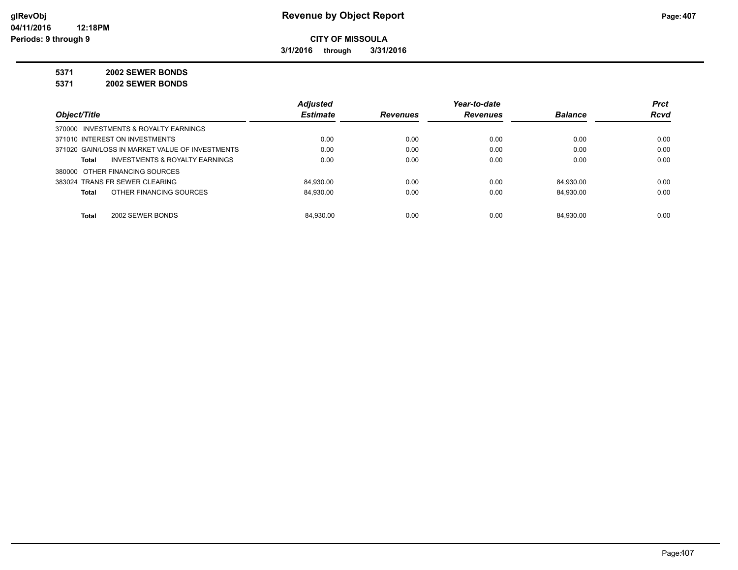# Revenue by Object Report

**CITY OF MISSOULA**

**3/1/2016 through 3/31/2016**

glRevObj
04/11/2016 12:18PM
Periods: 9 through 9

**5371 2002 SEWER BONDS**

**5371 2002 SEWER BONDS**

| Object/Title | Adjusted Estimate | Revenues | Year-to-date Revenues | Balance | Prct Rcvd |
|---|---|---|---|---|---|
| 370000 INVESTMENTS & ROYALTY EARNINGS | | | | | |
| 371010 INTEREST ON INVESTMENTS | 0.00 | 0.00 | 0.00 | 0.00 | 0.00 |
| 371020 GAIN/LOSS IN MARKET VALUE OF INVESTMENTS | 0.00 | 0.00 | 0.00 | 0.00 | 0.00 |
| **Total** INVESTMENTS & ROYALTY EARNINGS | 0.00 | 0.00 | 0.00 | 0.00 | 0.00 |
| 380000 OTHER FINANCING SOURCES | | | | | |
| 383024 TRANS FR SEWER CLEARING | 84,930.00 | 0.00 | 0.00 | 84,930.00 | 0.00 |
| **Total** OTHER FINANCING SOURCES | 84,930.00 | 0.00 | 0.00 | 84,930.00 | 0.00 |
| **Total** 2002 SEWER BONDS | 84,930.00 | 0.00 | 0.00 | 84,930.00 | 0.00 |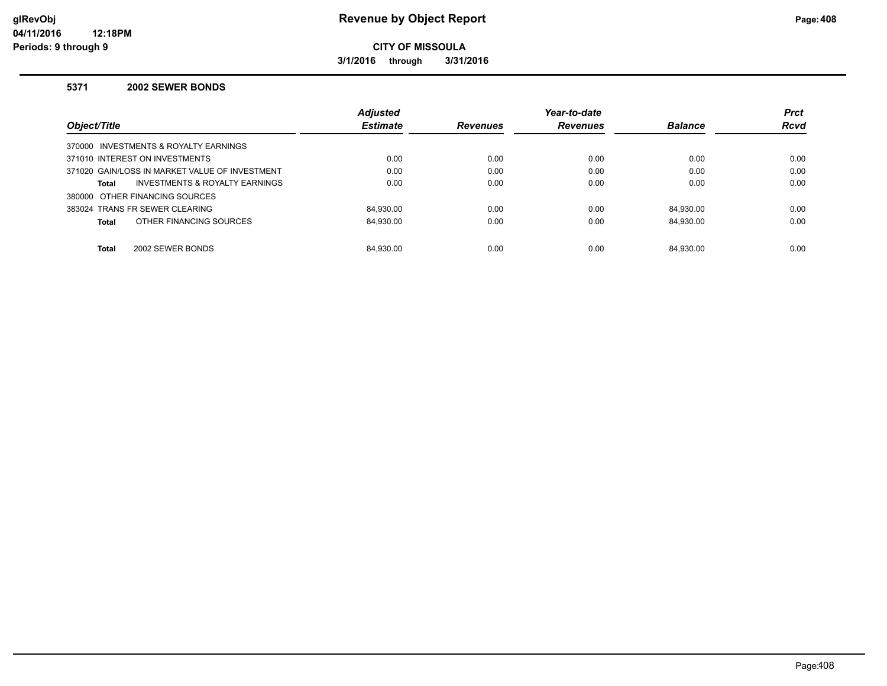# Revenue by Object Report

**CITY OF MISSOULA**

**3/1/2016 through 3/31/2016**

glRevObj
04/11/2016 12:18PM
Periods: 9 through 9

### 5371 2002 SEWER BONDS

| Object/Title | Adjusted Estimate | Revenues | Year-to-date Revenues | Balance | Prct Rcvd |
|---|---|---|---|---|---|
| 370000 INVESTMENTS & ROYALTY EARNINGS | | | | | |
| 371010 INTEREST ON INVESTMENTS | 0.00 | 0.00 | 0.00 | 0.00 | 0.00 |
| 371020 GAIN/LOSS IN MARKET VALUE OF INVESTMENT | 0.00 | 0.00 | 0.00 | 0.00 | 0.00 |
| **Total** INVESTMENTS & ROYALTY EARNINGS | 0.00 | 0.00 | 0.00 | 0.00 | 0.00 |
| 380000 OTHER FINANCING SOURCES | | | | | |
| 383024 TRANS FR SEWER CLEARING | 84,930.00 | 0.00 | 0.00 | 84,930.00 | 0.00 |
| **Total** OTHER FINANCING SOURCES | 84,930.00 | 0.00 | 0.00 | 84,930.00 | 0.00 |
| **Total** 2002 SEWER BONDS | 84,930.00 | 0.00 | 0.00 | 84,930.00 | 0.00 |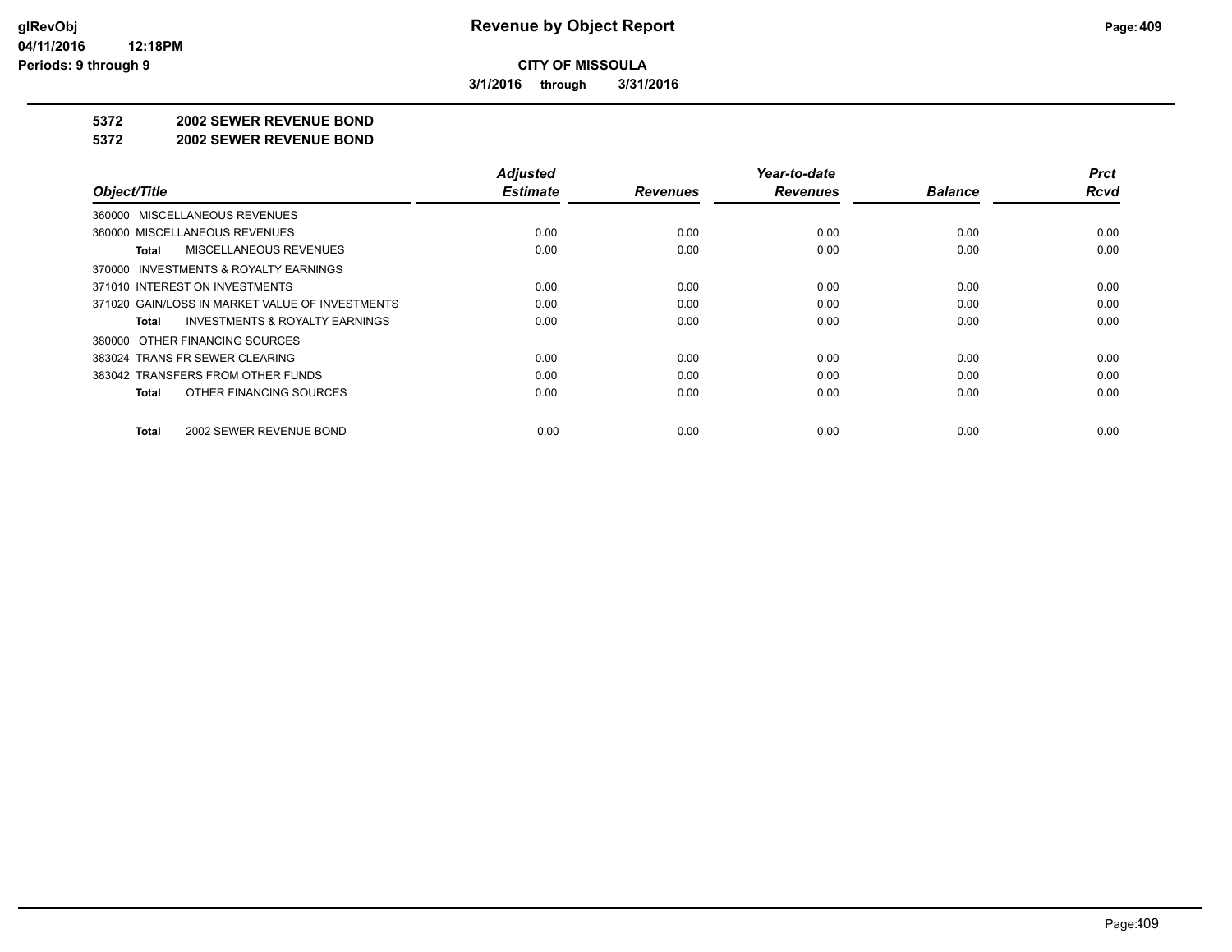**glRevObj**
**04/11/2016 12:18PM**
**Periods: 9 through 9**

# Revenue by Object Report

**CITY OF MISSOULA**

**3/1/2016 through 3/31/2016**

## 5372 2002 SEWER REVENUE BOND

## 5372 2002 SEWER REVENUE BOND

| Object/Title | Adjusted Estimate | Revenues | Year-to-date Revenues | Balance | Prct Rcvd |
|---|---|---|---|---|---|
| 360000 MISCELLANEOUS REVENUES | | | | | |
| 360000 MISCELLANEOUS REVENUES | 0.00 | 0.00 | 0.00 | 0.00 | 0.00 |
| **Total** MISCELLANEOUS REVENUES | 0.00 | 0.00 | 0.00 | 0.00 | 0.00 |
| 370000 INVESTMENTS & ROYALTY EARNINGS | | | | | |
| 371010 INTEREST ON INVESTMENTS | 0.00 | 0.00 | 0.00 | 0.00 | 0.00 |
| 371020 GAIN/LOSS IN MARKET VALUE OF INVESTMENTS | 0.00 | 0.00 | 0.00 | 0.00 | 0.00 |
| **Total** INVESTMENTS & ROYALTY EARNINGS | 0.00 | 0.00 | 0.00 | 0.00 | 0.00 |
| 380000 OTHER FINANCING SOURCES | | | | | |
| 383024 TRANS FR SEWER CLEARING | 0.00 | 0.00 | 0.00 | 0.00 | 0.00 |
| 383042 TRANSFERS FROM OTHER FUNDS | 0.00 | 0.00 | 0.00 | 0.00 | 0.00 |
| **Total** OTHER FINANCING SOURCES | 0.00 | 0.00 | 0.00 | 0.00 | 0.00 |
| **Total** 2002 SEWER REVENUE BOND | 0.00 | 0.00 | 0.00 | 0.00 | 0.00 |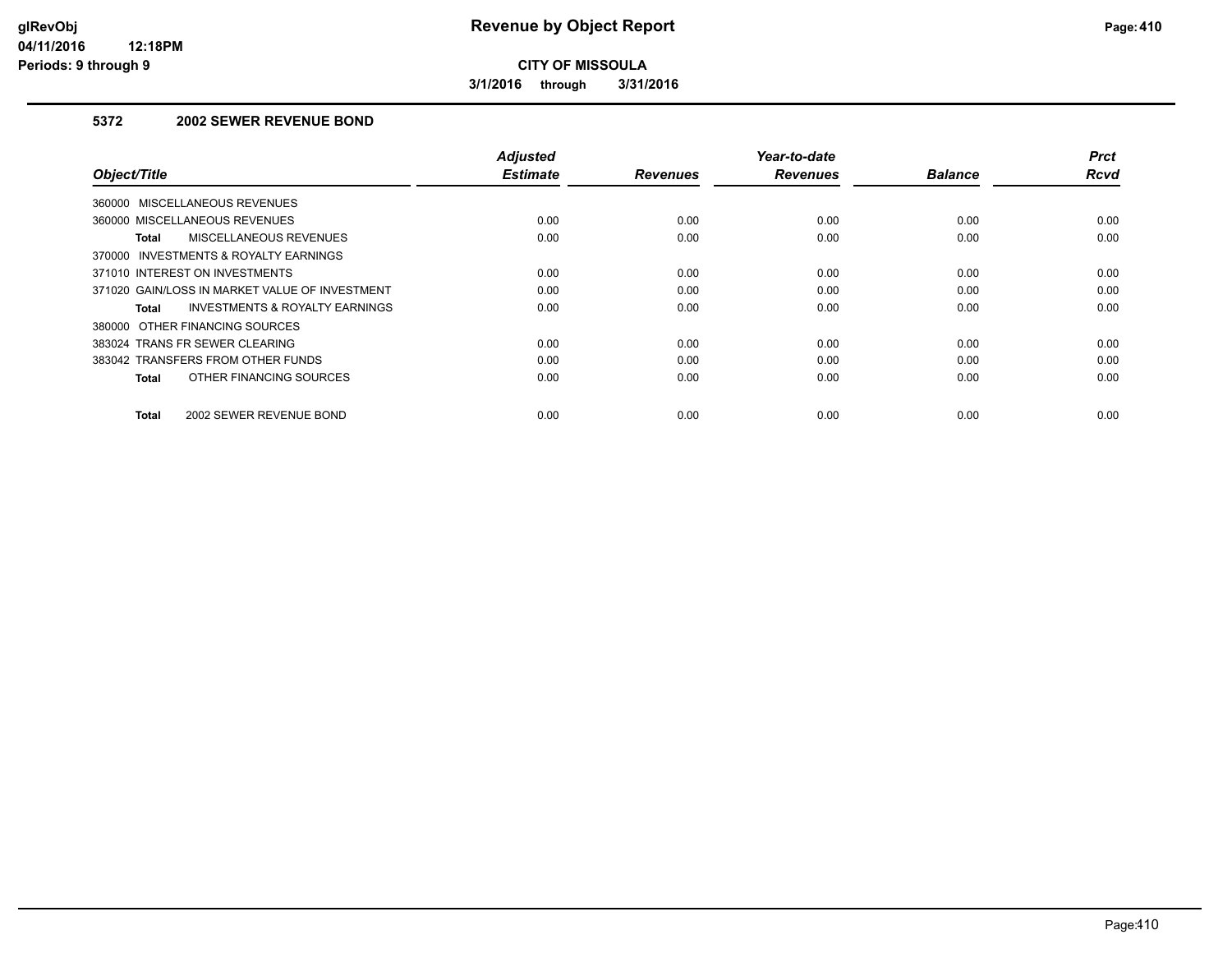**glRevObj**
**04/11/2016 12:18PM**
**Periods: 9 through 9**

# Revenue by Object Report

**CITY OF MISSOULA**

**3/1/2016 through 3/31/2016**

## 5372 2002 SEWER REVENUE BOND

| Object/Title | Adjusted Estimate | Revenues | Year-to-date Revenues | Balance | Prct Rcvd |
|---|---|---|---|---|---|
| 360000 MISCELLANEOUS REVENUES | | | | | |
| 360000 MISCELLANEOUS REVENUES | 0.00 | 0.00 | 0.00 | 0.00 | 0.00 |
| **Total** MISCELLANEOUS REVENUES | 0.00 | 0.00 | 0.00 | 0.00 | 0.00 |
| 370000 INVESTMENTS & ROYALTY EARNINGS | | | | | |
| 371010 INTEREST ON INVESTMENTS | 0.00 | 0.00 | 0.00 | 0.00 | 0.00 |
| 371020 GAIN/LOSS IN MARKET VALUE OF INVESTMENT | 0.00 | 0.00 | 0.00 | 0.00 | 0.00 |
| **Total** INVESTMENTS & ROYALTY EARNINGS | 0.00 | 0.00 | 0.00 | 0.00 | 0.00 |
| 380000 OTHER FINANCING SOURCES | | | | | |
| 383024 TRANS FR SEWER CLEARING | 0.00 | 0.00 | 0.00 | 0.00 | 0.00 |
| 383042 TRANSFERS FROM OTHER FUNDS | 0.00 | 0.00 | 0.00 | 0.00 | 0.00 |
| **Total** OTHER FINANCING SOURCES | 0.00 | 0.00 | 0.00 | 0.00 | 0.00 |
| **Total** 2002 SEWER REVENUE BOND | 0.00 | 0.00 | 0.00 | 0.00 | 0.00 |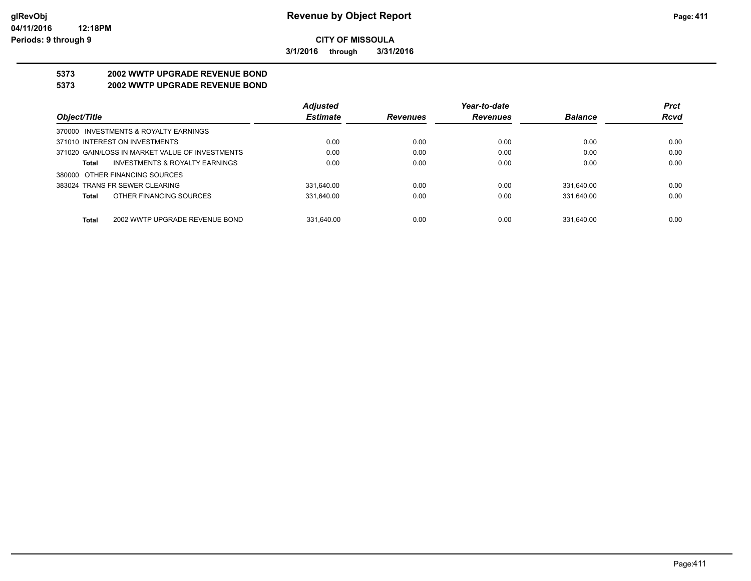**CITY OF MISSOULA**

**3/1/2016 through 3/31/2016**

**5373 2002 WWTP UPGRADE REVENUE BOND**

**5373 2002 WWTP UPGRADE REVENUE BOND**

| Object/Title | | Adjusted Estimate | Revenues | Year-to-date Revenues | Balance | Prct Rcvd |
|---|---|---|---|---|---|---|
| 370000 INVESTMENTS & ROYALTY EARNINGS | | | | | | |
| 371010 INTEREST ON INVESTMENTS | | 0.00 | 0.00 | 0.00 | 0.00 | 0.00 |
| 371020 GAIN/LOSS IN MARKET VALUE OF INVESTMENTS | | 0.00 | 0.00 | 0.00 | 0.00 | 0.00 |
| **Total** | INVESTMENTS & ROYALTY EARNINGS | 0.00 | 0.00 | 0.00 | 0.00 | 0.00 |
| 380000 OTHER FINANCING SOURCES | | | | | | |
| 383024 TRANS FR SEWER CLEARING | | 331,640.00 | 0.00 | 0.00 | 331,640.00 | 0.00 |
| **Total** | OTHER FINANCING SOURCES | 331,640.00 | 0.00 | 0.00 | 331,640.00 | 0.00 |
| **Total** | 2002 WWTP UPGRADE REVENUE BOND | 331,640.00 | 0.00 | 0.00 | 331,640.00 | 0.00 |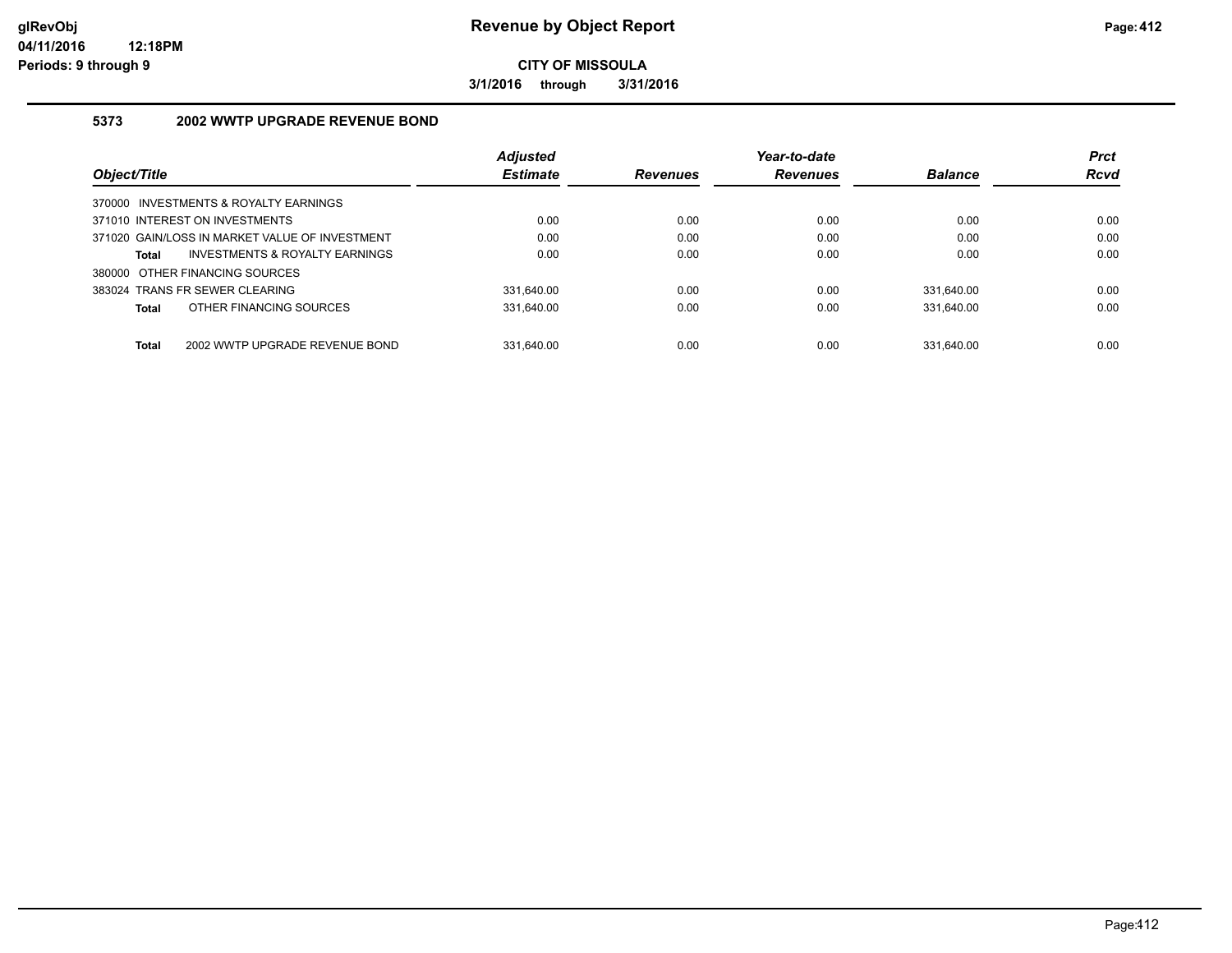**CITY OF MISSOULA**

**3/1/2016 through 3/31/2016**

### 5373 2002 WWTP UPGRADE REVENUE BOND

| Object/Title | Adjusted Estimate | Revenues | Year-to-date Revenues | Balance | Prct Rcvd |
|---|---|---|---|---|---|
| 370000 INVESTMENTS & ROYALTY EARNINGS | | | | | |
| 371010 INTEREST ON INVESTMENTS | 0.00 | 0.00 | 0.00 | 0.00 | 0.00 |
| 371020 GAIN/LOSS IN MARKET VALUE OF INVESTMENT | 0.00 | 0.00 | 0.00 | 0.00 | 0.00 |
| **Total** INVESTMENTS & ROYALTY EARNINGS | 0.00 | 0.00 | 0.00 | 0.00 | 0.00 |
| 380000 OTHER FINANCING SOURCES | | | | | |
| 383024 TRANS FR SEWER CLEARING | 331,640.00 | 0.00 | 0.00 | 331,640.00 | 0.00 |
| **Total** OTHER FINANCING SOURCES | 331,640.00 | 0.00 | 0.00 | 331,640.00 | 0.00 |
| **Total** 2002 WWTP UPGRADE REVENUE BOND | 331,640.00 | 0.00 | 0.00 | 331,640.00 | 0.00 |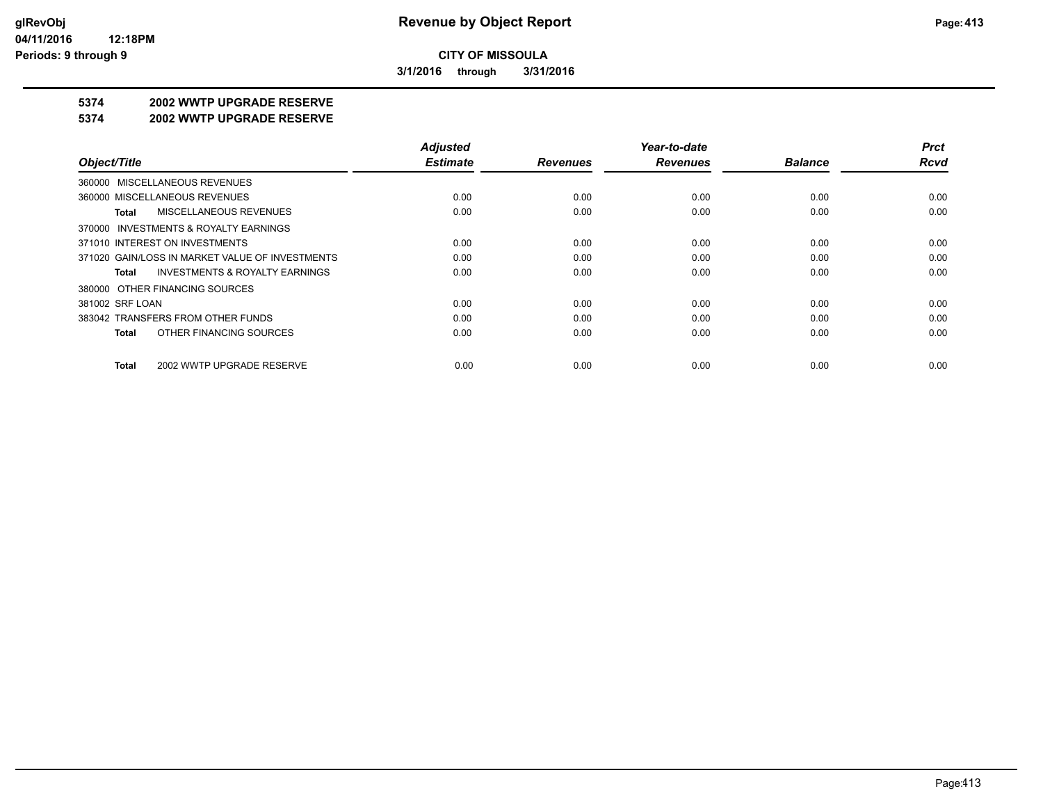# Revenue by Object Report

**CITY OF MISSOULA**

**3/1/2016 through 3/31/2016**

glRevObj
04/11/2016 12:18PM
Periods: 9 through 9

## 5374 2002 WWTP UPGRADE RESERVE
## 5374 2002 WWTP UPGRADE RESERVE

| Object/Title | Adjusted Estimate | Revenues | Year-to-date Revenues | Balance | Prct Rcvd |
|---|---|---|---|---|---|
| 360000 MISCELLANEOUS REVENUES | | | | | |
| 360000 MISCELLANEOUS REVENUES | 0.00 | 0.00 | 0.00 | 0.00 | 0.00 |
| **Total** MISCELLANEOUS REVENUES | 0.00 | 0.00 | 0.00 | 0.00 | 0.00 |
| 370000 INVESTMENTS & ROYALTY EARNINGS | | | | | |
| 371010 INTEREST ON INVESTMENTS | 0.00 | 0.00 | 0.00 | 0.00 | 0.00 |
| 371020 GAIN/LOSS IN MARKET VALUE OF INVESTMENTS | 0.00 | 0.00 | 0.00 | 0.00 | 0.00 |
| **Total** INVESTMENTS & ROYALTY EARNINGS | 0.00 | 0.00 | 0.00 | 0.00 | 0.00 |
| 380000 OTHER FINANCING SOURCES | | | | | |
| 381002 SRF LOAN | 0.00 | 0.00 | 0.00 | 0.00 | 0.00 |
| 383042 TRANSFERS FROM OTHER FUNDS | 0.00 | 0.00 | 0.00 | 0.00 | 0.00 |
| **Total** OTHER FINANCING SOURCES | 0.00 | 0.00 | 0.00 | 0.00 | 0.00 |
| **Total** 2002 WWTP UPGRADE RESERVE | 0.00 | 0.00 | 0.00 | 0.00 | 0.00 |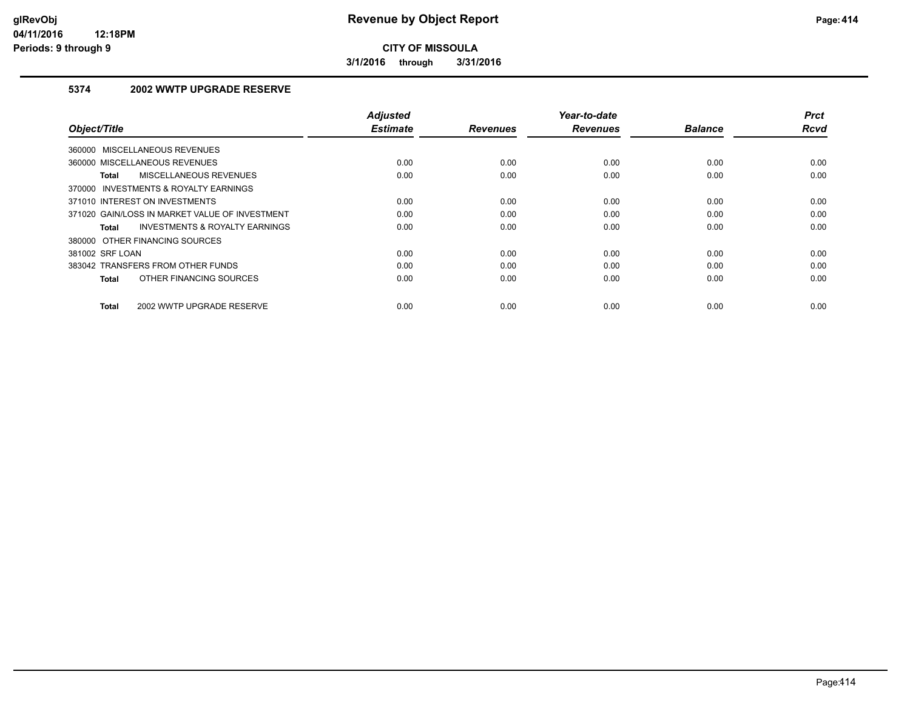**CITY OF MISSOULA**

**3/1/2016 through 3/31/2016**

### 5374 2002 WWTP UPGRADE RESERVE

| Object/Title | | Adjusted Estimate | Revenues | Year-to-date Revenues | Balance | Prct Rcvd |
|---|---|---|---|---|---|---|
| 360000 MISCELLANEOUS REVENUES | | | | | | |
| 360000 MISCELLANEOUS REVENUES | | 0.00 | 0.00 | 0.00 | 0.00 | 0.00 |
| **Total** | MISCELLANEOUS REVENUES | 0.00 | 0.00 | 0.00 | 0.00 | 0.00 |
| 370000 INVESTMENTS & ROYALTY EARNINGS | | | | | | |
| 371010 INTEREST ON INVESTMENTS | | 0.00 | 0.00 | 0.00 | 0.00 | 0.00 |
| 371020 GAIN/LOSS IN MARKET VALUE OF INVESTMENT | | 0.00 | 0.00 | 0.00 | 0.00 | 0.00 |
| **Total** | INVESTMENTS & ROYALTY EARNINGS | 0.00 | 0.00 | 0.00 | 0.00 | 0.00 |
| 380000 OTHER FINANCING SOURCES | | | | | | |
| 381002 SRF LOAN | | 0.00 | 0.00 | 0.00 | 0.00 | 0.00 |
| 383042 TRANSFERS FROM OTHER FUNDS | | 0.00 | 0.00 | 0.00 | 0.00 | 0.00 |
| **Total** | OTHER FINANCING SOURCES | 0.00 | 0.00 | 0.00 | 0.00 | 0.00 |
| **Total** | 2002 WWTP UPGRADE RESERVE | 0.00 | 0.00 | 0.00 | 0.00 | 0.00 |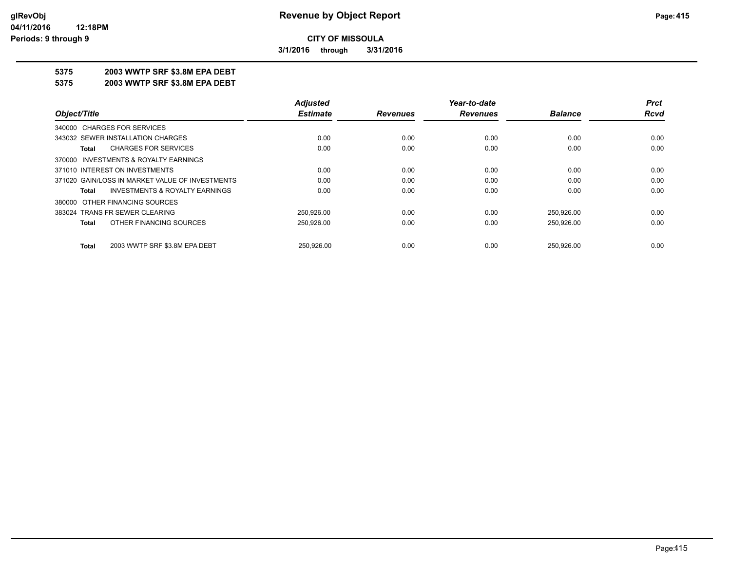**Revenue by Object Report**

**CITY OF MISSOULA**

**3/1/2016 through 3/31/2016**

glRevObj
04/11/2016 12:18PM
Periods: 9 through 9

## 5375 2003 WWTP SRF $3.8M EPA DEBT
## 5375 2003 WWTP SRF $3.8M EPA DEBT

| Object/Title | Adjusted Estimate | Revenues | Year-to-date Revenues | Balance | Prct Rcvd |
|---|---|---|---|---|---|
| 340000 CHARGES FOR SERVICES | | | | | |
| 343032 SEWER INSTALLATION CHARGES | 0.00 | 0.00 | 0.00 | 0.00 | 0.00 |
| **Total** CHARGES FOR SERVICES | 0.00 | 0.00 | 0.00 | 0.00 | 0.00 |
| 370000 INVESTMENTS & ROYALTY EARNINGS | | | | | |
| 371010 INTEREST ON INVESTMENTS | 0.00 | 0.00 | 0.00 | 0.00 | 0.00 |
| 371020 GAIN/LOSS IN MARKET VALUE OF INVESTMENTS | 0.00 | 0.00 | 0.00 | 0.00 | 0.00 |
| **Total** INVESTMENTS & ROYALTY EARNINGS | 0.00 | 0.00 | 0.00 | 0.00 | 0.00 |
| 380000 OTHER FINANCING SOURCES | | | | | |
| 383024 TRANS FR SEWER CLEARING | 250,926.00 | 0.00 | 0.00 | 250,926.00 | 0.00 |
| **Total** OTHER FINANCING SOURCES | 250,926.00 | 0.00 | 0.00 | 250,926.00 | 0.00 |
| **Total** 2003 WWTP SRF $3.8M EPA DEBT | 250,926.00 | 0.00 | 0.00 | 250,926.00 | 0.00 |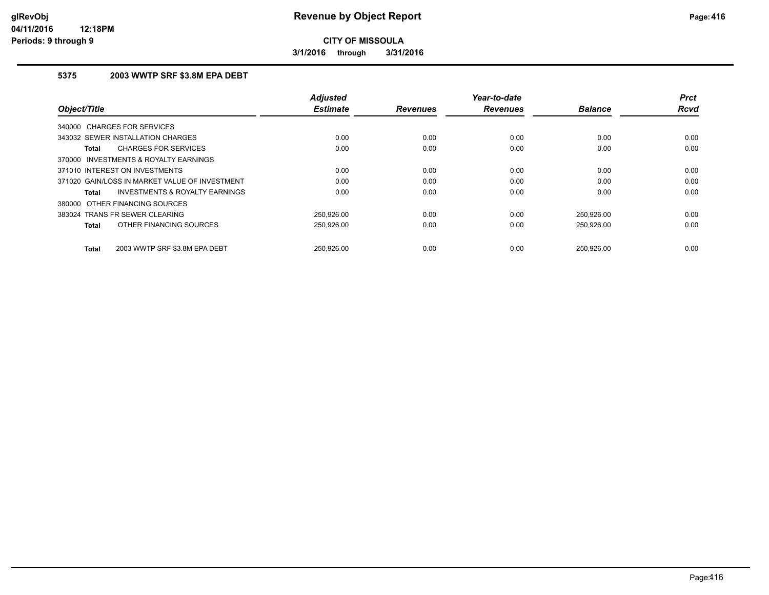# Revenue by Object Report

**CITY OF MISSOULA**

**3/1/2016 through 3/31/2016**

glRevObj
04/11/2016 12:18PM
Periods: 9 through 9

## 5375 2003 WWTP SRF $3.8M EPA DEBT

| Object/Title | Adjusted Estimate | Revenues | Year-to-date Revenues | Balance | Prct Rcvd |
|---|---|---|---|---|---|
| 340000 CHARGES FOR SERVICES | | | | | |
| 343032 SEWER INSTALLATION CHARGES | 0.00 | 0.00 | 0.00 | 0.00 | 0.00 |
| **Total** CHARGES FOR SERVICES | 0.00 | 0.00 | 0.00 | 0.00 | 0.00 |
| 370000 INVESTMENTS & ROYALTY EARNINGS | | | | | |
| 371010 INTEREST ON INVESTMENTS | 0.00 | 0.00 | 0.00 | 0.00 | 0.00 |
| 371020 GAIN/LOSS IN MARKET VALUE OF INVESTMENT | 0.00 | 0.00 | 0.00 | 0.00 | 0.00 |
| **Total** INVESTMENTS & ROYALTY EARNINGS | 0.00 | 0.00 | 0.00 | 0.00 | 0.00 |
| 380000 OTHER FINANCING SOURCES | | | | | |
| 383024 TRANS FR SEWER CLEARING | 250,926.00 | 0.00 | 0.00 | 250,926.00 | 0.00 |
| **Total** OTHER FINANCING SOURCES | 250,926.00 | 0.00 | 0.00 | 250,926.00 | 0.00 |
| **Total** 2003 WWTP SRF $3.8M EPA DEBT | 250,926.00 | 0.00 | 0.00 | 250,926.00 | 0.00 |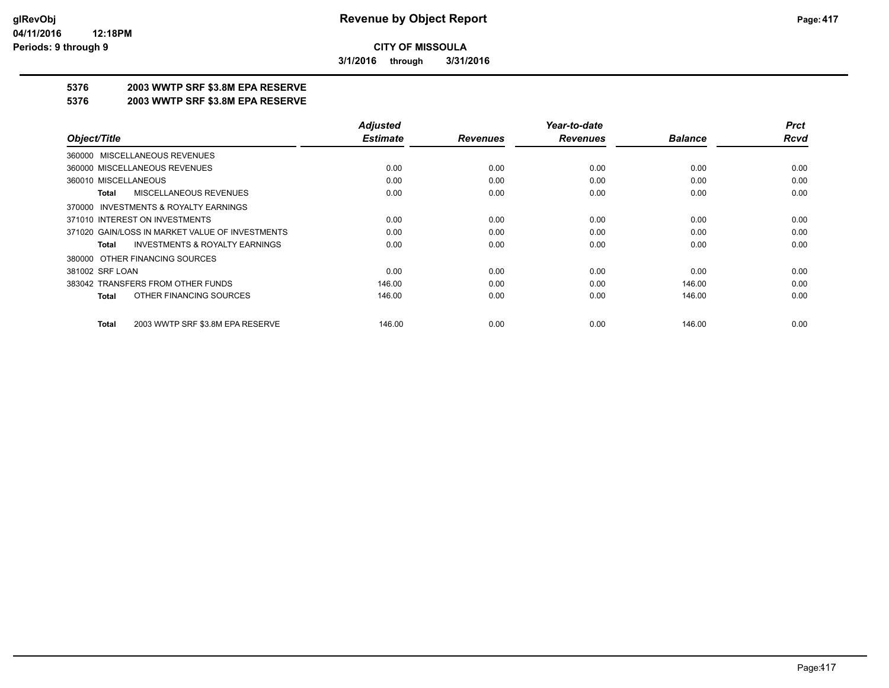**CITY OF MISSOULA**

**3/1/2016 through 3/31/2016**

# 5376 2003 WWTP SRF $3.8M EPA RESERVE

## 5376 2003 WWTP SRF $3.8M EPA RESERVE

| Object/Title | Adjusted Estimate | Revenues | Year-to-date Revenues | Balance | Prct Rcvd |
|---|---|---|---|---|---|
| 360000 MISCELLANEOUS REVENUES | | | | | |
| 360000 MISCELLANEOUS REVENUES | 0.00 | 0.00 | 0.00 | 0.00 | 0.00 |
| 360010 MISCELLANEOUS | 0.00 | 0.00 | 0.00 | 0.00 | 0.00 |
| **Total** MISCELLANEOUS REVENUES | 0.00 | 0.00 | 0.00 | 0.00 | 0.00 |
| 370000 INVESTMENTS & ROYALTY EARNINGS | | | | | |
| 371010 INTEREST ON INVESTMENTS | 0.00 | 0.00 | 0.00 | 0.00 | 0.00 |
| 371020 GAIN/LOSS IN MARKET VALUE OF INVESTMENTS | 0.00 | 0.00 | 0.00 | 0.00 | 0.00 |
| **Total** INVESTMENTS & ROYALTY EARNINGS | 0.00 | 0.00 | 0.00 | 0.00 | 0.00 |
| 380000 OTHER FINANCING SOURCES | | | | | |
| 381002 SRF LOAN | 0.00 | 0.00 | 0.00 | 0.00 | 0.00 |
| 383042 TRANSFERS FROM OTHER FUNDS | 146.00 | 0.00 | 0.00 | 146.00 | 0.00 |
| **Total** OTHER FINANCING SOURCES | 146.00 | 0.00 | 0.00 | 146.00 | 0.00 |
| **Total** 2003 WWTP SRF $3.8M EPA RESERVE | 146.00 | 0.00 | 0.00 | 146.00 | 0.00 |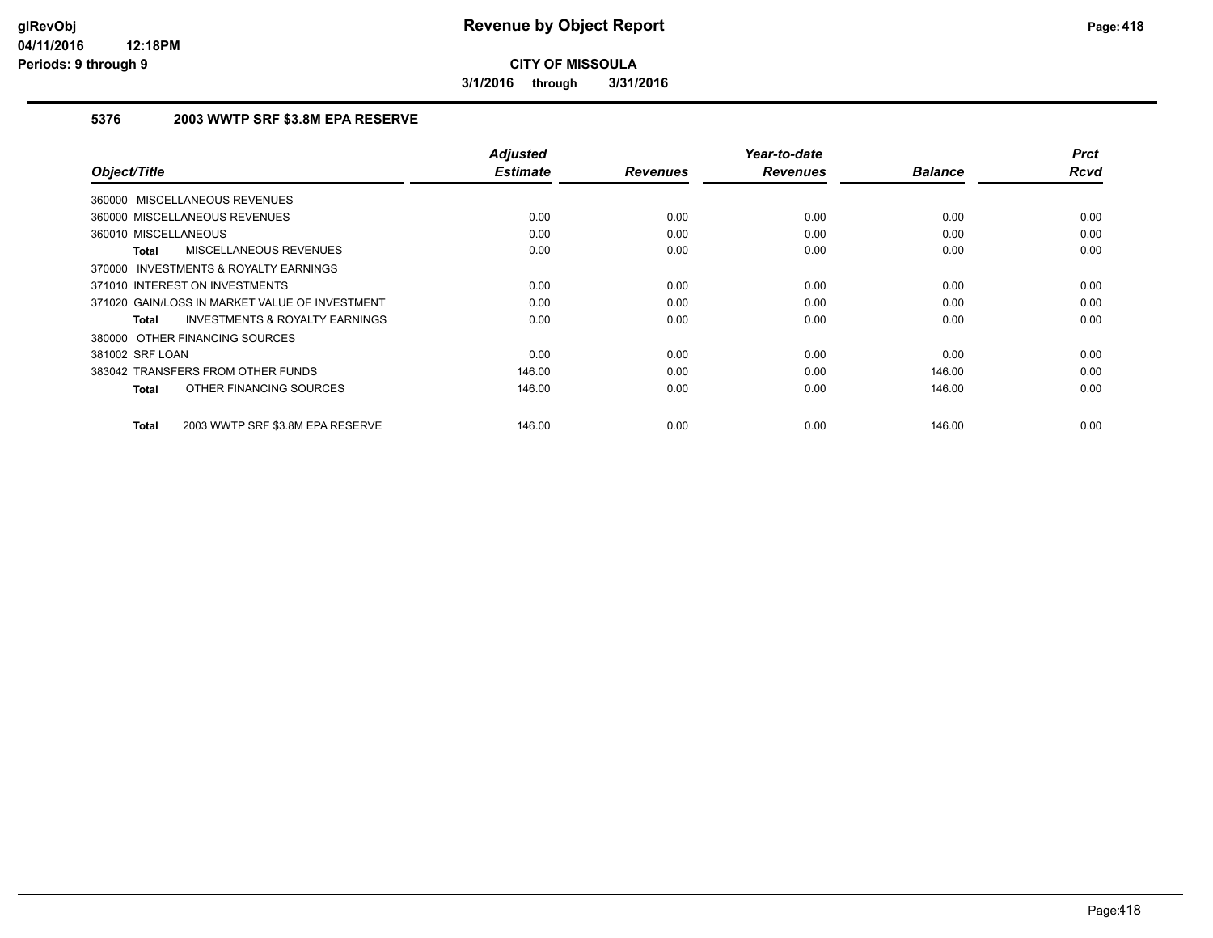# Revenue by Object Report

**CITY OF MISSOULA**

**3/1/2016 through 3/31/2016**

glRevObj
04/11/2016 12:18PM
Periods: 9 through 9

## 5376 2003 WWTP SRF $3.8M EPA RESERVE

| Object/Title | Adjusted Estimate | Revenues | Year-to-date Revenues | Balance | Prct Rcvd |
|---|---|---|---|---|---|
| 360000 MISCELLANEOUS REVENUES | | | | | |
| 360000 MISCELLANEOUS REVENUES | 0.00 | 0.00 | 0.00 | 0.00 | 0.00 |
| 360010 MISCELLANEOUS | 0.00 | 0.00 | 0.00 | 0.00 | 0.00 |
| **Total** MISCELLANEOUS REVENUES | 0.00 | 0.00 | 0.00 | 0.00 | 0.00 |
| 370000 INVESTMENTS & ROYALTY EARNINGS | | | | | |
| 371010 INTEREST ON INVESTMENTS | 0.00 | 0.00 | 0.00 | 0.00 | 0.00 |
| 371020 GAIN/LOSS IN MARKET VALUE OF INVESTMENT | 0.00 | 0.00 | 0.00 | 0.00 | 0.00 |
| **Total** INVESTMENTS & ROYALTY EARNINGS | 0.00 | 0.00 | 0.00 | 0.00 | 0.00 |
| 380000 OTHER FINANCING SOURCES | | | | | |
| 381002 SRF LOAN | 0.00 | 0.00 | 0.00 | 0.00 | 0.00 |
| 383042 TRANSFERS FROM OTHER FUNDS | 146.00 | 0.00 | 0.00 | 146.00 | 0.00 |
| **Total** OTHER FINANCING SOURCES | 146.00 | 0.00 | 0.00 | 146.00 | 0.00 |
| **Total** 2003 WWTP SRF $3.8M EPA RESERVE | 146.00 | 0.00 | 0.00 | 146.00 | 0.00 |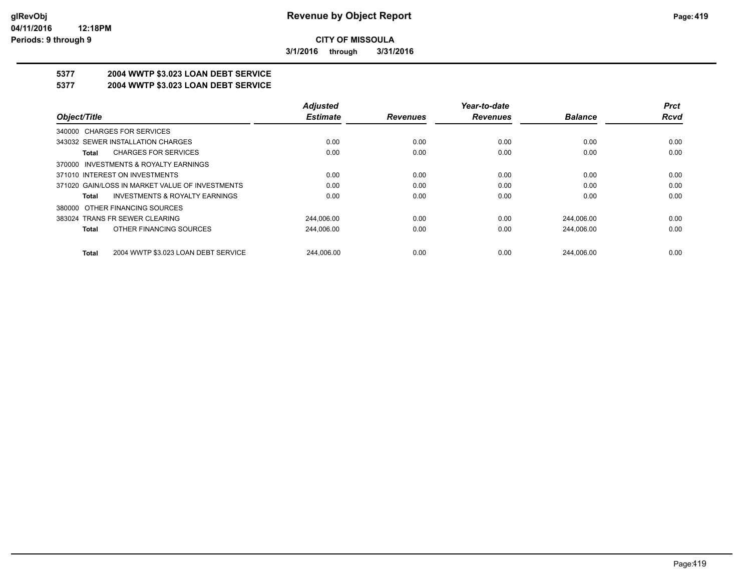**CITY OF MISSOULA**

**3/1/2016 through 3/31/2016**

## 5377 2004 WWTP $3.023 LOAN DEBT SERVICE

## 5377 2004 WWTP $3.023 LOAN DEBT SERVICE

| Object/Title | Adjusted Estimate | Revenues | Year-to-date Revenues | Balance | Prct Rcvd |
|---|---|---|---|---|---|
| 340000 CHARGES FOR SERVICES | | | | | |
| 343032 SEWER INSTALLATION CHARGES | 0.00 | 0.00 | 0.00 | 0.00 | 0.00 |
| **Total** CHARGES FOR SERVICES | 0.00 | 0.00 | 0.00 | 0.00 | 0.00 |
| 370000 INVESTMENTS & ROYALTY EARNINGS | | | | | |
| 371010 INTEREST ON INVESTMENTS | 0.00 | 0.00 | 0.00 | 0.00 | 0.00 |
| 371020 GAIN/LOSS IN MARKET VALUE OF INVESTMENTS | 0.00 | 0.00 | 0.00 | 0.00 | 0.00 |
| **Total** INVESTMENTS & ROYALTY EARNINGS | 0.00 | 0.00 | 0.00 | 0.00 | 0.00 |
| 380000 OTHER FINANCING SOURCES | | | | | |
| 383024 TRANS FR SEWER CLEARING | 244,006.00 | 0.00 | 0.00 | 244,006.00 | 0.00 |
| **Total** OTHER FINANCING SOURCES | 244,006.00 | 0.00 | 0.00 | 244,006.00 | 0.00 |
| **Total** 2004 WWTP $3.023 LOAN DEBT SERVICE | 244,006.00 | 0.00 | 0.00 | 244,006.00 | 0.00 |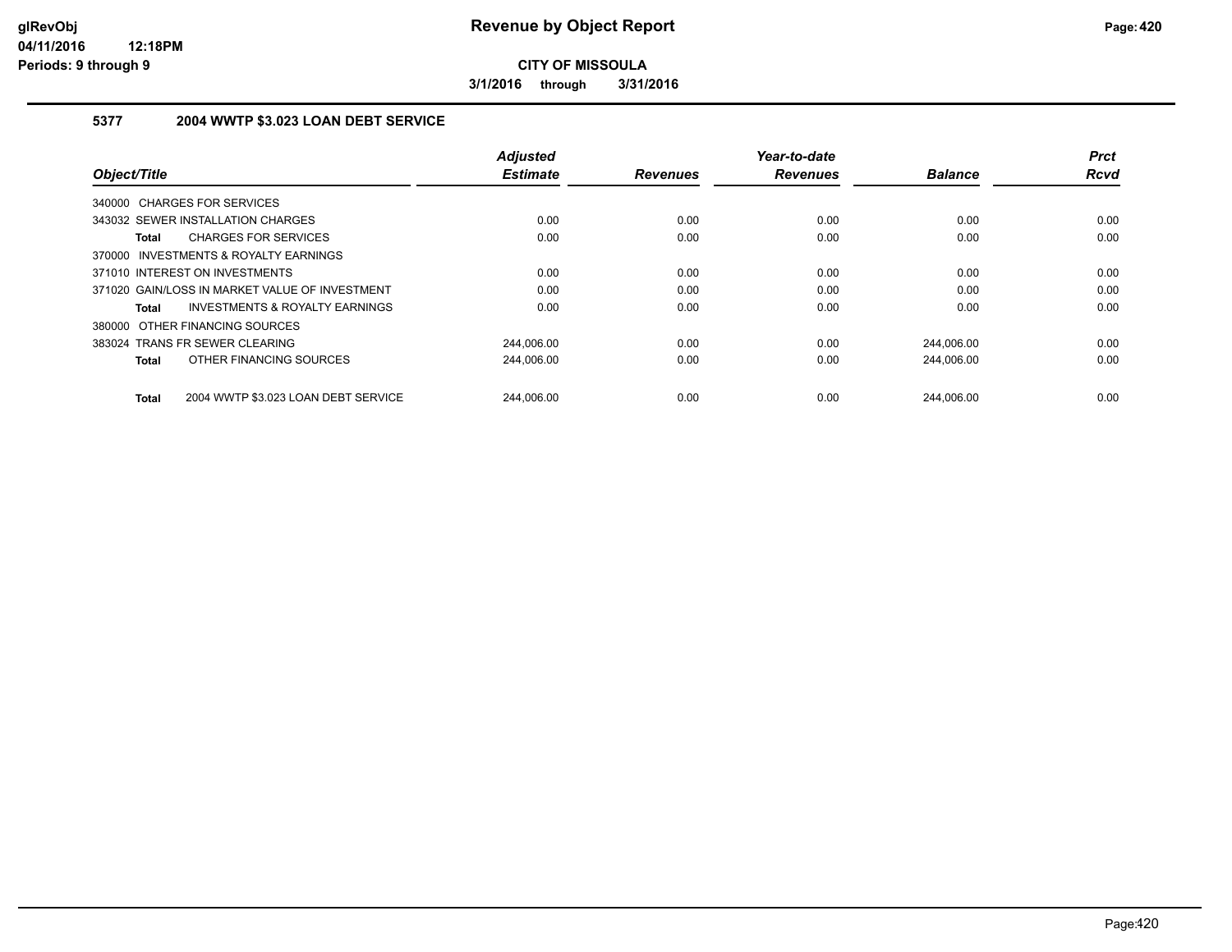**Revenue by Object Report**

**CITY OF MISSOULA**

**3/1/2016 through 3/31/2016**

glRevObj
04/11/2016 12:18PM
Periods: 9 through 9

### 5377 2004 WWTP $3.023 LOAN DEBT SERVICE

| Object/Title | Adjusted Estimate | Revenues | Year-to-date Revenues | Balance | Prct Rcvd |
|---|---|---|---|---|---|
| 340000 CHARGES FOR SERVICES | | | | | |
| 343032 SEWER INSTALLATION CHARGES | 0.00 | 0.00 | 0.00 | 0.00 | 0.00 |
| **Total** CHARGES FOR SERVICES | 0.00 | 0.00 | 0.00 | 0.00 | 0.00 |
| 370000 INVESTMENTS & ROYALTY EARNINGS | | | | | |
| 371010 INTEREST ON INVESTMENTS | 0.00 | 0.00 | 0.00 | 0.00 | 0.00 |
| 371020 GAIN/LOSS IN MARKET VALUE OF INVESTMENT | 0.00 | 0.00 | 0.00 | 0.00 | 0.00 |
| **Total** INVESTMENTS & ROYALTY EARNINGS | 0.00 | 0.00 | 0.00 | 0.00 | 0.00 |
| 380000 OTHER FINANCING SOURCES | | | | | |
| 383024 TRANS FR SEWER CLEARING | 244,006.00 | 0.00 | 0.00 | 244,006.00 | 0.00 |
| **Total** OTHER FINANCING SOURCES | 244,006.00 | 0.00 | 0.00 | 244,006.00 | 0.00 |
| **Total** 2004 WWTP $3.023 LOAN DEBT SERVICE | 244,006.00 | 0.00 | 0.00 | 244,006.00 | 0.00 |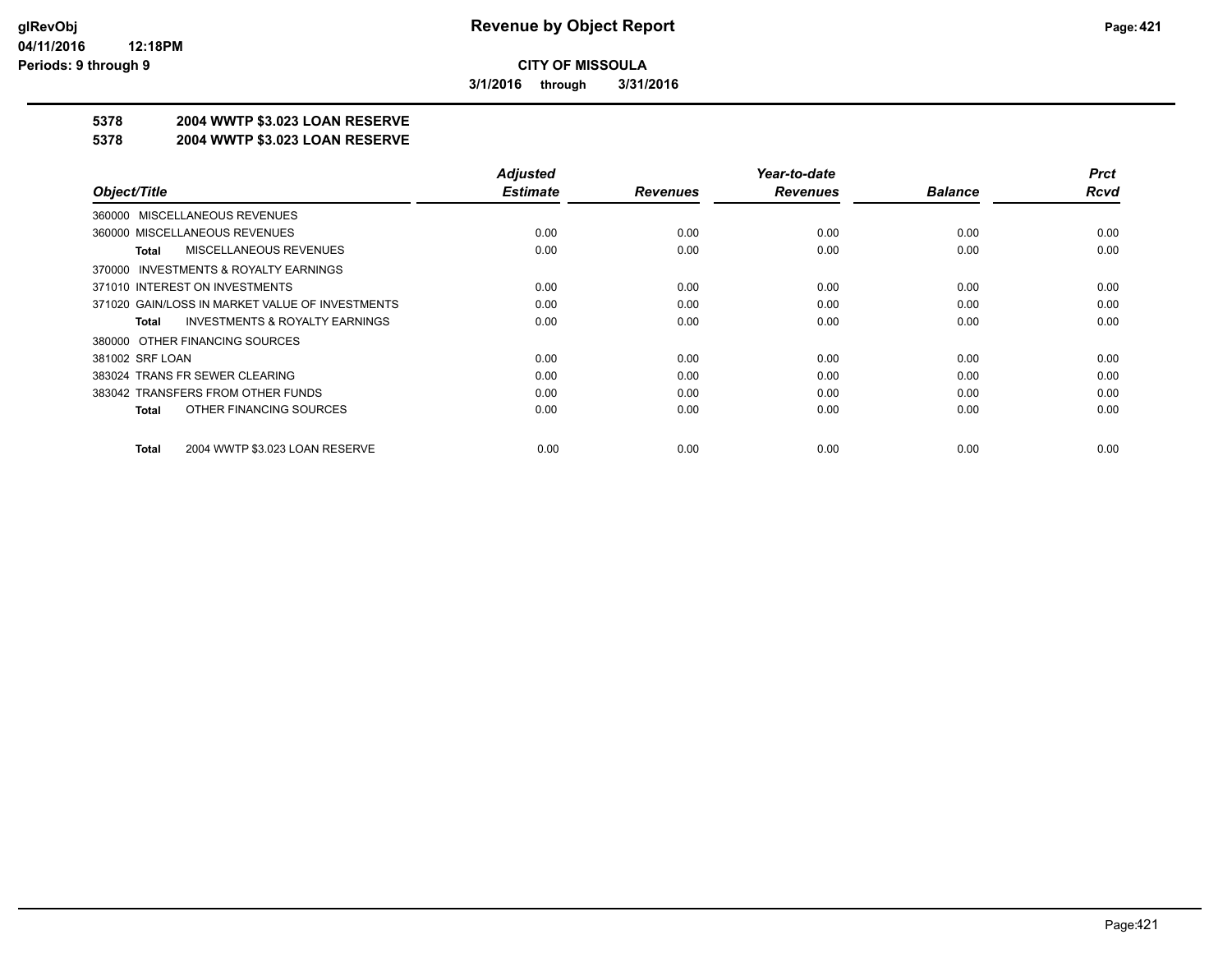**CITY OF MISSOULA**

**3/1/2016 through 3/31/2016**

**Revenue by Object Report**

glRevObj
04/11/2016 12:18PM
Periods: 9 through 9

## 5378 2004 WWTP $3.023 LOAN RESERVE

## 5378 2004 WWTP $3.023 LOAN RESERVE

| Object/Title | Adjusted Estimate | Revenues | Year-to-date Revenues | Balance | Prct Rcvd |
|---|---|---|---|---|---|
| 360000 MISCELLANEOUS REVENUES | | | | | |
| 360000 MISCELLANEOUS REVENUES | 0.00 | 0.00 | 0.00 | 0.00 | 0.00 |
| **Total** MISCELLANEOUS REVENUES | 0.00 | 0.00 | 0.00 | 0.00 | 0.00 |
| 370000 INVESTMENTS & ROYALTY EARNINGS | | | | | |
| 371010 INTEREST ON INVESTMENTS | 0.00 | 0.00 | 0.00 | 0.00 | 0.00 |
| 371020 GAIN/LOSS IN MARKET VALUE OF INVESTMENTS | 0.00 | 0.00 | 0.00 | 0.00 | 0.00 |
| **Total** INVESTMENTS & ROYALTY EARNINGS | 0.00 | 0.00 | 0.00 | 0.00 | 0.00 |
| 380000 OTHER FINANCING SOURCES | | | | | |
| 381002 SRF LOAN | 0.00 | 0.00 | 0.00 | 0.00 | 0.00 |
| 383024 TRANS FR SEWER CLEARING | 0.00 | 0.00 | 0.00 | 0.00 | 0.00 |
| 383042 TRANSFERS FROM OTHER FUNDS | 0.00 | 0.00 | 0.00 | 0.00 | 0.00 |
| **Total** OTHER FINANCING SOURCES | 0.00 | 0.00 | 0.00 | 0.00 | 0.00 |
| **Total** 2004 WWTP $3.023 LOAN RESERVE | 0.00 | 0.00 | 0.00 | 0.00 | 0.00 |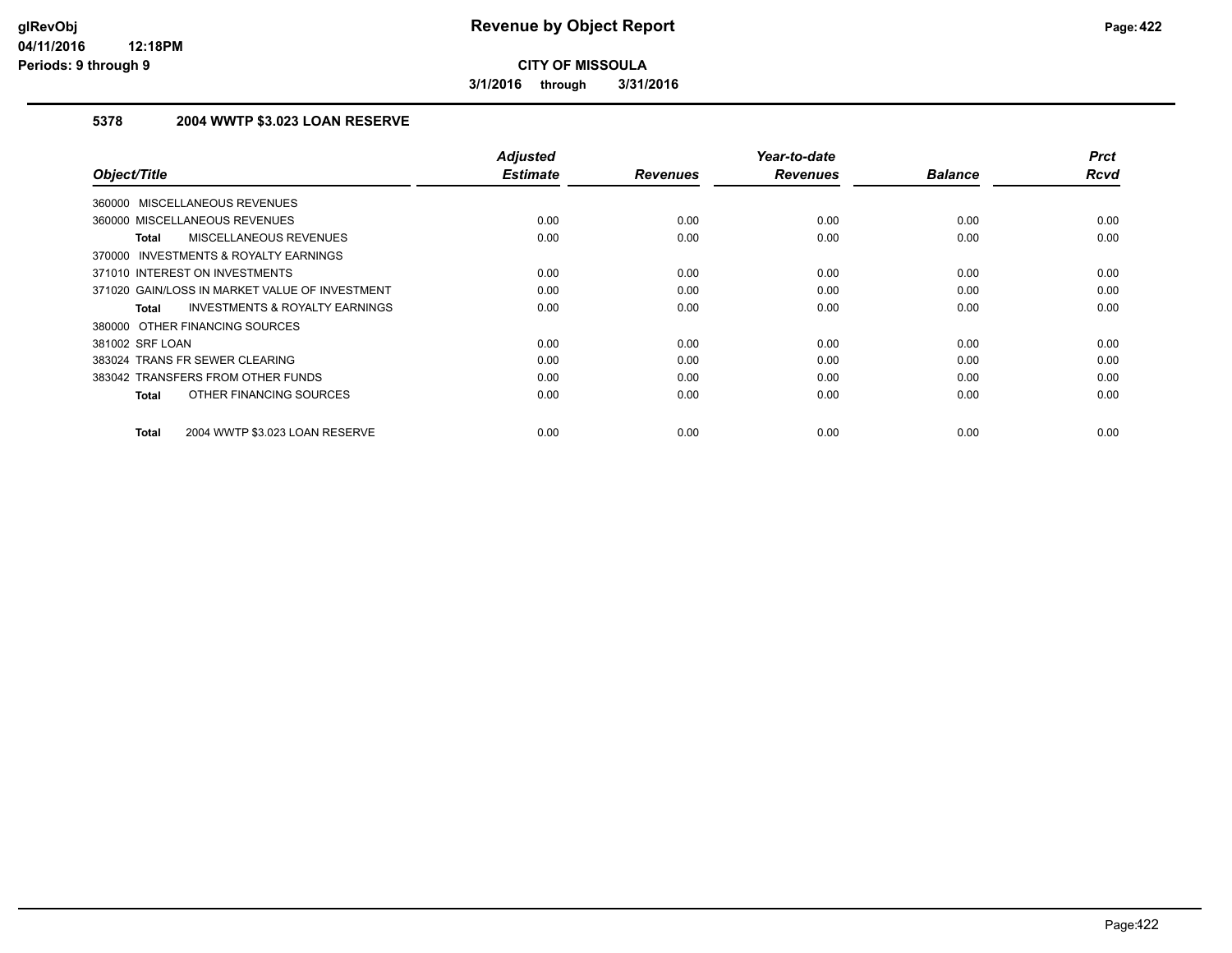**CITY OF MISSOULA**

**3/1/2016 through 3/31/2016**

### 5378 2004 WWTP $3.023 LOAN RESERVE

| Object/Title | Adjusted Estimate | Revenues | Year-to-date Revenues | Balance | Prct Rcvd |
|---|---|---|---|---|---|
| 360000 MISCELLANEOUS REVENUES | | | | | |
| 360000 MISCELLANEOUS REVENUES | 0.00 | 0.00 | 0.00 | 0.00 | 0.00 |
| **Total** MISCELLANEOUS REVENUES | 0.00 | 0.00 | 0.00 | 0.00 | 0.00 |
| 370000 INVESTMENTS & ROYALTY EARNINGS | | | | | |
| 371010 INTEREST ON INVESTMENTS | 0.00 | 0.00 | 0.00 | 0.00 | 0.00 |
| 371020 GAIN/LOSS IN MARKET VALUE OF INVESTMENT | 0.00 | 0.00 | 0.00 | 0.00 | 0.00 |
| **Total** INVESTMENTS & ROYALTY EARNINGS | 0.00 | 0.00 | 0.00 | 0.00 | 0.00 |
| 380000 OTHER FINANCING SOURCES | | | | | |
| 381002 SRF LOAN | 0.00 | 0.00 | 0.00 | 0.00 | 0.00 |
| 383024 TRANS FR SEWER CLEARING | 0.00 | 0.00 | 0.00 | 0.00 | 0.00 |
| 383042 TRANSFERS FROM OTHER FUNDS | 0.00 | 0.00 | 0.00 | 0.00 | 0.00 |
| **Total** OTHER FINANCING SOURCES | 0.00 | 0.00 | 0.00 | 0.00 | 0.00 |
| **Total** 2004 WWTP $3.023 LOAN RESERVE | 0.00 | 0.00 | 0.00 | 0.00 | 0.00 |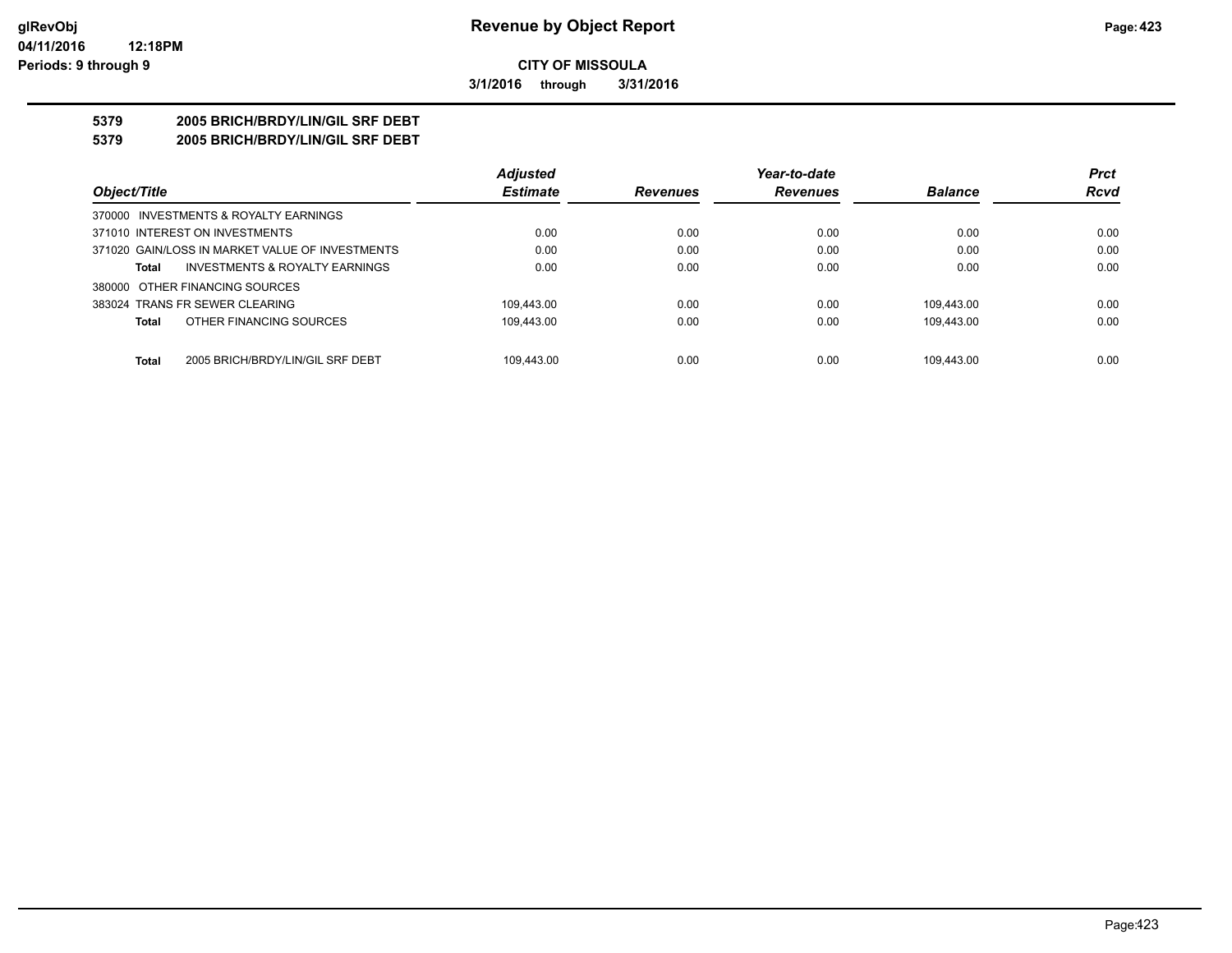**glRevObj**
**04/11/2016 12:18PM**
**Periods: 9 through 9**

# Revenue by Object Report

**CITY OF MISSOULA**

**3/1/2016 through 3/31/2016**

## 5379 2005 BRICH/BRDY/LIN/GIL SRF DEBT
## 5379 2005 BRICH/BRDY/LIN/GIL SRF DEBT

| Object/Title | Adjusted Estimate | Revenues | Year-to-date Revenues | Balance | Prct Rcvd |
|---|---|---|---|---|---|
| 370000 INVESTMENTS & ROYALTY EARNINGS | | | | | |
| 371010 INTEREST ON INVESTMENTS | 0.00 | 0.00 | 0.00 | 0.00 | 0.00 |
| 371020 GAIN/LOSS IN MARKET VALUE OF INVESTMENTS | 0.00 | 0.00 | 0.00 | 0.00 | 0.00 |
| **Total** INVESTMENTS & ROYALTY EARNINGS | 0.00 | 0.00 | 0.00 | 0.00 | 0.00 |
| 380000 OTHER FINANCING SOURCES | | | | | |
| 383024 TRANS FR SEWER CLEARING | 109,443.00 | 0.00 | 0.00 | 109,443.00 | 0.00 |
| **Total** OTHER FINANCING SOURCES | 109,443.00 | 0.00 | 0.00 | 109,443.00 | 0.00 |
| **Total** 2005 BRICH/BRDY/LIN/GIL SRF DEBT | 109,443.00 | 0.00 | 0.00 | 109,443.00 | 0.00 |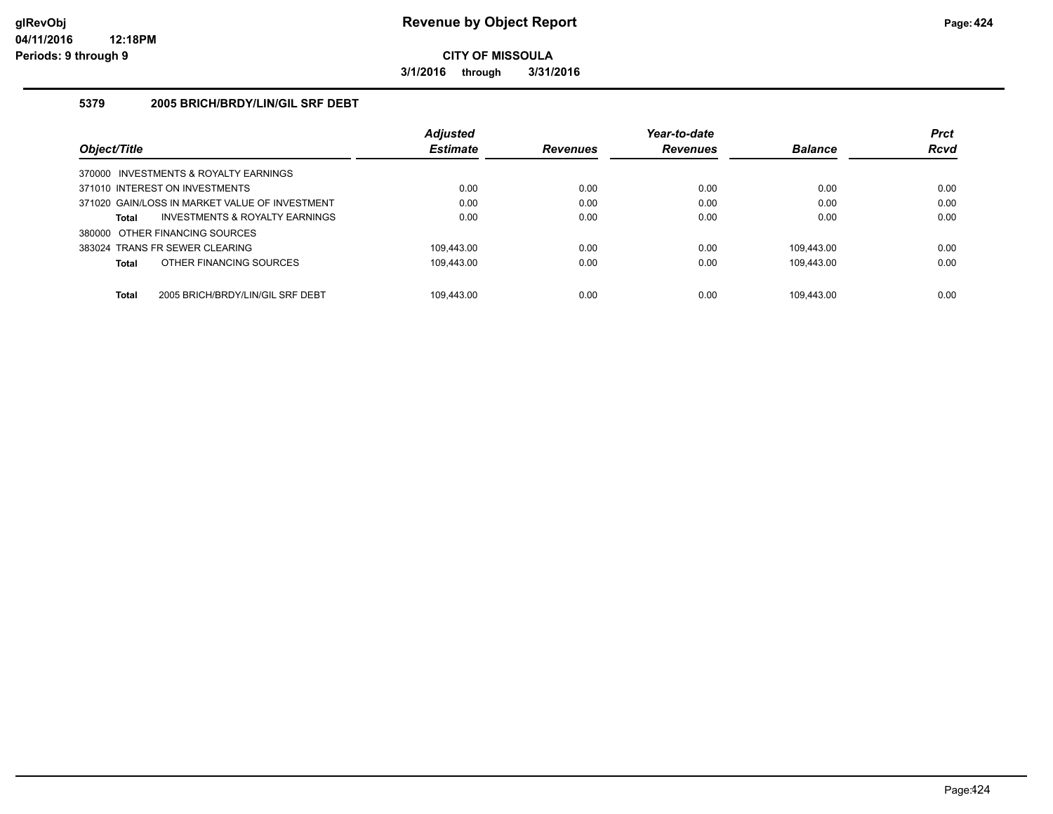**Revenue by Object Report**

**CITY OF MISSOULA**

**3/1/2016 through 3/31/2016**

glRevObj
04/11/2016 12:18PM
Periods: 9 through 9

### 5379 2005 BRICH/BRDY/LIN/GIL SRF DEBT

| Object/Title | Adjusted Estimate | Revenues | Year-to-date Revenues | Balance | Prct Rcvd |
|---|---|---|---|---|---|
| 370000 INVESTMENTS & ROYALTY EARNINGS | | | | | |
| 371010 INTEREST ON INVESTMENTS | 0.00 | 0.00 | 0.00 | 0.00 | 0.00 |
| 371020 GAIN/LOSS IN MARKET VALUE OF INVESTMENT | 0.00 | 0.00 | 0.00 | 0.00 | 0.00 |
| **Total** INVESTMENTS & ROYALTY EARNINGS | 0.00 | 0.00 | 0.00 | 0.00 | 0.00 |
| 380000 OTHER FINANCING SOURCES | | | | | |
| 383024 TRANS FR SEWER CLEARING | 109,443.00 | 0.00 | 0.00 | 109,443.00 | 0.00 |
| **Total** OTHER FINANCING SOURCES | 109,443.00 | 0.00 | 0.00 | 109,443.00 | 0.00 |
| **Total** 2005 BRICH/BRDY/LIN/GIL SRF DEBT | 109,443.00 | 0.00 | 0.00 | 109,443.00 | 0.00 |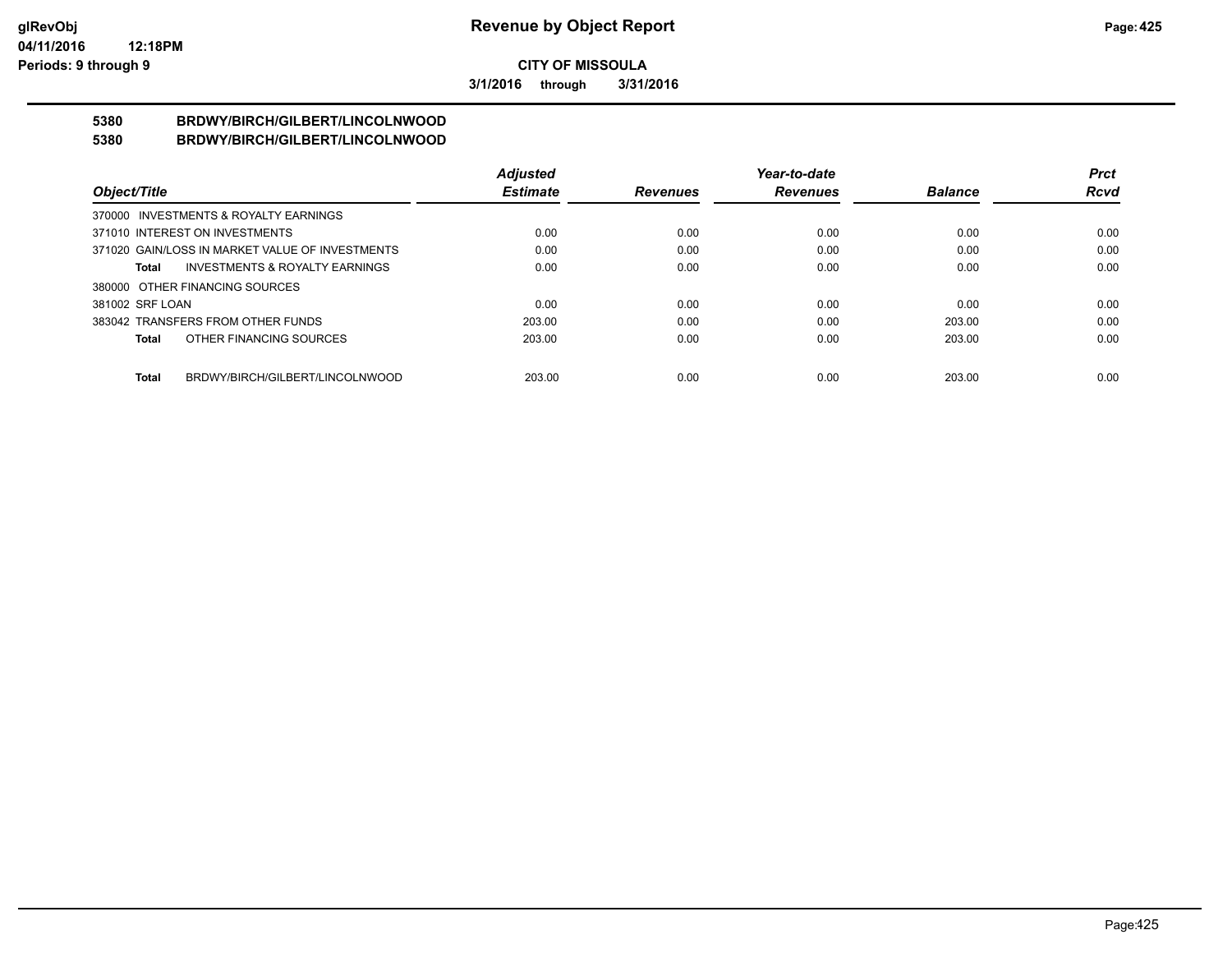**CITY OF MISSOULA**

**3/1/2016 through 3/31/2016**

**5380 BRDWY/BIRCH/GILBERT/LINCOLNWOOD**

**5380 BRDWY/BIRCH/GILBERT/LINCOLNWOOD**

| Object/Title | Adjusted Estimate | Revenues | Year-to-date Revenues | Balance | Prct Rcvd |
|---|---|---|---|---|---|
| 370000 INVESTMENTS & ROYALTY EARNINGS | | | | | |
| 371010 INTEREST ON INVESTMENTS | 0.00 | 0.00 | 0.00 | 0.00 | 0.00 |
| 371020 GAIN/LOSS IN MARKET VALUE OF INVESTMENTS | 0.00 | 0.00 | 0.00 | 0.00 | 0.00 |
| **Total** INVESTMENTS & ROYALTY EARNINGS | 0.00 | 0.00 | 0.00 | 0.00 | 0.00 |
| 380000 OTHER FINANCING SOURCES | | | | | |
| 381002 SRF LOAN | 0.00 | 0.00 | 0.00 | 0.00 | 0.00 |
| 383042 TRANSFERS FROM OTHER FUNDS | 203.00 | 0.00 | 0.00 | 203.00 | 0.00 |
| **Total** OTHER FINANCING SOURCES | 203.00 | 0.00 | 0.00 | 203.00 | 0.00 |
| **Total** BRDWY/BIRCH/GILBERT/LINCOLNWOOD | 203.00 | 0.00 | 0.00 | 203.00 | 0.00 |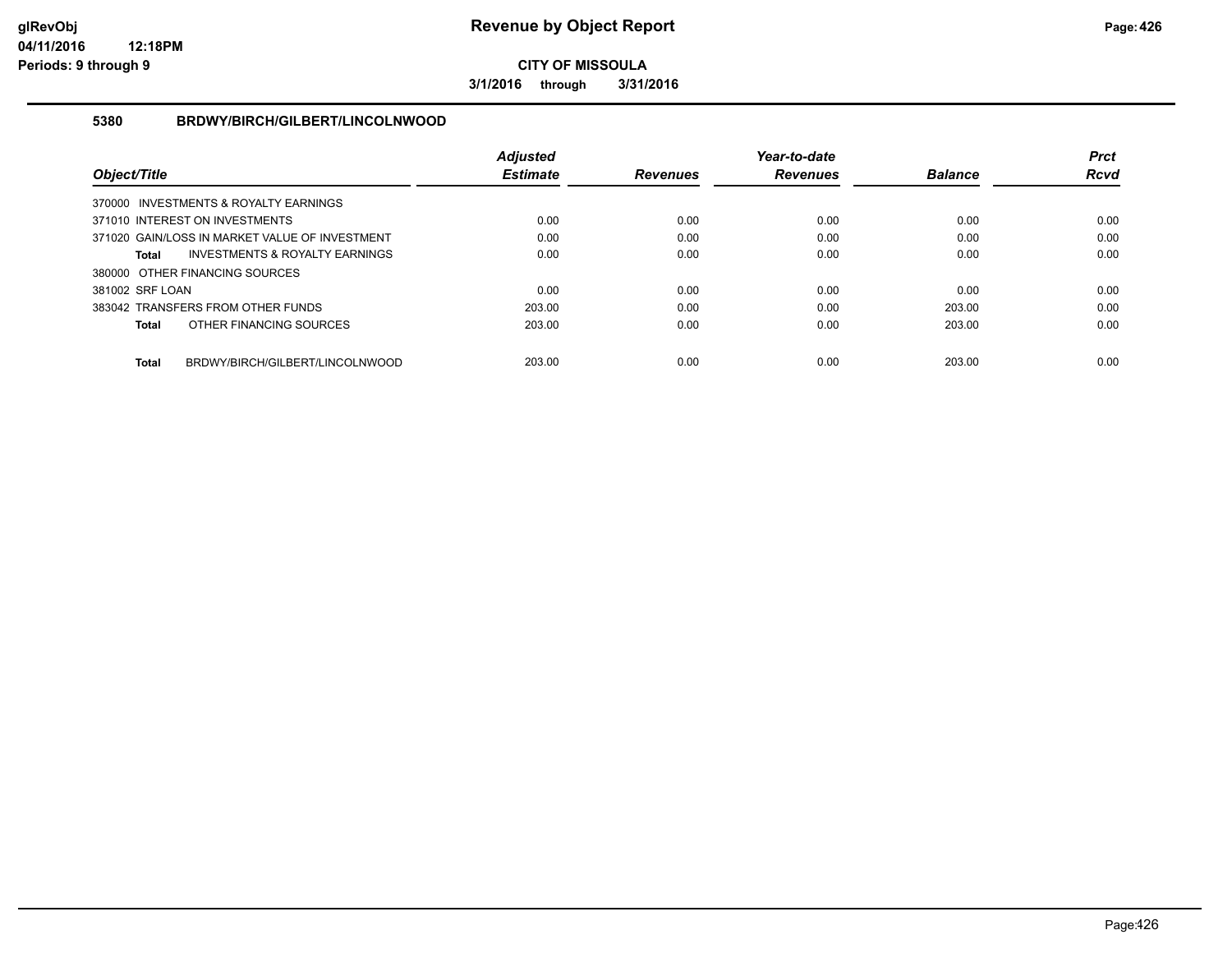**CITY OF MISSOULA**

**3/1/2016 through 3/31/2016**

### 5380 BRDWY/BIRCH/GILBERT/LINCOLNWOOD

| Object/Title | Adjusted Estimate | Revenues | Year-to-date Revenues | Balance | Prct Rcvd |
|---|---|---|---|---|---|
| 370000 INVESTMENTS & ROYALTY EARNINGS | | | | | |
| 371010 INTEREST ON INVESTMENTS | 0.00 | 0.00 | 0.00 | 0.00 | 0.00 |
| 371020 GAIN/LOSS IN MARKET VALUE OF INVESTMENT | 0.00 | 0.00 | 0.00 | 0.00 | 0.00 |
| **Total** INVESTMENTS & ROYALTY EARNINGS | 0.00 | 0.00 | 0.00 | 0.00 | 0.00 |
| 380000 OTHER FINANCING SOURCES | | | | | |
| 381002 SRF LOAN | 0.00 | 0.00 | 0.00 | 0.00 | 0.00 |
| 383042 TRANSFERS FROM OTHER FUNDS | 203.00 | 0.00 | 0.00 | 203.00 | 0.00 |
| **Total** OTHER FINANCING SOURCES | 203.00 | 0.00 | 0.00 | 203.00 | 0.00 |
| **Total** BRDWY/BIRCH/GILBERT/LINCOLNWOOD | 203.00 | 0.00 | 0.00 | 203.00 | 0.00 |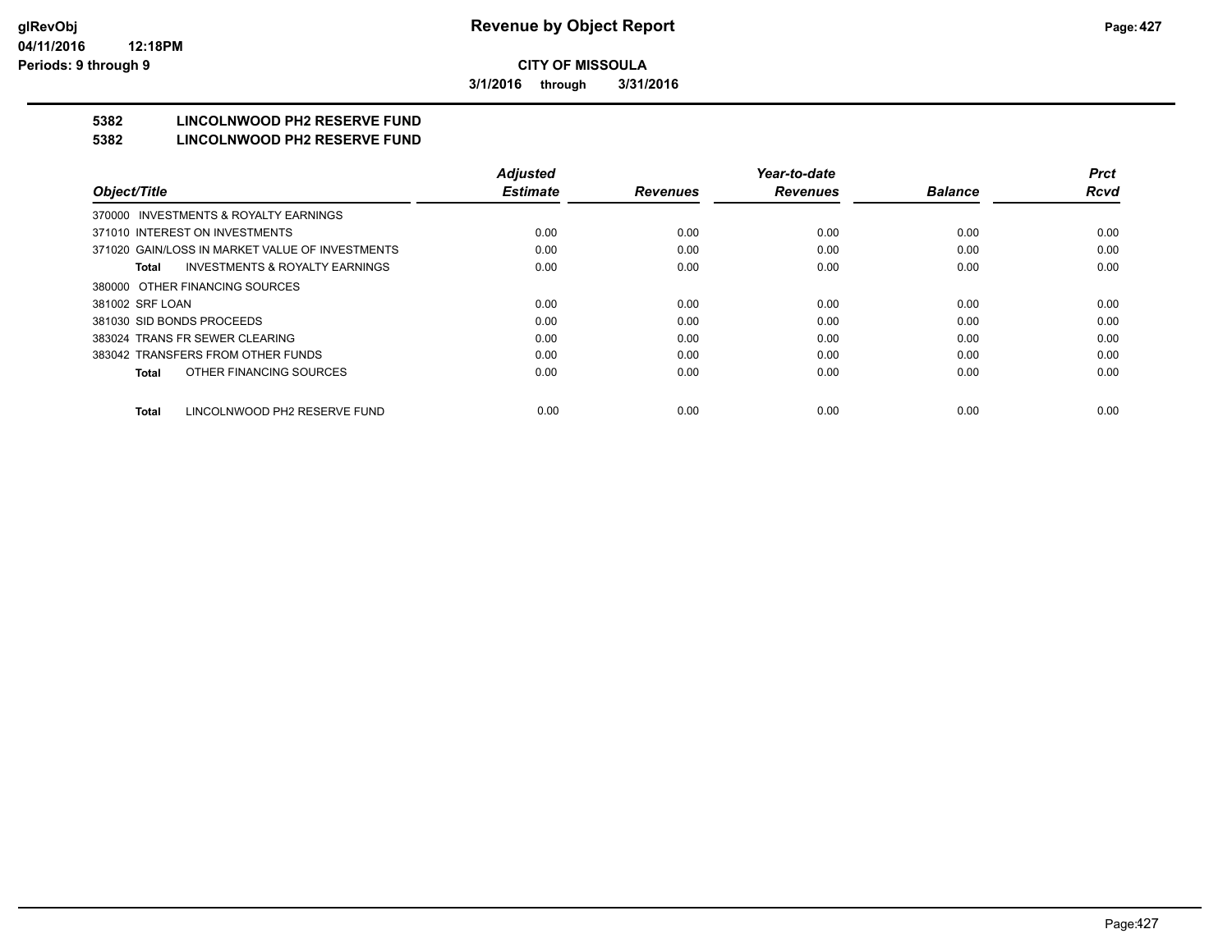**CITY OF MISSOULA**

**3/1/2016 through 3/31/2016**

# 5382 LINCOLNWOOD PH2 RESERVE FUND

## 5382 LINCOLNWOOD PH2 RESERVE FUND

| Object/Title | Adjusted Estimate | Revenues | Year-to-date Revenues | Balance | Prct Rcvd |
|---|---|---|---|---|---|
| 370000 INVESTMENTS & ROYALTY EARNINGS | | | | | |
| 371010 INTEREST ON INVESTMENTS | 0.00 | 0.00 | 0.00 | 0.00 | 0.00 |
| 371020 GAIN/LOSS IN MARKET VALUE OF INVESTMENTS | 0.00 | 0.00 | 0.00 | 0.00 | 0.00 |
| **Total** INVESTMENTS & ROYALTY EARNINGS | 0.00 | 0.00 | 0.00 | 0.00 | 0.00 |
| 380000 OTHER FINANCING SOURCES | | | | | |
| 381002 SRF LOAN | 0.00 | 0.00 | 0.00 | 0.00 | 0.00 |
| 381030 SID BONDS PROCEEDS | 0.00 | 0.00 | 0.00 | 0.00 | 0.00 |
| 383024 TRANS FR SEWER CLEARING | 0.00 | 0.00 | 0.00 | 0.00 | 0.00 |
| 383042 TRANSFERS FROM OTHER FUNDS | 0.00 | 0.00 | 0.00 | 0.00 | 0.00 |
| **Total** OTHER FINANCING SOURCES | 0.00 | 0.00 | 0.00 | 0.00 | 0.00 |
| **Total** LINCOLNWOOD PH2 RESERVE FUND | 0.00 | 0.00 | 0.00 | 0.00 | 0.00 |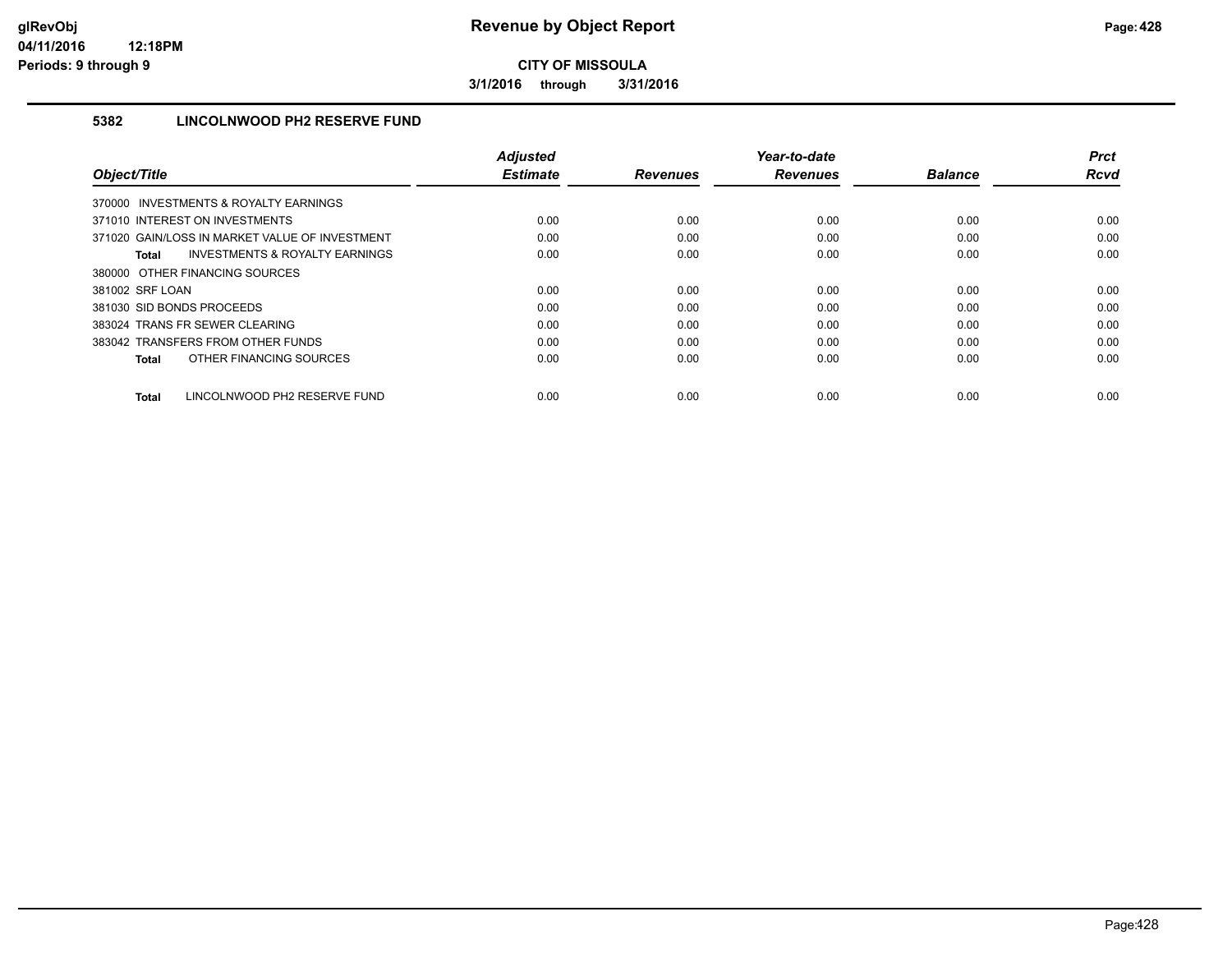**Revenue by Object Report**

**CITY OF MISSOULA**

**3/1/2016 through 3/31/2016**

glRevObj
04/11/2016 12:18PM
Periods: 9 through 9

## 5382 LINCOLNWOOD PH2 RESERVE FUND

| Object/Title | Adjusted Estimate | Revenues | Year-to-date Revenues | Balance | Prct Rcvd |
|---|---|---|---|---|---|
| 370000 INVESTMENTS & ROYALTY EARNINGS | | | | | |
| 371010 INTEREST ON INVESTMENTS | 0.00 | 0.00 | 0.00 | 0.00 | 0.00 |
| 371020 GAIN/LOSS IN MARKET VALUE OF INVESTMENT | 0.00 | 0.00 | 0.00 | 0.00 | 0.00 |
| **Total** INVESTMENTS & ROYALTY EARNINGS | 0.00 | 0.00 | 0.00 | 0.00 | 0.00 |
| 380000 OTHER FINANCING SOURCES | | | | | |
| 381002 SRF LOAN | 0.00 | 0.00 | 0.00 | 0.00 | 0.00 |
| 381030 SID BONDS PROCEEDS | 0.00 | 0.00 | 0.00 | 0.00 | 0.00 |
| 383024 TRANS FR SEWER CLEARING | 0.00 | 0.00 | 0.00 | 0.00 | 0.00 |
| 383042 TRANSFERS FROM OTHER FUNDS | 0.00 | 0.00 | 0.00 | 0.00 | 0.00 |
| **Total** OTHER FINANCING SOURCES | 0.00 | 0.00 | 0.00 | 0.00 | 0.00 |
| **Total** LINCOLNWOOD PH2 RESERVE FUND | 0.00 | 0.00 | 0.00 | 0.00 | 0.00 |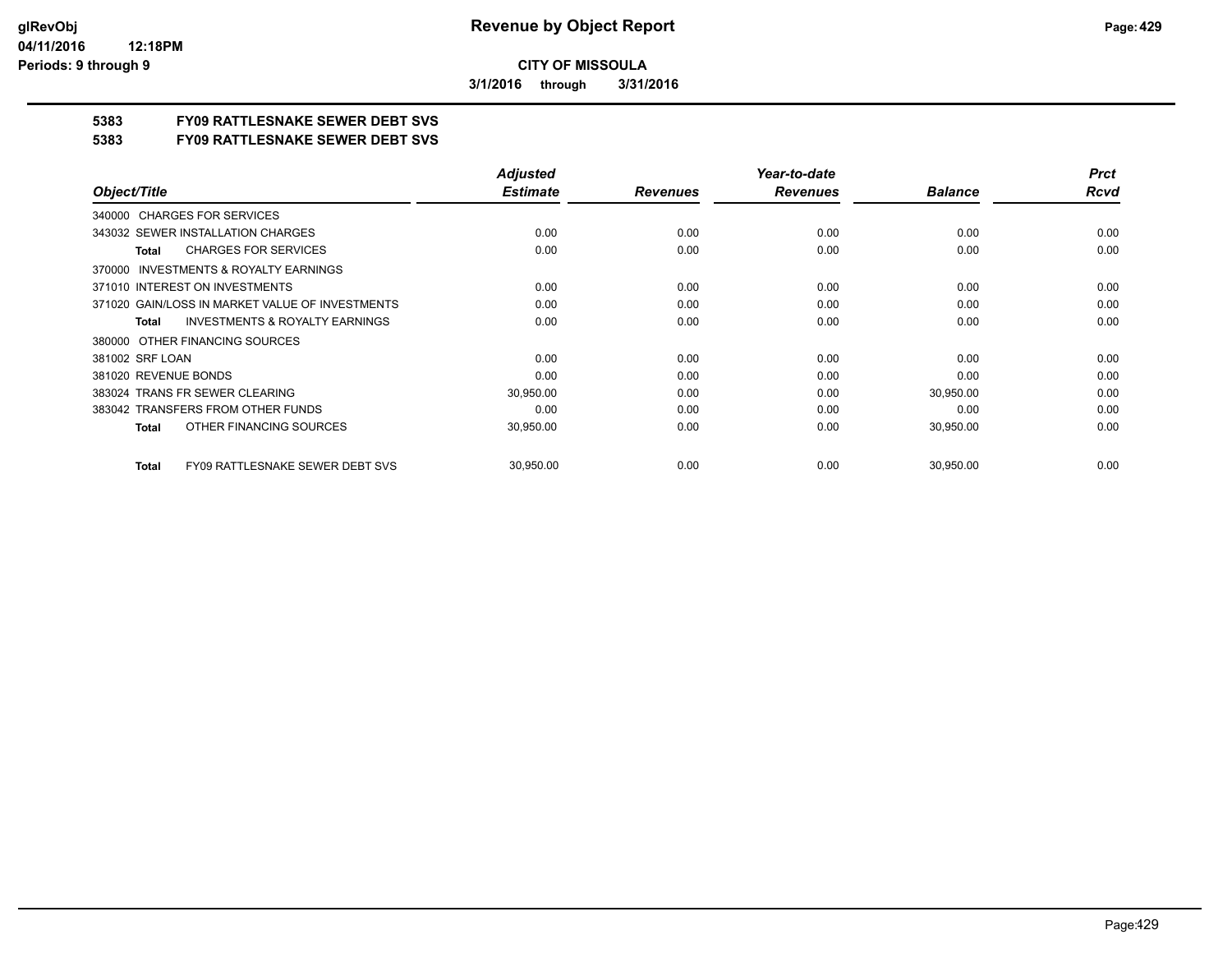**CITY OF MISSOULA**

**3/1/2016 through 3/31/2016**

## 5383 FY09 RATTLESNAKE SEWER DEBT SVS

## 5383 FY09 RATTLESNAKE SEWER DEBT SVS

| Object/Title | Adjusted Estimate | Revenues | Year-to-date Revenues | Balance | Prct Rcvd |
|---|---|---|---|---|---|
| 340000 CHARGES FOR SERVICES | | | | | |
| 343032 SEWER INSTALLATION CHARGES | 0.00 | 0.00 | 0.00 | 0.00 | 0.00 |
| **Total** CHARGES FOR SERVICES | 0.00 | 0.00 | 0.00 | 0.00 | 0.00 |
| 370000 INVESTMENTS & ROYALTY EARNINGS | | | | | |
| 371010 INTEREST ON INVESTMENTS | 0.00 | 0.00 | 0.00 | 0.00 | 0.00 |
| 371020 GAIN/LOSS IN MARKET VALUE OF INVESTMENTS | 0.00 | 0.00 | 0.00 | 0.00 | 0.00 |
| **Total** INVESTMENTS & ROYALTY EARNINGS | 0.00 | 0.00 | 0.00 | 0.00 | 0.00 |
| 380000 OTHER FINANCING SOURCES | | | | | |
| 381002 SRF LOAN | 0.00 | 0.00 | 0.00 | 0.00 | 0.00 |
| 381020 REVENUE BONDS | 0.00 | 0.00 | 0.00 | 0.00 | 0.00 |
| 383024 TRANS FR SEWER CLEARING | 30,950.00 | 0.00 | 0.00 | 30,950.00 | 0.00 |
| 383042 TRANSFERS FROM OTHER FUNDS | 0.00 | 0.00 | 0.00 | 0.00 | 0.00 |
| **Total** OTHER FINANCING SOURCES | 30,950.00 | 0.00 | 0.00 | 30,950.00 | 0.00 |
| **Total** FY09 RATTLESNAKE SEWER DEBT SVS | 30,950.00 | 0.00 | 0.00 | 30,950.00 | 0.00 |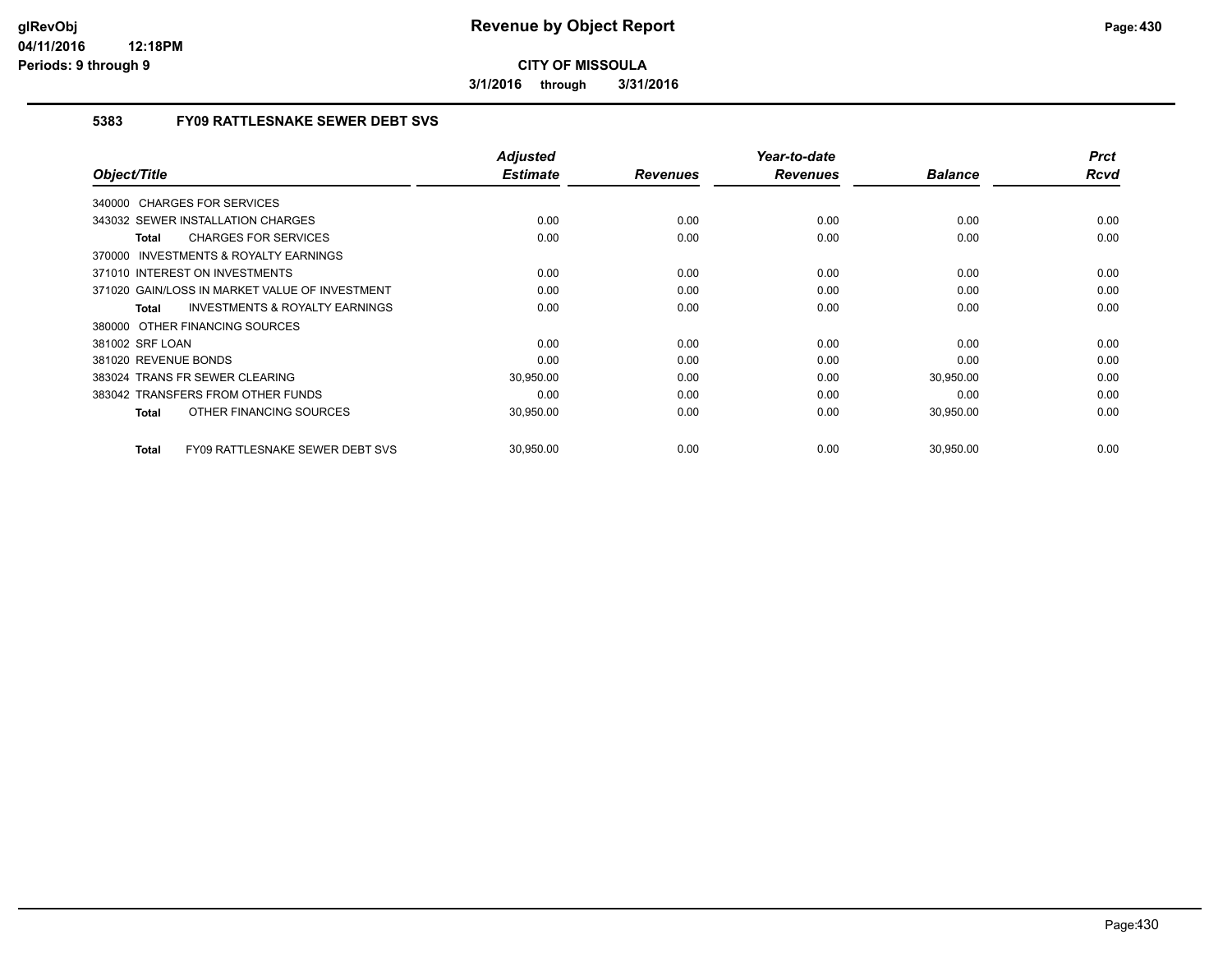**CITY OF MISSOULA**

**3/1/2016 through 3/31/2016**

### 5383 FY09 RATTLESNAKE SEWER DEBT SVS

| Object/Title | Adjusted Estimate | Revenues | Year-to-date Revenues | Balance | Prct Rcvd |
|---|---|---|---|---|---|
| 340000 CHARGES FOR SERVICES | | | | | |
| 343032 SEWER INSTALLATION CHARGES | 0.00 | 0.00 | 0.00 | 0.00 | 0.00 |
| **Total** CHARGES FOR SERVICES | 0.00 | 0.00 | 0.00 | 0.00 | 0.00 |
| 370000 INVESTMENTS & ROYALTY EARNINGS | | | | | |
| 371010 INTEREST ON INVESTMENTS | 0.00 | 0.00 | 0.00 | 0.00 | 0.00 |
| 371020 GAIN/LOSS IN MARKET VALUE OF INVESTMENT | 0.00 | 0.00 | 0.00 | 0.00 | 0.00 |
| **Total** INVESTMENTS & ROYALTY EARNINGS | 0.00 | 0.00 | 0.00 | 0.00 | 0.00 |
| 380000 OTHER FINANCING SOURCES | | | | | |
| 381002 SRF LOAN | 0.00 | 0.00 | 0.00 | 0.00 | 0.00 |
| 381020 REVENUE BONDS | 0.00 | 0.00 | 0.00 | 0.00 | 0.00 |
| 383024 TRANS FR SEWER CLEARING | 30,950.00 | 0.00 | 0.00 | 30,950.00 | 0.00 |
| 383042 TRANSFERS FROM OTHER FUNDS | 0.00 | 0.00 | 0.00 | 0.00 | 0.00 |
| **Total** OTHER FINANCING SOURCES | 30,950.00 | 0.00 | 0.00 | 30,950.00 | 0.00 |
| **Total** FY09 RATTLESNAKE SEWER DEBT SVS | 30,950.00 | 0.00 | 0.00 | 30,950.00 | 0.00 |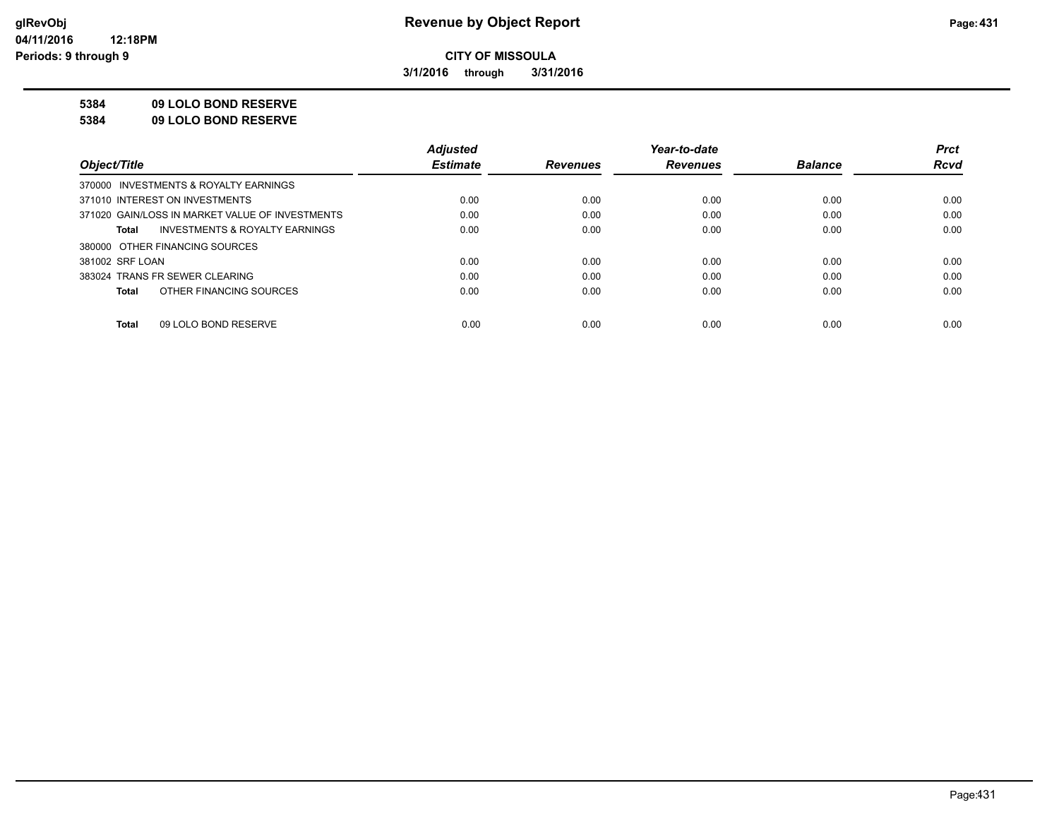**CITY OF MISSOULA**

**3/1/2016 through 3/31/2016**

**5384 09 LOLO BOND RESERVE**

**5384 09 LOLO BOND RESERVE**

| Object/Title | Adjusted Estimate | Revenues | Year-to-date Revenues | Balance | Prct Rcvd |
|---|---|---|---|---|---|
| 370000 INVESTMENTS & ROYALTY EARNINGS | | | | | |
| 371010 INTEREST ON INVESTMENTS | 0.00 | 0.00 | 0.00 | 0.00 | 0.00 |
| 371020 GAIN/LOSS IN MARKET VALUE OF INVESTMENTS | 0.00 | 0.00 | 0.00 | 0.00 | 0.00 |
| **Total** INVESTMENTS & ROYALTY EARNINGS | 0.00 | 0.00 | 0.00 | 0.00 | 0.00 |
| 380000 OTHER FINANCING SOURCES | | | | | |
| 381002 SRF LOAN | 0.00 | 0.00 | 0.00 | 0.00 | 0.00 |
| 383024 TRANS FR SEWER CLEARING | 0.00 | 0.00 | 0.00 | 0.00 | 0.00 |
| **Total** OTHER FINANCING SOURCES | 0.00 | 0.00 | 0.00 | 0.00 | 0.00 |
| **Total** 09 LOLO BOND RESERVE | 0.00 | 0.00 | 0.00 | 0.00 | 0.00 |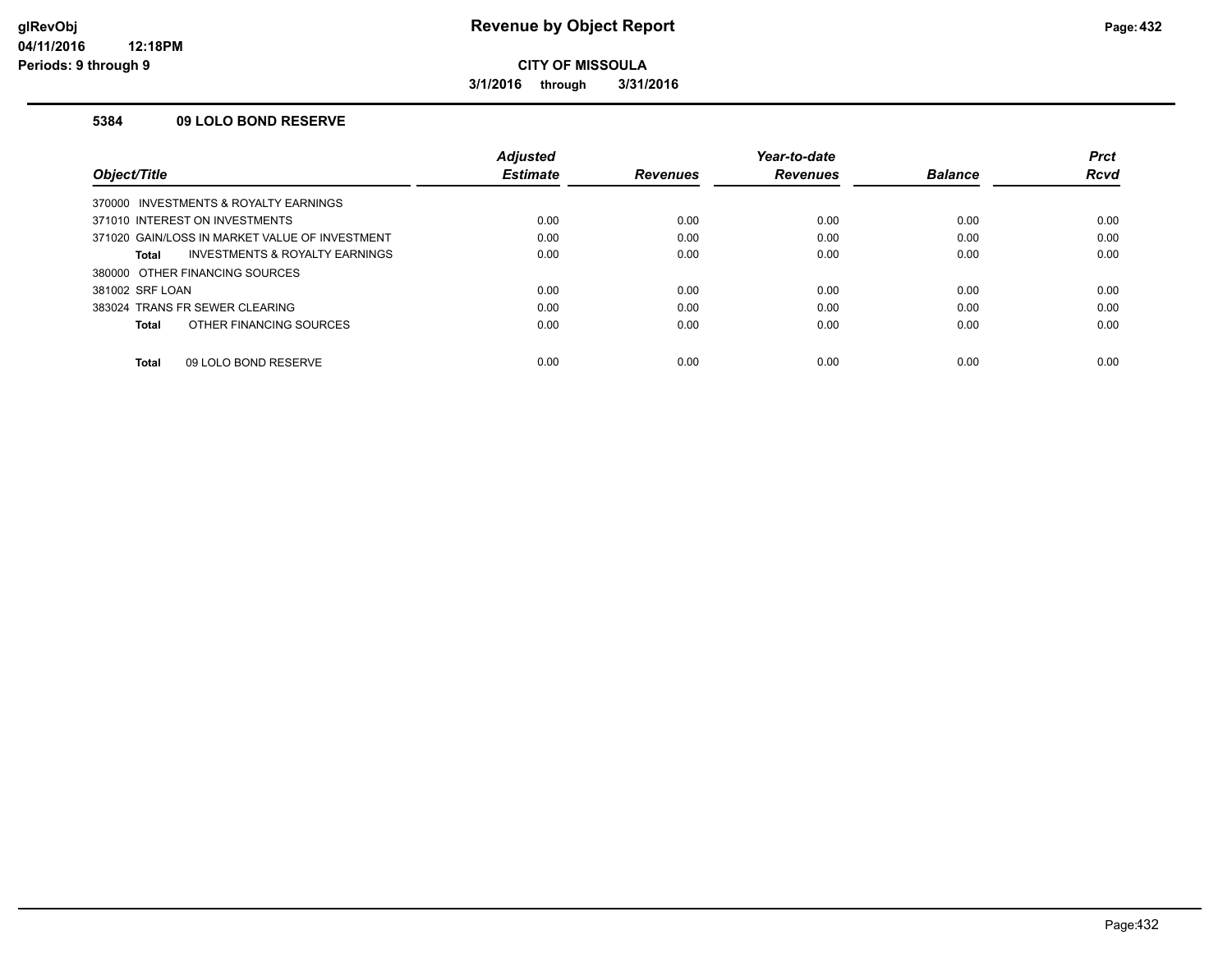# Revenue by Object Report

**CITY OF MISSOULA**

**3/1/2016 through 3/31/2016**

### 5384 09 LOLO BOND RESERVE

| Object/Title | Adjusted Estimate | Revenues | Year-to-date Revenues | Balance | Prct Rcvd |
|---|---|---|---|---|---|
| 370000 INVESTMENTS & ROYALTY EARNINGS | | | | | |
| 371010 INTEREST ON INVESTMENTS | 0.00 | 0.00 | 0.00 | 0.00 | 0.00 |
| 371020 GAIN/LOSS IN MARKET VALUE OF INVESTMENT | 0.00 | 0.00 | 0.00 | 0.00 | 0.00 |
| **Total** INVESTMENTS & ROYALTY EARNINGS | 0.00 | 0.00 | 0.00 | 0.00 | 0.00 |
| 380000 OTHER FINANCING SOURCES | | | | | |
| 381002 SRF LOAN | 0.00 | 0.00 | 0.00 | 0.00 | 0.00 |
| 383024 TRANS FR SEWER CLEARING | 0.00 | 0.00 | 0.00 | 0.00 | 0.00 |
| **Total** OTHER FINANCING SOURCES | 0.00 | 0.00 | 0.00 | 0.00 | 0.00 |
| **Total** 09 LOLO BOND RESERVE | 0.00 | 0.00 | 0.00 | 0.00 | 0.00 |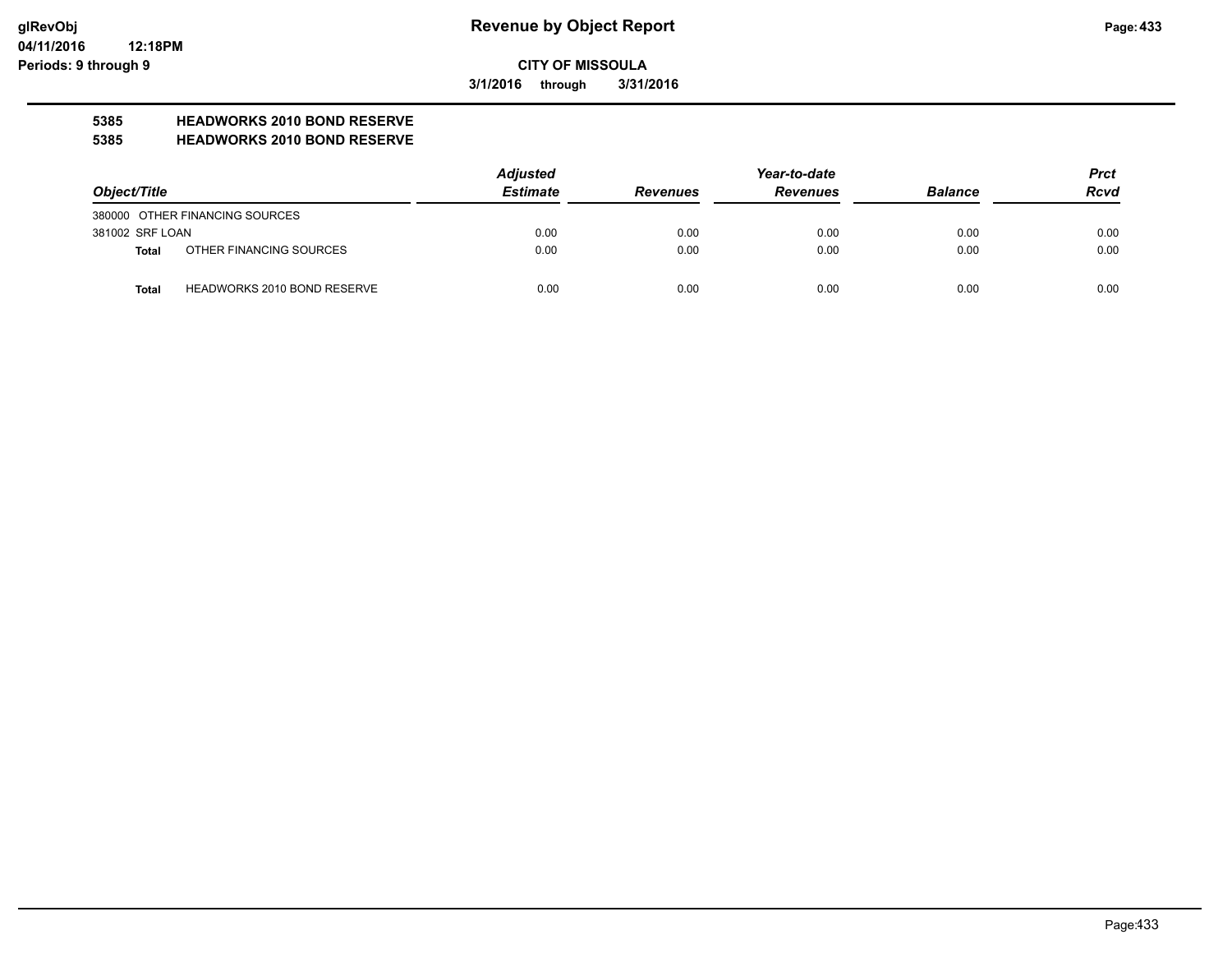# Revenue by Object Report

**CITY OF MISSOULA**

**3/1/2016 through 3/31/2016**

glRevObj
04/11/2016 12:18PM
Periods: 9 through 9

**5385 HEADWORKS 2010 BOND RESERVE**
**5385 HEADWORKS 2010 BOND RESERVE**

| Object/Title | | Adjusted Estimate | Revenues | Year-to-date Revenues | Balance | Prct Rcvd |
|---|---|---|---|---|---|---|
| 380000 OTHER FINANCING SOURCES | | | | | | |
| 381002 SRF LOAN | | 0.00 | 0.00 | 0.00 | 0.00 | 0.00 |
| **Total** | OTHER FINANCING SOURCES | 0.00 | 0.00 | 0.00 | 0.00 | 0.00 |
| **Total** | HEADWORKS 2010 BOND RESERVE | 0.00 | 0.00 | 0.00 | 0.00 | 0.00 |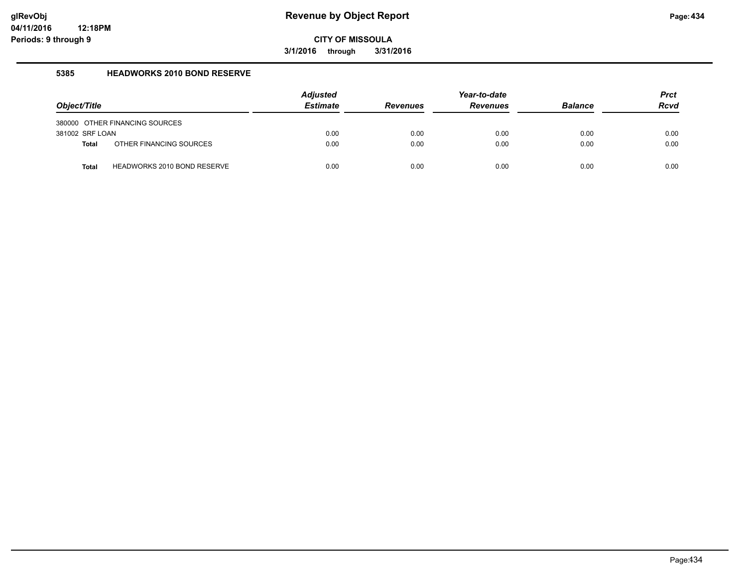# Revenue by Object Report

glRevObj
04/11/2016 12:18PM
Periods: 9 through 9

**CITY OF MISSOULA**

**3/1/2016 through 3/31/2016**

### 5385 HEADWORKS 2010 BOND RESERVE

| Object/Title | Adjusted Estimate | Revenues | Year-to-date Revenues | Balance | Prct Rcvd |
|---|---|---|---|---|---|
| 380000 OTHER FINANCING SOURCES | | | | | |
| 381002 SRF LOAN | 0.00 | 0.00 | 0.00 | 0.00 | 0.00 |
| **Total** OTHER FINANCING SOURCES | 0.00 | 0.00 | 0.00 | 0.00 | 0.00 |
| **Total** HEADWORKS 2010 BOND RESERVE | 0.00 | 0.00 | 0.00 | 0.00 | 0.00 |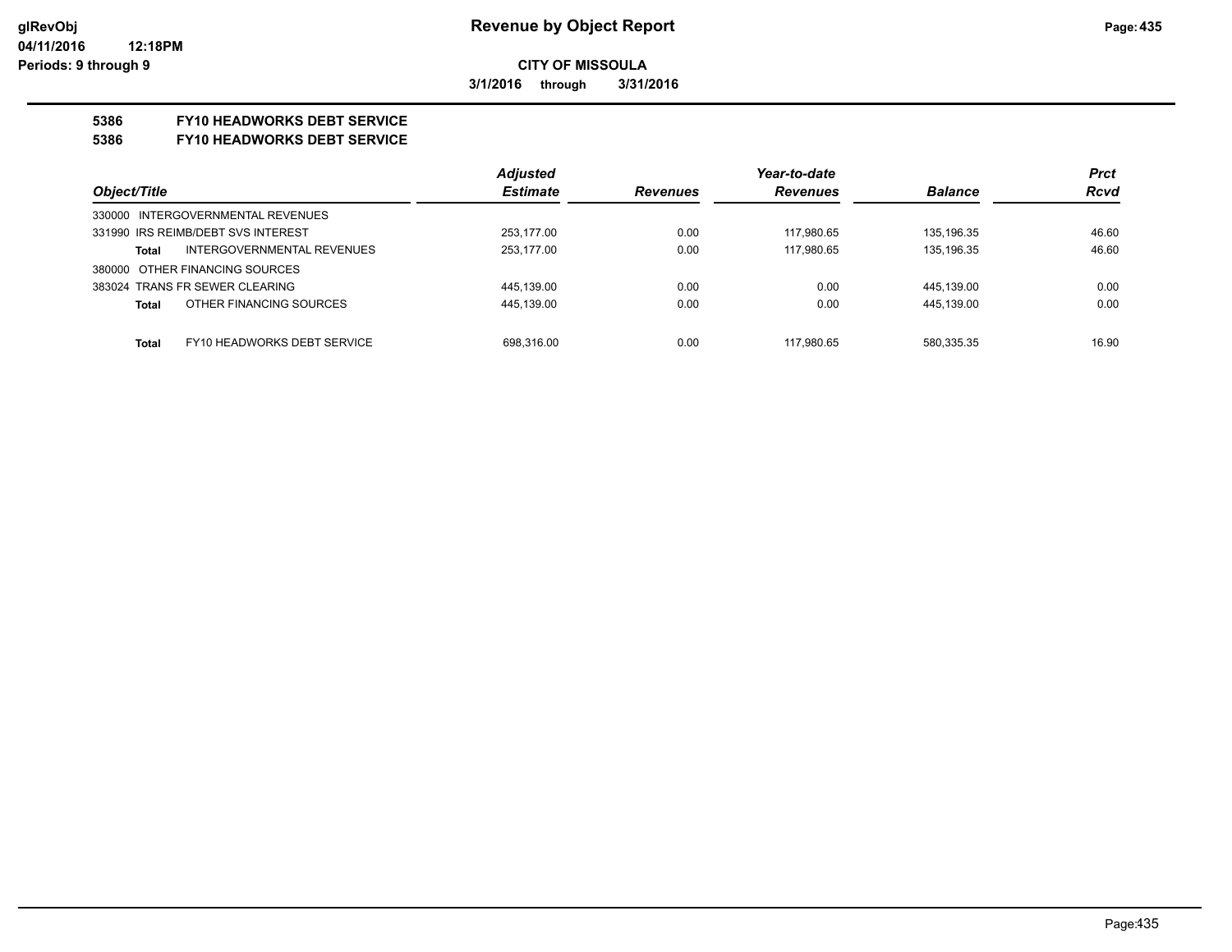**glRevObj**
**04/11/2016 12:18PM**
**Periods: 9 through 9**

# Revenue by Object Report

**CITY OF MISSOULA**

**3/1/2016 through 3/31/2016**

**5386 FY10 HEADWORKS DEBT SERVICE**

**5386 FY10 HEADWORKS DEBT SERVICE**

| Object/Title | Adjusted Estimate | Revenues | Year-to-date Revenues | Balance | Prct Rcvd |
|---|---|---|---|---|---|
| 330000 INTERGOVERNMENTAL REVENUES | | | | | |
| 331990 IRS REIMB/DEBT SVS INTEREST | 253,177.00 | 0.00 | 117,980.65 | 135,196.35 | 46.60 |
| **Total** INTERGOVERNMENTAL REVENUES | 253,177.00 | 0.00 | 117,980.65 | 135,196.35 | 46.60 |
| 380000 OTHER FINANCING SOURCES | | | | | |
| 383024 TRANS FR SEWER CLEARING | 445,139.00 | 0.00 | 0.00 | 445,139.00 | 0.00 |
| **Total** OTHER FINANCING SOURCES | 445,139.00 | 0.00 | 0.00 | 445,139.00 | 0.00 |
| **Total** FY10 HEADWORKS DEBT SERVICE | 698,316.00 | 0.00 | 117,980.65 | 580,335.35 | 16.90 |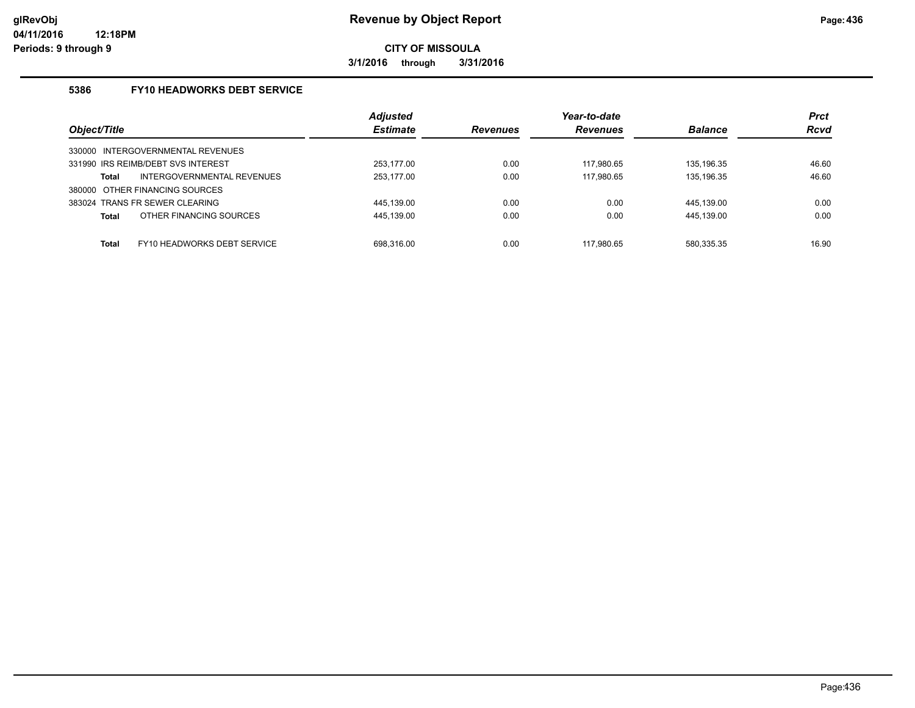# Revenue by Object Report

**CITY OF MISSOULA**

**3/1/2016 through 3/31/2016**

glRevObj
04/11/2016 12:18PM
Periods: 9 through 9

### 5386 FY10 HEADWORKS DEBT SERVICE

| Object/Title | Adjusted Estimate | Revenues | Year-to-date Revenues | Balance | Prct Rcvd |
|---|---|---|---|---|---|
| 330000 INTERGOVERNMENTAL REVENUES | | | | | |
| 331990 IRS REIMB/DEBT SVS INTEREST | 253,177.00 | 0.00 | 117,980.65 | 135,196.35 | 46.60 |
| **Total** INTERGOVERNMENTAL REVENUES | 253,177.00 | 0.00 | 117,980.65 | 135,196.35 | 46.60 |
| 380000 OTHER FINANCING SOURCES | | | | | |
| 383024 TRANS FR SEWER CLEARING | 445,139.00 | 0.00 | 0.00 | 445,139.00 | 0.00 |
| **Total** OTHER FINANCING SOURCES | 445,139.00 | 0.00 | 0.00 | 445,139.00 | 0.00 |
| **Total** FY10 HEADWORKS DEBT SERVICE | 698,316.00 | 0.00 | 117,980.65 | 580,335.35 | 16.90 |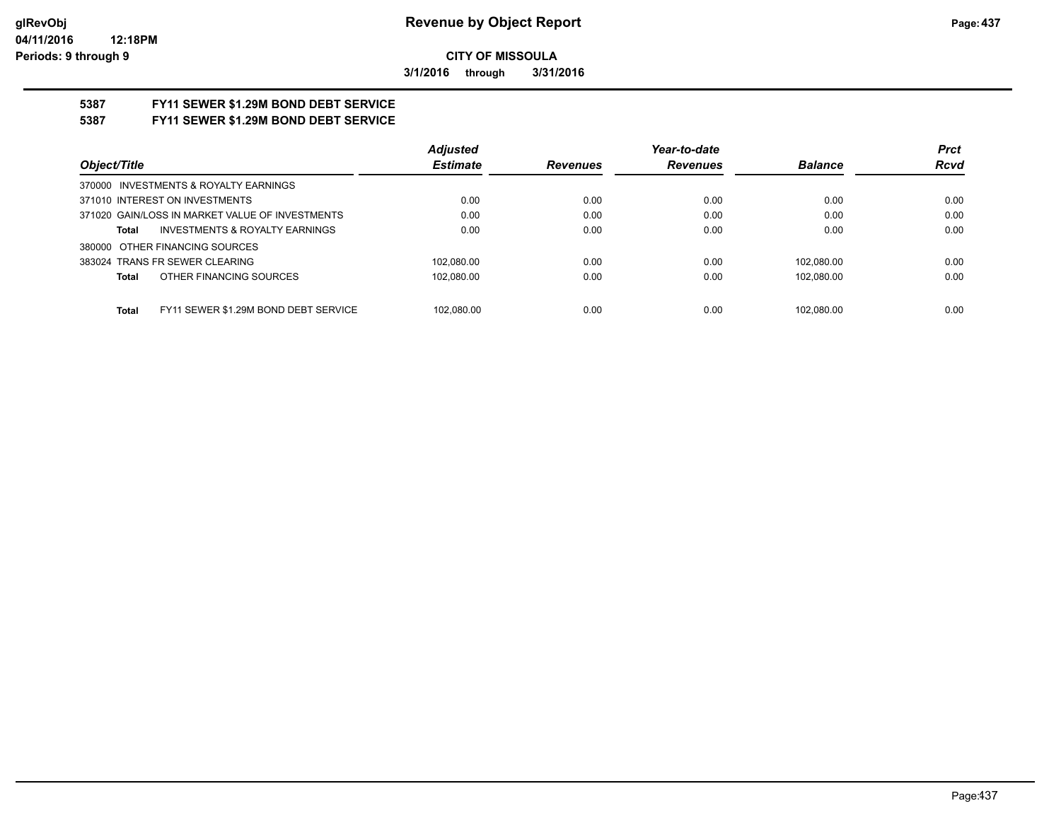**glRevObj**
**04/11/2016 12:18PM**
**Periods: 9 through 9**

# Revenue by Object Report

**CITY OF MISSOULA**

**3/1/2016 through 3/31/2016**

## 5387 FY11 SEWER $1.29M BOND DEBT SERVICE
## 5387 FY11 SEWER $1.29M BOND DEBT SERVICE

| *Object/Title* | *Adjusted Estimate* | *Revenues* | *Year-to-date Revenues* | *Balance* | *Prct Rcvd* |
|---|---|---|---|---|---|
| 370000 INVESTMENTS & ROYALTY EARNINGS | | | | | |
| 371010 INTEREST ON INVESTMENTS | 0.00 | 0.00 | 0.00 | 0.00 | 0.00 |
| 371020 GAIN/LOSS IN MARKET VALUE OF INVESTMENTS | 0.00 | 0.00 | 0.00 | 0.00 | 0.00 |
| **Total** INVESTMENTS & ROYALTY EARNINGS | 0.00 | 0.00 | 0.00 | 0.00 | 0.00 |
| 380000 OTHER FINANCING SOURCES | | | | | |
| 383024 TRANS FR SEWER CLEARING | 102,080.00 | 0.00 | 0.00 | 102,080.00 | 0.00 |
| **Total** OTHER FINANCING SOURCES | 102,080.00 | 0.00 | 0.00 | 102,080.00 | 0.00 |
| **Total** FY11 SEWER $1.29M BOND DEBT SERVICE | 102,080.00 | 0.00 | 0.00 | 102,080.00 | 0.00 |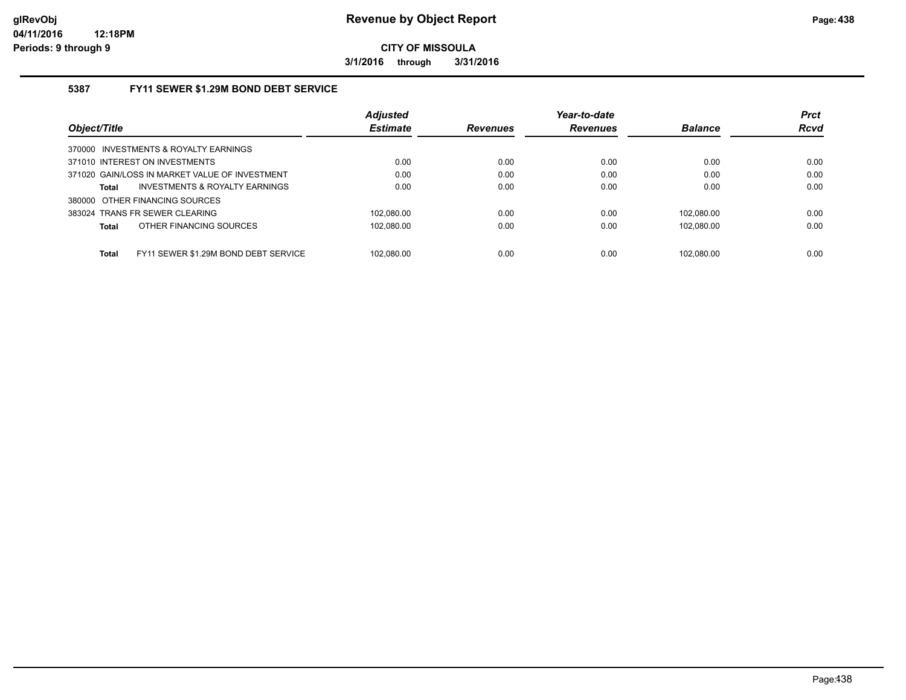**CITY OF MISSOULA**

**3/1/2016 through 3/31/2016**

### 5387 FY11 SEWER $1.29M BOND DEBT SERVICE

| Object/Title | Adjusted Estimate | Revenues | Year-to-date Revenues | Balance | Prct Rcvd |
|---|---|---|---|---|---|
| 370000 INVESTMENTS & ROYALTY EARNINGS | | | | | |
| 371010 INTEREST ON INVESTMENTS | 0.00 | 0.00 | 0.00 | 0.00 | 0.00 |
| 371020 GAIN/LOSS IN MARKET VALUE OF INVESTMENT | 0.00 | 0.00 | 0.00 | 0.00 | 0.00 |
| **Total** INVESTMENTS & ROYALTY EARNINGS | 0.00 | 0.00 | 0.00 | 0.00 | 0.00 |
| 380000 OTHER FINANCING SOURCES | | | | | |
| 383024 TRANS FR SEWER CLEARING | 102,080.00 | 0.00 | 0.00 | 102,080.00 | 0.00 |
| **Total** OTHER FINANCING SOURCES | 102,080.00 | 0.00 | 0.00 | 102,080.00 | 0.00 |
| **Total** FY11 SEWER $1.29M BOND DEBT SERVICE | 102,080.00 | 0.00 | 0.00 | 102,080.00 | 0.00 |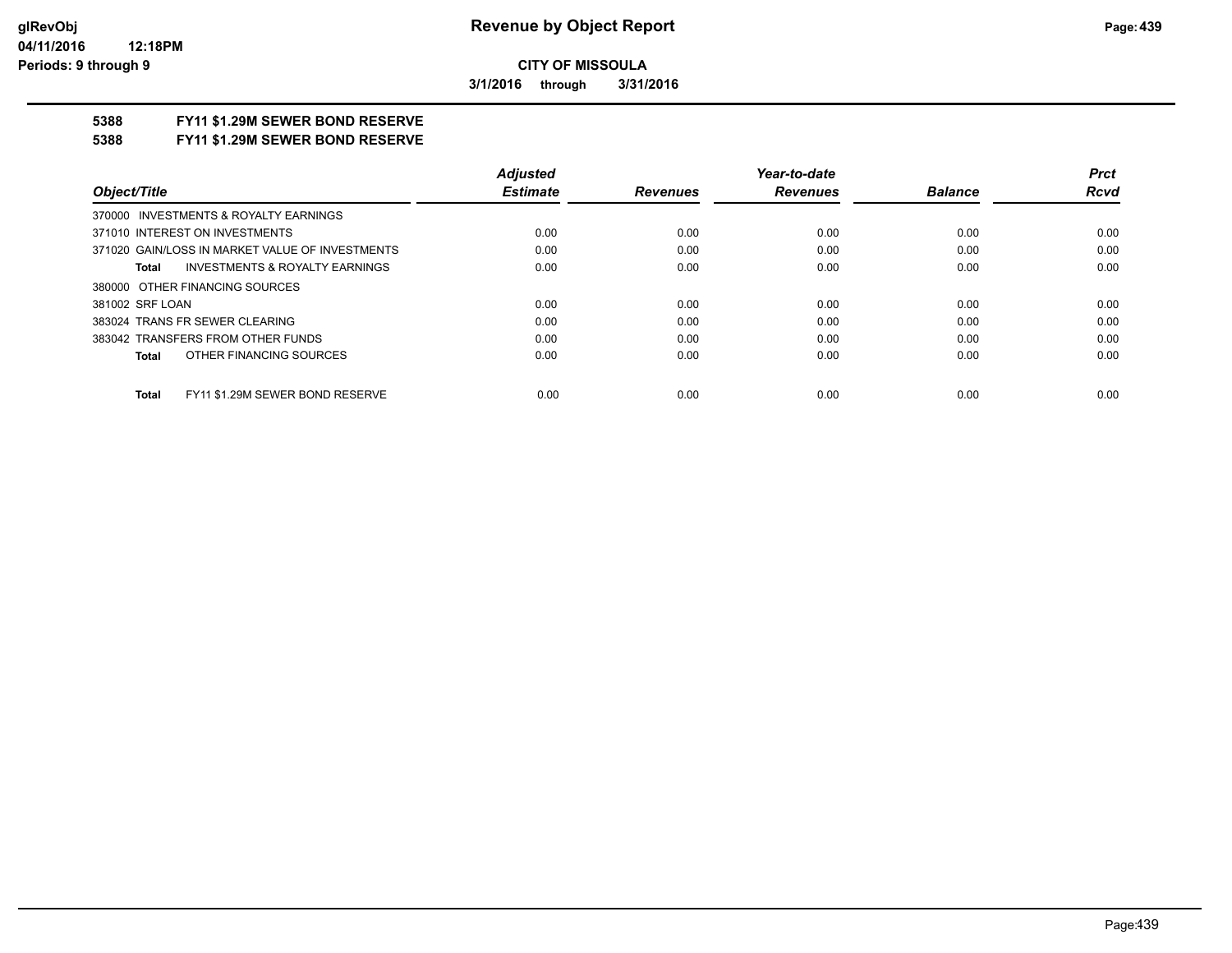**glRevObj**
**04/11/2016 12:18PM**
**Periods: 9 through 9**

# Revenue by Object Report

**CITY OF MISSOULA**

**3/1/2016 through 3/31/2016**

**5388 FY11 $1.29M SEWER BOND RESERVE**
**5388 FY11 $1.29M SEWER BOND RESERVE**

| Object/Title | Adjusted Estimate | Revenues | Year-to-date Revenues | Balance | Prct Rcvd |
|---|---|---|---|---|---|
| 370000 INVESTMENTS & ROYALTY EARNINGS | | | | | |
| 371010 INTEREST ON INVESTMENTS | 0.00 | 0.00 | 0.00 | 0.00 | 0.00 |
| 371020 GAIN/LOSS IN MARKET VALUE OF INVESTMENTS | 0.00 | 0.00 | 0.00 | 0.00 | 0.00 |
| **Total** INVESTMENTS & ROYALTY EARNINGS | 0.00 | 0.00 | 0.00 | 0.00 | 0.00 |
| 380000 OTHER FINANCING SOURCES | | | | | |
| 381002 SRF LOAN | 0.00 | 0.00 | 0.00 | 0.00 | 0.00 |
| 383024 TRANS FR SEWER CLEARING | 0.00 | 0.00 | 0.00 | 0.00 | 0.00 |
| 383042 TRANSFERS FROM OTHER FUNDS | 0.00 | 0.00 | 0.00 | 0.00 | 0.00 |
| **Total** OTHER FINANCING SOURCES | 0.00 | 0.00 | 0.00 | 0.00 | 0.00 |
| **Total** FY11 $1.29M SEWER BOND RESERVE | 0.00 | 0.00 | 0.00 | 0.00 | 0.00 |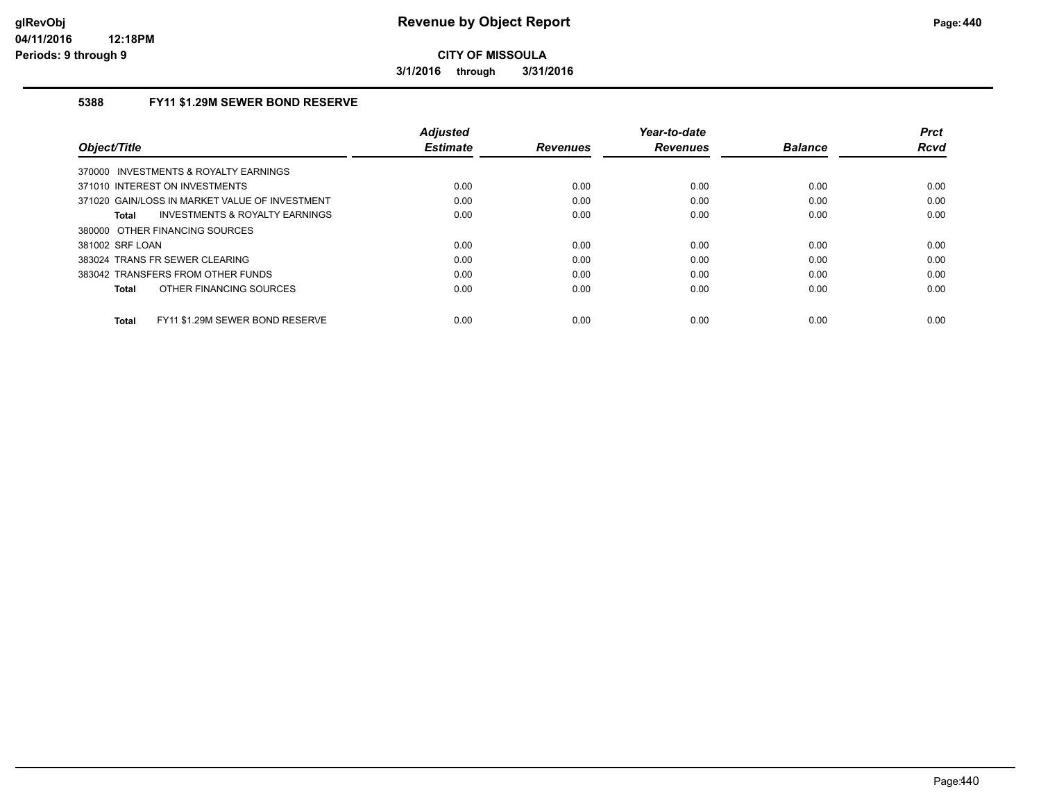**glRevObj**
**04/11/2016 12:18PM**
**Periods: 9 through 9**

# Revenue by Object Report

**CITY OF MISSOULA**

**3/1/2016 through 3/31/2016**

## 5388 FY11 $1.29M SEWER BOND RESERVE

| Object/Title | Adjusted Estimate | Revenues | Year-to-date Revenues | Balance | Prct Rcvd |
|---|---|---|---|---|---|
| 370000 INVESTMENTS & ROYALTY EARNINGS | | | | | |
| 371010 INTEREST ON INVESTMENTS | 0.00 | 0.00 | 0.00 | 0.00 | 0.00 |
| 371020 GAIN/LOSS IN MARKET VALUE OF INVESTMENT | 0.00 | 0.00 | 0.00 | 0.00 | 0.00 |
| **Total** INVESTMENTS & ROYALTY EARNINGS | 0.00 | 0.00 | 0.00 | 0.00 | 0.00 |
| 380000 OTHER FINANCING SOURCES | | | | | |
| 381002 SRF LOAN | 0.00 | 0.00 | 0.00 | 0.00 | 0.00 |
| 383024 TRANS FR SEWER CLEARING | 0.00 | 0.00 | 0.00 | 0.00 | 0.00 |
| 383042 TRANSFERS FROM OTHER FUNDS | 0.00 | 0.00 | 0.00 | 0.00 | 0.00 |
| **Total** OTHER FINANCING SOURCES | 0.00 | 0.00 | 0.00 | 0.00 | 0.00 |
| **Total** FY11 $1.29M SEWER BOND RESERVE | 0.00 | 0.00 | 0.00 | 0.00 | 0.00 |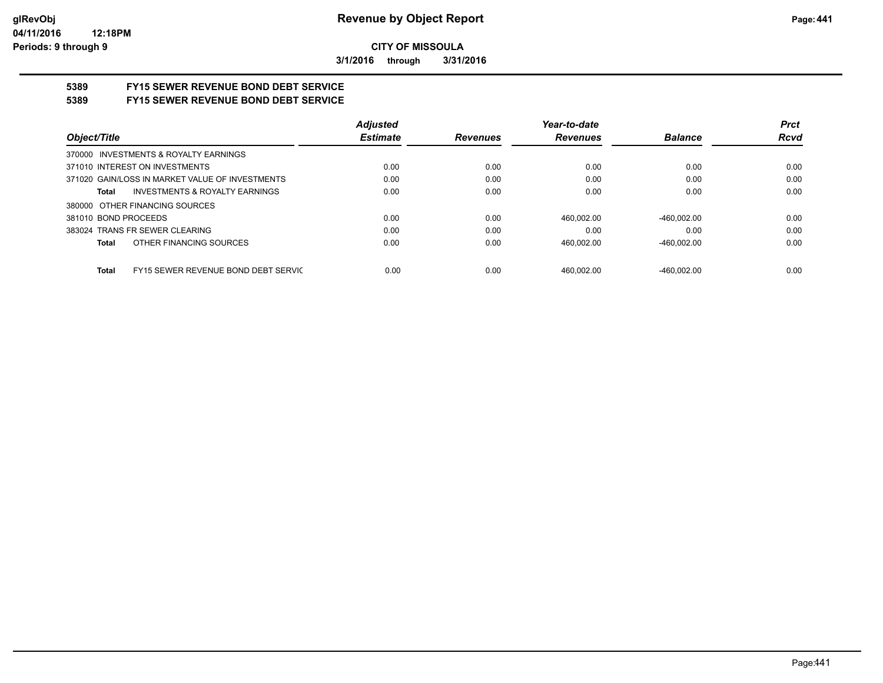**glRevObj**
**04/11/2016 12:18PM**
**Periods: 9 through 9**

# Revenue by Object Report

**CITY OF MISSOULA**

**3/1/2016 through 3/31/2016**

## 5389 FY15 SEWER REVENUE BOND DEBT SERVICE
## 5389 FY15 SEWER REVENUE BOND DEBT SERVICE

| Object/Title | Adjusted Estimate | Revenues | Year-to-date Revenues | Balance | Prct Rcvd |
|---|---|---|---|---|---|
| 370000 INVESTMENTS & ROYALTY EARNINGS | | | | | |
| 371010 INTEREST ON INVESTMENTS | 0.00 | 0.00 | 0.00 | 0.00 | 0.00 |
| 371020 GAIN/LOSS IN MARKET VALUE OF INVESTMENTS | 0.00 | 0.00 | 0.00 | 0.00 | 0.00 |
| **Total** INVESTMENTS & ROYALTY EARNINGS | 0.00 | 0.00 | 0.00 | 0.00 | 0.00 |
| 380000 OTHER FINANCING SOURCES | | | | | |
| 381010 BOND PROCEEDS | 0.00 | 0.00 | 460,002.00 | -460,002.00 | 0.00 |
| 383024 TRANS FR SEWER CLEARING | 0.00 | 0.00 | 0.00 | 0.00 | 0.00 |
| **Total** OTHER FINANCING SOURCES | 0.00 | 0.00 | 460,002.00 | -460,002.00 | 0.00 |
| **Total** FY15 SEWER REVENUE BOND DEBT SERVIC | 0.00 | 0.00 | 460,002.00 | -460,002.00 | 0.00 |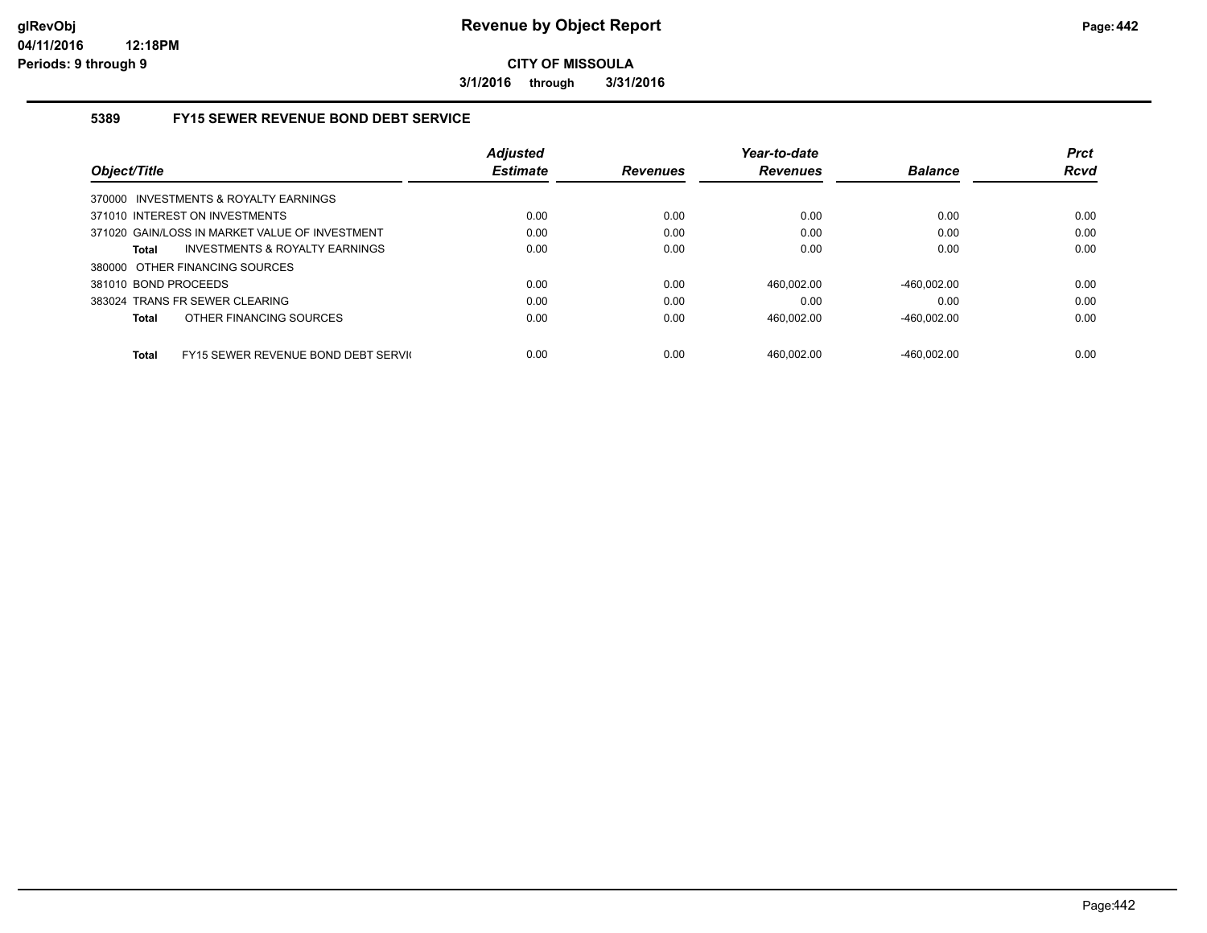**glRevObj**
**04/11/2016 12:18PM**
**Periods: 9 through 9**

# Revenue by Object Report

**CITY OF MISSOULA**

**3/1/2016 through 3/31/2016**

## 5389 FY15 SEWER REVENUE BOND DEBT SERVICE

| Object/Title | Adjusted Estimate | Revenues | Year-to-date Revenues | Balance | Prct Rcvd |
|---|---|---|---|---|---|
| 370000 INVESTMENTS & ROYALTY EARNINGS | | | | | |
| 371010 INTEREST ON INVESTMENTS | 0.00 | 0.00 | 0.00 | 0.00 | 0.00 |
| 371020 GAIN/LOSS IN MARKET VALUE OF INVESTMENT | 0.00 | 0.00 | 0.00 | 0.00 | 0.00 |
| **Total** INVESTMENTS & ROYALTY EARNINGS | 0.00 | 0.00 | 0.00 | 0.00 | 0.00 |
| 380000 OTHER FINANCING SOURCES | | | | | |
| 381010 BOND PROCEEDS | 0.00 | 0.00 | 460,002.00 | -460,002.00 | 0.00 |
| 383024 TRANS FR SEWER CLEARING | 0.00 | 0.00 | 0.00 | 0.00 | 0.00 |
| **Total** OTHER FINANCING SOURCES | 0.00 | 0.00 | 460,002.00 | -460,002.00 | 0.00 |
| **Total** FY15 SEWER REVENUE BOND DEBT SERVI( | 0.00 | 0.00 | 460,002.00 | -460,002.00 | 0.00 |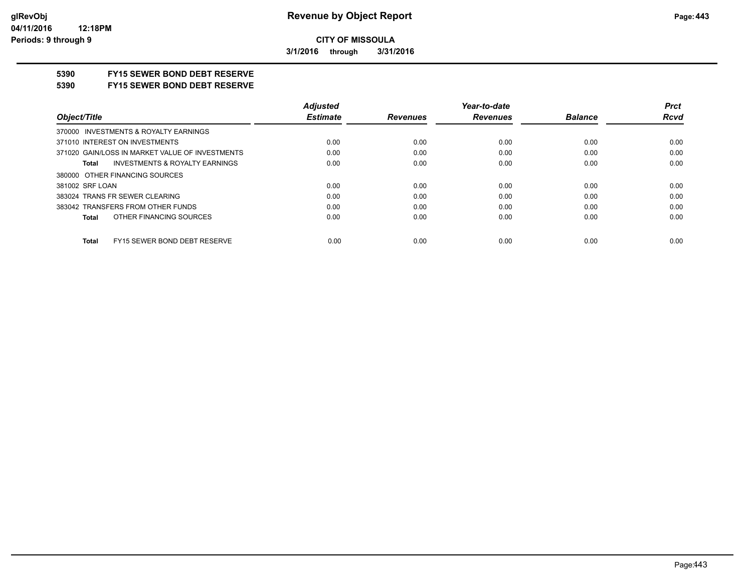**CITY OF MISSOULA**

**3/1/2016 through 3/31/2016**

**5390 FY15 SEWER BOND DEBT RESERVE**

**5390 FY15 SEWER BOND DEBT RESERVE**

| Object/Title | Adjusted Estimate | Revenues | Year-to-date Revenues | Balance | Prct Rcvd |
|---|---|---|---|---|---|
| 370000 INVESTMENTS & ROYALTY EARNINGS | | | | | |
| 371010 INTEREST ON INVESTMENTS | 0.00 | 0.00 | 0.00 | 0.00 | 0.00 |
| 371020 GAIN/LOSS IN MARKET VALUE OF INVESTMENTS | 0.00 | 0.00 | 0.00 | 0.00 | 0.00 |
| **Total** INVESTMENTS & ROYALTY EARNINGS | 0.00 | 0.00 | 0.00 | 0.00 | 0.00 |
| 380000 OTHER FINANCING SOURCES | | | | | |
| 381002 SRF LOAN | 0.00 | 0.00 | 0.00 | 0.00 | 0.00 |
| 383024 TRANS FR SEWER CLEARING | 0.00 | 0.00 | 0.00 | 0.00 | 0.00 |
| 383042 TRANSFERS FROM OTHER FUNDS | 0.00 | 0.00 | 0.00 | 0.00 | 0.00 |
| **Total** OTHER FINANCING SOURCES | 0.00 | 0.00 | 0.00 | 0.00 | 0.00 |
| **Total** FY15 SEWER BOND DEBT RESERVE | 0.00 | 0.00 | 0.00 | 0.00 | 0.00 |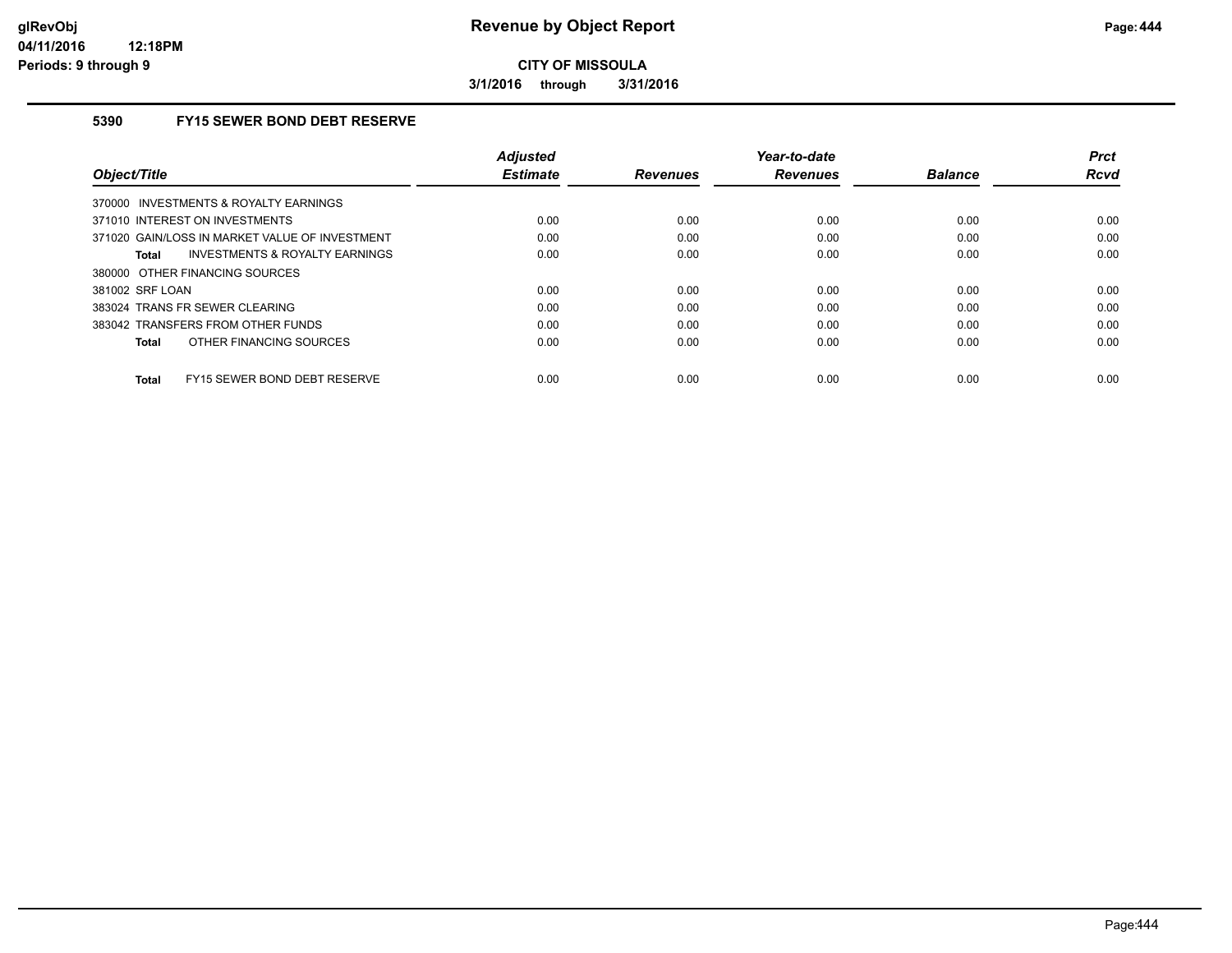# Revenue by Object Report

**CITY OF MISSOULA**

**3/1/2016 through 3/31/2016**

glRevObj
04/11/2016 12:18PM
Periods: 9 through 9

## 5390 FY15 SEWER BOND DEBT RESERVE

| Object/Title | Adjusted Estimate | Revenues | Year-to-date Revenues | Balance | Prct Rcvd |
|---|---|---|---|---|---|
| 370000 INVESTMENTS & ROYALTY EARNINGS | | | | | |
| 371010 INTEREST ON INVESTMENTS | 0.00 | 0.00 | 0.00 | 0.00 | 0.00 |
| 371020 GAIN/LOSS IN MARKET VALUE OF INVESTMENT | 0.00 | 0.00 | 0.00 | 0.00 | 0.00 |
| **Total** INVESTMENTS & ROYALTY EARNINGS | 0.00 | 0.00 | 0.00 | 0.00 | 0.00 |
| 380000 OTHER FINANCING SOURCES | | | | | |
| 381002 SRF LOAN | 0.00 | 0.00 | 0.00 | 0.00 | 0.00 |
| 383024 TRANS FR SEWER CLEARING | 0.00 | 0.00 | 0.00 | 0.00 | 0.00 |
| 383042 TRANSFERS FROM OTHER FUNDS | 0.00 | 0.00 | 0.00 | 0.00 | 0.00 |
| **Total** OTHER FINANCING SOURCES | 0.00 | 0.00 | 0.00 | 0.00 | 0.00 |
| **Total** FY15 SEWER BOND DEBT RESERVE | 0.00 | 0.00 | 0.00 | 0.00 | 0.00 |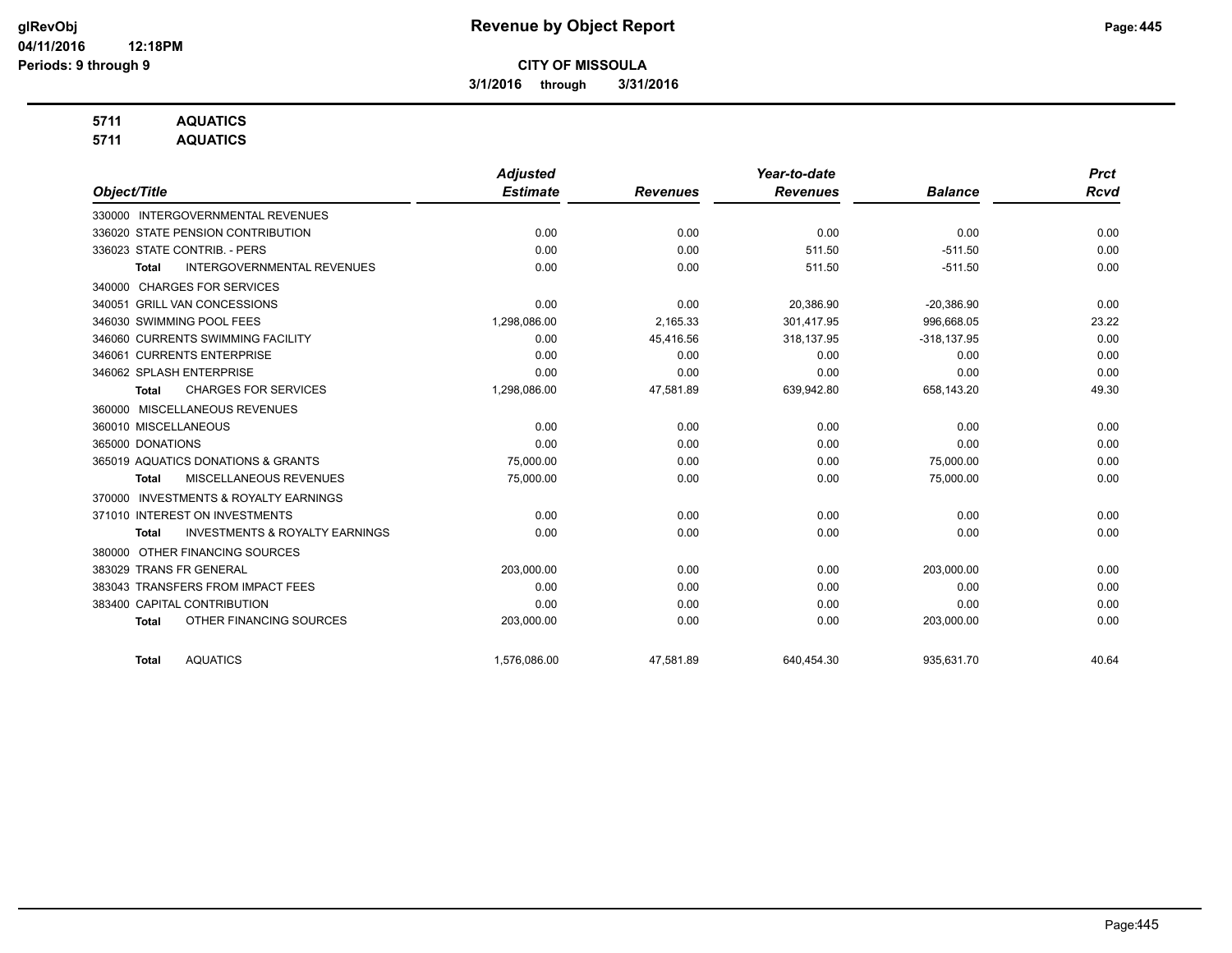**Revenue by Object Report**

**CITY OF MISSOULA**

**3/1/2016 through 3/31/2016**

glRevObj
04/11/2016 12:18PM
Periods: 9 through 9

**5711 AQUATICS**
**5711 AQUATICS**

| Object/Title | Adjusted Estimate | Revenues | Year-to-date Revenues | Balance | Prct Rcvd |
|---|---|---|---|---|---|
| 330000 INTERGOVERNMENTAL REVENUES | | | | | |
| 336020 STATE PENSION CONTRIBUTION | 0.00 | 0.00 | 0.00 | 0.00 | 0.00 |
| 336023 STATE CONTRIB. - PERS | 0.00 | 0.00 | 511.50 | -511.50 | 0.00 |
| **Total** INTERGOVERNMENTAL REVENUES | 0.00 | 0.00 | 511.50 | -511.50 | 0.00 |
| 340000 CHARGES FOR SERVICES | | | | | |
| 340051 GRILL VAN CONCESSIONS | 0.00 | 0.00 | 20,386.90 | -20,386.90 | 0.00 |
| 346030 SWIMMING POOL FEES | 1,298,086.00 | 2,165.33 | 301,417.95 | 996,668.05 | 23.22 |
| 346060 CURRENTS SWIMMING FACILITY | 0.00 | 45,416.56 | 318,137.95 | -318,137.95 | 0.00 |
| 346061 CURRENTS ENTERPRISE | 0.00 | 0.00 | 0.00 | 0.00 | 0.00 |
| 346062 SPLASH ENTERPRISE | 0.00 | 0.00 | 0.00 | 0.00 | 0.00 |
| **Total** CHARGES FOR SERVICES | 1,298,086.00 | 47,581.89 | 639,942.80 | 658,143.20 | 49.30 |
| 360000 MISCELLANEOUS REVENUES | | | | | |
| 360010 MISCELLANEOUS | 0.00 | 0.00 | 0.00 | 0.00 | 0.00 |
| 365000 DONATIONS | 0.00 | 0.00 | 0.00 | 0.00 | 0.00 |
| 365019 AQUATICS DONATIONS & GRANTS | 75,000.00 | 0.00 | 0.00 | 75,000.00 | 0.00 |
| **Total** MISCELLANEOUS REVENUES | 75,000.00 | 0.00 | 0.00 | 75,000.00 | 0.00 |
| 370000 INVESTMENTS & ROYALTY EARNINGS | | | | | |
| 371010 INTEREST ON INVESTMENTS | 0.00 | 0.00 | 0.00 | 0.00 | 0.00 |
| **Total** INVESTMENTS & ROYALTY EARNINGS | 0.00 | 0.00 | 0.00 | 0.00 | 0.00 |
| 380000 OTHER FINANCING SOURCES | | | | | |
| 383029 TRANS FR GENERAL | 203,000.00 | 0.00 | 0.00 | 203,000.00 | 0.00 |
| 383043 TRANSFERS FROM IMPACT FEES | 0.00 | 0.00 | 0.00 | 0.00 | 0.00 |
| 383400 CAPITAL CONTRIBUTION | 0.00 | 0.00 | 0.00 | 0.00 | 0.00 |
| **Total** OTHER FINANCING SOURCES | 203,000.00 | 0.00 | 0.00 | 203,000.00 | 0.00 |
| **Total** AQUATICS | 1,576,086.00 | 47,581.89 | 640,454.30 | 935,631.70 | 40.64 |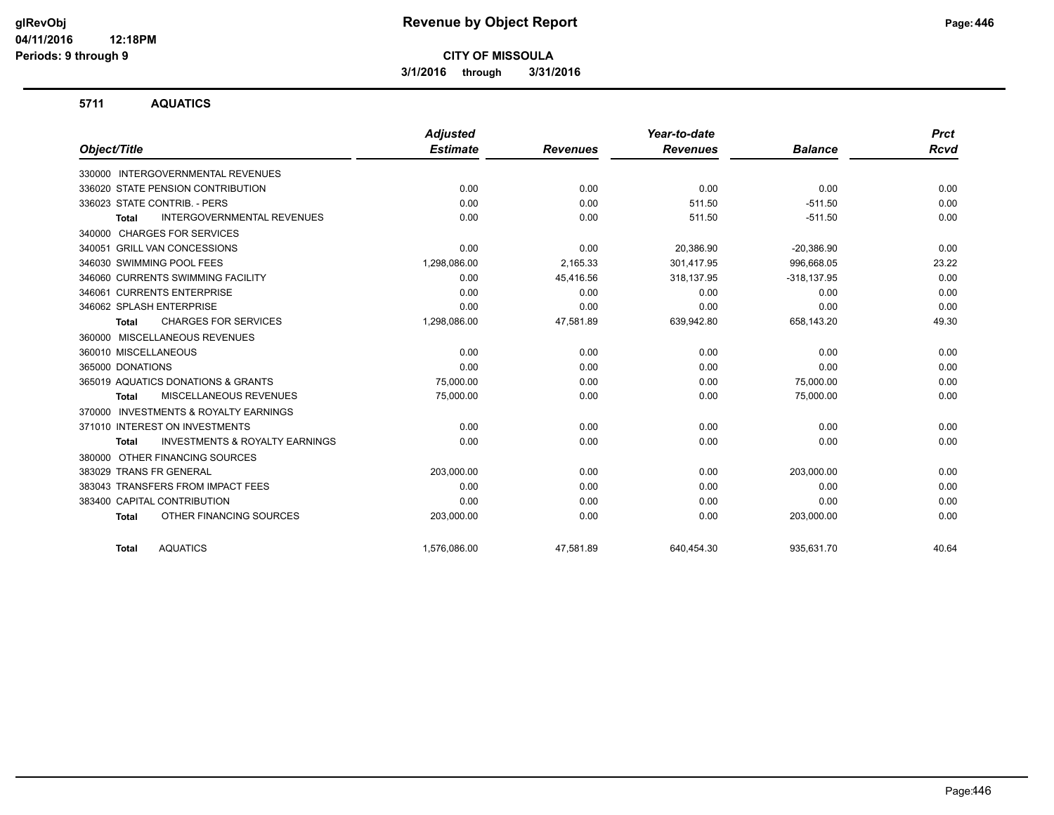**Revenue by Object Report**

**CITY OF MISSOULA**

**3/1/2016 through 3/31/2016**

glRevObj
04/11/2016 12:18PM
Periods: 9 through 9

## 5711 AQUATICS

| Object/Title | Adjusted Estimate | Revenues | Year-to-date Revenues | Balance | Prct Rcvd |
|---|---|---|---|---|---|
| 330000 INTERGOVERNMENTAL REVENUES | | | | | |
| 336020 STATE PENSION CONTRIBUTION | 0.00 | 0.00 | 0.00 | 0.00 | 0.00 |
| 336023 STATE CONTRIB. - PERS | 0.00 | 0.00 | 511.50 | -511.50 | 0.00 |
| **Total** INTERGOVERNMENTAL REVENUES | 0.00 | 0.00 | 511.50 | -511.50 | 0.00 |
| 340000 CHARGES FOR SERVICES | | | | | |
| 340051 GRILL VAN CONCESSIONS | 0.00 | 0.00 | 20,386.90 | -20,386.90 | 0.00 |
| 346030 SWIMMING POOL FEES | 1,298,086.00 | 2,165.33 | 301,417.95 | 996,668.05 | 23.22 |
| 346060 CURRENTS SWIMMING FACILITY | 0.00 | 45,416.56 | 318,137.95 | -318,137.95 | 0.00 |
| 346061 CURRENTS ENTERPRISE | 0.00 | 0.00 | 0.00 | 0.00 | 0.00 |
| 346062 SPLASH ENTERPRISE | 0.00 | 0.00 | 0.00 | 0.00 | 0.00 |
| **Total** CHARGES FOR SERVICES | 1,298,086.00 | 47,581.89 | 639,942.80 | 658,143.20 | 49.30 |
| 360000 MISCELLANEOUS REVENUES | | | | | |
| 360010 MISCELLANEOUS | 0.00 | 0.00 | 0.00 | 0.00 | 0.00 |
| 365000 DONATIONS | 0.00 | 0.00 | 0.00 | 0.00 | 0.00 |
| 365019 AQUATICS DONATIONS & GRANTS | 75,000.00 | 0.00 | 0.00 | 75,000.00 | 0.00 |
| **Total** MISCELLANEOUS REVENUES | 75,000.00 | 0.00 | 0.00 | 75,000.00 | 0.00 |
| 370000 INVESTMENTS & ROYALTY EARNINGS | | | | | |
| 371010 INTEREST ON INVESTMENTS | 0.00 | 0.00 | 0.00 | 0.00 | 0.00 |
| **Total** INVESTMENTS & ROYALTY EARNINGS | 0.00 | 0.00 | 0.00 | 0.00 | 0.00 |
| 380000 OTHER FINANCING SOURCES | | | | | |
| 383029 TRANS FR GENERAL | 203,000.00 | 0.00 | 0.00 | 203,000.00 | 0.00 |
| 383043 TRANSFERS FROM IMPACT FEES | 0.00 | 0.00 | 0.00 | 0.00 | 0.00 |
| 383400 CAPITAL CONTRIBUTION | 0.00 | 0.00 | 0.00 | 0.00 | 0.00 |
| **Total** OTHER FINANCING SOURCES | 203,000.00 | 0.00 | 0.00 | 203,000.00 | 0.00 |
| **Total** AQUATICS | 1,576,086.00 | 47,581.89 | 640,454.30 | 935,631.70 | 40.64 |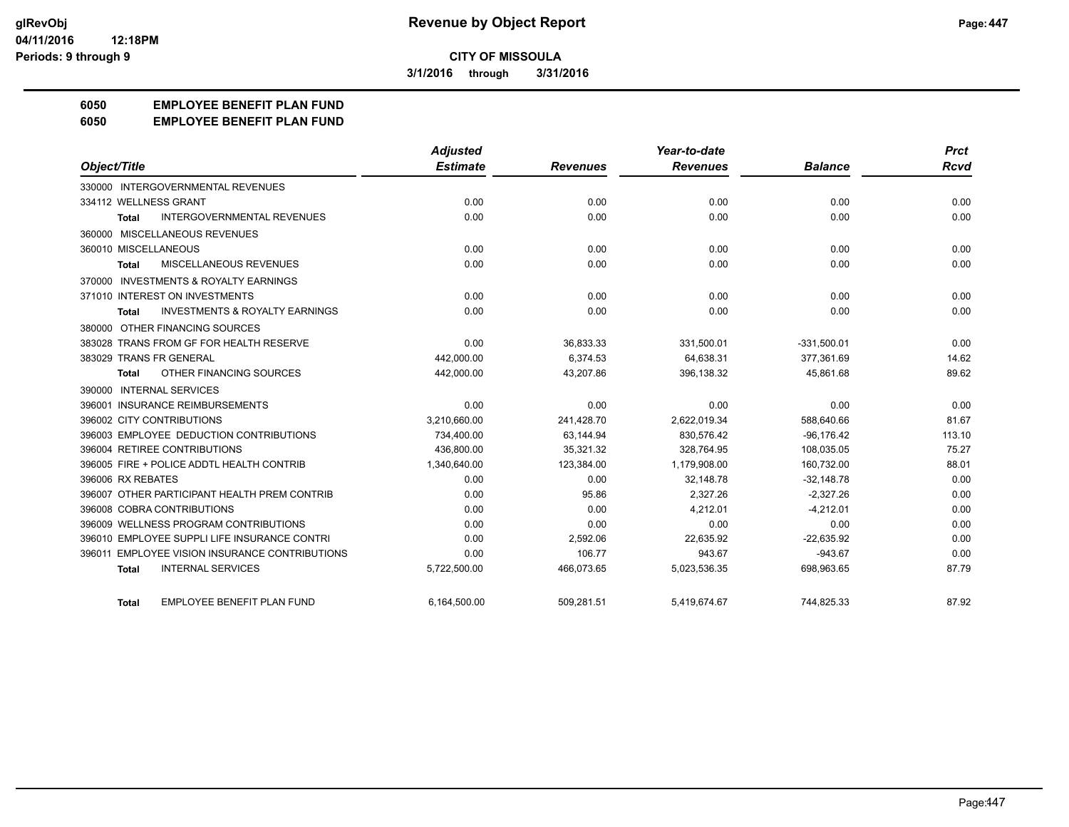**CITY OF MISSOULA**

**3/1/2016 through 3/31/2016**

# 6050 EMPLOYEE BENEFIT PLAN FUND

## 6050 EMPLOYEE BENEFIT PLAN FUND

| Object/Title | Adjusted Estimate | Revenues | Year-to-date Revenues | Balance | Prct Rcvd |
|---|---|---|---|---|---|
| 330000 INTERGOVERNMENTAL REVENUES | | | | | |
| 334112 WELLNESS GRANT | 0.00 | 0.00 | 0.00 | 0.00 | 0.00 |
| Total INTERGOVERNMENTAL REVENUES | 0.00 | 0.00 | 0.00 | 0.00 | 0.00 |
| 360000 MISCELLANEOUS REVENUES | | | | | |
| 360010 MISCELLANEOUS | 0.00 | 0.00 | 0.00 | 0.00 | 0.00 |
| Total MISCELLANEOUS REVENUES | 0.00 | 0.00 | 0.00 | 0.00 | 0.00 |
| 370000 INVESTMENTS & ROYALTY EARNINGS | | | | | |
| 371010 INTEREST ON INVESTMENTS | 0.00 | 0.00 | 0.00 | 0.00 | 0.00 |
| Total INVESTMENTS & ROYALTY EARNINGS | 0.00 | 0.00 | 0.00 | 0.00 | 0.00 |
| 380000 OTHER FINANCING SOURCES | | | | | |
| 383028 TRANS FROM GF FOR HEALTH RESERVE | 0.00 | 36,833.33 | 331,500.01 | -331,500.01 | 0.00 |
| 383029 TRANS FR GENERAL | 442,000.00 | 6,374.53 | 64,638.31 | 377,361.69 | 14.62 |
| Total OTHER FINANCING SOURCES | 442,000.00 | 43,207.86 | 396,138.32 | 45,861.68 | 89.62 |
| 390000 INTERNAL SERVICES | | | | | |
| 396001 INSURANCE REIMBURSEMENTS | 0.00 | 0.00 | 0.00 | 0.00 | 0.00 |
| 396002 CITY CONTRIBUTIONS | 3,210,660.00 | 241,428.70 | 2,622,019.34 | 588,640.66 | 81.67 |
| 396003 EMPLOYEE DEDUCTION CONTRIBUTIONS | 734,400.00 | 63,144.94 | 830,576.42 | -96,176.42 | 113.10 |
| 396004 RETIREE CONTRIBUTIONS | 436,800.00 | 35,321.32 | 328,764.95 | 108,035.05 | 75.27 |
| 396005 FIRE + POLICE ADDTL HEALTH CONTRIB | 1,340,640.00 | 123,384.00 | 1,179,908.00 | 160,732.00 | 88.01 |
| 396006 RX REBATES | 0.00 | 0.00 | 32,148.78 | -32,148.78 | 0.00 |
| 396007 OTHER PARTICIPANT HEALTH PREM CONTRIB | 0.00 | 95.86 | 2,327.26 | -2,327.26 | 0.00 |
| 396008 COBRA CONTRIBUTIONS | 0.00 | 0.00 | 4,212.01 | -4,212.01 | 0.00 |
| 396009 WELLNESS PROGRAM CONTRIBUTIONS | 0.00 | 0.00 | 0.00 | 0.00 | 0.00 |
| 396010 EMPLOYEE SUPPLI LIFE INSURANCE CONTRI | 0.00 | 2,592.06 | 22,635.92 | -22,635.92 | 0.00 |
| 396011 EMPLOYEE VISION INSURANCE CONTRIBUTIONS | 0.00 | 106.77 | 943.67 | -943.67 | 0.00 |
| Total INTERNAL SERVICES | 5,722,500.00 | 466,073.65 | 5,023,536.35 | 698,963.65 | 87.79 |
| Total EMPLOYEE BENEFIT PLAN FUND | 6,164,500.00 | 509,281.51 | 5,419,674.67 | 744,825.33 | 87.92 |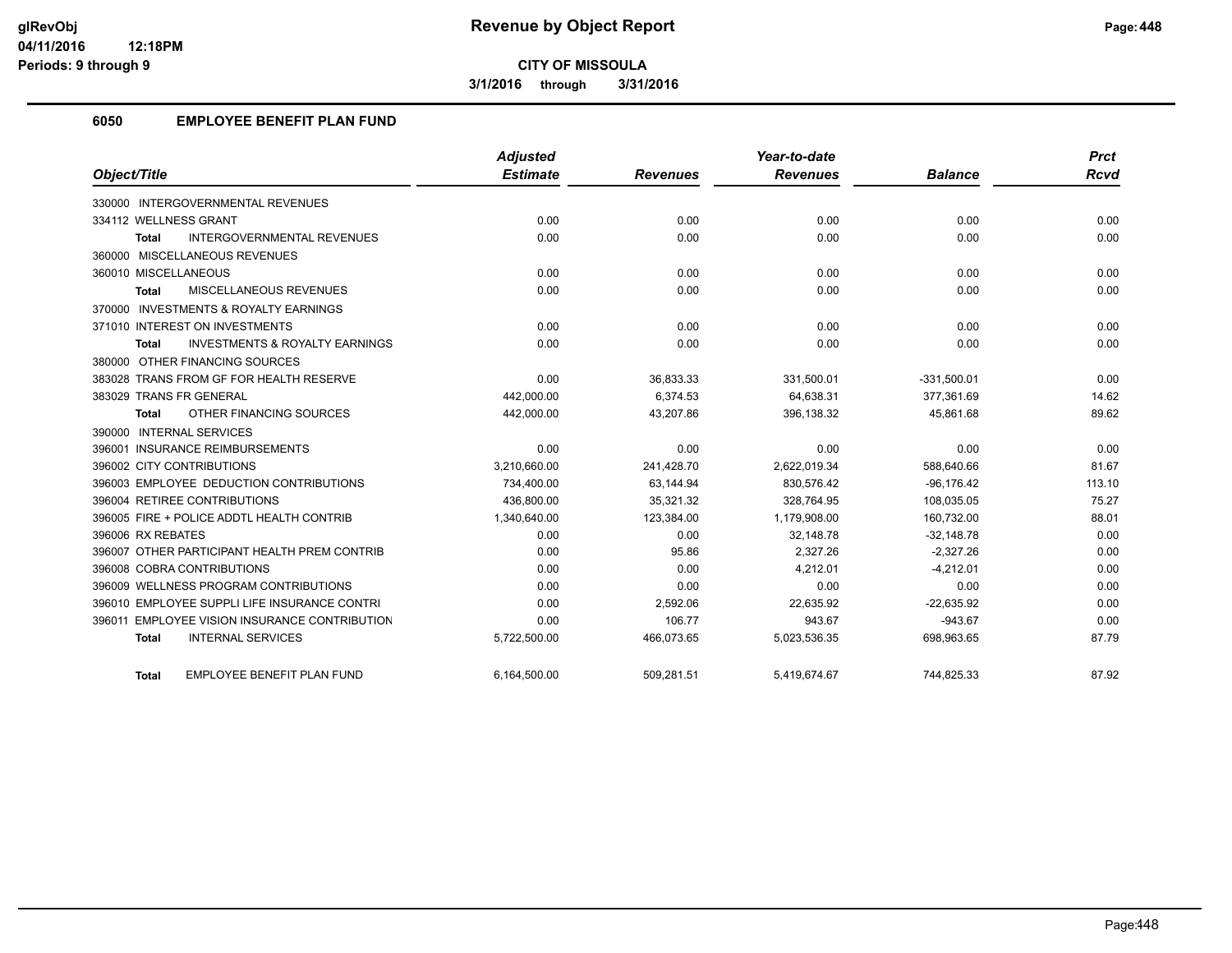# Revenue by Object Report

**CITY OF MISSOULA**

**3/1/2016 through 3/31/2016**

glRevObj
04/11/2016 12:18PM
Periods: 9 through 9

## 6050 EMPLOYEE BENEFIT PLAN FUND

| Object/Title | Adjusted Estimate | Revenues | Year-to-date Revenues | Balance | Prct Rcvd |
|---|---|---|---|---|---|
| 330000 INTERGOVERNMENTAL REVENUES | | | | | |
| 334112 WELLNESS GRANT | 0.00 | 0.00 | 0.00 | 0.00 | 0.00 |
| **Total** INTERGOVERNMENTAL REVENUES | 0.00 | 0.00 | 0.00 | 0.00 | 0.00 |
| 360000 MISCELLANEOUS REVENUES | | | | | |
| 360010 MISCELLANEOUS | 0.00 | 0.00 | 0.00 | 0.00 | 0.00 |
| **Total** MISCELLANEOUS REVENUES | 0.00 | 0.00 | 0.00 | 0.00 | 0.00 |
| 370000 INVESTMENTS & ROYALTY EARNINGS | | | | | |
| 371010 INTEREST ON INVESTMENTS | 0.00 | 0.00 | 0.00 | 0.00 | 0.00 |
| **Total** INVESTMENTS & ROYALTY EARNINGS | 0.00 | 0.00 | 0.00 | 0.00 | 0.00 |
| 380000 OTHER FINANCING SOURCES | | | | | |
| 383028 TRANS FROM GF FOR HEALTH RESERVE | 0.00 | 36,833.33 | 331,500.01 | -331,500.01 | 0.00 |
| 383029 TRANS FR GENERAL | 442,000.00 | 6,374.53 | 64,638.31 | 377,361.69 | 14.62 |
| **Total** OTHER FINANCING SOURCES | 442,000.00 | 43,207.86 | 396,138.32 | 45,861.68 | 89.62 |
| 390000 INTERNAL SERVICES | | | | | |
| 396001 INSURANCE REIMBURSEMENTS | 0.00 | 0.00 | 0.00 | 0.00 | 0.00 |
| 396002 CITY CONTRIBUTIONS | 3,210,660.00 | 241,428.70 | 2,622,019.34 | 588,640.66 | 81.67 |
| 396003 EMPLOYEE DEDUCTION CONTRIBUTIONS | 734,400.00 | 63,144.94 | 830,576.42 | -96,176.42 | 113.10 |
| 396004 RETIREE CONTRIBUTIONS | 436,800.00 | 35,321.32 | 328,764.95 | 108,035.05 | 75.27 |
| 396005 FIRE + POLICE ADDTL HEALTH CONTRIB | 1,340,640.00 | 123,384.00 | 1,179,908.00 | 160,732.00 | 88.01 |
| 396006 RX REBATES | 0.00 | 0.00 | 32,148.78 | -32,148.78 | 0.00 |
| 396007 OTHER PARTICIPANT HEALTH PREM CONTRIB | 0.00 | 95.86 | 2,327.26 | -2,327.26 | 0.00 |
| 396008 COBRA CONTRIBUTIONS | 0.00 | 0.00 | 4,212.01 | -4,212.01 | 0.00 |
| 396009 WELLNESS PROGRAM CONTRIBUTIONS | 0.00 | 0.00 | 0.00 | 0.00 | 0.00 |
| 396010 EMPLOYEE SUPPLI LIFE INSURANCE CONTRI | 0.00 | 2,592.06 | 22,635.92 | -22,635.92 | 0.00 |
| 396011 EMPLOYEE VISION INSURANCE CONTRIBUTION | 0.00 | 106.77 | 943.67 | -943.67 | 0.00 |
| **Total** INTERNAL SERVICES | 5,722,500.00 | 466,073.65 | 5,023,536.35 | 698,963.65 | 87.79 |
| **Total** EMPLOYEE BENEFIT PLAN FUND | 6,164,500.00 | 509,281.51 | 5,419,674.67 | 744,825.33 | 87.92 |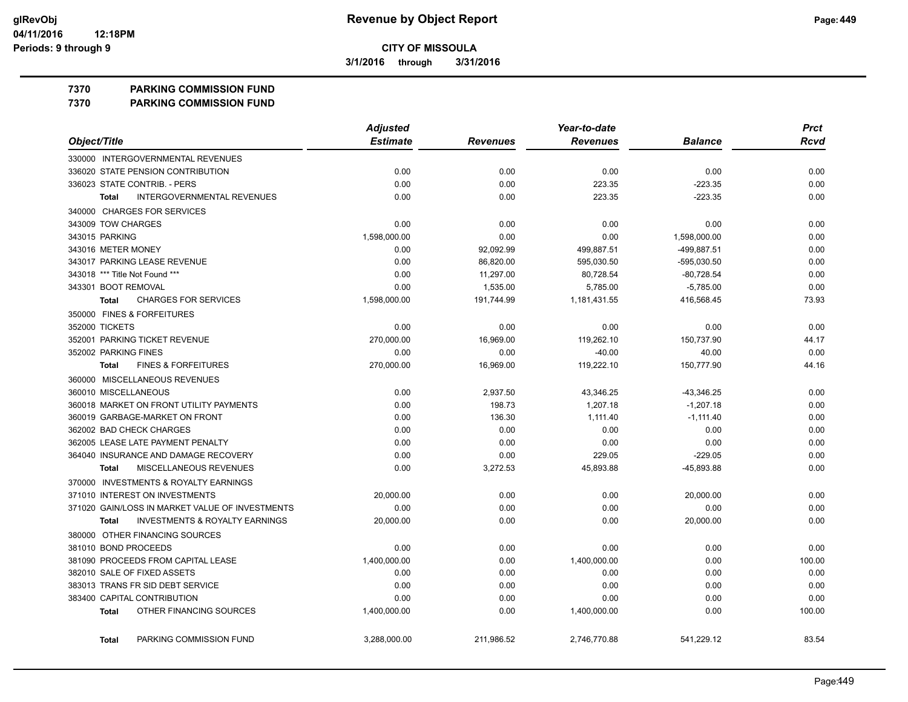**Revenue by Object Report**

**CITY OF MISSOULA**

**3/1/2016 through 3/31/2016**

glRevObj
04/11/2016 12:18PM
Periods: 9 through 9

## 7370 PARKING COMMISSION FUND
## 7370 PARKING COMMISSION FUND

| Object/Title | Adjusted Estimate | Revenues | Year-to-date Revenues | Balance | Prct Rcvd |
|---|---|---|---|---|---|
| 330000 INTERGOVERNMENTAL REVENUES | | | | | |
| 336020 STATE PENSION CONTRIBUTION | 0.00 | 0.00 | 0.00 | 0.00 | 0.00 |
| 336023 STATE CONTRIB. - PERS | 0.00 | 0.00 | 223.35 | -223.35 | 0.00 |
| **Total** INTERGOVERNMENTAL REVENUES | 0.00 | 0.00 | 223.35 | -223.35 | 0.00 |
| 340000 CHARGES FOR SERVICES | | | | | |
| 343009 TOW CHARGES | 0.00 | 0.00 | 0.00 | 0.00 | 0.00 |
| 343015 PARKING | 1,598,000.00 | 0.00 | 0.00 | 1,598,000.00 | 0.00 |
| 343016 METER MONEY | 0.00 | 92,092.99 | 499,887.51 | -499,887.51 | 0.00 |
| 343017 PARKING LEASE REVENUE | 0.00 | 86,820.00 | 595,030.50 | -595,030.50 | 0.00 |
| 343018 *** Title Not Found *** | 0.00 | 11,297.00 | 80,728.54 | -80,728.54 | 0.00 |
| 343301 BOOT REMOVAL | 0.00 | 1,535.00 | 5,785.00 | -5,785.00 | 0.00 |
| **Total** CHARGES FOR SERVICES | 1,598,000.00 | 191,744.99 | 1,181,431.55 | 416,568.45 | 73.93 |
| 350000 FINES & FORFEITURES | | | | | |
| 352000 TICKETS | 0.00 | 0.00 | 0.00 | 0.00 | 0.00 |
| 352001 PARKING TICKET REVENUE | 270,000.00 | 16,969.00 | 119,262.10 | 150,737.90 | 44.17 |
| 352002 PARKING FINES | 0.00 | 0.00 | -40.00 | 40.00 | 0.00 |
| **Total** FINES & FORFEITURES | 270,000.00 | 16,969.00 | 119,222.10 | 150,777.90 | 44.16 |
| 360000 MISCELLANEOUS REVENUES | | | | | |
| 360010 MISCELLANEOUS | 0.00 | 2,937.50 | 43,346.25 | -43,346.25 | 0.00 |
| 360018 MARKET ON FRONT UTILITY PAYMENTS | 0.00 | 198.73 | 1,207.18 | -1,207.18 | 0.00 |
| 360019 GARBAGE-MARKET ON FRONT | 0.00 | 136.30 | 1,111.40 | -1,111.40 | 0.00 |
| 362002 BAD CHECK CHARGES | 0.00 | 0.00 | 0.00 | 0.00 | 0.00 |
| 362005 LEASE LATE PAYMENT PENALTY | 0.00 | 0.00 | 0.00 | 0.00 | 0.00 |
| 364040 INSURANCE AND DAMAGE RECOVERY | 0.00 | 0.00 | 229.05 | -229.05 | 0.00 |
| **Total** MISCELLANEOUS REVENUES | 0.00 | 3,272.53 | 45,893.88 | -45,893.88 | 0.00 |
| 370000 INVESTMENTS & ROYALTY EARNINGS | | | | | |
| 371010 INTEREST ON INVESTMENTS | 20,000.00 | 0.00 | 0.00 | 20,000.00 | 0.00 |
| 371020 GAIN/LOSS IN MARKET VALUE OF INVESTMENTS | 0.00 | 0.00 | 0.00 | 0.00 | 0.00 |
| **Total** INVESTMENTS & ROYALTY EARNINGS | 20,000.00 | 0.00 | 0.00 | 20,000.00 | 0.00 |
| 380000 OTHER FINANCING SOURCES | | | | | |
| 381010 BOND PROCEEDS | 0.00 | 0.00 | 0.00 | 0.00 | 0.00 |
| 381090 PROCEEDS FROM CAPITAL LEASE | 1,400,000.00 | 0.00 | 1,400,000.00 | 0.00 | 100.00 |
| 382010 SALE OF FIXED ASSETS | 0.00 | 0.00 | 0.00 | 0.00 | 0.00 |
| 383013 TRANS FR SID DEBT SERVICE | 0.00 | 0.00 | 0.00 | 0.00 | 0.00 |
| 383400 CAPITAL CONTRIBUTION | 0.00 | 0.00 | 0.00 | 0.00 | 0.00 |
| **Total** OTHER FINANCING SOURCES | 1,400,000.00 | 0.00 | 1,400,000.00 | 0.00 | 100.00 |
| **Total** PARKING COMMISSION FUND | 3,288,000.00 | 211,986.52 | 2,746,770.88 | 541,229.12 | 83.54 |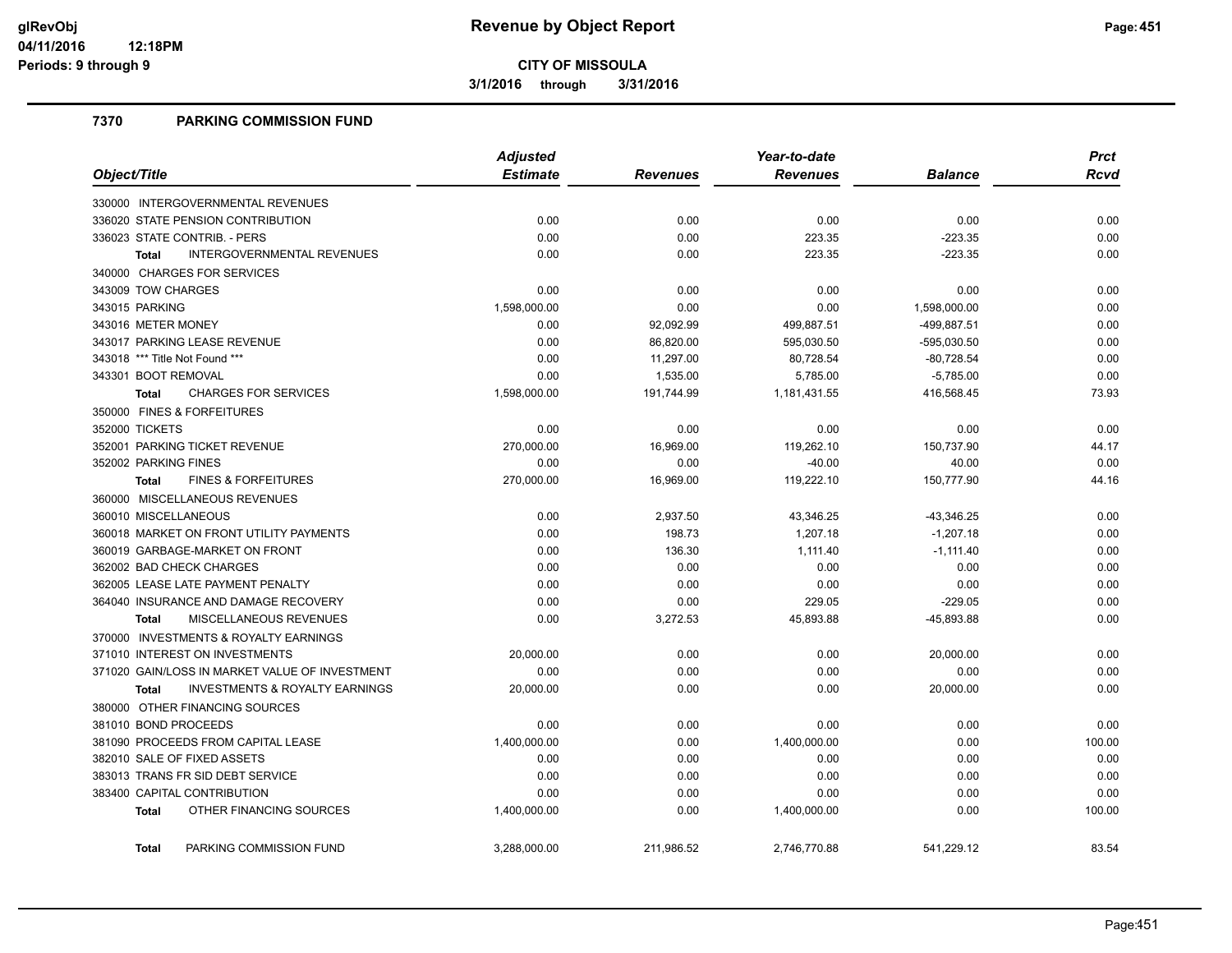# Revenue by Object Report

**CITY OF MISSOULA**

**3/1/2016 through 3/31/2016**

glRevObj
04/11/2016 12:18PM
Periods: 9 through 9

## 7370 PARKING COMMISSION FUND

| Object/Title | Adjusted Estimate | Revenues | Year-to-date Revenues | Balance | Prct Rcvd |
|---|---|---|---|---|---|
| 330000 INTERGOVERNMENTAL REVENUES | | | | | |
| 336020 STATE PENSION CONTRIBUTION | 0.00 | 0.00 | 0.00 | 0.00 | 0.00 |
| 336023 STATE CONTRIB. - PERS | 0.00 | 0.00 | 223.35 | -223.35 | 0.00 |
| **Total** INTERGOVERNMENTAL REVENUES | 0.00 | 0.00 | 223.35 | -223.35 | 0.00 |
| 340000 CHARGES FOR SERVICES | | | | | |
| 343009 TOW CHARGES | 0.00 | 0.00 | 0.00 | 0.00 | 0.00 |
| 343015 PARKING | 1,598,000.00 | 0.00 | 0.00 | 1,598,000.00 | 0.00 |
| 343016 METER MONEY | 0.00 | 92,092.99 | 499,887.51 | -499,887.51 | 0.00 |
| 343017 PARKING LEASE REVENUE | 0.00 | 86,820.00 | 595,030.50 | -595,030.50 | 0.00 |
| 343018 *** Title Not Found *** | 0.00 | 11,297.00 | 80,728.54 | -80,728.54 | 0.00 |
| 343301 BOOT REMOVAL | 0.00 | 1,535.00 | 5,785.00 | -5,785.00 | 0.00 |
| **Total** CHARGES FOR SERVICES | 1,598,000.00 | 191,744.99 | 1,181,431.55 | 416,568.45 | 73.93 |
| 350000 FINES & FORFEITURES | | | | | |
| 352000 TICKETS | 0.00 | 0.00 | 0.00 | 0.00 | 0.00 |
| 352001 PARKING TICKET REVENUE | 270,000.00 | 16,969.00 | 119,262.10 | 150,737.90 | 44.17 |
| 352002 PARKING FINES | 0.00 | 0.00 | -40.00 | 40.00 | 0.00 |
| **Total** FINES & FORFEITURES | 270,000.00 | 16,969.00 | 119,222.10 | 150,777.90 | 44.16 |
| 360000 MISCELLANEOUS REVENUES | | | | | |
| 360010 MISCELLANEOUS | 0.00 | 2,937.50 | 43,346.25 | -43,346.25 | 0.00 |
| 360018 MARKET ON FRONT UTILITY PAYMENTS | 0.00 | 198.73 | 1,207.18 | -1,207.18 | 0.00 |
| 360019 GARBAGE-MARKET ON FRONT | 0.00 | 136.30 | 1,111.40 | -1,111.40 | 0.00 |
| 362002 BAD CHECK CHARGES | 0.00 | 0.00 | 0.00 | 0.00 | 0.00 |
| 362005 LEASE LATE PAYMENT PENALTY | 0.00 | 0.00 | 0.00 | 0.00 | 0.00 |
| 364040 INSURANCE AND DAMAGE RECOVERY | 0.00 | 0.00 | 229.05 | -229.05 | 0.00 |
| **Total** MISCELLANEOUS REVENUES | 0.00 | 3,272.53 | 45,893.88 | -45,893.88 | 0.00 |
| 370000 INVESTMENTS & ROYALTY EARNINGS | | | | | |
| 371010 INTEREST ON INVESTMENTS | 20,000.00 | 0.00 | 0.00 | 20,000.00 | 0.00 |
| 371020 GAIN/LOSS IN MARKET VALUE OF INVESTMENT | 0.00 | 0.00 | 0.00 | 0.00 | 0.00 |
| **Total** INVESTMENTS & ROYALTY EARNINGS | 20,000.00 | 0.00 | 0.00 | 20,000.00 | 0.00 |
| 380000 OTHER FINANCING SOURCES | | | | | |
| 381010 BOND PROCEEDS | 0.00 | 0.00 | 0.00 | 0.00 | 0.00 |
| 381090 PROCEEDS FROM CAPITAL LEASE | 1,400,000.00 | 0.00 | 1,400,000.00 | 0.00 | 100.00 |
| 382010 SALE OF FIXED ASSETS | 0.00 | 0.00 | 0.00 | 0.00 | 0.00 |
| 383013 TRANS FR SID DEBT SERVICE | 0.00 | 0.00 | 0.00 | 0.00 | 0.00 |
| 383400 CAPITAL CONTRIBUTION | 0.00 | 0.00 | 0.00 | 0.00 | 0.00 |
| **Total** OTHER FINANCING SOURCES | 1,400,000.00 | 0.00 | 1,400,000.00 | 0.00 | 100.00 |
| **Total** PARKING COMMISSION FUND | 3,288,000.00 | 211,986.52 | 2,746,770.88 | 541,229.12 | 83.54 |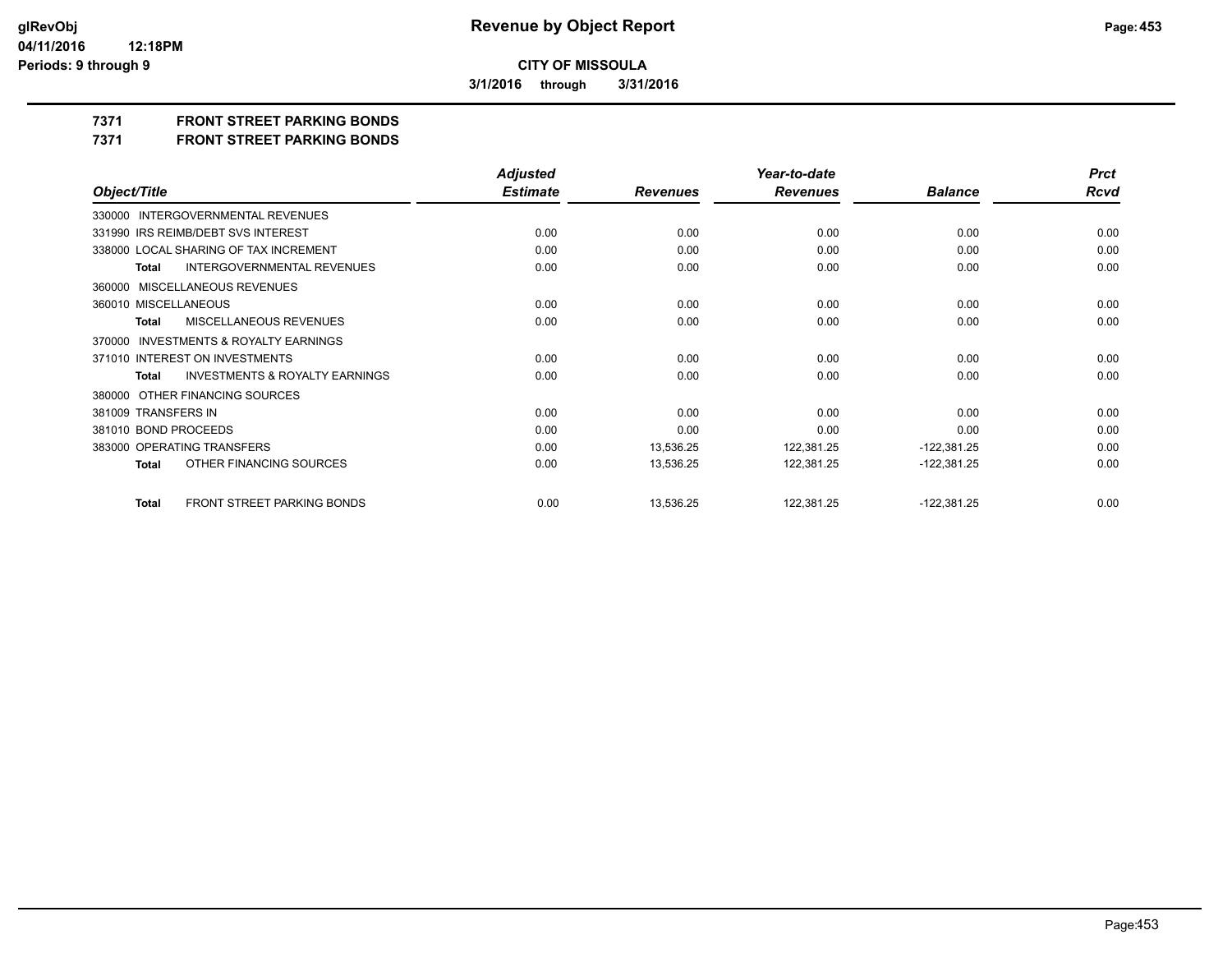**CITY OF MISSOULA**

**3/1/2016 through 3/31/2016**

**7371 FRONT STREET PARKING BONDS**

**7371 FRONT STREET PARKING BONDS**

| Object/Title | Adjusted Estimate | Revenues | Year-to-date Revenues | Balance | Prct Rcvd |
|---|---|---|---|---|---|
| 330000 INTERGOVERNMENTAL REVENUES | | | | | |
| 331990 IRS REIMB/DEBT SVS INTEREST | 0.00 | 0.00 | 0.00 | 0.00 | 0.00 |
| 338000 LOCAL SHARING OF TAX INCREMENT | 0.00 | 0.00 | 0.00 | 0.00 | 0.00 |
| **Total** INTERGOVERNMENTAL REVENUES | 0.00 | 0.00 | 0.00 | 0.00 | 0.00 |
| 360000 MISCELLANEOUS REVENUES | | | | | |
| 360010 MISCELLANEOUS | 0.00 | 0.00 | 0.00 | 0.00 | 0.00 |
| **Total** MISCELLANEOUS REVENUES | 0.00 | 0.00 | 0.00 | 0.00 | 0.00 |
| 370000 INVESTMENTS & ROYALTY EARNINGS | | | | | |
| 371010 INTEREST ON INVESTMENTS | 0.00 | 0.00 | 0.00 | 0.00 | 0.00 |
| **Total** INVESTMENTS & ROYALTY EARNINGS | 0.00 | 0.00 | 0.00 | 0.00 | 0.00 |
| 380000 OTHER FINANCING SOURCES | | | | | |
| 381009 TRANSFERS IN | 0.00 | 0.00 | 0.00 | 0.00 | 0.00 |
| 381010 BOND PROCEEDS | 0.00 | 0.00 | 0.00 | 0.00 | 0.00 |
| 383000 OPERATING TRANSFERS | 0.00 | 13,536.25 | 122,381.25 | -122,381.25 | 0.00 |
| **Total** OTHER FINANCING SOURCES | 0.00 | 13,536.25 | 122,381.25 | -122,381.25 | 0.00 |
| **Total** FRONT STREET PARKING BONDS | 0.00 | 13,536.25 | 122,381.25 | -122,381.25 | 0.00 |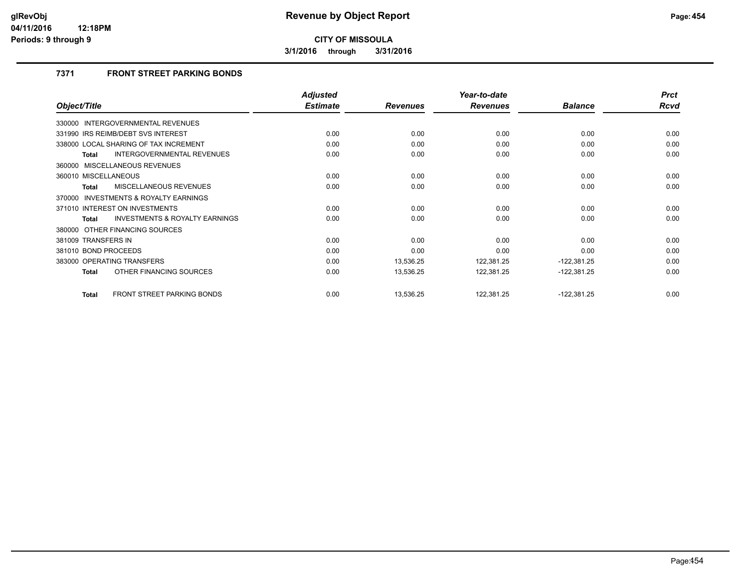# Revenue by Object Report

**CITY OF MISSOULA**

**3/1/2016 through 3/31/2016**

glRevObj
04/11/2016 12:18PM
Periods: 9 through 9

### 7371 FRONT STREET PARKING BONDS

| Object/Title | Adjusted Estimate | Revenues | Year-to-date Revenues | Balance | Prct Rcvd |
|---|---|---|---|---|---|
| 330000 INTERGOVERNMENTAL REVENUES | | | | | |
| 331990 IRS REIMB/DEBT SVS INTEREST | 0.00 | 0.00 | 0.00 | 0.00 | 0.00 |
| 338000 LOCAL SHARING OF TAX INCREMENT | 0.00 | 0.00 | 0.00 | 0.00 | 0.00 |
| **Total** INTERGOVERNMENTAL REVENUES | 0.00 | 0.00 | 0.00 | 0.00 | 0.00 |
| 360000 MISCELLANEOUS REVENUES | | | | | |
| 360010 MISCELLANEOUS | 0.00 | 0.00 | 0.00 | 0.00 | 0.00 |
| **Total** MISCELLANEOUS REVENUES | 0.00 | 0.00 | 0.00 | 0.00 | 0.00 |
| 370000 INVESTMENTS & ROYALTY EARNINGS | | | | | |
| 371010 INTEREST ON INVESTMENTS | 0.00 | 0.00 | 0.00 | 0.00 | 0.00 |
| **Total** INVESTMENTS & ROYALTY EARNINGS | 0.00 | 0.00 | 0.00 | 0.00 | 0.00 |
| 380000 OTHER FINANCING SOURCES | | | | | |
| 381009 TRANSFERS IN | 0.00 | 0.00 | 0.00 | 0.00 | 0.00 |
| 381010 BOND PROCEEDS | 0.00 | 0.00 | 0.00 | 0.00 | 0.00 |
| 383000 OPERATING TRANSFERS | 0.00 | 13,536.25 | 122,381.25 | -122,381.25 | 0.00 |
| **Total** OTHER FINANCING SOURCES | 0.00 | 13,536.25 | 122,381.25 | -122,381.25 | 0.00 |
| **Total** FRONT STREET PARKING BONDS | 0.00 | 13,536.25 | 122,381.25 | -122,381.25 | 0.00 |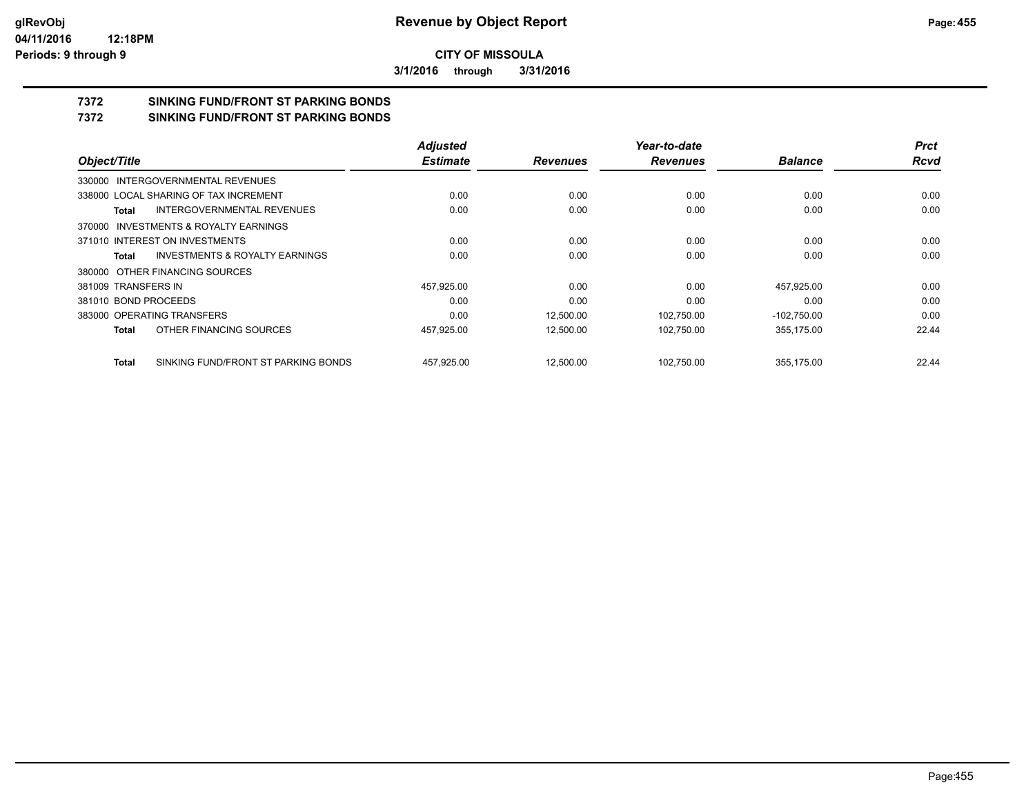**CITY OF MISSOULA**

**3/1/2016 through 3/31/2016**

# 7372 SINKING FUND/FRONT ST PARKING BONDS

## 7372 SINKING FUND/FRONT ST PARKING BONDS

| Object/Title | Adjusted Estimate | Revenues | Year-to-date Revenues | Balance | Prct Rcvd |
|---|---|---|---|---|---|
| 330000 INTERGOVERNMENTAL REVENUES | | | | | |
| 338000 LOCAL SHARING OF TAX INCREMENT | 0.00 | 0.00 | 0.00 | 0.00 | 0.00 |
| **Total** INTERGOVERNMENTAL REVENUES | 0.00 | 0.00 | 0.00 | 0.00 | 0.00 |
| 370000 INVESTMENTS & ROYALTY EARNINGS | | | | | |
| 371010 INTEREST ON INVESTMENTS | 0.00 | 0.00 | 0.00 | 0.00 | 0.00 |
| **Total** INVESTMENTS & ROYALTY EARNINGS | 0.00 | 0.00 | 0.00 | 0.00 | 0.00 |
| 380000 OTHER FINANCING SOURCES | | | | | |
| 381009 TRANSFERS IN | 457,925.00 | 0.00 | 0.00 | 457,925.00 | 0.00 |
| 381010 BOND PROCEEDS | 0.00 | 0.00 | 0.00 | 0.00 | 0.00 |
| 383000 OPERATING TRANSFERS | 0.00 | 12,500.00 | 102,750.00 | -102,750.00 | 0.00 |
| **Total** OTHER FINANCING SOURCES | 457,925.00 | 12,500.00 | 102,750.00 | 355,175.00 | 22.44 |
| **Total** SINKING FUND/FRONT ST PARKING BONDS | 457,925.00 | 12,500.00 | 102,750.00 | 355,175.00 | 22.44 |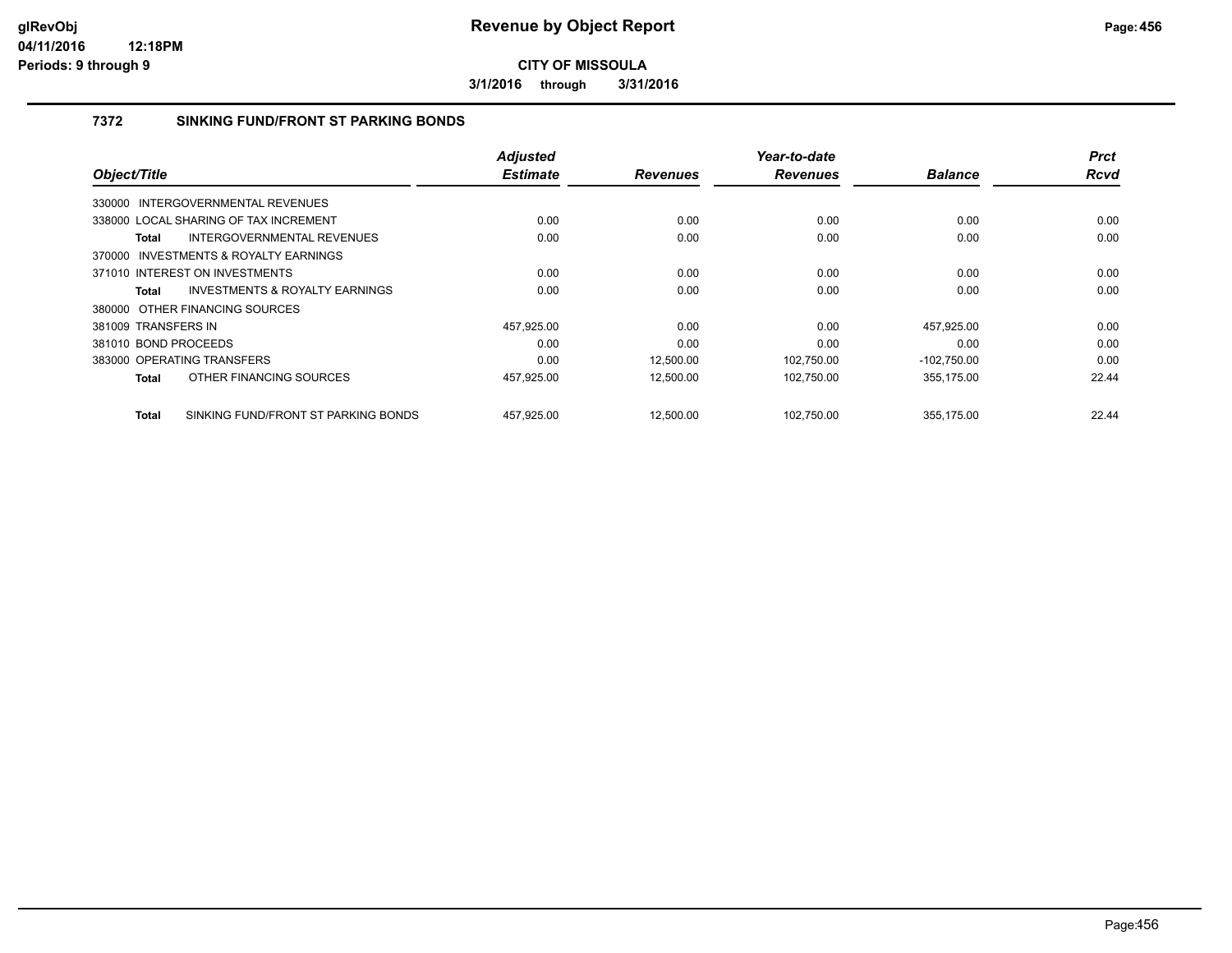# Revenue by Object Report

**CITY OF MISSOULA**

**3/1/2016 through 3/31/2016**

glRevObj
04/11/2016 12:18PM
Periods: 9 through 9

### 7372 SINKING FUND/FRONT ST PARKING BONDS

| Object/Title | Adjusted Estimate | Revenues | Year-to-date Revenues | Balance | Prct Rcvd |
|---|---|---|---|---|---|
| 330000 INTERGOVERNMENTAL REVENUES | | | | | |
| 338000 LOCAL SHARING OF TAX INCREMENT | 0.00 | 0.00 | 0.00 | 0.00 | 0.00 |
| **Total** INTERGOVERNMENTAL REVENUES | 0.00 | 0.00 | 0.00 | 0.00 | 0.00 |
| 370000 INVESTMENTS & ROYALTY EARNINGS | | | | | |
| 371010 INTEREST ON INVESTMENTS | 0.00 | 0.00 | 0.00 | 0.00 | 0.00 |
| **Total** INVESTMENTS & ROYALTY EARNINGS | 0.00 | 0.00 | 0.00 | 0.00 | 0.00 |
| 380000 OTHER FINANCING SOURCES | | | | | |
| 381009 TRANSFERS IN | 457,925.00 | 0.00 | 0.00 | 457,925.00 | 0.00 |
| 381010 BOND PROCEEDS | 0.00 | 0.00 | 0.00 | 0.00 | 0.00 |
| 383000 OPERATING TRANSFERS | 0.00 | 12,500.00 | 102,750.00 | -102,750.00 | 0.00 |
| **Total** OTHER FINANCING SOURCES | 457,925.00 | 12,500.00 | 102,750.00 | 355,175.00 | 22.44 |
| **Total** SINKING FUND/FRONT ST PARKING BONDS | 457,925.00 | 12,500.00 | 102,750.00 | 355,175.00 | 22.44 |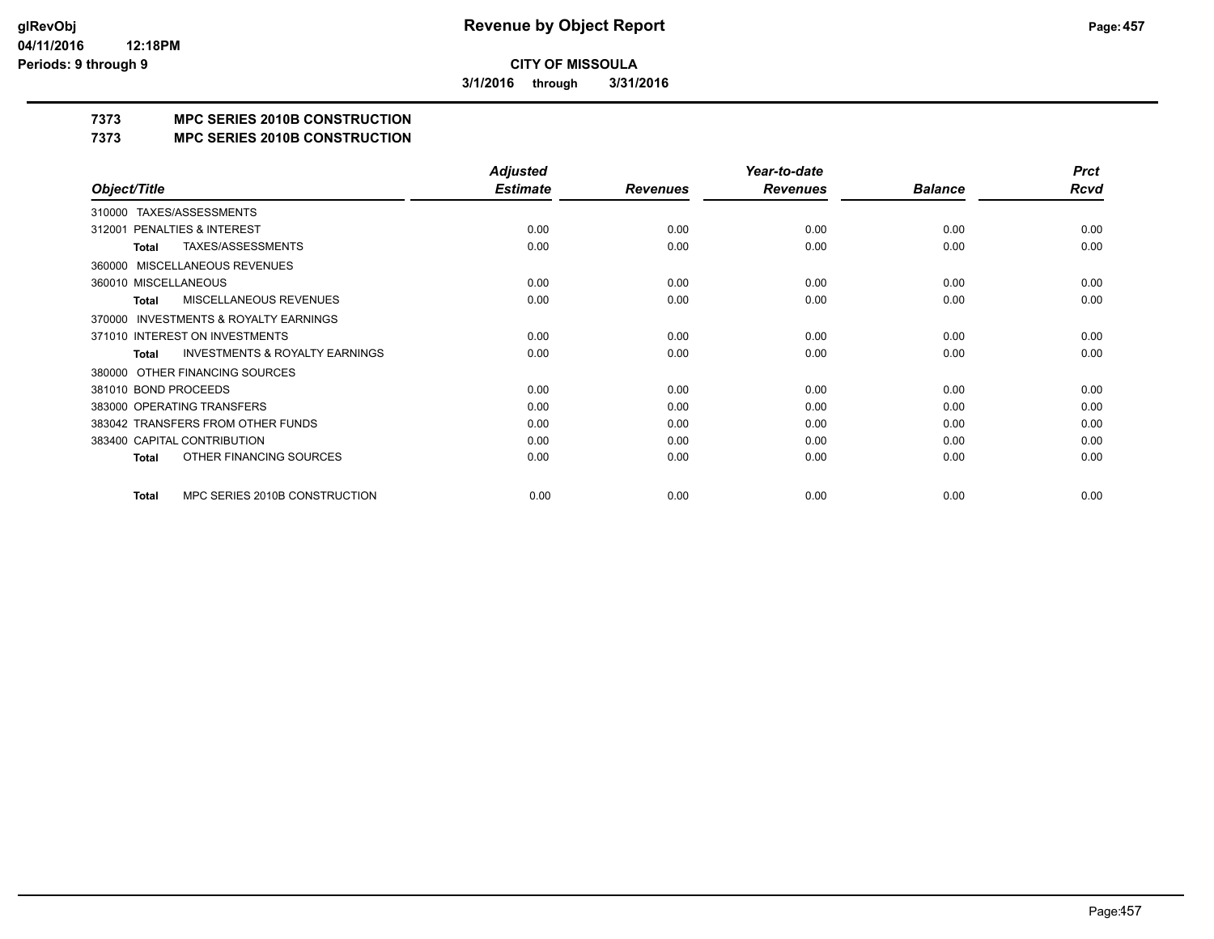**CITY OF MISSOULA**

**3/1/2016 through 3/31/2016**

# 7373 MPC SERIES 2010B CONSTRUCTION

## 7373 MPC SERIES 2010B CONSTRUCTION

| Object/Title | Adjusted Estimate | Revenues | Year-to-date Revenues | Balance | Prct Rcvd |
|---|---|---|---|---|---|
| 310000 TAXES/ASSESSMENTS | | | | | |
| 312001 PENALTIES & INTEREST | 0.00 | 0.00 | 0.00 | 0.00 | 0.00 |
| **Total** TAXES/ASSESSMENTS | 0.00 | 0.00 | 0.00 | 0.00 | 0.00 |
| 360000 MISCELLANEOUS REVENUES | | | | | |
| 360010 MISCELLANEOUS | 0.00 | 0.00 | 0.00 | 0.00 | 0.00 |
| **Total** MISCELLANEOUS REVENUES | 0.00 | 0.00 | 0.00 | 0.00 | 0.00 |
| 370000 INVESTMENTS & ROYALTY EARNINGS | | | | | |
| 371010 INTEREST ON INVESTMENTS | 0.00 | 0.00 | 0.00 | 0.00 | 0.00 |
| **Total** INVESTMENTS & ROYALTY EARNINGS | 0.00 | 0.00 | 0.00 | 0.00 | 0.00 |
| 380000 OTHER FINANCING SOURCES | | | | | |
| 381010 BOND PROCEEDS | 0.00 | 0.00 | 0.00 | 0.00 | 0.00 |
| 383000 OPERATING TRANSFERS | 0.00 | 0.00 | 0.00 | 0.00 | 0.00 |
| 383042 TRANSFERS FROM OTHER FUNDS | 0.00 | 0.00 | 0.00 | 0.00 | 0.00 |
| 383400 CAPITAL CONTRIBUTION | 0.00 | 0.00 | 0.00 | 0.00 | 0.00 |
| **Total** OTHER FINANCING SOURCES | 0.00 | 0.00 | 0.00 | 0.00 | 0.00 |
| **Total** MPC SERIES 2010B CONSTRUCTION | 0.00 | 0.00 | 0.00 | 0.00 | 0.00 |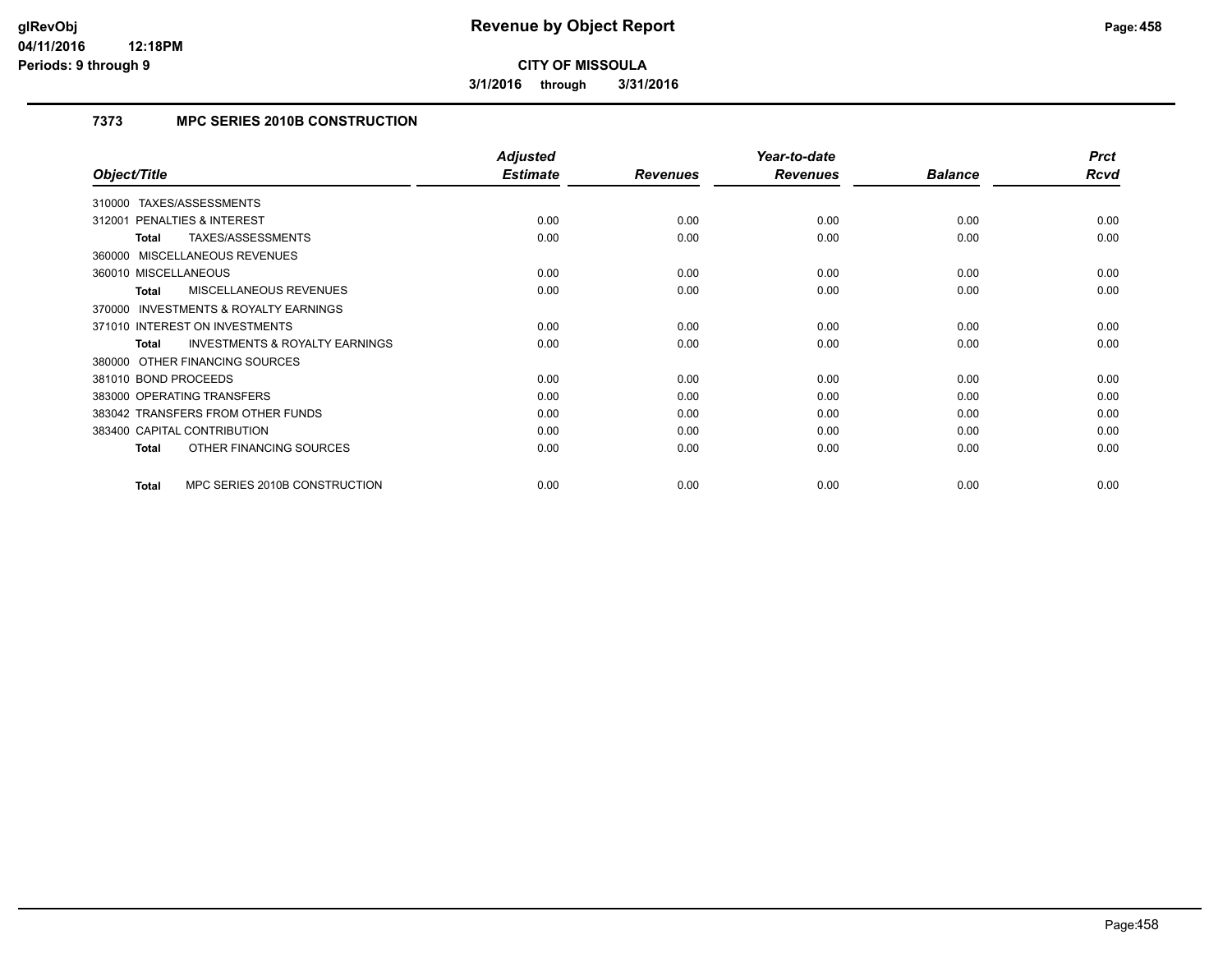**glRevObj** **Revenue by Object Report**
**04/11/2016 12:18PM**
**Periods: 9 through 9**

**CITY OF MISSOULA**

**3/1/2016 through 3/31/2016**

## 7373 MPC SERIES 2010B CONSTRUCTION

| Object/Title | Adjusted Estimate | Revenues | Year-to-date Revenues | Balance | Prct Rcvd |
|---|---|---|---|---|---|
| 310000 TAXES/ASSESSMENTS | | | | | |
| 312001 PENALTIES & INTEREST | 0.00 | 0.00 | 0.00 | 0.00 | 0.00 |
| **Total** TAXES/ASSESSMENTS | 0.00 | 0.00 | 0.00 | 0.00 | 0.00 |
| 360000 MISCELLANEOUS REVENUES | | | | | |
| 360010 MISCELLANEOUS | 0.00 | 0.00 | 0.00 | 0.00 | 0.00 |
| **Total** MISCELLANEOUS REVENUES | 0.00 | 0.00 | 0.00 | 0.00 | 0.00 |
| 370000 INVESTMENTS & ROYALTY EARNINGS | | | | | |
| 371010 INTEREST ON INVESTMENTS | 0.00 | 0.00 | 0.00 | 0.00 | 0.00 |
| **Total** INVESTMENTS & ROYALTY EARNINGS | 0.00 | 0.00 | 0.00 | 0.00 | 0.00 |
| 380000 OTHER FINANCING SOURCES | | | | | |
| 381010 BOND PROCEEDS | 0.00 | 0.00 | 0.00 | 0.00 | 0.00 |
| 383000 OPERATING TRANSFERS | 0.00 | 0.00 | 0.00 | 0.00 | 0.00 |
| 383042 TRANSFERS FROM OTHER FUNDS | 0.00 | 0.00 | 0.00 | 0.00 | 0.00 |
| 383400 CAPITAL CONTRIBUTION | 0.00 | 0.00 | 0.00 | 0.00 | 0.00 |
| **Total** OTHER FINANCING SOURCES | 0.00 | 0.00 | 0.00 | 0.00 | 0.00 |
| **Total** MPC SERIES 2010B CONSTRUCTION | 0.00 | 0.00 | 0.00 | 0.00 | 0.00 |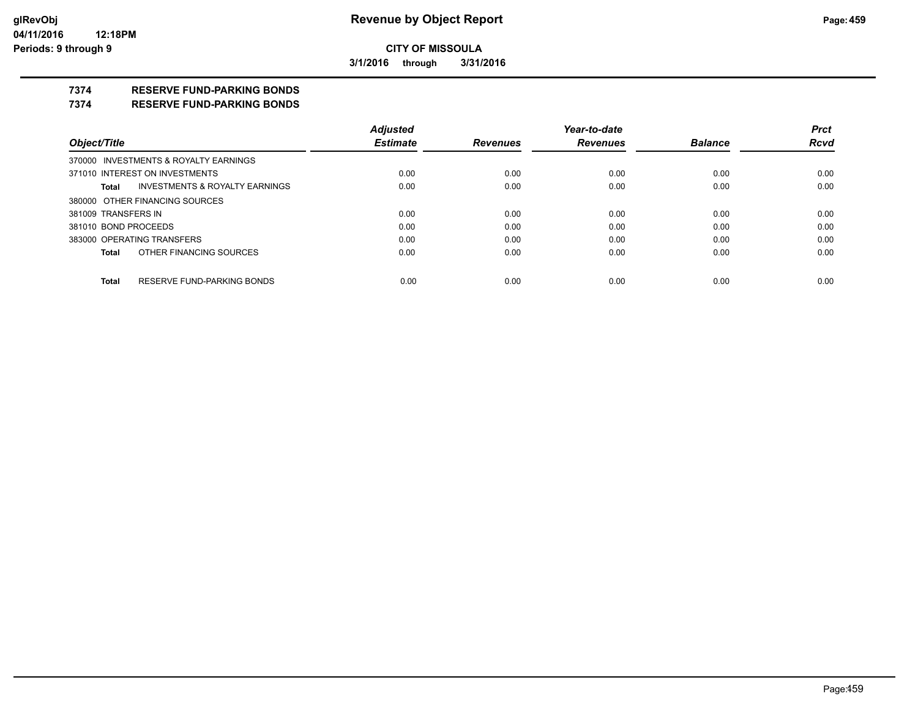**CITY OF MISSOULA**

**3/1/2016 through 3/31/2016**

**7374 RESERVE FUND-PARKING BONDS**

**7374 RESERVE FUND-PARKING BONDS**

| Object/Title | Adjusted Estimate | Revenues | Year-to-date Revenues | Balance | Prct Rcvd |
|---|---|---|---|---|---|
| 370000 INVESTMENTS & ROYALTY EARNINGS | | | | | |
| 371010 INTEREST ON INVESTMENTS | 0.00 | 0.00 | 0.00 | 0.00 | 0.00 |
| **Total** INVESTMENTS & ROYALTY EARNINGS | 0.00 | 0.00 | 0.00 | 0.00 | 0.00 |
| 380000 OTHER FINANCING SOURCES | | | | | |
| 381009 TRANSFERS IN | 0.00 | 0.00 | 0.00 | 0.00 | 0.00 |
| 381010 BOND PROCEEDS | 0.00 | 0.00 | 0.00 | 0.00 | 0.00 |
| 383000 OPERATING TRANSFERS | 0.00 | 0.00 | 0.00 | 0.00 | 0.00 |
| **Total** OTHER FINANCING SOURCES | 0.00 | 0.00 | 0.00 | 0.00 | 0.00 |
| **Total** RESERVE FUND-PARKING BONDS | 0.00 | 0.00 | 0.00 | 0.00 | 0.00 |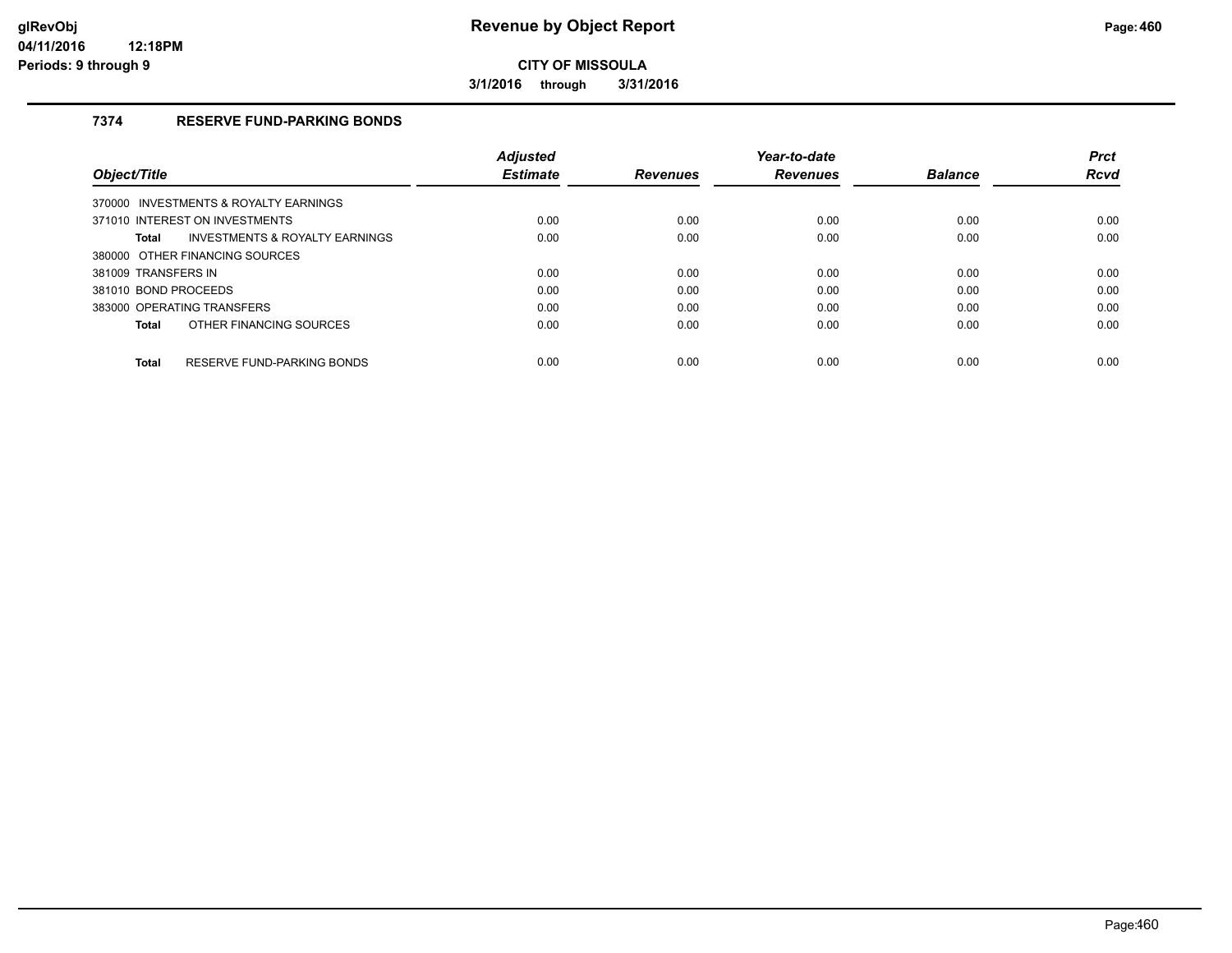# Revenue by Object Report

**CITY OF MISSOULA**

**3/1/2016 through 3/31/2016**

glRevObj
04/11/2016 12:18PM
Periods: 9 through 9

### 7374 RESERVE FUND-PARKING BONDS

| Object/Title | Adjusted Estimate | Revenues | Year-to-date Revenues | Balance | Prct Rcvd |
|---|---|---|---|---|---|
| 370000 INVESTMENTS & ROYALTY EARNINGS | | | | | |
| 371010 INTEREST ON INVESTMENTS | 0.00 | 0.00 | 0.00 | 0.00 | 0.00 |
| **Total** INVESTMENTS & ROYALTY EARNINGS | 0.00 | 0.00 | 0.00 | 0.00 | 0.00 |
| 380000 OTHER FINANCING SOURCES | | | | | |
| 381009 TRANSFERS IN | 0.00 | 0.00 | 0.00 | 0.00 | 0.00 |
| 381010 BOND PROCEEDS | 0.00 | 0.00 | 0.00 | 0.00 | 0.00 |
| 383000 OPERATING TRANSFERS | 0.00 | 0.00 | 0.00 | 0.00 | 0.00 |
| **Total** OTHER FINANCING SOURCES | 0.00 | 0.00 | 0.00 | 0.00 | 0.00 |
| **Total** RESERVE FUND-PARKING BONDS | 0.00 | 0.00 | 0.00 | 0.00 | 0.00 |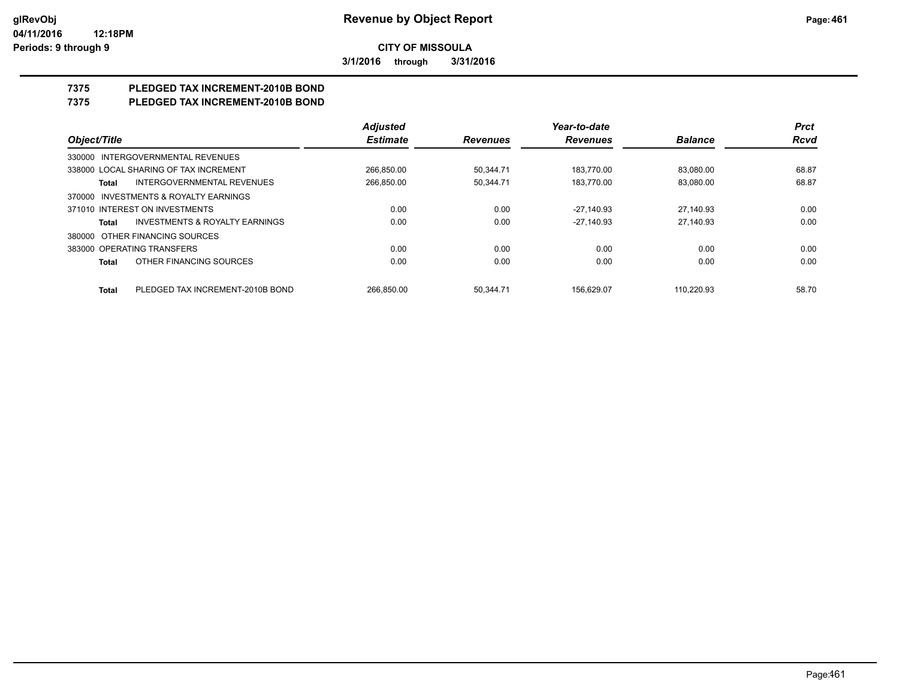**CITY OF MISSOULA**

**3/1/2016 through 3/31/2016**

**Revenue by Object Report**

glRevObj
04/11/2016 12:18PM
Periods: 9 through 9

## 7375 PLEDGED TAX INCREMENT-2010B BOND
## 7375 PLEDGED TAX INCREMENT-2010B BOND

| Object/Title | | Adjusted Estimate | Revenues | Year-to-date Revenues | Balance | Prct Rcvd |
|---|---|---|---|---|---|---|
| 330000 INTERGOVERNMENTAL REVENUES | | | | | | |
| 338000 LOCAL SHARING OF TAX INCREMENT | | 266,850.00 | 50,344.71 | 183,770.00 | 83,080.00 | 68.87 |
| **Total** | INTERGOVERNMENTAL REVENUES | 266,850.00 | 50,344.71 | 183,770.00 | 83,080.00 | 68.87 |
| 370000 INVESTMENTS & ROYALTY EARNINGS | | | | | | |
| 371010 INTEREST ON INVESTMENTS | | 0.00 | 0.00 | -27,140.93 | 27,140.93 | 0.00 |
| **Total** | INVESTMENTS & ROYALTY EARNINGS | 0.00 | 0.00 | -27,140.93 | 27,140.93 | 0.00 |
| 380000 OTHER FINANCING SOURCES | | | | | | |
| 383000 OPERATING TRANSFERS | | 0.00 | 0.00 | 0.00 | 0.00 | 0.00 |
| **Total** | OTHER FINANCING SOURCES | 0.00 | 0.00 | 0.00 | 0.00 | 0.00 |
| **Total** | PLEDGED TAX INCREMENT-2010B BOND | 266,850.00 | 50,344.71 | 156,629.07 | 110,220.93 | 58.70 |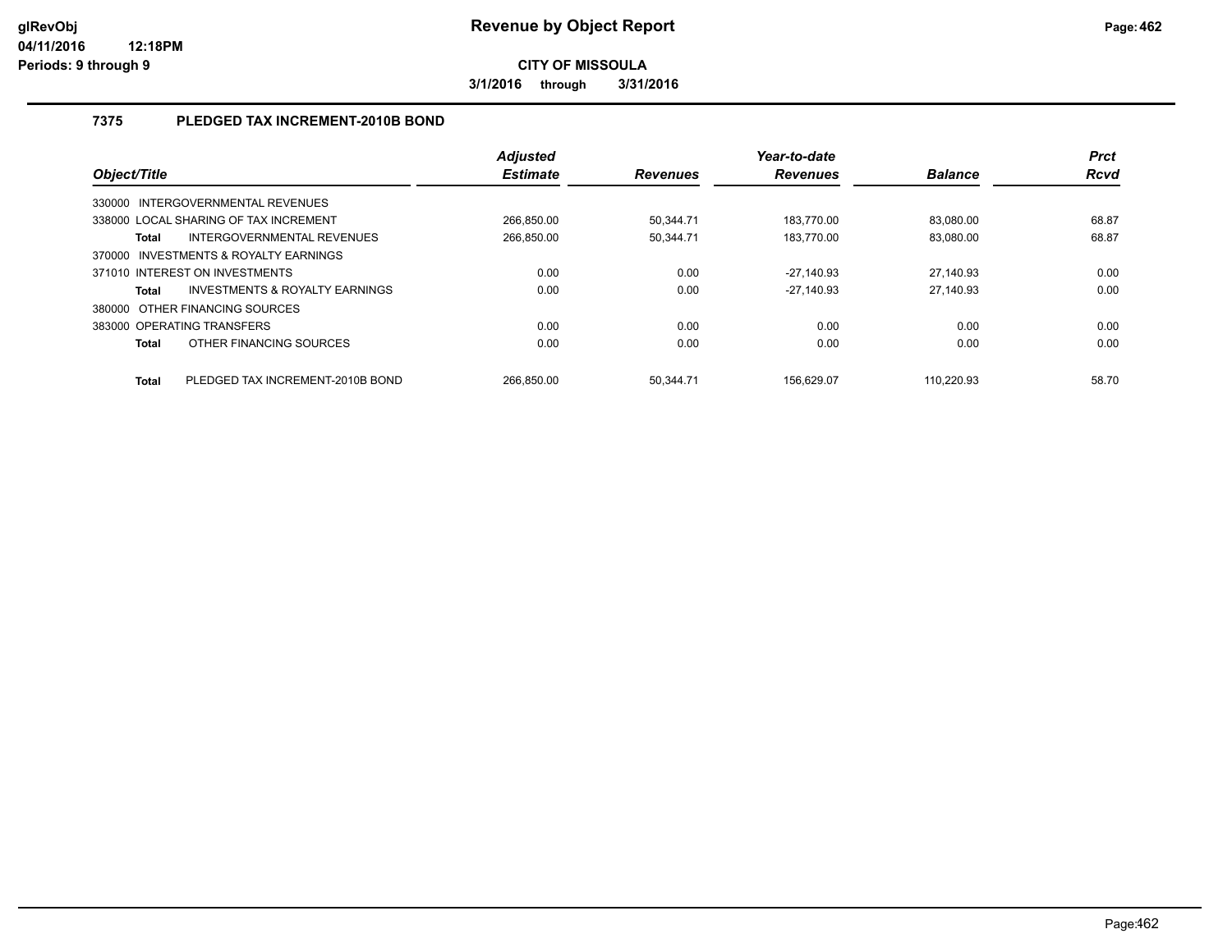**CITY OF MISSOULA**

**3/1/2016 through 3/31/2016**

### 7375 PLEDGED TAX INCREMENT-2010B BOND

| Object/Title | Adjusted Estimate | Revenues | Year-to-date Revenues | Balance | Prct Rcvd |
|---|---|---|---|---|---|
| 330000 INTERGOVERNMENTAL REVENUES | | | | | |
| 338000 LOCAL SHARING OF TAX INCREMENT | 266,850.00 | 50,344.71 | 183,770.00 | 83,080.00 | 68.87 |
| **Total** INTERGOVERNMENTAL REVENUES | 266,850.00 | 50,344.71 | 183,770.00 | 83,080.00 | 68.87 |
| 370000 INVESTMENTS & ROYALTY EARNINGS | | | | | |
| 371010 INTEREST ON INVESTMENTS | 0.00 | 0.00 | -27,140.93 | 27,140.93 | 0.00 |
| **Total** INVESTMENTS & ROYALTY EARNINGS | 0.00 | 0.00 | -27,140.93 | 27,140.93 | 0.00 |
| 380000 OTHER FINANCING SOURCES | | | | | |
| 383000 OPERATING TRANSFERS | 0.00 | 0.00 | 0.00 | 0.00 | 0.00 |
| **Total** OTHER FINANCING SOURCES | 0.00 | 0.00 | 0.00 | 0.00 | 0.00 |
| **Total** PLEDGED TAX INCREMENT-2010B BOND | 266,850.00 | 50,344.71 | 156,629.07 | 110,220.93 | 58.70 |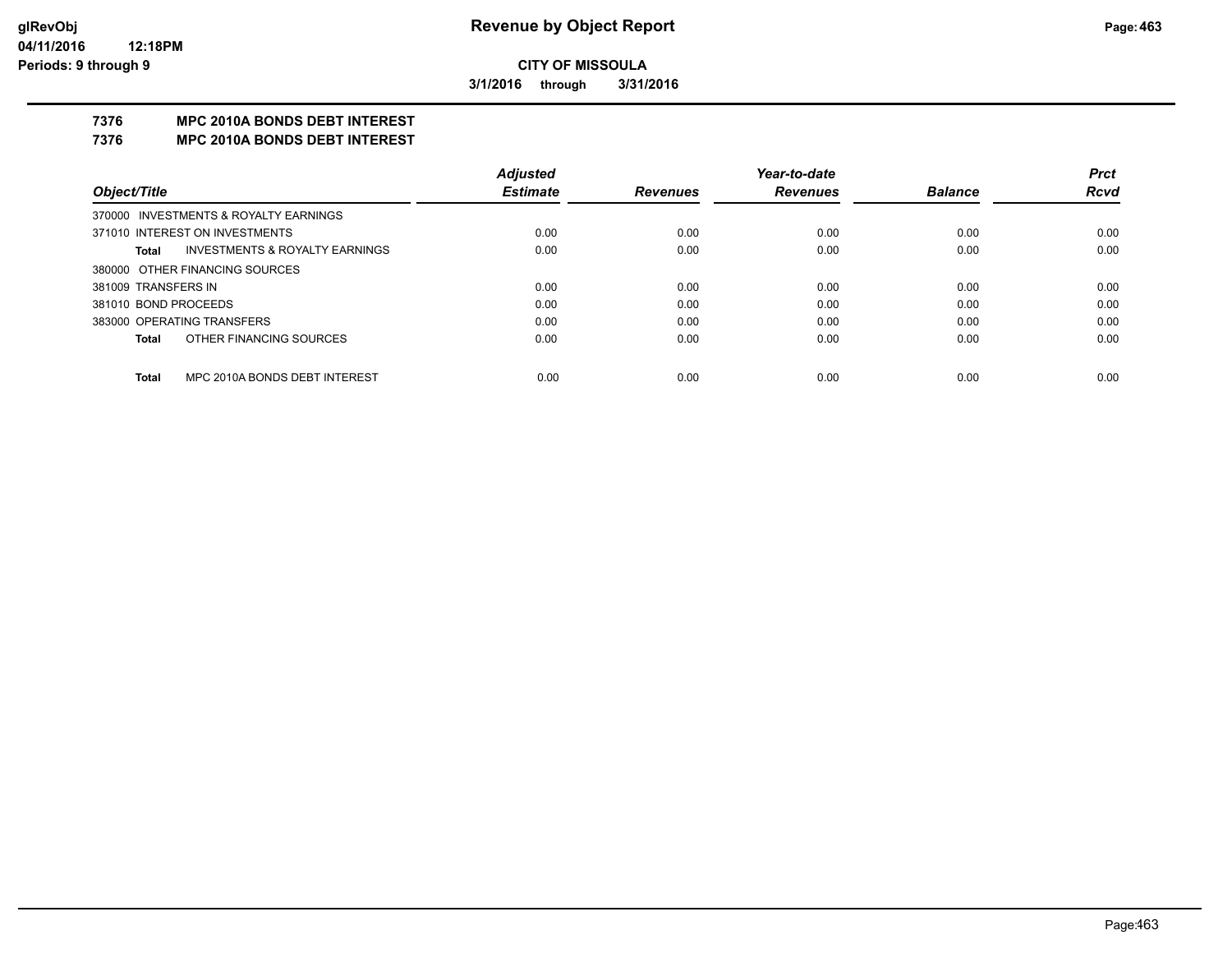**Revenue by Object Report**

**CITY OF MISSOULA**

**3/1/2016 through 3/31/2016**

glRevObj
04/11/2016 12:18PM
Periods: 9 through 9

**7376 MPC 2010A BONDS DEBT INTEREST**

**7376 MPC 2010A BONDS DEBT INTEREST**

| Object/Title | Adjusted Estimate | Revenues | Year-to-date Revenues | Balance | Prct Rcvd |
|---|---|---|---|---|---|
| 370000 INVESTMENTS & ROYALTY EARNINGS | | | | | |
| 371010 INTEREST ON INVESTMENTS | 0.00 | 0.00 | 0.00 | 0.00 | 0.00 |
| **Total** INVESTMENTS & ROYALTY EARNINGS | 0.00 | 0.00 | 0.00 | 0.00 | 0.00 |
| 380000 OTHER FINANCING SOURCES | | | | | |
| 381009 TRANSFERS IN | 0.00 | 0.00 | 0.00 | 0.00 | 0.00 |
| 381010 BOND PROCEEDS | 0.00 | 0.00 | 0.00 | 0.00 | 0.00 |
| 383000 OPERATING TRANSFERS | 0.00 | 0.00 | 0.00 | 0.00 | 0.00 |
| **Total** OTHER FINANCING SOURCES | 0.00 | 0.00 | 0.00 | 0.00 | 0.00 |
| **Total** MPC 2010A BONDS DEBT INTEREST | 0.00 | 0.00 | 0.00 | 0.00 | 0.00 |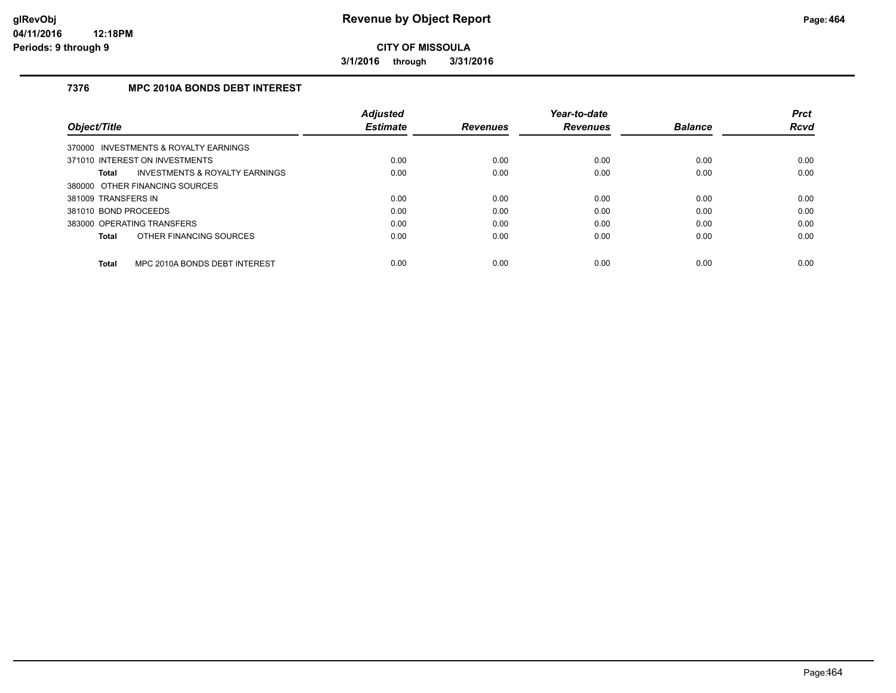# Revenue by Object Report

**CITY OF MISSOULA**

**3/1/2016 through 3/31/2016**

glRevObj
04/11/2016 12:18PM
Periods: 9 through 9

## 7376 MPC 2010A BONDS DEBT INTEREST

| Object/Title | Adjusted Estimate | Revenues | Year-to-date Revenues | Balance | Prct Rcvd |
|---|---|---|---|---|---|
| 370000 INVESTMENTS & ROYALTY EARNINGS | | | | | |
| 371010 INTEREST ON INVESTMENTS | 0.00 | 0.00 | 0.00 | 0.00 | 0.00 |
| **Total** INVESTMENTS & ROYALTY EARNINGS | 0.00 | 0.00 | 0.00 | 0.00 | 0.00 |
| 380000 OTHER FINANCING SOURCES | | | | | |
| 381009 TRANSFERS IN | 0.00 | 0.00 | 0.00 | 0.00 | 0.00 |
| 381010 BOND PROCEEDS | 0.00 | 0.00 | 0.00 | 0.00 | 0.00 |
| 383000 OPERATING TRANSFERS | 0.00 | 0.00 | 0.00 | 0.00 | 0.00 |
| **Total** OTHER FINANCING SOURCES | 0.00 | 0.00 | 0.00 | 0.00 | 0.00 |
| **Total** MPC 2010A BONDS DEBT INTEREST | 0.00 | 0.00 | 0.00 | 0.00 | 0.00 |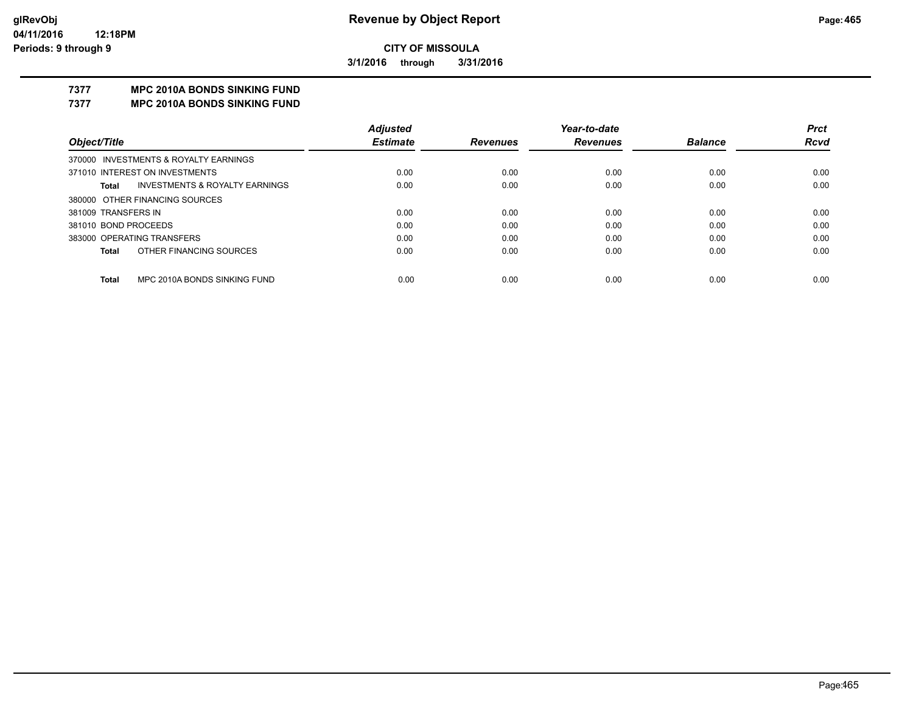**CITY OF MISSOULA**

**3/1/2016 through 3/31/2016**

## 7377 MPC 2010A BONDS SINKING FUND
## 7377 MPC 2010A BONDS SINKING FUND

| Object/Title | Adjusted Estimate | Revenues | Year-to-date Revenues | Balance | Prct Rcvd |
|---|---|---|---|---|---|
| 370000 INVESTMENTS & ROYALTY EARNINGS | | | | | |
| 371010 INTEREST ON INVESTMENTS | 0.00 | 0.00 | 0.00 | 0.00 | 0.00 |
| **Total** INVESTMENTS & ROYALTY EARNINGS | 0.00 | 0.00 | 0.00 | 0.00 | 0.00 |
| 380000 OTHER FINANCING SOURCES | | | | | |
| 381009 TRANSFERS IN | 0.00 | 0.00 | 0.00 | 0.00 | 0.00 |
| 381010 BOND PROCEEDS | 0.00 | 0.00 | 0.00 | 0.00 | 0.00 |
| 383000 OPERATING TRANSFERS | 0.00 | 0.00 | 0.00 | 0.00 | 0.00 |
| **Total** OTHER FINANCING SOURCES | 0.00 | 0.00 | 0.00 | 0.00 | 0.00 |
| **Total** MPC 2010A BONDS SINKING FUND | 0.00 | 0.00 | 0.00 | 0.00 | 0.00 |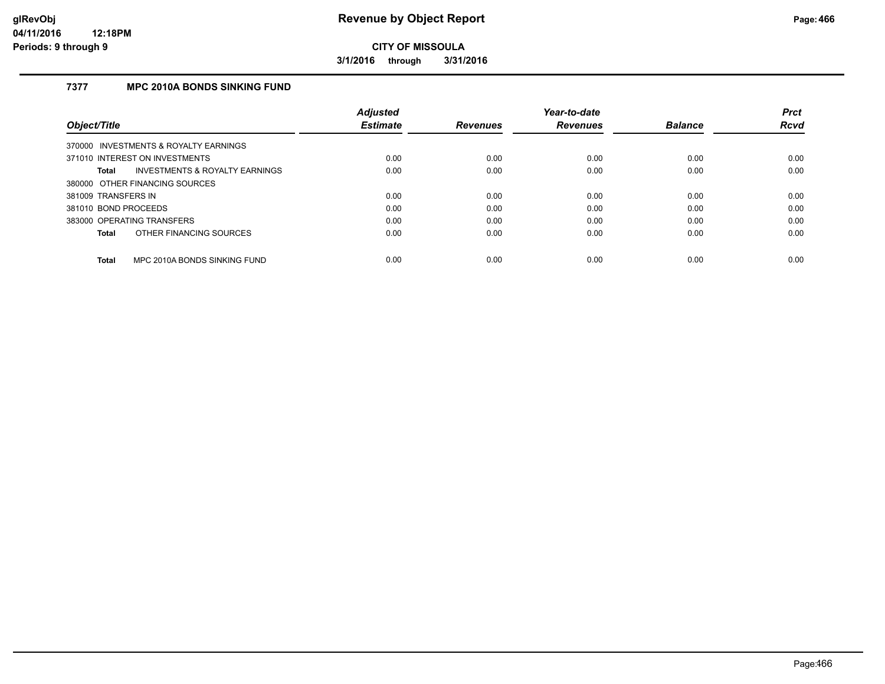**CITY OF MISSOULA**

**3/1/2016 through 3/31/2016**

### 7377 MPC 2010A BONDS SINKING FUND

| Object/Title | Adjusted Estimate | Revenues | Year-to-date Revenues | Balance | Prct Rcvd |
|---|---|---|---|---|---|
| 370000 INVESTMENTS & ROYALTY EARNINGS | | | | | |
| 371010 INTEREST ON INVESTMENTS | 0.00 | 0.00 | 0.00 | 0.00 | 0.00 |
| **Total** INVESTMENTS & ROYALTY EARNINGS | 0.00 | 0.00 | 0.00 | 0.00 | 0.00 |
| 380000 OTHER FINANCING SOURCES | | | | | |
| 381009 TRANSFERS IN | 0.00 | 0.00 | 0.00 | 0.00 | 0.00 |
| 381010 BOND PROCEEDS | 0.00 | 0.00 | 0.00 | 0.00 | 0.00 |
| 383000 OPERATING TRANSFERS | 0.00 | 0.00 | 0.00 | 0.00 | 0.00 |
| **Total** OTHER FINANCING SOURCES | 0.00 | 0.00 | 0.00 | 0.00 | 0.00 |
| **Total** MPC 2010A BONDS SINKING FUND | 0.00 | 0.00 | 0.00 | 0.00 | 0.00 |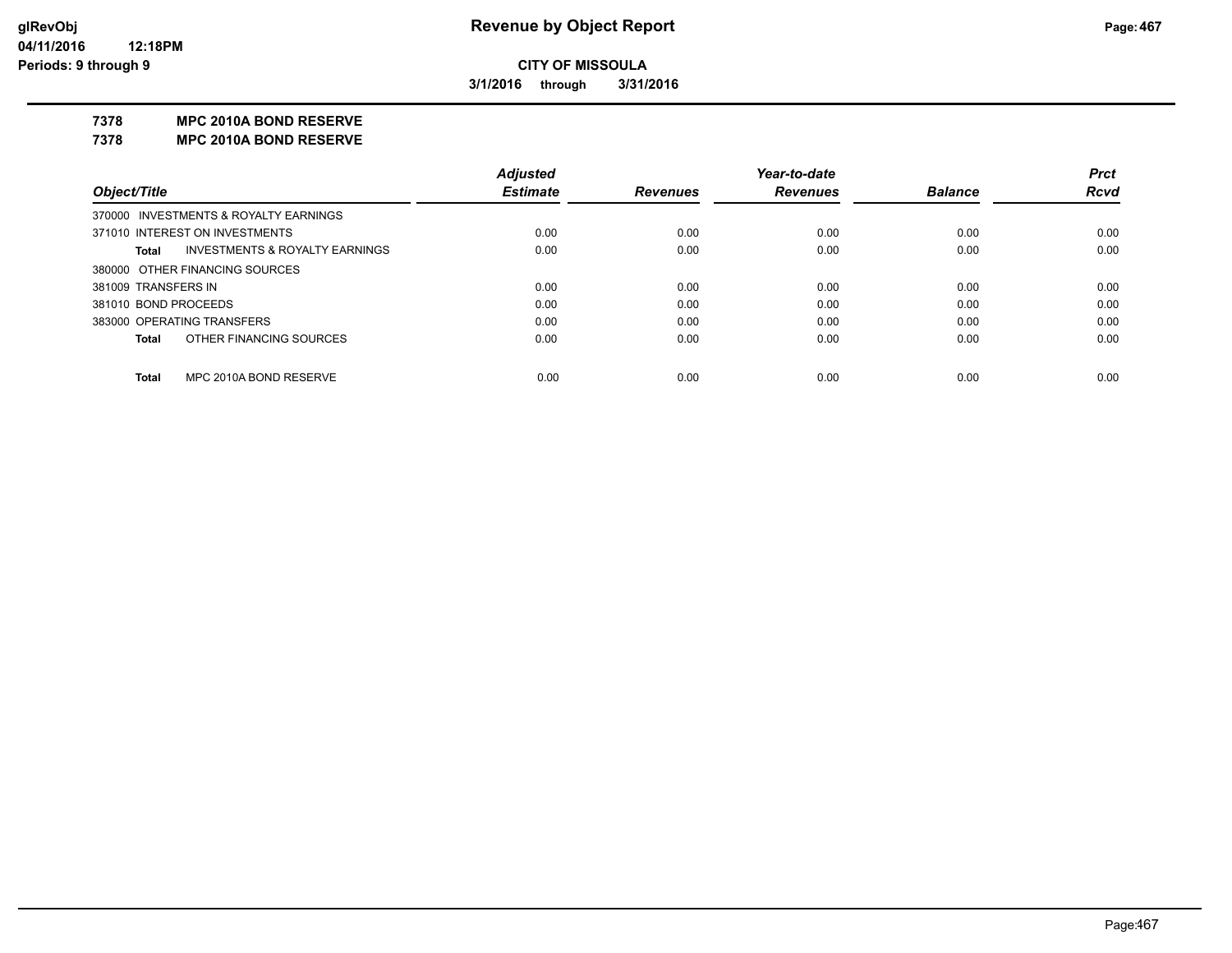**Revenue by Object Report**

**CITY OF MISSOULA**

**3/1/2016 through 3/31/2016**

glRevObj
04/11/2016 12:18PM
Periods: 9 through 9

**7378 MPC 2010A BOND RESERVE**
**7378 MPC 2010A BOND RESERVE**

| Object/Title | Adjusted Estimate | Revenues | Year-to-date Revenues | Balance | Prct Rcvd |
|---|---|---|---|---|---|
| 370000 INVESTMENTS & ROYALTY EARNINGS | | | | | |
| 371010 INTEREST ON INVESTMENTS | 0.00 | 0.00 | 0.00 | 0.00 | 0.00 |
| **Total** INVESTMENTS & ROYALTY EARNINGS | 0.00 | 0.00 | 0.00 | 0.00 | 0.00 |
| 380000 OTHER FINANCING SOURCES | | | | | |
| 381009 TRANSFERS IN | 0.00 | 0.00 | 0.00 | 0.00 | 0.00 |
| 381010 BOND PROCEEDS | 0.00 | 0.00 | 0.00 | 0.00 | 0.00 |
| 383000 OPERATING TRANSFERS | 0.00 | 0.00 | 0.00 | 0.00 | 0.00 |
| **Total** OTHER FINANCING SOURCES | 0.00 | 0.00 | 0.00 | 0.00 | 0.00 |
| **Total** MPC 2010A BOND RESERVE | 0.00 | 0.00 | 0.00 | 0.00 | 0.00 |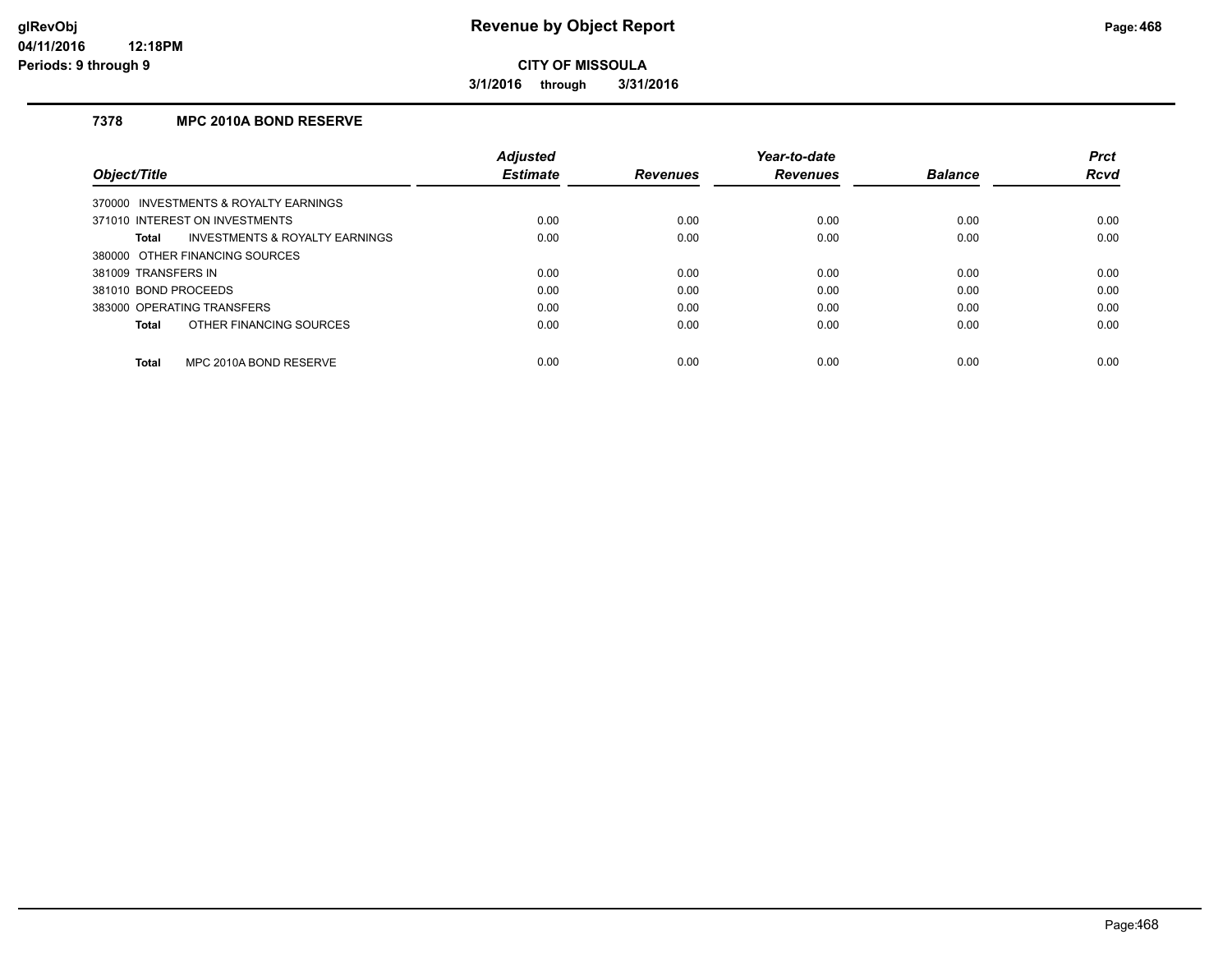# Revenue by Object Report

**CITY OF MISSOULA**

**3/1/2016 through 3/31/2016**

glRevObj
04/11/2016 12:18PM
Periods: 9 through 9

### 7378 MPC 2010A BOND RESERVE

| Object/Title | Adjusted Estimate | Revenues | Year-to-date Revenues | Balance | Prct Rcvd |
|---|---|---|---|---|---|
| 370000 INVESTMENTS & ROYALTY EARNINGS | | | | | |
| 371010 INTEREST ON INVESTMENTS | 0.00 | 0.00 | 0.00 | 0.00 | 0.00 |
| **Total** INVESTMENTS & ROYALTY EARNINGS | 0.00 | 0.00 | 0.00 | 0.00 | 0.00 |
| 380000 OTHER FINANCING SOURCES | | | | | |
| 381009 TRANSFERS IN | 0.00 | 0.00 | 0.00 | 0.00 | 0.00 |
| 381010 BOND PROCEEDS | 0.00 | 0.00 | 0.00 | 0.00 | 0.00 |
| 383000 OPERATING TRANSFERS | 0.00 | 0.00 | 0.00 | 0.00 | 0.00 |
| **Total** OTHER FINANCING SOURCES | 0.00 | 0.00 | 0.00 | 0.00 | 0.00 |
| **Total** MPC 2010A BOND RESERVE | 0.00 | 0.00 | 0.00 | 0.00 | 0.00 |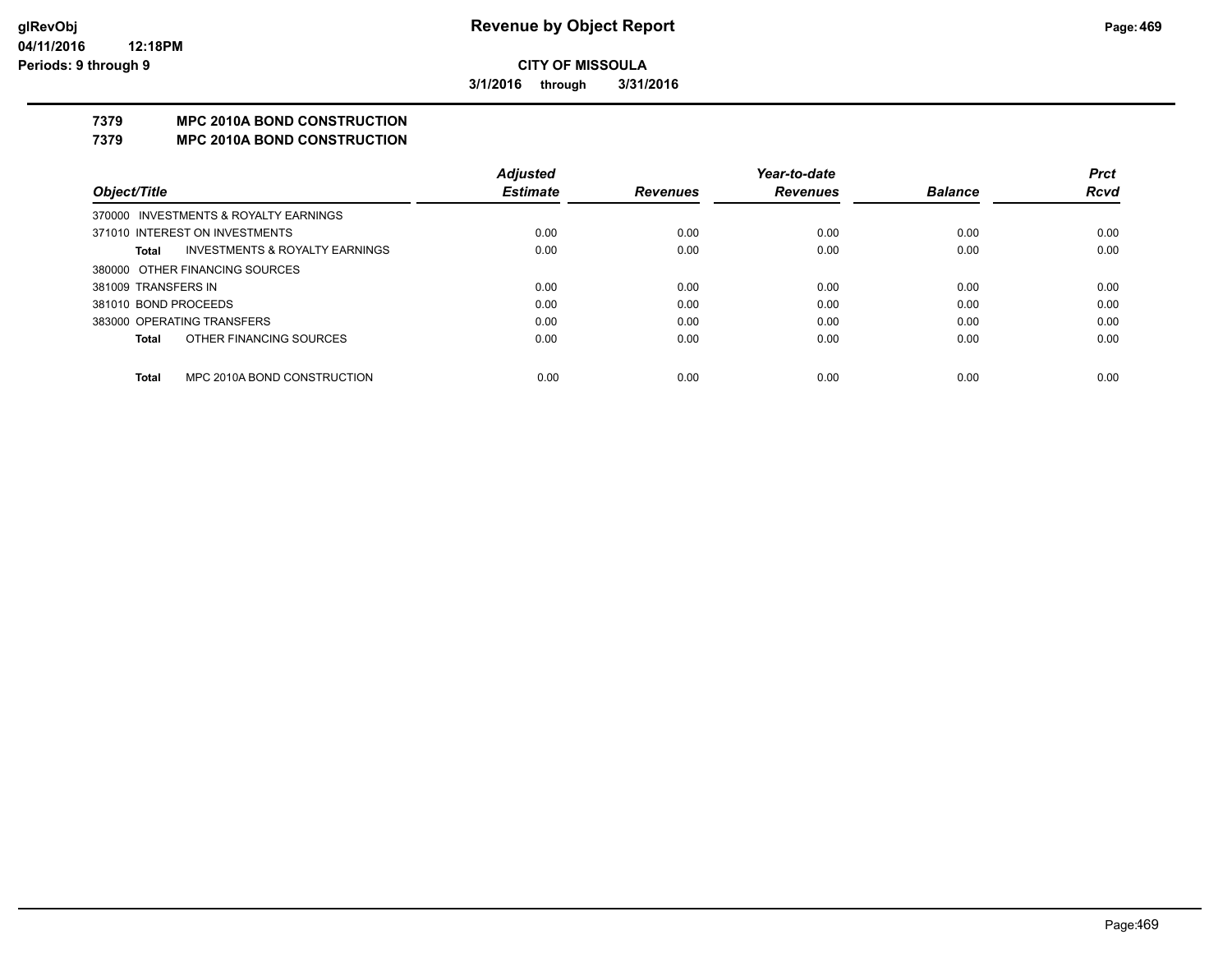**CITY OF MISSOULA**

**3/1/2016 through 3/31/2016**

# Revenue by Object Report

glRevObj
04/11/2016 12:18PM
Periods: 9 through 9

## 7379 MPC 2010A BOND CONSTRUCTION
## 7379 MPC 2010A BOND CONSTRUCTION

| Object/Title | Adjusted Estimate | Revenues | Year-to-date Revenues | Balance | Prct Rcvd |
|---|---|---|---|---|---|
| 370000 INVESTMENTS & ROYALTY EARNINGS | | | | | |
| 371010 INTEREST ON INVESTMENTS | 0.00 | 0.00 | 0.00 | 0.00 | 0.00 |
| **Total** INVESTMENTS & ROYALTY EARNINGS | 0.00 | 0.00 | 0.00 | 0.00 | 0.00 |
| 380000 OTHER FINANCING SOURCES | | | | | |
| 381009 TRANSFERS IN | 0.00 | 0.00 | 0.00 | 0.00 | 0.00 |
| 381010 BOND PROCEEDS | 0.00 | 0.00 | 0.00 | 0.00 | 0.00 |
| 383000 OPERATING TRANSFERS | 0.00 | 0.00 | 0.00 | 0.00 | 0.00 |
| **Total** OTHER FINANCING SOURCES | 0.00 | 0.00 | 0.00 | 0.00 | 0.00 |
| **Total** MPC 2010A BOND CONSTRUCTION | 0.00 | 0.00 | 0.00 | 0.00 | 0.00 |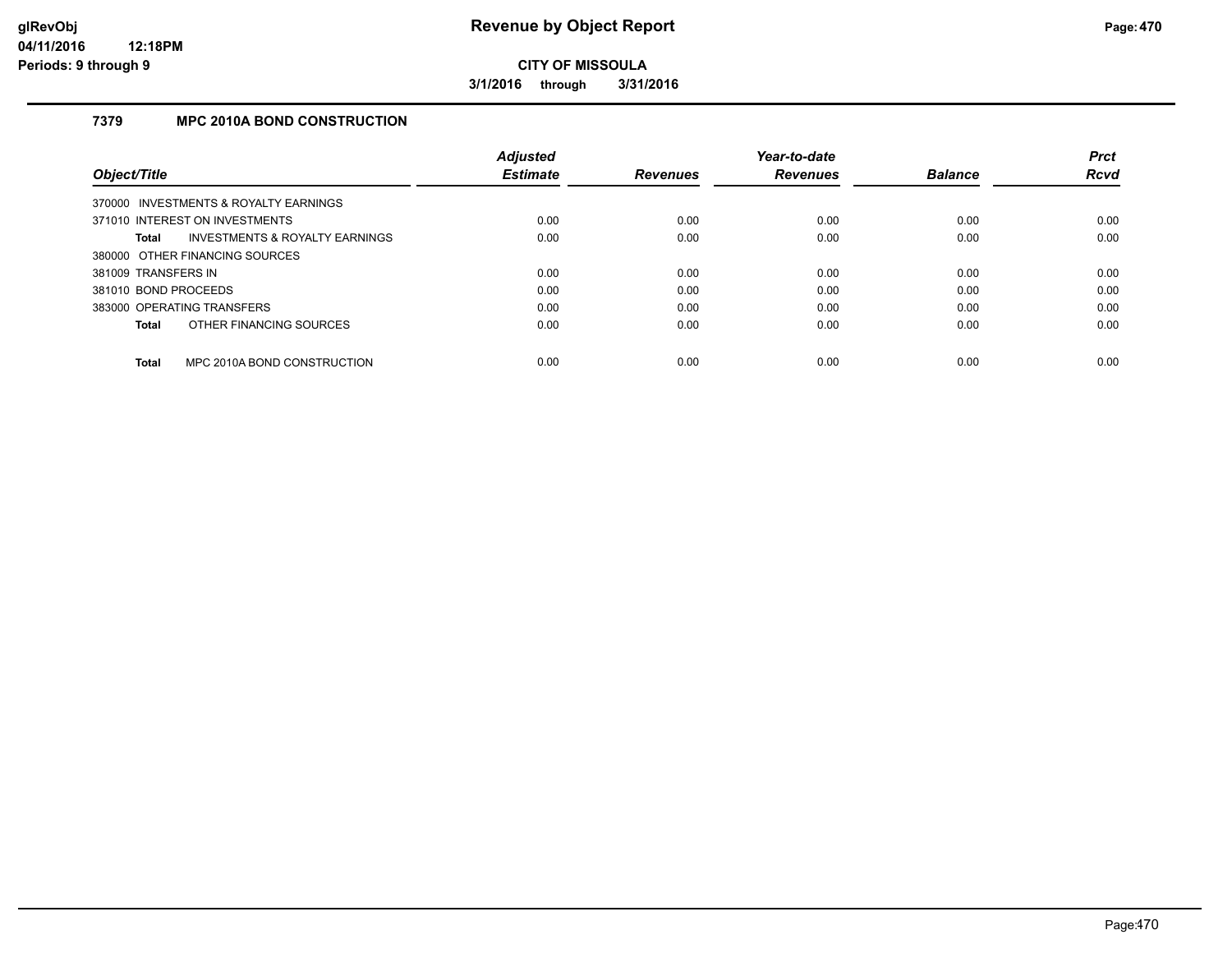# Revenue by Object Report

**CITY OF MISSOULA**

**3/1/2016 through 3/31/2016**

glRevObj
04/11/2016 12:18PM
Periods: 9 through 9

### 7379 MPC 2010A BOND CONSTRUCTION

| Object/Title | Adjusted Estimate | Revenues | Year-to-date Revenues | Balance | Prct Rcvd |
|---|---|---|---|---|---|
| 370000 INVESTMENTS & ROYALTY EARNINGS | | | | | |
| 371010 INTEREST ON INVESTMENTS | 0.00 | 0.00 | 0.00 | 0.00 | 0.00 |
| **Total** INVESTMENTS & ROYALTY EARNINGS | 0.00 | 0.00 | 0.00 | 0.00 | 0.00 |
| 380000 OTHER FINANCING SOURCES | | | | | |
| 381009 TRANSFERS IN | 0.00 | 0.00 | 0.00 | 0.00 | 0.00 |
| 381010 BOND PROCEEDS | 0.00 | 0.00 | 0.00 | 0.00 | 0.00 |
| 383000 OPERATING TRANSFERS | 0.00 | 0.00 | 0.00 | 0.00 | 0.00 |
| **Total** OTHER FINANCING SOURCES | 0.00 | 0.00 | 0.00 | 0.00 | 0.00 |
| **Total** MPC 2010A BOND CONSTRUCTION | 0.00 | 0.00 | 0.00 | 0.00 | 0.00 |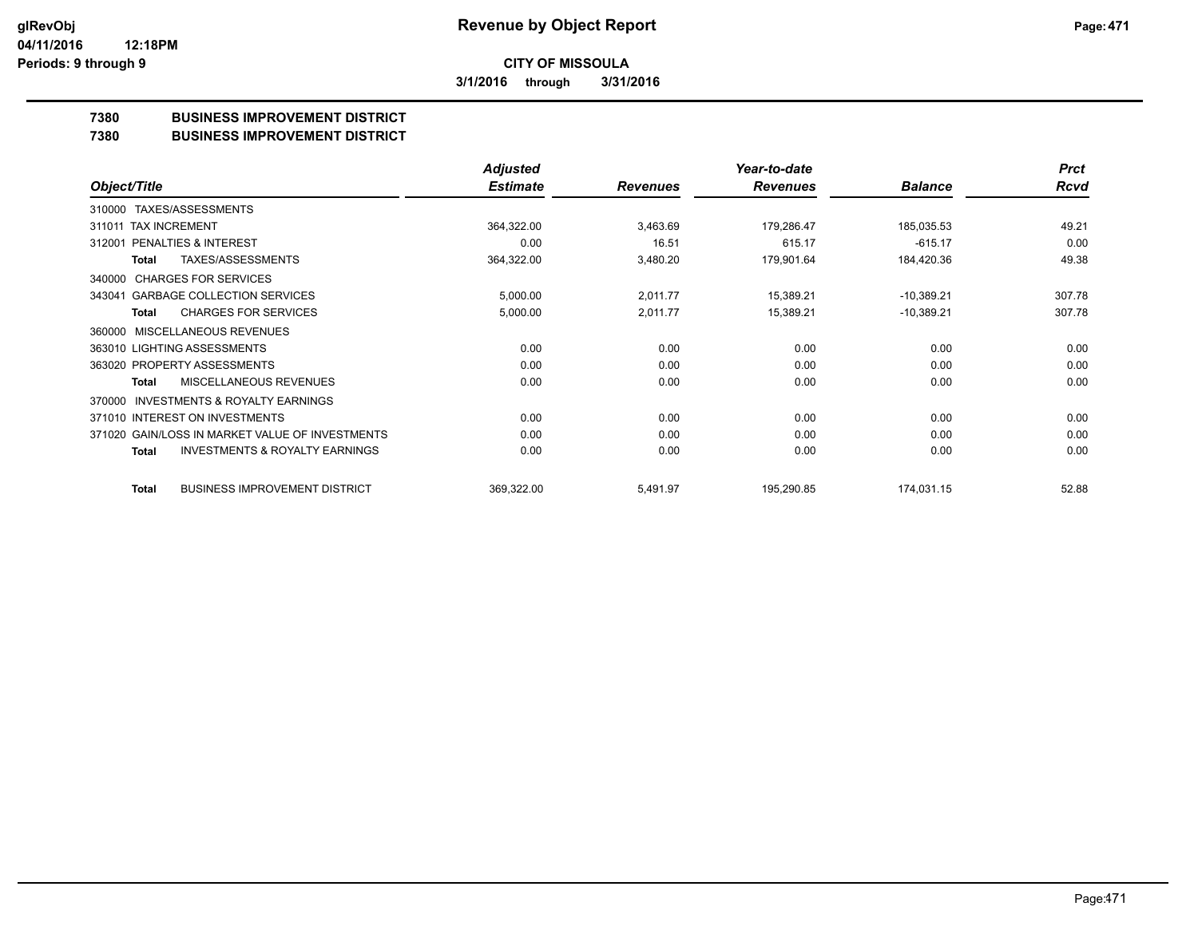# CITY OF MISSOULA

**3/1/2016 through 3/31/2016**

## 7380 BUSINESS IMPROVEMENT DISTRICT
## 7380 BUSINESS IMPROVEMENT DISTRICT

| Object/Title | Adjusted Estimate | Revenues | Year-to-date Revenues | Balance | Prct Rcvd |
|---|---|---|---|---|---|
| 310000 TAXES/ASSESSMENTS | | | | | |
| 311011 TAX INCREMENT | 364,322.00 | 3,463.69 | 179,286.47 | 185,035.53 | 49.21 |
| 312001 PENALTIES & INTEREST | 0.00 | 16.51 | 615.17 | -615.17 | 0.00 |
| **Total** TAXES/ASSESSMENTS | 364,322.00 | 3,480.20 | 179,901.64 | 184,420.36 | 49.38 |
| 340000 CHARGES FOR SERVICES | | | | | |
| 343041 GARBAGE COLLECTION SERVICES | 5,000.00 | 2,011.77 | 15,389.21 | -10,389.21 | 307.78 |
| **Total** CHARGES FOR SERVICES | 5,000.00 | 2,011.77 | 15,389.21 | -10,389.21 | 307.78 |
| 360000 MISCELLANEOUS REVENUES | | | | | |
| 363010 LIGHTING ASSESSMENTS | 0.00 | 0.00 | 0.00 | 0.00 | 0.00 |
| 363020 PROPERTY ASSESSMENTS | 0.00 | 0.00 | 0.00 | 0.00 | 0.00 |
| **Total** MISCELLANEOUS REVENUES | 0.00 | 0.00 | 0.00 | 0.00 | 0.00 |
| 370000 INVESTMENTS & ROYALTY EARNINGS | | | | | |
| 371010 INTEREST ON INVESTMENTS | 0.00 | 0.00 | 0.00 | 0.00 | 0.00 |
| 371020 GAIN/LOSS IN MARKET VALUE OF INVESTMENTS | 0.00 | 0.00 | 0.00 | 0.00 | 0.00 |
| **Total** INVESTMENTS & ROYALTY EARNINGS | 0.00 | 0.00 | 0.00 | 0.00 | 0.00 |
| **Total** BUSINESS IMPROVEMENT DISTRICT | 369,322.00 | 5,491.97 | 195,290.85 | 174,031.15 | 52.88 |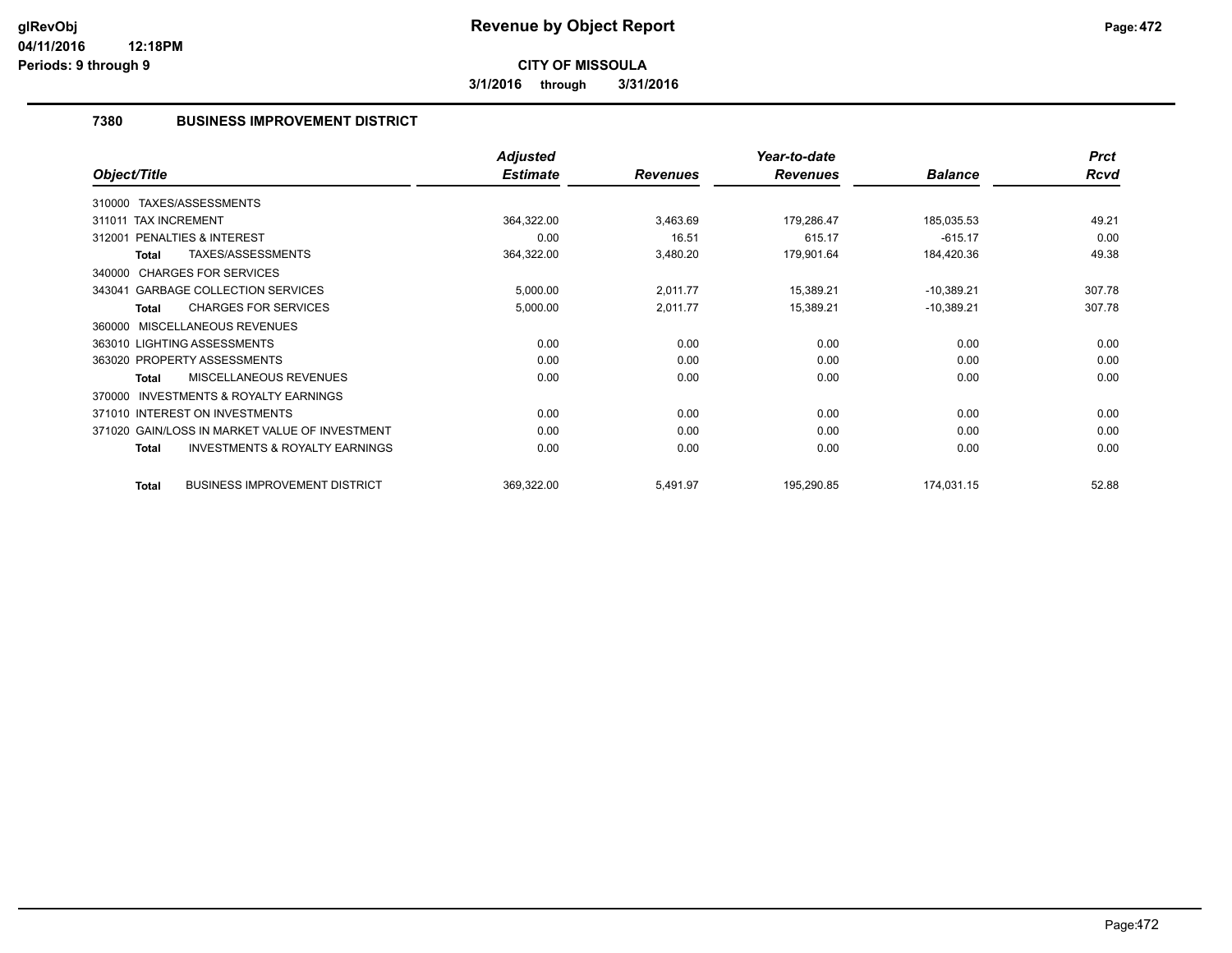**CITY OF MISSOULA**

**3/1/2016 through 3/31/2016**

## 7380 BUSINESS IMPROVEMENT DISTRICT

| Object/Title | Adjusted Estimate | Revenues | Year-to-date Revenues | Balance | Prct Rcvd |
|---|---|---|---|---|---|
| 310000 TAXES/ASSESSMENTS | | | | | |
| 311011 TAX INCREMENT | 364,322.00 | 3,463.69 | 179,286.47 | 185,035.53 | 49.21 |
| 312001 PENALTIES & INTEREST | 0.00 | 16.51 | 615.17 | -615.17 | 0.00 |
| **Total** TAXES/ASSESSMENTS | 364,322.00 | 3,480.20 | 179,901.64 | 184,420.36 | 49.38 |
| 340000 CHARGES FOR SERVICES | | | | | |
| 343041 GARBAGE COLLECTION SERVICES | 5,000.00 | 2,011.77 | 15,389.21 | -10,389.21 | 307.78 |
| **Total** CHARGES FOR SERVICES | 5,000.00 | 2,011.77 | 15,389.21 | -10,389.21 | 307.78 |
| 360000 MISCELLANEOUS REVENUES | | | | | |
| 363010 LIGHTING ASSESSMENTS | 0.00 | 0.00 | 0.00 | 0.00 | 0.00 |
| 363020 PROPERTY ASSESSMENTS | 0.00 | 0.00 | 0.00 | 0.00 | 0.00 |
| **Total** MISCELLANEOUS REVENUES | 0.00 | 0.00 | 0.00 | 0.00 | 0.00 |
| 370000 INVESTMENTS & ROYALTY EARNINGS | | | | | |
| 371010 INTEREST ON INVESTMENTS | 0.00 | 0.00 | 0.00 | 0.00 | 0.00 |
| 371020 GAIN/LOSS IN MARKET VALUE OF INVESTMENT | 0.00 | 0.00 | 0.00 | 0.00 | 0.00 |
| **Total** INVESTMENTS & ROYALTY EARNINGS | 0.00 | 0.00 | 0.00 | 0.00 | 0.00 |
| **Total** BUSINESS IMPROVEMENT DISTRICT | 369,322.00 | 5,491.97 | 195,290.85 | 174,031.15 | 52.88 |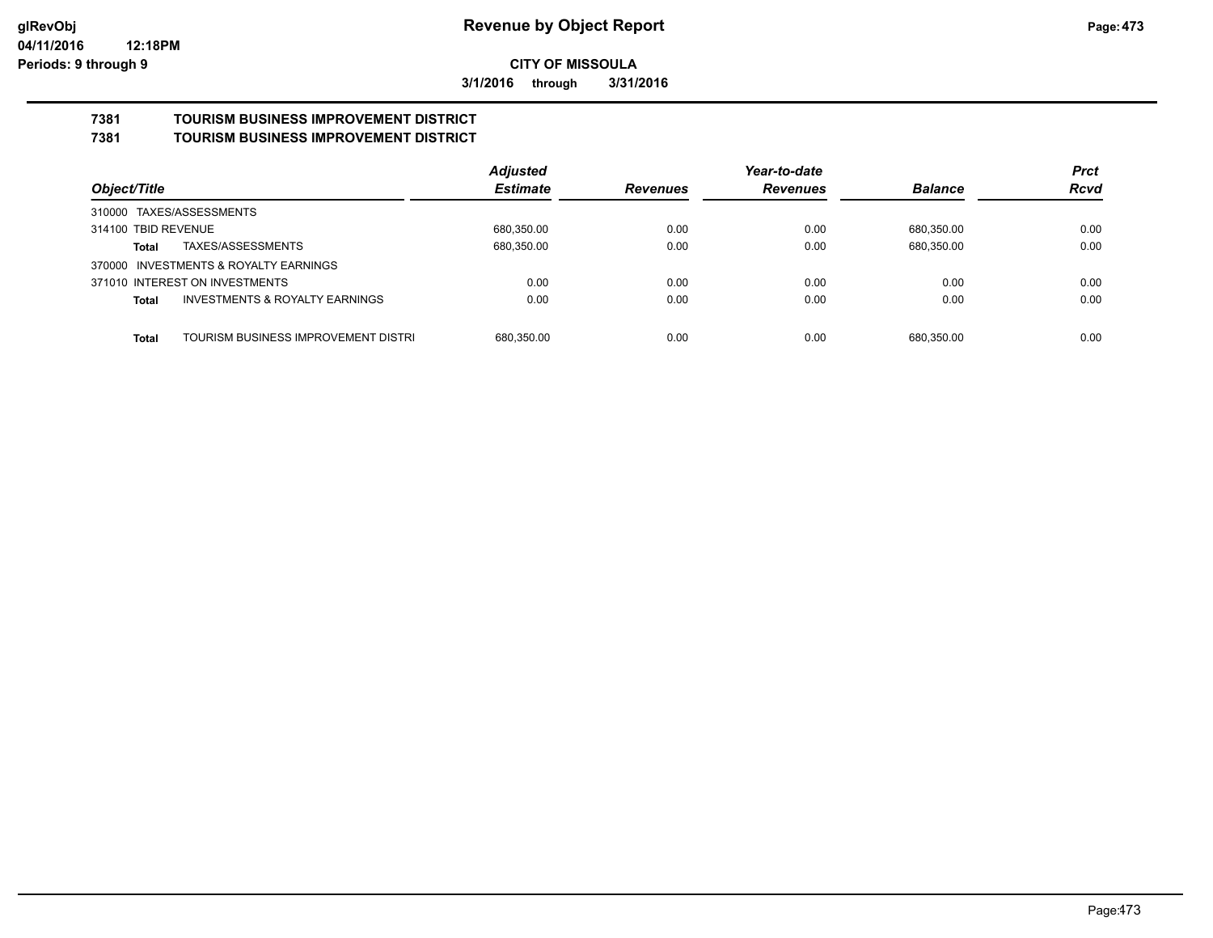**Revenue by Object Report**

**CITY OF MISSOULA**

**3/1/2016 through 3/31/2016**

**7381 TOURISM BUSINESS IMPROVEMENT DISTRICT**

**7381 TOURISM BUSINESS IMPROVEMENT DISTRICT**

| Object/Title | | Adjusted Estimate | Revenues | Year-to-date Revenues | Balance | Prct Rcvd |
|---|---|---|---|---|---|---|
| 310000 TAXES/ASSESSMENTS | | | | | | |
| 314100 TBID REVENUE | | 680,350.00 | 0.00 | 0.00 | 680,350.00 | 0.00 |
| Total | TAXES/ASSESSMENTS | 680,350.00 | 0.00 | 0.00 | 680,350.00 | 0.00 |
| 370000 INVESTMENTS & ROYALTY EARNINGS | | | | | | |
| 371010 INTEREST ON INVESTMENTS | | 0.00 | 0.00 | 0.00 | 0.00 | 0.00 |
| Total | INVESTMENTS & ROYALTY EARNINGS | 0.00 | 0.00 | 0.00 | 0.00 | 0.00 |
| Total | TOURISM BUSINESS IMPROVEMENT DISTRI | 680,350.00 | 0.00 | 0.00 | 680,350.00 | 0.00 |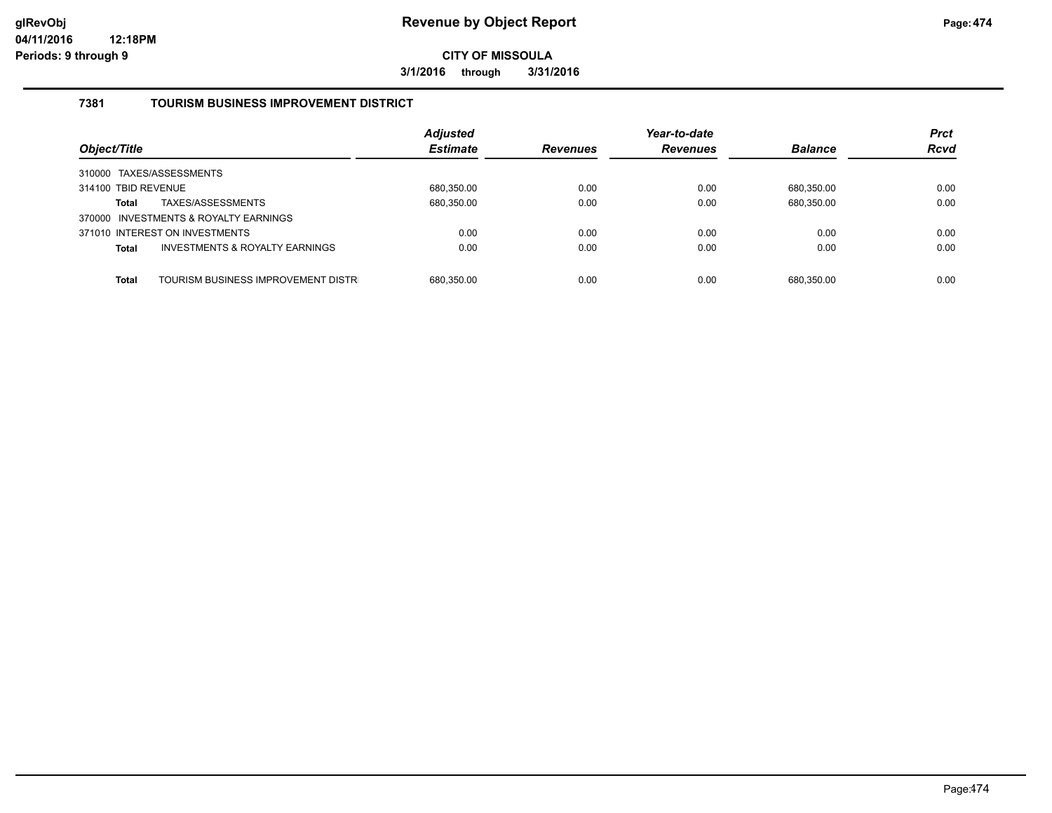**Revenue by Object Report**

**CITY OF MISSOULA**

**3/1/2016 through 3/31/2016**

glRevObj
04/11/2016 12:18PM
Periods: 9 through 9

### 7381 TOURISM BUSINESS IMPROVEMENT DISTRICT

| Object/Title | Adjusted Estimate | Revenues | Year-to-date Revenues | Balance | Prct Rcvd |
|---|---|---|---|---|---|
| 310000 TAXES/ASSESSMENTS | | | | | |
| 314100 TBID REVENUE | 680,350.00 | 0.00 | 0.00 | 680,350.00 | 0.00 |
| **Total** TAXES/ASSESSMENTS | 680,350.00 | 0.00 | 0.00 | 680,350.00 | 0.00 |
| 370000 INVESTMENTS & ROYALTY EARNINGS | | | | | |
| 371010 INTEREST ON INVESTMENTS | 0.00 | 0.00 | 0.00 | 0.00 | 0.00 |
| **Total** INVESTMENTS & ROYALTY EARNINGS | 0.00 | 0.00 | 0.00 | 0.00 | 0.00 |
| **Total** TOURISM BUSINESS IMPROVEMENT DISTR | 680,350.00 | 0.00 | 0.00 | 680,350.00 | 0.00 |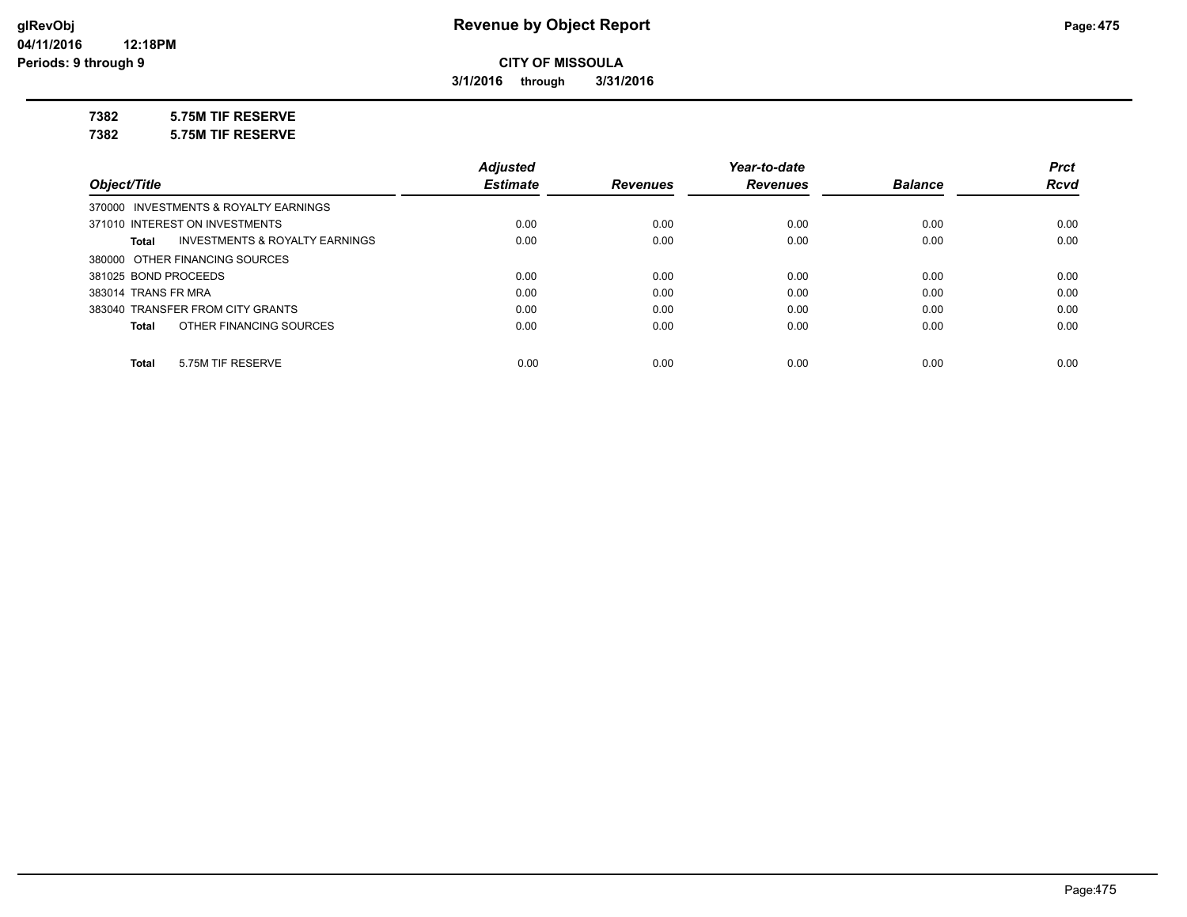**CITY OF MISSOULA**

**3/1/2016 through 3/31/2016**

**7382 5.75M TIF RESERVE**

**7382 5.75M TIF RESERVE**

| Object/Title | Adjusted Estimate | Revenues | Year-to-date Revenues | Balance | Prct Rcvd |
|---|---|---|---|---|---|
| 370000 INVESTMENTS & ROYALTY EARNINGS | | | | | |
| 371010 INTEREST ON INVESTMENTS | 0.00 | 0.00 | 0.00 | 0.00 | 0.00 |
| **Total** INVESTMENTS & ROYALTY EARNINGS | 0.00 | 0.00 | 0.00 | 0.00 | 0.00 |
| 380000 OTHER FINANCING SOURCES | | | | | |
| 381025 BOND PROCEEDS | 0.00 | 0.00 | 0.00 | 0.00 | 0.00 |
| 383014 TRANS FR MRA | 0.00 | 0.00 | 0.00 | 0.00 | 0.00 |
| 383040 TRANSFER FROM CITY GRANTS | 0.00 | 0.00 | 0.00 | 0.00 | 0.00 |
| **Total** OTHER FINANCING SOURCES | 0.00 | 0.00 | 0.00 | 0.00 | 0.00 |
| **Total** 5.75M TIF RESERVE | 0.00 | 0.00 | 0.00 | 0.00 | 0.00 |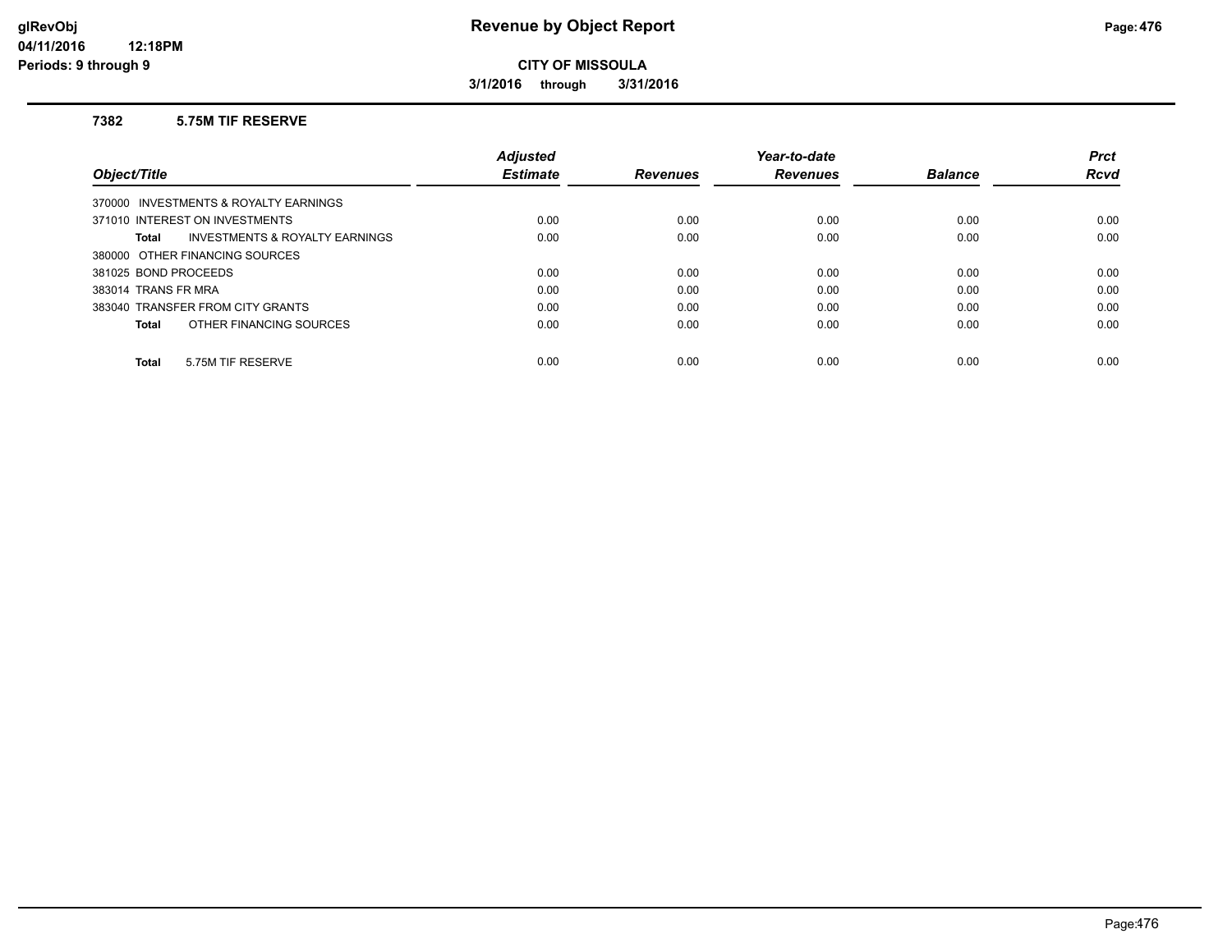# Revenue by Object Report

**CITY OF MISSOULA**

**3/1/2016 through 3/31/2016**

glRevObj
04/11/2016 12:18PM
Periods: 9 through 9

### 7382 5.75M TIF RESERVE

| Object/Title | Adjusted Estimate | Revenues | Year-to-date Revenues | Balance | Prct Rcvd |
|---|---|---|---|---|---|
| 370000 INVESTMENTS & ROYALTY EARNINGS | | | | | |
| 371010 INTEREST ON INVESTMENTS | 0.00 | 0.00 | 0.00 | 0.00 | 0.00 |
| **Total** INVESTMENTS & ROYALTY EARNINGS | 0.00 | 0.00 | 0.00 | 0.00 | 0.00 |
| 380000 OTHER FINANCING SOURCES | | | | | |
| 381025 BOND PROCEEDS | 0.00 | 0.00 | 0.00 | 0.00 | 0.00 |
| 383014 TRANS FR MRA | 0.00 | 0.00 | 0.00 | 0.00 | 0.00 |
| 383040 TRANSFER FROM CITY GRANTS | 0.00 | 0.00 | 0.00 | 0.00 | 0.00 |
| **Total** OTHER FINANCING SOURCES | 0.00 | 0.00 | 0.00 | 0.00 | 0.00 |
| **Total** 5.75M TIF RESERVE | 0.00 | 0.00 | 0.00 | 0.00 | 0.00 |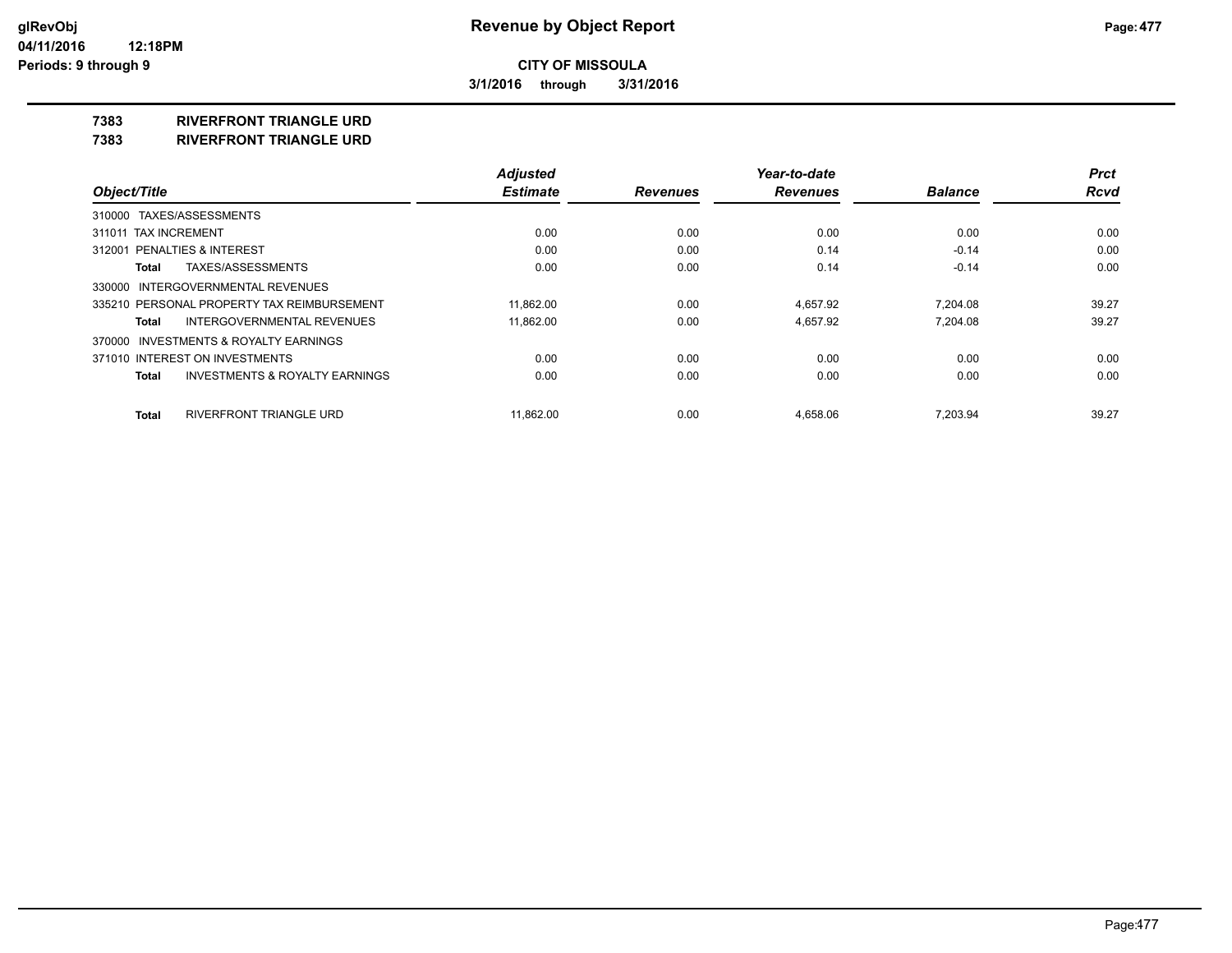**glRevObj**
**04/11/2016 12:18PM**
**Periods: 9 through 9**

# Revenue by Object Report

**CITY OF MISSOULA**

**3/1/2016 through 3/31/2016**

## 7383 RIVERFRONT TRIANGLE URD
## 7383 RIVERFRONT TRIANGLE URD

| Object/Title | Adjusted Estimate | Revenues | Year-to-date Revenues | Balance | Prct Rcvd |
|---|---|---|---|---|---|
| 310000 TAXES/ASSESSMENTS | | | | | |
| 311011 TAX INCREMENT | 0.00 | 0.00 | 0.00 | 0.00 | 0.00 |
| 312001 PENALTIES & INTEREST | 0.00 | 0.00 | 0.14 | -0.14 | 0.00 |
| **Total** TAXES/ASSESSMENTS | 0.00 | 0.00 | 0.14 | -0.14 | 0.00 |
| 330000 INTERGOVERNMENTAL REVENUES | | | | | |
| 335210 PERSONAL PROPERTY TAX REIMBURSEMENT | 11,862.00 | 0.00 | 4,657.92 | 7,204.08 | 39.27 |
| **Total** INTERGOVERNMENTAL REVENUES | 11,862.00 | 0.00 | 4,657.92 | 7,204.08 | 39.27 |
| 370000 INVESTMENTS & ROYALTY EARNINGS | | | | | |
| 371010 INTEREST ON INVESTMENTS | 0.00 | 0.00 | 0.00 | 0.00 | 0.00 |
| **Total** INVESTMENTS & ROYALTY EARNINGS | 0.00 | 0.00 | 0.00 | 0.00 | 0.00 |
| **Total** RIVERFRONT TRIANGLE URD | 11,862.00 | 0.00 | 4,658.06 | 7,203.94 | 39.27 |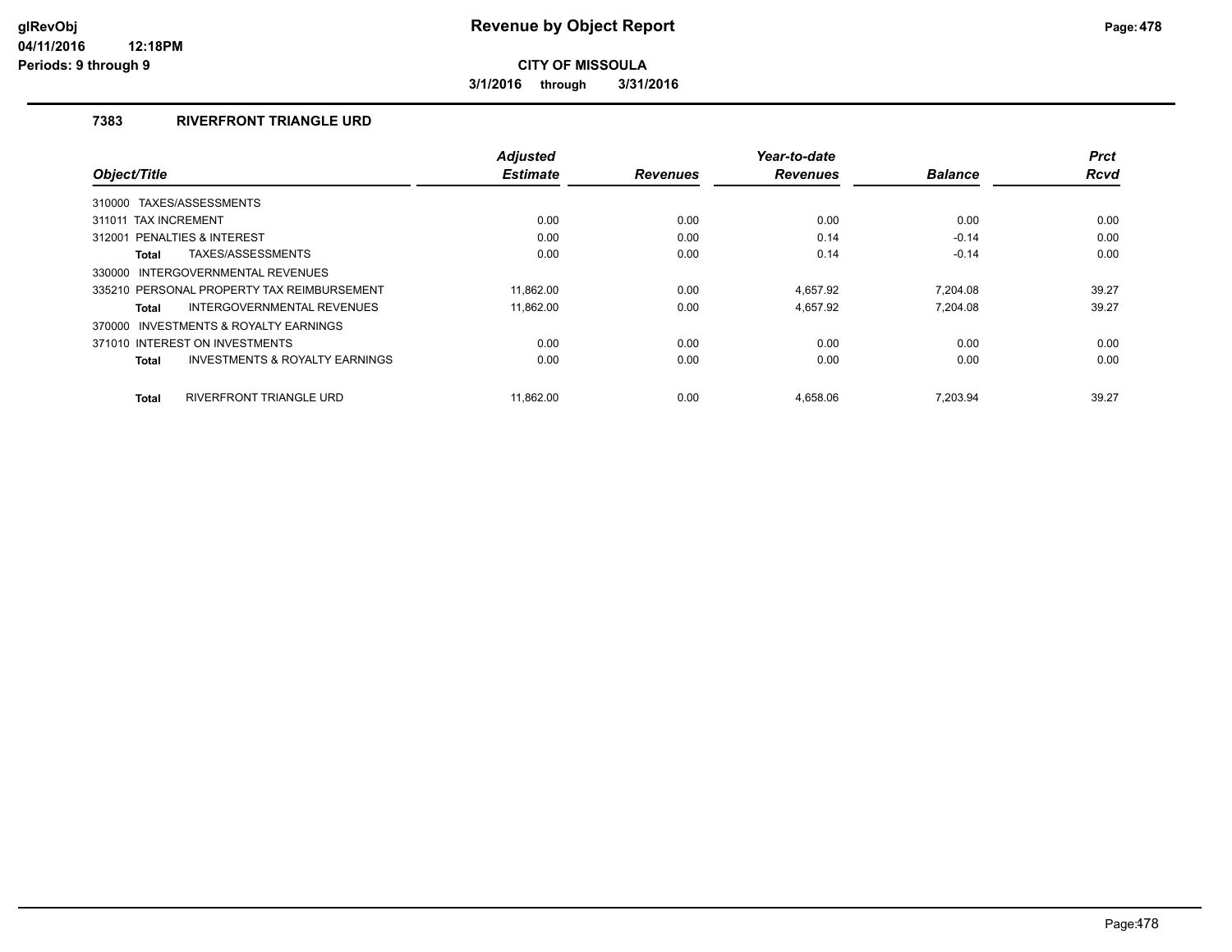**CITY OF MISSOULA**

**3/1/2016 through 3/31/2016**

### 7383 RIVERFRONT TRIANGLE URD

| Object/Title | Adjusted Estimate | Revenues | Year-to-date Revenues | Balance | Prct Rcvd |
|---|---|---|---|---|---|
| 310000 TAXES/ASSESSMENTS | | | | | |
| 311011 TAX INCREMENT | 0.00 | 0.00 | 0.00 | 0.00 | 0.00 |
| 312001 PENALTIES & INTEREST | 0.00 | 0.00 | 0.14 | -0.14 | 0.00 |
| **Total** TAXES/ASSESSMENTS | 0.00 | 0.00 | 0.14 | -0.14 | 0.00 |
| 330000 INTERGOVERNMENTAL REVENUES | | | | | |
| 335210 PERSONAL PROPERTY TAX REIMBURSEMENT | 11,862.00 | 0.00 | 4,657.92 | 7,204.08 | 39.27 |
| **Total** INTERGOVERNMENTAL REVENUES | 11,862.00 | 0.00 | 4,657.92 | 7,204.08 | 39.27 |
| 370000 INVESTMENTS & ROYALTY EARNINGS | | | | | |
| 371010 INTEREST ON INVESTMENTS | 0.00 | 0.00 | 0.00 | 0.00 | 0.00 |
| **Total** INVESTMENTS & ROYALTY EARNINGS | 0.00 | 0.00 | 0.00 | 0.00 | 0.00 |
| **Total** RIVERFRONT TRIANGLE URD | 11,862.00 | 0.00 | 4,658.06 | 7,203.94 | 39.27 |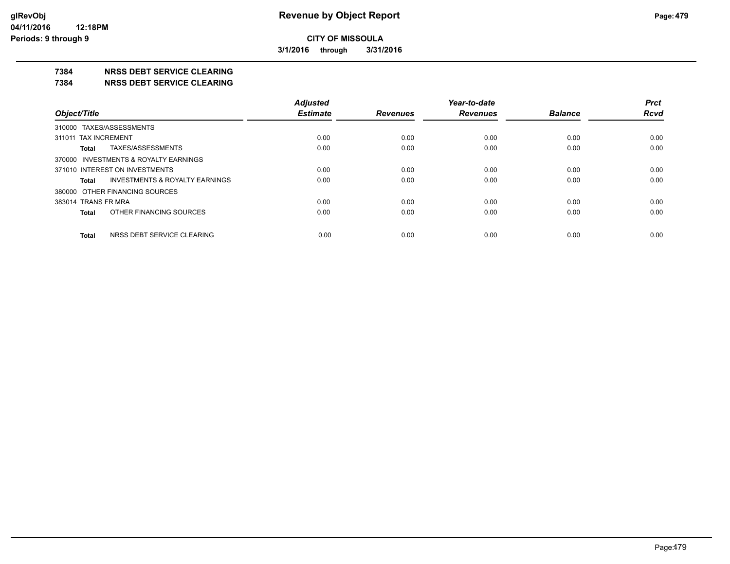**CITY OF MISSOULA**

**3/1/2016 through 3/31/2016**

## 7384 NRSS DEBT SERVICE CLEARING

## 7384 NRSS DEBT SERVICE CLEARING

| Object/Title | Adjusted Estimate | Revenues | Year-to-date Revenues | Balance | Prct Rcvd |
|---|---|---|---|---|---|
| 310000 TAXES/ASSESSMENTS | | | | | |
| 311011 TAX INCREMENT | 0.00 | 0.00 | 0.00 | 0.00 | 0.00 |
| **Total** TAXES/ASSESSMENTS | 0.00 | 0.00 | 0.00 | 0.00 | 0.00 |
| 370000 INVESTMENTS & ROYALTY EARNINGS | | | | | |
| 371010 INTEREST ON INVESTMENTS | 0.00 | 0.00 | 0.00 | 0.00 | 0.00 |
| **Total** INVESTMENTS & ROYALTY EARNINGS | 0.00 | 0.00 | 0.00 | 0.00 | 0.00 |
| 380000 OTHER FINANCING SOURCES | | | | | |
| 383014 TRANS FR MRA | 0.00 | 0.00 | 0.00 | 0.00 | 0.00 |
| **Total** OTHER FINANCING SOURCES | 0.00 | 0.00 | 0.00 | 0.00 | 0.00 |
| **Total** NRSS DEBT SERVICE CLEARING | 0.00 | 0.00 | 0.00 | 0.00 | 0.00 |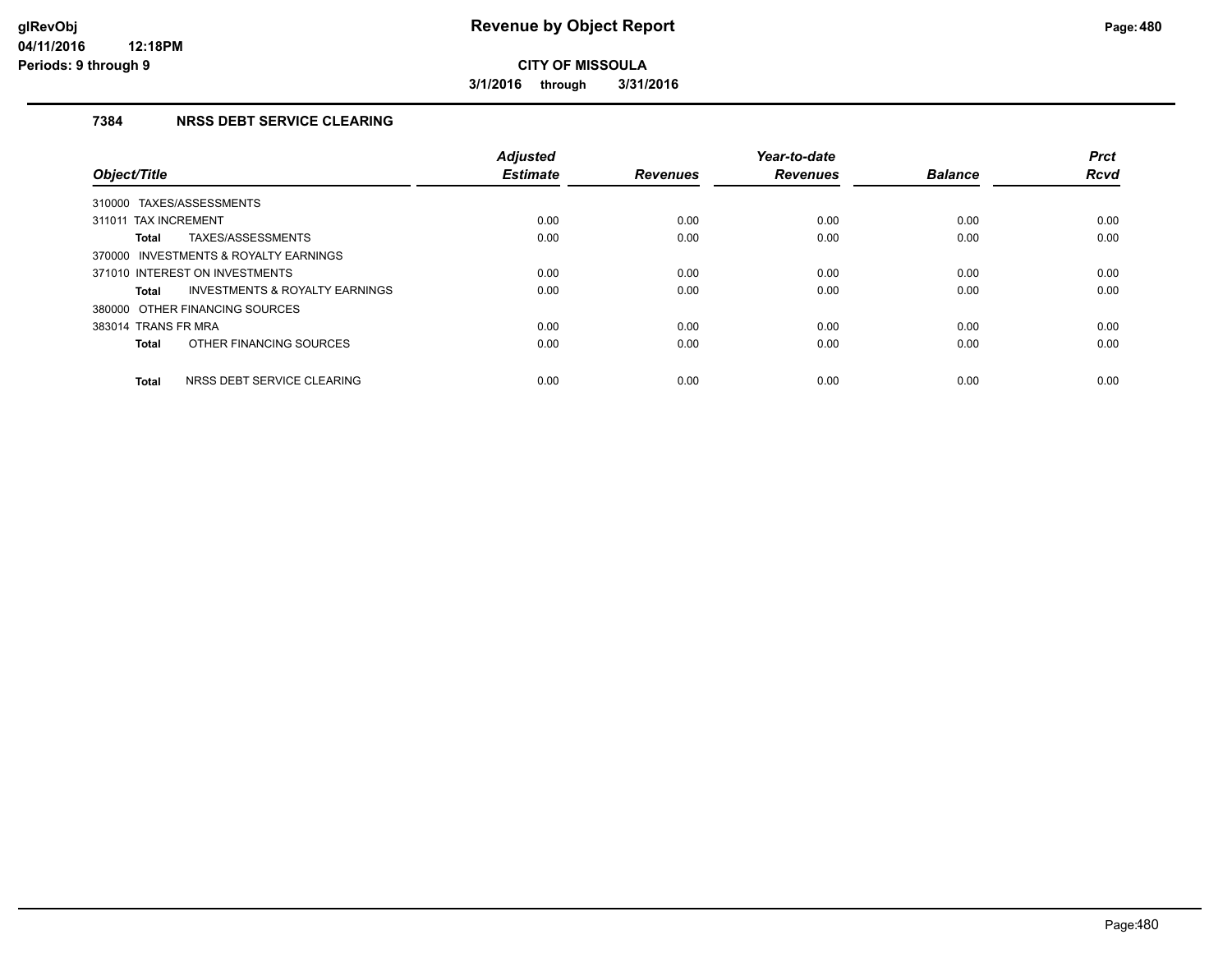**glRevObj**
**04/11/2016 12:18PM**
**Periods: 9 through 9**

# Revenue by Object Report

**CITY OF MISSOULA**

**3/1/2016 through 3/31/2016**

## 7384 NRSS DEBT SERVICE CLEARING

| Object/Title | Adjusted Estimate | Revenues | Year-to-date Revenues | Balance | Prct Rcvd |
|---|---|---|---|---|---|
| 310000 TAXES/ASSESSMENTS | | | | | |
| 311011 TAX INCREMENT | 0.00 | 0.00 | 0.00 | 0.00 | 0.00 |
| **Total** TAXES/ASSESSMENTS | 0.00 | 0.00 | 0.00 | 0.00 | 0.00 |
| 370000 INVESTMENTS & ROYALTY EARNINGS | | | | | |
| 371010 INTEREST ON INVESTMENTS | 0.00 | 0.00 | 0.00 | 0.00 | 0.00 |
| **Total** INVESTMENTS & ROYALTY EARNINGS | 0.00 | 0.00 | 0.00 | 0.00 | 0.00 |
| 380000 OTHER FINANCING SOURCES | | | | | |
| 383014 TRANS FR MRA | 0.00 | 0.00 | 0.00 | 0.00 | 0.00 |
| **Total** OTHER FINANCING SOURCES | 0.00 | 0.00 | 0.00 | 0.00 | 0.00 |
| **Total** NRSS DEBT SERVICE CLEARING | 0.00 | 0.00 | 0.00 | 0.00 | 0.00 |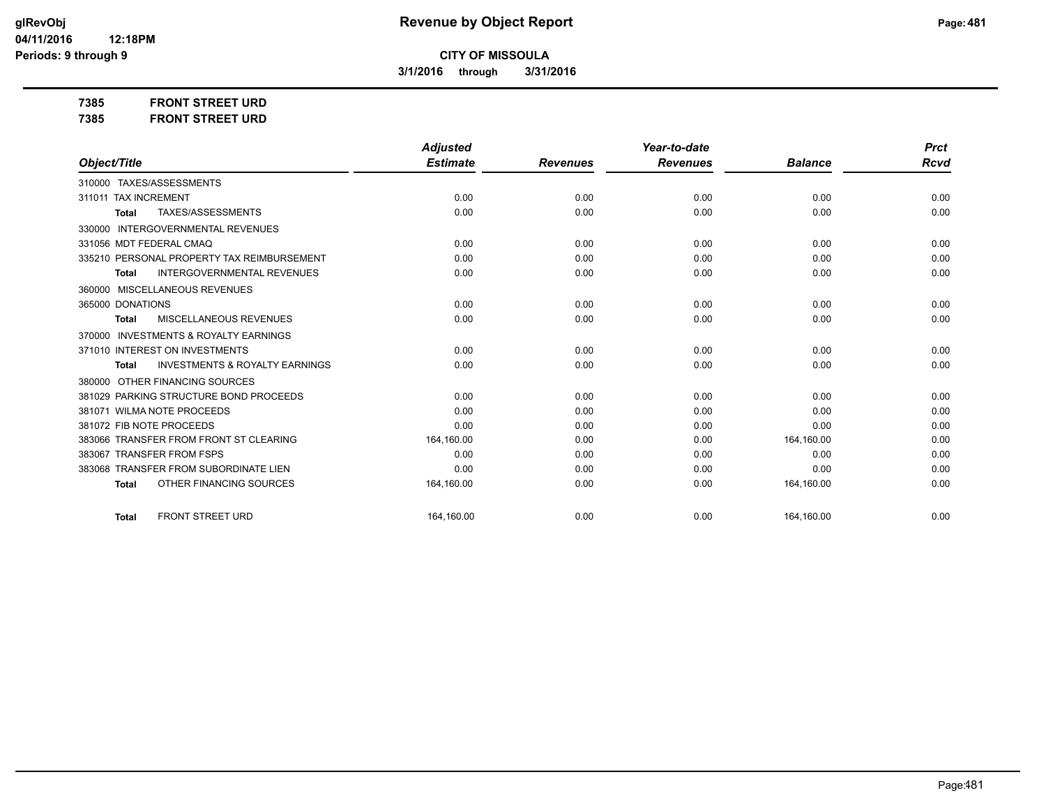**CITY OF MISSOULA**

**3/1/2016 through 3/31/2016**

**Revenue by Object Report**

**7385 FRONT STREET URD**

**7385 FRONT STREET URD**

| Object/Title | Adjusted Estimate | Revenues | Year-to-date Revenues | Balance | Prct Rcvd |
|---|---|---|---|---|---|
| 310000 TAXES/ASSESSMENTS | | | | | |
| 311011 TAX INCREMENT | 0.00 | 0.00 | 0.00 | 0.00 | 0.00 |
| **Total** TAXES/ASSESSMENTS | 0.00 | 0.00 | 0.00 | 0.00 | 0.00 |
| 330000 INTERGOVERNMENTAL REVENUES | | | | | |
| 331056 MDT FEDERAL CMAQ | 0.00 | 0.00 | 0.00 | 0.00 | 0.00 |
| 335210 PERSONAL PROPERTY TAX REIMBURSEMENT | 0.00 | 0.00 | 0.00 | 0.00 | 0.00 |
| **Total** INTERGOVERNMENTAL REVENUES | 0.00 | 0.00 | 0.00 | 0.00 | 0.00 |
| 360000 MISCELLANEOUS REVENUES | | | | | |
| 365000 DONATIONS | 0.00 | 0.00 | 0.00 | 0.00 | 0.00 |
| **Total** MISCELLANEOUS REVENUES | 0.00 | 0.00 | 0.00 | 0.00 | 0.00 |
| 370000 INVESTMENTS & ROYALTY EARNINGS | | | | | |
| 371010 INTEREST ON INVESTMENTS | 0.00 | 0.00 | 0.00 | 0.00 | 0.00 |
| **Total** INVESTMENTS & ROYALTY EARNINGS | 0.00 | 0.00 | 0.00 | 0.00 | 0.00 |
| 380000 OTHER FINANCING SOURCES | | | | | |
| 381029 PARKING STRUCTURE BOND PROCEEDS | 0.00 | 0.00 | 0.00 | 0.00 | 0.00 |
| 381071 WILMA NOTE PROCEEDS | 0.00 | 0.00 | 0.00 | 0.00 | 0.00 |
| 381072 FIB NOTE PROCEEDS | 0.00 | 0.00 | 0.00 | 0.00 | 0.00 |
| 383066 TRANSFER FROM FRONT ST CLEARING | 164,160.00 | 0.00 | 0.00 | 164,160.00 | 0.00 |
| 383067 TRANSFER FROM FSPS | 0.00 | 0.00 | 0.00 | 0.00 | 0.00 |
| 383068 TRANSFER FROM SUBORDINATE LIEN | 0.00 | 0.00 | 0.00 | 0.00 | 0.00 |
| **Total** OTHER FINANCING SOURCES | 164,160.00 | 0.00 | 0.00 | 164,160.00 | 0.00 |
| | | | | | |
| **Total** FRONT STREET URD | 164,160.00 | 0.00 | 0.00 | 164,160.00 | 0.00 |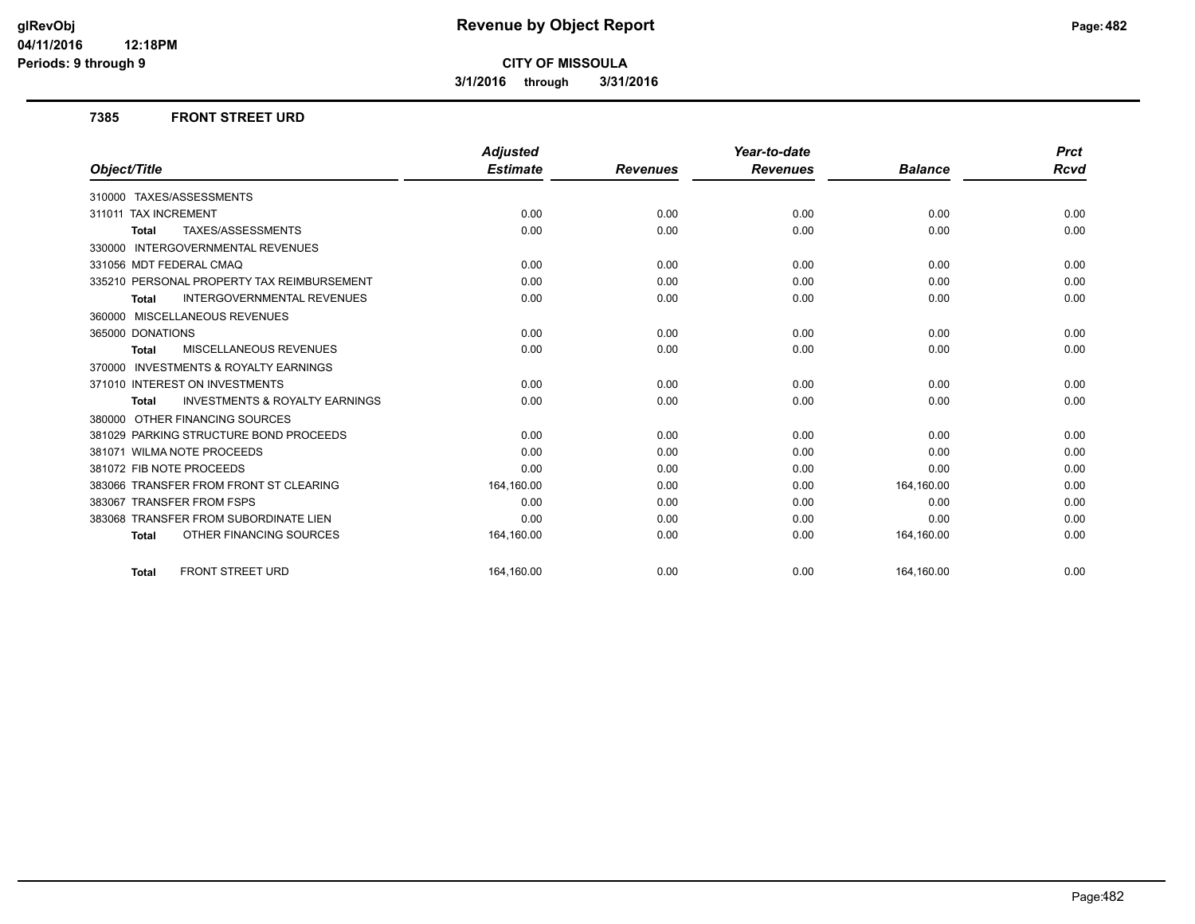# Revenue by Object Report

**CITY OF MISSOULA**

**3/1/2016 through 3/31/2016**

glRevObj
04/11/2016 12:18PM
Periods: 9 through 9

### 7385 FRONT STREET URD

| Object/Title | Adjusted Estimate | Revenues | Year-to-date Revenues | Balance | Prct Rcvd |
|---|---|---|---|---|---|
| 310000 TAXES/ASSESSMENTS | | | | | |
| 311011 TAX INCREMENT | 0.00 | 0.00 | 0.00 | 0.00 | 0.00 |
| **Total** TAXES/ASSESSMENTS | 0.00 | 0.00 | 0.00 | 0.00 | 0.00 |
| 330000 INTERGOVERNMENTAL REVENUES | | | | | |
| 331056 MDT FEDERAL CMAQ | 0.00 | 0.00 | 0.00 | 0.00 | 0.00 |
| 335210 PERSONAL PROPERTY TAX REIMBURSEMENT | 0.00 | 0.00 | 0.00 | 0.00 | 0.00 |
| **Total** INTERGOVERNMENTAL REVENUES | 0.00 | 0.00 | 0.00 | 0.00 | 0.00 |
| 360000 MISCELLANEOUS REVENUES | | | | | |
| 365000 DONATIONS | 0.00 | 0.00 | 0.00 | 0.00 | 0.00 |
| **Total** MISCELLANEOUS REVENUES | 0.00 | 0.00 | 0.00 | 0.00 | 0.00 |
| 370000 INVESTMENTS & ROYALTY EARNINGS | | | | | |
| 371010 INTEREST ON INVESTMENTS | 0.00 | 0.00 | 0.00 | 0.00 | 0.00 |
| **Total** INVESTMENTS & ROYALTY EARNINGS | 0.00 | 0.00 | 0.00 | 0.00 | 0.00 |
| 380000 OTHER FINANCING SOURCES | | | | | |
| 381029 PARKING STRUCTURE BOND PROCEEDS | 0.00 | 0.00 | 0.00 | 0.00 | 0.00 |
| 381071 WILMA NOTE PROCEEDS | 0.00 | 0.00 | 0.00 | 0.00 | 0.00 |
| 381072 FIB NOTE PROCEEDS | 0.00 | 0.00 | 0.00 | 0.00 | 0.00 |
| 383066 TRANSFER FROM FRONT ST CLEARING | 164,160.00 | 0.00 | 0.00 | 164,160.00 | 0.00 |
| 383067 TRANSFER FROM FSPS | 0.00 | 0.00 | 0.00 | 0.00 | 0.00 |
| 383068 TRANSFER FROM SUBORDINATE LIEN | 0.00 | 0.00 | 0.00 | 0.00 | 0.00 |
| **Total** OTHER FINANCING SOURCES | 164,160.00 | 0.00 | 0.00 | 164,160.00 | 0.00 |
| **Total** FRONT STREET URD | 164,160.00 | 0.00 | 0.00 | 164,160.00 | 0.00 |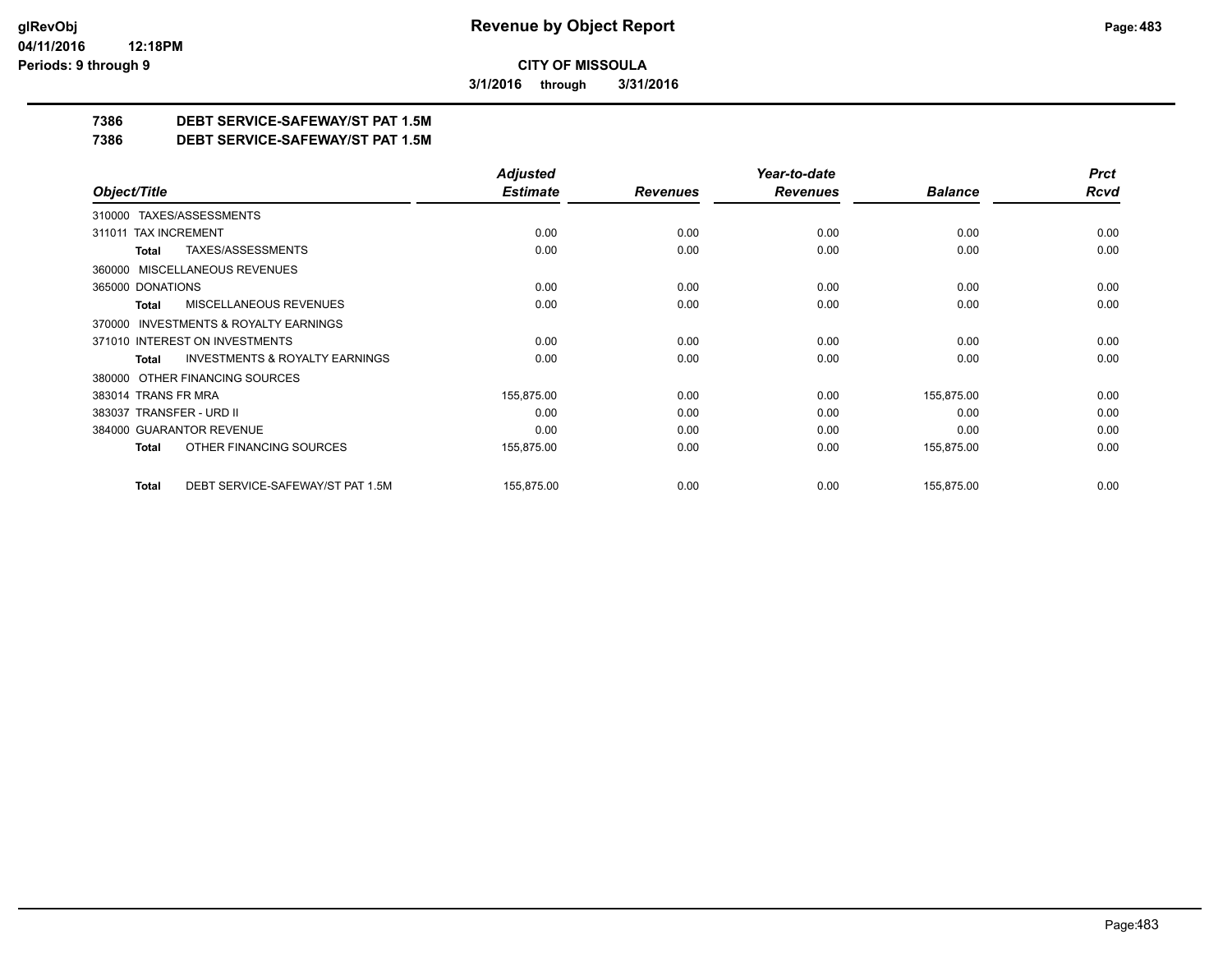**CITY OF MISSOULA**

**3/1/2016 through 3/31/2016**

**7386 DEBT SERVICE-SAFEWAY/ST PAT 1.5M**

**7386 DEBT SERVICE-SAFEWAY/ST PAT 1.5M**

| Object/Title | Adjusted Estimate | Revenues | Year-to-date Revenues | Balance | Prct Rcvd |
|---|---|---|---|---|---|
| 310000 TAXES/ASSESSMENTS | | | | | |
| 311011 TAX INCREMENT | 0.00 | 0.00 | 0.00 | 0.00 | 0.00 |
| **Total** TAXES/ASSESSMENTS | 0.00 | 0.00 | 0.00 | 0.00 | 0.00 |
| 360000 MISCELLANEOUS REVENUES | | | | | |
| 365000 DONATIONS | 0.00 | 0.00 | 0.00 | 0.00 | 0.00 |
| **Total** MISCELLANEOUS REVENUES | 0.00 | 0.00 | 0.00 | 0.00 | 0.00 |
| 370000 INVESTMENTS & ROYALTY EARNINGS | | | | | |
| 371010 INTEREST ON INVESTMENTS | 0.00 | 0.00 | 0.00 | 0.00 | 0.00 |
| **Total** INVESTMENTS & ROYALTY EARNINGS | 0.00 | 0.00 | 0.00 | 0.00 | 0.00 |
| 380000 OTHER FINANCING SOURCES | | | | | |
| 383014 TRANS FR MRA | 155,875.00 | 0.00 | 0.00 | 155,875.00 | 0.00 |
| 383037 TRANSFER - URD II | 0.00 | 0.00 | 0.00 | 0.00 | 0.00 |
| 384000 GUARANTOR REVENUE | 0.00 | 0.00 | 0.00 | 0.00 | 0.00 |
| **Total** OTHER FINANCING SOURCES | 155,875.00 | 0.00 | 0.00 | 155,875.00 | 0.00 |
| **Total** DEBT SERVICE-SAFEWAY/ST PAT 1.5M | 155,875.00 | 0.00 | 0.00 | 155,875.00 | 0.00 |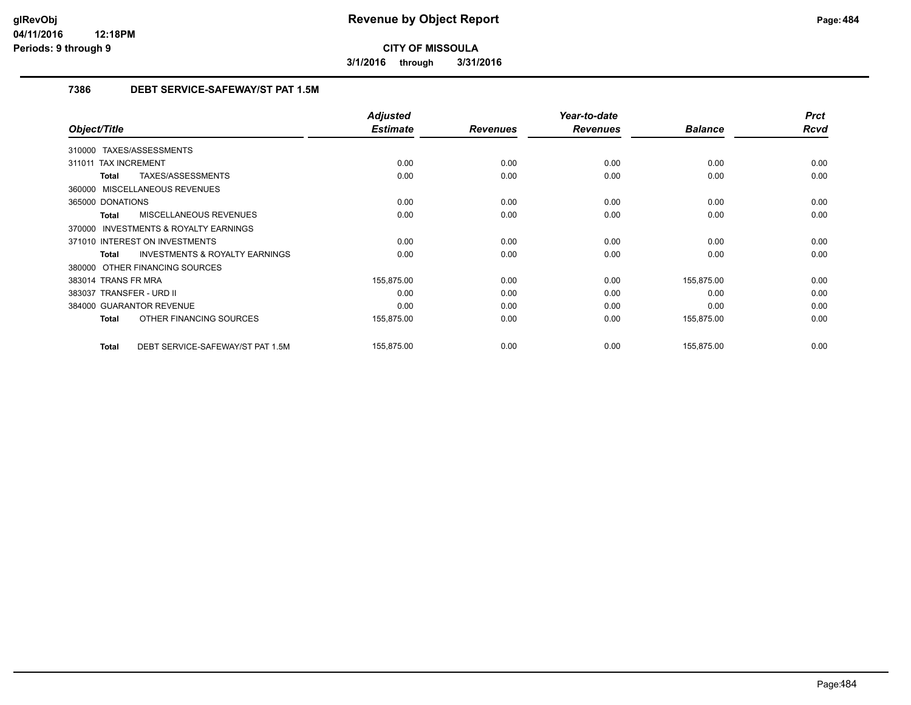# Revenue by Object Report

**CITY OF MISSOULA**

**3/1/2016 through 3/31/2016**

glRevObj
04/11/2016 12:18PM
Periods: 9 through 9

## 7386 DEBT SERVICE-SAFEWAY/ST PAT 1.5M

| Object/Title | Adjusted Estimate | Revenues | Year-to-date Revenues | Balance | Prct Rcvd |
|---|---|---|---|---|---|
| 310000 TAXES/ASSESSMENTS | | | | | |
| 311011 TAX INCREMENT | 0.00 | 0.00 | 0.00 | 0.00 | 0.00 |
| **Total** TAXES/ASSESSMENTS | 0.00 | 0.00 | 0.00 | 0.00 | 0.00 |
| 360000 MISCELLANEOUS REVENUES | | | | | |
| 365000 DONATIONS | 0.00 | 0.00 | 0.00 | 0.00 | 0.00 |
| **Total** MISCELLANEOUS REVENUES | 0.00 | 0.00 | 0.00 | 0.00 | 0.00 |
| 370000 INVESTMENTS & ROYALTY EARNINGS | | | | | |
| 371010 INTEREST ON INVESTMENTS | 0.00 | 0.00 | 0.00 | 0.00 | 0.00 |
| **Total** INVESTMENTS & ROYALTY EARNINGS | 0.00 | 0.00 | 0.00 | 0.00 | 0.00 |
| 380000 OTHER FINANCING SOURCES | | | | | |
| 383014 TRANS FR MRA | 155,875.00 | 0.00 | 0.00 | 155,875.00 | 0.00 |
| 383037 TRANSFER - URD II | 0.00 | 0.00 | 0.00 | 0.00 | 0.00 |
| 384000 GUARANTOR REVENUE | 0.00 | 0.00 | 0.00 | 0.00 | 0.00 |
| **Total** OTHER FINANCING SOURCES | 155,875.00 | 0.00 | 0.00 | 155,875.00 | 0.00 |
| **Total** DEBT SERVICE-SAFEWAY/ST PAT 1.5M | 155,875.00 | 0.00 | 0.00 | 155,875.00 | 0.00 |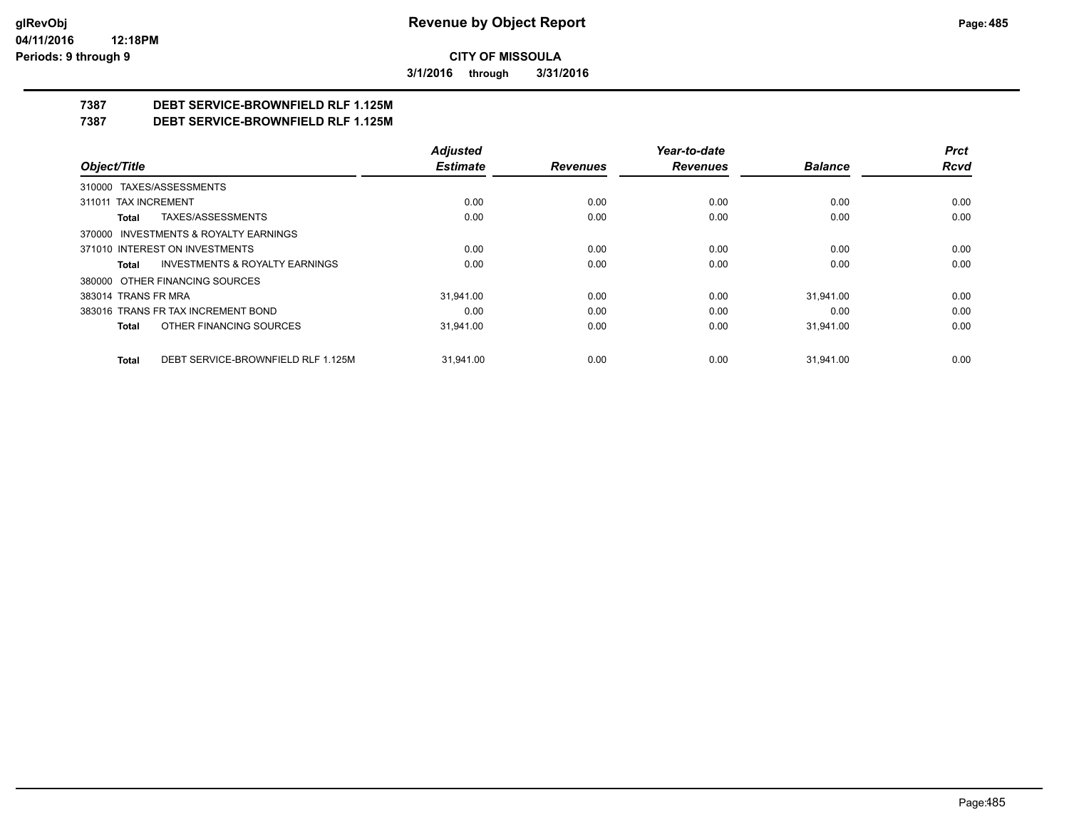**CITY OF MISSOULA**

**3/1/2016 through 3/31/2016**

# Revenue by Object Report

## 7387 DEBT SERVICE-BROWNFIELD RLF 1.125M
## 7387 DEBT SERVICE-BROWNFIELD RLF 1.125M

| Object/Title | Adjusted Estimate | Revenues | Year-to-date Revenues | Balance | Prct Rcvd |
|---|---|---|---|---|---|
| 310000 TAXES/ASSESSMENTS | | | | | |
| 311011 TAX INCREMENT | 0.00 | 0.00 | 0.00 | 0.00 | 0.00 |
| **Total** TAXES/ASSESSMENTS | 0.00 | 0.00 | 0.00 | 0.00 | 0.00 |
| 370000 INVESTMENTS & ROYALTY EARNINGS | | | | | |
| 371010 INTEREST ON INVESTMENTS | 0.00 | 0.00 | 0.00 | 0.00 | 0.00 |
| **Total** INVESTMENTS & ROYALTY EARNINGS | 0.00 | 0.00 | 0.00 | 0.00 | 0.00 |
| 380000 OTHER FINANCING SOURCES | | | | | |
| 383014 TRANS FR MRA | 31,941.00 | 0.00 | 0.00 | 31,941.00 | 0.00 |
| 383016 TRANS FR TAX INCREMENT BOND | 0.00 | 0.00 | 0.00 | 0.00 | 0.00 |
| **Total** OTHER FINANCING SOURCES | 31,941.00 | 0.00 | 0.00 | 31,941.00 | 0.00 |
| **Total** DEBT SERVICE-BROWNFIELD RLF 1.125M | 31,941.00 | 0.00 | 0.00 | 31,941.00 | 0.00 |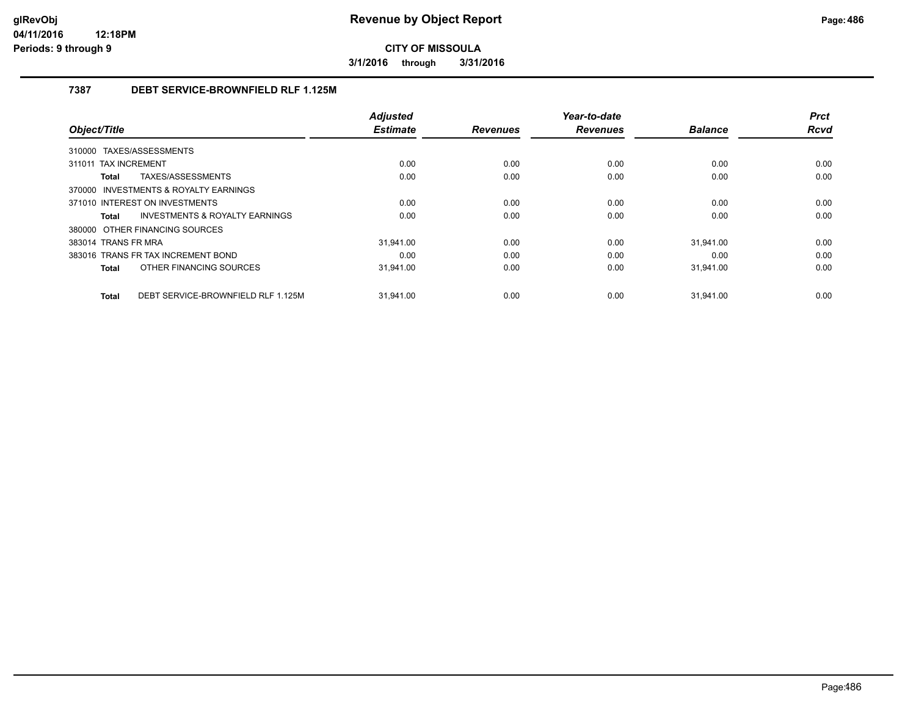# Revenue by Object Report

**CITY OF MISSOULA**

**3/1/2016 through 3/31/2016**

glRevObj
04/11/2016 12:18PM
Periods: 9 through 9

### 7387 DEBT SERVICE-BROWNFIELD RLF 1.125M

| Object/Title | Adjusted Estimate | Revenues | Year-to-date Revenues | Balance | Prct Rcvd |
|---|---|---|---|---|---|
| 310000 TAXES/ASSESSMENTS | | | | | |
| 311011 TAX INCREMENT | 0.00 | 0.00 | 0.00 | 0.00 | 0.00 |
| **Total** TAXES/ASSESSMENTS | 0.00 | 0.00 | 0.00 | 0.00 | 0.00 |
| 370000 INVESTMENTS & ROYALTY EARNINGS | | | | | |
| 371010 INTEREST ON INVESTMENTS | 0.00 | 0.00 | 0.00 | 0.00 | 0.00 |
| **Total** INVESTMENTS & ROYALTY EARNINGS | 0.00 | 0.00 | 0.00 | 0.00 | 0.00 |
| 380000 OTHER FINANCING SOURCES | | | | | |
| 383014 TRANS FR MRA | 31,941.00 | 0.00 | 0.00 | 31,941.00 | 0.00 |
| 383016 TRANS FR TAX INCREMENT BOND | 0.00 | 0.00 | 0.00 | 0.00 | 0.00 |
| **Total** OTHER FINANCING SOURCES | 31,941.00 | 0.00 | 0.00 | 31,941.00 | 0.00 |
| **Total** DEBT SERVICE-BROWNFIELD RLF 1.125M | 31,941.00 | 0.00 | 0.00 | 31,941.00 | 0.00 |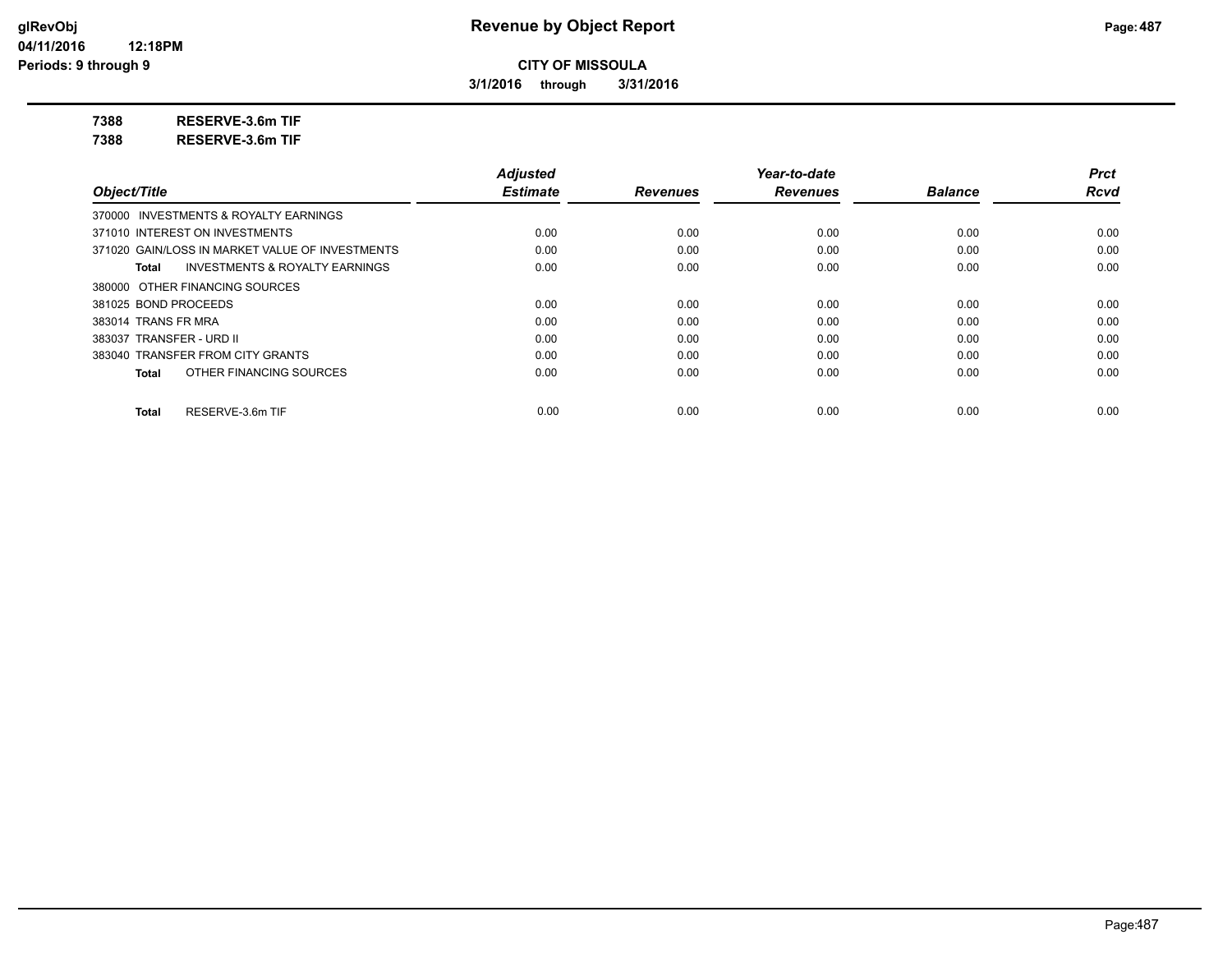**CITY OF MISSOULA**

**3/1/2016 through 3/31/2016**

**7388 RESERVE-3.6m TIF**

**7388 RESERVE-3.6m TIF**

| Object/Title | Adjusted Estimate | Revenues | Year-to-date Revenues | Balance | Prct Rcvd |
|---|---|---|---|---|---|
| 370000 INVESTMENTS & ROYALTY EARNINGS | | | | | |
| 371010 INTEREST ON INVESTMENTS | 0.00 | 0.00 | 0.00 | 0.00 | 0.00 |
| 371020 GAIN/LOSS IN MARKET VALUE OF INVESTMENTS | 0.00 | 0.00 | 0.00 | 0.00 | 0.00 |
| **Total** INVESTMENTS & ROYALTY EARNINGS | 0.00 | 0.00 | 0.00 | 0.00 | 0.00 |
| 380000 OTHER FINANCING SOURCES | | | | | |
| 381025 BOND PROCEEDS | 0.00 | 0.00 | 0.00 | 0.00 | 0.00 |
| 383014 TRANS FR MRA | 0.00 | 0.00 | 0.00 | 0.00 | 0.00 |
| 383037 TRANSFER - URD II | 0.00 | 0.00 | 0.00 | 0.00 | 0.00 |
| 383040 TRANSFER FROM CITY GRANTS | 0.00 | 0.00 | 0.00 | 0.00 | 0.00 |
| **Total** OTHER FINANCING SOURCES | 0.00 | 0.00 | 0.00 | 0.00 | 0.00 |
| **Total** RESERVE-3.6m TIF | 0.00 | 0.00 | 0.00 | 0.00 | 0.00 |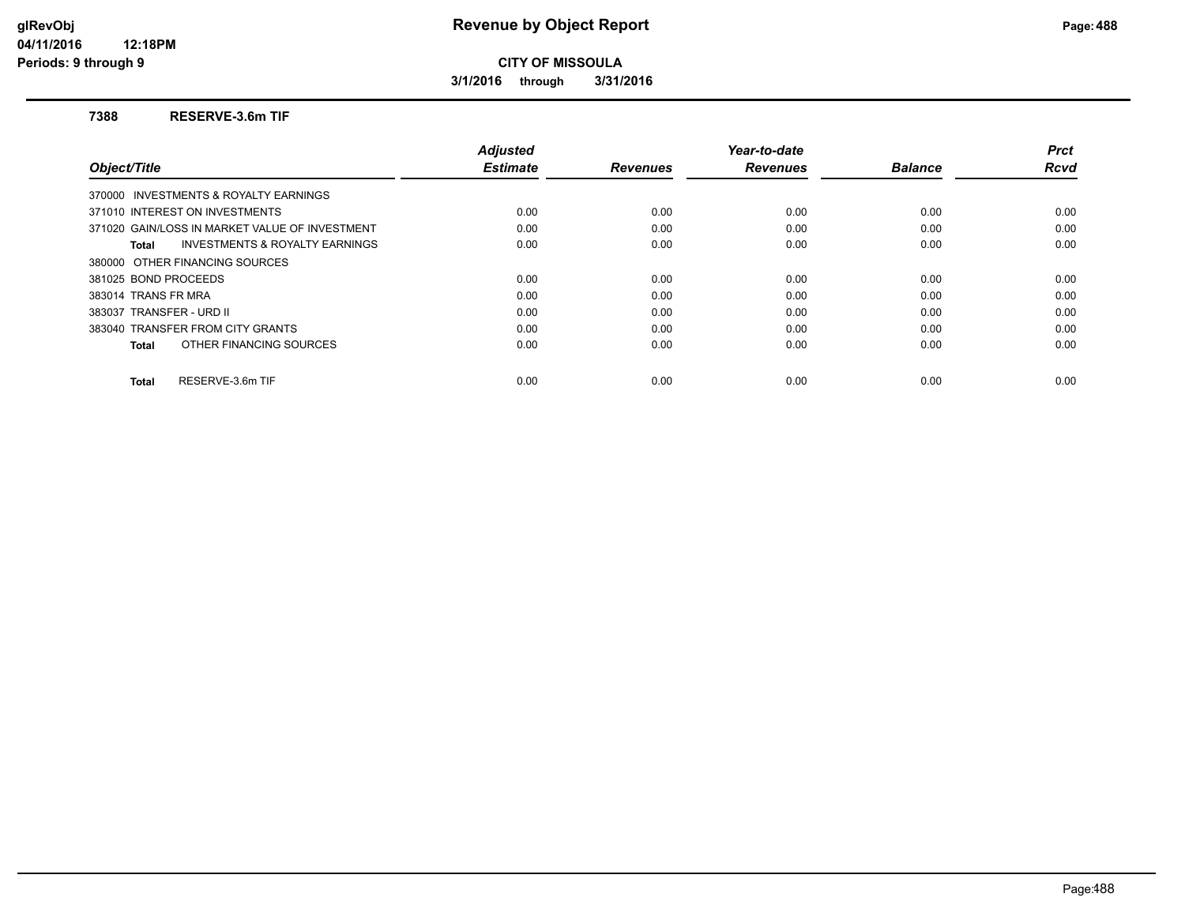**CITY OF MISSOULA**

**3/1/2016 through 3/31/2016**

## 7388 RESERVE-3.6m TIF

| Object/Title | Adjusted Estimate | Revenues | Year-to-date Revenues | Balance | Prct Rcvd |
|---|---|---|---|---|---|
| 370000 INVESTMENTS & ROYALTY EARNINGS | | | | | |
| 371010 INTEREST ON INVESTMENTS | 0.00 | 0.00 | 0.00 | 0.00 | 0.00 |
| 371020 GAIN/LOSS IN MARKET VALUE OF INVESTMENT | 0.00 | 0.00 | 0.00 | 0.00 | 0.00 |
| **Total** INVESTMENTS & ROYALTY EARNINGS | 0.00 | 0.00 | 0.00 | 0.00 | 0.00 |
| 380000 OTHER FINANCING SOURCES | | | | | |
| 381025 BOND PROCEEDS | 0.00 | 0.00 | 0.00 | 0.00 | 0.00 |
| 383014 TRANS FR MRA | 0.00 | 0.00 | 0.00 | 0.00 | 0.00 |
| 383037 TRANSFER - URD II | 0.00 | 0.00 | 0.00 | 0.00 | 0.00 |
| 383040 TRANSFER FROM CITY GRANTS | 0.00 | 0.00 | 0.00 | 0.00 | 0.00 |
| **Total** OTHER FINANCING SOURCES | 0.00 | 0.00 | 0.00 | 0.00 | 0.00 |
| **Total** RESERVE-3.6m TIF | 0.00 | 0.00 | 0.00 | 0.00 | 0.00 |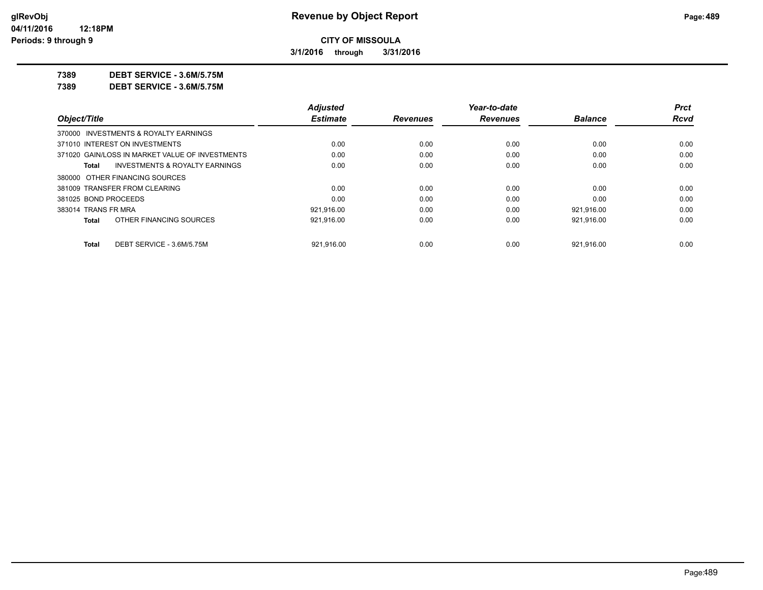**CITY OF MISSOULA**

**3/1/2016 through 3/31/2016**

**7389 DEBT SERVICE - 3.6M/5.75M**

**7389 DEBT SERVICE - 3.6M/5.75M**

| Object/Title | Adjusted Estimate | Revenues | Year-to-date Revenues | Balance | Prct Rcvd |
|---|---|---|---|---|---|
| 370000 INVESTMENTS & ROYALTY EARNINGS | | | | | |
| 371010 INTEREST ON INVESTMENTS | 0.00 | 0.00 | 0.00 | 0.00 | 0.00 |
| 371020 GAIN/LOSS IN MARKET VALUE OF INVESTMENTS | 0.00 | 0.00 | 0.00 | 0.00 | 0.00 |
| **Total** INVESTMENTS & ROYALTY EARNINGS | 0.00 | 0.00 | 0.00 | 0.00 | 0.00 |
| 380000 OTHER FINANCING SOURCES | | | | | |
| 381009 TRANSFER FROM CLEARING | 0.00 | 0.00 | 0.00 | 0.00 | 0.00 |
| 381025 BOND PROCEEDS | 0.00 | 0.00 | 0.00 | 0.00 | 0.00 |
| 383014 TRANS FR MRA | 921,916.00 | 0.00 | 0.00 | 921,916.00 | 0.00 |
| **Total** OTHER FINANCING SOURCES | 921,916.00 | 0.00 | 0.00 | 921,916.00 | 0.00 |
| **Total** DEBT SERVICE - 3.6M/5.75M | 921,916.00 | 0.00 | 0.00 | 921,916.00 | 0.00 |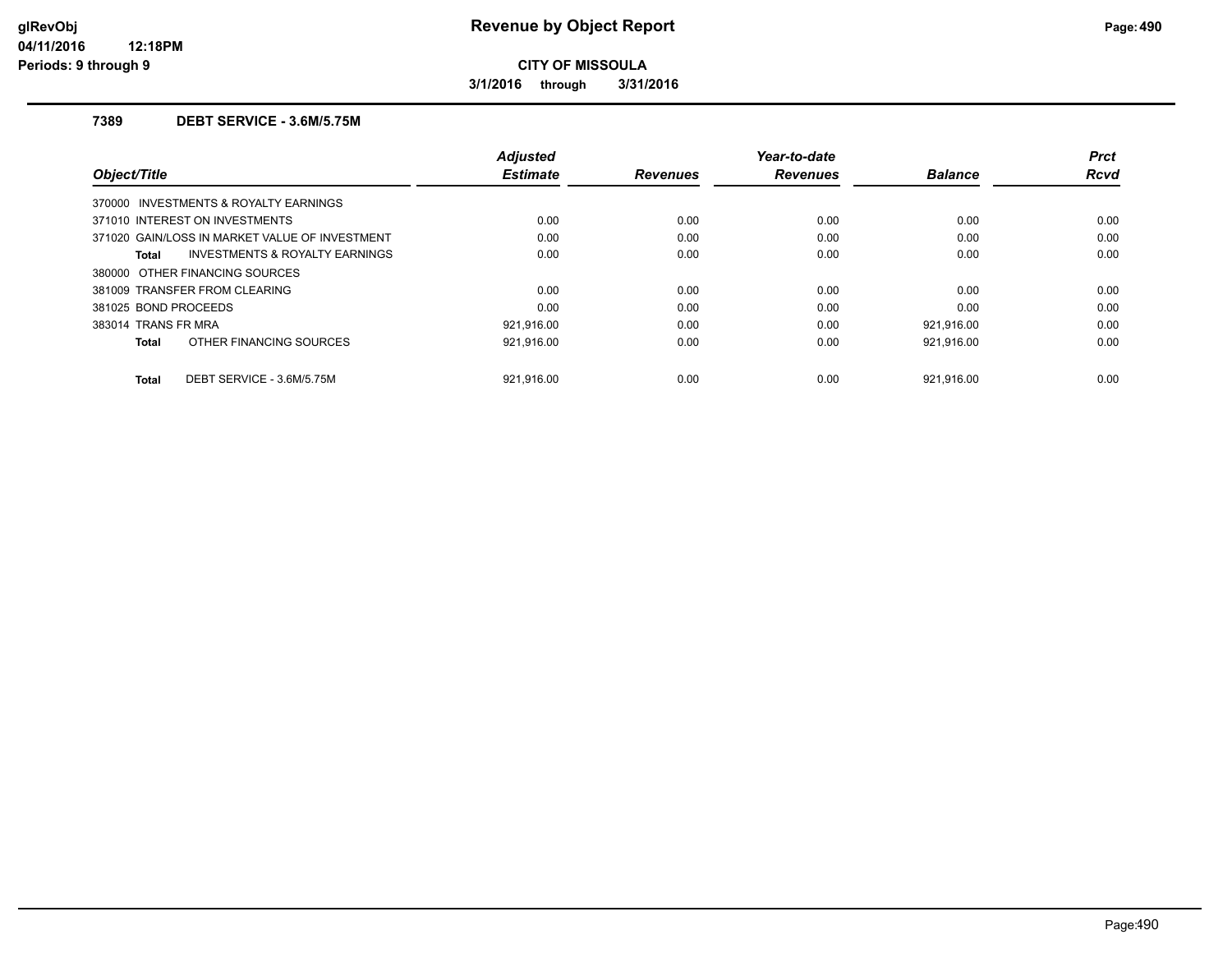# Revenue by Object Report

**CITY OF MISSOULA**

**3/1/2016 through 3/31/2016**

glRevObj
04/11/2016 12:18PM
Periods: 9 through 9

## 7389 DEBT SERVICE - 3.6M/5.75M

| Object/Title | Adjusted Estimate | Revenues | Year-to-date Revenues | Balance | Prct Rcvd |
|---|---|---|---|---|---|
| 370000 INVESTMENTS & ROYALTY EARNINGS | | | | | |
| 371010 INTEREST ON INVESTMENTS | 0.00 | 0.00 | 0.00 | 0.00 | 0.00 |
| 371020 GAIN/LOSS IN MARKET VALUE OF INVESTMENT | 0.00 | 0.00 | 0.00 | 0.00 | 0.00 |
| **Total** INVESTMENTS & ROYALTY EARNINGS | 0.00 | 0.00 | 0.00 | 0.00 | 0.00 |
| 380000 OTHER FINANCING SOURCES | | | | | |
| 381009 TRANSFER FROM CLEARING | 0.00 | 0.00 | 0.00 | 0.00 | 0.00 |
| 381025 BOND PROCEEDS | 0.00 | 0.00 | 0.00 | 0.00 | 0.00 |
| 383014 TRANS FR MRA | 921,916.00 | 0.00 | 0.00 | 921,916.00 | 0.00 |
| **Total** OTHER FINANCING SOURCES | 921,916.00 | 0.00 | 0.00 | 921,916.00 | 0.00 |
| **Total** DEBT SERVICE - 3.6M/5.75M | 921,916.00 | 0.00 | 0.00 | 921,916.00 | 0.00 |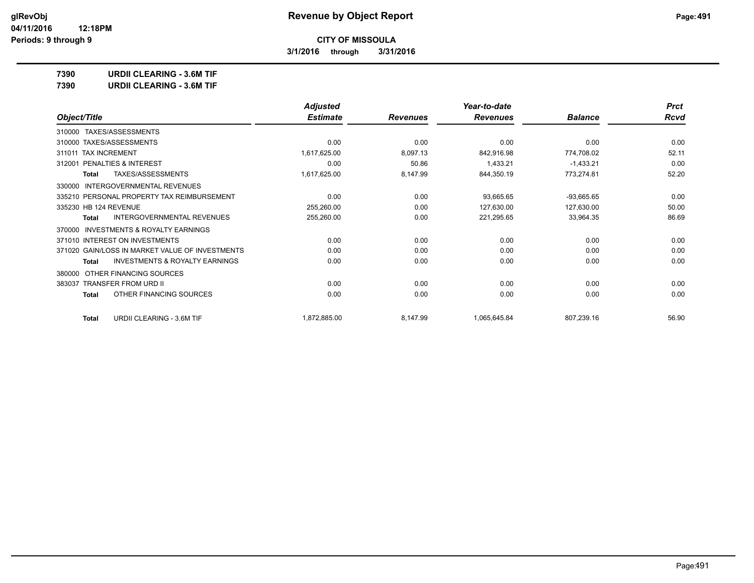**CITY OF MISSOULA**

**3/1/2016 through 3/31/2016**

**7390 URDII CLEARING - 3.6M TIF**

**7390 URDII CLEARING - 3.6M TIF**

| Object/Title | Adjusted Estimate | Revenues | Year-to-date Revenues | Balance | Prct Rcvd |
|---|---|---|---|---|---|
| 310000 TAXES/ASSESSMENTS | | | | | |
| 310000 TAXES/ASSESSMENTS | 0.00 | 0.00 | 0.00 | 0.00 | 0.00 |
| 311011 TAX INCREMENT | 1,617,625.00 | 8,097.13 | 842,916.98 | 774,708.02 | 52.11 |
| 312001 PENALTIES & INTEREST | 0.00 | 50.86 | 1,433.21 | -1,433.21 | 0.00 |
| **Total** TAXES/ASSESSMENTS | 1,617,625.00 | 8,147.99 | 844,350.19 | 773,274.81 | 52.20 |
| 330000 INTERGOVERNMENTAL REVENUES | | | | | |
| 335210 PERSONAL PROPERTY TAX REIMBURSEMENT | 0.00 | 0.00 | 93,665.65 | -93,665.65 | 0.00 |
| 335230 HB 124 REVENUE | 255,260.00 | 0.00 | 127,630.00 | 127,630.00 | 50.00 |
| **Total** INTERGOVERNMENTAL REVENUES | 255,260.00 | 0.00 | 221,295.65 | 33,964.35 | 86.69 |
| 370000 INVESTMENTS & ROYALTY EARNINGS | | | | | |
| 371010 INTEREST ON INVESTMENTS | 0.00 | 0.00 | 0.00 | 0.00 | 0.00 |
| 371020 GAIN/LOSS IN MARKET VALUE OF INVESTMENTS | 0.00 | 0.00 | 0.00 | 0.00 | 0.00 |
| **Total** INVESTMENTS & ROYALTY EARNINGS | 0.00 | 0.00 | 0.00 | 0.00 | 0.00 |
| 380000 OTHER FINANCING SOURCES | | | | | |
| 383037 TRANSFER FROM URD II | 0.00 | 0.00 | 0.00 | 0.00 | 0.00 |
| **Total** OTHER FINANCING SOURCES | 0.00 | 0.00 | 0.00 | 0.00 | 0.00 |
| **Total** URDII CLEARING - 3.6M TIF | 1,872,885.00 | 8,147.99 | 1,065,645.84 | 807,239.16 | 56.90 |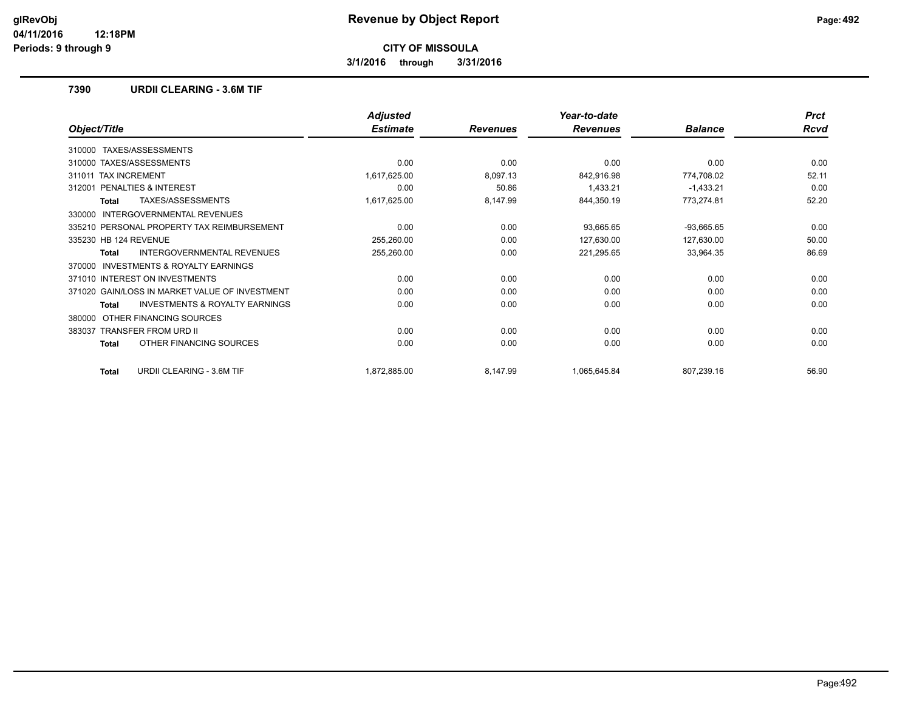# Revenue by Object Report

**CITY OF MISSOULA**

**3/1/2016 through 3/31/2016**

glRevObj
04/11/2016 12:18PM
Periods: 9 through 9

## 7390 URDII CLEARING - 3.6M TIF

| Object/Title | Adjusted Estimate | Revenues | Year-to-date Revenues | Balance | Prct Rcvd |
|---|---|---|---|---|---|
| 310000 TAXES/ASSESSMENTS | | | | | |
| 310000 TAXES/ASSESSMENTS | 0.00 | 0.00 | 0.00 | 0.00 | 0.00 |
| 311011 TAX INCREMENT | 1,617,625.00 | 8,097.13 | 842,916.98 | 774,708.02 | 52.11 |
| 312001 PENALTIES & INTEREST | 0.00 | 50.86 | 1,433.21 | -1,433.21 | 0.00 |
| **Total** TAXES/ASSESSMENTS | 1,617,625.00 | 8,147.99 | 844,350.19 | 773,274.81 | 52.20 |
| 330000 INTERGOVERNMENTAL REVENUES | | | | | |
| 335210 PERSONAL PROPERTY TAX REIMBURSEMENT | 0.00 | 0.00 | 93,665.65 | -93,665.65 | 0.00 |
| 335230 HB 124 REVENUE | 255,260.00 | 0.00 | 127,630.00 | 127,630.00 | 50.00 |
| **Total** INTERGOVERNMENTAL REVENUES | 255,260.00 | 0.00 | 221,295.65 | 33,964.35 | 86.69 |
| 370000 INVESTMENTS & ROYALTY EARNINGS | | | | | |
| 371010 INTEREST ON INVESTMENTS | 0.00 | 0.00 | 0.00 | 0.00 | 0.00 |
| 371020 GAIN/LOSS IN MARKET VALUE OF INVESTMENT | 0.00 | 0.00 | 0.00 | 0.00 | 0.00 |
| **Total** INVESTMENTS & ROYALTY EARNINGS | 0.00 | 0.00 | 0.00 | 0.00 | 0.00 |
| 380000 OTHER FINANCING SOURCES | | | | | |
| 383037 TRANSFER FROM URD II | 0.00 | 0.00 | 0.00 | 0.00 | 0.00 |
| **Total** OTHER FINANCING SOURCES | 0.00 | 0.00 | 0.00 | 0.00 | 0.00 |
| **Total** URDII CLEARING - 3.6M TIF | 1,872,885.00 | 8,147.99 | 1,065,645.84 | 807,239.16 | 56.90 |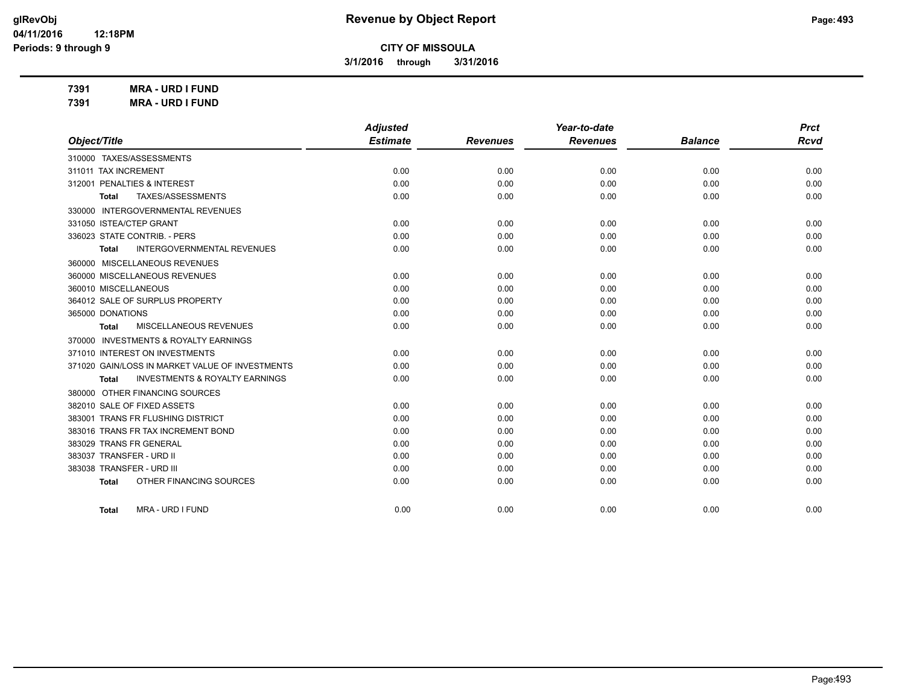**CITY OF MISSOULA**

**3/1/2016 through 3/31/2016**

**7391 MRA - URD I FUND**

**7391 MRA - URD I FUND**

| Object/Title | Adjusted Estimate | Revenues | Year-to-date Revenues | Balance | Prct Rcvd |
|---|---|---|---|---|---|
| 310000 TAXES/ASSESSMENTS | | | | | |
| 311011 TAX INCREMENT | 0.00 | 0.00 | 0.00 | 0.00 | 0.00 |
| 312001 PENALTIES & INTEREST | 0.00 | 0.00 | 0.00 | 0.00 | 0.00 |
| **Total** TAXES/ASSESSMENTS | 0.00 | 0.00 | 0.00 | 0.00 | 0.00 |
| 330000 INTERGOVERNMENTAL REVENUES | | | | | |
| 331050 ISTEA/CTEP GRANT | 0.00 | 0.00 | 0.00 | 0.00 | 0.00 |
| 336023 STATE CONTRIB. - PERS | 0.00 | 0.00 | 0.00 | 0.00 | 0.00 |
| **Total** INTERGOVERNMENTAL REVENUES | 0.00 | 0.00 | 0.00 | 0.00 | 0.00 |
| 360000 MISCELLANEOUS REVENUES | | | | | |
| 360000 MISCELLANEOUS REVENUES | 0.00 | 0.00 | 0.00 | 0.00 | 0.00 |
| 360010 MISCELLANEOUS | 0.00 | 0.00 | 0.00 | 0.00 | 0.00 |
| 364012 SALE OF SURPLUS PROPERTY | 0.00 | 0.00 | 0.00 | 0.00 | 0.00 |
| 365000 DONATIONS | 0.00 | 0.00 | 0.00 | 0.00 | 0.00 |
| **Total** MISCELLANEOUS REVENUES | 0.00 | 0.00 | 0.00 | 0.00 | 0.00 |
| 370000 INVESTMENTS & ROYALTY EARNINGS | | | | | |
| 371010 INTEREST ON INVESTMENTS | 0.00 | 0.00 | 0.00 | 0.00 | 0.00 |
| 371020 GAIN/LOSS IN MARKET VALUE OF INVESTMENTS | 0.00 | 0.00 | 0.00 | 0.00 | 0.00 |
| **Total** INVESTMENTS & ROYALTY EARNINGS | 0.00 | 0.00 | 0.00 | 0.00 | 0.00 |
| 380000 OTHER FINANCING SOURCES | | | | | |
| 382010 SALE OF FIXED ASSETS | 0.00 | 0.00 | 0.00 | 0.00 | 0.00 |
| 383001 TRANS FR FLUSHING DISTRICT | 0.00 | 0.00 | 0.00 | 0.00 | 0.00 |
| 383016 TRANS FR TAX INCREMENT BOND | 0.00 | 0.00 | 0.00 | 0.00 | 0.00 |
| 383029 TRANS FR GENERAL | 0.00 | 0.00 | 0.00 | 0.00 | 0.00 |
| 383037 TRANSFER - URD II | 0.00 | 0.00 | 0.00 | 0.00 | 0.00 |
| 383038 TRANSFER - URD III | 0.00 | 0.00 | 0.00 | 0.00 | 0.00 |
| **Total** OTHER FINANCING SOURCES | 0.00 | 0.00 | 0.00 | 0.00 | 0.00 |
| **Total** MRA - URD I FUND | 0.00 | 0.00 | 0.00 | 0.00 | 0.00 |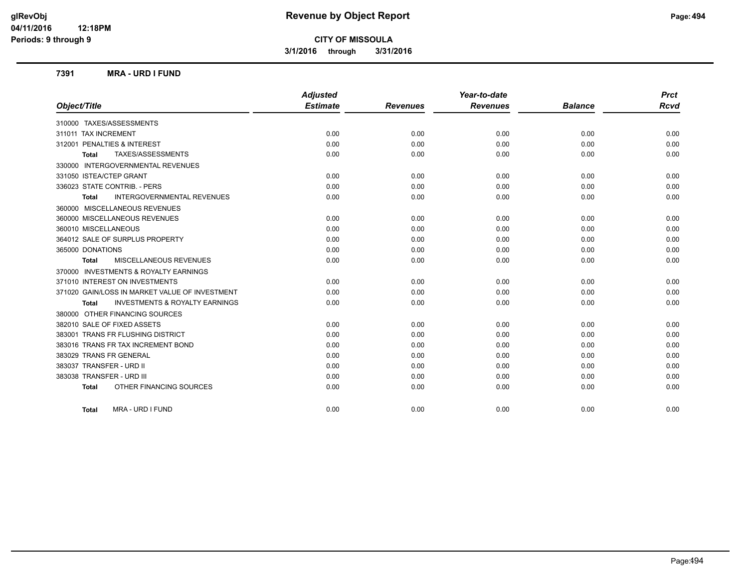# Revenue by Object Report

**CITY OF MISSOULA**

**3/1/2016 through 3/31/2016**

glRevObj
04/11/2016 12:18PM
Periods: 9 through 9

## 7391 MRA - URD I FUND

| Object/Title | Adjusted Estimate | Revenues | Year-to-date Revenues | Balance | Prct Rcvd |
|---|---|---|---|---|---|
| 310000 TAXES/ASSESSMENTS | | | | | |
| 311011 TAX INCREMENT | 0.00 | 0.00 | 0.00 | 0.00 | 0.00 |
| 312001 PENALTIES & INTEREST | 0.00 | 0.00 | 0.00 | 0.00 | 0.00 |
| **Total** TAXES/ASSESSMENTS | 0.00 | 0.00 | 0.00 | 0.00 | 0.00 |
| 330000 INTERGOVERNMENTAL REVENUES | | | | | |
| 331050 ISTEA/CTEP GRANT | 0.00 | 0.00 | 0.00 | 0.00 | 0.00 |
| 336023 STATE CONTRIB. - PERS | 0.00 | 0.00 | 0.00 | 0.00 | 0.00 |
| **Total** INTERGOVERNMENTAL REVENUES | 0.00 | 0.00 | 0.00 | 0.00 | 0.00 |
| 360000 MISCELLANEOUS REVENUES | | | | | |
| 360000 MISCELLANEOUS REVENUES | 0.00 | 0.00 | 0.00 | 0.00 | 0.00 |
| 360010 MISCELLANEOUS | 0.00 | 0.00 | 0.00 | 0.00 | 0.00 |
| 364012 SALE OF SURPLUS PROPERTY | 0.00 | 0.00 | 0.00 | 0.00 | 0.00 |
| 365000 DONATIONS | 0.00 | 0.00 | 0.00 | 0.00 | 0.00 |
| **Total** MISCELLANEOUS REVENUES | 0.00 | 0.00 | 0.00 | 0.00 | 0.00 |
| 370000 INVESTMENTS & ROYALTY EARNINGS | | | | | |
| 371010 INTEREST ON INVESTMENTS | 0.00 | 0.00 | 0.00 | 0.00 | 0.00 |
| 371020 GAIN/LOSS IN MARKET VALUE OF INVESTMENT | 0.00 | 0.00 | 0.00 | 0.00 | 0.00 |
| **Total** INVESTMENTS & ROYALTY EARNINGS | 0.00 | 0.00 | 0.00 | 0.00 | 0.00 |
| 380000 OTHER FINANCING SOURCES | | | | | |
| 382010 SALE OF FIXED ASSETS | 0.00 | 0.00 | 0.00 | 0.00 | 0.00 |
| 383001 TRANS FR FLUSHING DISTRICT | 0.00 | 0.00 | 0.00 | 0.00 | 0.00 |
| 383016 TRANS FR TAX INCREMENT BOND | 0.00 | 0.00 | 0.00 | 0.00 | 0.00 |
| 383029 TRANS FR GENERAL | 0.00 | 0.00 | 0.00 | 0.00 | 0.00 |
| 383037 TRANSFER - URD II | 0.00 | 0.00 | 0.00 | 0.00 | 0.00 |
| 383038 TRANSFER - URD III | 0.00 | 0.00 | 0.00 | 0.00 | 0.00 |
| **Total** OTHER FINANCING SOURCES | 0.00 | 0.00 | 0.00 | 0.00 | 0.00 |
| **Total** MRA - URD I FUND | 0.00 | 0.00 | 0.00 | 0.00 | 0.00 |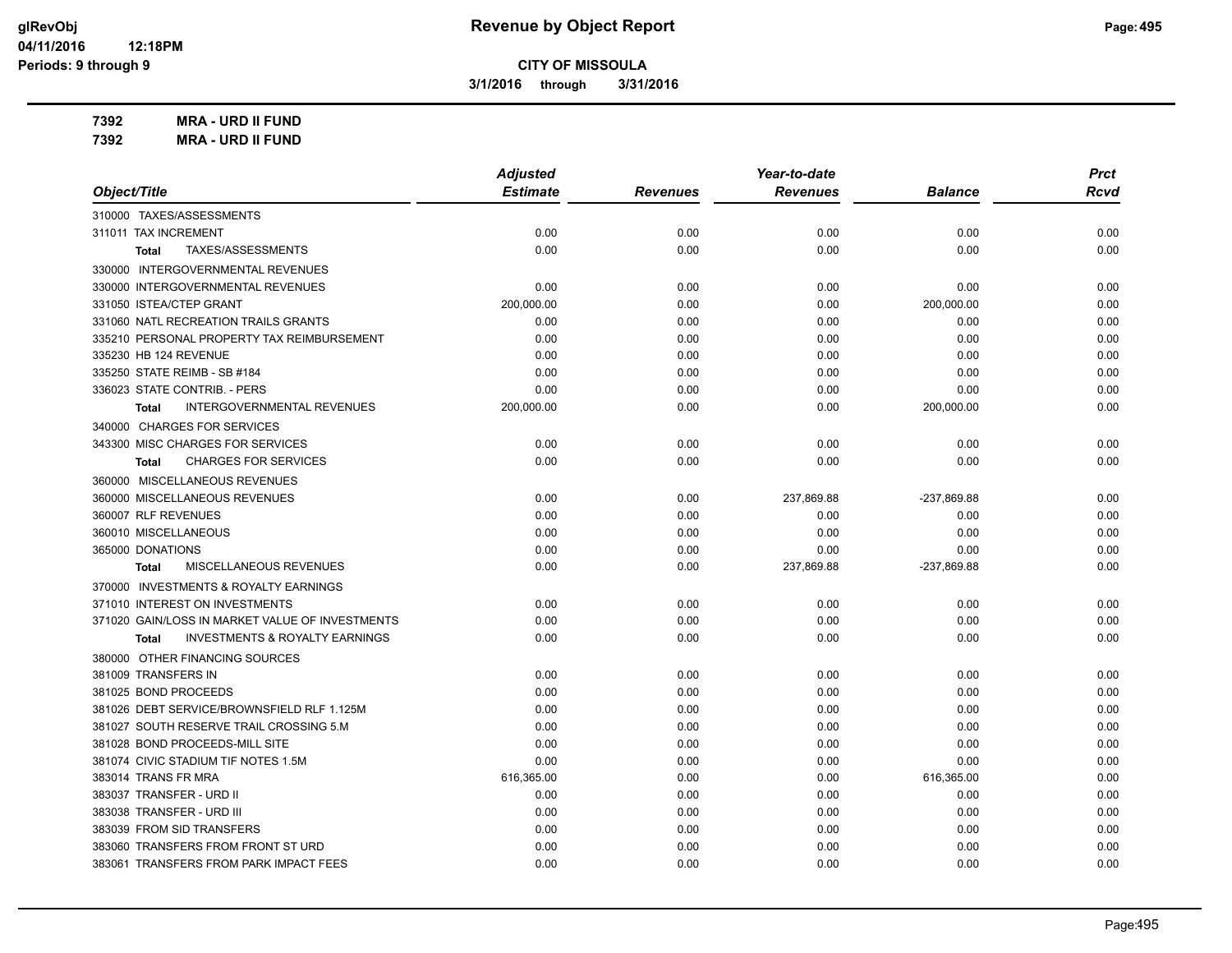**CITY OF MISSOULA**

**3/1/2016 through 3/31/2016**

**7392 MRA - URD II FUND**

**7392 MRA - URD II FUND**

| Object/Title | Adjusted Estimate | Revenues | Year-to-date Revenues | Balance | Prct Rcvd |
|---|---|---|---|---|---|
| 310000 TAXES/ASSESSMENTS | | | | | |
| 311011 TAX INCREMENT | 0.00 | 0.00 | 0.00 | 0.00 | 0.00 |
| **Total** TAXES/ASSESSMENTS | 0.00 | 0.00 | 0.00 | 0.00 | 0.00 |
| 330000 INTERGOVERNMENTAL REVENUES | | | | | |
| 330000 INTERGOVERNMENTAL REVENUES | 0.00 | 0.00 | 0.00 | 0.00 | 0.00 |
| 331050 ISTEA/CTEP GRANT | 200,000.00 | 0.00 | 0.00 | 200,000.00 | 0.00 |
| 331060 NATL RECREATION TRAILS GRANTS | 0.00 | 0.00 | 0.00 | 0.00 | 0.00 |
| 335210 PERSONAL PROPERTY TAX REIMBURSEMENT | 0.00 | 0.00 | 0.00 | 0.00 | 0.00 |
| 335230 HB 124 REVENUE | 0.00 | 0.00 | 0.00 | 0.00 | 0.00 |
| 335250 STATE REIMB - SB #184 | 0.00 | 0.00 | 0.00 | 0.00 | 0.00 |
| 336023 STATE CONTRIB. - PERS | 0.00 | 0.00 | 0.00 | 0.00 | 0.00 |
| **Total** INTERGOVERNMENTAL REVENUES | 200,000.00 | 0.00 | 0.00 | 200,000.00 | 0.00 |
| 340000 CHARGES FOR SERVICES | | | | | |
| 343300 MISC CHARGES FOR SERVICES | 0.00 | 0.00 | 0.00 | 0.00 | 0.00 |
| **Total** CHARGES FOR SERVICES | 0.00 | 0.00 | 0.00 | 0.00 | 0.00 |
| 360000 MISCELLANEOUS REVENUES | | | | | |
| 360000 MISCELLANEOUS REVENUES | 0.00 | 0.00 | 237,869.88 | -237,869.88 | 0.00 |
| 360007 RLF REVENUES | 0.00 | 0.00 | 0.00 | 0.00 | 0.00 |
| 360010 MISCELLANEOUS | 0.00 | 0.00 | 0.00 | 0.00 | 0.00 |
| 365000 DONATIONS | 0.00 | 0.00 | 0.00 | 0.00 | 0.00 |
| **Total** MISCELLANEOUS REVENUES | 0.00 | 0.00 | 237,869.88 | -237,869.88 | 0.00 |
| 370000 INVESTMENTS & ROYALTY EARNINGS | | | | | |
| 371010 INTEREST ON INVESTMENTS | 0.00 | 0.00 | 0.00 | 0.00 | 0.00 |
| 371020 GAIN/LOSS IN MARKET VALUE OF INVESTMENTS | 0.00 | 0.00 | 0.00 | 0.00 | 0.00 |
| **Total** INVESTMENTS & ROYALTY EARNINGS | 0.00 | 0.00 | 0.00 | 0.00 | 0.00 |
| 380000 OTHER FINANCING SOURCES | | | | | |
| 381009 TRANSFERS IN | 0.00 | 0.00 | 0.00 | 0.00 | 0.00 |
| 381025 BOND PROCEEDS | 0.00 | 0.00 | 0.00 | 0.00 | 0.00 |
| 381026 DEBT SERVICE/BROWNSFIELD RLF 1.125M | 0.00 | 0.00 | 0.00 | 0.00 | 0.00 |
| 381027 SOUTH RESERVE TRAIL CROSSING 5.M | 0.00 | 0.00 | 0.00 | 0.00 | 0.00 |
| 381028 BOND PROCEEDS-MILL SITE | 0.00 | 0.00 | 0.00 | 0.00 | 0.00 |
| 381074 CIVIC STADIUM TIF NOTES 1.5M | 0.00 | 0.00 | 0.00 | 0.00 | 0.00 |
| 383014 TRANS FR MRA | 616,365.00 | 0.00 | 0.00 | 616,365.00 | 0.00 |
| 383037 TRANSFER - URD II | 0.00 | 0.00 | 0.00 | 0.00 | 0.00 |
| 383038 TRANSFER - URD III | 0.00 | 0.00 | 0.00 | 0.00 | 0.00 |
| 383039 FROM SID TRANSFERS | 0.00 | 0.00 | 0.00 | 0.00 | 0.00 |
| 383060 TRANSFERS FROM FRONT ST URD | 0.00 | 0.00 | 0.00 | 0.00 | 0.00 |
| 383061 TRANSFERS FROM PARK IMPACT FEES | 0.00 | 0.00 | 0.00 | 0.00 | 0.00 |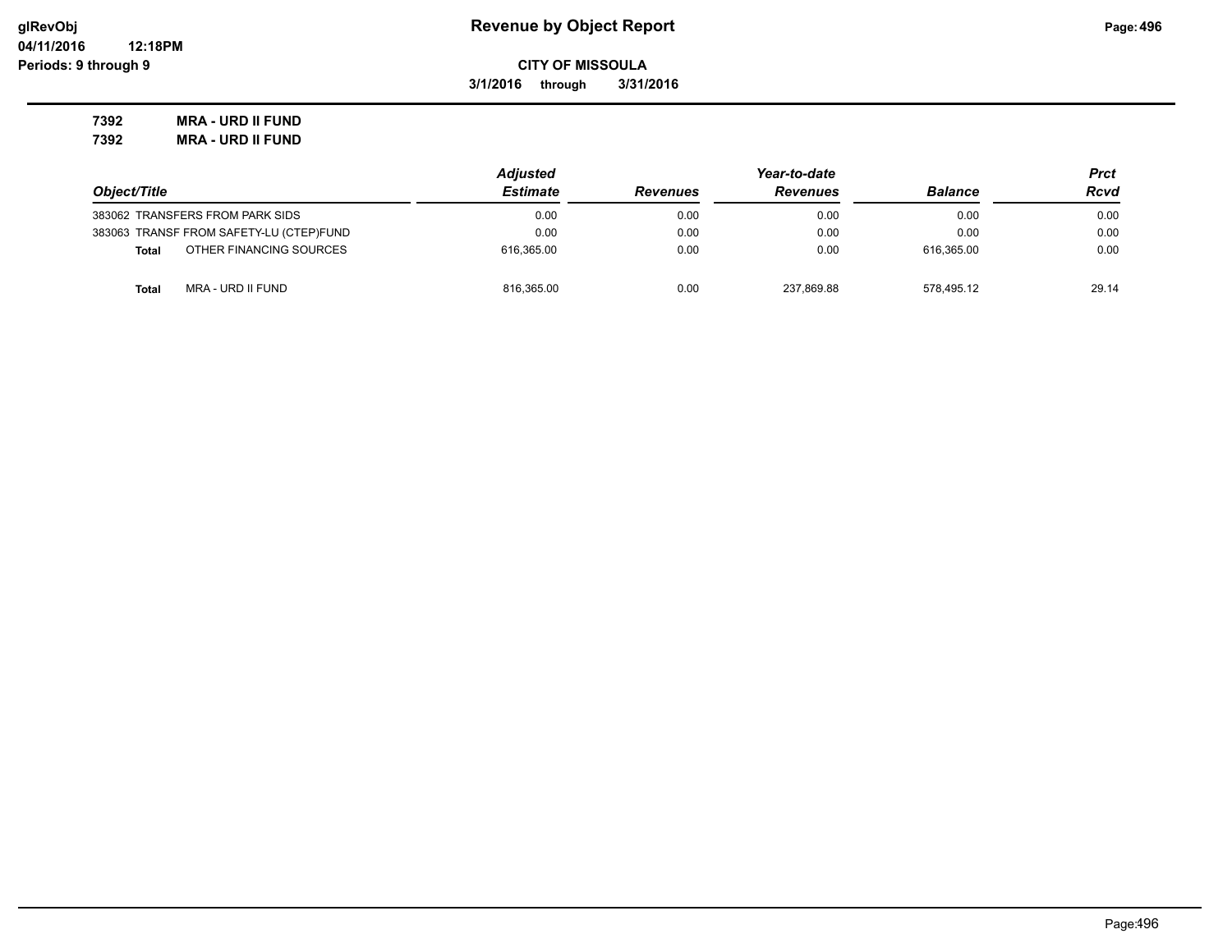# Revenue by Object Report

**CITY OF MISSOULA**

**3/1/2016 through 3/31/2016**

glRevObj
04/11/2016 12:18PM
Periods: 9 through 9

**7392 MRA - URD II FUND**
**7392 MRA - URD II FUND**

| Object/Title | Adjusted Estimate | Revenues | Year-to-date Revenues | Balance | Prct Rcvd |
|---|---|---|---|---|---|
| 383062 TRANSFERS FROM PARK SIDS | 0.00 | 0.00 | 0.00 | 0.00 | 0.00 |
| 383063 TRANSF FROM SAFETY-LU (CTEP)FUND | 0.00 | 0.00 | 0.00 | 0.00 | 0.00 |
| **Total** OTHER FINANCING SOURCES | 616,365.00 | 0.00 | 0.00 | 616,365.00 | 0.00 |
| **Total** MRA - URD II FUND | 816,365.00 | 0.00 | 237,869.88 | 578,495.12 | 29.14 |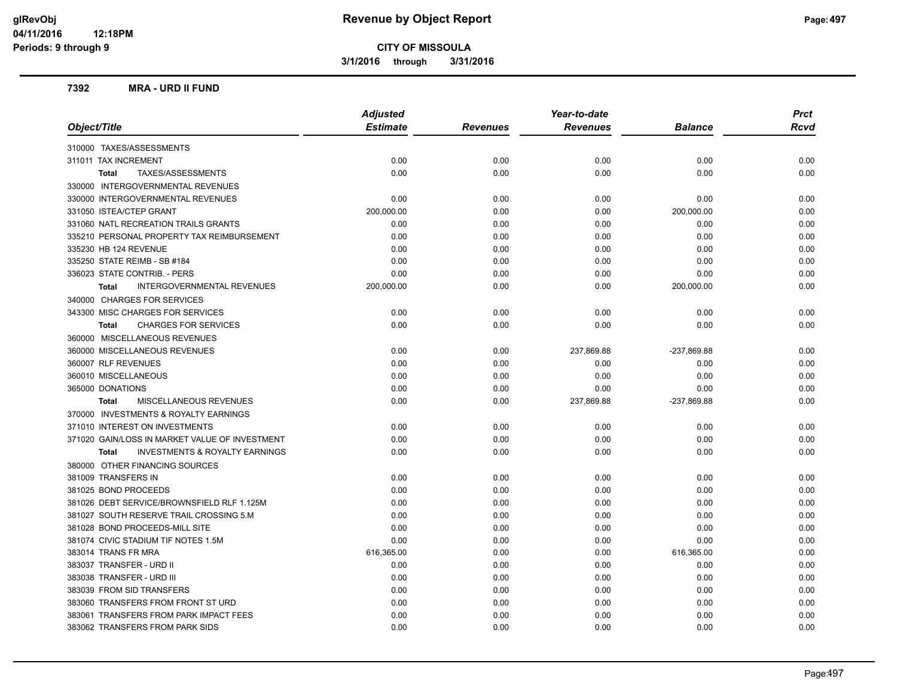# Revenue by Object Report

**CITY OF MISSOULA**

**3/1/2016 through 3/31/2016**

glRevObj
04/11/2016 12:18PM
Periods: 9 through 9

### 7392 MRA - URD II FUND

| Object/Title | Adjusted Estimate | Revenues | Year-to-date Revenues | Balance | Prct Rcvd |
|---|---|---|---|---|---|
| 310000 TAXES/ASSESSMENTS | | | | | |
| 311011 TAX INCREMENT | 0.00 | 0.00 | 0.00 | 0.00 | 0.00 |
| **Total** TAXES/ASSESSMENTS | 0.00 | 0.00 | 0.00 | 0.00 | 0.00 |
| 330000 INTERGOVERNMENTAL REVENUES | | | | | |
| 330000 INTERGOVERNMENTAL REVENUES | 0.00 | 0.00 | 0.00 | 0.00 | 0.00 |
| 331050 ISTEA/CTEP GRANT | 200,000.00 | 0.00 | 0.00 | 200,000.00 | 0.00 |
| 331060 NATL RECREATION TRAILS GRANTS | 0.00 | 0.00 | 0.00 | 0.00 | 0.00 |
| 335210 PERSONAL PROPERTY TAX REIMBURSEMENT | 0.00 | 0.00 | 0.00 | 0.00 | 0.00 |
| 335230 HB 124 REVENUE | 0.00 | 0.00 | 0.00 | 0.00 | 0.00 |
| 335250 STATE REIMB - SB #184 | 0.00 | 0.00 | 0.00 | 0.00 | 0.00 |
| 336023 STATE CONTRIB. - PERS | 0.00 | 0.00 | 0.00 | 0.00 | 0.00 |
| **Total** INTERGOVERNMENTAL REVENUES | 200,000.00 | 0.00 | 0.00 | 200,000.00 | 0.00 |
| 340000 CHARGES FOR SERVICES | | | | | |
| 343300 MISC CHARGES FOR SERVICES | 0.00 | 0.00 | 0.00 | 0.00 | 0.00 |
| **Total** CHARGES FOR SERVICES | 0.00 | 0.00 | 0.00 | 0.00 | 0.00 |
| 360000 MISCELLANEOUS REVENUES | | | | | |
| 360000 MISCELLANEOUS REVENUES | 0.00 | 0.00 | 237,869.88 | -237,869.88 | 0.00 |
| 360007 RLF REVENUES | 0.00 | 0.00 | 0.00 | 0.00 | 0.00 |
| 360010 MISCELLANEOUS | 0.00 | 0.00 | 0.00 | 0.00 | 0.00 |
| 365000 DONATIONS | 0.00 | 0.00 | 0.00 | 0.00 | 0.00 |
| **Total** MISCELLANEOUS REVENUES | 0.00 | 0.00 | 237,869.88 | -237,869.88 | 0.00 |
| 370000 INVESTMENTS & ROYALTY EARNINGS | | | | | |
| 371010 INTEREST ON INVESTMENTS | 0.00 | 0.00 | 0.00 | 0.00 | 0.00 |
| 371020 GAIN/LOSS IN MARKET VALUE OF INVESTMENT | 0.00 | 0.00 | 0.00 | 0.00 | 0.00 |
| **Total** INVESTMENTS & ROYALTY EARNINGS | 0.00 | 0.00 | 0.00 | 0.00 | 0.00 |
| 380000 OTHER FINANCING SOURCES | | | | | |
| 381009 TRANSFERS IN | 0.00 | 0.00 | 0.00 | 0.00 | 0.00 |
| 381025 BOND PROCEEDS | 0.00 | 0.00 | 0.00 | 0.00 | 0.00 |
| 381026 DEBT SERVICE/BROWNSFIELD RLF 1.125M | 0.00 | 0.00 | 0.00 | 0.00 | 0.00 |
| 381027 SOUTH RESERVE TRAIL CROSSING 5.M | 0.00 | 0.00 | 0.00 | 0.00 | 0.00 |
| 381028 BOND PROCEEDS-MILL SITE | 0.00 | 0.00 | 0.00 | 0.00 | 0.00 |
| 381074 CIVIC STADIUM TIF NOTES 1.5M | 0.00 | 0.00 | 0.00 | 0.00 | 0.00 |
| 383014 TRANS FR MRA | 616,365.00 | 0.00 | 0.00 | 616,365.00 | 0.00 |
| 383037 TRANSFER - URD II | 0.00 | 0.00 | 0.00 | 0.00 | 0.00 |
| 383038 TRANSFER - URD III | 0.00 | 0.00 | 0.00 | 0.00 | 0.00 |
| 383039 FROM SID TRANSFERS | 0.00 | 0.00 | 0.00 | 0.00 | 0.00 |
| 383060 TRANSFERS FROM FRONT ST URD | 0.00 | 0.00 | 0.00 | 0.00 | 0.00 |
| 383061 TRANSFERS FROM PARK IMPACT FEES | 0.00 | 0.00 | 0.00 | 0.00 | 0.00 |
| 383062 TRANSFERS FROM PARK SIDS | 0.00 | 0.00 | 0.00 | 0.00 | 0.00 |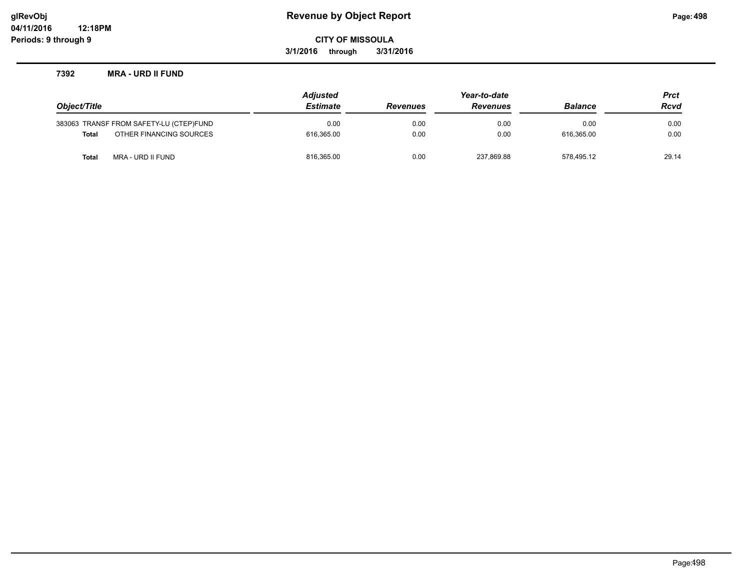**Revenue by Object Report**

**CITY OF MISSOULA**

**3/1/2016 through 3/31/2016**

### 7392 MRA - URD II FUND

| Object/Title | | Adjusted Estimate | Revenues | Year-to-date Revenues | Balance | Prct Rcvd |
|---|---|---|---|---|---|---|
| 383063 | TRANSF FROM SAFETY-LU (CTEP)FUND | 0.00 | 0.00 | 0.00 | 0.00 | 0.00 |
| **Total** | OTHER FINANCING SOURCES | 616,365.00 | 0.00 | 0.00 | 616,365.00 | 0.00 |
| **Total** | MRA - URD II FUND | 816,365.00 | 0.00 | 237,869.88 | 578,495.12 | 29.14 |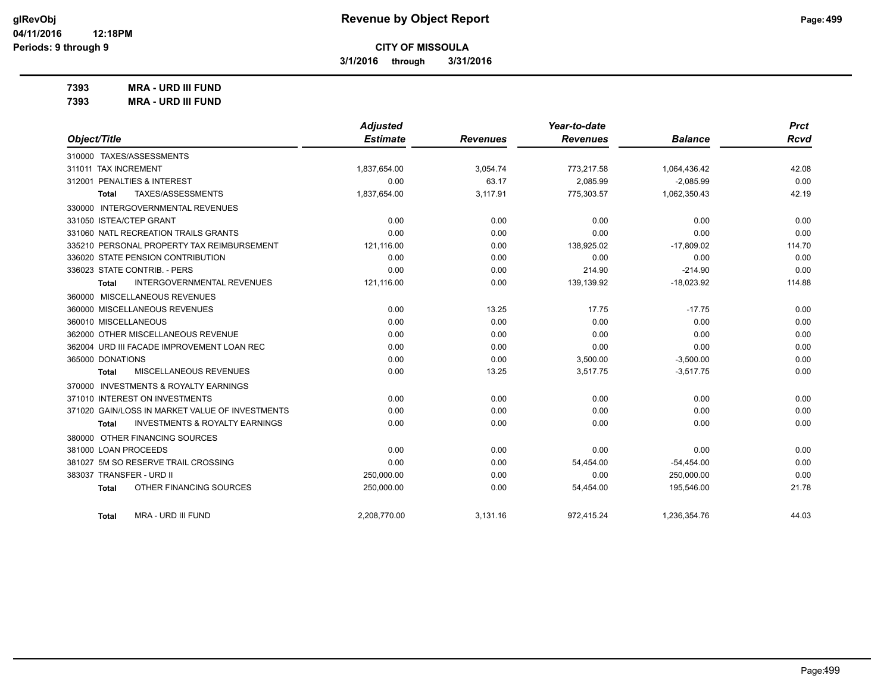**CITY OF MISSOULA**

**Revenue by Object Report**

**3/1/2016 through 3/31/2016**

glRevObj
04/11/2016 12:18PM
Periods: 9 through 9

**7393 MRA - URD III FUND**
**7393 MRA - URD III FUND**

| Object/Title | Adjusted Estimate | Revenues | Year-to-date Revenues | Balance | Prct Rcvd |
|---|---|---|---|---|---|
| 310000 TAXES/ASSESSMENTS | | | | | |
| 311011 TAX INCREMENT | 1,837,654.00 | 3,054.74 | 773,217.58 | 1,064,436.42 | 42.08 |
| 312001 PENALTIES & INTEREST | 0.00 | 63.17 | 2,085.99 | -2,085.99 | 0.00 |
| Total TAXES/ASSESSMENTS | 1,837,654.00 | 3,117.91 | 775,303.57 | 1,062,350.43 | 42.19 |
| 330000 INTERGOVERNMENTAL REVENUES | | | | | |
| 331050 ISTEA/CTEP GRANT | 0.00 | 0.00 | 0.00 | 0.00 | 0.00 |
| 331060 NATL RECREATION TRAILS GRANTS | 0.00 | 0.00 | 0.00 | 0.00 | 0.00 |
| 335210 PERSONAL PROPERTY TAX REIMBURSEMENT | 121,116.00 | 0.00 | 138,925.02 | -17,809.02 | 114.70 |
| 336020 STATE PENSION CONTRIBUTION | 0.00 | 0.00 | 0.00 | 0.00 | 0.00 |
| 336023 STATE CONTRIB. - PERS | 0.00 | 0.00 | 214.90 | -214.90 | 0.00 |
| Total INTERGOVERNMENTAL REVENUES | 121,116.00 | 0.00 | 139,139.92 | -18,023.92 | 114.88 |
| 360000 MISCELLANEOUS REVENUES | | | | | |
| 360000 MISCELLANEOUS REVENUES | 0.00 | 13.25 | 17.75 | -17.75 | 0.00 |
| 360010 MISCELLANEOUS | 0.00 | 0.00 | 0.00 | 0.00 | 0.00 |
| 362000 OTHER MISCELLANEOUS REVENUE | 0.00 | 0.00 | 0.00 | 0.00 | 0.00 |
| 362004 URD III FACADE IMPROVEMENT LOAN REC | 0.00 | 0.00 | 0.00 | 0.00 | 0.00 |
| 365000 DONATIONS | 0.00 | 0.00 | 3,500.00 | -3,500.00 | 0.00 |
| Total MISCELLANEOUS REVENUES | 0.00 | 13.25 | 3,517.75 | -3,517.75 | 0.00 |
| 370000 INVESTMENTS & ROYALTY EARNINGS | | | | | |
| 371010 INTEREST ON INVESTMENTS | 0.00 | 0.00 | 0.00 | 0.00 | 0.00 |
| 371020 GAIN/LOSS IN MARKET VALUE OF INVESTMENTS | 0.00 | 0.00 | 0.00 | 0.00 | 0.00 |
| Total INVESTMENTS & ROYALTY EARNINGS | 0.00 | 0.00 | 0.00 | 0.00 | 0.00 |
| 380000 OTHER FINANCING SOURCES | | | | | |
| 381000 LOAN PROCEEDS | 0.00 | 0.00 | 0.00 | 0.00 | 0.00 |
| 381027 5M SO RESERVE TRAIL CROSSING | 0.00 | 0.00 | 54,454.00 | -54,454.00 | 0.00 |
| 383037 TRANSFER - URD II | 250,000.00 | 0.00 | 0.00 | 250,000.00 | 0.00 |
| Total OTHER FINANCING SOURCES | 250,000.00 | 0.00 | 54,454.00 | 195,546.00 | 21.78 |
| Total MRA - URD III FUND | 2,208,770.00 | 3,131.16 | 972,415.24 | 1,236,354.76 | 44.03 |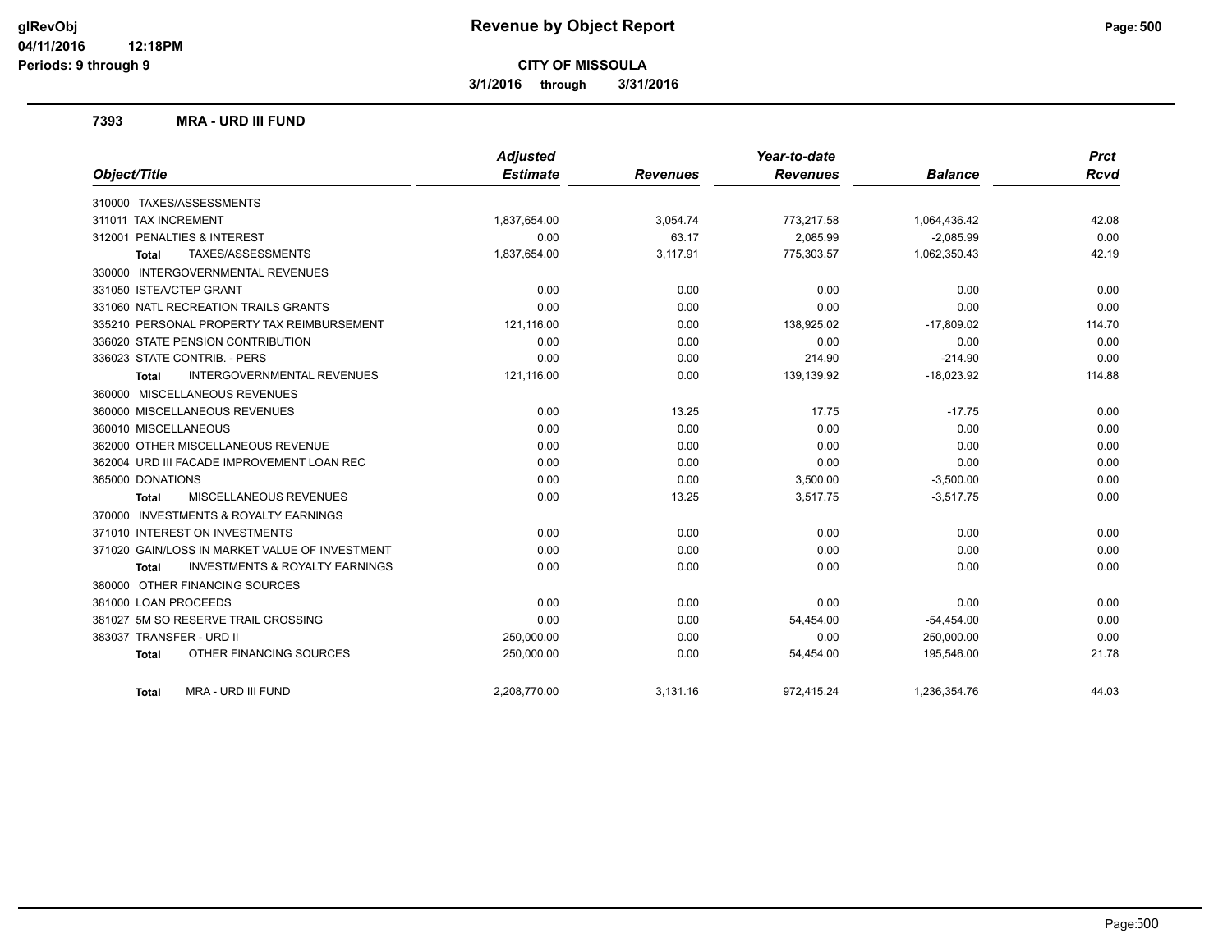# Revenue by Object Report

**CITY OF MISSOULA**

**3/1/2016 through 3/31/2016**

glRevObj
04/11/2016 12:18PM
Periods: 9 through 9

## 7393 MRA - URD III FUND

| Object/Title | Adjusted Estimate | Revenues | Year-to-date Revenues | Balance | Prct Rcvd |
|---|---|---|---|---|---|
| 310000 TAXES/ASSESSMENTS | | | | | |
| 311011 TAX INCREMENT | 1,837,654.00 | 3,054.74 | 773,217.58 | 1,064,436.42 | 42.08 |
| 312001 PENALTIES & INTEREST | 0.00 | 63.17 | 2,085.99 | -2,085.99 | 0.00 |
| **Total** TAXES/ASSESSMENTS | 1,837,654.00 | 3,117.91 | 775,303.57 | 1,062,350.43 | 42.19 |
| 330000 INTERGOVERNMENTAL REVENUES | | | | | |
| 331050 ISTEA/CTEP GRANT | 0.00 | 0.00 | 0.00 | 0.00 | 0.00 |
| 331060 NATL RECREATION TRAILS GRANTS | 0.00 | 0.00 | 0.00 | 0.00 | 0.00 |
| 335210 PERSONAL PROPERTY TAX REIMBURSEMENT | 121,116.00 | 0.00 | 138,925.02 | -17,809.02 | 114.70 |
| 336020 STATE PENSION CONTRIBUTION | 0.00 | 0.00 | 0.00 | 0.00 | 0.00 |
| 336023 STATE CONTRIB. - PERS | 0.00 | 0.00 | 214.90 | -214.90 | 0.00 |
| **Total** INTERGOVERNMENTAL REVENUES | 121,116.00 | 0.00 | 139,139.92 | -18,023.92 | 114.88 |
| 360000 MISCELLANEOUS REVENUES | | | | | |
| 360000 MISCELLANEOUS REVENUES | 0.00 | 13.25 | 17.75 | -17.75 | 0.00 |
| 360010 MISCELLANEOUS | 0.00 | 0.00 | 0.00 | 0.00 | 0.00 |
| 362000 OTHER MISCELLANEOUS REVENUE | 0.00 | 0.00 | 0.00 | 0.00 | 0.00 |
| 362004 URD III FACADE IMPROVEMENT LOAN REC | 0.00 | 0.00 | 0.00 | 0.00 | 0.00 |
| 365000 DONATIONS | 0.00 | 0.00 | 3,500.00 | -3,500.00 | 0.00 |
| **Total** MISCELLANEOUS REVENUES | 0.00 | 13.25 | 3,517.75 | -3,517.75 | 0.00 |
| 370000 INVESTMENTS & ROYALTY EARNINGS | | | | | |
| 371010 INTEREST ON INVESTMENTS | 0.00 | 0.00 | 0.00 | 0.00 | 0.00 |
| 371020 GAIN/LOSS IN MARKET VALUE OF INVESTMENT | 0.00 | 0.00 | 0.00 | 0.00 | 0.00 |
| **Total** INVESTMENTS & ROYALTY EARNINGS | 0.00 | 0.00 | 0.00 | 0.00 | 0.00 |
| 380000 OTHER FINANCING SOURCES | | | | | |
| 381000 LOAN PROCEEDS | 0.00 | 0.00 | 0.00 | 0.00 | 0.00 |
| 381027 5M SO RESERVE TRAIL CROSSING | 0.00 | 0.00 | 54,454.00 | -54,454.00 | 0.00 |
| 383037 TRANSFER - URD II | 250,000.00 | 0.00 | 0.00 | 250,000.00 | 0.00 |
| **Total** OTHER FINANCING SOURCES | 250,000.00 | 0.00 | 54,454.00 | 195,546.00 | 21.78 |
| **Total** MRA - URD III FUND | 2,208,770.00 | 3,131.16 | 972,415.24 | 1,236,354.76 | 44.03 |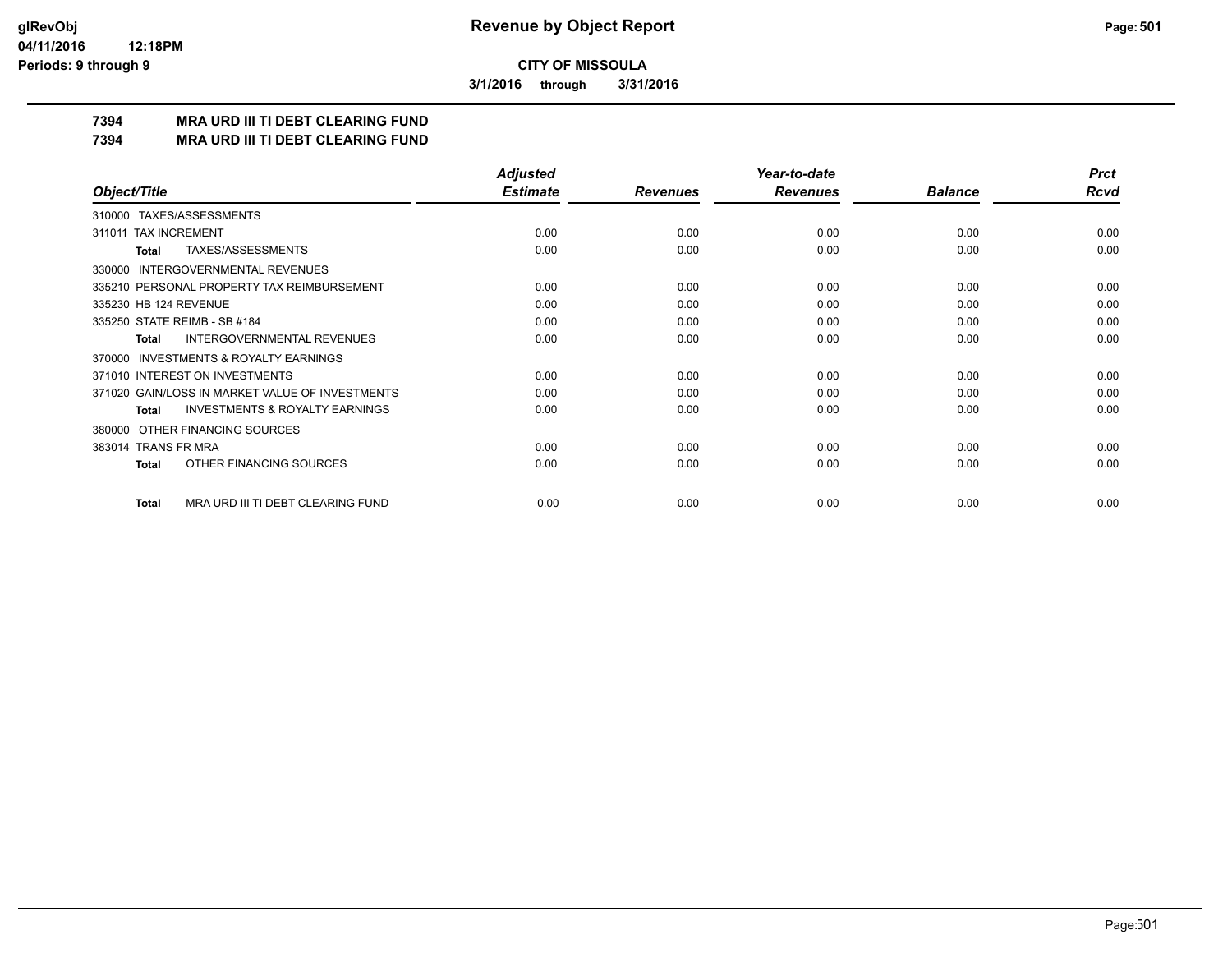**CITY OF MISSOULA**

**3/1/2016 through 3/31/2016**

## 7394 MRA URD III TI DEBT CLEARING FUND
## 7394 MRA URD III TI DEBT CLEARING FUND

| Object/Title | Adjusted Estimate | Revenues | Year-to-date Revenues | Balance | Prct Rcvd |
|---|---|---|---|---|---|
| 310000 TAXES/ASSESSMENTS | | | | | |
| 311011 TAX INCREMENT | 0.00 | 0.00 | 0.00 | 0.00 | 0.00 |
| **Total** TAXES/ASSESSMENTS | 0.00 | 0.00 | 0.00 | 0.00 | 0.00 |
| 330000 INTERGOVERNMENTAL REVENUES | | | | | |
| 335210 PERSONAL PROPERTY TAX REIMBURSEMENT | 0.00 | 0.00 | 0.00 | 0.00 | 0.00 |
| 335230 HB 124 REVENUE | 0.00 | 0.00 | 0.00 | 0.00 | 0.00 |
| 335250 STATE REIMB - SB #184 | 0.00 | 0.00 | 0.00 | 0.00 | 0.00 |
| **Total** INTERGOVERNMENTAL REVENUES | 0.00 | 0.00 | 0.00 | 0.00 | 0.00 |
| 370000 INVESTMENTS & ROYALTY EARNINGS | | | | | |
| 371010 INTEREST ON INVESTMENTS | 0.00 | 0.00 | 0.00 | 0.00 | 0.00 |
| 371020 GAIN/LOSS IN MARKET VALUE OF INVESTMENTS | 0.00 | 0.00 | 0.00 | 0.00 | 0.00 |
| **Total** INVESTMENTS & ROYALTY EARNINGS | 0.00 | 0.00 | 0.00 | 0.00 | 0.00 |
| 380000 OTHER FINANCING SOURCES | | | | | |
| 383014 TRANS FR MRA | 0.00 | 0.00 | 0.00 | 0.00 | 0.00 |
| **Total** OTHER FINANCING SOURCES | 0.00 | 0.00 | 0.00 | 0.00 | 0.00 |
| **Total** MRA URD III TI DEBT CLEARING FUND | 0.00 | 0.00 | 0.00 | 0.00 | 0.00 |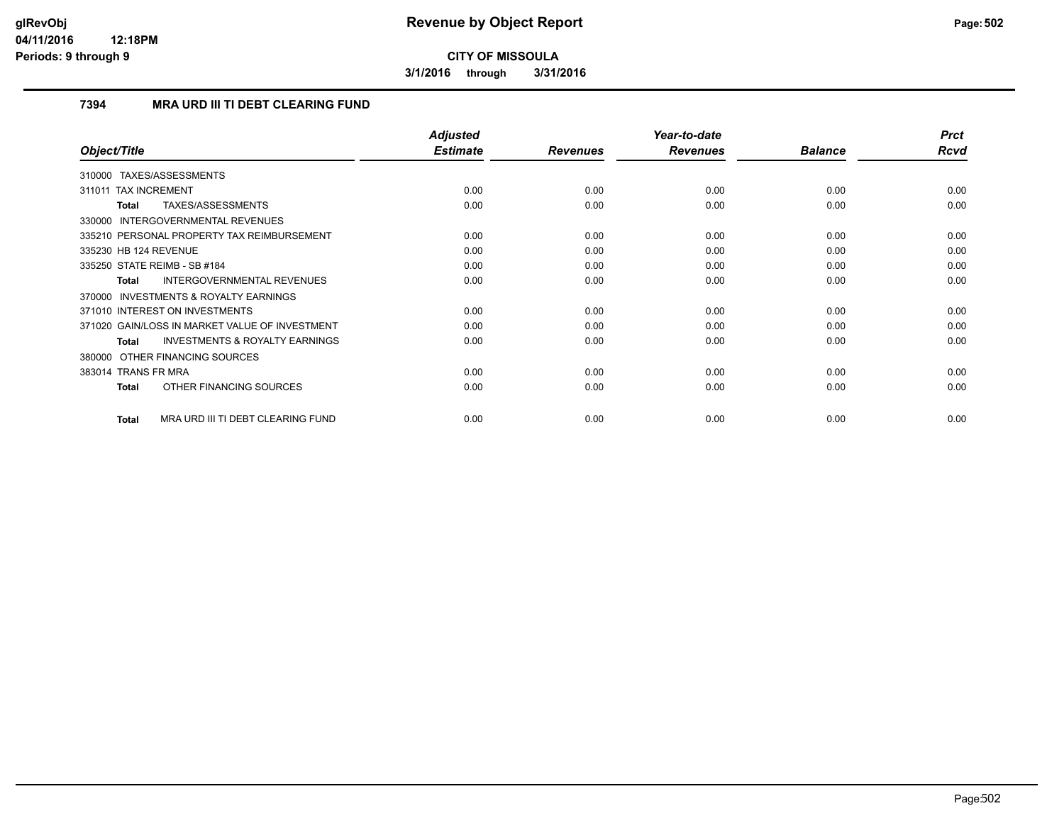# Revenue by Object Report

**CITY OF MISSOULA**

**3/1/2016 through 3/31/2016**

glRevObj
04/11/2016 12:18PM
Periods: 9 through 9

## 7394 MRA URD III TI DEBT CLEARING FUND

| Object/Title | Adjusted Estimate | Revenues | Year-to-date Revenues | Balance | Prct Rcvd |
|---|---|---|---|---|---|
| 310000 TAXES/ASSESSMENTS | | | | | |
| 311011 TAX INCREMENT | 0.00 | 0.00 | 0.00 | 0.00 | 0.00 |
| **Total** TAXES/ASSESSMENTS | 0.00 | 0.00 | 0.00 | 0.00 | 0.00 |
| 330000 INTERGOVERNMENTAL REVENUES | | | | | |
| 335210 PERSONAL PROPERTY TAX REIMBURSEMENT | 0.00 | 0.00 | 0.00 | 0.00 | 0.00 |
| 335230 HB 124 REVENUE | 0.00 | 0.00 | 0.00 | 0.00 | 0.00 |
| 335250 STATE REIMB - SB #184 | 0.00 | 0.00 | 0.00 | 0.00 | 0.00 |
| **Total** INTERGOVERNMENTAL REVENUES | 0.00 | 0.00 | 0.00 | 0.00 | 0.00 |
| 370000 INVESTMENTS & ROYALTY EARNINGS | | | | | |
| 371010 INTEREST ON INVESTMENTS | 0.00 | 0.00 | 0.00 | 0.00 | 0.00 |
| 371020 GAIN/LOSS IN MARKET VALUE OF INVESTMENT | 0.00 | 0.00 | 0.00 | 0.00 | 0.00 |
| **Total** INVESTMENTS & ROYALTY EARNINGS | 0.00 | 0.00 | 0.00 | 0.00 | 0.00 |
| 380000 OTHER FINANCING SOURCES | | | | | |
| 383014 TRANS FR MRA | 0.00 | 0.00 | 0.00 | 0.00 | 0.00 |
| **Total** OTHER FINANCING SOURCES | 0.00 | 0.00 | 0.00 | 0.00 | 0.00 |
| **Total** MRA URD III TI DEBT CLEARING FUND | 0.00 | 0.00 | 0.00 | 0.00 | 0.00 |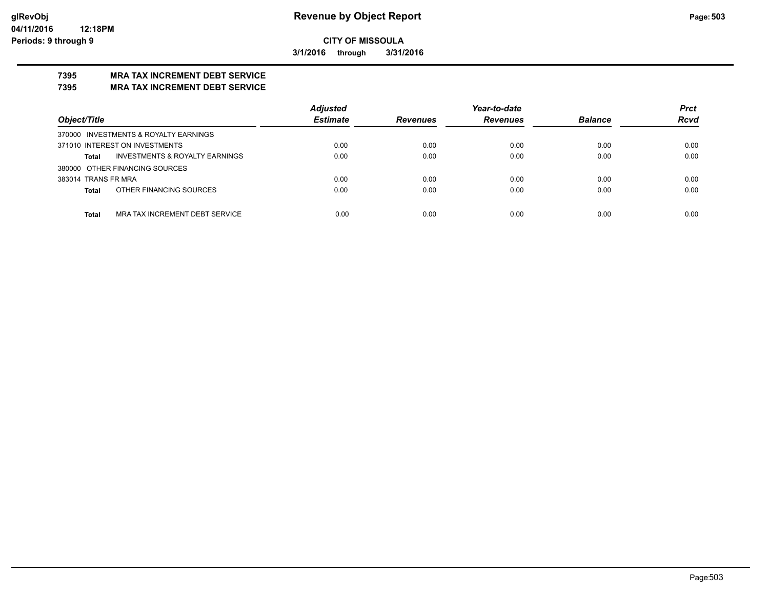**CITY OF MISSOULA**

**3/1/2016 through 3/31/2016**

# 7395 MRA TAX INCREMENT DEBT SERVICE

## 7395 MRA TAX INCREMENT DEBT SERVICE

| Object/Title | Adjusted Estimate | Revenues | Year-to-date Revenues | Balance | Prct Rcvd |
|---|---|---|---|---|---|
| 370000 INVESTMENTS & ROYALTY EARNINGS | | | | | |
| 371010 INTEREST ON INVESTMENTS | 0.00 | 0.00 | 0.00 | 0.00 | 0.00 |
| **Total** INVESTMENTS & ROYALTY EARNINGS | 0.00 | 0.00 | 0.00 | 0.00 | 0.00 |
| 380000 OTHER FINANCING SOURCES | | | | | |
| 383014 TRANS FR MRA | 0.00 | 0.00 | 0.00 | 0.00 | 0.00 |
| **Total** OTHER FINANCING SOURCES | 0.00 | 0.00 | 0.00 | 0.00 | 0.00 |
| **Total** MRA TAX INCREMENT DEBT SERVICE | 0.00 | 0.00 | 0.00 | 0.00 | 0.00 |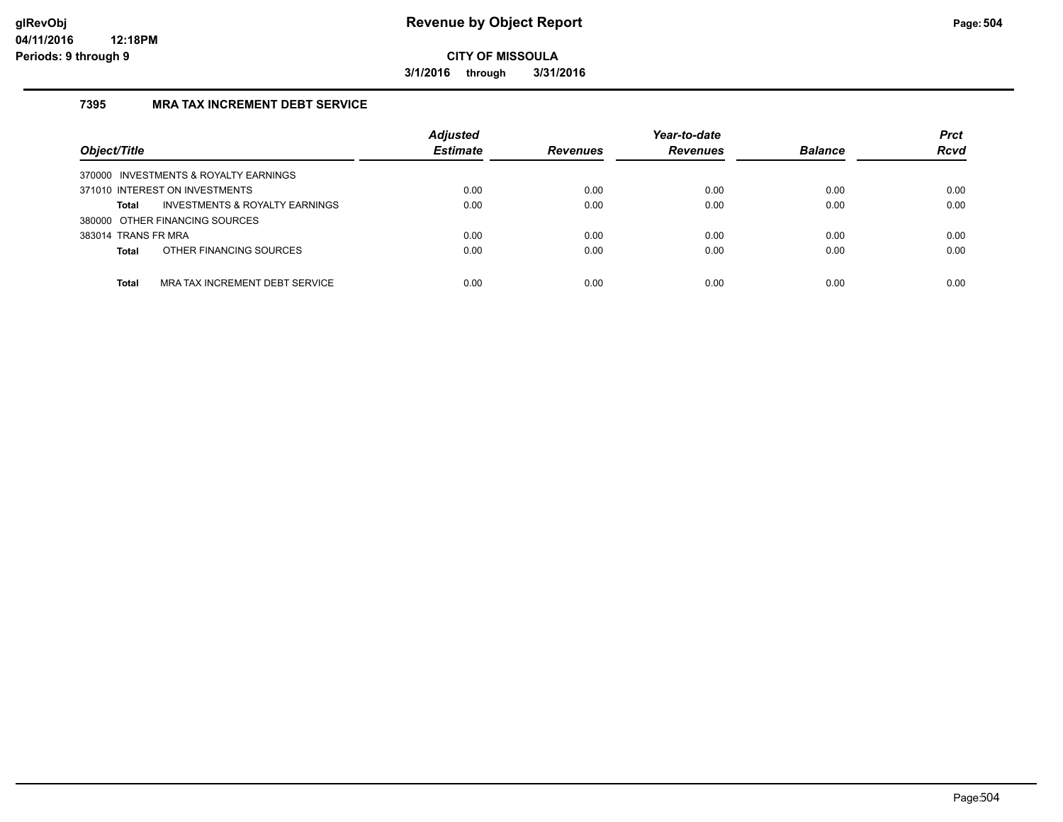# Revenue by Object Report

**CITY OF MISSOULA**

**3/1/2016 through 3/31/2016**

glRevObj
04/11/2016 12:18PM
Periods: 9 through 9

## 7395 MRA TAX INCREMENT DEBT SERVICE

| Object/Title | Adjusted Estimate | Revenues | Year-to-date Revenues | Balance | Prct Rcvd |
|---|---|---|---|---|---|
| 370000 INVESTMENTS & ROYALTY EARNINGS | | | | | |
| 371010 INTEREST ON INVESTMENTS | 0.00 | 0.00 | 0.00 | 0.00 | 0.00 |
| **Total** INVESTMENTS & ROYALTY EARNINGS | 0.00 | 0.00 | 0.00 | 0.00 | 0.00 |
| 380000 OTHER FINANCING SOURCES | | | | | |
| 383014 TRANS FR MRA | 0.00 | 0.00 | 0.00 | 0.00 | 0.00 |
| **Total** OTHER FINANCING SOURCES | 0.00 | 0.00 | 0.00 | 0.00 | 0.00 |
| **Total** MRA TAX INCREMENT DEBT SERVICE | 0.00 | 0.00 | 0.00 | 0.00 | 0.00 |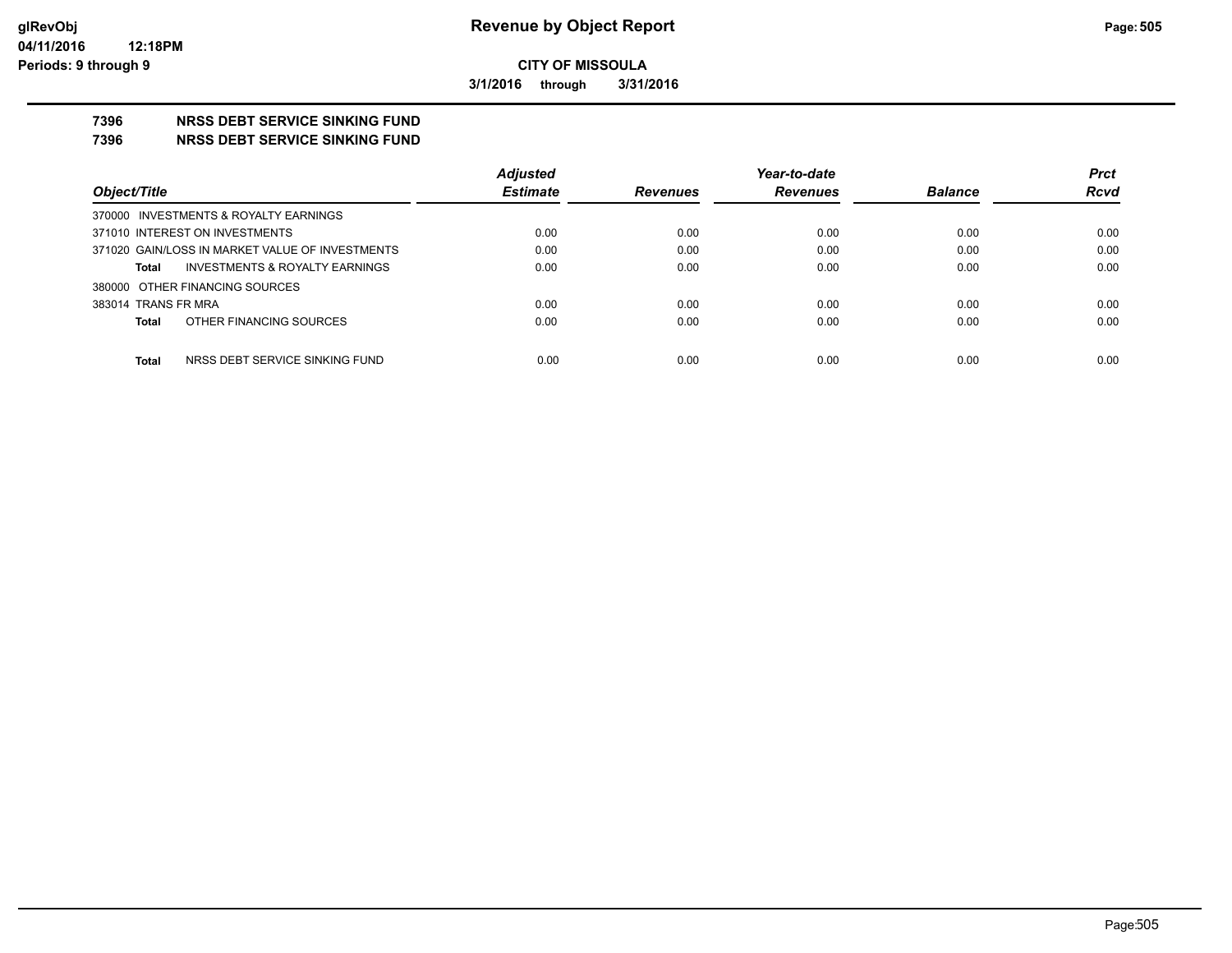**glRevObj**
**04/11/2016 12:18PM**
**Periods: 9 through 9**

# Revenue by Object Report

**CITY OF MISSOULA**

**3/1/2016 through 3/31/2016**

## 7396 NRSS DEBT SERVICE SINKING FUND
## 7396 NRSS DEBT SERVICE SINKING FUND

| Object/Title | Adjusted Estimate | Revenues | Year-to-date Revenues | Balance | Prct Rcvd |
|---|---|---|---|---|---|
| 370000 INVESTMENTS & ROYALTY EARNINGS | | | | | |
| 371010 INTEREST ON INVESTMENTS | 0.00 | 0.00 | 0.00 | 0.00 | 0.00 |
| 371020 GAIN/LOSS IN MARKET VALUE OF INVESTMENTS | 0.00 | 0.00 | 0.00 | 0.00 | 0.00 |
| **Total** INVESTMENTS & ROYALTY EARNINGS | 0.00 | 0.00 | 0.00 | 0.00 | 0.00 |
| 380000 OTHER FINANCING SOURCES | | | | | |
| 383014 TRANS FR MRA | 0.00 | 0.00 | 0.00 | 0.00 | 0.00 |
| **Total** OTHER FINANCING SOURCES | 0.00 | 0.00 | 0.00 | 0.00 | 0.00 |
| **Total** NRSS DEBT SERVICE SINKING FUND | 0.00 | 0.00 | 0.00 | 0.00 | 0.00 |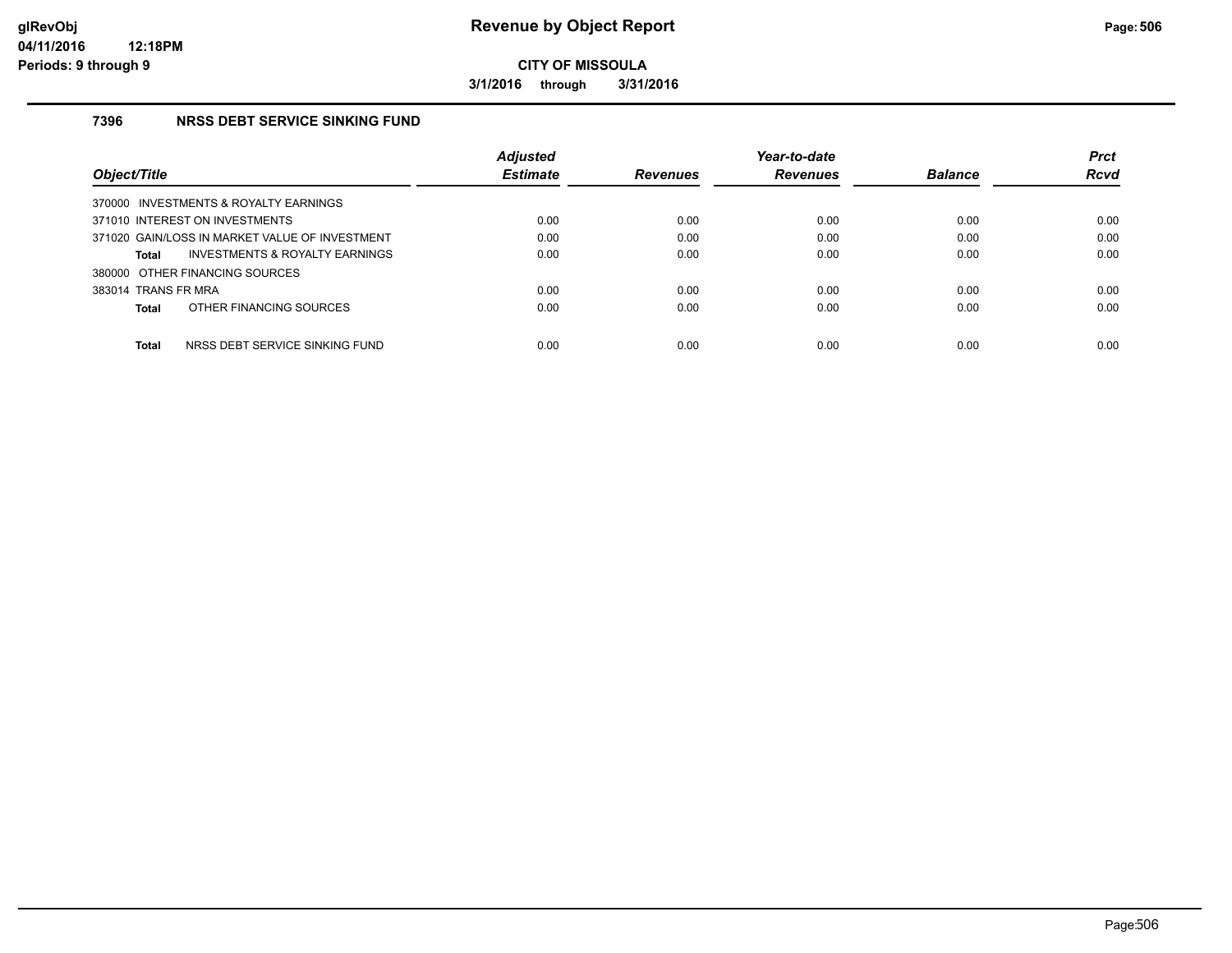glRevObj
04/11/2016 12:18PM
Periods: 9 through 9

# Revenue by Object Report

**CITY OF MISSOULA**

**3/1/2016 through 3/31/2016**

## 7396 NRSS DEBT SERVICE SINKING FUND

| Object/Title | Adjusted Estimate | Revenues | Year-to-date Revenues | Balance | Prct Rcvd |
|---|---|---|---|---|---|
| 370000 INVESTMENTS & ROYALTY EARNINGS | | | | | |
| 371010 INTEREST ON INVESTMENTS | 0.00 | 0.00 | 0.00 | 0.00 | 0.00 |
| 371020 GAIN/LOSS IN MARKET VALUE OF INVESTMENT | 0.00 | 0.00 | 0.00 | 0.00 | 0.00 |
| **Total** INVESTMENTS & ROYALTY EARNINGS | 0.00 | 0.00 | 0.00 | 0.00 | 0.00 |
| 380000 OTHER FINANCING SOURCES | | | | | |
| 383014 TRANS FR MRA | 0.00 | 0.00 | 0.00 | 0.00 | 0.00 |
| **Total** OTHER FINANCING SOURCES | 0.00 | 0.00 | 0.00 | 0.00 | 0.00 |
| **Total** NRSS DEBT SERVICE SINKING FUND | 0.00 | 0.00 | 0.00 | 0.00 | 0.00 |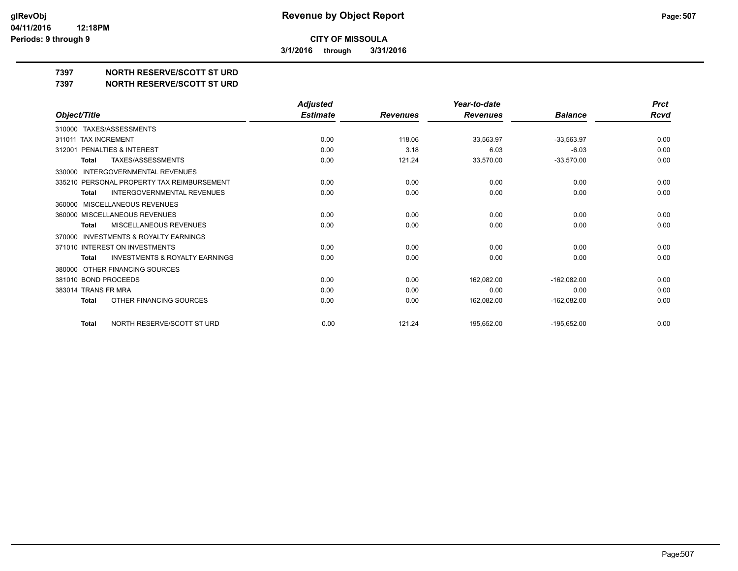**Revenue by Object Report**

**CITY OF MISSOULA**

**3/1/2016 through 3/31/2016**

glRevObj
04/11/2016 12:18PM
Periods: 9 through 9

## 7397 NORTH RESERVE/SCOTT ST URD
## 7397 NORTH RESERVE/SCOTT ST URD

| Object/Title | Adjusted Estimate | Revenues | Year-to-date Revenues | Balance | Prct Rcvd |
|---|---|---|---|---|---|
| 310000 TAXES/ASSESSMENTS | | | | | |
| 311011 TAX INCREMENT | 0.00 | 118.06 | 33,563.97 | -33,563.97 | 0.00 |
| 312001 PENALTIES & INTEREST | 0.00 | 3.18 | 6.03 | -6.03 | 0.00 |
| **Total** TAXES/ASSESSMENTS | 0.00 | 121.24 | 33,570.00 | -33,570.00 | 0.00 |
| 330000 INTERGOVERNMENTAL REVENUES | | | | | |
| 335210 PERSONAL PROPERTY TAX REIMBURSEMENT | 0.00 | 0.00 | 0.00 | 0.00 | 0.00 |
| **Total** INTERGOVERNMENTAL REVENUES | 0.00 | 0.00 | 0.00 | 0.00 | 0.00 |
| 360000 MISCELLANEOUS REVENUES | | | | | |
| 360000 MISCELLANEOUS REVENUES | 0.00 | 0.00 | 0.00 | 0.00 | 0.00 |
| **Total** MISCELLANEOUS REVENUES | 0.00 | 0.00 | 0.00 | 0.00 | 0.00 |
| 370000 INVESTMENTS & ROYALTY EARNINGS | | | | | |
| 371010 INTEREST ON INVESTMENTS | 0.00 | 0.00 | 0.00 | 0.00 | 0.00 |
| **Total** INVESTMENTS & ROYALTY EARNINGS | 0.00 | 0.00 | 0.00 | 0.00 | 0.00 |
| 380000 OTHER FINANCING SOURCES | | | | | |
| 381010 BOND PROCEEDS | 0.00 | 0.00 | 162,082.00 | -162,082.00 | 0.00 |
| 383014 TRANS FR MRA | 0.00 | 0.00 | 0.00 | 0.00 | 0.00 |
| **Total** OTHER FINANCING SOURCES | 0.00 | 0.00 | 162,082.00 | -162,082.00 | 0.00 |
| **Total** NORTH RESERVE/SCOTT ST URD | 0.00 | 121.24 | 195,652.00 | -195,652.00 | 0.00 |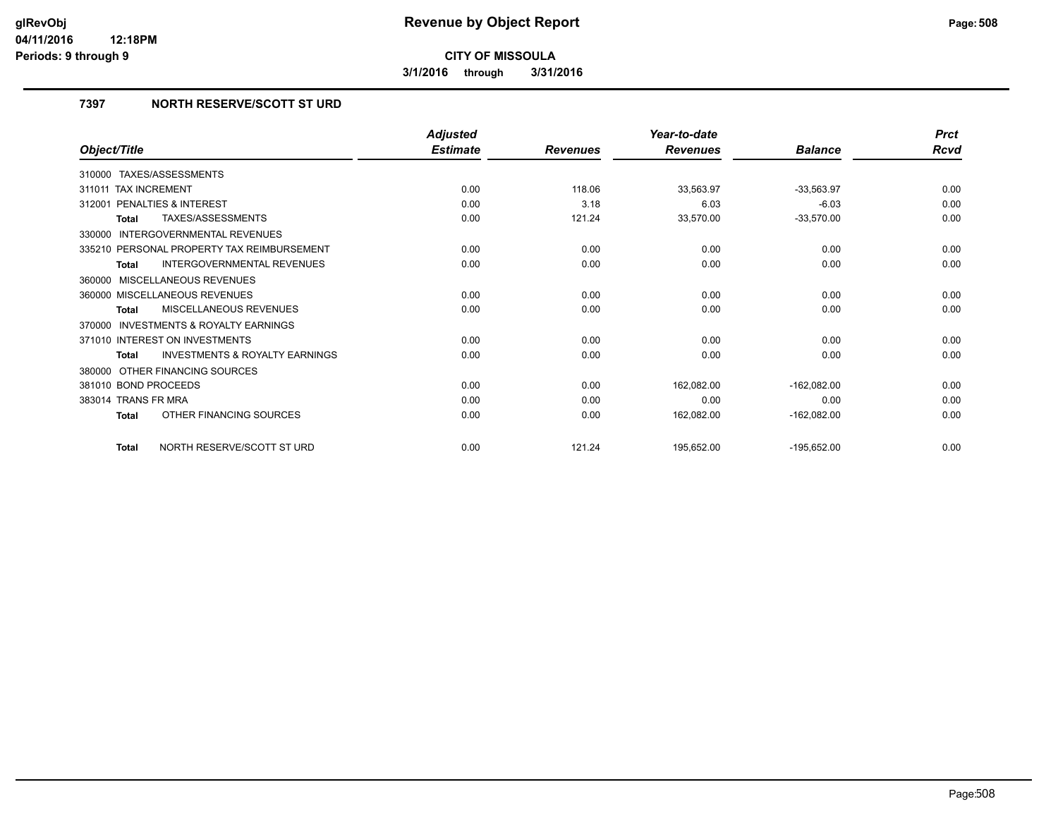**glRevObj**
**04/11/2016 12:18PM**
**Periods: 9 through 9**

# Revenue by Object Report

**CITY OF MISSOULA**

**3/1/2016 through 3/31/2016**

## 7397 NORTH RESERVE/SCOTT ST URD

| Object/Title | Adjusted Estimate | Revenues | Year-to-date Revenues | Balance | Prct Rcvd |
|---|---|---|---|---|---|
| 310000 TAXES/ASSESSMENTS | | | | | |
| 311011 TAX INCREMENT | 0.00 | 118.06 | 33,563.97 | -33,563.97 | 0.00 |
| 312001 PENALTIES & INTEREST | 0.00 | 3.18 | 6.03 | -6.03 | 0.00 |
| **Total** TAXES/ASSESSMENTS | 0.00 | 121.24 | 33,570.00 | -33,570.00 | 0.00 |
| 330000 INTERGOVERNMENTAL REVENUES | | | | | |
| 335210 PERSONAL PROPERTY TAX REIMBURSEMENT | 0.00 | 0.00 | 0.00 | 0.00 | 0.00 |
| **Total** INTERGOVERNMENTAL REVENUES | 0.00 | 0.00 | 0.00 | 0.00 | 0.00 |
| 360000 MISCELLANEOUS REVENUES | | | | | |
| 360000 MISCELLANEOUS REVENUES | 0.00 | 0.00 | 0.00 | 0.00 | 0.00 |
| **Total** MISCELLANEOUS REVENUES | 0.00 | 0.00 | 0.00 | 0.00 | 0.00 |
| 370000 INVESTMENTS & ROYALTY EARNINGS | | | | | |
| 371010 INTEREST ON INVESTMENTS | 0.00 | 0.00 | 0.00 | 0.00 | 0.00 |
| **Total** INVESTMENTS & ROYALTY EARNINGS | 0.00 | 0.00 | 0.00 | 0.00 | 0.00 |
| 380000 OTHER FINANCING SOURCES | | | | | |
| 381010 BOND PROCEEDS | 0.00 | 0.00 | 162,082.00 | -162,082.00 | 0.00 |
| 383014 TRANS FR MRA | 0.00 | 0.00 | 0.00 | 0.00 | 0.00 |
| **Total** OTHER FINANCING SOURCES | 0.00 | 0.00 | 162,082.00 | -162,082.00 | 0.00 |
| **Total** NORTH RESERVE/SCOTT ST URD | 0.00 | 121.24 | 195,652.00 | -195,652.00 | 0.00 |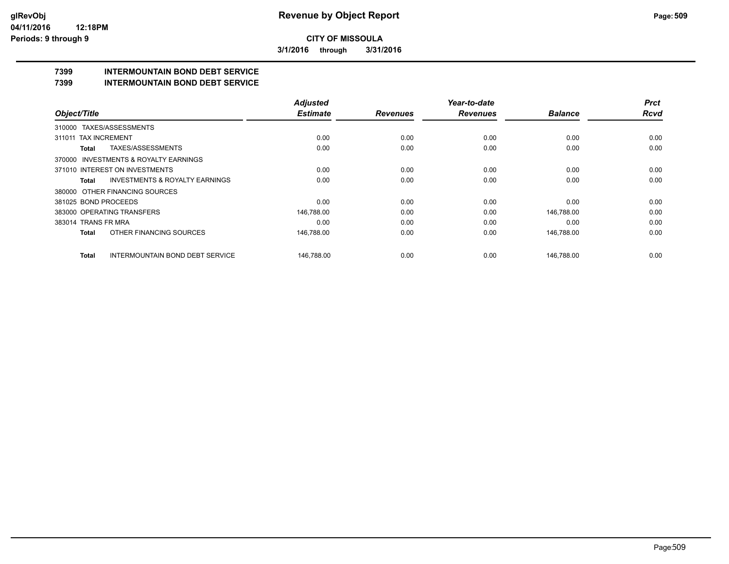**CITY OF MISSOULA**

**3/1/2016 through 3/31/2016**

## Revenue by Object Report

**7399 INTERMOUNTAIN BOND DEBT SERVICE**

**7399 INTERMOUNTAIN BOND DEBT SERVICE**

| Object/Title | Adjusted Estimate | Revenues | Year-to-date Revenues | Balance | Prct Rcvd |
|---|---|---|---|---|---|
| 310000 TAXES/ASSESSMENTS | | | | | |
| 311011 TAX INCREMENT | 0.00 | 0.00 | 0.00 | 0.00 | 0.00 |
| **Total** TAXES/ASSESSMENTS | 0.00 | 0.00 | 0.00 | 0.00 | 0.00 |
| 370000 INVESTMENTS & ROYALTY EARNINGS | | | | | |
| 371010 INTEREST ON INVESTMENTS | 0.00 | 0.00 | 0.00 | 0.00 | 0.00 |
| **Total** INVESTMENTS & ROYALTY EARNINGS | 0.00 | 0.00 | 0.00 | 0.00 | 0.00 |
| 380000 OTHER FINANCING SOURCES | | | | | |
| 381025 BOND PROCEEDS | 0.00 | 0.00 | 0.00 | 0.00 | 0.00 |
| 383000 OPERATING TRANSFERS | 146,788.00 | 0.00 | 0.00 | 146,788.00 | 0.00 |
| 383014 TRANS FR MRA | 0.00 | 0.00 | 0.00 | 0.00 | 0.00 |
| **Total** OTHER FINANCING SOURCES | 146,788.00 | 0.00 | 0.00 | 146,788.00 | 0.00 |
| **Total** INTERMOUNTAIN BOND DEBT SERVICE | 146,788.00 | 0.00 | 0.00 | 146,788.00 | 0.00 |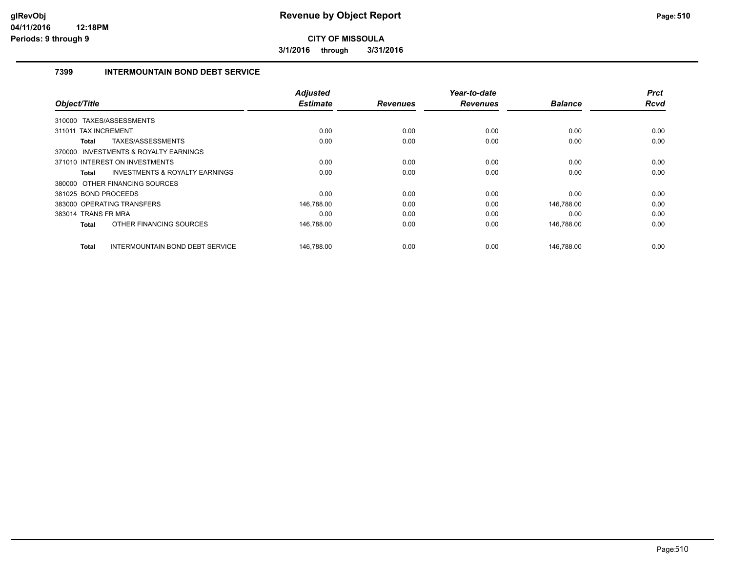**glRevObj**
**04/11/2016 12:18PM**
**Periods: 9 through 9**

# Revenue by Object Report

**CITY OF MISSOULA**

**3/1/2016 through 3/31/2016**

## 7399 INTERMOUNTAIN BOND DEBT SERVICE

| Object/Title | Adjusted Estimate | Revenues | Year-to-date Revenues | Balance | Prct Rcvd |
|---|---|---|---|---|---|
| 310000 TAXES/ASSESSMENTS | | | | | |
| 311011 TAX INCREMENT | 0.00 | 0.00 | 0.00 | 0.00 | 0.00 |
| **Total** TAXES/ASSESSMENTS | 0.00 | 0.00 | 0.00 | 0.00 | 0.00 |
| 370000 INVESTMENTS & ROYALTY EARNINGS | | | | | |
| 371010 INTEREST ON INVESTMENTS | 0.00 | 0.00 | 0.00 | 0.00 | 0.00 |
| **Total** INVESTMENTS & ROYALTY EARNINGS | 0.00 | 0.00 | 0.00 | 0.00 | 0.00 |
| 380000 OTHER FINANCING SOURCES | | | | | |
| 381025 BOND PROCEEDS | 0.00 | 0.00 | 0.00 | 0.00 | 0.00 |
| 383000 OPERATING TRANSFERS | 146,788.00 | 0.00 | 0.00 | 146,788.00 | 0.00 |
| 383014 TRANS FR MRA | 0.00 | 0.00 | 0.00 | 0.00 | 0.00 |
| **Total** OTHER FINANCING SOURCES | 146,788.00 | 0.00 | 0.00 | 146,788.00 | 0.00 |
| **Total** INTERMOUNTAIN BOND DEBT SERVICE | 146,788.00 | 0.00 | 0.00 | 146,788.00 | 0.00 |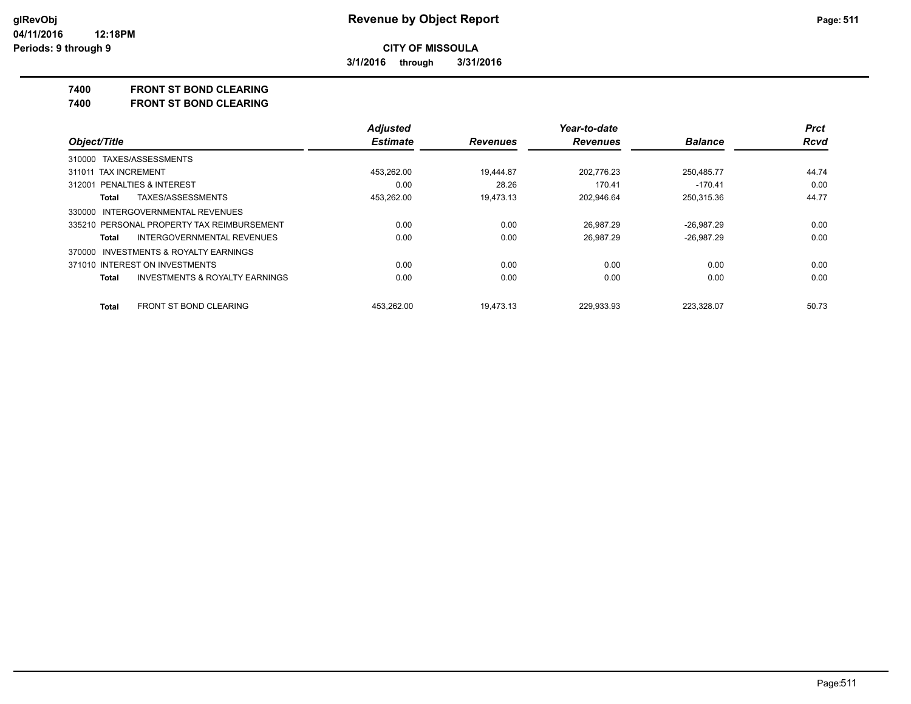**CITY OF MISSOULA**

**3/1/2016 through 3/31/2016**

## 7400 FRONT ST BOND CLEARING
## 7400 FRONT ST BOND CLEARING

| Object/Title | | Adjusted Estimate | Revenues | Year-to-date Revenues | Balance | Prct Rcvd |
|---|---|---|---|---|---|---|
| 310000 TAXES/ASSESSMENTS | | | | | | |
| 311011 TAX INCREMENT | | 453,262.00 | 19,444.87 | 202,776.23 | 250,485.77 | 44.74 |
| 312001 PENALTIES & INTEREST | | 0.00 | 28.26 | 170.41 | -170.41 | 0.00 |
| **Total** | TAXES/ASSESSMENTS | 453,262.00 | 19,473.13 | 202,946.64 | 250,315.36 | 44.77 |
| 330000 INTERGOVERNMENTAL REVENUES | | | | | | |
| 335210 PERSONAL PROPERTY TAX REIMBURSEMENT | | 0.00 | 0.00 | 26,987.29 | -26,987.29 | 0.00 |
| **Total** | INTERGOVERNMENTAL REVENUES | 0.00 | 0.00 | 26,987.29 | -26,987.29 | 0.00 |
| 370000 INVESTMENTS & ROYALTY EARNINGS | | | | | | |
| 371010 INTEREST ON INVESTMENTS | | 0.00 | 0.00 | 0.00 | 0.00 | 0.00 |
| **Total** | INVESTMENTS & ROYALTY EARNINGS | 0.00 | 0.00 | 0.00 | 0.00 | 0.00 |
| **Total** | FRONT ST BOND CLEARING | 453,262.00 | 19,473.13 | 229,933.93 | 223,328.07 | 50.73 |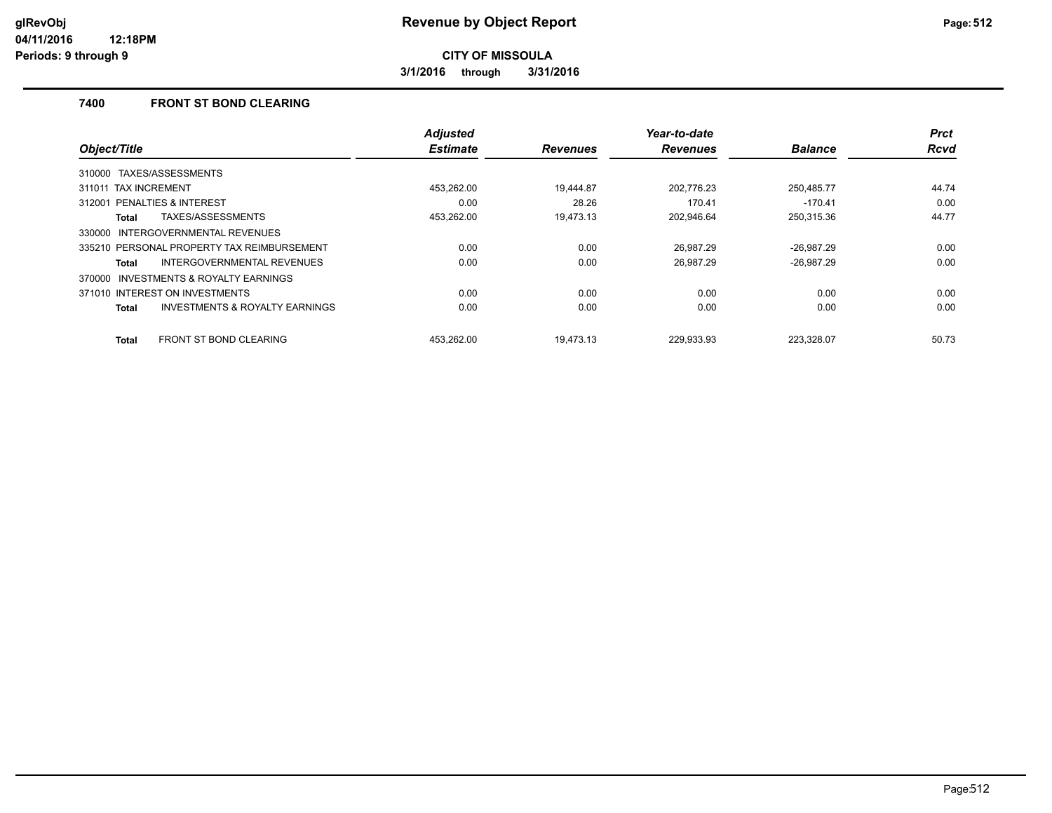# Revenue by Object Report

**CITY OF MISSOULA**

**3/1/2016 through 3/31/2016**

glRevObj
04/11/2016 12:18PM
Periods: 9 through 9

## 7400 FRONT ST BOND CLEARING

| Object/Title | Adjusted Estimate | Revenues | Year-to-date Revenues | Balance | Prct Rcvd |
|---|---|---|---|---|---|
| 310000 TAXES/ASSESSMENTS | | | | | |
| 311011 TAX INCREMENT | 453,262.00 | 19,444.87 | 202,776.23 | 250,485.77 | 44.74 |
| 312001 PENALTIES & INTEREST | 0.00 | 28.26 | 170.41 | -170.41 | 0.00 |
| **Total** TAXES/ASSESSMENTS | 453,262.00 | 19,473.13 | 202,946.64 | 250,315.36 | 44.77 |
| 330000 INTERGOVERNMENTAL REVENUES | | | | | |
| 335210 PERSONAL PROPERTY TAX REIMBURSEMENT | 0.00 | 0.00 | 26,987.29 | -26,987.29 | 0.00 |
| **Total** INTERGOVERNMENTAL REVENUES | 0.00 | 0.00 | 26,987.29 | -26,987.29 | 0.00 |
| 370000 INVESTMENTS & ROYALTY EARNINGS | | | | | |
| 371010 INTEREST ON INVESTMENTS | 0.00 | 0.00 | 0.00 | 0.00 | 0.00 |
| **Total** INVESTMENTS & ROYALTY EARNINGS | 0.00 | 0.00 | 0.00 | 0.00 | 0.00 |
| **Total** FRONT ST BOND CLEARING | 453,262.00 | 19,473.13 | 229,933.93 | 223,328.07 | 50.73 |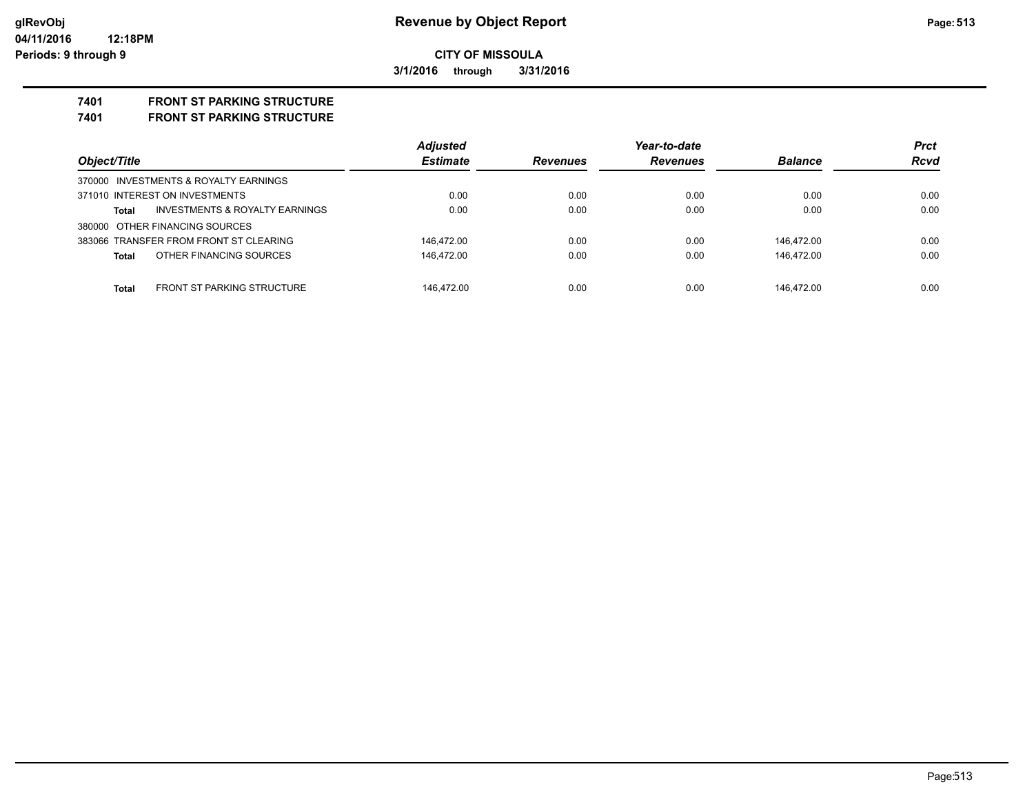**Revenue by Object Report**

**CITY OF MISSOULA**

**3/1/2016 through 3/31/2016**

**7401 FRONT ST PARKING STRUCTURE**

**7401 FRONT ST PARKING STRUCTURE**

| Object/Title | | Adjusted Estimate | Revenues | Year-to-date Revenues | Balance | Prct Rcvd |
|---|---|---|---|---|---|---|
| 370000 INVESTMENTS & ROYALTY EARNINGS | | | | | | |
| 371010 INTEREST ON INVESTMENTS | | 0.00 | 0.00 | 0.00 | 0.00 | 0.00 |
| Total | INVESTMENTS & ROYALTY EARNINGS | 0.00 | 0.00 | 0.00 | 0.00 | 0.00 |
| 380000 OTHER FINANCING SOURCES | | | | | | |
| 383066 TRANSFER FROM FRONT ST CLEARING | | 146,472.00 | 0.00 | 0.00 | 146,472.00 | 0.00 |
| Total | OTHER FINANCING SOURCES | 146,472.00 | 0.00 | 0.00 | 146,472.00 | 0.00 |
| Total | FRONT ST PARKING STRUCTURE | 146,472.00 | 0.00 | 0.00 | 146,472.00 | 0.00 |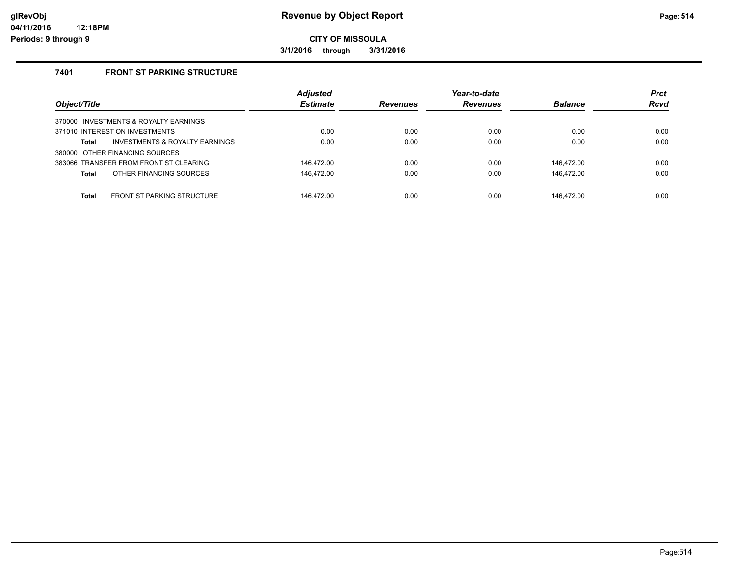# Revenue by Object Report

**CITY OF MISSOULA**

**3/1/2016 through 3/31/2016**

glRevObj
04/11/2016 12:18PM
Periods: 9 through 9

### 7401 FRONT ST PARKING STRUCTURE

| Object/Title | Adjusted Estimate | Revenues | Year-to-date Revenues | Balance | Prct Rcvd |
|---|---|---|---|---|---|
| 370000 INVESTMENTS & ROYALTY EARNINGS | | | | | |
| 371010 INTEREST ON INVESTMENTS | 0.00 | 0.00 | 0.00 | 0.00 | 0.00 |
| **Total** INVESTMENTS & ROYALTY EARNINGS | 0.00 | 0.00 | 0.00 | 0.00 | 0.00 |
| 380000 OTHER FINANCING SOURCES | | | | | |
| 383066 TRANSFER FROM FRONT ST CLEARING | 146,472.00 | 0.00 | 0.00 | 146,472.00 | 0.00 |
| **Total** OTHER FINANCING SOURCES | 146,472.00 | 0.00 | 0.00 | 146,472.00 | 0.00 |
| **Total** FRONT ST PARKING STRUCTURE | 146,472.00 | 0.00 | 0.00 | 146,472.00 | 0.00 |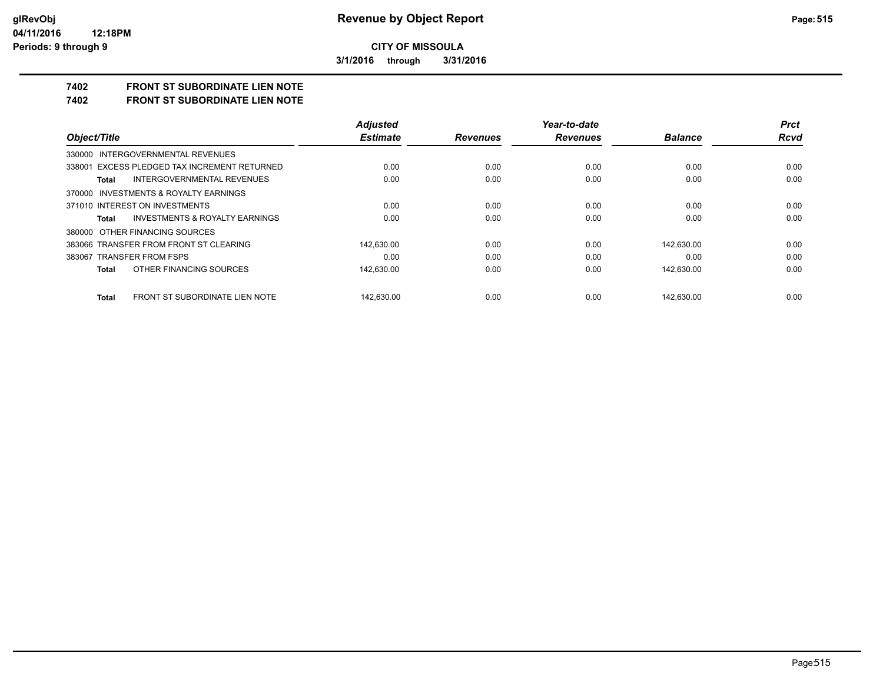**CITY OF MISSOULA**

**3/1/2016 through 3/31/2016**

**7402 FRONT ST SUBORDINATE LIEN NOTE**

**7402 FRONT ST SUBORDINATE LIEN NOTE**

| Object/Title | Adjusted Estimate | Revenues | Year-to-date Revenues | Balance | Prct Rcvd |
|---|---|---|---|---|---|
| 330000 INTERGOVERNMENTAL REVENUES | | | | | |
| 338001 EXCESS PLEDGED TAX INCREMENT RETURNED | 0.00 | 0.00 | 0.00 | 0.00 | 0.00 |
| **Total** INTERGOVERNMENTAL REVENUES | 0.00 | 0.00 | 0.00 | 0.00 | 0.00 |
| 370000 INVESTMENTS & ROYALTY EARNINGS | | | | | |
| 371010 INTEREST ON INVESTMENTS | 0.00 | 0.00 | 0.00 | 0.00 | 0.00 |
| **Total** INVESTMENTS & ROYALTY EARNINGS | 0.00 | 0.00 | 0.00 | 0.00 | 0.00 |
| 380000 OTHER FINANCING SOURCES | | | | | |
| 383066 TRANSFER FROM FRONT ST CLEARING | 142,630.00 | 0.00 | 0.00 | 142,630.00 | 0.00 |
| 383067 TRANSFER FROM FSPS | 0.00 | 0.00 | 0.00 | 0.00 | 0.00 |
| **Total** OTHER FINANCING SOURCES | 142,630.00 | 0.00 | 0.00 | 142,630.00 | 0.00 |
| **Total** FRONT ST SUBORDINATE LIEN NOTE | 142,630.00 | 0.00 | 0.00 | 142,630.00 | 0.00 |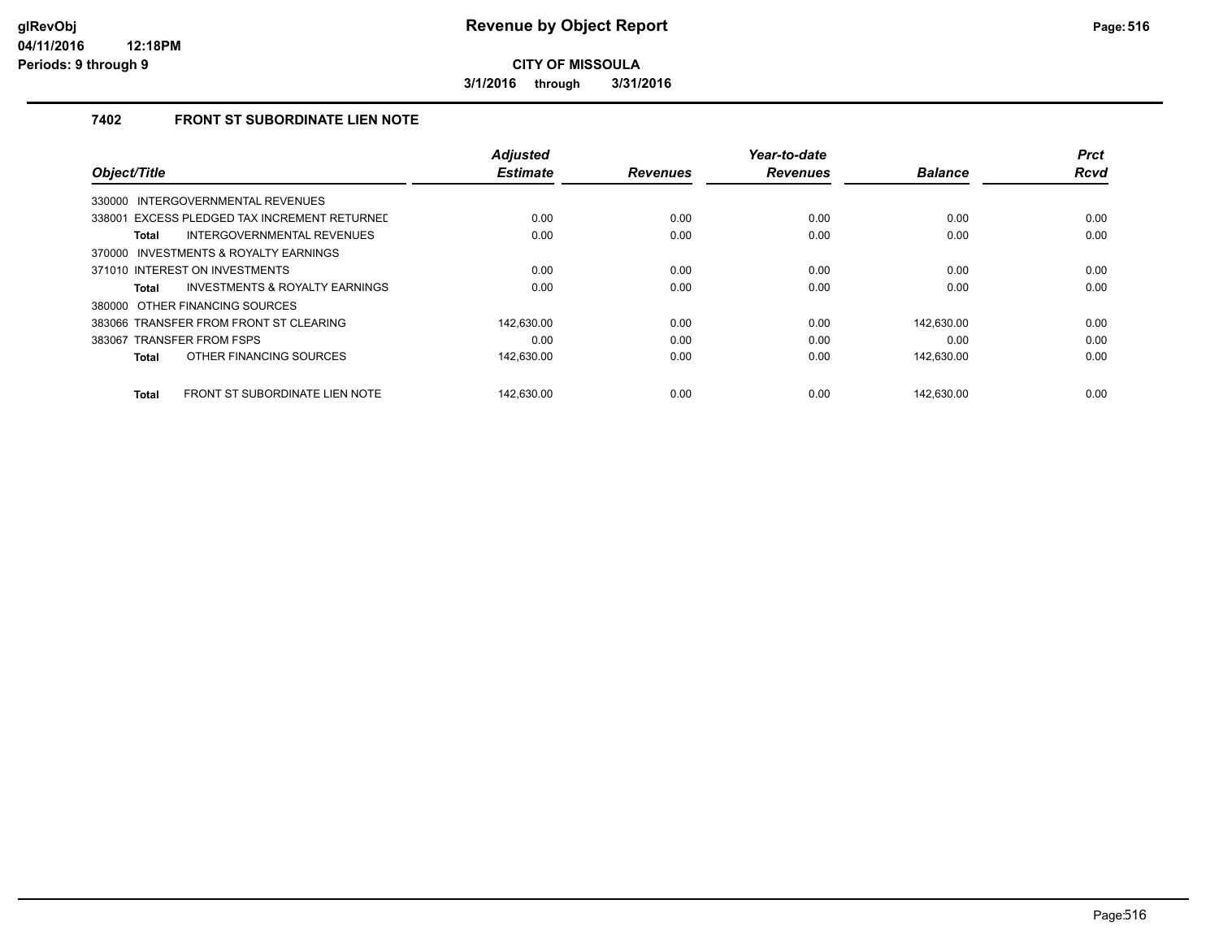**glRevObj**
**04/11/2016 12:18PM**
**Periods: 9 through 9**

# Revenue by Object Report

**CITY OF MISSOULA**

**3/1/2016 through 3/31/2016**

## 7402 FRONT ST SUBORDINATE LIEN NOTE

| Object/Title | Adjusted Estimate | Revenues | Year-to-date Revenues | Balance | Prct Rcvd |
|---|---|---|---|---|---|
| 330000 INTERGOVERNMENTAL REVENUES | | | | | |
| 338001 EXCESS PLEDGED TAX INCREMENT RETURNED | 0.00 | 0.00 | 0.00 | 0.00 | 0.00 |
| **Total** INTERGOVERNMENTAL REVENUES | 0.00 | 0.00 | 0.00 | 0.00 | 0.00 |
| 370000 INVESTMENTS & ROYALTY EARNINGS | | | | | |
| 371010 INTEREST ON INVESTMENTS | 0.00 | 0.00 | 0.00 | 0.00 | 0.00 |
| **Total** INVESTMENTS & ROYALTY EARNINGS | 0.00 | 0.00 | 0.00 | 0.00 | 0.00 |
| 380000 OTHER FINANCING SOURCES | | | | | |
| 383066 TRANSFER FROM FRONT ST CLEARING | 142,630.00 | 0.00 | 0.00 | 142,630.00 | 0.00 |
| 383067 TRANSFER FROM FSPS | 0.00 | 0.00 | 0.00 | 0.00 | 0.00 |
| **Total** OTHER FINANCING SOURCES | 142,630.00 | 0.00 | 0.00 | 142,630.00 | 0.00 |
| **Total** FRONT ST SUBORDINATE LIEN NOTE | 142,630.00 | 0.00 | 0.00 | 142,630.00 | 0.00 |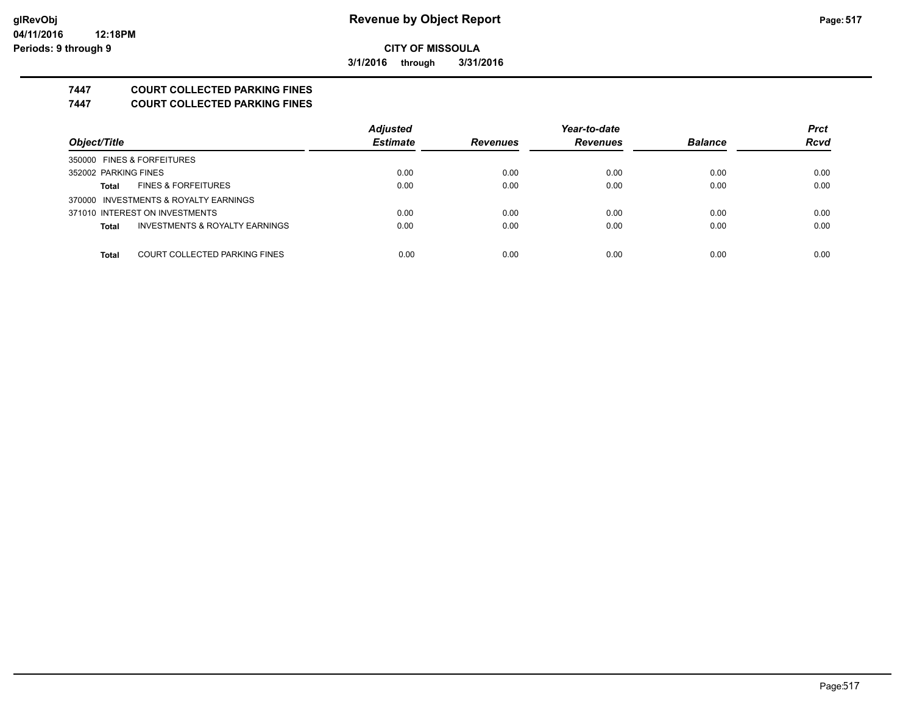**CITY OF MISSOULA**

**3/1/2016 through 3/31/2016**

**7447 COURT COLLECTED PARKING FINES**

**7447 COURT COLLECTED PARKING FINES**

| Object/Title | Adjusted Estimate | Revenues | Year-to-date Revenues | Balance | Prct Rcvd |
|---|---|---|---|---|---|
| 350000 FINES & FORFEITURES | | | | | |
| 352002 PARKING FINES | 0.00 | 0.00 | 0.00 | 0.00 | 0.00 |
| **Total** FINES & FORFEITURES | 0.00 | 0.00 | 0.00 | 0.00 | 0.00 |
| 370000 INVESTMENTS & ROYALTY EARNINGS | | | | | |
| 371010 INTEREST ON INVESTMENTS | 0.00 | 0.00 | 0.00 | 0.00 | 0.00 |
| **Total** INVESTMENTS & ROYALTY EARNINGS | 0.00 | 0.00 | 0.00 | 0.00 | 0.00 |
| **Total** COURT COLLECTED PARKING FINES | 0.00 | 0.00 | 0.00 | 0.00 | 0.00 |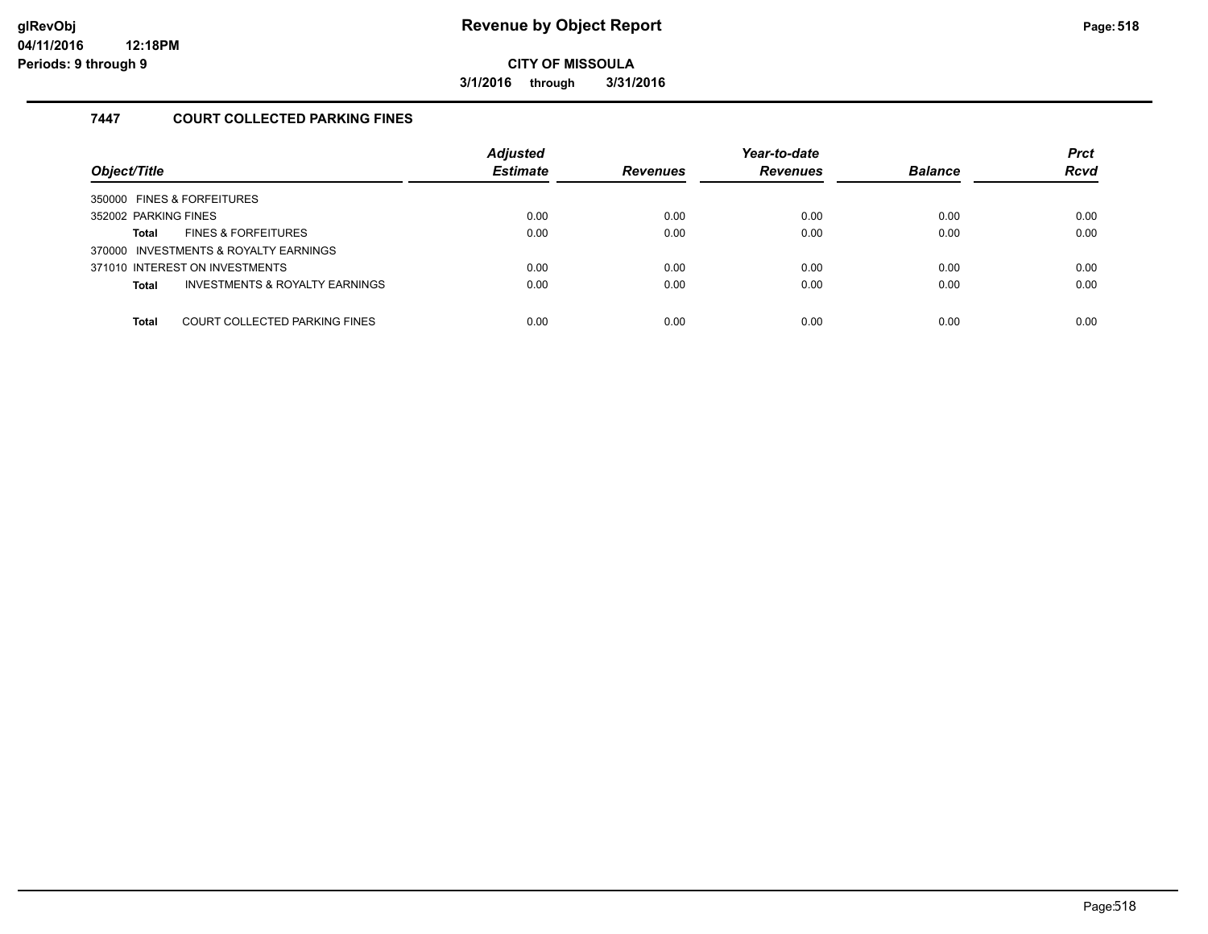# Revenue by Object Report

**CITY OF MISSOULA**

**3/1/2016 through 3/31/2016**

### 7447 COURT COLLECTED PARKING FINES

| Object/Title | | Adjusted Estimate | Revenues | Year-to-date Revenues | Balance | Prct Rcvd |
|---|---|---|---|---|---|---|
| 350000 FINES & FORFEITURES | | | | | | |
| 352002 PARKING FINES | | 0.00 | 0.00 | 0.00 | 0.00 | 0.00 |
| **Total** | FINES & FORFEITURES | 0.00 | 0.00 | 0.00 | 0.00 | 0.00 |
| 370000 INVESTMENTS & ROYALTY EARNINGS | | | | | | |
| 371010 INTEREST ON INVESTMENTS | | 0.00 | 0.00 | 0.00 | 0.00 | 0.00 |
| **Total** | INVESTMENTS & ROYALTY EARNINGS | 0.00 | 0.00 | 0.00 | 0.00 | 0.00 |
| **Total** | COURT COLLECTED PARKING FINES | 0.00 | 0.00 | 0.00 | 0.00 | 0.00 |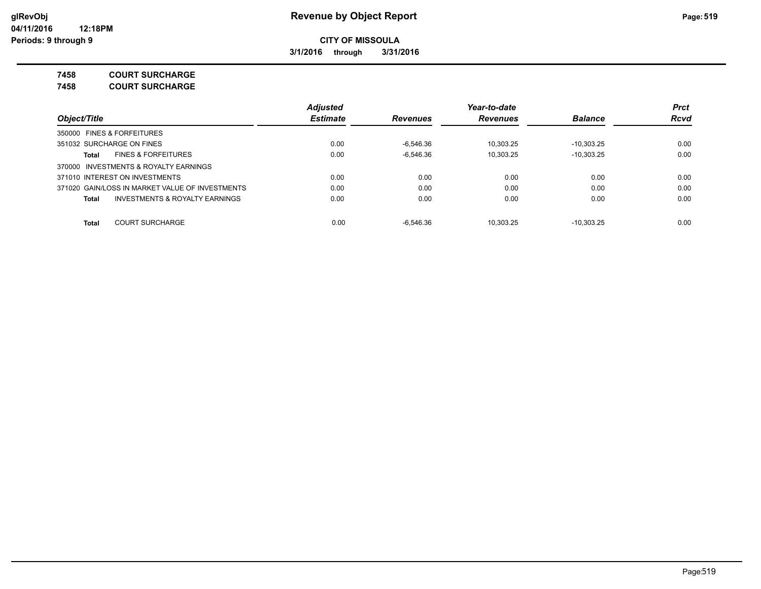**CITY OF MISSOULA**

**3/1/2016 through 3/31/2016**

**7458 COURT SURCHARGE**

**7458 COURT SURCHARGE**

| Object/Title | Adjusted Estimate | Revenues | Year-to-date Revenues | Balance | Prct Rcvd |
|---|---|---|---|---|---|
| 350000 FINES & FORFEITURES | | | | | |
| 351032 SURCHARGE ON FINES | 0.00 | -6,546.36 | 10,303.25 | -10,303.25 | 0.00 |
| **Total** FINES & FORFEITURES | 0.00 | -6,546.36 | 10,303.25 | -10,303.25 | 0.00 |
| 370000 INVESTMENTS & ROYALTY EARNINGS | | | | | |
| 371010 INTEREST ON INVESTMENTS | 0.00 | 0.00 | 0.00 | 0.00 | 0.00 |
| 371020 GAIN/LOSS IN MARKET VALUE OF INVESTMENTS | 0.00 | 0.00 | 0.00 | 0.00 | 0.00 |
| **Total** INVESTMENTS & ROYALTY EARNINGS | 0.00 | 0.00 | 0.00 | 0.00 | 0.00 |
| **Total** COURT SURCHARGE | 0.00 | -6,546.36 | 10,303.25 | -10,303.25 | 0.00 |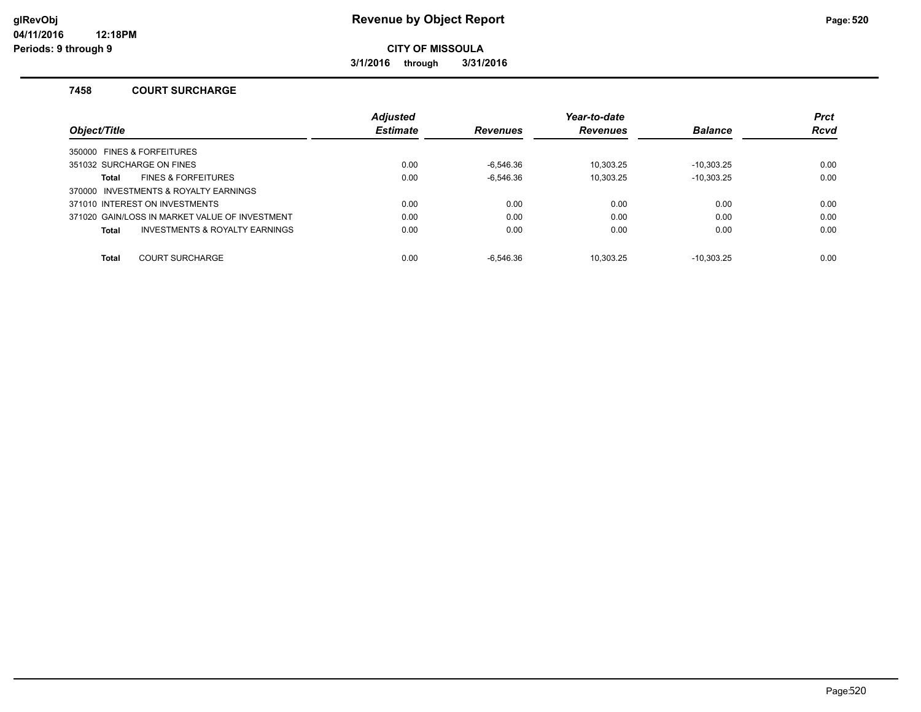**glRevObj**
**04/11/2016 12:18PM**
**Periods: 9 through 9**

# Revenue by Object Report

**CITY OF MISSOULA**

**3/1/2016 through 3/31/2016**

## 7458 COURT SURCHARGE

| Object/Title | Adjusted Estimate | Revenues | Year-to-date Revenues | Balance | Prct Rcvd |
|---|---|---|---|---|---|
| 350000 FINES & FORFEITURES | | | | | |
| 351032 SURCHARGE ON FINES | 0.00 | -6,546.36 | 10,303.25 | -10,303.25 | 0.00 |
| **Total** FINES & FORFEITURES | 0.00 | -6,546.36 | 10,303.25 | -10,303.25 | 0.00 |
| 370000 INVESTMENTS & ROYALTY EARNINGS | | | | | |
| 371010 INTEREST ON INVESTMENTS | 0.00 | 0.00 | 0.00 | 0.00 | 0.00 |
| 371020 GAIN/LOSS IN MARKET VALUE OF INVESTMENT | 0.00 | 0.00 | 0.00 | 0.00 | 0.00 |
| **Total** INVESTMENTS & ROYALTY EARNINGS | 0.00 | 0.00 | 0.00 | 0.00 | 0.00 |
| **Total** COURT SURCHARGE | 0.00 | -6,546.36 | 10,303.25 | -10,303.25 | 0.00 |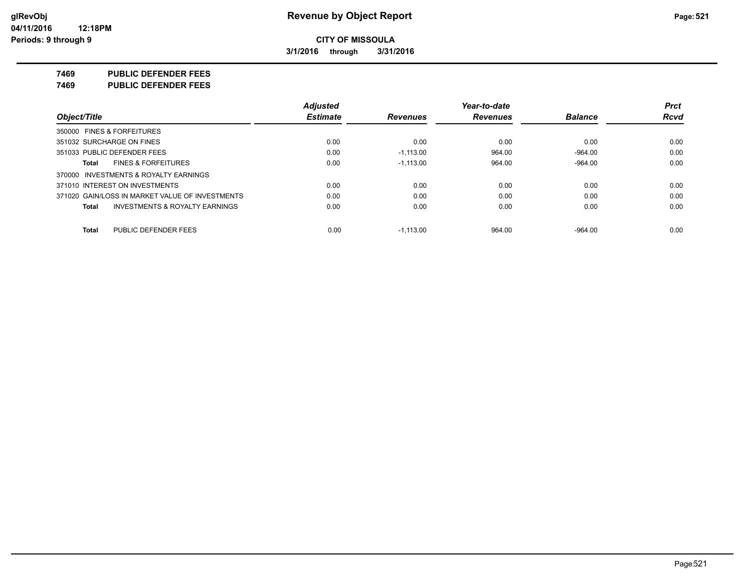**glRevObj**
**04/11/2016 12:18PM**
**Periods: 9 through 9**

# Revenue by Object Report

**CITY OF MISSOULA**

**3/1/2016 through 3/31/2016**

## 7469 PUBLIC DEFENDER FEES
## 7469 PUBLIC DEFENDER FEES

| Object/Title | Adjusted Estimate | Revenues | Year-to-date Revenues | Balance | Prct Rcvd |
|---|---|---|---|---|---|
| 350000 FINES & FORFEITURES | | | | | |
| 351032 SURCHARGE ON FINES | 0.00 | 0.00 | 0.00 | 0.00 | 0.00 |
| 351033 PUBLIC DEFENDER FEES | 0.00 | -1,113.00 | 964.00 | -964.00 | 0.00 |
| **Total** FINES & FORFEITURES | 0.00 | -1,113.00 | 964.00 | -964.00 | 0.00 |
| 370000 INVESTMENTS & ROYALTY EARNINGS | | | | | |
| 371010 INTEREST ON INVESTMENTS | 0.00 | 0.00 | 0.00 | 0.00 | 0.00 |
| 371020 GAIN/LOSS IN MARKET VALUE OF INVESTMENTS | 0.00 | 0.00 | 0.00 | 0.00 | 0.00 |
| **Total** INVESTMENTS & ROYALTY EARNINGS | 0.00 | 0.00 | 0.00 | 0.00 | 0.00 |
| **Total** PUBLIC DEFENDER FEES | 0.00 | -1,113.00 | 964.00 | -964.00 | 0.00 |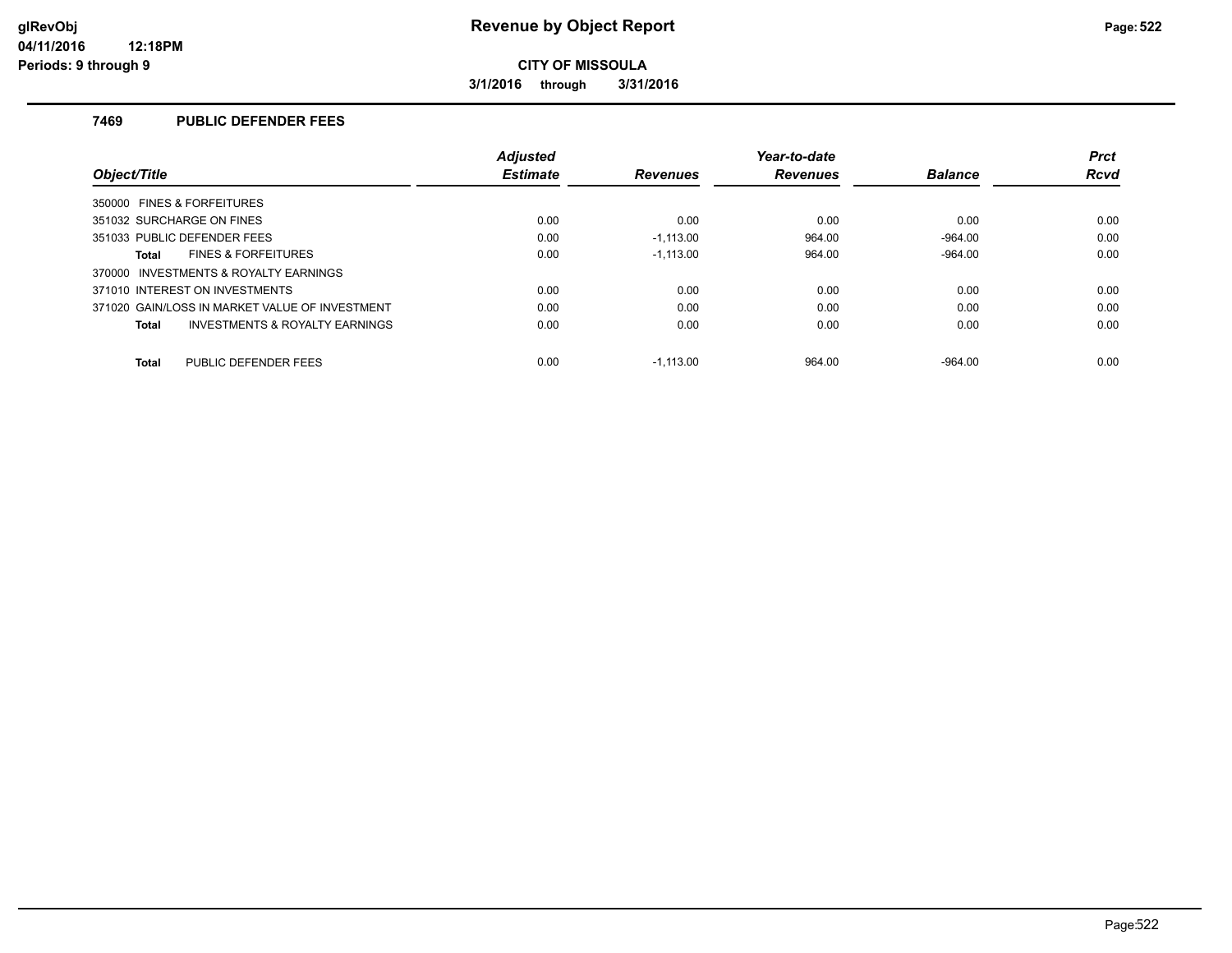**CITY OF MISSOULA**

**3/1/2016 through 3/31/2016**

### 7469 PUBLIC DEFENDER FEES

| Object/Title | Adjusted Estimate | Revenues | Year-to-date Revenues | Balance | Prct Rcvd |
|---|---|---|---|---|---|
| 350000 FINES & FORFEITURES | | | | | |
| 351032 SURCHARGE ON FINES | 0.00 | 0.00 | 0.00 | 0.00 | 0.00 |
| 351033 PUBLIC DEFENDER FEES | 0.00 | -1,113.00 | 964.00 | -964.00 | 0.00 |
| **Total** FINES & FORFEITURES | 0.00 | -1,113.00 | 964.00 | -964.00 | 0.00 |
| 370000 INVESTMENTS & ROYALTY EARNINGS | | | | | |
| 371010 INTEREST ON INVESTMENTS | 0.00 | 0.00 | 0.00 | 0.00 | 0.00 |
| 371020 GAIN/LOSS IN MARKET VALUE OF INVESTMENT | 0.00 | 0.00 | 0.00 | 0.00 | 0.00 |
| **Total** INVESTMENTS & ROYALTY EARNINGS | 0.00 | 0.00 | 0.00 | 0.00 | 0.00 |
| **Total** PUBLIC DEFENDER FEES | 0.00 | -1,113.00 | 964.00 | -964.00 | 0.00 |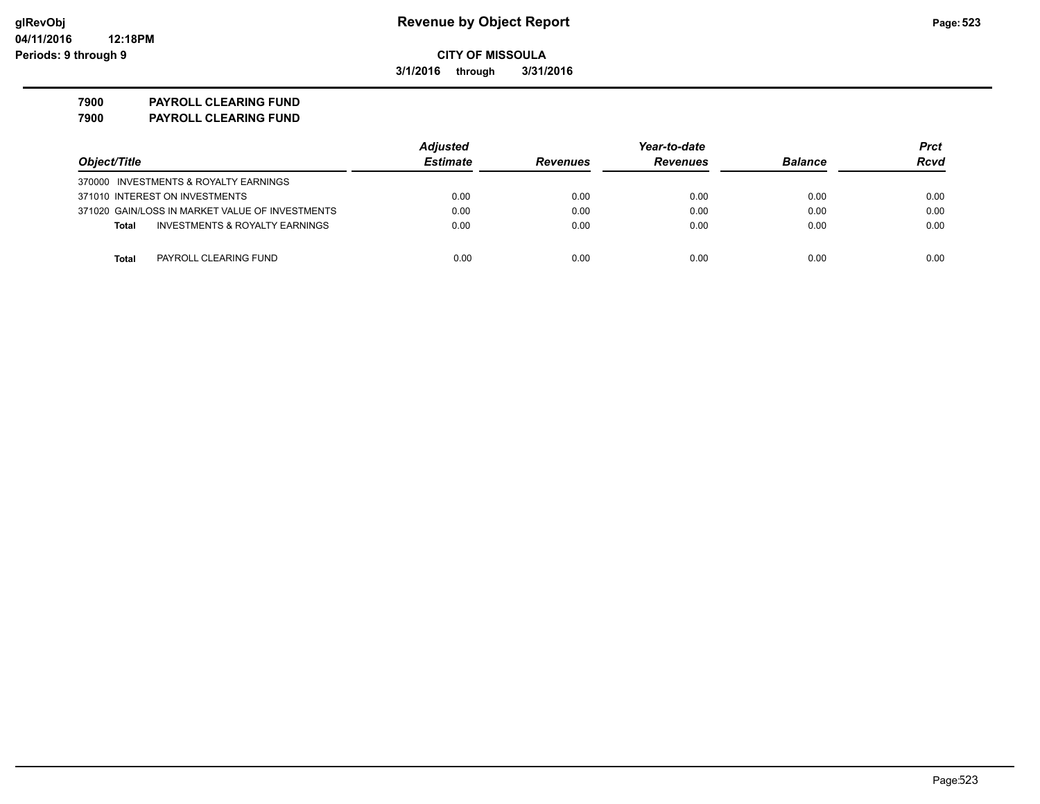**CITY OF MISSOULA**

**3/1/2016 through 3/31/2016**

**7900 PAYROLL CLEARING FUND**

**7900 PAYROLL CLEARING FUND**

| Object/Title | Adjusted Estimate | Revenues | Year-to-date Revenues | Balance | Prct Rcvd |
|---|---|---|---|---|---|
| 370000 INVESTMENTS & ROYALTY EARNINGS | | | | | |
| 371010 INTEREST ON INVESTMENTS | 0.00 | 0.00 | 0.00 | 0.00 | 0.00 |
| 371020 GAIN/LOSS IN MARKET VALUE OF INVESTMENTS | 0.00 | 0.00 | 0.00 | 0.00 | 0.00 |
| **Total** INVESTMENTS & ROYALTY EARNINGS | 0.00 | 0.00 | 0.00 | 0.00 | 0.00 |
| **Total** PAYROLL CLEARING FUND | 0.00 | 0.00 | 0.00 | 0.00 | 0.00 |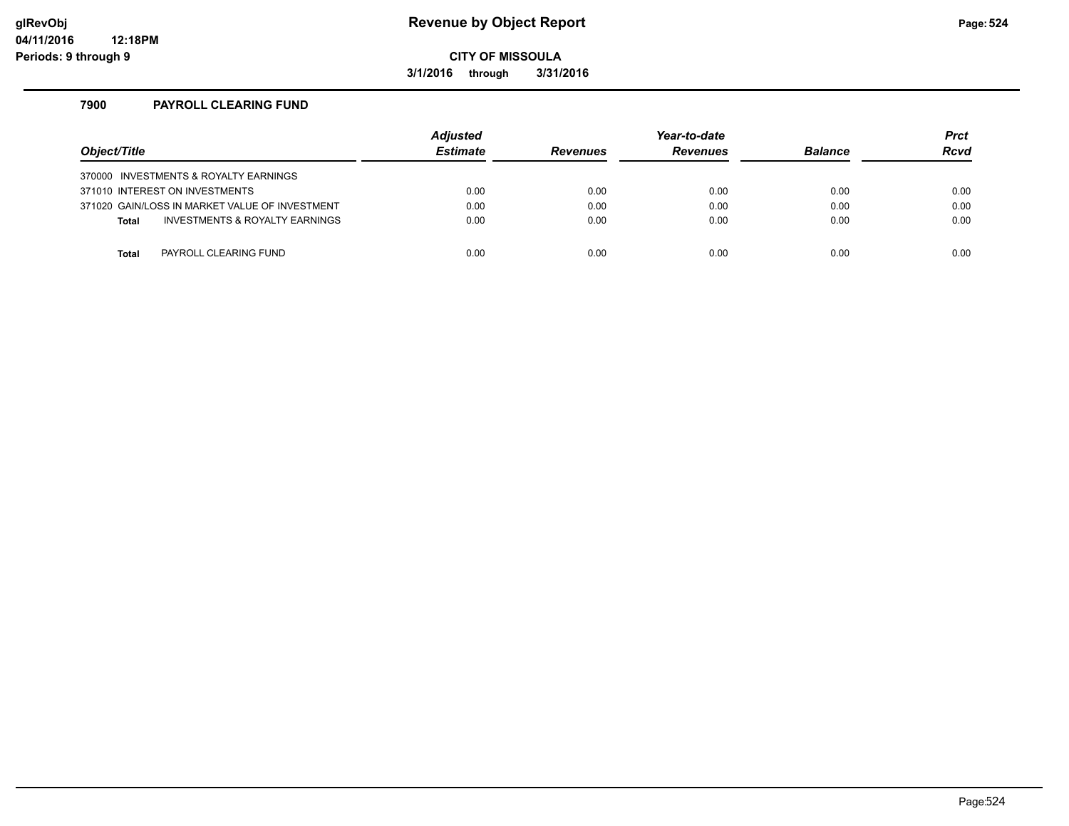**glRevObj**
**04/11/2016 12:18PM**
**Periods: 9 through 9**

# Revenue by Object Report

**CITY OF MISSOULA**

**3/1/2016 through 3/31/2016**

## 7900 PAYROLL CLEARING FUND

| Object/Title | Adjusted Estimate | Revenues | Year-to-date Revenues | Balance | Prct Rcvd |
|---|---|---|---|---|---|
| 370000 INVESTMENTS & ROYALTY EARNINGS | | | | | |
| 371010 INTEREST ON INVESTMENTS | 0.00 | 0.00 | 0.00 | 0.00 | 0.00 |
| 371020 GAIN/LOSS IN MARKET VALUE OF INVESTMENT | 0.00 | 0.00 | 0.00 | 0.00 | 0.00 |
| **Total** INVESTMENTS & ROYALTY EARNINGS | 0.00 | 0.00 | 0.00 | 0.00 | 0.00 |
| | | | | | |
| **Total** PAYROLL CLEARING FUND | 0.00 | 0.00 | 0.00 | 0.00 | 0.00 |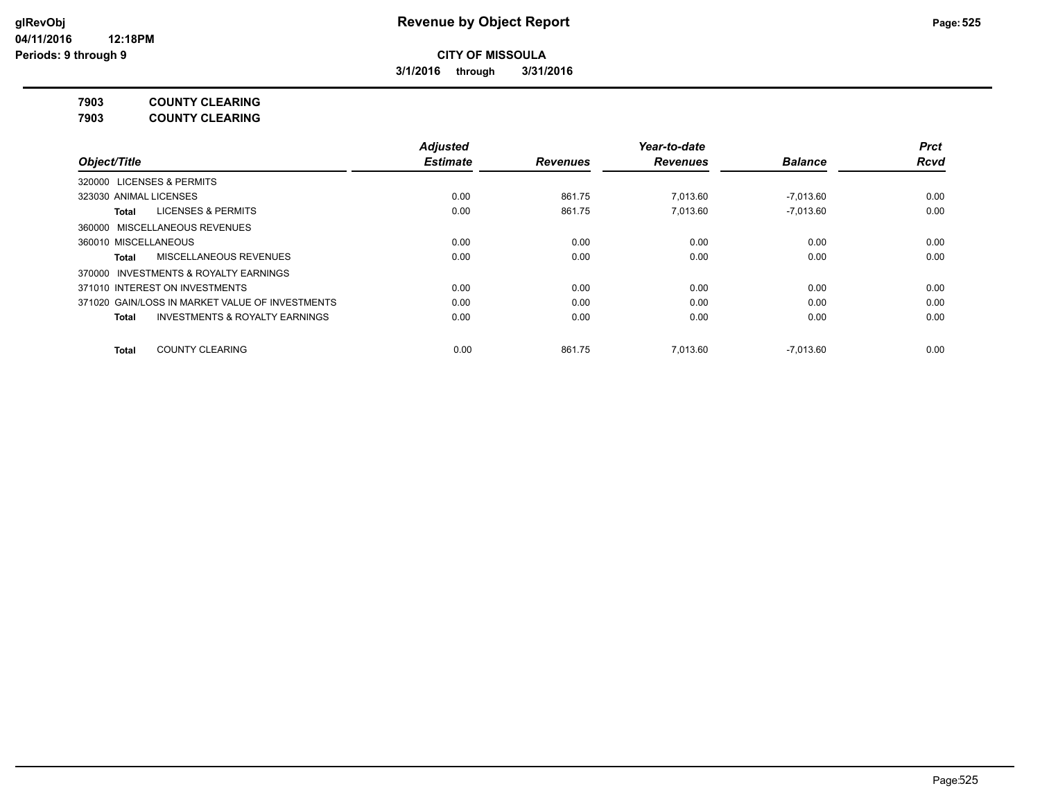**glRevObj**
**04/11/2016 12:18PM**
**Periods: 9 through 9**

# Revenue by Object Report

**CITY OF MISSOULA**

**3/1/2016 through 3/31/2016**

**7903 COUNTY CLEARING**
**7903 COUNTY CLEARING**

| Object/Title | Adjusted Estimate | Revenues | Year-to-date Revenues | Balance | Prct Rcvd |
|---|---|---|---|---|---|
| 320000 LICENSES & PERMITS | | | | | |
| 323030 ANIMAL LICENSES | 0.00 | 861.75 | 7,013.60 | -7,013.60 | 0.00 |
| **Total** LICENSES & PERMITS | 0.00 | 861.75 | 7,013.60 | -7,013.60 | 0.00 |
| 360000 MISCELLANEOUS REVENUES | | | | | |
| 360010 MISCELLANEOUS | 0.00 | 0.00 | 0.00 | 0.00 | 0.00 |
| **Total** MISCELLANEOUS REVENUES | 0.00 | 0.00 | 0.00 | 0.00 | 0.00 |
| 370000 INVESTMENTS & ROYALTY EARNINGS | | | | | |
| 371010 INTEREST ON INVESTMENTS | 0.00 | 0.00 | 0.00 | 0.00 | 0.00 |
| 371020 GAIN/LOSS IN MARKET VALUE OF INVESTMENTS | 0.00 | 0.00 | 0.00 | 0.00 | 0.00 |
| **Total** INVESTMENTS & ROYALTY EARNINGS | 0.00 | 0.00 | 0.00 | 0.00 | 0.00 |
| **Total** COUNTY CLEARING | 0.00 | 861.75 | 7,013.60 | -7,013.60 | 0.00 |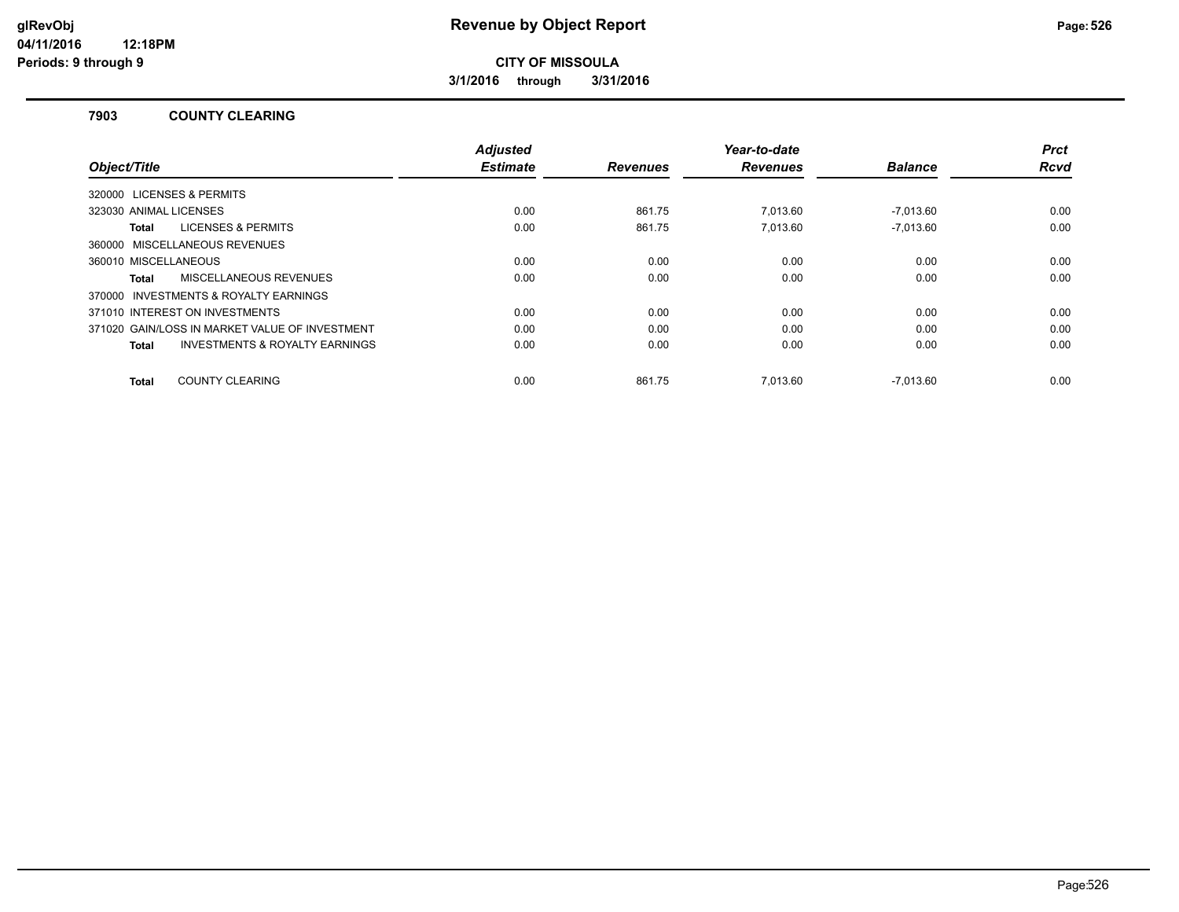# Revenue by Object Report

**CITY OF MISSOULA**

**3/1/2016 through 3/31/2016**

glRevObj
04/11/2016 12:18PM
Periods: 9 through 9

### 7903 COUNTY CLEARING

| Object/Title | Adjusted Estimate | Revenues | Year-to-date Revenues | Balance | Prct Rcvd |
|---|---|---|---|---|---|
| 320000 LICENSES & PERMITS | | | | | |
| 323030 ANIMAL LICENSES | 0.00 | 861.75 | 7,013.60 | -7,013.60 | 0.00 |
| **Total** LICENSES & PERMITS | 0.00 | 861.75 | 7,013.60 | -7,013.60 | 0.00 |
| 360000 MISCELLANEOUS REVENUES | | | | | |
| 360010 MISCELLANEOUS | 0.00 | 0.00 | 0.00 | 0.00 | 0.00 |
| **Total** MISCELLANEOUS REVENUES | 0.00 | 0.00 | 0.00 | 0.00 | 0.00 |
| 370000 INVESTMENTS & ROYALTY EARNINGS | | | | | |
| 371010 INTEREST ON INVESTMENTS | 0.00 | 0.00 | 0.00 | 0.00 | 0.00 |
| 371020 GAIN/LOSS IN MARKET VALUE OF INVESTMENT | 0.00 | 0.00 | 0.00 | 0.00 | 0.00 |
| **Total** INVESTMENTS & ROYALTY EARNINGS | 0.00 | 0.00 | 0.00 | 0.00 | 0.00 |
| **Total** COUNTY CLEARING | 0.00 | 861.75 | 7,013.60 | -7,013.60 | 0.00 |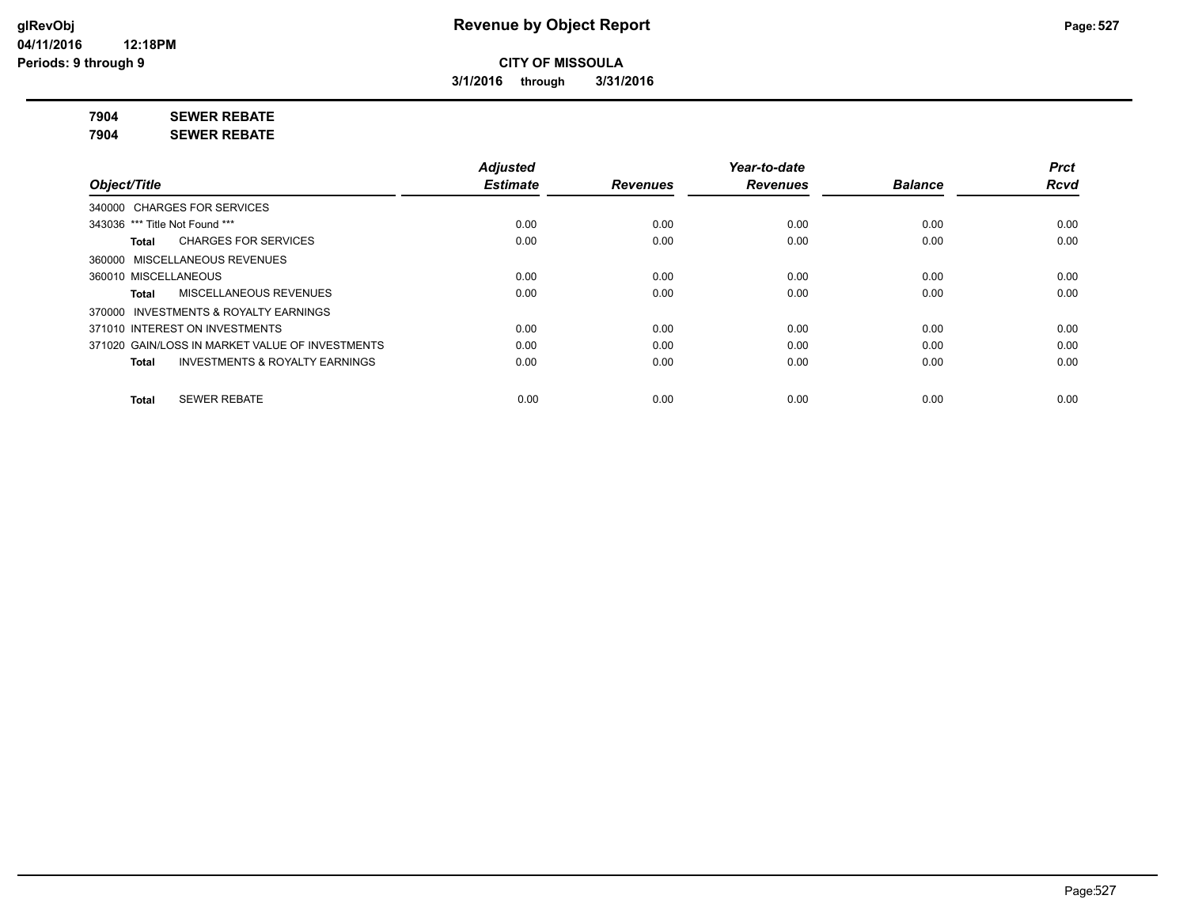**CITY OF MISSOULA**

**3/1/2016 through 3/31/2016**

**7904 SEWER REBATE**

**7904 SEWER REBATE**

| Object/Title | Adjusted Estimate | Revenues | Year-to-date Revenues | Balance | Prct Rcvd |
|---|---|---|---|---|---|
| 340000 CHARGES FOR SERVICES | | | | | |
| 343036 *** Title Not Found *** | 0.00 | 0.00 | 0.00 | 0.00 | 0.00 |
| **Total** CHARGES FOR SERVICES | 0.00 | 0.00 | 0.00 | 0.00 | 0.00 |
| 360000 MISCELLANEOUS REVENUES | | | | | |
| 360010 MISCELLANEOUS | 0.00 | 0.00 | 0.00 | 0.00 | 0.00 |
| **Total** MISCELLANEOUS REVENUES | 0.00 | 0.00 | 0.00 | 0.00 | 0.00 |
| 370000 INVESTMENTS & ROYALTY EARNINGS | | | | | |
| 371010 INTEREST ON INVESTMENTS | 0.00 | 0.00 | 0.00 | 0.00 | 0.00 |
| 371020 GAIN/LOSS IN MARKET VALUE OF INVESTMENTS | 0.00 | 0.00 | 0.00 | 0.00 | 0.00 |
| **Total** INVESTMENTS & ROYALTY EARNINGS | 0.00 | 0.00 | 0.00 | 0.00 | 0.00 |
| **Total** SEWER REBATE | 0.00 | 0.00 | 0.00 | 0.00 | 0.00 |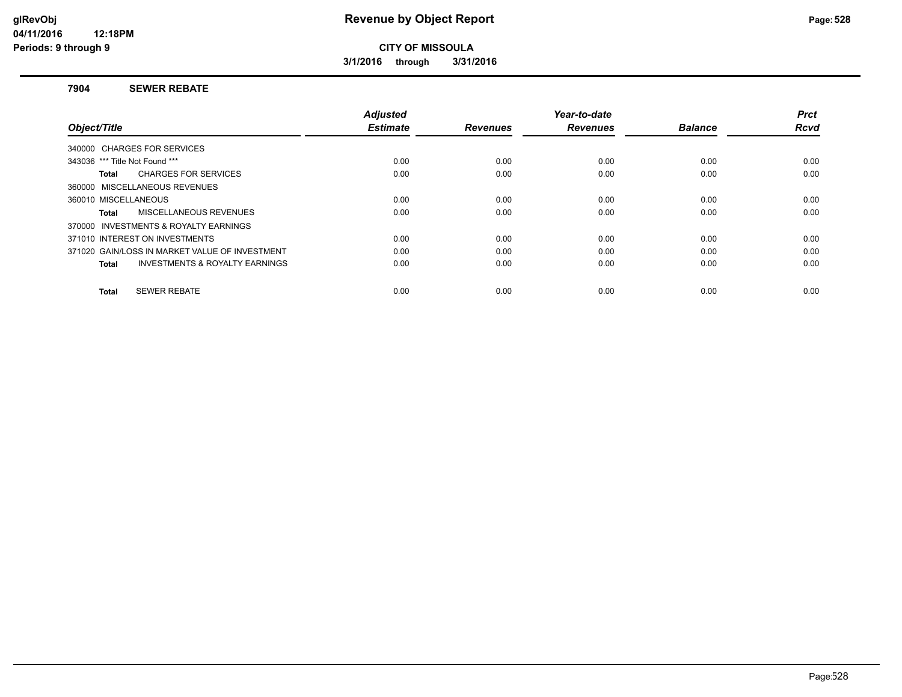# Revenue by Object Report

**CITY OF MISSOULA**

**3/1/2016 through 3/31/2016**

glRevObj
04/11/2016 12:18PM
Periods: 9 through 9

## 7904 SEWER REBATE

| Object/Title | Adjusted Estimate | Revenues | Year-to-date Revenues | Balance | Prct Rcvd |
|---|---|---|---|---|---|
| 340000 CHARGES FOR SERVICES | | | | | |
| 343036 *** Title Not Found *** | 0.00 | 0.00 | 0.00 | 0.00 | 0.00 |
| **Total** CHARGES FOR SERVICES | 0.00 | 0.00 | 0.00 | 0.00 | 0.00 |
| 360000 MISCELLANEOUS REVENUES | | | | | |
| 360010 MISCELLANEOUS | 0.00 | 0.00 | 0.00 | 0.00 | 0.00 |
| **Total** MISCELLANEOUS REVENUES | 0.00 | 0.00 | 0.00 | 0.00 | 0.00 |
| 370000 INVESTMENTS & ROYALTY EARNINGS | | | | | |
| 371010 INTEREST ON INVESTMENTS | 0.00 | 0.00 | 0.00 | 0.00 | 0.00 |
| 371020 GAIN/LOSS IN MARKET VALUE OF INVESTMENT | 0.00 | 0.00 | 0.00 | 0.00 | 0.00 |
| **Total** INVESTMENTS & ROYALTY EARNINGS | 0.00 | 0.00 | 0.00 | 0.00 | 0.00 |
| **Total** SEWER REBATE | 0.00 | 0.00 | 0.00 | 0.00 | 0.00 |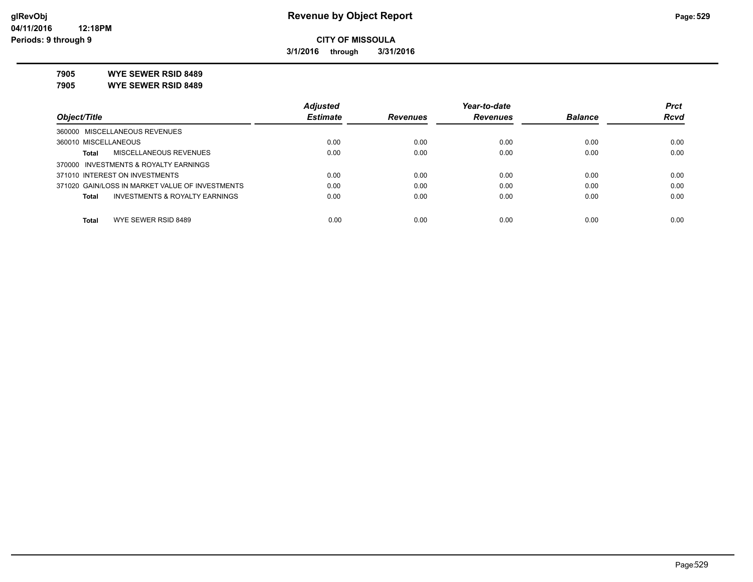**glRevObj**
**04/11/2016 12:18PM**
**Periods: 9 through 9**

# Revenue by Object Report

**CITY OF MISSOULA**

**3/1/2016 through 3/31/2016**

**7905 WYE SEWER RSID 8489**
**7905 WYE SEWER RSID 8489**

| Object/Title | Adjusted Estimate | Revenues | Year-to-date Revenues | Balance | Prct Rcvd |
|---|---|---|---|---|---|
| 360000 MISCELLANEOUS REVENUES | | | | | |
| 360010 MISCELLANEOUS | 0.00 | 0.00 | 0.00 | 0.00 | 0.00 |
| **Total** MISCELLANEOUS REVENUES | 0.00 | 0.00 | 0.00 | 0.00 | 0.00 |
| 370000 INVESTMENTS & ROYALTY EARNINGS | | | | | |
| 371010 INTEREST ON INVESTMENTS | 0.00 | 0.00 | 0.00 | 0.00 | 0.00 |
| 371020 GAIN/LOSS IN MARKET VALUE OF INVESTMENTS | 0.00 | 0.00 | 0.00 | 0.00 | 0.00 |
| **Total** INVESTMENTS & ROYALTY EARNINGS | 0.00 | 0.00 | 0.00 | 0.00 | 0.00 |
| **Total** WYE SEWER RSID 8489 | 0.00 | 0.00 | 0.00 | 0.00 | 0.00 |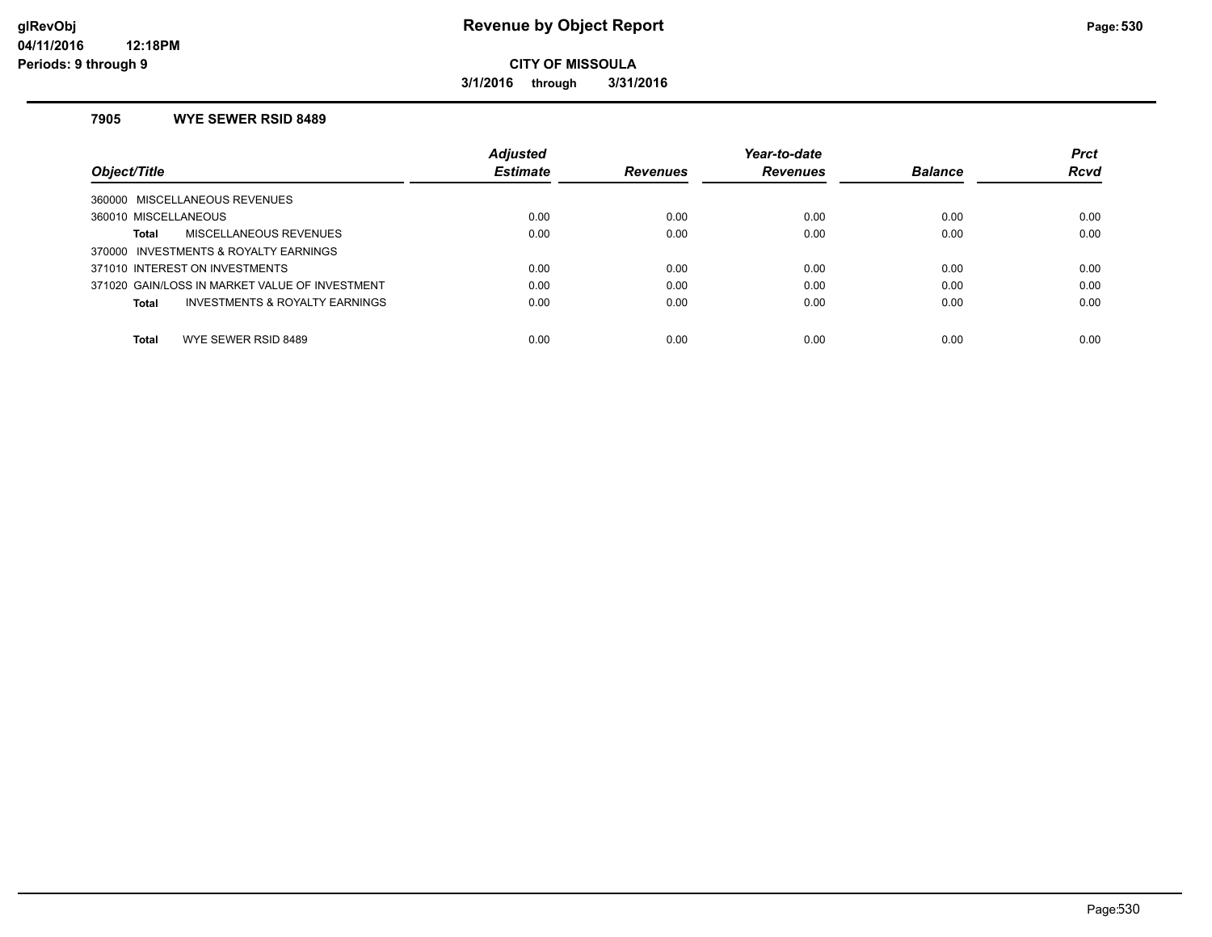**Revenue by Object Report**

**CITY OF MISSOULA**

**3/1/2016 through 3/31/2016**

glRevObj
04/11/2016 12:18PM
Periods: 9 through 9

### 7905 WYE SEWER RSID 8489

| Object/Title | Adjusted Estimate | Revenues | Year-to-date Revenues | Balance | Prct Rcvd |
|---|---|---|---|---|---|
| 360000 MISCELLANEOUS REVENUES | | | | | |
| 360010 MISCELLANEOUS | 0.00 | 0.00 | 0.00 | 0.00 | 0.00 |
| **Total** MISCELLANEOUS REVENUES | 0.00 | 0.00 | 0.00 | 0.00 | 0.00 |
| 370000 INVESTMENTS & ROYALTY EARNINGS | | | | | |
| 371010 INTEREST ON INVESTMENTS | 0.00 | 0.00 | 0.00 | 0.00 | 0.00 |
| 371020 GAIN/LOSS IN MARKET VALUE OF INVESTMENT | 0.00 | 0.00 | 0.00 | 0.00 | 0.00 |
| **Total** INVESTMENTS & ROYALTY EARNINGS | 0.00 | 0.00 | 0.00 | 0.00 | 0.00 |
| **Total** WYE SEWER RSID 8489 | 0.00 | 0.00 | 0.00 | 0.00 | 0.00 |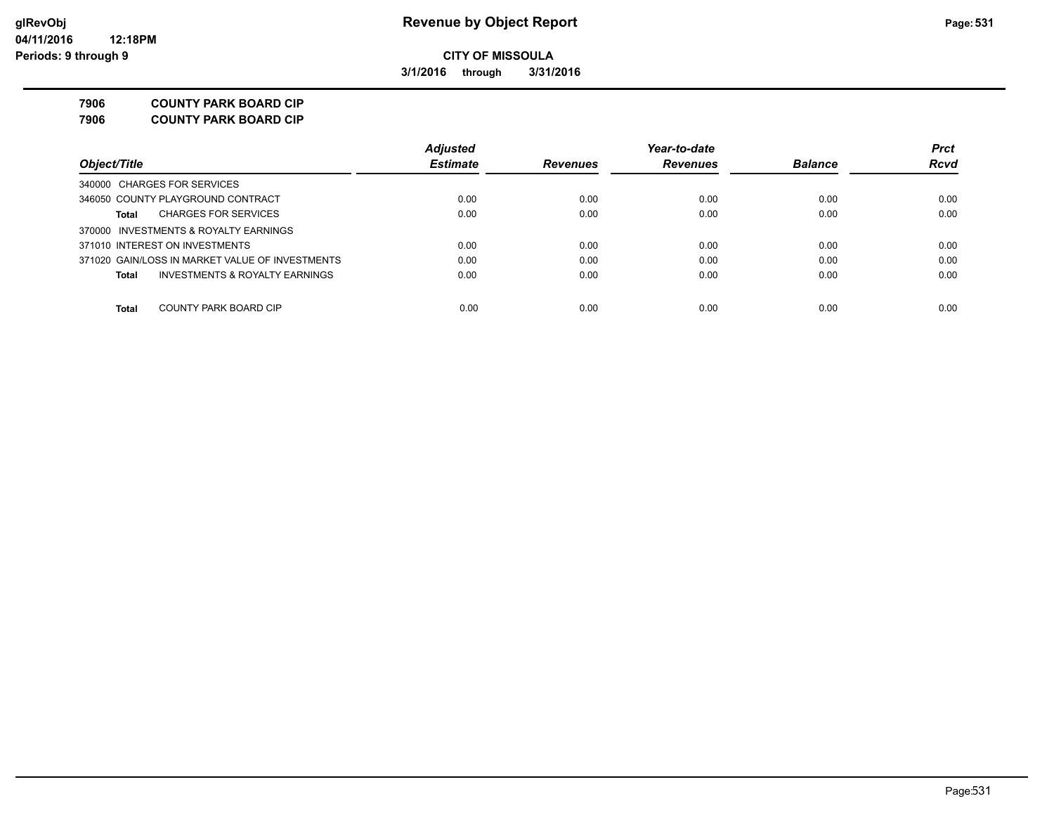**glRevObj**
**04/11/2016 12:18PM**
**Periods: 9 through 9**

# Revenue by Object Report

**CITY OF MISSOULA**

**3/1/2016 through 3/31/2016**

## 7906 COUNTY PARK BOARD CIP
## 7906 COUNTY PARK BOARD CIP

| Object/Title | Adjusted Estimate | Revenues | Year-to-date Revenues | Balance | Prct Rcvd |
|---|---|---|---|---|---|
| 340000 CHARGES FOR SERVICES | | | | | |
| 346050 COUNTY PLAYGROUND CONTRACT | 0.00 | 0.00 | 0.00 | 0.00 | 0.00 |
| **Total** CHARGES FOR SERVICES | 0.00 | 0.00 | 0.00 | 0.00 | 0.00 |
| 370000 INVESTMENTS & ROYALTY EARNINGS | | | | | |
| 371010 INTEREST ON INVESTMENTS | 0.00 | 0.00 | 0.00 | 0.00 | 0.00 |
| 371020 GAIN/LOSS IN MARKET VALUE OF INVESTMENTS | 0.00 | 0.00 | 0.00 | 0.00 | 0.00 |
| **Total** INVESTMENTS & ROYALTY EARNINGS | 0.00 | 0.00 | 0.00 | 0.00 | 0.00 |
| **Total** COUNTY PARK BOARD CIP | 0.00 | 0.00 | 0.00 | 0.00 | 0.00 |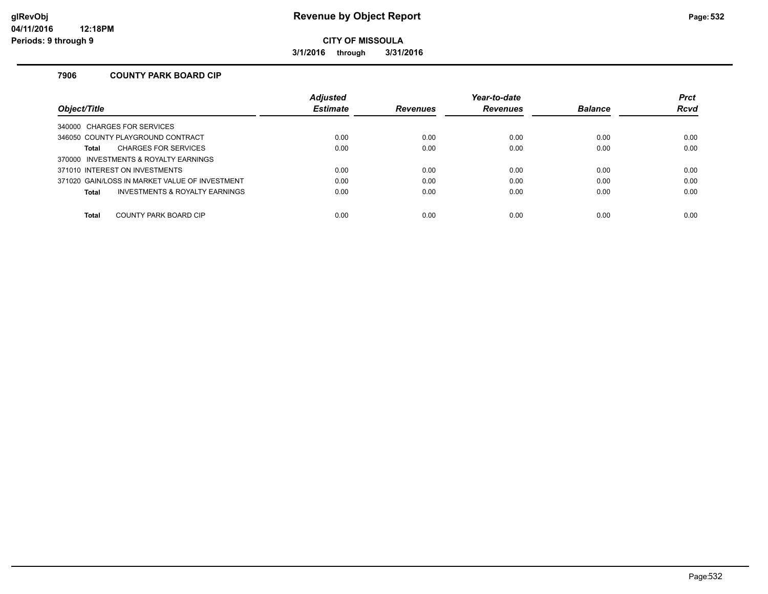# Revenue by Object Report

**CITY OF MISSOULA**

**3/1/2016 through 3/31/2016**

glRevObj
04/11/2016 12:18PM
Periods: 9 through 9

## 7906 COUNTY PARK BOARD CIP

| Object/Title | Adjusted Estimate | Revenues | Year-to-date Revenues | Balance | Prct Rcvd |
|---|---|---|---|---|---|
| 340000 CHARGES FOR SERVICES | | | | | |
| 346050 COUNTY PLAYGROUND CONTRACT | 0.00 | 0.00 | 0.00 | 0.00 | 0.00 |
| **Total** CHARGES FOR SERVICES | 0.00 | 0.00 | 0.00 | 0.00 | 0.00 |
| 370000 INVESTMENTS & ROYALTY EARNINGS | | | | | |
| 371010 INTEREST ON INVESTMENTS | 0.00 | 0.00 | 0.00 | 0.00 | 0.00 |
| 371020 GAIN/LOSS IN MARKET VALUE OF INVESTMENT | 0.00 | 0.00 | 0.00 | 0.00 | 0.00 |
| **Total** INVESTMENTS & ROYALTY EARNINGS | 0.00 | 0.00 | 0.00 | 0.00 | 0.00 |
| **Total** COUNTY PARK BOARD CIP | 0.00 | 0.00 | 0.00 | 0.00 | 0.00 |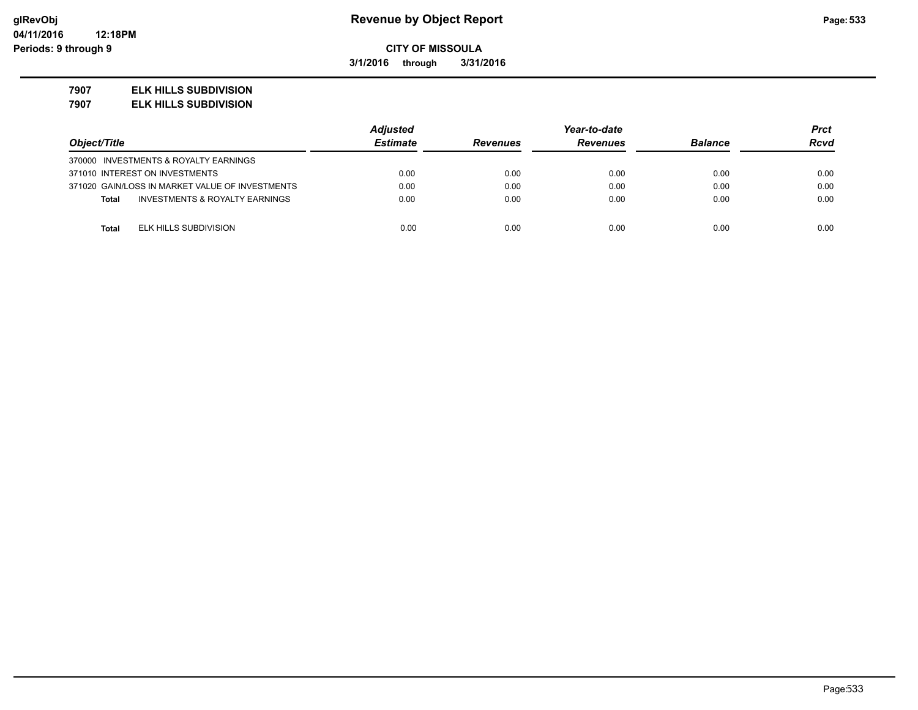# Revenue by Object Report

**CITY OF MISSOULA**

**3/1/2016 through 3/31/2016**

**7907 ELK HILLS SUBDIVISION**

**7907 ELK HILLS SUBDIVISION**

| Object/Title | Adjusted Estimate | Revenues | Year-to-date Revenues | Balance | Prct Rcvd |
|---|---|---|---|---|---|
| 370000 INVESTMENTS & ROYALTY EARNINGS | | | | | |
| 371010 INTEREST ON INVESTMENTS | 0.00 | 0.00 | 0.00 | 0.00 | 0.00 |
| 371020 GAIN/LOSS IN MARKET VALUE OF INVESTMENTS | 0.00 | 0.00 | 0.00 | 0.00 | 0.00 |
| **Total** INVESTMENTS & ROYALTY EARNINGS | 0.00 | 0.00 | 0.00 | 0.00 | 0.00 |
| **Total** ELK HILLS SUBDIVISION | 0.00 | 0.00 | 0.00 | 0.00 | 0.00 |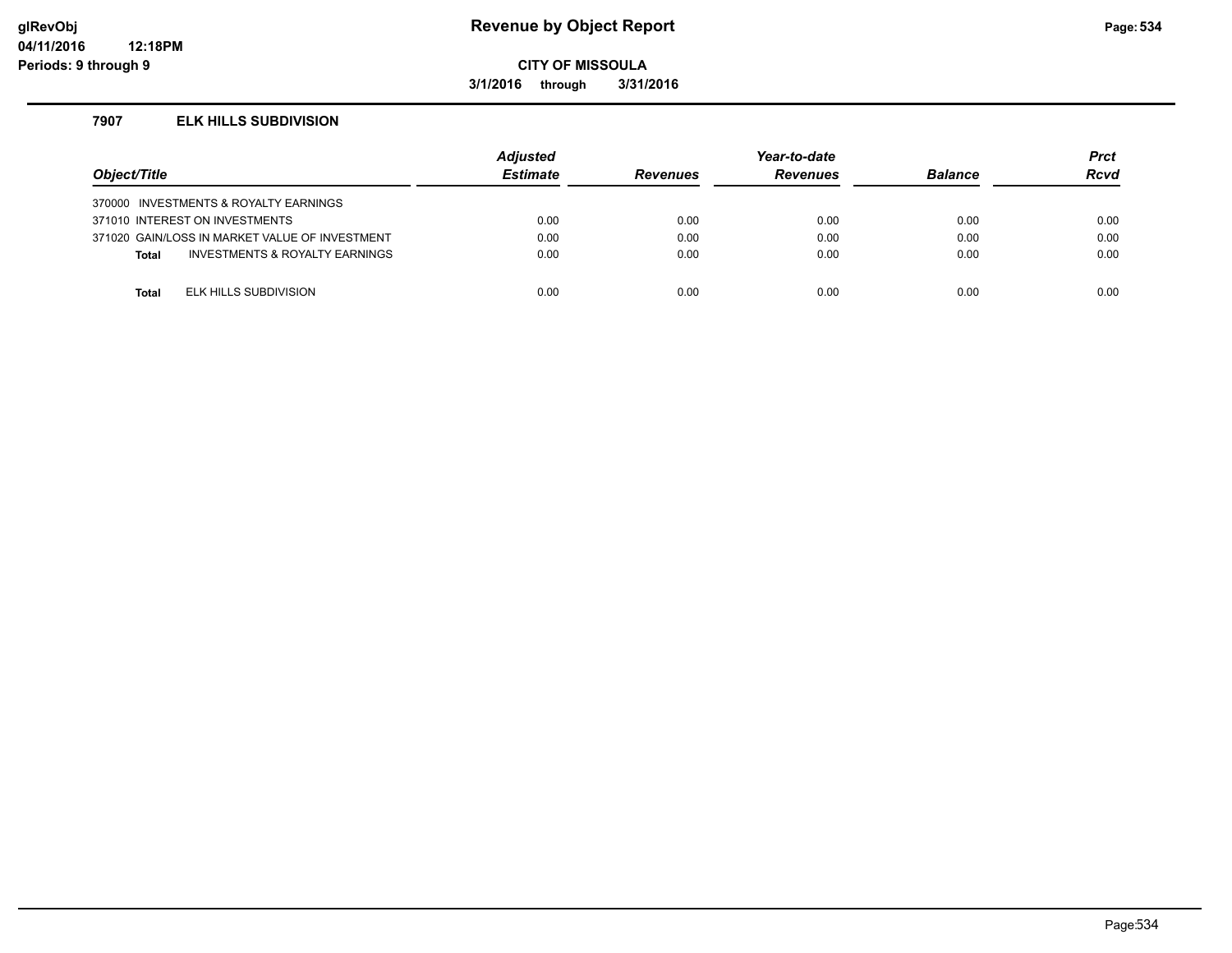# Revenue by Object Report

**CITY OF MISSOULA**

**3/1/2016 through 3/31/2016**

### 7907 ELK HILLS SUBDIVISION

| Object/Title | Adjusted Estimate | Revenues | Year-to-date Revenues | Balance | Prct Rcvd |
|---|---|---|---|---|---|
| 370000 INVESTMENTS & ROYALTY EARNINGS | | | | | |
| 371010 INTEREST ON INVESTMENTS | 0.00 | 0.00 | 0.00 | 0.00 | 0.00 |
| 371020 GAIN/LOSS IN MARKET VALUE OF INVESTMENT | 0.00 | 0.00 | 0.00 | 0.00 | 0.00 |
| **Total** INVESTMENTS & ROYALTY EARNINGS | 0.00 | 0.00 | 0.00 | 0.00 | 0.00 |
| **Total** ELK HILLS SUBDIVISION | 0.00 | 0.00 | 0.00 | 0.00 | 0.00 |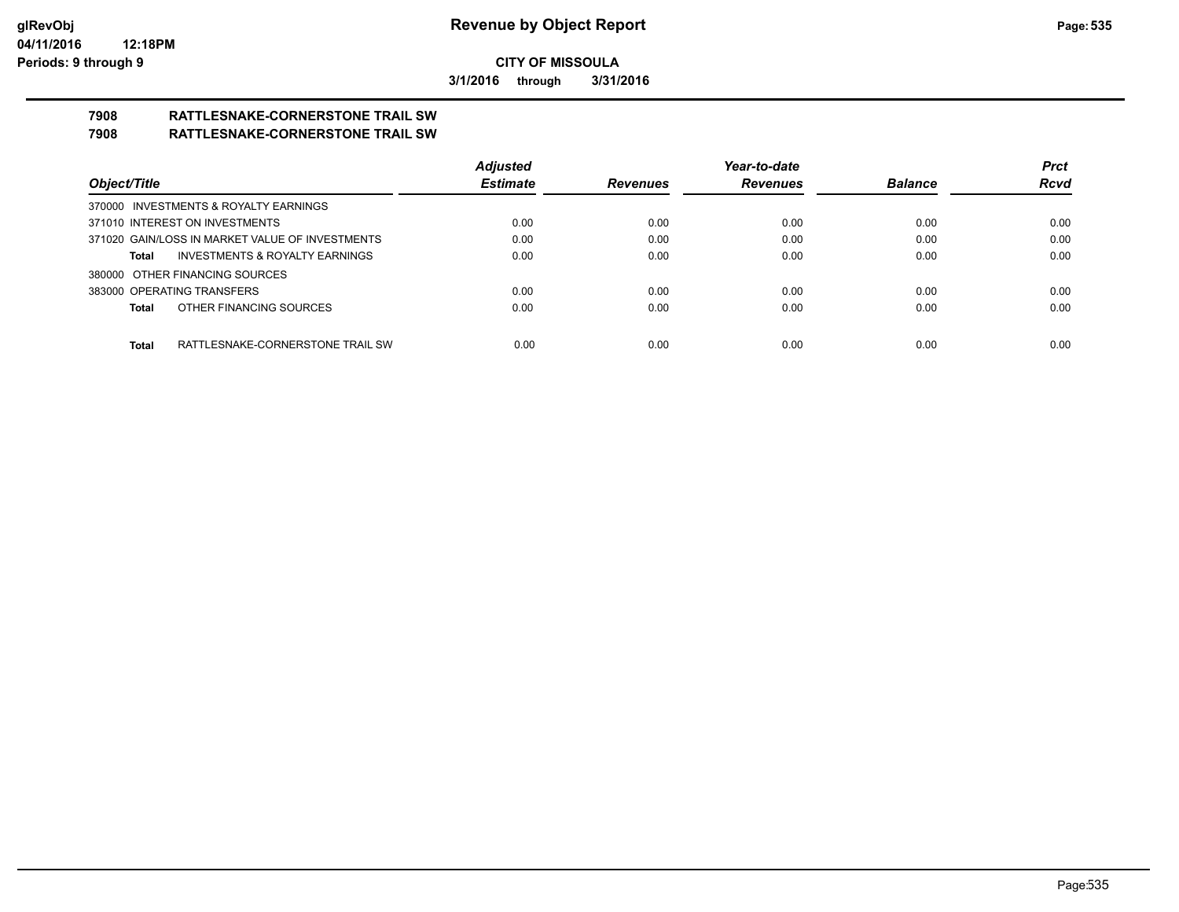**Revenue by Object Report**

**CITY OF MISSOULA**

**3/1/2016 through 3/31/2016**

glRevObj
04/11/2016 12:18PM
Periods: 9 through 9

## 7908 RATTLESNAKE-CORNERSTONE TRAIL SW
## 7908 RATTLESNAKE-CORNERSTONE TRAIL SW

| Object/Title | Adjusted Estimate | Revenues | Year-to-date Revenues | Balance | Prct Rcvd |
|---|---|---|---|---|---|
| 370000 INVESTMENTS & ROYALTY EARNINGS | | | | | |
| 371010 INTEREST ON INVESTMENTS | 0.00 | 0.00 | 0.00 | 0.00 | 0.00 |
| 371020 GAIN/LOSS IN MARKET VALUE OF INVESTMENTS | 0.00 | 0.00 | 0.00 | 0.00 | 0.00 |
| **Total** INVESTMENTS & ROYALTY EARNINGS | 0.00 | 0.00 | 0.00 | 0.00 | 0.00 |
| 380000 OTHER FINANCING SOURCES | | | | | |
| 383000 OPERATING TRANSFERS | 0.00 | 0.00 | 0.00 | 0.00 | 0.00 |
| **Total** OTHER FINANCING SOURCES | 0.00 | 0.00 | 0.00 | 0.00 | 0.00 |
| **Total** RATTLESNAKE-CORNERSTONE TRAIL SW | 0.00 | 0.00 | 0.00 | 0.00 | 0.00 |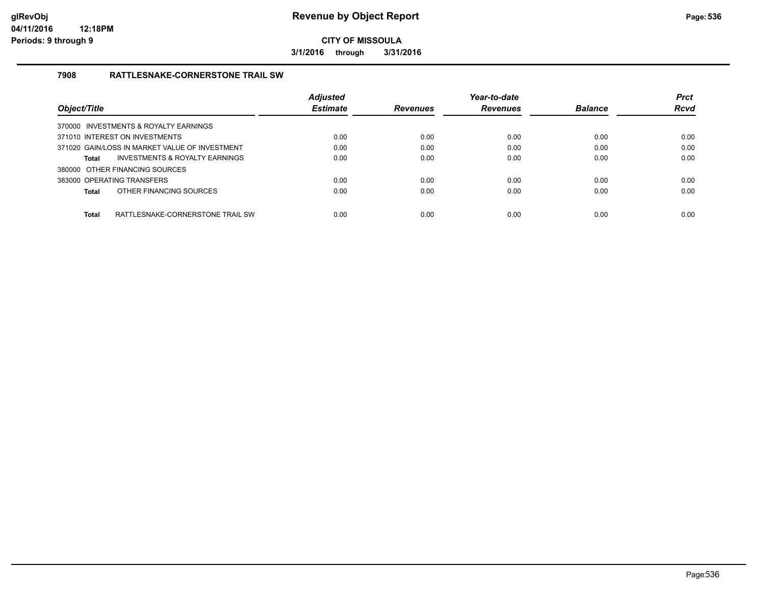# Revenue by Object Report

**CITY OF MISSOULA**

**3/1/2016 through 3/31/2016**

glRevObj
04/11/2016 12:18PM
Periods: 9 through 9

## 7908 RATTLESNAKE-CORNERSTONE TRAIL SW

| Object/Title | Adjusted Estimate | Revenues | Year-to-date Revenues | Balance | Prct Rcvd |
|---|---|---|---|---|---|
| 370000 INVESTMENTS & ROYALTY EARNINGS | | | | | |
| 371010 INTEREST ON INVESTMENTS | 0.00 | 0.00 | 0.00 | 0.00 | 0.00 |
| 371020 GAIN/LOSS IN MARKET VALUE OF INVESTMENT | 0.00 | 0.00 | 0.00 | 0.00 | 0.00 |
| **Total** INVESTMENTS & ROYALTY EARNINGS | 0.00 | 0.00 | 0.00 | 0.00 | 0.00 |
| 380000 OTHER FINANCING SOURCES | | | | | |
| 383000 OPERATING TRANSFERS | 0.00 | 0.00 | 0.00 | 0.00 | 0.00 |
| **Total** OTHER FINANCING SOURCES | 0.00 | 0.00 | 0.00 | 0.00 | 0.00 |
| **Total** RATTLESNAKE-CORNERSTONE TRAIL SW | 0.00 | 0.00 | 0.00 | 0.00 | 0.00 |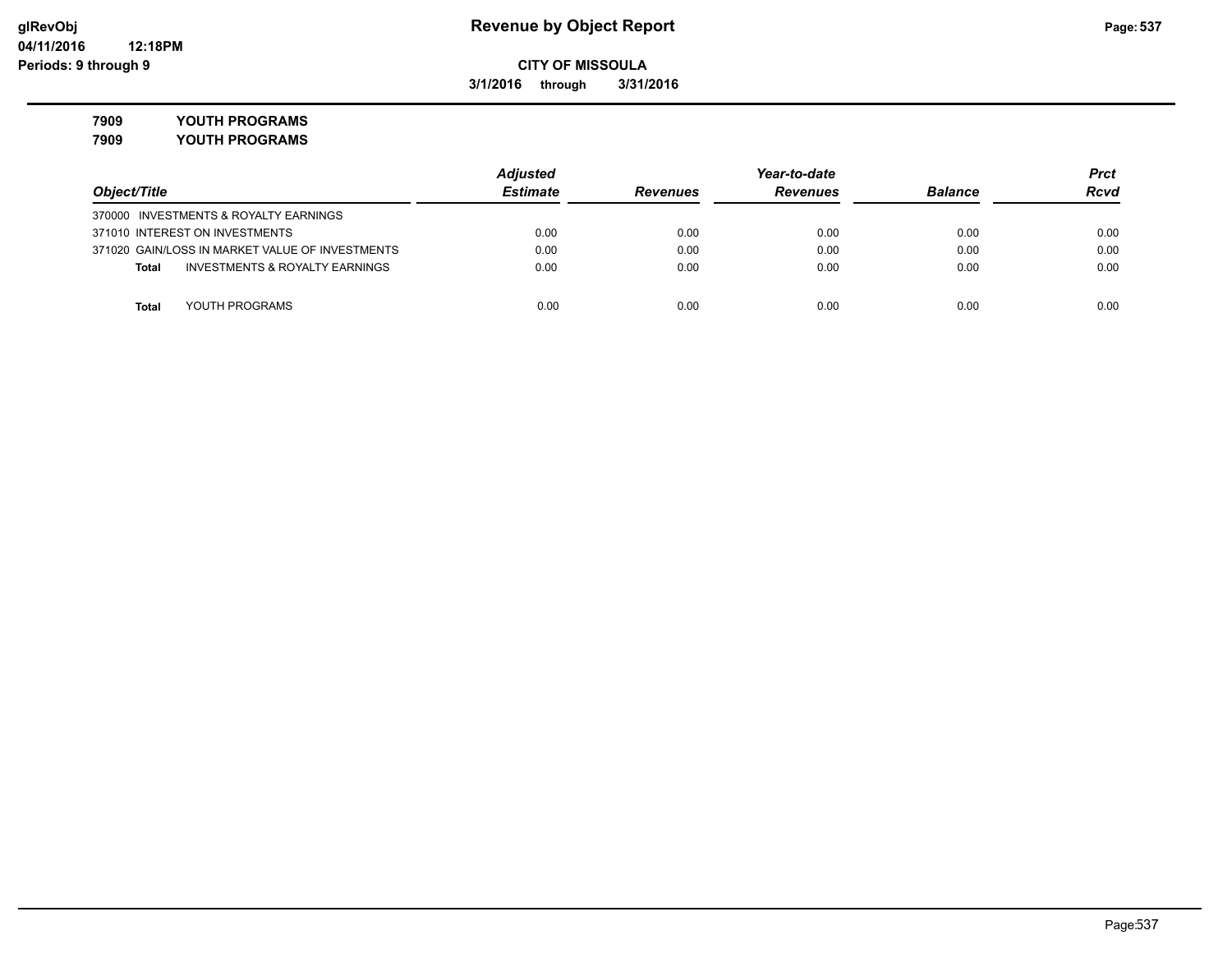# Revenue by Object Report

**CITY OF MISSOULA**

**3/1/2016 through 3/31/2016**

glRevObj
04/11/2016 12:18PM
Periods: 9 through 9

**7909 YOUTH PROGRAMS**

**7909 YOUTH PROGRAMS**

| Object/Title | Adjusted Estimate | Revenues | Year-to-date Revenues | Balance | Prct Rcvd |
|---|---|---|---|---|---|
| 370000 INVESTMENTS & ROYALTY EARNINGS | | | | | |
| 371010 INTEREST ON INVESTMENTS | 0.00 | 0.00 | 0.00 | 0.00 | 0.00 |
| 371020 GAIN/LOSS IN MARKET VALUE OF INVESTMENTS | 0.00 | 0.00 | 0.00 | 0.00 | 0.00 |
| **Total** INVESTMENTS & ROYALTY EARNINGS | 0.00 | 0.00 | 0.00 | 0.00 | 0.00 |
| **Total** YOUTH PROGRAMS | 0.00 | 0.00 | 0.00 | 0.00 | 0.00 |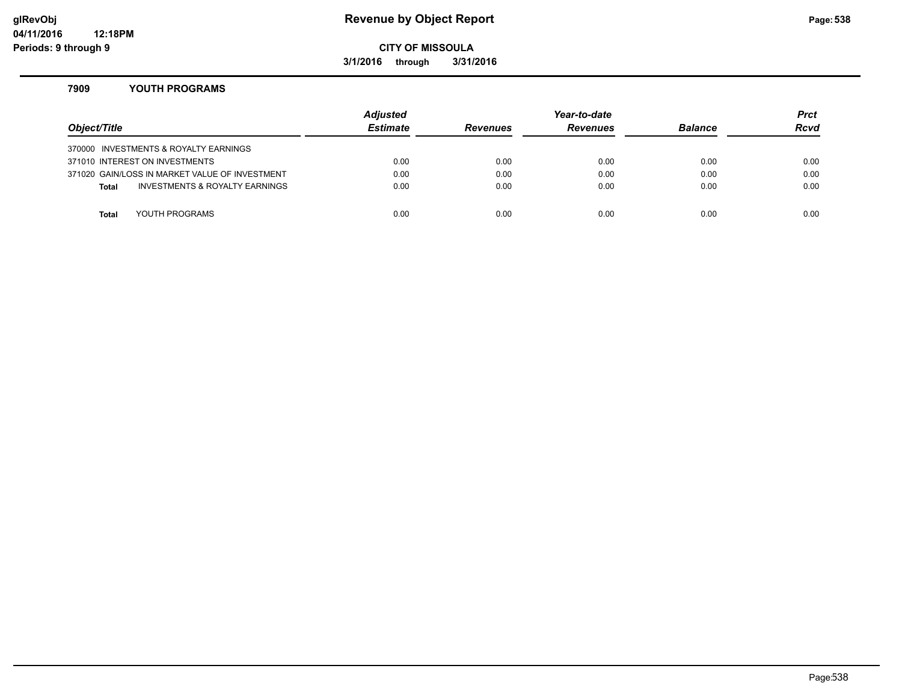**Revenue by Object Report**

**CITY OF MISSOULA**

**3/1/2016 through 3/31/2016**

### 7909 YOUTH PROGRAMS

| Object/Title | Adjusted Estimate | Revenues | Year-to-date Revenues | Balance | Prct Rcvd |
|---|---|---|---|---|---|
| 370000 INVESTMENTS & ROYALTY EARNINGS | | | | | |
| 371010 INTEREST ON INVESTMENTS | 0.00 | 0.00 | 0.00 | 0.00 | 0.00 |
| 371020 GAIN/LOSS IN MARKET VALUE OF INVESTMENT | 0.00 | 0.00 | 0.00 | 0.00 | 0.00 |
| **Total** INVESTMENTS & ROYALTY EARNINGS | 0.00 | 0.00 | 0.00 | 0.00 | 0.00 |
| **Total** YOUTH PROGRAMS | 0.00 | 0.00 | 0.00 | 0.00 | 0.00 |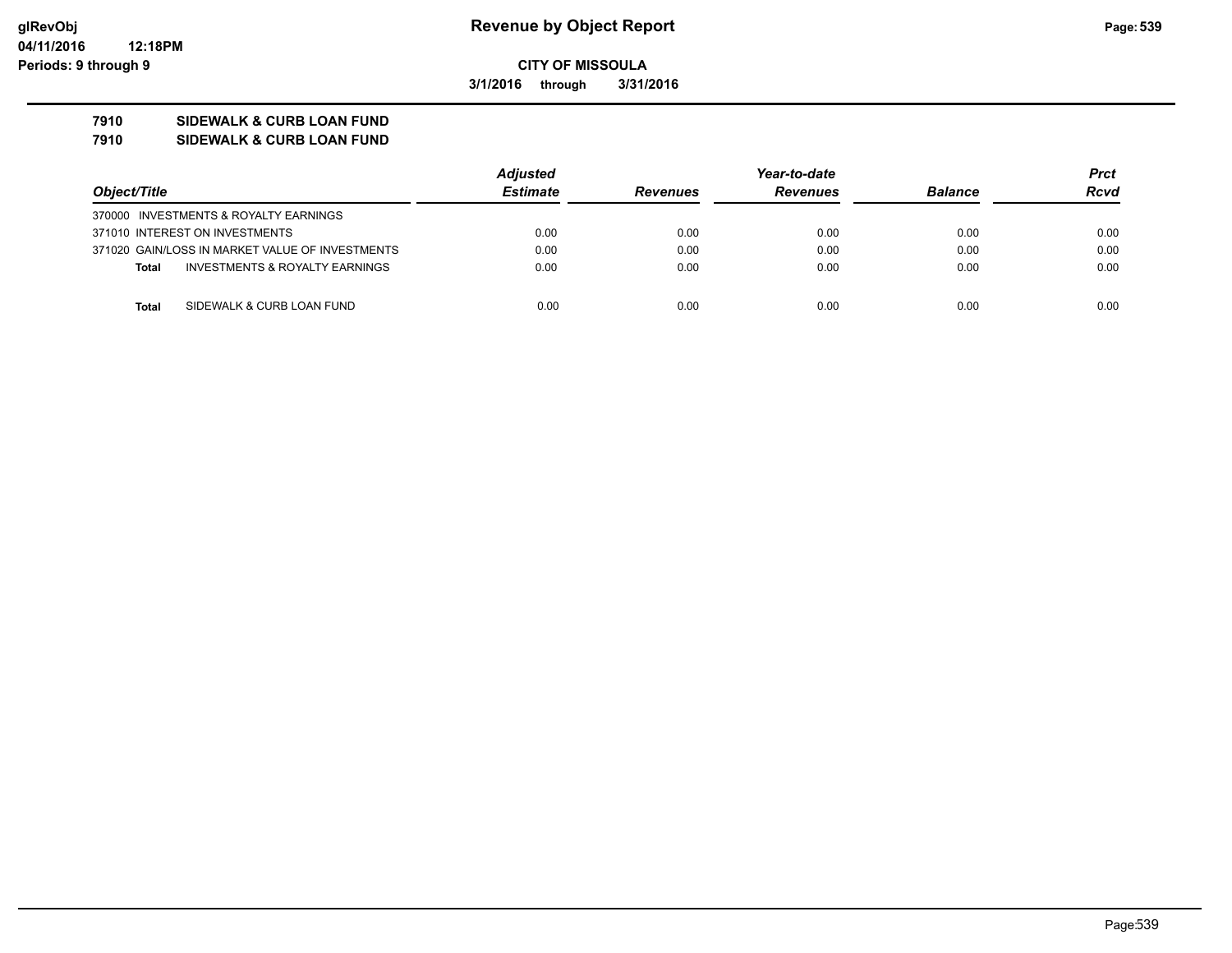**CITY OF MISSOULA**

**3/1/2016 through 3/31/2016**

## 7910 SIDEWALK & CURB LOAN FUND
## 7910 SIDEWALK & CURB LOAN FUND

| Object/Title | Adjusted Estimate | Revenues | Year-to-date Revenues | Balance | Prct Rcvd |
|---|---|---|---|---|---|
| 370000 INVESTMENTS & ROYALTY EARNINGS | | | | | |
| 371010 INTEREST ON INVESTMENTS | 0.00 | 0.00 | 0.00 | 0.00 | 0.00 |
| 371020 GAIN/LOSS IN MARKET VALUE OF INVESTMENTS | 0.00 | 0.00 | 0.00 | 0.00 | 0.00 |
| **Total** INVESTMENTS & ROYALTY EARNINGS | 0.00 | 0.00 | 0.00 | 0.00 | 0.00 |
| **Total** SIDEWALK & CURB LOAN FUND | 0.00 | 0.00 | 0.00 | 0.00 | 0.00 |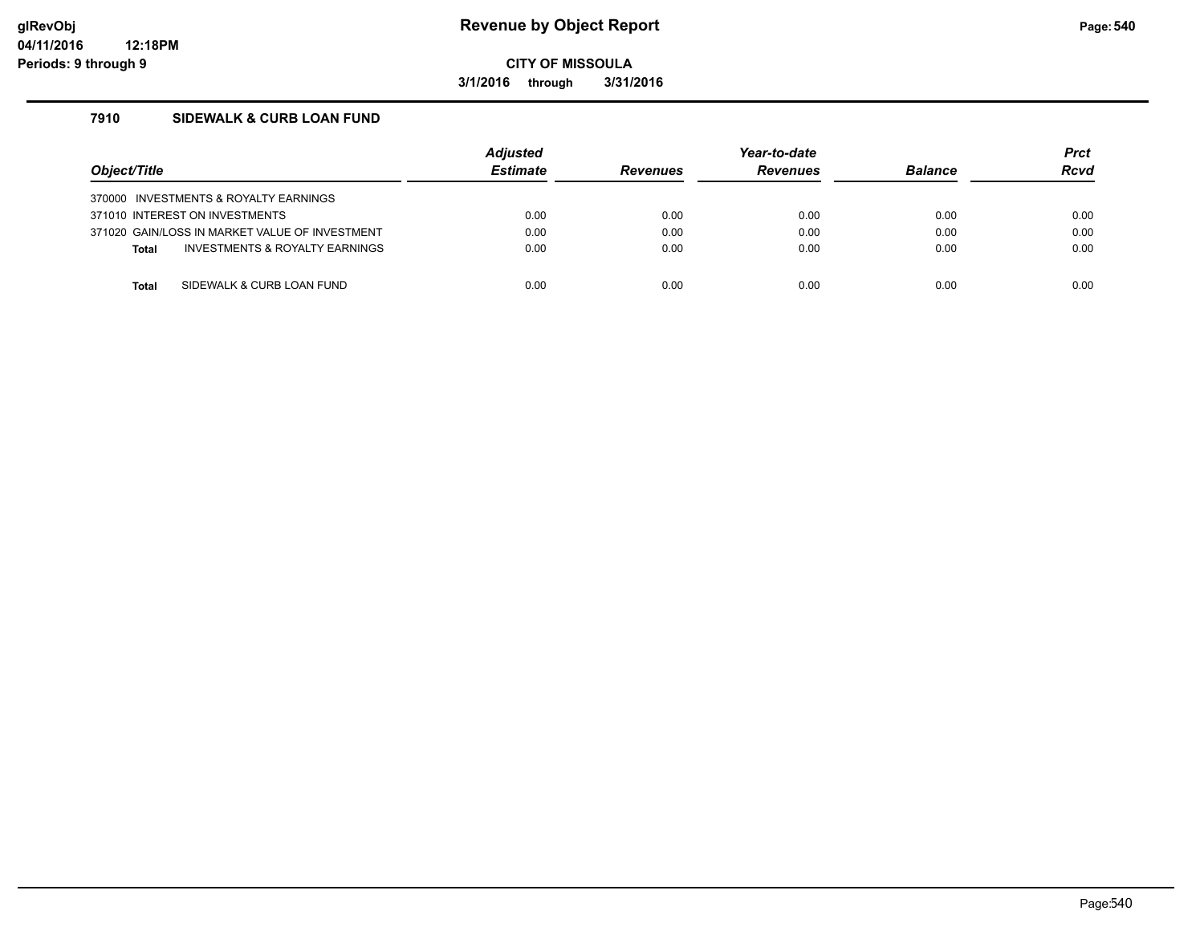# Revenue by Object Report

**CITY OF MISSOULA**

**3/1/2016 through 3/31/2016**

glRevObj
04/11/2016 12:18PM
Periods: 9 through 9

## 7910 SIDEWALK & CURB LOAN FUND

| Object/Title | Adjusted Estimate | Revenues | Year-to-date Revenues | Balance | Prct Rcvd |
|---|---|---|---|---|---|
| 370000 INVESTMENTS & ROYALTY EARNINGS | | | | | |
| 371010 INTEREST ON INVESTMENTS | 0.00 | 0.00 | 0.00 | 0.00 | 0.00 |
| 371020 GAIN/LOSS IN MARKET VALUE OF INVESTMENT | 0.00 | 0.00 | 0.00 | 0.00 | 0.00 |
| **Total** INVESTMENTS & ROYALTY EARNINGS | 0.00 | 0.00 | 0.00 | 0.00 | 0.00 |
| **Total** SIDEWALK & CURB LOAN FUND | 0.00 | 0.00 | 0.00 | 0.00 | 0.00 |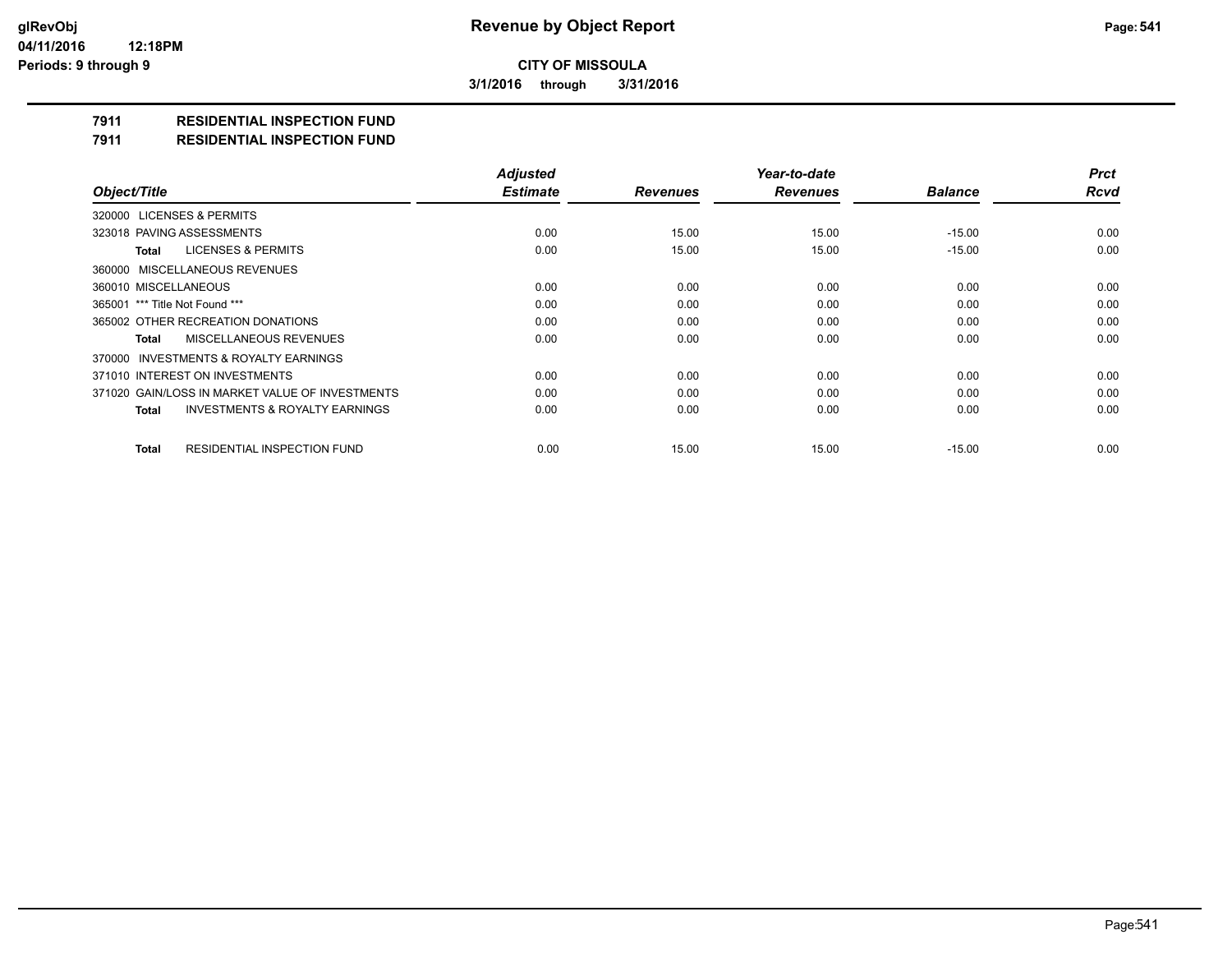# CITY OF MISSOULA

**3/1/2016 through 3/31/2016**

## 7911 RESIDENTIAL INSPECTION FUND
## 7911 RESIDENTIAL INSPECTION FUND

| Object/Title | Adjusted Estimate | Revenues | Year-to-date Revenues | Balance | Prct Rcvd |
|---|---|---|---|---|---|
| 320000 LICENSES & PERMITS | | | | | |
| 323018 PAVING ASSESSMENTS | 0.00 | 15.00 | 15.00 | -15.00 | 0.00 |
| **Total** LICENSES & PERMITS | 0.00 | 15.00 | 15.00 | -15.00 | 0.00 |
| 360000 MISCELLANEOUS REVENUES | | | | | |
| 360010 MISCELLANEOUS | 0.00 | 0.00 | 0.00 | 0.00 | 0.00 |
| 365001 *** Title Not Found *** | 0.00 | 0.00 | 0.00 | 0.00 | 0.00 |
| 365002 OTHER RECREATION DONATIONS | 0.00 | 0.00 | 0.00 | 0.00 | 0.00 |
| **Total** MISCELLANEOUS REVENUES | 0.00 | 0.00 | 0.00 | 0.00 | 0.00 |
| 370000 INVESTMENTS & ROYALTY EARNINGS | | | | | |
| 371010 INTEREST ON INVESTMENTS | 0.00 | 0.00 | 0.00 | 0.00 | 0.00 |
| 371020 GAIN/LOSS IN MARKET VALUE OF INVESTMENTS | 0.00 | 0.00 | 0.00 | 0.00 | 0.00 |
| **Total** INVESTMENTS & ROYALTY EARNINGS | 0.00 | 0.00 | 0.00 | 0.00 | 0.00 |
| **Total** RESIDENTIAL INSPECTION FUND | 0.00 | 15.00 | 15.00 | -15.00 | 0.00 |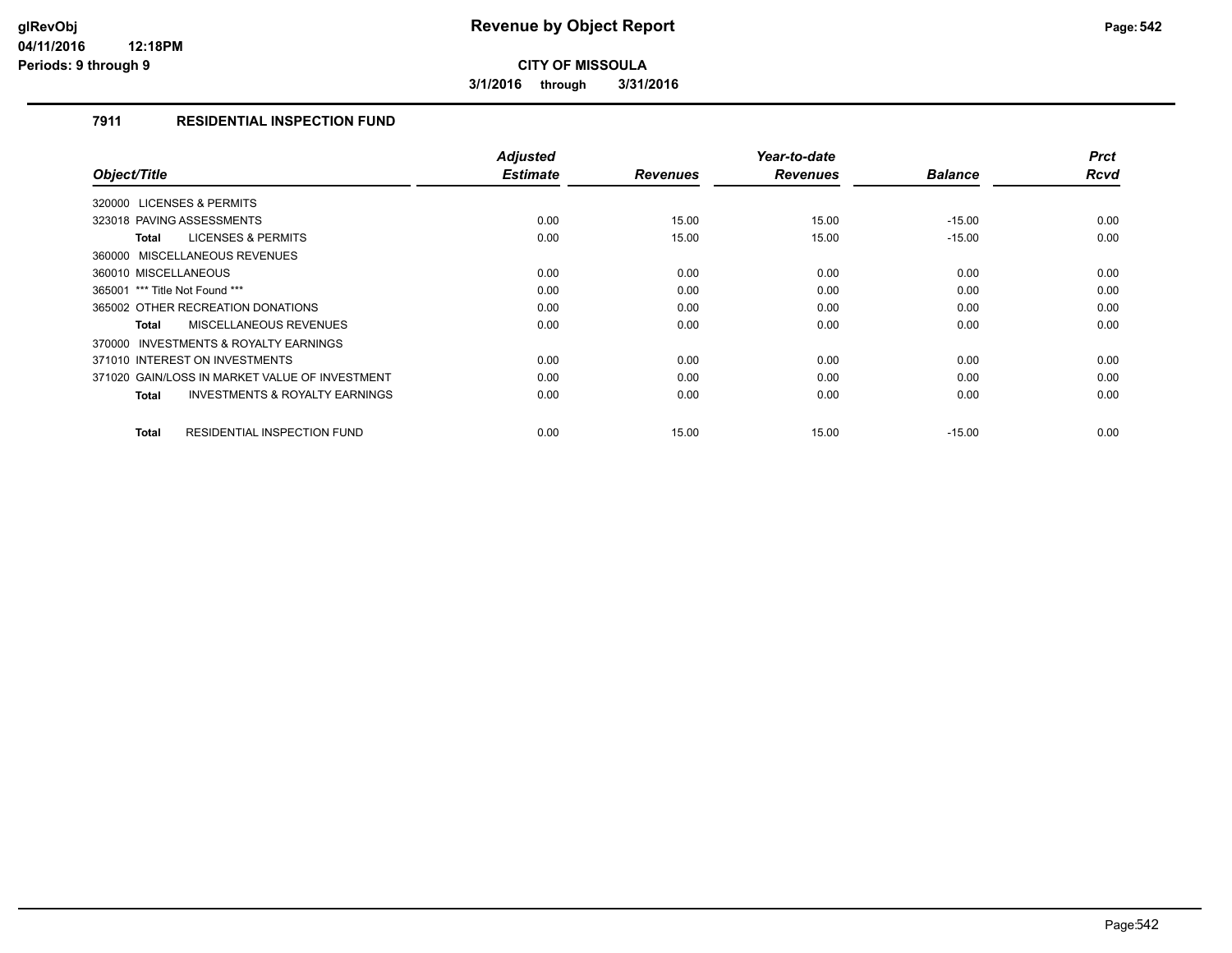# Revenue by Object Report

**CITY OF MISSOULA**

**3/1/2016 through 3/31/2016**

glRevObj
04/11/2016 12:18PM
Periods: 9 through 9

## 7911 RESIDENTIAL INSPECTION FUND

| Object/Title | Adjusted Estimate | Revenues | Year-to-date Revenues | Balance | Prct Rcvd |
|---|---|---|---|---|---|
| 320000 LICENSES & PERMITS | | | | | |
| 323018 PAVING ASSESSMENTS | 0.00 | 15.00 | 15.00 | -15.00 | 0.00 |
| **Total** LICENSES & PERMITS | 0.00 | 15.00 | 15.00 | -15.00 | 0.00 |
| 360000 MISCELLANEOUS REVENUES | | | | | |
| 360010 MISCELLANEOUS | 0.00 | 0.00 | 0.00 | 0.00 | 0.00 |
| 365001 *** Title Not Found *** | 0.00 | 0.00 | 0.00 | 0.00 | 0.00 |
| 365002 OTHER RECREATION DONATIONS | 0.00 | 0.00 | 0.00 | 0.00 | 0.00 |
| **Total** MISCELLANEOUS REVENUES | 0.00 | 0.00 | 0.00 | 0.00 | 0.00 |
| 370000 INVESTMENTS & ROYALTY EARNINGS | | | | | |
| 371010 INTEREST ON INVESTMENTS | 0.00 | 0.00 | 0.00 | 0.00 | 0.00 |
| 371020 GAIN/LOSS IN MARKET VALUE OF INVESTMENT | 0.00 | 0.00 | 0.00 | 0.00 | 0.00 |
| **Total** INVESTMENTS & ROYALTY EARNINGS | 0.00 | 0.00 | 0.00 | 0.00 | 0.00 |
| **Total** RESIDENTIAL INSPECTION FUND | 0.00 | 15.00 | 15.00 | -15.00 | 0.00 |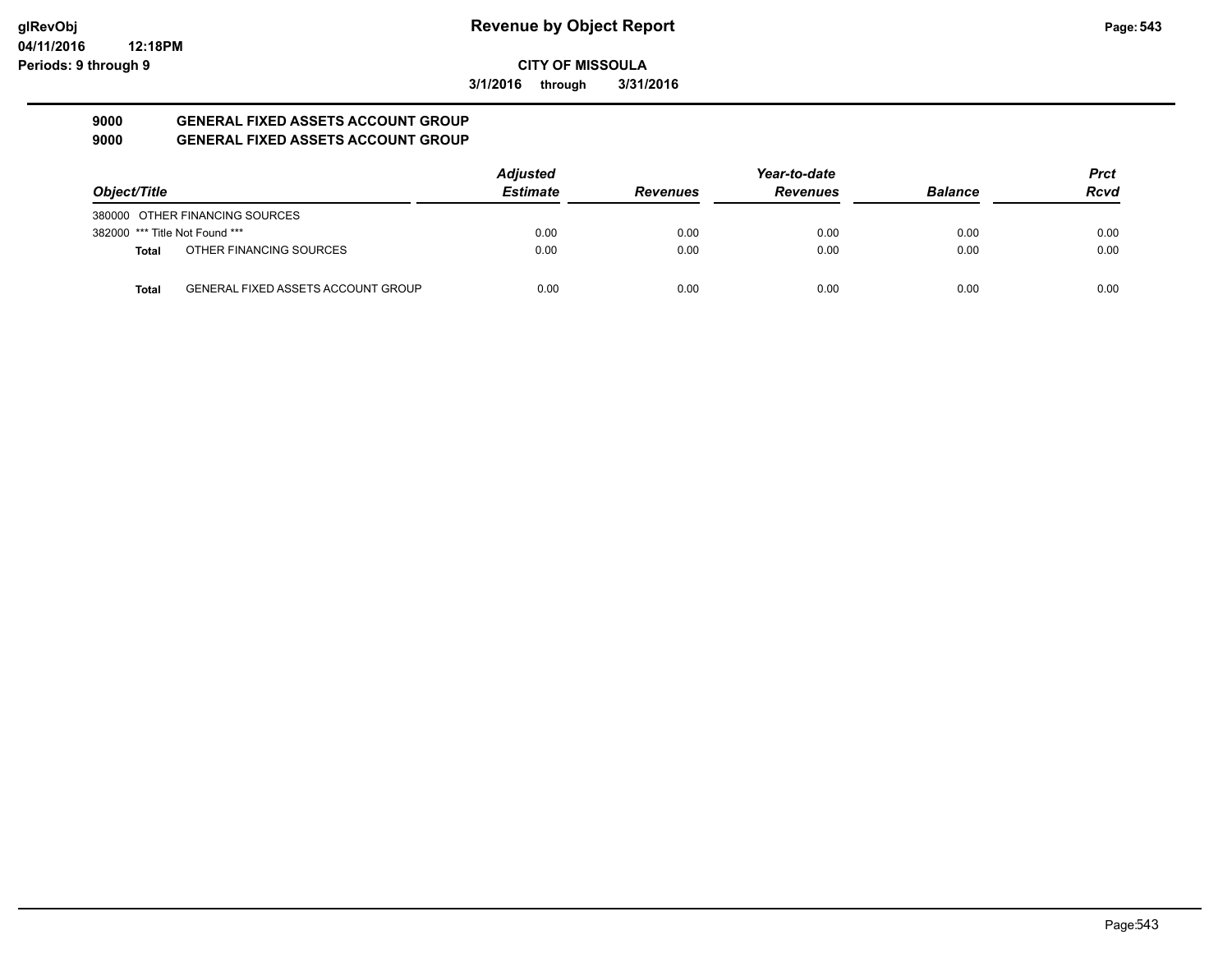# Revenue by Object Report

**CITY OF MISSOULA**

**3/1/2016 through 3/31/2016**

glRevObj
04/11/2016 12:18PM
Periods: 9 through 9

## 9000 GENERAL FIXED ASSETS ACCOUNT GROUP
## 9000 GENERAL FIXED ASSETS ACCOUNT GROUP

| Object/Title | Adjusted Estimate | Revenues | Year-to-date Revenues | Balance | Prct Rcvd |
|---|---|---|---|---|---|
| 380000 OTHER FINANCING SOURCES | | | | | |
| 382000 *** Title Not Found *** | 0.00 | 0.00 | 0.00 | 0.00 | 0.00 |
| **Total** OTHER FINANCING SOURCES | 0.00 | 0.00 | 0.00 | 0.00 | 0.00 |
| **Total** GENERAL FIXED ASSETS ACCOUNT GROUP | 0.00 | 0.00 | 0.00 | 0.00 | 0.00 |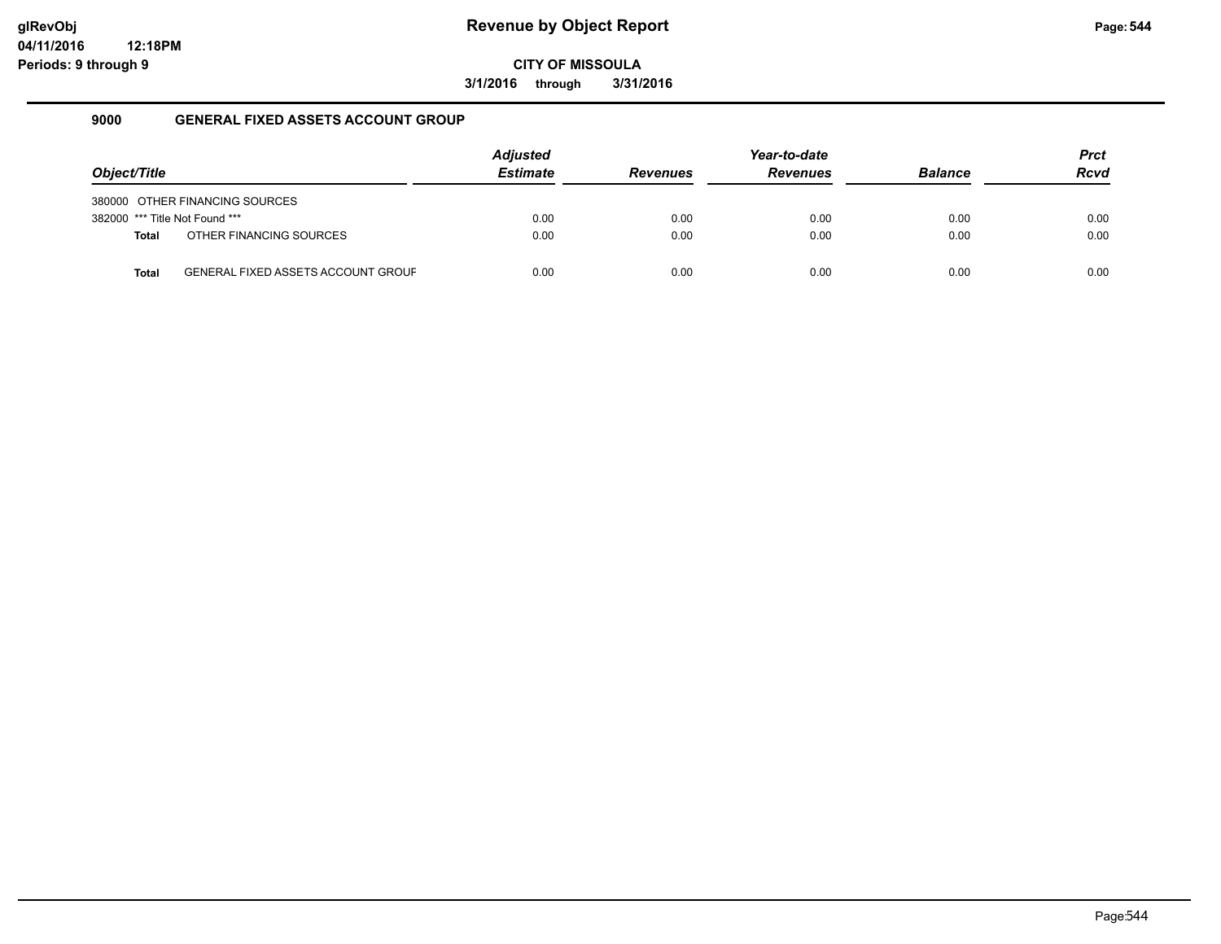**Revenue by Object Report**

**CITY OF MISSOULA**

**3/1/2016 through 3/31/2016**

glRevObj
04/11/2016 12:18PM
Periods: 9 through 9

## 9000 GENERAL FIXED ASSETS ACCOUNT GROUP

| Object/Title | Adjusted Estimate | Revenues | Year-to-date Revenues | Balance | Prct Rcvd |
|---|---|---|---|---|---|
| 380000 OTHER FINANCING SOURCES | | | | | |
| 382000 *** Title Not Found *** | 0.00 | 0.00 | 0.00 | 0.00 | 0.00 |
| **Total** OTHER FINANCING SOURCES | 0.00 | 0.00 | 0.00 | 0.00 | 0.00 |
| **Total** GENERAL FIXED ASSETS ACCOUNT GROUF | 0.00 | 0.00 | 0.00 | 0.00 | 0.00 |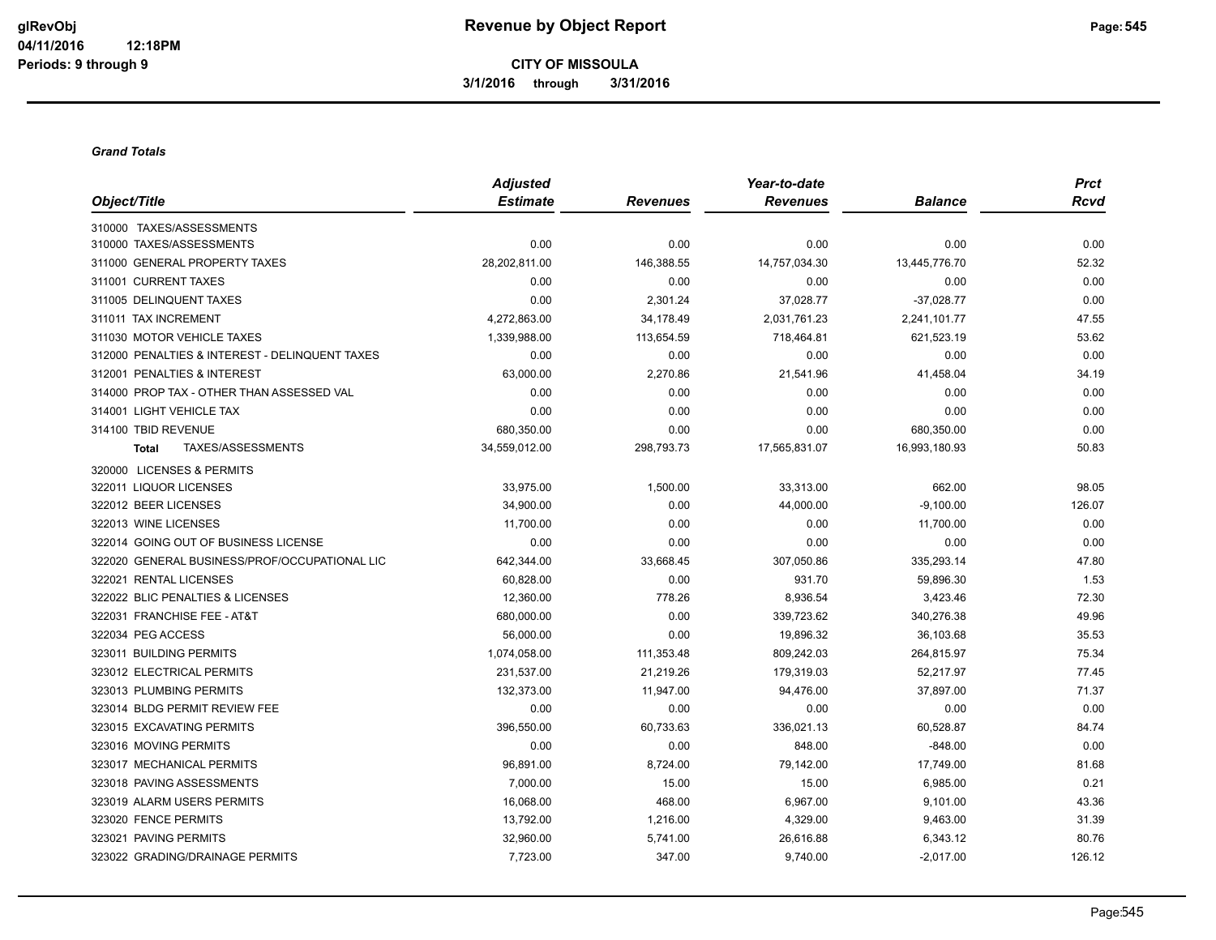# Revenue by Object Report

**CITY OF MISSOULA**

**3/1/2016 through 3/31/2016**

glRevObj
04/11/2016 12:18PM
Periods: 9 through 9

***Grand Totals***

| Object/Title | Adjusted Estimate | Revenues | Year-to-date Revenues | Balance | Prct Rcvd |
|---|---|---|---|---|---|
| 310000 TAXES/ASSESSMENTS | | | | | |
| 310000 TAXES/ASSESSMENTS | 0.00 | 0.00 | 0.00 | 0.00 | 0.00 |
| 311000 GENERAL PROPERTY TAXES | 28,202,811.00 | 146,388.55 | 14,757,034.30 | 13,445,776.70 | 52.32 |
| 311001 CURRENT TAXES | 0.00 | 0.00 | 0.00 | 0.00 | 0.00 |
| 311005 DELINQUENT TAXES | 0.00 | 2,301.24 | 37,028.77 | -37,028.77 | 0.00 |
| 311011 TAX INCREMENT | 4,272,863.00 | 34,178.49 | 2,031,761.23 | 2,241,101.77 | 47.55 |
| 311030 MOTOR VEHICLE TAXES | 1,339,988.00 | 113,654.59 | 718,464.81 | 621,523.19 | 53.62 |
| 312000 PENALTIES & INTEREST - DELINQUENT TAXES | 0.00 | 0.00 | 0.00 | 0.00 | 0.00 |
| 312001 PENALTIES & INTEREST | 63,000.00 | 2,270.86 | 21,541.96 | 41,458.04 | 34.19 |
| 314000 PROP TAX - OTHER THAN ASSESSED VAL | 0.00 | 0.00 | 0.00 | 0.00 | 0.00 |
| 314001 LIGHT VEHICLE TAX | 0.00 | 0.00 | 0.00 | 0.00 | 0.00 |
| 314100 TBID REVENUE | 680,350.00 | 0.00 | 0.00 | 680,350.00 | 0.00 |
| **Total** TAXES/ASSESSMENTS | 34,559,012.00 | 298,793.73 | 17,565,831.07 | 16,993,180.93 | 50.83 |
| 320000 LICENSES & PERMITS | | | | | |
| 322011 LIQUOR LICENSES | 33,975.00 | 1,500.00 | 33,313.00 | 662.00 | 98.05 |
| 322012 BEER LICENSES | 34,900.00 | 0.00 | 44,000.00 | -9,100.00 | 126.07 |
| 322013 WINE LICENSES | 11,700.00 | 0.00 | 0.00 | 11,700.00 | 0.00 |
| 322014 GOING OUT OF BUSINESS LICENSE | 0.00 | 0.00 | 0.00 | 0.00 | 0.00 |
| 322020 GENERAL BUSINESS/PROF/OCCUPATIONAL LIC | 642,344.00 | 33,668.45 | 307,050.86 | 335,293.14 | 47.80 |
| 322021 RENTAL LICENSES | 60,828.00 | 0.00 | 931.70 | 59,896.30 | 1.53 |
| 322022 BLIC PENALTIES & LICENSES | 12,360.00 | 778.26 | 8,936.54 | 3,423.46 | 72.30 |
| 322031 FRANCHISE FEE - AT&T | 680,000.00 | 0.00 | 339,723.62 | 340,276.38 | 49.96 |
| 322034 PEG ACCESS | 56,000.00 | 0.00 | 19,896.32 | 36,103.68 | 35.53 |
| 323011 BUILDING PERMITS | 1,074,058.00 | 111,353.48 | 809,242.03 | 264,815.97 | 75.34 |
| 323012 ELECTRICAL PERMITS | 231,537.00 | 21,219.26 | 179,319.03 | 52,217.97 | 77.45 |
| 323013 PLUMBING PERMITS | 132,373.00 | 11,947.00 | 94,476.00 | 37,897.00 | 71.37 |
| 323014 BLDG PERMIT REVIEW FEE | 0.00 | 0.00 | 0.00 | 0.00 | 0.00 |
| 323015 EXCAVATING PERMITS | 396,550.00 | 60,733.63 | 336,021.13 | 60,528.87 | 84.74 |
| 323016 MOVING PERMITS | 0.00 | 0.00 | 848.00 | -848.00 | 0.00 |
| 323017 MECHANICAL PERMITS | 96,891.00 | 8,724.00 | 79,142.00 | 17,749.00 | 81.68 |
| 323018 PAVING ASSESSMENTS | 7,000.00 | 15.00 | 15.00 | 6,985.00 | 0.21 |
| 323019 ALARM USERS PERMITS | 16,068.00 | 468.00 | 6,967.00 | 9,101.00 | 43.36 |
| 323020 FENCE PERMITS | 13,792.00 | 1,216.00 | 4,329.00 | 9,463.00 | 31.39 |
| 323021 PAVING PERMITS | 32,960.00 | 5,741.00 | 26,616.88 | 6,343.12 | 80.76 |
| 323022 GRADING/DRAINAGE PERMITS | 7,723.00 | 347.00 | 9,740.00 | -2,017.00 | 126.12 |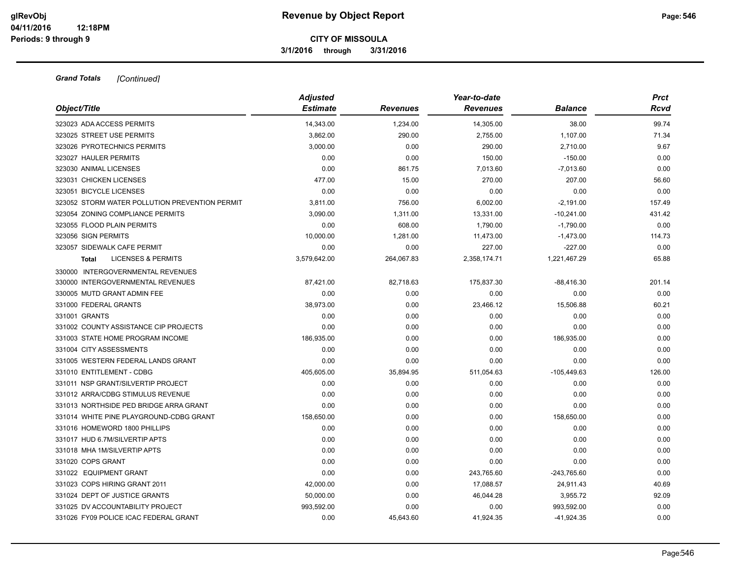**CITY OF MISSOULA**

**3/1/2016 through 3/31/2016**

***Grand Totals*** *[Continued]*

| Object/Title | Adjusted Estimate | Revenues | Year-to-date Revenues | Balance | Prct Rcvd |
|---|---|---|---|---|---|
| 323023 ADA ACCESS PERMITS | 14,343.00 | 1,234.00 | 14,305.00 | 38.00 | 99.74 |
| 323025 STREET USE PERMITS | 3,862.00 | 290.00 | 2,755.00 | 1,107.00 | 71.34 |
| 323026 PYROTECHNICS PERMITS | 3,000.00 | 0.00 | 290.00 | 2,710.00 | 9.67 |
| 323027 HAULER PERMITS | 0.00 | 0.00 | 150.00 | -150.00 | 0.00 |
| 323030 ANIMAL LICENSES | 0.00 | 861.75 | 7,013.60 | -7,013.60 | 0.00 |
| 323031 CHICKEN LICENSES | 477.00 | 15.00 | 270.00 | 207.00 | 56.60 |
| 323051 BICYCLE LICENSES | 0.00 | 0.00 | 0.00 | 0.00 | 0.00 |
| 323052 STORM WATER POLLUTION PREVENTION PERMIT | 3,811.00 | 756.00 | 6,002.00 | -2,191.00 | 157.49 |
| 323054 ZONING COMPLIANCE PERMITS | 3,090.00 | 1,311.00 | 13,331.00 | -10,241.00 | 431.42 |
| 323055 FLOOD PLAIN PERMITS | 0.00 | 608.00 | 1,790.00 | -1,790.00 | 0.00 |
| 323056 SIGN PERMITS | 10,000.00 | 1,281.00 | 11,473.00 | -1,473.00 | 114.73 |
| 323057 SIDEWALK CAFE PERMIT | 0.00 | 0.00 | 227.00 | -227.00 | 0.00 |
| **Total** LICENSES & PERMITS | 3,579,642.00 | 264,067.83 | 2,358,174.71 | 1,221,467.29 | 65.88 |
| 330000 INTERGOVERNMENTAL REVENUES | | | | | |
| 330000 INTERGOVERNMENTAL REVENUES | 87,421.00 | 82,718.63 | 175,837.30 | -88,416.30 | 201.14 |
| 330005 MUTD GRANT ADMIN FEE | 0.00 | 0.00 | 0.00 | 0.00 | 0.00 |
| 331000 FEDERAL GRANTS | 38,973.00 | 0.00 | 23,466.12 | 15,506.88 | 60.21 |
| 331001 GRANTS | 0.00 | 0.00 | 0.00 | 0.00 | 0.00 |
| 331002 COUNTY ASSISTANCE CIP PROJECTS | 0.00 | 0.00 | 0.00 | 0.00 | 0.00 |
| 331003 STATE HOME PROGRAM INCOME | 186,935.00 | 0.00 | 0.00 | 186,935.00 | 0.00 |
| 331004 CITY ASSESSMENTS | 0.00 | 0.00 | 0.00 | 0.00 | 0.00 |
| 331005 WESTERN FEDERAL LANDS GRANT | 0.00 | 0.00 | 0.00 | 0.00 | 0.00 |
| 331010 ENTITLEMENT - CDBG | 405,605.00 | 35,894.95 | 511,054.63 | -105,449.63 | 126.00 |
| 331011 NSP GRANT/SILVERTIP PROJECT | 0.00 | 0.00 | 0.00 | 0.00 | 0.00 |
| 331012 ARRA/CDBG STIMULUS REVENUE | 0.00 | 0.00 | 0.00 | 0.00 | 0.00 |
| 331013 NORTHSIDE PED BRIDGE ARRA GRANT | 0.00 | 0.00 | 0.00 | 0.00 | 0.00 |
| 331014 WHITE PINE PLAYGROUND-CDBG GRANT | 158,650.00 | 0.00 | 0.00 | 158,650.00 | 0.00 |
| 331016 HOMEWORD 1800 PHILLIPS | 0.00 | 0.00 | 0.00 | 0.00 | 0.00 |
| 331017 HUD 6.7M/SILVERTIP APTS | 0.00 | 0.00 | 0.00 | 0.00 | 0.00 |
| 331018 MHA 1M/SILVERTIP APTS | 0.00 | 0.00 | 0.00 | 0.00 | 0.00 |
| 331020 COPS GRANT | 0.00 | 0.00 | 0.00 | 0.00 | 0.00 |
| 331022 EQUIPMENT GRANT | 0.00 | 0.00 | 243,765.60 | -243,765.60 | 0.00 |
| 331023 COPS HIRING GRANT 2011 | 42,000.00 | 0.00 | 17,088.57 | 24,911.43 | 40.69 |
| 331024 DEPT OF JUSTICE GRANTS | 50,000.00 | 0.00 | 46,044.28 | 3,955.72 | 92.09 |
| 331025 DV ACCOUNTABILITY PROJECT | 993,592.00 | 0.00 | 0.00 | 993,592.00 | 0.00 |
| 331026 FY09 POLICE ICAC FEDERAL GRANT | 0.00 | 45,643.60 | 41,924.35 | -41,924.35 | 0.00 |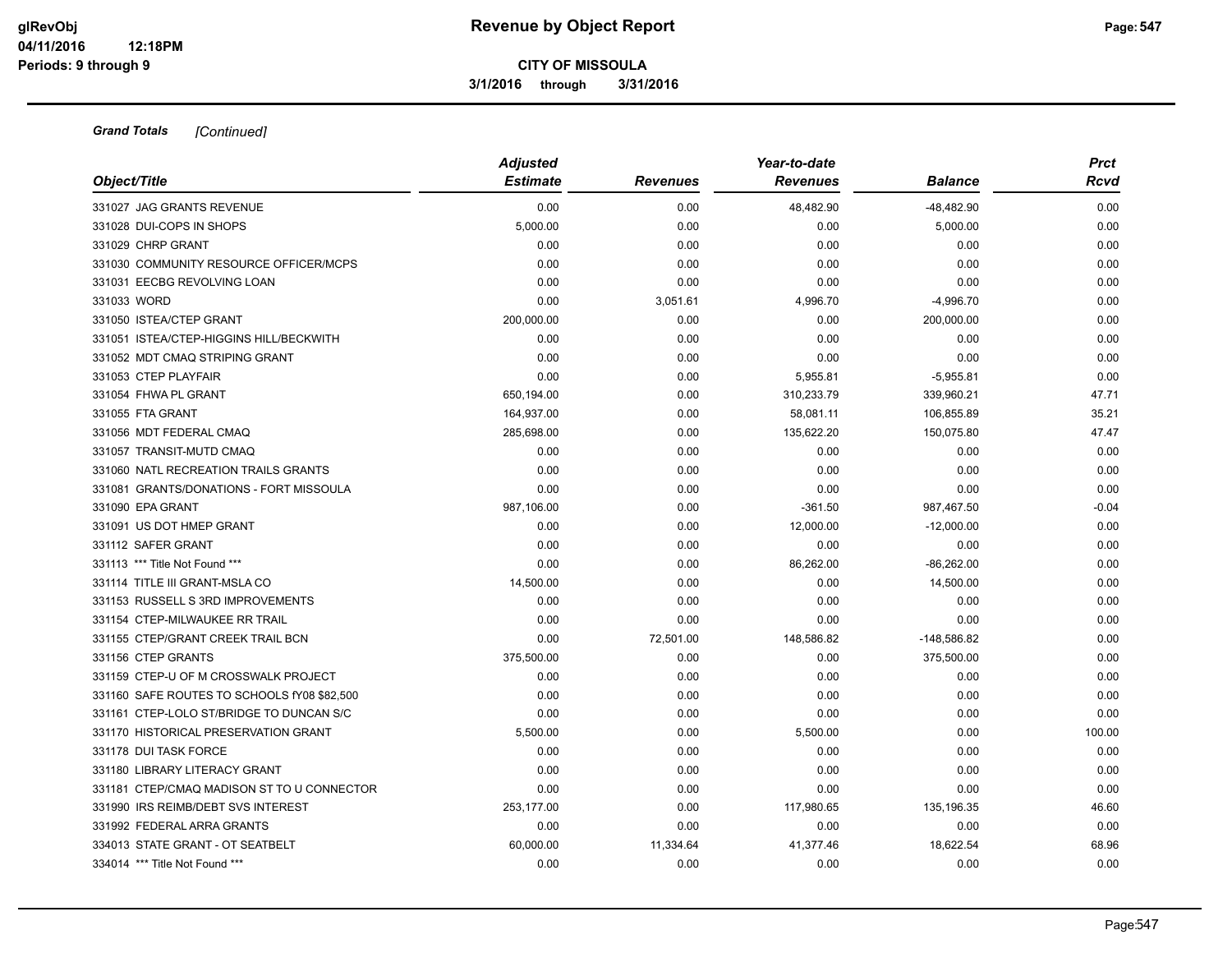**Grand Totals** *[Continued]*

| Object/Title | Adjusted Estimate | Revenues | Year-to-date Revenues | Balance | Prct Rcvd |
|---|---|---|---|---|---|
| 331027 JAG GRANTS REVENUE | 0.00 | 0.00 | 48,482.90 | -48,482.90 | 0.00 |
| 331028 DUI-COPS IN SHOPS | 5,000.00 | 0.00 | 0.00 | 5,000.00 | 0.00 |
| 331029 CHRP GRANT | 0.00 | 0.00 | 0.00 | 0.00 | 0.00 |
| 331030 COMMUNITY RESOURCE OFFICER/MCPS | 0.00 | 0.00 | 0.00 | 0.00 | 0.00 |
| 331031 EECBG REVOLVING LOAN | 0.00 | 0.00 | 0.00 | 0.00 | 0.00 |
| 331033 WORD | 0.00 | 3,051.61 | 4,996.70 | -4,996.70 | 0.00 |
| 331050 ISTEA/CTEP GRANT | 200,000.00 | 0.00 | 0.00 | 200,000.00 | 0.00 |
| 331051 ISTEA/CTEP-HIGGINS HILL/BECKWITH | 0.00 | 0.00 | 0.00 | 0.00 | 0.00 |
| 331052 MDT CMAQ STRIPING GRANT | 0.00 | 0.00 | 0.00 | 0.00 | 0.00 |
| 331053 CTEP PLAYFAIR | 0.00 | 0.00 | 5,955.81 | -5,955.81 | 0.00 |
| 331054 FHWA PL GRANT | 650,194.00 | 0.00 | 310,233.79 | 339,960.21 | 47.71 |
| 331055 FTA GRANT | 164,937.00 | 0.00 | 58,081.11 | 106,855.89 | 35.21 |
| 331056 MDT FEDERAL CMAQ | 285,698.00 | 0.00 | 135,622.20 | 150,075.80 | 47.47 |
| 331057 TRANSIT-MUTD CMAQ | 0.00 | 0.00 | 0.00 | 0.00 | 0.00 |
| 331060 NATL RECREATION TRAILS GRANTS | 0.00 | 0.00 | 0.00 | 0.00 | 0.00 |
| 331081 GRANTS/DONATIONS - FORT MISSOULA | 0.00 | 0.00 | 0.00 | 0.00 | 0.00 |
| 331090 EPA GRANT | 987,106.00 | 0.00 | -361.50 | 987,467.50 | -0.04 |
| 331091 US DOT HMEP GRANT | 0.00 | 0.00 | 12,000.00 | -12,000.00 | 0.00 |
| 331112 SAFER GRANT | 0.00 | 0.00 | 0.00 | 0.00 | 0.00 |
| 331113 *** Title Not Found *** | 0.00 | 0.00 | 86,262.00 | -86,262.00 | 0.00 |
| 331114 TITLE III GRANT-MSLA CO | 14,500.00 | 0.00 | 0.00 | 14,500.00 | 0.00 |
| 331153 RUSSELL S 3RD IMPROVEMENTS | 0.00 | 0.00 | 0.00 | 0.00 | 0.00 |
| 331154 CTEP-MILWAUKEE RR TRAIL | 0.00 | 0.00 | 0.00 | 0.00 | 0.00 |
| 331155 CTEP/GRANT CREEK TRAIL BCN | 0.00 | 72,501.00 | 148,586.82 | -148,586.82 | 0.00 |
| 331156 CTEP GRANTS | 375,500.00 | 0.00 | 0.00 | 375,500.00 | 0.00 |
| 331159 CTEP-U OF M CROSSWALK PROJECT | 0.00 | 0.00 | 0.00 | 0.00 | 0.00 |
| 331160 SAFE ROUTES TO SCHOOLS fY08 $82,500 | 0.00 | 0.00 | 0.00 | 0.00 | 0.00 |
| 331161 CTEP-LOLO ST/BRIDGE TO DUNCAN S/C | 0.00 | 0.00 | 0.00 | 0.00 | 0.00 |
| 331170 HISTORICAL PRESERVATION GRANT | 5,500.00 | 0.00 | 5,500.00 | 0.00 | 100.00 |
| 331178 DUI TASK FORCE | 0.00 | 0.00 | 0.00 | 0.00 | 0.00 |
| 331180 LIBRARY LITERACY GRANT | 0.00 | 0.00 | 0.00 | 0.00 | 0.00 |
| 331181 CTEP/CMAQ MADISON ST TO U CONNECTOR | 0.00 | 0.00 | 0.00 | 0.00 | 0.00 |
| 331990 IRS REIMB/DEBT SVS INTEREST | 253,177.00 | 0.00 | 117,980.65 | 135,196.35 | 46.60 |
| 331992 FEDERAL ARRA GRANTS | 0.00 | 0.00 | 0.00 | 0.00 | 0.00 |
| 334013 STATE GRANT - OT SEATBELT | 60,000.00 | 11,334.64 | 41,377.46 | 18,622.54 | 68.96 |
| 334014 *** Title Not Found *** | 0.00 | 0.00 | 0.00 | 0.00 | 0.00 |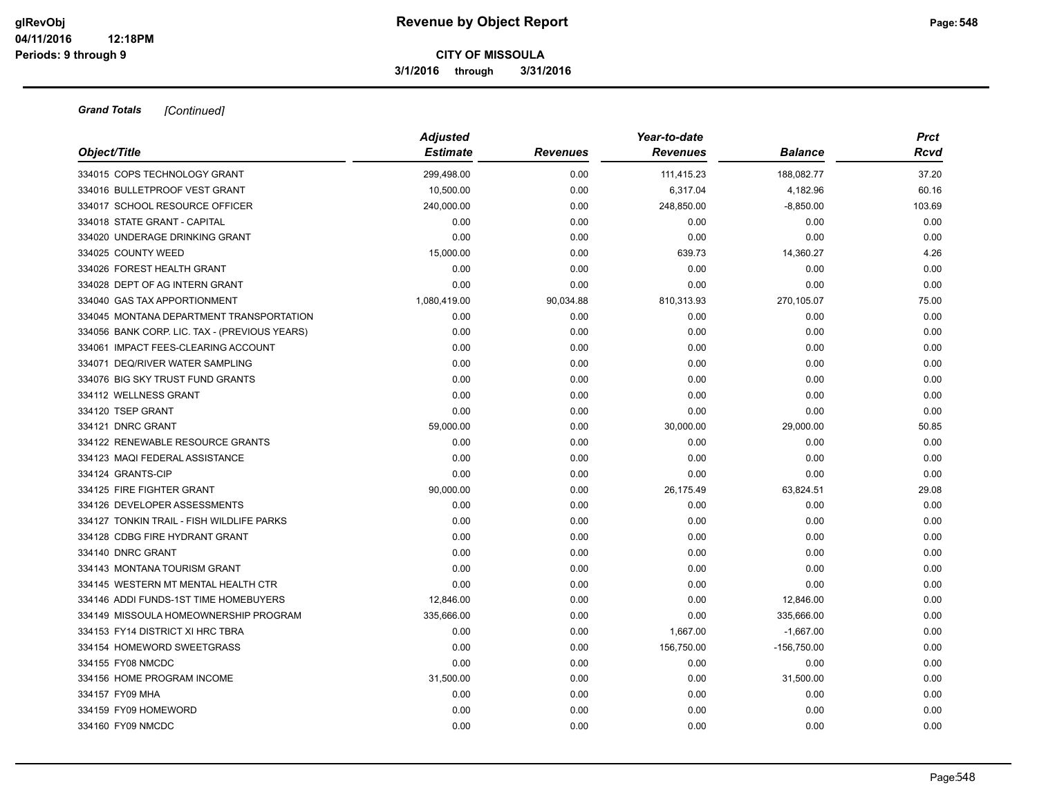**CITY OF MISSOULA**

**3/1/2016 through 3/31/2016**

***Grand Totals*** *[Continued]*

| Object/Title | Adjusted Estimate | Revenues | Year-to-date Revenues | Balance | Prct Rcvd |
|---|---|---|---|---|---|
| 334015 COPS TECHNOLOGY GRANT | 299,498.00 | 0.00 | 111,415.23 | 188,082.77 | 37.20 |
| 334016 BULLETPROOF VEST GRANT | 10,500.00 | 0.00 | 6,317.04 | 4,182.96 | 60.16 |
| 334017 SCHOOL RESOURCE OFFICER | 240,000.00 | 0.00 | 248,850.00 | -8,850.00 | 103.69 |
| 334018 STATE GRANT - CAPITAL | 0.00 | 0.00 | 0.00 | 0.00 | 0.00 |
| 334020 UNDERAGE DRINKING GRANT | 0.00 | 0.00 | 0.00 | 0.00 | 0.00 |
| 334025 COUNTY WEED | 15,000.00 | 0.00 | 639.73 | 14,360.27 | 4.26 |
| 334026 FOREST HEALTH GRANT | 0.00 | 0.00 | 0.00 | 0.00 | 0.00 |
| 334028 DEPT OF AG INTERN GRANT | 0.00 | 0.00 | 0.00 | 0.00 | 0.00 |
| 334040 GAS TAX APPORTIONMENT | 1,080,419.00 | 90,034.88 | 810,313.93 | 270,105.07 | 75.00 |
| 334045 MONTANA DEPARTMENT TRANSPORTATION | 0.00 | 0.00 | 0.00 | 0.00 | 0.00 |
| 334056 BANK CORP. LIC. TAX - (PREVIOUS YEARS) | 0.00 | 0.00 | 0.00 | 0.00 | 0.00 |
| 334061 IMPACT FEES-CLEARING ACCOUNT | 0.00 | 0.00 | 0.00 | 0.00 | 0.00 |
| 334071 DEQ/RIVER WATER SAMPLING | 0.00 | 0.00 | 0.00 | 0.00 | 0.00 |
| 334076 BIG SKY TRUST FUND GRANTS | 0.00 | 0.00 | 0.00 | 0.00 | 0.00 |
| 334112 WELLNESS GRANT | 0.00 | 0.00 | 0.00 | 0.00 | 0.00 |
| 334120 TSEP GRANT | 0.00 | 0.00 | 0.00 | 0.00 | 0.00 |
| 334121 DNRC GRANT | 59,000.00 | 0.00 | 30,000.00 | 29,000.00 | 50.85 |
| 334122 RENEWABLE RESOURCE GRANTS | 0.00 | 0.00 | 0.00 | 0.00 | 0.00 |
| 334123 MAQI FEDERAL ASSISTANCE | 0.00 | 0.00 | 0.00 | 0.00 | 0.00 |
| 334124 GRANTS-CIP | 0.00 | 0.00 | 0.00 | 0.00 | 0.00 |
| 334125 FIRE FIGHTER GRANT | 90,000.00 | 0.00 | 26,175.49 | 63,824.51 | 29.08 |
| 334126 DEVELOPER ASSESSMENTS | 0.00 | 0.00 | 0.00 | 0.00 | 0.00 |
| 334127 TONKIN TRAIL - FISH WILDLIFE PARKS | 0.00 | 0.00 | 0.00 | 0.00 | 0.00 |
| 334128 CDBG FIRE HYDRANT GRANT | 0.00 | 0.00 | 0.00 | 0.00 | 0.00 |
| 334140 DNRC GRANT | 0.00 | 0.00 | 0.00 | 0.00 | 0.00 |
| 334143 MONTANA TOURISM GRANT | 0.00 | 0.00 | 0.00 | 0.00 | 0.00 |
| 334145 WESTERN MT MENTAL HEALTH CTR | 0.00 | 0.00 | 0.00 | 0.00 | 0.00 |
| 334146 ADDI FUNDS-1ST TIME HOMEBUYERS | 12,846.00 | 0.00 | 0.00 | 12,846.00 | 0.00 |
| 334149 MISSOULA HOMEOWNERSHIP PROGRAM | 335,666.00 | 0.00 | 0.00 | 335,666.00 | 0.00 |
| 334153 FY14 DISTRICT XI HRC TBRA | 0.00 | 0.00 | 1,667.00 | -1,667.00 | 0.00 |
| 334154 HOMEWORD SWEETGRASS | 0.00 | 0.00 | 156,750.00 | -156,750.00 | 0.00 |
| 334155 FY08 NMCDC | 0.00 | 0.00 | 0.00 | 0.00 | 0.00 |
| 334156 HOME PROGRAM INCOME | 31,500.00 | 0.00 | 0.00 | 31,500.00 | 0.00 |
| 334157 FY09 MHA | 0.00 | 0.00 | 0.00 | 0.00 | 0.00 |
| 334159 FY09 HOMEWORD | 0.00 | 0.00 | 0.00 | 0.00 | 0.00 |
| 334160 FY09 NMCDC | 0.00 | 0.00 | 0.00 | 0.00 | 0.00 |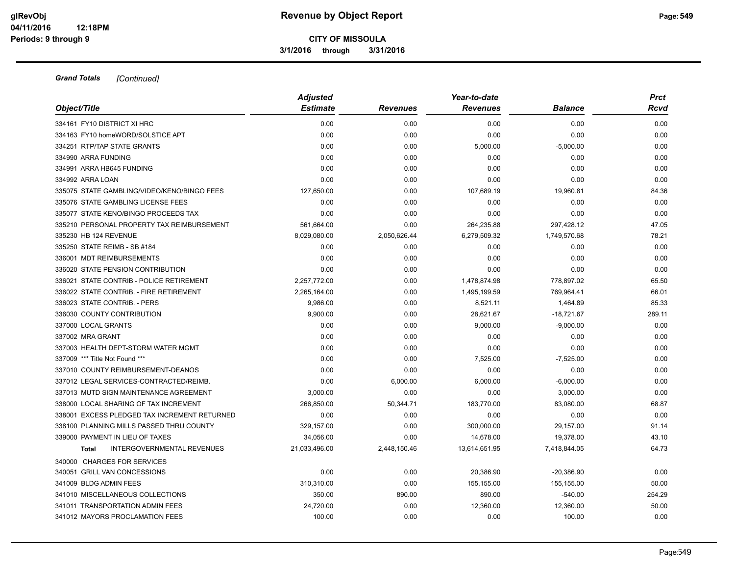**CITY OF MISSOULA**

**3/1/2016 through 3/31/2016**

***Grand Totals*** *[Continued]*

| *Object/Title* | *Adjusted Estimate* | *Revenues* | *Year-to-date Revenues* | *Balance* | *Prct Rcvd* |
|---|---|---|---|---|---|
| 334161 FY10 DISTRICT XI HRC | 0.00 | 0.00 | 0.00 | 0.00 | 0.00 |
| 334163 FY10 homeWORD/SOLSTICE APT | 0.00 | 0.00 | 0.00 | 0.00 | 0.00 |
| 334251 RTP/TAP STATE GRANTS | 0.00 | 0.00 | 5,000.00 | -5,000.00 | 0.00 |
| 334990 ARRA FUNDING | 0.00 | 0.00 | 0.00 | 0.00 | 0.00 |
| 334991 ARRA HB645 FUNDING | 0.00 | 0.00 | 0.00 | 0.00 | 0.00 |
| 334992 ARRA LOAN | 0.00 | 0.00 | 0.00 | 0.00 | 0.00 |
| 335075 STATE GAMBLING/VIDEO/KENO/BINGO FEES | 127,650.00 | 0.00 | 107,689.19 | 19,960.81 | 84.36 |
| 335076 STATE GAMBLING LICENSE FEES | 0.00 | 0.00 | 0.00 | 0.00 | 0.00 |
| 335077 STATE KENO/BINGO PROCEEDS TAX | 0.00 | 0.00 | 0.00 | 0.00 | 0.00 |
| 335210 PERSONAL PROPERTY TAX REIMBURSEMENT | 561,664.00 | 0.00 | 264,235.88 | 297,428.12 | 47.05 |
| 335230 HB 124 REVENUE | 8,029,080.00 | 2,050,626.44 | 6,279,509.32 | 1,749,570.68 | 78.21 |
| 335250 STATE REIMB - SB #184 | 0.00 | 0.00 | 0.00 | 0.00 | 0.00 |
| 336001 MDT REIMBURSEMENTS | 0.00 | 0.00 | 0.00 | 0.00 | 0.00 |
| 336020 STATE PENSION CONTRIBUTION | 0.00 | 0.00 | 0.00 | 0.00 | 0.00 |
| 336021 STATE CONTRIB - POLICE RETIREMENT | 2,257,772.00 | 0.00 | 1,478,874.98 | 778,897.02 | 65.50 |
| 336022 STATE CONTRIB. - FIRE RETIREMENT | 2,265,164.00 | 0.00 | 1,495,199.59 | 769,964.41 | 66.01 |
| 336023 STATE CONTRIB. - PERS | 9,986.00 | 0.00 | 8,521.11 | 1,464.89 | 85.33 |
| 336030 COUNTY CONTRIBUTION | 9,900.00 | 0.00 | 28,621.67 | -18,721.67 | 289.11 |
| 337000 LOCAL GRANTS | 0.00 | 0.00 | 9,000.00 | -9,000.00 | 0.00 |
| 337002 MRA GRANT | 0.00 | 0.00 | 0.00 | 0.00 | 0.00 |
| 337003 HEALTH DEPT-STORM WATER MGMT | 0.00 | 0.00 | 0.00 | 0.00 | 0.00 |
| 337009 *** Title Not Found *** | 0.00 | 0.00 | 7,525.00 | -7,525.00 | 0.00 |
| 337010 COUNTY REIMBURSEMENT-DEANOS | 0.00 | 0.00 | 0.00 | 0.00 | 0.00 |
| 337012 LEGAL SERVICES-CONTRACTED/REIMB. | 0.00 | 6,000.00 | 6,000.00 | -6,000.00 | 0.00 |
| 337013 MUTD SIGN MAINTENANCE AGREEMENT | 3,000.00 | 0.00 | 0.00 | 3,000.00 | 0.00 |
| 338000 LOCAL SHARING OF TAX INCREMENT | 266,850.00 | 50,344.71 | 183,770.00 | 83,080.00 | 68.87 |
| 338001 EXCESS PLEDGED TAX INCREMENT RETURNED | 0.00 | 0.00 | 0.00 | 0.00 | 0.00 |
| 338100 PLANNING MILLS PASSED THRU COUNTY | 329,157.00 | 0.00 | 300,000.00 | 29,157.00 | 91.14 |
| 339000 PAYMENT IN LIEU OF TAXES | 34,056.00 | 0.00 | 14,678.00 | 19,378.00 | 43.10 |
| **Total** INTERGOVERNMENTAL REVENUES | 21,033,496.00 | 2,448,150.46 | 13,614,651.95 | 7,418,844.05 | 64.73 |
| 340000 CHARGES FOR SERVICES | | | | | |
| 340051 GRILL VAN CONCESSIONS | 0.00 | 0.00 | 20,386.90 | -20,386.90 | 0.00 |
| 341009 BLDG ADMIN FEES | 310,310.00 | 0.00 | 155,155.00 | 155,155.00 | 50.00 |
| 341010 MISCELLANEOUS COLLECTIONS | 350.00 | 890.00 | 890.00 | -540.00 | 254.29 |
| 341011 TRANSPORTATION ADMIN FEES | 24,720.00 | 0.00 | 12,360.00 | 12,360.00 | 50.00 |
| 341012 MAYORS PROCLAMATION FEES | 100.00 | 0.00 | 0.00 | 100.00 | 0.00 |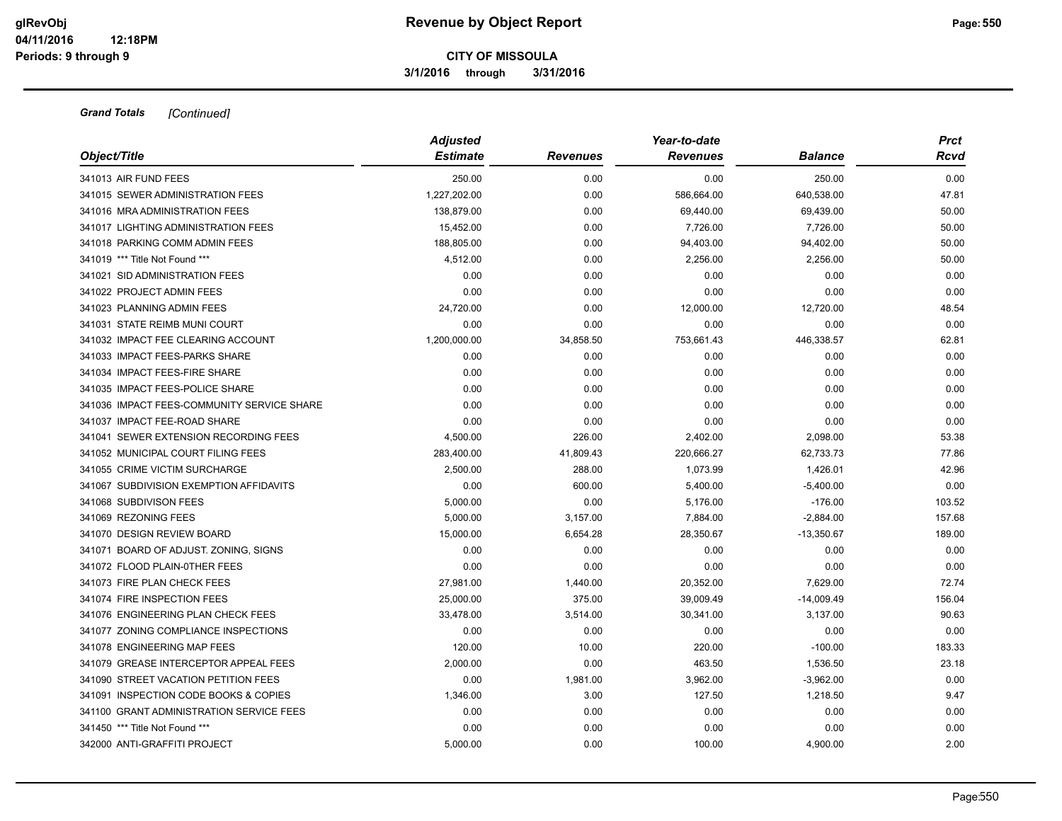**CITY OF MISSOULA**

**3/1/2016 through 3/31/2016**

***Grand Totals*** *[Continued]*

| *Object/Title* | *Adjusted Estimate* | *Revenues* | *Year-to-date Revenues* | *Balance* | *Prct Rcvd* |
|---|---|---|---|---|---|
| 341013 AIR FUND FEES | 250.00 | 0.00 | 0.00 | 250.00 | 0.00 |
| 341015 SEWER ADMINISTRATION FEES | 1,227,202.00 | 0.00 | 586,664.00 | 640,538.00 | 47.81 |
| 341016 MRA ADMINISTRATION FEES | 138,879.00 | 0.00 | 69,440.00 | 69,439.00 | 50.00 |
| 341017 LIGHTING ADMINISTRATION FEES | 15,452.00 | 0.00 | 7,726.00 | 7,726.00 | 50.00 |
| 341018 PARKING COMM ADMIN FEES | 188,805.00 | 0.00 | 94,403.00 | 94,402.00 | 50.00 |
| 341019 *** Title Not Found *** | 4,512.00 | 0.00 | 2,256.00 | 2,256.00 | 50.00 |
| 341021 SID ADMINISTRATION FEES | 0.00 | 0.00 | 0.00 | 0.00 | 0.00 |
| 341022 PROJECT ADMIN FEES | 0.00 | 0.00 | 0.00 | 0.00 | 0.00 |
| 341023 PLANNING ADMIN FEES | 24,720.00 | 0.00 | 12,000.00 | 12,720.00 | 48.54 |
| 341031 STATE REIMB MUNI COURT | 0.00 | 0.00 | 0.00 | 0.00 | 0.00 |
| 341032 IMPACT FEE CLEARING ACCOUNT | 1,200,000.00 | 34,858.50 | 753,661.43 | 446,338.57 | 62.81 |
| 341033 IMPACT FEES-PARKS SHARE | 0.00 | 0.00 | 0.00 | 0.00 | 0.00 |
| 341034 IMPACT FEES-FIRE SHARE | 0.00 | 0.00 | 0.00 | 0.00 | 0.00 |
| 341035 IMPACT FEES-POLICE SHARE | 0.00 | 0.00 | 0.00 | 0.00 | 0.00 |
| 341036 IMPACT FEES-COMMUNITY SERVICE SHARE | 0.00 | 0.00 | 0.00 | 0.00 | 0.00 |
| 341037 IMPACT FEE-ROAD SHARE | 0.00 | 0.00 | 0.00 | 0.00 | 0.00 |
| 341041 SEWER EXTENSION RECORDING FEES | 4,500.00 | 226.00 | 2,402.00 | 2,098.00 | 53.38 |
| 341052 MUNICIPAL COURT FILING FEES | 283,400.00 | 41,809.43 | 220,666.27 | 62,733.73 | 77.86 |
| 341055 CRIME VICTIM SURCHARGE | 2,500.00 | 288.00 | 1,073.99 | 1,426.01 | 42.96 |
| 341067 SUBDIVISION EXEMPTION AFFIDAVITS | 0.00 | 600.00 | 5,400.00 | -5,400.00 | 0.00 |
| 341068 SUBDIVISON FEES | 5,000.00 | 0.00 | 5,176.00 | -176.00 | 103.52 |
| 341069 REZONING FEES | 5,000.00 | 3,157.00 | 7,884.00 | -2,884.00 | 157.68 |
| 341070 DESIGN REVIEW BOARD | 15,000.00 | 6,654.28 | 28,350.67 | -13,350.67 | 189.00 |
| 341071 BOARD OF ADJUST. ZONING, SIGNS | 0.00 | 0.00 | 0.00 | 0.00 | 0.00 |
| 341072 FLOOD PLAIN-0THER FEES | 0.00 | 0.00 | 0.00 | 0.00 | 0.00 |
| 341073 FIRE PLAN CHECK FEES | 27,981.00 | 1,440.00 | 20,352.00 | 7,629.00 | 72.74 |
| 341074 FIRE INSPECTION FEES | 25,000.00 | 375.00 | 39,009.49 | -14,009.49 | 156.04 |
| 341076 ENGINEERING PLAN CHECK FEES | 33,478.00 | 3,514.00 | 30,341.00 | 3,137.00 | 90.63 |
| 341077 ZONING COMPLIANCE INSPECTIONS | 0.00 | 0.00 | 0.00 | 0.00 | 0.00 |
| 341078 ENGINEERING MAP FEES | 120.00 | 10.00 | 220.00 | -100.00 | 183.33 |
| 341079 GREASE INTERCEPTOR APPEAL FEES | 2,000.00 | 0.00 | 463.50 | 1,536.50 | 23.18 |
| 341090 STREET VACATION PETITION FEES | 0.00 | 1,981.00 | 3,962.00 | -3,962.00 | 0.00 |
| 341091 INSPECTION CODE BOOKS & COPIES | 1,346.00 | 3.00 | 127.50 | 1,218.50 | 9.47 |
| 341100 GRANT ADMINISTRATION SERVICE FEES | 0.00 | 0.00 | 0.00 | 0.00 | 0.00 |
| 341450 *** Title Not Found *** | 0.00 | 0.00 | 0.00 | 0.00 | 0.00 |
| 342000 ANTI-GRAFFITI PROJECT | 5,000.00 | 0.00 | 100.00 | 4,900.00 | 2.00 |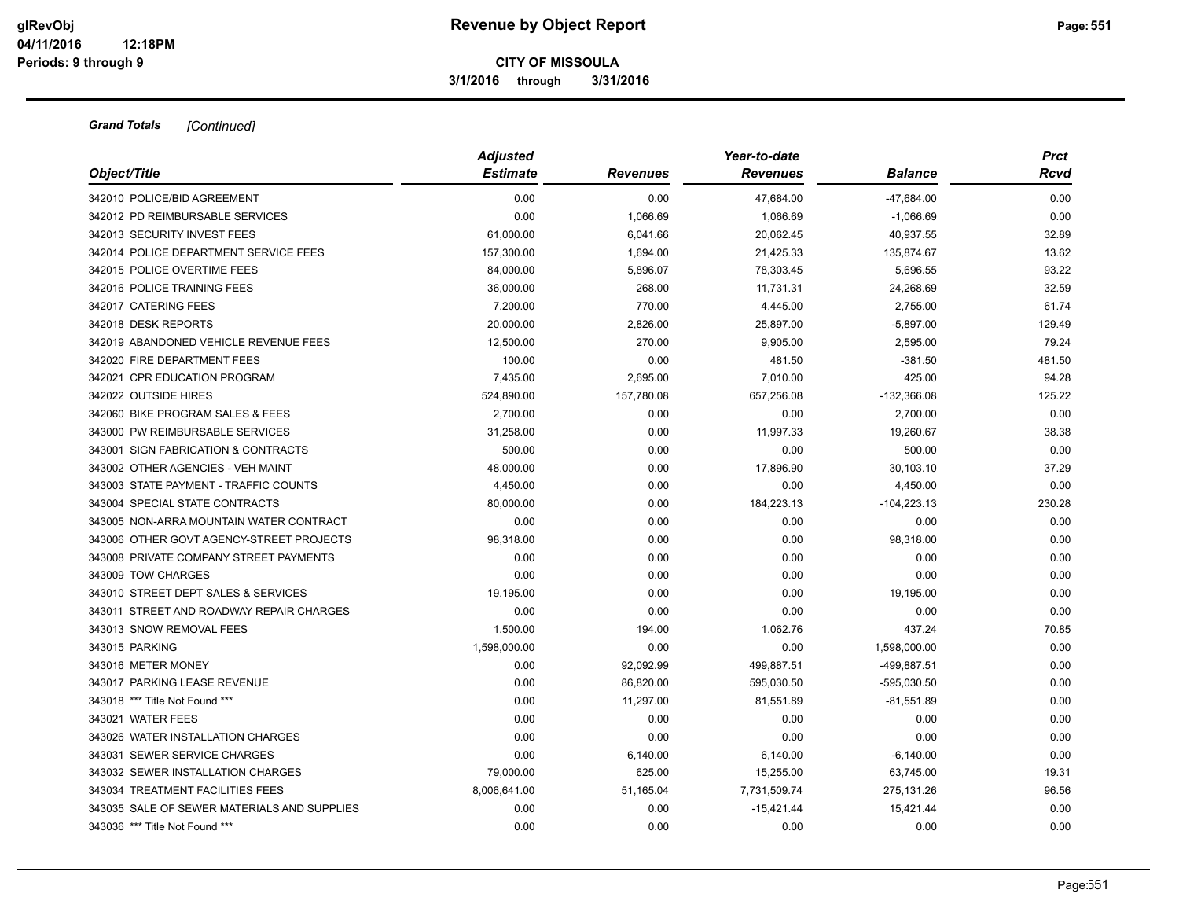**Revenue by Object Report**

**CITY OF MISSOULA**

**3/1/2016 through 3/31/2016**

glRevObj
04/11/2016 12:18PM
Periods: 9 through 9

***Grand Totals*** *[Continued]*

| Object/Title | Adjusted Estimate | Revenues | Year-to-date Revenues | Balance | Prct Rcvd |
|---|---|---|---|---|---|
| 342010 POLICE/BID AGREEMENT | 0.00 | 0.00 | 47,684.00 | -47,684.00 | 0.00 |
| 342012 PD REIMBURSABLE SERVICES | 0.00 | 1,066.69 | 1,066.69 | -1,066.69 | 0.00 |
| 342013 SECURITY INVEST FEES | 61,000.00 | 6,041.66 | 20,062.45 | 40,937.55 | 32.89 |
| 342014 POLICE DEPARTMENT SERVICE FEES | 157,300.00 | 1,694.00 | 21,425.33 | 135,874.67 | 13.62 |
| 342015 POLICE OVERTIME FEES | 84,000.00 | 5,896.07 | 78,303.45 | 5,696.55 | 93.22 |
| 342016 POLICE TRAINING FEES | 36,000.00 | 268.00 | 11,731.31 | 24,268.69 | 32.59 |
| 342017 CATERING FEES | 7,200.00 | 770.00 | 4,445.00 | 2,755.00 | 61.74 |
| 342018 DESK REPORTS | 20,000.00 | 2,826.00 | 25,897.00 | -5,897.00 | 129.49 |
| 342019 ABANDONED VEHICLE REVENUE FEES | 12,500.00 | 270.00 | 9,905.00 | 2,595.00 | 79.24 |
| 342020 FIRE DEPARTMENT FEES | 100.00 | 0.00 | 481.50 | -381.50 | 481.50 |
| 342021 CPR EDUCATION PROGRAM | 7,435.00 | 2,695.00 | 7,010.00 | 425.00 | 94.28 |
| 342022 OUTSIDE HIRES | 524,890.00 | 157,780.08 | 657,256.08 | -132,366.08 | 125.22 |
| 342060 BIKE PROGRAM SALES & FEES | 2,700.00 | 0.00 | 0.00 | 2,700.00 | 0.00 |
| 343000 PW REIMBURSABLE SERVICES | 31,258.00 | 0.00 | 11,997.33 | 19,260.67 | 38.38 |
| 343001 SIGN FABRICATION & CONTRACTS | 500.00 | 0.00 | 0.00 | 500.00 | 0.00 |
| 343002 OTHER AGENCIES - VEH MAINT | 48,000.00 | 0.00 | 17,896.90 | 30,103.10 | 37.29 |
| 343003 STATE PAYMENT - TRAFFIC COUNTS | 4,450.00 | 0.00 | 0.00 | 4,450.00 | 0.00 |
| 343004 SPECIAL STATE CONTRACTS | 80,000.00 | 0.00 | 184,223.13 | -104,223.13 | 230.28 |
| 343005 NON-ARRA MOUNTAIN WATER CONTRACT | 0.00 | 0.00 | 0.00 | 0.00 | 0.00 |
| 343006 OTHER GOVT AGENCY-STREET PROJECTS | 98,318.00 | 0.00 | 0.00 | 98,318.00 | 0.00 |
| 343008 PRIVATE COMPANY STREET PAYMENTS | 0.00 | 0.00 | 0.00 | 0.00 | 0.00 |
| 343009 TOW CHARGES | 0.00 | 0.00 | 0.00 | 0.00 | 0.00 |
| 343010 STREET DEPT SALES & SERVICES | 19,195.00 | 0.00 | 0.00 | 19,195.00 | 0.00 |
| 343011 STREET AND ROADWAY REPAIR CHARGES | 0.00 | 0.00 | 0.00 | 0.00 | 0.00 |
| 343013 SNOW REMOVAL FEES | 1,500.00 | 194.00 | 1,062.76 | 437.24 | 70.85 |
| 343015 PARKING | 1,598,000.00 | 0.00 | 0.00 | 1,598,000.00 | 0.00 |
| 343016 METER MONEY | 0.00 | 92,092.99 | 499,887.51 | -499,887.51 | 0.00 |
| 343017 PARKING LEASE REVENUE | 0.00 | 86,820.00 | 595,030.50 | -595,030.50 | 0.00 |
| 343018 *** Title Not Found *** | 0.00 | 11,297.00 | 81,551.89 | -81,551.89 | 0.00 |
| 343021 WATER FEES | 0.00 | 0.00 | 0.00 | 0.00 | 0.00 |
| 343026 WATER INSTALLATION CHARGES | 0.00 | 0.00 | 0.00 | 0.00 | 0.00 |
| 343031 SEWER SERVICE CHARGES | 0.00 | 6,140.00 | 6,140.00 | -6,140.00 | 0.00 |
| 343032 SEWER INSTALLATION CHARGES | 79,000.00 | 625.00 | 15,255.00 | 63,745.00 | 19.31 |
| 343034 TREATMENT FACILITIES FEES | 8,006,641.00 | 51,165.04 | 7,731,509.74 | 275,131.26 | 96.56 |
| 343035 SALE OF SEWER MATERIALS AND SUPPLIES | 0.00 | 0.00 | -15,421.44 | 15,421.44 | 0.00 |
| 343036 *** Title Not Found *** | 0.00 | 0.00 | 0.00 | 0.00 | 0.00 |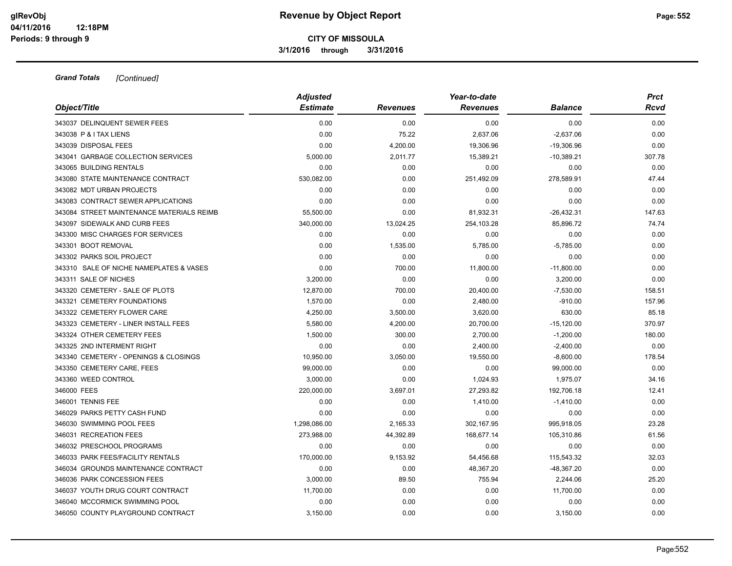**Grand Totals** *[Continued]*

| Object/Title | Adjusted Estimate | Revenues | Year-to-date Revenues | Balance | Prct Rcvd |
|---|---|---|---|---|---|
| 343037 DELINQUENT SEWER FEES | 0.00 | 0.00 | 0.00 | 0.00 | 0.00 |
| 343038 P & I TAX LIENS | 0.00 | 75.22 | 2,637.06 | -2,637.06 | 0.00 |
| 343039 DISPOSAL FEES | 0.00 | 4,200.00 | 19,306.96 | -19,306.96 | 0.00 |
| 343041 GARBAGE COLLECTION SERVICES | 5,000.00 | 2,011.77 | 15,389.21 | -10,389.21 | 307.78 |
| 343065 BUILDING RENTALS | 0.00 | 0.00 | 0.00 | 0.00 | 0.00 |
| 343080 STATE MAINTENANCE CONTRACT | 530,082.00 | 0.00 | 251,492.09 | 278,589.91 | 47.44 |
| 343082 MDT URBAN PROJECTS | 0.00 | 0.00 | 0.00 | 0.00 | 0.00 |
| 343083 CONTRACT SEWER APPLICATIONS | 0.00 | 0.00 | 0.00 | 0.00 | 0.00 |
| 343084 STREET MAINTENANCE MATERIALS REIMB | 55,500.00 | 0.00 | 81,932.31 | -26,432.31 | 147.63 |
| 343097 SIDEWALK AND CURB FEES | 340,000.00 | 13,024.25 | 254,103.28 | 85,896.72 | 74.74 |
| 343300 MISC CHARGES FOR SERVICES | 0.00 | 0.00 | 0.00 | 0.00 | 0.00 |
| 343301 BOOT REMOVAL | 0.00 | 1,535.00 | 5,785.00 | -5,785.00 | 0.00 |
| 343302 PARKS SOIL PROJECT | 0.00 | 0.00 | 0.00 | 0.00 | 0.00 |
| 343310 SALE OF NICHE NAMEPLATES & VASES | 0.00 | 700.00 | 11,800.00 | -11,800.00 | 0.00 |
| 343311 SALE OF NICHES | 3,200.00 | 0.00 | 0.00 | 3,200.00 | 0.00 |
| 343320 CEMETERY - SALE OF PLOTS | 12,870.00 | 700.00 | 20,400.00 | -7,530.00 | 158.51 |
| 343321 CEMETERY FOUNDATIONS | 1,570.00 | 0.00 | 2,480.00 | -910.00 | 157.96 |
| 343322 CEMETERY FLOWER CARE | 4,250.00 | 3,500.00 | 3,620.00 | 630.00 | 85.18 |
| 343323 CEMETERY - LINER INSTALL FEES | 5,580.00 | 4,200.00 | 20,700.00 | -15,120.00 | 370.97 |
| 343324 OTHER CEMETERY FEES | 1,500.00 | 300.00 | 2,700.00 | -1,200.00 | 180.00 |
| 343325 2ND INTERMENT RIGHT | 0.00 | 0.00 | 2,400.00 | -2,400.00 | 0.00 |
| 343340 CEMETERY - OPENINGS & CLOSINGS | 10,950.00 | 3,050.00 | 19,550.00 | -8,600.00 | 178.54 |
| 343350 CEMETERY CARE, FEES | 99,000.00 | 0.00 | 0.00 | 99,000.00 | 0.00 |
| 343360 WEED CONTROL | 3,000.00 | 0.00 | 1,024.93 | 1,975.07 | 34.16 |
| 346000 FEES | 220,000.00 | 3,697.01 | 27,293.82 | 192,706.18 | 12.41 |
| 346001 TENNIS FEE | 0.00 | 0.00 | 1,410.00 | -1,410.00 | 0.00 |
| 346029 PARKS PETTY CASH FUND | 0.00 | 0.00 | 0.00 | 0.00 | 0.00 |
| 346030 SWIMMING POOL FEES | 1,298,086.00 | 2,165.33 | 302,167.95 | 995,918.05 | 23.28 |
| 346031 RECREATION FEES | 273,988.00 | 44,392.89 | 168,677.14 | 105,310.86 | 61.56 |
| 346032 PRESCHOOL PROGRAMS | 0.00 | 0.00 | 0.00 | 0.00 | 0.00 |
| 346033 PARK FEES/FACILITY RENTALS | 170,000.00 | 9,153.92 | 54,456.68 | 115,543.32 | 32.03 |
| 346034 GROUNDS MAINTENANCE CONTRACT | 0.00 | 0.00 | 48,367.20 | -48,367.20 | 0.00 |
| 346036 PARK CONCESSION FEES | 3,000.00 | 89.50 | 755.94 | 2,244.06 | 25.20 |
| 346037 YOUTH DRUG COURT CONTRACT | 11,700.00 | 0.00 | 0.00 | 11,700.00 | 0.00 |
| 346040 MCCORMICK SWIMMING POOL | 0.00 | 0.00 | 0.00 | 0.00 | 0.00 |
| 346050 COUNTY PLAYGROUND CONTRACT | 3,150.00 | 0.00 | 0.00 | 3,150.00 | 0.00 |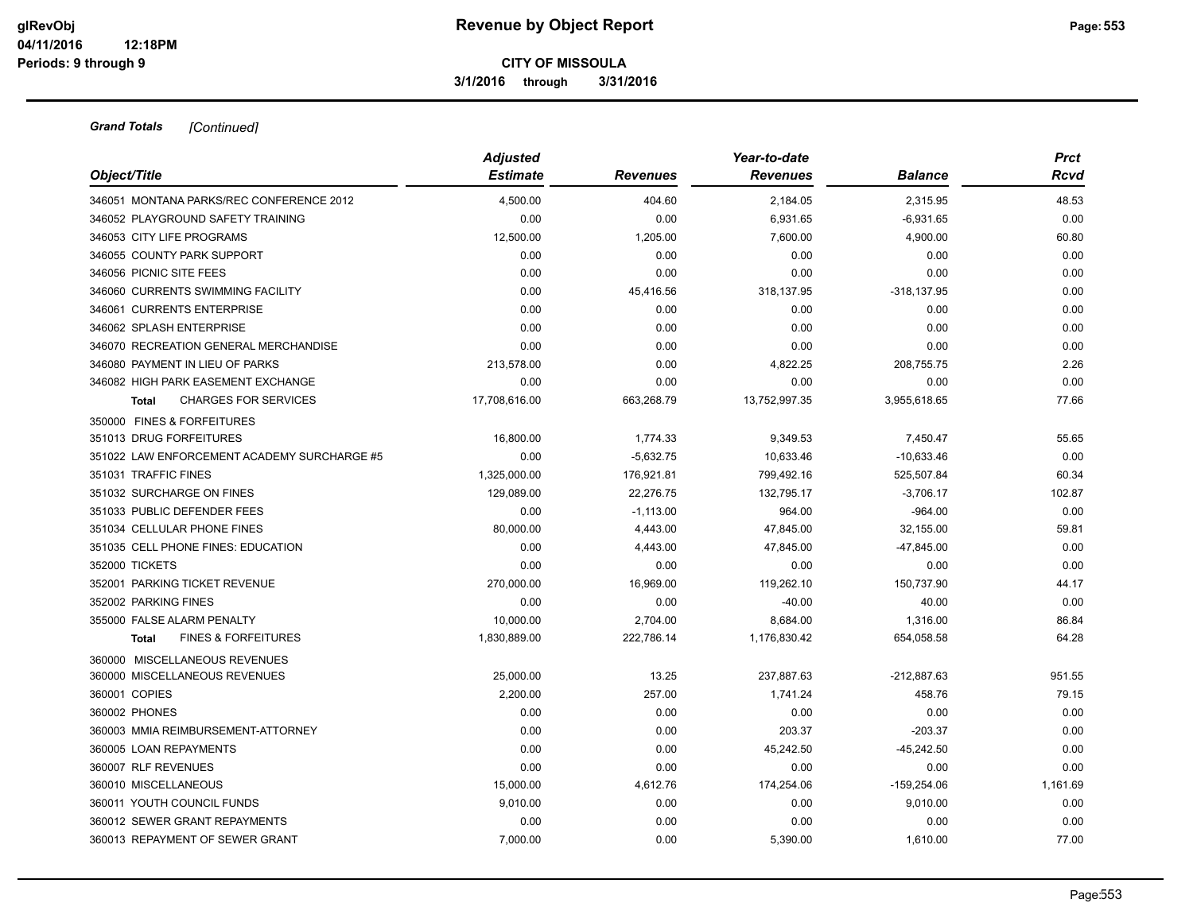**Revenue by Object Report**

**CITY OF MISSOULA**

**3/1/2016 through 3/31/2016**

***Grand Totals*** *[Continued]*

| Object/Title | Adjusted Estimate | Revenues | Year-to-date Revenues | Balance | Prct Rcvd |
|---|---|---|---|---|---|
| 346051 MONTANA PARKS/REC CONFERENCE 2012 | 4,500.00 | 404.60 | 2,184.05 | 2,315.95 | 48.53 |
| 346052 PLAYGROUND SAFETY TRAINING | 0.00 | 0.00 | 6,931.65 | -6,931.65 | 0.00 |
| 346053 CITY LIFE PROGRAMS | 12,500.00 | 1,205.00 | 7,600.00 | 4,900.00 | 60.80 |
| 346055 COUNTY PARK SUPPORT | 0.00 | 0.00 | 0.00 | 0.00 | 0.00 |
| 346056 PICNIC SITE FEES | 0.00 | 0.00 | 0.00 | 0.00 | 0.00 |
| 346060 CURRENTS SWIMMING FACILITY | 0.00 | 45,416.56 | 318,137.95 | -318,137.95 | 0.00 |
| 346061 CURRENTS ENTERPRISE | 0.00 | 0.00 | 0.00 | 0.00 | 0.00 |
| 346062 SPLASH ENTERPRISE | 0.00 | 0.00 | 0.00 | 0.00 | 0.00 |
| 346070 RECREATION GENERAL MERCHANDISE | 0.00 | 0.00 | 0.00 | 0.00 | 0.00 |
| 346080 PAYMENT IN LIEU OF PARKS | 213,578.00 | 0.00 | 4,822.25 | 208,755.75 | 2.26 |
| 346082 HIGH PARK EASEMENT EXCHANGE | 0.00 | 0.00 | 0.00 | 0.00 | 0.00 |
| **Total** CHARGES FOR SERVICES | 17,708,616.00 | 663,268.79 | 13,752,997.35 | 3,955,618.65 | 77.66 |
| 350000 FINES & FORFEITURES | | | | | |
| 351013 DRUG FORFEITURES | 16,800.00 | 1,774.33 | 9,349.53 | 7,450.47 | 55.65 |
| 351022 LAW ENFORCEMENT ACADEMY SURCHARGE #5 | 0.00 | -5,632.75 | 10,633.46 | -10,633.46 | 0.00 |
| 351031 TRAFFIC FINES | 1,325,000.00 | 176,921.81 | 799,492.16 | 525,507.84 | 60.34 |
| 351032 SURCHARGE ON FINES | 129,089.00 | 22,276.75 | 132,795.17 | -3,706.17 | 102.87 |
| 351033 PUBLIC DEFENDER FEES | 0.00 | -1,113.00 | 964.00 | -964.00 | 0.00 |
| 351034 CELLULAR PHONE FINES | 80,000.00 | 4,443.00 | 47,845.00 | 32,155.00 | 59.81 |
| 351035 CELL PHONE FINES: EDUCATION | 0.00 | 4,443.00 | 47,845.00 | -47,845.00 | 0.00 |
| 352000 TICKETS | 0.00 | 0.00 | 0.00 | 0.00 | 0.00 |
| 352001 PARKING TICKET REVENUE | 270,000.00 | 16,969.00 | 119,262.10 | 150,737.90 | 44.17 |
| 352002 PARKING FINES | 0.00 | 0.00 | -40.00 | 40.00 | 0.00 |
| 355000 FALSE ALARM PENALTY | 10,000.00 | 2,704.00 | 8,684.00 | 1,316.00 | 86.84 |
| **Total** FINES & FORFEITURES | 1,830,889.00 | 222,786.14 | 1,176,830.42 | 654,058.58 | 64.28 |
| 360000 MISCELLANEOUS REVENUES | | | | | |
| 360000 MISCELLANEOUS REVENUES | 25,000.00 | 13.25 | 237,887.63 | -212,887.63 | 951.55 |
| 360001 COPIES | 2,200.00 | 257.00 | 1,741.24 | 458.76 | 79.15 |
| 360002 PHONES | 0.00 | 0.00 | 0.00 | 0.00 | 0.00 |
| 360003 MMIA REIMBURSEMENT-ATTORNEY | 0.00 | 0.00 | 203.37 | -203.37 | 0.00 |
| 360005 LOAN REPAYMENTS | 0.00 | 0.00 | 45,242.50 | -45,242.50 | 0.00 |
| 360007 RLF REVENUES | 0.00 | 0.00 | 0.00 | 0.00 | 0.00 |
| 360010 MISCELLANEOUS | 15,000.00 | 4,612.76 | 174,254.06 | -159,254.06 | 1,161.69 |
| 360011 YOUTH COUNCIL FUNDS | 9,010.00 | 0.00 | 0.00 | 9,010.00 | 0.00 |
| 360012 SEWER GRANT REPAYMENTS | 0.00 | 0.00 | 0.00 | 0.00 | 0.00 |
| 360013 REPAYMENT OF SEWER GRANT | 7,000.00 | 0.00 | 5,390.00 | 1,610.00 | 77.00 |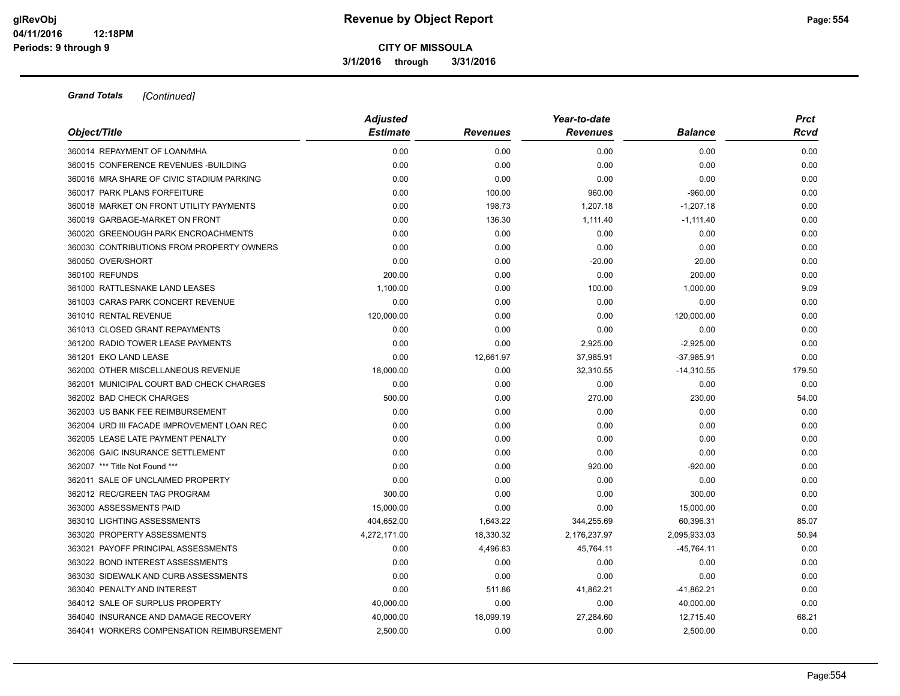**Grand Totals** *[Continued]*

| Object/Title | Adjusted Estimate | Revenues | Year-to-date Revenues | Balance | Prct Rcvd |
|---|---|---|---|---|---|
| 360014 REPAYMENT OF LOAN/MHA | 0.00 | 0.00 | 0.00 | 0.00 | 0.00 |
| 360015 CONFERENCE REVENUES -BUILDING | 0.00 | 0.00 | 0.00 | 0.00 | 0.00 |
| 360016 MRA SHARE OF CIVIC STADIUM PARKING | 0.00 | 0.00 | 0.00 | 0.00 | 0.00 |
| 360017 PARK PLANS FORFEITURE | 0.00 | 100.00 | 960.00 | -960.00 | 0.00 |
| 360018 MARKET ON FRONT UTILITY PAYMENTS | 0.00 | 198.73 | 1,207.18 | -1,207.18 | 0.00 |
| 360019 GARBAGE-MARKET ON FRONT | 0.00 | 136.30 | 1,111.40 | -1,111.40 | 0.00 |
| 360020 GREENOUGH PARK ENCROACHMENTS | 0.00 | 0.00 | 0.00 | 0.00 | 0.00 |
| 360030 CONTRIBUTIONS FROM PROPERTY OWNERS | 0.00 | 0.00 | 0.00 | 0.00 | 0.00 |
| 360050 OVER/SHORT | 0.00 | 0.00 | -20.00 | 20.00 | 0.00 |
| 360100 REFUNDS | 200.00 | 0.00 | 0.00 | 200.00 | 0.00 |
| 361000 RATTLESNAKE LAND LEASES | 1,100.00 | 0.00 | 100.00 | 1,000.00 | 9.09 |
| 361003 CARAS PARK CONCERT REVENUE | 0.00 | 0.00 | 0.00 | 0.00 | 0.00 |
| 361010 RENTAL REVENUE | 120,000.00 | 0.00 | 0.00 | 120,000.00 | 0.00 |
| 361013 CLOSED GRANT REPAYMENTS | 0.00 | 0.00 | 0.00 | 0.00 | 0.00 |
| 361200 RADIO TOWER LEASE PAYMENTS | 0.00 | 0.00 | 2,925.00 | -2,925.00 | 0.00 |
| 361201 EKO LAND LEASE | 0.00 | 12,661.97 | 37,985.91 | -37,985.91 | 0.00 |
| 362000 OTHER MISCELLANEOUS REVENUE | 18,000.00 | 0.00 | 32,310.55 | -14,310.55 | 179.50 |
| 362001 MUNICIPAL COURT BAD CHECK CHARGES | 0.00 | 0.00 | 0.00 | 0.00 | 0.00 |
| 362002 BAD CHECK CHARGES | 500.00 | 0.00 | 270.00 | 230.00 | 54.00 |
| 362003 US BANK FEE REIMBURSEMENT | 0.00 | 0.00 | 0.00 | 0.00 | 0.00 |
| 362004 URD III FACADE IMPROVEMENT LOAN REC | 0.00 | 0.00 | 0.00 | 0.00 | 0.00 |
| 362005 LEASE LATE PAYMENT PENALTY | 0.00 | 0.00 | 0.00 | 0.00 | 0.00 |
| 362006 GAIC INSURANCE SETTLEMENT | 0.00 | 0.00 | 0.00 | 0.00 | 0.00 |
| 362007 *** Title Not Found *** | 0.00 | 0.00 | 920.00 | -920.00 | 0.00 |
| 362011 SALE OF UNCLAIMED PROPERTY | 0.00 | 0.00 | 0.00 | 0.00 | 0.00 |
| 362012 REC/GREEN TAG PROGRAM | 300.00 | 0.00 | 0.00 | 300.00 | 0.00 |
| 363000 ASSESSMENTS PAID | 15,000.00 | 0.00 | 0.00 | 15,000.00 | 0.00 |
| 363010 LIGHTING ASSESSMENTS | 404,652.00 | 1,643.22 | 344,255.69 | 60,396.31 | 85.07 |
| 363020 PROPERTY ASSESSMENTS | 4,272,171.00 | 18,330.32 | 2,176,237.97 | 2,095,933.03 | 50.94 |
| 363021 PAYOFF PRINCIPAL ASSESSMENTS | 0.00 | 4,496.83 | 45,764.11 | -45,764.11 | 0.00 |
| 363022 BOND INTEREST ASSESSMENTS | 0.00 | 0.00 | 0.00 | 0.00 | 0.00 |
| 363030 SIDEWALK AND CURB ASSESSMENTS | 0.00 | 0.00 | 0.00 | 0.00 | 0.00 |
| 363040 PENALTY AND INTEREST | 0.00 | 511.86 | 41,862.21 | -41,862.21 | 0.00 |
| 364012 SALE OF SURPLUS PROPERTY | 40,000.00 | 0.00 | 0.00 | 40,000.00 | 0.00 |
| 364040 INSURANCE AND DAMAGE RECOVERY | 40,000.00 | 18,099.19 | 27,284.60 | 12,715.40 | 68.21 |
| 364041 WORKERS COMPENSATION REIMBURSEMENT | 2,500.00 | 0.00 | 0.00 | 2,500.00 | 0.00 |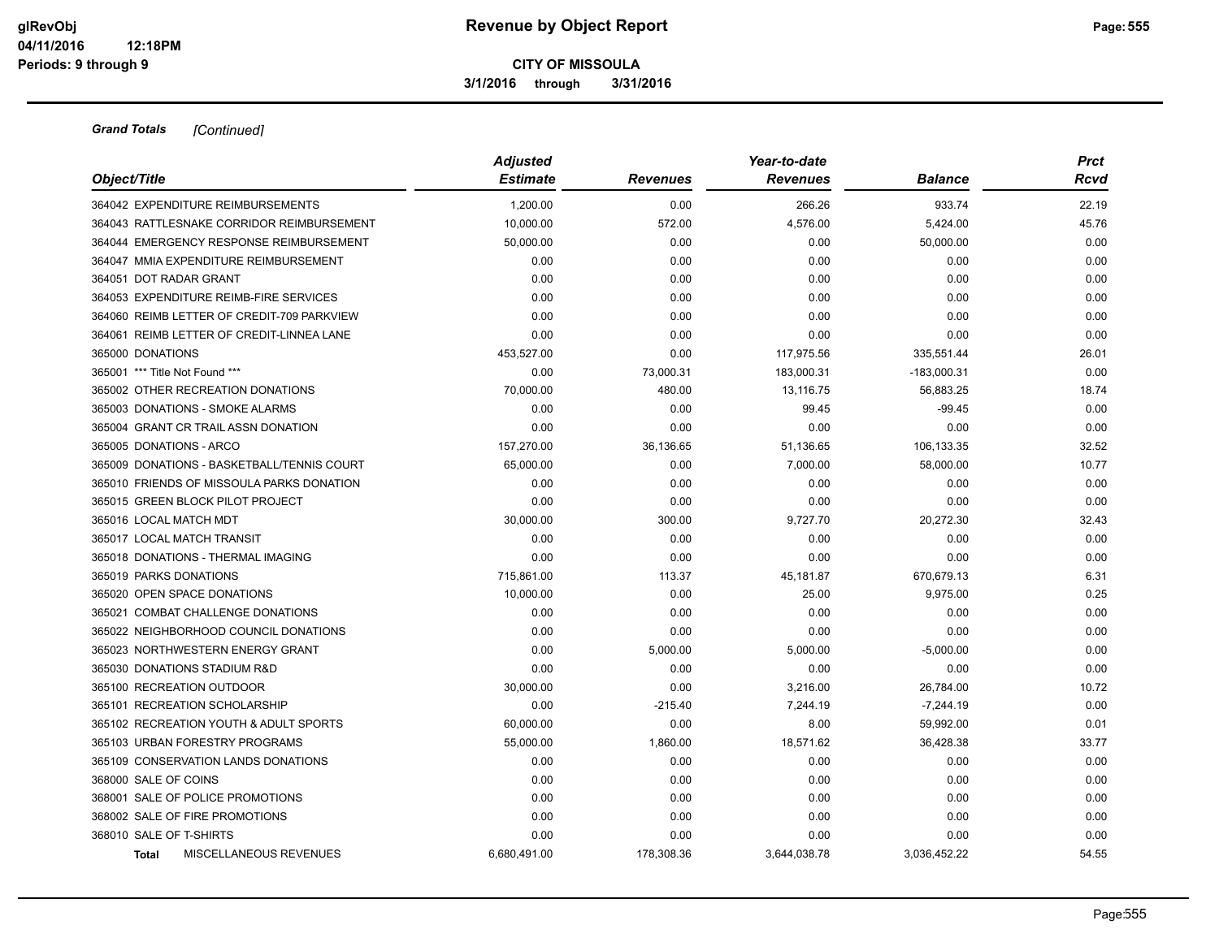**Grand Totals** *[Continued]*

| Object/Title | Adjusted Estimate | Revenues | Year-to-date Revenues | Balance | Prct Rcvd |
|---|---|---|---|---|---|
| 364042 EXPENDITURE REIMBURSEMENTS | 1,200.00 | 0.00 | 266.26 | 933.74 | 22.19 |
| 364043 RATTLESNAKE CORRIDOR REIMBURSEMENT | 10,000.00 | 572.00 | 4,576.00 | 5,424.00 | 45.76 |
| 364044 EMERGENCY RESPONSE REIMBURSEMENT | 50,000.00 | 0.00 | 0.00 | 50,000.00 | 0.00 |
| 364047 MMIA EXPENDITURE REIMBURSEMENT | 0.00 | 0.00 | 0.00 | 0.00 | 0.00 |
| 364051 DOT RADAR GRANT | 0.00 | 0.00 | 0.00 | 0.00 | 0.00 |
| 364053 EXPENDITURE REIMB-FIRE SERVICES | 0.00 | 0.00 | 0.00 | 0.00 | 0.00 |
| 364060 REIMB LETTER OF CREDIT-709 PARKVIEW | 0.00 | 0.00 | 0.00 | 0.00 | 0.00 |
| 364061 REIMB LETTER OF CREDIT-LINNEA LANE | 0.00 | 0.00 | 0.00 | 0.00 | 0.00 |
| 365000 DONATIONS | 453,527.00 | 0.00 | 117,975.56 | 335,551.44 | 26.01 |
| 365001 *** Title Not Found *** | 0.00 | 73,000.31 | 183,000.31 | -183,000.31 | 0.00 |
| 365002 OTHER RECREATION DONATIONS | 70,000.00 | 480.00 | 13,116.75 | 56,883.25 | 18.74 |
| 365003 DONATIONS - SMOKE ALARMS | 0.00 | 0.00 | 99.45 | -99.45 | 0.00 |
| 365004 GRANT CR TRAIL ASSN DONATION | 0.00 | 0.00 | 0.00 | 0.00 | 0.00 |
| 365005 DONATIONS - ARCO | 157,270.00 | 36,136.65 | 51,136.65 | 106,133.35 | 32.52 |
| 365009 DONATIONS - BASKETBALL/TENNIS COURT | 65,000.00 | 0.00 | 7,000.00 | 58,000.00 | 10.77 |
| 365010 FRIENDS OF MISSOULA PARKS DONATION | 0.00 | 0.00 | 0.00 | 0.00 | 0.00 |
| 365015 GREEN BLOCK PILOT PROJECT | 0.00 | 0.00 | 0.00 | 0.00 | 0.00 |
| 365016 LOCAL MATCH MDT | 30,000.00 | 300.00 | 9,727.70 | 20,272.30 | 32.43 |
| 365017 LOCAL MATCH TRANSIT | 0.00 | 0.00 | 0.00 | 0.00 | 0.00 |
| 365018 DONATIONS - THERMAL IMAGING | 0.00 | 0.00 | 0.00 | 0.00 | 0.00 |
| 365019 PARKS DONATIONS | 715,861.00 | 113.37 | 45,181.87 | 670,679.13 | 6.31 |
| 365020 OPEN SPACE DONATIONS | 10,000.00 | 0.00 | 25.00 | 9,975.00 | 0.25 |
| 365021 COMBAT CHALLENGE DONATIONS | 0.00 | 0.00 | 0.00 | 0.00 | 0.00 |
| 365022 NEIGHBORHOOD COUNCIL DONATIONS | 0.00 | 0.00 | 0.00 | 0.00 | 0.00 |
| 365023 NORTHWESTERN ENERGY GRANT | 0.00 | 5,000.00 | 5,000.00 | -5,000.00 | 0.00 |
| 365030 DONATIONS STADIUM R&D | 0.00 | 0.00 | 0.00 | 0.00 | 0.00 |
| 365100 RECREATION OUTDOOR | 30,000.00 | 0.00 | 3,216.00 | 26,784.00 | 10.72 |
| 365101 RECREATION SCHOLARSHIP | 0.00 | -215.40 | 7,244.19 | -7,244.19 | 0.00 |
| 365102 RECREATION YOUTH & ADULT SPORTS | 60,000.00 | 0.00 | 8.00 | 59,992.00 | 0.01 |
| 365103 URBAN FORESTRY PROGRAMS | 55,000.00 | 1,860.00 | 18,571.62 | 36,428.38 | 33.77 |
| 365109 CONSERVATION LANDS DONATIONS | 0.00 | 0.00 | 0.00 | 0.00 | 0.00 |
| 368000 SALE OF COINS | 0.00 | 0.00 | 0.00 | 0.00 | 0.00 |
| 368001 SALE OF POLICE PROMOTIONS | 0.00 | 0.00 | 0.00 | 0.00 | 0.00 |
| 368002 SALE OF FIRE PROMOTIONS | 0.00 | 0.00 | 0.00 | 0.00 | 0.00 |
| 368010 SALE OF T-SHIRTS | 0.00 | 0.00 | 0.00 | 0.00 | 0.00 |
| **Total** MISCELLANEOUS REVENUES | 6,680,491.00 | 178,308.36 | 3,644,038.78 | 3,036,452.22 | 54.55 |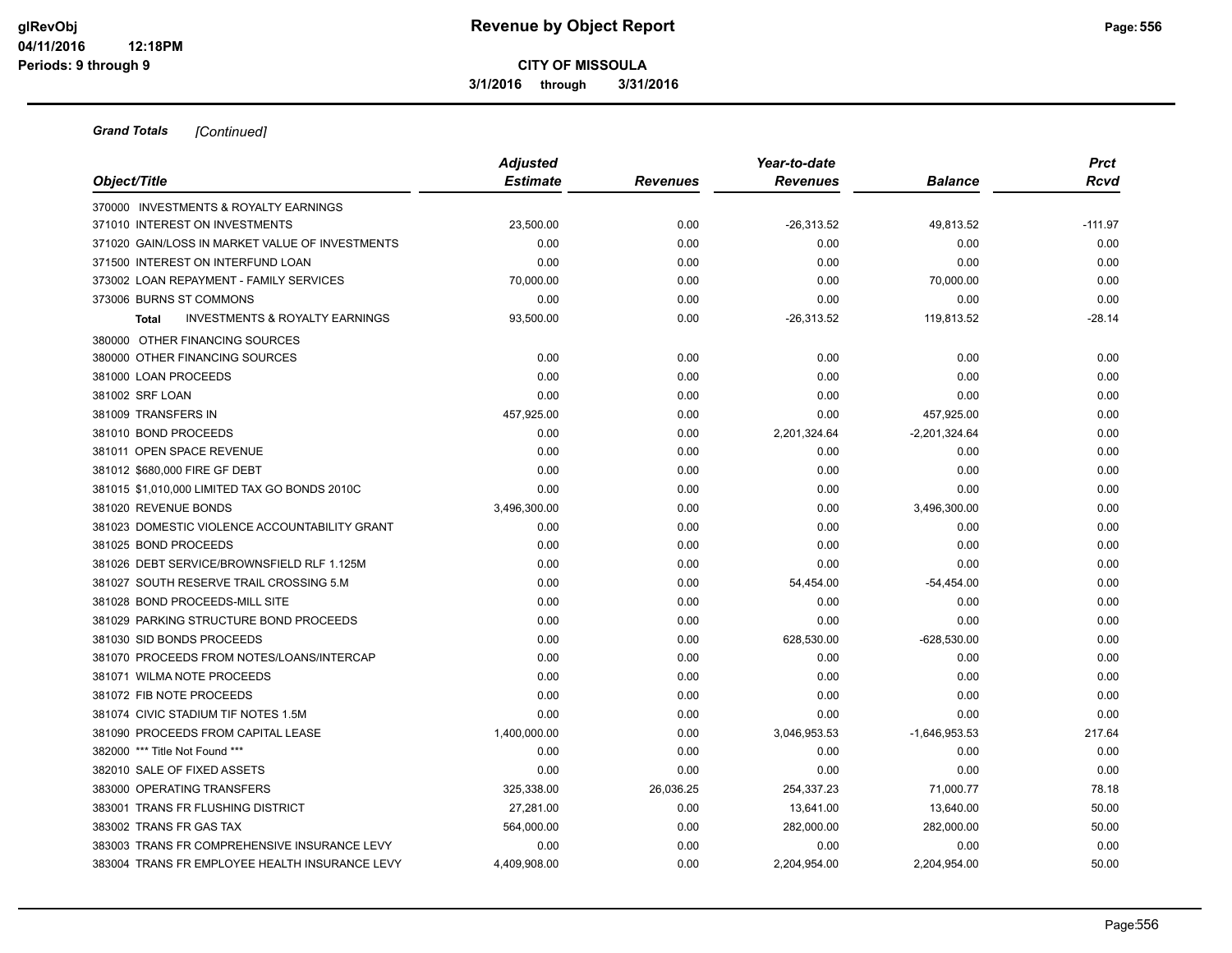# Revenue by Object Report

**CITY OF MISSOULA**

**3/1/2016 through 3/31/2016**

glRevObj
04/11/2016 12:18PM
Periods: 9 through 9

***Grand Totals*** *[Continued]*

| Object/Title | Adjusted Estimate | Revenues | Year-to-date Revenues | Balance | Prct Rcvd |
|---|---|---|---|---|---|
| 370000 INVESTMENTS & ROYALTY EARNINGS | | | | | |
| 371010 INTEREST ON INVESTMENTS | 23,500.00 | 0.00 | -26,313.52 | 49,813.52 | -111.97 |
| 371020 GAIN/LOSS IN MARKET VALUE OF INVESTMENTS | 0.00 | 0.00 | 0.00 | 0.00 | 0.00 |
| 371500 INTEREST ON INTERFUND LOAN | 0.00 | 0.00 | 0.00 | 0.00 | 0.00 |
| 373002 LOAN REPAYMENT - FAMILY SERVICES | 70,000.00 | 0.00 | 0.00 | 70,000.00 | 0.00 |
| 373006 BURNS ST COMMONS | 0.00 | 0.00 | 0.00 | 0.00 | 0.00 |
| **Total** INVESTMENTS & ROYALTY EARNINGS | 93,500.00 | 0.00 | -26,313.52 | 119,813.52 | -28.14 |
| 380000 OTHER FINANCING SOURCES | | | | | |
| 380000 OTHER FINANCING SOURCES | 0.00 | 0.00 | 0.00 | 0.00 | 0.00 |
| 381000 LOAN PROCEEDS | 0.00 | 0.00 | 0.00 | 0.00 | 0.00 |
| 381002 SRF LOAN | 0.00 | 0.00 | 0.00 | 0.00 | 0.00 |
| 381009 TRANSFERS IN | 457,925.00 | 0.00 | 0.00 | 457,925.00 | 0.00 |
| 381010 BOND PROCEEDS | 0.00 | 0.00 | 2,201,324.64 | -2,201,324.64 | 0.00 |
| 381011 OPEN SPACE REVENUE | 0.00 | 0.00 | 0.00 | 0.00 | 0.00 |
| 381012 $680,000 FIRE GF DEBT | 0.00 | 0.00 | 0.00 | 0.00 | 0.00 |
| 381015 $1,010,000 LIMITED TAX GO BONDS 2010C | 0.00 | 0.00 | 0.00 | 0.00 | 0.00 |
| 381020 REVENUE BONDS | 3,496,300.00 | 0.00 | 0.00 | 3,496,300.00 | 0.00 |
| 381023 DOMESTIC VIOLENCE ACCOUNTABILITY GRANT | 0.00 | 0.00 | 0.00 | 0.00 | 0.00 |
| 381025 BOND PROCEEDS | 0.00 | 0.00 | 0.00 | 0.00 | 0.00 |
| 381026 DEBT SERVICE/BROWNSFIELD RLF 1.125M | 0.00 | 0.00 | 0.00 | 0.00 | 0.00 |
| 381027 SOUTH RESERVE TRAIL CROSSING 5.M | 0.00 | 0.00 | 54,454.00 | -54,454.00 | 0.00 |
| 381028 BOND PROCEEDS-MILL SITE | 0.00 | 0.00 | 0.00 | 0.00 | 0.00 |
| 381029 PARKING STRUCTURE BOND PROCEEDS | 0.00 | 0.00 | 0.00 | 0.00 | 0.00 |
| 381030 SID BONDS PROCEEDS | 0.00 | 0.00 | 628,530.00 | -628,530.00 | 0.00 |
| 381070 PROCEEDS FROM NOTES/LOANS/INTERCAP | 0.00 | 0.00 | 0.00 | 0.00 | 0.00 |
| 381071 WILMA NOTE PROCEEDS | 0.00 | 0.00 | 0.00 | 0.00 | 0.00 |
| 381072 FIB NOTE PROCEEDS | 0.00 | 0.00 | 0.00 | 0.00 | 0.00 |
| 381074 CIVIC STADIUM TIF NOTES 1.5M | 0.00 | 0.00 | 0.00 | 0.00 | 0.00 |
| 381090 PROCEEDS FROM CAPITAL LEASE | 1,400,000.00 | 0.00 | 3,046,953.53 | -1,646,953.53 | 217.64 |
| 382000 *** Title Not Found *** | 0.00 | 0.00 | 0.00 | 0.00 | 0.00 |
| 382010 SALE OF FIXED ASSETS | 0.00 | 0.00 | 0.00 | 0.00 | 0.00 |
| 383000 OPERATING TRANSFERS | 325,338.00 | 26,036.25 | 254,337.23 | 71,000.77 | 78.18 |
| 383001 TRANS FR FLUSHING DISTRICT | 27,281.00 | 0.00 | 13,641.00 | 13,640.00 | 50.00 |
| 383002 TRANS FR GAS TAX | 564,000.00 | 0.00 | 282,000.00 | 282,000.00 | 50.00 |
| 383003 TRANS FR COMPREHENSIVE INSURANCE LEVY | 0.00 | 0.00 | 0.00 | 0.00 | 0.00 |
| 383004 TRANS FR EMPLOYEE HEALTH INSURANCE LEVY | 4,409,908.00 | 0.00 | 2,204,954.00 | 2,204,954.00 | 50.00 |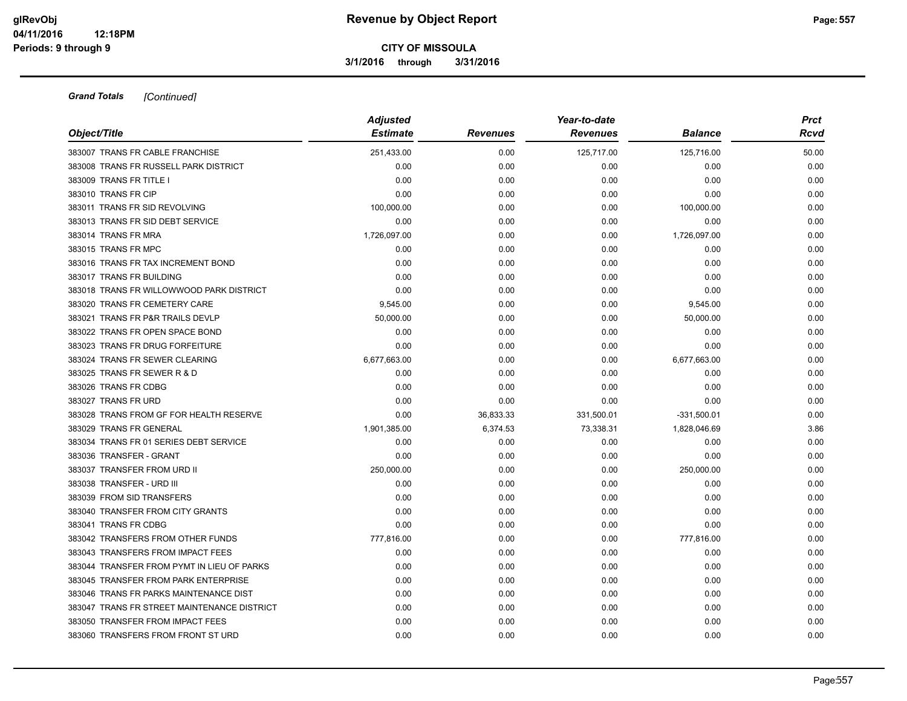**Grand Totals** *[Continued]*

| Object/Title | Adjusted Estimate | Revenues | Year-to-date Revenues | Balance | Prct Rcvd |
|---|---|---|---|---|---|
| 383007 TRANS FR CABLE FRANCHISE | 251,433.00 | 0.00 | 125,717.00 | 125,716.00 | 50.00 |
| 383008 TRANS FR RUSSELL PARK DISTRICT | 0.00 | 0.00 | 0.00 | 0.00 | 0.00 |
| 383009 TRANS FR TITLE I | 0.00 | 0.00 | 0.00 | 0.00 | 0.00 |
| 383010 TRANS FR CIP | 0.00 | 0.00 | 0.00 | 0.00 | 0.00 |
| 383011 TRANS FR SID REVOLVING | 100,000.00 | 0.00 | 0.00 | 100,000.00 | 0.00 |
| 383013 TRANS FR SID DEBT SERVICE | 0.00 | 0.00 | 0.00 | 0.00 | 0.00 |
| 383014 TRANS FR MRA | 1,726,097.00 | 0.00 | 0.00 | 1,726,097.00 | 0.00 |
| 383015 TRANS FR MPC | 0.00 | 0.00 | 0.00 | 0.00 | 0.00 |
| 383016 TRANS FR TAX INCREMENT BOND | 0.00 | 0.00 | 0.00 | 0.00 | 0.00 |
| 383017 TRANS FR BUILDING | 0.00 | 0.00 | 0.00 | 0.00 | 0.00 |
| 383018 TRANS FR WILLOWWOOD PARK DISTRICT | 0.00 | 0.00 | 0.00 | 0.00 | 0.00 |
| 383020 TRANS FR CEMETERY CARE | 9,545.00 | 0.00 | 0.00 | 9,545.00 | 0.00 |
| 383021 TRANS FR P&R TRAILS DEVLP | 50,000.00 | 0.00 | 0.00 | 50,000.00 | 0.00 |
| 383022 TRANS FR OPEN SPACE BOND | 0.00 | 0.00 | 0.00 | 0.00 | 0.00 |
| 383023 TRANS FR DRUG FORFEITURE | 0.00 | 0.00 | 0.00 | 0.00 | 0.00 |
| 383024 TRANS FR SEWER CLEARING | 6,677,663.00 | 0.00 | 0.00 | 6,677,663.00 | 0.00 |
| 383025 TRANS FR SEWER R & D | 0.00 | 0.00 | 0.00 | 0.00 | 0.00 |
| 383026 TRANS FR CDBG | 0.00 | 0.00 | 0.00 | 0.00 | 0.00 |
| 383027 TRANS FR URD | 0.00 | 0.00 | 0.00 | 0.00 | 0.00 |
| 383028 TRANS FROM GF FOR HEALTH RESERVE | 0.00 | 36,833.33 | 331,500.01 | -331,500.01 | 0.00 |
| 383029 TRANS FR GENERAL | 1,901,385.00 | 6,374.53 | 73,338.31 | 1,828,046.69 | 3.86 |
| 383034 TRANS FR 01 SERIES DEBT SERVICE | 0.00 | 0.00 | 0.00 | 0.00 | 0.00 |
| 383036 TRANSFER - GRANT | 0.00 | 0.00 | 0.00 | 0.00 | 0.00 |
| 383037 TRANSFER FROM URD II | 250,000.00 | 0.00 | 0.00 | 250,000.00 | 0.00 |
| 383038 TRANSFER - URD III | 0.00 | 0.00 | 0.00 | 0.00 | 0.00 |
| 383039 FROM SID TRANSFERS | 0.00 | 0.00 | 0.00 | 0.00 | 0.00 |
| 383040 TRANSFER FROM CITY GRANTS | 0.00 | 0.00 | 0.00 | 0.00 | 0.00 |
| 383041 TRANS FR CDBG | 0.00 | 0.00 | 0.00 | 0.00 | 0.00 |
| 383042 TRANSFERS FROM OTHER FUNDS | 777,816.00 | 0.00 | 0.00 | 777,816.00 | 0.00 |
| 383043 TRANSFERS FROM IMPACT FEES | 0.00 | 0.00 | 0.00 | 0.00 | 0.00 |
| 383044 TRANSFER FROM PYMT IN LIEU OF PARKS | 0.00 | 0.00 | 0.00 | 0.00 | 0.00 |
| 383045 TRANSFER FROM PARK ENTERPRISE | 0.00 | 0.00 | 0.00 | 0.00 | 0.00 |
| 383046 TRANS FR PARKS MAINTENANCE DIST | 0.00 | 0.00 | 0.00 | 0.00 | 0.00 |
| 383047 TRANS FR STREET MAINTENANCE DISTRICT | 0.00 | 0.00 | 0.00 | 0.00 | 0.00 |
| 383050 TRANSFER FROM IMPACT FEES | 0.00 | 0.00 | 0.00 | 0.00 | 0.00 |
| 383060 TRANSFERS FROM FRONT ST URD | 0.00 | 0.00 | 0.00 | 0.00 | 0.00 |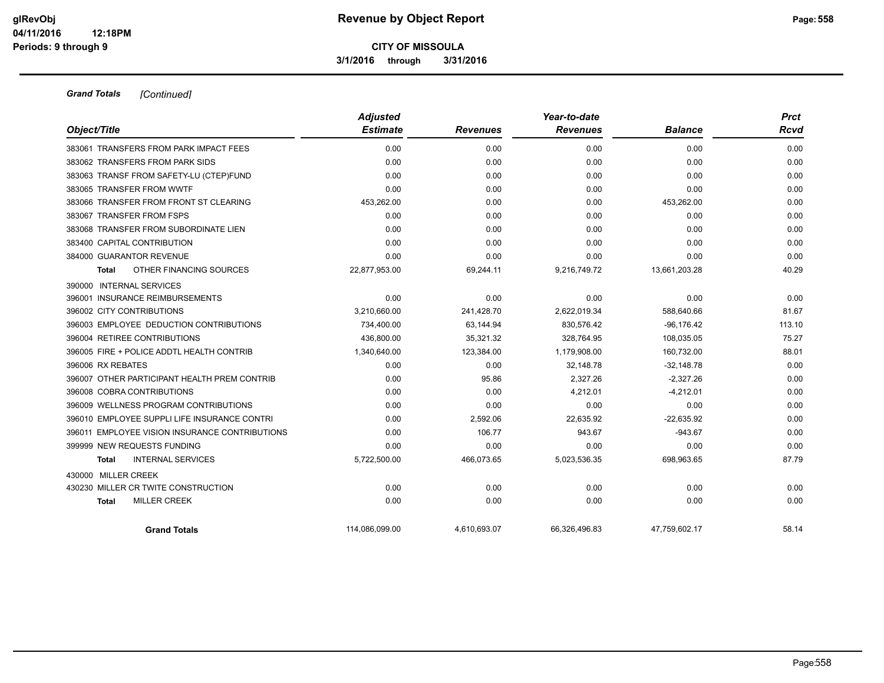**Revenue by Object Report**

**CITY OF MISSOULA**

**3/1/2016 through 3/31/2016**

***Grand Totals*** *[Continued]*

| Object/Title | Adjusted Estimate | Revenues | Year-to-date Revenues | Balance | Prct Rcvd |
|---|---|---|---|---|---|
| 383061 TRANSFERS FROM PARK IMPACT FEES | 0.00 | 0.00 | 0.00 | 0.00 | 0.00 |
| 383062 TRANSFERS FROM PARK SIDS | 0.00 | 0.00 | 0.00 | 0.00 | 0.00 |
| 383063 TRANSF FROM SAFETY-LU (CTEP)FUND | 0.00 | 0.00 | 0.00 | 0.00 | 0.00 |
| 383065 TRANSFER FROM WWTF | 0.00 | 0.00 | 0.00 | 0.00 | 0.00 |
| 383066 TRANSFER FROM FRONT ST CLEARING | 453,262.00 | 0.00 | 0.00 | 453,262.00 | 0.00 |
| 383067 TRANSFER FROM FSPS | 0.00 | 0.00 | 0.00 | 0.00 | 0.00 |
| 383068 TRANSFER FROM SUBORDINATE LIEN | 0.00 | 0.00 | 0.00 | 0.00 | 0.00 |
| 383400 CAPITAL CONTRIBUTION | 0.00 | 0.00 | 0.00 | 0.00 | 0.00 |
| 384000 GUARANTOR REVENUE | 0.00 | 0.00 | 0.00 | 0.00 | 0.00 |
| **Total** OTHER FINANCING SOURCES | 22,877,953.00 | 69,244.11 | 9,216,749.72 | 13,661,203.28 | 40.29 |
| 390000 INTERNAL SERVICES | | | | | |
| 396001 INSURANCE REIMBURSEMENTS | 0.00 | 0.00 | 0.00 | 0.00 | 0.00 |
| 396002 CITY CONTRIBUTIONS | 3,210,660.00 | 241,428.70 | 2,622,019.34 | 588,640.66 | 81.67 |
| 396003 EMPLOYEE DEDUCTION CONTRIBUTIONS | 734,400.00 | 63,144.94 | 830,576.42 | -96,176.42 | 113.10 |
| 396004 RETIREE CONTRIBUTIONS | 436,800.00 | 35,321.32 | 328,764.95 | 108,035.05 | 75.27 |
| 396005 FIRE + POLICE ADDTL HEALTH CONTRIB | 1,340,640.00 | 123,384.00 | 1,179,908.00 | 160,732.00 | 88.01 |
| 396006 RX REBATES | 0.00 | 0.00 | 32,148.78 | -32,148.78 | 0.00 |
| 396007 OTHER PARTICIPANT HEALTH PREM CONTRIB | 0.00 | 95.86 | 2,327.26 | -2,327.26 | 0.00 |
| 396008 COBRA CONTRIBUTIONS | 0.00 | 0.00 | 4,212.01 | -4,212.01 | 0.00 |
| 396009 WELLNESS PROGRAM CONTRIBUTIONS | 0.00 | 0.00 | 0.00 | 0.00 | 0.00 |
| 396010 EMPLOYEE SUPPLI LIFE INSURANCE CONTRI | 0.00 | 2,592.06 | 22,635.92 | -22,635.92 | 0.00 |
| 396011 EMPLOYEE VISION INSURANCE CONTRIBUTIONS | 0.00 | 106.77 | 943.67 | -943.67 | 0.00 |
| 399999 NEW REQUESTS FUNDING | 0.00 | 0.00 | 0.00 | 0.00 | 0.00 |
| **Total** INTERNAL SERVICES | 5,722,500.00 | 466,073.65 | 5,023,536.35 | 698,963.65 | 87.79 |
| 430000 MILLER CREEK | | | | | |
| 430230 MILLER CR TWITE CONSTRUCTION | 0.00 | 0.00 | 0.00 | 0.00 | 0.00 |
| **Total** MILLER CREEK | 0.00 | 0.00 | 0.00 | 0.00 | 0.00 |
| **Grand Totals** | 114,086,099.00 | 4,610,693.07 | 66,326,496.83 | 47,759,602.17 | 58.14 |